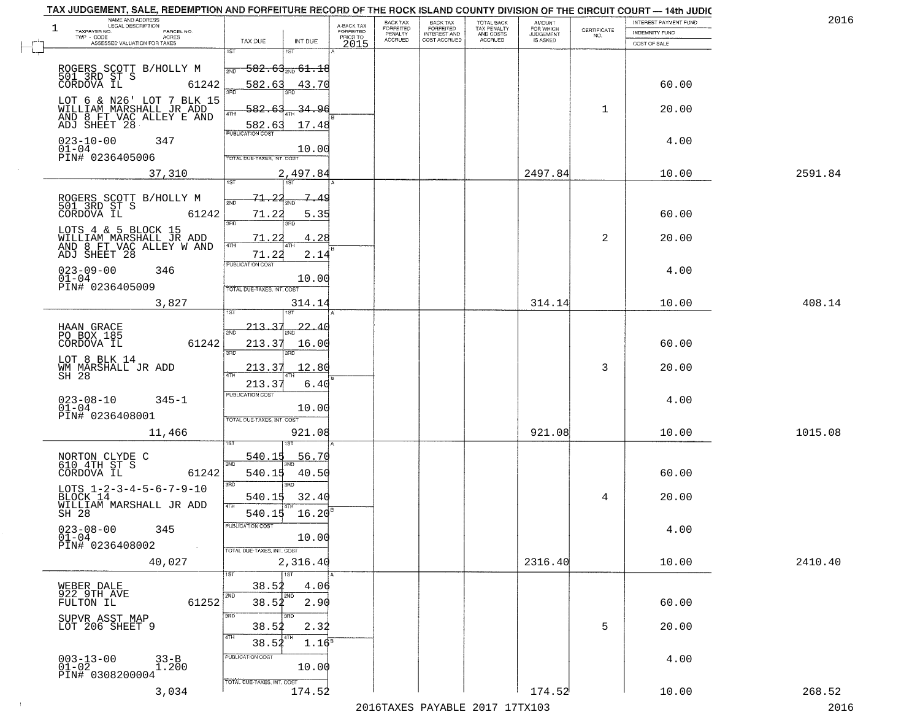# TAX JUDGEMENT, SALE, REDEMPTION AND FORFEITURE RECORD OF THE ROCK ISLAND COUNTY DIVISION OF THE CIRCUIT COURT — 14th JUDIC

2016

| NAME AND ADDRESS / LEGAL DESCRIPTION / TAXPAYER NO. / PARCEL NO. / TWP - CODE / ACRES / ASSESSED VALUATION FOR TAXES | TAX DUE | INT DUE | A-BACK TAX FORFEITED PRIOR TO 2015 | BACK TAX FORFEITED PENALTY ACCRUED | BACK TAX FORFEITED INTEREST AND COST ACCRUED | TOTAL BACK TAX PENALTY AND COSTS ACCRUED | AMOUNT FOR WHICH JUDGEMENT IS ASKED | CERTIFICATE NO. | INTEREST PAYMENT FUND / INDEMNITY FUND / COST OF SALE | |
|---|---|---|---|---|---|---|---|---|---|---|
| ROGERS SCOTT B/HOLLY M<br>501 3RD ST S<br>CORDOVA IL 61242<br>LOT 6 & N26' LOT 7 BLK 15<br>WILLIAM MARSHALL JR ADD<br>AND 8 FT VAC ALLEY E AND<br>ADJ SHEET 28<br>023-10-00 347<br>01-04<br>PIN# 0236405006<br>37,310 | 1ST 582.63<br>2ND 582.63<br>3RD 582.63<br>4TH 582.63<br>PUBLICATION COST<br>TOTAL DUE-TAXES, INT. COST | 1ST 61.18<br>2ND 43.70<br>3RD 34.96<br>4TH 17.48<br>10.00<br>2,497.84 | | | | | 2497.84 | 1 | 60.00<br>20.00<br>4.00<br>10.00 | 2591.84 |
| ROGERS SCOTT B/HOLLY M<br>501 3RD ST S<br>CORDOVA IL 61242<br>LOTS 4 & 5 BLOCK 15<br>WILLIAM MARSHALL JR ADD<br>AND 8 FT VAC ALLEY W AND<br>ADJ SHEET 28<br>023-09-00 346<br>01-04<br>PIN# 0236405009<br>3,827 | 1ST 71.22<br>2ND 71.22<br>3RD 71.22<br>4TH 71.22<br>PUBLICATION COST<br>TOTAL DUE-TAXES, INT. COST | 1ST 7.49<br>2ND 5.35<br>3RD 4.28<br>4TH 2.14<br>10.00<br>314.14 | | | | | 314.14 | 2 | 60.00<br>20.00<br>4.00<br>10.00 | 408.14 |
| HAAN GRACE<br>PO BOX 185<br>CORDOVA IL 61242<br>LOT 8 BLK 14<br>WM MARSHALL JR ADD<br>SH 28<br>023-08-10 345-1<br>01-04<br>PIN# 0236408001<br>11,466 | 1ST 213.37<br>2ND 213.37<br>3RD 213.37<br>4TH 213.37<br>PUBLICATION COST<br>TOTAL DUE-TAXES, INT. COST | 1ST 22.40<br>2ND 16.00<br>3RD 12.80<br>4TH 6.40<br>10.00<br>921.08 | | | | | 921.08 | 3 | 60.00<br>20.00<br>4.00<br>10.00 | 1015.08 |
| NORTON CLYDE C<br>610 4TH ST S<br>CORDOVA IL 61242<br>LOTS 1-2-3-4-5-6-7-9-10<br>BLOCK 14<br>WILLIAM MARSHALL JR ADD<br>SH 28<br>023-08-00 345<br>01-04<br>PIN# 0236408002<br>40,027 | 1ST 540.15<br>2ND 540.15<br>3RD 540.15<br>4TH 540.15<br>PUBLICATION COST<br>TOTAL DUE-TAXES, INT. COST | 1ST 56.70<br>2ND 40.50<br>3RD 32.40<br>4TH 16.20<br>10.00<br>2,316.40 | | | | | 2316.40 | 4 | 60.00<br>20.00<br>4.00<br>10.00 | 2410.40 |
| WEBER DALE<br>922 9TH AVE<br>FULTON IL 61252<br>SUPVR ASST MAP<br>LOT 206 SHEET 9<br>003-13-00 33-B<br>01-02 1.200<br>PIN# 0308200004<br>3,034 | 1ST 38.52<br>2ND 38.52<br>3RD 38.52<br>4TH 38.52<br>PUBLICATION COST<br>TOTAL DUE-TAXES, INT. COST | 1ST 4.06<br>2ND 2.90<br>3RD 2.32<br>4TH 1.16<br>10.00<br>174.52 | | | | | 174.52 | 5 | 60.00<br>20.00<br>4.00<br>10.00 | 268.52 |

2016TAXES PAYABLE 2017 17TX103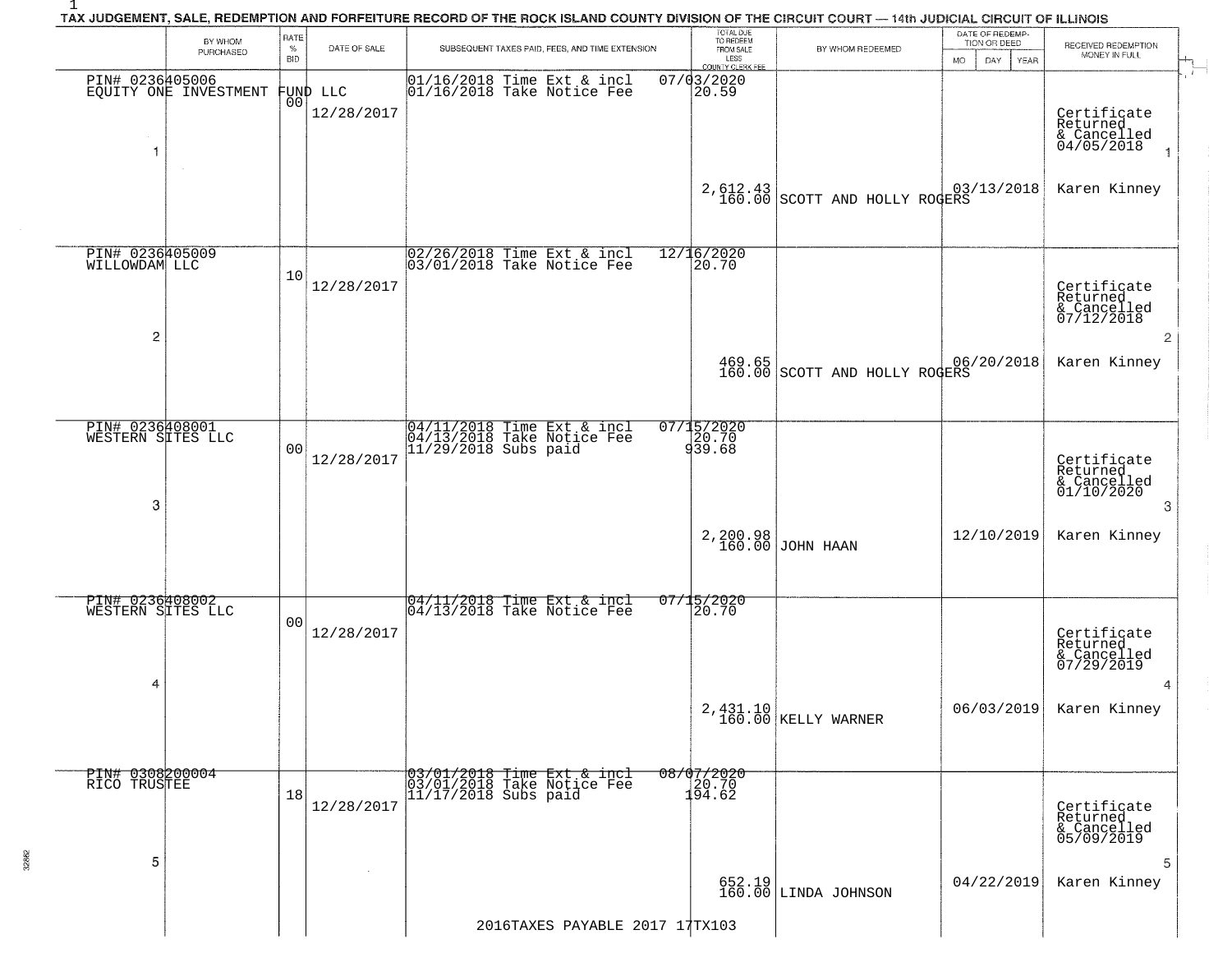# TAX JUDGEMENT, SALE, REDEMPTION AND FORFEITURE RECORD OF THE ROCK ISLAND COUNTY DIVISION OF THE CIRCUIT COURT — 14th JUDICIAL CIRCUIT OF ILLINOIS

| | BY WHOM PURCHASED | RATE % BID | DATE OF SALE | SUBSEQUENT TAXES PAID, FEES, AND TIME EXTENSION | TOTAL DUE TO REDEEM FROM SALE LESS COUNTY CLERK FEE | BY WHOM REDEEMED | DATE OF REDEMPTION OR DEED MO DAY YEAR | RECEIVED REDEMPTION MONEY IN FULL |
|---|---|---|---|---|---|---|---|---|
| 1 | PIN# 0236405006 EQUITY ONE INVESTMENT FUND LLC | 00 | 12/28/2017 | 01/16/2018 Time Ext & incl 07/03/2020<br>01/16/2018 Take Notice Fee 20.59 | 2,612.43<br>160.00 | SCOTT AND HOLLY ROGERS | 03/13/2018 | Certificate Returned & Cancelled 04/05/2018<br>Karen Kinney |
| 2 | PIN# 0236405009 WILLOWDAM LLC | 10 | 12/28/2017 | 02/26/2018 Time Ext & incl 12/16/2020<br>03/01/2018 Take Notice Fee 20.70 | 469.65<br>160.00 | SCOTT AND HOLLY ROGERS | 06/20/2018 | Certificate Returned & Cancelled 07/12/2018<br>Karen Kinney |
| 3 | PIN# 0236408001 WESTERN SITES LLC | 00 | 12/28/2017 | 04/11/2018 Time Ext & incl 07/15/2020<br>04/13/2018 Take Notice Fee 20.70<br>11/29/2018 Subs paid 939.68 | 2,200.98<br>160.00 | JOHN HAAN | 12/10/2019 | Certificate Returned & Cancelled 01/10/2020<br>Karen Kinney |
| 4 | PIN# 0236408002 WESTERN SITES LLC | 00 | 12/28/2017 | 04/11/2018 Time Ext & incl 07/15/2020<br>04/13/2018 Take Notice Fee 20.70 | 2,431.10<br>160.00 | KELLY WARNER | 06/03/2019 | Certificate Returned & Cancelled 07/29/2019<br>Karen Kinney |
| 5 | PIN# 0308200004 RICO TRUSTEE | 18 | 12/28/2017 | 03/01/2018 Time Ext & incl 08/07/2020<br>03/01/2018 Take Notice Fee 20.70<br>11/17/2018 Subs paid 194.62 | 652.19<br>160.00 | LINDA JOHNSON | 04/22/2019 | Certificate Returned & Cancelled 05/09/2019<br>Karen Kinney |

2016TAXES PAYABLE 2017 17TX103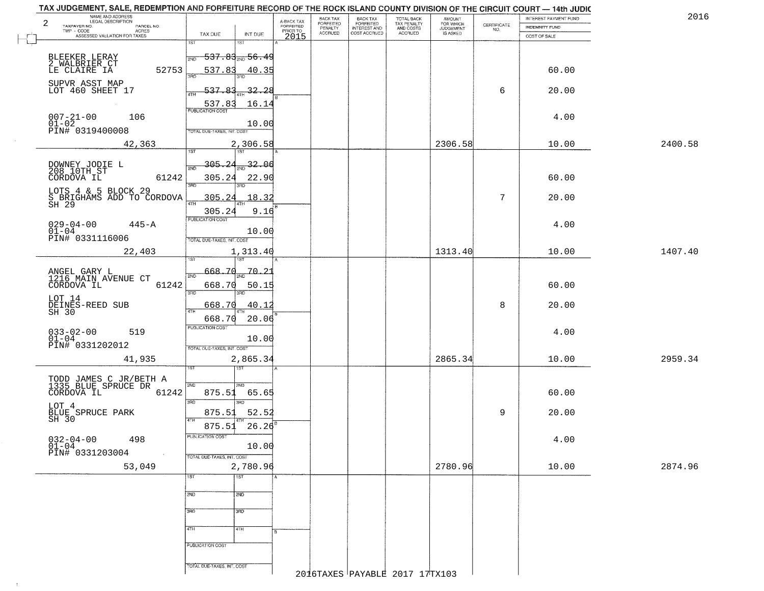# TAX JUDGEMENT, SALE, REDEMPTION AND FORFEITURE RECORD OF THE ROCK ISLAND COUNTY DIVISION OF THE CIRCUIT COURT — 14th JUDIC

2016

| NAME AND ADDRESS / LEGAL DESCRIPTION / TAXPAYER NO. / PARCEL NO. / TWP - CODE / ACRES / ASSESSED VALUATION FOR TAXES | TAX DUE | INT DUE | A-BACK TAX FORFEITED PRIOR TO 2015 | BACK TAX FORFEITED PENALTY ACCRUED | BACK TAX FORFEITED INTEREST AND COST ACCRUED | TOTAL BACK TAX PENALTY AND COSTS ACCRUED | AMOUNT FOR WHICH JUDGEMENT IS ASKED | CERTIFICATE NO. | INTEREST PAYMENT FUND / INDEMNITY FUND / COST OF SALE | |
|---|---|---|---|---|---|---|---|---|---|---|
| 2 | | | | | | | | | | |
| BLEEKER LERAY<br>2 WALBRIER CT<br>LE CLAIRE IA 52753<br>SUPVR ASST MAP<br>LOT 460 SHEET 17<br>007-21-00 106<br>01-02<br>PIN# 0319400008 | 1ST<br>2ND 537.83<br>3RD 537.83<br>4TH 537.83<br>537.83<br>PUBLICATION COST<br>TOTAL DUE-TAXES, INT. COST | 1ST<br>2ND 56.49<br>3RD 40.35<br>4TH 32.28<br>16.14<br>10.00 | | | | | | 6 | 60.00<br>20.00<br>4.00 | |
| 42,363 | 2,306.58 | | | | | | 2306.58 | | 10.00 | 2400.58 |
| DOWNEY JODIE L<br>208 10TH ST<br>CORDOVA IL 61242<br>LOTS 4 & 5 BLOCK 29<br>S BRIGHAMS ADD TO CORDOVA<br>SH 29<br>029-04-00 445-A<br>01-04<br>PIN# 0331116006 | 1ST<br>2ND 305.24<br>3RD 305.24<br>4TH 305.24<br>305.24<br>PUBLICATION COST<br>TOTAL DUE-TAXES, INT. COST | 1ST<br>2ND 32.06<br>3RD 22.90<br>4TH 18.32<br>9.16<br>10.00 | | | | | | 7 | 60.00<br>20.00<br>4.00 | |
| 22,403 | 1,313.40 | | | | | | 1313.40 | | 10.00 | 1407.40 |
| ANGEL GARY L<br>1216 MAIN AVENUE CT<br>CORDOVA IL 61242<br>LOT 14<br>DEINES-REED SUB<br>SH 30<br>033-02-00 519<br>01-04<br>PIN# 0331202012 | 1ST<br>2ND 668.70<br>3RD 668.70<br>4TH 668.70<br>668.70<br>PUBLICATION COST<br>TOTAL DUE-TAXES, INT. COST | 1ST<br>2ND 70.21<br>3RD 50.15<br>4TH 40.12<br>20.06<br>10.00 | | | | | | 8 | 60.00<br>20.00<br>4.00 | |
| 41,935 | 2,865.34 | | | | | | 2865.34 | | 10.00 | 2959.34 |
| TODD JAMES C JR/BETH A<br>1335 BLUE SPRUCE DR<br>CORDOVA IL 61242<br>LOT 4<br>BLUE SPRUCE PARK<br>SH 30<br>032-04-00 498<br>01-04<br>PIN# 0331203004 | 1ST<br>2ND 875.51<br>3RD 875.51<br>4TH 875.51<br>PUBLICATION COST<br>TOTAL DUE-TAXES, INT. COST | 1ST<br>2ND 65.65<br>3RD 52.52<br>4TH 26.26<br>10.00 | | | | | | 9 | 60.00<br>20.00<br>4.00 | |
| 53,049 | 2,780.96 | | | | | | 2780.96 | | 10.00 | 2874.96 |
| | 1ST<br>2ND<br>3RD<br>4TH<br>PUBLICATION COST<br>TOTAL DUE-TAXES, INT. COST | 1ST<br>2ND<br>3RD<br>4TH | | | | | | | | |

2016TAXES PAYABLE 2017 17TX103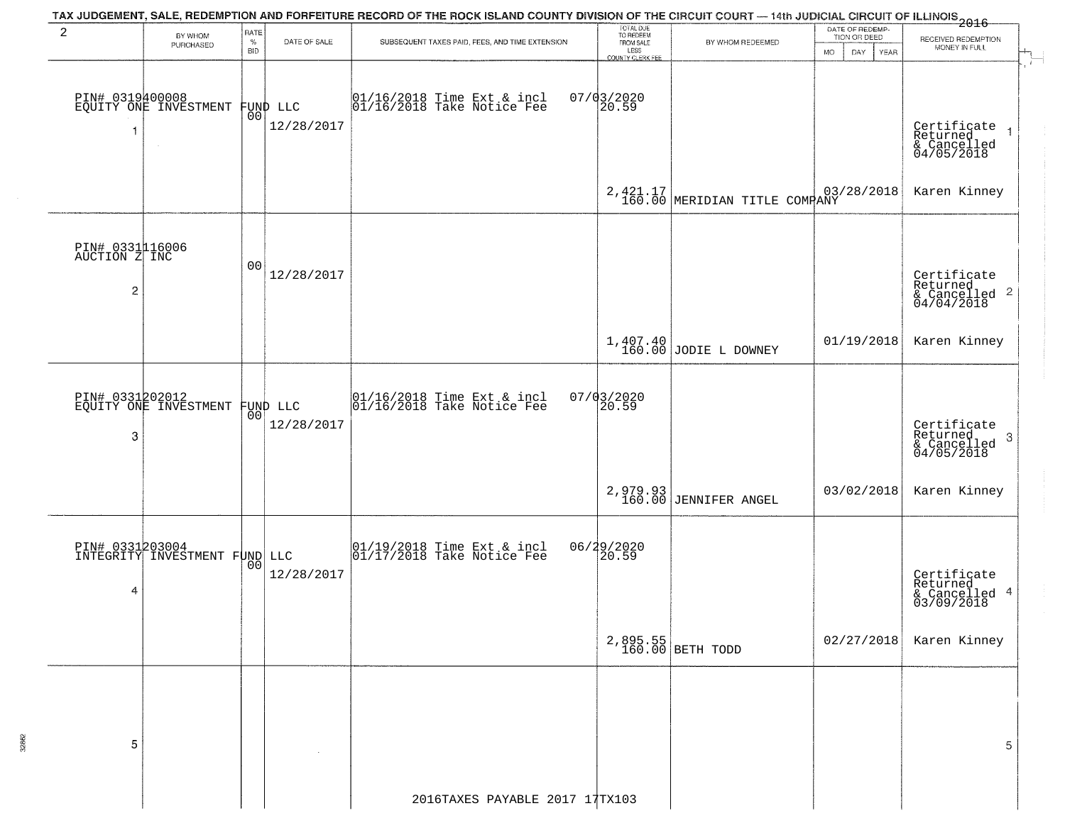# TAX JUDGEMENT, SALE, REDEMPTION AND FORFEITURE RECORD OF THE ROCK ISLAND COUNTY DIVISION OF THE CIRCUIT COURT — 14th JUDICIAL CIRCUIT OF ILLINOIS 2016

| | BY WHOM PURCHASED | RATE % BID | DATE OF SALE | SUBSEQUENT TAXES PAID, FEES, AND TIME EXTENSION | TOTAL DUE TO REDEEM FROM SALE LESS COUNTY CLERK FEE | BY WHOM REDEEMED | DATE OF REDEMPTION OR DEED (MO DAY YEAR) | RECEIVED REDEMPTION MONEY IN FULL |
|---|---|---|---|---|---|---|---|---|
| 1 | PIN# 0319400008 EQUITY ONE INVESTMENT FUND LLC | 00 | 12/28/2017 | 01/16/2018 Time Ext & incl 07/03/2020; 01/16/2018 Take Notice Fee 20.59 | 2,421.17 160.00 | MERIDIAN TITLE COMPANY | 03/28/2018 | Certificate Returned & Cancelled 04/05/2018 Karen Kinney |
| 2 | PIN# 0331116006 AUCTION Z INC | 00 | 12/28/2017 | | 1,407.40 160.00 | JODIE L DOWNEY | 01/19/2018 | Certificate Returned & Cancelled 04/04/2018 Karen Kinney |
| 3 | PIN# 0331202012 EQUITY ONE INVESTMENT FUND LLC | 00 | 12/28/2017 | 01/16/2018 Time Ext & incl 07/03/2020; 01/16/2018 Take Notice Fee 20.59 | 2,979.93 160.00 | JENNIFER ANGEL | 03/02/2018 | Certificate Returned & Cancelled 04/05/2018 Karen Kinney |
| 4 | PIN# 0331203004 INTEGRITY INVESTMENT FUND LLC | 00 | 12/28/2017 | 01/19/2018 Time Ext & incl 06/29/2020; 01/17/2018 Take Notice Fee 20.59 | 2,895.55 160.00 | BETH TODD | 02/27/2018 | Certificate Returned & Cancelled 03/09/2018 Karen Kinney |
| 5 | | | | | | | | |

2016TAXES PAYABLE 2017 17TX103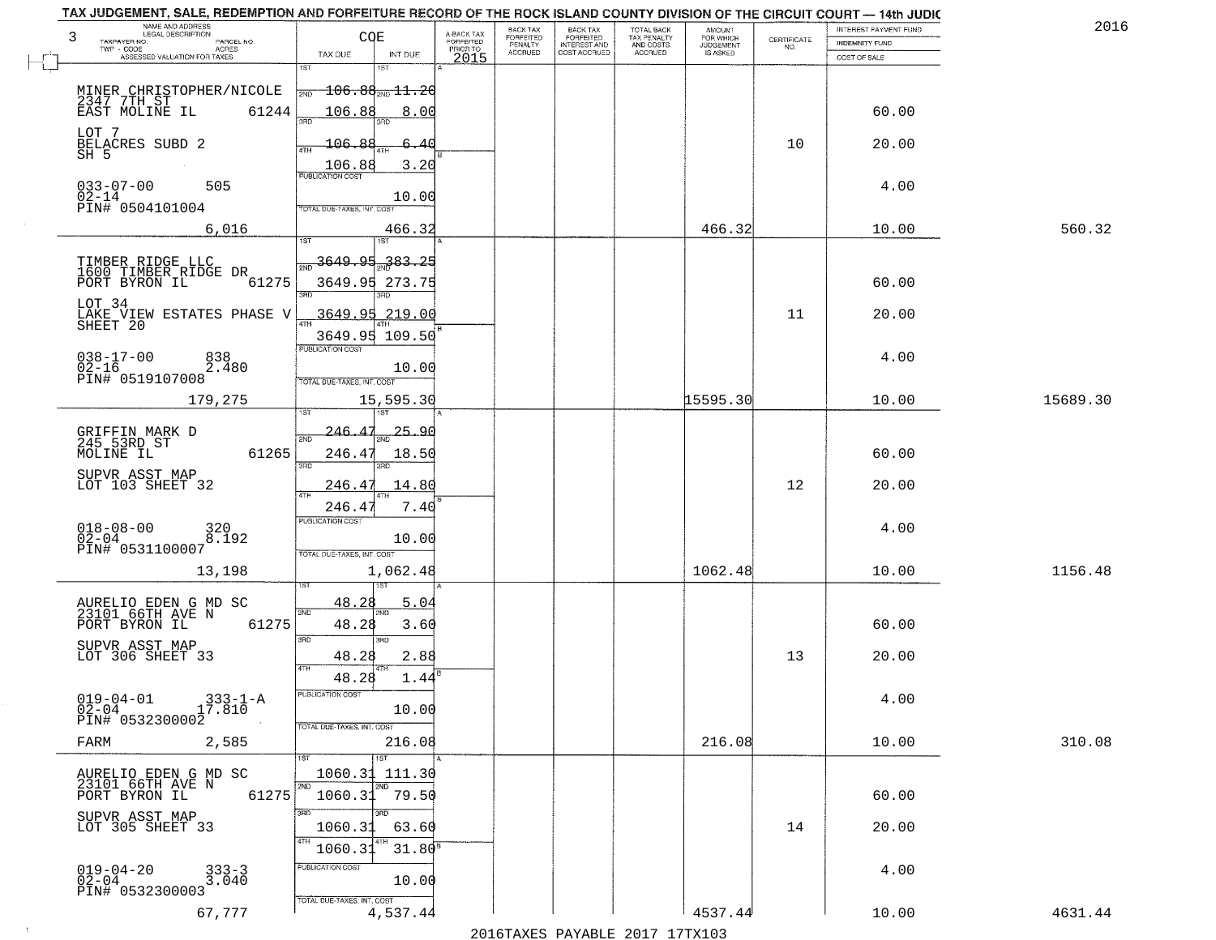TAX JUDGEMENT, SALE, REDEMPTION AND FORFEITURE RECORD OF THE ROCK ISLAND COUNTY DIVISION OF THE CIRCUIT COURT — 14th JUDIC

2016

| 3 NAME AND ADDRESS / LEGAL DESCRIPTION / TAXPAYER NO. / PARCEL NO. / TWP - CODE / ACRES / ASSESSED VALUATION FOR TAXES | COE TAX DUE | INT DUE | A-BACK TAX FORFEITED PRIOR TO 2015 | BACK TAX FORFEITED PENALTY ACCRUED | BACK TAX FORFEITED INTEREST AND COST ACCRUED | TOTAL BACK TAX PENALTY AND COSTS ACCRUED | AMOUNT FOR WHICH JUDGEMENT IS ASKED | CERTIFICATE NO. | INTEREST PAYMENT FUND / INDEMNITY FUND / COST OF SALE | |
|---|---|---|---|---|---|---|---|---|---|---|
| MINER CHRISTOPHER/NICOLE 2347 7TH ST EAST MOLINE IL 61244 | 1ST 106.88 | 1ST 11.20 | | | | | | | | |
| | 2ND 106.88 | 2ND 8.00 | | | | | | | 60.00 | |
| LOT 7 BELACRES SUBD 2 SH 5 | 3RD 106.88 | 3RD 6.40 | | | | | | 10 | 20.00 | |
| | 4TH 106.88 | 4TH 3.20 | | | | | | | | |
| 033-07-00 505 02-14 PIN# 0504101004 | PUBLICATION COST | 10.00 | | | | | | | 4.00 | |
| 6,016 | TOTAL DUE-TAXES, INT. COST | 466.32 | | | | | 466.32 | | 10.00 | 560.32 |
| TIMBER RIDGE LLC 1600 TIMBER RIDGE DR PORT BYRON IL 61275 | 1ST 3649.95 | 1ST 383.25 | | | | | | | | |
| | 2ND 3649.95 | 2ND 273.75 | | | | | | | 60.00 | |
| LOT 34 LAKE VIEW ESTATES PHASE V SHEET 20 | 3RD 3649.95 | 3RD 219.00 | | | | | | 11 | 20.00 | |
| | 4TH 3649.95 | 4TH 109.50 | | | | | | | | |
| 038-17-00 838 02-16 2.480 PIN# 0519107008 | PUBLICATION COST | 10.00 | | | | | | | 4.00 | |
| 179,275 | TOTAL DUE-TAXES, INT. COST | 15,595.30 | | | | | 15595.30 | | 10.00 | 15689.30 |
| GRIFFIN MARK D 245 53RD ST MOLINE IL 61265 | 1ST 246.47 | 1ST 25.90 | | | | | | | | |
| | 2ND 246.47 | 2ND 18.50 | | | | | | | 60.00 | |
| SUPVR ASST MAP LOT 103 SHEET 32 | 3RD 246.47 | 3RD 14.80 | | | | | | 12 | 20.00 | |
| | 4TH 246.47 | 4TH 7.40 | | | | | | | | |
| 018-08-00 320 02-04 8.192 PIN# 0531100007 | PUBLICATION COST | 10.00 | | | | | | | 4.00 | |
| 13,198 | TOTAL DUE-TAXES, INT. COST | 1,062.48 | | | | | 1062.48 | | 10.00 | 1156.48 |
| AURELIO EDEN G MD SC 23101 66TH AVE N PORT BYRON IL 61275 | 1ST 48.28 | 1ST 5.04 | | | | | | | | |
| | 2ND 48.28 | 2ND 3.60 | | | | | | | 60.00 | |
| SUPVR ASST MAP LOT 306 SHEET 33 | 3RD 48.28 | 3RD 2.88 | | | | | | 13 | 20.00 | |
| | 4TH 48.28 | 4TH 1.44 | | | | | | | | |
| 019-04-01 333-1-A 02-04 17.810 PIN# 0532300002 | PUBLICATION COST | 10.00 | | | | | | | 4.00 | |
| FARM 2,585 | TOTAL DUE-TAXES, INT. COST | 216.08 | | | | | 216.08 | | 10.00 | 310.08 |
| AURELIO EDEN G MD SC 23101 66TH AVE N PORT BYRON IL 61275 | 1ST 1060.31 | 1ST 111.30 | | | | | | | | |
| | 2ND 1060.31 | 2ND 79.50 | | | | | | | 60.00 | |
| SUPVR ASST MAP LOT 305 SHEET 33 | 3RD 1060.31 | 3RD 63.60 | | | | | | 14 | 20.00 | |
| | 4TH 1060.31 | 4TH 31.80 | | | | | | | | |
| 019-04-20 333-3 02-04 3.040 PIN# 0532300003 | PUBLICATION COST | 10.00 | | | | | | | 4.00 | |
| 67,777 | TOTAL DUE-TAXES, INT. COST | 4,537.44 | | | | | 4537.44 | | 10.00 | 4631.44 |

2016TAXES PAYABLE 2017 17TX103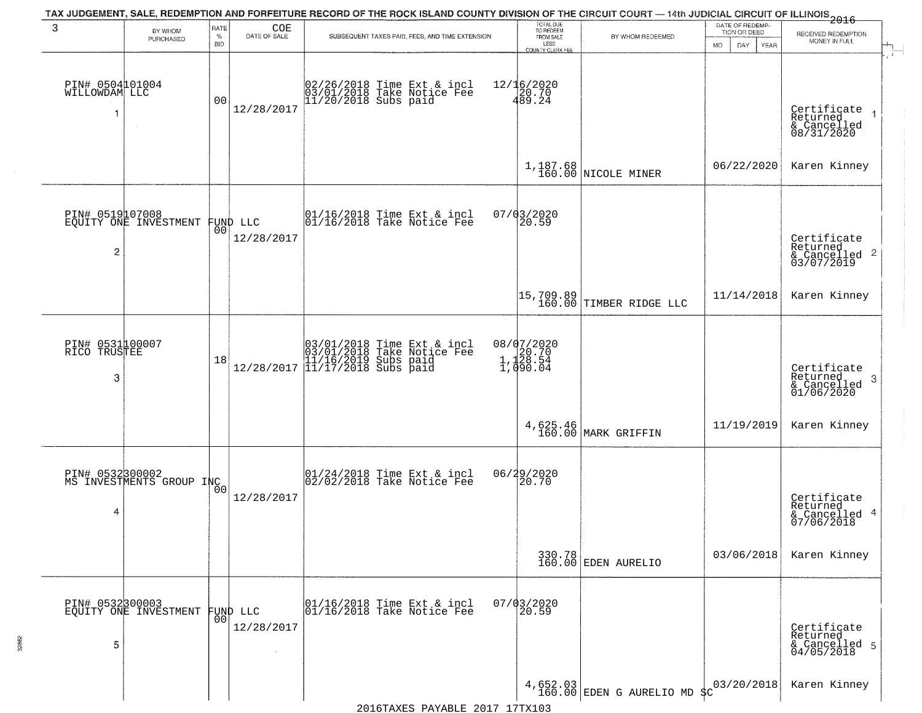# TAX JUDGEMENT, SALE, REDEMPTION AND FORFEITURE RECORD OF THE ROCK ISLAND COUNTY DIVISION OF THE CIRCUIT COURT — 14th JUDICIAL CIRCUIT OF ILLINOIS 2016

| 3 | BY WHOM PURCHASED | RATE % BID | COE DATE OF SALE | SUBSEQUENT TAXES PAID, FEES, AND TIME EXTENSION | TOTAL DUE TO REDEEM FROM SALE LESS COUNTY CLERK FEE | BY WHOM REDEEMED | DATE OF REDEMPTION OR DEED MO DAY YEAR | RECEIVED REDEMPTION MONEY IN FULL |
|---|---|---|---|---|---|---|---|---|
| 1 | PIN# 0504101004 WILLOWDAM LLC | 00 | 12/28/2017 | 02/26/2018 Time Ext & incl 03/01/2018 Take Notice Fee 11/20/2018 Subs paid | 12/16/2020 20.70 489.24 1,187.68 160.00 | NICOLE MINER | 06/22/2020 | Certificate Returned & Cancelled 08/31/2020 Karen Kinney |
| 2 | PIN# 0519107008 EQUITY ONE INVESTMENT FUND LLC | 00 | 12/28/2017 | 01/16/2018 Time Ext & incl 01/16/2018 Take Notice Fee | 07/03/2020 20.59 15,709.89 160.00 | TIMBER RIDGE LLC | 11/14/2018 | Certificate Returned & Cancelled 03/07/2019 Karen Kinney |
| 3 | PIN# 0531100007 RICO TRUSTEE | 18 | 12/28/2017 | 03/01/2018 Time Ext & incl 03/01/2018 Take Notice Fee 11/16/2019 Subs paid 11/17/2018 Subs paid | 08/07/2020 20.70 1,128.54 1,090.04 4,625.46 160.00 | MARK GRIFFIN | 11/19/2019 | Certificate Returned & Cancelled 01/06/2020 Karen Kinney |
| 4 | PIN# 0532300002 MS INVESTMENTS GROUP INC | 00 | 12/28/2017 | 01/24/2018 Time Ext & incl 02/02/2018 Take Notice Fee | 06/29/2020 20.70 330.78 160.00 | EDEN AURELIO | 03/06/2018 | Certificate Returned & Cancelled 07/06/2018 Karen Kinney |
| 5 | PIN# 0532300003 EQUITY ONE INVESTMENT FUND LLC | 00 | 12/28/2017 | 01/16/2018 Time Ext & incl 01/16/2018 Take Notice Fee | 07/03/2020 20.59 4,652.03 160.00 | EDEN G AURELIO MD SC | 03/20/2018 | Certificate Returned & Cancelled 04/05/2018 Karen Kinney |

2016TAXES PAYABLE 2017 17TX103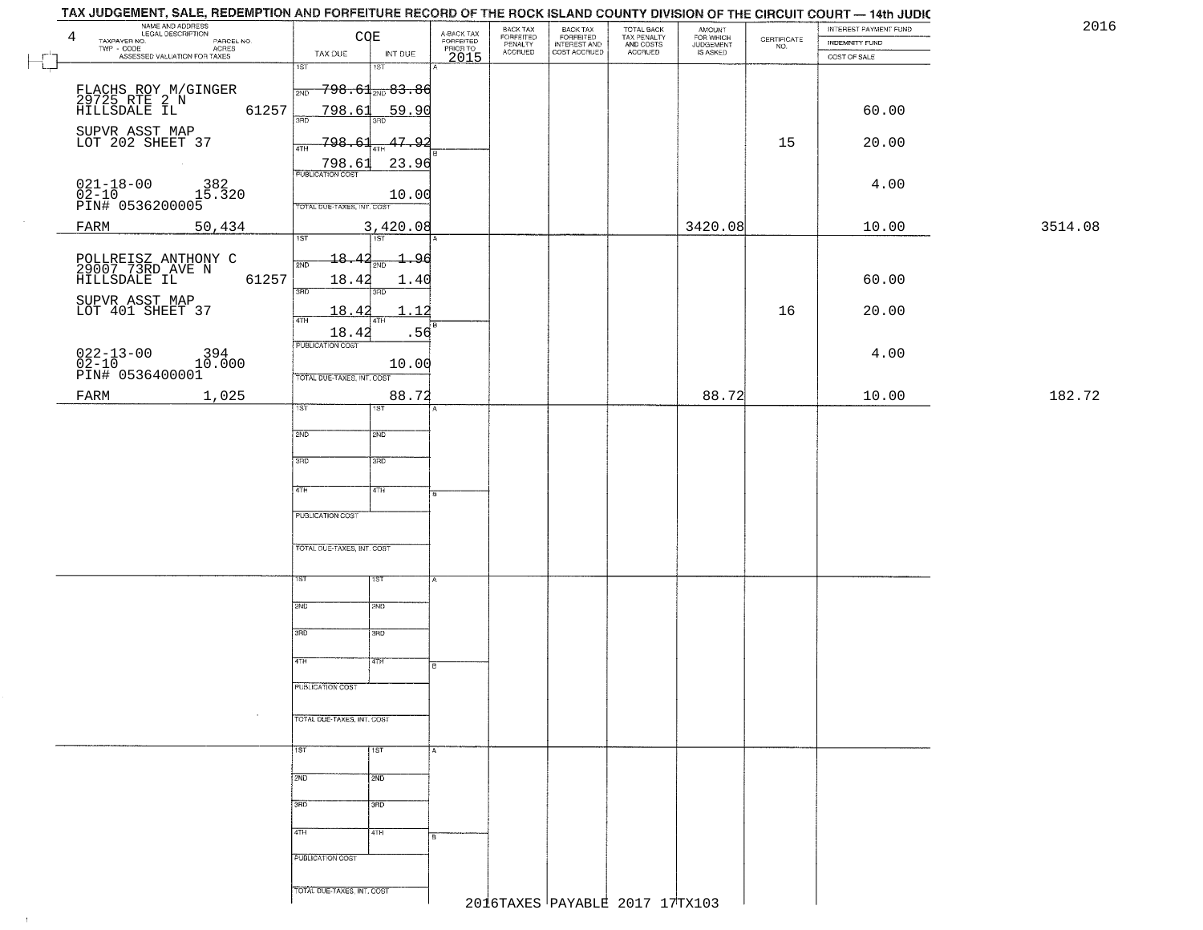# TAX JUDGEMENT, SALE, REDEMPTION AND FORFEITURE RECORD OF THE ROCK ISLAND COUNTY DIVISION OF THE CIRCUIT COURT — 14th JUDIC

2016

| 4 NAME AND ADDRESS / LEGAL DESCRIPTION / TAXPAYER NO. / PARCEL NO. / TWP - CODE / ACRES / ASSESSED VALUATION FOR TAXES | COE TAX DUE | INT DUE | A-BACK TAX FORFEITED PRIOR TO 2015 | BACK TAX FORFEITED PENALTY ACCRUED | BACK TAX FORFEITED INTEREST AND COST ACCRUED | TOTAL BACK TAX PENALTY AND COSTS ACCRUED | AMOUNT FOR WHICH JUDGEMENT IS ASKED | CERTIFICATE NO. | INTEREST PAYMENT FUND / INDEMNITY FUND / COST OF SALE | |
|---|---|---|---|---|---|---|---|---|---|---|
| FLACHS ROY M/GINGER 29725 RTE 2 N HILLSDALE IL 61257 | 1ST 798.61 | 1ST 83.86 | | | | | | | | |
| SUPVR ASST MAP LOT 202 SHEET 37 | 2ND 798.61 | 2ND 59.90 | | | | | | | 60.00 | |
| | 3RD 798.61 | 3RD 47.92 | | | | | | 15 | 20.00 | |
| 021-18-00 382 02-10 15.320 PIN# 0536200005 | 4TH 798.61 | 4TH 23.96 | | | | | | | 4.00 | |
| | PUBLICATION COST | 10.00 | | | | | | | | |
| FARM 50,434 | TOTAL DUE-TAXES, INT. COST | 3,420.08 | | | | | 3420.08 | | 10.00 | 3514.08 |
| POLLREISZ ANTHONY C 29007 73RD AVE N HILLSDALE IL 61257 | 1ST 18.42 | 1ST 1.96 | | | | | | | | |
| SUPVR ASST MAP LOT 401 SHEET 37 | 2ND 18.42 | 2ND 1.40 | | | | | | | 60.00 | |
| | 3RD 18.42 | 3RD 1.12 | | | | | | 16 | 20.00 | |
| 022-13-00 394 02-10 10.000 PIN# 0536400001 | 4TH 18.42 | 4TH .56 | | | | | | | 4.00 | |
| | PUBLICATION COST | 10.00 | | | | | | | | |
| FARM 1,025 | TOTAL DUE-TAXES, INT. COST | 88.72 | | | | | 88.72 | | 10.00 | 182.72 |

2016TAXES PAYABLE 2017 17TX103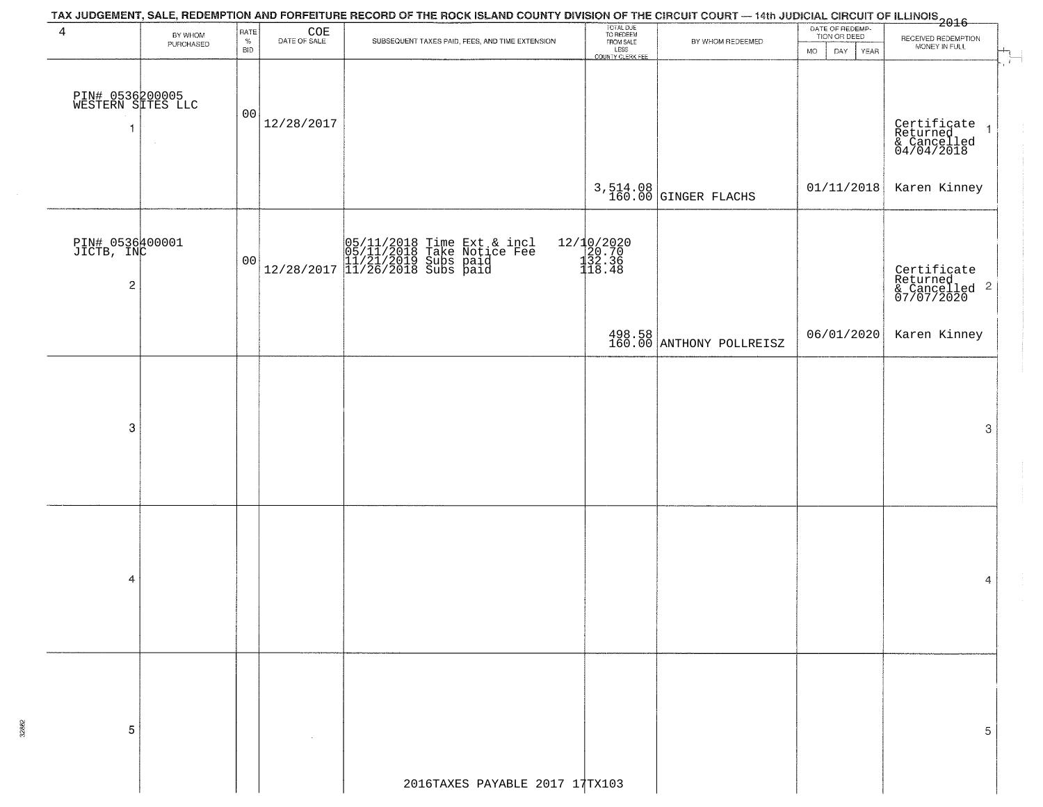# TAX JUDGEMENT, SALE, REDEMPTION AND FORFEITURE RECORD OF THE ROCK ISLAND COUNTY DIVISION OF THE CIRCUIT COURT — 14th JUDICIAL CIRCUIT OF ILLINOIS 2016

| 4 | BY WHOM PURCHASED | RATE % BID | COE DATE OF SALE | SUBSEQUENT TAXES PAID, FEES, AND TIME EXTENSION | TOTAL DUE TO REDEEM FROM SALE LESS COUNTY CLERK FEE | BY WHOM REDEEMED | DATE OF REDEMPTION OR DEED (MO DAY YEAR) | RECEIVED REDEMPTION MONEY IN FULL |
|---|---|---|---|---|---|---|---|---|
| PIN# 0536200005 WESTERN SITES LLC 1 | | 00 | 12/28/2017 | | 3,514.08 160.00 | GINGER FLACHS | 01/11/2018 | Certificate Returned & Cancelled 04/04/2018 Karen Kinney 1 |
| PIN# 0536400001 JICTB, INC 2 | | 00 | 12/28/2017 | 05/11/2018 Time Ext & incl 12/10/2020<br>05/11/2018 Take Notice Fee 20.70<br>11/21/2019 Subs paid 132.36<br>11/26/2018 Subs paid 118.48 | 498.58 160.00 | ANTHONY POLLREISZ | 06/01/2020 | Certificate Returned & Cancelled 07/07/2020 Karen Kinney 2 |
| 3 | | | | | | | | 3 |
| 4 | | | | | | | | 4 |
| 5 | | | | | | | | 5 |

2016TAXES PAYABLE 2017 17TX103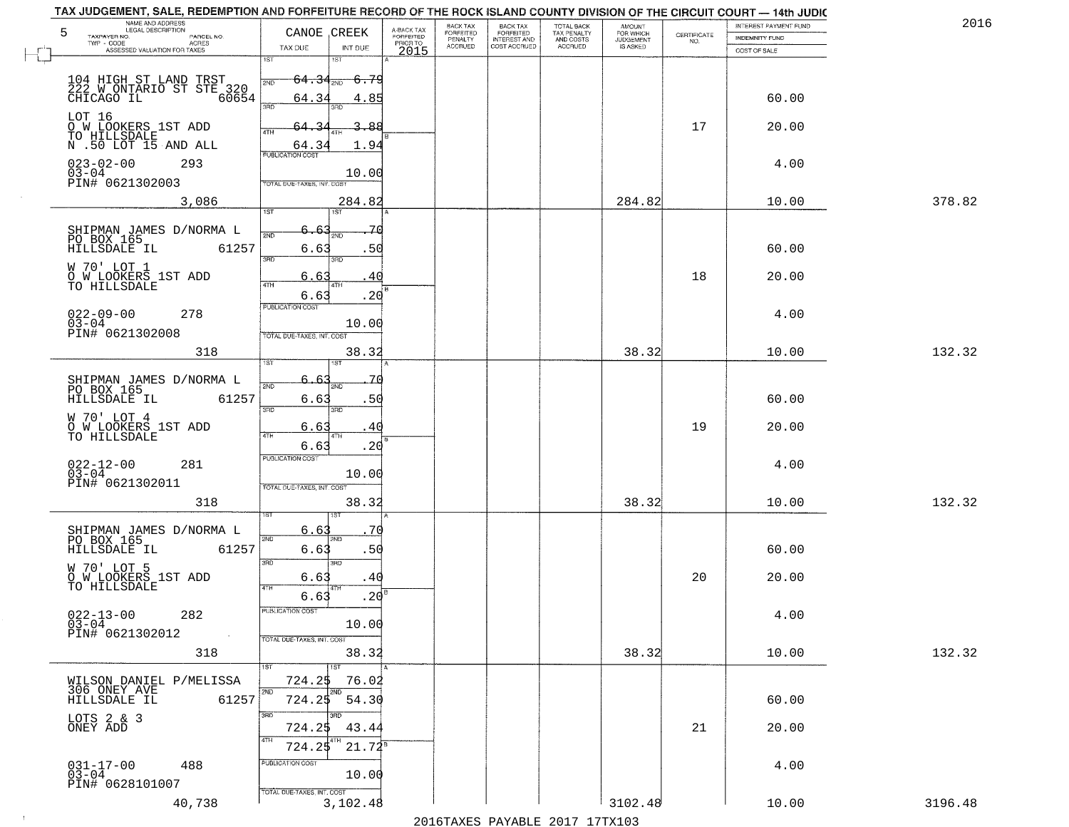TAX JUDGEMENT, SALE, REDEMPTION AND FORFEITURE RECORD OF THE ROCK ISLAND COUNTY DIVISION OF THE CIRCUIT COURT — 14th JUDIC

2016

| 5 NAME AND ADDRESS / LEGAL DESCRIPTION / TAXPAYER NO. / PARCEL NO. / TWP - CODE / ACRES / ASSESSED VALUATION FOR TAXES | CANOE CREEK TAX DUE | INT DUE | A-BACK TAX FORFEITED PRIOR TO 2015 | BACK TAX FORFEITED PENALTY ACCRUED | BACK TAX FORFEITED INTEREST AND COST ACCRUED | TOTAL BACK TAX PENALTY AND COSTS ACCRUED | AMOUNT FOR WHICH JUDGEMENT IS ASKED | CERTIFICATE NO. | INTEREST PAYMENT FUND / INDEMNITY FUND / COST OF SALE | |
|---|---|---|---|---|---|---|---|---|---|---|
| 104 HIGH ST LAND TRST<br>222 W ONTARIO ST STE 320<br>CHICAGO IL 60654<br>LOT 16<br>O W LOOKERS 1ST ADD<br>TO HILLSDALE<br>N .50 LOT 15 AND ALL<br>023-02-00 293<br>03-04<br>PIN# 0621302003<br>3,086 | 1ST 64.34<br>2ND 64.34<br>3RD 64.34<br>4TH 64.34<br>PUBLICATION COST<br>TOTAL DUE-TAXES, INT. COST | 6.79<br>4.85<br>3.88<br>1.94<br>10.00<br>284.82 | | | | | 284.82 | 17 | 60.00<br>20.00<br>4.00<br>10.00 | 378.82 |
| SHIPMAN JAMES D/NORMA L<br>PO BOX 165<br>HILLSDALE IL 61257<br>W 70' LOT 1<br>O W LOOKERS 1ST ADD<br>TO HILLSDALE<br>022-09-00 278<br>03-04<br>PIN# 0621302008<br>318 | 1ST 6.63<br>2ND 6.63<br>3RD 6.63<br>4TH 6.63<br>PUBLICATION COST<br>TOTAL DUE-TAXES, INT. COST | .70<br>.50<br>.40<br>.20<br>10.00<br>38.32 | | | | | 38.32 | 18 | 60.00<br>20.00<br>4.00<br>10.00 | 132.32 |
| SHIPMAN JAMES D/NORMA L<br>PO BOX 165<br>HILLSDALE IL 61257<br>W 70' LOT 4<br>O W LOOKERS 1ST ADD<br>TO HILLSDALE<br>022-12-00 281<br>03-04<br>PIN# 0621302011<br>318 | 1ST 6.63<br>2ND 6.63<br>3RD 6.63<br>4TH 6.63<br>PUBLICATION COST<br>TOTAL DUE-TAXES, INT. COST | .70<br>.50<br>.40<br>.20<br>10.00<br>38.32 | | | | | 38.32 | 19 | 60.00<br>20.00<br>4.00<br>10.00 | 132.32 |
| SHIPMAN JAMES D/NORMA L<br>PO BOX 165<br>HILLSDALE IL 61257<br>W 70' LOT 5<br>O W LOOKERS 1ST ADD<br>TO HILLSDALE<br>022-13-00 282<br>03-04<br>PIN# 0621302012<br>318 | 1ST 6.63<br>2ND 6.63<br>3RD 6.63<br>4TH 6.63<br>PUBLICATION COST<br>TOTAL DUE-TAXES, INT. COST | .70<br>.50<br>.40<br>.20<br>10.00<br>38.32 | | | | | 38.32 | 20 | 60.00<br>20.00<br>4.00<br>10.00 | 132.32 |
| WILSON DANIEL P/MELISSA<br>306 ONEY AVE<br>HILLSDALE IL 61257<br>LOTS 2 & 3<br>ONEY ADD<br>031-17-00 488<br>03-04<br>PIN# 0628101007<br>40,738 | 1ST 724.25<br>2ND 724.25<br>3RD 724.25<br>4TH 724.25<br>PUBLICATION COST<br>TOTAL DUE-TAXES, INT. COST | 76.02<br>54.30<br>43.44<br>21.72<br>10.00<br>3,102.48 | | | | | 3102.48 | 21 | 60.00<br>20.00<br>4.00<br>10.00 | 3196.48 |

2016TAXES PAYABLE 2017 17TX103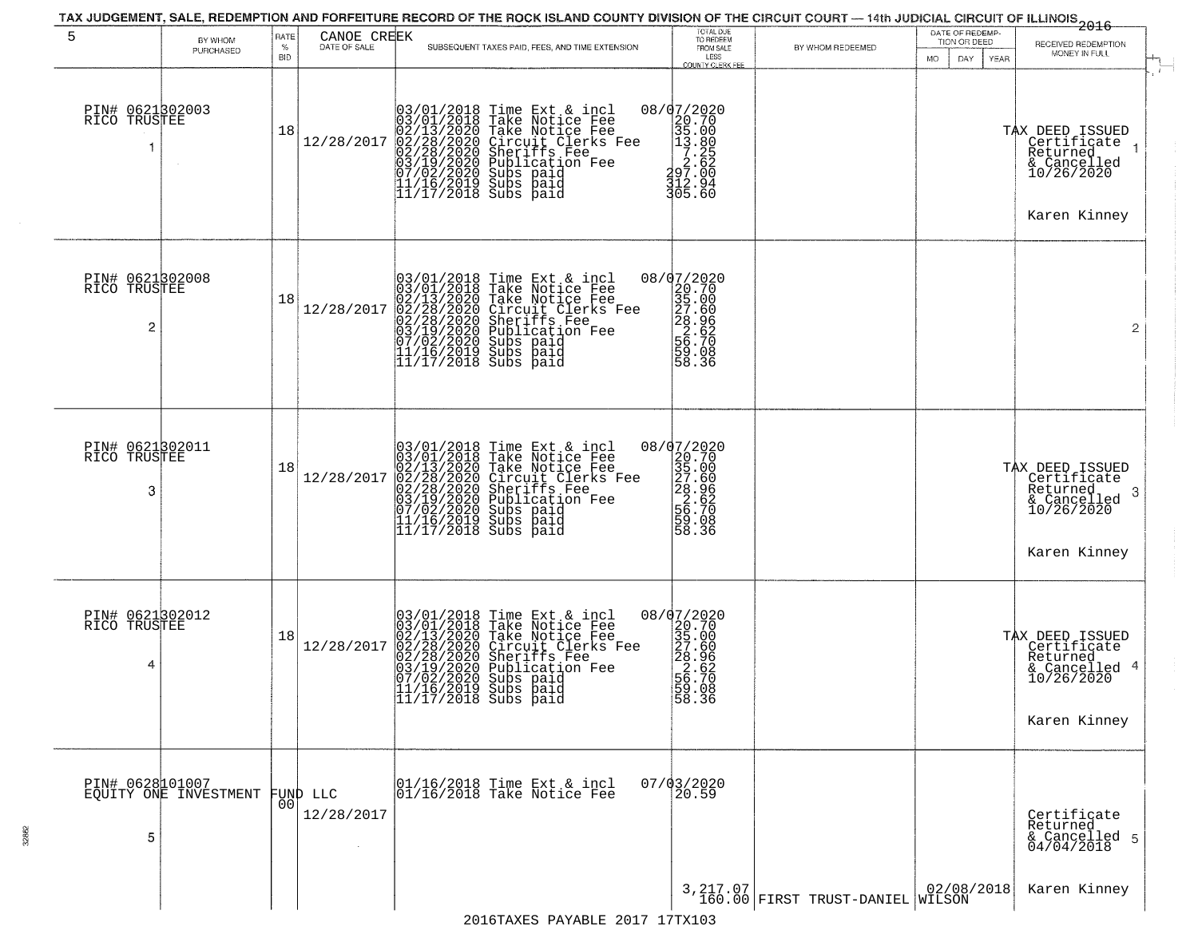TAX JUDGEMENT, SALE, REDEMPTION AND FORFEITURE RECORD OF THE ROCK ISLAND COUNTY DIVISION OF THE CIRCUIT COURT — 14th JUDICIAL CIRCUIT OF ILLINOIS 2016

| 5 | BY WHOM PURCHASED | RATE % BID | CANOE CREEK DATE OF SALE | SUBSEQUENT TAXES PAID, FEES, AND TIME EXTENSION | TOTAL DUE TO REDEEM FROM SALE LESS COUNTY CLERK FEE | BY WHOM REDEEMED | DATE OF REDEMPTION OR DEED MO DAY YEAR | RECEIVED REDEMPTION MONEY IN FULL |
|---|---|---|---|---|---|---|---|---|
| 1 | PIN# 0621302003 RICO TRUSTEE | 18 | 12/28/2017 | 03/01/2018 Time Ext & incl<br>03/01/2018 Take Notice Fee<br>02/13/2020 Take Notice Fee<br>02/28/2020 Circuit Clerks Fee<br>02/28/2020 Sheriffs Fee<br>03/19/2020 Publication Fee<br>07/02/2020 Subs paid<br>11/16/2019 Subs paid<br>11/17/2018 Subs paid | 08/07/2020<br>20.70<br>35.00<br>13.80<br>7.25<br>2.62<br>297.00<br>312.94<br>305.60 | | | TAX DEED ISSUED Certificate Returned & Cancelled 10/26/2020<br>Karen Kinney |
| 2 | PIN# 0621302008 RICO TRUSTEE | 18 | 12/28/2017 | 03/01/2018 Time Ext & incl<br>03/01/2018 Take Notice Fee<br>02/13/2020 Take Notice Fee<br>02/28/2020 Circuit Clerks Fee<br>02/28/2020 Sheriffs Fee<br>03/19/2020 Publication Fee<br>07/02/2020 Subs paid<br>11/16/2019 Subs paid<br>11/17/2018 Subs paid | 08/07/2020<br>20.70<br>35.00<br>27.60<br>28.96<br>2.62<br>56.70<br>59.08<br>58.36 | | | |
| 3 | PIN# 0621302011 RICO TRUSTEE | 18 | 12/28/2017 | 03/01/2018 Time Ext & incl<br>03/01/2018 Take Notice Fee<br>02/13/2020 Take Notice Fee<br>02/28/2020 Circuit Clerks Fee<br>02/28/2020 Sheriffs Fee<br>03/19/2020 Publication Fee<br>07/02/2020 Subs paid<br>11/16/2019 Subs paid<br>11/17/2018 Subs paid | 08/07/2020<br>20.70<br>35.00<br>27.60<br>28.96<br>2.62<br>56.70<br>59.08<br>58.36 | | | TAX DEED ISSUED Certificate Returned & Cancelled 10/26/2020<br>Karen Kinney |
| 4 | PIN# 0621302012 RICO TRUSTEE | 18 | 12/28/2017 | 03/01/2018 Time Ext & incl<br>03/01/2018 Take Notice Fee<br>02/13/2020 Take Notice Fee<br>02/28/2020 Circuit Clerks Fee<br>02/28/2020 Sheriffs Fee<br>03/19/2020 Publication Fee<br>07/02/2020 Subs paid<br>11/16/2019 Subs paid<br>11/17/2018 Subs paid | 08/07/2020<br>20.70<br>35.00<br>27.60<br>28.96<br>2.62<br>56.70<br>59.08<br>58.36 | | | TAX DEED ISSUED Certificate Returned & Cancelled 10/26/2020<br>Karen Kinney |
| 5 | PIN# 0628101007 EQUITY ONE INVESTMENT FUND LLC | 00 | 12/28/2017 | 01/16/2018 Time Ext & incl<br>01/16/2018 Take Notice Fee | 07/03/2020<br>20.59<br>3,217.07<br>160.00 | FIRST TRUST-DANIEL WILSON | 02/08/2018 | Certificate Returned & Cancelled 04/04/2018<br>Karen Kinney |

2016TAXES PAYABLE 2017 17TX103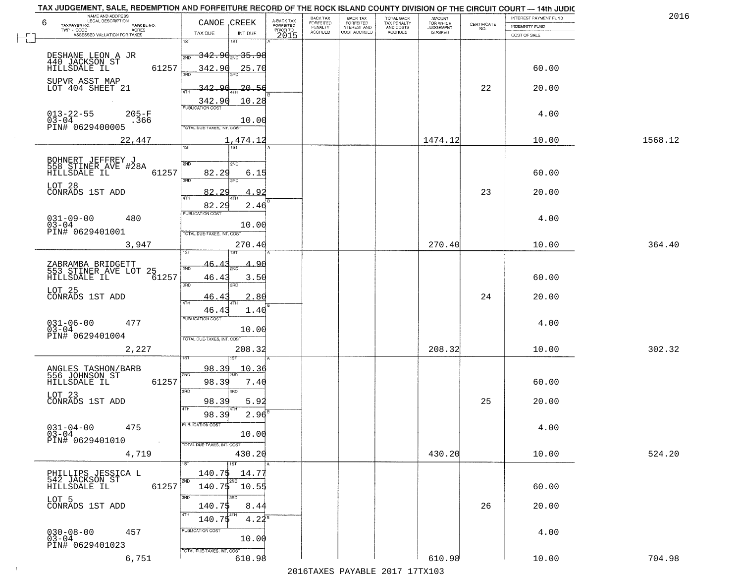TAX JUDGEMENT, SALE, REDEMPTION AND FORFEITURE RECORD OF THE ROCK ISLAND COUNTY DIVISION OF THE CIRCUIT COURT — 14th JUDIC

2016

| 6 NAME AND ADDRESS / LEGAL DESCRIPTION / TAXPAYER NO. / PARCEL NO. / TWP - CODE / ACRES / ASSESSED VALUATION FOR TAXES | CANOE CREEK TAX DUE | INT DUE | A-BACK TAX FORFEITED PRIOR TO 2015 | BACK TAX FORFEITED PENALTY ACCRUED | BACK TAX FORFEITED INTEREST AND COST ACCRUED | TOTAL BACK TAX PENALTY AND COSTS ACCRUED | AMOUNT FOR WHICH JUDGEMENT IS ASKED | CERTIFICATE NO. | INTEREST PAYMENT FUND / INDEMNITY FUND / COST OF SALE | |
|---|---|---|---|---|---|---|---|---|---|---|
| DESHANE LEON A JR<br>440 JACKSON ST<br>HILLSDALE IL 61257<br>SUPVR ASST MAP<br>LOT 404 SHEET 21<br>013-22-55 205-F<br>03-04 .366<br>PIN# 0629400005<br>22,447 | 1ST 342.90<br>2ND 342.90<br>3RD 342.90<br>4TH 342.90<br>PUBLICATION COST<br>TOTAL DUE-TAXES, INT. COST | 35.98<br>25.70<br>20.56<br>10.28<br>10.00<br>1,474.12 | | | | | 1474.12 | 22 | 60.00<br>20.00<br>4.00<br>10.00 | 1568.12 |
| BOHNERT JEFFREY J<br>558 STINER AVE #28A<br>HILLSDALE IL 61257<br>LOT 28<br>CONRADS 1ST ADD<br>031-09-00 480<br>03-04<br>PIN# 0629401001<br>3,947 | 1ST<br>2ND 82.29<br>3RD 82.29<br>4TH 82.29<br>PUBLICATION COST<br>TOTAL DUE-TAXES, INT. COST | 6.15<br>4.92<br>2.46<br>10.00<br>270.40 | | | | | 270.40 | 23 | 60.00<br>20.00<br>4.00<br>10.00 | 364.40 |
| ZABRAMBA BRIDGETT<br>553 STINER AVE LOT 25<br>HILLSDALE IL 61257<br>LOT 25<br>CONRADS 1ST ADD<br>031-06-00 477<br>03-04<br>PIN# 0629401004<br>2,227 | 1ST 46.43<br>2ND 46.43<br>3RD 46.43<br>4TH 46.43<br>PUBLICATION COST<br>TOTAL DUE-TAXES, INT. COST | 4.90<br>3.50<br>2.80<br>1.40<br>10.00<br>208.32 | | | | | 208.32 | 24 | 60.00<br>20.00<br>4.00<br>10.00 | 302.32 |
| ANGLES TASHON/BARB<br>556 JOHNSON ST<br>HILLSDALE IL 61257<br>LOT 23<br>CONRADS 1ST ADD<br>031-04-00 475<br>03-04<br>PIN# 0629401010<br>4,719 | 1ST 98.39<br>2ND 98.39<br>3RD 98.39<br>4TH 98.39<br>PUBLICATION COST<br>TOTAL DUE-TAXES, INT. COST | 10.36<br>7.40<br>5.92<br>2.96<br>10.00<br>430.20 | | | | | 430.20 | 25 | 60.00<br>20.00<br>4.00<br>10.00 | 524.20 |
| PHILLIPS JESSICA L<br>542 JACKSON ST<br>HILLSDALE IL 61257<br>LOT 5<br>CONRADS 1ST ADD<br>030-08-00 457<br>03-04<br>PIN# 0629401023<br>6,751 | 1ST 140.75<br>2ND 140.75<br>3RD 140.75<br>4TH 140.75<br>PUBLICATION COST<br>TOTAL DUE-TAXES, INT. COST | 14.77<br>10.55<br>8.44<br>4.22<br>10.00<br>610.98 | | | | | 610.98 | 26 | 60.00<br>20.00<br>4.00<br>10.00 | 704.98 |

2016TAXES PAYABLE 2017 17TX103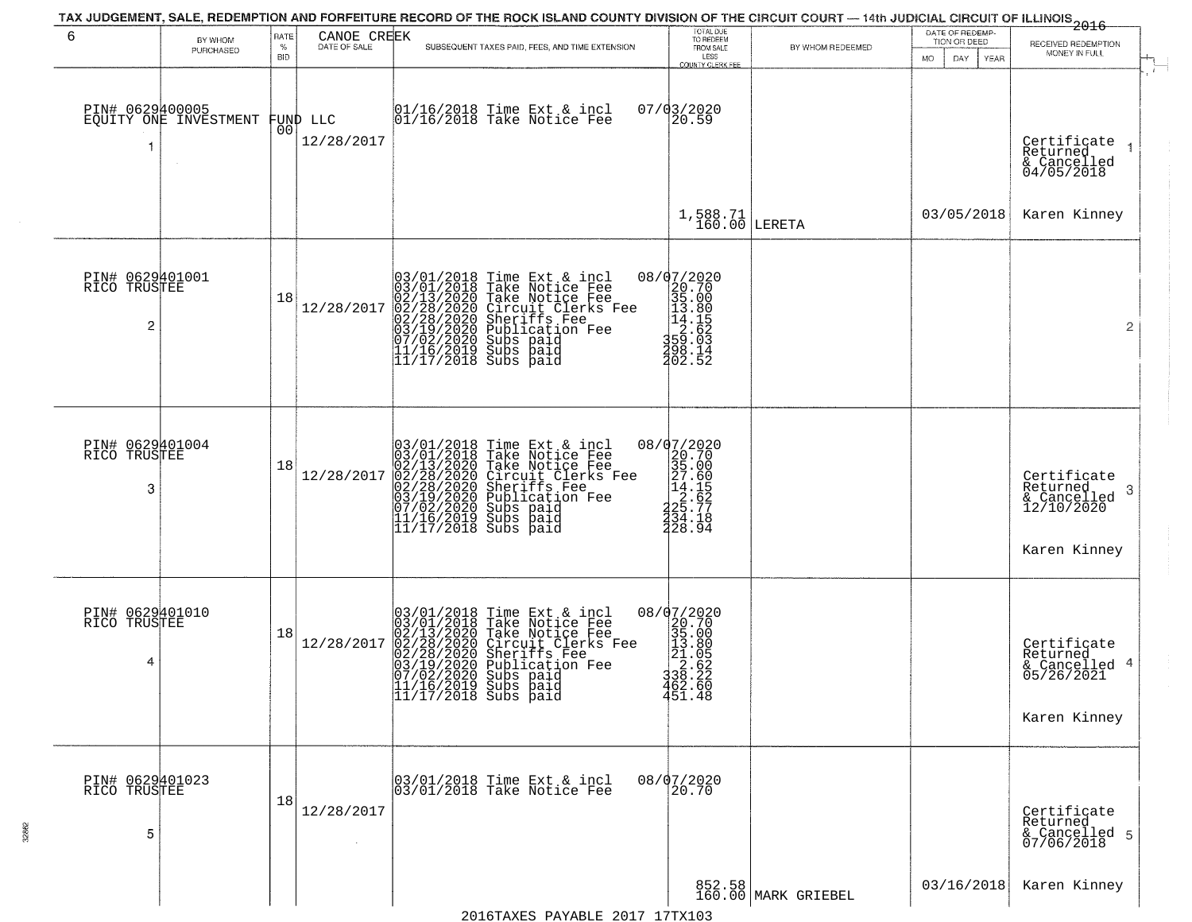# TAX JUDGEMENT, SALE, REDEMPTION AND FORFEITURE RECORD OF THE ROCK ISLAND COUNTY DIVISION OF THE CIRCUIT COURT — 14th JUDICIAL CIRCUIT OF ILLINOIS 2016

| 6 | BY WHOM PURCHASED | RATE % BID | CANOE CREEK DATE OF SALE | SUBSEQUENT TAXES PAID, FEES, AND TIME EXTENSION | TOTAL DUE TO REDEEM FROM SALE LESS COUNTY CLERK FEE | BY WHOM REDEEMED | DATE OF REDEMPTION OR DEED MO DAY YEAR | RECEIVED REDEMPTION MONEY IN FULL |
|---|---|---|---|---|---|---|---|---|
| 1 | PIN# 0629400005 EQUITY ONE INVESTMENT FUND LLC | 00 | 12/28/2017 | 01/16/2018 Time Ext & incl 07/03/2020<br>01/16/2018 Take Notice Fee 20.59 | 1,588.71<br>160.00 | LERETA | 03/05/2018 | Certificate Returned & Cancelled 04/05/2018<br>Karen Kinney |
| 2 | PIN# 0629401001 RICO TRUSTEE | 18 | 12/28/2017 | 03/01/2018 Time Ext & incl 08/07/2020<br>03/01/2018 Take Notice Fee 20.70<br>02/13/2020 Take Notice Fee 35.00<br>02/28/2020 Circuit Clerks Fee 13.80<br>02/28/2020 Sheriffs Fee 14.15<br>03/19/2020 Publication Fee 2.62<br>07/02/2020 Subs paid 359.03<br>11/16/2019 Subs paid 298.14<br>11/17/2018 Subs paid 202.52 | | | | |
| 3 | PIN# 0629401004 RICO TRUSTEE | 18 | 12/28/2017 | 03/01/2018 Time Ext & incl 08/07/2020<br>03/01/2018 Take Notice Fee 20.70<br>02/13/2020 Take Notice Fee 35.00<br>02/28/2020 Circuit Clerks Fee 27.60<br>02/28/2020 Sheriffs Fee 14.15<br>03/19/2020 Publication Fee 2.62<br>07/02/2020 Subs paid 225.77<br>11/16/2019 Subs paid 234.18<br>11/17/2018 Subs paid 228.94 | | | | Certificate Returned & Cancelled 12/10/2020<br>Karen Kinney |
| 4 | PIN# 0629401010 RICO TRUSTEE | 18 | 12/28/2017 | 03/01/2018 Time Ext & incl 08/07/2020<br>03/01/2018 Take Notice Fee 20.70<br>02/13/2020 Take Notice Fee 35.00<br>02/28/2020 Circuit Clerks Fee 13.80<br>02/28/2020 Sheriffs Fee 21.05<br>03/19/2020 Publication Fee 2.62<br>07/02/2020 Subs paid 338.22<br>11/16/2019 Subs paid 462.60<br>11/17/2018 Subs paid 451.48 | | | | Certificate Returned & Cancelled 05/26/2021<br>Karen Kinney |
| 5 | PIN# 0629401023 RICO TRUSTEE | 18 | 12/28/2017 | 03/01/2018 Time Ext & incl 08/07/2020<br>03/01/2018 Take Notice Fee 20.70 | 852.58<br>160.00 | MARK GRIEBEL | 03/16/2018 | Certificate Returned & Cancelled 07/06/2018<br>Karen Kinney |

2016TAXES PAYABLE 2017 17TX103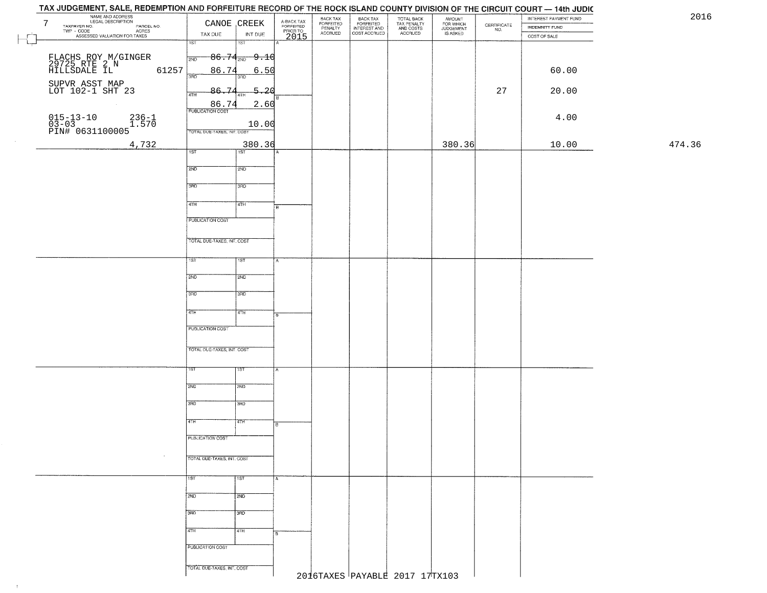# TAX JUDGEMENT, SALE, REDEMPTION AND FORFEITURE RECORD OF THE ROCK ISLAND COUNTY DIVISION OF THE CIRCUIT COURT — 14th JUDIC

2016

| NAME AND ADDRESS / LEGAL DESCRIPTION / TAXPAYER NO. / PARCEL NO. / TWP - CODE / ACRES / ASSESSED VALUATION FOR TAXES | CANOE CREEK TAX DUE | INT DUE | A-BACK TAX FORFEITED PRIOR TO 2015 | BACK TAX FORFEITED PENALTY ACCRUED | BACK TAX FORFEITED INTEREST AND COST ACCRUED | TOTAL BACK TAX PENALTY AND COSTS ACCRUED | AMOUNT FOR WHICH JUDGEMENT IS ASKED | CERTIFICATE NO. | INTEREST PAYMENT FUND / INDEMNITY FUND / COST OF SALE | |
|---|---|---|---|---|---|---|---|---|---|---|
| 7 | | | | | | | | | | |
| FLACHS ROY M/GINGER 29725 RTE 2 N HILLSDALE IL 61257 | 1ST / 2ND 86.74 | 1ST / 2ND 9.10 | | | | | | | | |
| | 86.74 | 6.50 | | | | | | | 60.00 | |
| SUPVR ASST MAP LOT 102-1 SHT 23 | 3RD / 4TH 86.74 | 3RD / 4TH 5.20 | | | | | | 27 | 20.00 | |
| | 86.74 | 2.60 | | | | | | | | |
| 015-13-10 236-1 03-03 1.570 PIN# 0631100005 | PUBLICATION COST | 10.00 | | | | | | | 4.00 | |
| 4,732 | TOTAL DUE-TAXES, INT. COST | 380.36 | | | | | 380.36 | | 10.00 | 474.36 |

2016TAXES PAYABLE 2017 17TX103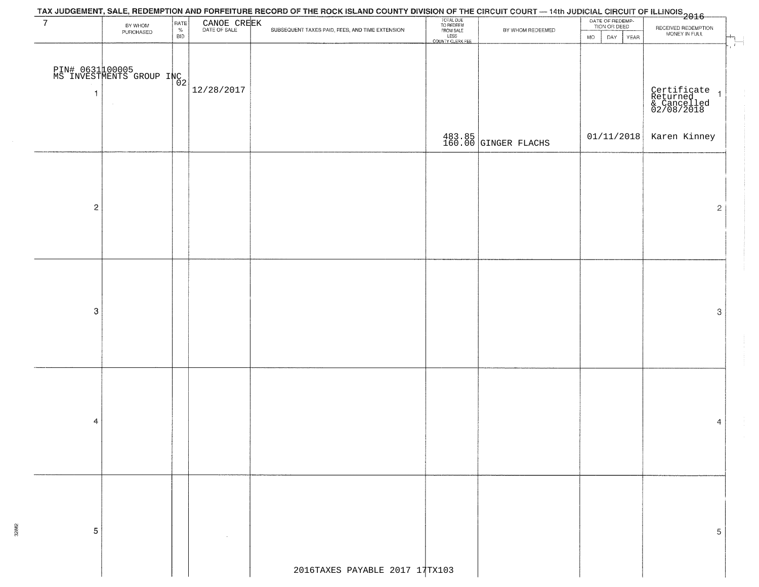# TAX JUDGEMENT, SALE, REDEMPTION AND FORFEITURE RECORD OF THE ROCK ISLAND COUNTY DIVISION OF THE CIRCUIT COURT — 14th JUDICIAL CIRCUIT OF ILLINOIS 2016

| 7 | BY WHOM PURCHASED | RATE % BID | CANOE CREEK DATE OF SALE | SUBSEQUENT TAXES PAID, FEES, AND TIME EXTENSION | TOTAL DUE TO REDEEM FROM SALE LESS COUNTY CLERK FEE | BY WHOM REDEEMED | DATE OF REDEMPTION OR DEED MO DAY YEAR | RECEIVED REDEMPTION MONEY IN FULL | |
|---|---|---|---|---|---|---|---|---|---|
| PIN# 0631100005 MS INVESTMENTS GROUP INC 1 | | 02 | 12/28/2017 | | 483.85 160.00 | GINGER FLACHS | 01/11/2018 | Certificate Returned & Cancelled 02/08/2018 Karen Kinney | 1 |
| 2 | | | | | | | | | 2 |
| 3 | | | | | | | | | 3 |
| 4 | | | | | | | | | 4 |
| 5 | | | | | | | | | 5 |

2016TAXES PAYABLE 2017 17TX103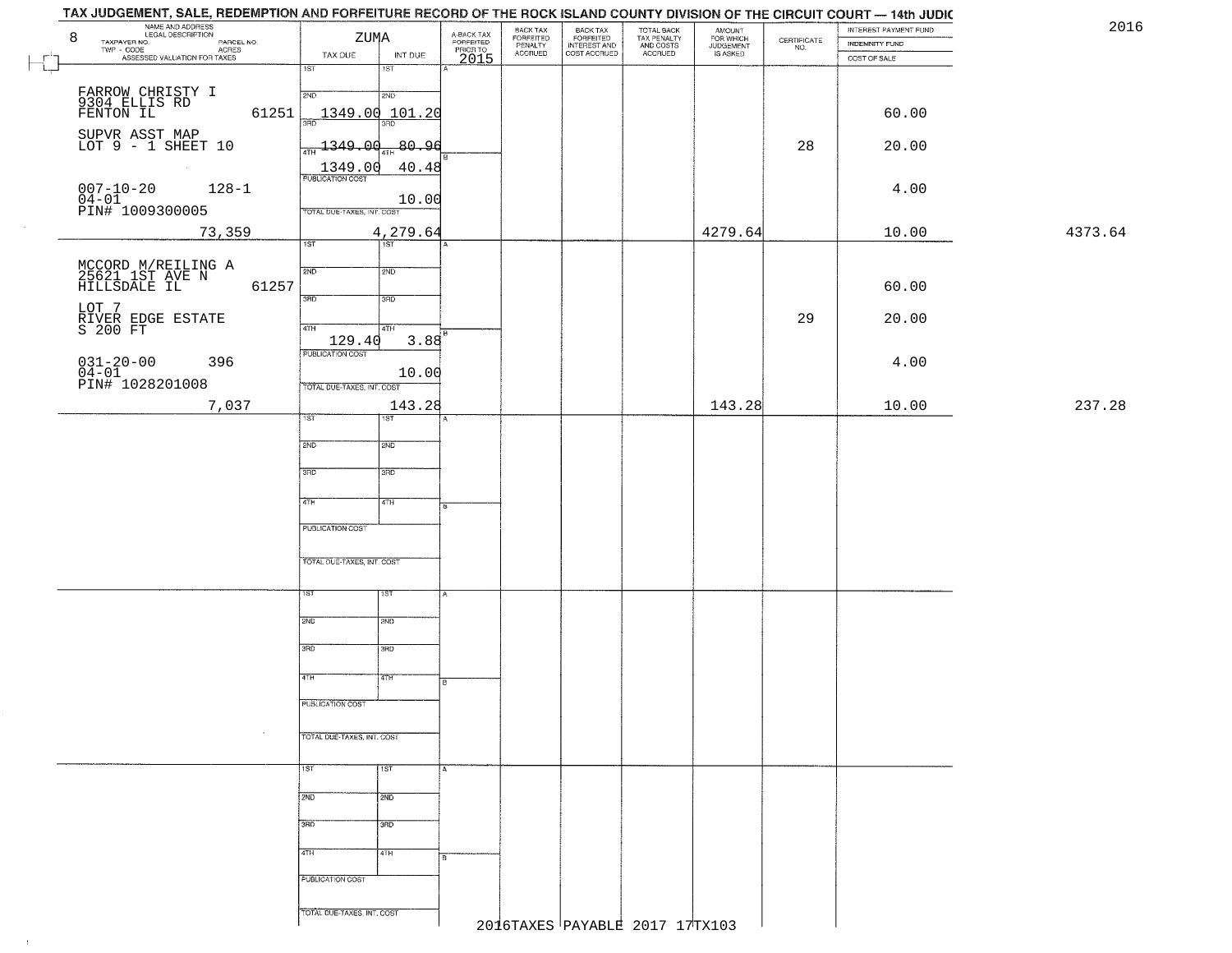TAX JUDGEMENT, SALE, REDEMPTION AND FORFEITURE RECORD OF THE ROCK ISLAND COUNTY DIVISION OF THE CIRCUIT COURT — 14th JUDIC

2016

| 8 NAME AND ADDRESS / LEGAL DESCRIPTION / TAXPAYER NO. / PARCEL NO. / TWP - CODE / ACRES / ASSESSED VALUATION FOR TAXES | ZUMA TAX DUE | INT DUE | A-BACK TAX FORFEITED PRIOR TO 2015 | BACK TAX FORFEITED PENALTY ACCRUED | BACK TAX FORFEITED INTEREST AND COST ACCRUED | TOTAL BACK TAX PENALTY AND COSTS ACCRUED | AMOUNT FOR WHICH JUDGEMENT IS ASKED | CERTIFICATE NO. | INTEREST PAYMENT FUND / INDEMNITY FUND / COST OF SALE | |
|---|---|---|---|---|---|---|---|---|---|---|
| FARROW CHRISTY I<br>9304 ELLIS RD<br>FENTON IL 61251<br>SUPVR ASST MAP<br>LOT 9 - 1 SHEET 10<br>007-10-20 128-1<br>04-01<br>PIN# 1009300005<br>73,359 | 2ND 1349.00<br>3RD 1349.00<br>4TH 1349.00<br>PUBLICATION COST<br>TOTAL DUE-TAXES, INT. COST | 101.20<br>80.96<br>40.48<br>10.00<br>4,279.64 | | | | | 4279.64 | 28 | 60.00<br>20.00<br>4.00<br>10.00 | 4373.64 |
| MCCORD M/REILING A<br>25621 1ST AVE N<br>HILLSDALE IL 61257<br>LOT 7<br>RIVER EDGE ESTATE<br>S 200 FT<br>031-20-00 396<br>04-01<br>PIN# 1028201008<br>7,037 | 4TH 129.40<br>PUBLICATION COST<br>TOTAL DUE-TAXES, INT. COST | 3.88<br>10.00<br>143.28 | | | | | 143.28 | 29 | 60.00<br>20.00<br>4.00<br>10.00 | 237.28 |

2016TAXES PAYABLE 2017 17TX103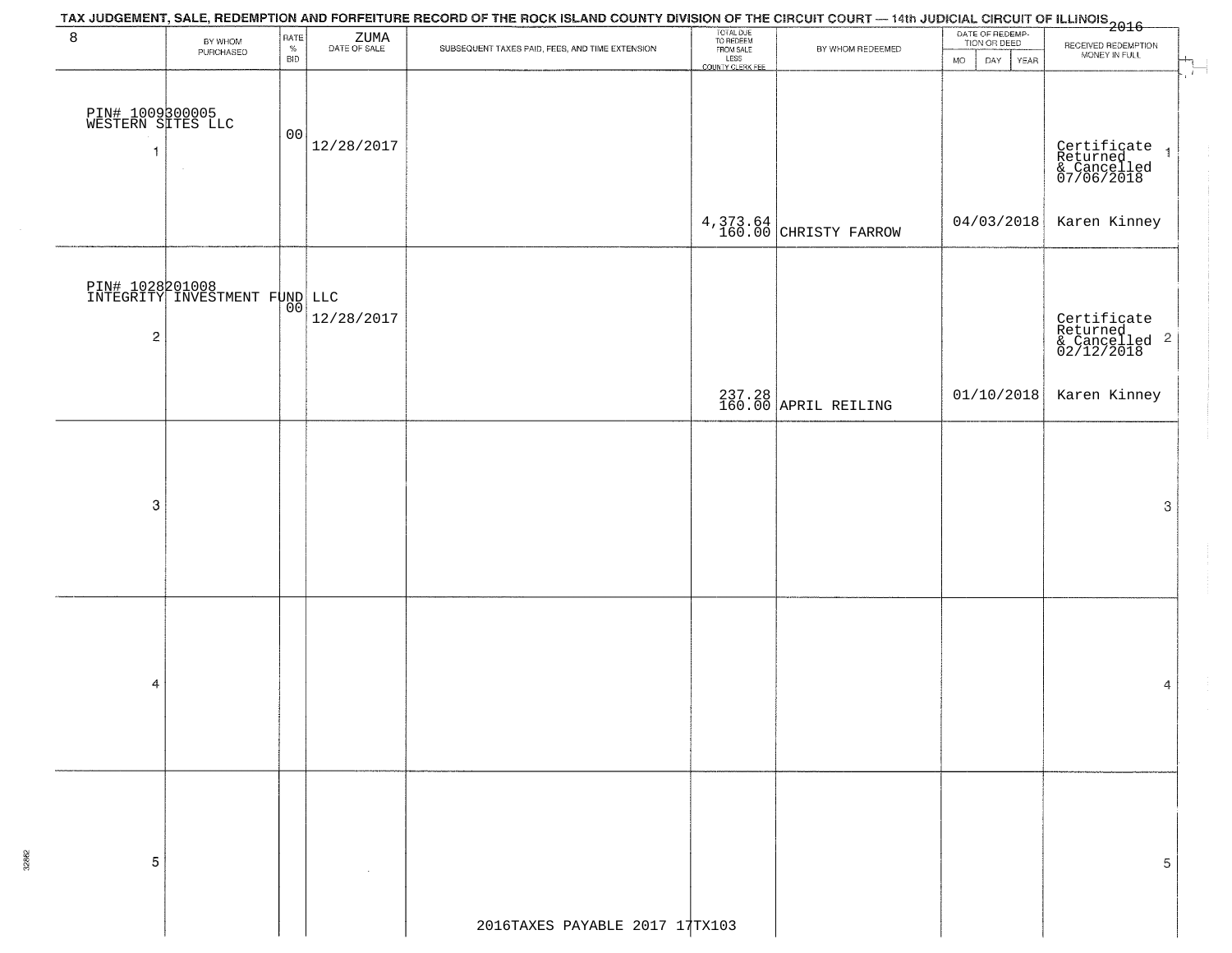TAX JUDGEMENT, SALE, REDEMPTION AND FORFEITURE RECORD OF THE ROCK ISLAND COUNTY DIVISION OF THE CIRCUIT COURT — 14th JUDICIAL CIRCUIT OF ILLINOIS 2016

| 8 | BY WHOM PURCHASED | RATE % BID | ZUMA DATE OF SALE | SUBSEQUENT TAXES PAID, FEES, AND TIME EXTENSION | TOTAL DUE TO REDEEM FROM SALE LESS COUNTY CLERK FEE | BY WHOM REDEEMED | DATE OF REDEMPTION OR DEED MO DAY YEAR | RECEIVED REDEMPTION MONEY IN FULL | |
|---|---|---|---|---|---|---|---|---|---|
| 1 | PIN# 1009300005 WESTERN SITES LLC | 00 | 12/28/2017 | | 4,373.64 160.00 | CHRISTY FARROW | 04/03/2018 | Certificate Returned & Cancelled 07/06/2018 Karen Kinney | 1 |
| 2 | PIN# 1028201008 INTEGRITY INVESTMENT FUND LLC | 00 | 12/28/2017 | | 237.28 160.00 | APRIL REILING | 01/10/2018 | Certificate Returned & Cancelled 02/12/2018 Karen Kinney | 2 |
| 3 | | | | | | | | | 3 |
| 4 | | | | | | | | | 4 |
| 5 | | | | | | | | | 5 |

2016TAXES PAYABLE 2017 17TX103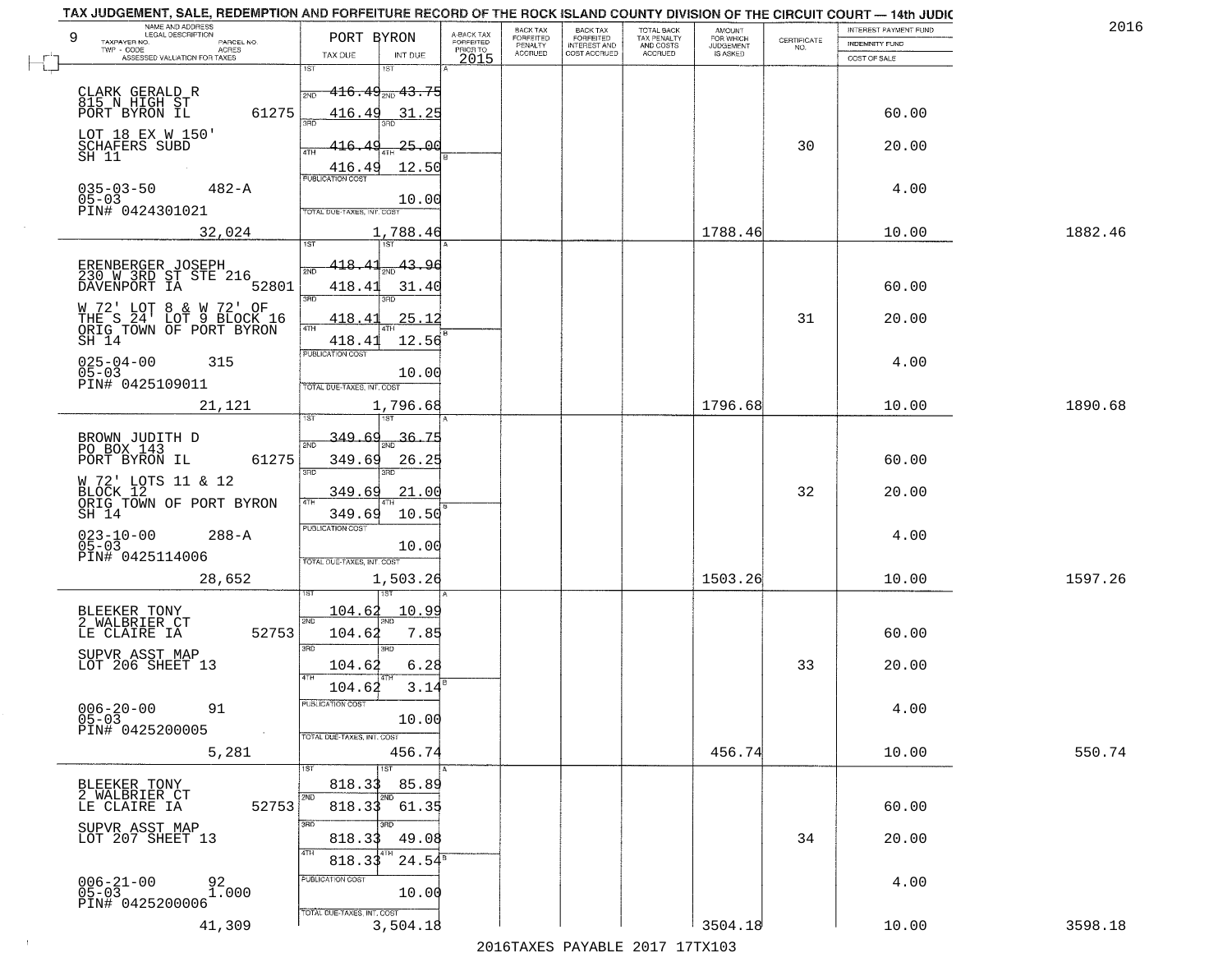TAX JUDGEMENT, SALE, REDEMPTION AND FORFEITURE RECORD OF THE ROCK ISLAND COUNTY DIVISION OF THE CIRCUIT COURT — 14th JUDIC

2016

| 9 NAME AND ADDRESS / LEGAL DESCRIPTION / TAXPAYER NO. / PARCEL NO. / TWP - CODE / ACRES / ASSESSED VALUATION FOR TAXES | PORT BYRON TAX DUE | INT DUE | A-BACK TAX FORFEITED PRIOR TO 2015 | BACK TAX FORFEITED PENALTY ACCRUED | BACK TAX FORFEITED INTEREST AND COST ACCRUED | TOTAL BACK TAX PENALTY AND COSTS ACCRUED | AMOUNT FOR WHICH JUDGEMENT IS ASKED | CERTIFICATE NO. | INTEREST PAYMENT FUND / INDEMNITY FUND / COST OF SALE | |
|---|---|---|---|---|---|---|---|---|---|---|
| CLARK GERALD R<br>815 N HIGH ST<br>PORT BYRON IL 61275<br>LOT 18 EX W 150'<br>SCHAFERS SUBD<br>SH 11<br>035-03-50 482-A<br>05-03<br>PIN# 0424301021<br>32,024 | 1ST 416.49<br>2ND 416.49<br>3RD 416.49<br>4TH 416.49<br>PUBLICATION COST<br>TOTAL DUE-TAXES, INT. COST | 1ST 43.75<br>2ND 31.25<br>3RD 25.00<br>4TH 12.50<br>10.00<br>1,788.46 | | | | | 1788.46 | 30 | 60.00<br>20.00<br>4.00<br>10.00 | 1882.46 |
| ERENBERGER JOSEPH<br>230 W 3RD ST STE 216<br>DAVENPORT IA 52801<br>W 72' LOT 8 & W 72' OF<br>THE S 24' LOT 9 BLOCK 16<br>ORIG TOWN OF PORT BYRON<br>SH 14<br>025-04-00 315<br>05-03<br>PIN# 0425109011<br>21,121 | 1ST 418.41<br>2ND 418.41<br>3RD 418.41<br>4TH 418.41<br>PUBLICATION COST<br>TOTAL DUE-TAXES, INT. COST | 1ST 43.96<br>2ND 31.40<br>3RD 25.12<br>4TH 12.56<br>10.00<br>1,796.68 | | | | | 1796.68 | 31 | 60.00<br>20.00<br>4.00<br>10.00 | 1890.68 |
| BROWN JUDITH D<br>PO BOX 143<br>PORT BYRON IL 61275<br>W 72' LOTS 11 & 12<br>BLOCK 12<br>ORIG TOWN OF PORT BYRON<br>SH 14<br>023-10-00 288-A<br>05-03<br>PIN# 0425114006<br>28,652 | 1ST 349.69<br>2ND 349.69<br>3RD 349.69<br>4TH 349.69<br>PUBLICATION COST<br>TOTAL DUE-TAXES, INT. COST | 1ST 36.75<br>2ND 26.25<br>3RD 21.00<br>4TH 10.50<br>10.00<br>1,503.26 | | | | | 1503.26 | 32 | 60.00<br>20.00<br>4.00<br>10.00 | 1597.26 |
| BLEEKER TONY<br>2 WALBRIER CT<br>LE CLAIRE IA 52753<br>SUPVR ASST MAP<br>LOT 206 SHEET 13<br>006-20-00 91<br>05-03<br>PIN# 0425200005<br>5,281 | 1ST 104.62<br>2ND 104.62<br>3RD 104.62<br>4TH 104.62<br>PUBLICATION COST<br>TOTAL DUE-TAXES, INT. COST | 1ST 10.99<br>2ND 7.85<br>3RD 6.28<br>4TH 3.14<br>10.00<br>456.74 | | | | | 456.74 | 33 | 60.00<br>20.00<br>4.00<br>10.00 | 550.74 |
| BLEEKER TONY<br>2 WALBRIER CT<br>LE CLAIRE IA 52753<br>SUPVR ASST MAP<br>LOT 207 SHEET 13<br>006-21-00 92<br>05-03 1.000<br>PIN# 0425200006<br>41,309 | 1ST 818.33<br>2ND 818.33<br>3RD 818.33<br>4TH 818.33<br>PUBLICATION COST<br>TOTAL DUE-TAXES, INT. COST | 1ST 85.89<br>2ND 61.35<br>3RD 49.08<br>4TH 24.54<br>10.00<br>3,504.18 | | | | | 3504.18 | 34 | 60.00<br>20.00<br>4.00<br>10.00 | 3598.18 |

2016TAXES PAYABLE 2017 17TX103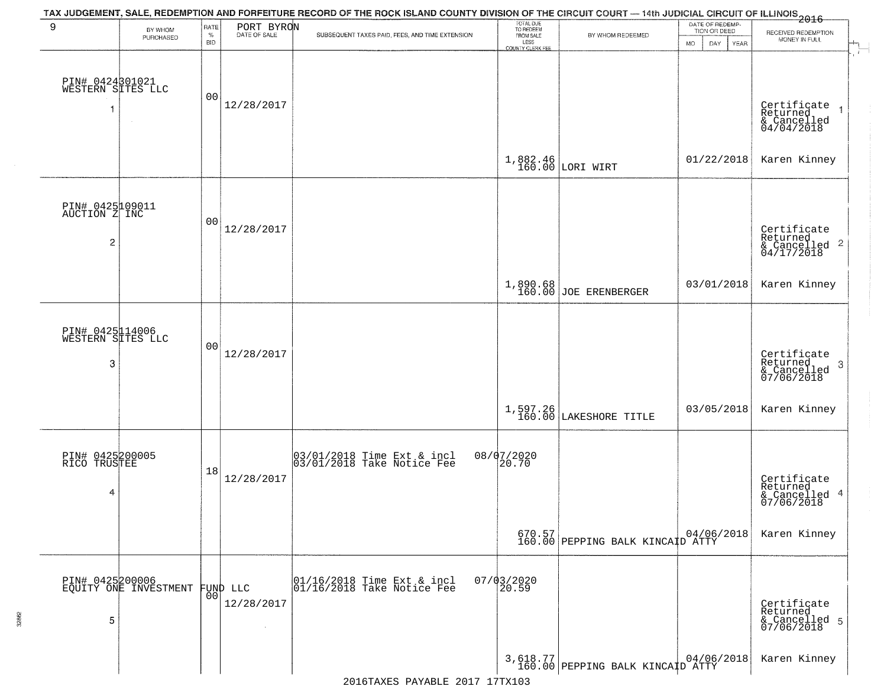TAX JUDGEMENT, SALE, REDEMPTION AND FORFEITURE RECORD OF THE ROCK ISLAND COUNTY DIVISION OF THE CIRCUIT COURT — 14th JUDICIAL CIRCUIT OF ILLINOIS 2016

| 9 | BY WHOM PURCHASED | RATE % BID | PORT BYRON DATE OF SALE | SUBSEQUENT TAXES PAID, FEES, AND TIME EXTENSION | TOTAL DUE TO REDEEM FROM SALE LESS COUNTY CLERK FEE | BY WHOM REDEEMED | DATE OF REDEMPTION OR DEED MO DAY YEAR | RECEIVED REDEMPTION MONEY IN FULL |
|---|---|---|---|---|---|---|---|---|
| 1 | PIN# 0424301021 WESTERN SITES LLC | 00 | 12/28/2017 | | 1,882.46 160.00 | LORI WIRT | 01/22/2018 | Certificate Returned & Cancelled 04/04/2018 Karen Kinney |
| 2 | PIN# 0425109011 AUCTION Z INC | 00 | 12/28/2017 | | 1,890.68 160.00 | JOE ERENBERGER | 03/01/2018 | Certificate Returned & Cancelled 04/17/2018 Karen Kinney |
| 3 | PIN# 0425114006 WESTERN SITES LLC | 00 | 12/28/2017 | | 1,597.26 160.00 | LAKESHORE TITLE | 03/05/2018 | Certificate Returned & Cancelled 07/06/2018 Karen Kinney |
| 4 | PIN# 0425200005 RICO TRUSTEE | 18 | 12/28/2017 | 03/01/2018 Time Ext & incl 08/07/2020 03/01/2018 Take Notice Fee 20.70 | 670.57 160.00 | PEPPING BALK KINCAID ATTY | 04/06/2018 | Certificate Returned & Cancelled 07/06/2018 Karen Kinney |
| 5 | PIN# 0425200006 EQUITY ONE INVESTMENT FUND LLC | 00 | 12/28/2017 | 01/16/2018 Time Ext & incl 07/03/2020 01/16/2018 Take Notice Fee 20.59 | 3,618.77 160.00 | PEPPING BALK KINCAID ATTY | 04/06/2018 | Certificate Returned & Cancelled 07/06/2018 Karen Kinney |

2016TAXES PAYABLE 2017 17TX103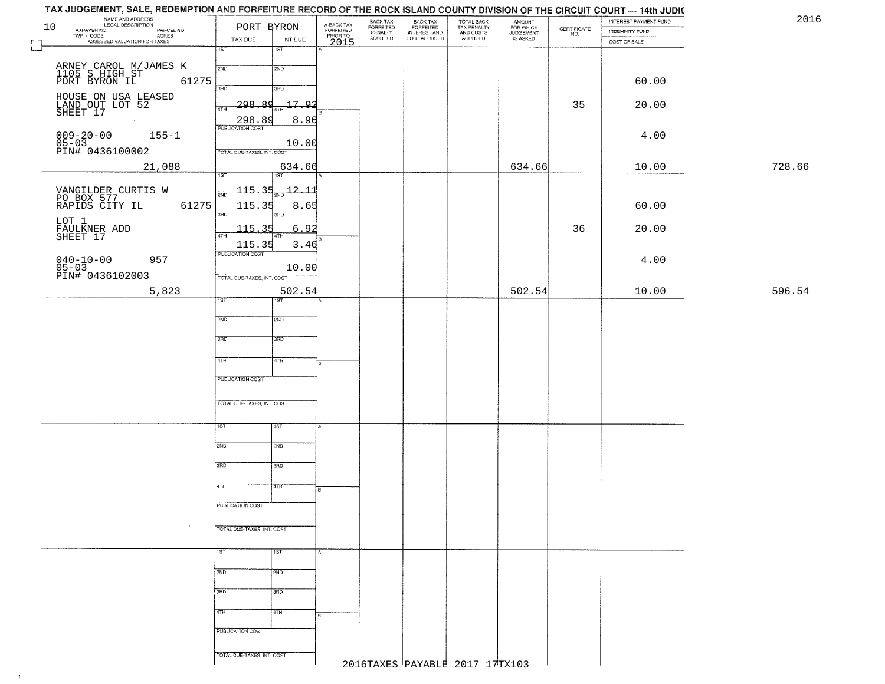# TAX JUDGEMENT, SALE, REDEMPTION AND FORFEITURE RECORD OF THE ROCK ISLAND COUNTY DIVISION OF THE CIRCUIT COURT — 14th JUDIC

2016

| NAME AND ADDRESS / LEGAL DESCRIPTION / TAXPAYER NO. / PARCEL NO. / TWP - CODE / ACRES / ASSESSED VALUATION FOR TAXES | PORT BYRON TAX DUE | INT DUE | A-BACK TAX FORFEITED PRIOR TO 2015 | BACK TAX FORFEITED PENALTY ACCRUED | BACK TAX FORFEITED INTEREST AND COST ACCRUED | TOTAL BACK TAX PENALTY AND COSTS ACCRUED | AMOUNT FOR WHICH JUDGEMENT IS ASKED | CERTIFICATE NO. | INTEREST PAYMENT FUND / INDEMNITY FUND / COST OF SALE | |
|---|---|---|---|---|---|---|---|---|---|---|
| 10 ARNEY CAROL M/JAMES K<br>1105 S HIGH ST<br>PORT BYRON IL 61275<br>HOUSE ON USA LEASED<br>LAND OUT LOT 52<br>SHEET 17<br>009-20-00 155-1<br>05-03<br>PIN# 0436100002<br>21,088 | 1ST<br>2ND<br>3RD<br>4TH 298.89<br>298.89<br>PUBLICATION COST<br>TOTAL DUE-TAXES, INT. COST | 1ST<br>2ND<br>3RD<br>17.92<br>8.96<br>10.00<br>634.66 | | | | | 634.66 | 35 | 60.00<br>20.00<br>4.00<br>10.00 | 728.66 |
| VANGILDER CURTIS W<br>PO BOX 577<br>RAPIDS CITY IL 61275<br>LOT 1<br>FAULKNER ADD<br>SHEET 17<br>040-10-00 957<br>05-03<br>PIN# 0436102003<br>5,823 | 1ST 115.35<br>2ND 115.35<br>3RD 115.35<br>4TH 115.35<br>PUBLICATION COST<br>TOTAL DUE-TAXES, INT. COST | 12.11<br>8.65<br>6.92<br>3.46<br>10.00<br>502.54 | | | | | 502.54 | 36 | 60.00<br>20.00<br>4.00<br>10.00 | 596.54 |

2016TAXES PAYABLE 2017 17TX103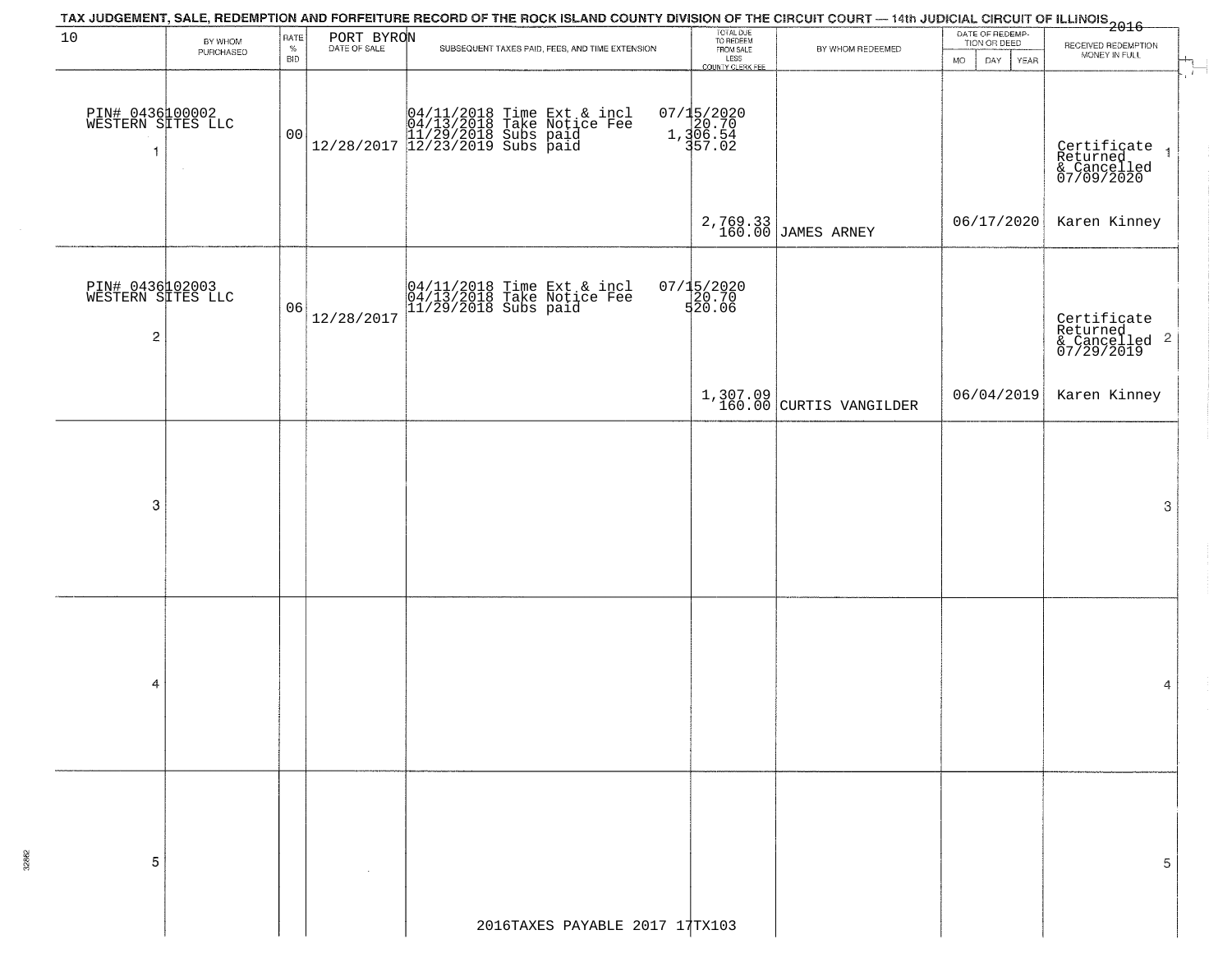TAX JUDGEMENT, SALE, REDEMPTION AND FORFEITURE RECORD OF THE ROCK ISLAND COUNTY DIVISION OF THE CIRCUIT COURT — 14th JUDICIAL CIRCUIT OF ILLINOIS 2016

10 PORT BYRON

| | BY WHOM PURCHASED | RATE % BID | DATE OF SALE | SUBSEQUENT TAXES PAID, FEES, AND TIME EXTENSION | TOTAL DUE TO REDEEM FROM SALE LESS COUNTY CLERK FEE | BY WHOM REDEEMED | DATE OF REDEMPTION OR DEED MO DAY YEAR | RECEIVED REDEMPTION MONEY IN FULL | |
|---|---|---|---|---|---|---|---|---|---|
| 1 | PIN# 0436100002 WESTERN SITES LLC | 00 | 12/28/2017 | 04/11/2018 Time Ext & incl<br>04/13/2018 Take Notice Fee<br>11/29/2018 Subs paid<br>12/23/2019 Subs paid | 07/15/2020<br>20.70<br>1,306.54<br>357.02<br><br>2,769.33<br>160.00 | JAMES ARNEY | 06/17/2020 | Certificate Returned & Cancelled 07/09/2020<br><br>Karen Kinney | 1 |
| 2 | PIN# 0436102003 WESTERN SITES LLC | 06 | 12/28/2017 | 04/11/2018 Time Ext & incl<br>04/13/2018 Take Notice Fee<br>11/29/2018 Subs paid | 07/15/2020<br>20.70<br>520.06<br><br>1,307.09<br>160.00 | CURTIS VANGILDER | 06/04/2019 | Certificate Returned & Cancelled 07/29/2019<br><br>Karen Kinney | 2 |
| 3 | | | | | | | | | 3 |
| 4 | | | | | | | | | 4 |
| 5 | | | | | | | | | 5 |

2016TAXES PAYABLE 2017 17TX103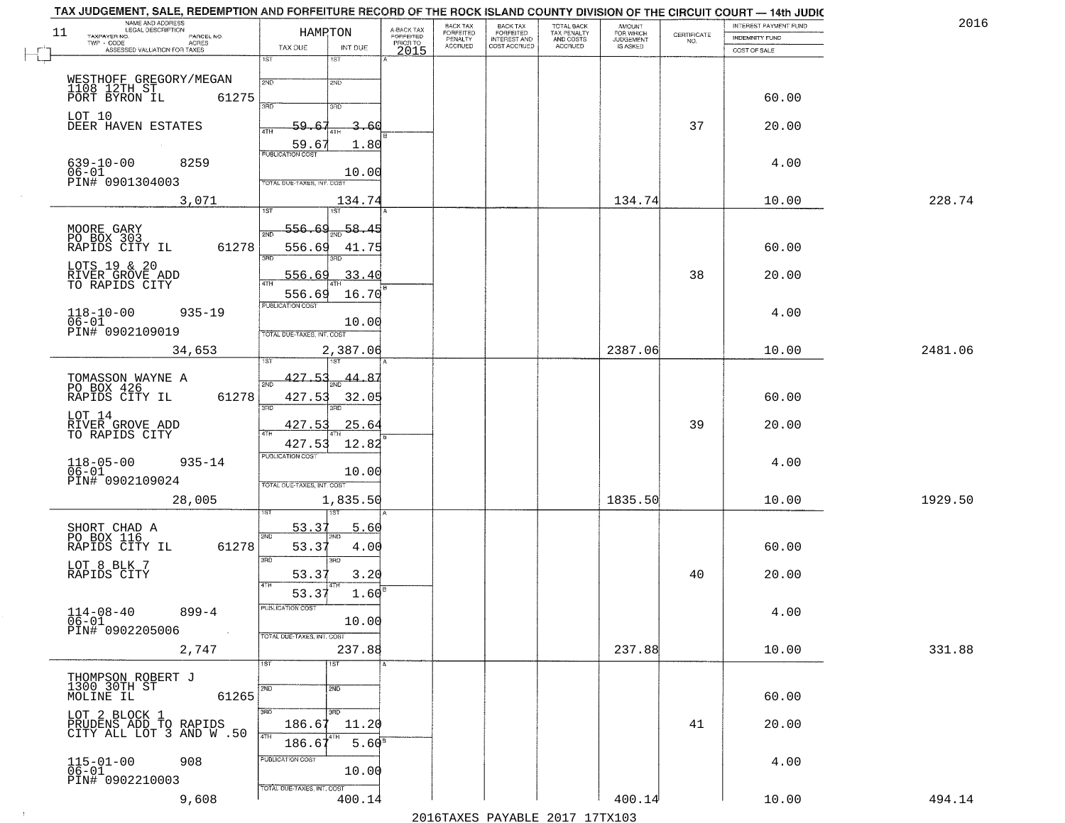TAX JUDGEMENT, SALE, REDEMPTION AND FORFEITURE RECORD OF THE ROCK ISLAND COUNTY DIVISION OF THE CIRCUIT COURT — 14th JUDIC

2016

| NAME AND ADDRESS / LEGAL DESCRIPTION / TAXPAYER NO. / PARCEL NO. / TWP - CODE / ACRES / ASSESSED VALUATION FOR TAXES | HAMPTON TAX DUE | INT DUE | A-BACK TAX FORFEITED PRIOR TO 2015 | BACK TAX FORFEITED PENALTY ACCRUED | BACK TAX FORFEITED INTEREST AND COST ACCRUED | TOTAL BACK TAX PENALTY AND COSTS ACCRUED | AMOUNT FOR WHICH JUDGEMENT IS ASKED | CERTIFICATE NO. | INTEREST PAYMENT FUND / INDEMNITY FUND / COST OF SALE | |
|---|---|---|---|---|---|---|---|---|---|---|
| WESTHOFF GREGORY/MEGAN<br>1108 12TH ST<br>PORT BYRON IL 61275<br>LOT 10<br>DEER HAVEN ESTATES<br>639-10-00 8259<br>06-01<br>PIN# 0901304003<br>3,071 | 1ST<br>2ND<br>3RD<br>4TH 59.67<br>59.67<br>PUBLICATION COST<br>TOTAL DUE-TAXES, INT. COST | 1ST<br>2ND<br>3RD<br>3.60<br>1.80<br>10.00<br>134.74 | | | | | 134.74 | 37 | 60.00<br>20.00<br>4.00<br>10.00 | 228.74 |
| MOORE GARY<br>PO BOX 303<br>RAPIDS CITY IL 61278<br>LOTS 19 & 20<br>RIVER GROVE ADD<br>TO RAPIDS CITY<br>118-10-00 935-19<br>06-01<br>PIN# 0902109019<br>34,653 | 1ST 556.69<br>2ND 556.69<br>3RD 556.69<br>4TH 556.69<br>PUBLICATION COST<br>TOTAL DUE-TAXES, INT. COST | 58.45<br>41.75<br>33.40<br>16.70<br>10.00<br>2,387.06 | | | | | 2387.06 | 38 | 60.00<br>20.00<br>4.00<br>10.00 | 2481.06 |
| TOMASSON WAYNE A<br>PO BOX 426<br>RAPIDS CITY IL 61278<br>LOT 14<br>RIVER GROVE ADD<br>TO RAPIDS CITY<br>118-05-00 935-14<br>06-01<br>PIN# 0902109024<br>28,005 | 1ST 427.53<br>2ND 427.53<br>3RD 427.53<br>4TH 427.53<br>PUBLICATION COST<br>TOTAL DUE-TAXES, INT. COST | 44.87<br>32.05<br>25.64<br>12.82<br>10.00<br>1,835.50 | | | | | 1835.50 | 39 | 60.00<br>20.00<br>4.00<br>10.00 | 1929.50 |
| SHORT CHAD A<br>PO BOX 116<br>RAPIDS CITY IL 61278<br>LOT 8 BLK 7<br>RAPIDS CITY<br>114-08-40 899-4<br>06-01<br>PIN# 0902205006<br>2,747 | 1ST 53.37<br>2ND 53.37<br>3RD 53.37<br>4TH 53.37<br>PUBLICATION COST<br>TOTAL DUE-TAXES, INT. COST | 5.60<br>4.00<br>3.20<br>1.60<br>10.00<br>237.88 | | | | | 237.88 | 40 | 60.00<br>20.00<br>4.00<br>10.00 | 331.88 |
| THOMPSON ROBERT J<br>1300 30TH ST<br>MOLINE IL 61265<br>LOT 2 BLOCK 1<br>PRUDENS ADD TO RAPIDS<br>CITY ALL LOT 3 AND W .50<br>115-01-00 908<br>06-01<br>PIN# 0902210003<br>9,608 | 1ST<br>2ND<br>3RD 186.67<br>4TH 186.67<br>PUBLICATION COST<br>TOTAL DUE-TAXES, INT. COST | 1ST<br>2ND<br>11.20<br>5.60<br>10.00<br>400.14 | | | | | 400.14 | 41 | 60.00<br>20.00<br>4.00<br>10.00 | 494.14 |

2016TAXES PAYABLE 2017 17TX103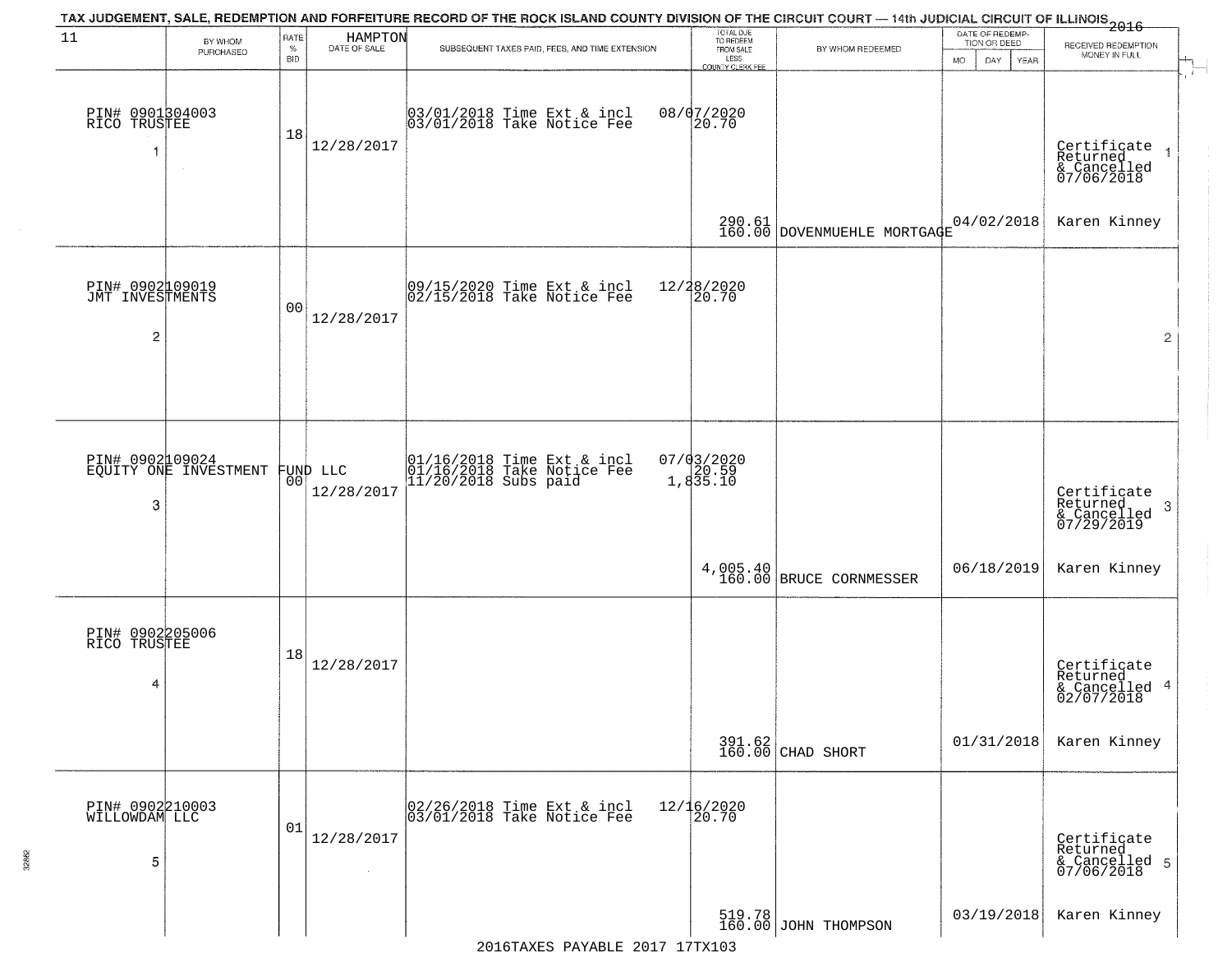TAX JUDGEMENT, SALE, REDEMPTION AND FORFEITURE RECORD OF THE ROCK ISLAND COUNTY DIVISION OF THE CIRCUIT COURT — 14th JUDICIAL CIRCUIT OF ILLINOIS 2016

| 11 | BY WHOM PURCHASED | RATE % BID | HAMPTON DATE OF SALE | SUBSEQUENT TAXES PAID, FEES, AND TIME EXTENSION | TOTAL DUE TO REDEEM FROM SALE LESS COUNTY CLERK FEE | BY WHOM REDEEMED | DATE OF REDEMPTION OR DEED MO DAY YEAR | RECEIVED REDEMPTION MONEY IN FULL |
|---|---|---|---|---|---|---|---|---|
| 1 | PIN# 0901304003 RICO TRUSTEE | 18 | 12/28/2017 | 03/01/2018 Time Ext & incl 08/07/2020<br>03/01/2018 Take Notice Fee 20.70 | 290.61<br>160.00 | DOVENMUEHLE MORTGAGE | 04/02/2018 | Certificate Returned & Cancelled 07/06/2018<br>Karen Kinney |
| 2 | PIN# 0902109019 JMT INVESTMENTS | 00 | 12/28/2017 | 09/15/2020 Time Ext & incl 12/28/2020<br>02/15/2018 Take Notice Fee 20.70 | | | | |
| 3 | PIN# 0902109024 EQUITY ONE INVESTMENT FUND LLC | 00 | 12/28/2017 | 01/16/2018 Time Ext & incl 07/03/2020<br>01/16/2018 Take Notice Fee 20.59<br>11/20/2018 Subs paid 1,835.10 | 4,005.40<br>160.00 | BRUCE CORNMESSER | 06/18/2019 | Certificate Returned & Cancelled 07/29/2019<br>Karen Kinney |
| 4 | PIN# 0902205006 RICO TRUSTEE | 18 | 12/28/2017 | | 391.62<br>160.00 | CHAD SHORT | 01/31/2018 | Certificate Returned & Cancelled 02/07/2018<br>Karen Kinney |
| 5 | PIN# 0902210003 WILLOWDAM LLC | 01 | 12/28/2017 | 02/26/2018 Time Ext & incl 12/16/2020<br>03/01/2018 Take Notice Fee 20.70 | 519.78<br>160.00 | JOHN THOMPSON | 03/19/2018 | Certificate Returned & Cancelled 07/06/2018<br>Karen Kinney |

2016TAXES PAYABLE 2017 17TX103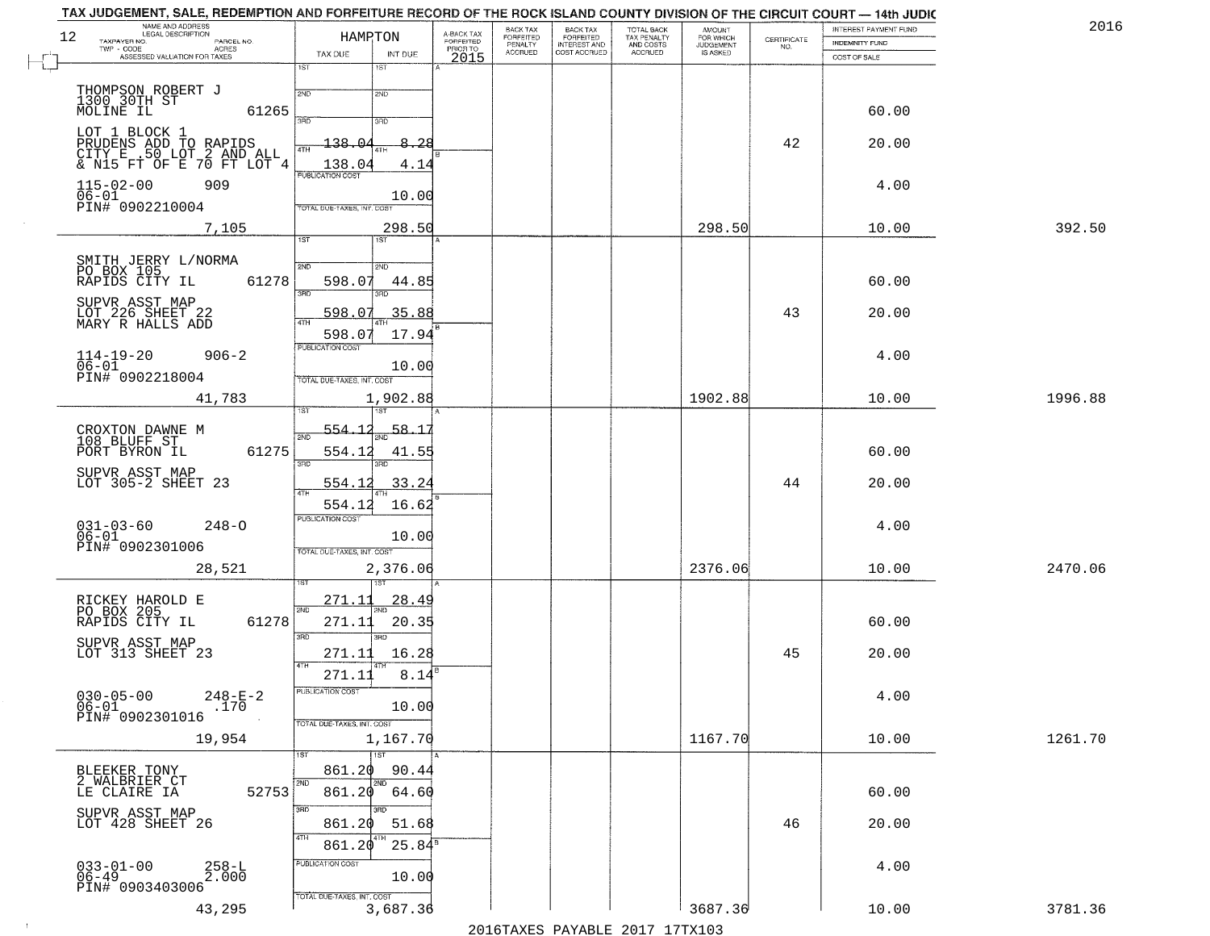TAX JUDGEMENT, SALE, REDEMPTION AND FORFEITURE RECORD OF THE ROCK ISLAND COUNTY DIVISION OF THE CIRCUIT COURT — 14th JUDIC

2016

| NAME AND ADDRESS / LEGAL DESCRIPTION / TAXPAYER NO. / PARCEL NO. / TWP - CODE / ACRES / ASSESSED VALUATION FOR TAXES | HAMPTON TAX DUE | INT DUE | A-BACK TAX FORFEITED PRIOR TO 2015 | BACK TAX FORFEITED PENALTY ACCRUED | BACK TAX FORFEITED INTEREST AND COST ACCRUED | TOTAL BACK TAX PENALTY AND COSTS ACCRUED | AMOUNT FOR WHICH JUDGEMENT IS ASKED | CERTIFICATE NO. | INTEREST PAYMENT FUND / INDEMNITY FUND / COST OF SALE | |
|---|---|---|---|---|---|---|---|---|---|---|
| THOMPSON ROBERT J<br>1300 30TH ST<br>MOLINE IL 61265<br>LOT 1 BLOCK 1<br>PRUDENS ADD TO RAPIDS CITY E .50 LOT 2 AND ALL & N15 FT OF E 70 FT LOT 4<br>115-02-00 909<br>06-01<br>PIN# 0902210004<br>7,105 | 1ST<br>2ND<br>3RD 138.04<br>4TH 138.04<br>PUBLICATION COST<br>TOTAL DUE-TAXES, INT. COST | 1ST<br>2ND<br>3RD 8.28<br>4TH 4.14<br>10.00<br>298.50 | | | | | 298.50 | 42 | 60.00<br>20.00<br>4.00<br>10.00 | 392.50 |
| SMITH JERRY L/NORMA<br>PO BOX 105<br>RAPIDS CITY IL 61278<br>SUPVR ASST MAP<br>LOT 226 SHEET 22<br>MARY R HALLS ADD<br>114-19-20 906-2<br>06-01<br>PIN# 0902218004<br>41,783 | 1ST<br>2ND 598.07<br>3RD 598.07<br>4TH 598.07<br>PUBLICATION COST<br>TOTAL DUE-TAXES, INT. COST | 1ST<br>2ND 44.85<br>3RD 35.88<br>4TH 17.94<br>10.00<br>1,902.88 | | | | | 1902.88 | 43 | 60.00<br>20.00<br>4.00<br>10.00 | 1996.88 |
| CROXTON DAWNE M<br>108 BLUFF ST<br>PORT BYRON IL 61275<br>SUPVR ASST MAP<br>LOT 305-2 SHEET 23<br>031-03-60 248-O<br>06-01<br>PIN# 0902301006<br>28,521 | 1ST 554.12<br>2ND 554.12<br>3RD 554.12<br>4TH 554.12<br>PUBLICATION COST<br>TOTAL DUE-TAXES, INT. COST | 1ST 58.17<br>2ND 41.55<br>3RD 33.24<br>4TH 16.62<br>10.00<br>2,376.06 | | | | | 2376.06 | 44 | 60.00<br>20.00<br>4.00<br>10.00 | 2470.06 |
| RICKEY HAROLD E<br>PO BOX 205<br>RAPIDS CITY IL 61278<br>SUPVR ASST MAP<br>LOT 313 SHEET 23<br>030-05-00 248-E-2<br>06-01 .170<br>PIN# 0902301016<br>19,954 | 1ST 271.11<br>2ND 271.11<br>3RD 271.11<br>4TH 271.11<br>PUBLICATION COST<br>TOTAL DUE-TAXES, INT. COST | 1ST 28.49<br>2ND 20.35<br>3RD 16.28<br>4TH 8.14<br>10.00<br>1,167.70 | | | | | 1167.70 | 45 | 60.00<br>20.00<br>4.00<br>10.00 | 1261.70 |
| BLEEKER TONY<br>2 WALBRIER CT<br>LE CLAIRE IA 52753<br>SUPVR ASST MAP<br>LOT 428 SHEET 26<br>033-01-00 258-L<br>06-49 2.000<br>PIN# 0903403006<br>43,295 | 1ST 861.20<br>2ND 861.20<br>3RD 861.20<br>4TH 861.20<br>PUBLICATION COST<br>TOTAL DUE-TAXES, INT. COST | 1ST 90.44<br>2ND 64.60<br>3RD 51.68<br>4TH 25.84<br>10.00<br>3,687.36 | | | | | 3687.36 | 46 | 60.00<br>20.00<br>4.00<br>10.00 | 3781.36 |

2016TAXES PAYABLE 2017 17TX103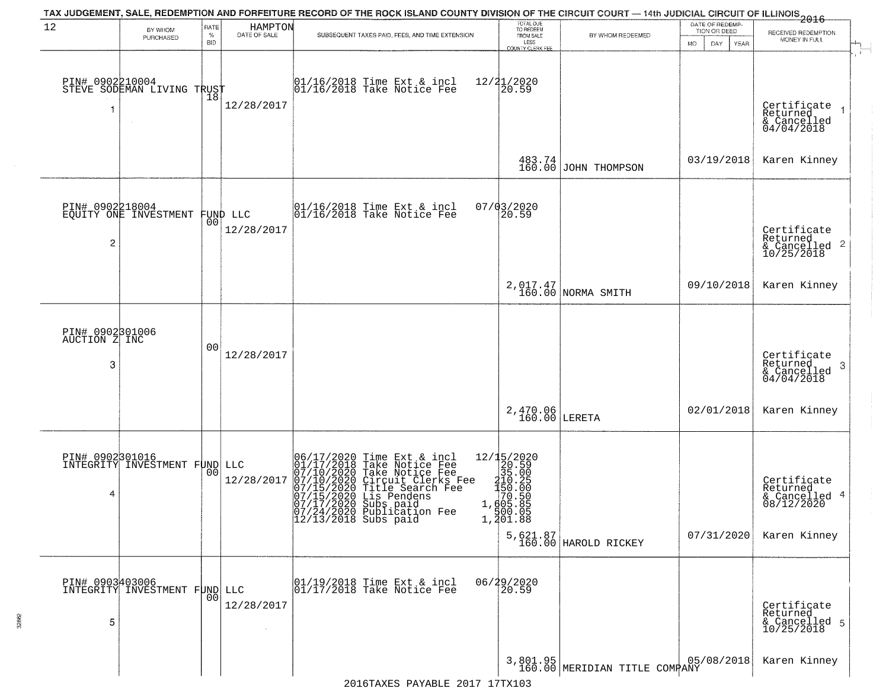TAX JUDGEMENT, SALE, REDEMPTION AND FORFEITURE RECORD OF THE ROCK ISLAND COUNTY DIVISION OF THE CIRCUIT COURT — 14th JUDICIAL CIRCUIT OF ILLINOIS 2016

12 — HAMPTON

| | BY WHOM PURCHASED | RATE % BID | DATE OF SALE | SUBSEQUENT TAXES PAID, FEES, AND TIME EXTENSION | TOTAL DUE TO REDEEM FROM SALE LESS COUNTY CLERK FEE | BY WHOM REDEEMED | DATE OF REDEMPTION OR DEED | RECEIVED REDEMPTION MONEY IN FULL |
|---|---|---|---|---|---|---|---|---|
| 1 | PIN# 0902210004 STEVE SODEMAN LIVING TRUST | 18 | 12/28/2017 | 01/16/2018 Time Ext & incl 12/21/2020<br>01/16/2018 Take Notice Fee 20.59 | 483.74<br>160.00 | JOHN THOMPSON | 03/19/2018 | Certificate Returned & Cancelled 04/04/2018<br>Karen Kinney |
| 2 | PIN# 0902218004 EQUITY ONE INVESTMENT FUND LLC | 00 | 12/28/2017 | 01/16/2018 Time Ext & incl 07/03/2020<br>01/16/2018 Take Notice Fee 20.59 | 2,017.47<br>160.00 | NORMA SMITH | 09/10/2018 | Certificate Returned & Cancelled 10/25/2018<br>Karen Kinney |
| 3 | PIN# 0902301006 AUCTION Z INC | 00 | 12/28/2017 | | 2,470.06<br>160.00 | LERETA | 02/01/2018 | Certificate Returned & Cancelled 04/04/2018<br>Karen Kinney |
| 4 | PIN# 0902301016 INTEGRITY INVESTMENT FUND LLC | 00 | 12/28/2017 | 06/17/2020 Time Ext & incl 12/15/2020<br>01/17/2018 Take Notice Fee 20.59<br>07/10/2020 Take Notice Fee 35.00<br>07/10/2020 Circuit Clerks Fee 210.25<br>07/15/2020 Title Search Fee 150.00<br>07/15/2020 Lis Pendens 70.50<br>07/17/2020 Subs paid 1,605.85<br>07/24/2020 Publication Fee 500.05<br>12/13/2018 Subs paid 1,201.88 | 5,621.87<br>160.00 | HAROLD RICKEY | 07/31/2020 | Certificate Returned & Cancelled 08/12/2020<br>Karen Kinney |
| 5 | PIN# 0903403006 INTEGRITY INVESTMENT FUND LLC | 00 | 12/28/2017 | 01/19/2018 Time Ext & incl 06/29/2020<br>01/17/2018 Take Notice Fee 20.59 | 3,801.95<br>160.00 | MERIDIAN TITLE COMPANY | 05/08/2018 | Certificate Returned & Cancelled 10/25/2018<br>Karen Kinney |

2016TAXES PAYABLE 2017 17TX103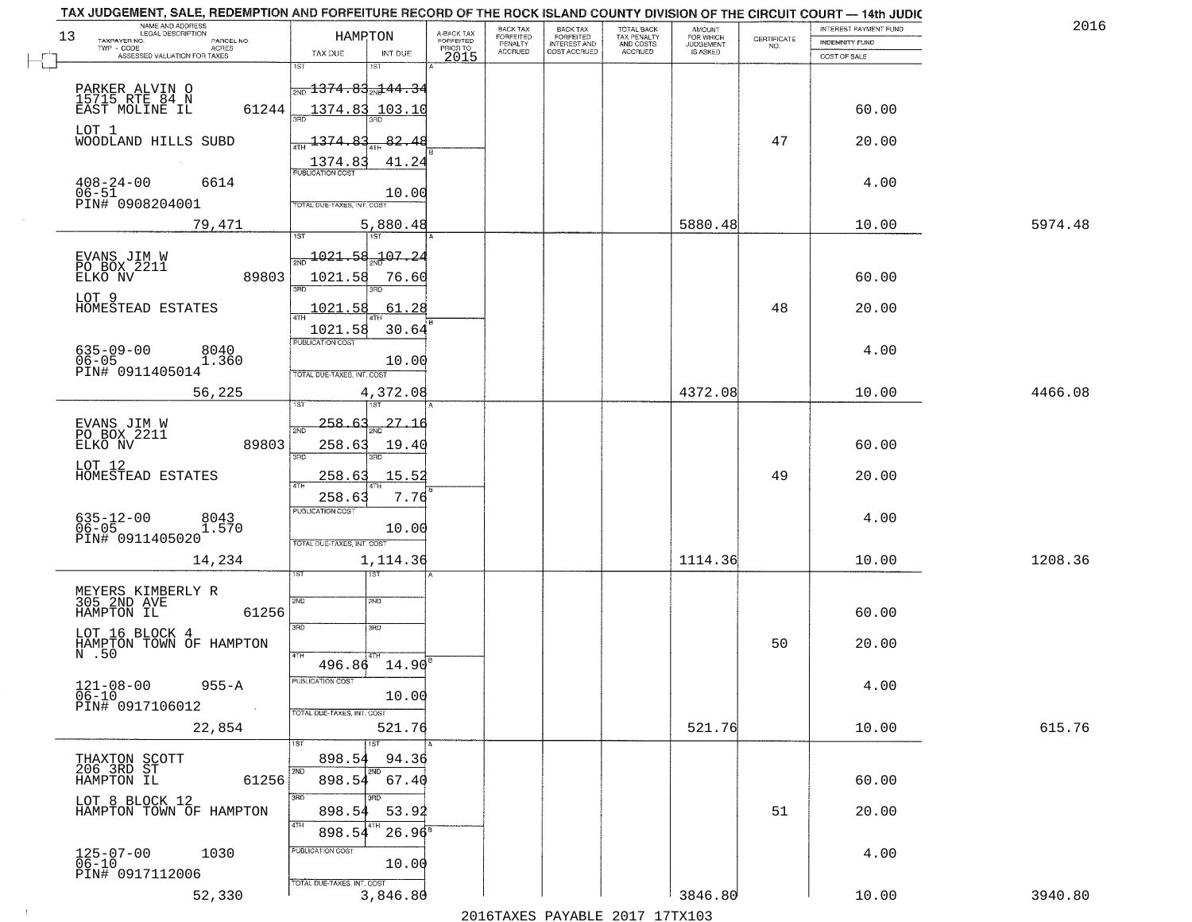TAX JUDGEMENT, SALE, REDEMPTION AND FORFEITURE RECORD OF THE ROCK ISLAND COUNTY DIVISION OF THE CIRCUIT COURT — 14th JUDIC

2016

13

| NAME AND ADDRESS / LEGAL DESCRIPTION / TAXPAYER NO. / PARCEL NO. / TWP - CODE / ACRES / ASSESSED VALUATION FOR TAXES | HAMPTON TAX DUE | INT DUE | A-BACK TAX FORFEITED PRIOR TO 2015 | BACK TAX FORFEITED PENALTY ACCRUED | BACK TAX FORFEITED INTEREST AND COST ACCRUED | TOTAL BACK TAX PENALTY AND COSTS ACCRUED | AMOUNT FOR WHICH JUDGEMENT IS ASKED | CERTIFICATE NO. | INTEREST PAYMENT FUND / INDEMNITY FUND / COST OF SALE | |
|---|---|---|---|---|---|---|---|---|---|---|
| PARKER ALVIN O<br>15715 RTE 84 N<br>EAST MOLINE IL 61244<br>LOT 1<br>WOODLAND HILLS SUBD<br>408-24-00 6614<br>06-51<br>PIN# 0908204001<br>79,471 | 1ST<br>2ND 1374.83<br>1374.83<br>3RD<br>4TH 1374.83<br>1374.83<br>PUBLICATION COST<br>TOTAL DUE-TAXES, INT. COST | 1ST<br>2ND 144.34<br>103.10<br>3RD<br>4TH 82.48<br>41.24<br>10.00<br>5,880.48 | | | | | 5880.48 | 47 | 60.00<br>20.00<br>4.00<br>10.00 | 5974.48 |
| EVANS JIM W<br>PO BOX 2211<br>ELKO NV 89803<br>LOT 9<br>HOMESTEAD ESTATES<br>635-09-00 8040<br>06-05 1.360<br>PIN# 0911405014<br>56,225 | 1ST<br>2ND 1021.58<br>1021.58<br>3RD 1021.58<br>4TH 1021.58<br>PUBLICATION COST<br>TOTAL DUE-TAXES, INT. COST | 1ST<br>2ND 107.24<br>76.60<br>3RD 61.28<br>4TH 30.64<br>10.00<br>4,372.08 | | | | | 4372.08 | 48 | 60.00<br>20.00<br>4.00<br>10.00 | 4466.08 |
| EVANS JIM W<br>PO BOX 2211<br>ELKO NV 89803<br>LOT 12<br>HOMESTEAD ESTATES<br>635-12-00 8043<br>06-05 1.570<br>PIN# 0911405020<br>14,234 | 1ST<br>2ND 258.63<br>258.63<br>3RD 258.63<br>4TH 258.63<br>PUBLICATION COST<br>TOTAL DUE-TAXES, INT. COST | 1ST<br>2ND 27.16<br>19.40<br>3RD 15.52<br>4TH 7.76<br>10.00<br>1,114.36 | | | | | 1114.36 | 49 | 60.00<br>20.00<br>4.00<br>10.00 | 1208.36 |
| MEYERS KIMBERLY R<br>305 2ND AVE<br>HAMPTON IL 61256<br>LOT 16 BLOCK 4<br>HAMPTON TOWN OF HAMPTON<br>N .50<br>121-08-00 955-A<br>06-10<br>PIN# 0917106012<br>22,854 | 1ST<br>2ND<br>3RD<br>4TH 496.86<br>PUBLICATION COST<br>TOTAL DUE-TAXES, INT. COST | 1ST<br>2ND<br>3RD<br>4TH 14.90<br>10.00<br>521.76 | | | | | 521.76 | 50 | 60.00<br>20.00<br>4.00<br>10.00 | 615.76 |
| THAXTON SCOTT<br>206 3RD ST<br>HAMPTON IL 61256<br>LOT 8 BLOCK 12<br>HAMPTON TOWN OF HAMPTON<br>125-07-00 1030<br>06-10<br>PIN# 0917112006<br>52,330 | 1ST 898.54<br>2ND 898.54<br>3RD 898.54<br>4TH 898.54<br>PUBLICATION COST<br>TOTAL DUE-TAXES, INT. COST | 1ST 94.36<br>2ND 67.40<br>3RD 53.92<br>4TH 26.96<br>10.00<br>3,846.80 | | | | | 3846.80 | 51 | 60.00<br>20.00<br>4.00<br>10.00 | 3940.80 |

2016TAXES PAYABLE 2017 17TX103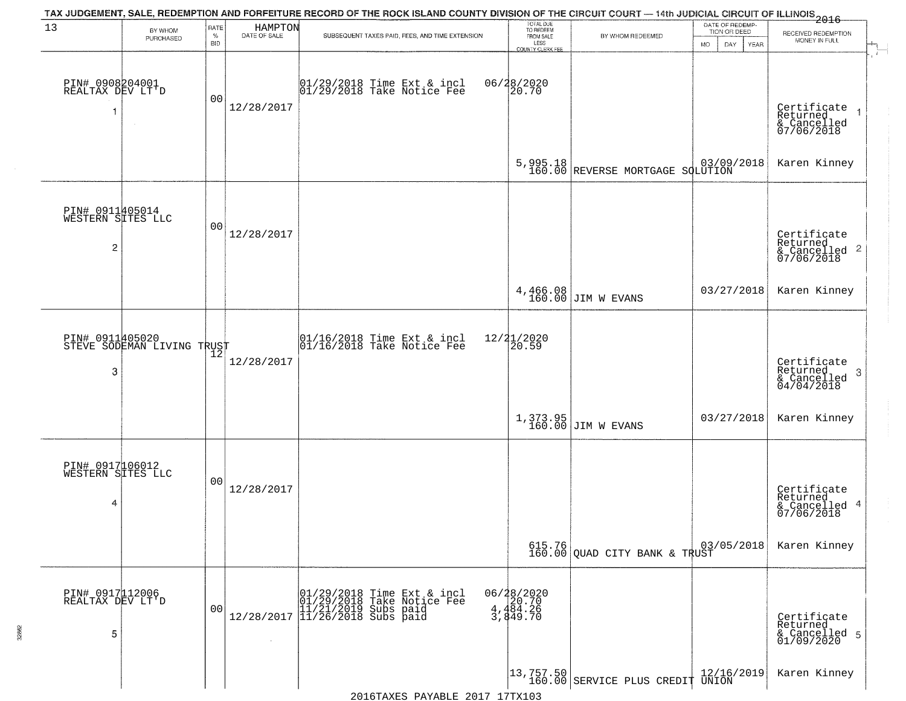TAX JUDGEMENT, SALE, REDEMPTION AND FORFEITURE RECORD OF THE ROCK ISLAND COUNTY DIVISION OF THE CIRCUIT COURT — 14th JUDICIAL CIRCUIT OF ILLINOIS 2016

| 13 | BY WHOM PURCHASED | RATE % BID | HAMPTON DATE OF SALE | SUBSEQUENT TAXES PAID, FEES, AND TIME EXTENSION | TOTAL DUE TO REDEEM FROM SALE LESS COUNTY CLERK FEE | BY WHOM REDEEMED | DATE OF REDEMPTION OR DEED MO DAY YEAR | RECEIVED REDEMPTION MONEY IN FULL |
|---|---|---|---|---|---|---|---|---|
| 1 | PIN# 0908204001 REALTAX DEV LT'D | 00 | 12/28/2017 | 01/29/2018 Time Ext & incl 01/29/2018 Take Notice Fee | 06/28/2020 20.70 5,995.18 160.00 | REVERSE MORTGAGE SOLUTION | 03/09/2018 | Certificate Returned & Cancelled 07/06/2018 Karen Kinney |
| 2 | PIN# 0911405014 WESTERN SITES LLC | 00 | 12/28/2017 | | 4,466.08 160.00 | JIM W EVANS | 03/27/2018 | Certificate Returned & Cancelled 07/06/2018 Karen Kinney |
| 3 | PIN# 0911405020 STEVE SODEMAN LIVING TRUST | 12 | 12/28/2017 | 01/16/2018 Time Ext & incl 01/16/2018 Take Notice Fee | 12/21/2020 20.59 1,373.95 160.00 | JIM W EVANS | 03/27/2018 | Certificate Returned & Cancelled 04/04/2018 Karen Kinney |
| 4 | PIN# 0917106012 WESTERN SITES LLC | 00 | 12/28/2017 | | 615.76 160.00 | QUAD CITY BANK & TRUST | 03/05/2018 | Certificate Returned & Cancelled 07/06/2018 Karen Kinney |
| 5 | PIN# 0917112006 REALTAX DEV LT'D | 00 | 12/28/2017 | 01/29/2018 Time Ext & incl 01/29/2018 Take Notice Fee 11/21/2019 Subs paid 11/26/2018 Subs paid | 06/28/2020 20.70 4,484.26 3,849.70 13,757.50 160.00 | SERVICE PLUS CREDIT UNION | 12/16/2019 | Certificate Returned & Cancelled 01/09/2020 Karen Kinney |

2016TAXES PAYABLE 2017 17TX103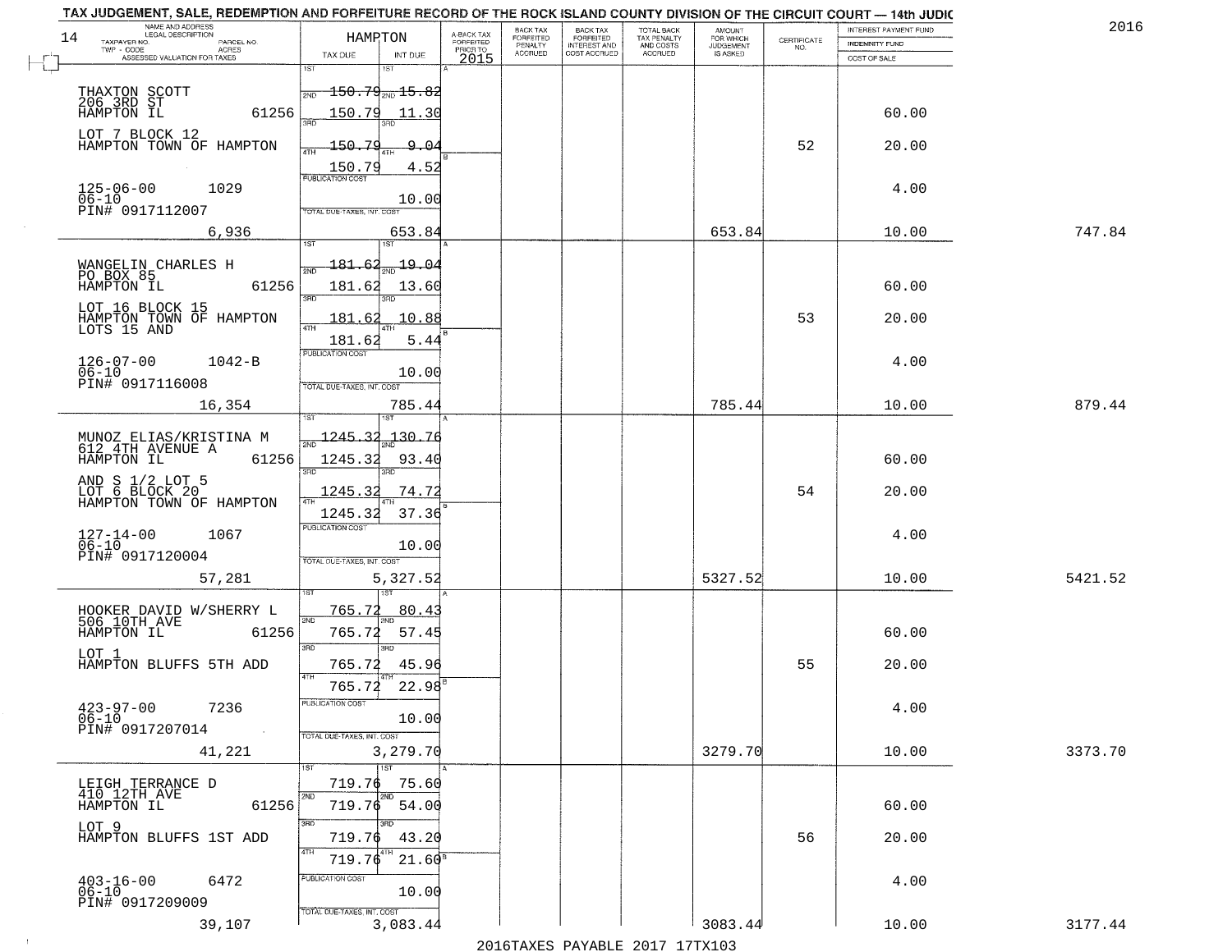TAX JUDGEMENT, SALE, REDEMPTION AND FORFEITURE RECORD OF THE ROCK ISLAND COUNTY DIVISION OF THE CIRCUIT COURT — 14th JUDIC

2016

| NAME AND ADDRESS / LEGAL DESCRIPTION / TAXPAYER NO. / PARCEL NO. / TWP - CODE / ACRES / ASSESSED VALUATION FOR TAXES | HAMPTON TAX DUE | INT DUE | A-BACK TAX FORFEITED PRIOR TO 2015 | BACK TAX FORFEITED PENALTY ACCRUED | BACK TAX FORFEITED INTEREST AND COST ACCRUED | TOTAL BACK TAX PENALTY AND COSTS ACCRUED | AMOUNT FOR WHICH JUDGEMENT IS ASKED | CERTIFICATE NO. | INTEREST PAYMENT FUND / INDEMNITY FUND / COST OF SALE | |
|---|---|---|---|---|---|---|---|---|---|---|
| THAXTON SCOTT<br>206 3RD ST<br>HAMPTON IL 61256<br>LOT 7 BLOCK 12<br>HAMPTON TOWN OF HAMPTON<br>125-06-00 1029<br>06-10<br>PIN# 0917112007<br>6,936 | 1ST 150.79<br>2ND 150.79<br>3RD 150.79<br>4TH 150.79<br>PUBLICATION COST<br>TOTAL DUE-TAXES, INT. COST | 15.82<br>11.30<br>9.04<br>4.52<br>10.00<br>653.84 | | | | | 653.84 | 52 | 60.00<br>20.00<br>4.00<br>10.00 | 747.84 |
| WANGELIN CHARLES H<br>PO BOX 85<br>HAMPTON IL 61256<br>LOT 16 BLOCK 15<br>HAMPTON TOWN OF HAMPTON<br>LOTS 15 AND<br>126-07-00 1042-B<br>06-10<br>PIN# 0917116008<br>16,354 | 1ST 181.62<br>2ND 181.62<br>3RD 181.62<br>4TH 181.62<br>PUBLICATION COST<br>TOTAL DUE-TAXES, INT. COST | 19.04<br>13.60<br>10.88<br>5.44<br>10.00<br>785.44 | | | | | 785.44 | 53 | 60.00<br>20.00<br>4.00<br>10.00 | 879.44 |
| MUNOZ ELIAS/KRISTINA M<br>612 4TH AVENUE A<br>HAMPTON IL 61256<br>AND S 1/2 LOT 5<br>LOT 6 BLOCK 20<br>HAMPTON TOWN OF HAMPTON<br>127-14-00 1067<br>06-10<br>PIN# 0917120004<br>57,281 | 1ST 1245.32<br>2ND 1245.32<br>3RD 1245.32<br>4TH 1245.32<br>PUBLICATION COST<br>TOTAL DUE-TAXES, INT. COST | 130.76<br>93.40<br>74.72<br>37.36<br>10.00<br>5,327.52 | | | | | 5327.52 | 54 | 60.00<br>20.00<br>4.00<br>10.00 | 5421.52 |
| HOOKER DAVID W/SHERRY L<br>506 10TH AVE<br>HAMPTON IL 61256<br>LOT 1<br>HAMPTON BLUFFS 5TH ADD<br>423-97-00 7236<br>06-10<br>PIN# 0917207014<br>41,221 | 1ST 765.72<br>2ND 765.72<br>3RD 765.72<br>4TH 765.72<br>PUBLICATION COST<br>TOTAL DUE-TAXES, INT. COST | 80.43<br>57.45<br>45.96<br>22.98<br>10.00<br>3,279.70 | | | | | 3279.70 | 55 | 60.00<br>20.00<br>4.00<br>10.00 | 3373.70 |
| LEIGH TERRANCE D<br>410 12TH AVE<br>HAMPTON IL 61256<br>LOT 9<br>HAMPTON BLUFFS 1ST ADD<br>403-16-00 6472<br>06-10<br>PIN# 0917209009<br>39,107 | 1ST 719.76<br>2ND 719.76<br>3RD 719.76<br>4TH 719.76<br>PUBLICATION COST<br>TOTAL DUE-TAXES, INT. COST | 75.60<br>54.00<br>43.20<br>21.60<br>10.00<br>3,083.44 | | | | | 3083.44 | 56 | 60.00<br>20.00<br>4.00<br>10.00 | 3177.44 |

2016TAXES PAYABLE 2017 17TX103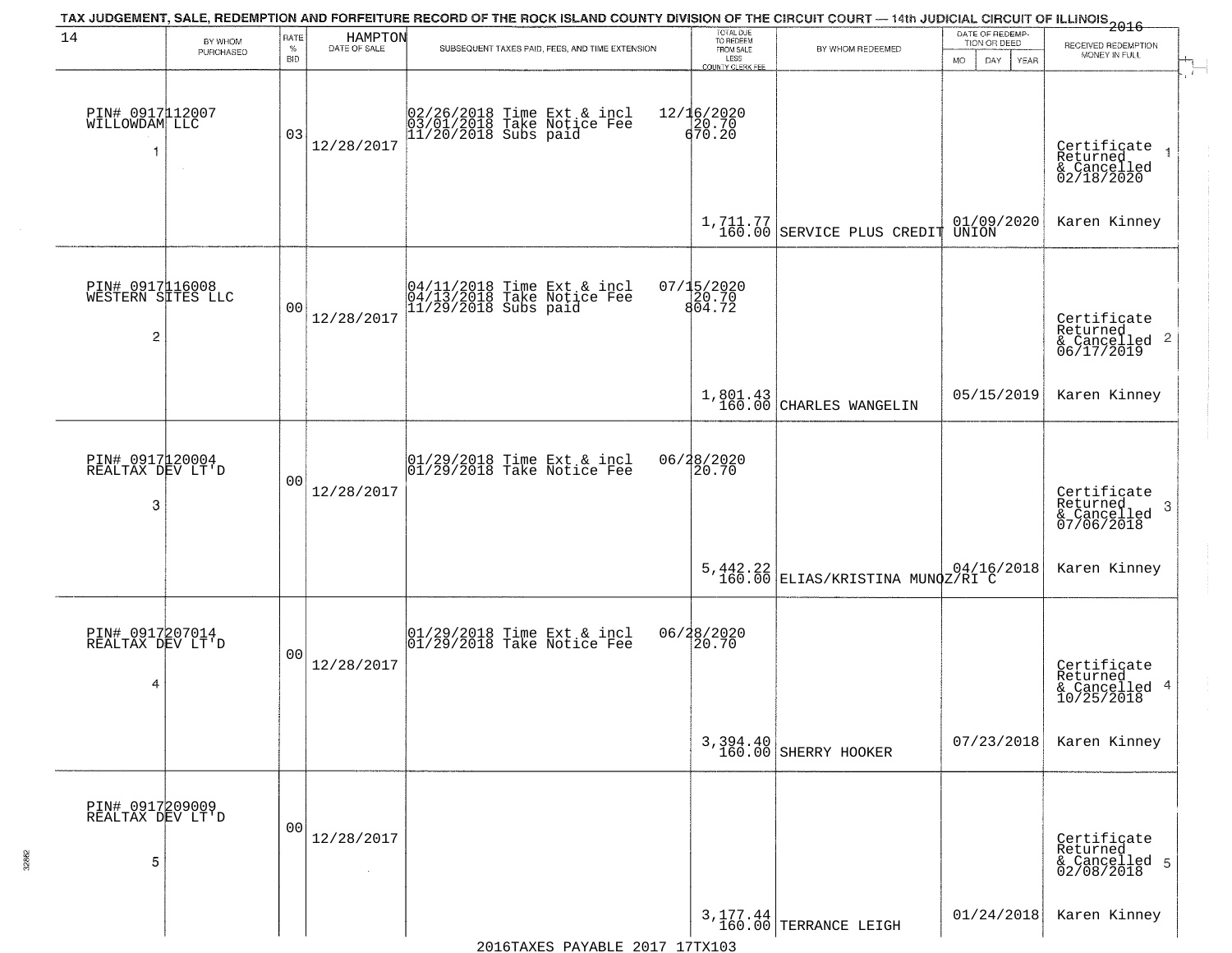TAX JUDGEMENT, SALE, REDEMPTION AND FORFEITURE RECORD OF THE ROCK ISLAND COUNTY DIVISION OF THE CIRCUIT COURT — 14th JUDICIAL CIRCUIT OF ILLINOIS 2016

14 HAMPTON

| BY WHOM PURCHASED | RATE % BID | DATE OF SALE | SUBSEQUENT TAXES PAID, FEES, AND TIME EXTENSION | TOTAL DUE TO REDEEM FROM SALE LESS COUNTY CLERK FEE | BY WHOM REDEEMED | DATE OF REDEMPTION OR DEED (MO DAY YEAR) | RECEIVED REDEMPTION MONEY IN FULL |
|---|---|---|---|---|---|---|---|
| PIN# 0917112007 WILLOWDAM LLC 1 | 03 | 12/28/2017 | 02/26/2018 Time Ext & incl 03/01/2018 Take Notice Fee 11/20/2018 Subs paid | 12/16/2020 20.70 670.20 1,711.77 160.00 | SERVICE PLUS CREDIT UNION | 01/09/2020 | Certificate Returned & Cancelled 02/18/2020 Karen Kinney |
| PIN# 0917116008 WESTERN SITES LLC 2 | 00 | 12/28/2017 | 04/11/2018 Time Ext & incl 04/13/2018 Take Notice Fee 11/29/2018 Subs paid | 07/15/2020 20.70 804.72 1,801.43 160.00 | CHARLES WANGELIN | 05/15/2019 | Certificate Returned & Cancelled 06/17/2019 Karen Kinney |
| PIN# 0917120004 REALTAX DEV LT'D 3 | 00 | 12/28/2017 | 01/29/2018 Time Ext & incl 01/29/2018 Take Notice Fee | 06/28/2020 20.70 5,442.22 160.00 | ELIAS/KRISTINA MUNOZ/RI C | 04/16/2018 | Certificate Returned & Cancelled 07/06/2018 Karen Kinney |
| PIN# 0917207014 REALTAX DEV LT'D 4 | 00 | 12/28/2017 | 01/29/2018 Time Ext & incl 01/29/2018 Take Notice Fee | 06/28/2020 20.70 3,394.40 160.00 | SHERRY HOOKER | 07/23/2018 | Certificate Returned & Cancelled 10/25/2018 Karen Kinney |
| PIN# 0917209009 REALTAX DEV LT'D 5 | 00 | 12/28/2017 | | 3,177.44 160.00 | TERRANCE LEIGH | 01/24/2018 | Certificate Returned & Cancelled 02/08/2018 Karen Kinney |

2016TAXES PAYABLE 2017 17TX103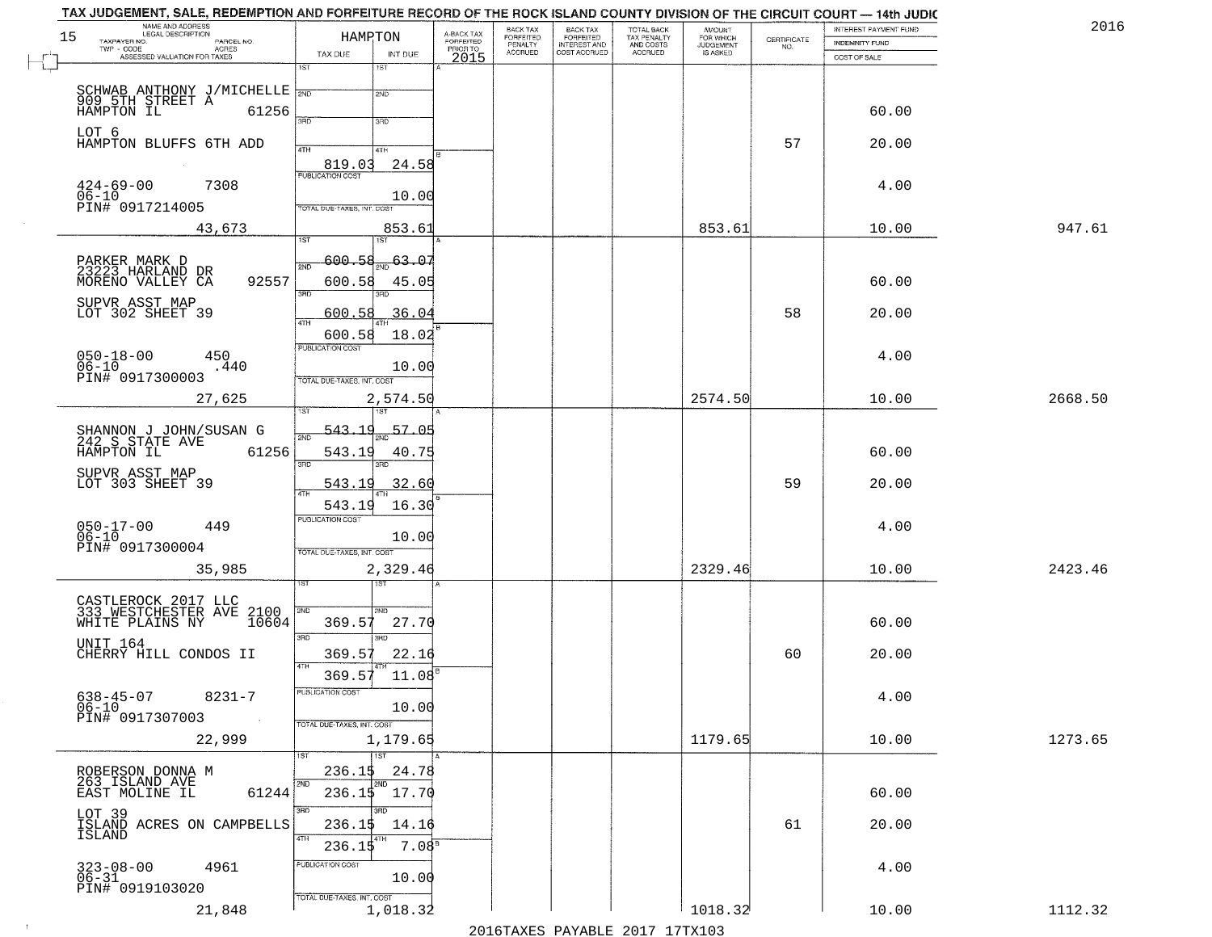TAX JUDGEMENT, SALE, REDEMPTION AND FORFEITURE RECORD OF THE ROCK ISLAND COUNTY DIVISION OF THE CIRCUIT COURT — 14th JUDIC

2016

| NAME AND ADDRESS / LEGAL DESCRIPTION / TAXPAYER NO. / PARCEL NO. / TWP - CODE / ACRES / ASSESSED VALUATION FOR TAXES | HAMPTON TAX DUE | INT DUE | A-BACK TAX FORFEITED PRIOR TO 2015 | BACK TAX FORFEITED PENALTY ACCRUED | BACK TAX FORFEITED INTEREST AND COST ACCRUED | TOTAL BACK TAX PENALTY AND COSTS ACCRUED | AMOUNT FOR WHICH JUDGEMENT IS ASKED | CERTIFICATE NO. | INTEREST PAYMENT FUND / INDEMNITY FUND / COST OF SALE | |
|---|---|---|---|---|---|---|---|---|---|---|
| SCHWAB ANTHONY J/MICHELLE<br>909 5TH STREET A<br>HAMPTON IL 61256<br>LOT 6<br>HAMPTON BLUFFS 6TH ADD<br>424-69-00 7308<br>06-10<br>PIN# 0917214005<br>43,673 | 1ST<br>2ND<br>3RD<br>4TH 819.03<br>PUBLICATION COST<br>TOTAL DUE-TAXES, INT. COST | 1ST<br>2ND<br>3RD<br>4TH 24.58<br>10.00<br>853.61 | | | | | 853.61 | 57 | 60.00<br>20.00<br>4.00<br>10.00 | 947.61 |
| PARKER MARK D<br>23223 HARLAND DR<br>MORENO VALLEY CA 92557<br>SUPVR ASST MAP<br>LOT 302 SHEET 39<br>050-18-00 450<br>06-10 .440<br>PIN# 0917300003<br>27,625 | 1ST <s>600.58</s><br>2ND 600.58<br>3RD 600.58<br>4TH 600.58<br>PUBLICATION COST<br>TOTAL DUE-TAXES, INT. COST | 1ST <s>63.07</s><br>2ND 45.05<br>3RD 36.04<br>4TH 18.02<br>10.00<br>2,574.50 | | | | | 2574.50 | 58 | 60.00<br>20.00<br>4.00<br>10.00 | 2668.50 |
| SHANNON J JOHN/SUSAN G<br>242 S STATE AVE<br>HAMPTON IL 61256<br>SUPVR ASST MAP<br>LOT 303 SHEET 39<br>050-17-00 449<br>06-10<br>PIN# 0917300004<br>35,985 | 1ST <s>543.19</s><br>2ND 543.19<br>3RD 543.19<br>4TH 543.19<br>PUBLICATION COST<br>TOTAL DUE-TAXES, INT. COST | 1ST <s>57.05</s><br>2ND 40.75<br>3RD 32.60<br>4TH 16.30<br>10.00<br>2,329.46 | | | | | 2329.46 | 59 | 60.00<br>20.00<br>4.00<br>10.00 | 2423.46 |
| CASTLEROCK 2017 LLC<br>333 WESTCHESTER AVE 2100<br>WHITE PLAINS NY 10604<br>UNIT 164<br>CHERRY HILL CONDOS II<br>638-45-07 8231-7<br>06-10<br>PIN# 0917307003<br>22,999 | 1ST<br>2ND 369.57<br>3RD 369.57<br>4TH 369.57<br>PUBLICATION COST<br>TOTAL DUE-TAXES, INT. COST | 1ST<br>2ND 27.70<br>3RD 22.16<br>4TH 11.08<br>10.00<br>1,179.65 | | | | | 1179.65 | 60 | 60.00<br>20.00<br>4.00<br>10.00 | 1273.65 |
| ROBERSON DONNA M<br>263 ISLAND AVE<br>EAST MOLINE IL 61244<br>LOT 39<br>ISLAND ACRES ON CAMPBELLS ISLAND<br>323-08-00 4961<br>06-31<br>PIN# 0919103020<br>21,848 | 1ST 236.15<br>2ND 236.15<br>3RD 236.15<br>4TH 236.15<br>PUBLICATION COST<br>TOTAL DUE-TAXES, INT. COST | 1ST 24.78<br>2ND 17.70<br>3RD 14.16<br>4TH 7.08<br>10.00<br>1,018.32 | | | | | 1018.32 | 61 | 60.00<br>20.00<br>4.00<br>10.00 | 1112.32 |

2016TAXES PAYABLE 2017 17TX103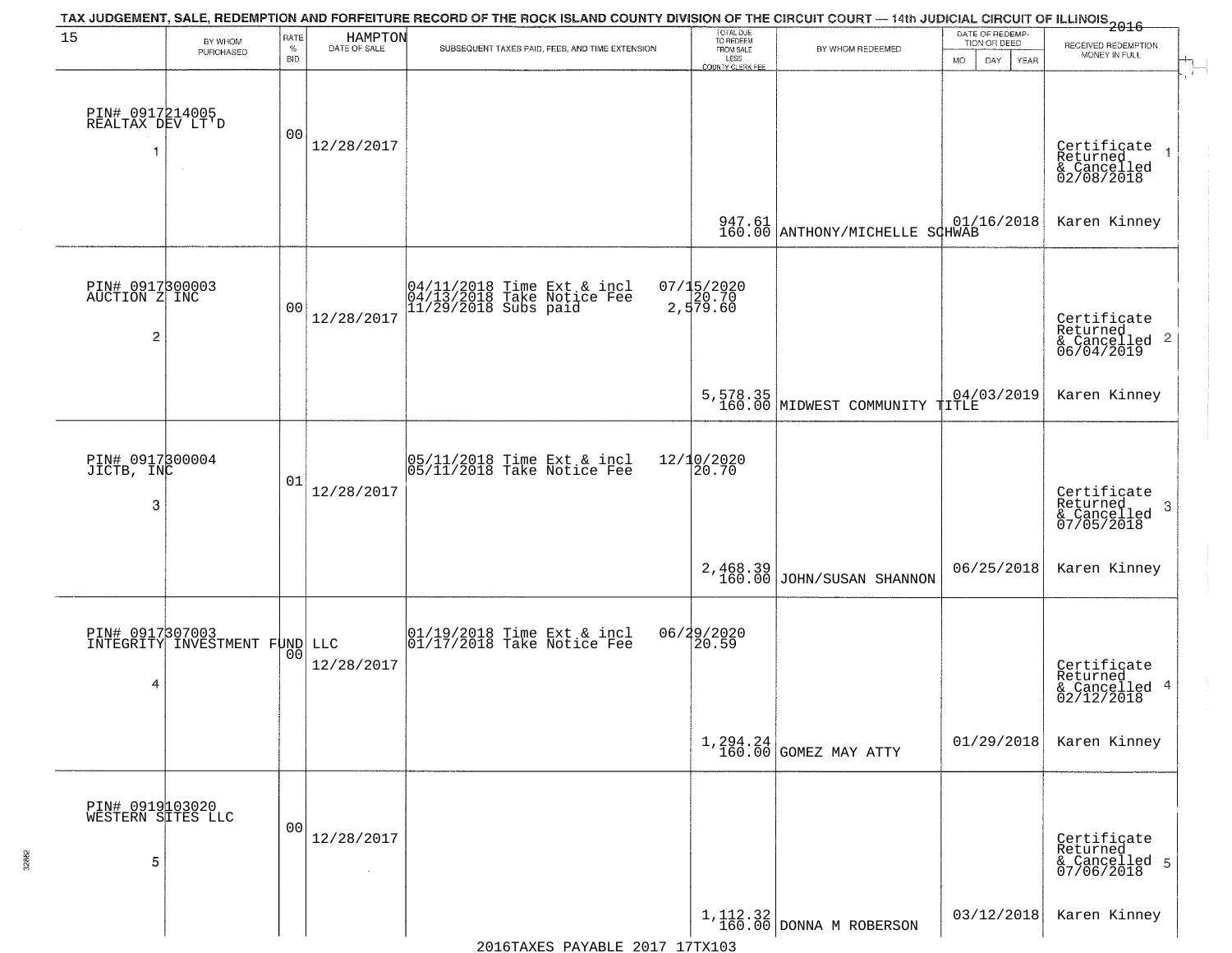TAX JUDGEMENT, SALE, REDEMPTION AND FORFEITURE RECORD OF THE ROCK ISLAND COUNTY DIVISION OF THE CIRCUIT COURT — 14th JUDICIAL CIRCUIT OF ILLINOIS 2016

HAMPTON

| 15 BY WHOM PURCHASED | RATE % BID | DATE OF SALE | SUBSEQUENT TAXES PAID, FEES, AND TIME EXTENSION | TOTAL DUE TO REDEEM FROM SALE LESS COUNTY CLERK FEE | BY WHOM REDEEMED | DATE OF REDEMPTION OR DEED MO DAY YEAR | RECEIVED REDEMPTION MONEY IN FULL |
|---|---|---|---|---|---|---|---|
| PIN# 0917214005 REALTAX DEV LT'D 1 | 00 | 12/28/2017 | | 947.61 160.00 | ANTHONY/MICHELLE SCHWAB | 01/16/2018 | Certificate Returned & Cancelled 02/08/2018 1 Karen Kinney |
| PIN# 0917300003 AUCTION Z INC 2 | 00 | 12/28/2017 | 04/11/2018 Time Ext & incl 07/15/2020; 04/13/2018 Take Notice Fee 20.70; 11/29/2018 Subs paid 2,579.60 | 5,578.35 160.00 | MIDWEST COMMUNITY TITLE | 04/03/2019 | Certificate Returned & Cancelled 06/04/2019 2 Karen Kinney |
| PIN# 0917300004 JICTB, INC 3 | 01 | 12/28/2017 | 05/11/2018 Time Ext & incl 12/10/2020; 05/11/2018 Take Notice Fee 20.70 | 2,468.39 160.00 | JOHN/SUSAN SHANNON | 06/25/2018 | Certificate Returned & Cancelled 07/05/2018 3 Karen Kinney |
| PIN# 0917307003 INTEGRITY INVESTMENT FUND LLC 4 | 00 | 12/28/2017 | 01/19/2018 Time Ext & incl 06/29/2020; 01/17/2018 Take Notice Fee 20.59 | 1,294.24 160.00 | GOMEZ MAY ATTY | 01/29/2018 | Certificate Returned & Cancelled 02/12/2018 4 Karen Kinney |
| PIN# 0919103020 WESTERN SITES LLC 5 | 00 | 12/28/2017 | | 1,112.32 160.00 | DONNA M ROBERSON | 03/12/2018 | Certificate Returned & Cancelled 07/06/2018 5 Karen Kinney |

2016TAXES PAYABLE 2017 17TX103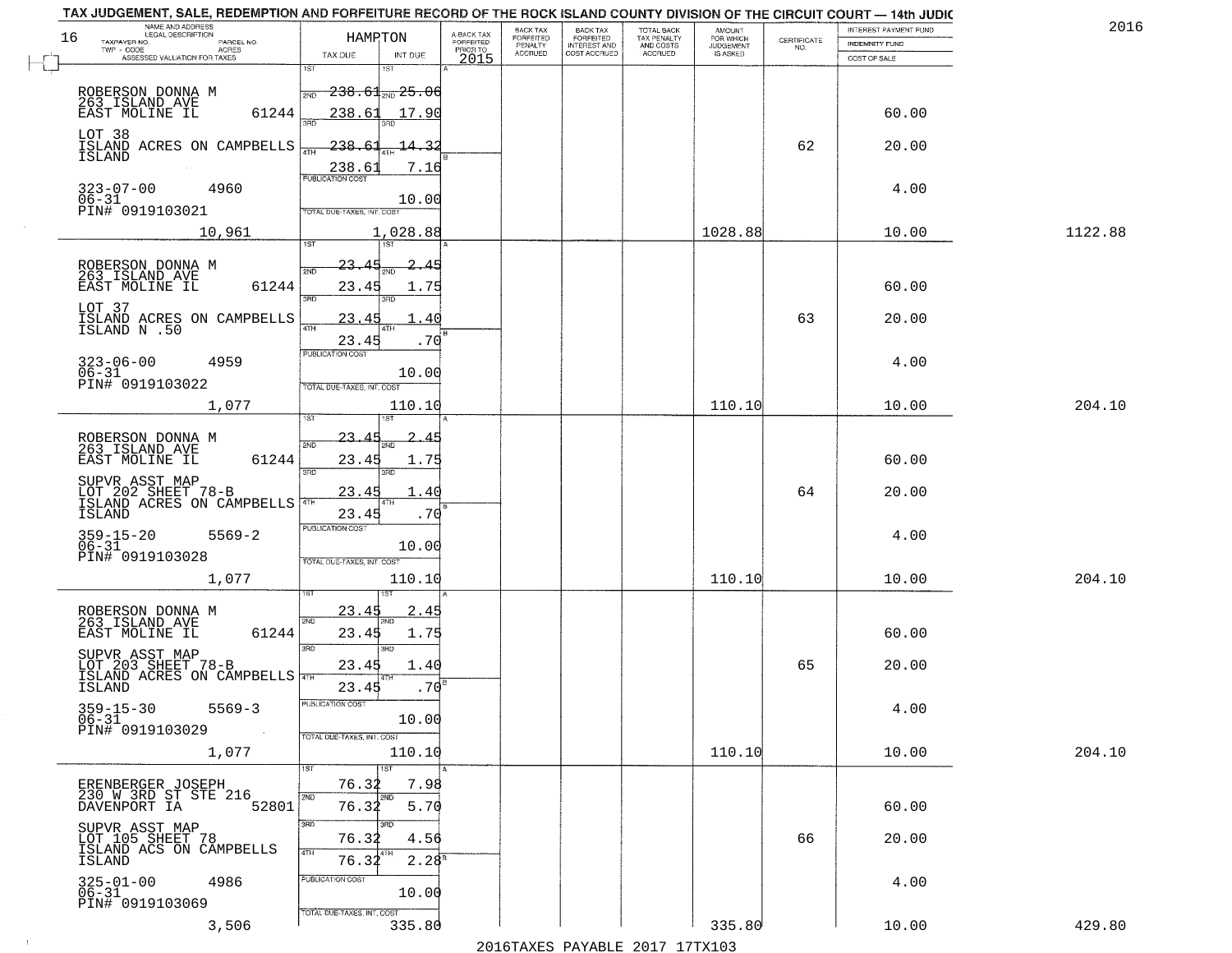# TAX JUDGEMENT, SALE, REDEMPTION AND FORFEITURE RECORD OF THE ROCK ISLAND COUNTY DIVISION OF THE CIRCUIT COURT — 14th JUDIC

2016

16 — HAMPTON

| NAME AND ADDRESS / LEGAL DESCRIPTION / TAXPAYER NO. / PARCEL NO. / TWP - CODE / ACRES / ASSESSED VALUATION FOR TAXES | TAX DUE | INT DUE | A-BACK TAX FORFEITED PRIOR TO 2015 | BACK TAX FORFEITED PENALTY ACCRUED | BACK TAX FORFEITED INTEREST AND COST ACCRUED | TOTAL BACK TAX PENALTY AND COSTS ACCRUED | AMOUNT FOR WHICH JUDGEMENT IS ASKED | CERTIFICATE NO. | INTEREST PAYMENT FUND / INDEMNITY FUND / COST OF SALE | |
|---|---|---|---|---|---|---|---|---|---|---|
| ROBERSON DONNA M<br>263 ISLAND AVE<br>EAST MOLINE IL 61244<br>LOT 38<br>ISLAND ACRES ON CAMPBELLS ISLAND<br>323-07-00 4960<br>06-31<br>PIN# 0919103021<br>10,961 | 1ST 238.61<br>2ND 238.61<br>3RD 238.61<br>4TH 238.61<br>PUBLICATION COST<br>TOTAL DUE-TAXES, INT. COST | 1ST 25.06<br>2ND 17.90<br>3RD 14.32<br>4TH 7.16<br>10.00<br>1,028.88 | | | | | 1028.88 | 62 | 60.00<br>20.00<br>4.00<br>10.00 | 1122.88 |
| ROBERSON DONNA M<br>263 ISLAND AVE<br>EAST MOLINE IL 61244<br>LOT 37<br>ISLAND ACRES ON CAMPBELLS ISLAND N .50<br>323-06-00 4959<br>06-31<br>PIN# 0919103022<br>1,077 | 1ST 23.45<br>2ND 23.45<br>3RD 23.45<br>4TH 23.45<br>PUBLICATION COST<br>TOTAL DUE-TAXES, INT. COST | 1ST 2.45<br>2ND 1.75<br>3RD 1.40<br>4TH .70<br>10.00<br>110.10 | | | | | 110.10 | 63 | 60.00<br>20.00<br>4.00<br>10.00 | 204.10 |
| ROBERSON DONNA M<br>263 ISLAND AVE<br>EAST MOLINE IL 61244<br>SUPVR ASST MAP<br>LOT 202 SHEET 78-B<br>ISLAND ACRES ON CAMPBELLS ISLAND<br>359-15-20 5569-2<br>06-31<br>PIN# 0919103028<br>1,077 | 1ST 23.45<br>2ND 23.45<br>3RD 23.45<br>4TH 23.45<br>PUBLICATION COST<br>TOTAL DUE-TAXES, INT. COST | 1ST 2.45<br>2ND 1.75<br>3RD 1.40<br>4TH .70<br>10.00<br>110.10 | | | | | 110.10 | 64 | 60.00<br>20.00<br>4.00<br>10.00 | 204.10 |
| ROBERSON DONNA M<br>263 ISLAND AVE<br>EAST MOLINE IL 61244<br>SUPVR ASST MAP<br>LOT 203 SHEET 78-B<br>ISLAND ACRES ON CAMPBELLS ISLAND<br>359-15-30 5569-3<br>06-31<br>PIN# 0919103029<br>1,077 | 1ST 23.45<br>2ND 23.45<br>3RD 23.45<br>4TH 23.45<br>PUBLICATION COST<br>TOTAL DUE-TAXES, INT. COST | 1ST 2.45<br>2ND 1.75<br>3RD 1.40<br>4TH .70<br>10.00<br>110.10 | | | | | 110.10 | 65 | 60.00<br>20.00<br>4.00<br>10.00 | 204.10 |
| ERENBERGER JOSEPH<br>230 W 3RD ST STE 216<br>DAVENPORT IA 52801<br>SUPVR ASST MAP<br>LOT 105 SHEET 78<br>ISLAND ACS ON CAMPBELLS ISLAND<br>325-01-00 4986<br>06-31<br>PIN# 0919103069<br>3,506 | 1ST 76.32<br>2ND 76.32<br>3RD 76.32<br>4TH 76.32<br>PUBLICATION COST<br>TOTAL DUE-TAXES, INT. COST | 1ST 7.98<br>2ND 5.70<br>3RD 4.56<br>4TH 2.28<br>10.00<br>335.80 | | | | | 335.80 | 66 | 60.00<br>20.00<br>4.00<br>10.00 | 429.80 |

2016TAXES PAYABLE 2017 17TX103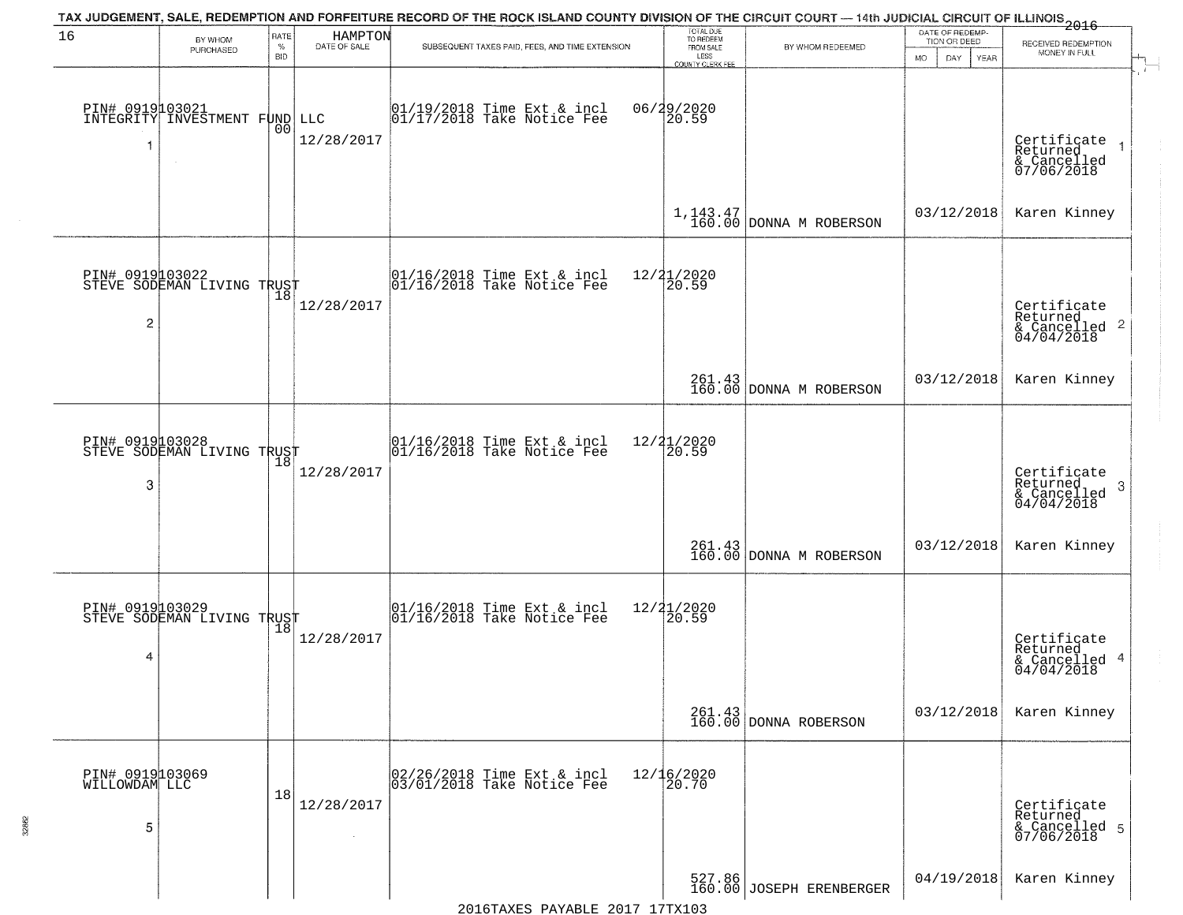TAX JUDGEMENT, SALE, REDEMPTION AND FORFEITURE RECORD OF THE ROCK ISLAND COUNTY DIVISION OF THE CIRCUIT COURT — 14th JUDICIAL CIRCUIT OF ILLINOIS 2016

HAMPTON

| 16 BY WHOM PURCHASED | RATE % BID | DATE OF SALE | SUBSEQUENT TAXES PAID, FEES, AND TIME EXTENSION | TOTAL DUE TO REDEEM FROM SALE LESS COUNTY CLERK FEE | BY WHOM REDEEMED | DATE OF REDEMPTION OR DEED MO DAY YEAR | RECEIVED REDEMPTION MONEY IN FULL |
|---|---|---|---|---|---|---|---|
| PIN# 0919103021 INTEGRITY INVESTMENT FUND LLC 1 | 00 | 12/28/2017 | 01/19/2018 Time Ext & incl 06/29/2020 01/17/2018 Take Notice Fee 20.59 | 1,143.47 160.00 | DONNA M ROBERSON | 03/12/2018 | Certificate Returned & Cancelled 07/06/2018 1 Karen Kinney |
| PIN# 0919103022 STEVE SODEMAN LIVING TRUST 2 | 18 | 12/28/2017 | 01/16/2018 Time Ext & incl 12/21/2020 01/16/2018 Take Notice Fee 20.59 | 261.43 160.00 | DONNA M ROBERSON | 03/12/2018 | Certificate Returned & Cancelled 2 04/04/2018 Karen Kinney |
| PIN# 0919103028 STEVE SODEMAN LIVING TRUST 3 | 18 | 12/28/2017 | 01/16/2018 Time Ext & incl 12/21/2020 01/16/2018 Take Notice Fee 20.59 | 261.43 160.00 | DONNA M ROBERSON | 03/12/2018 | Certificate Returned & Cancelled 3 04/04/2018 Karen Kinney |
| PIN# 0919103029 STEVE SODEMAN LIVING TRUST 4 | 18 | 12/28/2017 | 01/16/2018 Time Ext & incl 12/21/2020 01/16/2018 Take Notice Fee 20.59 | 261.43 160.00 | DONNA ROBERSON | 03/12/2018 | Certificate Returned & Cancelled 4 04/04/2018 Karen Kinney |
| PIN# 0919103069 WILLOWDAM LLC 5 | 18 | 12/28/2017 | 02/26/2018 Time Ext & incl 12/16/2020 03/01/2018 Take Notice Fee 20.70 | 527.86 160.00 | JOSEPH ERENBERGER | 04/19/2018 | Certificate Returned & Cancelled 5 07/06/2018 Karen Kinney |

2016TAXES PAYABLE 2017 17TX103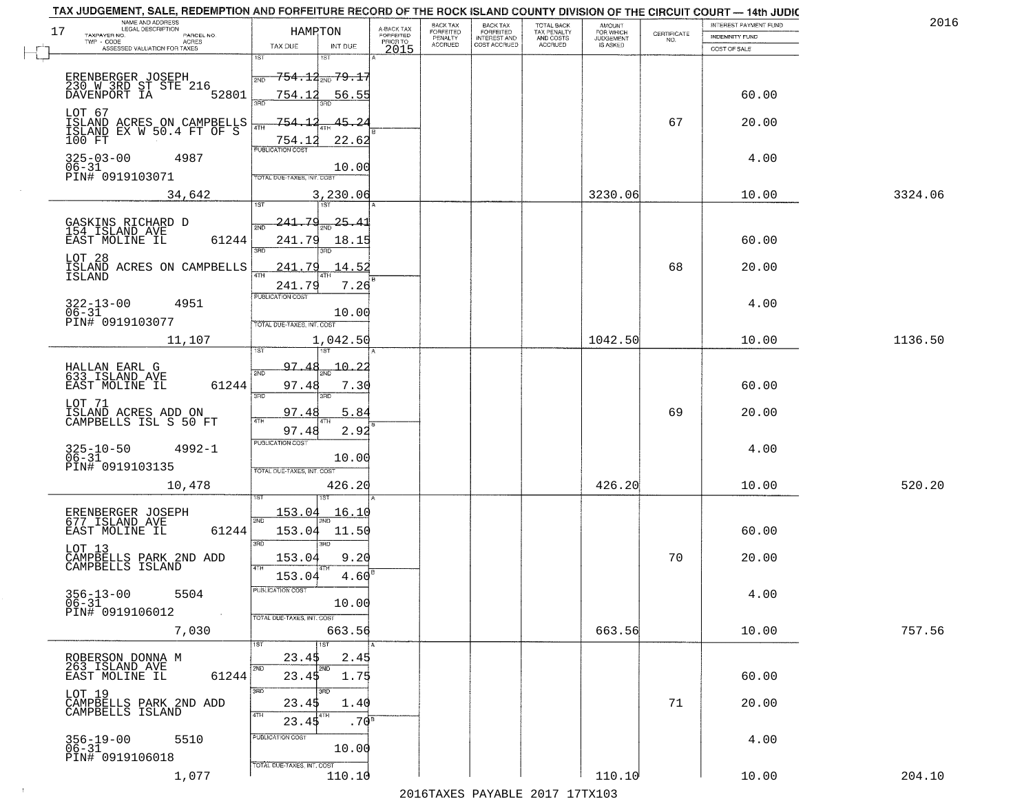TAX JUDGEMENT, SALE, REDEMPTION AND FORFEITURE RECORD OF THE ROCK ISLAND COUNTY DIVISION OF THE CIRCUIT COURT — 14th JUDIC

2016

| NAME AND ADDRESS / LEGAL DESCRIPTION / TAXPAYER NO. / PARCEL NO. / TWP - CODE / ACRES / ASSESSED VALUATION FOR TAXES (17) | HAMPTON TAX DUE | INT DUE | A-BACK TAX FORFEITED PRIOR TO 2015 | BACK TAX FORFEITED PENALTY ACCRUED | BACK TAX FORFEITED INTEREST AND COST ACCRUED | TOTAL BACK TAX PENALTY AND COSTS ACCRUED | AMOUNT FOR WHICH JUDGEMENT IS ASKED | CERTIFICATE NO. | INTEREST PAYMENT FUND / INDEMNITY FUND / COST OF SALE | |
|---|---|---|---|---|---|---|---|---|---|---|
| ERENBERGER JOSEPH 230 W 3RD ST STE 216 DAVENPORT IA 52801 | 1ST 754.12 | 1ST 79.17 | | | | | | | | |
| | 2ND 754.12 | 2ND 56.55 | | | | | | | 60.00 | |
| LOT 67 ISLAND ACRES ON CAMPBELLS ISLAND EX W 50.4 FT OF S 100 FT | 3RD 754.12 | 3RD 45.24 | | | | | | 67 | 20.00 | |
| | 4TH 754.12 | 4TH 22.62 | | | | | | | | |
| 325-03-00 4987 06-31 PIN# 0919103071 | PUBLICATION COST | 10.00 | | | | | | | 4.00 | |
| 34,642 | TOTAL DUE-TAXES, INT. COST | 3,230.06 | | | | | 3230.06 | | 10.00 | 3324.06 |
| GASKINS RICHARD D 154 ISLAND AVE EAST MOLINE IL 61244 | 1ST 241.79 | 1ST 25.41 | | | | | | | | |
| | 2ND 241.79 | 2ND 18.15 | | | | | | | 60.00 | |
| LOT 28 ISLAND ACRES ON CAMPBELLS ISLAND | 3RD 241.79 | 3RD 14.52 | | | | | | 68 | 20.00 | |
| | 4TH 241.79 | 4TH 7.26 | | | | | | | | |
| 322-13-00 4951 06-31 PIN# 0919103077 | PUBLICATION COST | 10.00 | | | | | | | 4.00 | |
| 11,107 | TOTAL DUE-TAXES, INT. COST | 1,042.50 | | | | | 1042.50 | | 10.00 | 1136.50 |
| HALLAN EARL G 633 ISLAND AVE EAST MOLINE IL 61244 | 1ST 97.48 | 1ST 10.22 | | | | | | | | |
| | 2ND 97.48 | 2ND 7.30 | | | | | | | 60.00 | |
| LOT 71 ISLAND ACRES ADD ON CAMPBELLS ISL S 50 FT | 3RD 97.48 | 3RD 5.84 | | | | | | 69 | 20.00 | |
| | 4TH 97.48 | 4TH 2.92 | | | | | | | | |
| 325-10-50 4992-1 06-31 PIN# 0919103135 | PUBLICATION COST | 10.00 | | | | | | | 4.00 | |
| 10,478 | TOTAL DUE-TAXES, INT. COST | 426.20 | | | | | 426.20 | | 10.00 | 520.20 |
| ERENBERGER JOSEPH 677 ISLAND AVE EAST MOLINE IL 61244 | 1ST 153.04 | 1ST 16.10 | | | | | | | | |
| | 2ND 153.04 | 2ND 11.50 | | | | | | | 60.00 | |
| LOT 13 CAMPBELLS PARK 2ND ADD CAMPBELLS ISLAND | 3RD 153.04 | 3RD 9.20 | | | | | | 70 | 20.00 | |
| | 4TH 153.04 | 4TH 4.60 | | | | | | | | |
| 356-13-00 5504 06-31 PIN# 0919106012 | PUBLICATION COST | 10.00 | | | | | | | 4.00 | |
| 7,030 | TOTAL DUE-TAXES, INT. COST | 663.56 | | | | | 663.56 | | 10.00 | 757.56 |
| ROBERSON DONNA M 263 ISLAND AVE EAST MOLINE IL 61244 | 1ST 23.45 | 1ST 2.45 | | | | | | | | |
| | 2ND 23.45 | 2ND 1.75 | | | | | | | 60.00 | |
| LOT 19 CAMPBELLS PARK 2ND ADD CAMPBELLS ISLAND | 3RD 23.45 | 3RD 1.40 | | | | | | 71 | 20.00 | |
| | 4TH 23.45 | 4TH .70 | | | | | | | | |
| 356-19-00 5510 06-31 PIN# 0919106018 | PUBLICATION COST | 10.00 | | | | | | | 4.00 | |
| 1,077 | TOTAL DUE-TAXES, INT. COST | 110.10 | | | | | 110.10 | | 10.00 | 204.10 |

2016TAXES PAYABLE 2017 17TX103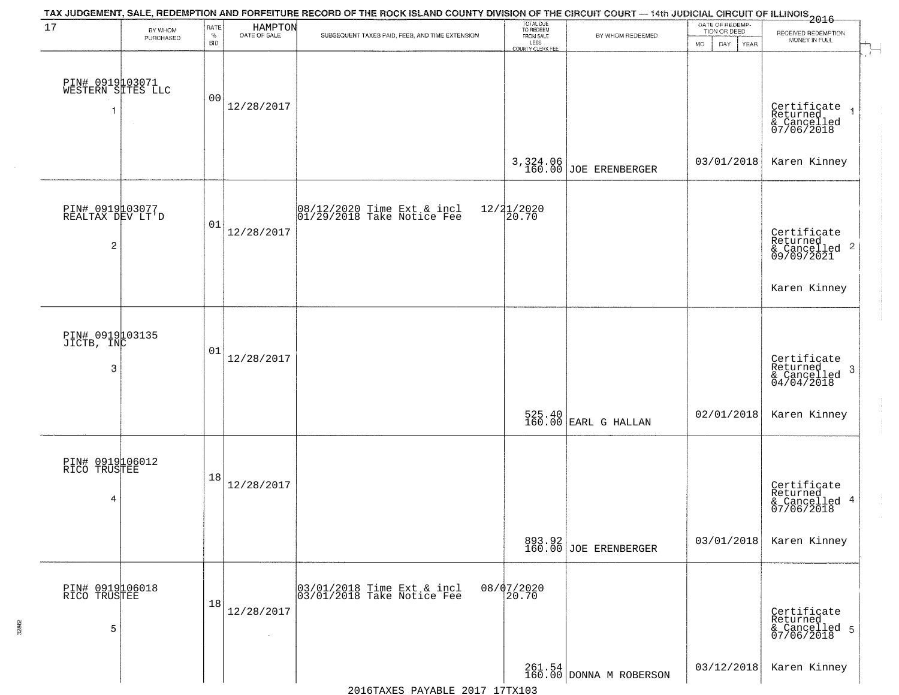TAX JUDGEMENT, SALE, REDEMPTION AND FORFEITURE RECORD OF THE ROCK ISLAND COUNTY DIVISION OF THE CIRCUIT COURT — 14th JUDICIAL CIRCUIT OF ILLINOIS 2016

| 17 | BY WHOM PURCHASED | RATE % BID | HAMPTON DATE OF SALE | SUBSEQUENT TAXES PAID, FEES, AND TIME EXTENSION | TOTAL DUE TO REDEEM FROM SALE LESS COUNTY CLERK FEE | BY WHOM REDEEMED | DATE OF REDEMPTION OR DEED MO DAY YEAR | RECEIVED REDEMPTION MONEY IN FULL |
|---|---|---|---|---|---|---|---|---|
| 1 | PIN# 0919103071 WESTERN SITES LLC | 00 | 12/28/2017 | | 3,324.06 160.00 | JOE ERENBERGER | 03/01/2018 | Certificate Returned & Cancelled 07/06/2018 Karen Kinney |
| 2 | PIN# 0919103077 REALTAX DEV LT'D | 01 | 12/28/2017 | 08/12/2020 Time Ext & incl 01/29/2018 Take Notice Fee | 12/21/2020 20.70 | | | Certificate Returned & Cancelled 09/09/2021 Karen Kinney |
| 3 | PIN# 0919103135 JICTB, INC | 01 | 12/28/2017 | | 525.40 160.00 | EARL G HALLAN | 02/01/2018 | Certificate Returned & Cancelled 04/04/2018 Karen Kinney |
| 4 | PIN# 0919106012 RICO TRUSTEE | 18 | 12/28/2017 | | 893.92 160.00 | JOE ERENBERGER | 03/01/2018 | Certificate Returned & Cancelled 07/06/2018 Karen Kinney |
| 5 | PIN# 0919106018 RICO TRUSTEE | 18 | 12/28/2017 | 03/01/2018 Time Ext & incl 03/01/2018 Take Notice Fee | 08/07/2020 20.70 261.54 160.00 | DONNA M ROBERSON | 03/12/2018 | Certificate Returned & Cancelled 07/06/2018 Karen Kinney |

2016TAXES PAYABLE 2017 17TX103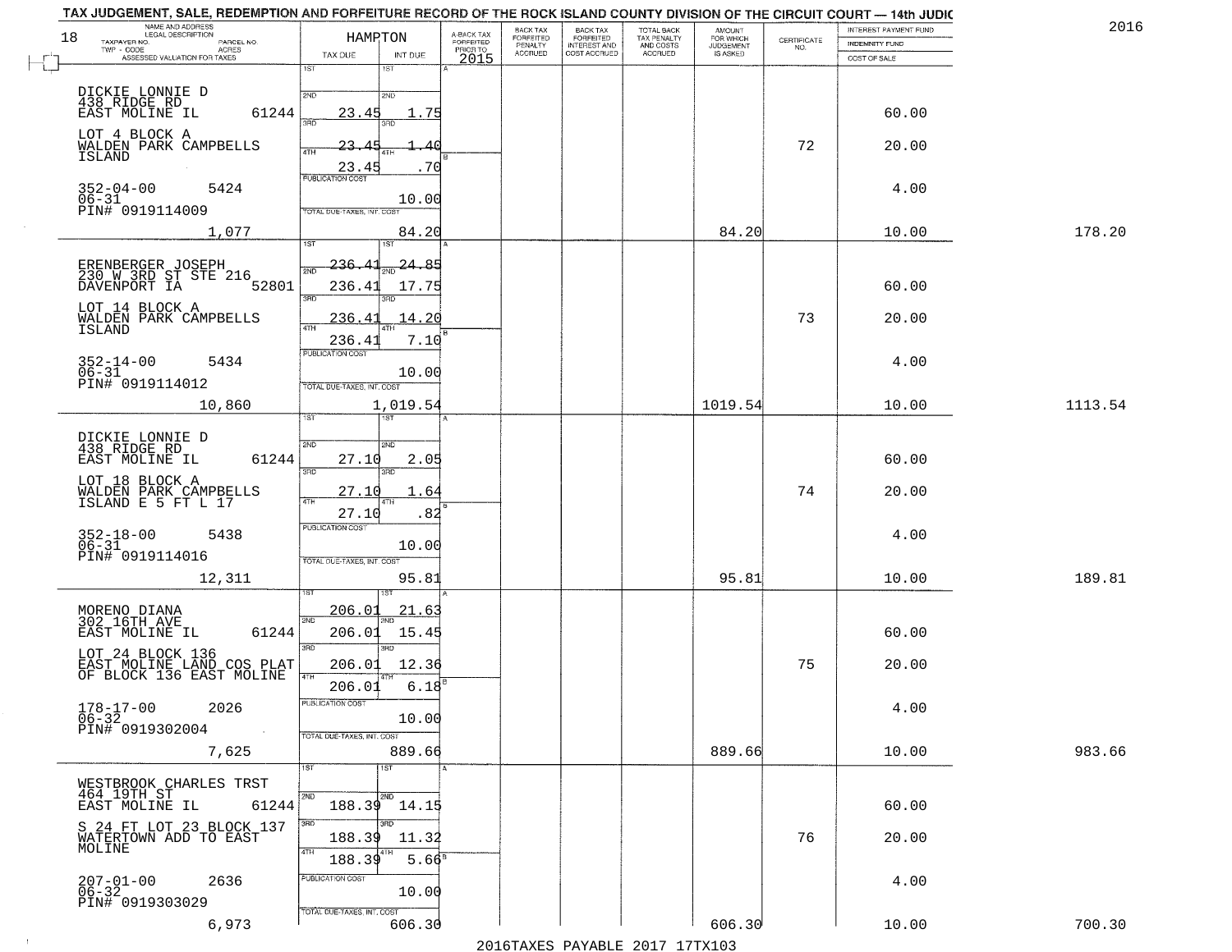# TAX JUDGEMENT, SALE, REDEMPTION AND FORFEITURE RECORD OF THE ROCK ISLAND COUNTY DIVISION OF THE CIRCUIT COURT — 14th JUDIC

2016

18

| NAME AND ADDRESS / LEGAL DESCRIPTION / TAXPAYER NO. / PARCEL NO. / TWP - CODE / ACRES / ASSESSED VALUATION FOR TAXES | HAMPTON TAX DUE | INT DUE | A-BACK TAX FORFEITED PRIOR TO 2015 | BACK TAX FORFEITED PENALTY ACCRUED | BACK TAX FORFEITED INTEREST AND COST ACCRUED | TOTAL BACK TAX PENALTY AND COSTS ACCRUED | AMOUNT FOR WHICH JUDGEMENT IS ASKED | CERTIFICATE NO. | INTEREST PAYMENT FUND / INDEMNITY FUND / COST OF SALE | |
|---|---|---|---|---|---|---|---|---|---|---|
| DICKIE LONNIE D<br>438 RIDGE RD<br>EAST MOLINE IL 61244<br>LOT 4 BLOCK A<br>WALDEN PARK CAMPBELLS ISLAND<br>352-04-00 5424<br>06-31<br>PIN# 0919114009<br>1,077 | 1ST<br>2ND 23.45<br>3RD 23.45<br>4TH 23.45<br>PUBLICATION COST<br>TOTAL DUE-TAXES, INT. COST | 1ST<br>2ND 1.75<br>3RD 1.40<br>4TH .70<br>10.00<br>84.20 | | | | | 84.20 | 72 | 60.00<br>20.00<br>4.00<br>10.00 | 178.20 |
| ERENBERGER JOSEPH<br>230 W 3RD ST STE 216<br>DAVENPORT IA 52801<br>LOT 14 BLOCK A<br>WALDEN PARK CAMPBELLS ISLAND<br>352-14-00 5434<br>06-31<br>PIN# 0919114012<br>10,860 | 1ST 236.41<br>2ND 236.41<br>3RD 236.41<br>4TH 236.41<br>PUBLICATION COST<br>TOTAL DUE-TAXES, INT. COST | 1ST 24.85<br>2ND 17.75<br>3RD 14.20<br>4TH 7.10<br>10.00<br>1,019.54 | | | | | 1019.54 | 73 | 60.00<br>20.00<br>4.00<br>10.00 | 1113.54 |
| DICKIE LONNIE D<br>438 RIDGE RD<br>EAST MOLINE IL 61244<br>LOT 18 BLOCK A<br>WALDEN PARK CAMPBELLS ISLAND E 5 FT L 17<br>352-18-00 5438<br>06-31<br>PIN# 0919114016<br>12,311 | 1ST<br>2ND 27.10<br>3RD 27.10<br>4TH 27.10<br>PUBLICATION COST<br>TOTAL DUE-TAXES, INT. COST | 1ST<br>2ND 2.05<br>3RD 1.64<br>4TH .82<br>10.00<br>95.81 | | | | | 95.81 | 74 | 60.00<br>20.00<br>4.00<br>10.00 | 189.81 |
| MORENO DIANA<br>302 16TH AVE<br>EAST MOLINE IL 61244<br>LOT 24 BLOCK 136<br>EAST MOLINE LAND COS PLAT OF BLOCK 136 EAST MOLINE<br>178-17-00 2026<br>06-32<br>PIN# 0919302004<br>7,625 | 1ST 206.01<br>2ND 206.01<br>3RD 206.01<br>4TH 206.01<br>PUBLICATION COST<br>TOTAL DUE-TAXES, INT. COST | 1ST 21.63<br>2ND 15.45<br>3RD 12.36<br>4TH 6.18<br>10.00<br>889.66 | | | | | 889.66 | 75 | 60.00<br>20.00<br>4.00<br>10.00 | 983.66 |
| WESTBROOK CHARLES TRST<br>464 19TH ST<br>EAST MOLINE IL 61244<br>S 24 FT LOT 23 BLOCK 137<br>WATERTOWN ADD TO EAST MOLINE<br>207-01-00 2636<br>06-32<br>PIN# 0919303029<br>6,973 | 1ST<br>2ND 188.39<br>3RD 188.39<br>4TH 188.39<br>PUBLICATION COST<br>TOTAL DUE-TAXES, INT. COST | 1ST<br>2ND 14.15<br>3RD 11.32<br>4TH 5.66<br>10.00<br>606.30 | | | | | 606.30 | 76 | 60.00<br>20.00<br>4.00<br>10.00 | 700.30 |

2016TAXES PAYABLE 2017 17TX103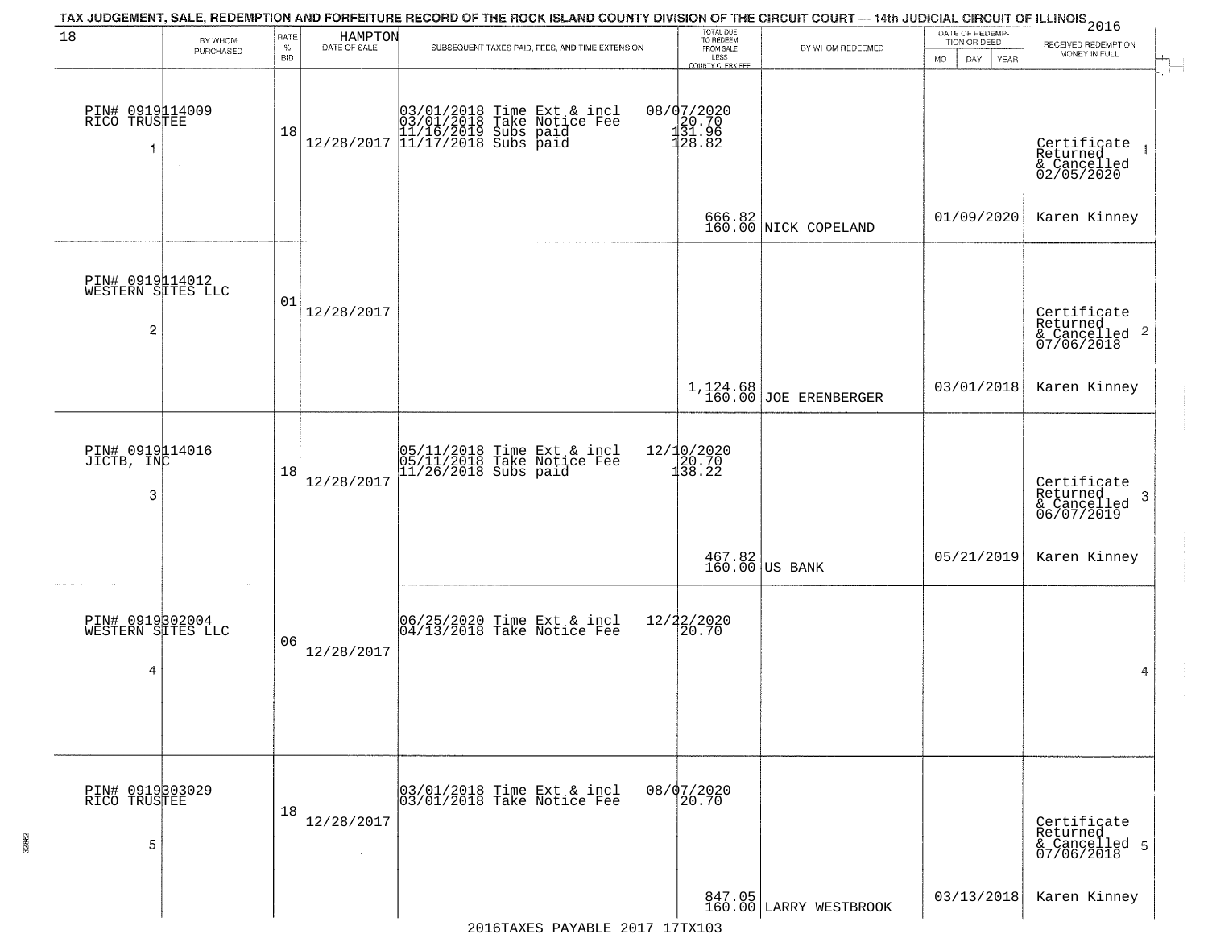TAX JUDGEMENT, SALE, REDEMPTION AND FORFEITURE RECORD OF THE ROCK ISLAND COUNTY DIVISION OF THE CIRCUIT COURT — 14th JUDICIAL CIRCUIT OF ILLINOIS 2016

| 18 | BY WHOM PURCHASED | RATE % BID | HAMPTON DATE OF SALE | SUBSEQUENT TAXES PAID, FEES, AND TIME EXTENSION | TOTAL DUE TO REDEEM FROM SALE LESS COUNTY CLERK FEE | BY WHOM REDEEMED | DATE OF REDEMPTION OR DEED MO DAY YEAR | RECEIVED REDEMPTION MONEY IN FULL |
|---|---|---|---|---|---|---|---|---|
| PIN# 0919114009 RICO TRUSTEE 1 | | 18 | 12/28/2017 | 03/01/2018 Time Ext & incl<br>03/01/2018 Take Notice Fee<br>11/16/2019 Subs paid<br>11/17/2018 Subs paid | 08/07/2020<br>20.70<br>131.96<br>128.82<br>666.82<br>160.00 | NICK COPELAND | 01/09/2020 | Certificate Returned & Cancelled 02/05/2020 Karen Kinney 1 |
| PIN# 0919114012 WESTERN SITES LLC 2 | | 01 | 12/28/2017 | | 1,124.68<br>160.00 | JOE ERENBERGER | 03/01/2018 | Certificate Returned & Cancelled 07/06/2018 Karen Kinney 2 |
| PIN# 0919114016 JICTB, INC 3 | | 18 | 12/28/2017 | 05/11/2018 Time Ext & incl<br>05/11/2018 Take Notice Fee<br>11/26/2018 Subs paid | 12/10/2020<br>20.70<br>138.22<br>467.82<br>160.00 | US BANK | 05/21/2019 | Certificate Returned & Cancelled 06/07/2019 Karen Kinney 3 |
| PIN# 0919302004 WESTERN SITES LLC 4 | | 06 | 12/28/2017 | 06/25/2020 Time Ext & incl<br>04/13/2018 Take Notice Fee | 12/22/2020<br>20.70 | | | 4 |
| PIN# 0919303029 RICO TRUSTEE 5 | | 18 | 12/28/2017 | 03/01/2018 Time Ext & incl<br>03/01/2018 Take Notice Fee | 08/07/2020<br>20.70<br>847.05<br>160.00 | LARRY WESTBROOK | 03/13/2018 | Certificate Returned & Cancelled 07/06/2018 Karen Kinney 5 |

2016TAXES PAYABLE 2017 17TX103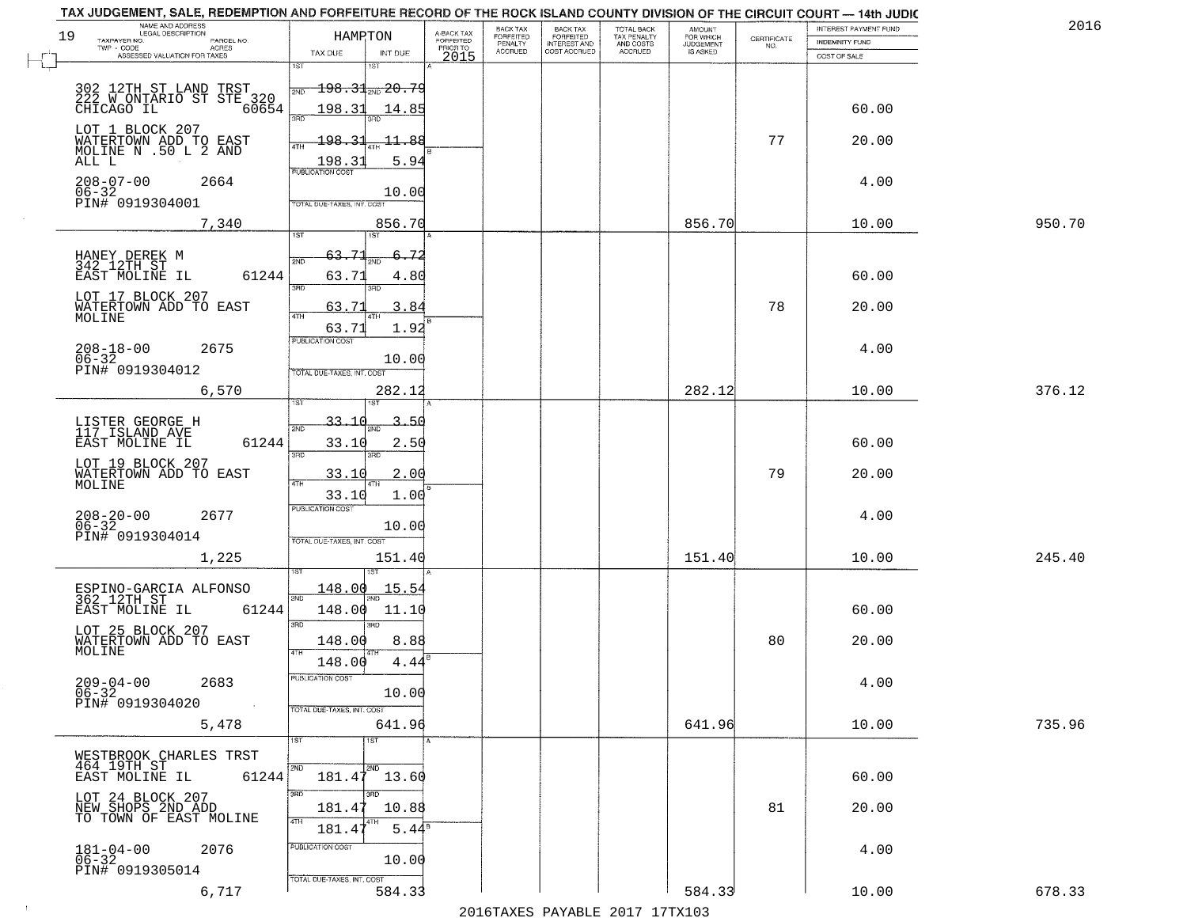TAX JUDGEMENT, SALE, REDEMPTION AND FORFEITURE RECORD OF THE ROCK ISLAND COUNTY DIVISION OF THE CIRCUIT COURT — 14th JUDIC

2016

| 19 NAME AND ADDRESS / LEGAL DESCRIPTION / TAXPAYER NO. / PARCEL NO. / TWP - CODE / ACRES / ASSESSED VALUATION FOR TAXES | HAMPTON TAX DUE | INT DUE | A-BACK TAX FORFEITED PRIOR TO 2015 | BACK TAX FORFEITED PENALTY ACCRUED | BACK TAX FORFEITED INTEREST AND COST ACCRUED | TOTAL BACK TAX PENALTY AND COSTS ACCRUED | AMOUNT FOR WHICH JUDGEMENT IS ASKED | CERTIFICATE NO. | INTEREST PAYMENT FUND / INDEMNITY FUND / COST OF SALE | |
|---|---|---|---|---|---|---|---|---|---|---|
| 302 12TH ST LAND TRST<br>222 W ONTARIO ST STE 320<br>CHICAGO IL 60654<br>LOT 1 BLOCK 207<br>WATERTOWN ADD TO EAST<br>MOLINE N .50 L 2 AND<br>ALL L<br>208-07-00 2664<br>06-32<br>PIN# 0919304001<br>7,340 | 1ST 198.31<br>2ND 198.31<br>3RD 198.31<br>4TH 198.31<br>PUBLICATION COST<br>TOTAL DUE-TAXES, INT. COST | 1ST 20.79<br>2ND 14.85<br>3RD 11.88<br>4TH 5.94<br>10.00<br>856.70 | | | | | 856.70 | 77 | 60.00<br>20.00<br>4.00<br>10.00 | 950.70 |
| HANEY DEREK M<br>342 12TH ST<br>EAST MOLINE IL 61244<br>LOT 17 BLOCK 207<br>WATERTOWN ADD TO EAST<br>MOLINE<br>208-18-00 2675<br>06-32<br>PIN# 0919304012<br>6,570 | 1ST 63.71<br>2ND 63.71<br>3RD 63.71<br>4TH 63.71<br>PUBLICATION COST<br>TOTAL DUE-TAXES, INT. COST | 1ST 6.72<br>2ND 4.80<br>3RD 3.84<br>4TH 1.92<br>10.00<br>282.12 | | | | | 282.12 | 78 | 60.00<br>20.00<br>4.00<br>10.00 | 376.12 |
| LISTER GEORGE H<br>117 ISLAND AVE<br>EAST MOLINE IL 61244<br>LOT 19 BLOCK 207<br>WATERTOWN ADD TO EAST<br>MOLINE<br>208-20-00 2677<br>06-32<br>PIN# 0919304014<br>1,225 | 1ST 33.10<br>2ND 33.10<br>3RD 33.10<br>4TH 33.10<br>PUBLICATION COST<br>TOTAL DUE-TAXES, INT. COST | 1ST 3.50<br>2ND 2.50<br>3RD 2.00<br>4TH 1.00<br>10.00<br>151.40 | | | | | 151.40 | 79 | 60.00<br>20.00<br>4.00<br>10.00 | 245.40 |
| ESPINO-GARCIA ALFONSO<br>362 12TH ST<br>EAST MOLINE IL 61244<br>LOT 25 BLOCK 207<br>WATERTOWN ADD TO EAST<br>MOLINE<br>209-04-00 2683<br>06-32<br>PIN# 0919304020<br>5,478 | 1ST 148.00<br>2ND 148.00<br>3RD 148.00<br>4TH 148.00<br>PUBLICATION COST<br>TOTAL DUE-TAXES, INT. COST | 1ST 15.54<br>2ND 11.10<br>3RD 8.88<br>4TH 4.44<br>10.00<br>641.96 | | | | | 641.96 | 80 | 60.00<br>20.00<br>4.00<br>10.00 | 735.96 |
| WESTBROOK CHARLES TRST<br>464 19TH ST<br>EAST MOLINE IL 61244<br>LOT 24 BLOCK 207<br>NEW SHOPS 2ND ADD<br>TO TOWN OF EAST MOLINE<br>181-04-00 2076<br>06-32<br>PIN# 0919305014<br>6,717 | 1ST<br>2ND 181.47<br>3RD 181.47<br>4TH 181.47<br>PUBLICATION COST<br>TOTAL DUE-TAXES, INT. COST | 1ST<br>2ND 13.60<br>3RD 10.88<br>4TH 5.44<br>10.00<br>584.33 | | | | | 584.33 | 81 | 60.00<br>20.00<br>4.00<br>10.00 | 678.33 |

2016TAXES PAYABLE 2017 17TX103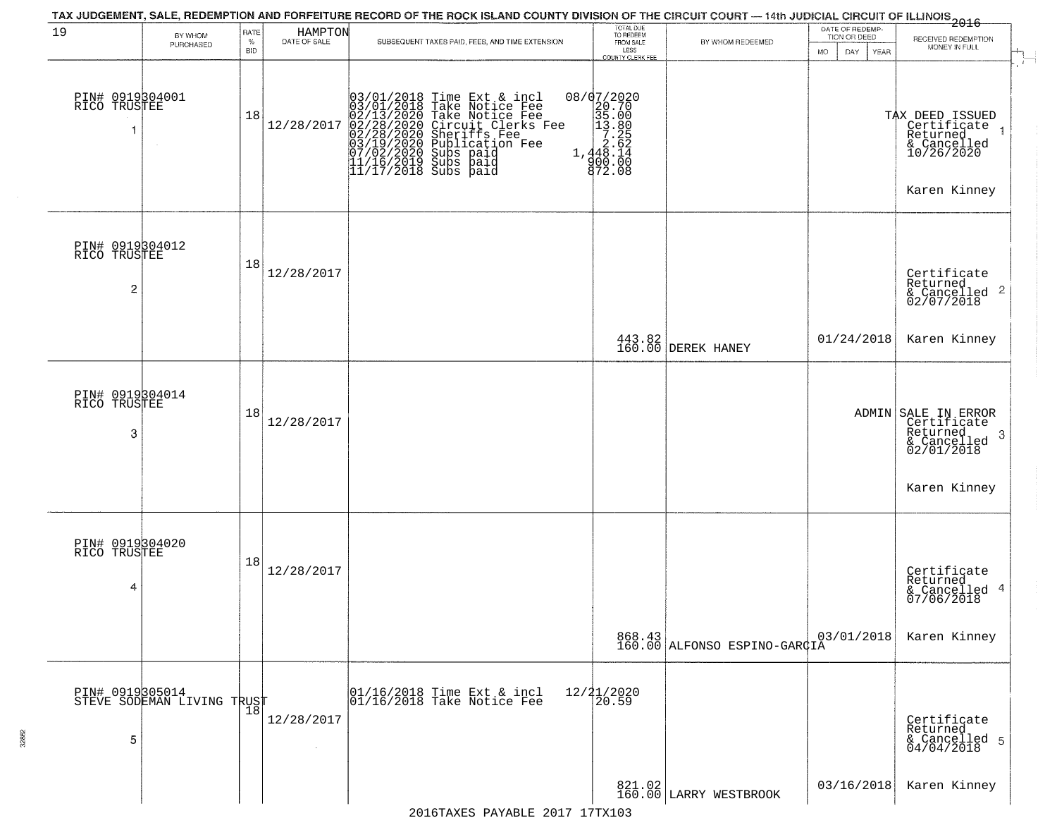TAX JUDGEMENT, SALE, REDEMPTION AND FORFEITURE RECORD OF THE ROCK ISLAND COUNTY DIVISION OF THE CIRCUIT COURT — 14th JUDICIAL CIRCUIT OF ILLINOIS 2016

| 19 | BY WHOM PURCHASED | RATE % BID | HAMPTON DATE OF SALE | SUBSEQUENT TAXES PAID, FEES, AND TIME EXTENSION | TOTAL DUE TO REDEEM FROM SALE LESS COUNTY CLERK FEE | BY WHOM REDEEMED | DATE OF REDEMPTION OR DEED MO DAY YEAR | RECEIVED REDEMPTION MONEY IN FULL |
|---|---|---|---|---|---|---|---|---|
| PIN# 0919304001 RICO TRUSTEE 1 | | 18 | 12/28/2017 | 03/01/2018 Time Ext & incl<br>03/01/2018 Take Notice Fee<br>02/13/2020 Take Notice Fee<br>02/28/2020 Circuit Clerks Fee<br>02/28/2020 Sheriffs Fee<br>03/19/2020 Publication Fee<br>07/02/2020 Subs paid<br>11/16/2019 Subs paid<br>11/17/2018 Subs paid | 08/07/2020<br>20.70<br>35.00<br>13.80<br>7.25<br>2.62<br>1,448.14<br>900.00<br>872.08 | | | TAX DEED ISSUED Certificate Returned & Cancelled 10/26/2020 1<br>Karen Kinney |
| PIN# 0919304012 RICO TRUSTEE 2 | | 18 | 12/28/2017 | | 443.82<br>160.00 | DEREK HANEY | 01/24/2018 | Certificate Returned & Cancelled 02/07/2018 2<br>Karen Kinney |
| PIN# 0919304014 RICO TRUSTEE 3 | | 18 | 12/28/2017 | | | | ADMIN | SALE IN ERROR Certificate Returned & Cancelled 02/01/2018 3<br>Karen Kinney |
| PIN# 0919304020 RICO TRUSTEE 4 | | 18 | 12/28/2017 | | 868.43<br>160.00 | ALFONSO ESPINO-GARCIA | 03/01/2018 | Certificate Returned & Cancelled 07/06/2018 4<br>Karen Kinney |
| PIN# 0919305014 STEVE SODEMAN LIVING TRUST 5 | | 18 | 12/28/2017 | 01/16/2018 Time Ext & incl<br>01/16/2018 Take Notice Fee | 12/21/2020<br>20.59<br>821.02<br>160.00 | LARRY WESTBROOK | 03/16/2018 | Certificate Returned & Cancelled 04/04/2018 5<br>Karen Kinney |

2016TAXES PAYABLE 2017 17TX103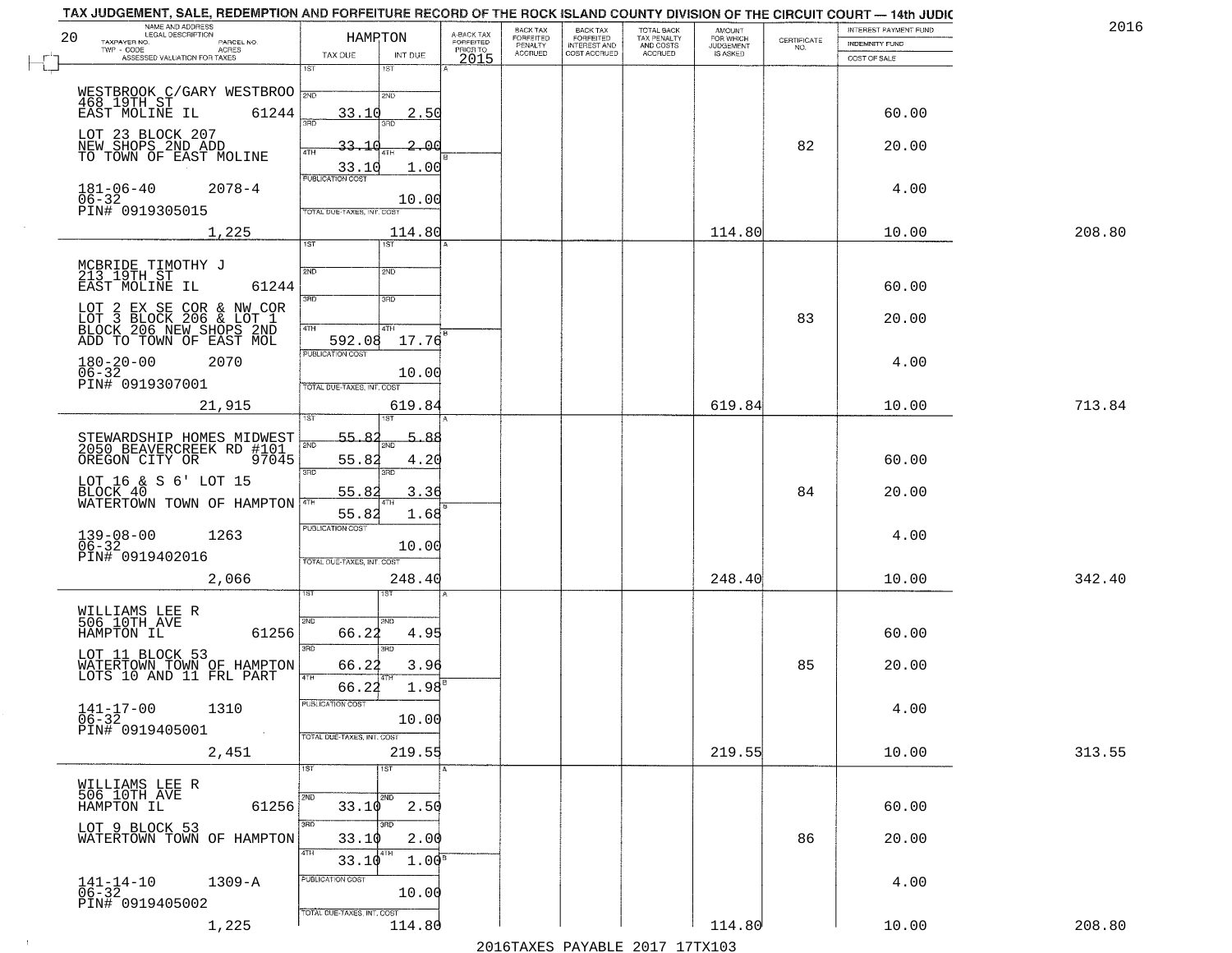# TAX JUDGEMENT, SALE, REDEMPTION AND FORFEITURE RECORD OF THE ROCK ISLAND COUNTY DIVISION OF THE CIRCUIT COURT — 14th JUDIC

2016

| NAME AND ADDRESS / LEGAL DESCRIPTION / TAXPAYER NO. / PARCEL NO. / TWP - CODE / ACRES / ASSESSED VALUATION FOR TAXES | HAMPTON TAX DUE | INT DUE | A-BACK TAX FORFEITED PRIOR TO 2015 | BACK TAX FORFEITED PENALTY ACCRUED | BACK TAX FORFEITED INTEREST AND COST ACCRUED | TOTAL BACK TAX PENALTY AND COSTS ACCRUED | AMOUNT FOR WHICH JUDGEMENT IS ASKED | CERTIFICATE NO. | INTEREST PAYMENT FUND / INDEMNITY FUND / COST OF SALE | |
|---|---|---|---|---|---|---|---|---|---|---|
| WESTBROOK C/GARY WESTBROO<br>468 19TH ST<br>EAST MOLINE IL 61244<br>LOT 23 BLOCK 207<br>NEW SHOPS 2ND ADD<br>TO TOWN OF EAST MOLINE<br>181-06-40 2078-4<br>06-32<br>PIN# 0919305015<br>1,225 | 1ST<br>2ND 33.10<br>3RD 33.10<br>4TH 33.10<br>PUBLICATION COST<br>TOTAL DUE-TAXES, INT. COST | 1ST<br>2ND 2.50<br>3RD 2.00<br>4TH 1.00<br>10.00<br>114.80 | | | | | 114.80 | 82 | 60.00<br>20.00<br>4.00<br>10.00 | 208.80 |
| MCBRIDE TIMOTHY J<br>213 19TH ST<br>EAST MOLINE IL 61244<br>LOT 2 EX SE COR & NW COR<br>LOT 3 BLOCK 206 & LOT 1<br>BLOCK 206 NEW SHOPS 2ND<br>ADD TO TOWN OF EAST MOL<br>180-20-00 2070<br>06-32<br>PIN# 0919307001<br>21,915 | 1ST<br>2ND<br>3RD<br>4TH 592.08<br>PUBLICATION COST<br>TOTAL DUE-TAXES, INT. COST | 1ST<br>2ND<br>3RD<br>4TH 17.76<br>10.00<br>619.84 | | | | | 619.84 | 83 | 60.00<br>20.00<br>4.00<br>10.00 | 713.84 |
| STEWARDSHIP HOMES MIDWEST<br>2050 BEAVERCREEK RD #101<br>OREGON CITY OR 97045<br>LOT 16 & S 6' LOT 15<br>BLOCK 40<br>WATERTOWN TOWN OF HAMPTON<br>139-08-00 1263<br>06-32<br>PIN# 0919402016<br>2,066 | 1ST 55.82<br>2ND 55.82<br>3RD 55.82<br>4TH 55.82<br>PUBLICATION COST<br>TOTAL DUE-TAXES, INT. COST | 1ST 5.88<br>2ND 4.20<br>3RD 3.36<br>4TH 1.68<br>10.00<br>248.40 | | | | | 248.40 | 84 | 60.00<br>20.00<br>4.00<br>10.00 | 342.40 |
| WILLIAMS LEE R<br>506 10TH AVE<br>HAMPTON IL 61256<br>LOT 11 BLOCK 53<br>WATERTOWN TOWN OF HAMPTON<br>LOTS 10 AND 11 FRL PART<br>141-17-00 1310<br>06-32<br>PIN# 0919405001<br>2,451 | 1ST<br>2ND 66.22<br>3RD 66.22<br>4TH 66.22<br>PUBLICATION COST<br>TOTAL DUE-TAXES, INT. COST | 1ST<br>2ND 4.95<br>3RD 3.96<br>4TH 1.98<br>10.00<br>219.55 | | | | | 219.55 | 85 | 60.00<br>20.00<br>4.00<br>10.00 | 313.55 |
| WILLIAMS LEE R<br>506 10TH AVE<br>HAMPTON IL 61256<br>LOT 9 BLOCK 53<br>WATERTOWN TOWN OF HAMPTON<br>141-14-10 1309-A<br>06-32<br>PIN# 0919405002<br>1,225 | 1ST<br>2ND 33.10<br>3RD 33.10<br>4TH 33.10<br>PUBLICATION COST<br>TOTAL DUE-TAXES, INT. COST | 1ST<br>2ND 2.50<br>3RD 2.00<br>4TH 1.00<br>10.00<br>114.80 | | | | | 114.80 | 86 | 60.00<br>20.00<br>4.00<br>10.00 | 208.80 |

2016TAXES PAYABLE 2017 17TX103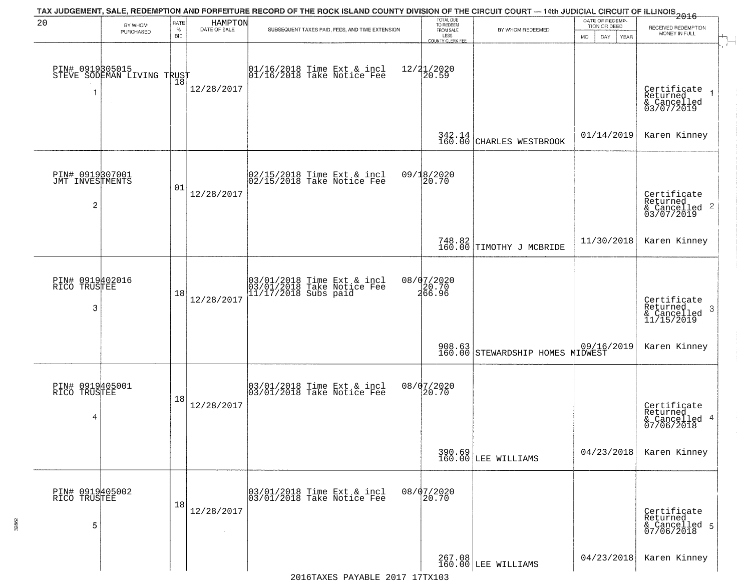# TAX JUDGEMENT, SALE, REDEMPTION AND FORFEITURE RECORD OF THE ROCK ISLAND COUNTY DIVISION OF THE CIRCUIT COURT — 14th JUDICIAL CIRCUIT OF ILLINOIS 2016

20 HAMPTON

| | BY WHOM PURCHASED | RATE % BID | DATE OF SALE | SUBSEQUENT TAXES PAID, FEES, AND TIME EXTENSION | TOTAL DUE TO REDEEM FROM SALE LESS COUNTY CLERK FEE | BY WHOM REDEEMED | DATE OF REDEMPTION OR DEED MO DAY YEAR | RECEIVED REDEMPTION MONEY IN FULL |
|---|---|---|---|---|---|---|---|---|
| 1 | PIN# 0919305015 STEVE SODEMAN LIVING TRUST | 18 | 12/28/2017 | 01/16/2018 Time Ext & incl 01/16/2018 Take Notice Fee | 12/21/2020 20.59 342.14 160.00 | CHARLES WESTBROOK | 01/14/2019 | Certificate Returned & Cancelled 03/07/2019 Karen Kinney |
| 2 | PIN# 0919307001 JMT INVESTMENTS | 01 | 12/28/2017 | 02/15/2018 Time Ext & incl 02/15/2018 Take Notice Fee | 09/18/2020 20.70 748.82 160.00 | TIMOTHY J MCBRIDE | 11/30/2018 | Certificate Returned & Cancelled 03/07/2019 Karen Kinney |
| 3 | PIN# 0919402016 RICO TRUSTEE | 18 | 12/28/2017 | 03/01/2018 Time Ext & incl 03/01/2018 Take Notice Fee 11/17/2018 Subs paid | 08/07/2020 20.70 266.96 908.63 160.00 | STEWARDSHIP HOMES MIDWEST | 09/16/2019 | Certificate Returned & Cancelled 11/15/2019 Karen Kinney |
| 4 | PIN# 0919405001 RICO TRUSTEE | 18 | 12/28/2017 | 03/01/2018 Time Ext & incl 03/01/2018 Take Notice Fee | 08/07/2020 20.70 390.69 160.00 | LEE WILLIAMS | 04/23/2018 | Certificate Returned & Cancelled 07/06/2018 Karen Kinney |
| 5 | PIN# 0919405002 RICO TRUSTEE | 18 | 12/28/2017 | 03/01/2018 Time Ext & incl 03/01/2018 Take Notice Fee | 08/07/2020 20.70 267.08 160.00 | LEE WILLIAMS | 04/23/2018 | Certificate Returned & Cancelled 07/06/2018 Karen Kinney |

2016TAXES PAYABLE 2017 17TX103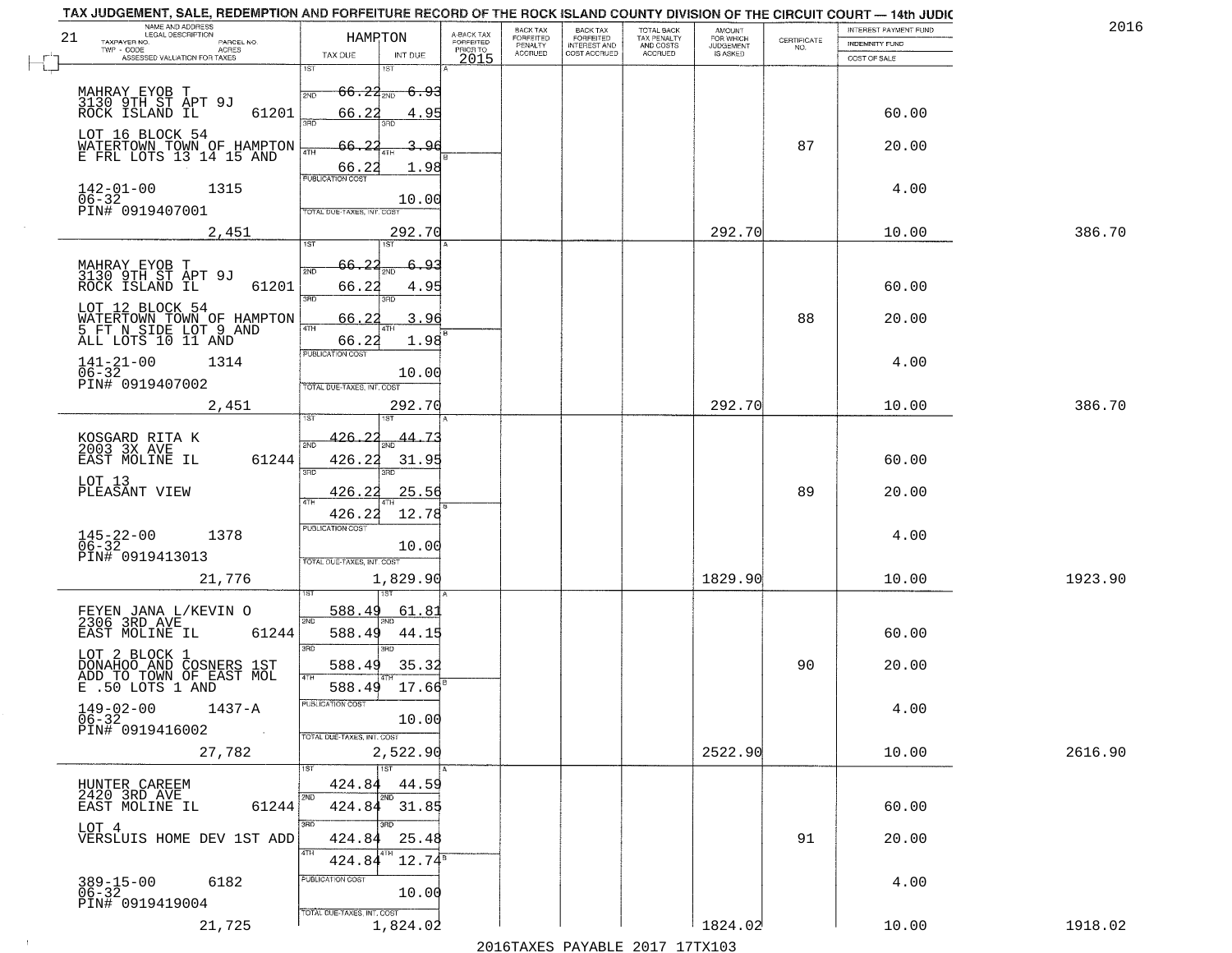TAX JUDGEMENT, SALE, REDEMPTION AND FORFEITURE RECORD OF THE ROCK ISLAND COUNTY DIVISION OF THE CIRCUIT COURT — 14th JUDIC

2016

21

| NAME AND ADDRESS / LEGAL DESCRIPTION / TAXPAYER NO. / PARCEL NO. / TWP - CODE / ACRES / ASSESSED VALUATION FOR TAXES | HAMPTON TAX DUE | INT DUE | A-BACK TAX FORFEITED PRIOR TO 2015 | BACK TAX FORFEITED PENALTY ACCRUED | BACK TAX FORFEITED INTEREST AND COST ACCRUED | TOTAL BACK TAX PENALTY AND COSTS ACCRUED | AMOUNT FOR WHICH JUDGEMENT IS ASKED | CERTIFICATE NO. | INTEREST PAYMENT FUND / INDEMNITY FUND / COST OF SALE | |
|---|---|---|---|---|---|---|---|---|---|---|
| MAHRAY EYOB T<br>3130 9TH ST APT 9J<br>ROCK ISLAND IL 61201<br>LOT 16 BLOCK 54<br>WATERTOWN TOWN OF HAMPTON<br>E FRL LOTS 13 14 15 AND<br>142-01-00 1315<br>06-32<br>PIN# 0919407001<br>2,451 | 1ST 66.22<br>2ND 66.22<br>3RD 66.22<br>4TH 66.22<br>PUBLICATION COST<br>TOTAL DUE-TAXES, INT. COST | 6.93<br>4.95<br>3.96<br>1.98<br>10.00<br>292.70 | | | | | 292.70 | 87 | 60.00<br>20.00<br>4.00<br>10.00 | 386.70 |
| MAHRAY EYOB T<br>3130 9TH ST APT 9J<br>ROCK ISLAND IL 61201<br>LOT 12 BLOCK 54<br>WATERTOWN TOWN OF HAMPTON<br>5 FT N SIDE LOT 9 AND<br>ALL LOTS 10 11 AND<br>141-21-00 1314<br>06-32<br>PIN# 0919407002<br>2,451 | 1ST 66.22<br>2ND 66.22<br>3RD 66.22<br>4TH 66.22<br>PUBLICATION COST<br>TOTAL DUE-TAXES, INT. COST | 6.93<br>4.95<br>3.96<br>1.98<br>10.00<br>292.70 | | | | | 292.70 | 88 | 60.00<br>20.00<br>4.00<br>10.00 | 386.70 |
| KOSGARD RITA K<br>2003 3X AVE<br>EAST MOLINE IL 61244<br>LOT 13<br>PLEASANT VIEW<br>145-22-00 1378<br>06-32<br>PIN# 0919413013<br>21,776 | 1ST 426.22<br>2ND 426.22<br>3RD 426.22<br>4TH 426.22<br>PUBLICATION COST<br>TOTAL DUE-TAXES, INT. COST | 44.73<br>31.95<br>25.56<br>12.78<br>10.00<br>1,829.90 | | | | | 1829.90 | 89 | 60.00<br>20.00<br>4.00<br>10.00 | 1923.90 |
| FEYEN JANA L/KEVIN O<br>2306 3RD AVE<br>EAST MOLINE IL 61244<br>LOT 2 BLOCK 1<br>DONAHOO AND COSNERS 1ST<br>ADD TO TOWN OF EAST MOL<br>E .50 LOTS 1 AND<br>149-02-00 1437-A<br>06-32<br>PIN# 0919416002<br>27,782 | 1ST 588.49<br>2ND 588.49<br>3RD 588.49<br>4TH 588.49<br>PUBLICATION COST<br>TOTAL DUE-TAXES, INT. COST | 61.81<br>44.15<br>35.32<br>17.66<br>10.00<br>2,522.90 | | | | | 2522.90 | 90 | 60.00<br>20.00<br>4.00<br>10.00 | 2616.90 |
| HUNTER CAREEM<br>2420 3RD AVE<br>EAST MOLINE IL 61244<br>LOT 4<br>VERSLUIS HOME DEV 1ST ADD<br>389-15-00 6182<br>06-32<br>PIN# 0919419004<br>21,725 | 1ST 424.84<br>2ND 424.84<br>3RD 424.84<br>4TH 424.84<br>PUBLICATION COST<br>TOTAL DUE-TAXES, INT. COST | 44.59<br>31.85<br>25.48<br>12.74<br>10.00<br>1,824.02 | | | | | 1824.02 | 91 | 60.00<br>20.00<br>4.00<br>10.00 | 1918.02 |

2016TAXES PAYABLE 2017 17TX103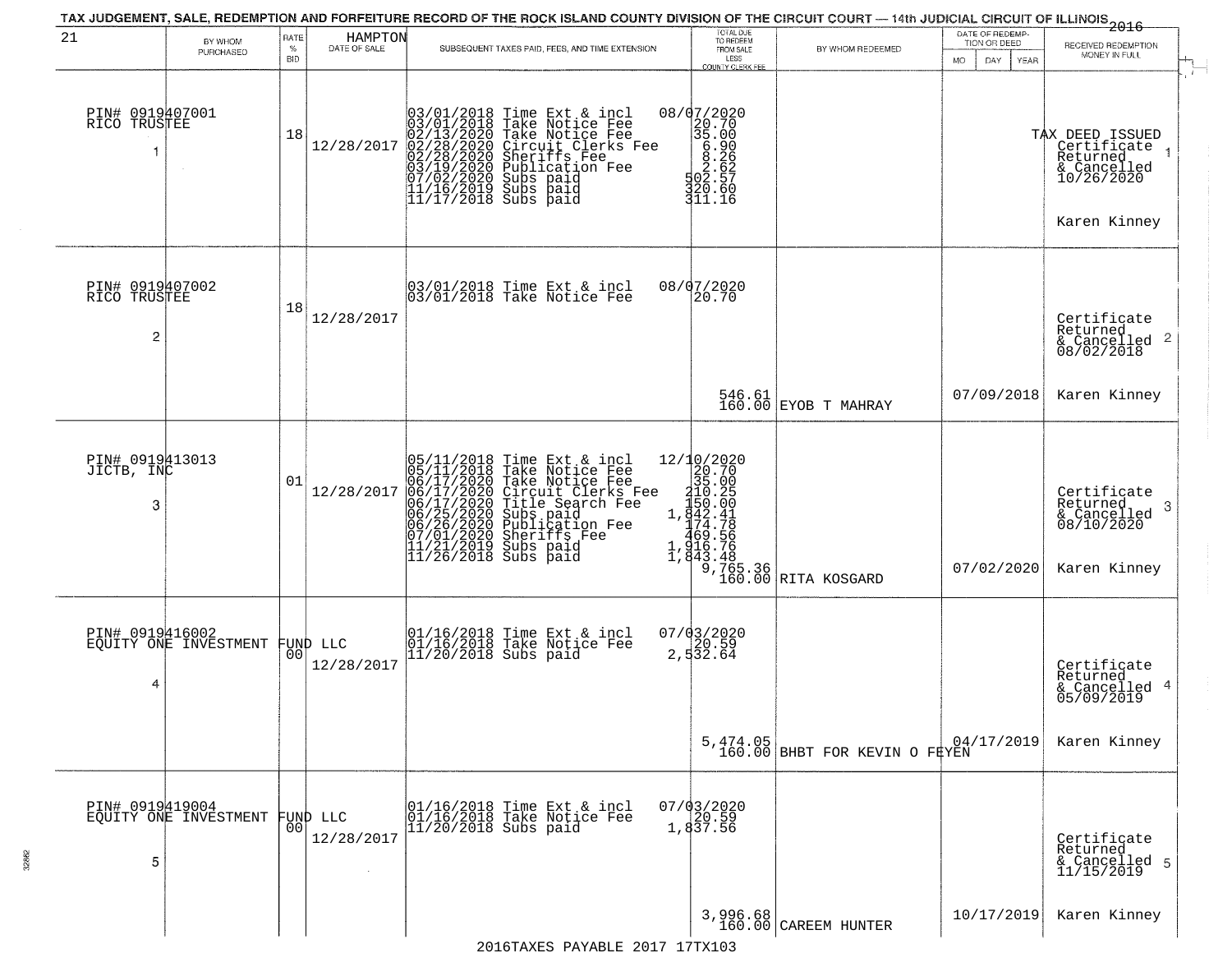# TAX JUDGEMENT, SALE, REDEMPTION AND FORFEITURE RECORD OF THE ROCK ISLAND COUNTY DIVISION OF THE CIRCUIT COURT — 14th JUDICIAL CIRCUIT OF ILLINOIS 2016

21 — HAMPTON

| BY WHOM PURCHASED | RATE % BID | DATE OF SALE | SUBSEQUENT TAXES PAID, FEES, AND TIME EXTENSION | TOTAL DUE TO REDEEM FROM SALE LESS COUNTY CLERK FEE | BY WHOM REDEEMED | DATE OF REDEMPTION OR DEED MO DAY YEAR | RECEIVED REDEMPTION MONEY IN FULL |
|---|---|---|---|---|---|---|---|
| PIN# 0919407001 RICO TRUSTEE 1 | 18 | 12/28/2017 | 03/01/2018 Time Ext & incl 08/07/2020<br>03/01/2018 Take Notice Fee 20.70<br>02/13/2020 Take Notice Fee 35.00<br>02/28/2020 Circuit Clerks Fee 6.90<br>02/28/2020 Sheriffs Fee 8.26<br>03/19/2020 Publication Fee 2.62<br>07/02/2020 Subs paid 502.57<br>11/16/2019 Subs paid 320.60<br>11/17/2018 Subs paid 311.16 | | | | TAX DEED ISSUED Certificate Returned & Cancelled 10/26/2020 1<br>Karen Kinney |
| PIN# 0919407002 RICO TRUSTEE 2 | 18 | 12/28/2017 | 03/01/2018 Time Ext & incl 08/07/2020<br>03/01/2018 Take Notice Fee 20.70 | 546.61<br>160.00 | EYOB T MAHRAY | 07/09/2018 | Certificate Returned & Cancelled 08/02/2018 2<br>Karen Kinney |
| PIN# 0919413013 JICTB, INC 3 | 01 | 12/28/2017 | 05/11/2018 Time Ext & incl 12/10/2020<br>05/11/2018 Take Notice Fee 20.70<br>06/17/2020 Take Notice Fee 35.00<br>06/17/2020 Circuit Clerks Fee 210.25<br>06/17/2020 Title Search Fee 150.00<br>06/25/2020 Subs paid 1,842.41<br>06/26/2020 Publication Fee 174.78<br>07/01/2020 Sheriffs Fee 469.56<br>11/21/2019 Subs paid 1,916.76<br>11/26/2018 Subs paid 1,843.48 | 9,765.36<br>160.00 | RITA KOSGARD | 07/02/2020 | Certificate Returned & Cancelled 08/10/2020 3<br>Karen Kinney |
| PIN# 0919416002 EQUITY ONE INVESTMENT FUND LLC 4 | 00 | 12/28/2017 | 01/16/2018 Time Ext & incl 07/03/2020<br>01/16/2018 Take Notice Fee 20.59<br>11/20/2018 Subs paid 2,532.64 | 5,474.05<br>160.00 | BHBT FOR KEVIN O FEYEN | 04/17/2019 | Certificate Returned & Cancelled 05/09/2019 4<br>Karen Kinney |
| PIN# 0919419004 EQUITY ONE INVESTMENT FUND LLC 5 | 00 | 12/28/2017 | 01/16/2018 Time Ext & incl 07/03/2020<br>01/16/2018 Take Notice Fee 20.59<br>11/20/2018 Subs paid 1,837.56 | 3,996.68<br>160.00 | CAREEM HUNTER | 10/17/2019 | Certificate Returned & Cancelled 11/15/2019 5<br>Karen Kinney |

2016TAXES PAYABLE 2017 17TX103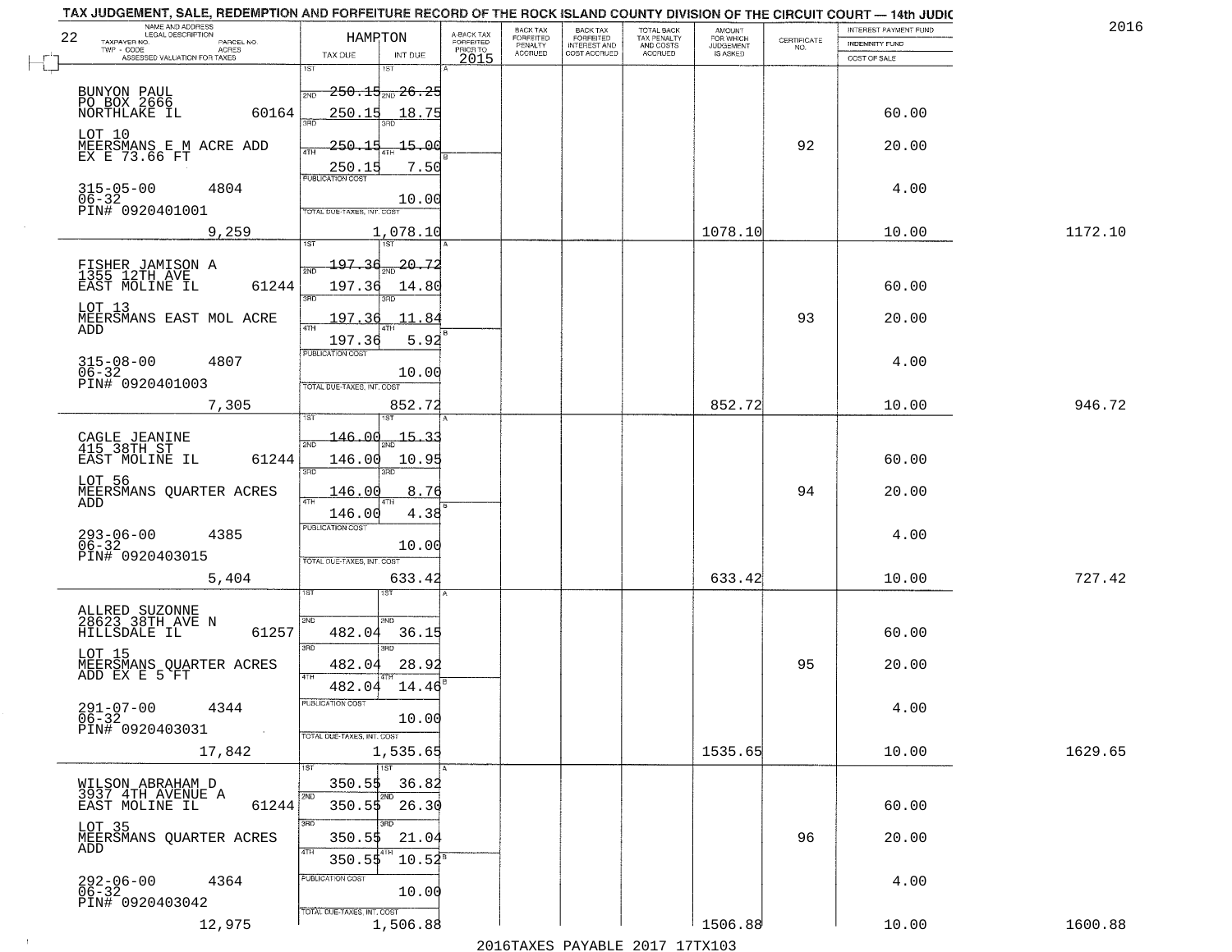TAX JUDGEMENT, SALE, REDEMPTION AND FORFEITURE RECORD OF THE ROCK ISLAND COUNTY DIVISION OF THE CIRCUIT COURT — 14th JUDIC

2016

| NAME AND ADDRESS / LEGAL DESCRIPTION / TAXPAYER NO. / PARCEL NO. / TWP - CODE / ACRES / ASSESSED VALUATION FOR TAXES | HAMPTON TAX DUE | INT DUE | A-BACK TAX FORFEITED PRIOR TO 2015 | BACK TAX FORFEITED PENALTY ACCRUED | BACK TAX FORFEITED INTEREST AND COST ACCRUED | TOTAL BACK TAX PENALTY AND COSTS ACCRUED | AMOUNT FOR WHICH JUDGEMENT IS ASKED | CERTIFICATE NO. | INTEREST PAYMENT FUND / INDEMNITY FUND / COST OF SALE | |
|---|---|---|---|---|---|---|---|---|---|---|
| BUNYON PAUL<br>PO BOX 2666<br>NORTHLAKE IL 60164<br>LOT 10<br>MEERSMANS E M ACRE ADD<br>EX E 73.66 FT<br>315-05-00 4804<br>06-32<br>PIN# 0920401001<br>9,259 | 1ST 250.15<br>2ND 250.15<br>3RD 250.15<br>4TH 250.15<br>PUBLICATION COST<br>TOTAL DUE-TAXES, INT. COST 1,078.10 | 26.25<br>18.75<br>15.00<br>7.50<br>10.00 | | | | | 1078.10 | 92 | 60.00<br>20.00<br>4.00<br>10.00 | 1172.10 |
| FISHER JAMISON A<br>1355 12TH AVE<br>EAST MOLINE IL 61244<br>LOT 13<br>MEERSMANS EAST MOL ACRE<br>ADD<br>315-08-00 4807<br>06-32<br>PIN# 0920401003<br>7,305 | 1ST 197.36<br>2ND 197.36<br>3RD 197.36<br>4TH 197.36<br>PUBLICATION COST<br>TOTAL DUE-TAXES, INT. COST 852.72 | 20.72<br>14.80<br>11.84<br>5.92<br>10.00 | | | | | 852.72 | 93 | 60.00<br>20.00<br>4.00<br>10.00 | 946.72 |
| CAGLE JEANINE<br>415 38TH ST<br>EAST MOLINE IL 61244<br>LOT 56<br>MEERSMANS QUARTER ACRES<br>ADD<br>293-06-00 4385<br>06-32<br>PIN# 0920403015<br>5,404 | 1ST 146.00<br>2ND 146.00<br>3RD 146.00<br>4TH 146.00<br>PUBLICATION COST<br>TOTAL DUE-TAXES, INT. COST 633.42 | 15.33<br>10.95<br>8.76<br>4.38<br>10.00 | | | | | 633.42 | 94 | 60.00<br>20.00<br>4.00<br>10.00 | 727.42 |
| ALLRED SUZONNE<br>28623 38TH AVE N<br>HILLSDALE IL 61257<br>LOT 15<br>MEERSMANS QUARTER ACRES<br>ADD EX E 5 FT<br>291-07-00 4344<br>06-32<br>PIN# 0920403031<br>17,842 | 1ST<br>2ND 482.04<br>3RD 482.04<br>4TH 482.04<br>PUBLICATION COST<br>TOTAL DUE-TAXES, INT. COST 1,535.65 | <br>36.15<br>28.92<br>14.46<br>10.00 | | | | | 1535.65 | 95 | 60.00<br>20.00<br>4.00<br>10.00 | 1629.65 |
| WILSON ABRAHAM D<br>3937 4TH AVENUE A<br>EAST MOLINE IL 61244<br>LOT 35<br>MEERSMANS QUARTER ACRES<br>ADD<br>292-06-00 4364<br>06-32<br>PIN# 0920403042<br>12,975 | 1ST 350.55<br>2ND 350.55<br>3RD 350.55<br>4TH 350.55<br>PUBLICATION COST<br>TOTAL DUE-TAXES, INT. COST 1,506.88 | 36.82<br>26.30<br>21.04<br>10.52<br>10.00 | | | | | 1506.88 | 96 | 60.00<br>20.00<br>4.00<br>10.00 | 1600.88 |

2016TAXES PAYABLE 2017 17TX103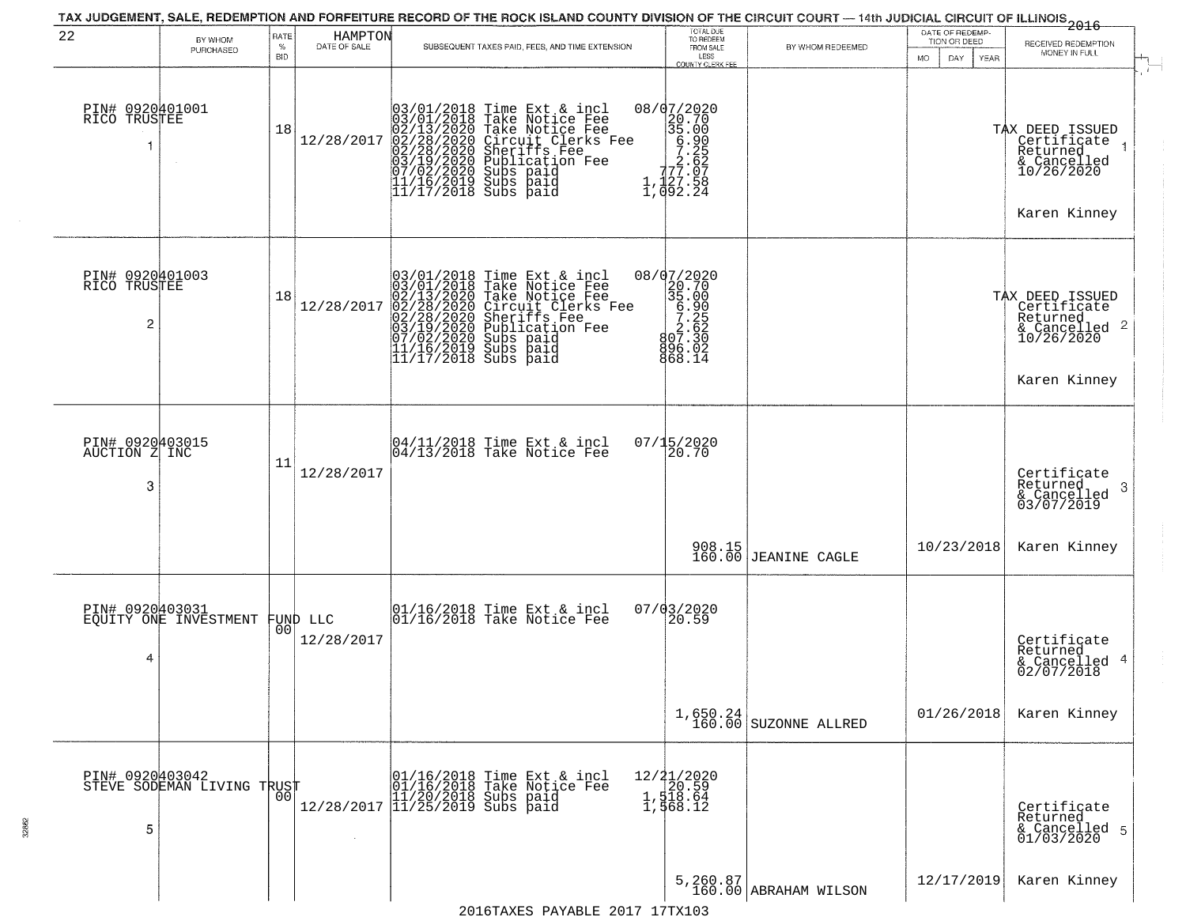# TAX JUDGEMENT, SALE, REDEMPTION AND FORFEITURE RECORD OF THE ROCK ISLAND COUNTY DIVISION OF THE CIRCUIT COURT — 14th JUDICIAL CIRCUIT OF ILLINOIS 2016

22 — HAMPTON

| | BY WHOM PURCHASED | RATE % BID | DATE OF SALE | SUBSEQUENT TAXES PAID, FEES, AND TIME EXTENSION | TOTAL DUE TO REDEEM FROM SALE LESS COUNTY CLERK FEE | BY WHOM REDEEMED | DATE OF REDEMPTION OR DEED (MO DAY YEAR) | RECEIVED REDEMPTION MONEY IN FULL |
|---|---|---|---|---|---|---|---|---|
| 1 | PIN# 0920401001 RICO TRUSTEE | 18 | 12/28/2017 | 03/01/2018 Time Ext & incl<br>03/01/2018 Take Notice Fee<br>02/13/2020 Take Notice Fee<br>02/28/2020 Circuit Clerks Fee<br>02/28/2020 Sheriffs Fee<br>03/19/2020 Publication Fee<br>07/02/2020 Subs paid<br>11/16/2019 Subs paid<br>11/17/2018 Subs paid | 08/07/2020<br>20.70<br>35.00<br>6.90<br>7.25<br>2.62<br>777.07<br>1,127.58<br>1,092.24 | | | TAX DEED ISSUED Certificate Returned & Cancelled 10/26/2020<br>Karen Kinney |
| 2 | PIN# 0920401003 RICO TRUSTEE | 18 | 12/28/2017 | 03/01/2018 Time Ext & incl<br>03/01/2018 Take Notice Fee<br>02/13/2020 Take Notice Fee<br>02/28/2020 Circuit Clerks Fee<br>02/28/2020 Sheriffs Fee<br>03/19/2020 Publication Fee<br>07/02/2020 Subs paid<br>11/16/2019 Subs paid<br>11/17/2018 Subs paid | 08/07/2020<br>20.70<br>35.00<br>6.90<br>7.25<br>2.62<br>807.30<br>896.02<br>868.14 | | | TAX DEED ISSUED Certificate Returned & Cancelled 10/26/2020<br>Karen Kinney |
| 3 | PIN# 0920403015 AUCTION Z INC | 11 | 12/28/2017 | 04/11/2018 Time Ext & incl<br>04/13/2018 Take Notice Fee | 07/15/2020<br>20.70<br><br>908.15<br>160.00 | JEANINE CAGLE | 10/23/2018 | Certificate Returned & Cancelled 03/07/2019<br>Karen Kinney |
| 4 | PIN# 0920403031 EQUITY ONE INVESTMENT FUND LLC | 00 | 12/28/2017 | 01/16/2018 Time Ext & incl<br>01/16/2018 Take Notice Fee | 07/03/2020<br>20.59<br><br>1,650.24<br>160.00 | SUZONNE ALLRED | 01/26/2018 | Certificate Returned & Cancelled 02/07/2018<br>Karen Kinney |
| 5 | PIN# 0920403042 STEVE SODEMAN LIVING TRUST | 00 | 12/28/2017 | 01/16/2018 Time Ext & incl<br>01/16/2018 Take Notice Fee<br>11/20/2018 Subs paid<br>11/25/2019 Subs paid | 12/21/2020<br>20.59<br>1,518.64<br>1,568.12<br><br>5,260.87<br>160.00 | ABRAHAM WILSON | 12/17/2019 | Certificate Returned & Cancelled 01/03/2020<br>Karen Kinney |

2016TAXES PAYABLE 2017 17TX103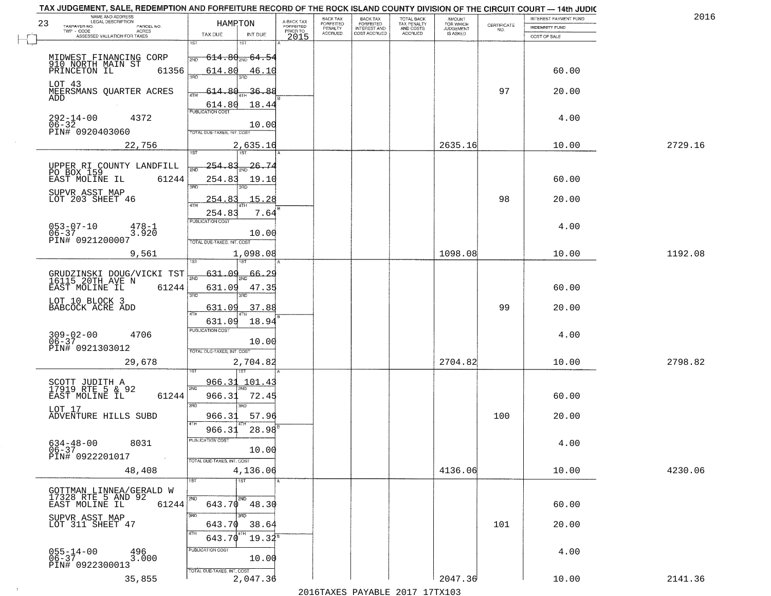TAX JUDGEMENT, SALE, REDEMPTION AND FORFEITURE RECORD OF THE ROCK ISLAND COUNTY DIVISION OF THE CIRCUIT COURT — 14th JUDIC

2016

| NAME AND ADDRESS / LEGAL DESCRIPTION / TAXPAYER NO. / PARCEL NO. / TWP - CODE / ACRES / ASSESSED VALUATION FOR TAXES | HAMPTON TAX DUE | INT DUE | A-BACK TAX FORFEITED PRIOR TO 2015 | BACK TAX FORFEITED PENALTY ACCRUED | BACK TAX FORFEITED INTEREST AND COST ACCRUED | TOTAL BACK TAX PENALTY AND COSTS ACCRUED | AMOUNT FOR WHICH JUDGEMENT IS ASKED | CERTIFICATE NO. | INTEREST PAYMENT FUND / INDEMNITY FUND / COST OF SALE | |
|---|---|---|---|---|---|---|---|---|---|---|
| MIDWEST FINANCING CORP, 910 NORTH MAIN ST, PRINCETON IL 61356 | 1ST 614.80 | 64.54 | | | | | | | | |
| | 2ND 614.80 | 46.10 | | | | | | | 60.00 | |
| LOT 43, MEERSMANS QUARTER ACRES ADD | 3RD 614.80 | 36.88 | | | | | | 97 | 20.00 | |
| | 4TH 614.80 | 18.44 | | | | | | | | |
| 292-14-00 4372, 06-32, PIN# 0920403060 | PUBLICATION COST | 10.00 | | | | | | | 4.00 | |
| 22,756 | TOTAL DUE-TAXES, INT. COST | 2,635.16 | | | | | 2635.16 | | 10.00 | 2729.16 |
| UPPER RI COUNTY LANDFILL, PO BOX 159, EAST MOLINE IL 61244 | 1ST 254.83 | 26.74 | | | | | | | | |
| | 2ND 254.83 | 19.10 | | | | | | | 60.00 | |
| SUPVR ASST MAP, LOT 203 SHEET 46 | 3RD 254.83 | 15.28 | | | | | | 98 | 20.00 | |
| | 4TH 254.83 | 7.64 | | | | | | | | |
| 053-07-10 478-1, 06-37 3.920, PIN# 0921200007 | PUBLICATION COST | 10.00 | | | | | | | 4.00 | |
| 9,561 | TOTAL DUE-TAXES, INT. COST | 1,098.08 | | | | | 1098.08 | | 10.00 | 1192.08 |
| GRUDZINSKI DOUG/VICKI TST, 16115 20TH AVE N, EAST MOLINE IL 61244 | 1ST 631.09 | 66.29 | | | | | | | | |
| | 2ND 631.09 | 47.35 | | | | | | | 60.00 | |
| LOT 10 BLOCK 3, BABCOCK ACRE ADD | 3RD 631.09 | 37.88 | | | | | | 99 | 20.00 | |
| | 4TH 631.09 | 18.94 | | | | | | | | |
| 309-02-00 4706, 06-37, PIN# 0921303012 | PUBLICATION COST | 10.00 | | | | | | | 4.00 | |
| 29,678 | TOTAL DUE-TAXES, INT. COST | 2,704.82 | | | | | 2704.82 | | 10.00 | 2798.82 |
| SCOTT JUDITH A, 17919 RTE 5 & 92, EAST MOLINE IL 61244 | 1ST 966.31 | 101.43 | | | | | | | | |
| | 2ND 966.31 | 72.45 | | | | | | | 60.00 | |
| LOT 17, ADVENTURE HILLS SUBD | 3RD 966.31 | 57.96 | | | | | | 100 | 20.00 | |
| | 4TH 966.31 | 28.98 | | | | | | | | |
| 634-48-00 8031, 06-37, PIN# 0922201017 | PUBLICATION COST | 10.00 | | | | | | | 4.00 | |
| 48,408 | TOTAL DUE-TAXES, INT. COST | 4,136.06 | | | | | 4136.06 | | 10.00 | 4230.06 |
| GOTTMAN LINNEA/GERALD W, 17328 RTE 5 AND 92, EAST MOLINE IL 61244 | 1ST | | | | | | | | | |
| | 2ND 643.70 | 48.30 | | | | | | | 60.00 | |
| SUPVR ASST MAP, LOT 311 SHEET 47 | 3RD 643.70 | 38.64 | | | | | | 101 | 20.00 | |
| | 4TH 643.70 | 19.32 | | | | | | | | |
| 055-14-00 496, 06-37 3.000, PIN# 0922300013 | PUBLICATION COST | 10.00 | | | | | | | 4.00 | |
| 35,855 | TOTAL DUE-TAXES, INT. COST | 2,047.36 | | | | | 2047.36 | | 10.00 | 2141.36 |

2016TAXES PAYABLE 2017 17TX103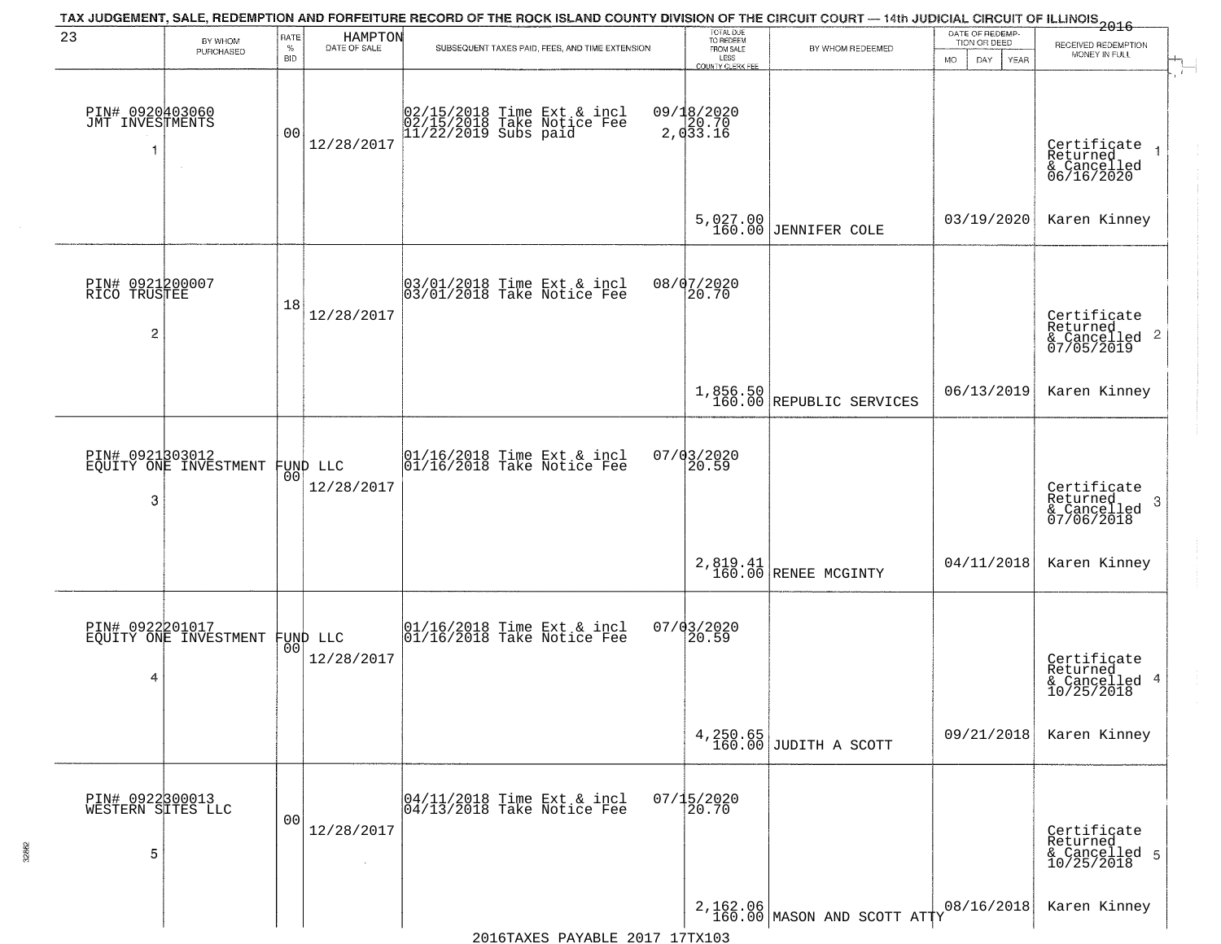TAX JUDGEMENT, SALE, REDEMPTION AND FORFEITURE RECORD OF THE ROCK ISLAND COUNTY DIVISION OF THE CIRCUIT COURT — 14th JUDICIAL CIRCUIT OF ILLINOIS 2016

| 23 | BY WHOM PURCHASED | RATE % BID | HAMPTON DATE OF SALE | SUBSEQUENT TAXES PAID, FEES, AND TIME EXTENSION | TOTAL DUE TO REDEEM FROM SALE LESS COUNTY CLERK FEE | BY WHOM REDEEMED | DATE OF REDEMPTION OR DEED MO DAY YEAR | RECEIVED REDEMPTION MONEY IN FULL |
|---|---|---|---|---|---|---|---|---|
| 1 | PIN# 0920403060 JMT INVESTMENTS | 00 | 12/28/2017 | 02/15/2018 Time Ext & incl 02/15/2018 Take Notice Fee 11/22/2019 Subs paid | 09/18/2020 20.70 2,033.16 5,027.00 160.00 | JENNIFER COLE | 03/19/2020 | Certificate Returned & Cancelled 06/16/2020 Karen Kinney |
| 2 | PIN# 0921200007 RICO TRUSTEE | 18 | 12/28/2017 | 03/01/2018 Time Ext & incl 03/01/2018 Take Notice Fee | 08/07/2020 20.70 1,856.50 160.00 | REPUBLIC SERVICES | 06/13/2019 | Certificate Returned & Cancelled 07/05/2019 Karen Kinney |
| 3 | PIN# 0921303012 EQUITY ONE INVESTMENT FUND LLC | 00 | 12/28/2017 | 01/16/2018 Time Ext & incl 01/16/2018 Take Notice Fee | 07/03/2020 20.59 2,819.41 160.00 | RENEE MCGINTY | 04/11/2018 | Certificate Returned & Cancelled 07/06/2018 Karen Kinney |
| 4 | PIN# 0922201017 EQUITY ONE INVESTMENT FUND LLC | 00 | 12/28/2017 | 01/16/2018 Time Ext & incl 01/16/2018 Take Notice Fee | 07/03/2020 20.59 4,250.65 160.00 | JUDITH A SCOTT | 09/21/2018 | Certificate Returned & Cancelled 10/25/2018 Karen Kinney |
| 5 | PIN# 0922300013 WESTERN SITES LLC | 00 | 12/28/2017 | 04/11/2018 Time Ext & incl 04/13/2018 Take Notice Fee | 07/15/2020 20.70 2,162.06 160.00 | MASON AND SCOTT ATTY | 08/16/2018 | Certificate Returned & Cancelled 10/25/2018 Karen Kinney |

2016TAXES PAYABLE 2017 17TX103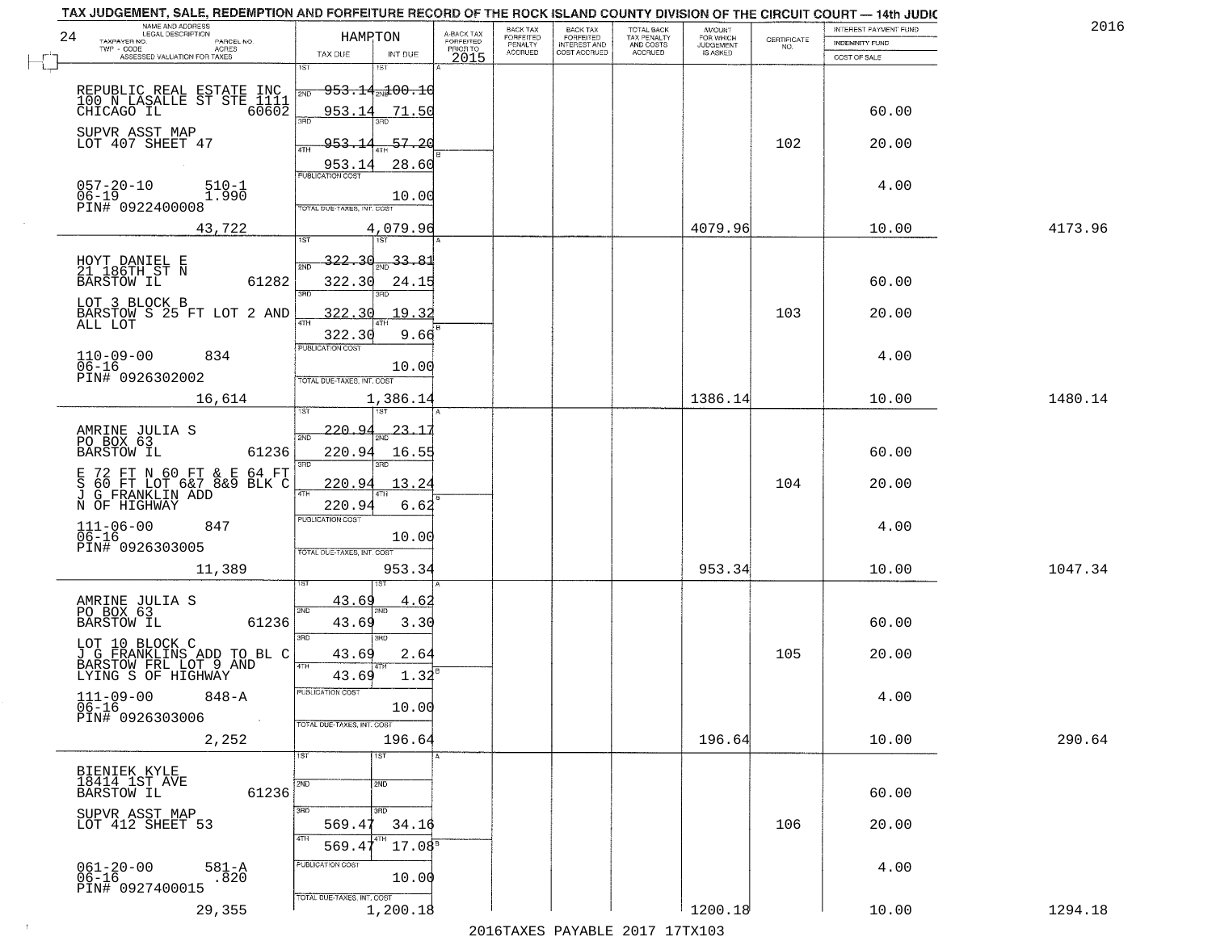# TAX JUDGEMENT, SALE, REDEMPTION AND FORFEITURE RECORD OF THE ROCK ISLAND COUNTY DIVISION OF THE CIRCUIT COURT — 14th JUDIC

2016

| NAME AND ADDRESS / LEGAL DESCRIPTION / TAXPAYER NO. / PARCEL NO. / TWP - CODE / ACRES / ASSESSED VALUATION FOR TAXES | HAMPTON TAX DUE | INT DUE | A-BACK TAX FORFEITED PRIOR TO 2015 | BACK TAX FORFEITED PENALTY ACCRUED | BACK TAX FORFEITED INTEREST AND COST ACCRUED | TOTAL BACK TAX PENALTY AND COSTS ACCRUED | AMOUNT FOR WHICH JUDGEMENT IS ASKED | CERTIFICATE NO. | INTEREST PAYMENT FUND / INDEMNITY FUND / COST OF SALE | |
|---|---|---|---|---|---|---|---|---|---|---|
| REPUBLIC REAL ESTATE INC<br>100 N LASALLE ST STE 1111<br>CHICAGO IL 60602<br>SUPVR ASST MAP<br>LOT 407 SHEET 47<br>057-20-10 510-1<br>06-19 1.990<br>PIN# 0922400008<br>43,722 | 1ST 953.14<br>2ND 953.14<br>3RD 953.14<br>4TH 953.14<br>PUBLICATION COST<br>TOTAL DUE-TAXES, INT. COST | 100.10<br>71.50<br>57.20<br>28.60<br>10.00<br>4,079.96 | | | | | 4079.96 | 102 | 60.00<br>20.00<br>4.00<br>10.00 | 4173.96 |
| HOYT DANIEL E<br>21 186TH ST N<br>BARSTOW IL 61282<br>LOT 3 BLOCK B<br>BARSTOW S 25 FT LOT 2 AND ALL LOT<br>110-09-00 834<br>06-16<br>PIN# 0926302002<br>16,614 | 1ST 322.30<br>2ND 322.30<br>3RD 322.30<br>4TH 322.30<br>PUBLICATION COST<br>TOTAL DUE-TAXES, INT. COST | 33.81<br>24.15<br>19.32<br>9.66<br>10.00<br>1,386.14 | | | | | 1386.14 | 103 | 60.00<br>20.00<br>4.00<br>10.00 | 1480.14 |
| AMRINE JULIA S<br>PO BOX 63<br>BARSTOW IL 61236<br>E 72 FT N 60 FT & E 64 FT S 60 FT LOT 6&7 8&9 BLK C<br>J G FRANKLIN ADD<br>N OF HIGHWAY<br>111-06-00 847<br>06-16<br>PIN# 0926303005<br>11,389 | 1ST 220.94<br>2ND 220.94<br>3RD 220.94<br>4TH 220.94<br>PUBLICATION COST<br>TOTAL DUE-TAXES, INT. COST | 23.17<br>16.55<br>13.24<br>6.62<br>10.00<br>953.34 | | | | | 953.34 | 104 | 60.00<br>20.00<br>4.00<br>10.00 | 1047.34 |
| AMRINE JULIA S<br>PO BOX 63<br>BARSTOW IL 61236<br>LOT 10 BLOCK C<br>J G FRANKLINS ADD TO BL C<br>BARSTOW FRL LOT 9 AND<br>LYING S OF HIGHWAY<br>111-09-00 848-A<br>06-16<br>PIN# 0926303006<br>2,252 | 1ST 43.69<br>2ND 43.69<br>3RD 43.69<br>4TH 43.69<br>PUBLICATION COST<br>TOTAL DUE-TAXES, INT. COST | 4.62<br>3.30<br>2.64<br>1.32<br>10.00<br>196.64 | | | | | 196.64 | 105 | 60.00<br>20.00<br>4.00<br>10.00 | 290.64 |
| BIENIEK KYLE<br>18414 1ST AVE<br>BARSTOW IL 61236<br>SUPVR ASST MAP<br>LOT 412 SHEET 53<br>061-20-00 581-A<br>06-16 .820<br>PIN# 0927400015<br>29,355 | 1ST<br>2ND<br>3RD 569.47<br>4TH 569.47<br>PUBLICATION COST<br>TOTAL DUE-TAXES, INT. COST | <br><br>34.16<br>17.08<br>10.00<br>1,200.18 | | | | | 1200.18 | 106 | 60.00<br>20.00<br>4.00<br>10.00 | 1294.18 |

2016TAXES PAYABLE 2017 17TX103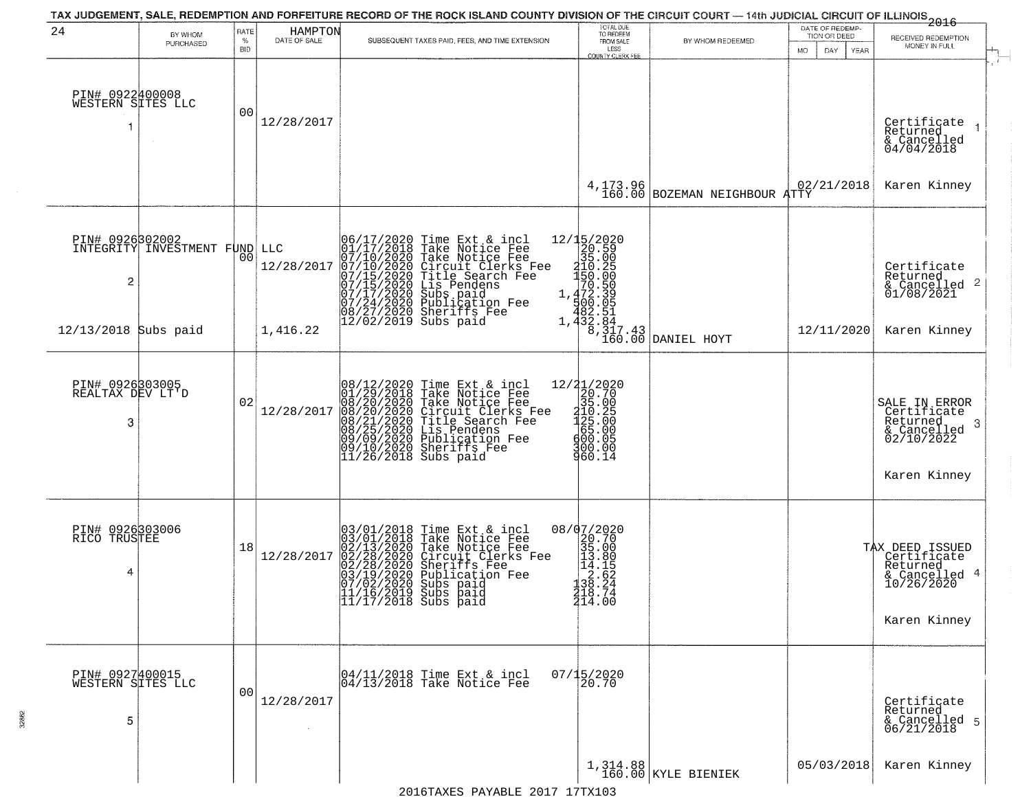TAX JUDGEMENT, SALE, REDEMPTION AND FORFEITURE RECORD OF THE ROCK ISLAND COUNTY DIVISION OF THE CIRCUIT COURT — 14th JUDICIAL CIRCUIT OF ILLINOIS 2016

24 HAMPTON

| BY WHOM PURCHASED | RATE % BID | DATE OF SALE | SUBSEQUENT TAXES PAID, FEES, AND TIME EXTENSION | TOTAL DUE TO REDEEM FROM SALE LESS COUNTY CLERK FEE | BY WHOM REDEEMED | DATE OF REDEMPTION OR DEED MO DAY YEAR | RECEIVED REDEMPTION MONEY IN FULL |
|---|---|---|---|---|---|---|---|
| PIN# 0922400008 WESTERN SITES LLC 1 | 00 | 12/28/2017 | | 4,173.96 160.00 | BOZEMAN NEIGHBOUR ATTY | 02/21/2018 | Certificate Returned & Cancelled 04/04/2018 1 Karen Kinney |
| PIN# 0926302002 INTEGRITY INVESTMENT FUND LLC 2 12/13/2018 Subs paid | 00 | 12/28/2017 1,416.22 | 06/17/2020 Time Ext & incl 12/15/2020; 01/17/2018 Take Notice Fee 20.59; 07/10/2020 Take Notice Fee 35.00; 07/10/2020 Circuit Clerks Fee 210.25; 07/15/2020 Title Search Fee 150.00; 07/15/2020 Lis Pendens 70.50; 07/17/2020 Subs paid 1,472.39; 07/24/2020 Publication Fee 500.05; 08/27/2020 Sheriffs Fee 482.51; 12/02/2019 Subs paid 1,432.84 | 8,317.43 160.00 | DANIEL HOYT | 12/11/2020 | Certificate Returned & Cancelled 01/08/2021 2 Karen Kinney |
| PIN# 0926303005 REALTAX DEV LT'D 3 | 02 | 12/28/2017 | 08/12/2020 Time Ext & incl 12/21/2020; 01/29/2018 Take Notice Fee 20.70; 08/20/2020 Take Notice Fee 35.00; 08/20/2020 Circuit Clerks Fee 210.25; 08/21/2020 Title Search Fee 125.00; 08/25/2020 Lis Pendens 65.00; 09/09/2020 Publication Fee 600.05; 09/10/2020 Sheriffs Fee 300.00; 11/26/2018 Subs paid 960.14 | | | | SALE IN ERROR Certificate Returned & Cancelled 02/10/2022 3 Karen Kinney |
| PIN# 0926303006 RICO TRUSTEE 4 | 18 | 12/28/2017 | 03/01/2018 Time Ext & incl 08/07/2020; 03/01/2018 Take Notice Fee 20.70; 02/13/2020 Take Notice Fee 35.00; 02/28/2020 Circuit Clerks Fee 13.80; 02/28/2020 Sheriffs Fee 14.15; 03/19/2020 Publication Fee 2.62; 07/02/2020 Subs paid 138.24; 11/16/2019 Subs paid 218.74; 11/17/2018 Subs paid 214.00 | | | | TAX DEED ISSUED Certificate Returned & Cancelled 10/26/2020 4 Karen Kinney |
| PIN# 0927400015 WESTERN SITES LLC 5 | 00 | 12/28/2017 | 04/11/2018 Time Ext & incl 07/15/2020; 04/13/2018 Take Notice Fee 20.70 | 1,314.88 160.00 | KYLE BIENIEK | 05/03/2018 | Certificate Returned & Cancelled 06/21/2018 5 Karen Kinney |

2016TAXES PAYABLE 2017 17TX103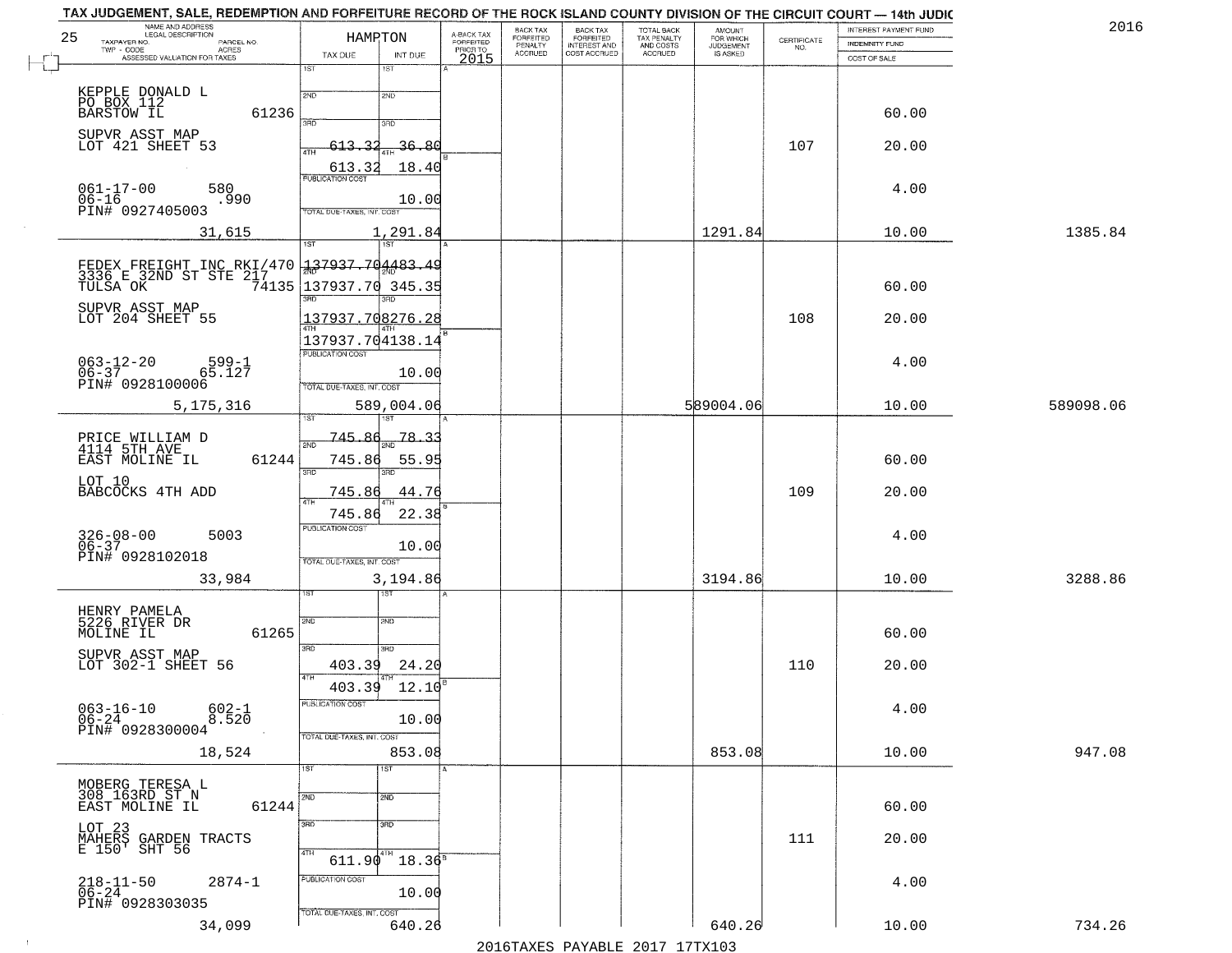## TAX JUDGEMENT, SALE, REDEMPTION AND FORFEITURE RECORD OF THE ROCK ISLAND COUNTY DIVISION OF THE CIRCUIT COURT — 14th JUDIC

2016

25

| NAME AND ADDRESS / LEGAL DESCRIPTION / TAXPAYER NO. / PARCEL NO. / TWP - CODE / ACRES / ASSESSED VALUATION FOR TAXES | HAMPTON TAX DUE | INT DUE | A-BACK TAX FORFEITED PRIOR TO 2015 | BACK TAX FORFEITED PENALTY ACCRUED | BACK TAX FORFEITED INTEREST AND COST ACCRUED | TOTAL BACK TAX PENALTY AND COSTS ACCRUED | AMOUNT FOR WHICH JUDGEMENT IS ASKED | CERTIFICATE NO. | INTEREST PAYMENT FUND / INDEMNITY FUND / COST OF SALE | |
|---|---|---|---|---|---|---|---|---|---|---|
| KEPPLE DONALD L<br>PO BOX 112<br>BARSTOW IL 61236<br>SUPVR ASST MAP<br>LOT 421 SHEET 53<br>061-17-00 580<br>06-16 .990<br>PIN# 0927405003<br>31,615 | 3RD 613.32<br>4TH 613.32<br>PUBLICATION COST<br>TOTAL DUE-TAXES, INT. COST 1,291.84 | 36.80<br>18.40<br>10.00 | | | | | 1291.84 | 107 | 60.00<br>20.00<br>4.00<br>10.00 | 1385.84 |
| FEDEX FREIGHT INC RKI/470<br>3336 E 32ND ST STE 217<br>TULSA OK 74135<br>SUPVR ASST MAP<br>LOT 204 SHEET 55<br>063-12-20 599-1<br>06-37 65.127<br>PIN# 0928100006<br>5,175,316 | 1ST 137937.70<br>2ND 137937.70<br>3RD 137937.70<br>4TH 137937.70<br>PUBLICATION COST<br>TOTAL DUE-TAXES, INT. COST 589,004.06 | 4483.49<br>345.35<br>8276.28<br>4138.14<br>10.00 | | | | | 589004.06 | 108 | 60.00<br>20.00<br>4.00<br>10.00 | 589098.06 |
| PRICE WILLIAM D<br>4114 5TH AVE<br>EAST MOLINE IL 61244<br>LOT 10<br>BABCOCKS 4TH ADD<br>326-08-00 5003<br>06-37<br>PIN# 0928102018<br>33,984 | 1ST 745.86<br>2ND 745.86<br>3RD 745.86<br>4TH 745.86<br>PUBLICATION COST<br>TOTAL DUE-TAXES, INT. COST 3,194.86 | 78.33<br>55.95<br>44.76<br>22.38<br>10.00 | | | | | 3194.86 | 109 | 60.00<br>20.00<br>4.00<br>10.00 | 3288.86 |
| HENRY PAMELA<br>5226 RIVER DR<br>MOLINE IL 61265<br>SUPVR ASST MAP<br>LOT 302-1 SHEET 56<br>063-16-10 602-1<br>06-24 8.520<br>PIN# 0928300004<br>18,524 | 3RD 403.39<br>4TH 403.39<br>PUBLICATION COST<br>TOTAL DUE-TAXES, INT. COST 853.08 | 24.20<br>12.10<br>10.00 | | | | | 853.08 | 110 | 60.00<br>20.00<br>4.00<br>10.00 | 947.08 |
| MOBERG TERESA L<br>308 163RD ST N<br>EAST MOLINE IL 61244<br>LOT 23<br>MAHERS GARDEN TRACTS<br>E 150' SHT 56<br>218-11-50 2874-1<br>06-24<br>PIN# 0928303035<br>34,099 | 4TH 611.90<br>PUBLICATION COST<br>TOTAL DUE-TAXES, INT. COST 640.26 | 18.36<br>10.00 | | | | | 640.26 | 111 | 60.00<br>20.00<br>4.00<br>10.00 | 734.26 |

2016TAXES PAYABLE 2017 17TX103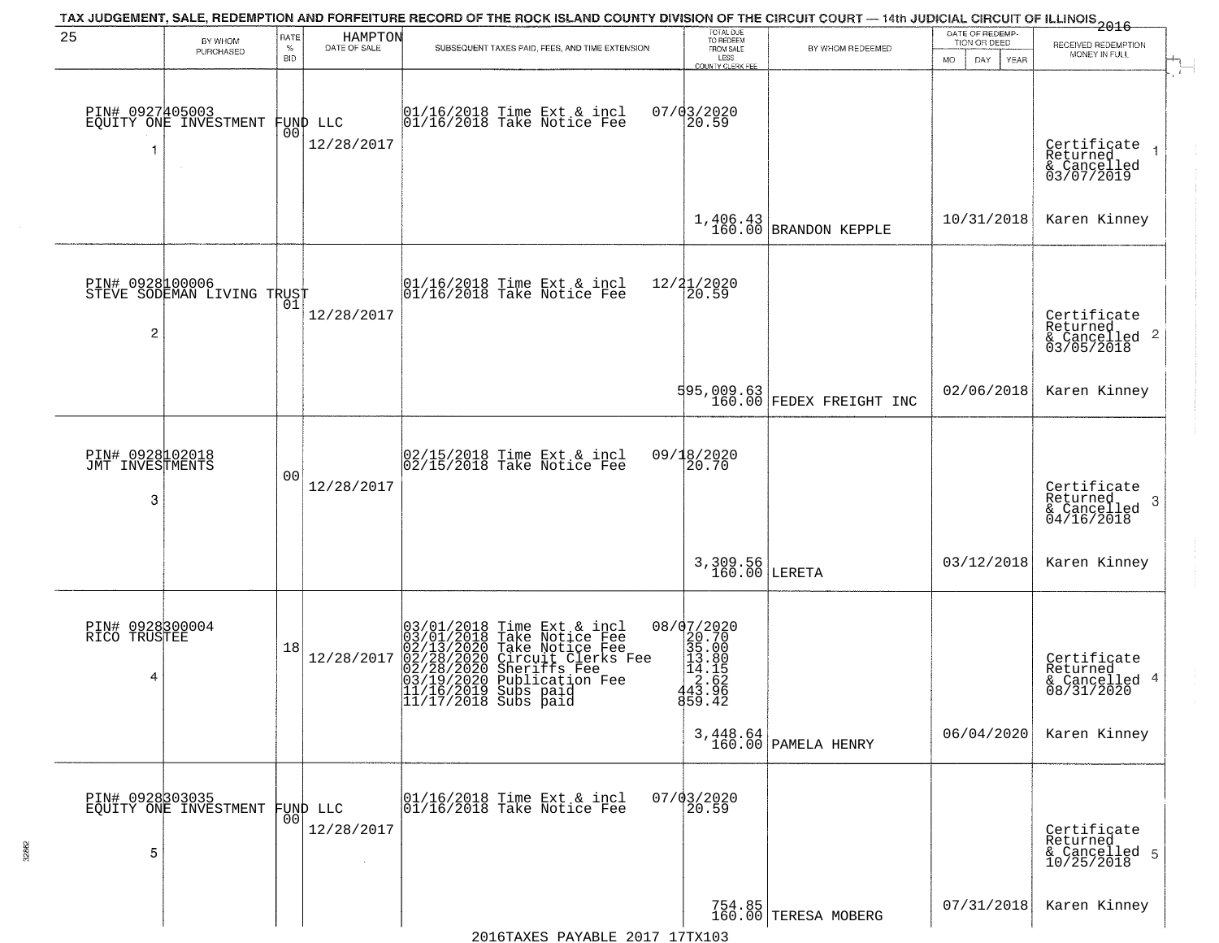TAX JUDGEMENT, SALE, REDEMPTION AND FORFEITURE RECORD OF THE ROCK ISLAND COUNTY DIVISION OF THE CIRCUIT COURT — 14th JUDICIAL CIRCUIT OF ILLINOIS 2016

25 HAMPTON

| | BY WHOM PURCHASED | RATE % BID | DATE OF SALE | SUBSEQUENT TAXES PAID, FEES, AND TIME EXTENSION | TOTAL DUE TO REDEEM FROM SALE LESS COUNTY CLERK FEE | BY WHOM REDEEMED | DATE OF REDEMPTION OR DEED MO DAY YEAR | RECEIVED REDEMPTION MONEY IN FULL |
|---|---|---|---|---|---|---|---|---|
| 1 | PIN# 0927405003 EQUITY ONE INVESTMENT FUND LLC | 00 | 12/28/2017 | 01/16/2018 Time Ext & incl 07/03/2020<br>01/16/2018 Take Notice Fee | 20.59<br><br>1,406.43<br>160.00 | BRANDON KEPPLE | 10/31/2018 | Certificate Returned & Cancelled 03/07/2019<br>Karen Kinney |
| 2 | PIN# 0928100006 STEVE SODEMAN LIVING TRUST | 01 | 12/28/2017 | 01/16/2018 Time Ext & incl 12/21/2020<br>01/16/2018 Take Notice Fee | 20.59<br><br>595,009.63<br>160.00 | FEDEX FREIGHT INC | 02/06/2018 | Certificate Returned & Cancelled 03/05/2018<br>Karen Kinney |
| 3 | PIN# 0928102018 JMT INVESTMENTS | 00 | 12/28/2017 | 02/15/2018 Time Ext & incl 09/18/2020<br>02/15/2018 Take Notice Fee | 20.70<br><br>3,309.56<br>160.00 | LERETA | 03/12/2018 | Certificate Returned & Cancelled 04/16/2018<br>Karen Kinney |
| 4 | PIN# 0928300004 RICO TRUSTEE | 18 | 12/28/2017 | 03/01/2018 Time Ext & incl 08/07/2020<br>03/01/2018 Take Notice Fee<br>02/13/2020 Take Notice Fee<br>02/28/2020 Circuit Clerks Fee<br>02/28/2020 Sheriffs Fee<br>03/19/2020 Publication Fee<br>11/16/2019 Subs paid<br>11/17/2018 Subs paid | 20.70<br>35.00<br>13.80<br>14.15<br>2.62<br>443.96<br>859.42<br><br>3,448.64<br>160.00 | PAMELA HENRY | 06/04/2020 | Certificate Returned & Cancelled 08/31/2020<br>Karen Kinney |
| 5 | PIN# 0928303035 EQUITY ONE INVESTMENT FUND LLC | 00 | 12/28/2017 | 01/16/2018 Time Ext & incl 07/03/2020<br>01/16/2018 Take Notice Fee | 20.59<br><br>754.85<br>160.00 | TERESA MOBERG | 07/31/2018 | Certificate Returned & Cancelled 10/25/2018<br>Karen Kinney |

2016TAXES PAYABLE 2017 17TX103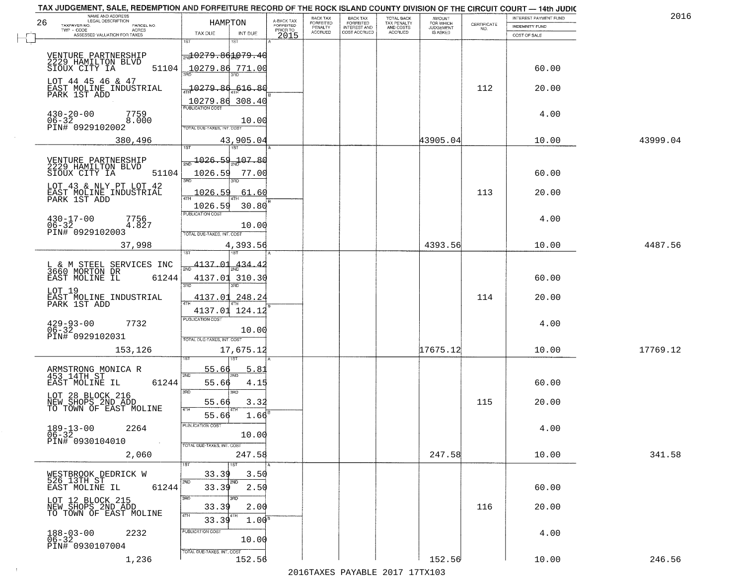TAX JUDGEMENT, SALE, REDEMPTION AND FORFEITURE RECORD OF THE ROCK ISLAND COUNTY DIVISION OF THE CIRCUIT COURT — 14th JUDIC

2016

| NAME AND ADDRESS / LEGAL DESCRIPTION / TAXPAYER NO. / PARCEL NO. / TWP - CODE / ACRES / ASSESSED VALUATION FOR TAXES | HAMPTON TAX DUE | INT DUE | A-BACK TAX FORFEITED PRIOR TO 2015 | BACK TAX FORFEITED PENALTY ACCRUED | BACK TAX FORFEITED INTEREST AND COST ACCRUED | TOTAL BACK TAX PENALTY AND COSTS ACCRUED | AMOUNT FOR WHICH JUDGEMENT IS ASKED | CERTIFICATE NO. | INTEREST PAYMENT FUND / INDEMNITY FUND / COST OF SALE | |
|---|---|---|---|---|---|---|---|---|---|---|
| VENTURE PARTNERSHIP 2229 HAMILTON BLVD SIOUX CITY IA 51104 | 1ST 10279.86 | 1079.40 | | | | | | | | |
| | 2ND 10279.86 | 771.00 | | | | | | | 60.00 | |
| LOT 44 45 46 & 47 EAST MOLINE INDUSTRIAL PARK 1ST ADD | 3RD 10279.86 | 616.80 | | | | | | 112 | 20.00 | |
| | 4TH 10279.86 | 308.40 | | | | | | | | |
| 430-20-00 7759 06-32 8.000 PIN# 0929102002 | PUBLICATION COST | 10.00 | | | | | | | 4.00 | |
| 380,496 | TOTAL DUE-TAXES, INT. COST | 43,905.04 | | | | | 43905.04 | | 10.00 | 43999.04 |
| VENTURE PARTNERSHIP 2229 HAMILTON BLVD SIOUX CITY IA 51104 | 1ST 1026.59 | 107.80 | | | | | | | | |
| | 2ND 1026.59 | 77.00 | | | | | | | 60.00 | |
| LOT 43 & NLY PT LOT 42 EAST MOLINE INDUSTRIAL PARK 1ST ADD | 3RD 1026.59 | 61.60 | | | | | | 113 | 20.00 | |
| | 4TH 1026.59 | 30.80 | | | | | | | | |
| 430-17-00 7756 06-32 4.827 PIN# 0929102003 | PUBLICATION COST | 10.00 | | | | | | | 4.00 | |
| 37,998 | TOTAL DUE-TAXES, INT. COST | 4,393.56 | | | | | 4393.56 | | 10.00 | 4487.56 |
| L & M STEEL SERVICES INC 3660 MORTON DR EAST MOLINE IL 61244 | 1ST 4137.01 | 434.42 | | | | | | | | |
| | 2ND 4137.01 | 310.30 | | | | | | | 60.00 | |
| LOT 19 EAST MOLINE INDUSTRIAL PARK 1ST ADD | 3RD 4137.01 | 248.24 | | | | | | 114 | 20.00 | |
| | 4TH 4137.01 | 124.12 | | | | | | | | |
| 429-93-00 7732 06-32 PIN# 0929102031 | PUBLICATION COST | 10.00 | | | | | | | 4.00 | |
| 153,126 | TOTAL DUE-TAXES, INT. COST | 17,675.12 | | | | | 17675.12 | | 10.00 | 17769.12 |
| ARMSTRONG MONICA R 453 14TH ST EAST MOLINE IL 61244 | 1ST 55.66 | 5.81 | | | | | | | | |
| | 2ND 55.66 | 4.15 | | | | | | | 60.00 | |
| LOT 28 BLOCK 216 NEW SHOPS 2ND ADD TO TOWN OF EAST MOLINE | 3RD 55.66 | 3.32 | | | | | | 115 | 20.00 | |
| | 4TH 55.66 | 1.66 | | | | | | | | |
| 189-13-00 2264 06-32 PIN# 0930104010 | PUBLICATION COST | 10.00 | | | | | | | 4.00 | |
| 2,060 | TOTAL DUE-TAXES, INT. COST | 247.58 | | | | | 247.58 | | 10.00 | 341.58 |
| WESTBROOK DEDRICK W 526 13TH ST EAST MOLINE IL 61244 | 1ST 33.39 | 3.50 | | | | | | | | |
| | 2ND 33.39 | 2.50 | | | | | | | 60.00 | |
| LOT 12 BLOCK 215 NEW SHOPS 2ND ADD TO TOWN OF EAST MOLINE | 3RD 33.39 | 2.00 | | | | | | 116 | 20.00 | |
| | 4TH 33.39 | 1.00 | | | | | | | | |
| 188-03-00 2232 06-32 PIN# 0930107004 | PUBLICATION COST | 10.00 | | | | | | | 4.00 | |
| 1,236 | TOTAL DUE-TAXES, INT. COST | 152.56 | | | | | 152.56 | | 10.00 | 246.56 |

2016TAXES PAYABLE 2017 17TX103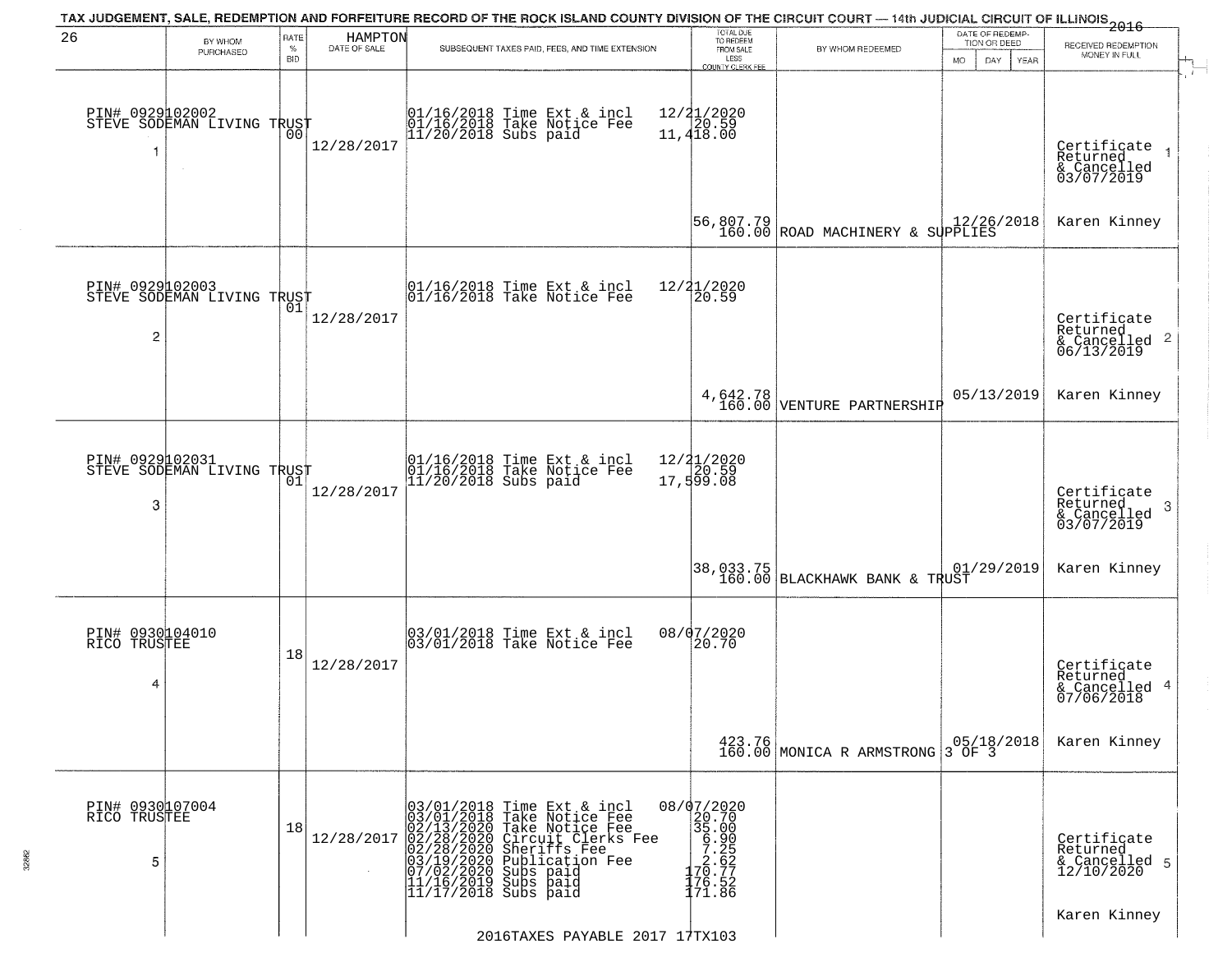# TAX JUDGEMENT, SALE, REDEMPTION AND FORFEITURE RECORD OF THE ROCK ISLAND COUNTY DIVISION OF THE CIRCUIT COURT — 14th JUDICIAL CIRCUIT OF ILLINOIS 2016

26 | HAMPTON

| | BY WHOM PURCHASED | RATE % BID | DATE OF SALE | SUBSEQUENT TAXES PAID, FEES, AND TIME EXTENSION | TOTAL DUE TO REDEEM FROM SALE LESS COUNTY CLERK FEE | BY WHOM REDEEMED | DATE OF REDEMPTION OR DEED | RECEIVED REDEMPTION MONEY IN FULL |
|---|---|---|---|---|---|---|---|---|
| 1 | PIN# 0929102002 STEVE SODEMAN LIVING TRUST | 00 | 12/28/2017 | 01/16/2018 Time Ext & incl 12/21/2020<br>01/16/2018 Take Notice Fee 20.59<br>11/20/2018 Subs paid 11,418.00 | 56,807.79<br>160.00 | ROAD MACHINERY & SUPPLIES | 12/26/2018 | Certificate Returned & Cancelled 03/07/2019<br>Karen Kinney |
| 2 | PIN# 0929102003 STEVE SODEMAN LIVING TRUST | 01 | 12/28/2017 | 01/16/2018 Time Ext & incl 12/21/2020<br>01/16/2018 Take Notice Fee 20.59 | 4,642.78<br>160.00 | VENTURE PARTNERSHIP | 05/13/2019 | Certificate Returned & Cancelled 06/13/2019<br>Karen Kinney |
| 3 | PIN# 0929102031 STEVE SODEMAN LIVING TRUST | 01 | 12/28/2017 | 01/16/2018 Time Ext & incl 12/21/2020<br>01/16/2018 Take Notice Fee 20.59<br>11/20/2018 Subs paid 17,599.08 | 38,033.75<br>160.00 | BLACKHAWK BANK & TRUST | 01/29/2019 | Certificate Returned & Cancelled 03/07/2019<br>Karen Kinney |
| 4 | PIN# 0930104010 RICO TRUSTEE | 18 | 12/28/2017 | 03/01/2018 Time Ext & incl 08/07/2020<br>03/01/2018 Take Notice Fee 20.70 | 423.76<br>160.00 | MONICA R ARMSTRONG 3 OF 3 | 05/18/2018 | Certificate Returned & Cancelled 07/06/2018<br>Karen Kinney |
| 5 | PIN# 0930107004 RICO TRUSTEE | 18 | 12/28/2017 | 03/01/2018 Time Ext & incl 08/07/2020<br>03/01/2018 Take Notice Fee 20.70<br>02/13/2020 Take Notice Fee 35.00<br>02/28/2020 Circuit Clerks Fee 6.90<br>02/28/2020 Sheriffs Fee 7.25<br>03/19/2020 Publication Fee 2.62<br>07/02/2020 Subs paid 170.77<br>11/16/2019 Subs paid 176.52<br>11/17/2018 Subs paid 171.86 | | | | Certificate Returned & Cancelled 12/10/2020<br>Karen Kinney |

2016TAXES PAYABLE 2017 17TX103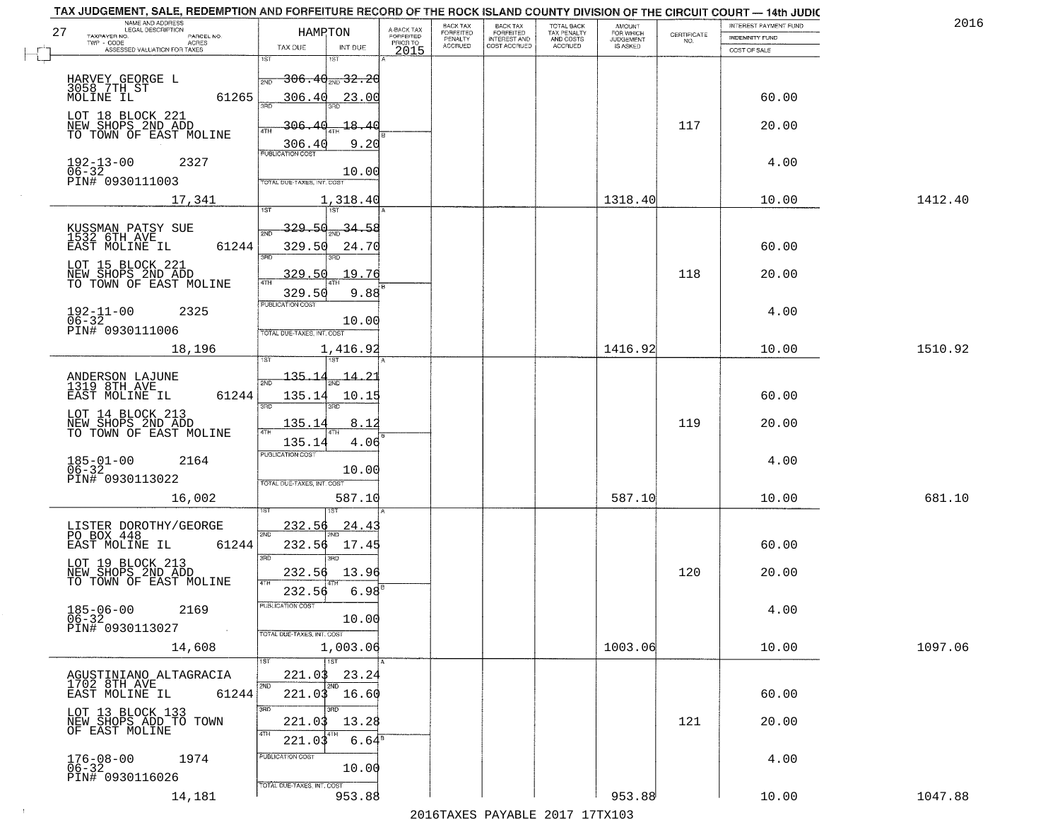TAX JUDGEMENT, SALE, REDEMPTION AND FORFEITURE RECORD OF THE ROCK ISLAND COUNTY DIVISION OF THE CIRCUIT COURT — 14th JUDIC

2016

27 HAMPTON

| NAME AND ADDRESS / LEGAL DESCRIPTION / TAXPAYER NO. / PARCEL NO. / TWP - CODE / ACRES / ASSESSED VALUATION FOR TAXES | TAX DUE | INT DUE | A-BACK TAX FORFEITED PRIOR TO 2015 | BACK TAX FORFEITED PENALTY ACCRUED | BACK TAX FORFEITED INTEREST AND COST ACCRUED | TOTAL BACK TAX PENALTY AND COSTS ACCRUED | AMOUNT FOR WHICH JUDGEMENT IS ASKED | CERTIFICATE NO. | INTEREST PAYMENT FUND / INDEMNITY FUND / COST OF SALE | |
|---|---|---|---|---|---|---|---|---|---|---|
| HARVEY GEORGE L<br>3058 7TH ST<br>MOLINE IL 61265<br>LOT 18 BLOCK 221<br>NEW SHOPS 2ND ADD<br>TO TOWN OF EAST MOLINE<br>192-13-00 2327<br>06-32<br>PIN# 0930111003<br>17,341 | 1ST 306.40<br>2ND 306.40<br>3RD 306.40<br>4TH 306.40<br>PUBLICATION COST<br>TOTAL DUE-TAXES, INT. COST | 1ST 32.20<br>2ND 23.00<br>3RD 18.40<br>4TH 9.20<br>10.00<br>1,318.40 | | | | | 1318.40 | 117 | 60.00<br>20.00<br>4.00<br>10.00 | 1412.40 |
| KUSSMAN PATSY SUE<br>1532 6TH AVE<br>EAST MOLINE IL 61244<br>LOT 15 BLOCK 221<br>NEW SHOPS 2ND ADD<br>TO TOWN OF EAST MOLINE<br>192-11-00 2325<br>06-32<br>PIN# 0930111006<br>18,196 | 1ST 329.50<br>2ND 329.50<br>3RD 329.50<br>4TH 329.50<br>PUBLICATION COST<br>TOTAL DUE-TAXES, INT. COST | 1ST 34.58<br>2ND 24.70<br>3RD 19.76<br>4TH 9.88<br>10.00<br>1,416.92 | | | | | 1416.92 | 118 | 60.00<br>20.00<br>4.00<br>10.00 | 1510.92 |
| ANDERSON LAJUNE<br>1319 8TH AVE<br>EAST MOLINE IL 61244<br>LOT 14 BLOCK 213<br>NEW SHOPS 2ND ADD<br>TO TOWN OF EAST MOLINE<br>185-01-00 2164<br>06-32<br>PIN# 0930113022<br>16,002 | 1ST 135.14<br>2ND 135.14<br>3RD 135.14<br>4TH 135.14<br>PUBLICATION COST<br>TOTAL DUE-TAXES, INT. COST | 1ST 14.21<br>2ND 10.15<br>3RD 8.12<br>4TH 4.06<br>10.00<br>587.10 | | | | | 587.10 | 119 | 60.00<br>20.00<br>4.00<br>10.00 | 681.10 |
| LISTER DOROTHY/GEORGE<br>PO BOX 448<br>EAST MOLINE IL 61244<br>LOT 19 BLOCK 213<br>NEW SHOPS 2ND ADD<br>TO TOWN OF EAST MOLINE<br>185-06-00 2169<br>06-32<br>PIN# 0930113027<br>14,608 | 1ST 232.56<br>2ND 232.56<br>3RD 232.56<br>4TH 232.56<br>PUBLICATION COST<br>TOTAL DUE-TAXES, INT. COST | 1ST 24.43<br>2ND 17.45<br>3RD 13.96<br>4TH 6.98<br>10.00<br>1,003.06 | | | | | 1003.06 | 120 | 60.00<br>20.00<br>4.00<br>10.00 | 1097.06 |
| AGUSTINIANO ALTAGRACIA<br>1702 8TH AVE<br>EAST MOLINE IL 61244<br>LOT 13 BLOCK 133<br>NEW SHOPS ADD TO TOWN<br>OF EAST MOLINE<br>176-08-00 1974<br>06-32<br>PIN# 0930116026<br>14,181 | 1ST 221.03<br>2ND 221.03<br>3RD 221.03<br>4TH 221.03<br>PUBLICATION COST<br>TOTAL DUE-TAXES, INT. COST | 1ST 23.24<br>2ND 16.60<br>3RD 13.28<br>4TH 6.64<br>10.00<br>953.88 | | | | | 953.88 | 121 | 60.00<br>20.00<br>4.00<br>10.00 | 1047.88 |

2016TAXES PAYABLE 2017 17TX103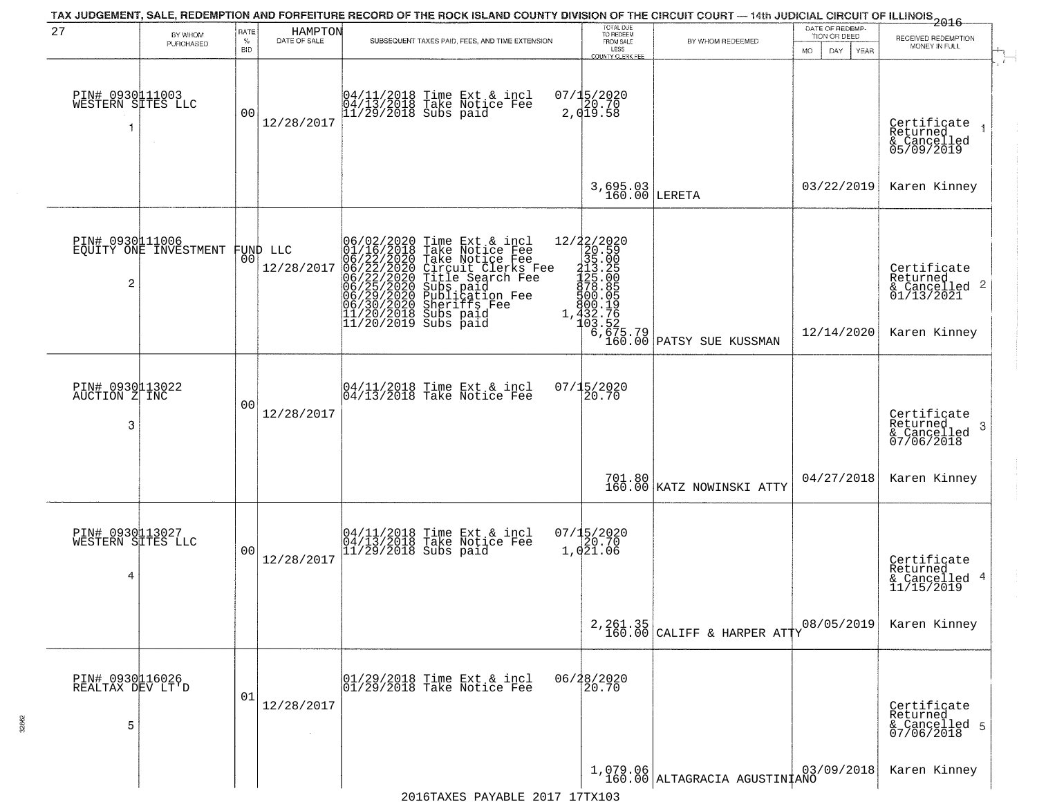TAX JUDGEMENT, SALE, REDEMPTION AND FORFEITURE RECORD OF THE ROCK ISLAND COUNTY DIVISION OF THE CIRCUIT COURT — 14th JUDICIAL CIRCUIT OF ILLINOIS 2016

27 HAMPTON

| | BY WHOM PURCHASED | RATE % BID | DATE OF SALE | SUBSEQUENT TAXES PAID, FEES, AND TIME EXTENSION | TOTAL DUE TO REDEEM FROM SALE LESS COUNTY CLERK FEE | BY WHOM REDEEMED | DATE OF REDEMPTION OR DEED MO DAY YEAR | RECEIVED REDEMPTION MONEY IN FULL |
|---|---|---|---|---|---|---|---|---|
| 1 | PIN# 0930111003 WESTERN SITES LLC | 00 | 12/28/2017 | 04/11/2018 Time Ext & incl<br>04/13/2018 Take Notice Fee<br>11/29/2018 Subs paid | 07/15/2020<br>20.70<br>2,019.58<br><br>3,695.03<br>160.00 | LERETA | 03/22/2019 | Certificate Returned & Cancelled 05/09/2019<br>Karen Kinney |
| 2 | PIN# 0930111006 EQUITY ONE INVESTMENT FUND LLC | 00 | 12/28/2017 | 06/02/2020 Time Ext & incl<br>01/16/2018 Take Notice Fee<br>06/22/2020 Take Notice Fee<br>06/22/2020 Circuit Clerks Fee<br>06/22/2020 Title Search Fee<br>06/25/2020 Subs paid<br>06/29/2020 Publication Fee<br>06/30/2020 Sheriffs Fee<br>11/20/2018 Subs paid<br>11/20/2019 Subs paid | 12/22/2020<br>20.59<br>35.00<br>213.25<br>125.00<br>878.85<br>500.05<br>800.19<br>1,432.76<br>103.52<br>6,675.79<br>160.00 | PATSY SUE KUSSMAN | 12/14/2020 | Certificate Returned & Cancelled 01/13/2021<br>Karen Kinney |
| 3 | PIN# 0930113022 AUCTION Z INC | 00 | 12/28/2017 | 04/11/2018 Time Ext & incl<br>04/13/2018 Take Notice Fee | 07/15/2020<br>20.70<br><br>701.80<br>160.00 | KATZ NOWINSKI ATTY | 04/27/2018 | Certificate Returned & Cancelled 07/06/2018<br>Karen Kinney |
| 4 | PIN# 0930113027 WESTERN SITES LLC | 00 | 12/28/2017 | 04/11/2018 Time Ext & incl<br>04/13/2018 Take Notice Fee<br>11/29/2018 Subs paid | 07/15/2020<br>20.70<br>1,021.06<br><br>2,261.35<br>160.00 | CALIFF & HARPER ATTY | 08/05/2019 | Certificate Returned & Cancelled 11/15/2019<br>Karen Kinney |
| 5 | PIN# 0930116026 REALTAX DEV LT'D | 01 | 12/28/2017 | 01/29/2018 Time Ext & incl<br>01/29/2018 Take Notice Fee | 06/28/2020<br>20.70<br><br>1,079.06<br>160.00 | ALTAGRACIA AGUSTINIANO | 03/09/2018 | Certificate Returned & Cancelled 07/06/2018<br>Karen Kinney |

2016TAXES PAYABLE 2017 17TX103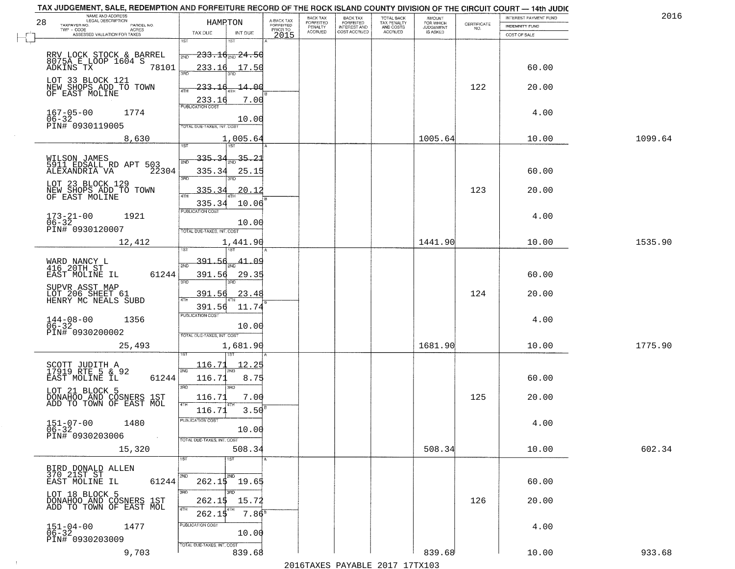# TAX JUDGEMENT, SALE, REDEMPTION AND FORFEITURE RECORD OF THE ROCK ISLAND COUNTY DIVISION OF THE CIRCUIT COURT — 14th JUDIC

2016

| NAME AND ADDRESS / LEGAL DESCRIPTION / TAXPAYER NO. / PARCEL NO. / TWP - CODE / ACRES / ASSESSED VALUATION FOR TAXES | HAMPTON TAX DUE | INT DUE | A-BACK TAX FORFEITED PRIOR TO 2015 | BACK TAX FORFEITED PENALTY ACCRUED | BACK TAX FORFEITED INTEREST AND COST ACCRUED | TOTAL BACK TAX PENALTY AND COSTS ACCRUED | AMOUNT FOR WHICH JUDGEMENT IS ASKED | CERTIFICATE NO. | INTEREST PAYMENT FUND / INDEMNITY FUND / COST OF SALE | |
|---|---|---|---|---|---|---|---|---|---|---|
| 28 | | | | | | | | | | |
| RRV LOCK STOCK & BARREL 8075A E LOOP 1604 S ADKINS TX 78101 | 1ST 233.16 / 2ND 233.16 | 24.50 / 17.50 | | | | | | | 60.00 | |
| LOT 33 BLOCK 121 NEW SHOPS ADD TO TOWN OF EAST MOLINE | 3RD 233.16 / 4TH 233.16 | 14.00 / 7.00 | | | | | | 122 | 20.00 | |
| 167-05-00 1774 06-32 PIN# 0930119005 | PUBLICATION COST | 10.00 | | | | | | | 4.00 | |
| 8,630 | TOTAL DUE-TAXES, INT. COST | 1,005.64 | | | | | 1005.64 | | 10.00 | 1099.64 |
| WILSON JAMES 5911 EDSALL RD APT 503 ALEXANDRIA VA 22304 | 1ST 335.34 / 2ND 335.34 | 35.21 / 25.15 | | | | | | | 60.00 | |
| LOT 23 BLOCK 129 NEW SHOPS ADD TO TOWN OF EAST MOLINE | 3RD 335.34 / 4TH 335.34 | 20.12 / 10.06 | | | | | | 123 | 20.00 | |
| 173-21-00 1921 06-32 PIN# 0930120007 | PUBLICATION COST | 10.00 | | | | | | | 4.00 | |
| 12,412 | TOTAL DUE-TAXES, INT. COST | 1,441.90 | | | | | 1441.90 | | 10.00 | 1535.90 |
| WARD NANCY L 416 20TH ST EAST MOLINE IL 61244 | 1ST 391.56 / 2ND 391.56 | 41.09 / 29.35 | | | | | | | 60.00 | |
| SUPVR ASST MAP LOT 206 SHEET 61 HENRY MC NEALS SUBD | 3RD 391.56 / 4TH 391.56 | 23.48 / 11.74 | | | | | | 124 | 20.00 | |
| 144-08-00 1356 06-32 PIN# 0930200002 | PUBLICATION COST | 10.00 | | | | | | | 4.00 | |
| 25,493 | TOTAL DUE-TAXES, INT. COST | 1,681.90 | | | | | 1681.90 | | 10.00 | 1775.90 |
| SCOTT JUDITH A 17919 RTE 5 & 92 EAST MOLINE IL 61244 | 1ST 116.71 / 2ND 116.71 | 12.25 / 8.75 | | | | | | | 60.00 | |
| LOT 21 BLOCK 5 DONAHOO AND COSNERS 1ST ADD TO TOWN OF EAST MOL | 3RD 116.71 / 4TH 116.71 | 7.00 / 3.50 | | | | | | 125 | 20.00 | |
| 151-07-00 1480 06-32 PIN# 0930203006 | PUBLICATION COST | 10.00 | | | | | | | 4.00 | |
| 15,320 | TOTAL DUE-TAXES, INT. COST | 508.34 | | | | | 508.34 | | 10.00 | 602.34 |
| BIRD DONALD ALLEN 370 21ST ST EAST MOLINE IL 61244 | 1ST / 2ND 262.15 | 19.65 | | | | | | | 60.00 | |
| LOT 18 BLOCK 5 DONAHOO AND COSNERS 1ST ADD TO TOWN OF EAST MOL | 3RD 262.15 / 4TH 262.15 | 15.72 / 7.86 | | | | | | 126 | 20.00 | |
| 151-04-00 1477 06-32 PIN# 0930203009 | PUBLICATION COST | 10.00 | | | | | | | 4.00 | |
| 9,703 | TOTAL DUE-TAXES, INT. COST | 839.68 | | | | | 839.68 | | 10.00 | 933.68 |

2016TAXES PAYABLE 2017 17TX103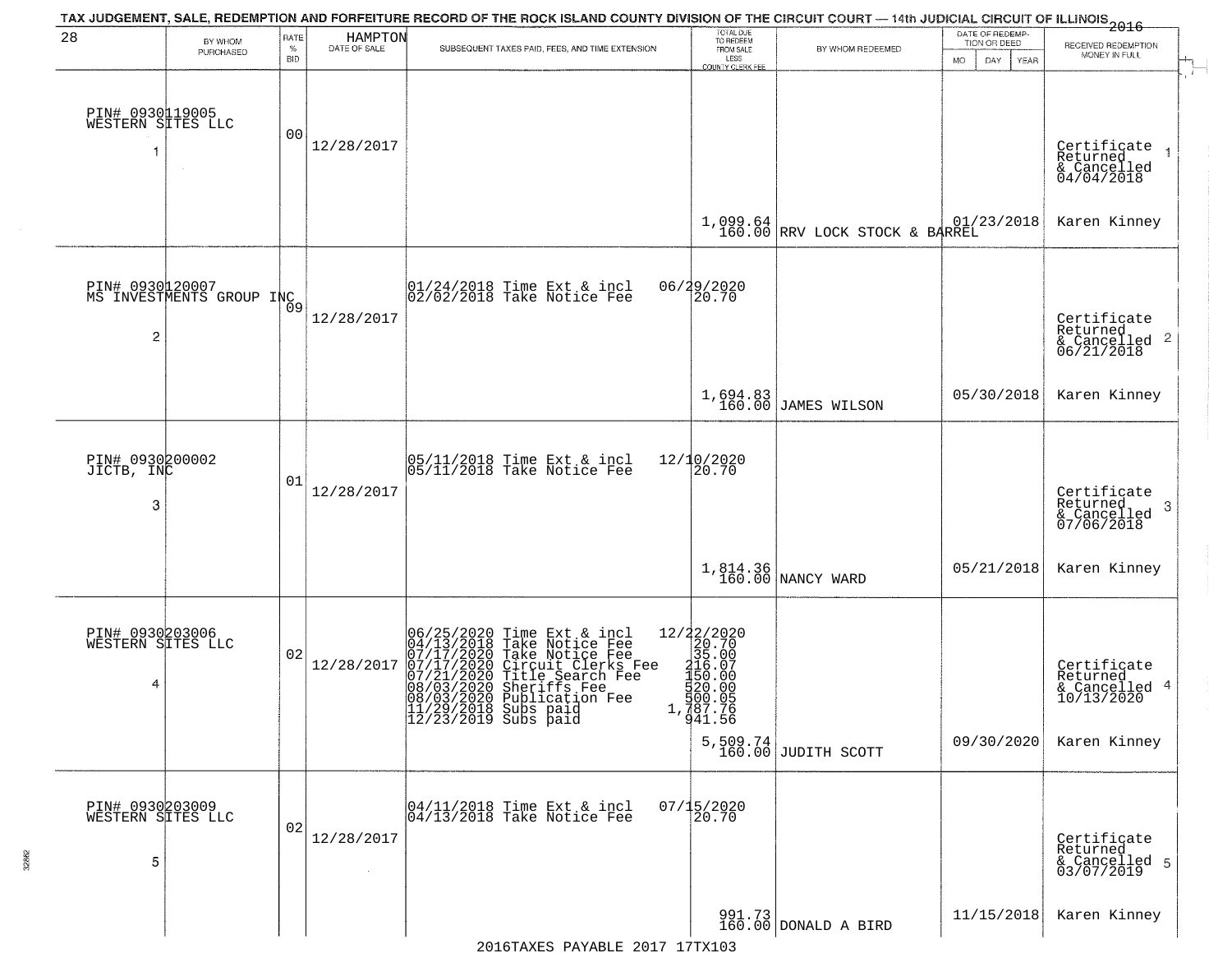TAX JUDGEMENT, SALE, REDEMPTION AND FORFEITURE RECORD OF THE ROCK ISLAND COUNTY DIVISION OF THE CIRCUIT COURT — 14th JUDICIAL CIRCUIT OF ILLINOIS 2016

HAMPTON

| BY WHOM PURCHASED | RATE % BID | DATE OF SALE | SUBSEQUENT TAXES PAID, FEES, AND TIME EXTENSION | TOTAL DUE TO REDEEM FROM SALE LESS COUNTY CLERK FEE | BY WHOM REDEEMED | DATE OF REDEMPTION OR DEED | RECEIVED REDEMPTION MONEY IN FULL |
|---|---|---|---|---|---|---|---|
| PIN# 0930119005 WESTERN SITES LLC 1 | 00 | 12/28/2017 | | 1,099.64 160.00 | RRV LOCK STOCK & BARREL | 01/23/2018 | Certificate Returned & Cancelled 04/04/2018 Karen Kinney |
| PIN# 0930120007 MS INVESTMENTS GROUP INC 2 | 09 | 12/28/2017 | 01/24/2018 Time Ext & incl 06/29/2020<br>02/02/2018 Take Notice Fee 20.70 | 1,694.83 160.00 | JAMES WILSON | 05/30/2018 | Certificate Returned & Cancelled 06/21/2018 Karen Kinney |
| PIN# 0930200002 JICTB, INC 3 | 01 | 12/28/2017 | 05/11/2018 Time Ext & incl 12/10/2020<br>05/11/2018 Take Notice Fee 20.70 | 1,814.36 160.00 | NANCY WARD | 05/21/2018 | Certificate Returned & Cancelled 07/06/2018 Karen Kinney |
| PIN# 0930203006 WESTERN SITES LLC 4 | 02 | 12/28/2017 | 06/25/2020 Time Ext & incl 12/22/2020<br>04/13/2018 Take Notice Fee 20.70<br>07/17/2020 Take Notice Fee 35.00<br>07/17/2020 Circuit Clerks Fee 216.07<br>07/21/2020 Title Search Fee 150.00<br>08/03/2020 Sheriffs Fee 520.00<br>08/03/2020 Publication Fee 500.05<br>11/29/2018 Subs paid 1,787.76<br>12/23/2019 Subs paid 941.56 | 5,509.74 160.00 | JUDITH SCOTT | 09/30/2020 | Certificate Returned & Cancelled 10/13/2020 Karen Kinney |
| PIN# 0930203009 WESTERN SITES LLC 5 | 02 | 12/28/2017 | 04/11/2018 Time Ext & incl 07/15/2020<br>04/13/2018 Take Notice Fee 20.70 | 991.73 160.00 | DONALD A BIRD | 11/15/2018 | Certificate Returned & Cancelled 03/07/2019 Karen Kinney |

2016TAXES PAYABLE 2017 17TX103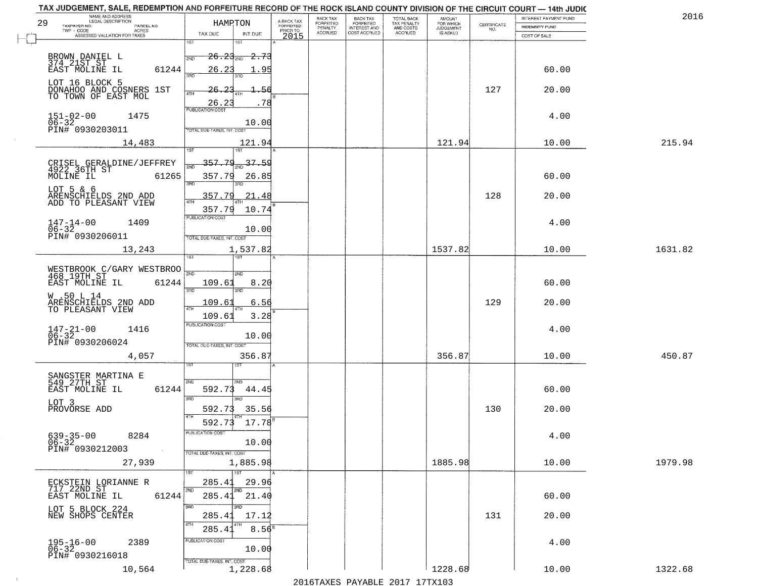TAX JUDGEMENT, SALE, REDEMPTION AND FORFEITURE RECORD OF THE ROCK ISLAND COUNTY DIVISION OF THE CIRCUIT COURT — 14th JUDIC

2016

| NAME AND ADDRESS / LEGAL DESCRIPTION / TAXPAYER NO. / PARCEL NO. / TWP - CODE / ACRES / ASSESSED VALUATION FOR TAXES (29) | HAMPTON TAX DUE | INT DUE | A-BACK TAX FORFEITED PRIOR TO 2015 | BACK TAX FORFEITED PENALTY ACCRUED | BACK TAX FORFEITED INTEREST AND COST ACCRUED | TOTAL BACK TAX PENALTY AND COSTS ACCRUED | AMOUNT FOR WHICH JUDGEMENT IS ASKED | CERTIFICATE NO. | INTEREST PAYMENT FUND / INDEMNITY FUND / COST OF SALE | |
|---|---|---|---|---|---|---|---|---|---|---|
| BROWN DANIEL L<br>374 21ST ST<br>EAST MOLINE IL 61244<br>LOT 16 BLOCK 5<br>DONAHOO AND COSNERS 1ST<br>TO TOWN OF EAST MOL<br>151-02-00 1475<br>06-32<br>PIN# 0930203011<br>14,483 | 1ST<br>2ND 26.23<br>3RD 26.23<br>4TH 26.23<br>26.23<br>PUBLICATION COST<br>TOTAL DUE-TAXES, INT. COST | 2.73<br>1.95<br>1.56<br>.78<br>10.00<br>121.94 | | | | | 121.94 | 127 | 60.00<br>20.00<br>4.00<br>10.00 | 215.94 |
| CRISEL GERALDINE/JEFFREY<br>4922 36TH ST<br>MOLINE IL 61265<br>LOT 5 & 6<br>ARENSCHIELDS 2ND ADD<br>ADD TO PLEASANT VIEW<br>147-14-00 1409<br>06-32<br>PIN# 0930206011<br>13,243 | 1ST<br>2ND 357.79<br>3RD 357.79<br>4TH 357.79<br>357.79<br>PUBLICATION COST<br>TOTAL DUE-TAXES, INT. COST | 37.59<br>26.85<br>21.48<br>10.74<br>10.00<br>1,537.82 | | | | | 1537.82 | 128 | 60.00<br>20.00<br>4.00<br>10.00 | 1631.82 |
| WESTBROOK C/GARY WESTBROO<br>468 19TH ST<br>EAST MOLINE IL 61244<br>W .50 L 14<br>ARENSCHIELDS 2ND ADD<br>TO PLEASANT VIEW<br>147-21-00 1416<br>06-32<br>PIN# 0930206024<br>4,057 | 1ST<br>2ND 109.61<br>3RD 109.61<br>4TH 109.61<br>PUBLICATION COST<br>TOTAL DUE-TAXES, INT. COST | 8.20<br>6.56<br>3.28<br>10.00<br>356.87 | | | | | 356.87 | 129 | 60.00<br>20.00<br>4.00<br>10.00 | 450.87 |
| SANGSTER MARTINA E<br>549 27TH ST<br>EAST MOLINE IL 61244<br>LOT 3<br>PROVORSE ADD<br>639-35-00 8284<br>06-32<br>PIN# 0930212003<br>27,939 | 1ST<br>2ND 592.73<br>3RD 592.73<br>4TH 592.73<br>PUBLICATION COST<br>TOTAL DUE-TAXES, INT. COST | 44.45<br>35.56<br>17.78<br>10.00<br>1,885.98 | | | | | 1885.98 | 130 | 60.00<br>20.00<br>4.00<br>10.00 | 1979.98 |
| ECKSTEIN LORIANNE R<br>717 22ND ST<br>EAST MOLINE IL 61244<br>LOT 5 BLOCK 224<br>NEW SHOPS CENTER<br>195-16-00 2389<br>06-32<br>PIN# 0930216018<br>10,564 | 1ST 285.41<br>2ND 285.41<br>3RD 285.41<br>4TH 285.41<br>PUBLICATION COST<br>TOTAL DUE-TAXES, INT. COST | 29.96<br>21.40<br>17.12<br>8.56<br>10.00<br>1,228.68 | | | | | 1228.68 | 131 | 60.00<br>20.00<br>4.00<br>10.00 | 1322.68 |

2016TAXES PAYABLE 2017 17TX103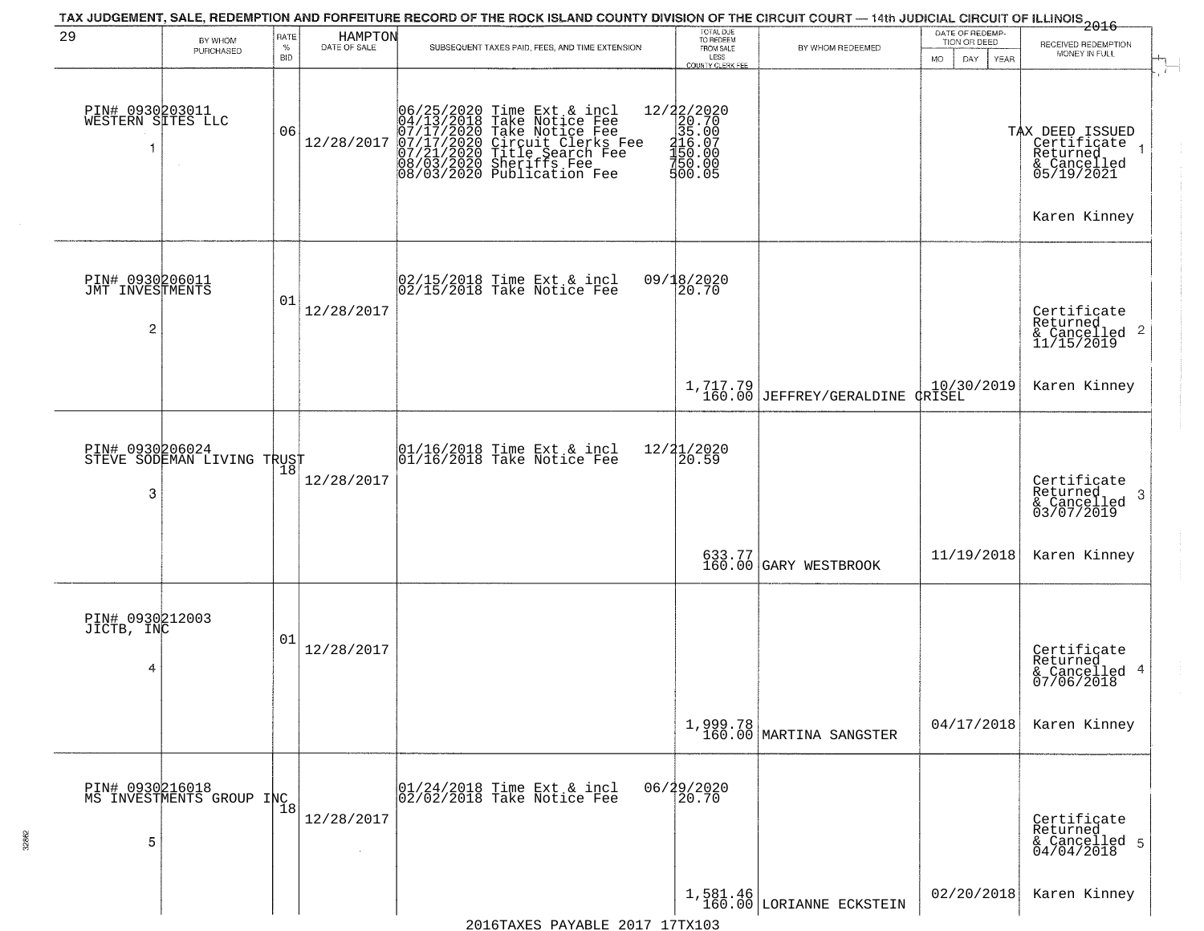TAX JUDGEMENT, SALE, REDEMPTION AND FORFEITURE RECORD OF THE ROCK ISLAND COUNTY DIVISION OF THE CIRCUIT COURT — 14th JUDICIAL CIRCUIT OF ILLINOIS 2016

| 29 | BY WHOM PURCHASED | RATE % BID | HAMPTON DATE OF SALE | SUBSEQUENT TAXES PAID, FEES, AND TIME EXTENSION | TOTAL DUE TO REDEEM FROM SALE LESS COUNTY CLERK FEE | BY WHOM REDEEMED | DATE OF REDEMPTION OR DEED MO DAY YEAR | RECEIVED REDEMPTION MONEY IN FULL |
|---|---|---|---|---|---|---|---|---|
| 1 | PIN# 0930203011 WESTERN SITES LLC | 06 | 12/28/2017 | 06/25/2020 Time Ext & incl<br>04/13/2018 Take Notice Fee<br>07/17/2020 Take Notice Fee<br>07/17/2020 Circuit Clerks Fee<br>07/21/2020 Title Search Fee<br>08/03/2020 Sheriffs Fee<br>08/03/2020 Publication Fee | 12/22/2020<br>20.70<br>35.00<br>216.07<br>150.00<br>750.00<br>500.05 | | | TAX DEED ISSUED Certificate Returned & Cancelled 05/19/2021<br>Karen Kinney |
| 2 | PIN# 0930206011 JMT INVESTMENTS | 01 | 12/28/2017 | 02/15/2018 Time Ext & incl<br>02/15/2018 Take Notice Fee | 09/18/2020<br>20.70<br>1,717.79<br>160.00 | JEFFREY/GERALDINE CRISEL | 10/30/2019 | Certificate Returned & Cancelled 11/15/2019<br>Karen Kinney |
| 3 | PIN# 0930206024 STEVE SODEMAN LIVING TRUST | 18 | 12/28/2017 | 01/16/2018 Time Ext & incl<br>01/16/2018 Take Notice Fee | 12/21/2020<br>20.59<br>633.77<br>160.00 | GARY WESTBROOK | 11/19/2018 | Certificate Returned & Cancelled 03/07/2019<br>Karen Kinney |
| 4 | PIN# 0930212003 JICTB, INC | 01 | 12/28/2017 | | 1,999.78<br>160.00 | MARTINA SANGSTER | 04/17/2018 | Certificate Returned & Cancelled 07/06/2018<br>Karen Kinney |
| 5 | PIN# 0930216018 MS INVESTMENTS GROUP INC | 18 | 12/28/2017 | 01/24/2018 Time Ext & incl<br>02/02/2018 Take Notice Fee | 06/29/2020<br>20.70<br>1,581.46<br>160.00 | LORIANNE ECKSTEIN | 02/20/2018 | Certificate Returned & Cancelled 04/04/2018<br>Karen Kinney |

2016TAXES PAYABLE 2017 17TX103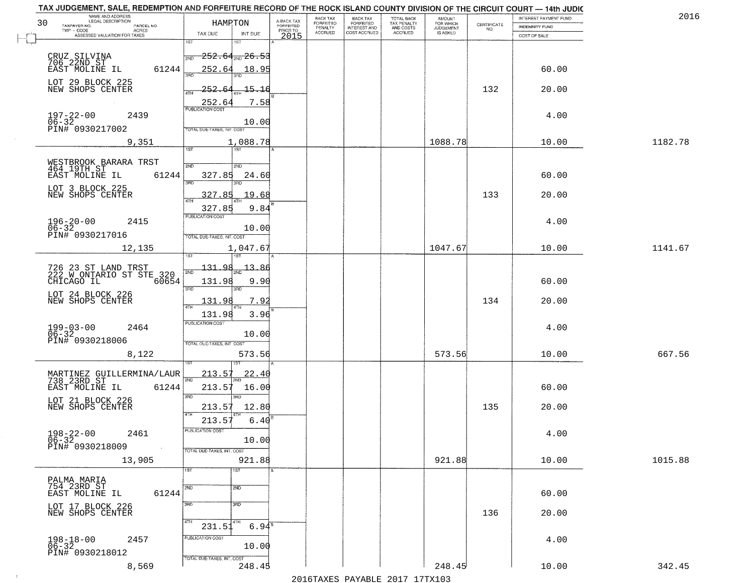TAX JUDGEMENT, SALE, REDEMPTION AND FORFEITURE RECORD OF THE ROCK ISLAND COUNTY DIVISION OF THE CIRCUIT COURT — 14th JUDIC

2016

| NAME AND ADDRESS / LEGAL DESCRIPTION / TAXPAYER NO. / PARCEL NO. / TWP - CODE / ACRES / ASSESSED VALUATION FOR TAXES | HAMPTON TAX DUE | INT DUE | A-BACK TAX FORFEITED PRIOR TO 2015 | BACK TAX FORFEITED PENALTY ACCRUED | BACK TAX FORFEITED INTEREST AND COST ACCRUED | TOTAL BACK TAX PENALTY AND COSTS ACCRUED | AMOUNT FOR WHICH JUDGEMENT IS ASKED | CERTIFICATE NO. | INTEREST PAYMENT FUND / INDEMNITY FUND / COST OF SALE | |
|---|---|---|---|---|---|---|---|---|---|---|
| CRUZ SILVINA 706 22ND ST EAST MOLINE IL 61244 | 1ST 252.64 | 1ST 26.53 | | | | | | | | |
| | 2ND 252.64 | 2ND 18.95 | | | | | | | 60.00 | |
| LOT 29 BLOCK 225 NEW SHOPS CENTER | 3RD 252.64 | 3RD 15.16 | | | | | | 132 | 20.00 | |
| | 4TH 252.64 | 4TH 7.58 | | | | | | | | |
| 197-22-00 2439 06-32 PIN# 0930217002 | PUBLICATION COST | 10.00 | | | | | | | 4.00 | |
| 9,351 | TOTAL DUE-TAXES, INT. COST | 1,088.78 | | | | | 1088.78 | | 10.00 | 1182.78 |
| WESTBROOK BARARA TRST 464 19TH ST EAST MOLINE IL 61244 | 1ST | 1ST | | | | | | | | |
| | 2ND 327.85 | 2ND 24.60 | | | | | | | 60.00 | |
| LOT 3 BLOCK 225 NEW SHOPS CENTER | 3RD 327.85 | 3RD 19.68 | | | | | | 133 | 20.00 | |
| | 4TH 327.85 | 4TH 9.84 | | | | | | | | |
| 196-20-00 2415 06-32 PIN# 0930217016 | PUBLICATION COST | 10.00 | | | | | | | 4.00 | |
| 12,135 | TOTAL DUE-TAXES, INT. COST | 1,047.67 | | | | | 1047.67 | | 10.00 | 1141.67 |
| 726 23 ST LAND TRST 222 W ONTARIO ST STE 320 CHICAGO IL 60654 | 1ST 131.98 | 1ST 13.86 | | | | | | | | |
| | 2ND 131.98 | 2ND 9.90 | | | | | | | 60.00 | |
| LOT 24 BLOCK 226 NEW SHOPS CENTER | 3RD 131.98 | 3RD 7.92 | | | | | | 134 | 20.00 | |
| | 4TH 131.98 | 4TH 3.96 | | | | | | | | |
| 199-03-00 2464 06-32 PIN# 0930218006 | PUBLICATION COST | 10.00 | | | | | | | 4.00 | |
| 8,122 | TOTAL DUE-TAXES, INT. COST | 573.56 | | | | | 573.56 | | 10.00 | 667.56 |
| MARTINEZ GUILLERMINA/LAUR 738 23RD ST EAST MOLINE IL 61244 | 1ST 213.57 | 1ST 22.40 | | | | | | | | |
| | 2ND 213.57 | 2ND 16.00 | | | | | | | 60.00 | |
| LOT 21 BLOCK 226 NEW SHOPS CENTER | 3RD 213.57 | 3RD 12.80 | | | | | | 135 | 20.00 | |
| | 4TH 213.57 | 4TH 6.40 | | | | | | | | |
| 198-22-00 2461 06-32 PIN# 0930218009 | PUBLICATION COST | 10.00 | | | | | | | 4.00 | |
| 13,905 | TOTAL DUE-TAXES, INT. COST | 921.88 | | | | | 921.88 | | 10.00 | 1015.88 |
| PALMA MARIA 754 23RD ST EAST MOLINE IL 61244 | 1ST | 1ST | | | | | | | | |
| | 2ND | 2ND | | | | | | | 60.00 | |
| LOT 17 BLOCK 226 NEW SHOPS CENTER | 3RD | 3RD | | | | | | 136 | 20.00 | |
| | 4TH 231.51 | 4TH 6.94 | | | | | | | | |
| 198-18-00 2457 06-32 PIN# 0930218012 | PUBLICATION COST | 10.00 | | | | | | | 4.00 | |
| 8,569 | TOTAL DUE-TAXES, INT. COST | 248.45 | | | | | 248.45 | | 10.00 | 342.45 |

2016TAXES PAYABLE 2017 17TX103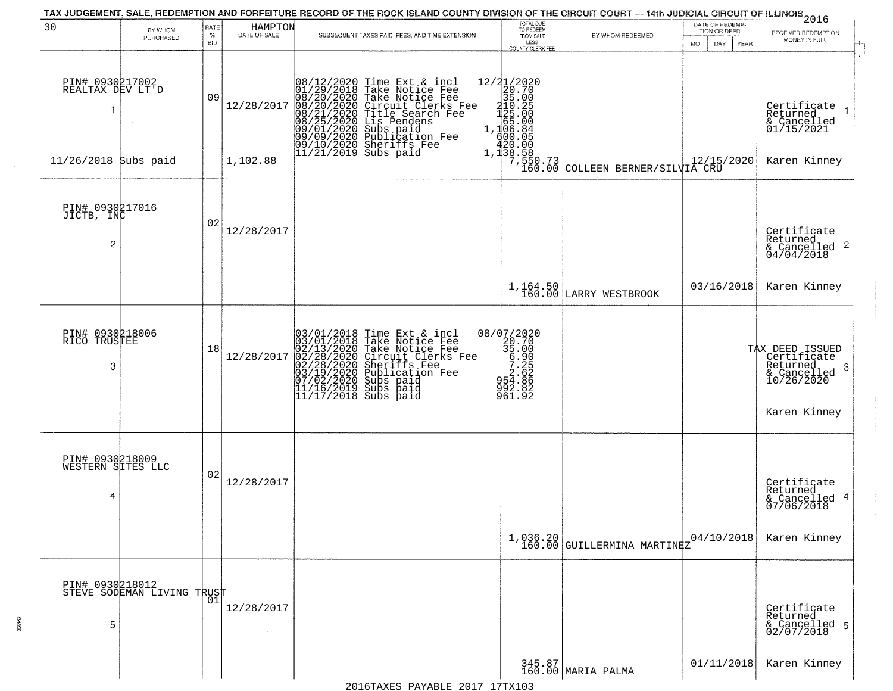TAX JUDGEMENT, SALE, REDEMPTION AND FORFEITURE RECORD OF THE ROCK ISLAND COUNTY DIVISION OF THE CIRCUIT COURT — 14th JUDICIAL CIRCUIT OF ILLINOIS 2016

| 30 | BY WHOM PURCHASED | RATE % BID | HAMPTON DATE OF SALE | SUBSEQUENT TAXES PAID, FEES, AND TIME EXTENSION | TOTAL DUE TO REDEEM FROM SALE LESS COUNTY CLERK FEE | BY WHOM REDEEMED | DATE OF REDEMPTION OR DEED MO DAY YEAR | RECEIVED REDEMPTION MONEY IN FULL |
|---|---|---|---|---|---|---|---|---|
| PIN# 0930217002 REALTAX DEV LT'D 1 11/26/2018 Subs paid | | 09 | 12/28/2017 1,102.88 | 08/12/2020 Time Ext & incl 12/21/2020<br>01/29/2018 Take Notice Fee 20.70<br>08/20/2020 Take Notice Fee 35.00<br>08/20/2020 Circuit Clerks Fee 210.25<br>08/21/2020 Title Search Fee 125.00<br>08/25/2020 Lis Pendens 65.00<br>09/01/2020 Subs paid 1,106.84<br>09/09/2020 Publication Fee 600.05<br>09/10/2020 Sheriffs Fee 420.00<br>11/21/2019 Subs paid 1,138.58 | 7,550.73 160.00 | COLLEEN BERNER/SILVIA CRU | 12/15/2020 | Certificate Returned & Cancelled 01/15/2021 Karen Kinney 1 |
| PIN# 0930217016 JICTB, INC 2 | | 02 | 12/28/2017 | | 1,164.50 160.00 | LARRY WESTBROOK | 03/16/2018 | Certificate Returned & Cancelled 04/04/2018 Karen Kinney 2 |
| PIN# 0930218006 RICO TRUSTEE 3 | | 18 | 12/28/2017 | 03/01/2018 Time Ext & incl 08/07/2020<br>03/01/2018 Take Notice Fee 20.70<br>02/13/2020 Take Notice Fee 35.00<br>02/28/2020 Circuit Clerks Fee 6.90<br>02/28/2020 Sheriffs Fee 7.25<br>03/19/2020 Publication Fee 2.62<br>07/02/2020 Subs paid 954.86<br>11/16/2019 Subs paid 992.82<br>11/17/2018 Subs paid 961.92 | | | | TAX DEED ISSUED Certificate Returned & Cancelled 10/26/2020 Karen Kinney 3 |
| PIN# 0930218009 WESTERN SITES LLC 4 | | 02 | 12/28/2017 | | 1,036.20 160.00 | GUILLERMINA MARTINEZ | 04/10/2018 | Certificate Returned & Cancelled 07/06/2018 Karen Kinney 4 |
| PIN# 0930218012 STEVE SODEMAN LIVING TRUST 5 | | 01 | 12/28/2017 | | 345.87 160.00 | MARIA PALMA | 01/11/2018 | Certificate Returned & Cancelled 02/07/2018 Karen Kinney 5 |

2016TAXES PAYABLE 2017 17TX103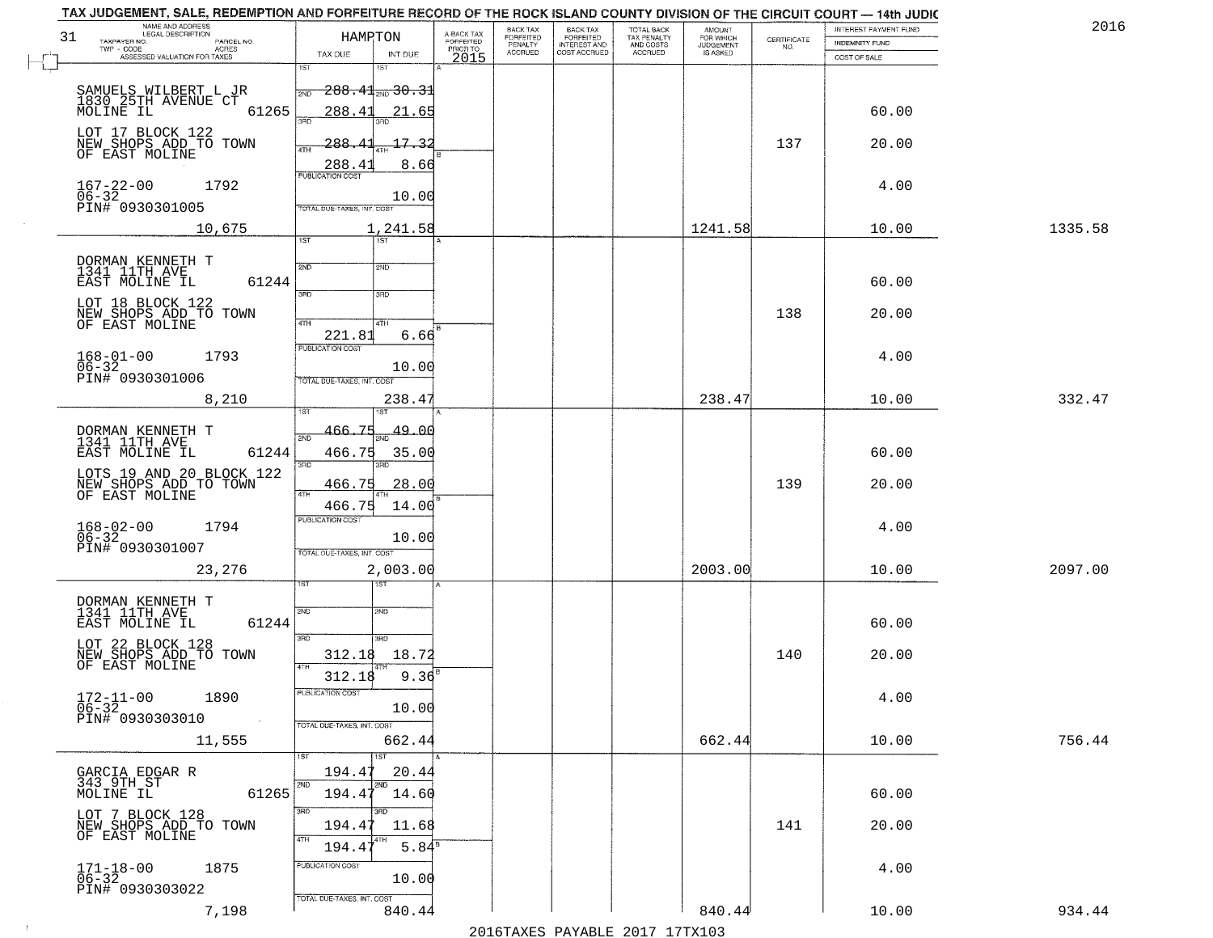TAX JUDGEMENT, SALE, REDEMPTION AND FORFEITURE RECORD OF THE ROCK ISLAND COUNTY DIVISION OF THE CIRCUIT COURT — 14th JUDIC

2016

| 31 NAME AND ADDRESS / LEGAL DESCRIPTION / TAXPAYER NO. / PARCEL NO. / TWP - CODE / ACRES / ASSESSED VALUATION FOR TAXES | HAMPTON TAX DUE | INT DUE | A-BACK TAX FORFEITED PRIOR TO 2015 | BACK TAX FORFEITED PENALTY ACCRUED | BACK TAX FORFEITED INTEREST AND COST ACCRUED | TOTAL BACK TAX PENALTY AND COSTS ACCRUED | AMOUNT FOR WHICH JUDGEMENT IS ASKED | CERTIFICATE NO. | INTEREST PAYMENT FUND / INDEMNITY FUND / COST OF SALE | |
|---|---|---|---|---|---|---|---|---|---|---|
| SAMUELS WILBERT L JR<br>1830 25TH AVENUE CT<br>MOLINE IL 61265<br>LOT 17 BLOCK 122<br>NEW SHOPS ADD TO TOWN<br>OF EAST MOLINE<br>167-22-00 1792<br>06-32<br>PIN# 0930301005<br>10,675 | 1ST 288.41<br>2ND 288.41<br>3RD 288.41<br>4TH 288.41<br>PUBLICATION COST<br>TOTAL DUE-TAXES, INT. COST | 30.31<br>21.65<br>17.32<br>8.66<br>10.00<br>1,241.58 | | | | | 1241.58 | 137 | 60.00<br>20.00<br>4.00<br>10.00 | 1335.58 |
| DORMAN KENNETH T<br>1341 11TH AVE<br>EAST MOLINE IL 61244<br>LOT 18 BLOCK 122<br>NEW SHOPS ADD TO TOWN<br>OF EAST MOLINE<br>168-01-00 1793<br>06-32<br>PIN# 0930301006<br>8,210 | 1ST<br>2ND<br>3RD<br>4TH 221.81<br>PUBLICATION COST<br>TOTAL DUE-TAXES, INT. COST | 6.66<br>10.00<br>238.47 | | | | | 238.47 | 138 | 60.00<br>20.00<br>4.00<br>10.00 | 332.47 |
| DORMAN KENNETH T<br>1341 11TH AVE<br>EAST MOLINE IL 61244<br>LOTS 19 AND 20 BLOCK 122<br>NEW SHOPS ADD TO TOWN<br>OF EAST MOLINE<br>168-02-00 1794<br>06-32<br>PIN# 0930301007<br>23,276 | 1ST 466.75<br>2ND 466.75<br>3RD 466.75<br>4TH 466.75<br>PUBLICATION COST<br>TOTAL DUE-TAXES, INT. COST | 49.00<br>35.00<br>28.00<br>14.00<br>10.00<br>2,003.00 | | | | | 2003.00 | 139 | 60.00<br>20.00<br>4.00<br>10.00 | 2097.00 |
| DORMAN KENNETH T<br>1341 11TH AVE<br>EAST MOLINE IL 61244<br>LOT 22 BLOCK 128<br>NEW SHOPS ADD TO TOWN<br>OF EAST MOLINE<br>172-11-00 1890<br>06-32<br>PIN# 0930303010<br>11,555 | 1ST<br>2ND<br>3RD 312.18<br>4TH 312.18<br>PUBLICATION COST<br>TOTAL DUE-TAXES, INT. COST | 18.72<br>9.36<br>10.00<br>662.44 | | | | | 662.44 | 140 | 60.00<br>20.00<br>4.00<br>10.00 | 756.44 |
| GARCIA EDGAR R<br>343 9TH ST<br>MOLINE IL 61265<br>LOT 7 BLOCK 128<br>NEW SHOPS ADD TO TOWN<br>OF EAST MOLINE<br>171-18-00 1875<br>06-32<br>PIN# 0930303022<br>7,198 | 1ST 194.47<br>2ND 194.47<br>3RD 194.47<br>4TH 194.47<br>PUBLICATION COST<br>TOTAL DUE-TAXES, INT. COST | 20.44<br>14.60<br>11.68<br>5.84<br>10.00<br>840.44 | | | | | 840.44 | 141 | 60.00<br>20.00<br>4.00<br>10.00 | 934.44 |

2016TAXES PAYABLE 2017 17TX103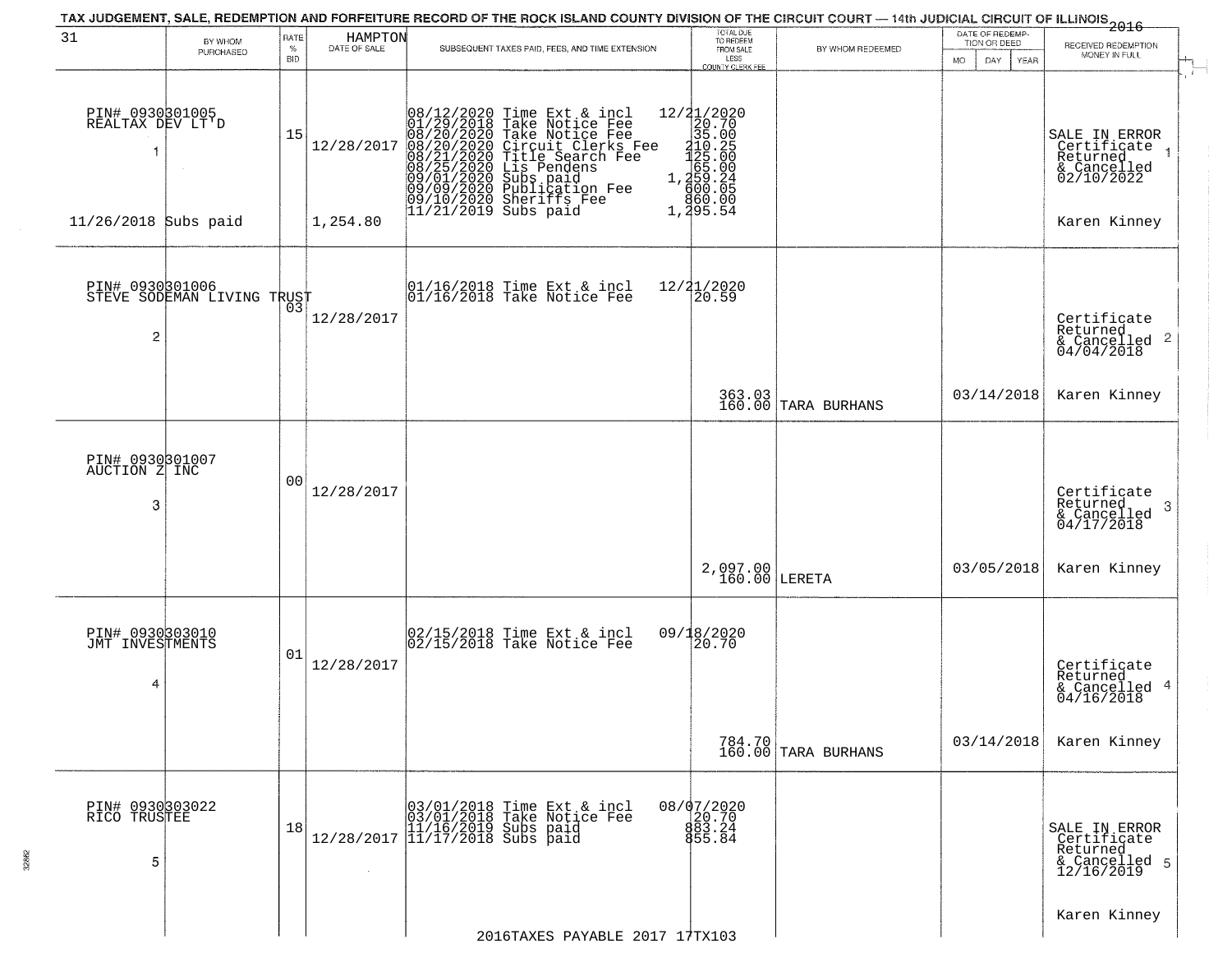TAX JUDGEMENT, SALE, REDEMPTION AND FORFEITURE RECORD OF THE ROCK ISLAND COUNTY DIVISION OF THE CIRCUIT COURT — 14th JUDICIAL CIRCUIT OF ILLINOIS 2016

31 HAMPTON

| | BY WHOM PURCHASED | RATE % BID | DATE OF SALE | SUBSEQUENT TAXES PAID, FEES, AND TIME EXTENSION | TOTAL DUE TO REDEEM FROM SALE LESS COUNTY CLERK FEE | BY WHOM REDEEMED | DATE OF REDEMPTION OR DEED (MO DAY YEAR) | RECEIVED REDEMPTION MONEY IN FULL |
|---|---|---|---|---|---|---|---|---|
| 1 | PIN# 0930301005 REALTAX DEV LT'D | 15 | 12/28/2017 | 08/12/2020 Time Ext & incl<br>01/29/2018 Take Notice Fee<br>08/20/2020 Take Notice Fee<br>08/20/2020 Circuit Clerks Fee<br>08/21/2020 Title Search Fee<br>08/25/2020 Lis Pendens<br>09/01/2020 Subs paid<br>09/09/2020 Publication Fee<br>09/10/2020 Sheriffs Fee<br>11/21/2019 Subs paid | 12/21/2020<br>20.70<br>35.00<br>210.25<br>125.00<br>65.00<br>1,259.24<br>600.05<br>860.00<br>1,295.54 | | | SALE IN ERROR Certificate Returned & Cancelled 02/10/2022 |
| 11/26/2018 | Subs paid | | 1,254.80 | | | | | Karen Kinney |
| 2 | PIN# 0930301006 STEVE SODEMAN LIVING TRUST | 03 | 12/28/2017 | 01/16/2018 Time Ext & incl<br>01/16/2018 Take Notice Fee | 12/21/2020<br>20.59 | | | Certificate Returned & Cancelled 04/04/2018 |
| | | | | | 363.03<br>160.00 | TARA BURHANS | 03/14/2018 | Karen Kinney |
| 3 | PIN# 0930301007 AUCTION Z INC | 00 | 12/28/2017 | | | | | Certificate Returned & Cancelled 04/17/2018 |
| | | | | | 2,097.00<br>160.00 | LERETA | 03/05/2018 | Karen Kinney |
| 4 | PIN# 0930303010 JMT INVESTMENTS | 01 | 12/28/2017 | 02/15/2018 Time Ext & incl<br>02/15/2018 Take Notice Fee | 09/18/2020<br>20.70 | | | Certificate Returned & Cancelled 04/16/2018 |
| | | | | | 784.70<br>160.00 | TARA BURHANS | 03/14/2018 | Karen Kinney |
| 5 | PIN# 0930303022 RICO TRUSTEE | 18 | 12/28/2017 | 03/01/2018 Time Ext & incl<br>03/01/2018 Take Notice Fee<br>11/16/2019 Subs paid<br>11/17/2018 Subs paid | 08/07/2020<br>20.70<br>883.24<br>855.84 | | | SALE IN ERROR Certificate Returned & Cancelled 12/16/2019 |
| | | | | | | | | Karen Kinney |

2016TAXES PAYABLE 2017 17TX103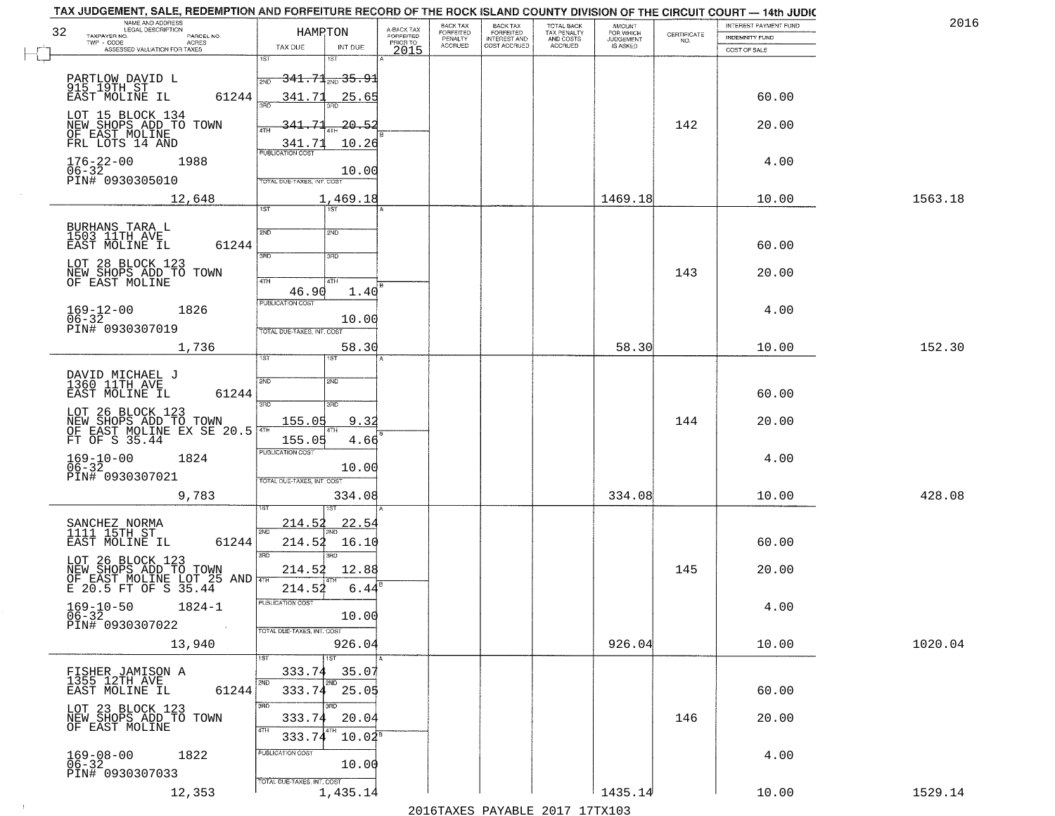TAX JUDGEMENT, SALE, REDEMPTION AND FORFEITURE RECORD OF THE ROCK ISLAND COUNTY DIVISION OF THE CIRCUIT COURT — 14th JUDIC

2016

32 — HAMPTON

| NAME AND ADDRESS / LEGAL DESCRIPTION / TAXPAYER NO. / PARCEL NO. / TWP - CODE / ACRES / ASSESSED VALUATION FOR TAXES | TAX DUE | INT DUE | A-BACK TAX FORFEITED PRIOR TO 2015 | BACK TAX FORFEITED PENALTY ACCRUED | BACK TAX FORFEITED INTEREST AND COST ACCRUED | TOTAL BACK TAX PENALTY AND COSTS ACCRUED | AMOUNT FOR WHICH JUDGEMENT IS ASKED | CERTIFICATE NO. | INTEREST PAYMENT FUND / INDEMNITY FUND / COST OF SALE | |
|---|---|---|---|---|---|---|---|---|---|---|
| PARTLOW DAVID L<br>915 19TH ST<br>EAST MOLINE IL 61244<br>LOT 15 BLOCK 134<br>NEW SHOPS ADD TO TOWN<br>OF EAST MOLINE<br>FRL LOTS 14 AND<br>176-22-00 1988<br>06-32<br>PIN# 0930305010<br>12,648 | 1ST 341.71<br>2ND 341.71<br>3RD 341.71<br>4TH 341.71<br>PUBLICATION COST<br>TOTAL DUE-TAXES, INT. COST | 35.91<br>25.65<br>20.52<br>10.26<br>10.00<br>1,469.18 | | | | | 1469.18 | 142 | 60.00<br>20.00<br>4.00<br>10.00 | 1563.18 |
| BURHANS TARA L<br>1503 11TH AVE<br>EAST MOLINE IL 61244<br>LOT 28 BLOCK 123<br>NEW SHOPS ADD TO TOWN<br>OF EAST MOLINE<br>169-12-00 1826<br>06-32<br>PIN# 0930307019<br>1,736 | 1ST<br>2ND<br>3RD<br>4TH 46.90<br>PUBLICATION COST<br>TOTAL DUE-TAXES, INT. COST | 1.40<br>10.00<br>58.30 | | | | | 58.30 | 143 | 60.00<br>20.00<br>4.00<br>10.00 | 152.30 |
| DAVID MICHAEL J<br>1360 11TH AVE<br>EAST MOLINE IL 61244<br>LOT 26 BLOCK 123<br>NEW SHOPS ADD TO TOWN<br>OF EAST MOLINE EX SE 20.5<br>FT OF S 35.44<br>169-10-00 1824<br>06-32<br>PIN# 0930307021<br>9,783 | 1ST<br>2ND<br>3RD 155.05<br>4TH 155.05<br>PUBLICATION COST<br>TOTAL DUE-TAXES, INT. COST | 9.32<br>4.66<br>10.00<br>334.08 | | | | | 334.08 | 144 | 60.00<br>20.00<br>4.00<br>10.00 | 428.08 |
| SANCHEZ NORMA<br>1111 15TH ST<br>EAST MOLINE IL 61244<br>LOT 26 BLOCK 123<br>NEW SHOPS ADD TO TOWN<br>OF EAST MOLINE LOT 25 AND<br>E 20.5 FT OF S 35.44<br>169-10-50 1824-1<br>06-32<br>PIN# 0930307022<br>13,940 | 1ST 214.52<br>2ND 214.52<br>3RD 214.52<br>4TH 214.52<br>PUBLICATION COST<br>TOTAL DUE-TAXES, INT. COST | 22.54<br>16.10<br>12.88<br>6.44<br>10.00<br>926.04 | | | | | 926.04 | 145 | 60.00<br>20.00<br>4.00<br>10.00 | 1020.04 |
| FISHER JAMISON A<br>1355 12TH AVE<br>EAST MOLINE IL 61244<br>LOT 23 BLOCK 123<br>NEW SHOPS ADD TO TOWN<br>OF EAST MOLINE<br>169-08-00 1822<br>06-32<br>PIN# 0930307033<br>12,353 | 1ST 333.74<br>2ND 333.74<br>3RD 333.74<br>4TH 333.74<br>PUBLICATION COST<br>TOTAL DUE-TAXES, INT. COST | 35.07<br>25.05<br>20.04<br>10.02<br>10.00<br>1,435.14 | | | | | 1435.14 | 146 | 60.00<br>20.00<br>4.00<br>10.00 | 1529.14 |

2016TAXES PAYABLE 2017 17TX103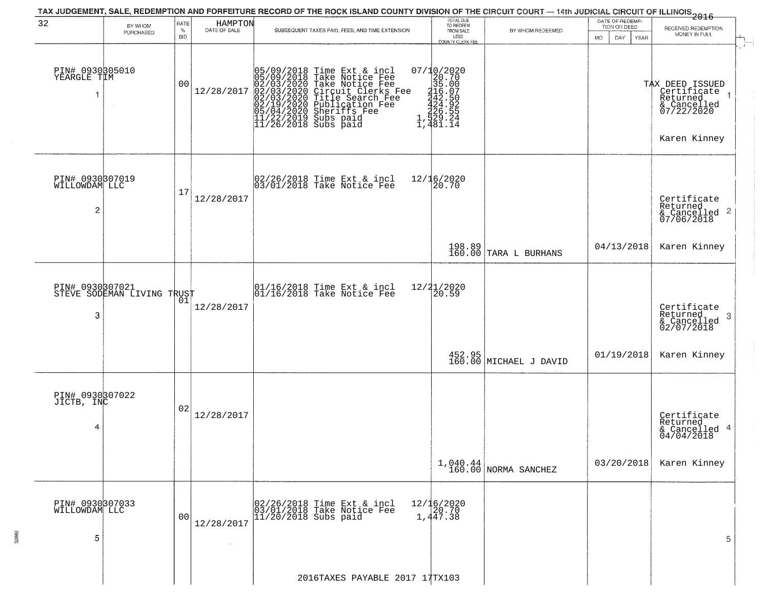# TAX JUDGEMENT, SALE, REDEMPTION AND FORFEITURE RECORD OF THE ROCK ISLAND COUNTY DIVISION OF THE CIRCUIT COURT — 14th JUDICIAL CIRCUIT OF ILLINOIS 2016

32 HAMPTON

| | BY WHOM PURCHASED | RATE % BID | DATE OF SALE | SUBSEQUENT TAXES PAID, FEES, AND TIME EXTENSION | TOTAL DUE TO REDEEM FROM SALE LESS COUNTY CLERK FEE | BY WHOM REDEEMED | DATE OF REDEMPTION OR DEED MO DAY YEAR | RECEIVED REDEMPTION MONEY IN FULL |
|---|---|---|---|---|---|---|---|---|
| 1 | PIN# 0930305010 YEARGLE TIM | 00 | 12/28/2017 | 05/09/2018 Time Ext & incl 07/10/2020<br>05/09/2018 Take Notice Fee 20.70<br>02/03/2020 Take Notice Fee 35.00<br>02/03/2020 Circuit Clerks Fee 216.07<br>02/03/2020 Title Search Fee 242.50<br>02/19/2020 Publication Fee 424.92<br>05/04/2020 Sheriffs Fee 226.55<br>11/22/2019 Subs paid 1,529.24<br>11/26/2018 Subs paid 1,481.14 | | | | TAX DEED ISSUED Certificate Returned & Cancelled 07/22/2020<br>Karen Kinney |
| 2 | PIN# 0930307019 WILLOWDAM LLC | 17 | 12/28/2017 | 02/26/2018 Time Ext & incl 12/16/2020<br>03/01/2018 Take Notice Fee 20.70 | 198.89<br>160.00 | TARA L BURHANS | 04/13/2018 | Certificate Returned & Cancelled 07/06/2018<br>Karen Kinney |
| 3 | PIN# 0930307021 STEVE SODEMAN LIVING TRUST | 01 | 12/28/2017 | 01/16/2018 Time Ext & incl 12/21/2020<br>01/16/2018 Take Notice Fee 20.59 | 452.95<br>160.00 | MICHAEL J DAVID | 01/19/2018 | Certificate Returned & Cancelled 02/07/2018<br>Karen Kinney |
| 4 | PIN# 0930307022 JICTB, INC | 02 | 12/28/2017 | | 1,040.44<br>160.00 | NORMA SANCHEZ | 03/20/2018 | Certificate Returned & Cancelled 04/04/2018<br>Karen Kinney |
| 5 | PIN# 0930307033 WILLOWDAM LLC | 00 | 12/28/2017 | 02/26/2018 Time Ext & incl 12/16/2020<br>03/01/2018 Take Notice Fee 20.70<br>11/20/2018 Subs paid 1,447.38 | | | | |

2016TAXES PAYABLE 2017 17TX103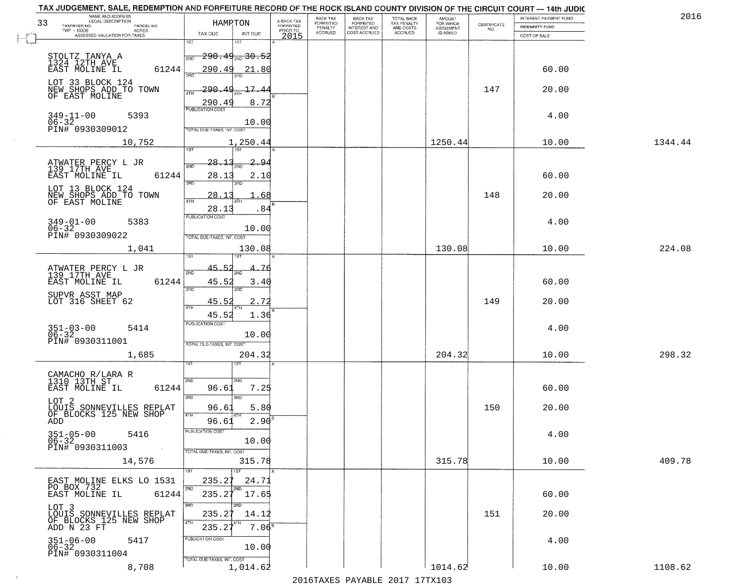TAX JUDGEMENT, SALE, REDEMPTION AND FORFEITURE RECORD OF THE ROCK ISLAND COUNTY DIVISION OF THE CIRCUIT COURT — 14th JUDIC

2016

| 33 NAME AND ADDRESS / LEGAL DESCRIPTION / TAXPAYER NO. PARCEL NO. / TWP - CODE ACRES / ASSESSED VALUATION FOR TAXES | HAMPTON TAX DUE | INT DUE | A-BACK TAX FORFEITED PRIOR TO 2015 | BACK TAX FORFEITED PENALTY ACCRUED | BACK TAX FORFEITED INTEREST AND COST ACCRUED | TOTAL BACK TAX PENALTY AND COSTS ACCRUED | AMOUNT FOR WHICH JUDGEMENT IS ASKED | CERTIFICATE NO. | INTEREST PAYMENT FUND / INDEMNITY FUND / COST OF SALE | |
|---|---|---|---|---|---|---|---|---|---|---|
| STOLTZ TANYA A<br>1324 12TH AVE<br>EAST MOLINE IL 61244<br>LOT 33 BLOCK 124<br>NEW SHOPS ADD TO TOWN<br>OF EAST MOLINE<br>349-11-00 5393<br>06-32<br>PIN# 0930309012<br>10,752 | 1ST 290.49<br>2ND 290.49<br>3RD 290.49<br>4TH 290.49<br>PUBLICATION COST<br>TOTAL DUE-TAXES, INT. COST | 1ST 30.52<br>2ND 21.80<br>3RD 17.44<br>4TH 8.72<br>10.00<br>1,250.44 | | | | | 1250.44 | 147 | 60.00<br>20.00<br>4.00<br>10.00 | 1344.44 |
| ATWATER PERCY L JR<br>139 17TH AVE<br>EAST MOLINE IL 61244<br>LOT 13 BLOCK 124<br>NEW SHOPS ADD TO TOWN<br>OF EAST MOLINE<br>349-01-00 5383<br>06-32<br>PIN# 0930309022<br>1,041 | 1ST 28.13<br>2ND 28.13<br>3RD 28.13<br>4TH 28.13<br>PUBLICATION COST<br>TOTAL DUE-TAXES, INT. COST | 1ST 2.94<br>2ND 2.10<br>3RD 1.68<br>4TH .84<br>10.00<br>130.08 | | | | | 130.08 | 148 | 60.00<br>20.00<br>4.00<br>10.00 | 224.08 |
| ATWATER PERCY L JR<br>139 17TH AVE<br>EAST MOLINE IL 61244<br>SUPVR ASST MAP<br>LOT 316 SHEET 62<br>351-03-00 5414<br>06-32<br>PIN# 0930311001<br>1,685 | 1ST 45.52<br>2ND 45.52<br>3RD 45.52<br>4TH 45.52<br>PUBLICATION COST<br>TOTAL DUE-TAXES, INT. COST | 1ST 4.76<br>2ND 3.40<br>3RD 2.72<br>4TH 1.36<br>10.00<br>204.32 | | | | | 204.32 | 149 | 60.00<br>20.00<br>4.00<br>10.00 | 298.32 |
| CAMACHO R/LARA R<br>1310 13TH ST<br>EAST MOLINE IL 61244<br>LOT 2<br>LOUIS SONNEVILLES REPLAT<br>OF BLOCKS 125 NEW SHOP<br>ADD<br>351-05-00 5416<br>06-32<br>PIN# 0930311003<br>14,576 | 1ST<br>2ND 96.61<br>3RD 96.61<br>4TH 96.61<br>PUBLICATION COST<br>TOTAL DUE-TAXES, INT. COST | 1ST<br>2ND 7.25<br>3RD 5.80<br>4TH 2.90<br>10.00<br>315.78 | | | | | 315.78 | 150 | 60.00<br>20.00<br>4.00<br>10.00 | 409.78 |
| EAST MOLINE ELKS LO 1531<br>PO BOX 732<br>EAST MOLINE IL 61244<br>LOT 3<br>LOUIS SONNEVILLES REPLAT<br>OF BLOCKS 125 NEW SHOP<br>ADD N 23 FT<br>351-06-00 5417<br>06-32<br>PIN# 0930311004<br>8,708 | 1ST 235.27<br>2ND 235.27<br>3RD 235.27<br>4TH 235.27<br>PUBLICATION COST<br>TOTAL DUE-TAXES, INT. COST | 1ST 24.71<br>2ND 17.65<br>3RD 14.12<br>4TH 7.06<br>10.00<br>1,014.62 | | | | | 1014.62 | 151 | 60.00<br>20.00<br>4.00<br>10.00 | 1108.62 |

2016TAXES PAYABLE 2017 17TX103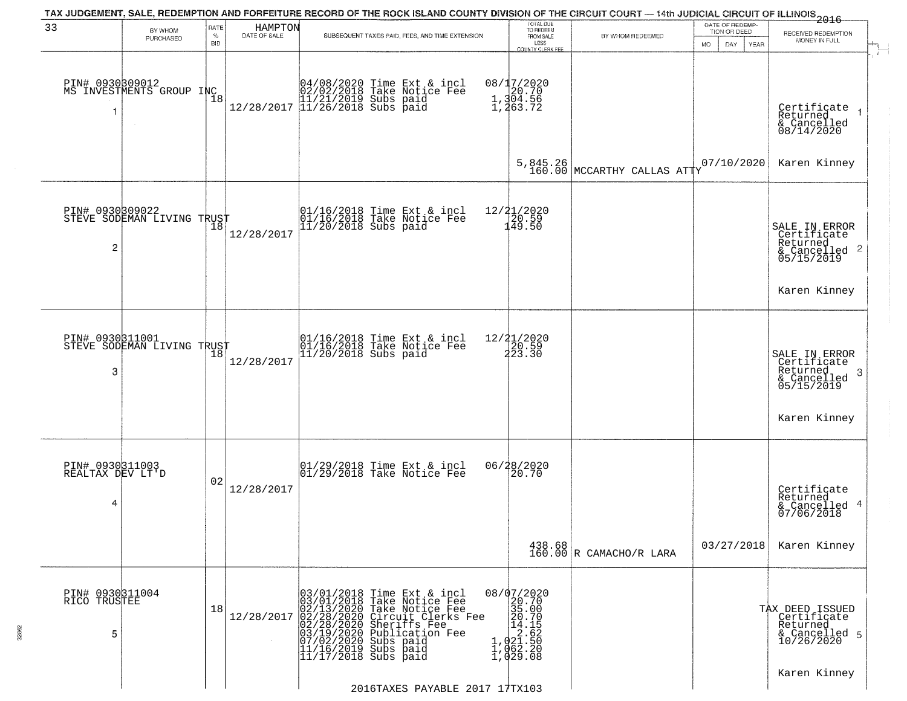TAX JUDGEMENT, SALE, REDEMPTION AND FORFEITURE RECORD OF THE ROCK ISLAND COUNTY DIVISION OF THE CIRCUIT COURT — 14th JUDICIAL CIRCUIT OF ILLINOIS 2016

33 — HAMPTON

| | BY WHOM PURCHASED | RATE % BID | DATE OF SALE | SUBSEQUENT TAXES PAID, FEES, AND TIME EXTENSION | TOTAL DUE TO REDEEM FROM SALE LESS COUNTY CLERK FEE | BY WHOM REDEEMED | DATE OF REDEMPTION OR DEED MO DAY YEAR | RECEIVED REDEMPTION MONEY IN FULL |
|---|---|---|---|---|---|---|---|---|
| 1 | PIN# 0930309012 MS INVESTMENTS GROUP INC | 18 | 12/28/2017 | 04/08/2020 Time Ext & incl<br>02/02/2018 Take Notice Fee<br>11/21/2019 Subs paid<br>11/26/2018 Subs paid | 08/17/2020<br>20.70<br>1,304.56<br>1,263.72<br><br>5,845.26<br>160.00 | MCCARTHY CALLAS ATTY | 07/10/2020 | Certificate Returned & Cancelled 08/14/2020<br><br>Karen Kinney |
| 2 | PIN# 0930309022 STEVE SODEMAN LIVING TRUST | 18 | 12/28/2017 | 01/16/2018 Time Ext & incl<br>01/16/2018 Take Notice Fee<br>11/20/2018 Subs paid | 12/21/2020<br>20.59<br>149.50 | | | SALE IN ERROR Certificate Returned & Cancelled 05/15/2019<br><br>Karen Kinney |
| 3 | PIN# 0930311001 STEVE SODEMAN LIVING TRUST | 18 | 12/28/2017 | 01/16/2018 Time Ext & incl<br>01/16/2018 Take Notice Fee<br>11/20/2018 Subs paid | 12/21/2020<br>20.59<br>223.30 | | | SALE IN ERROR Certificate Returned & Cancelled 05/15/2019<br><br>Karen Kinney |
| 4 | PIN# 0930311003 REALTAX DEV LT'D | 02 | 12/28/2017 | 01/29/2018 Time Ext & incl<br>01/29/2018 Take Notice Fee | 06/28/2020<br>20.70<br><br>438.68<br>160.00 | R CAMACHO/R LARA | 03/27/2018 | Certificate Returned & Cancelled 07/06/2018<br><br>Karen Kinney |
| 5 | PIN# 0930311004 RICO TRUSTEE | 18 | 12/28/2017 | 03/01/2018 Time Ext & incl<br>03/01/2018 Take Notice Fee<br>02/13/2020 Take Notice Fee<br>02/28/2020 Circuit Clerks Fee<br>02/28/2020 Sheriffs Fee<br>03/19/2020 Publication Fee<br>07/02/2020 Subs paid<br>11/16/2019 Subs paid<br>11/17/2018 Subs paid | 08/07/2020<br>20.70<br>35.00<br>20.70<br>14.15<br>2.62<br>1,021.50<br>1,062.20<br>1,029.08 | | | TAX DEED ISSUED Certificate Returned & Cancelled 10/26/2020<br><br>Karen Kinney |

2016TAXES PAYABLE 2017 17TX103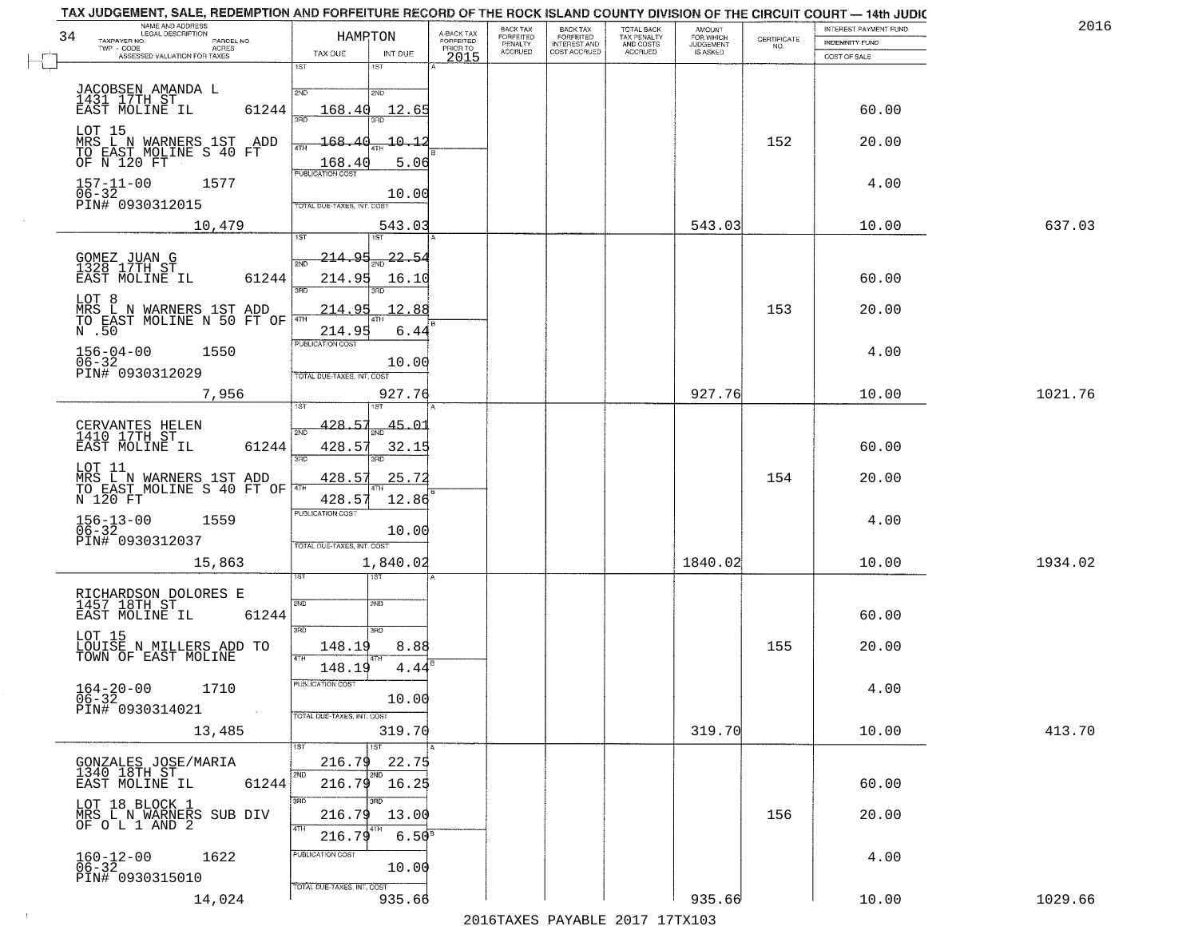TAX JUDGEMENT, SALE, REDEMPTION AND FORFEITURE RECORD OF THE ROCK ISLAND COUNTY DIVISION OF THE CIRCUIT COURT — 14th JUDIC

2016

| NAME AND ADDRESS / LEGAL DESCRIPTION / TAXPAYER NO. / PARCEL NO. / TWP - CODE / ACRES / ASSESSED VALUATION FOR TAXES (34) | HAMPTON TAX DUE | INT DUE | A-BACK TAX FORFEITED PRIOR TO 2015 | BACK TAX FORFEITED PENALTY ACCRUED | BACK TAX FORFEITED INTEREST AND COST ACCRUED | TOTAL BACK TAX PENALTY AND COSTS ACCRUED | AMOUNT FOR WHICH JUDGEMENT IS ASKED | CERTIFICATE NO. | INTEREST PAYMENT FUND / INDEMNITY FUND / COST OF SALE | |
|---|---|---|---|---|---|---|---|---|---|---|
| JACOBSEN AMANDA L<br>1431 17TH ST<br>EAST MOLINE IL 61244<br>LOT 15<br>MRS L N WARNERS 1ST ADD<br>TO EAST MOLINE S 40 FT<br>OF N 120 FT<br>157-11-00 1577<br>06-32<br>PIN# 0930312015<br>10,479 | 1ST<br>2ND 168.40<br>3RD 168.40<br>4TH 168.40<br>PUBLICATION COST<br>TOTAL DUE-TAXES, INT. COST | 1ST<br>2ND 12.65<br>3RD 10.12<br>4TH 5.06<br>10.00<br>543.03 | | | | | 543.03 | 152 | 60.00<br>20.00<br>4.00<br>10.00 | 637.03 |
| GOMEZ JUAN G<br>1328 17TH ST<br>EAST MOLINE IL 61244<br>LOT 8<br>MRS L N WARNERS 1ST ADD<br>TO EAST MOLINE N 50 FT OF<br>N .50<br>156-04-00 1550<br>06-32<br>PIN# 0930312029<br>7,956 | 1ST 214.95<br>2ND 214.95<br>3RD 214.95<br>4TH 214.95<br>PUBLICATION COST<br>TOTAL DUE-TAXES, INT. COST | 1ST 22.54<br>2ND 16.10<br>3RD 12.88<br>4TH 6.44<br>10.00<br>927.76 | | | | | 927.76 | 153 | 60.00<br>20.00<br>4.00<br>10.00 | 1021.76 |
| CERVANTES HELEN<br>1410 17TH ST<br>EAST MOLINE IL 61244<br>LOT 11<br>MRS L N WARNERS 1ST ADD<br>TO EAST MOLINE S 40 FT OF<br>N 120 FT<br>156-13-00 1559<br>06-32<br>PIN# 0930312037<br>15,863 | 1ST 428.57<br>2ND 428.57<br>3RD 428.57<br>4TH 428.57<br>PUBLICATION COST<br>TOTAL DUE-TAXES, INT. COST | 1ST 45.01<br>2ND 32.15<br>3RD 25.72<br>4TH 12.86<br>10.00<br>1,840.02 | | | | | 1840.02 | 154 | 60.00<br>20.00<br>4.00<br>10.00 | 1934.02 |
| RICHARDSON DOLORES E<br>1457 18TH ST<br>EAST MOLINE IL 61244<br>LOT 15<br>LOUISE N MILLERS ADD TO<br>TOWN OF EAST MOLINE<br>164-20-00 1710<br>06-32<br>PIN# 0930314021<br>13,485 | 1ST<br>2ND<br>3RD 148.19<br>4TH 148.19<br>PUBLICATION COST<br>TOTAL DUE-TAXES, INT. COST | 1ST<br>2ND<br>3RD 8.88<br>4TH 4.44<br>10.00<br>319.70 | | | | | 319.70 | 155 | 60.00<br>20.00<br>4.00<br>10.00 | 413.70 |
| GONZALES JOSE/MARIA<br>1340 18TH ST<br>EAST MOLINE IL 61244<br>LOT 18 BLOCK 1<br>MRS L N WARNERS SUB DIV<br>OF O L 1 AND 2<br>160-12-00 1622<br>06-32<br>PIN# 0930315010<br>14,024 | 1ST 216.79<br>2ND 216.79<br>3RD 216.79<br>4TH 216.79<br>PUBLICATION COST<br>TOTAL DUE-TAXES, INT. COST | 1ST 22.75<br>2ND 16.25<br>3RD 13.00<br>4TH 6.50<br>10.00<br>935.66 | | | | | 935.66 | 156 | 60.00<br>20.00<br>4.00<br>10.00 | 1029.66 |

2016TAXES PAYABLE 2017 17TX103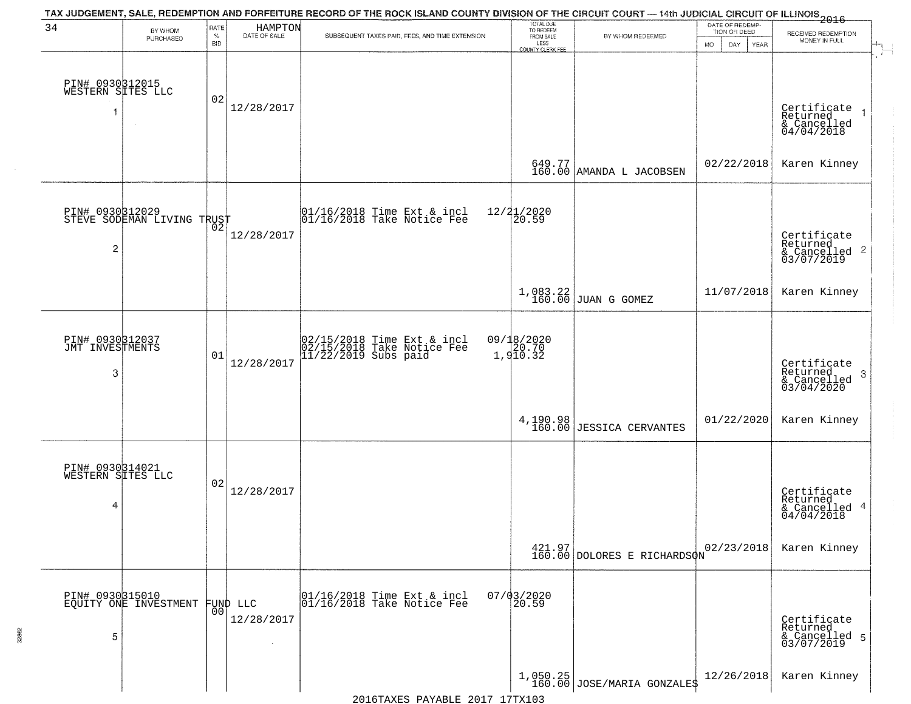# TAX JUDGEMENT, SALE, REDEMPTION AND FORFEITURE RECORD OF THE ROCK ISLAND COUNTY DIVISION OF THE CIRCUIT COURT — 14th JUDICIAL CIRCUIT OF ILLINOIS 2016

34 — HAMPTON

| | BY WHOM PURCHASED | RATE % BID | DATE OF SALE | SUBSEQUENT TAXES PAID, FEES, AND TIME EXTENSION | TOTAL DUE TO REDEEM FROM SALE LESS COUNTY CLERK FEE | BY WHOM REDEEMED | DATE OF REDEMPTION OR DEED MO DAY YEAR | RECEIVED REDEMPTION MONEY IN FULL |
|---|---|---|---|---|---|---|---|---|
| 1 | PIN# 0930312015 WESTERN SITES LLC | 02 | 12/28/2017 | | 649.77 160.00 | AMANDA L JACOBSEN | 02/22/2018 | Certificate Returned & Cancelled 04/04/2018 Karen Kinney |
| 2 | PIN# 0930312029 STEVE SODEMAN LIVING TRUST | 02 | 12/28/2017 | 01/16/2018 Time Ext & incl 12/21/2020; 01/16/2018 Take Notice Fee 20.59 | 1,083.22 160.00 | JUAN G GOMEZ | 11/07/2018 | Certificate Returned & Cancelled 03/07/2019 Karen Kinney |
| 3 | PIN# 0930312037 JMT INVESTMENTS | 01 | 12/28/2017 | 02/15/2018 Time Ext & incl 09/18/2020; 02/15/2018 Take Notice Fee 20.70; 11/22/2019 Subs paid 1,910.32 | 4,190.98 160.00 | JESSICA CERVANTES | 01/22/2020 | Certificate Returned & Cancelled 03/04/2020 Karen Kinney |
| 4 | PIN# 0930314021 WESTERN SITES LLC | 02 | 12/28/2017 | | 421.97 160.00 | DOLORES E RICHARDSON | 02/23/2018 | Certificate Returned & Cancelled 04/04/2018 Karen Kinney |
| 5 | PIN# 0930315010 EQUITY ONE INVESTMENT FUND LLC | 00 | 12/28/2017 | 01/16/2018 Time Ext & incl 07/03/2020; 01/16/2018 Take Notice Fee 20.59 | 1,050.25 160.00 | JOSE/MARIA GONZALES | 12/26/2018 | Certificate Returned & Cancelled 03/07/2019 Karen Kinney |

2016TAXES PAYABLE 2017 17TX103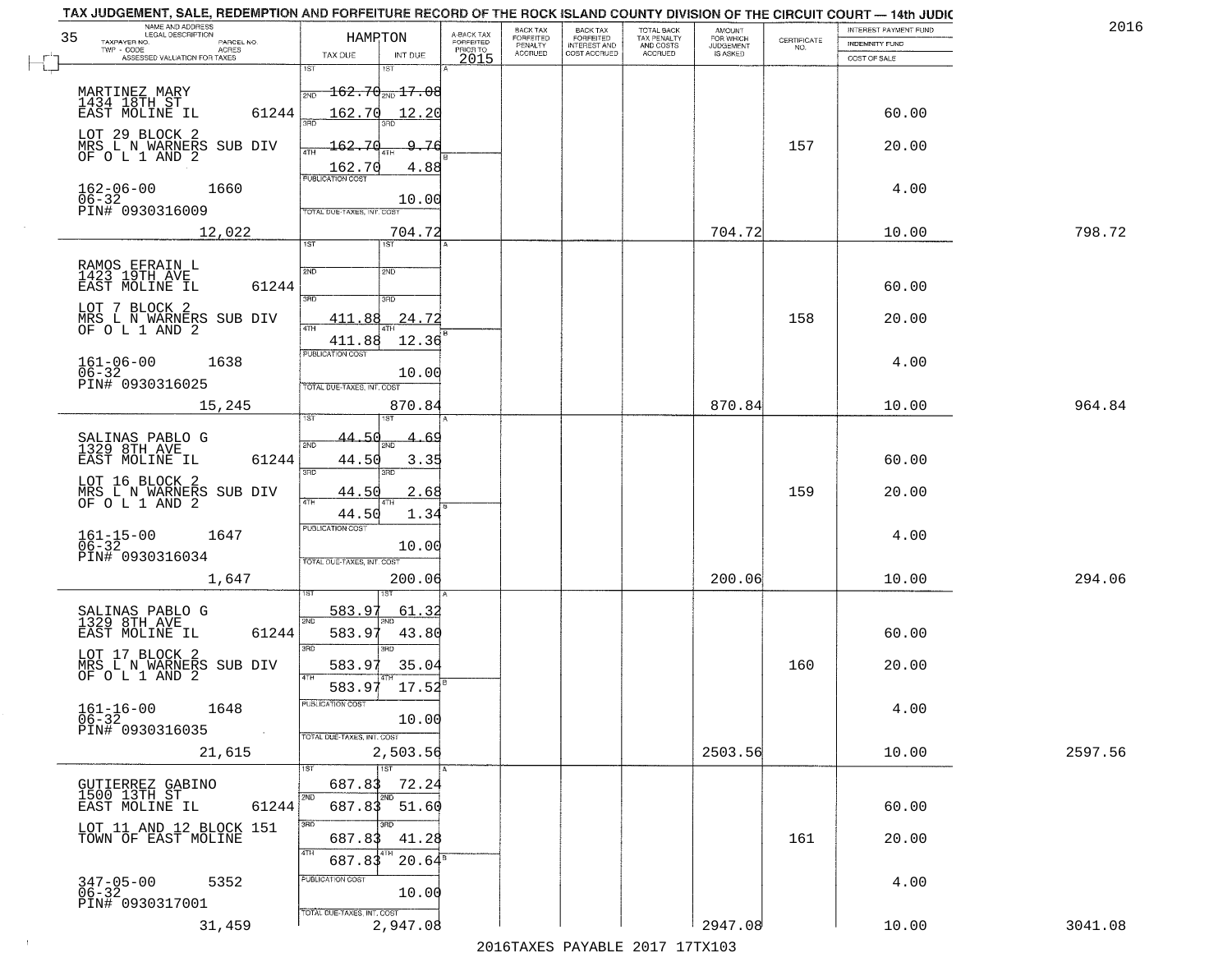# TAX JUDGEMENT, SALE, REDEMPTION AND FORFEITURE RECORD OF THE ROCK ISLAND COUNTY DIVISION OF THE CIRCUIT COURT — 14th JUDIC

2016

35 — HAMPTON

| NAME AND ADDRESS / LEGAL DESCRIPTION / TAXPAYER NO. / PARCEL NO. / TWP - CODE / ACRES / ASSESSED VALUATION FOR TAXES | TAX DUE | INT DUE | A-BACK TAX FORFEITED PRIOR TO 2015 | BACK TAX FORFEITED PENALTY ACCRUED | BACK TAX FORFEITED INTEREST AND COST ACCRUED | TOTAL BACK TAX PENALTY AND COSTS ACCRUED | AMOUNT FOR WHICH JUDGEMENT IS ASKED | CERTIFICATE NO. | INTEREST PAYMENT FUND / INDEMNITY FUND / COST OF SALE | |
|---|---|---|---|---|---|---|---|---|---|---|
| MARTINEZ MARY<br>1434 18TH ST<br>EAST MOLINE IL 61244<br>LOT 29 BLOCK 2<br>MRS L N WARNERS SUB DIV<br>OF O L 1 AND 2<br>162-06-00 1660<br>06-32<br>PIN# 0930316009<br>12,022 | 1ST 162.70<br>2ND 162.70<br>3RD 162.70<br>4TH 162.70<br>PUBLICATION COST<br>TOTAL DUE-TAXES, INT. COST | 1ST 17.08<br>2ND 12.20<br>3RD 9.76<br>4TH 4.88<br>10.00<br>704.72 | | | | | 704.72 | 157 | 60.00<br>20.00<br>4.00<br>10.00 | 798.72 |
| RAMOS EFRAIN L<br>1423 19TH AVE<br>EAST MOLINE IL 61244<br>LOT 7 BLOCK 2<br>MRS L N WARNERS SUB DIV<br>OF O L 1 AND 2<br>161-06-00 1638<br>06-32<br>PIN# 0930316025<br>15,245 | 1ST<br>2ND<br>3RD 411.88<br>4TH 411.88<br>PUBLICATION COST<br>TOTAL DUE-TAXES, INT. COST | 1ST<br>2ND<br>3RD 24.72<br>4TH 12.36<br>10.00<br>870.84 | | | | | 870.84 | 158 | 60.00<br>20.00<br>4.00<br>10.00 | 964.84 |
| SALINAS PABLO G<br>1329 8TH AVE<br>EAST MOLINE IL 61244<br>LOT 16 BLOCK 2<br>MRS L N WARNERS SUB DIV<br>OF O L 1 AND 2<br>161-15-00 1647<br>06-32<br>PIN# 0930316034<br>1,647 | 1ST 44.50<br>2ND 44.50<br>3RD 44.50<br>4TH 44.50<br>PUBLICATION COST<br>TOTAL DUE-TAXES, INT. COST | 1ST 4.69<br>2ND 3.35<br>3RD 2.68<br>4TH 1.34<br>10.00<br>200.06 | | | | | 200.06 | 159 | 60.00<br>20.00<br>4.00<br>10.00 | 294.06 |
| SALINAS PABLO G<br>1329 8TH AVE<br>EAST MOLINE IL 61244<br>LOT 17 BLOCK 2<br>MRS L N WARNERS SUB DIV<br>OF O L 1 AND 2<br>161-16-00 1648<br>06-32<br>PIN# 0930316035<br>21,615 | 1ST 583.97<br>2ND 583.97<br>3RD 583.97<br>4TH 583.97<br>PUBLICATION COST<br>TOTAL DUE-TAXES, INT. COST | 1ST 61.32<br>2ND 43.80<br>3RD 35.04<br>4TH 17.52<br>10.00<br>2,503.56 | | | | | 2503.56 | 160 | 60.00<br>20.00<br>4.00<br>10.00 | 2597.56 |
| GUTIERREZ GABINO<br>1500 13TH ST<br>EAST MOLINE IL 61244<br>LOT 11 AND 12 BLOCK 151<br>TOWN OF EAST MOLINE<br>347-05-00 5352<br>06-32<br>PIN# 0930317001<br>31,459 | 1ST 687.83<br>2ND 687.83<br>3RD 687.83<br>4TH 687.83<br>PUBLICATION COST<br>TOTAL DUE-TAXES, INT. COST | 1ST 72.24<br>2ND 51.60<br>3RD 41.28<br>4TH 20.64<br>10.00<br>2,947.08 | | | | | 2947.08 | 161 | 60.00<br>20.00<br>4.00<br>10.00 | 3041.08 |

2016TAXES PAYABLE 2017 17TX103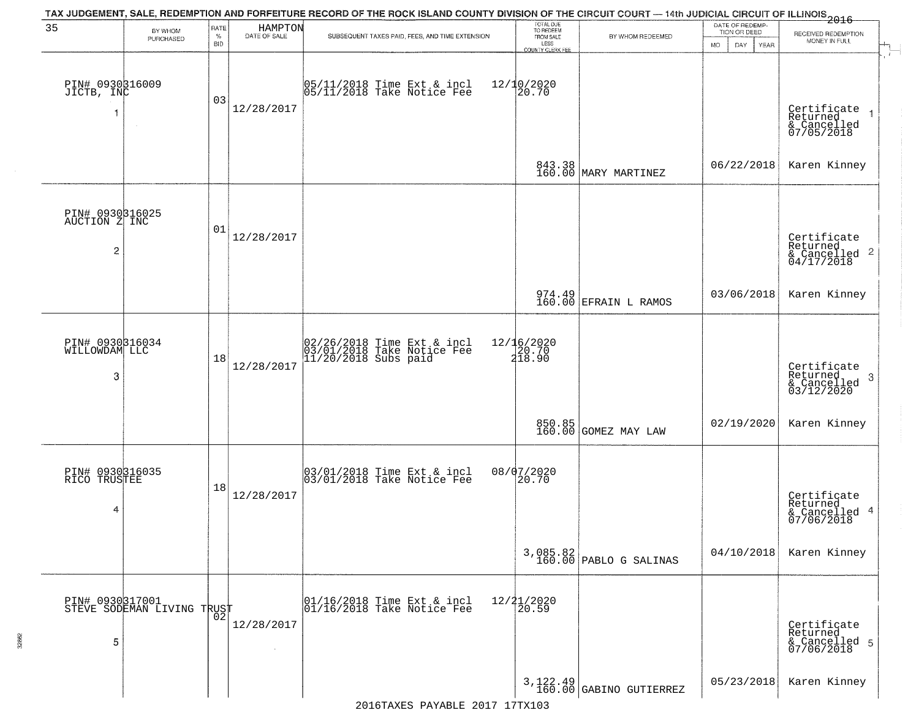TAX JUDGEMENT, SALE, REDEMPTION AND FORFEITURE RECORD OF THE ROCK ISLAND COUNTY DIVISION OF THE CIRCUIT COURT — 14th JUDICIAL CIRCUIT OF ILLINOIS 2016

| 35 BY WHOM PURCHASED | RATE % BID | HAMPTON DATE OF SALE | SUBSEQUENT TAXES PAID, FEES, AND TIME EXTENSION | TOTAL DUE TO REDEEM FROM SALE LESS COUNTY CLERK FEE | BY WHOM REDEEMED | DATE OF REDEMPTION OR DEED MO DAY YEAR | RECEIVED REDEMPTION MONEY IN FULL |
|---|---|---|---|---|---|---|---|
| PIN# 0930316009 JICTB, INC 1 | 03 | 12/28/2017 | 05/11/2018 Time Ext & incl 12/10/2020<br>05/11/2018 Take Notice Fee 20.70 | 843.38<br>160.00 | MARY MARTINEZ | 06/22/2018 | Certificate Returned & Cancelled 07/05/2018 1<br>Karen Kinney |
| PIN# 0930316025 AUCTION Z INC 2 | 01 | 12/28/2017 | | 974.49<br>160.00 | EFRAIN L RAMOS | 03/06/2018 | Certificate Returned & Cancelled 04/17/2018 2<br>Karen Kinney |
| PIN# 0930316034 WILLOWDAM LLC 3 | 18 | 12/28/2017 | 02/26/2018 Time Ext & incl 12/16/2020<br>03/01/2018 Take Notice Fee 20.70<br>11/20/2018 Subs paid 218.90 | 850.85<br>160.00 | GOMEZ MAY LAW | 02/19/2020 | Certificate Returned & Cancelled 03/12/2020 3<br>Karen Kinney |
| PIN# 0930316035 RICO TRUSTEE 4 | 18 | 12/28/2017 | 03/01/2018 Time Ext & incl 08/07/2020<br>03/01/2018 Take Notice Fee 20.70 | 3,085.82<br>160.00 | PABLO G SALINAS | 04/10/2018 | Certificate Returned & Cancelled 07/06/2018 4<br>Karen Kinney |
| PIN# 0930317001 STEVE SODEMAN LIVING TRUST 5 | 02 | 12/28/2017 | 01/16/2018 Time Ext & incl 12/21/2020<br>01/16/2018 Take Notice Fee 20.59 | 3,122.49<br>160.00 | GABINO GUTIERREZ | 05/23/2018 | Certificate Returned & Cancelled 07/06/2018 5<br>Karen Kinney |

2016TAXES PAYABLE 2017 17TX103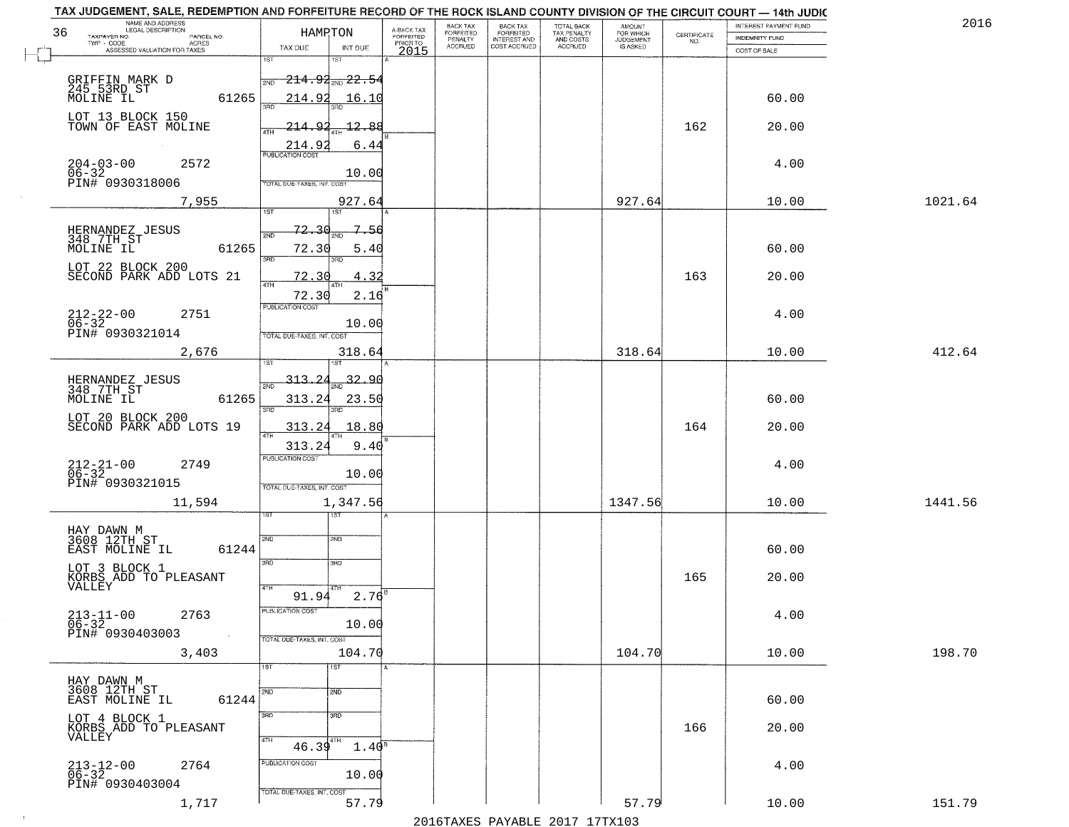TAX JUDGEMENT, SALE, REDEMPTION AND FORFEITURE RECORD OF THE ROCK ISLAND COUNTY DIVISION OF THE CIRCUIT COURT — 14th JUDIC

2016

36

| NAME AND ADDRESS / LEGAL DESCRIPTION / TAXPAYER NO. / PARCEL NO. / TWP - CODE / ACRES / ASSESSED VALUATION FOR TAXES | HAMPTON TAX DUE | INT DUE | A-BACK TAX FORFEITED PRIOR TO 2015 | BACK TAX FORFEITED PENALTY ACCRUED | BACK TAX FORFEITED INTEREST AND COST ACCRUED | TOTAL BACK TAX PENALTY AND COSTS ACCRUED | AMOUNT FOR WHICH JUDGEMENT IS ASKED | CERTIFICATE NO. | INTEREST PAYMENT FUND / INDEMNITY FUND / COST OF SALE | |
|---|---|---|---|---|---|---|---|---|---|---|
| GRIFFIN MARK D<br>245 53RD ST<br>MOLINE IL 61265<br>LOT 13 BLOCK 150<br>TOWN OF EAST MOLINE<br>204-03-00 2572<br>06-32<br>PIN# 0930318006<br>7,955 | 1ST 214.92<br>2ND 214.92<br>3RD 214.92<br>4TH 214.92<br>PUBLICATION COST<br>TOTAL DUE-TAXES, INT, COST | 22.54<br>16.10<br>12.88<br>6.44<br>10.00<br>927.64 | | | | | 927.64 | 162 | 60.00<br>20.00<br>4.00<br>10.00 | 1021.64 |
| HERNANDEZ JESUS<br>348 7TH ST<br>MOLINE IL 61265<br>LOT 22 BLOCK 200<br>SECOND PARK ADD LOTS 21<br>212-22-00 2751<br>06-32<br>PIN# 0930321014<br>2,676 | 1ST 72.30<br>2ND 72.30<br>3RD 72.30<br>4TH 72.30<br>PUBLICATION COST<br>TOTAL DUE-TAXES, INT, COST | 7.56<br>5.40<br>4.32<br>2.16<br>10.00<br>318.64 | | | | | 318.64 | 163 | 60.00<br>20.00<br>4.00<br>10.00 | 412.64 |
| HERNANDEZ JESUS<br>348 7TH ST<br>MOLINE IL 61265<br>LOT 20 BLOCK 200<br>SECOND PARK ADD LOTS 19<br>212-21-00 2749<br>06-32<br>PIN# 0930321015<br>11,594 | 1ST 313.24<br>2ND 313.24<br>3RD 313.24<br>4TH 313.24<br>PUBLICATION COST<br>TOTAL DUE-TAXES, INT, COST | 32.90<br>23.50<br>18.80<br>9.40<br>10.00<br>1,347.56 | | | | | 1347.56 | 164 | 60.00<br>20.00<br>4.00<br>10.00 | 1441.56 |
| HAY DAWN M<br>3608 12TH ST<br>EAST MOLINE IL 61244<br>LOT 3 BLOCK 1<br>KORBS ADD TO PLEASANT VALLEY<br>213-11-00 2763<br>06-32<br>PIN# 0930403003<br>3,403 | 1ST<br>2ND<br>3RD<br>4TH 91.94<br>PUBLICATION COST<br>TOTAL DUE-TAXES, INT, COST | <br><br><br>2.76<br>10.00<br>104.70 | | | | | 104.70 | 165 | 60.00<br>20.00<br>4.00<br>10.00 | 198.70 |
| HAY DAWN M<br>3608 12TH ST<br>EAST MOLINE IL 61244<br>LOT 4 BLOCK 1<br>KORBS ADD TO PLEASANT VALLEY<br>213-12-00 2764<br>06-32<br>PIN# 0930403004<br>1,717 | 1ST<br>2ND<br>3RD<br>4TH 46.39<br>PUBLICATION COST<br>TOTAL DUE-TAXES, INT, COST | <br><br><br>1.40<br>10.00<br>57.79 | | | | | 57.79 | 166 | 60.00<br>20.00<br>4.00<br>10.00 | 151.79 |

2016TAXES PAYABLE 2017 17TX103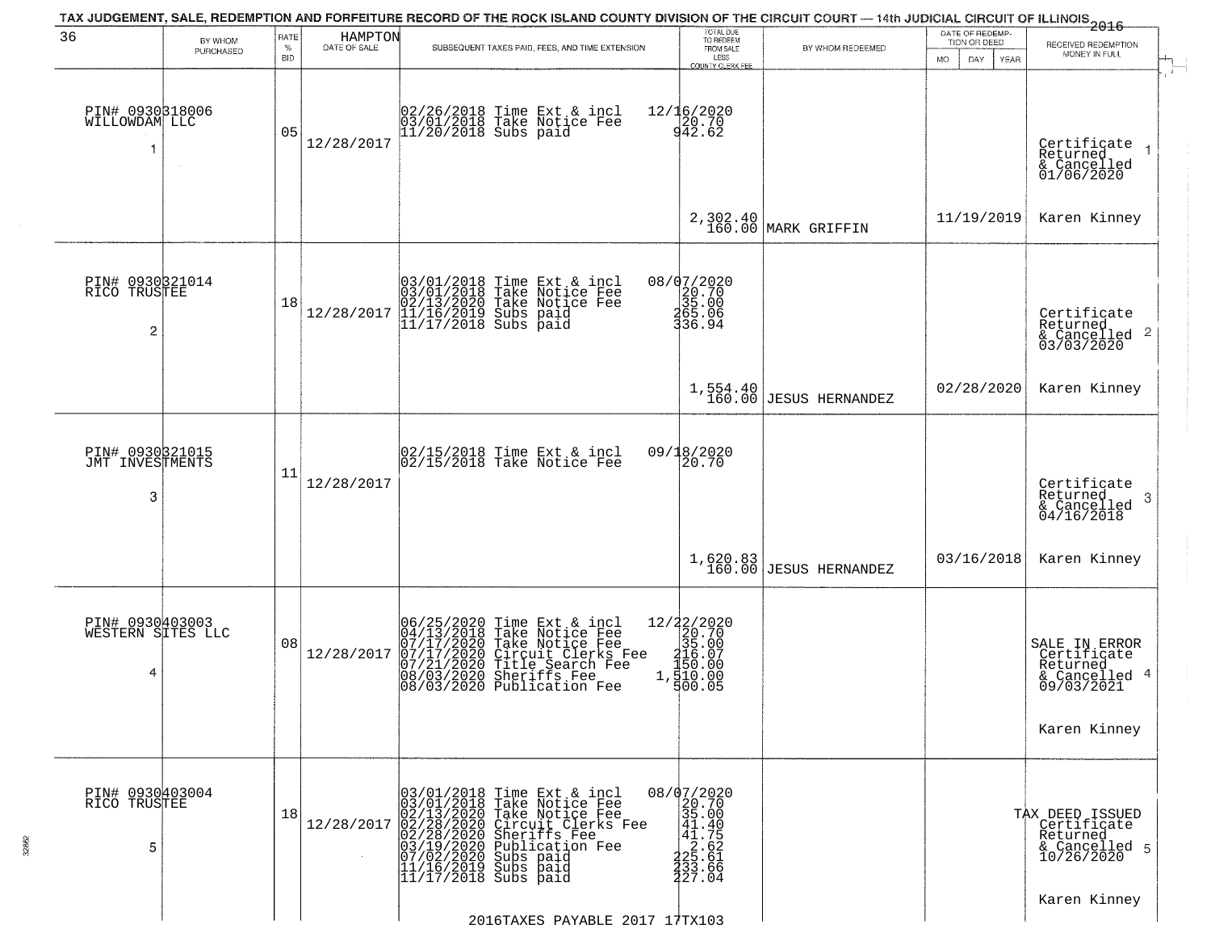TAX JUDGEMENT, SALE, REDEMPTION AND FORFEITURE RECORD OF THE ROCK ISLAND COUNTY DIVISION OF THE CIRCUIT COURT — 14th JUDICIAL CIRCUIT OF ILLINOIS 2016

HAMPTON

| 36 | BY WHOM PURCHASED | RATE % BID | DATE OF SALE | SUBSEQUENT TAXES PAID, FEES, AND TIME EXTENSION | TOTAL DUE TO REDEEM FROM SALE LESS COUNTY CLERK FEE | BY WHOM REDEEMED | DATE OF REDEMPTION OR DEED MO DAY YEAR | RECEIVED REDEMPTION MONEY IN FULL |
|---|---|---|---|---|---|---|---|---|
| PIN# 0930318006 WILLOWDAM LLC 1 | | 05 | 12/28/2017 | 02/26/2018 Time Ext & incl<br>03/01/2018 Take Notice Fee<br>11/20/2018 Subs paid | 12/16/2020<br>20.70<br>942.62<br><br>2,302.40<br>160.00 | MARK GRIFFIN | 11/19/2019 | Certificate Returned & Cancelled 01/06/2020 1<br>Karen Kinney |
| PIN# 0930321014 RICO TRUSTEE 2 | | 18 | 12/28/2017 | 03/01/2018 Time Ext & incl<br>03/01/2018 Take Notice Fee<br>02/13/2020 Take Notice Fee<br>11/16/2019 Subs paid<br>11/17/2018 Subs paid | 08/07/2020<br>20.70<br>35.00<br>265.06<br>336.94<br><br>1,554.40<br>160.00 | JESUS HERNANDEZ | 02/28/2020 | Certificate Returned & Cancelled 03/03/2020 2<br>Karen Kinney |
| PIN# 0930321015 JMT INVESTMENTS 3 | | 11 | 12/28/2017 | 02/15/2018 Time Ext & incl<br>02/15/2018 Take Notice Fee | 09/18/2020<br>20.70<br><br>1,620.83<br>160.00 | JESUS HERNANDEZ | 03/16/2018 | Certificate Returned & Cancelled 04/16/2018 3<br>Karen Kinney |
| PIN# 0930403003 WESTERN SITES LLC 4 | | 08 | 12/28/2017 | 06/25/2020 Time Ext & incl<br>04/13/2018 Take Notice Fee<br>07/17/2020 Take Notice Fee<br>07/17/2020 Circuit Clerks Fee<br>07/21/2020 Title Search Fee<br>08/03/2020 Sheriffs Fee<br>08/03/2020 Publication Fee | 12/22/2020<br>20.70<br>35.00<br>216.07<br>150.00<br>1,510.00<br>500.05 | | | SALE IN ERROR Certificate Returned & Cancelled 09/03/2021 4<br>Karen Kinney |
| PIN# 0930403004 RICO TRUSTEE 5 | | 18 | 12/28/2017 | 03/01/2018 Time Ext & incl<br>03/01/2018 Take Notice Fee<br>02/13/2020 Take Notice Fee<br>02/28/2020 Circuit Clerks Fee<br>02/28/2020 Sheriffs Fee<br>03/19/2020 Publication Fee<br>07/02/2020 Subs paid<br>11/16/2019 Subs paid<br>11/17/2018 Subs paid | 08/07/2020<br>20.70<br>35.00<br>41.40<br>41.75<br>2.62<br>225.61<br>233.66<br>227.04 | | | TAX DEED ISSUED Certificate Returned & Cancelled 10/26/2020 5<br>Karen Kinney |

2016TAXES PAYABLE 2017 17TX103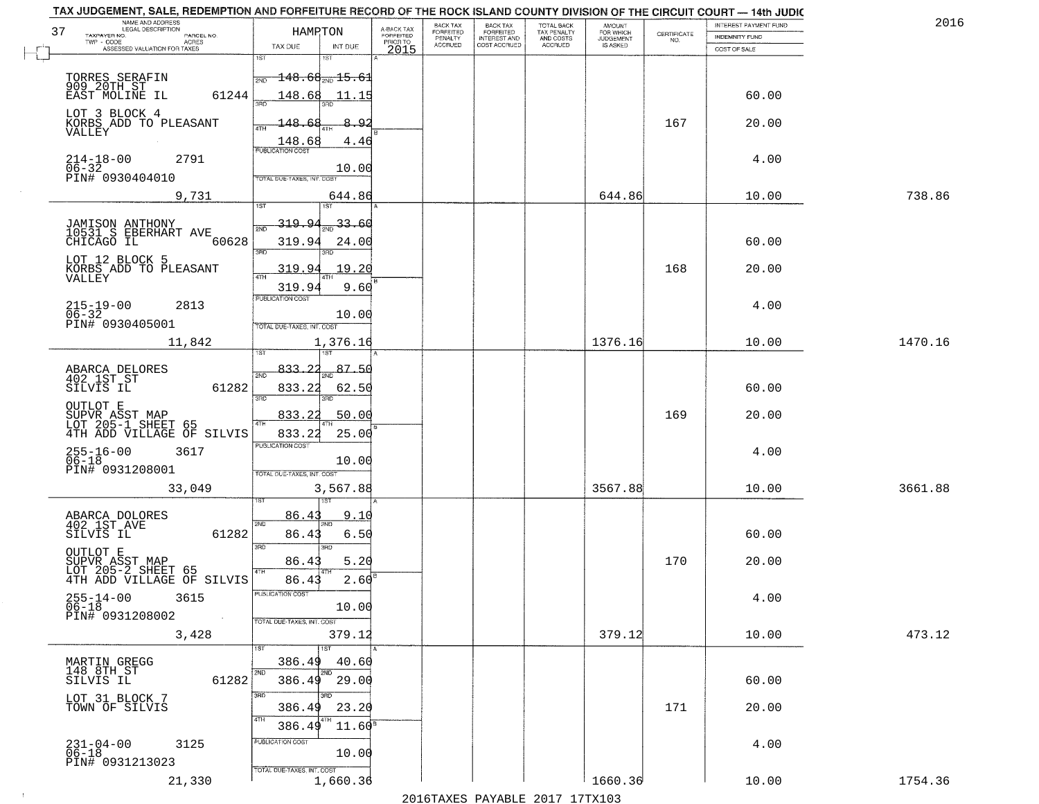# TAX JUDGEMENT, SALE, REDEMPTION AND FORFEITURE RECORD OF THE ROCK ISLAND COUNTY DIVISION OF THE CIRCUIT COURT — 14th JUDIC

2016

37 HAMPTON

| NAME AND ADDRESS / LEGAL DESCRIPTION / TAXPAYER NO. / PARCEL NO. / TWP - CODE / ACRES / ASSESSED VALUATION FOR TAXES | TAX DUE | INT DUE | A-BACK TAX FORFEITED PRIOR TO 2015 | BACK TAX FORFEITED PENALTY ACCRUED | BACK TAX FORFEITED INTEREST AND COST ACCRUED | TOTAL BACK TAX PENALTY AND COSTS ACCRUED | AMOUNT FOR WHICH JUDGEMENT IS ASKED | CERTIFICATE NO. | INTEREST PAYMENT FUND / INDEMNITY FUND / COST OF SALE | |
|---|---|---|---|---|---|---|---|---|---|---|
| TORRES SERAFIN<br>909 20TH ST<br>EAST MOLINE IL 61244<br>LOT 3 BLOCK 4<br>KORBS ADD TO PLEASANT VALLEY<br>214-18-00 2791<br>06-32<br>PIN# 0930404010 | 1ST 148.68<br>2ND 148.68<br>3RD 148.68<br>4TH 148.68<br>PUBLICATION COST | 1ST 15.61<br>2ND 11.15<br>3RD 8.92<br>4TH 4.46<br>10.00 | | | | | | 167 | 60.00<br>20.00<br>4.00 | |
| 9,731 | TOTAL DUE-TAXES, INT. COST | 644.86 | | | | | 644.86 | | 10.00 | 738.86 |
| JAMISON ANTHONY<br>10531 S EBERHART AVE<br>CHICAGO IL 60628<br>LOT 12 BLOCK 5<br>KORBS ADD TO PLEASANT VALLEY<br>215-19-00 2813<br>06-32<br>PIN# 0930405001 | 1ST 319.94<br>2ND 319.94<br>3RD 319.94<br>4TH 319.94<br>PUBLICATION COST | 1ST 33.60<br>2ND 24.00<br>3RD 19.20<br>4TH 9.60<br>10.00 | | | | | | 168 | 60.00<br>20.00<br>4.00 | |
| 11,842 | TOTAL DUE-TAXES, INT. COST | 1,376.16 | | | | | 1376.16 | | 10.00 | 1470.16 |
| ABARCA DELORES<br>402 1ST ST<br>SILVIS IL 61282<br>OUTLOT E<br>SUPVR ASST MAP<br>LOT 205-1 SHEET 65<br>4TH ADD VILLAGE OF SILVIS<br>255-16-00 3617<br>06-18<br>PIN# 0931208001 | 1ST 833.22<br>2ND 833.22<br>3RD 833.22<br>4TH 833.22<br>PUBLICATION COST | 1ST 87.50<br>2ND 62.50<br>3RD 50.00<br>4TH 25.00<br>10.00 | | | | | | 169 | 60.00<br>20.00<br>4.00 | |
| 33,049 | TOTAL DUE-TAXES, INT. COST | 3,567.88 | | | | | 3567.88 | | 10.00 | 3661.88 |
| ABARCA DOLORES<br>402 1ST AVE<br>SILVIS IL 61282<br>OUTLOT E<br>SUPVR ASST MAP<br>LOT 205-2 SHEET 65<br>4TH ADD VILLAGE OF SILVIS<br>255-14-00 3615<br>06-18<br>PIN# 0931208002 | 1ST 86.43<br>2ND 86.43<br>3RD 86.43<br>4TH 86.43<br>PUBLICATION COST | 1ST 9.10<br>2ND 6.50<br>3RD 5.20<br>4TH 2.60<br>10.00 | | | | | | 170 | 60.00<br>20.00<br>4.00 | |
| 3,428 | TOTAL DUE-TAXES, INT. COST | 379.12 | | | | | 379.12 | | 10.00 | 473.12 |
| MARTIN GREGG<br>148 8TH ST<br>SILVIS IL 61282<br>LOT 31 BLOCK 7<br>TOWN OF SILVIS<br>231-04-00 3125<br>06-18<br>PIN# 0931213023 | 1ST 386.49<br>2ND 386.49<br>3RD 386.49<br>4TH 386.49<br>PUBLICATION COST | 1ST 40.60<br>2ND 29.00<br>3RD 23.20<br>4TH 11.60<br>10.00 | | | | | | 171 | 60.00<br>20.00<br>4.00 | |
| 21,330 | TOTAL DUE-TAXES, INT. COST | 1,660.36 | | | | | 1660.36 | | 10.00 | 1754.36 |

2016TAXES PAYABLE 2017 17TX103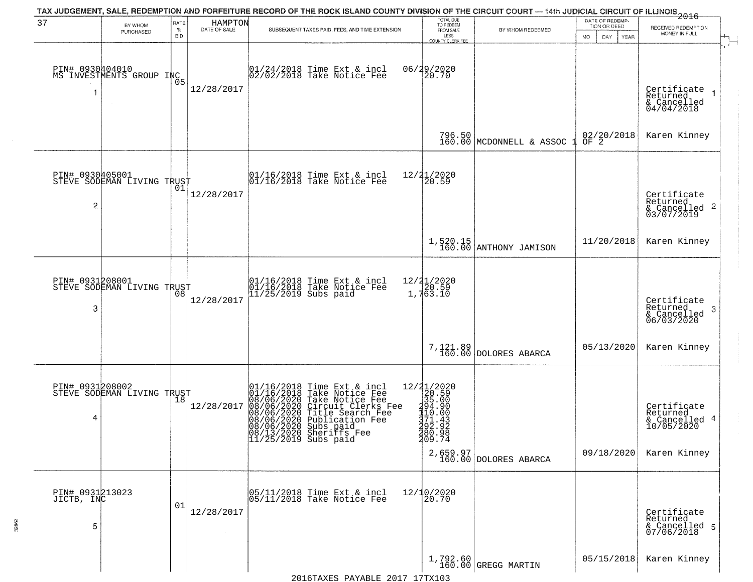TAX JUDGEMENT, SALE, REDEMPTION AND FORFEITURE RECORD OF THE ROCK ISLAND COUNTY DIVISION OF THE CIRCUIT COURT — 14th JUDICIAL CIRCUIT OF ILLINOIS 2016

37 HAMPTON

| | BY WHOM PURCHASED | RATE % BID | DATE OF SALE | SUBSEQUENT TAXES PAID, FEES, AND TIME EXTENSION | TOTAL DUE TO REDEEM FROM SALE LESS COUNTY CLERK FEE | BY WHOM REDEEMED | DATE OF REDEMPTION OR DEED MO DAY YEAR | RECEIVED REDEMPTION MONEY IN FULL |
|---|---|---|---|---|---|---|---|---|
| 1 | PIN# 0930404010 MS INVESTMENTS GROUP INC | 05 | 12/28/2017 | 01/24/2018 Time Ext & incl<br>02/02/2018 Take Notice Fee | 06/29/2020<br>20.70<br><br>796.50<br>160.00 | MCDONNELL & ASSOC 1 OF 2 | 02/20/2018 | Certificate Returned & Cancelled 04/04/2018<br>Karen Kinney |
| 2 | PIN# 0930405001 STEVE SODEMAN LIVING TRUST | 01 | 12/28/2017 | 01/16/2018 Time Ext & incl<br>01/16/2018 Take Notice Fee | 12/21/2020<br>20.59<br><br>1,520.15<br>160.00 | ANTHONY JAMISON | 11/20/2018 | Certificate Returned & Cancelled 03/07/2019<br>Karen Kinney |
| 3 | PIN# 0931208001 STEVE SODEMAN LIVING TRUST | 08 | 12/28/2017 | 01/16/2018 Time Ext & incl<br>01/16/2018 Take Notice Fee<br>11/25/2019 Subs paid | 12/21/2020<br>20.59<br>1,763.10<br><br>7,121.89<br>160.00 | DOLORES ABARCA | 05/13/2020 | Certificate Returned & Cancelled 06/03/2020<br>Karen Kinney |
| 4 | PIN# 0931208002 STEVE SODEMAN LIVING TRUST | 18 | 12/28/2017 | 01/16/2018 Time Ext & incl<br>01/16/2018 Take Notice Fee<br>08/06/2020 Take Notice Fee<br>08/06/2020 Circuit Clerks Fee<br>08/06/2020 Title Search Fee<br>08/06/2020 Publication Fee<br>08/06/2020 Subs paid<br>08/13/2020 Sheriffs Fee<br>11/25/2019 Subs paid | 12/21/2020<br>20.59<br>35.00<br>294.90<br>110.00<br>371.43<br>292.92<br>280.98<br>209.74<br>2,659.97<br>160.00 | DOLORES ABARCA | 09/18/2020 | Certificate Returned & Cancelled 10/05/2020<br>Karen Kinney |
| 5 | PIN# 0931213023 JICTB, INC | 01 | 12/28/2017 | 05/11/2018 Time Ext & incl<br>05/11/2018 Take Notice Fee | 12/10/2020<br>20.70<br><br>1,792.60<br>160.00 | GREGG MARTIN | 05/15/2018 | Certificate Returned & Cancelled 07/06/2018<br>Karen Kinney |

2016TAXES PAYABLE 2017 17TX103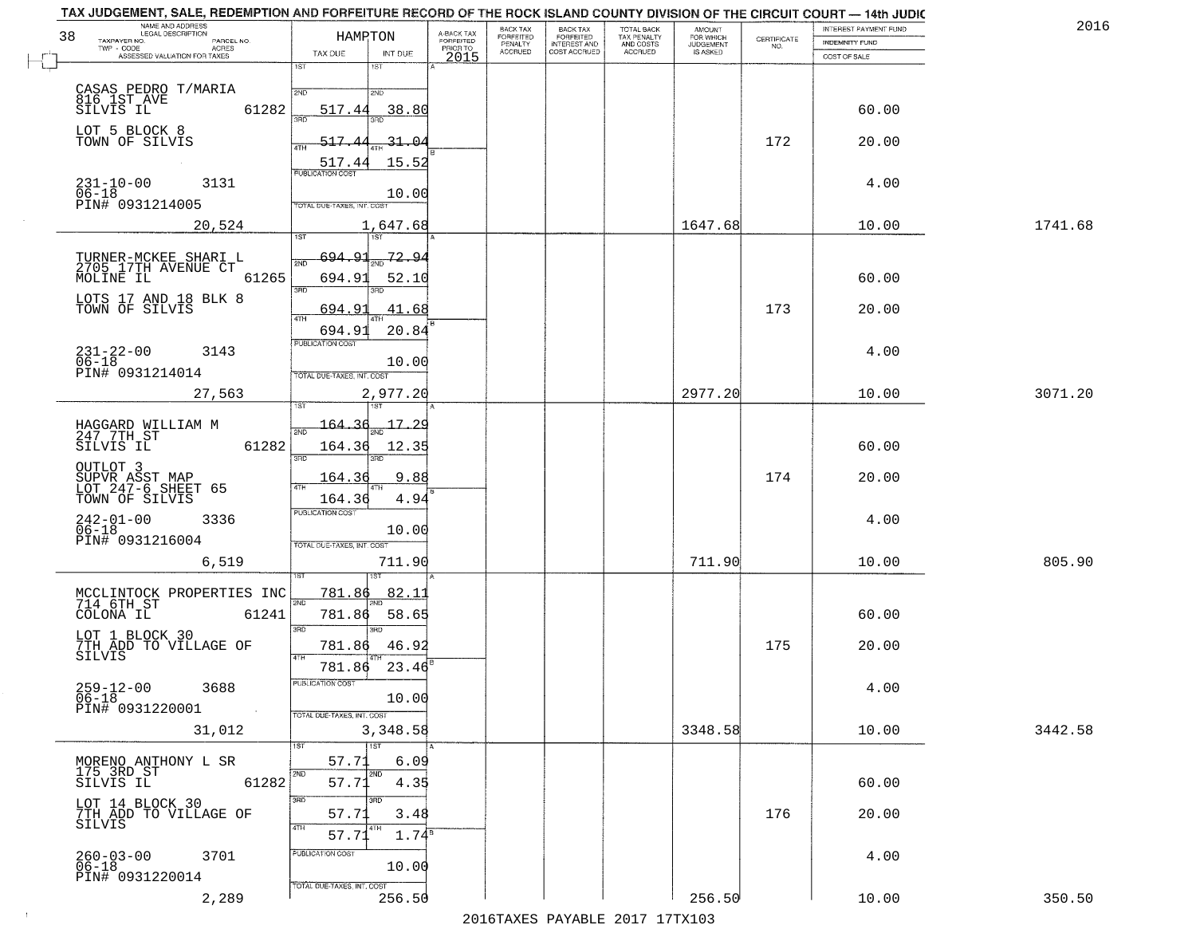TAX JUDGEMENT, SALE, REDEMPTION AND FORFEITURE RECORD OF THE ROCK ISLAND COUNTY DIVISION OF THE CIRCUIT COURT — 14th JUDIC

2016

| NAME AND ADDRESS / LEGAL DESCRIPTION / TAXPAYER NO. / PARCEL NO. / TWP - CODE / ACRES / ASSESSED VALUATION FOR TAXES | HAMPTON TAX DUE | INT DUE | A-BACK TAX FORFEITED PRIOR TO 2015 | BACK TAX FORFEITED PENALTY ACCRUED | BACK TAX FORFEITED INTEREST AND COST ACCRUED | TOTAL BACK TAX PENALTY AND COSTS ACCRUED | AMOUNT FOR WHICH JUDGEMENT IS ASKED | CERTIFICATE NO. | INTEREST PAYMENT FUND / INDEMNITY FUND / COST OF SALE | |
|---|---|---|---|---|---|---|---|---|---|---|
| 38 CASAS PEDRO T/MARIA 816 1ST AVE SILVIS IL 61282 | 1ST | 1ST | | | | | | | | |
| | 2ND 517.44 | 2ND 38.80 | | | | | | | 60.00 | |
| LOT 5 BLOCK 8 TOWN OF SILVIS | 3RD 517.44 | 3RD 31.04 | | | | | | 172 | 20.00 | |
| | 4TH 517.44 | 4TH 15.52 | | | | | | | | |
| 231-10-00 3131 06-18 PIN# 0931214005 | PUBLICATION COST | 10.00 | | | | | | | 4.00 | |
| 20,524 | TOTAL DUE-TAXES, INT. COST | 1,647.68 | | | | | 1647.68 | | 10.00 | 1741.68 |
| TURNER-MCKEE SHARI L 2705 17TH AVENUE CT MOLINE IL 61265 | 1ST 694.91 | 1ST 72.94 | | | | | | | | |
| | 2ND 694.91 | 2ND 52.10 | | | | | | | 60.00 | |
| LOTS 17 AND 18 BLK 8 TOWN OF SILVIS | 3RD 694.91 | 3RD 41.68 | | | | | | 173 | 20.00 | |
| | 4TH 694.91 | 4TH 20.84 | | | | | | | | |
| 231-22-00 3143 06-18 PIN# 0931214014 | PUBLICATION COST | 10.00 | | | | | | | 4.00 | |
| 27,563 | TOTAL DUE-TAXES, INT. COST | 2,977.20 | | | | | 2977.20 | | 10.00 | 3071.20 |
| HAGGARD WILLIAM M 247 7TH ST SILVIS IL 61282 | 1ST 164.36 | 1ST 17.29 | | | | | | | | |
| | 2ND 164.36 | 2ND 12.35 | | | | | | | 60.00 | |
| OUTLOT 3 SUPVR ASST MAP LOT 247-6 SHEET 65 TOWN OF SILVIS | 3RD 164.36 | 3RD 9.88 | | | | | | 174 | 20.00 | |
| | 4TH 164.36 | 4TH 4.94 | | | | | | | | |
| 242-01-00 3336 06-18 PIN# 0931216004 | PUBLICATION COST | 10.00 | | | | | | | 4.00 | |
| 6,519 | TOTAL DUE-TAXES, INT. COST | 711.90 | | | | | 711.90 | | 10.00 | 805.90 |
| MCCLINTOCK PROPERTIES INC 714 6TH ST COLONA IL 61241 | 1ST 781.86 | 1ST 82.11 | | | | | | | | |
| | 2ND 781.86 | 2ND 58.65 | | | | | | | 60.00 | |
| LOT 1 BLOCK 30 7TH ADD TO VILLAGE OF SILVIS | 3RD 781.86 | 3RD 46.92 | | | | | | 175 | 20.00 | |
| | 4TH 781.86 | 4TH 23.46 | | | | | | | | |
| 259-12-00 3688 06-18 PIN# 0931220001 | PUBLICATION COST | 10.00 | | | | | | | 4.00 | |
| 31,012 | TOTAL DUE-TAXES, INT. COST | 3,348.58 | | | | | 3348.58 | | 10.00 | 3442.58 |
| MORENO ANTHONY L SR 175 3RD ST SILVIS IL 61282 | 1ST 57.71 | 1ST 6.09 | | | | | | | | |
| | 2ND 57.71 | 2ND 4.35 | | | | | | | 60.00 | |
| LOT 14 BLOCK 30 7TH ADD TO VILLAGE OF SILVIS | 3RD 57.71 | 3RD 3.48 | | | | | | 176 | 20.00 | |
| | 4TH 57.71 | 4TH 1.74 | | | | | | | | |
| 260-03-00 3701 06-18 PIN# 0931220014 | PUBLICATION COST | 10.00 | | | | | | | 4.00 | |
| 2,289 | TOTAL DUE-TAXES, INT. COST | 256.50 | | | | | 256.50 | | 10.00 | 350.50 |

2016TAXES PAYABLE 2017 17TX103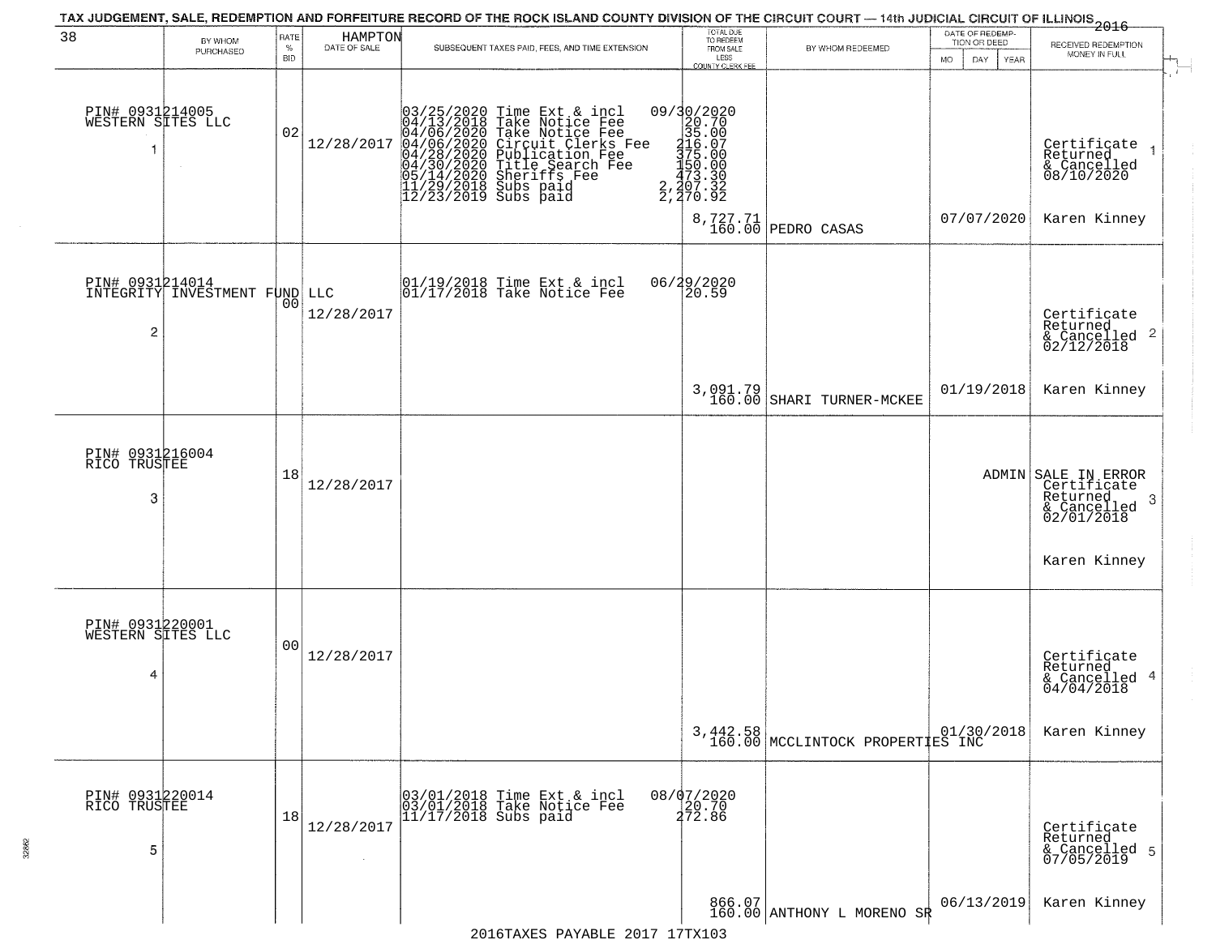# TAX JUDGEMENT, SALE, REDEMPTION AND FORFEITURE RECORD OF THE ROCK ISLAND COUNTY DIVISION OF THE CIRCUIT COURT — 14th JUDICIAL CIRCUIT OF ILLINOIS 2016

38 — HAMPTON

| BY WHOM PURCHASED | RATE % BID | DATE OF SALE | SUBSEQUENT TAXES PAID, FEES, AND TIME EXTENSION | TOTAL DUE TO REDEEM FROM SALE LESS COUNTY CLERK FEE | BY WHOM REDEEMED | DATE OF REDEMPTION OR DEED MO DAY YEAR | RECEIVED REDEMPTION MONEY IN FULL |
|---|---|---|---|---|---|---|---|
| PIN# 0931214005 WESTERN SITES LLC 1 | 02 | 12/28/2017 | 03/25/2020 Time Ext & incl 09/30/2020<br>04/13/2018 Take Notice Fee 20.70<br>04/06/2020 Take Notice Fee 35.00<br>04/06/2020 Circuit Clerks Fee 216.07<br>04/28/2020 Publication Fee 375.00<br>04/30/2020 Title Search Fee 150.00<br>05/14/2020 Sheriffs Fee 473.30<br>11/29/2018 Subs paid 2,207.32<br>12/23/2019 Subs paid 2,270.92 | 8,727.71<br>160.00 | PEDRO CASAS | 07/07/2020 | Certificate Returned & Cancelled 08/10/2020 Karen Kinney |
| PIN# 0931214014 INTEGRITY INVESTMENT FUND LLC 2 | 00 | 12/28/2017 | 01/19/2018 Time Ext & incl 06/29/2020<br>01/17/2018 Take Notice Fee 20.59 | 3,091.79<br>160.00 | SHARI TURNER-MCKEE | 01/19/2018 | Certificate Returned & Cancelled 02/12/2018 Karen Kinney |
| PIN# 0931216004 RICO TRUSTEE 3 | 18 | 12/28/2017 | | | | ADMIN | SALE IN ERROR Certificate Returned & Cancelled 02/01/2018 Karen Kinney |
| PIN# 0931220001 WESTERN SITES LLC 4 | 00 | 12/28/2017 | | 3,442.58<br>160.00 | MCCLINTOCK PROPERTIES INC | 01/30/2018 | Certificate Returned & Cancelled 04/04/2018 Karen Kinney |
| PIN# 0931220014 RICO TRUSTEE 5 | 18 | 12/28/2017 | 03/01/2018 Time Ext & incl 08/07/2020<br>03/01/2018 Take Notice Fee 20.70<br>11/17/2018 Subs paid 272.86 | 866.07<br>160.00 | ANTHONY L MORENO SR | 06/13/2019 | Certificate Returned & Cancelled 07/05/2019 Karen Kinney |

2016TAXES PAYABLE 2017 17TX103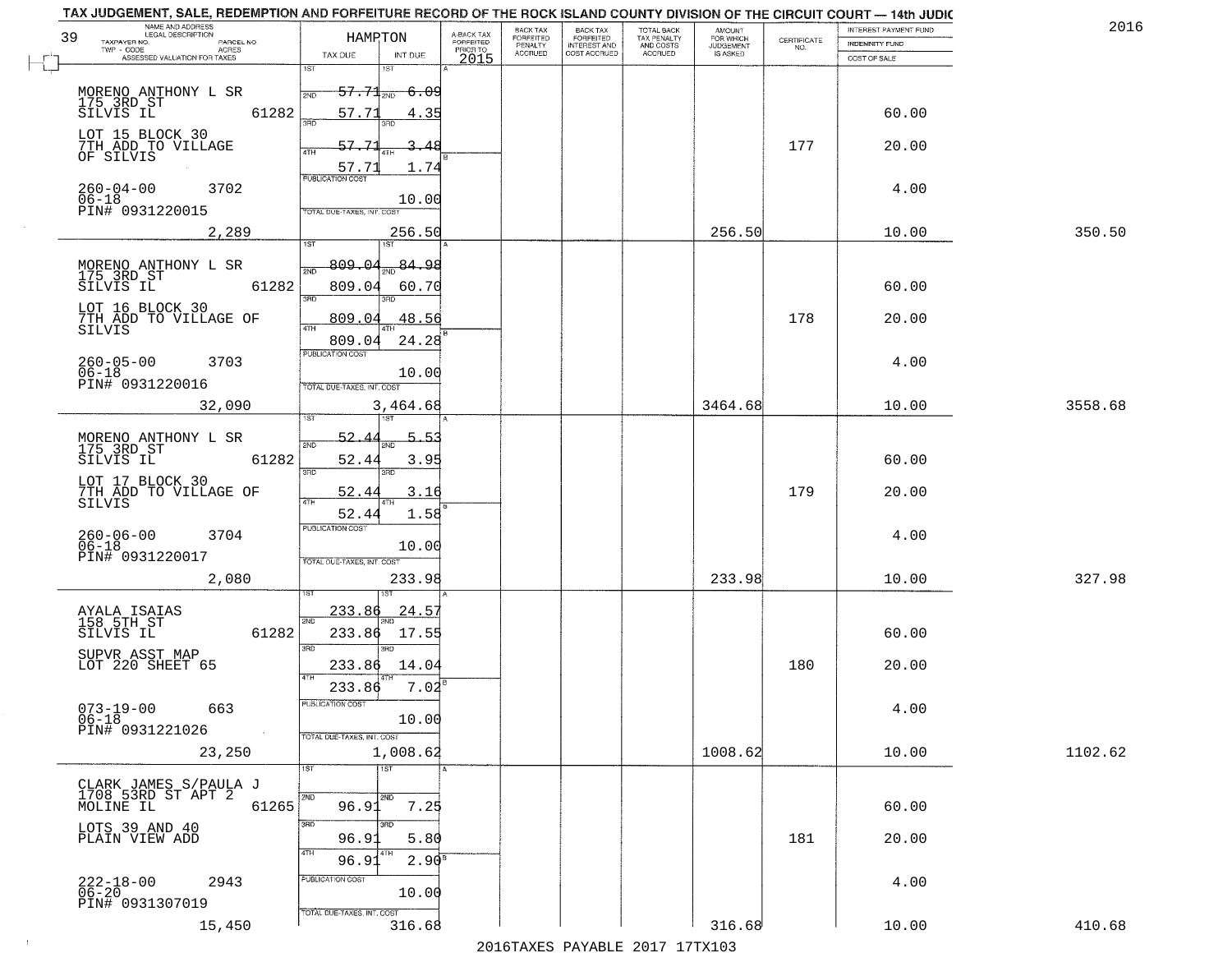# TAX JUDGEMENT, SALE, REDEMPTION AND FORFEITURE RECORD OF THE ROCK ISLAND COUNTY DIVISION OF THE CIRCUIT COURT — 14th JUDIC

2016

39

| NAME AND ADDRESS / LEGAL DESCRIPTION / TAXPAYER NO. / PARCEL NO. / TWP - CODE / ACRES / ASSESSED VALUATION FOR TAXES | HAMPTON TAX DUE | INT DUE | A-BACK TAX FORFEITED PRIOR TO 2015 | BACK TAX FORFEITED PENALTY ACCRUED | BACK TAX FORFEITED INTEREST AND COST ACCRUED | TOTAL BACK TAX PENALTY AND COSTS ACCRUED | AMOUNT FOR WHICH JUDGEMENT IS ASKED | CERTIFICATE NO. | INTEREST PAYMENT FUND / INDEMNITY FUND / COST OF SALE | |
|---|---|---|---|---|---|---|---|---|---|---|
| MORENO ANTHONY L SR<br>175 3RD ST<br>SILVIS IL 61282<br>LOT 15 BLOCK 30<br>7TH ADD TO VILLAGE<br>OF SILVIS<br>260-04-00 3702<br>06-18<br>PIN# 0931220015<br>2,289 | 1ST ~~57.71~~<br>2ND 57.71<br>3RD ~~57.71~~<br>4TH 57.71<br>PUBLICATION COST<br>TOTAL DUE-TAXES, INT. COST | 1ST ~~6.09~~<br>2ND 4.35<br>3RD ~~3.48~~<br>4TH 1.74<br>10.00<br>256.50 | | | | | 256.50 | 177 | 60.00<br>20.00<br>4.00<br>10.00 | 350.50 |
| MORENO ANTHONY L SR<br>175 3RD ST<br>SILVIS IL 61282<br>LOT 16 BLOCK 30<br>7TH ADD TO VILLAGE OF<br>SILVIS<br>260-05-00 3703<br>06-18<br>PIN# 0931220016<br>32,090 | 1ST ~~809.04~~<br>2ND 809.04<br>3RD 809.04<br>4TH 809.04<br>PUBLICATION COST<br>TOTAL DUE-TAXES, INT. COST | 1ST ~~84.98~~<br>2ND 60.70<br>3RD 48.56<br>4TH 24.28<br>10.00<br>3,464.68 | | | | | 3464.68 | 178 | 60.00<br>20.00<br>4.00<br>10.00 | 3558.68 |
| MORENO ANTHONY L SR<br>175 3RD ST<br>SILVIS IL 61282<br>LOT 17 BLOCK 30<br>7TH ADD TO VILLAGE OF<br>SILVIS<br>260-06-00 3704<br>06-18<br>PIN# 0931220017<br>2,080 | 1ST 52.44<br>2ND 52.44<br>3RD 52.44<br>4TH 52.44<br>PUBLICATION COST<br>TOTAL DUE-TAXES, INT. COST | 1ST 5.53<br>2ND 3.95<br>3RD 3.16<br>4TH 1.58<br>10.00<br>233.98 | | | | | 233.98 | 179 | 60.00<br>20.00<br>4.00<br>10.00 | 327.98 |
| AYALA ISAIAS<br>158 5TH ST<br>SILVIS IL 61282<br>SUPVR ASST MAP<br>LOT 220 SHEET 65<br>073-19-00 663<br>06-18<br>PIN# 0931221026<br>23,250 | 1ST 233.86<br>2ND 233.86<br>3RD 233.86<br>4TH 233.86<br>PUBLICATION COST<br>TOTAL DUE-TAXES, INT. COST | 1ST 24.57<br>2ND 17.55<br>3RD 14.04<br>4TH 7.02<br>10.00<br>1,008.62 | | | | | 1008.62 | 180 | 60.00<br>20.00<br>4.00<br>10.00 | 1102.62 |
| CLARK JAMES S/PAULA J<br>1708 53RD ST APT 2<br>MOLINE IL 61265<br>LOTS 39 AND 40<br>PLAIN VIEW ADD<br>222-18-00 2943<br>06-20<br>PIN# 0931307019<br>15,450 | 1ST<br>2ND 96.91<br>3RD 96.91<br>4TH 96.91<br>PUBLICATION COST<br>TOTAL DUE-TAXES, INT. COST | 1ST<br>2ND 7.25<br>3RD 5.80<br>4TH 2.90<br>10.00<br>316.68 | | | | | 316.68 | 181 | 60.00<br>20.00<br>4.00<br>10.00 | 410.68 |

2016TAXES PAYABLE 2017 17TX103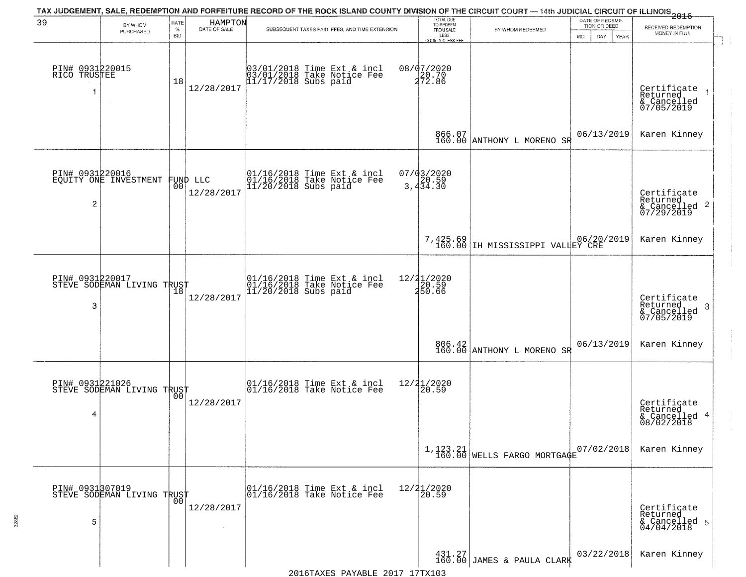TAX JUDGEMENT, SALE, REDEMPTION AND FORFEITURE RECORD OF THE ROCK ISLAND COUNTY DIVISION OF THE CIRCUIT COURT — 14th JUDICIAL CIRCUIT OF ILLINOIS 2016

| 39 | BY WHOM PURCHASED | RATE % BID | HAMPTON DATE OF SALE | SUBSEQUENT TAXES PAID, FEES, AND TIME EXTENSION | TOTAL DUE TO REDEEM FROM SALE LESS COUNTY CLERK FEE | BY WHOM REDEEMED | DATE OF REDEMPTION OR DEED MO DAY YEAR | RECEIVED REDEMPTION MONEY IN FULL |
|---|---|---|---|---|---|---|---|---|
| 1 | PIN# 0931220015 RICO TRUSTEE | 18 | 12/28/2017 | 03/01/2018 Time Ext & incl 03/01/2018 Take Notice Fee 11/17/2018 Subs paid | 08/07/2020 20.70 272.86 866.07 160.00 | ANTHONY L MORENO SR | 06/13/2019 | Certificate Returned & Cancelled 07/05/2019 Karen Kinney |
| 2 | PIN# 0931220016 EQUITY ONE INVESTMENT FUND LLC | 00 | 12/28/2017 | 01/16/2018 Time Ext & incl 01/16/2018 Take Notice Fee 11/20/2018 Subs paid | 07/03/2020 20.59 3,434.30 7,425.69 160.00 | IH MISSISSIPPI VALLEY CRE | 06/20/2019 | Certificate Returned & Cancelled 07/29/2019 Karen Kinney |
| 3 | PIN# 0931220017 STEVE SODEMAN LIVING TRUST | 18 | 12/28/2017 | 01/16/2018 Time Ext & incl 01/16/2018 Take Notice Fee 11/20/2018 Subs paid | 12/21/2020 20.59 250.66 806.42 160.00 | ANTHONY L MORENO SR | 06/13/2019 | Certificate Returned & Cancelled 07/05/2019 Karen Kinney |
| 4 | PIN# 0931221026 STEVE SODEMAN LIVING TRUST | 00 | 12/28/2017 | 01/16/2018 Time Ext & incl 01/16/2018 Take Notice Fee | 12/21/2020 20.59 1,123.21 160.00 | WELLS FARGO MORTGAGE | 07/02/2018 | Certificate Returned & Cancelled 08/02/2018 Karen Kinney |
| 5 | PIN# 0931307019 STEVE SODEMAN LIVING TRUST | 00 | 12/28/2017 | 01/16/2018 Time Ext & incl 01/16/2018 Take Notice Fee | 12/21/2020 20.59 431.27 160.00 | JAMES & PAULA CLARK | 03/22/2018 | Certificate Returned & Cancelled 04/04/2018 Karen Kinney |

2016TAXES PAYABLE 2017 17TX103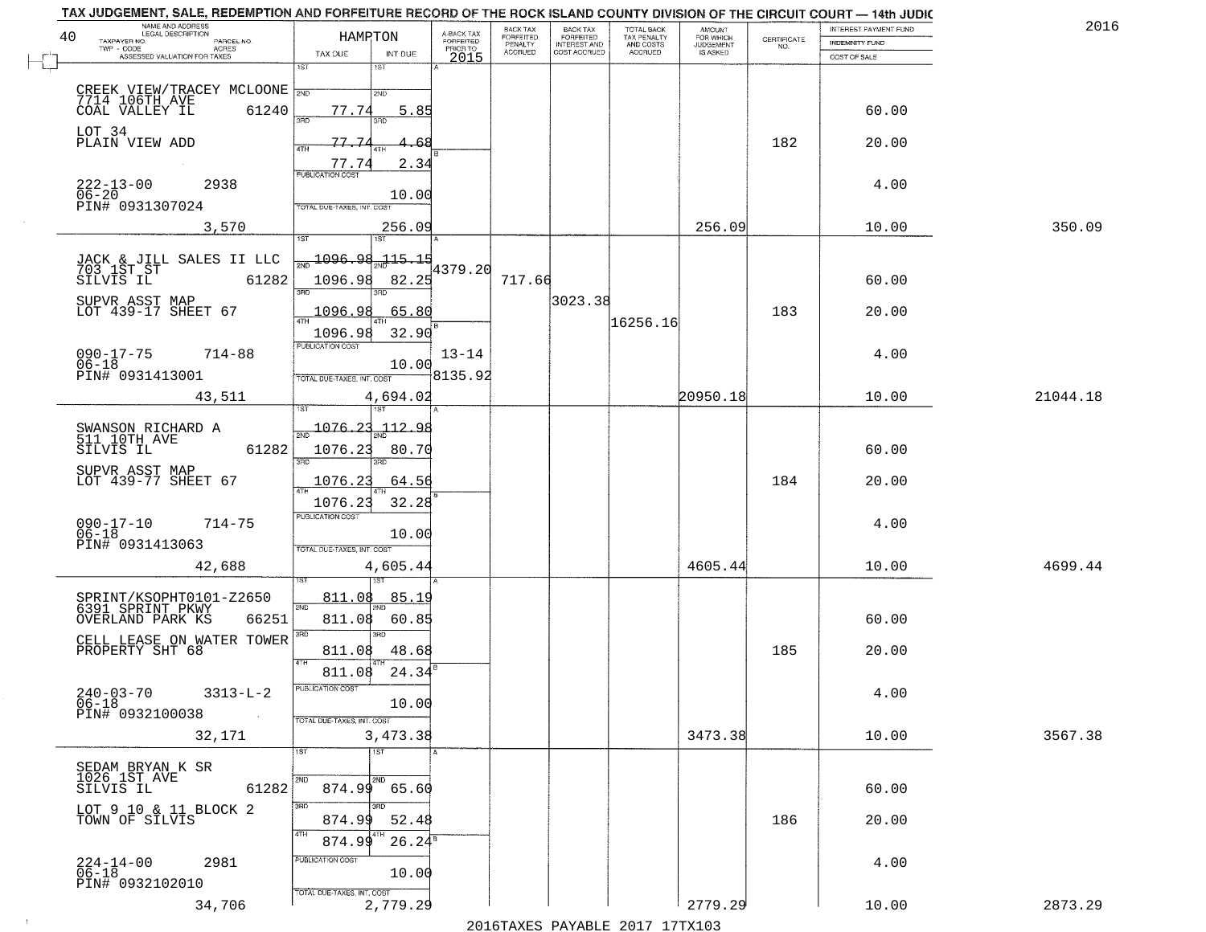TAX JUDGEMENT, SALE, REDEMPTION AND FORFEITURE RECORD OF THE ROCK ISLAND COUNTY DIVISION OF THE CIRCUIT COURT — 14th JUDIC

2016

| NAME AND ADDRESS / LEGAL DESCRIPTION / TAXPAYER NO. / PARCEL NO. / TWP - CODE / ACRES / ASSESSED VALUATION FOR TAXES | HAMPTON TAX DUE | INT DUE | A-BACK TAX FORFEITED PRIOR TO 2015 | BACK TAX FORFEITED PENALTY ACCRUED | BACK TAX FORFEITED INTEREST AND COST ACCRUED | TOTAL BACK TAX PENALTY AND COSTS ACCRUED | AMOUNT FOR WHICH JUDGEMENT IS ASKED | CERTIFICATE NO. | INTEREST PAYMENT FUND / INDEMNITY FUND / COST OF SALE | |
|---|---|---|---|---|---|---|---|---|---|---|
| CREEK VIEW/TRACEY MCLOONE<br>7714 106TH AVE<br>COAL VALLEY IL 61240<br>LOT 34<br>PLAIN VIEW ADD<br>222-13-00 2938<br>06-20<br>PIN# 0931307024<br>3,570 | 1ST<br>2ND 77.74<br>3RD 77.74<br>4TH 77.74<br>PUBLICATION COST<br>TOTAL DUE-TAXES, INT. COST 256.09 | 1ST<br>2ND 5.85<br>3RD 4.68<br>4TH 2.34<br>10.00 | | | | | 256.09 | 182 | 60.00<br>20.00<br>4.00<br>10.00 | 350.09 |
| JACK & JILL SALES II LLC<br>703 1ST ST<br>SILVIS IL 61282<br>SUPVR ASST MAP<br>LOT 439-17 SHEET 67<br>090-17-75 714-88<br>06-18<br>PIN# 0931413001<br>43,511 | 1ST 1096.98<br>2ND 1096.98<br>3RD 1096.98<br>4TH 1096.98<br>PUBLICATION COST<br>TOTAL DUE-TAXES, INT. COST 4,694.02 | 1ST 115.15<br>2ND 82.25<br>3RD 65.80<br>4TH 32.90<br>10.00 | 4379.20<br>13-14<br>8135.92 | 717.66 | 3023.38 | 16256.16 | 20950.18 | 183 | 60.00<br>20.00<br>4.00<br>10.00 | 21044.18 |
| SWANSON RICHARD A<br>511 10TH AVE<br>SILVIS IL 61282<br>SUPVR ASST MAP<br>LOT 439-77 SHEET 67<br>090-17-10 714-75<br>06-18<br>PIN# 0931413063<br>42,688 | 1ST 1076.23<br>2ND 1076.23<br>3RD 1076.23<br>4TH 1076.23<br>PUBLICATION COST<br>TOTAL DUE-TAXES, INT. COST 4,605.44 | 1ST 112.98<br>2ND 80.70<br>3RD 64.56<br>4TH 32.28<br>10.00 | | | | | 4605.44 | 184 | 60.00<br>20.00<br>4.00<br>10.00 | 4699.44 |
| SPRINT/KSOPHT0101-Z2650<br>6391 SPRINT PKWY<br>OVERLAND PARK KS 66251<br>CELL LEASE ON WATER TOWER<br>PROPERTY SHT 68<br>240-03-70 3313-L-2<br>06-18<br>PIN# 0932100038<br>32,171 | 1ST 811.08<br>2ND 811.08<br>3RD 811.08<br>4TH 811.08<br>PUBLICATION COST<br>TOTAL DUE-TAXES, INT. COST 3,473.38 | 1ST 85.19<br>2ND 60.85<br>3RD 48.68<br>4TH 24.34<br>10.00 | | | | | 3473.38 | 185 | 60.00<br>20.00<br>4.00<br>10.00 | 3567.38 |
| SEDAM BRYAN K SR<br>1026 1ST AVE<br>SILVIS IL 61282<br>LOT 9 10 & 11 BLOCK 2<br>TOWN OF SILVIS<br>224-14-00 2981<br>06-18<br>PIN# 0932102010<br>34,706 | 1ST<br>2ND 874.99<br>3RD 874.99<br>4TH 874.99<br>PUBLICATION COST<br>TOTAL DUE-TAXES, INT. COST 2,779.29 | 1ST<br>2ND 65.60<br>3RD 52.48<br>4TH 26.24<br>10.00 | | | | | 2779.29 | 186 | 60.00<br>20.00<br>4.00<br>10.00 | 2873.29 |

2016TAXES PAYABLE 2017 17TX103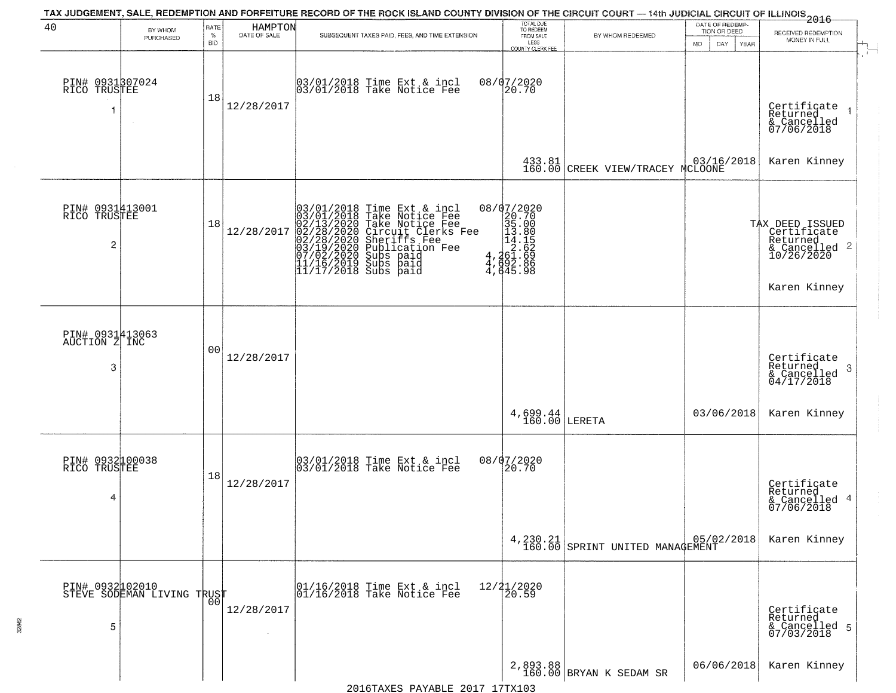# TAX JUDGEMENT, SALE, REDEMPTION AND FORFEITURE RECORD OF THE ROCK ISLAND COUNTY DIVISION OF THE CIRCUIT COURT — 14th JUDICIAL CIRCUIT OF ILLINOIS 2016

40 HAMPTON

| | BY WHOM PURCHASED | RATE % BID | DATE OF SALE | SUBSEQUENT TAXES PAID, FEES, AND TIME EXTENSION | TOTAL DUE TO REDEEM FROM SALE LESS COUNTY CLERK FEE | BY WHOM REDEEMED | DATE OF REDEMPTION OR DEED MO DAY YEAR | RECEIVED REDEMPTION MONEY IN FULL |
|---|---|---|---|---|---|---|---|---|
| 1 | PIN# 0931307024 RICO TRUSTEE | 18 | 12/28/2017 | 03/01/2018 Time Ext & incl 08/07/2020<br>03/01/2018 Take Notice Fee 20.70 | 433.81<br>160.00 | CREEK VIEW/TRACEY MCLOONE | 03/16/2018 | Certificate Returned & Cancelled 07/06/2018<br>Karen Kinney |
| 2 | PIN# 0931413001 RICO TRUSTEE | 18 | 12/28/2017 | 03/01/2018 Time Ext & incl 08/07/2020<br>03/01/2018 Take Notice Fee 20.70<br>02/13/2020 Take Notice Fee 35.00<br>02/28/2020 Circuit Clerks Fee 13.80<br>02/28/2020 Sheriffs Fee 14.15<br>03/19/2020 Publication Fee 2.62<br>07/02/2020 Subs paid 4,261.69<br>11/16/2019 Subs paid 4,692.86<br>11/17/2018 Subs paid 4,645.98 | | | | TAX DEED ISSUED Certificate Returned & Cancelled 10/26/2020<br>Karen Kinney |
| 3 | PIN# 0931413063 AUCTION Z INC | 00 | 12/28/2017 | | 4,699.44<br>160.00 | LERETA | 03/06/2018 | Certificate Returned & Cancelled 04/17/2018<br>Karen Kinney |
| 4 | PIN# 0932100038 RICO TRUSTEE | 18 | 12/28/2017 | 03/01/2018 Time Ext & incl 08/07/2020<br>03/01/2018 Take Notice Fee 20.70 | 4,230.21<br>160.00 | SPRINT UNITED MANAGEMENT | 05/02/2018 | Certificate Returned & Cancelled 07/06/2018<br>Karen Kinney |
| 5 | PIN# 0932102010 STEVE SODEMAN LIVING TRUST | 00 | 12/28/2017 | 01/16/2018 Time Ext & incl 12/21/2020<br>01/16/2018 Take Notice Fee 20.59 | 2,893.88<br>160.00 | BRYAN K SEDAM SR | 06/06/2018 | Certificate Returned & Cancelled 07/03/2018<br>Karen Kinney |

2016TAXES PAYABLE 2017 17TX103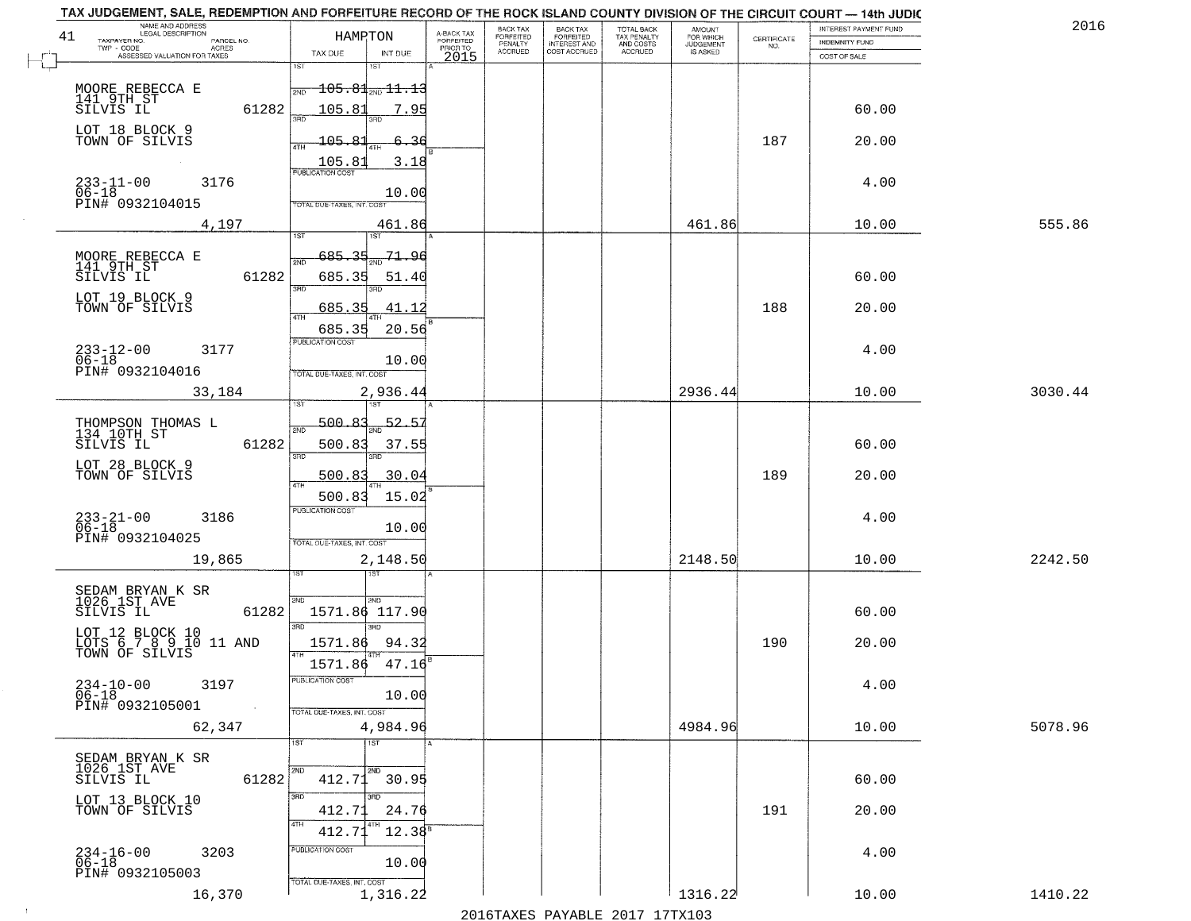# TAX JUDGEMENT, SALE, REDEMPTION AND FORFEITURE RECORD OF THE ROCK ISLAND COUNTY DIVISION OF THE CIRCUIT COURT — 14th JUDIC

2016

41

| NAME AND ADDRESS / LEGAL DESCRIPTION / TAXPAYER NO. / PARCEL NO. / TWP - CODE / ACRES / ASSESSED VALUATION FOR TAXES | HAMPTON TAX DUE | INT DUE | A-BACK TAX FORFEITED PRIOR TO 2015 | BACK TAX FORFEITED PENALTY ACCRUED | BACK TAX FORFEITED INTEREST AND COST ACCRUED | TOTAL BACK TAX PENALTY AND COSTS ACCRUED | AMOUNT FOR WHICH JUDGEMENT IS ASKED | CERTIFICATE NO. | INTEREST PAYMENT FUND / INDEMNITY FUND / COST OF SALE | |
|---|---|---|---|---|---|---|---|---|---|---|
| MOORE REBECCA E 141 9TH ST SILVIS IL 61282 | 1ST 105.81 | 1ST 11.13 | | | | | | | | |
| | 2ND 105.81 | 2ND 7.95 | | | | | | | 60.00 | |
| LOT 18 BLOCK 9 TOWN OF SILVIS | 3RD 105.81 | 3RD 6.36 | | | | | | 187 | 20.00 | |
| | 4TH 105.81 | 4TH 3.18 | | | | | | | | |
| 233-11-00 3176 06-18 PIN# 0932104015 | PUBLICATION COST | 10.00 | | | | | | | 4.00 | |
| 4,197 | TOTAL DUE-TAXES, INT. COST | 461.86 | | | | | 461.86 | | 10.00 | 555.86 |
| MOORE REBECCA E 141 9TH ST SILVIS IL 61282 | 1ST 685.35 | 1ST 71.96 | | | | | | | | |
| | 2ND 685.35 | 2ND 51.40 | | | | | | | 60.00 | |
| LOT 19 BLOCK 9 TOWN OF SILVIS | 3RD 685.35 | 3RD 41.12 | | | | | | 188 | 20.00 | |
| | 4TH 685.35 | 4TH 20.56 | | | | | | | | |
| 233-12-00 3177 06-18 PIN# 0932104016 | PUBLICATION COST | 10.00 | | | | | | | 4.00 | |
| 33,184 | TOTAL DUE-TAXES, INT. COST | 2,936.44 | | | | | 2936.44 | | 10.00 | 3030.44 |
| THOMPSON THOMAS L 134 10TH ST SILVIS IL 61282 | 1ST 500.83 | 1ST 52.57 | | | | | | | | |
| | 2ND 500.83 | 2ND 37.55 | | | | | | | 60.00 | |
| LOT 28 BLOCK 9 TOWN OF SILVIS | 3RD 500.83 | 3RD 30.04 | | | | | | 189 | 20.00 | |
| | 4TH 500.83 | 4TH 15.02 | | | | | | | | |
| 233-21-00 3186 06-18 PIN# 0932104025 | PUBLICATION COST | 10.00 | | | | | | | 4.00 | |
| 19,865 | TOTAL DUE-TAXES, INT. COST | 2,148.50 | | | | | 2148.50 | | 10.00 | 2242.50 |
| SEDAM BRYAN K SR 1026 1ST AVE SILVIS IL 61282 | 1ST | 1ST | | | | | | | | |
| | 2ND 1571.86 | 2ND 117.90 | | | | | | | 60.00 | |
| LOT 12 BLOCK 10 LOTS 6 7 8 9 10 11 AND TOWN OF SILVIS | 3RD 1571.86 | 3RD 94.32 | | | | | | 190 | 20.00 | |
| | 4TH 1571.86 | 4TH 47.16 | | | | | | | | |
| 234-10-00 3197 06-18 PIN# 0932105001 | PUBLICATION COST | 10.00 | | | | | | | 4.00 | |
| 62,347 | TOTAL DUE-TAXES, INT. COST | 4,984.96 | | | | | 4984.96 | | 10.00 | 5078.96 |
| SEDAM BRYAN K SR 1026 1ST AVE SILVIS IL 61282 | 1ST | 1ST | | | | | | | | |
| | 2ND 412.71 | 2ND 30.95 | | | | | | | 60.00 | |
| LOT 13 BLOCK 10 TOWN OF SILVIS | 3RD 412.71 | 3RD 24.76 | | | | | | 191 | 20.00 | |
| | 4TH 412.71 | 4TH 12.38 | | | | | | | | |
| 234-16-00 3203 06-18 PIN# 0932105003 | PUBLICATION COST | 10.00 | | | | | | | 4.00 | |
| 16,370 | TOTAL DUE-TAXES, INT. COST | 1,316.22 | | | | | 1316.22 | | 10.00 | 1410.22 |

2016TAXES PAYABLE 2017 17TX103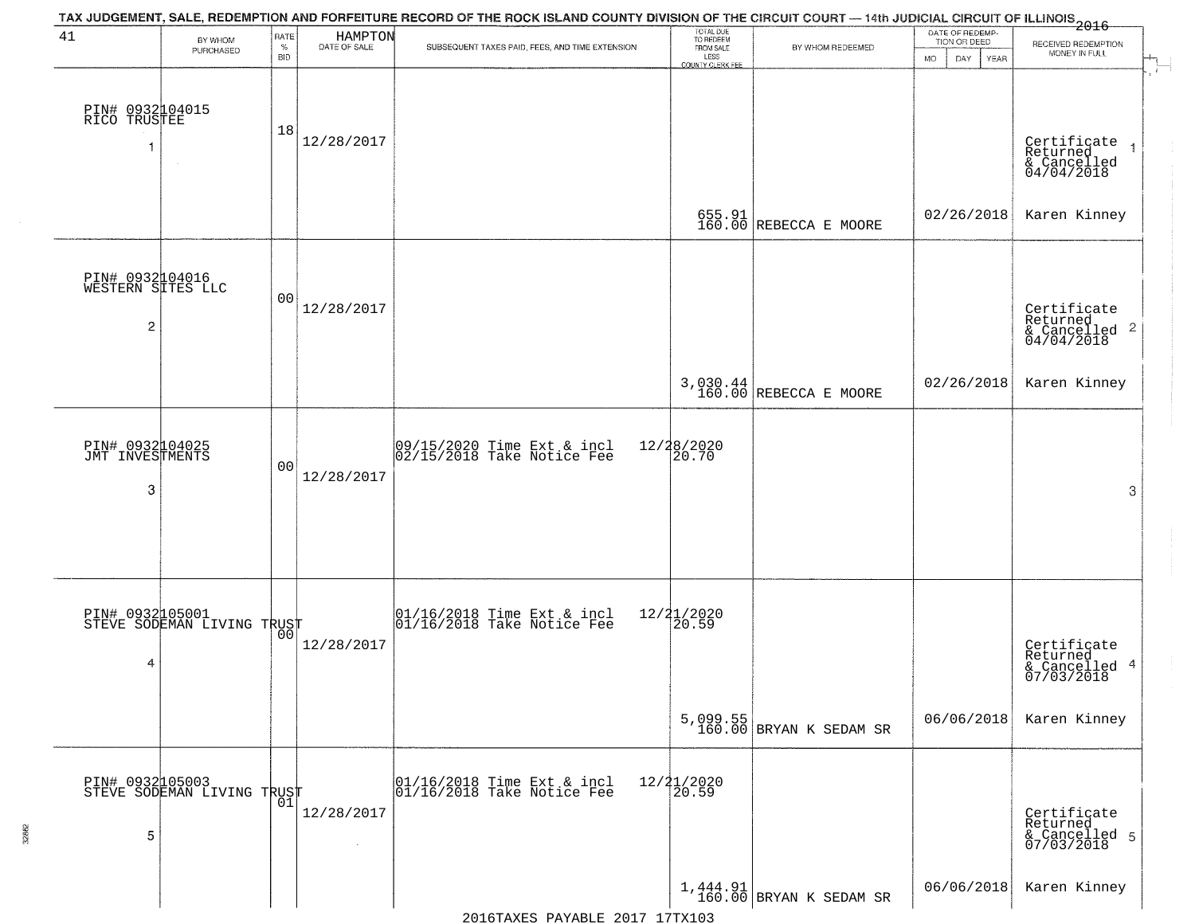TAX JUDGEMENT, SALE, REDEMPTION AND FORFEITURE RECORD OF THE ROCK ISLAND COUNTY DIVISION OF THE CIRCUIT COURT — 14th JUDICIAL CIRCUIT OF ILLINOIS 2016

41 HAMPTON

| | BY WHOM PURCHASED | RATE % BID | DATE OF SALE | SUBSEQUENT TAXES PAID, FEES, AND TIME EXTENSION | TOTAL DUE TO REDEEM FROM SALE LESS COUNTY CLERK FEE | BY WHOM REDEEMED | DATE OF REDEMPTION OR DEED MO DAY YEAR | RECEIVED REDEMPTION MONEY IN FULL |
|---|---|---|---|---|---|---|---|---|
| 1 | PIN# 0932104015 RICO TRUSTEE | 18 | 12/28/2017 | | 655.91 160.00 | REBECCA E MOORE | 02/26/2018 | Certificate Returned & Cancelled 04/04/2018 Karen Kinney |
| 2 | PIN# 0932104016 WESTERN SITES LLC | 00 | 12/28/2017 | | 3,030.44 160.00 | REBECCA E MOORE | 02/26/2018 | Certificate Returned & Cancelled 04/04/2018 Karen Kinney |
| 3 | PIN# 0932104025 JMT INVESTMENTS | 00 | 12/28/2017 | 09/15/2020 Time Ext & incl 02/15/2018 Take Notice Fee 12/28/2020 20.70 | | | | |
| 4 | PIN# 0932105001 STEVE SODEMAN LIVING TRUST | 00 | 12/28/2017 | 01/16/2018 Time Ext & incl 01/16/2018 Take Notice Fee 12/21/2020 20.59 | 5,099.55 160.00 | BRYAN K SEDAM SR | 06/06/2018 | Certificate Returned & Cancelled 07/03/2018 Karen Kinney |
| 5 | PIN# 0932105003 STEVE SODEMAN LIVING TRUST | 01 | 12/28/2017 | 01/16/2018 Time Ext & incl 01/16/2018 Take Notice Fee 12/21/2020 20.59 | 1,444.91 160.00 | BRYAN K SEDAM SR | 06/06/2018 | Certificate Returned & Cancelled 07/03/2018 Karen Kinney |

2016TAXES PAYABLE 2017 17TX103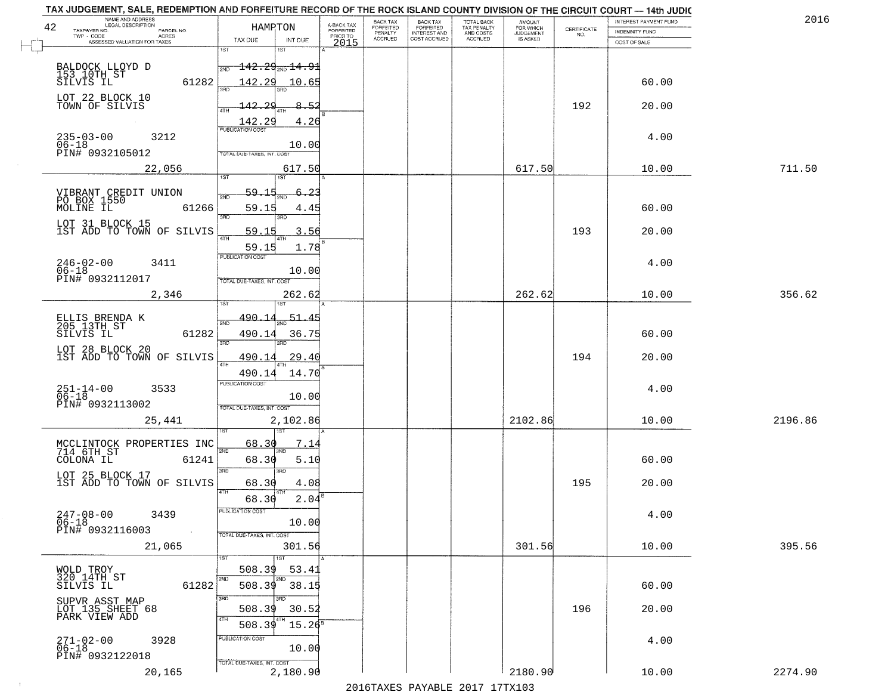TAX JUDGEMENT, SALE, REDEMPTION AND FORFEITURE RECORD OF THE ROCK ISLAND COUNTY DIVISION OF THE CIRCUIT COURT — 14th JUDIC

2016

| 42 NAME AND ADDRESS / LEGAL DESCRIPTION / TAXPAYER NO. / PARCEL NO. / TWP - CODE / ACRES / ASSESSED VALUATION FOR TAXES | HAMPTON TAX DUE | INT DUE | A-BACK TAX FORFEITED PRIOR TO 2015 | BACK TAX FORFEITED PENALTY ACCRUED | BACK TAX FORFEITED INTEREST AND COST ACCRUED | TOTAL BACK TAX PENALTY AND COSTS ACCRUED | AMOUNT FOR WHICH JUDGEMENT IS ASKED | CERTIFICATE NO. | INTEREST PAYMENT FUND / INDEMNITY FUND / COST OF SALE | |
|---|---|---|---|---|---|---|---|---|---|---|
| BALDOCK LLOYD D<br>153 10TH ST<br>SILVIS IL 61282<br>LOT 22 BLOCK 10<br>TOWN OF SILVIS<br>235-03-00 3212<br>06-18<br>PIN# 0932105012<br>22,056 | 1ST 142.29<br>2ND 142.29<br>3RD 142.29<br>4TH 142.29<br>PUBLICATION COST<br>TOTAL DUE-TAXES, INT. COST | 1ST 14.91<br>2ND 10.65<br>3RD 8.52<br>4TH 4.26<br>10.00<br>617.50 | | | | | 617.50 | 192 | 60.00<br>20.00<br>4.00<br>10.00 | 711.50 |
| VIBRANT CREDIT UNION<br>PO BOX 1550<br>MOLINE IL 61266<br>LOT 31 BLOCK 15<br>1ST ADD TO TOWN OF SILVIS<br>246-02-00 3411<br>06-18<br>PIN# 0932112017<br>2,346 | 1ST 59.15<br>2ND 59.15<br>3RD 59.15<br>4TH 59.15<br>PUBLICATION COST<br>TOTAL DUE-TAXES, INT. COST | 1ST 6.23<br>2ND 4.45<br>3RD 3.56<br>4TH 1.78<br>10.00<br>262.62 | | | | | 262.62 | 193 | 60.00<br>20.00<br>4.00<br>10.00 | 356.62 |
| ELLIS BRENDA K<br>205 13TH ST<br>SILVIS IL 61282<br>LOT 28 BLOCK 20<br>1ST ADD TO TOWN OF SILVIS<br>251-14-00 3533<br>06-18<br>PIN# 0932113002<br>25,441 | 1ST 490.14<br>2ND 490.14<br>3RD 490.14<br>4TH 490.14<br>PUBLICATION COST<br>TOTAL DUE-TAXES, INT. COST | 1ST 51.45<br>2ND 36.75<br>3RD 29.40<br>4TH 14.70<br>10.00<br>2,102.86 | | | | | 2102.86 | 194 | 60.00<br>20.00<br>4.00<br>10.00 | 2196.86 |
| MCCLINTOCK PROPERTIES INC<br>714 6TH ST<br>COLONA IL 61241<br>LOT 25 BLOCK 17<br>1ST ADD TO TOWN OF SILVIS<br>247-08-00 3439<br>06-18<br>PIN# 0932116003<br>21,065 | 1ST 68.30<br>2ND 68.30<br>3RD 68.30<br>4TH 68.30<br>PUBLICATION COST<br>TOTAL DUE-TAXES, INT. COST | 1ST 7.14<br>2ND 5.10<br>3RD 4.08<br>4TH 2.04<br>10.00<br>301.56 | | | | | 301.56 | 195 | 60.00<br>20.00<br>4.00<br>10.00 | 395.56 |
| WOLD TROY<br>320 14TH ST<br>SILVIS IL 61282<br>SUPVR ASST MAP<br>LOT 135 SHEET 68<br>PARK VIEW ADD<br>271-02-00 3928<br>06-18<br>PIN# 0932122018<br>20,165 | 1ST 508.39<br>2ND 508.39<br>3RD 508.39<br>4TH 508.39<br>PUBLICATION COST<br>TOTAL DUE-TAXES, INT. COST | 1ST 53.41<br>2ND 38.15<br>3RD 30.52<br>4TH 15.26<br>10.00<br>2,180.90 | | | | | 2180.90 | 196 | 60.00<br>20.00<br>4.00<br>10.00 | 2274.90 |

2016TAXES PAYABLE 2017 17TX103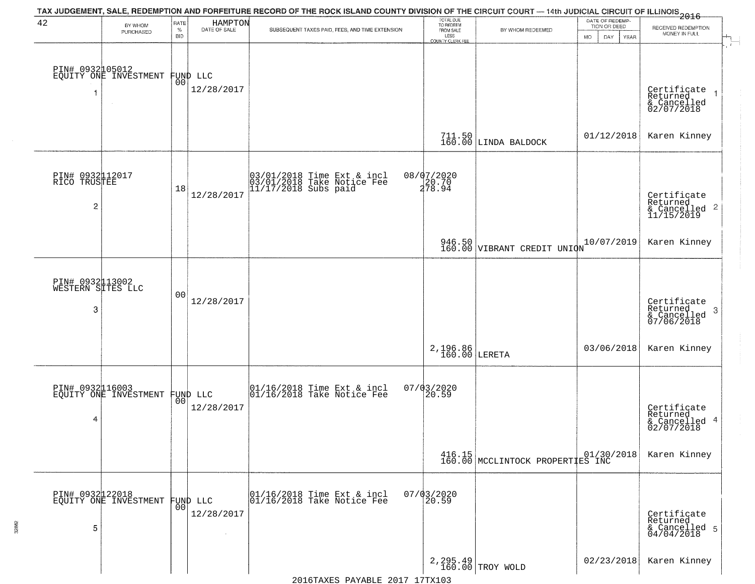TAX JUDGEMENT, SALE, REDEMPTION AND FORFEITURE RECORD OF THE ROCK ISLAND COUNTY DIVISION OF THE CIRCUIT COURT — 14th JUDICIAL CIRCUIT OF ILLINOIS 2016

42 HAMPTON

| BY WHOM PURCHASED | RATE % BID | DATE OF SALE | SUBSEQUENT TAXES PAID, FEES, AND TIME EXTENSION | TOTAL DUE TO REDEEM FROM SALE LESS COUNTY CLERK FEE | BY WHOM REDEEMED | DATE OF REDEMPTION OR DEED MO DAY YEAR | RECEIVED REDEMPTION MONEY IN FULL |
|---|---|---|---|---|---|---|---|
| PIN# 0932105012 EQUITY ONE INVESTMENT FUND LLC 1 | 00 | 12/28/2017 | | 711.50 160.00 | LINDA BALDOCK | 01/12/2018 | Certificate Returned & Cancelled 02/07/2018 Karen Kinney |
| PIN# 0932112017 RICO TRUSTEE 2 | 18 | 12/28/2017 | 03/01/2018 Time Ext & incl 08/07/2020; 03/01/2018 Take Notice Fee 20.70; 11/17/2018 Subs paid 278.94 | 946.50 160.00 | VIBRANT CREDIT UNION | 10/07/2019 | Certificate Returned & Cancelled 11/15/2019 Karen Kinney |
| PIN# 0932113002 WESTERN SITES LLC 3 | 00 | 12/28/2017 | | 2,196.86 160.00 | LERETA | 03/06/2018 | Certificate Returned & Cancelled 07/06/2018 Karen Kinney |
| PIN# 0932116003 EQUITY ONE INVESTMENT FUND LLC 4 | 00 | 12/28/2017 | 01/16/2018 Time Ext & incl 07/03/2020; 01/16/2018 Take Notice Fee 20.59 | 416.15 160.00 | MCCLINTOCK PROPERTIES INC | 01/30/2018 | Certificate Returned & Cancelled 02/07/2018 Karen Kinney |
| PIN# 0932122018 EQUITY ONE INVESTMENT FUND LLC 5 | 00 | 12/28/2017 | 01/16/2018 Time Ext & incl 07/03/2020; 01/16/2018 Take Notice Fee 20.59 | 2,295.49 160.00 | TROY WOLD | 02/23/2018 | Certificate Returned & Cancelled 04/04/2018 Karen Kinney |

2016TAXES PAYABLE 2017 17TX103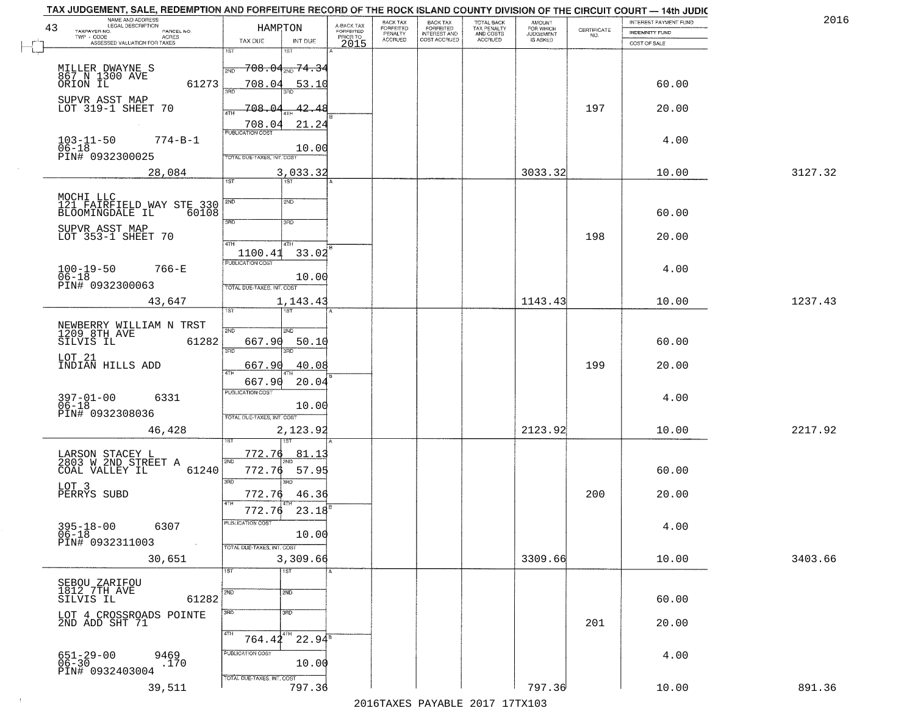TAX JUDGEMENT, SALE, REDEMPTION AND FORFEITURE RECORD OF THE ROCK ISLAND COUNTY DIVISION OF THE CIRCUIT COURT — 14th JUDIC

2016

| 43 NAME AND ADDRESS / LEGAL DESCRIPTION / TAXPAYER NO. / PARCEL NO. / TWP - CODE / ACRES / ASSESSED VALUATION FOR TAXES | HAMPTON TAX DUE | INT DUE | A-BACK TAX FORFEITED PRIOR TO 2015 | BACK TAX FORFEITED PENALTY ACCRUED | BACK TAX FORFEITED INTEREST AND COST ACCRUED | TOTAL BACK TAX PENALTY AND COSTS ACCRUED | AMOUNT FOR WHICH JUDGEMENT IS ASKED | CERTIFICATE NO. | INTEREST PAYMENT FUND / INDEMNITY FUND / COST OF SALE | |
|---|---|---|---|---|---|---|---|---|---|---|
| MILLER DWAYNE S<br>867 N 1300 AVE<br>ORION IL 61273<br>SUPVR ASST MAP<br>LOT 319-1 SHEET 70<br>103-11-50 774-B-1<br>06-18<br>PIN# 0932300025<br>28,084 | 1ST 708.04<br>2ND 708.04<br>3RD 708.04<br>4TH 708.04<br>PUBLICATION COST<br>TOTAL DUE-TAXES, INT. COST 3,033.32 | 74.34<br>53.10<br>42.48<br>21.24<br>10.00 | | | | | 3033.32 | 197 | 60.00<br>20.00<br>4.00<br>10.00 | 3127.32 |
| MOCHI LLC<br>121 FAIRFIELD WAY STE 330<br>BLOOMINGDALE IL 60108<br>SUPVR ASST MAP<br>LOT 353-1 SHEET 70<br>100-19-50 766-E<br>06-18<br>PIN# 0932300063<br>43,647 | 1ST<br>2ND<br>3RD<br>4TH 1100.41<br>PUBLICATION COST<br>TOTAL DUE-TAXES, INT. COST 1,143.43 | 33.02<br>10.00 | | | | | 1143.43 | 198 | 60.00<br>20.00<br>4.00<br>10.00 | 1237.43 |
| NEWBERRY WILLIAM N TRST<br>1209 8TH AVE<br>SILVIS IL 61282<br>LOT 21<br>INDIAN HILLS ADD<br>397-01-00 6331<br>06-18<br>PIN# 0932308036<br>46,428 | 1ST<br>2ND 667.90<br>3RD 667.90<br>4TH 667.90<br>PUBLICATION COST<br>TOTAL DUE-TAXES, INT. COST 2,123.92 | 50.10<br>40.08<br>20.04<br>10.00 | | | | | 2123.92 | 199 | 60.00<br>20.00<br>4.00<br>10.00 | 2217.92 |
| LARSON STACEY L<br>2803 W 2ND STREET A<br>COAL VALLEY IL 61240<br>LOT 3<br>PERRYS SUBD<br>395-18-00 6307<br>06-18<br>PIN# 0932311003<br>30,651 | 1ST 772.76<br>2ND 772.76<br>3RD 772.76<br>4TH 772.76<br>PUBLICATION COST<br>TOTAL DUE-TAXES, INT. COST 3,309.66 | 81.13<br>57.95<br>46.36<br>23.18<br>10.00 | | | | | 3309.66 | 200 | 60.00<br>20.00<br>4.00<br>10.00 | 3403.66 |
| SEBOU ZARIFOU<br>1812 7TH AVE<br>SILVIS IL 61282<br>LOT 4 CROSSROADS POINTE<br>2ND ADD SHT 71<br>651-29-00 9469<br>06-30 .170<br>PIN# 0932403004<br>39,511 | 1ST<br>2ND<br>3RD<br>4TH 764.42<br>PUBLICATION COST<br>TOTAL DUE-TAXES, INT. COST 797.36 | 22.94<br>10.00 | | | | | 797.36 | 201 | 60.00<br>20.00<br>4.00<br>10.00 | 891.36 |

2016TAXES PAYABLE 2017 17TX103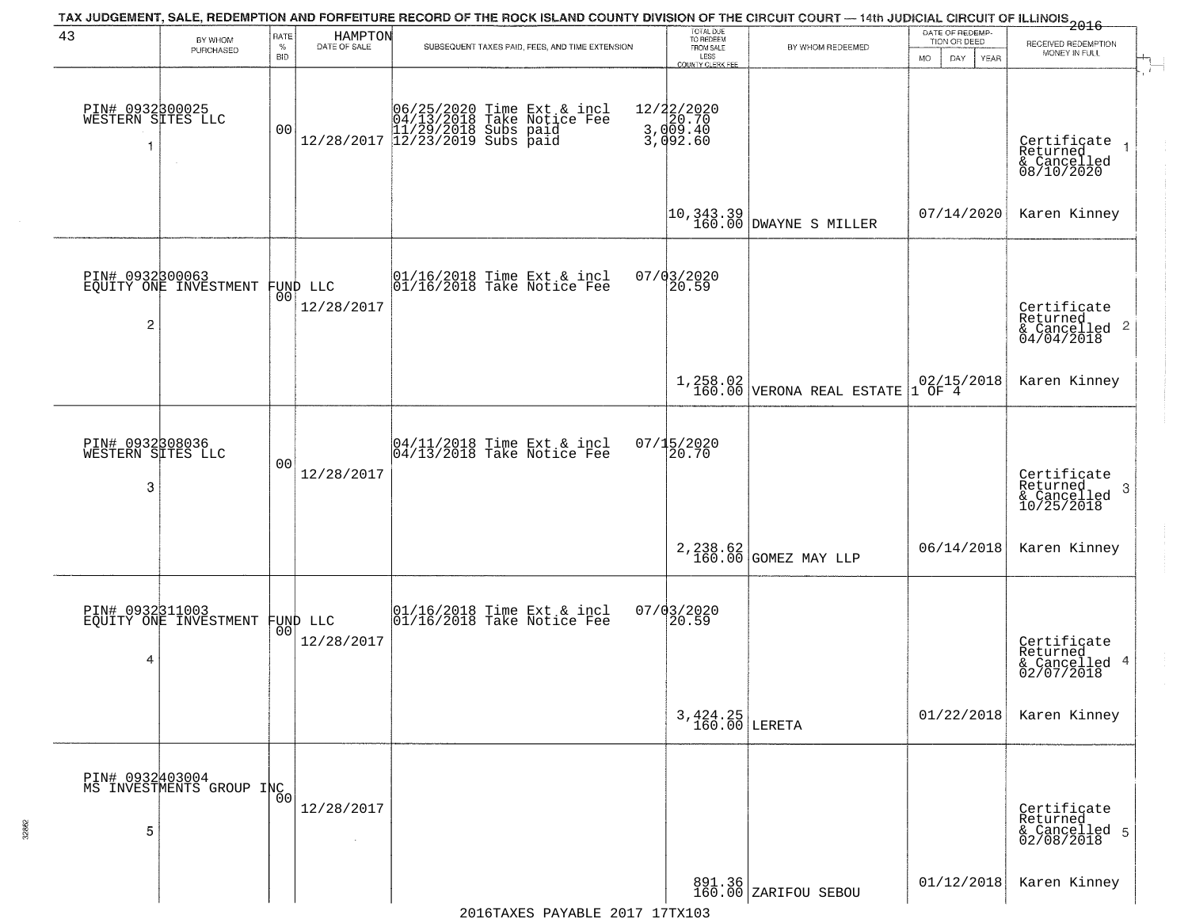TAX JUDGEMENT, SALE, REDEMPTION AND FORFEITURE RECORD OF THE ROCK ISLAND COUNTY DIVISION OF THE CIRCUIT COURT — 14th JUDICIAL CIRCUIT OF ILLINOIS 2016

43 — HAMPTON

| | BY WHOM PURCHASED | RATE % BID | DATE OF SALE | SUBSEQUENT TAXES PAID, FEES, AND TIME EXTENSION | TOTAL DUE TO REDEEM FROM SALE LESS COUNTY CLERK FEE | BY WHOM REDEEMED | DATE OF REDEMPTION OR DEED MO DAY YEAR | RECEIVED REDEMPTION MONEY IN FULL |
|---|---|---|---|---|---|---|---|---|
| 1 | PIN# 0932300025 WESTERN SITES LLC | 00 | 12/28/2017 | 06/25/2020 Time Ext & incl 12/22/2020<br>04/13/2018 Take Notice Fee 20.70<br>11/29/2018 Subs paid 3,009.40<br>12/23/2019 Subs paid 3,092.60 | 10,343.39<br>160.00 | DWAYNE S MILLER | 07/14/2020 | Certificate Returned & Cancelled 08/10/2020<br>Karen Kinney |
| 2 | PIN# 0932300063 EQUITY ONE INVESTMENT FUND LLC | 00 | 12/28/2017 | 01/16/2018 Time Ext & incl 07/03/2020<br>01/16/2018 Take Notice Fee 20.59 | 1,258.02<br>160.00 | VERONA REAL ESTATE 1 OF 4 | 02/15/2018 | Certificate Returned & Cancelled 04/04/2018<br>Karen Kinney |
| 3 | PIN# 0932308036 WESTERN SITES LLC | 00 | 12/28/2017 | 04/11/2018 Time Ext & incl 07/15/2020<br>04/13/2018 Take Notice Fee 20.70 | 2,238.62<br>160.00 | GOMEZ MAY LLP | 06/14/2018 | Certificate Returned & Cancelled 10/25/2018<br>Karen Kinney |
| 4 | PIN# 0932311003 EQUITY ONE INVESTMENT FUND LLC | 00 | 12/28/2017 | 01/16/2018 Time Ext & incl 07/03/2020<br>01/16/2018 Take Notice Fee 20.59 | 3,424.25<br>160.00 | LERETA | 01/22/2018 | Certificate Returned & Cancelled 02/07/2018<br>Karen Kinney |
| 5 | PIN# 0932403004 MS INVESTMENTS GROUP INC | 00 | 12/28/2017 | | 891.36<br>160.00 | ZARIFOU SEBOU | 01/12/2018 | Certificate Returned & Cancelled 02/08/2018<br>Karen Kinney |

2016TAXES PAYABLE 2017 17TX103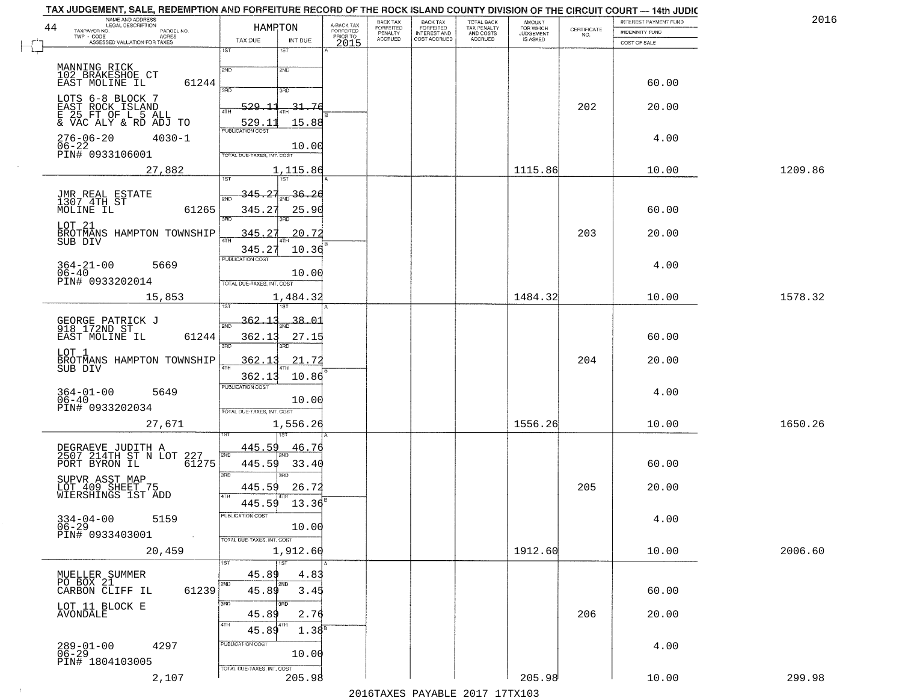TAX JUDGEMENT, SALE, REDEMPTION AND FORFEITURE RECORD OF THE ROCK ISLAND COUNTY DIVISION OF THE CIRCUIT COURT — 14th JUDIC

2016

| 44 NAME AND ADDRESS / LEGAL DESCRIPTION / TAXPAYER NO. / PARCEL NO. / TWP - CODE / ACRES / ASSESSED VALUATION FOR TAXES | HAMPTON TAX DUE | INT DUE | A-BACK TAX FORFEITED PRIOR TO 2015 | BACK TAX FORFEITED PENALTY ACCRUED | BACK TAX FORFEITED INTEREST AND COST ACCRUED | TOTAL BACK TAX PENALTY AND COSTS ACCRUED | AMOUNT FOR WHICH JUDGEMENT IS ASKED | CERTIFICATE NO. | INTEREST PAYMENT FUND / INDEMNITY FUND / COST OF SALE | |
|---|---|---|---|---|---|---|---|---|---|---|
| MANNING RICK 102 BRAKESHOE CT EAST MOLINE IL 61244 | 1ST | 1ST | | | | | | | | |
| | 2ND | 2ND | | | | | | | 60.00 | |
| LOTS 6-8 BLOCK 7 EAST ROCK ISLAND E 25 FT OF L 5 ALL & VAC ALY & RD ADJ TO | 3RD 529.11 | 3RD 31.76 | | | | | | 202 | 20.00 | |
| | 4TH 529.11 | 4TH 15.88 | | | | | | | | |
| 276-06-20 4030-1 06-22 PIN# 0933106001 | PUBLICATION COST | 10.00 | | | | | | | 4.00 | |
| 27,882 | TOTAL DUE-TAXES, INT. COST | 1,115.86 | | | | | 1115.86 | | 10.00 | 1209.86 |
| JMR REAL ESTATE 1307 4TH ST MOLINE IL 61265 | 1ST 345.27 | 1ST 36.26 | | | | | | | | |
| | 2ND 345.27 | 2ND 25.90 | | | | | | | 60.00 | |
| LOT 21 BROTMANS HAMPTON TOWNSHIP SUB DIV | 3RD 345.27 | 3RD 20.72 | | | | | | 203 | 20.00 | |
| | 4TH 345.27 | 4TH 10.36 | | | | | | | | |
| 364-21-00 5669 06-40 PIN# 0933202014 | PUBLICATION COST | 10.00 | | | | | | | 4.00 | |
| 15,853 | TOTAL DUE-TAXES, INT. COST | 1,484.32 | | | | | 1484.32 | | 10.00 | 1578.32 |
| GEORGE PATRICK J 918 172ND ST EAST MOLINE IL 61244 | 1ST 362.13 | 1ST 38.01 | | | | | | | | |
| | 2ND 362.13 | 2ND 27.15 | | | | | | | 60.00 | |
| LOT 1 BROTMANS HAMPTON TOWNSHIP SUB DIV | 3RD 362.13 | 3RD 21.72 | | | | | | 204 | 20.00 | |
| | 4TH 362.13 | 4TH 10.86 | | | | | | | | |
| 364-01-00 5649 06-40 PIN# 0933202034 | PUBLICATION COST | 10.00 | | | | | | | 4.00 | |
| 27,671 | TOTAL DUE-TAXES, INT. COST | 1,556.26 | | | | | 1556.26 | | 10.00 | 1650.26 |
| DEGRAEVE JUDITH A 2507 214TH ST N LOT 227 PORT BYRON IL 61275 | 1ST 445.59 | 1ST 46.76 | | | | | | | | |
| | 2ND 445.59 | 2ND 33.40 | | | | | | | 60.00 | |
| SUPVR ASST MAP LOT 409 SHEET 75 WIERSHINGS 1ST ADD | 3RD 445.59 | 3RD 26.72 | | | | | | 205 | 20.00 | |
| | 4TH 445.59 | 4TH 13.36 | | | | | | | | |
| 334-04-00 5159 06-29 PIN# 0933403001 | PUBLICATION COST | 10.00 | | | | | | | 4.00 | |
| 20,459 | TOTAL DUE-TAXES, INT. COST | 1,912.60 | | | | | 1912.60 | | 10.00 | 2006.60 |
| MUELLER SUMMER PO BOX 21 CARBON CLIFF IL 61239 | 1ST 45.89 | 1ST 4.83 | | | | | | | | |
| | 2ND 45.89 | 2ND 3.45 | | | | | | | 60.00 | |
| LOT 11 BLOCK E AVONDALE | 3RD 45.89 | 3RD 2.76 | | | | | | 206 | 20.00 | |
| | 4TH 45.89 | 4TH 1.38 | | | | | | | | |
| 289-01-00 4297 06-29 PIN# 1804103005 | PUBLICATION COST | 10.00 | | | | | | | 4.00 | |
| 2,107 | TOTAL DUE-TAXES, INT. COST | 205.98 | | | | | 205.98 | | 10.00 | 299.98 |

2016TAXES PAYABLE 2017 17TX103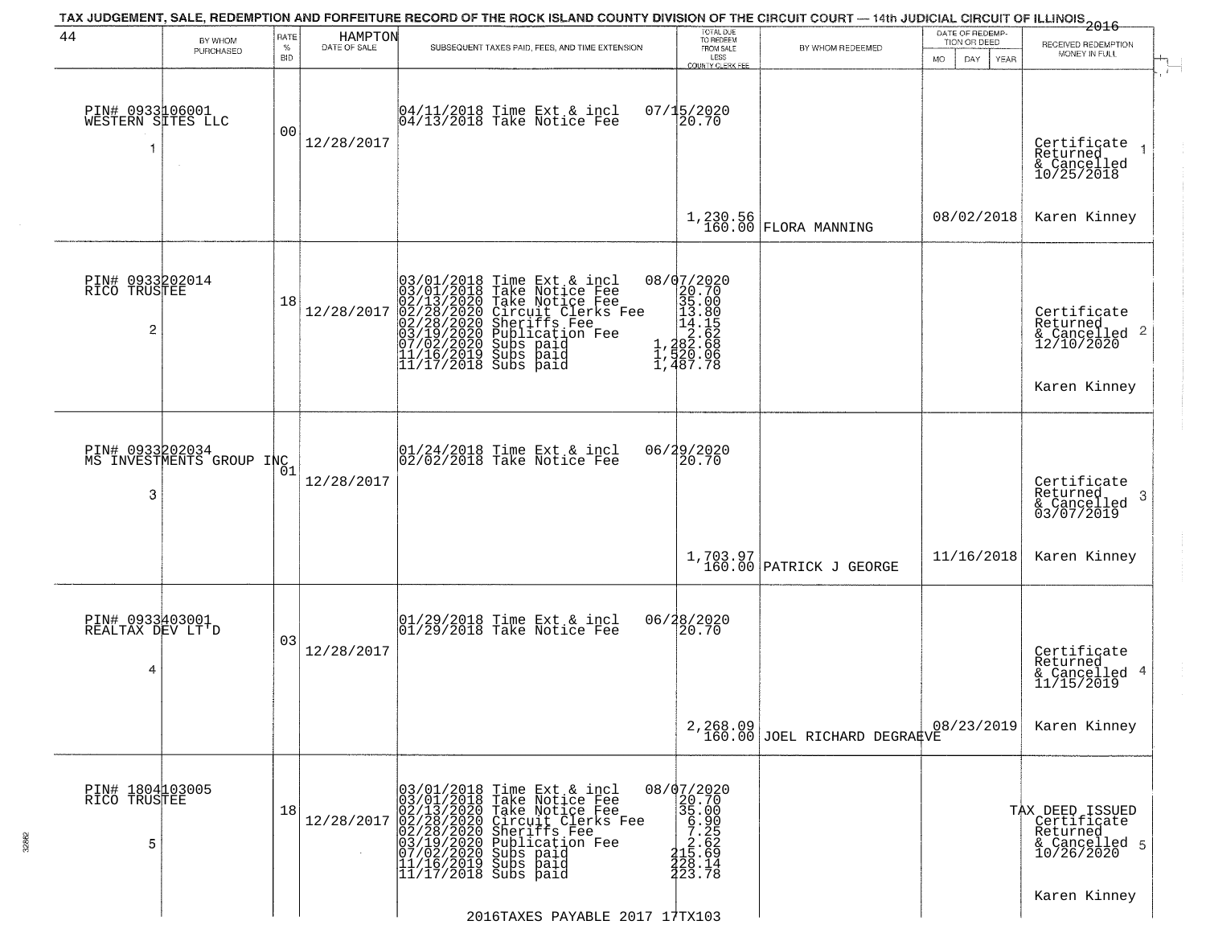TAX JUDGEMENT, SALE, REDEMPTION AND FORFEITURE RECORD OF THE ROCK ISLAND COUNTY DIVISION OF THE CIRCUIT COURT — 14th JUDICIAL CIRCUIT OF ILLINOIS 2016

44 — HAMPTON

| | BY WHOM PURCHASED | RATE % BID | DATE OF SALE | SUBSEQUENT TAXES PAID, FEES, AND TIME EXTENSION | TOTAL DUE TO REDEEM FROM SALE LESS COUNTY CLERK FEE | BY WHOM REDEEMED | DATE OF REDEMPTION OR DEED MO DAY YEAR | RECEIVED REDEMPTION MONEY IN FULL |
|---|---|---|---|---|---|---|---|---|
| 1 | PIN# 0933106001 WESTERN SITES LLC | 00 | 12/28/2017 | 04/11/2018 Time Ext & incl<br>04/13/2018 Take Notice Fee | 07/15/2020<br>20.70<br>1,230.56<br>160.00 | FLORA MANNING | 08/02/2018 | Certificate Returned & Cancelled 10/25/2018<br>Karen Kinney |
| 2 | PIN# 0933202014 RICO TRUSTEE | 18 | 12/28/2017 | 03/01/2018 Time Ext & incl<br>03/01/2018 Take Notice Fee<br>02/13/2020 Take Notice Fee<br>02/28/2020 Circuit Clerks Fee<br>02/28/2020 Sheriffs Fee<br>03/19/2020 Publication Fee<br>07/02/2020 Subs paid<br>11/16/2019 Subs paid<br>11/17/2018 Subs paid | 08/07/2020<br>20.70<br>35.00<br>13.80<br>14.15<br>2.62<br>1,282.68<br>1,520.06<br>1,487.78 | | | Certificate Returned & Cancelled 12/10/2020<br>Karen Kinney |
| 3 | PIN# 0933202034 MS INVESTMENTS GROUP INC | 01 | 12/28/2017 | 01/24/2018 Time Ext & incl<br>02/02/2018 Take Notice Fee | 06/29/2020<br>20.70<br>1,703.97<br>160.00 | PATRICK J GEORGE | 11/16/2018 | Certificate Returned & Cancelled 03/07/2019<br>Karen Kinney |
| 4 | PIN# 0933403001 REALTAX DEV LT'D | 03 | 12/28/2017 | 01/29/2018 Time Ext & incl<br>01/29/2018 Take Notice Fee | 06/28/2020<br>20.70<br>2,268.09<br>160.00 | JOEL RICHARD DEGRAEVE | 08/23/2019 | Certificate Returned & Cancelled 11/15/2019<br>Karen Kinney |
| 5 | PIN# 1804103005 RICO TRUSTEE | 18 | 12/28/2017 | 03/01/2018 Time Ext & incl<br>03/01/2018 Take Notice Fee<br>02/13/2020 Take Notice Fee<br>02/28/2020 Circuit Clerks Fee<br>02/28/2020 Sheriffs Fee<br>03/19/2020 Publication Fee<br>07/02/2020 Subs paid<br>11/16/2019 Subs paid<br>11/17/2018 Subs paid | 08/07/2020<br>20.70<br>35.00<br>6.90<br>7.25<br>2.62<br>215.69<br>228.14<br>223.78 | | | TAX DEED ISSUED Certificate Returned & Cancelled 10/26/2020<br>Karen Kinney |

2016TAXES PAYABLE 2017 17TX103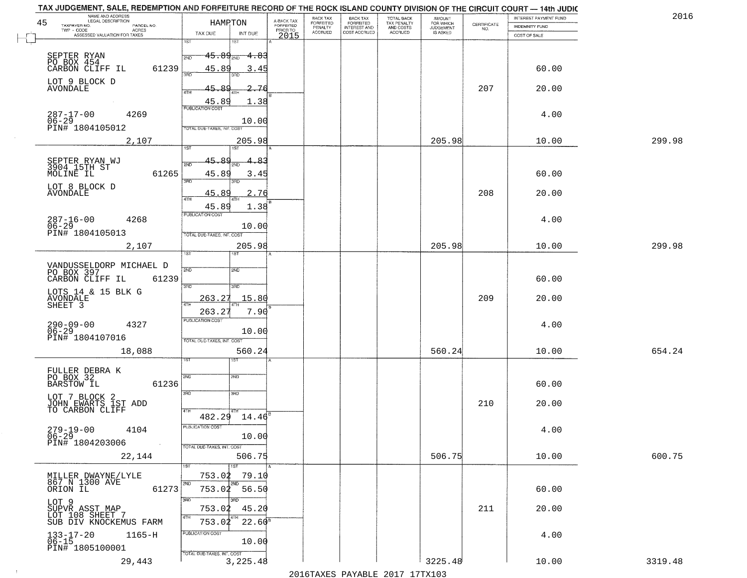TAX JUDGEMENT, SALE, REDEMPTION AND FORFEITURE RECORD OF THE ROCK ISLAND COUNTY DIVISION OF THE CIRCUIT COURT — 14th JUDIC

2016

45

HAMPTON

| NAME AND ADDRESS / LEGAL DESCRIPTION / TAXPAYER NO. / PARCEL NO. / TWP - CODE / ACRES / ASSESSED VALUATION FOR TAXES | TAX DUE | INT DUE | A-BACK TAX FORFEITED PRIOR TO 2015 | BACK TAX FORFEITED PENALTY ACCRUED | BACK TAX FORFEITED INTEREST AND COST ACCRUED | TOTAL BACK TAX PENALTY AND COSTS ACCRUED | AMOUNT FOR WHICH JUDGEMENT IS ASKED | CERTIFICATE NO. | INTEREST PAYMENT FUND / INDEMNITY FUND / COST OF SALE | |
|---|---|---|---|---|---|---|---|---|---|---|
| SEPTER RYAN<br>PO BOX 454<br>CARBON CLIFF IL 61239<br>LOT 9 BLOCK D<br>AVONDALE<br>287-17-00 4269<br>06-29<br>PIN# 1804105012<br>2,107 | 1ST 45.89<br>2ND 45.89<br>3RD 45.89<br>4TH 45.89<br>PUBLICATION COST<br>TOTAL DUE-TAXES, INT. COST | 4.83<br>3.45<br>2.76<br>1.38<br>10.00<br>205.98 | | | | | 205.98 | 207 | 60.00<br>20.00<br>4.00<br>10.00 | 299.98 |
| SEPTER RYAN WJ<br>3904 15TH ST<br>MOLINE IL 61265<br>LOT 8 BLOCK D<br>AVONDALE<br>287-16-00 4268<br>06-29<br>PIN# 1804105013<br>2,107 | 1ST 45.89<br>2ND 45.89<br>3RD 45.89<br>4TH 45.89<br>PUBLICATION COST<br>TOTAL DUE-TAXES, INT. COST | 4.83<br>3.45<br>2.76<br>1.38<br>10.00<br>205.98 | | | | | 205.98 | 208 | 60.00<br>20.00<br>4.00<br>10.00 | 299.98 |
| VANDUSSELDORP MICHAEL D<br>PO BOX 397<br>CARBON CLIFF IL 61239<br>LOTS 14 & 15 BLK G<br>AVONDALE<br>SHEET 3<br>290-09-00 4327<br>06-29<br>PIN# 1804107016<br>18,088 | 1ST<br>2ND<br>3RD 263.27<br>4TH 263.27<br>PUBLICATION COST<br>TOTAL DUE-TAXES, INT. COST | 15.80<br>7.90<br>10.00<br>560.24 | | | | | 560.24 | 209 | 60.00<br>20.00<br>4.00<br>10.00 | 654.24 |
| FULLER DEBRA K<br>PO BOX 32<br>BARSTOW IL 61236<br>LOT 7 BLOCK 2<br>JOHN EWARTS 1ST ADD<br>TO CARBON CLIFF<br>279-19-00 4104<br>06-29<br>PIN# 1804203006<br>22,144 | 1ST<br>2ND<br>3RD<br>4TH 482.29<br>PUBLICATION COST<br>TOTAL DUE-TAXES, INT. COST | 14.46<br>10.00<br>506.75 | | | | | 506.75 | 210 | 60.00<br>20.00<br>4.00<br>10.00 | 600.75 |
| MILLER DWAYNE/LYLE<br>867 N 1300 AVE<br>ORION IL 61273<br>LOT 9<br>SUPVR ASST MAP<br>LOT 108 SHEET 7<br>SUB DIV KNOCKEMUS FARM<br>133-17-20 1165-H<br>06-15<br>PIN# 1805100001<br>29,443 | 1ST 753.02<br>2ND 753.02<br>3RD 753.02<br>4TH 753.02<br>PUBLICATION COST<br>TOTAL DUE-TAXES, INT. COST | 79.10<br>56.50<br>45.20<br>22.60<br>10.00<br>3,225.48 | | | | | 3225.48 | 211 | 60.00<br>20.00<br>4.00<br>10.00 | 3319.48 |

2016TAXES PAYABLE 2017 17TX103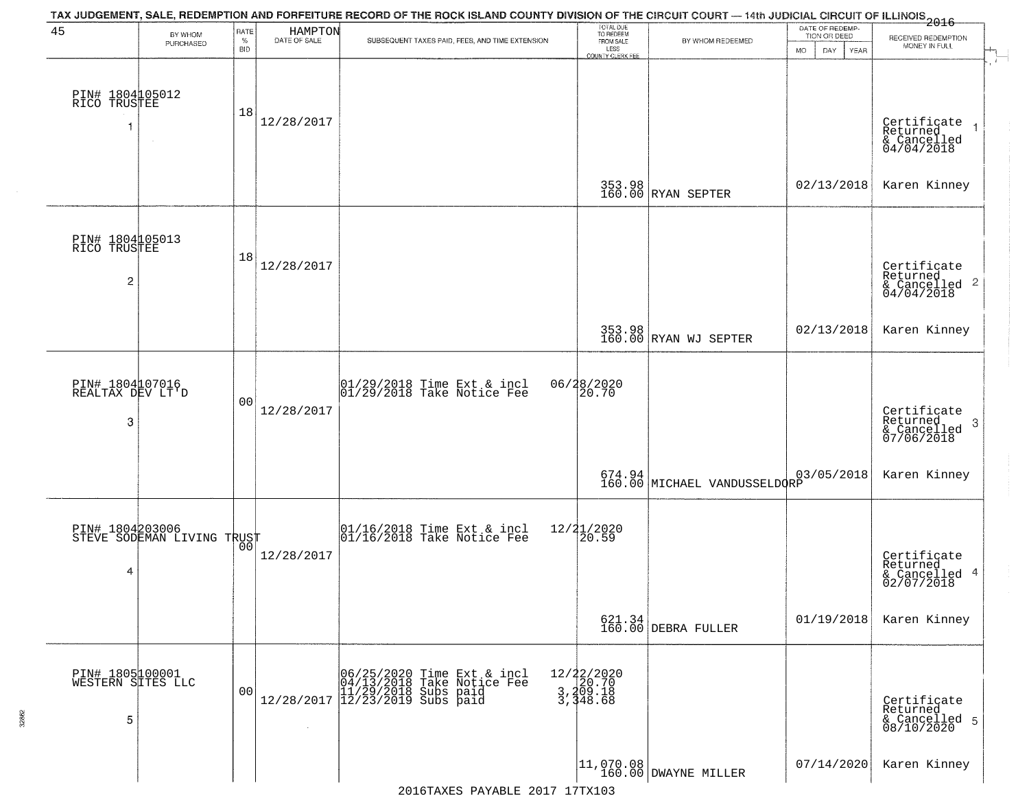TAX JUDGEMENT, SALE, REDEMPTION AND FORFEITURE RECORD OF THE ROCK ISLAND COUNTY DIVISION OF THE CIRCUIT COURT — 14th JUDICIAL CIRCUIT OF ILLINOIS 2016

45 HAMPTON

| | BY WHOM PURCHASED | RATE % BID | DATE OF SALE | SUBSEQUENT TAXES PAID, FEES, AND TIME EXTENSION | TOTAL DUE TO REDEEM FROM SALE LESS COUNTY CLERK FEE | BY WHOM REDEEMED | DATE OF REDEMPTION OR DEED MO DAY YEAR | RECEIVED REDEMPTION MONEY IN FULL |
|---|---|---|---|---|---|---|---|---|
| 1 | PIN# 1804105012 RICO TRUSTEE | 18 | 12/28/2017 | | 353.98<br>160.00 | RYAN SEPTER | 02/13/2018 | Certificate Returned & Cancelled 04/04/2018<br>Karen Kinney |
| 2 | PIN# 1804105013 RICO TRUSTEE | 18 | 12/28/2017 | | 353.98<br>160.00 | RYAN WJ SEPTER | 02/13/2018 | Certificate Returned & Cancelled 04/04/2018<br>Karen Kinney |
| 3 | PIN# 1804107016 REALTAX DEV LT'D | 00 | 12/28/2017 | 01/29/2018 Time Ext & incl 06/28/2020<br>01/29/2018 Take Notice Fee 20.70 | 674.94<br>160.00 | MICHAEL VANDUSSELDORP | 03/05/2018 | Certificate Returned & Cancelled 07/06/2018<br>Karen Kinney |
| 4 | PIN# 1804203006 STEVE SODEMAN LIVING TRUST | 00 | 12/28/2017 | 01/16/2018 Time Ext & incl 12/21/2020<br>01/16/2018 Take Notice Fee 20.59 | 621.34<br>160.00 | DEBRA FULLER | 01/19/2018 | Certificate Returned & Cancelled 02/07/2018<br>Karen Kinney |
| 5 | PIN# 1805100001 WESTERN SITES LLC | 00 | 12/28/2017 | 06/25/2020 Time Ext & incl 12/22/2020<br>04/13/2018 Take Notice Fee 20.70<br>11/29/2018 Subs paid 3,209.18<br>12/23/2019 Subs paid 3,348.68 | 11,070.08<br>160.00 | DWAYNE MILLER | 07/14/2020 | Certificate Returned & Cancelled 08/10/2020<br>Karen Kinney |

2016TAXES PAYABLE 2017 17TX103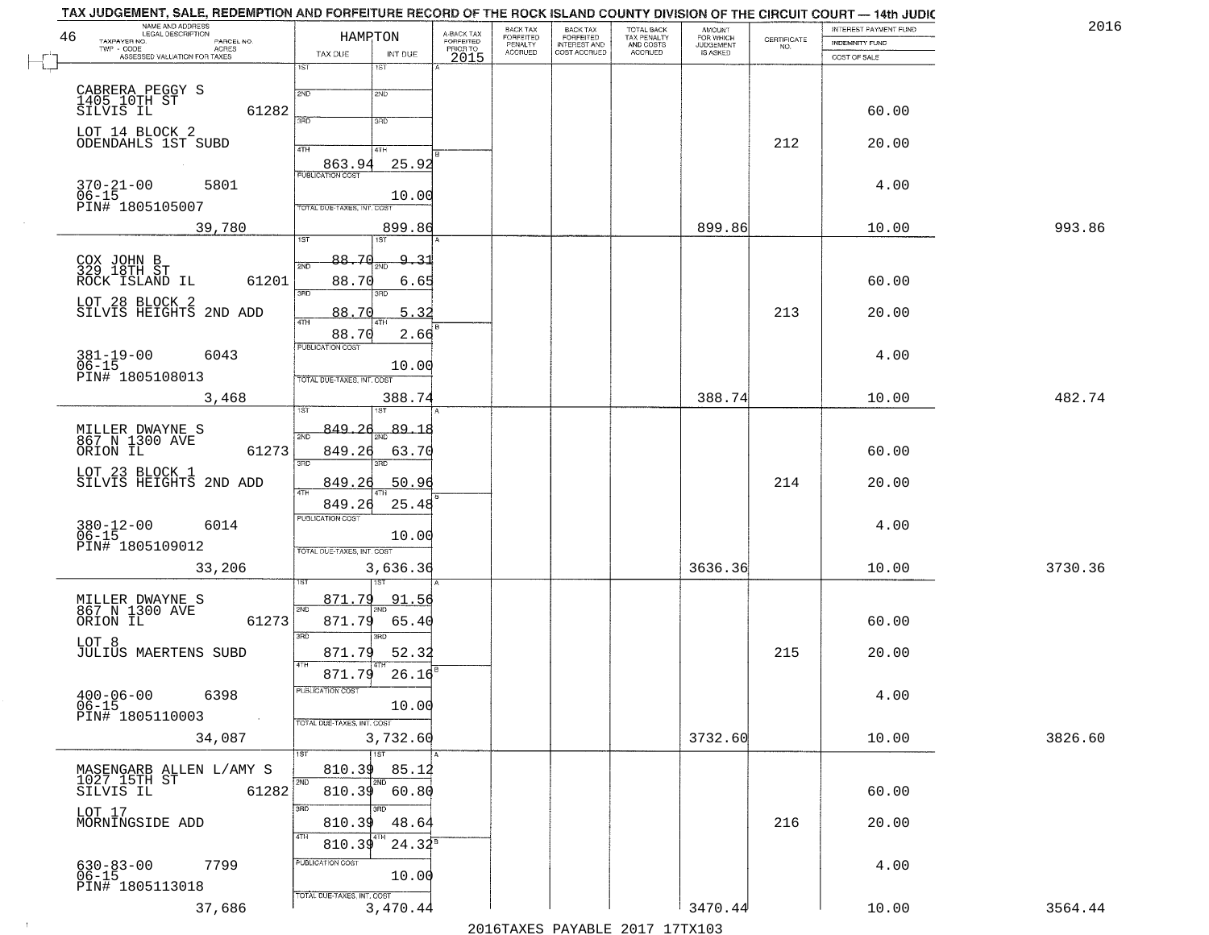TAX JUDGEMENT, SALE, REDEMPTION AND FORFEITURE RECORD OF THE ROCK ISLAND COUNTY DIVISION OF THE CIRCUIT COURT — 14th JUDIC

2016

| NAME AND ADDRESS / LEGAL DESCRIPTION / TAXPAYER NO. / PARCEL NO. / TWP - CODE / ACRES / ASSESSED VALUATION FOR TAXES | HAMPTON TAX DUE | INT DUE | A-BACK TAX FORFEITED PRIOR TO 2015 | BACK TAX FORFEITED PENALTY ACCRUED | BACK TAX FORFEITED INTEREST AND COST ACCRUED | TOTAL BACK TAX PENALTY AND COSTS ACCRUED | AMOUNT FOR WHICH JUDGEMENT IS ASKED | CERTIFICATE NO. | INTEREST PAYMENT FUND / INDEMNITY FUND / COST OF SALE | |
|---|---|---|---|---|---|---|---|---|---|---|
| CABRERA PEGGY S 1405 10TH ST SILVIS IL 61282 | 1ST | 1ST | | | | | | | | |
| | 2ND | 2ND | | | | | | | 60.00 | |
| LOT 14 BLOCK 2 ODENDAHLS 1ST SUBD | 3RD | 3RD | | | | | | 212 | 20.00 | |
| | 4TH 863.94 | 4TH 25.92 | | | | | | | | |
| 370-21-00 5801 06-15 PIN# 1805105007 | PUBLICATION COST | 10.00 | | | | | | | 4.00 | |
| 39,780 | TOTAL DUE-TAXES, INT. COST | 899.86 | | | | | 899.86 | | 10.00 | 993.86 |
| COX JOHN B 329 18TH ST ROCK ISLAND IL 61201 | 1ST 88.70 | 1ST 9.31 | | | | | | | | |
| | 2ND 88.70 | 2ND 6.65 | | | | | | | 60.00 | |
| LOT 28 BLOCK 2 SILVIS HEIGHTS 2ND ADD | 3RD 88.70 | 3RD 5.32 | | | | | | 213 | 20.00 | |
| | 4TH 88.70 | 4TH 2.66 | | | | | | | | |
| 381-19-00 6043 06-15 PIN# 1805108013 | PUBLICATION COST | 10.00 | | | | | | | 4.00 | |
| 3,468 | TOTAL DUE-TAXES, INT. COST | 388.74 | | | | | 388.74 | | 10.00 | 482.74 |
| MILLER DWAYNE S 867 N 1300 AVE ORION IL 61273 | 1ST 849.26 | 1ST 89.18 | | | | | | | | |
| | 2ND 849.26 | 2ND 63.70 | | | | | | | 60.00 | |
| LOT 23 BLOCK 1 SILVIS HEIGHTS 2ND ADD | 3RD 849.26 | 3RD 50.96 | | | | | | 214 | 20.00 | |
| | 4TH 849.26 | 4TH 25.48 | | | | | | | | |
| 380-12-00 6014 06-15 PIN# 1805109012 | PUBLICATION COST | 10.00 | | | | | | | 4.00 | |
| 33,206 | TOTAL DUE-TAXES, INT. COST | 3,636.36 | | | | | 3636.36 | | 10.00 | 3730.36 |
| MILLER DWAYNE S 867 N 1300 AVE ORION IL 61273 | 1ST 871.79 | 1ST 91.56 | | | | | | | | |
| | 2ND 871.79 | 2ND 65.40 | | | | | | | 60.00 | |
| LOT 8 JULIUS MAERTENS SUBD | 3RD 871.79 | 3RD 52.32 | | | | | | 215 | 20.00 | |
| | 4TH 871.79 | 4TH 26.16 | | | | | | | | |
| 400-06-00 6398 06-15 PIN# 1805110003 | PUBLICATION COST | 10.00 | | | | | | | 4.00 | |
| 34,087 | TOTAL DUE-TAXES, INT. COST | 3,732.60 | | | | | 3732.60 | | 10.00 | 3826.60 |
| MASENGARB ALLEN L/AMY S 1027 15TH ST SILVIS IL 61282 | 1ST 810.39 | 1ST 85.12 | | | | | | | | |
| | 2ND 810.39 | 2ND 60.80 | | | | | | | 60.00 | |
| LOT 17 MORNINGSIDE ADD | 3RD 810.39 | 3RD 48.64 | | | | | | 216 | 20.00 | |
| | 4TH 810.39 | 4TH 24.32 | | | | | | | | |
| 630-83-00 7799 06-15 PIN# 1805113018 | PUBLICATION COST | 10.00 | | | | | | | 4.00 | |
| 37,686 | TOTAL DUE-TAXES, INT. COST | 3,470.44 | | | | | 3470.44 | | 10.00 | 3564.44 |

2016TAXES PAYABLE 2017 17TX103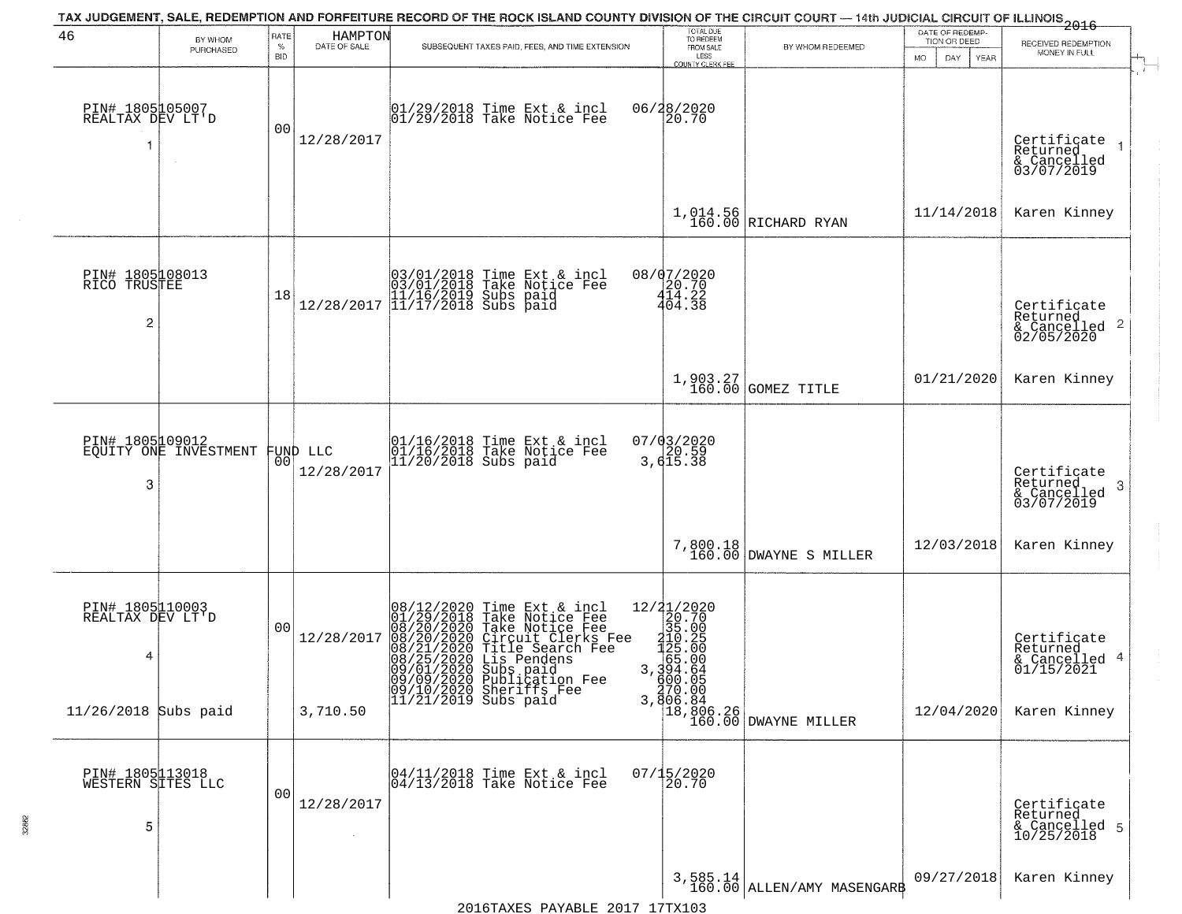# TAX JUDGEMENT, SALE, REDEMPTION AND FORFEITURE RECORD OF THE ROCK ISLAND COUNTY DIVISION OF THE CIRCUIT COURT — 14th JUDICIAL CIRCUIT OF ILLINOIS 2016

46 — HAMPTON

| BY WHOM PURCHASED | RATE % BID | DATE OF SALE | SUBSEQUENT TAXES PAID, FEES, AND TIME EXTENSION | TOTAL DUE TO REDEEM FROM SALE LESS COUNTY CLERK FEE | BY WHOM REDEEMED | DATE OF REDEMPTION OR DEED | RECEIVED REDEMPTION MONEY IN FULL |
|---|---|---|---|---|---|---|---|
| PIN# 1805105007 REALTAX DEV LT'D 1 | 00 | 12/28/2017 | 01/29/2018 Time Ext & incl<br>01/29/2018 Take Notice Fee | 06/28/2020<br>20.70<br>1,014.56<br>160.00 | RICHARD RYAN | 11/14/2018 | Certificate Returned & Cancelled 03/07/2019 1<br>Karen Kinney |
| PIN# 1805108013 RICO TRUSTEE 2 | 18 | 12/28/2017 | 03/01/2018 Time Ext & incl<br>03/01/2018 Take Notice Fee<br>11/16/2019 Subs paid<br>11/17/2018 Subs paid | 08/07/2020<br>20.70<br>414.22<br>404.38<br>1,903.27<br>160.00 | GOMEZ TITLE | 01/21/2020 | Certificate Returned & Cancelled 02/05/2020 2<br>Karen Kinney |
| PIN# 1805109012 EQUITY ONE INVESTMENT FUND LLC 3 | 00 | 12/28/2017 | 01/16/2018 Time Ext & incl<br>01/16/2018 Take Notice Fee<br>11/20/2018 Subs paid | 07/03/2020<br>20.59<br>3,615.38<br>7,800.18<br>160.00 | DWAYNE S MILLER | 12/03/2018 | Certificate Returned & Cancelled 03/07/2019 3<br>Karen Kinney |
| PIN# 1805110003 REALTAX DEV LT'D 4<br>11/26/2018 Subs paid | 00 | 12/28/2017<br>3,710.50 | 08/12/2020 Time Ext & incl<br>01/29/2018 Take Notice Fee<br>08/20/2020 Take Notice Fee<br>08/20/2020 Circuit Clerks Fee<br>08/21/2020 Title Search Fee<br>08/25/2020 Lis Pendens<br>09/01/2020 Subs paid<br>09/09/2020 Publication Fee<br>09/10/2020 Sheriffs Fee<br>11/21/2019 Subs paid | 12/21/2020<br>20.70<br>35.00<br>210.25<br>125.00<br>65.00<br>3,394.64<br>600.05<br>270.00<br>3,806.84<br>18,806.26<br>160.00 | DWAYNE MILLER | 12/04/2020 | Certificate Returned & Cancelled 01/15/2021 4<br>Karen Kinney |
| PIN# 1805113018 WESTERN SITES LLC 5 | 00 | 12/28/2017 | 04/11/2018 Time Ext & incl<br>04/13/2018 Take Notice Fee | 07/15/2020<br>20.70<br>3,585.14<br>160.00 | ALLEN/AMY MASENGARB | 09/27/2018 | Certificate Returned & Cancelled 10/25/2018 5<br>Karen Kinney |

2016TAXES PAYABLE 2017 17TX103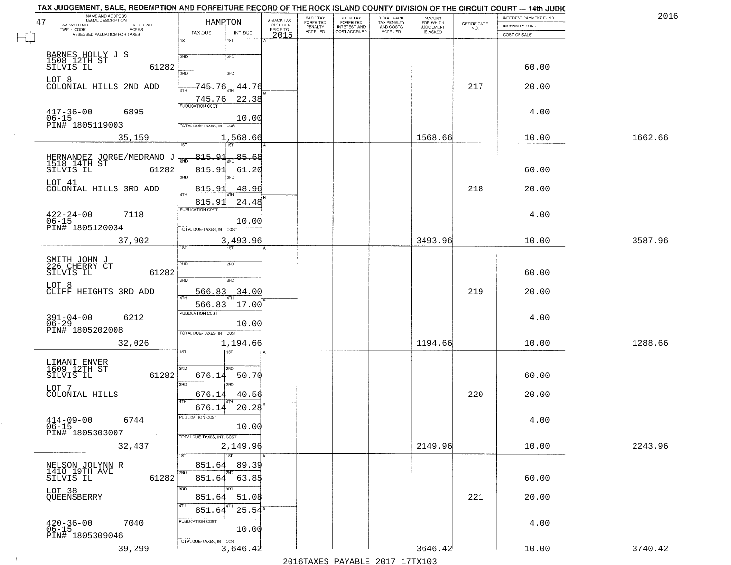TAX JUDGEMENT, SALE, REDEMPTION AND FORFEITURE RECORD OF THE ROCK ISLAND COUNTY DIVISION OF THE CIRCUIT COURT — 14th JUDIC

2016

| 47 NAME AND ADDRESS / LEGAL DESCRIPTION / TAXPAYER NO. / PARCEL NO. / TWP - CODE / ACRES / ASSESSED VALUATION FOR TAXES | HAMPTON TAX DUE | INT DUE | A-BACK TAX FORFEITED PRIOR TO 2015 | BACK TAX FORFEITED PENALTY ACCRUED | BACK TAX FORFEITED INTEREST AND COST ACCRUED | TOTAL BACK TAX PENALTY AND COSTS ACCRUED | AMOUNT FOR WHICH JUDGEMENT IS ASKED | CERTIFICATE NO. | INTEREST PAYMENT FUND / INDEMNITY FUND / COST OF SALE | |
|---|---|---|---|---|---|---|---|---|---|---|
| BARNES HOLLY J S 1508 12TH ST SILVIS IL 61282 | 1ST | 1ST | | | | | | | | |
| | 2ND | 2ND | | | | | | | 60.00 | |
| LOT 8 COLONIAL HILLS 2ND ADD | 3RD 745.76 | 3RD 44.76 | | | | | | 217 | 20.00 | |
| | 4TH 745.76 | 4TH 22.38 | | | | | | | | |
| 417-36-00 6895 06-15 PIN# 1805119003 | PUBLICATION COST | 10.00 | | | | | | | 4.00 | |
| 35,159 | TOTAL DUE-TAXES, INT. COST | 1,568.66 | | | | | 1568.66 | | 10.00 | 1662.66 |
| HERNANDEZ JORGE/MEDRANO J 1518 14TH ST SILVIS IL 61282 | 1ST 815.91 | 1ST 85.68 | | | | | | | | |
| | 2ND 815.91 | 2ND 61.20 | | | | | | | 60.00 | |
| LOT 41 COLONIAL HILLS 3RD ADD | 3RD 815.91 | 3RD 48.96 | | | | | | 218 | 20.00 | |
| | 4TH 815.91 | 4TH 24.48 | | | | | | | | |
| 422-24-00 7118 06-15 PIN# 1805120034 | PUBLICATION COST | 10.00 | | | | | | | 4.00 | |
| 37,902 | TOTAL DUE-TAXES, INT. COST | 3,493.96 | | | | | 3493.96 | | 10.00 | 3587.96 |
| SMITH JOHN J 226 CHERRY CT SILVIS IL 61282 | 1ST | 1ST | | | | | | | | |
| | 2ND | 2ND | | | | | | | 60.00 | |
| LOT 8 CLIFF HEIGHTS 3RD ADD | 3RD 566.83 | 3RD 34.00 | | | | | | 219 | 20.00 | |
| | 4TH 566.83 | 4TH 17.00 | | | | | | | | |
| 391-04-00 6212 06-29 PIN# 1805202008 | PUBLICATION COST | 10.00 | | | | | | | 4.00 | |
| 32,026 | TOTAL DUE-TAXES, INT. COST | 1,194.66 | | | | | 1194.66 | | 10.00 | 1288.66 |
| LIMANI ENVER 1609 12TH ST SILVIS IL 61282 | 1ST | 1ST | | | | | | | | |
| | 2ND 676.14 | 2ND 50.70 | | | | | | | 60.00 | |
| LOT 7 COLONIAL HILLS | 3RD 676.14 | 3RD 40.56 | | | | | | 220 | 20.00 | |
| | 4TH 676.14 | 4TH 20.28 | | | | | | | | |
| 414-09-00 6744 06-15 PIN# 1805303007 | PUBLICATION COST | 10.00 | | | | | | | 4.00 | |
| 32,437 | TOTAL DUE-TAXES, INT. COST | 2,149.96 | | | | | 2149.96 | | 10.00 | 2243.96 |
| NELSON JOLYNN R 1418 19TH AVE SILVIS IL 61282 | 1ST 851.64 | 1ST 89.39 | | | | | | | | |
| | 2ND 851.64 | 2ND 63.85 | | | | | | | 60.00 | |
| LOT 38 QUEENSBERRY | 3RD 851.64 | 3RD 51.08 | | | | | | 221 | 20.00 | |
| | 4TH 851.64 | 4TH 25.54 | | | | | | | | |
| 420-36-00 7040 06-15 PIN# 1805309046 | PUBLICATION COST | 10.00 | | | | | | | 4.00 | |
| 39,299 | TOTAL DUE-TAXES, INT. COST | 3,646.42 | | | | | 3646.42 | | 10.00 | 3740.42 |

2016TAXES PAYABLE 2017 17TX103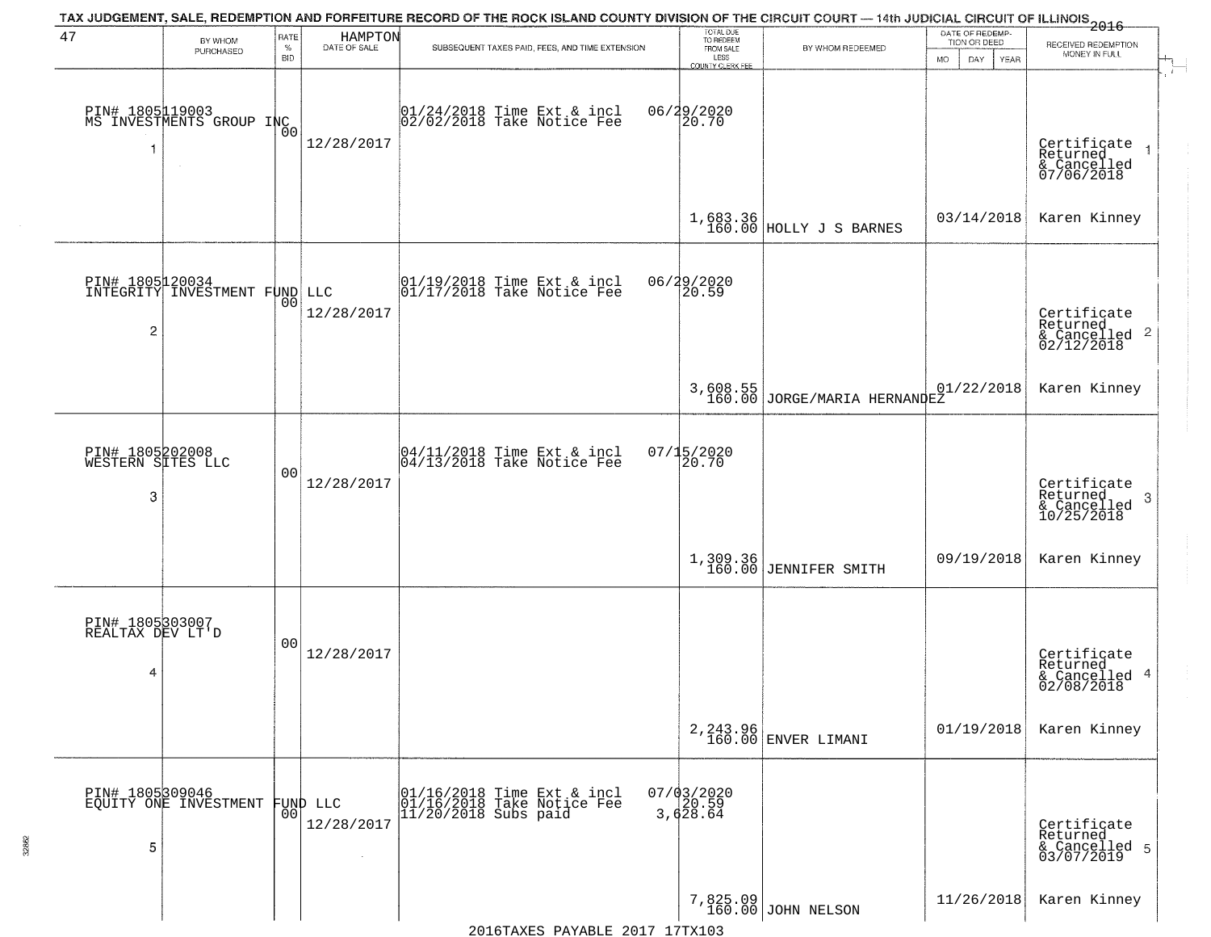# TAX JUDGEMENT, SALE, REDEMPTION AND FORFEITURE RECORD OF THE ROCK ISLAND COUNTY DIVISION OF THE CIRCUIT COURT — 14th JUDICIAL CIRCUIT OF ILLINOIS 2016

| 47 | BY WHOM PURCHASED | RATE % BID | HAMPTON DATE OF SALE | SUBSEQUENT TAXES PAID, FEES, AND TIME EXTENSION | TOTAL DUE TO REDEEM FROM SALE LESS COUNTY CLERK FEE | BY WHOM REDEEMED | DATE OF REDEMPTION OR DEED MO DAY YEAR | RECEIVED REDEMPTION MONEY IN FULL |
|---|---|---|---|---|---|---|---|---|
| 1 | PIN# 1805119003 MS INVESTMENTS GROUP INC | 00 | 12/28/2017 | 01/24/2018 Time Ext & incl 06/29/2020; 02/02/2018 Take Notice Fee 20.70 | 1,683.36 160.00 | HOLLY J S BARNES | 03/14/2018 | Certificate Returned & Cancelled 07/06/2018 Karen Kinney |
| 2 | PIN# 1805120034 INTEGRITY INVESTMENT FUND LLC | 00 | 12/28/2017 | 01/19/2018 Time Ext & incl 06/29/2020; 01/17/2018 Take Notice Fee 20.59 | 3,608.55 160.00 | JORGE/MARIA HERNANDEZ | 01/22/2018 | Certificate Returned & Cancelled 02/12/2018 Karen Kinney |
| 3 | PIN# 1805202008 WESTERN SITES LLC | 00 | 12/28/2017 | 04/11/2018 Time Ext & incl 07/15/2020; 04/13/2018 Take Notice Fee 20.70 | 1,309.36 160.00 | JENNIFER SMITH | 09/19/2018 | Certificate Returned & Cancelled 10/25/2018 Karen Kinney |
| 4 | PIN# 1805303007 REALTAX DEV LT'D | 00 | 12/28/2017 | | 2,243.96 160.00 | ENVER LIMANI | 01/19/2018 | Certificate Returned & Cancelled 02/08/2018 Karen Kinney |
| 5 | PIN# 1805309046 EQUITY ONE INVESTMENT FUND LLC | 00 | 12/28/2017 | 01/16/2018 Time Ext & incl 07/03/2020; 01/16/2018 Take Notice Fee 20.59; 11/20/2018 Subs paid 3,628.64 | 7,825.09 160.00 | JOHN NELSON | 11/26/2018 | Certificate Returned & Cancelled 03/07/2019 Karen Kinney |

2016TAXES PAYABLE 2017 17TX103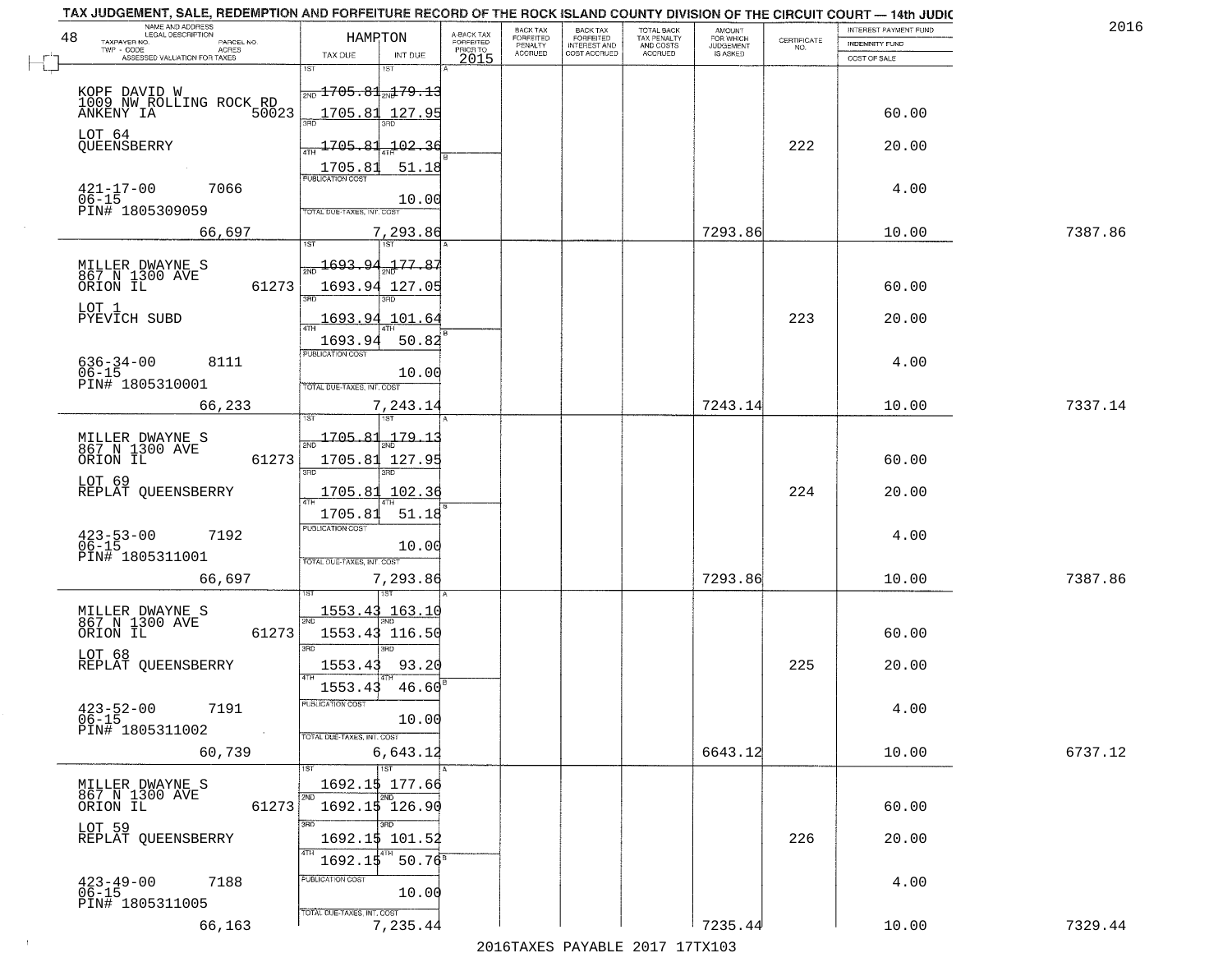# TAX JUDGEMENT, SALE, REDEMPTION AND FORFEITURE RECORD OF THE ROCK ISLAND COUNTY DIVISION OF THE CIRCUIT COURT — 14th JUDIC

2016

| 48 NAME AND ADDRESS / LEGAL DESCRIPTION / TAXPAYER NO. / PARCEL NO. / TWP - CODE / ACRES / ASSESSED VALUATION FOR TAXES | HAMPTON TAX DUE | INT DUE | A-BACK TAX FORFEITED PRIOR TO 2015 | BACK TAX FORFEITED PENALTY ACCRUED | BACK TAX FORFEITED INTEREST AND COST ACCRUED | TOTAL BACK TAX PENALTY AND COSTS ACCRUED | AMOUNT FOR WHICH JUDGEMENT IS ASKED | CERTIFICATE NO. | INTEREST PAYMENT FUND / INDEMNITY FUND / COST OF SALE | |
|---|---|---|---|---|---|---|---|---|---|---|
| KOPF DAVID W<br>1009 NW ROLLING ROCK RD<br>ANKENY IA 50023<br>LOT 64<br>QUEENSBERRY<br>421-17-00 7066<br>06-15<br>PIN# 1805309059<br>66,697 | 1ST 1705.81<br>2ND 1705.81<br>3RD 1705.81<br>4TH 1705.81<br>PUBLICATION COST<br>TOTAL DUE-TAXES, INT. COST 7,293.86 | 179.13<br>127.95<br>102.36<br>51.18<br>10.00 | | | | | 7293.86 | 222 | 60.00<br>20.00<br>4.00<br>10.00 | 7387.86 |
| MILLER DWAYNE S<br>867 N 1300 AVE<br>ORION IL 61273<br>LOT 1<br>PYEVICH SUBD<br>636-34-00 8111<br>06-15<br>PIN# 1805310001<br>66,233 | 1ST 1693.94<br>2ND 1693.94<br>3RD 1693.94<br>4TH 1693.94<br>PUBLICATION COST<br>TOTAL DUE-TAXES, INT. COST 7,243.14 | 177.87<br>127.05<br>101.64<br>50.82<br>10.00 | | | | | 7243.14 | 223 | 60.00<br>20.00<br>4.00<br>10.00 | 7337.14 |
| MILLER DWAYNE S<br>867 N 1300 AVE<br>ORION IL 61273<br>LOT 69<br>REPLAT QUEENSBERRY<br>423-53-00 7192<br>06-15<br>PIN# 1805311001<br>66,697 | 1ST 1705.81<br>2ND 1705.81<br>3RD 1705.81<br>4TH 1705.81<br>PUBLICATION COST<br>TOTAL DUE-TAXES, INT. COST 7,293.86 | 179.13<br>127.95<br>102.36<br>51.18<br>10.00 | | | | | 7293.86 | 224 | 60.00<br>20.00<br>4.00<br>10.00 | 7387.86 |
| MILLER DWAYNE S<br>867 N 1300 AVE<br>ORION IL 61273<br>LOT 68<br>REPLAT QUEENSBERRY<br>423-52-00 7191<br>06-15<br>PIN# 1805311002<br>60,739 | 1ST 1553.43<br>2ND 1553.43<br>3RD 1553.43<br>4TH 1553.43<br>PUBLICATION COST<br>TOTAL DUE-TAXES, INT. COST 6,643.12 | 163.10<br>116.50<br>93.20<br>46.60<br>10.00 | | | | | 6643.12 | 225 | 60.00<br>20.00<br>4.00<br>10.00 | 6737.12 |
| MILLER DWAYNE S<br>867 N 1300 AVE<br>ORION IL 61273<br>LOT 59<br>REPLAT QUEENSBERRY<br>423-49-00 7188<br>06-15<br>PIN# 1805311005<br>66,163 | 1ST 1692.15<br>2ND 1692.15<br>3RD 1692.15<br>4TH 1692.15<br>PUBLICATION COST<br>TOTAL DUE-TAXES, INT. COST 7,235.44 | 177.66<br>126.90<br>101.52<br>50.76<br>10.00 | | | | | 7235.44 | 226 | 60.00<br>20.00<br>4.00<br>10.00 | 7329.44 |

2016TAXES PAYABLE 2017 17TX103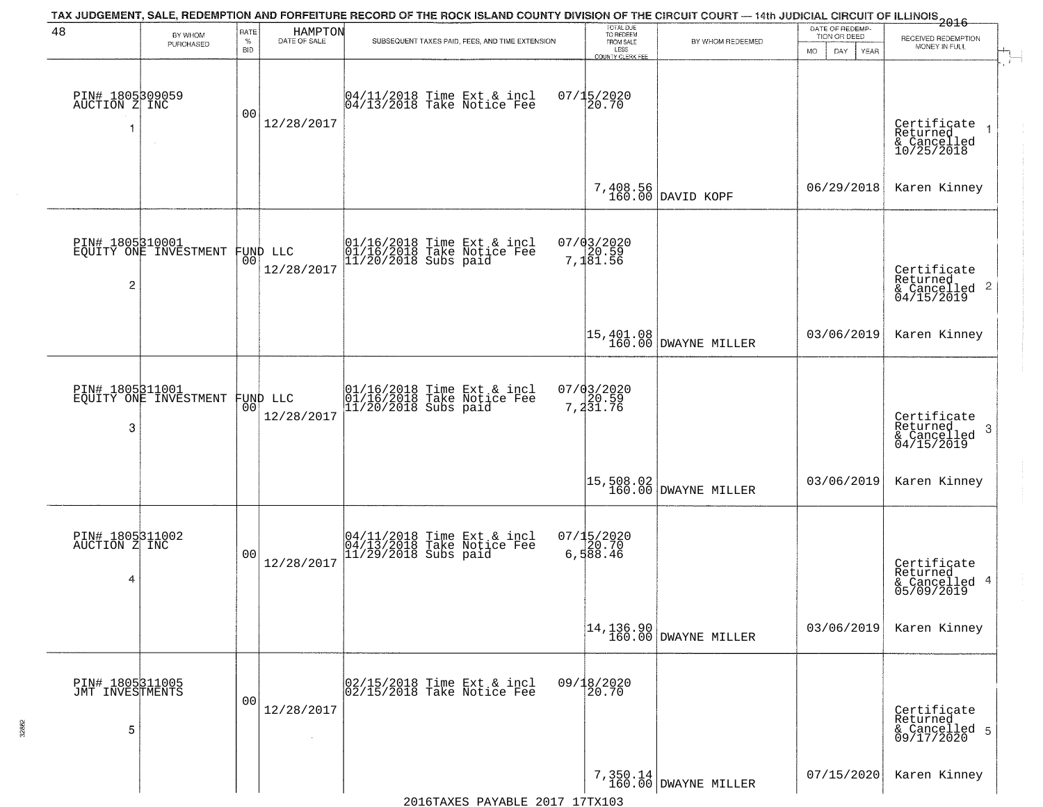TAX JUDGEMENT, SALE, REDEMPTION AND FORFEITURE RECORD OF THE ROCK ISLAND COUNTY DIVISION OF THE CIRCUIT COURT — 14th JUDICIAL CIRCUIT OF ILLINOIS 2016

HAMPTON

| BY WHOM PURCHASED | RATE % BID | DATE OF SALE | SUBSEQUENT TAXES PAID, FEES, AND TIME EXTENSION | TOTAL DUE TO REDEEM FROM SALE LESS COUNTY CLERK FEE | BY WHOM REDEEMED | DATE OF REDEMPTION OR DEED MO DAY YEAR | RECEIVED REDEMPTION MONEY IN FULL |
|---|---|---|---|---|---|---|---|
| PIN# 1805309059 AUCTION Z INC 1 | 00 | 12/28/2017 | 04/11/2018 Time Ext & incl 07/15/2020<br>04/13/2018 Take Notice Fee 20.70 | 7,408.56<br>160.00 | DAVID KOPF | 06/29/2018 | Certificate Returned & Cancelled 10/25/2018<br>Karen Kinney |
| PIN# 1805310001 EQUITY ONE INVESTMENT FUND LLC 2 | 00 | 12/28/2017 | 01/16/2018 Time Ext & incl 07/03/2020<br>01/16/2018 Take Notice Fee 20.59<br>11/20/2018 Subs paid 7,181.56 | 15,401.08<br>160.00 | DWAYNE MILLER | 03/06/2019 | Certificate Returned & Cancelled 04/15/2019<br>Karen Kinney |
| PIN# 1805311001 EQUITY ONE INVESTMENT FUND LLC 3 | 00 | 12/28/2017 | 01/16/2018 Time Ext & incl 07/03/2020<br>01/16/2018 Take Notice Fee 20.59<br>11/20/2018 Subs paid 7,231.76 | 15,508.02<br>160.00 | DWAYNE MILLER | 03/06/2019 | Certificate Returned & Cancelled 04/15/2019<br>Karen Kinney |
| PIN# 1805311002 AUCTION Z INC 4 | 00 | 12/28/2017 | 04/11/2018 Time Ext & incl 07/15/2020<br>04/13/2018 Take Notice Fee 20.70<br>11/29/2018 Subs paid 6,588.46 | 14,136.90<br>160.00 | DWAYNE MILLER | 03/06/2019 | Certificate Returned & Cancelled 05/09/2019<br>Karen Kinney |
| PIN# 1805311005 JMT INVESTMENTS 5 | 00 | 12/28/2017 | 02/15/2018 Time Ext & incl 09/18/2020<br>02/15/2018 Take Notice Fee 20.70 | 7,350.14<br>160.00 | DWAYNE MILLER | 07/15/2020 | Certificate Returned & Cancelled 09/17/2020<br>Karen Kinney |

2016TAXES PAYABLE 2017 17TX103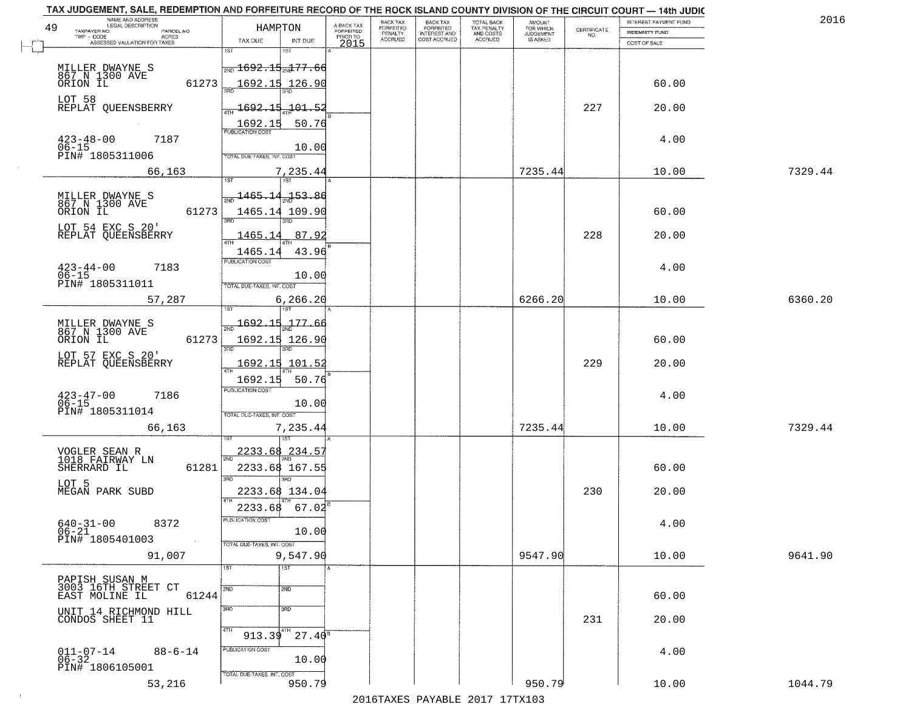# TAX JUDGEMENT, SALE, REDEMPTION AND FORFEITURE RECORD OF THE ROCK ISLAND COUNTY DIVISION OF THE CIRCUIT COURT — 14th JUDIC

2016

| NAME AND ADDRESS / LEGAL DESCRIPTION / TAXPAYER NO. / PARCEL NO. / TWP - CODE / ACRES / ASSESSED VALUATION FOR TAXES | HAMPTON TAX DUE | INT DUE | A-BACK TAX FORFEITED PRIOR TO 2015 | BACK TAX FORFEITED PENALTY ACCRUED | BACK TAX FORFEITED INTEREST AND COST ACCRUED | TOTAL BACK TAX PENALTY AND COSTS ACCRUED | AMOUNT FOR WHICH JUDGEMENT IS ASKED | CERTIFICATE NO. | INTEREST PAYMENT FUND / INDEMNITY FUND / COST OF SALE | |
|---|---|---|---|---|---|---|---|---|---|---|
| MILLER DWAYNE S, 867 N 1300 AVE, ORION IL 61273 | 1ST 1692.15 | 177.66 | | | | | | | | |
| | 2ND 1692.15 | 126.90 | | | | | | | 60.00 | |
| LOT 58 REPLAT QUEENSBERRY | 3RD 1692.15 | 101.52 | | | | | | 227 | 20.00 | |
| | 4TH 1692.15 | 50.76 | | | | | | | | |
| 423-48-00 7187, 06-15, PIN# 1805311006 | PUBLICATION COST | 10.00 | | | | | | | 4.00 | |
| 66,163 | TOTAL DUE-TAXES, INT. COST | 7,235.44 | | | | | 7235.44 | | 10.00 | 7329.44 |
| MILLER DWAYNE S, 867 N 1300 AVE, ORION IL 61273 | 1ST 1465.14 | 153.86 | | | | | | | | |
| | 2ND 1465.14 | 109.90 | | | | | | | 60.00 | |
| LOT 54 EXC S 20' REPLAT QUEENSBERRY | 3RD 1465.14 | 87.92 | | | | | | 228 | 20.00 | |
| | 4TH 1465.14 | 43.96 | | | | | | | | |
| 423-44-00 7183, 06-15, PIN# 1805311011 | PUBLICATION COST | 10.00 | | | | | | | 4.00 | |
| 57,287 | TOTAL DUE-TAXES, INT. COST | 6,266.20 | | | | | 6266.20 | | 10.00 | 6360.20 |
| MILLER DWAYNE S, 867 N 1300 AVE, ORION IL 61273 | 1ST 1692.15 | 177.66 | | | | | | | | |
| | 2ND 1692.15 | 126.90 | | | | | | | 60.00 | |
| LOT 57 EXC S 20' REPLAT QUEENSBERRY | 3RD 1692.15 | 101.52 | | | | | | 229 | 20.00 | |
| | 4TH 1692.15 | 50.76 | | | | | | | | |
| 423-47-00 7186, 06-15, PIN# 1805311014 | PUBLICATION COST | 10.00 | | | | | | | 4.00 | |
| 66,163 | TOTAL DUE-TAXES, INT. COST | 7,235.44 | | | | | 7235.44 | | 10.00 | 7329.44 |
| VOGLER SEAN R, 1018 FAIRWAY LN, SHERRARD IL 61281 | 1ST 2233.68 | 234.57 | | | | | | | | |
| | 2ND 2233.68 | 167.55 | | | | | | | 60.00 | |
| LOT 5 MEGAN PARK SUBD | 3RD 2233.68 | 134.04 | | | | | | 230 | 20.00 | |
| | 4TH 2233.68 | 67.02 | | | | | | | | |
| 640-31-00 8372, 06-21, PIN# 1805401003 | PUBLICATION COST | 10.00 | | | | | | | 4.00 | |
| 91,007 | TOTAL DUE-TAXES, INT. COST | 9,547.90 | | | | | 9547.90 | | 10.00 | 9641.90 |
| PAPISH SUSAN M, 3003 16TH STREET CT, EAST MOLINE IL 61244 | 1ST | | | | | | | | | |
| | 2ND | | | | | | | | 60.00 | |
| UNIT 14 RICHMOND HILL CONDOS SHEET 11 | 3RD | | | | | | | 231 | 20.00 | |
| | 4TH 913.39 | 27.40 | | | | | | | | |
| 011-07-14 88-6-14, 06-32, PIN# 1806105001 | PUBLICATION COST | 10.00 | | | | | | | 4.00 | |
| 53,216 | TOTAL DUE-TAXES, INT. COST | 950.79 | | | | | 950.79 | | 10.00 | 1044.79 |

2016TAXES PAYABLE 2017 17TX103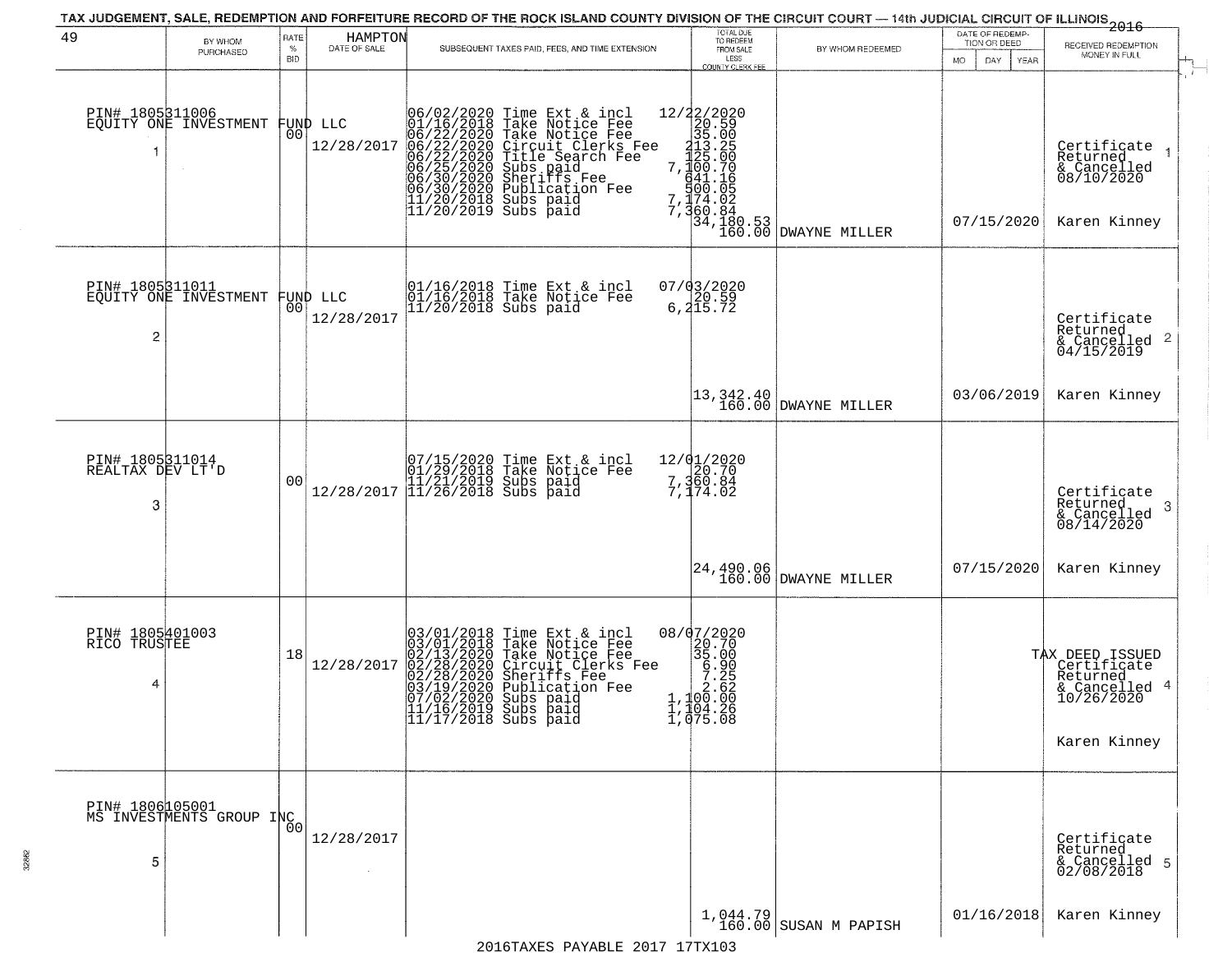TAX JUDGEMENT, SALE, REDEMPTION AND FORFEITURE RECORD OF THE ROCK ISLAND COUNTY DIVISION OF THE CIRCUIT COURT — 14th JUDICIAL CIRCUIT OF ILLINOIS 2016

49 — HAMPTON

| | BY WHOM PURCHASED | RATE % BID | DATE OF SALE | SUBSEQUENT TAXES PAID, FEES, AND TIME EXTENSION | TOTAL DUE TO REDEEM FROM SALE LESS COUNTY CLERK FEE | BY WHOM REDEEMED | DATE OF REDEMPTION OR DEED MO DAY YEAR | RECEIVED REDEMPTION MONEY IN FULL |
|---|---|---|---|---|---|---|---|---|
| 1 | PIN# 1805311006 EQUITY ONE INVESTMENT FUND LLC | 00 | 12/28/2017 | 06/02/2020 Time Ext & incl 12/22/2020<br>01/16/2018 Take Notice Fee 20.59<br>06/22/2020 Take Notice Fee 35.00<br>06/22/2020 Circuit Clerks Fee 213.25<br>06/22/2020 Title Search Fee 125.00<br>06/25/2020 Subs paid 7,100.70<br>06/30/2020 Sheriffs Fee 641.16<br>06/30/2020 Publication Fee 500.05<br>11/20/2018 Subs paid 7,174.02<br>11/20/2019 Subs paid 7,360.84 | 34,180.53<br>160.00 | DWAYNE MILLER | 07/15/2020 | Certificate Returned & Cancelled 08/10/2020<br>Karen Kinney |
| 2 | PIN# 1805311011 EQUITY ONE INVESTMENT FUND LLC | 00 | 12/28/2017 | 01/16/2018 Time Ext & incl 07/03/2020<br>01/16/2018 Take Notice Fee 20.59<br>11/20/2018 Subs paid 6,215.72 | 13,342.40<br>160.00 | DWAYNE MILLER | 03/06/2019 | Certificate Returned & Cancelled 04/15/2019<br>Karen Kinney |
| 3 | PIN# 1805311014 REALTAX DEV LT'D | 00 | 12/28/2017 | 07/15/2020 Time Ext & incl 12/01/2020<br>01/29/2018 Take Notice Fee 20.70<br>11/21/2019 Subs paid 7,360.84<br>11/26/2018 Subs paid 7,174.02 | 24,490.06<br>160.00 | DWAYNE MILLER | 07/15/2020 | Certificate Returned & Cancelled 08/14/2020<br>Karen Kinney |
| 4 | PIN# 1805401003 RICO TRUSTEE | 18 | 12/28/2017 | 03/01/2018 Time Ext & incl 08/07/2020<br>03/01/2018 Take Notice Fee 20.70<br>02/13/2020 Take Notice Fee 35.00<br>02/28/2020 Circuit Clerks Fee 6.90<br>02/28/2020 Sheriffs Fee 7.25<br>03/19/2020 Publication Fee 2.62<br>07/02/2020 Subs paid 1,100.00<br>11/16/2019 Subs paid 1,104.26<br>11/17/2018 Subs paid 1,075.08 | | | | TAX DEED ISSUED Certificate Returned & Cancelled 10/26/2020<br>Karen Kinney |
| 5 | PIN# 1806105001 MS INVESTMENTS GROUP INC | 00 | 12/28/2017 | | 1,044.79<br>160.00 | SUSAN M PAPISH | 01/16/2018 | Certificate Returned & Cancelled 02/08/2018<br>Karen Kinney |

2016TAXES PAYABLE 2017 17TX103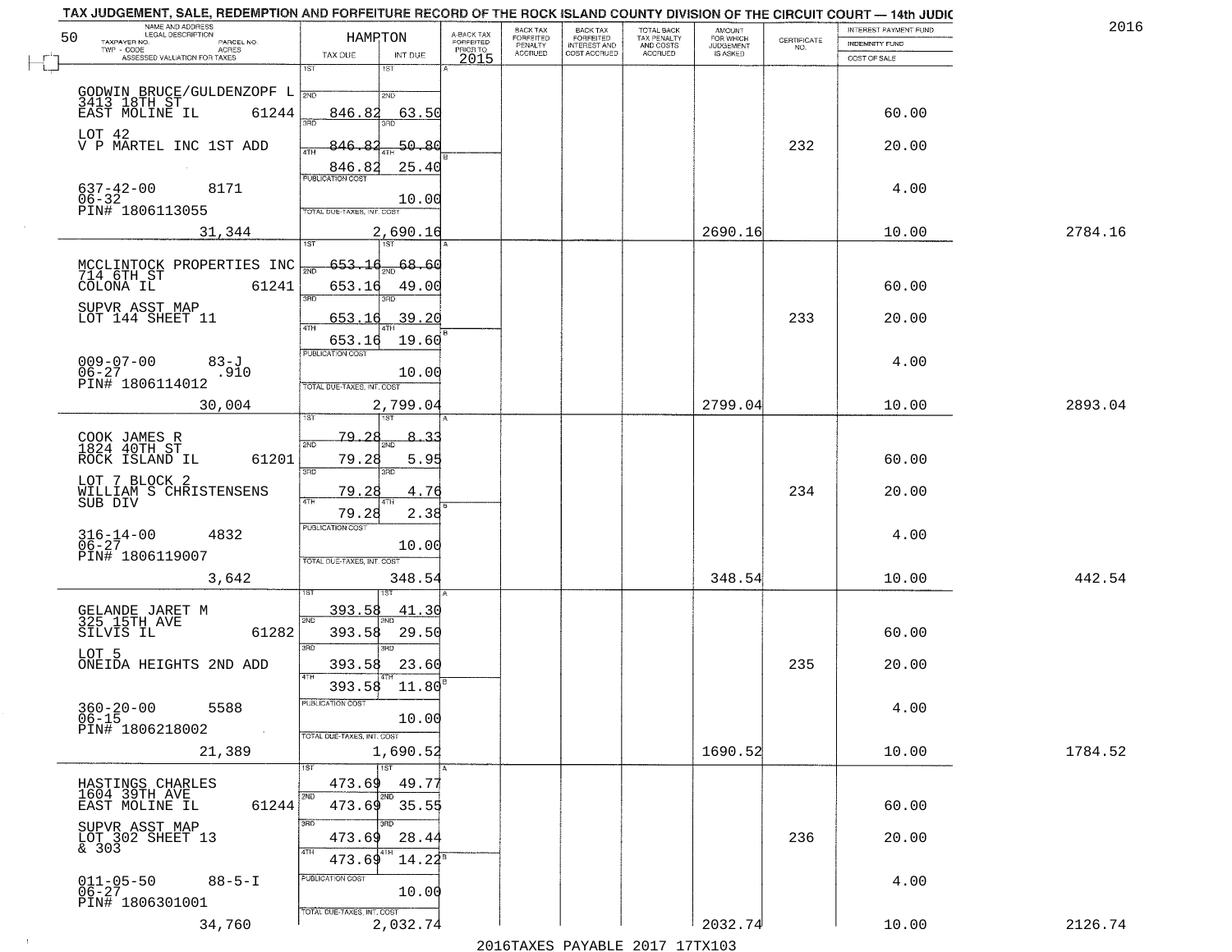TAX JUDGEMENT, SALE, REDEMPTION AND FORFEITURE RECORD OF THE ROCK ISLAND COUNTY DIVISION OF THE CIRCUIT COURT — 14th JUDIC

2016

| 50 NAME AND ADDRESS / LEGAL DESCRIPTION / TAXPAYER NO. / PARCEL NO. / TWP - CODE / ACRES / ASSESSED VALUATION FOR TAXES | HAMPTON TAX DUE | INT DUE | A-BACK TAX FORFEITED PRIOR TO 2015 | BACK TAX FORFEITED PENALTY ACCRUED | BACK TAX FORFEITED INTEREST AND COST ACCRUED | TOTAL BACK TAX PENALTY AND COSTS ACCRUED | AMOUNT FOR WHICH JUDGEMENT IS ASKED | CERTIFICATE NO. | INTEREST PAYMENT FUND / INDEMNITY FUND / COST OF SALE | |
|---|---|---|---|---|---|---|---|---|---|---|
| GODWIN BRUCE/GULDENZOPF L 3413 18TH ST EAST MOLINE IL 61244 | 1ST 846.82 | 63.50 | | | | | | | 60.00 | |
| LOT 42 V P MARTEL INC 1ST ADD | 846.82 | 50.80 | | | | | | 232 | 20.00 | |
| | 846.82 | 25.40 | | | | | | | | |
| 637-42-00 8171 06-32 PIN# 1806113055 | PUBLICATION COST | 10.00 | | | | | | | 4.00 | |
| 31,344 | TOTAL DUE-TAXES, INT. COST | 2,690.16 | | | | | 2690.16 | | 10.00 | 2784.16 |
| MCCLINTOCK PROPERTIES INC 714 6TH ST COLONA IL 61241 | 653.16 | 68.60 | | | | | | | | |
| | 653.16 | 49.00 | | | | | | | 60.00 | |
| SUPVR ASST MAP LOT 144 SHEET 11 | 653.16 | 39.20 | | | | | | 233 | 20.00 | |
| | 653.16 | 19.60 | | | | | | | | |
| 009-07-00 83-J 06-27 .910 PIN# 1806114012 | PUBLICATION COST | 10.00 | | | | | | | 4.00 | |
| 30,004 | TOTAL DUE-TAXES, INT. COST | 2,799.04 | | | | | 2799.04 | | 10.00 | 2893.04 |
| COOK JAMES R 1824 40TH ST ROCK ISLAND IL 61201 | 79.28 | 8.33 | | | | | | | | |
| | 79.28 | 5.95 | | | | | | | 60.00 | |
| LOT 7 BLOCK 2 WILLIAM S CHRISTENSENS SUB DIV | 79.28 | 4.76 | | | | | | 234 | 20.00 | |
| | 79.28 | 2.38 | | | | | | | | |
| 316-14-00 4832 06-27 PIN# 1806119007 | PUBLICATION COST | 10.00 | | | | | | | 4.00 | |
| 3,642 | TOTAL DUE-TAXES, INT. COST | 348.54 | | | | | 348.54 | | 10.00 | 442.54 |
| GELANDE JARET M 325 15TH AVE SILVIS IL 61282 | 393.58 | 41.30 | | | | | | | | |
| | 393.58 | 29.50 | | | | | | | 60.00 | |
| LOT 5 ONEIDA HEIGHTS 2ND ADD | 393.58 | 23.60 | | | | | | 235 | 20.00 | |
| | 393.58 | 11.80 | | | | | | | | |
| 360-20-00 5588 06-15 PIN# 1806218002 | PUBLICATION COST | 10.00 | | | | | | | 4.00 | |
| 21,389 | TOTAL DUE-TAXES, INT. COST | 1,690.52 | | | | | 1690.52 | | 10.00 | 1784.52 |
| HASTINGS CHARLES 1604 39TH AVE EAST MOLINE IL 61244 | 473.69 | 49.77 | | | | | | | | |
| | 473.69 | 35.55 | | | | | | | 60.00 | |
| SUPVR ASST MAP LOT 302 SHEET 13 & 303 | 473.69 | 28.44 | | | | | | 236 | 20.00 | |
| | 473.69 | 14.22 | | | | | | | | |
| 011-05-50 88-5-I 06-27 PIN# 1806301001 | PUBLICATION COST | 10.00 | | | | | | | 4.00 | |
| 34,760 | TOTAL DUE-TAXES, INT. COST | 2,032.74 | | | | | 2032.74 | | 10.00 | 2126.74 |

2016TAXES PAYABLE 2017 17TX103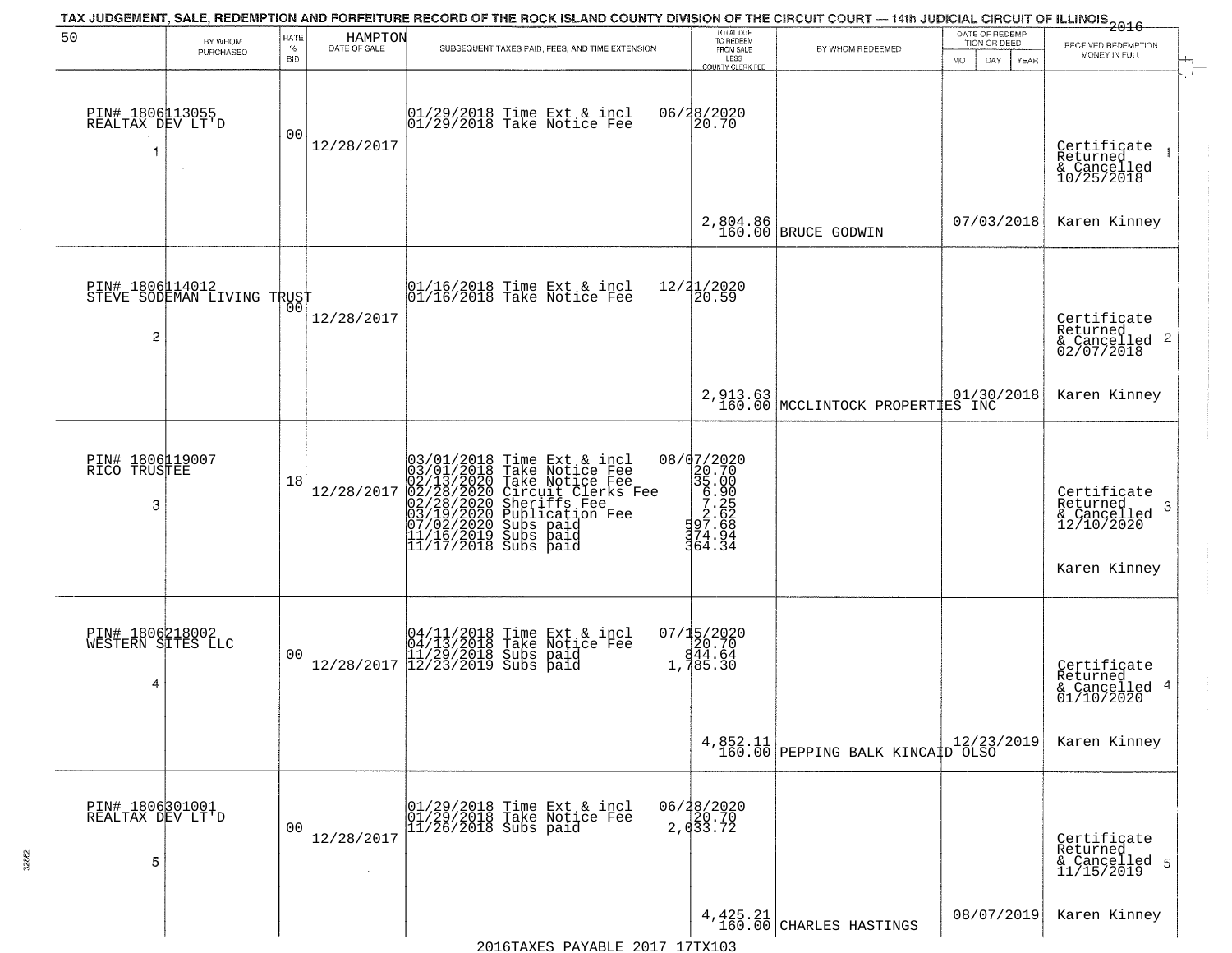TAX JUDGEMENT, SALE, REDEMPTION AND FORFEITURE RECORD OF THE ROCK ISLAND COUNTY DIVISION OF THE CIRCUIT COURT — 14th JUDICIAL CIRCUIT OF ILLINOIS 2016

| 50 BY WHOM PURCHASED | RATE % BID | HAMPTON DATE OF SALE | SUBSEQUENT TAXES PAID, FEES, AND TIME EXTENSION | TOTAL DUE TO REDEEM FROM SALE LESS COUNTY CLERK FEE | BY WHOM REDEEMED | DATE OF REDEMPTION OR DEED MO DAY YEAR | RECEIVED REDEMPTION MONEY IN FULL |
|---|---|---|---|---|---|---|---|
| PIN# 1806113055 REALTAX DEV LT'D 1 | 00 | 12/28/2017 | 01/29/2018 Time Ext & incl 06/28/2020<br>01/29/2018 Take Notice Fee 20.70 | 2,804.86<br>160.00 | BRUCE GODWIN | 07/03/2018 | Certificate Returned & Cancelled 10/25/2018 1<br>Karen Kinney |
| PIN# 1806114012 STEVE SODEMAN LIVING TRUST 2 | 00 | 12/28/2017 | 01/16/2018 Time Ext & incl 12/21/2020<br>01/16/2018 Take Notice Fee 20.59 | 2,913.63<br>160.00 | MCCLINTOCK PROPERTIES INC | 01/30/2018 | Certificate Returned & Cancelled 02/07/2018 2<br>Karen Kinney |
| PIN# 1806119007 RICO TRUSTEE 3 | 18 | 12/28/2017 | 03/01/2018 Time Ext & incl 08/07/2020<br>03/01/2018 Take Notice Fee 20.70<br>02/13/2020 Take Notice Fee 35.00<br>02/28/2020 Circuit Clerks Fee 6.90<br>02/28/2020 Sheriffs Fee 7.25<br>03/19/2020 Publication Fee 2.62<br>07/02/2020 Subs paid 597.68<br>11/16/2019 Subs paid 374.94<br>11/17/2018 Subs paid 364.34 | | | | Certificate Returned & Cancelled 12/10/2020 3<br>Karen Kinney |
| PIN# 1806218002 WESTERN SITES LLC 4 | 00 | 12/28/2017 | 04/11/2018 Time Ext & incl 07/15/2020<br>04/13/2018 Take Notice Fee 20.70<br>11/29/2018 Subs paid 844.64<br>12/23/2019 Subs paid 1,785.30 | 4,852.11<br>160.00 | PEPPING BALK KINCAID OLSO | 12/23/2019 | Certificate Returned & Cancelled 01/10/2020 4<br>Karen Kinney |
| PIN# 1806301001 REALTAX DEV LT'D 5 | 00 | 12/28/2017 | 01/29/2018 Time Ext & incl 06/28/2020<br>01/29/2018 Take Notice Fee 20.70<br>11/26/2018 Subs paid 2,033.72 | 4,425.21<br>160.00 | CHARLES HASTINGS | 08/07/2019 | Certificate Returned & Cancelled 11/15/2019 5<br>Karen Kinney |

2016TAXES PAYABLE 2017 17TX103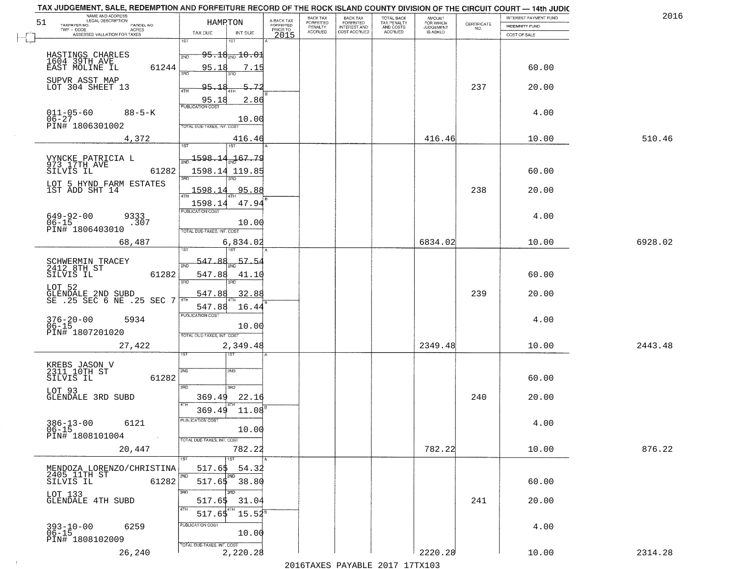# TAX JUDGEMENT, SALE, REDEMPTION AND FORFEITURE RECORD OF THE ROCK ISLAND COUNTY DIVISION OF THE CIRCUIT COURT — 14th JUDIC

2016

51 — HAMPTON

| NAME AND ADDRESS / LEGAL DESCRIPTION / TAXPAYER NO. / PARCEL NO. / TWP - CODE / ACRES / ASSESSED VALUATION FOR TAXES | TAX DUE | INT DUE | A-BACK TAX FORFEITED PRIOR TO 2015 | BACK TAX FORFEITED PENALTY ACCRUED | BACK TAX FORFEITED INTEREST AND COST ACCRUED | TOTAL BACK TAX PENALTY AND COSTS ACCRUED | AMOUNT FOR WHICH JUDGEMENT IS ASKED | CERTIFICATE NO. | INTEREST PAYMENT FUND / INDEMNITY FUND / COST OF SALE | |
|---|---|---|---|---|---|---|---|---|---|---|
| HASTINGS CHARLES<br>1604 39TH AVE<br>EAST MOLINE IL 61244<br>SUPVR ASST MAP<br>LOT 304 SHEET 13<br>011-05-60 88-5-K<br>06-27<br>PIN# 1806301002<br>4,372 | 1ST 95.18<br>2ND 95.18<br>3RD 95.18<br>4TH 95.18<br>PUBLICATION COST<br>TOTAL DUE-TAXES, INT. COST | 10.01<br>7.15<br>5.72<br>2.86<br>10.00<br>416.46 | | | | | 416.46 | 237 | 60.00<br>20.00<br>4.00<br>10.00 | 510.46 |
| VYNCKE PATRICIA L<br>973 17TH AVE<br>SILVIS IL 61282<br>LOT 5 HYND FARM ESTATES<br>1ST ADD SHT 14<br>649-92-00 9333<br>06-15 .307<br>PIN# 1806403010<br>68,487 | 1ST 1598.14<br>2ND 1598.14<br>3RD 1598.14<br>4TH 1598.14<br>PUBLICATION COST<br>TOTAL DUE-TAXES, INT. COST | 167.79<br>119.85<br>95.88<br>47.94<br>10.00<br>6,834.02 | | | | | 6834.02 | 238 | 60.00<br>20.00<br>4.00<br>10.00 | 6928.02 |
| SCHWERMIN TRACEY<br>2412 8TH ST<br>SILVIS IL 61282<br>LOT 52<br>GLENDALE 2ND SUBD<br>SE .25 SEC 6 NE .25 SEC 7<br>376-20-00 5934<br>06-15<br>PIN# 1807201020<br>27,422 | 1ST 547.88<br>2ND 547.88<br>3RD 547.88<br>4TH 547.88<br>PUBLICATION COST<br>TOTAL DUE-TAXES, INT. COST | 57.54<br>41.10<br>32.88<br>16.44<br>10.00<br>2,349.48 | | | | | 2349.48 | 239 | 60.00<br>20.00<br>4.00<br>10.00 | 2443.48 |
| KREBS JASON V<br>2311 10TH ST<br>SILVIS IL 61282<br>LOT 93<br>GLENDALE 3RD SUBD<br>386-13-00 6121<br>06-15<br>PIN# 1808101004<br>20,447 | 1ST<br>2ND<br>3RD 369.49<br>4TH 369.49<br>PUBLICATION COST<br>TOTAL DUE-TAXES, INT. COST | <br><br>22.16<br>11.08<br>10.00<br>782.22 | | | | | 782.22 | 240 | 60.00<br>20.00<br>4.00<br>10.00 | 876.22 |
| MENDOZA LORENZO/CHRISTINA<br>2405 11TH ST<br>SILVIS IL 61282<br>LOT 133<br>GLENDALE 4TH SUBD<br>393-10-00 6259<br>06-15<br>PIN# 1808102009<br>26,240 | 1ST 517.65<br>2ND 517.65<br>3RD 517.65<br>4TH 517.65<br>PUBLICATION COST<br>TOTAL DUE-TAXES, INT. COST | 54.32<br>38.80<br>31.04<br>15.52<br>10.00<br>2,220.28 | | | | | 2220.28 | 241 | 60.00<br>20.00<br>4.00<br>10.00 | 2314.28 |

2016TAXES PAYABLE 2017 17TX103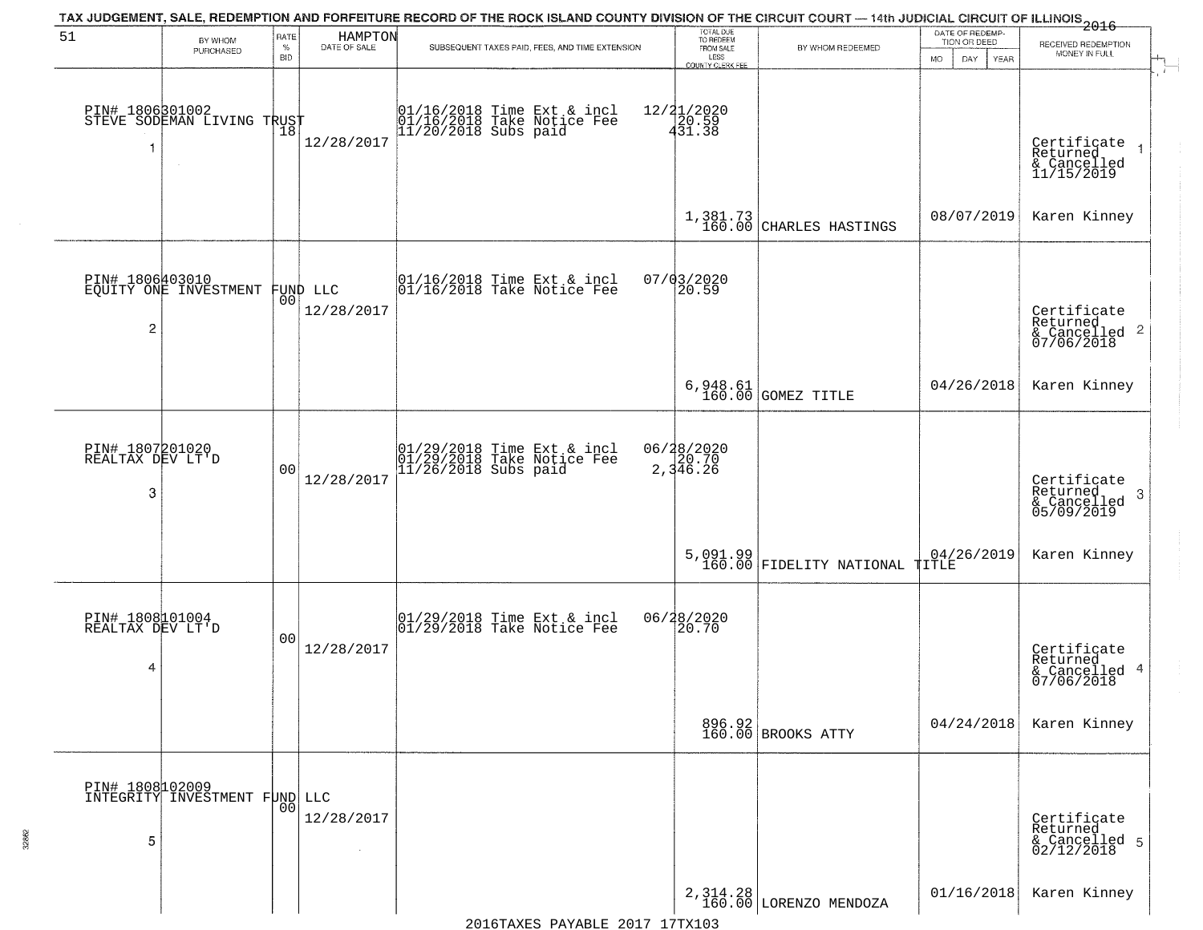TAX JUDGEMENT, SALE, REDEMPTION AND FORFEITURE RECORD OF THE ROCK ISLAND COUNTY DIVISION OF THE CIRCUIT COURT — 14th JUDICIAL CIRCUIT OF ILLINOIS 2016

51 HAMPTON

| | BY WHOM PURCHASED | RATE % BID | DATE OF SALE | SUBSEQUENT TAXES PAID, FEES, AND TIME EXTENSION | TOTAL DUE TO REDEEM FROM SALE LESS COUNTY CLERK FEE | BY WHOM REDEEMED | DATE OF REDEMPTION OR DEED (MO DAY YEAR) | RECEIVED REDEMPTION MONEY IN FULL |
|---|---|---|---|---|---|---|---|---|
| 1 | PIN# 1806301002 STEVE SODEMAN LIVING TRUST | 18 | 12/28/2017 | 01/16/2018 Time Ext & incl 12/21/2020; 01/16/2018 Take Notice Fee 20.59; 11/20/2018 Subs paid 431.38 | 1,381.73 160.00 | CHARLES HASTINGS | 08/07/2019 | Certificate Returned & Cancelled 11/15/2019 Karen Kinney |
| 2 | PIN# 1806403010 EQUITY ONE INVESTMENT FUND LLC | 00 | 12/28/2017 | 01/16/2018 Time Ext & incl 07/03/2020; 01/16/2018 Take Notice Fee 20.59 | 6,948.61 160.00 | GOMEZ TITLE | 04/26/2018 | Certificate Returned & Cancelled 07/06/2018 Karen Kinney |
| 3 | PIN# 1807201020 REALTAX DEV LT'D | 00 | 12/28/2017 | 01/29/2018 Time Ext & incl 06/28/2020; 01/29/2018 Take Notice Fee 20.70; 11/26/2018 Subs paid 2,346.26 | 5,091.99 160.00 | FIDELITY NATIONAL TITLE | 04/26/2019 | Certificate Returned & Cancelled 05/09/2019 Karen Kinney |
| 4 | PIN# 1808101004 REALTAX DEV LT'D | 00 | 12/28/2017 | 01/29/2018 Time Ext & incl 06/28/2020; 01/29/2018 Take Notice Fee 20.70 | 896.92 160.00 | BROOKS ATTY | 04/24/2018 | Certificate Returned & Cancelled 07/06/2018 Karen Kinney |
| 5 | PIN# 1808102009 INTEGRITY INVESTMENT FUND LLC | 00 | 12/28/2017 | | 2,314.28 160.00 | LORENZO MENDOZA | 01/16/2018 | Certificate Returned & Cancelled 02/12/2018 Karen Kinney |

2016TAXES PAYABLE 2017 17TX103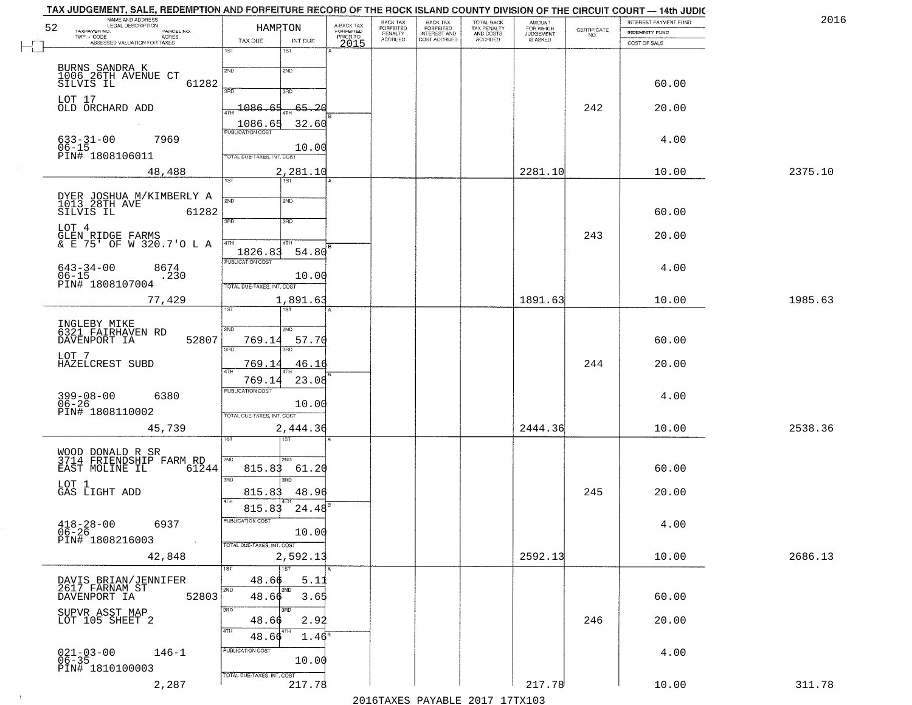TAX JUDGEMENT, SALE, REDEMPTION AND FORFEITURE RECORD OF THE ROCK ISLAND COUNTY DIVISION OF THE CIRCUIT COURT — 14th JUDIC

2016

| NAME AND ADDRESS / LEGAL DESCRIPTION / TAXPAYER NO. / PARCEL NO. / TWP - CODE / ACRES / ASSESSED VALUATION FOR TAXES | HAMPTON TAX DUE | INT DUE | A-BACK TAX FORFEITED PRIOR TO 2015 | BACK TAX FORFEITED PENALTY ACCRUED | BACK TAX FORFEITED INTEREST AND COST ACCRUED | TOTAL BACK TAX PENALTY AND COSTS ACCRUED | AMOUNT FOR WHICH JUDGEMENT IS ASKED | CERTIFICATE NO. | INTEREST PAYMENT FUND / INDEMNITY FUND / COST OF SALE | |
|---|---|---|---|---|---|---|---|---|---|---|
| BURNS SANDRA K<br>1006 26TH AVENUE CT<br>SILVIS IL 61282<br>LOT 17<br>OLD ORCHARD ADD<br>633-31-00 7969<br>06-15<br>PIN# 1808106011<br>48,488 | 1ST<br>2ND<br>3RD<br>4TH 1086.65<br>1086.65<br>PUBLICATION COST<br>TOTAL DUE-TAXES, INT. COST | 65.20<br>32.60<br>10.00<br>2,281.10 | | | | | 2281.10 | 242 | 60.00<br>20.00<br>4.00<br>10.00 | 2375.10 |
| DYER JOSHUA M/KIMBERLY A<br>1013 28TH AVE<br>SILVIS IL 61282<br>LOT 4<br>GLEN RIDGE FARMS<br>& E 75' OF W 320.7'O L A<br>643-34-00 8674<br>06-15 .230<br>PIN# 1808107004<br>77,429 | 1ST<br>2ND<br>3RD<br>4TH<br>1826.83<br>PUBLICATION COST<br>TOTAL DUE-TAXES, INT. COST | 54.80<br>10.00<br>1,891.63 | | | | | 1891.63 | 243 | 60.00<br>20.00<br>4.00<br>10.00 | 1985.63 |
| INGLEBY MIKE<br>6321 FAIRHAVEN RD<br>DAVENPORT IA 52807<br>LOT 7<br>HAZELCREST SUBD<br>399-08-00 6380<br>06-26<br>PIN# 1808110002<br>45,739 | 1ST<br>2ND 769.14<br>3RD 769.14<br>4TH 769.14<br>PUBLICATION COST<br>TOTAL DUE-TAXES, INT. COST | 57.70<br>46.16<br>23.08<br>10.00<br>2,444.36 | | | | | 2444.36 | 244 | 60.00<br>20.00<br>4.00<br>10.00 | 2538.36 |
| WOOD DONALD R SR<br>3714 FRIENDSHIP FARM RD<br>EAST MOLINE IL 61244<br>LOT 1<br>GAS LIGHT ADD<br>418-28-00 6937<br>06-26<br>PIN# 1808216003<br>42,848 | 1ST<br>2ND 815.83<br>3RD 815.83<br>4TH 815.83<br>PUBLICATION COST<br>TOTAL DUE-TAXES, INT. COST | 61.20<br>48.96<br>24.48<br>10.00<br>2,592.13 | | | | | 2592.13 | 245 | 60.00<br>20.00<br>4.00<br>10.00 | 2686.13 |
| DAVIS BRIAN/JENNIFER<br>2617 FARNAM ST<br>DAVENPORT IA 52803<br>SUPVR ASST MAP<br>LOT 105 SHEET 2<br>021-03-00 146-1<br>06-35<br>PIN# 1810100003<br>2,287 | 1ST 48.66<br>2ND 48.66<br>3RD 48.66<br>4TH 48.66<br>PUBLICATION COST<br>TOTAL DUE-TAXES, INT. COST | 5.11<br>3.65<br>2.92<br>1.46<br>10.00<br>217.78 | | | | | 217.78 | 246 | 60.00<br>20.00<br>4.00<br>10.00 | 311.78 |

2016TAXES PAYABLE 2017 17TX103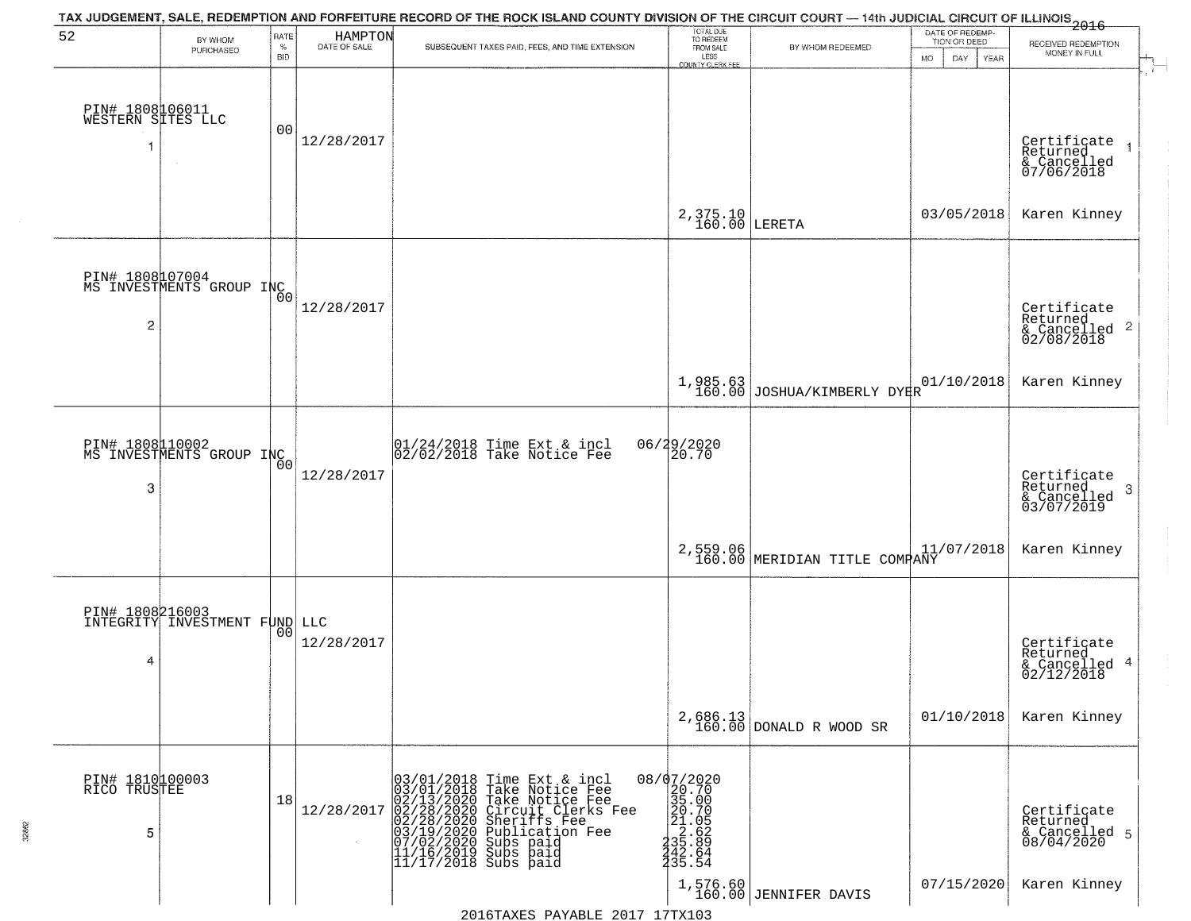TAX JUDGEMENT, SALE, REDEMPTION AND FORFEITURE RECORD OF THE ROCK ISLAND COUNTY DIVISION OF THE CIRCUIT COURT — 14th JUDICIAL CIRCUIT OF ILLINOIS 2016

| 52 | BY WHOM PURCHASED | RATE % BID | HAMPTON DATE OF SALE | SUBSEQUENT TAXES PAID, FEES, AND TIME EXTENSION | TOTAL DUE TO REDEEM FROM SALE LESS COUNTY CLERK FEE | BY WHOM REDEEMED | DATE OF REDEMPTION OR DEED MO DAY YEAR | RECEIVED REDEMPTION MONEY IN FULL |
|---|---|---|---|---|---|---|---|---|
| 1 | PIN# 1808106011 WESTERN SITES LLC | 00 | 12/28/2017 | | 2,375.10 160.00 | LERETA | 03/05/2018 | Certificate Returned & Cancelled 07/06/2018 Karen Kinney |
| 2 | PIN# 1808107004 MS INVESTMENTS GROUP INC | 00 | 12/28/2017 | | 1,985.63 160.00 | JOSHUA/KIMBERLY DYER | 01/10/2018 | Certificate Returned & Cancelled 02/08/2018 Karen Kinney |
| 3 | PIN# 1808110002 MS INVESTMENTS GROUP INC | 00 | 12/28/2017 | 01/24/2018 Time Ext & incl 06/29/2020<br>02/02/2018 Take Notice Fee 20.70 | 2,559.06 160.00 | MERIDIAN TITLE COMPANY | 11/07/2018 | Certificate Returned & Cancelled 03/07/2019 Karen Kinney |
| 4 | PIN# 1808216003 INTEGRITY INVESTMENT FUND LLC | 00 | 12/28/2017 | | 2,686.13 160.00 | DONALD R WOOD SR | 01/10/2018 | Certificate Returned & Cancelled 02/12/2018 Karen Kinney |
| 5 | PIN# 1810100003 RICO TRUSTEE | 18 | 12/28/2017 | 03/01/2018 Time Ext & incl 08/07/2020<br>03/01/2018 Take Notice Fee 20.70<br>02/13/2020 Take Notice Fee 35.00<br>02/28/2020 Circuit Clerks Fee 20.70<br>02/28/2020 Sheriffs Fee 21.05<br>03/19/2020 Publication Fee 2.62<br>07/02/2020 Subs paid 235.89<br>11/16/2019 Subs paid 242.64<br>11/17/2018 Subs paid 235.54 | 1,576.60 160.00 | JENNIFER DAVIS | 07/15/2020 | Certificate Returned & Cancelled 08/04/2020 Karen Kinney |

2016TAXES PAYABLE 2017 17TX103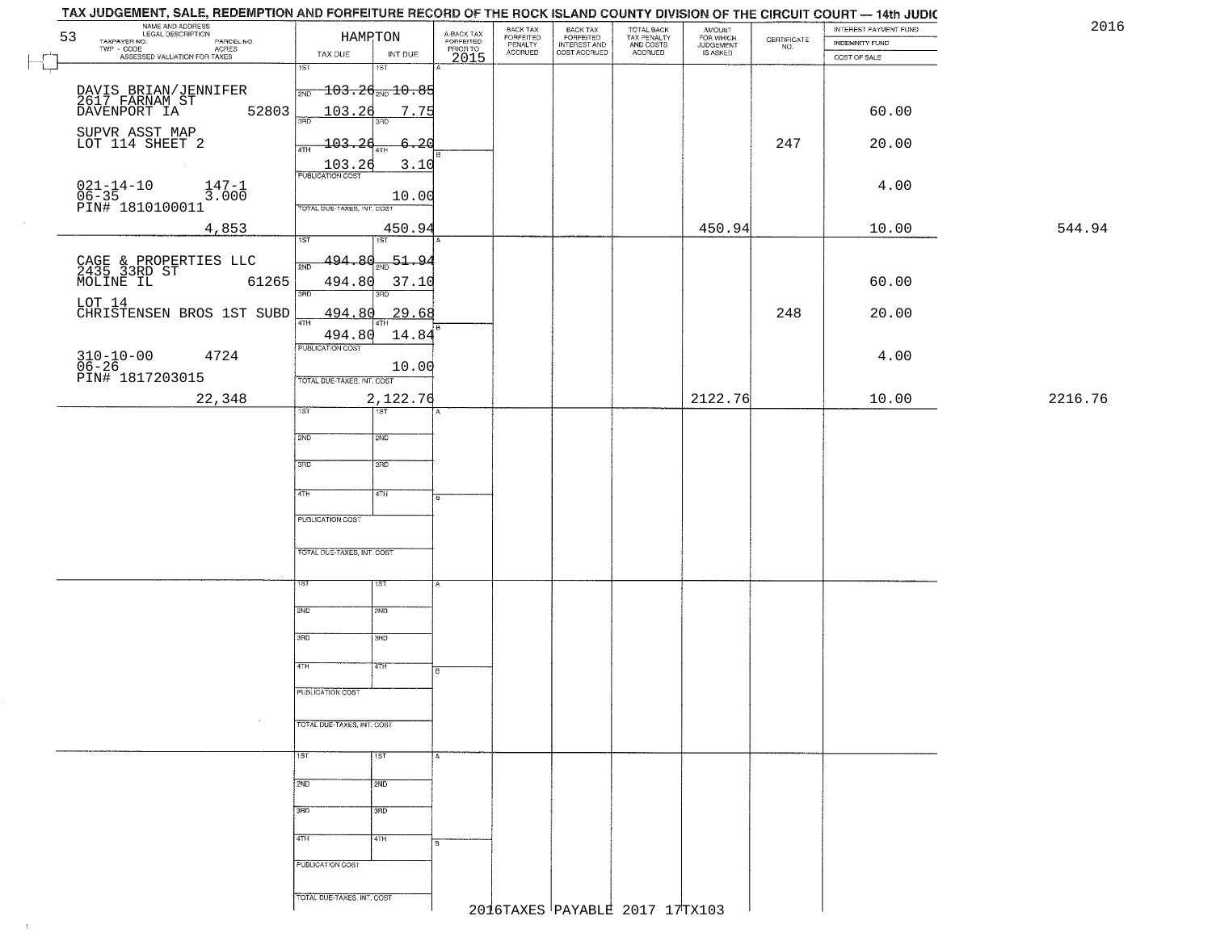# TAX JUDGEMENT, SALE, REDEMPTION AND FORFEITURE RECORD OF THE ROCK ISLAND COUNTY DIVISION OF THE CIRCUIT COURT — 14th JUDIC

2016

53

| NAME AND ADDRESS / LEGAL DESCRIPTION / TAXPAYER NO. / PARCEL NO. / TWP - CODE / ACRES / ASSESSED VALUATION FOR TAXES | HAMPTON TAX DUE | INT DUE | A-BACK TAX FORFEITED PRIOR TO 2015 | BACK TAX FORFEITED PENALTY ACCRUED | BACK TAX FORFEITED INTEREST AND COST ACCRUED | TOTAL BACK TAX PENALTY AND COSTS ACCRUED | AMOUNT FOR WHICH JUDGEMENT IS ASKED | CERTIFICATE NO. | INTEREST PAYMENT FUND / INDEMNITY FUND / COST OF SALE | |
|---|---|---|---|---|---|---|---|---|---|---|
| DAVIS BRIAN/JENNIFER<br>2617 FARNAM ST<br>DAVENPORT IA 52803<br>SUPVR ASST MAP<br>LOT 114 SHEET 2<br>021-14-10 147-1<br>06-35 3.000<br>PIN# 1810100011<br>4,853 | 1ST 103.26<br>2ND 103.26<br>3RD 103.26<br>4TH 103.26<br>PUBLICATION COST<br>TOTAL DUE-TAXES, INT. COST | 10.85<br>7.75<br>6.20<br>3.10<br>10.00<br>450.94 | | | | | 450.94 | 247 | 60.00<br>20.00<br>4.00<br>10.00 | 544.94 |
| CAGE & PROPERTIES LLC<br>2435 33RD ST<br>MOLINE IL 61265<br>LOT 14<br>CHRISTENSEN BROS 1ST SUBD<br>310-10-00 4724<br>06-26<br>PIN# 1817203015<br>22,348 | 1ST 494.80<br>2ND 494.80<br>3RD 494.80<br>4TH 494.80<br>PUBLICATION COST<br>TOTAL DUE-TAXES, INT. COST | 51.94<br>37.10<br>29.68<br>14.84<br>10.00<br>2,122.76 | | | | | 2122.76 | 248 | 60.00<br>20.00<br>4.00<br>10.00 | 2216.76 |

2016TAXES PAYABLE 2017 17TX103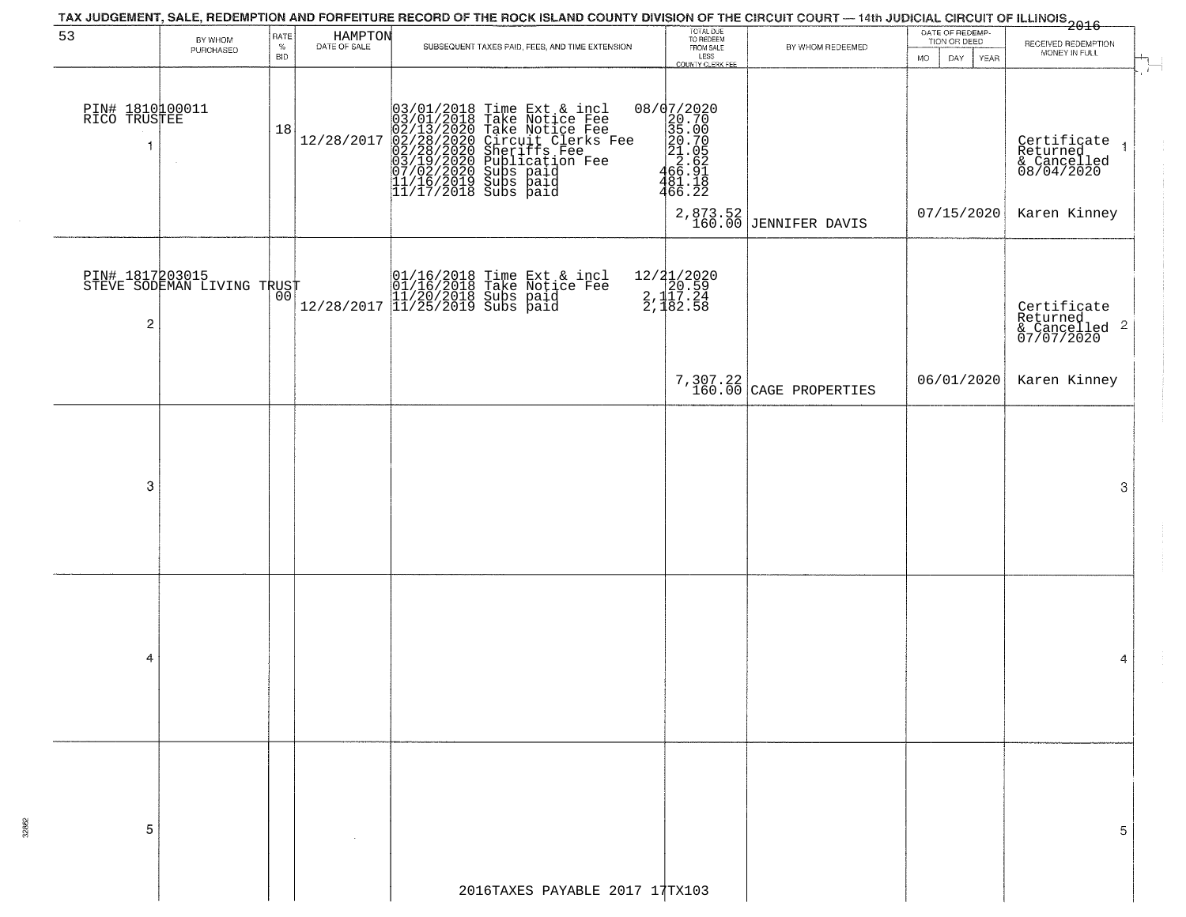# TAX JUDGEMENT, SALE, REDEMPTION AND FORFEITURE RECORD OF THE ROCK ISLAND COUNTY DIVISION OF THE CIRCUIT COURT — 14th JUDICIAL CIRCUIT OF ILLINOIS 2016

53 HAMPTON

| | BY WHOM PURCHASED | RATE % BID | DATE OF SALE | SUBSEQUENT TAXES PAID, FEES, AND TIME EXTENSION | TOTAL DUE TO REDEEM FROM SALE LESS COUNTY CLERK FEE | BY WHOM REDEEMED | DATE OF REDEMPTION OR DEED MO DAY YEAR | RECEIVED REDEMPTION MONEY IN FULL | |
|---|---|---|---|---|---|---|---|---|---|
| 1 | PIN# 1810100011 RICO TRUSTEE | 18 | 12/28/2017 | 03/01/2018 Time Ext & incl<br>03/01/2018 Take Notice Fee<br>02/13/2020 Take Notice Fee<br>02/28/2020 Circuit Clerks Fee<br>02/28/2020 Sheriffs Fee<br>03/19/2020 Publication Fee<br>07/02/2020 Subs paid<br>11/16/2019 Subs paid<br>11/17/2018 Subs paid | 08/07/2020<br>20.70<br>35.00<br>20.70<br>21.05<br>2.62<br>466.91<br>481.18<br>466.22<br>2,873.52<br>160.00 | JENNIFER DAVIS | 07/15/2020 | Certificate Returned & Cancelled 08/04/2020<br>Karen Kinney | 1 |
| 2 | PIN# 1817203015 STEVE SODEMAN LIVING TRUST | 00 | 12/28/2017 | 01/16/2018 Time Ext & incl<br>01/16/2018 Take Notice Fee<br>11/20/2018 Subs paid<br>11/25/2019 Subs paid | 12/21/2020<br>20.59<br>2,117.24<br>2,182.58<br>7,307.22<br>160.00 | CAGE PROPERTIES | 06/01/2020 | Certificate Returned & Cancelled 07/07/2020<br>Karen Kinney | 2 |
| 3 | | | | | | | | | 3 |
| 4 | | | | | | | | | 4 |
| 5 | | | | | | | | | 5 |

2016TAXES PAYABLE 2017 17TX103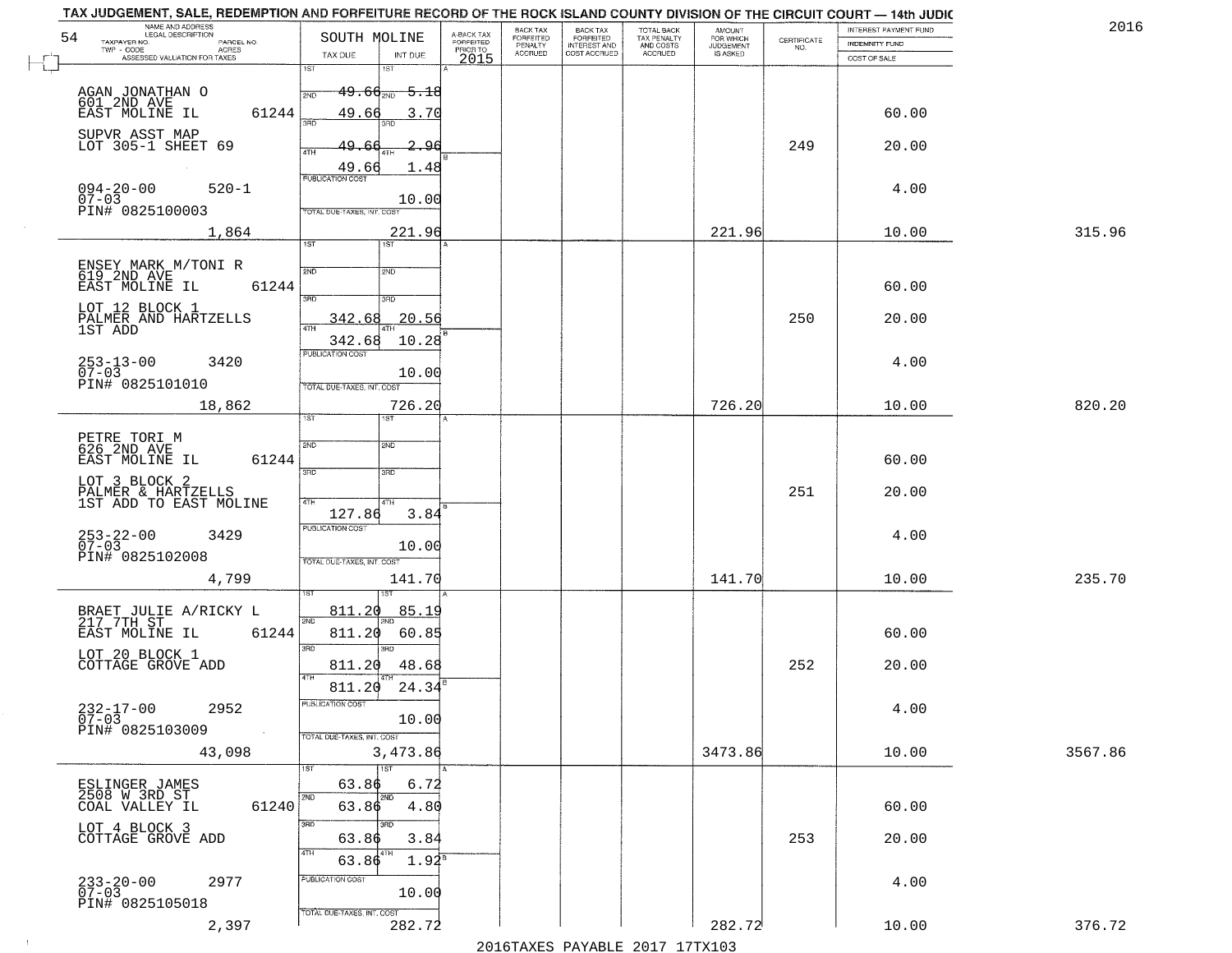TAX JUDGEMENT, SALE, REDEMPTION AND FORFEITURE RECORD OF THE ROCK ISLAND COUNTY DIVISION OF THE CIRCUIT COURT — 14th JUDIC

2016

| 54 NAME AND ADDRESS / LEGAL DESCRIPTION / TAXPAYER NO. / PARCEL NO. / TWP - CODE / ACRES / ASSESSED VALUATION FOR TAXES | SOUTH MOLINE TAX DUE | INT DUE | A-BACK TAX FORFEITED PRIOR TO 2015 | BACK TAX FORFEITED PENALTY ACCRUED | BACK TAX FORFEITED INTEREST AND COST ACCRUED | TOTAL BACK TAX PENALTY AND COSTS ACCRUED | AMOUNT FOR WHICH JUDGEMENT IS ASKED | CERTIFICATE NO. | INTEREST PAYMENT FUND / INDEMNITY FUND / COST OF SALE | |
|---|---|---|---|---|---|---|---|---|---|---|
| AGAN JONATHAN O<br>601 2ND AVE<br>EAST MOLINE IL 61244<br>SUPVR ASST MAP<br>LOT 305-1 SHEET 69<br>094-20-00 520-1<br>07-03<br>PIN# 0825100003 | 1ST 49.66<br>2ND 49.66<br>3RD 49.66<br>4TH 49.66<br>PUBLICATION COST | 5.18<br>3.70<br>2.96<br>1.48<br>10.00 | | | | | | 249 | 60.00<br>20.00<br>4.00 | |
| 1,864 | TOTAL DUE-TAXES, INT. COST | 221.96 | | | | | 221.96 | | 10.00 | 315.96 |
| ENSEY MARK M/TONI R<br>619 2ND AVE<br>EAST MOLINE IL 61244<br>LOT 12 BLOCK 1<br>PALMER AND HARTZELLS<br>1ST ADD<br>253-13-00 3420<br>07-03<br>PIN# 0825101010 | 1ST<br>2ND<br>3RD 342.68<br>4TH 342.68<br>PUBLICATION COST | 20.56<br>10.28<br>10.00 | | | | | | 250 | 60.00<br>20.00<br>4.00 | |
| 18,862 | TOTAL DUE-TAXES, INT. COST | 726.20 | | | | | 726.20 | | 10.00 | 820.20 |
| PETRE TORI M<br>626 2ND AVE<br>EAST MOLINE IL 61244<br>LOT 3 BLOCK 2<br>PALMER & HARTZELLS<br>1ST ADD TO EAST MOLINE<br>253-22-00 3429<br>07-03<br>PIN# 0825102008 | 1ST<br>2ND<br>3RD<br>4TH 127.86<br>PUBLICATION COST | 3.84<br>10.00 | | | | | | 251 | 60.00<br>20.00<br>4.00 | |
| 4,799 | TOTAL DUE-TAXES, INT. COST | 141.70 | | | | | 141.70 | | 10.00 | 235.70 |
| BRAET JULIE A/RICKY L<br>217 7TH ST<br>EAST MOLINE IL 61244<br>LOT 20 BLOCK 1<br>COTTAGE GROVE ADD<br>232-17-00 2952<br>07-03<br>PIN# 0825103009 | 1ST 811.20<br>2ND 811.20<br>3RD 811.20<br>4TH 811.20<br>PUBLICATION COST | 85.19<br>60.85<br>48.68<br>24.34<br>10.00 | | | | | | 252 | 60.00<br>20.00<br>4.00 | |
| 43,098 | TOTAL DUE-TAXES, INT. COST | 3,473.86 | | | | | 3473.86 | | 10.00 | 3567.86 |
| ESLINGER JAMES<br>2508 W 3RD ST<br>COAL VALLEY IL 61240<br>LOT 4 BLOCK 3<br>COTTAGE GROVE ADD<br>233-20-00 2977<br>07-03<br>PIN# 0825105018 | 1ST 63.86<br>2ND 63.86<br>3RD 63.86<br>4TH 63.86<br>PUBLICATION COST | 6.72<br>4.80<br>3.84<br>1.92<br>10.00 | | | | | | 253 | 60.00<br>20.00<br>4.00 | |
| 2,397 | TOTAL DUE-TAXES, INT. COST | 282.72 | | | | | 282.72 | | 10.00 | 376.72 |

2016TAXES PAYABLE 2017 17TX103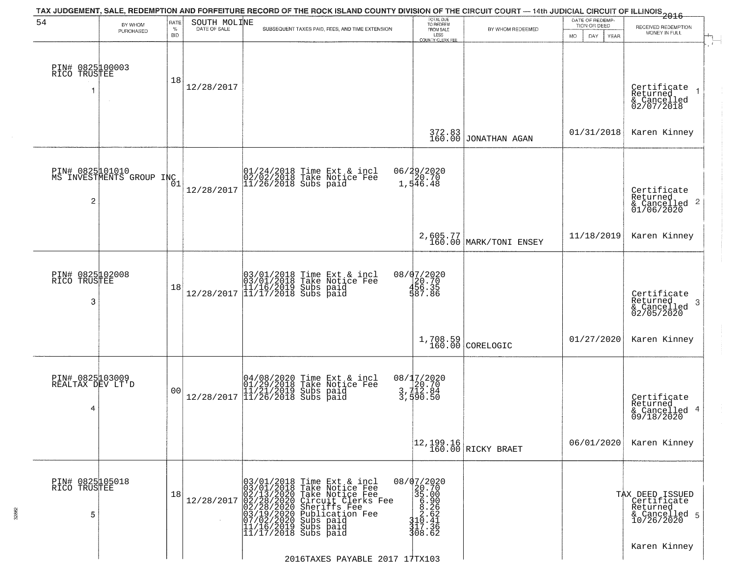TAX JUDGEMENT, SALE, REDEMPTION AND FORFEITURE RECORD OF THE ROCK ISLAND COUNTY DIVISION OF THE CIRCUIT COURT — 14th JUDICIAL CIRCUIT OF ILLINOIS 2016

| 54 BY WHOM PURCHASED | RATE % BID | SOUTH MOLINE DATE OF SALE | SUBSEQUENT TAXES PAID, FEES, AND TIME EXTENSION | TOTAL DUE TO REDEEM FROM SALE LESS COUNTY CLERK FEE | BY WHOM REDEEMED | DATE OF REDEMPTION OR DEED MO DAY YEAR | RECEIVED REDEMPTION MONEY IN FULL |
|---|---|---|---|---|---|---|---|
| PIN# 0825100003 RICO TRUSTEE 1 | 18 | 12/28/2017 | | 372.83 160.00 | JONATHAN AGAN | 01/31/2018 | Certificate Returned & Cancelled 02/07/2018 1 Karen Kinney |
| PIN# 0825101010 MS INVESTMENTS GROUP INC 2 | 01 | 12/28/2017 | 01/24/2018 Time Ext & incl 06/29/2020<br>02/02/2018 Take Notice Fee 20.70<br>11/26/2018 Subs paid 1,546.48 | 2,605.77 160.00 | MARK/TONI ENSEY | 11/18/2019 | Certificate Returned & Cancelled 01/06/2020 2 Karen Kinney |
| PIN# 0825102008 RICO TRUSTEE 3 | 18 | 12/28/2017 | 03/01/2018 Time Ext & incl 08/07/2020<br>03/01/2018 Take Notice Fee 20.70<br>11/16/2019 Subs paid 456.35<br>11/17/2018 Subs paid 587.86 | 1,708.59 160.00 | CORELOGIC | 01/27/2020 | Certificate Returned & Cancelled 02/05/2020 3 Karen Kinney |
| PIN# 0825103009 REALTAX DEV LT'D 4 | 00 | 12/28/2017 | 04/08/2020 Time Ext & incl 08/17/2020<br>01/29/2018 Take Notice Fee 20.70<br>11/21/2019 Subs paid 3,712.84<br>11/26/2018 Subs paid 3,590.50 | 12,199.16 160.00 | RICKY BRAET | 06/01/2020 | Certificate Returned & Cancelled 09/18/2020 4 Karen Kinney |
| PIN# 0825105018 RICO TRUSTEE 5 | 18 | 12/28/2017 | 03/01/2018 Time Ext & incl 08/07/2020<br>03/01/2018 Take Notice Fee 20.70<br>02/13/2020 Take Notice Fee 35.00<br>02/28/2020 Circuit Clerks Fee 6.90<br>02/28/2020 Sheriffs Fee 8.26<br>03/19/2020 Publication Fee 2.62<br>07/02/2020 Subs paid 310.41<br>11/16/2019 Subs paid 317.36<br>11/17/2018 Subs paid 308.62 | | | | TAX DEED ISSUED Certificate Returned & Cancelled 10/26/2020 5 Karen Kinney |

2016TAXES PAYABLE 2017 17TX103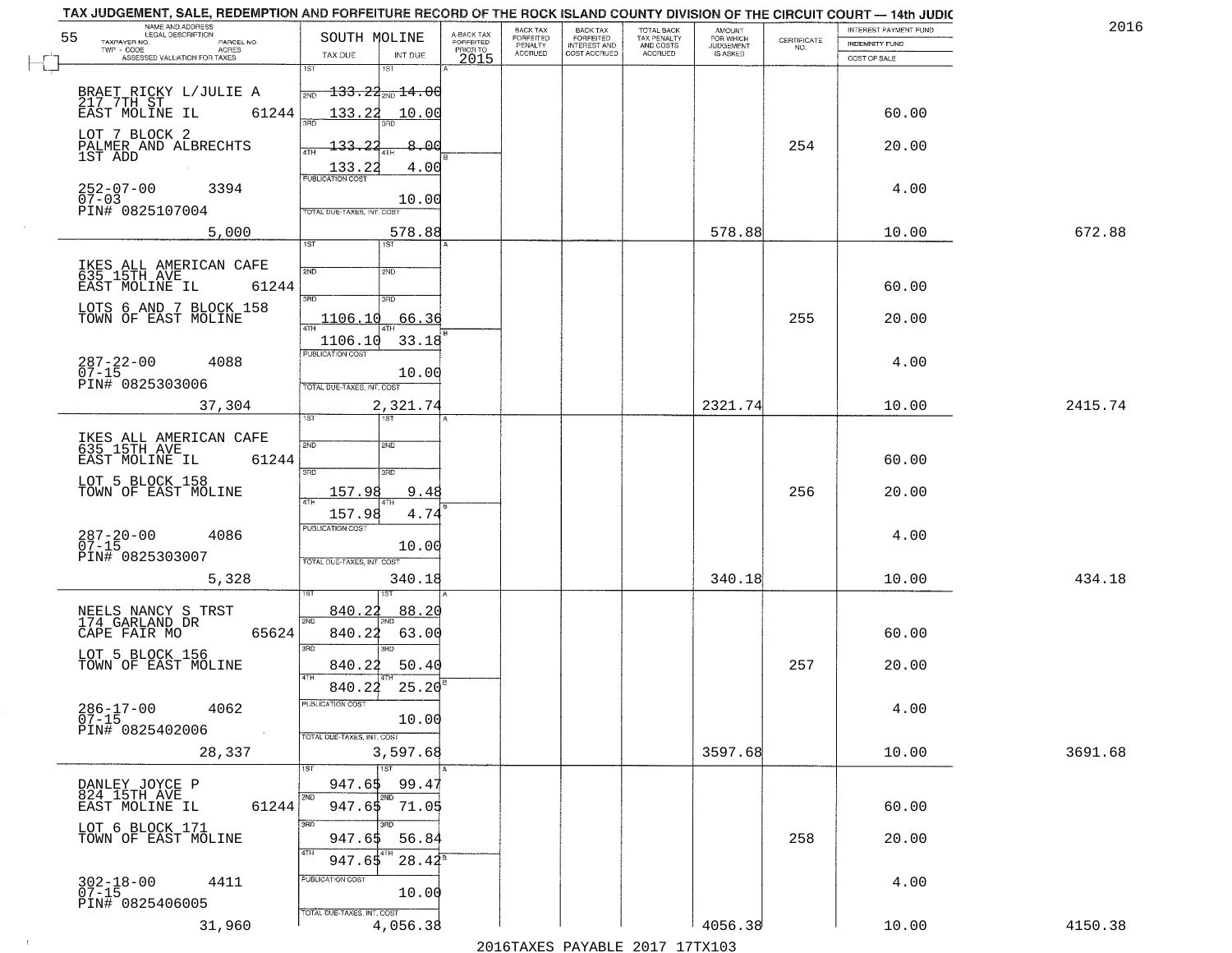TAX JUDGEMENT, SALE, REDEMPTION AND FORFEITURE RECORD OF THE ROCK ISLAND COUNTY DIVISION OF THE CIRCUIT COURT — 14th JUDIC

2016

55

| NAME AND ADDRESS / LEGAL DESCRIPTION / TAXPAYER NO. / PARCEL NO. / TWP - CODE / ACRES / ASSESSED VALUATION FOR TAXES | SOUTH MOLINE TAX DUE | INT DUE | A-BACK TAX FORFEITED PRIOR TO 2015 | BACK TAX FORFEITED PENALTY ACCRUED | BACK TAX FORFEITED INTEREST AND COST ACCRUED | TOTAL BACK TAX PENALTY AND COSTS ACCRUED | AMOUNT FOR WHICH JUDGEMENT IS ASKED | CERTIFICATE NO. | INTEREST PAYMENT FUND / INDEMNITY FUND / COST OF SALE | |
|---|---|---|---|---|---|---|---|---|---|---|
| BRAET RICKY L/JULIE A<br>217 7TH ST<br>EAST MOLINE IL 61244<br>LOT 7 BLOCK 2<br>PALMER AND ALBRECHTS<br>1ST ADD<br>252-07-00 3394<br>07-03<br>PIN# 0825107004<br>5,000 | 1ST 133.22<br>2ND 133.22<br>3RD 133.22<br>4TH 133.22<br>PUBLICATION COST<br>TOTAL DUE-TAXES, INT. COST | 14.00<br>10.00<br>8.00<br>4.00<br>10.00<br>578.88 | | | | | 578.88 | 254 | 60.00<br>20.00<br>4.00<br>10.00 | 672.88 |
| IKES ALL AMERICAN CAFE<br>635 15TH AVE<br>EAST MOLINE IL 61244<br>LOTS 6 AND 7 BLOCK 158<br>TOWN OF EAST MOLINE<br>287-22-00 4088<br>07-15<br>PIN# 0825303006<br>37,304 | 1ST<br>2ND<br>3RD 1106.10<br>4TH 1106.10<br>PUBLICATION COST<br>TOTAL DUE-TAXES, INT. COST | 66.36<br>33.18<br>10.00<br>2,321.74 | | | | | 2321.74 | 255 | 60.00<br>20.00<br>4.00<br>10.00 | 2415.74 |
| IKES ALL AMERICAN CAFE<br>635 15TH AVE<br>EAST MOLINE IL 61244<br>LOT 5 BLOCK 158<br>TOWN OF EAST MOLINE<br>287-20-00 4086<br>07-15<br>PIN# 0825303007<br>5,328 | 1ST<br>2ND<br>3RD 157.98<br>4TH 157.98<br>PUBLICATION COST<br>TOTAL DUE-TAXES, INT. COST | 9.48<br>4.74<br>10.00<br>340.18 | | | | | 340.18 | 256 | 60.00<br>20.00<br>4.00<br>10.00 | 434.18 |
| NEELS NANCY S TRST<br>174 GARLAND DR<br>CAPE FAIR MO 65624<br>LOT 5 BLOCK 156<br>TOWN OF EAST MOLINE<br>286-17-00 4062<br>07-15<br>PIN# 0825402006<br>28,337 | 1ST 840.22<br>2ND 840.22<br>3RD 840.22<br>4TH 840.22<br>PUBLICATION COST<br>TOTAL DUE-TAXES, INT. COST | 88.20<br>63.00<br>50.40<br>25.20<br>10.00<br>3,597.68 | | | | | 3597.68 | 257 | 60.00<br>20.00<br>4.00<br>10.00 | 3691.68 |
| DANLEY JOYCE P<br>824 15TH AVE<br>EAST MOLINE IL 61244<br>LOT 6 BLOCK 171<br>TOWN OF EAST MOLINE<br>302-18-00 4411<br>07-15<br>PIN# 0825406005<br>31,960 | 1ST 947.65<br>2ND 947.65<br>3RD 947.65<br>4TH 947.65<br>PUBLICATION COST<br>TOTAL DUE-TAXES, INT. COST | 99.47<br>71.05<br>56.84<br>28.42<br>10.00<br>4,056.38 | | | | | 4056.38 | 258 | 60.00<br>20.00<br>4.00<br>10.00 | 4150.38 |

2016TAXES PAYABLE 2017 17TX103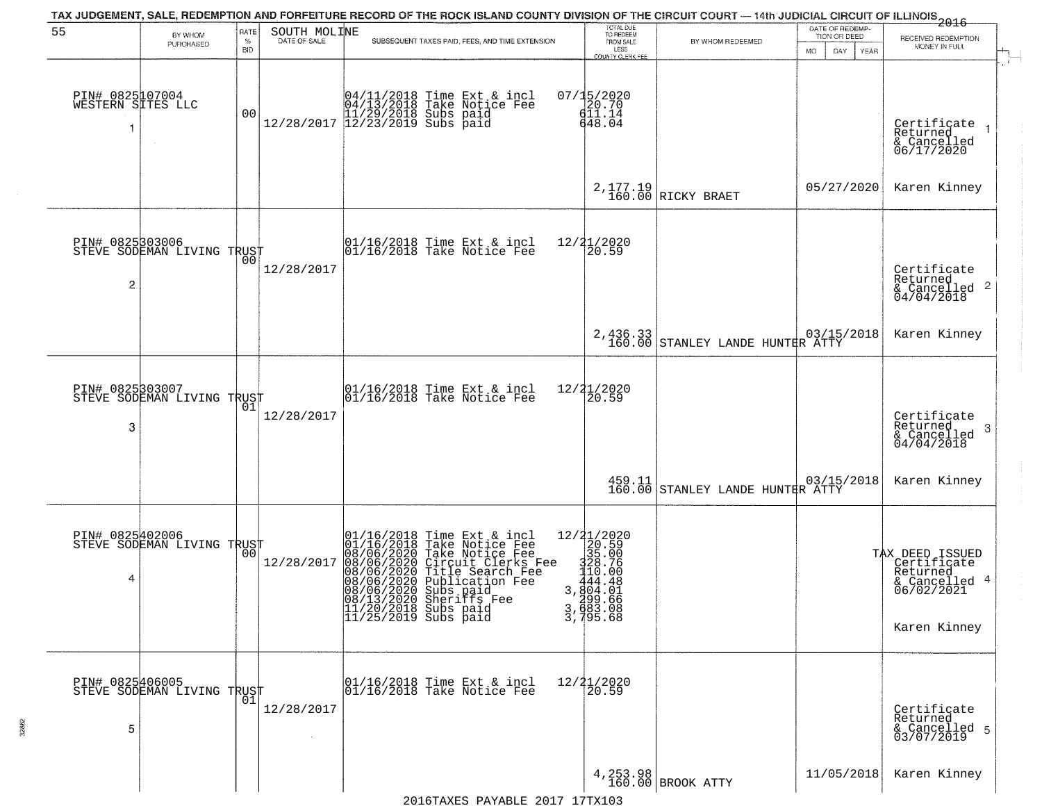TAX JUDGEMENT, SALE, REDEMPTION AND FORFEITURE RECORD OF THE ROCK ISLAND COUNTY DIVISION OF THE CIRCUIT COURT — 14th JUDICIAL CIRCUIT OF ILLINOIS 2016

| 55 | BY WHOM PURCHASED | RATE % BID | SOUTH MOLINE DATE OF SALE | SUBSEQUENT TAXES PAID, FEES, AND TIME EXTENSION | TOTAL DUE TO REDEEM FROM SALE LESS COUNTY CLERK FEE | BY WHOM REDEEMED | DATE OF REDEMPTION OR DEED MO DAY YEAR | RECEIVED REDEMPTION MONEY IN FULL |
|---|---|---|---|---|---|---|---|---|
| 1 | PIN# 0825107004 WESTERN SITES LLC | 00 | 12/28/2017 | 04/11/2018 Time Ext & incl<br>04/13/2018 Take Notice Fee<br>11/29/2018 Subs paid<br>12/23/2019 Subs paid | 07/15/2020<br>20.70<br>611.14<br>648.04<br><br>2,177.19<br>160.00 | RICKY BRAET | 05/27/2020 | Certificate Returned & Cancelled 06/17/2020<br>Karen Kinney |
| 2 | PIN# 0825303006 STEVE SODEMAN LIVING TRUST | 00 | 12/28/2017 | 01/16/2018 Time Ext & incl<br>01/16/2018 Take Notice Fee | 12/21/2020<br>20.59<br><br>2,436.33<br>160.00 | STANLEY LANDE HUNTER ATTY | 03/15/2018 | Certificate Returned & Cancelled 04/04/2018<br>Karen Kinney |
| 3 | PIN# 0825303007 STEVE SODEMAN LIVING TRUST | 01 | 12/28/2017 | 01/16/2018 Time Ext & incl<br>01/16/2018 Take Notice Fee | 12/21/2020<br>20.59<br><br>459.11<br>160.00 | STANLEY LANDE HUNTER ATTY | 03/15/2018 | Certificate Returned & Cancelled 04/04/2018<br>Karen Kinney |
| 4 | PIN# 0825402006 STEVE SODEMAN LIVING TRUST | 00 | 12/28/2017 | 01/16/2018 Time Ext & incl<br>01/16/2018 Take Notice Fee<br>08/06/2020 Take Notice Fee<br>08/06/2020 Circuit Clerks Fee<br>08/06/2020 Title Search Fee<br>08/06/2020 Publication Fee<br>08/06/2020 Subs paid<br>08/13/2020 Sheriffs Fee<br>11/20/2018 Subs paid<br>11/25/2019 Subs paid | 12/21/2020<br>20.59<br>35.00<br>328.76<br>110.00<br>444.48<br>3,804.01<br>299.66<br>3,683.08<br>3,795.68 | | | TAX DEED ISSUED Certificate Returned & Cancelled 06/02/2021<br>Karen Kinney |
| 5 | PIN# 0825406005 STEVE SODEMAN LIVING TRUST | 01 | 12/28/2017 | 01/16/2018 Time Ext & incl<br>01/16/2018 Take Notice Fee | 12/21/2020<br>20.59<br><br>4,253.98<br>160.00 | BROOK ATTY | 11/05/2018 | Certificate Returned & Cancelled 03/07/2019<br>Karen Kinney |

2016TAXES PAYABLE 2017 17TX103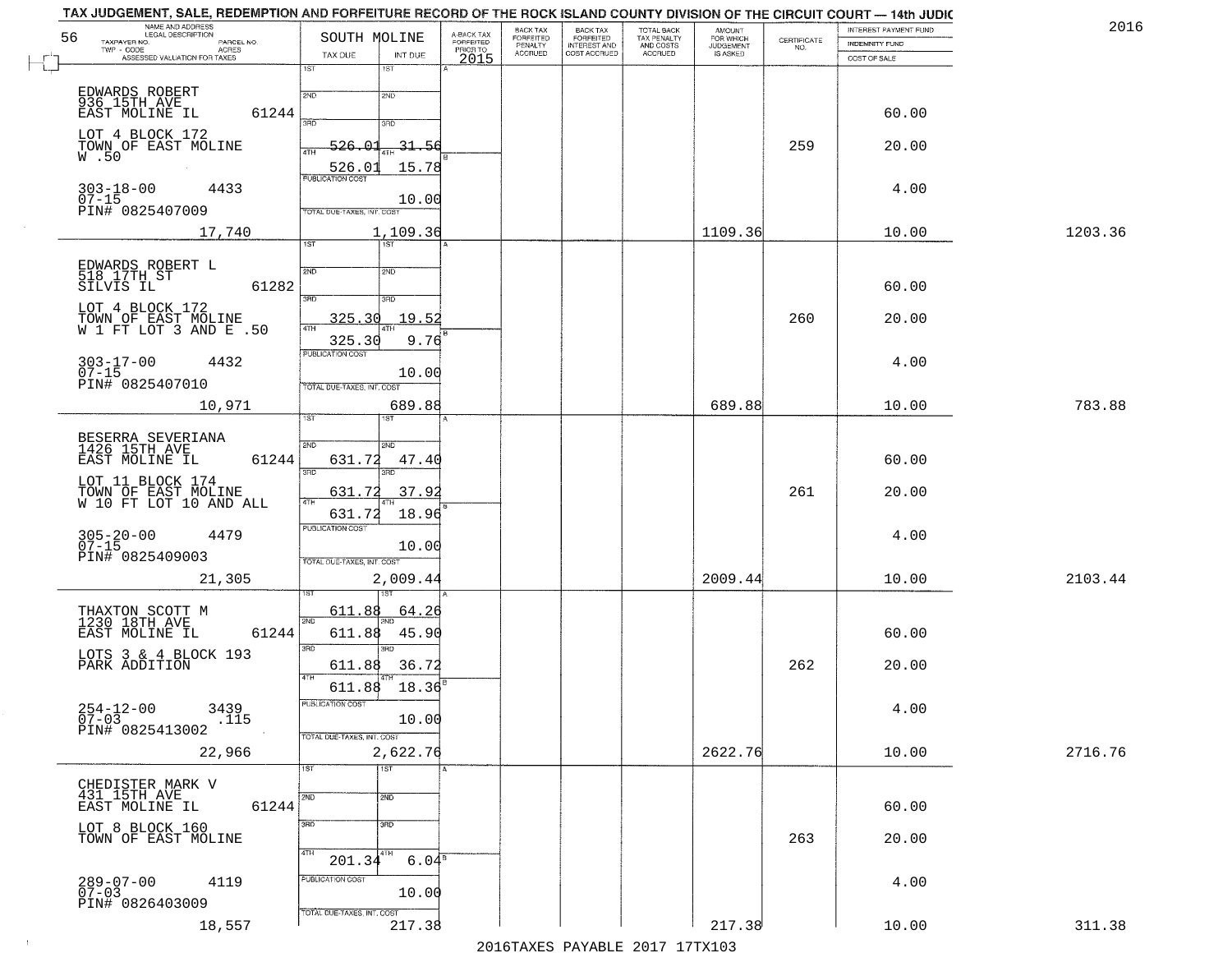TAX JUDGEMENT, SALE, REDEMPTION AND FORFEITURE RECORD OF THE ROCK ISLAND COUNTY DIVISION OF THE CIRCUIT COURT — 14th JUDIC

2016

| NAME AND ADDRESS / LEGAL DESCRIPTION / TAXPAYER NO. / PARCEL NO. / TWP - CODE / ACRES / ASSESSED VALUATION FOR TAXES | SOUTH MOLINE TAX DUE | INT DUE | A-BACK TAX FORFEITED PRIOR TO 2015 | BACK TAX FORFEITED PENALTY ACCRUED | BACK TAX FORFEITED INTEREST AND COST ACCRUED | TOTAL BACK TAX PENALTY AND COSTS ACCRUED | AMOUNT FOR WHICH JUDGEMENT IS ASKED | CERTIFICATE NO. | INTEREST PAYMENT FUND / INDEMNITY FUND / COST OF SALE | |
|---|---|---|---|---|---|---|---|---|---|---|
| EDWARDS ROBERT<br>936 15TH AVE<br>EAST MOLINE IL 61244<br>LOT 4 BLOCK 172<br>TOWN OF EAST MOLINE<br>W .50<br>303-18-00 4433<br>07-15<br>PIN# 0825407009<br>17,740 | 1ST<br>2ND<br>3RD<br>4TH 526.01<br>526.01<br>PUBLICATION COST<br>TOTAL DUE-TAXES, INT. COST | 31.56<br>15.78<br>10.00<br>1,109.36 | | | | | 1109.36 | 259 | 60.00<br>20.00<br>4.00<br>10.00 | 1203.36 |
| EDWARDS ROBERT L<br>518 17TH ST<br>SILVIS IL 61282<br>LOT 4 BLOCK 172<br>TOWN OF EAST MOLINE<br>W 1 FT LOT 3 AND E .50<br>303-17-00 4432<br>07-15<br>PIN# 0825407010<br>10,971 | 1ST<br>2ND<br>3RD<br>325.30<br>4TH 325.30<br>PUBLICATION COST<br>TOTAL DUE-TAXES, INT. COST | 19.52<br>9.76<br>10.00<br>689.88 | | | | | 689.88 | 260 | 60.00<br>20.00<br>4.00<br>10.00 | 783.88 |
| BESERRA SEVERIANA<br>1426 15TH AVE<br>EAST MOLINE IL 61244<br>LOT 11 BLOCK 174<br>TOWN OF EAST MOLINE<br>W 10 FT LOT 10 AND ALL<br>305-20-00 4479<br>07-15<br>PIN# 0825409003<br>21,305 | 1ST<br>2ND 631.72<br>3RD 631.72<br>4TH 631.72<br>PUBLICATION COST<br>TOTAL DUE-TAXES, INT. COST | 47.40<br>37.92<br>18.96<br>10.00<br>2,009.44 | | | | | 2009.44 | 261 | 60.00<br>20.00<br>4.00<br>10.00 | 2103.44 |
| THAXTON SCOTT M<br>1230 18TH AVE<br>EAST MOLINE IL 61244<br>LOTS 3 & 4 BLOCK 193<br>PARK ADDITION<br>254-12-00 3439<br>07-03 .115<br>PIN# 0825413002<br>22,966 | 1ST 611.88<br>2ND 611.88<br>3RD 611.88<br>4TH 611.88<br>PUBLICATION COST<br>TOTAL DUE-TAXES, INT. COST | 64.26<br>45.90<br>36.72<br>18.36<br>10.00<br>2,622.76 | | | | | 2622.76 | 262 | 60.00<br>20.00<br>4.00<br>10.00 | 2716.76 |
| CHEDISTER MARK V<br>431 15TH AVE<br>EAST MOLINE IL 61244<br>LOT 8 BLOCK 160<br>TOWN OF EAST MOLINE<br>289-07-00 4119<br>07-03<br>PIN# 0826403009<br>18,557 | 1ST<br>2ND<br>3RD<br>4TH 201.34<br>PUBLICATION COST<br>TOTAL DUE-TAXES, INT. COST | 6.04<br>10.00<br>217.38 | | | | | 217.38 | 263 | 60.00<br>20.00<br>4.00<br>10.00 | 311.38 |

2016TAXES PAYABLE 2017 17TX103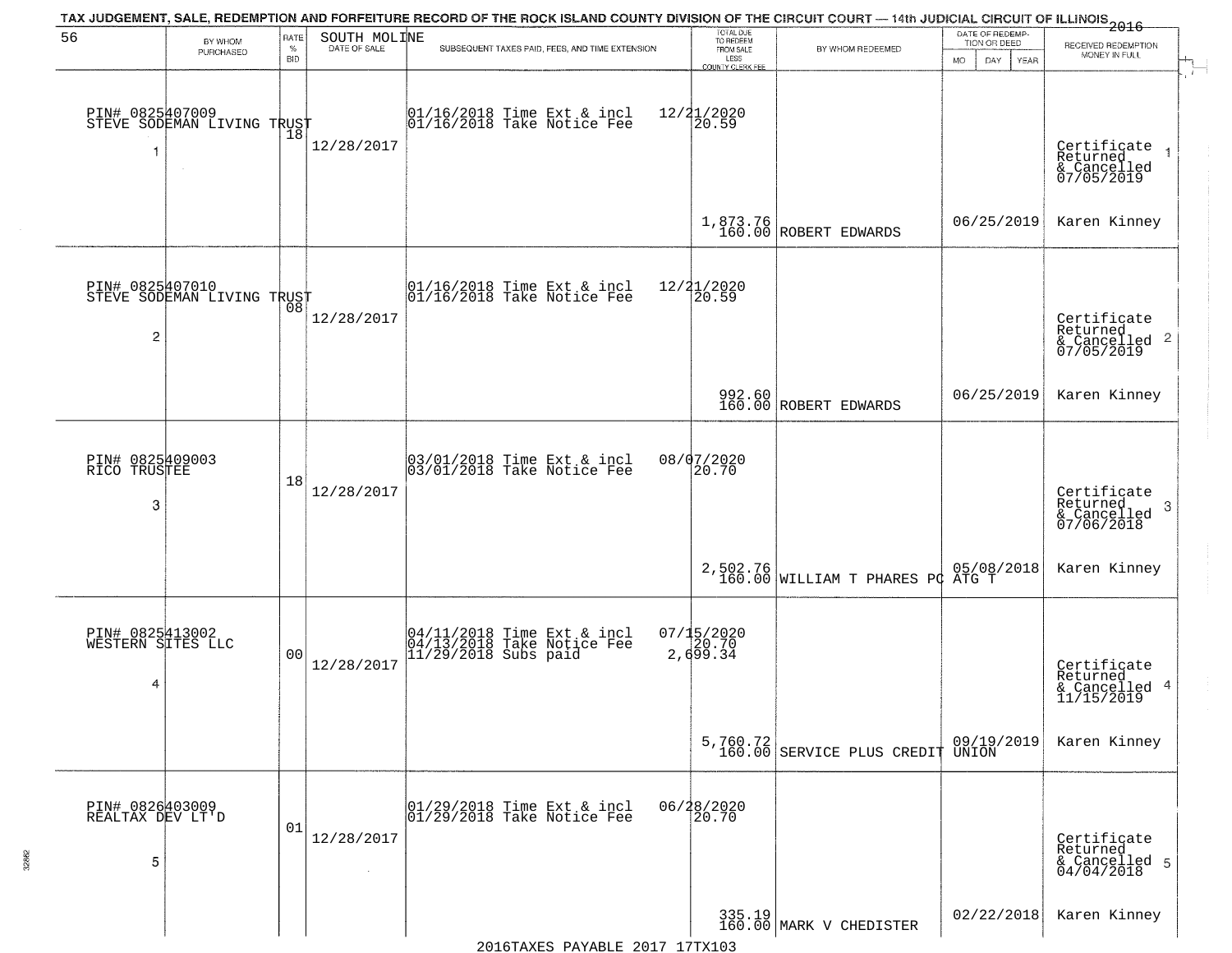TAX JUDGEMENT, SALE, REDEMPTION AND FORFEITURE RECORD OF THE ROCK ISLAND COUNTY DIVISION OF THE CIRCUIT COURT — 14th JUDICIAL CIRCUIT OF ILLINOIS 2016

| 56 BY WHOM PURCHASED | RATE % BID | SOUTH MOLINE DATE OF SALE | SUBSEQUENT TAXES PAID, FEES, AND TIME EXTENSION | TOTAL DUE TO REDEEM FROM SALE LESS COUNTY CLERK FEE | BY WHOM REDEEMED | DATE OF REDEMPTION OR DEED MO DAY YEAR | RECEIVED REDEMPTION MONEY IN FULL |
|---|---|---|---|---|---|---|---|
| PIN# 0825407009 STEVE SODEMAN LIVING TRUST 1 | 18 | 12/28/2017 | 01/16/2018 Time Ext & incl 01/16/2018 Take Notice Fee | 12/21/2020 20.59 1,873.76 160.00 | ROBERT EDWARDS | 06/25/2019 | Certificate Returned & Cancelled 07/05/2019 1 Karen Kinney |
| PIN# 0825407010 STEVE SODEMAN LIVING TRUST 2 | 08 | 12/28/2017 | 01/16/2018 Time Ext & incl 01/16/2018 Take Notice Fee | 12/21/2020 20.59 992.60 160.00 | ROBERT EDWARDS | 06/25/2019 | Certificate Returned & Cancelled 2 07/05/2019 Karen Kinney |
| PIN# 0825409003 RICO TRUSTEE 3 | 18 | 12/28/2017 | 03/01/2018 Time Ext & incl 03/01/2018 Take Notice Fee | 08/07/2020 20.70 2,502.76 160.00 | WILLIAM T PHARES PC ATG T | 05/08/2018 | Certificate Returned & Cancelled 3 07/06/2018 Karen Kinney |
| PIN# 0825413002 WESTERN SITES LLC 4 | 00 | 12/28/2017 | 04/11/2018 Time Ext & incl 04/13/2018 Take Notice Fee 11/29/2018 Subs paid | 07/15/2020 20.70 2,699.34 5,760.72 160.00 | SERVICE PLUS CREDIT UNION | 09/19/2019 | Certificate Returned & Cancelled 4 11/15/2019 Karen Kinney |
| PIN# 0826403009 REALTAX DEV LT'D 5 | 01 | 12/28/2017 | 01/29/2018 Time Ext & incl 01/29/2018 Take Notice Fee | 06/28/2020 20.70 335.19 160.00 | MARK V CHEDISTER | 02/22/2018 | Certificate Returned & Cancelled 5 04/04/2018 Karen Kinney |

2016TAXES PAYABLE 2017 17TX103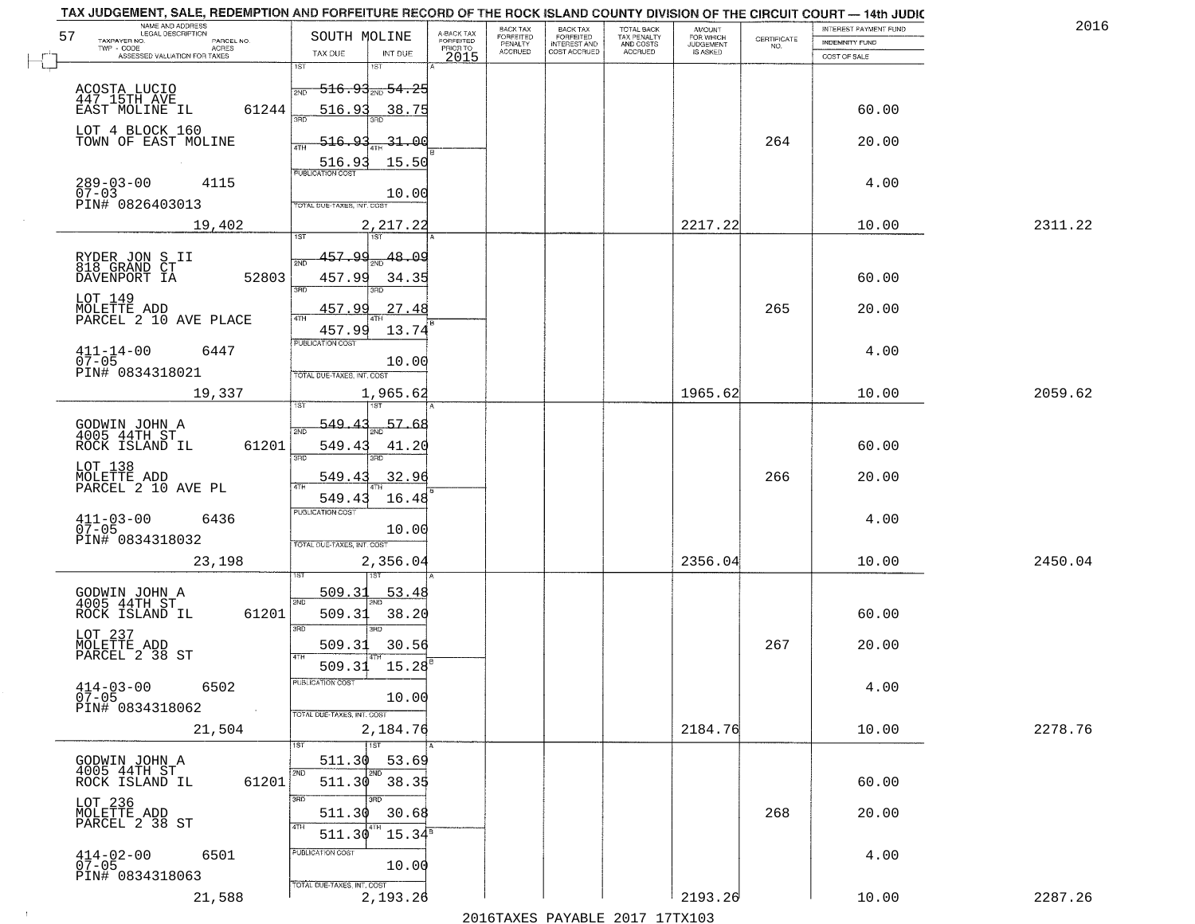# TAX JUDGEMENT, SALE, REDEMPTION AND FORFEITURE RECORD OF THE ROCK ISLAND COUNTY DIVISION OF THE CIRCUIT COURT — 14th JUDIC

2016

57

| NAME AND ADDRESS / LEGAL DESCRIPTION / TAXPAYER NO. / PARCEL NO. / TWP - CODE / ACRES / ASSESSED VALUATION FOR TAXES | SOUTH MOLINE TAX DUE | INT DUE | A-BACK TAX FORFEITED PRIOR TO 2015 | BACK TAX FORFEITED PENALTY ACCRUED | BACK TAX FORFEITED INTEREST AND COST ACCRUED | TOTAL BACK TAX PENALTY AND COSTS ACCRUED | AMOUNT FOR WHICH JUDGEMENT IS ASKED | CERTIFICATE NO. | INTEREST PAYMENT FUND / INDEMNITY FUND / COST OF SALE | |
|---|---|---|---|---|---|---|---|---|---|---|
| ACOSTA LUCIO<br>447 15TH AVE<br>EAST MOLINE IL 61244<br>LOT 4 BLOCK 160<br>TOWN OF EAST MOLINE<br>289-03-00 4115<br>07-03<br>PIN# 0826403013<br>19,402 | 1ST 516.93<br>2ND 516.93<br>3RD 516.93<br>4TH 516.93<br>PUBLICATION COST<br>TOTAL DUE-TAXES, INT. COST 2,217.22 | 54.25<br>38.75<br>31.00<br>15.50<br>10.00 | | | | | 2217.22 | 264 | 60.00<br>20.00<br>4.00<br>10.00 | 2311.22 |
| RYDER JON S II<br>818 GRAND CT<br>DAVENPORT IA 52803<br>LOT 149<br>MOLETTE ADD<br>PARCEL 2 10 AVE PLACE<br>411-14-00 6447<br>07-05<br>PIN# 0834318021<br>19,337 | 1ST 457.99<br>2ND 457.99<br>3RD 457.99<br>4TH 457.99<br>PUBLICATION COST<br>TOTAL DUE-TAXES, INT. COST 1,965.62 | 48.09<br>34.35<br>27.48<br>13.74<br>10.00 | | | | | 1965.62 | 265 | 60.00<br>20.00<br>4.00<br>10.00 | 2059.62 |
| GODWIN JOHN A<br>4005 44TH ST<br>ROCK ISLAND IL 61201<br>LOT 138<br>MOLETTE ADD<br>PARCEL 2 10 AVE PL<br>411-03-00 6436<br>07-05<br>PIN# 0834318032<br>23,198 | 1ST 549.43<br>2ND 549.43<br>3RD 549.43<br>4TH 549.43<br>PUBLICATION COST<br>TOTAL DUE-TAXES, INT. COST 2,356.04 | 57.68<br>41.20<br>32.96<br>16.48<br>10.00 | | | | | 2356.04 | 266 | 60.00<br>20.00<br>4.00<br>10.00 | 2450.04 |
| GODWIN JOHN A<br>4005 44TH ST<br>ROCK ISLAND IL 61201<br>LOT 237<br>MOLETTE ADD<br>PARCEL 2 38 ST<br>414-03-00 6502<br>07-05<br>PIN# 0834318062<br>21,504 | 1ST 509.31<br>2ND 509.31<br>3RD 509.31<br>4TH 509.31<br>PUBLICATION COST<br>TOTAL DUE-TAXES, INT. COST 2,184.76 | 53.48<br>38.20<br>30.56<br>15.28<br>10.00 | | | | | 2184.76 | 267 | 60.00<br>20.00<br>4.00<br>10.00 | 2278.76 |
| GODWIN JOHN A<br>4005 44TH ST<br>ROCK ISLAND IL 61201<br>LOT 236<br>MOLETTE ADD<br>PARCEL 2 38 ST<br>414-02-00 6501<br>07-05<br>PIN# 0834318063<br>21,588 | 1ST 511.30<br>2ND 511.30<br>3RD 511.30<br>4TH 511.30<br>PUBLICATION COST<br>TOTAL DUE-TAXES, INT. COST 2,193.26 | 53.69<br>38.35<br>30.68<br>15.34<br>10.00 | | | | | 2193.26 | 268 | 60.00<br>20.00<br>4.00<br>10.00 | 2287.26 |

2016TAXES PAYABLE 2017 17TX103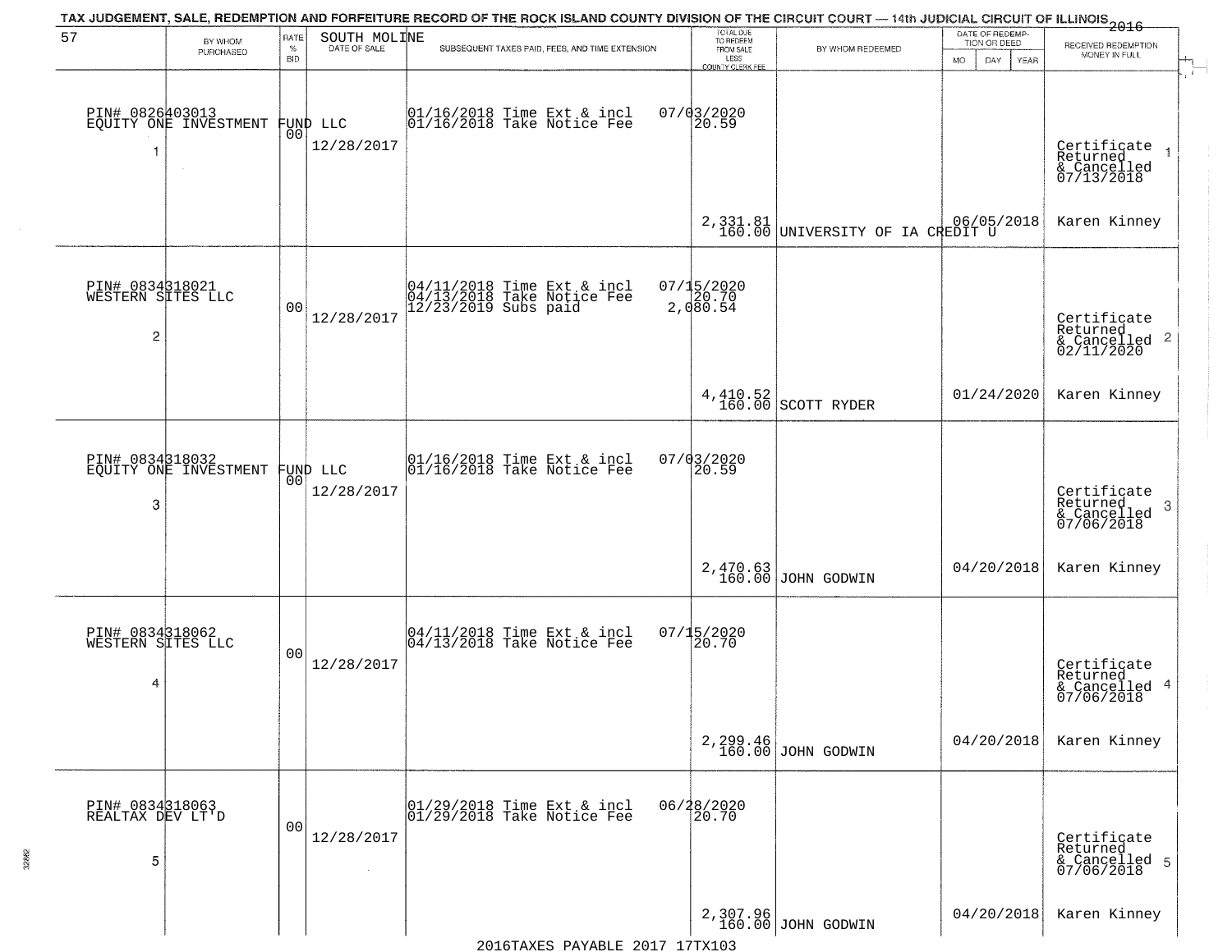TAX JUDGEMENT, SALE, REDEMPTION AND FORFEITURE RECORD OF THE ROCK ISLAND COUNTY DIVISION OF THE CIRCUIT COURT — 14th JUDICIAL CIRCUIT OF ILLINOIS 2016

| 57 | BY WHOM PURCHASED | RATE % BID | SOUTH MOLINE DATE OF SALE | SUBSEQUENT TAXES PAID, FEES, AND TIME EXTENSION | TOTAL DUE TO REDEEM FROM SALE LESS COUNTY CLERK FEE | BY WHOM REDEEMED | DATE OF REDEMPTION OR DEED MO DAY YEAR | RECEIVED REDEMPTION MONEY IN FULL |
|---|---|---|---|---|---|---|---|---|
| 1 | PIN# 0826403013 EQUITY ONE INVESTMENT FUND LLC | 00 | 12/28/2017 | 01/16/2018 Time Ext & incl 07/03/2020<br>01/16/2018 Take Notice Fee 20.59 | 2,331.81<br>160.00 | UNIVERSITY OF IA CREDIT U | 06/05/2018 | Certificate Returned & Cancelled 07/13/2018<br>Karen Kinney |
| 2 | PIN# 0834318021 WESTERN SITES LLC | 00 | 12/28/2017 | 04/11/2018 Time Ext & incl 07/15/2020<br>04/13/2018 Take Notice Fee 20.70<br>12/23/2019 Subs paid 2,080.54 | 4,410.52<br>160.00 | SCOTT RYDER | 01/24/2020 | Certificate Returned & Cancelled 02/11/2020<br>Karen Kinney |
| 3 | PIN# 0834318032 EQUITY ONE INVESTMENT FUND LLC | 00 | 12/28/2017 | 01/16/2018 Time Ext & incl 07/03/2020<br>01/16/2018 Take Notice Fee 20.59 | 2,470.63<br>160.00 | JOHN GODWIN | 04/20/2018 | Certificate Returned & Cancelled 07/06/2018<br>Karen Kinney |
| 4 | PIN# 0834318062 WESTERN SITES LLC | 00 | 12/28/2017 | 04/11/2018 Time Ext & incl 07/15/2020<br>04/13/2018 Take Notice Fee 20.70 | 2,299.46<br>160.00 | JOHN GODWIN | 04/20/2018 | Certificate Returned & Cancelled 07/06/2018<br>Karen Kinney |
| 5 | PIN# 0834318063 REALTAX DEV LT'D | 00 | 12/28/2017 | 01/29/2018 Time Ext & incl 06/28/2020<br>01/29/2018 Take Notice Fee 20.70 | 2,307.96<br>160.00 | JOHN GODWIN | 04/20/2018 | Certificate Returned & Cancelled 07/06/2018<br>Karen Kinney |

2016TAXES PAYABLE 2017 17TX103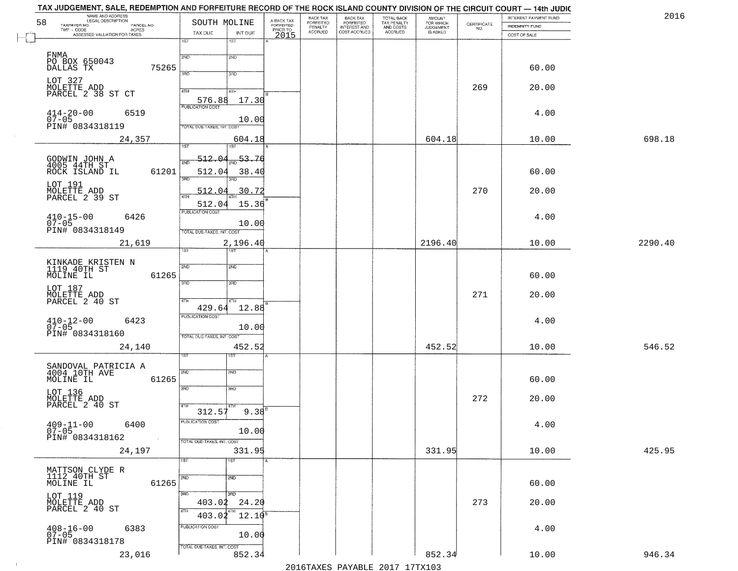TAX JUDGEMENT, SALE, REDEMPTION AND FORFEITURE RECORD OF THE ROCK ISLAND COUNTY DIVISION OF THE CIRCUIT COURT — 14th JUDIC

2016

| NAME AND ADDRESS / LEGAL DESCRIPTION / TAXPAYER NO. / PARCEL NO. / TWP - CODE / ACRES / ASSESSED VALUATION FOR TAXES | SOUTH MOLINE TAX DUE | INT DUE | A-BACK TAX FORFEITED PRIOR TO 2015 | BACK TAX FORFEITED PENALTY ACCRUED | BACK TAX FORFEITED INTEREST AND COST ACCRUED | TOTAL BACK TAX PENALTY AND COSTS ACCRUED | AMOUNT FOR WHICH JUDGEMENT IS ASKED | CERTIFICATE NO. | INTEREST PAYMENT FUND / INDEMNITY FUND / COST OF SALE | |
|---|---|---|---|---|---|---|---|---|---|---|
| FNMA<br>PO BOX 650043<br>DALLAS TX 75265<br>LOT 327<br>MOLETTE ADD<br>PARCEL 2 38 ST CT<br>414-20-00 6519<br>07-05<br>PIN# 0834318119<br>24,357 | 1ST<br>2ND<br>3RD<br>4TH 576.88<br>PUBLICATION COST<br>TOTAL DUE-TAXES, INT. COST | 1ST<br>2ND<br>3RD<br>4TH 17.30<br>10.00<br>604.18 | | | | | 604.18 | 269 | 60.00<br>20.00<br>4.00<br>10.00 | 698.18 |
| GODWIN JOHN A<br>4005 44TH ST<br>ROCK ISLAND IL 61201<br>LOT 191<br>MOLETTE ADD<br>PARCEL 2 39 ST<br>410-15-00 6426<br>07-05<br>PIN# 0834318149<br>21,619 | 1ST 512.04<br>2ND 512.04<br>3RD 512.04<br>4TH 512.04<br>PUBLICATION COST<br>TOTAL DUE-TAXES, INT. COST | 1ST 53.76<br>2ND 38.40<br>3RD 30.72<br>4TH 15.36<br>10.00<br>2,196.40 | | | | | 2196.40 | 270 | 60.00<br>20.00<br>4.00<br>10.00 | 2290.40 |
| KINKADE KRISTEN N<br>1119 40TH ST<br>MOLINE IL 61265<br>LOT 187<br>MOLETTE ADD<br>PARCEL 2 40 ST<br>410-12-00 6423<br>07-05<br>PIN# 0834318160<br>24,140 | 1ST<br>2ND<br>3RD<br>4TH 429.64<br>PUBLICATION COST<br>TOTAL DUE-TAXES, INT. COST | 1ST<br>2ND<br>3RD<br>4TH 12.88<br>10.00<br>452.52 | | | | | 452.52 | 271 | 60.00<br>20.00<br>4.00<br>10.00 | 546.52 |
| SANDOVAL PATRICIA A<br>4004 10TH AVE<br>MOLINE IL 61265<br>LOT 136<br>MOLETTE ADD<br>PARCEL 2 40 ST<br>409-11-00 6400<br>07-05<br>PIN# 0834318162<br>24,197 | 1ST<br>2ND<br>3RD<br>4TH 312.57<br>PUBLICATION COST<br>TOTAL DUE-TAXES, INT. COST | 1ST<br>2ND<br>3RD<br>4TH 9.38<br>10.00<br>331.95 | | | | | 331.95 | 272 | 60.00<br>20.00<br>4.00<br>10.00 | 425.95 |
| MATTSON CLYDE R<br>1112 40TH ST<br>MOLINE IL 61265<br>LOT 119<br>MOLETTE ADD<br>PARCEL 2 40 ST<br>408-16-00 6383<br>07-05<br>PIN# 0834318178<br>23,016 | 1ST<br>2ND<br>3RD 403.02<br>4TH 403.02<br>PUBLICATION COST<br>TOTAL DUE-TAXES, INT. COST | 1ST<br>2ND<br>3RD 24.20<br>4TH 12.10<br>10.00<br>852.34 | | | | | 852.34 | 273 | 60.00<br>20.00<br>4.00<br>10.00 | 946.34 |

2016TAXES PAYABLE 2017 17TX103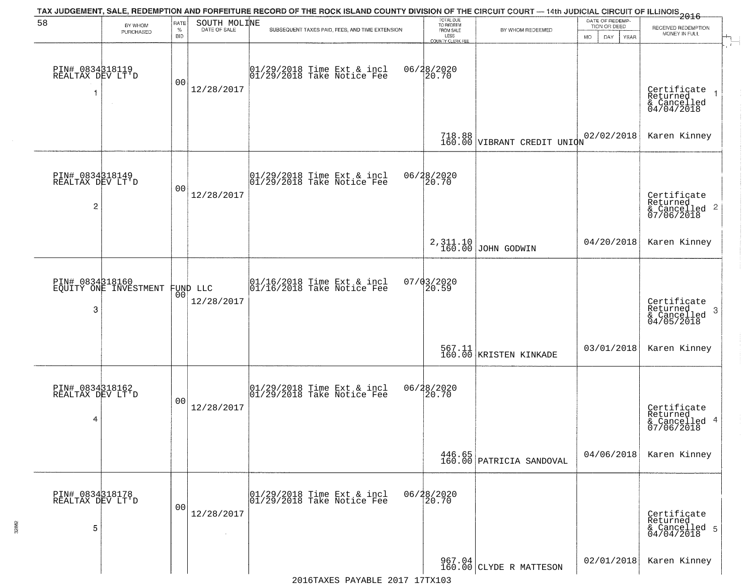TAX JUDGEMENT, SALE, REDEMPTION AND FORFEITURE RECORD OF THE ROCK ISLAND COUNTY DIVISION OF THE CIRCUIT COURT — 14th JUDICIAL CIRCUIT OF ILLINOIS 2016

58 SOUTH MOLINE

| | BY WHOM PURCHASED | RATE % BID | DATE OF SALE | SUBSEQUENT TAXES PAID, FEES, AND TIME EXTENSION | TOTAL DUE TO REDEEM FROM SALE LESS COUNTY CLERK FEE | BY WHOM REDEEMED | DATE OF REDEMPTION OR DEED MO DAY YEAR | RECEIVED REDEMPTION MONEY IN FULL |
|---|---|---|---|---|---|---|---|---|
| 1 | PIN# 0834318119 REALTAX DEV LT'D | 00 | 12/28/2017 | 01/29/2018 Time Ext & incl 06/28/2020; 01/29/2018 Take Notice Fee 20.70 | 718.88 160.00 | VIBRANT CREDIT UNION | 02/02/2018 | Certificate Returned & Cancelled 04/04/2018 Karen Kinney |
| 2 | PIN# 0834318149 REALTAX DEV LT'D | 00 | 12/28/2017 | 01/29/2018 Time Ext & incl 06/28/2020; 01/29/2018 Take Notice Fee 20.70 | 2,311.10 160.00 | JOHN GODWIN | 04/20/2018 | Certificate Returned & Cancelled 07/06/2018 Karen Kinney |
| 3 | PIN# 0834318160 EQUITY ONE INVESTMENT FUND LLC | 00 | 12/28/2017 | 01/16/2018 Time Ext & incl 07/03/2020; 01/16/2018 Take Notice Fee 20.59 | 567.11 160.00 | KRISTEN KINKADE | 03/01/2018 | Certificate Returned & Cancelled 04/05/2018 Karen Kinney |
| 4 | PIN# 0834318162 REALTAX DEV LT'D | 00 | 12/28/2017 | 01/29/2018 Time Ext & incl 06/28/2020; 01/29/2018 Take Notice Fee 20.70 | 446.65 160.00 | PATRICIA SANDOVAL | 04/06/2018 | Certificate Returned & Cancelled 07/06/2018 Karen Kinney |
| 5 | PIN# 0834318178 REALTAX DEV LT'D | 00 | 12/28/2017 | 01/29/2018 Time Ext & incl 06/28/2020; 01/29/2018 Take Notice Fee 20.70 | 967.04 160.00 | CLYDE R MATTESON | 02/01/2018 | Certificate Returned & Cancelled 04/04/2018 Karen Kinney |

2016TAXES PAYABLE 2017 17TX103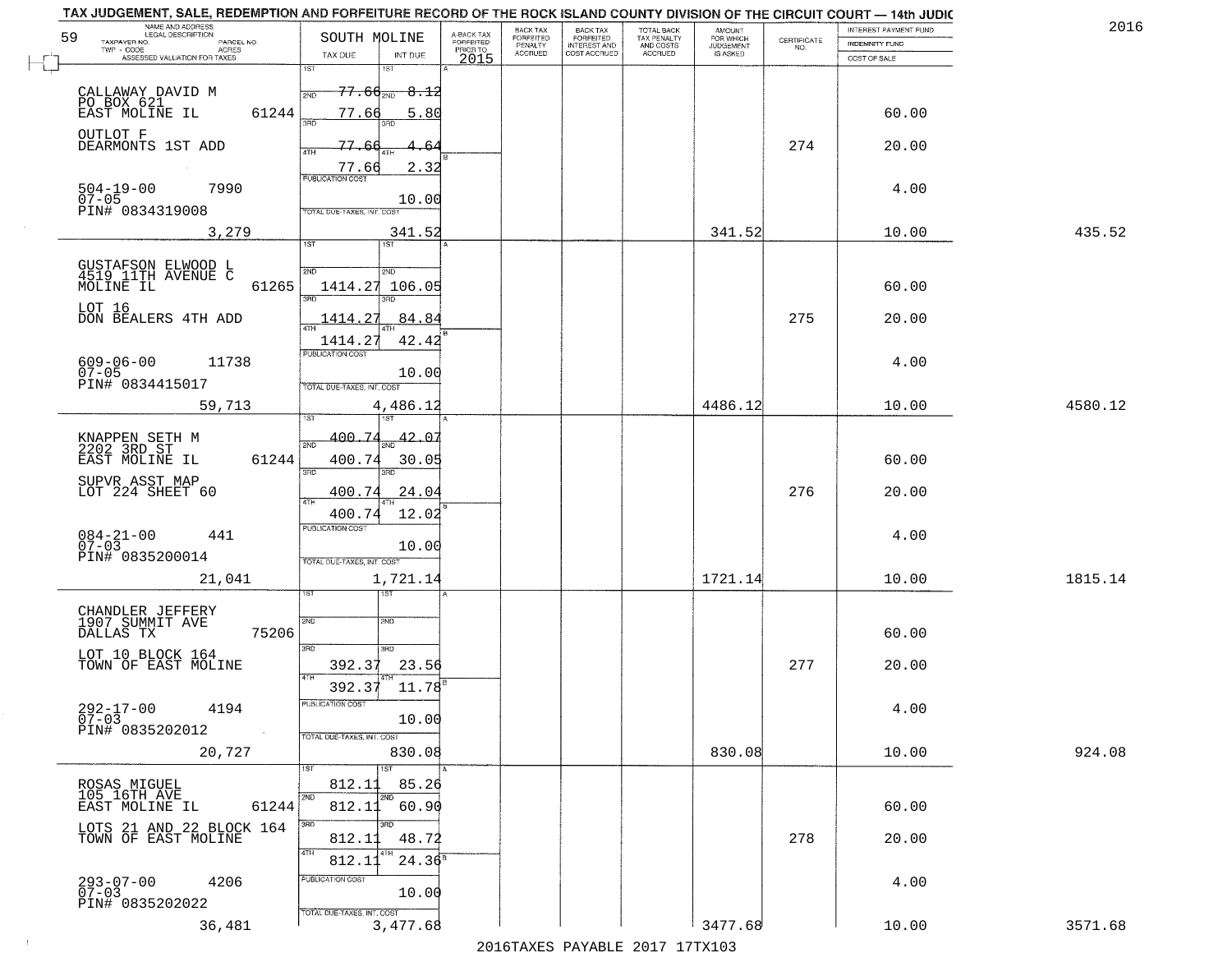TAX JUDGEMENT, SALE, REDEMPTION AND FORFEITURE RECORD OF THE ROCK ISLAND COUNTY DIVISION OF THE CIRCUIT COURT — 14th JUDIC

2016

59 SOUTH MOLINE

| NAME AND ADDRESS / LEGAL DESCRIPTION / TAXPAYER NO. / PARCEL NO. / TWP - CODE / ACRES / ASSESSED VALUATION FOR TAXES | TAX DUE | INT DUE | A-BACK TAX FORFEITED PRIOR TO 2015 | BACK TAX FORFEITED PENALTY ACCRUED | BACK TAX FORFEITED INTEREST AND COST ACCRUED | TOTAL BACK TAX PENALTY AND COSTS ACCRUED | AMOUNT FOR WHICH JUDGEMENT IS ASKED | CERTIFICATE NO. | INTEREST PAYMENT FUND / INDEMNITY FUND / COST OF SALE | |
|---|---|---|---|---|---|---|---|---|---|---|
| CALLAWAY DAVID M<br>PO BOX 621<br>EAST MOLINE IL 61244<br>OUTLOT F<br>DEARMONTS 1ST ADD<br>504-19-00 7990<br>07-05<br>PIN# 0834319008<br>3,279 | 1ST 77.66<br>2ND 77.66<br>3RD 77.66<br>4TH 77.66<br>PUBLICATION COST<br>TOTAL DUE-TAXES, INT. COST | 8.12<br>5.80<br>4.64<br>2.32<br>10.00<br>341.52 | | | | | 341.52 | 274 | 60.00<br>20.00<br>4.00<br>10.00 | 435.52 |
| GUSTAFSON ELWOOD L<br>4519 11TH AVENUE C<br>MOLINE IL 61265<br>LOT 16<br>DON BEALERS 4TH ADD<br>609-06-00 11738<br>07-05<br>PIN# 0834415017<br>59,713 | 1ST<br>2ND 1414.27<br>3RD 1414.27<br>4TH 1414.27<br>PUBLICATION COST<br>TOTAL DUE-TAXES, INT. COST | 106.05<br>84.84<br>42.42<br>10.00<br>4,486.12 | | | | | 4486.12 | 275 | 60.00<br>20.00<br>4.00<br>10.00 | 4580.12 |
| KNAPPEN SETH M<br>2202 3RD ST<br>EAST MOLINE IL 61244<br>SUPVR ASST MAP<br>LOT 224 SHEET 60<br>084-21-00 441<br>07-03<br>PIN# 0835200014<br>21,041 | 1ST 400.74<br>2ND 400.74<br>3RD 400.74<br>4TH 400.74<br>PUBLICATION COST<br>TOTAL DUE-TAXES, INT. COST | 42.07<br>30.05<br>24.04<br>12.02<br>10.00<br>1,721.14 | | | | | 1721.14 | 276 | 60.00<br>20.00<br>4.00<br>10.00 | 1815.14 |
| CHANDLER JEFFERY<br>1907 SUMMIT AVE<br>DALLAS TX 75206<br>LOT 10 BLOCK 164<br>TOWN OF EAST MOLINE<br>292-17-00 4194<br>07-03<br>PIN# 0835202012<br>20,727 | 1ST<br>2ND<br>3RD 392.37<br>4TH 392.37<br>PUBLICATION COST<br>TOTAL DUE-TAXES, INT. COST | 23.56<br>11.78<br>10.00<br>830.08 | | | | | 830.08 | 277 | 60.00<br>20.00<br>4.00<br>10.00 | 924.08 |
| ROSAS MIGUEL<br>105 16TH AVE<br>EAST MOLINE IL 61244<br>LOTS 21 AND 22 BLOCK 164<br>TOWN OF EAST MOLINE<br>293-07-00 4206<br>07-03<br>PIN# 0835202022<br>36,481 | 1ST 812.11<br>2ND 812.11<br>3RD 812.11<br>4TH 812.11<br>PUBLICATION COST<br>TOTAL DUE-TAXES, INT. COST | 85.26<br>60.90<br>48.72<br>24.36<br>10.00<br>3,477.68 | | | | | 3477.68 | 278 | 60.00<br>20.00<br>4.00<br>10.00 | 3571.68 |

2016TAXES PAYABLE 2017 17TX103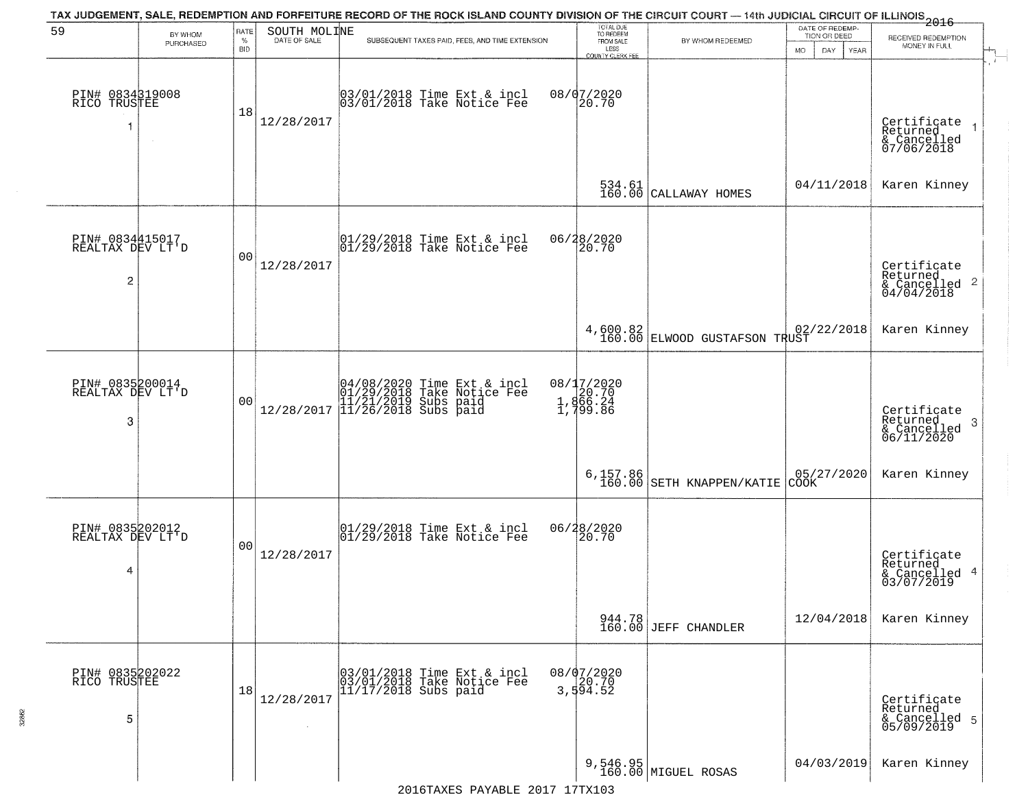# TAX JUDGEMENT, SALE, REDEMPTION AND FORFEITURE RECORD OF THE ROCK ISLAND COUNTY DIVISION OF THE CIRCUIT COURT — 14th JUDICIAL CIRCUIT OF ILLINOIS 2016

59 — SOUTH MOLINE

| # | BY WHOM PURCHASED | RATE % BID | DATE OF SALE | SUBSEQUENT TAXES PAID, FEES, AND TIME EXTENSION | TOTAL DUE TO REDEEM FROM SALE LESS COUNTY CLERK FEE | BY WHOM REDEEMED | DATE OF REDEMPTION OR DEED (MO DAY YEAR) | RECEIVED REDEMPTION MONEY IN FULL |
|---|---|---|---|---|---|---|---|---|
| 1 | PIN# 0834319008 RICO TRUSTEE | 18 | 12/28/2017 | 03/01/2018 Time Ext & incl<br>03/01/2018 Take Notice Fee | 08/07/2020<br>20.70<br>534.61<br>160.00 | CALLAWAY HOMES | 04/11/2018 | Certificate Returned & Cancelled 07/06/2018<br>Karen Kinney |
| 2 | PIN# 0834415017 REALTAX DEV LT'D | 00 | 12/28/2017 | 01/29/2018 Time Ext & incl<br>01/29/2018 Take Notice Fee | 06/28/2020<br>20.70<br>4,600.82<br>160.00 | ELWOOD GUSTAFSON TRUST | 02/22/2018 | Certificate Returned & Cancelled 04/04/2018<br>Karen Kinney |
| 3 | PIN# 0835200014 REALTAX DEV LT'D | 00 | 12/28/2017 | 04/08/2020 Time Ext & incl<br>01/29/2018 Take Notice Fee<br>11/21/2019 Subs paid<br>11/26/2018 Subs paid | 08/17/2020<br>20.70<br>1,866.24<br>1,799.86<br>6,157.86<br>160.00 | SETH KNAPPEN/KATIE COOK | 05/27/2020 | Certificate Returned & Cancelled 06/11/2020<br>Karen Kinney |
| 4 | PIN# 0835202012 REALTAX DEV LT'D | 00 | 12/28/2017 | 01/29/2018 Time Ext & incl<br>01/29/2018 Take Notice Fee | 06/28/2020<br>20.70<br>944.78<br>160.00 | JEFF CHANDLER | 12/04/2018 | Certificate Returned & Cancelled 03/07/2019<br>Karen Kinney |
| 5 | PIN# 0835202022 RICO TRUSTEE | 18 | 12/28/2017 | 03/01/2018 Time Ext & incl<br>03/01/2018 Take Notice Fee<br>11/17/2018 Subs paid | 08/07/2020<br>20.70<br>3,594.52<br>9,546.95<br>160.00 | MIGUEL ROSAS | 04/03/2019 | Certificate Returned & Cancelled 05/09/2019<br>Karen Kinney |

2016TAXES PAYABLE 2017 17TX103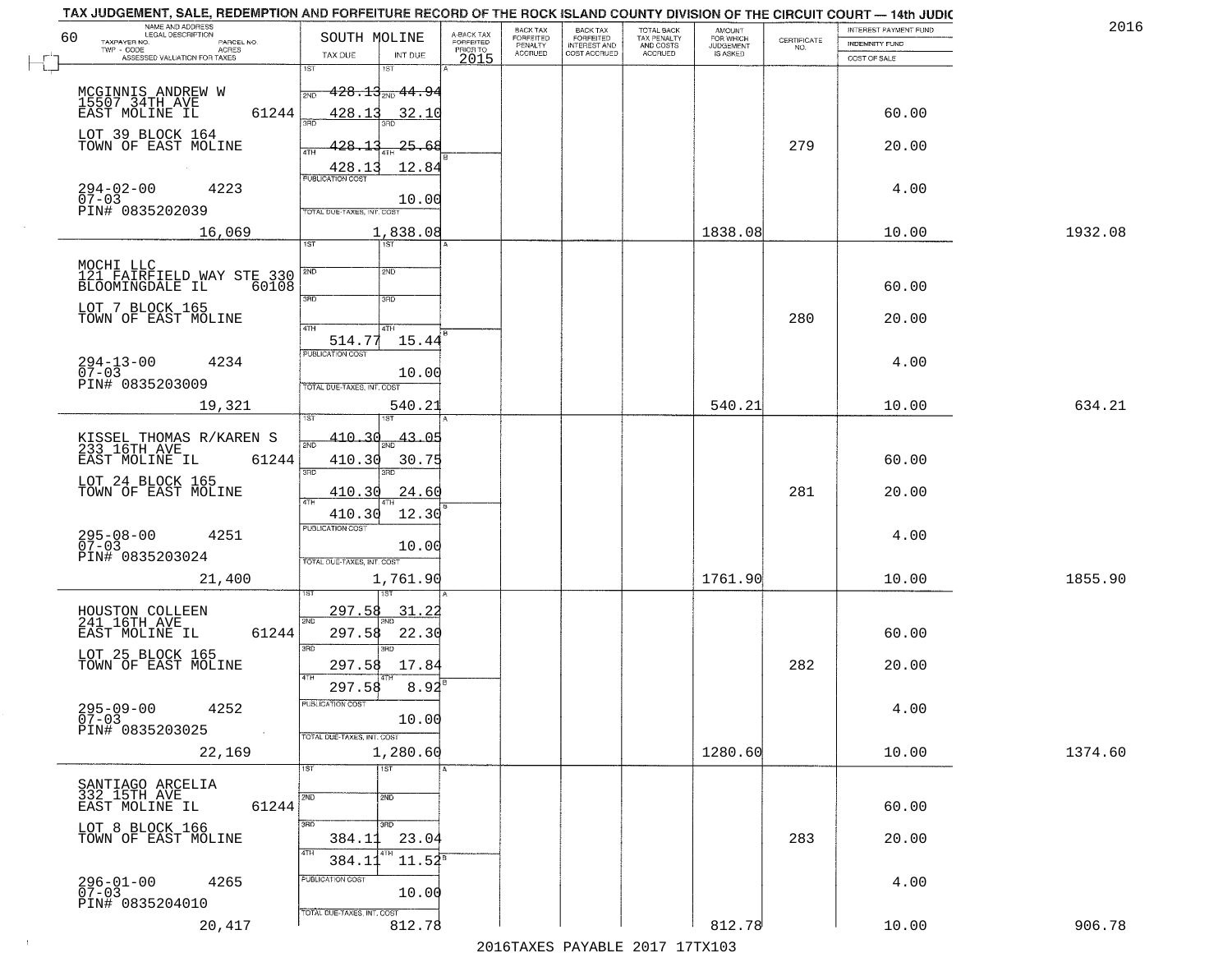TAX JUDGEMENT, SALE, REDEMPTION AND FORFEITURE RECORD OF THE ROCK ISLAND COUNTY DIVISION OF THE CIRCUIT COURT — 14th JUDIC

2016

| NAME AND ADDRESS / LEGAL DESCRIPTION / TAXPAYER NO. / PARCEL NO. / TWP - CODE / ACRES / ASSESSED VALUATION FOR TAXES | SOUTH MOLINE TAX DUE | INT DUE | A-BACK TAX FORFEITED PRIOR TO 2015 | BACK TAX FORFEITED PENALTY ACCRUED | BACK TAX FORFEITED INTEREST AND COST ACCRUED | TOTAL BACK TAX PENALTY AND COSTS ACCRUED | AMOUNT FOR WHICH JUDGEMENT IS ASKED | CERTIFICATE NO. | INTEREST PAYMENT FUND / INDEMNITY FUND / COST OF SALE | |
|---|---|---|---|---|---|---|---|---|---|---|
| MCGINNIS ANDREW W 15507 34TH AVE EAST MOLINE IL 61244 | 1ST 428.13 2ND 428.13 3RD 428.13 4TH 428.13 | 44.94 32.10 25.68 12.84 | | | | | | 279 | 60.00 20.00 4.00 | |
| LOT 39 BLOCK 164 TOWN OF EAST MOLINE 294-02-00 4223 07-03 PIN# 0835202039 | PUBLICATION COST | 10.00 | | | | | | | | |
| 16,069 | TOTAL DUE-TAXES, INT. COST | 1,838.08 | | | | | 1838.08 | | 10.00 | 1932.08 |
| MOCHI LLC 121 FAIRFIELD WAY STE 330 BLOOMINGDALE IL 60108 | 4TH 514.77 | 15.44 | | | | | | 280 | 60.00 20.00 4.00 | |
| LOT 7 BLOCK 165 TOWN OF EAST MOLINE 294-13-00 4234 07-03 PIN# 0835203009 | PUBLICATION COST | 10.00 | | | | | | | | |
| 19,321 | TOTAL DUE-TAXES, INT. COST | 540.21 | | | | | 540.21 | | 10.00 | 634.21 |
| KISSEL THOMAS R/KAREN S 233 16TH AVE EAST MOLINE IL 61244 | 1ST 410.30 2ND 410.30 3RD 410.30 4TH 410.30 | 43.05 30.75 24.60 12.30 | | | | | | 281 | 60.00 20.00 4.00 | |
| LOT 24 BLOCK 165 TOWN OF EAST MOLINE 295-08-00 4251 07-03 PIN# 0835203024 | PUBLICATION COST | 10.00 | | | | | | | | |
| 21,400 | TOTAL DUE-TAXES, INT. COST | 1,761.90 | | | | | 1761.90 | | 10.00 | 1855.90 |
| HOUSTON COLLEEN 241 16TH AVE EAST MOLINE IL 61244 | 1ST 297.58 2ND 297.58 3RD 297.58 4TH 297.58 | 31.22 22.30 17.84 8.92 | | | | | | 282 | 60.00 20.00 4.00 | |
| LOT 25 BLOCK 165 TOWN OF EAST MOLINE 295-09-00 4252 07-03 PIN# 0835203025 | PUBLICATION COST | 10.00 | | | | | | | | |
| 22,169 | TOTAL DUE-TAXES, INT. COST | 1,280.60 | | | | | 1280.60 | | 10.00 | 1374.60 |
| SANTIAGO ARCELIA 332 15TH AVE EAST MOLINE IL 61244 | 3RD 384.11 4TH 384.11 | 23.04 11.52 | | | | | | 283 | 60.00 20.00 4.00 | |
| LOT 8 BLOCK 166 TOWN OF EAST MOLINE 296-01-00 4265 07-03 PIN# 0835204010 | PUBLICATION COST | 10.00 | | | | | | | | |
| 20,417 | TOTAL DUE-TAXES, INT. COST | 812.78 | | | | | 812.78 | | 10.00 | 906.78 |

2016TAXES PAYABLE 2017 17TX103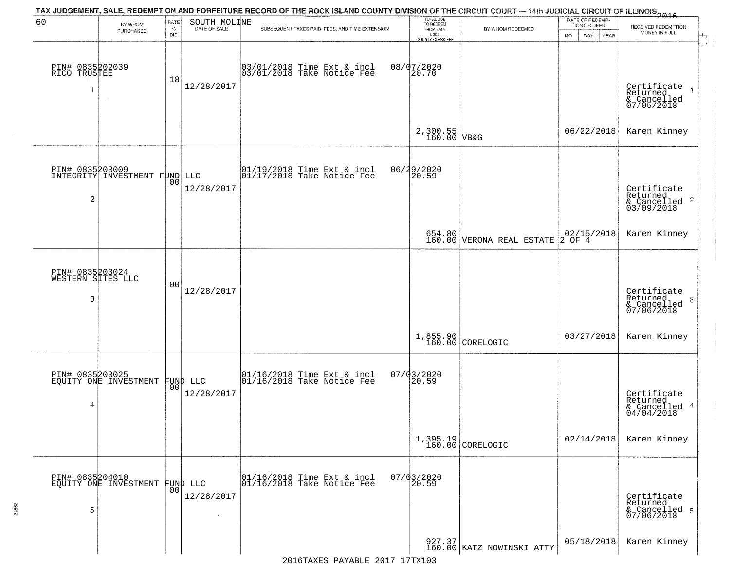TAX JUDGEMENT, SALE, REDEMPTION AND FORFEITURE RECORD OF THE ROCK ISLAND COUNTY DIVISION OF THE CIRCUIT COURT — 14th JUDICIAL CIRCUIT OF ILLINOIS 2016

| 60 | BY WHOM PURCHASED | RATE % BID | SOUTH MOLINE DATE OF SALE | SUBSEQUENT TAXES PAID, FEES, AND TIME EXTENSION | TOTAL DUE TO REDEEM FROM SALE LESS COUNTY CLERK FEE | BY WHOM REDEEMED | DATE OF REDEMPTION OR DEED MO DAY YEAR | RECEIVED REDEMPTION MONEY IN FULL |
|---|---|---|---|---|---|---|---|---|
| 1 | PIN# 0835202039 RICO TRUSTEE | 18 | 12/28/2017 | 03/01/2018 Time Ext & incl 03/01/2018 Take Notice Fee 08/07/2020 | 20.70<br>2,300.55<br>160.00 | VB&G | 06/22/2018 | Certificate Returned & Cancelled 07/05/2018<br>Karen Kinney |
| 2 | PIN# 0835203009 INTEGRITY INVESTMENT FUND LLC | 00 | 12/28/2017 | 01/19/2018 Time Ext & incl 01/17/2018 Take Notice Fee 06/29/2020 | 20.59<br>654.80<br>160.00 | VERONA REAL ESTATE 2 OF 4 | 02/15/2018 | Certificate Returned & Cancelled 03/09/2018<br>Karen Kinney |
| 3 | PIN# 0835203024 WESTERN SITES LLC | 00 | 12/28/2017 | | 1,855.90<br>160.00 | CORELOGIC | 03/27/2018 | Certificate Returned & Cancelled 07/06/2018<br>Karen Kinney |
| 4 | PIN# 0835203025 EQUITY ONE INVESTMENT FUND LLC | 00 | 12/28/2017 | 01/16/2018 Time Ext & incl 01/16/2018 Take Notice Fee 07/03/2020 | 20.59<br>1,395.19<br>160.00 | CORELOGIC | 02/14/2018 | Certificate Returned & Cancelled 04/04/2018<br>Karen Kinney |
| 5 | PIN# 0835204010 EQUITY ONE INVESTMENT FUND LLC | 00 | 12/28/2017 | 01/16/2018 Time Ext & incl 01/16/2018 Take Notice Fee 07/03/2020 | 20.59<br>927.37<br>160.00 | KATZ NOWINSKI ATTY | 05/18/2018 | Certificate Returned & Cancelled 07/06/2018<br>Karen Kinney |

2016TAXES PAYABLE 2017 17TX103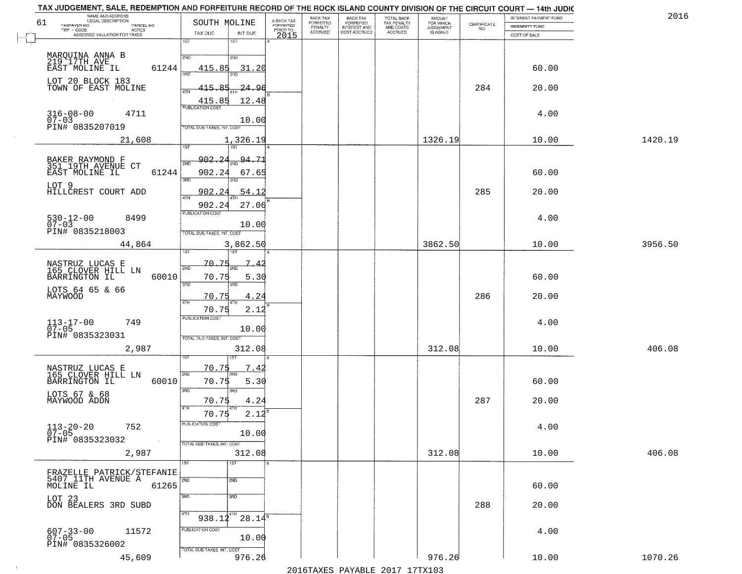TAX JUDGEMENT, SALE, REDEMPTION AND FORFEITURE RECORD OF THE ROCK ISLAND COUNTY DIVISION OF THE CIRCUIT COURT — 14th JUDIC

2016

| 61 NAME AND ADDRESS / LEGAL DESCRIPTION / TAXPAYER NO. / PARCEL NO. / TWP - CODE / ACRES / ASSESSED VALUATION FOR TAXES | SOUTH MOLINE TAX DUE | INT DUE | A-BACK TAX FORFEITED PRIOR TO 2015 | BACK TAX FORFEITED PENALTY ACCRUED | BACK TAX FORFEITED INTEREST AND COST ACCRUED | TOTAL BACK TAX PENALTY AND COSTS ACCRUED | AMOUNT FOR WHICH JUDGEMENT IS ASKED | CERTIFICATE NO. | INTEREST PAYMENT FUND / INDEMNITY FUND / COST OF SALE | |
|---|---|---|---|---|---|---|---|---|---|---|
| MARQUINA ANNA B<br>219 17TH AVE<br>EAST MOLINE IL 61244<br>LOT 20 BLOCK 183<br>TOWN OF EAST MOLINE<br>316-08-00 4711<br>07-03<br>PIN# 0835207019<br>21,608 | 1ST<br>2ND 415.85<br>3RD 415.85<br>4TH 415.85<br>PUBLICATION COST<br>TOTAL DUE-TAXES, INT. COST | 1ST<br>2ND 31.20<br>3RD 24.96<br>4TH 12.48<br>10.00<br>1,326.19 | | | | | 1326.19 | 284 | 60.00<br>20.00<br>4.00<br>10.00 | 1420.19 |
| BAKER RAYMOND F<br>351 19TH AVENUE CT<br>EAST MOLINE IL 61244<br>LOT 9<br>HILLCREST COURT ADD<br>530-12-00 8499<br>07-03<br>PIN# 0835218003<br>44,864 | 1ST 902.24<br>2ND 902.24<br>3RD 902.24<br>4TH 902.24<br>PUBLICATION COST<br>TOTAL DUE-TAXES, INT. COST | 1ST 94.71<br>2ND 67.65<br>3RD 54.12<br>4TH 27.06<br>10.00<br>3,862.50 | | | | | 3862.50 | 285 | 60.00<br>20.00<br>4.00<br>10.00 | 3956.50 |
| NASTRUZ LUCAS E<br>165 CLOVER HILL LN<br>BARRINGTON IL 60010<br>LOTS 64 65 & 66<br>MAYWOOD<br>113-17-00 749<br>07-05<br>PIN# 0835323031<br>2,987 | 1ST 70.75<br>2ND 70.75<br>3RD 70.75<br>4TH 70.75<br>PUBLICATION COST<br>TOTAL DUE-TAXES, INT. COST | 1ST 7.42<br>2ND 5.30<br>3RD 4.24<br>4TH 2.12<br>10.00<br>312.08 | | | | | 312.08 | 286 | 60.00<br>20.00<br>4.00<br>10.00 | 406.08 |
| NASTRUZ LUCAS E<br>165 CLOVER HILL LN<br>BARRINGTON IL 60010<br>LOTS 67 & 68<br>MAYWOOD ADDN<br>113-20-20 752<br>07-05<br>PIN# 0835323032<br>2,987 | 1ST 70.75<br>2ND 70.75<br>3RD 70.75<br>4TH 70.75<br>PUBLICATION COST<br>TOTAL DUE-TAXES, INT. COST | 1ST 7.42<br>2ND 5.30<br>3RD 4.24<br>4TH 2.12<br>10.00<br>312.08 | | | | | 312.08 | 287 | 60.00<br>20.00<br>4.00<br>10.00 | 406.08 |
| FRAZELLE PATRICK/STEFANIE<br>5407 11TH AVENUE A<br>MOLINE IL 61265<br>LOT 23<br>DON BEALERS 3RD SUBD<br>607-33-00 11572<br>07-05<br>PIN# 0835326002<br>45,609 | 1ST<br>2ND<br>3RD<br>4TH 938.12<br>PUBLICATION COST<br>TOTAL DUE-TAXES, INT. COST | 1ST<br>2ND<br>3RD<br>4TH 28.14<br>10.00<br>976.26 | | | | | 976.26 | 288 | 60.00<br>20.00<br>4.00<br>10.00 | 1070.26 |

2016TAXES PAYABLE 2017 17TX103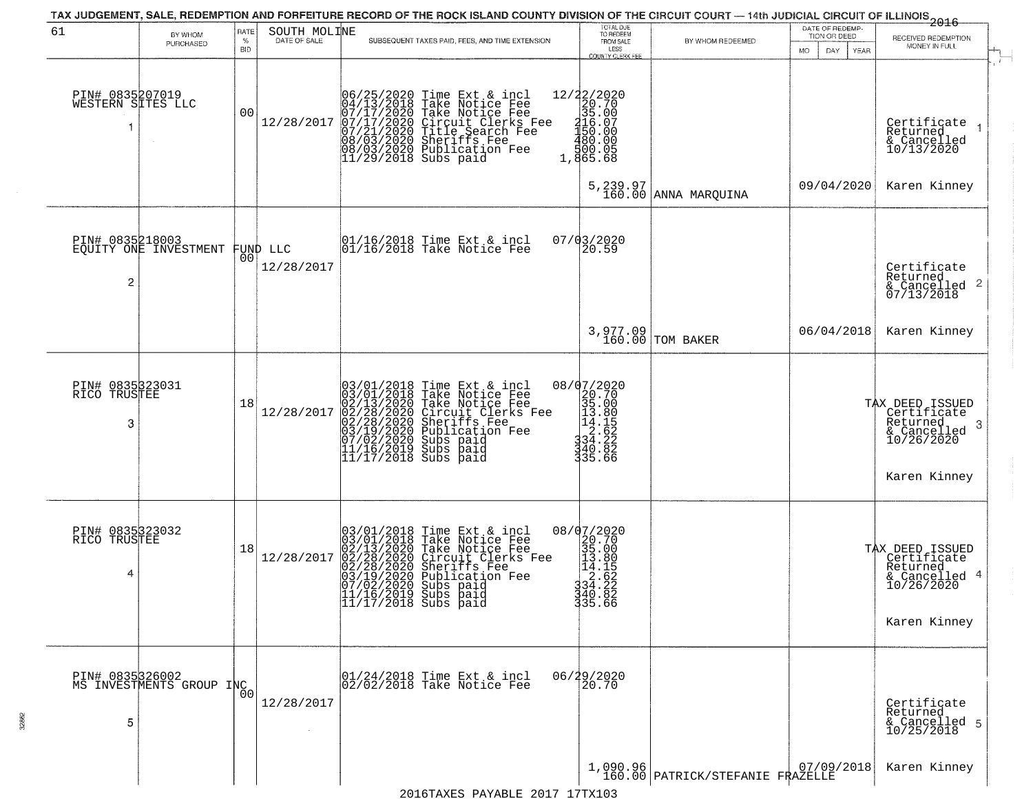TAX JUDGEMENT, SALE, REDEMPTION AND FORFEITURE RECORD OF THE ROCK ISLAND COUNTY DIVISION OF THE CIRCUIT COURT — 14th JUDICIAL CIRCUIT OF ILLINOIS 2016

| 61 BY WHOM PURCHASED | RATE % BID | SOUTH MOLINE DATE OF SALE | SUBSEQUENT TAXES PAID, FEES, AND TIME EXTENSION | TOTAL DUE TO REDEEM FROM SALE LESS COUNTY CLERK FEE | BY WHOM REDEEMED | DATE OF REDEMPTION OR DEED MO DAY YEAR | RECEIVED REDEMPTION MONEY IN FULL |
|---|---|---|---|---|---|---|---|
| PIN# 0835207019 WESTERN SITES LLC 1 | 00 | 12/28/2017 | 06/25/2020 Time Ext & incl 12/22/2020<br>04/13/2018 Take Notice Fee 20.70<br>07/17/2020 Take Notice Fee 35.00<br>07/17/2020 Circuit Clerks Fee 216.07<br>07/21/2020 Title Search Fee 150.00<br>08/03/2020 Sheriffs Fee 480.00<br>08/03/2020 Publication Fee 500.05<br>11/29/2018 Subs paid 1,865.68 | 5,239.97<br>160.00 | ANNA MARQUINA | 09/04/2020 | Certificate Returned & Cancelled 10/13/2020 1<br>Karen Kinney |
| PIN# 0835218003 EQUITY ONE INVESTMENT FUND LLC 2 | 00 | 12/28/2017 | 01/16/2018 Time Ext & incl 07/03/2020<br>01/16/2018 Take Notice Fee 20.59 | 3,977.09<br>160.00 | TOM BAKER | 06/04/2018 | Certificate Returned & Cancelled 07/13/2018 2<br>Karen Kinney |
| PIN# 0835323031 RICO TRUSTEE 3 | 18 | 12/28/2017 | 03/01/2018 Time Ext & incl 08/07/2020<br>03/01/2018 Take Notice Fee 20.70<br>02/13/2020 Take Notice Fee 35.00<br>02/28/2020 Circuit Clerks Fee 13.80<br>02/28/2020 Sheriffs Fee 14.15<br>03/19/2020 Publication Fee 2.62<br>07/02/2020 Subs paid 334.22<br>11/16/2019 Subs paid 340.82<br>11/17/2018 Subs paid 335.66 | | | | TAX DEED ISSUED Certificate Returned & Cancelled 10/26/2020 3<br>Karen Kinney |
| PIN# 0835323032 RICO TRUSTEE 4 | 18 | 12/28/2017 | 03/01/2018 Time Ext & incl 08/07/2020<br>03/01/2018 Take Notice Fee 20.70<br>02/13/2020 Take Notice Fee 35.00<br>02/28/2020 Circuit Clerks Fee 13.80<br>02/28/2020 Sheriffs Fee 14.15<br>03/19/2020 Publication Fee 2.62<br>07/02/2020 Subs paid 334.22<br>11/16/2019 Subs paid 340.82<br>11/17/2018 Subs paid 335.66 | | | | TAX DEED ISSUED Certificate Returned & Cancelled 10/26/2020 4<br>Karen Kinney |
| PIN# 0835326002 MS INVESTMENTS GROUP INC 5 | 00 | 12/28/2017 | 01/24/2018 Time Ext & incl 06/29/2020<br>02/02/2018 Take Notice Fee 20.70 | 1,090.96<br>160.00 | PATRICK/STEFANIE FRAZELLE | 07/09/2018 | Certificate Returned & Cancelled 10/25/2018 5<br>Karen Kinney |

2016TAXES PAYABLE 2017 17TX103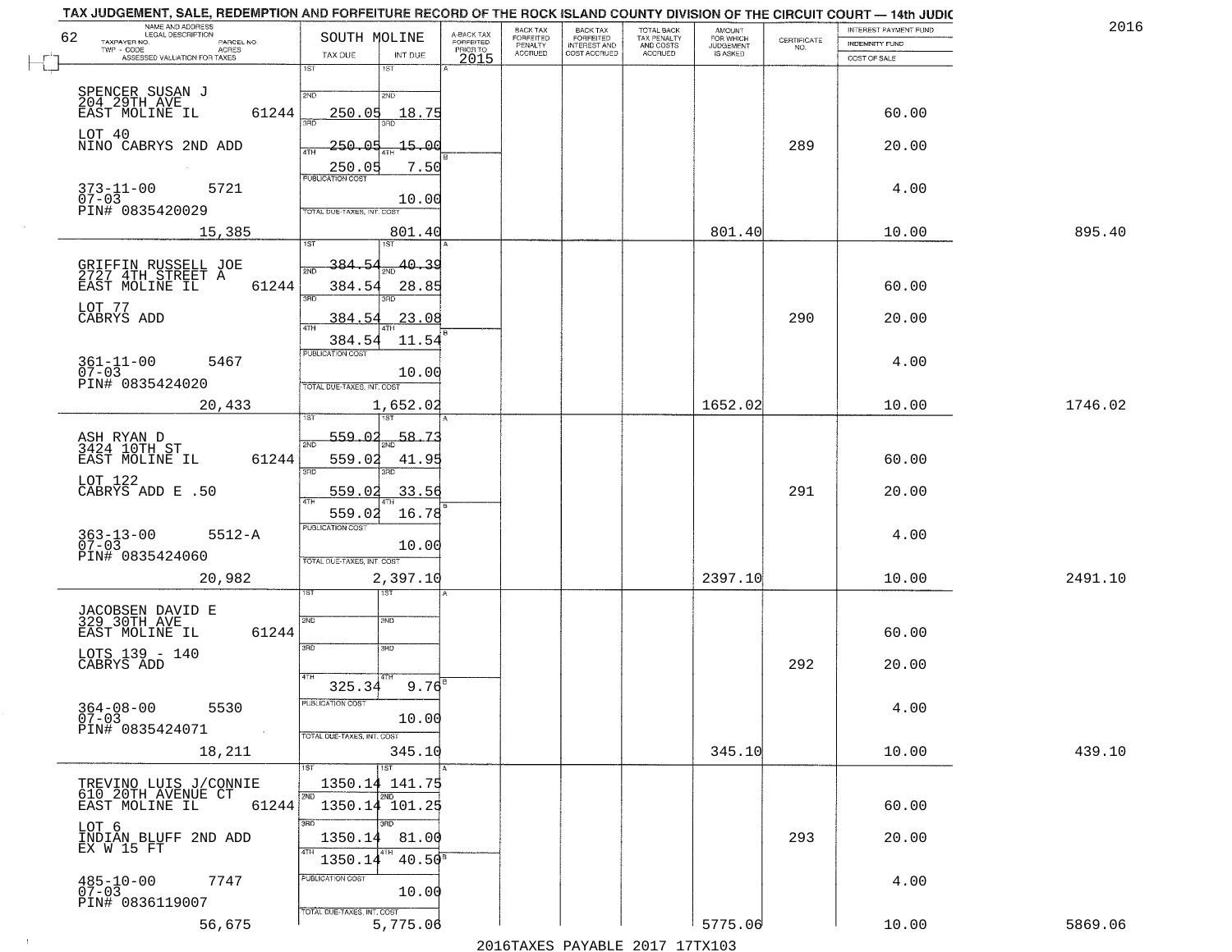# TAX JUDGEMENT, SALE, REDEMPTION AND FORFEITURE RECORD OF THE ROCK ISLAND COUNTY DIVISION OF THE CIRCUIT COURT — 14th JUDIC

2016

62 — SOUTH MOLINE

| NAME AND ADDRESS / LEGAL DESCRIPTION / TAXPAYER NO. / PARCEL NO. / TWP - CODE / ACRES / ASSESSED VALUATION FOR TAXES | TAX DUE | INT DUE | A-BACK TAX FORFEITED PRIOR TO 2015 | BACK TAX FORFEITED PENALTY ACCRUED | BACK TAX FORFEITED INTEREST AND COST ACCRUED | TOTAL BACK TAX PENALTY AND COSTS ACCRUED | AMOUNT FOR WHICH JUDGEMENT IS ASKED | CERTIFICATE NO. | INTEREST PAYMENT FUND / INDEMNITY FUND / COST OF SALE | |
|---|---|---|---|---|---|---|---|---|---|---|
| SPENCER SUSAN J<br>204 29TH AVE<br>EAST MOLINE IL 61244<br>LOT 40<br>NINO CABRYS 2ND ADD<br>373-11-00 5721<br>07-03<br>PIN# 0835420029<br>15,385 | 1ST<br>2ND 250.05<br>3RD 250.05<br>4TH 250.05<br>PUBLICATION COST<br>TOTAL DUE-TAXES, INT. COST | 1ST<br>2ND 18.75<br>3RD 15.00<br>4TH 7.50<br>10.00<br>801.40 | | | | | 801.40 | 289 | 60.00<br>20.00<br>4.00<br>10.00 | 895.40 |
| GRIFFIN RUSSELL JOE<br>2727 4TH STREET A<br>EAST MOLINE IL 61244<br>LOT 77<br>CABRYS ADD<br>361-11-00 5467<br>07-03<br>PIN# 0835424020<br>20,433 | 1ST 384.54<br>2ND 384.54<br>3RD 384.54<br>4TH 384.54<br>PUBLICATION COST<br>TOTAL DUE-TAXES, INT. COST | 1ST 40.39<br>2ND 28.85<br>3RD 23.08<br>4TH 11.54<br>10.00<br>1,652.02 | | | | | 1652.02 | 290 | 60.00<br>20.00<br>4.00<br>10.00 | 1746.02 |
| ASH RYAN D<br>3424 10TH ST<br>EAST MOLINE IL 61244<br>LOT 122<br>CABRYS ADD E .50<br>363-13-00 5512-A<br>07-03<br>PIN# 0835424060<br>20,982 | 1ST 559.02<br>2ND 559.02<br>3RD 559.02<br>4TH 559.02<br>PUBLICATION COST<br>TOTAL DUE-TAXES, INT. COST | 1ST 58.73<br>2ND 41.95<br>3RD 33.56<br>4TH 16.78<br>10.00<br>2,397.10 | | | | | 2397.10 | 291 | 60.00<br>20.00<br>4.00<br>10.00 | 2491.10 |
| JACOBSEN DAVID E<br>329 30TH AVE<br>EAST MOLINE IL 61244<br>LOTS 139 - 140<br>CABRYS ADD<br>364-08-00 5530<br>07-03<br>PIN# 0835424071<br>18,211 | 1ST<br>2ND<br>3RD<br>4TH 325.34<br>PUBLICATION COST<br>TOTAL DUE-TAXES, INT. COST | 1ST<br>2ND<br>3RD<br>4TH 9.76<br>10.00<br>345.10 | | | | | 345.10 | 292 | 60.00<br>20.00<br>4.00<br>10.00 | 439.10 |
| TREVINO LUIS J/CONNIE<br>610 20TH AVENUE CT<br>EAST MOLINE IL 61244<br>LOT 6<br>INDIAN BLUFF 2ND ADD<br>EX W 15 FT<br>485-10-00 7747<br>07-03<br>PIN# 0836119007<br>56,675 | 1ST 1350.14<br>2ND 1350.14<br>3RD 1350.14<br>4TH 1350.14<br>PUBLICATION COST<br>TOTAL DUE-TAXES, INT. COST | 1ST 141.75<br>2ND 101.25<br>3RD 81.00<br>4TH 40.50<br>10.00<br>5,775.06 | | | | | 5775.06 | 293 | 60.00<br>20.00<br>4.00<br>10.00 | 5869.06 |

2016TAXES PAYABLE 2017 17TX103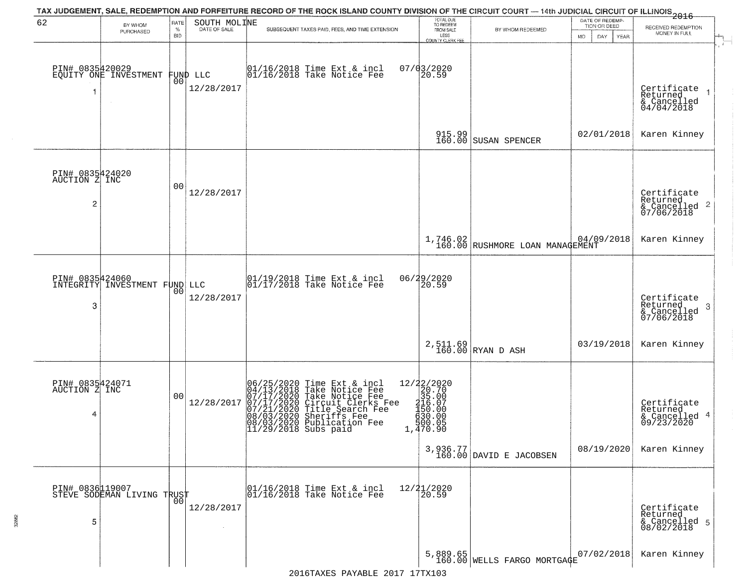# TAX JUDGEMENT, SALE, REDEMPTION AND FORFEITURE RECORD OF THE ROCK ISLAND COUNTY DIVISION OF THE CIRCUIT COURT — 14th JUDICIAL CIRCUIT OF ILLINOIS 2016

62 — SOUTH MOLINE

| | BY WHOM PURCHASED | RATE % BID | DATE OF SALE | SUBSEQUENT TAXES PAID, FEES, AND TIME EXTENSION | TOTAL DUE TO REDEEM FROM SALE LESS COUNTY CLERK FEE | BY WHOM REDEEMED | DATE OF REDEMPTION OR DEED MO DAY YEAR | RECEIVED REDEMPTION MONEY IN FULL |
|---|---|---|---|---|---|---|---|---|
| 1 | PIN# 0835420029 EQUITY ONE INVESTMENT FUND LLC | 00 | 12/28/2017 | 01/16/2018 Time Ext & incl<br>01/16/2018 Take Notice Fee | 07/03/2020<br>20.59<br>915.99<br>160.00 | SUSAN SPENCER | 02/01/2018 | Certificate Returned & Cancelled 04/04/2018<br>Karen Kinney |
| 2 | PIN# 0835424020 AUCTION Z INC | 00 | 12/28/2017 | | 1,746.02<br>160.00 | RUSHMORE LOAN MANAGEMENT | 04/09/2018 | Certificate Returned & Cancelled 07/06/2018<br>Karen Kinney |
| 3 | PIN# 0835424060 INTEGRITY INVESTMENT FUND LLC | 00 | 12/28/2017 | 01/19/2018 Time Ext & incl<br>01/17/2018 Take Notice Fee | 06/29/2020<br>20.59<br>2,511.69<br>160.00 | RYAN D ASH | 03/19/2018 | Certificate Returned & Cancelled 07/06/2018<br>Karen Kinney |
| 4 | PIN# 0835424071 AUCTION Z INC | 00 | 12/28/2017 | 06/25/2020 Time Ext & incl<br>04/13/2018 Take Notice Fee<br>07/17/2020 Take Notice Fee<br>07/17/2020 Circuit Clerks Fee<br>07/21/2020 Title Search Fee<br>08/03/2020 Sheriffs Fee<br>08/03/2020 Publication Fee<br>11/29/2018 Subs paid | 12/22/2020<br>20.70<br>35.00<br>216.07<br>150.00<br>630.00<br>500.05<br>1,470.90<br>3,936.77<br>160.00 | DAVID E JACOBSEN | 08/19/2020 | Certificate Returned & Cancelled 09/23/2020<br>Karen Kinney |
| 5 | PIN# 0836119007 STEVE SODEMAN LIVING TRUST | 00 | 12/28/2017 | 01/16/2018 Time Ext & incl<br>01/16/2018 Take Notice Fee | 12/21/2020<br>20.59<br>5,889.65<br>160.00 | WELLS FARGO MORTGAGE | 07/02/2018 | Certificate Returned & Cancelled 08/02/2018<br>Karen Kinney |

2016TAXES PAYABLE 2017 17TX103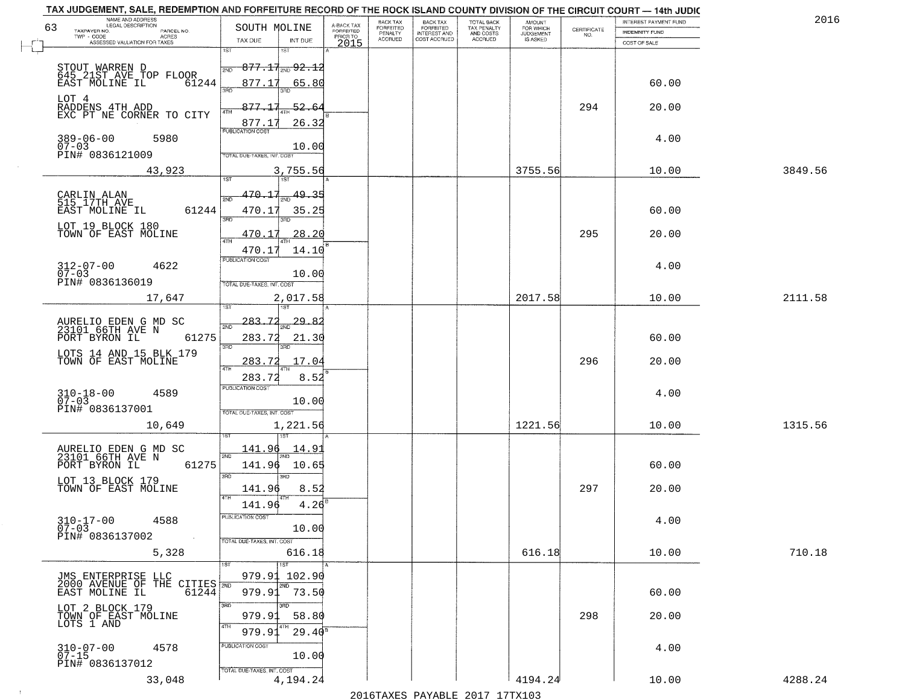TAX JUDGEMENT, SALE, REDEMPTION AND FORFEITURE RECORD OF THE ROCK ISLAND COUNTY DIVISION OF THE CIRCUIT COURT — 14th JUDIC

2016

| 63 NAME AND ADDRESS / LEGAL DESCRIPTION / TAXPAYER NO. / PARCEL NO. / TWP - CODE / ACRES / ASSESSED VALUATION FOR TAXES | SOUTH MOLINE TAX DUE | INT DUE | A-BACK TAX FORFEITED PRIOR TO 2015 | BACK TAX FORFEITED PENALTY ACCRUED | BACK TAX FORFEITED INTEREST AND COST ACCRUED | TOTAL BACK TAX PENALTY AND COSTS ACCRUED | AMOUNT FOR WHICH JUDGEMENT IS ASKED | CERTIFICATE NO. | INTEREST PAYMENT FUND / INDEMNITY FUND / COST OF SALE | |
|---|---|---|---|---|---|---|---|---|---|---|
| STOUT WARREN D<br>645 21ST AVE TOP FLOOR<br>EAST MOLINE IL 61244<br>LOT 4<br>RADDENS 4TH ADD<br>EXC PT NE CORNER TO CITY<br>389-06-00 5980<br>07-03<br>PIN# 0836121009<br>43,923 | 1ST 877.17<br>2ND 877.17<br>3RD 877.17<br>4TH 877.17<br>PUBLICATION COST<br>TOTAL DUE-TAXES, INT. COST | 1ST 92.12<br>2ND 65.80<br>3RD 52.64<br>4TH 26.32<br>10.00<br>3,755.56 | | | | | 3755.56 | 294 | 60.00<br>20.00<br>4.00<br>10.00 | 3849.56 |
| CARLIN ALAN<br>515 17TH AVE<br>EAST MOLINE IL 61244<br>LOT 19 BLOCK 180<br>TOWN OF EAST MOLINE<br>312-07-00 4622<br>07-03<br>PIN# 0836136019<br>17,647 | 1ST 470.17<br>2ND 470.17<br>3RD 470.17<br>4TH 470.17<br>PUBLICATION COST<br>TOTAL DUE-TAXES, INT. COST | 1ST 49.35<br>2ND 35.25<br>3RD 28.20<br>4TH 14.10<br>10.00<br>2,017.58 | | | | | 2017.58 | 295 | 60.00<br>20.00<br>4.00<br>10.00 | 2111.58 |
| AURELIO EDEN G MD SC<br>23101 66TH AVE N<br>PORT BYRON IL 61275<br>LOTS 14 AND 15 BLK 179<br>TOWN OF EAST MOLINE<br>310-18-00 4589<br>07-03<br>PIN# 0836137001<br>10,649 | 1ST 283.72<br>2ND 283.72<br>3RD 283.72<br>4TH 283.72<br>PUBLICATION COST<br>TOTAL DUE-TAXES, INT. COST | 1ST 29.82<br>2ND 21.30<br>3RD 17.04<br>4TH 8.52<br>10.00<br>1,221.56 | | | | | 1221.56 | 296 | 60.00<br>20.00<br>4.00<br>10.00 | 1315.56 |
| AURELIO EDEN G MD SC<br>23101 66TH AVE N<br>PORT BYRON IL 61275<br>LOT 13 BLOCK 179<br>TOWN OF EAST MOLINE<br>310-17-00 4588<br>07-03<br>PIN# 0836137002<br>5,328 | 1ST 141.96<br>2ND 141.96<br>3RD 141.96<br>4TH 141.96<br>PUBLICATION COST<br>TOTAL DUE-TAXES, INT. COST | 1ST 14.91<br>2ND 10.65<br>3RD 8.52<br>4TH 4.26<br>10.00<br>616.18 | | | | | 616.18 | 297 | 60.00<br>20.00<br>4.00<br>10.00 | 710.18 |
| JMS ENTERPRISE LLC<br>2000 AVENUE OF THE CITIES<br>EAST MOLINE IL 61244<br>LOT 2 BLOCK 179<br>TOWN OF EAST MOLINE<br>LOTS 1 AND<br>310-07-00 4578<br>07-15<br>PIN# 0836137012<br>33,048 | 1ST 979.91<br>2ND 979.91<br>3RD 979.91<br>4TH 979.91<br>PUBLICATION COST<br>TOTAL DUE-TAXES, INT. COST | 1ST 102.90<br>2ND 73.50<br>3RD 58.80<br>4TH 29.40<br>10.00<br>4,194.24 | | | | | 4194.24 | 298 | 60.00<br>20.00<br>4.00<br>10.00 | 4288.24 |

2016TAXES PAYABLE 2017 17TX103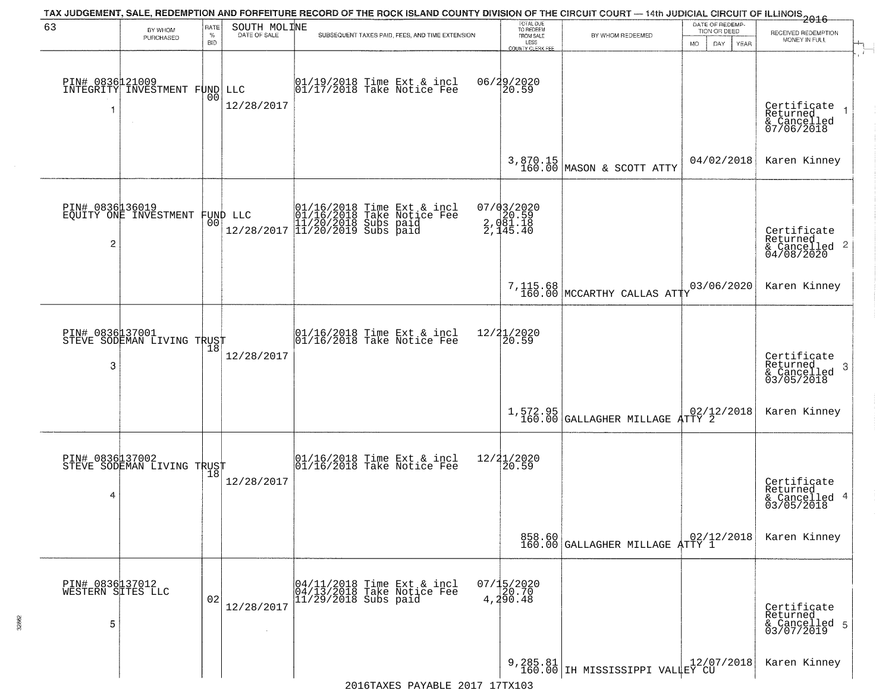TAX JUDGEMENT, SALE, REDEMPTION AND FORFEITURE RECORD OF THE ROCK ISLAND COUNTY DIVISION OF THE CIRCUIT COURT — 14th JUDICIAL CIRCUIT OF ILLINOIS 2016

| 63 | BY WHOM PURCHASED | RATE % BID | SOUTH MOLINE DATE OF SALE | SUBSEQUENT TAXES PAID, FEES, AND TIME EXTENSION | TOTAL DUE TO REDEEM FROM SALE LESS COUNTY CLERK FEE | BY WHOM REDEEMED | DATE OF REDEMPTION OR DEED MO DAY YEAR | RECEIVED REDEMPTION MONEY IN FULL |
|---|---|---|---|---|---|---|---|---|
| 1 | PIN# 0836121009 INTEGRITY INVESTMENT FUND LLC | 00 | 12/28/2017 | 01/19/2018 Time Ext & incl 06/29/2020<br>01/17/2018 Take Notice Fee 20.59 | 3,870.15<br>160.00 | MASON & SCOTT ATTY | 04/02/2018 | Certificate Returned & Cancelled 07/06/2018 Karen Kinney |
| 2 | PIN# 0836136019 EQUITY ONE INVESTMENT FUND LLC | 00 | 12/28/2017 | 01/16/2018 Time Ext & incl 07/03/2020<br>01/16/2018 Take Notice Fee 20.59<br>11/20/2018 Subs paid 2,081.18<br>11/20/2019 Subs paid 2,145.40 | 7,115.68<br>160.00 | MCCARTHY CALLAS ATTY | 03/06/2020 | Certificate Returned & Cancelled 04/08/2020 Karen Kinney |
| 3 | PIN# 0836137001 STEVE SODEMAN LIVING TRUST | 18 | 12/28/2017 | 01/16/2018 Time Ext & incl 12/21/2020<br>01/16/2018 Take Notice Fee 20.59 | 1,572.95<br>160.00 | GALLAGHER MILLAGE ATTY 2 | 02/12/2018 | Certificate Returned & Cancelled 03/05/2018 Karen Kinney |
| 4 | PIN# 0836137002 STEVE SODEMAN LIVING TRUST | 18 | 12/28/2017 | 01/16/2018 Time Ext & incl 12/21/2020<br>01/16/2018 Take Notice Fee 20.59 | 858.60<br>160.00 | GALLAGHER MILLAGE ATTY 1 | 02/12/2018 | Certificate Returned & Cancelled 03/05/2018 Karen Kinney |
| 5 | PIN# 0836137012 WESTERN SITES LLC | 02 | 12/28/2017 | 04/11/2018 Time Ext & incl 07/15/2020<br>04/13/2018 Take Notice Fee 20.70<br>11/29/2018 Subs paid 4,290.48 | 9,285.81<br>160.00 | IH MISSISSIPPI VALLEY CU | 12/07/2018 | Certificate Returned & Cancelled 03/07/2019 Karen Kinney |

2016TAXES PAYABLE 2017 17TX103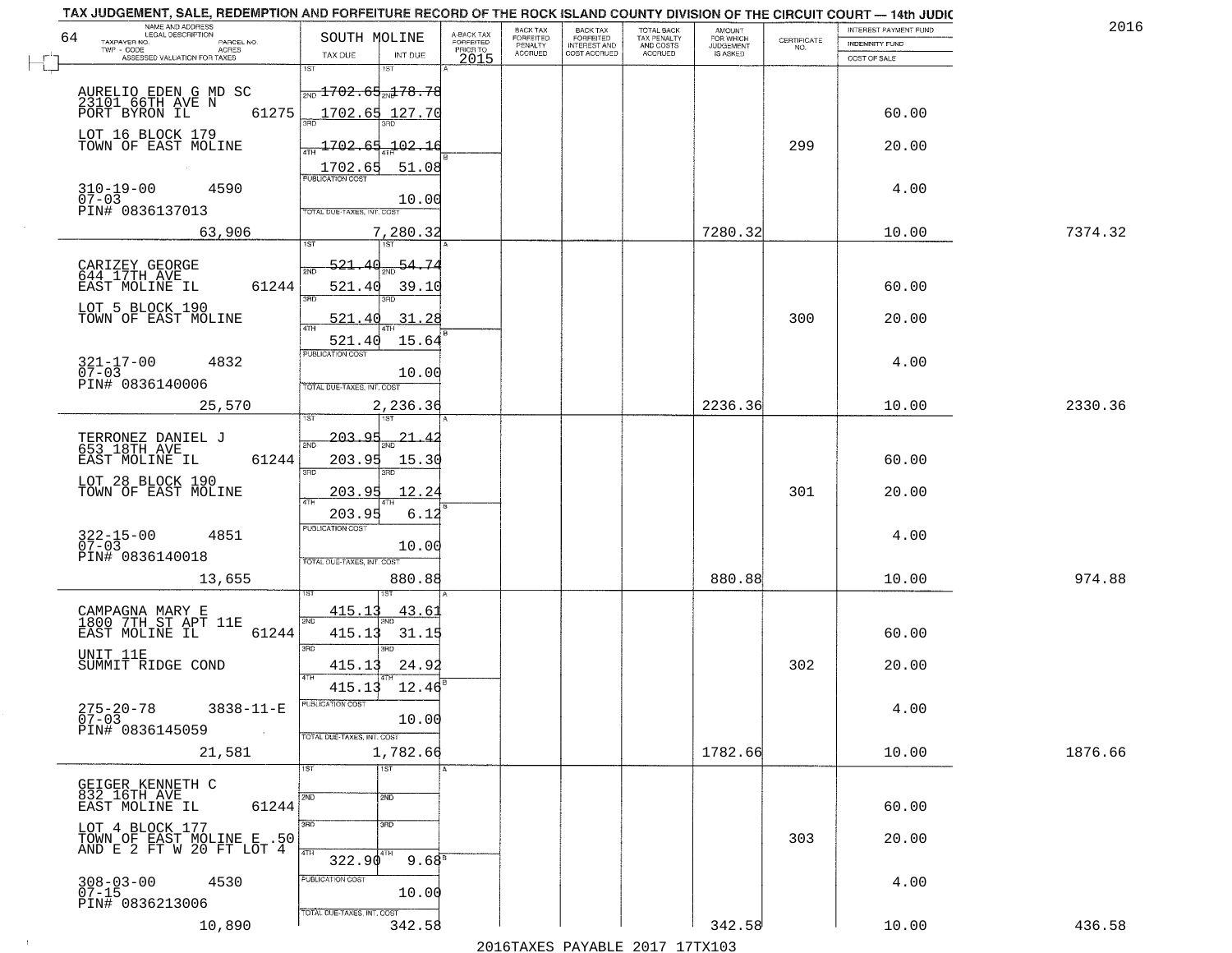TAX JUDGEMENT, SALE, REDEMPTION AND FORFEITURE RECORD OF THE ROCK ISLAND COUNTY DIVISION OF THE CIRCUIT COURT — 14th JUDIC

2016

| NAME AND ADDRESS / LEGAL DESCRIPTION / TAXPAYER NO. / PARCEL NO. / TWP - CODE / ACRES / ASSESSED VALUATION FOR TAXES | SOUTH MOLINE TAX DUE | INT DUE | A-BACK TAX FORFEITED PRIOR TO 2015 | BACK TAX FORFEITED PENALTY ACCRUED | BACK TAX FORFEITED INTEREST AND COST ACCRUED | TOTAL BACK TAX PENALTY AND COSTS ACCRUED | AMOUNT FOR WHICH JUDGEMENT IS ASKED | CERTIFICATE NO. | INTEREST PAYMENT FUND / INDEMNITY FUND / COST OF SALE | |
|---|---|---|---|---|---|---|---|---|---|---|
| AURELIO EDEN G MD SC<br>23101 66TH AVE N<br>PORT BYRON IL 61275<br>LOT 16 BLOCK 179<br>TOWN OF EAST MOLINE<br>310-19-00 4590<br>07-03<br>PIN# 0836137013<br>63,906 | 1ST 1702.65<br>2ND 1702.65<br>3RD 1702.65<br>4TH 1702.65<br>PUBLICATION COST<br>TOTAL DUE-TAXES, INT. COST | 178.78<br>127.70<br>102.16<br>51.08<br>10.00<br>7,280.32 | | | | | 7280.32 | 299 | 60.00<br>20.00<br>4.00<br>10.00 | 7374.32 |
| CARIZEY GEORGE<br>644 17TH AVE<br>EAST MOLINE IL 61244<br>LOT 5 BLOCK 190<br>TOWN OF EAST MOLINE<br>321-17-00 4832<br>07-03<br>PIN# 0836140006<br>25,570 | 1ST 521.40<br>2ND 521.40<br>3RD 521.40<br>4TH 521.40<br>PUBLICATION COST<br>TOTAL DUE-TAXES, INT. COST | 54.74<br>39.10<br>31.28<br>15.64<br>10.00<br>2,236.36 | | | | | 2236.36 | 300 | 60.00<br>20.00<br>4.00<br>10.00 | 2330.36 |
| TERRONEZ DANIEL J<br>653 18TH AVE<br>EAST MOLINE IL 61244<br>LOT 28 BLOCK 190<br>TOWN OF EAST MOLINE<br>322-15-00 4851<br>07-03<br>PIN# 0836140018<br>13,655 | 1ST 203.95<br>2ND 203.95<br>3RD 203.95<br>4TH 203.95<br>PUBLICATION COST<br>TOTAL DUE-TAXES, INT. COST | 21.42<br>15.30<br>12.24<br>6.12<br>10.00<br>880.88 | | | | | 880.88 | 301 | 60.00<br>20.00<br>4.00<br>10.00 | 974.88 |
| CAMPAGNA MARY E<br>1800 7TH ST APT 11E<br>EAST MOLINE IL 61244<br>UNIT 11E<br>SUMMIT RIDGE COND<br>275-20-78 3838-11-E<br>07-03<br>PIN# 0836145059<br>21,581 | 1ST 415.13<br>2ND 415.13<br>3RD 415.13<br>4TH 415.13<br>PUBLICATION COST<br>TOTAL DUE-TAXES, INT. COST | 43.61<br>31.15<br>24.92<br>12.46<br>10.00<br>1,782.66 | | | | | 1782.66 | 302 | 60.00<br>20.00<br>4.00<br>10.00 | 1876.66 |
| GEIGER KENNETH C<br>832 16TH AVE<br>EAST MOLINE IL 61244<br>LOT 4 BLOCK 177<br>TOWN OF EAST MOLINE E .50<br>AND E 2 FT W 20 FT LOT 4<br>308-03-00 4530<br>07-15<br>PIN# 0836213006<br>10,890 | 1ST<br>2ND<br>3RD<br>4TH 322.90<br>PUBLICATION COST<br>TOTAL DUE-TAXES, INT. COST | <br><br><br>9.68<br>10.00<br>342.58 | | | | | 342.58 | 303 | 60.00<br>20.00<br>4.00<br>10.00 | 436.58 |

2016TAXES PAYABLE 2017 17TX103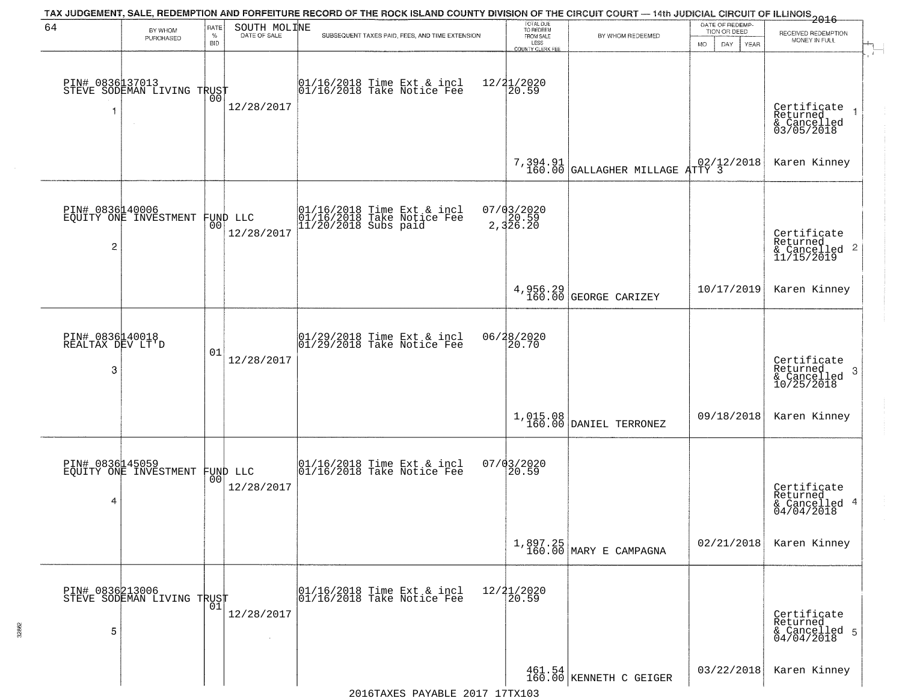TAX JUDGEMENT, SALE, REDEMPTION AND FORFEITURE RECORD OF THE ROCK ISLAND COUNTY DIVISION OF THE CIRCUIT COURT — 14th JUDICIAL CIRCUIT OF ILLINOIS 2016

| 64 | BY WHOM PURCHASED | RATE % BID | SOUTH MOLINE DATE OF SALE | SUBSEQUENT TAXES PAID, FEES, AND TIME EXTENSION | TOTAL DUE TO REDEEM FROM SALE LESS COUNTY CLERK FEE | BY WHOM REDEEMED | DATE OF REDEMPTION OR DEED MO DAY YEAR | RECEIVED REDEMPTION MONEY IN FULL |
|---|---|---|---|---|---|---|---|---|
| 1 | PIN# 0836137013 STEVE SODEMAN LIVING TRUST | 00 | 12/28/2017 | 01/16/2018 Time Ext & incl 01/16/2018 Take Notice Fee | 12/21/2020 20.59 | | | Certificate Returned & Cancelled 03/05/2018 |
| | | | | | 7,394.91 160.00 | GALLAGHER MILLAGE ATTY 3 | 02/12/2018 | Karen Kinney |
| 2 | PIN# 0836140006 EQUITY ONE INVESTMENT FUND LLC | 00 | 12/28/2017 | 01/16/2018 Time Ext & incl 01/16/2018 Take Notice Fee 11/20/2018 Subs paid | 07/03/2020 20.59 2,326.20 | | | Certificate Returned & Cancelled 11/15/2019 |
| | | | | | 4,956.29 160.00 | GEORGE CARIZEY | 10/17/2019 | Karen Kinney |
| 3 | PIN# 0836140018 REALTAX DEV LT'D | 01 | 12/28/2017 | 01/29/2018 Time Ext & incl 01/29/2018 Take Notice Fee | 06/28/2020 20.70 | | | Certificate Returned & Cancelled 10/25/2018 |
| | | | | | 1,015.08 160.00 | DANIEL TERRONEZ | 09/18/2018 | Karen Kinney |
| 4 | PIN# 0836145059 EQUITY ONE INVESTMENT FUND LLC | 00 | 12/28/2017 | 01/16/2018 Time Ext & incl 01/16/2018 Take Notice Fee | 07/03/2020 20.59 | | | Certificate Returned & Cancelled 04/04/2018 |
| | | | | | 1,897.25 160.00 | MARY E CAMPAGNA | 02/21/2018 | Karen Kinney |
| 5 | PIN# 0836213006 STEVE SODEMAN LIVING TRUST | 01 | 12/28/2017 | 01/16/2018 Time Ext & incl 01/16/2018 Take Notice Fee | 12/21/2020 20.59 | | | Certificate Returned & Cancelled 04/04/2018 |
| | | | | | 461.54 160.00 | KENNETH C GEIGER | 03/22/2018 | Karen Kinney |

2016TAXES PAYABLE 2017 17TX103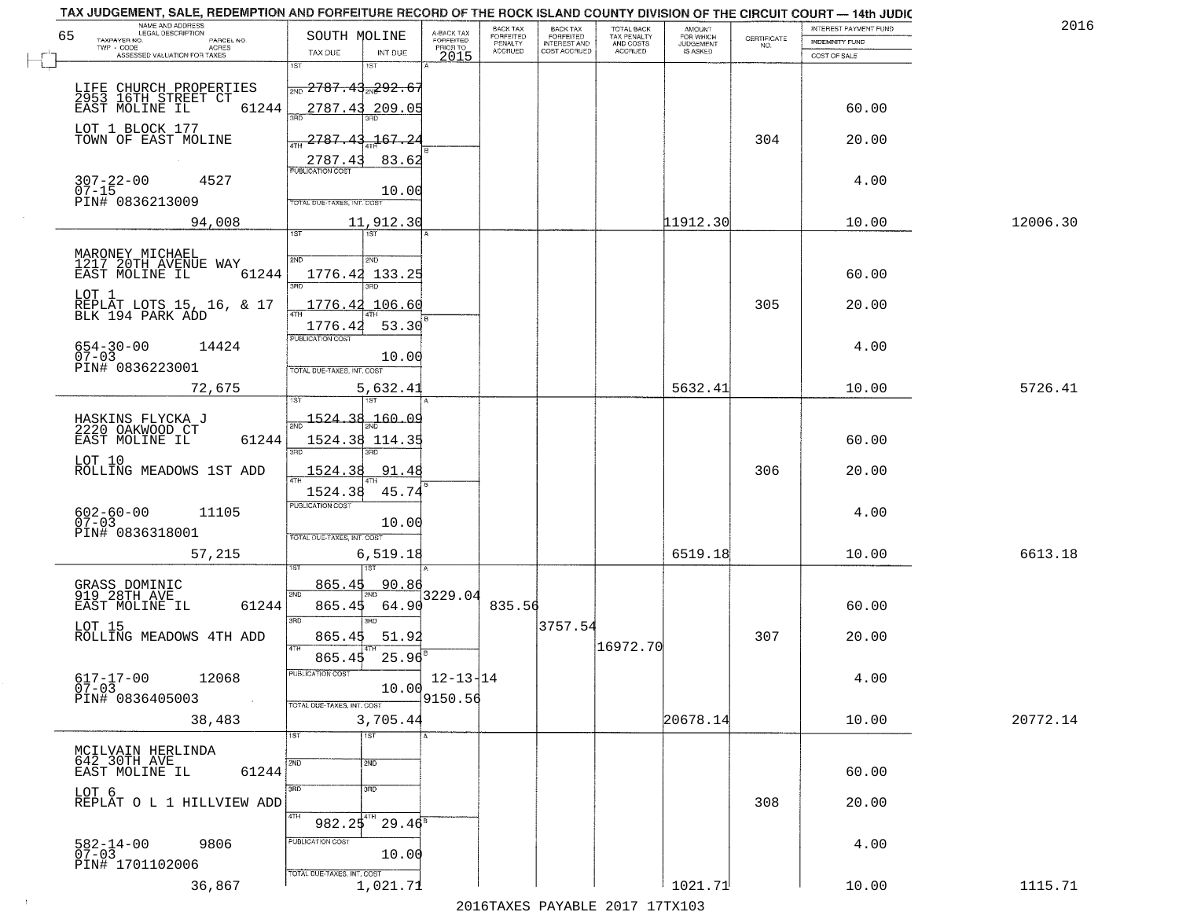TAX JUDGEMENT, SALE, REDEMPTION AND FORFEITURE RECORD OF THE ROCK ISLAND COUNTY DIVISION OF THE CIRCUIT COURT — 14th JUDIC

2016

| 65 NAME AND ADDRESS / LEGAL DESCRIPTION / TAXPAYER NO. / PARCEL NO. / TWP - CODE / ACRES / ASSESSED VALUATION FOR TAXES | SOUTH MOLINE TAX DUE | INT DUE | A-BACK TAX FORFEITED PRIOR TO 2015 | BACK TAX FORFEITED PENALTY ACCRUED | BACK TAX FORFEITED INTEREST AND COST ACCRUED | TOTAL BACK TAX PENALTY AND COSTS ACCRUED | AMOUNT FOR WHICH JUDGEMENT IS ASKED | CERTIFICATE NO. | INTEREST PAYMENT FUND / INDEMNITY FUND / COST OF SALE | |
|---|---|---|---|---|---|---|---|---|---|---|
| LIFE CHURCH PROPERTIES 2953 16TH STREET CT EAST MOLINE IL 61244 | 1ST | 1ST | | | | | | | | |
| | 2ND 2787.43 | 2ND 292.67 | | | | | | | | |
| | 2787.43 | 209.05 | | | | | | | 60.00 | |
| LOT 1 BLOCK 177 TOWN OF EAST MOLINE | 3RD 2787.43 | 3RD 167.24 | | | | | | 304 | 20.00 | |
| | 4TH 2787.43 | 4TH 83.62 | | | | | | | | |
| 307-22-00 4527 07-15 PIN# 0836213009 | PUBLICATION COST | 10.00 | | | | | | | 4.00 | |
| 94,008 | TOTAL DUE-TAXES, INT. COST | 11,912.30 | | | | | 11912.30 | | 10.00 | 12006.30 |
| MARONEY MICHAEL 1217 20TH AVENUE WAY EAST MOLINE IL 61244 | 1ST | 1ST | | | | | | | | |
| | 2ND 1776.42 | 2ND 133.25 | | | | | | | 60.00 | |
| LOT 1 REPLAT LOTS 15, 16, & 17 BLK 194 PARK ADD | 3RD 1776.42 | 3RD 106.60 | | | | | | 305 | 20.00 | |
| | 4TH 1776.42 | 4TH 53.30 | | | | | | | | |
| 654-30-00 14424 07-03 PIN# 0836223001 | PUBLICATION COST | 10.00 | | | | | | | 4.00 | |
| 72,675 | TOTAL DUE-TAXES, INT. COST | 5,632.41 | | | | | 5632.41 | | 10.00 | 5726.41 |
| HASKINS FLYCKA J 2220 OAKWOOD CT EAST MOLINE IL 61244 | 1ST 1524.38 | 1ST 160.09 | | | | | | | | |
| | 2ND 1524.38 | 2ND 114.35 | | | | | | | 60.00 | |
| LOT 10 ROLLING MEADOWS 1ST ADD | 3RD 1524.38 | 3RD 91.48 | | | | | | 306 | 20.00 | |
| | 4TH 1524.38 | 4TH 45.74 | | | | | | | | |
| 602-60-00 11105 07-03 PIN# 0836318001 | PUBLICATION COST | 10.00 | | | | | | | 4.00 | |
| 57,215 | TOTAL DUE-TAXES, INT. COST | 6,519.18 | | | | | 6519.18 | | 10.00 | 6613.18 |
| GRASS DOMINIC 919 28TH AVE EAST MOLINE IL 61244 | 1ST 865.45 | 1ST 90.86 | 3229.04 | | | | | | | |
| | 2ND 865.45 | 2ND 64.90 | | 835.56 | | | | | 60.00 | |
| LOT 15 ROLLING MEADOWS 4TH ADD | 3RD 865.45 | 3RD 51.92 | | | 3757.54 | | | 307 | 20.00 | |
| | 4TH 865.45 | 4TH 25.96 | | | | 16972.70 | | | | |
| 617-17-00 12068 07-03 PIN# 0836405003 | PUBLICATION COST | 10.00 | 12-13-14 | | | | | | 4.00 | |
| | | | 9150.56 | | | | | | | |
| 38,483 | TOTAL DUE-TAXES, INT. COST | 3,705.44 | | | | | 20678.14 | | 10.00 | 20772.14 |
| MCILVAIN HERLINDA 642 30TH AVE EAST MOLINE IL 61244 | 1ST | 1ST | | | | | | | | |
| | 2ND | 2ND | | | | | | | 60.00 | |
| LOT 6 REPLAT O L 1 HILLVIEW ADD | 3RD | 3RD | | | | | | 308 | 20.00 | |
| | 4TH 982.25 | 4TH 29.46 | | | | | | | | |
| 582-14-00 9806 07-03 PIN# 1701102006 | PUBLICATION COST | 10.00 | | | | | | | 4.00 | |
| 36,867 | TOTAL DUE-TAXES, INT. COST | 1,021.71 | | | | | 1021.71 | | 10.00 | 1115.71 |

2016TAXES PAYABLE 2017 17TX103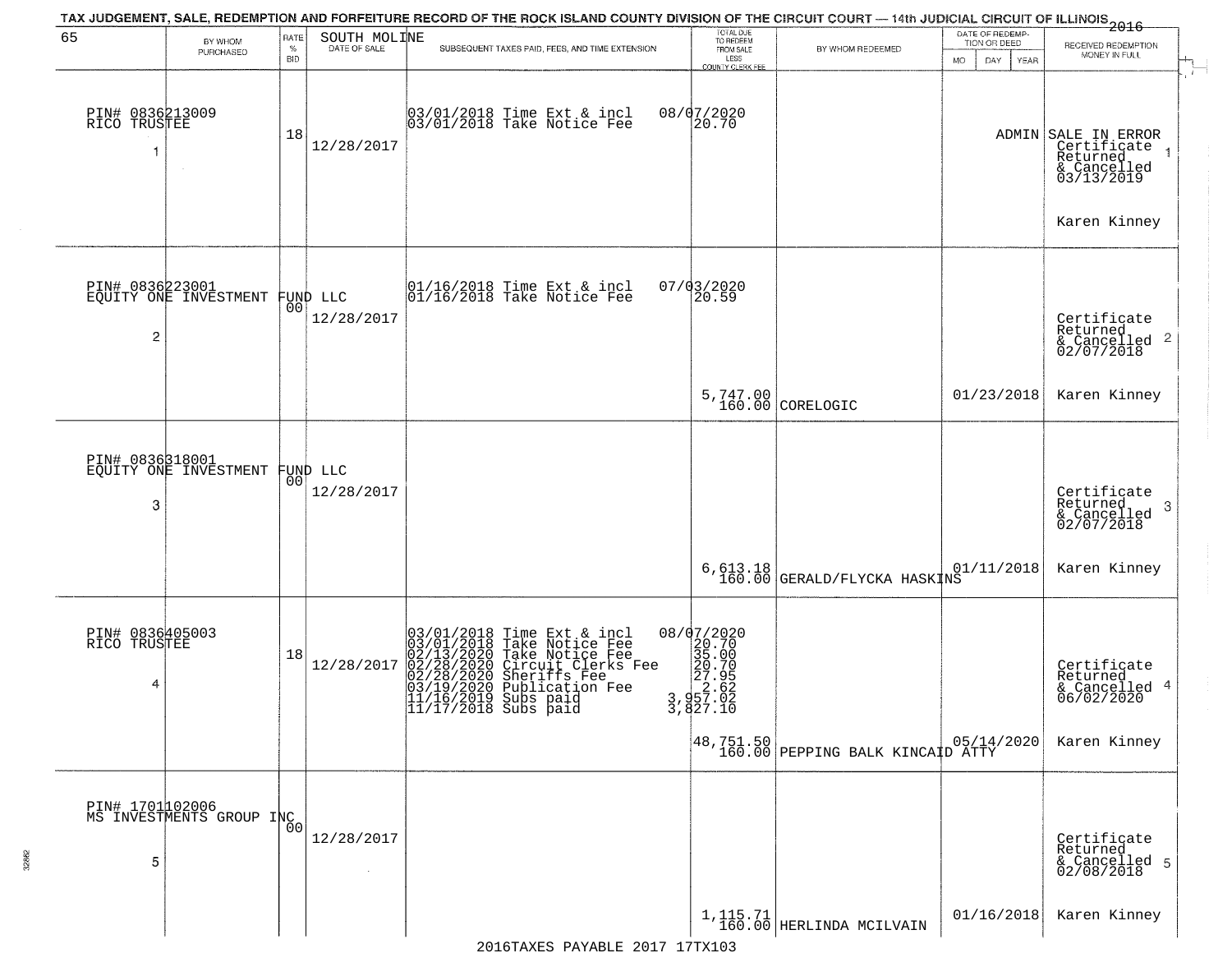TAX JUDGEMENT, SALE, REDEMPTION AND FORFEITURE RECORD OF THE ROCK ISLAND COUNTY DIVISION OF THE CIRCUIT COURT — 14th JUDICIAL CIRCUIT OF ILLINOIS 2016

65 — SOUTH MOLINE

| | BY WHOM PURCHASED | RATE % BID | DATE OF SALE | SUBSEQUENT TAXES PAID, FEES, AND TIME EXTENSION | TOTAL DUE TO REDEEM FROM SALE LESS COUNTY CLERK FEE | BY WHOM REDEEMED | DATE OF REDEMPTION OR DEED MO DAY YEAR | RECEIVED REDEMPTION MONEY IN FULL |
|---|---|---|---|---|---|---|---|---|
| 1 | PIN# 0836213009 RICO TRUSTEE | 18 | 12/28/2017 | 03/01/2018 Time Ext & incl<br>03/01/2018 Take Notice Fee | 08/07/2020<br>20.70 | | ADMIN | SALE IN ERROR Certificate Returned & Cancelled 03/13/2019<br>Karen Kinney |
| 2 | PIN# 0836223001 EQUITY ONE INVESTMENT FUND LLC | 00 | 12/28/2017 | 01/16/2018 Time Ext & incl<br>01/16/2018 Take Notice Fee | 07/03/2020<br>20.59<br>5,747.00<br>160.00 | CORELOGIC | 01/23/2018 | Certificate Returned & Cancelled 02/07/2018<br>Karen Kinney |
| 3 | PIN# 0836318001 EQUITY ONE INVESTMENT FUND LLC | 00 | 12/28/2017 | | 6,613.18<br>160.00 | GERALD/FLYCKA HASKINS | 01/11/2018 | Certificate Returned & Cancelled 02/07/2018<br>Karen Kinney |
| 4 | PIN# 0836405003 RICO TRUSTEE | 18 | 12/28/2017 | 03/01/2018 Time Ext & incl<br>03/01/2018 Take Notice Fee<br>02/13/2020 Take Notice Fee<br>02/28/2020 Circuit Clerks Fee<br>02/28/2020 Sheriffs Fee<br>03/19/2020 Publication Fee<br>11/16/2019 Subs paid<br>11/17/2018 Subs paid | 08/07/2020<br>20.70<br>35.00<br>20.70<br>27.95<br>2.62<br>3,957.02<br>3,827.10<br>48,751.50<br>160.00 | PEPPING BALK KINCAID ATTY | 05/14/2020 | Certificate Returned & Cancelled 06/02/2020<br>Karen Kinney |
| 5 | PIN# 1701102006 MS INVESTMENTS GROUP INC | 00 | 12/28/2017 | | 1,115.71<br>160.00 | HERLINDA MCILVAIN | 01/16/2018 | Certificate Returned & Cancelled 02/08/2018<br>Karen Kinney |

2016TAXES PAYABLE 2017 17TX103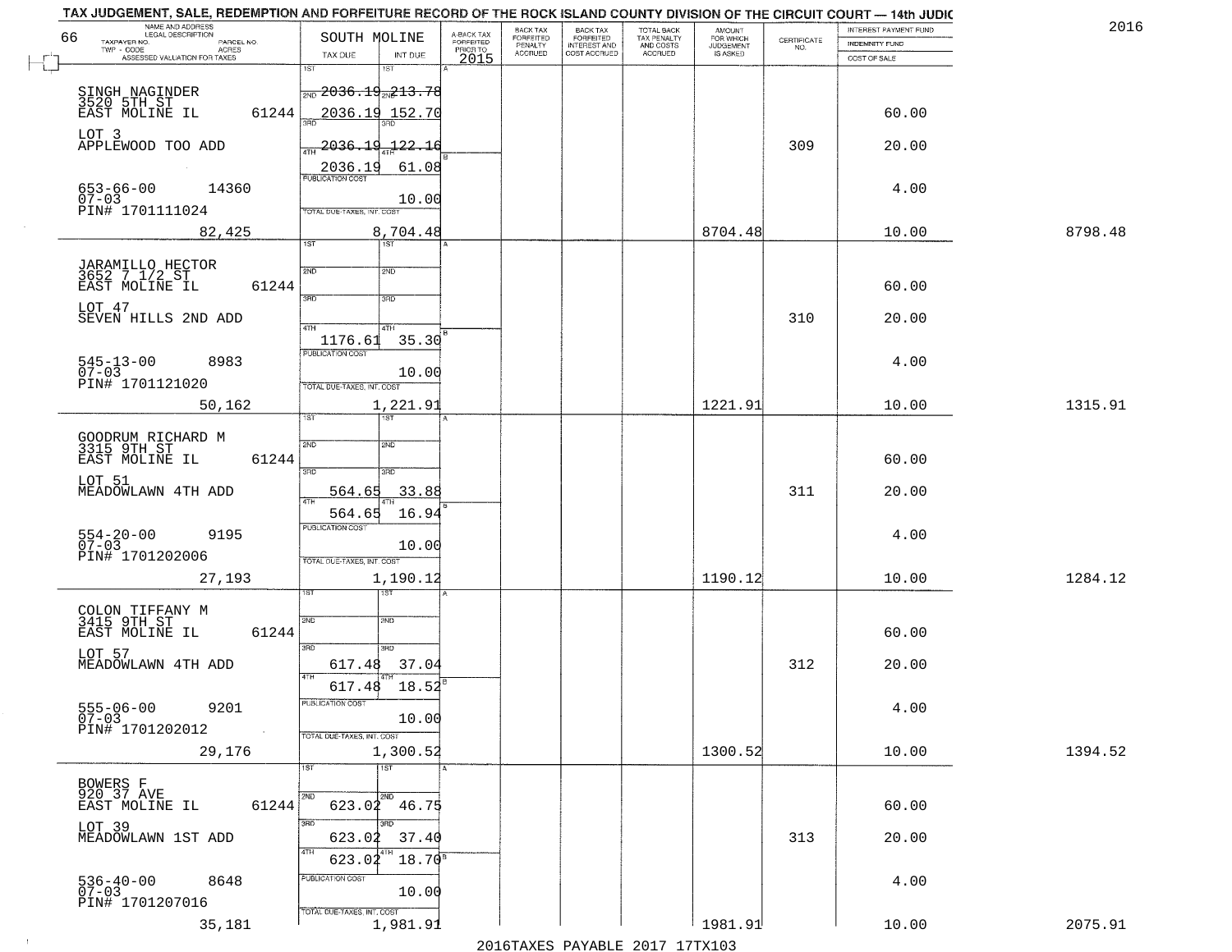TAX JUDGEMENT, SALE, REDEMPTION AND FORFEITURE RECORD OF THE ROCK ISLAND COUNTY DIVISION OF THE CIRCUIT COURT — 14th JUDIC

2016

| NAME AND ADDRESS / LEGAL DESCRIPTION / TAXPAYER NO. / PARCEL NO. / TWP - CODE / ACRES / ASSESSED VALUATION FOR TAXES | SOUTH MOLINE TAX DUE | INT DUE | A-BACK TAX FORFEITED PRIOR TO 2015 | BACK TAX FORFEITED PENALTY ACCRUED | BACK TAX FORFEITED INTEREST AND COST ACCRUED | TOTAL BACK TAX PENALTY AND COSTS ACCRUED | AMOUNT FOR WHICH JUDGEMENT IS ASKED | CERTIFICATE NO. | INTEREST PAYMENT FUND / INDEMNITY FUND / COST OF SALE | |
|---|---|---|---|---|---|---|---|---|---|---|
| SINGH NAGINDER<br>3520 5TH ST<br>EAST MOLINE IL 61244<br>LOT 3<br>APPLEWOOD TOO ADD<br>653-66-00 14360<br>07-03<br>PIN# 1701111024<br>82,425 | 1ST<br>2ND 2036.19<br>3RD 2036.19<br>4TH 2036.19<br>2036.19<br>PUBLICATION COST<br>TOTAL DUE-TAXES, INT. COST | 1ST<br>2ND 213.78<br>3RD 152.70<br>4TH 122.16<br>61.08<br>10.00<br>8,704.48 | | | | | 8704.48 | 309 | 60.00<br>20.00<br>4.00<br>10.00 | 8798.48 |
| JARAMILLO HECTOR<br>3652 7 1/2 ST<br>EAST MOLINE IL 61244<br>LOT 47<br>SEVEN HILLS 2ND ADD<br>545-13-00 8983<br>07-03<br>PIN# 1701121020<br>50,162 | 1ST<br>2ND<br>3RD<br>4TH<br>1176.61<br>PUBLICATION COST<br>TOTAL DUE-TAXES, INT. COST | 1ST<br>2ND<br>3RD<br>4TH<br>35.30<br>10.00<br>1,221.91 | | | | | 1221.91 | 310 | 60.00<br>20.00<br>4.00<br>10.00 | 1315.91 |
| GOODRUM RICHARD M<br>3315 9TH ST<br>EAST MOLINE IL 61244<br>LOT 51<br>MEADOWLAWN 4TH ADD<br>554-20-00 9195<br>07-03<br>PIN# 1701202006<br>27,193 | 1ST<br>2ND<br>3RD 564.65<br>4TH 564.65<br>PUBLICATION COST<br>TOTAL DUE-TAXES, INT. COST | 1ST<br>2ND<br>3RD 33.88<br>4TH 16.94<br>10.00<br>1,190.12 | | | | | 1190.12 | 311 | 60.00<br>20.00<br>4.00<br>10.00 | 1284.12 |
| COLON TIFFANY M<br>3415 9TH ST<br>EAST MOLINE IL 61244<br>LOT 57<br>MEADOWLAWN 4TH ADD<br>555-06-00 9201<br>07-03<br>PIN# 1701202012<br>29,176 | 1ST<br>2ND<br>3RD 617.48<br>4TH 617.48<br>PUBLICATION COST<br>TOTAL DUE-TAXES, INT. COST | 1ST<br>2ND<br>3RD 37.04<br>4TH 18.52<br>10.00<br>1,300.52 | | | | | 1300.52 | 312 | 60.00<br>20.00<br>4.00<br>10.00 | 1394.52 |
| BOWERS F<br>920 37 AVE<br>EAST MOLINE IL 61244<br>LOT 39<br>MEADOWLAWN 1ST ADD<br>536-40-00 8648<br>07-03<br>PIN# 1701207016<br>35,181 | 1ST<br>2ND 623.02<br>3RD 623.02<br>4TH 623.02<br>PUBLICATION COST<br>TOTAL DUE-TAXES, INT. COST | 1ST<br>2ND 46.75<br>3RD 37.40<br>4TH 18.70<br>10.00<br>1,981.91 | | | | | 1981.91 | 313 | 60.00<br>20.00<br>4.00<br>10.00 | 2075.91 |

2016TAXES PAYABLE 2017 17TX103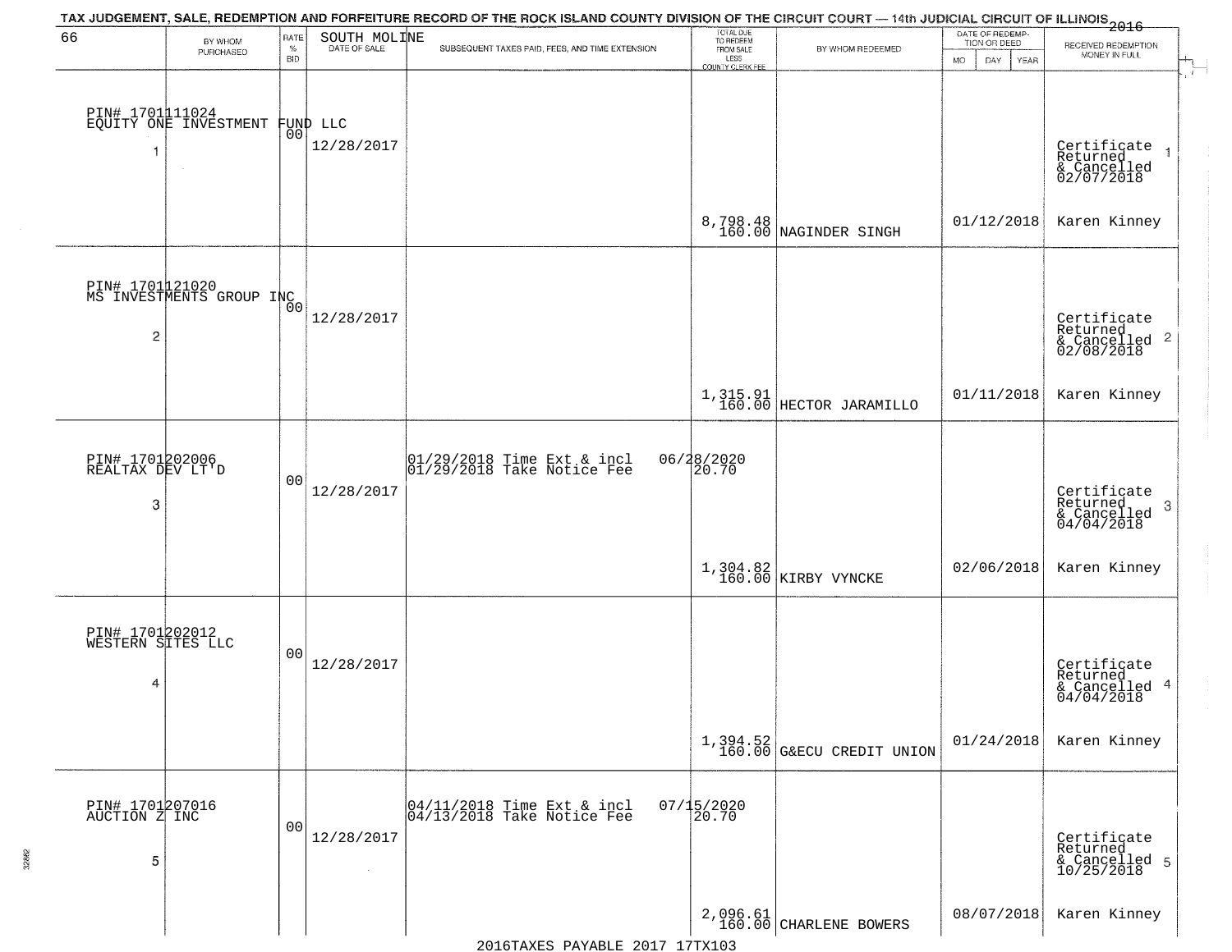TAX JUDGEMENT, SALE, REDEMPTION AND FORFEITURE RECORD OF THE ROCK ISLAND COUNTY DIVISION OF THE CIRCUIT COURT — 14th JUDICIAL CIRCUIT OF ILLINOIS 2016

| 66 | BY WHOM PURCHASED | RATE % BID | SOUTH MOLINE DATE OF SALE | SUBSEQUENT TAXES PAID, FEES, AND TIME EXTENSION | TOTAL DUE TO REDEEM FROM SALE LESS COUNTY CLERK FEE | BY WHOM REDEEMED | DATE OF REDEMPTION OR DEED MO DAY YEAR | RECEIVED REDEMPTION MONEY IN FULL |
|---|---|---|---|---|---|---|---|---|
| 1 | PIN# 1701111024 EQUITY ONE INVESTMENT FUND LLC | 00 | 12/28/2017 | | 8,798.48 160.00 | NAGINDER SINGH | 01/12/2018 | Certificate Returned & Cancelled 02/07/2018 Karen Kinney |
| 2 | PIN# 1701121020 MS INVESTMENTS GROUP INC | 00 | 12/28/2017 | | 1,315.91 160.00 | HECTOR JARAMILLO | 01/11/2018 | Certificate Returned & Cancelled 02/08/2018 Karen Kinney |
| 3 | PIN# 1701202006 REALTAX DEV LT'D | 00 | 12/28/2017 | 01/29/2018 Time Ext & incl 06/28/2020; 01/29/2018 Take Notice Fee 20.70 | 1,304.82 160.00 | KIRBY VYNCKE | 02/06/2018 | Certificate Returned & Cancelled 04/04/2018 Karen Kinney |
| 4 | PIN# 1701202012 WESTERN SITES LLC | 00 | 12/28/2017 | | 1,394.52 160.00 | G&ECU CREDIT UNION | 01/24/2018 | Certificate Returned & Cancelled 04/04/2018 Karen Kinney |
| 5 | PIN# 1701207016 AUCTION Z INC | 00 | 12/28/2017 | 04/11/2018 Time Ext & incl 07/15/2020; 04/13/2018 Take Notice Fee 20.70 | 2,096.61 160.00 | CHARLENE BOWERS | 08/07/2018 | Certificate Returned & Cancelled 10/25/2018 Karen Kinney |

2016TAXES PAYABLE 2017 17TX103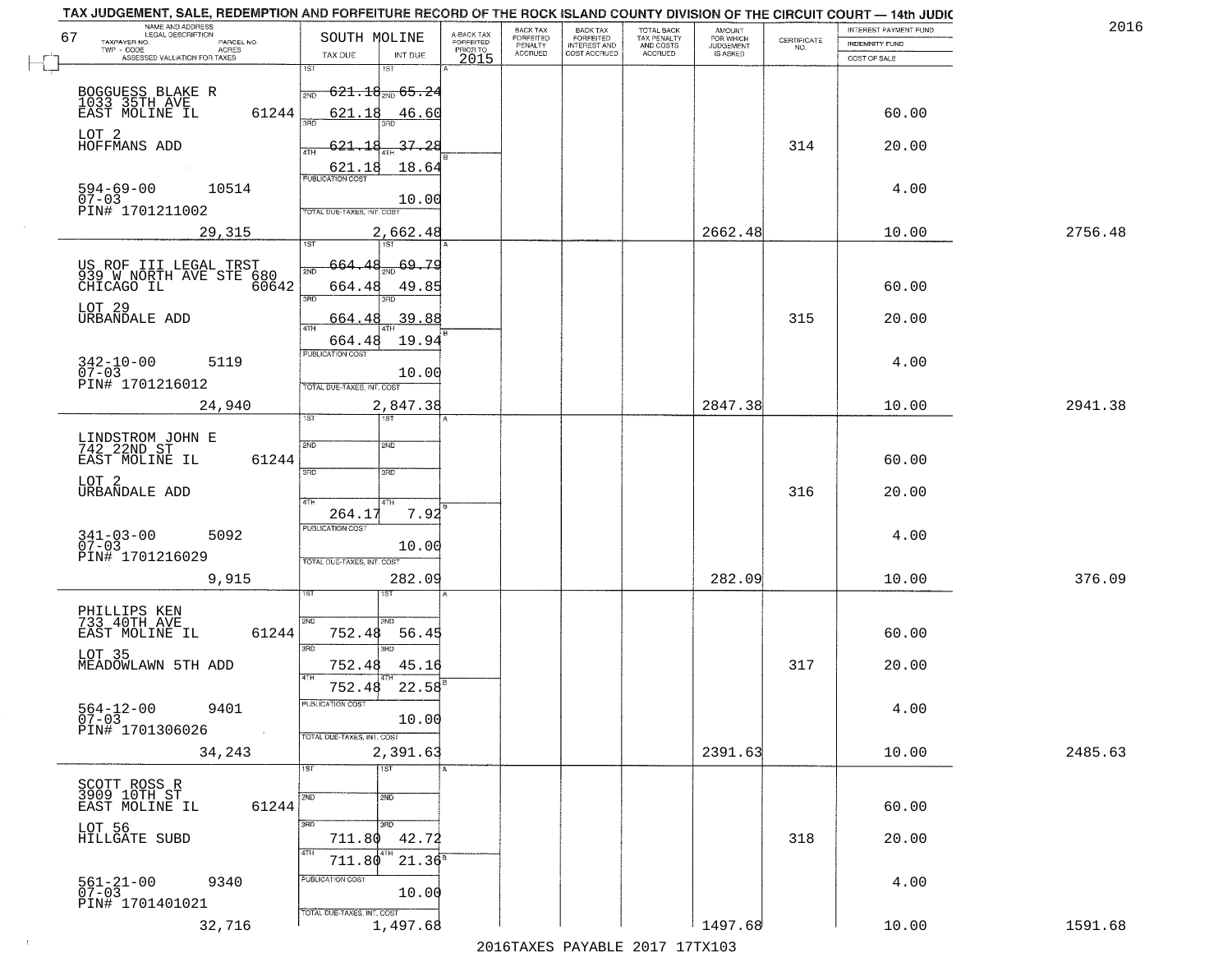TAX JUDGEMENT, SALE, REDEMPTION AND FORFEITURE RECORD OF THE ROCK ISLAND COUNTY DIVISION OF THE CIRCUIT COURT — 14th JUDIC

2016

67

| NAME AND ADDRESS / LEGAL DESCRIPTION / TAXPAYER NO. / PARCEL NO. / TWP - CODE / ACRES / ASSESSED VALUATION FOR TAXES | SOUTH MOLINE TAX DUE | INT DUE | A-BACK TAX FORFEITED PRIOR TO 2015 | BACK TAX FORFEITED PENALTY ACCRUED | BACK TAX FORFEITED INTEREST AND COST ACCRUED | TOTAL BACK TAX PENALTY AND COSTS ACCRUED | AMOUNT FOR WHICH JUDGEMENT IS ASKED | CERTIFICATE NO. | INTEREST PAYMENT FUND / INDEMNITY FUND / COST OF SALE | |
|---|---|---|---|---|---|---|---|---|---|---|
| BOGGUESS BLAKE R 1033 35TH AVE EAST MOLINE IL 61244 | 1ST | 1ST | | | | | | | | |
| | 2ND 621.18 | 2ND 65.24 | | | | | | | | |
| | 621.18 | 46.60 | | | | | | | 60.00 | |
| LOT 2 HOFFMANS ADD | 3RD 621.18 | 3RD 37.28 | | | | | | 314 | 20.00 | |
| | 4TH 621.18 | 4TH 18.64 | | | | | | | | |
| 594-69-00 10514 07-03 PIN# 1701211002 | PUBLICATION COST | 10.00 | | | | | | | 4.00 | |
| 29,315 | TOTAL DUE-TAXES, INT. COST | 2,662.48 | | | | | 2662.48 | | 10.00 | 2756.48 |
| US ROF III LEGAL TRST 939 W NORTH AVE STE 680 CHICAGO IL 60642 | 1ST | 1ST | | | | | | | | |
| | 2ND 664.48 | 2ND 69.79 | | | | | | | | |
| | 664.48 | 49.85 | | | | | | | 60.00 | |
| LOT 29 URBANDALE ADD | 3RD 664.48 | 3RD 39.88 | | | | | | 315 | 20.00 | |
| | 4TH 664.48 | 4TH 19.94 | | | | | | | | |
| 342-10-00 5119 07-03 PIN# 1701216012 | PUBLICATION COST | 10.00 | | | | | | | 4.00 | |
| 24,940 | TOTAL DUE-TAXES, INT. COST | 2,847.38 | | | | | 2847.38 | | 10.00 | 2941.38 |
| LINDSTROM JOHN E 742 22ND ST EAST MOLINE IL 61244 | 1ST | 1ST | | | | | | | | |
| | 2ND | 2ND | | | | | | | 60.00 | |
| LOT 2 URBANDALE ADD | 3RD | 3RD | | | | | | 316 | 20.00 | |
| | 4TH 264.17 | 4TH 7.92 | | | | | | | | |
| 341-03-00 5092 07-03 PIN# 1701216029 | PUBLICATION COST | 10.00 | | | | | | | 4.00 | |
| 9,915 | TOTAL DUE-TAXES, INT. COST | 282.09 | | | | | 282.09 | | 10.00 | 376.09 |
| PHILLIPS KEN 733 40TH AVE EAST MOLINE IL 61244 | 1ST | 1ST | | | | | | | | |
| | 2ND 752.48 | 2ND 56.45 | | | | | | | 60.00 | |
| LOT 35 MEADOWLAWN 5TH ADD | 3RD 752.48 | 3RD 45.16 | | | | | | 317 | 20.00 | |
| | 4TH 752.48 | 4TH 22.58 | | | | | | | | |
| 564-12-00 9401 07-03 PIN# 1701306026 | PUBLICATION COST | 10.00 | | | | | | | 4.00 | |
| 34,243 | TOTAL DUE-TAXES, INT. COST | 2,391.63 | | | | | 2391.63 | | 10.00 | 2485.63 |
| SCOTT ROSS R 3909 10TH ST EAST MOLINE IL 61244 | 1ST | 1ST | | | | | | | | |
| | 2ND | 2ND | | | | | | | 60.00 | |
| LOT 56 HILLGATE SUBD | 3RD 711.80 | 3RD 42.72 | | | | | | 318 | 20.00 | |
| | 4TH 711.80 | 4TH 21.36 | | | | | | | | |
| 561-21-00 9340 07-03 PIN# 1701401021 | PUBLICATION COST | 10.00 | | | | | | | 4.00 | |
| 32,716 | TOTAL DUE-TAXES, INT. COST | 1,497.68 | | | | | 1497.68 | | 10.00 | 1591.68 |

2016TAXES PAYABLE 2017 17TX103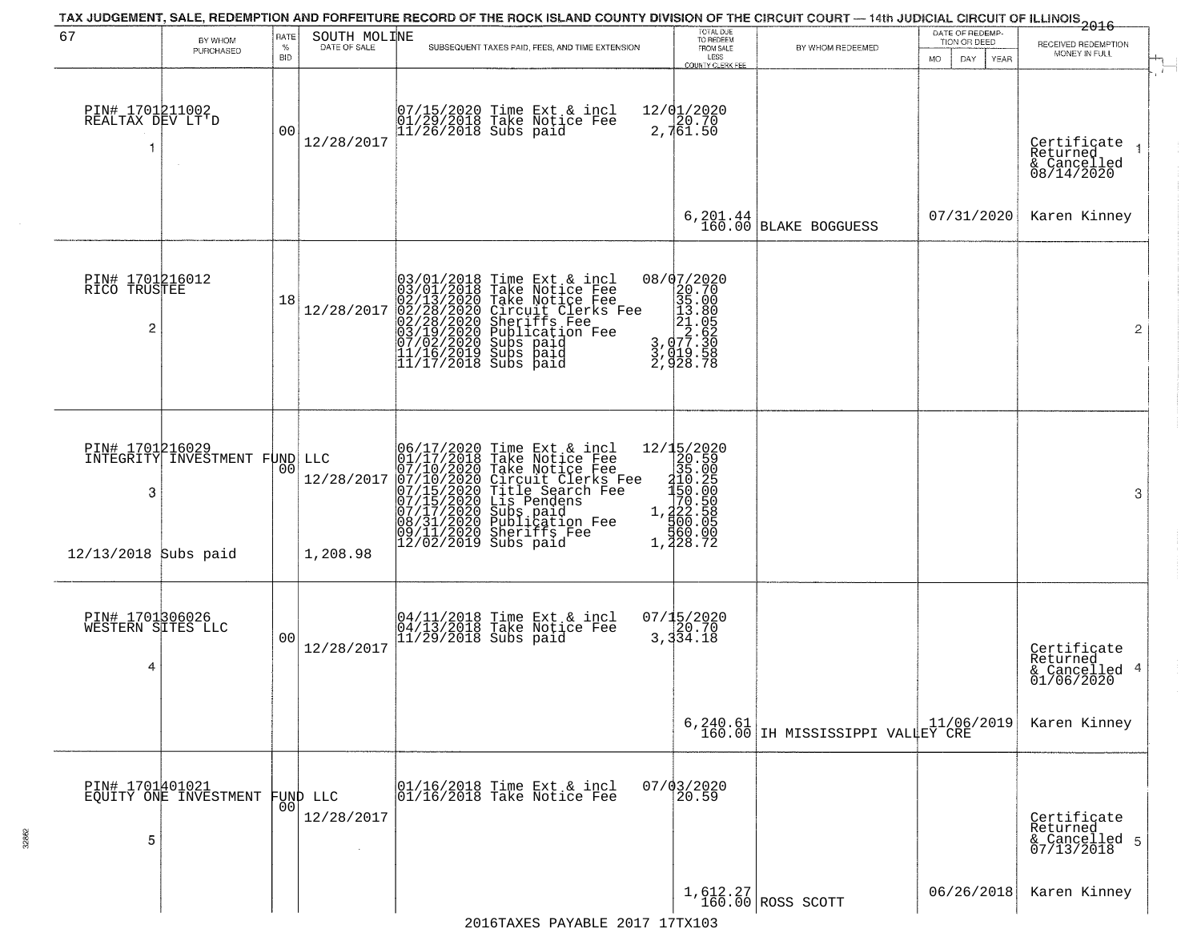# TAX JUDGEMENT, SALE, REDEMPTION AND FORFEITURE RECORD OF THE ROCK ISLAND COUNTY DIVISION OF THE CIRCUIT COURT — 14th JUDICIAL CIRCUIT OF ILLINOIS 2016

| 67 BY WHOM PURCHASED | RATE % BID | SOUTH MOLINE DATE OF SALE | SUBSEQUENT TAXES PAID, FEES, AND TIME EXTENSION | TOTAL DUE TO REDEEM FROM SALE LESS COUNTY CLERK FEE | BY WHOM REDEEMED | DATE OF REDEMPTION OR DEED MO DAY YEAR | RECEIVED REDEMPTION MONEY IN FULL |
|---|---|---|---|---|---|---|---|
| PIN# 1701211002 REALTAX DEV LT'D 1 | 00 | 12/28/2017 | 07/15/2020 Time Ext & incl<br>01/29/2018 Take Notice Fee<br>11/26/2018 Subs paid | 12/01/2020<br>20.70<br>2,761.50<br>6,201.44<br>160.00 | BLAKE BOGGUESS | 07/31/2020 | Certificate Returned & Cancelled 08/14/2020 1<br>Karen Kinney |
| PIN# 1701216012 RICO TRUSTEE 2 | 18 | 12/28/2017 | 03/01/2018 Time Ext & incl<br>03/01/2018 Take Notice Fee<br>02/13/2020 Take Notice Fee<br>02/28/2020 Circuit Clerks Fee<br>02/28/2020 Sheriffs Fee<br>03/19/2020 Publication Fee<br>07/02/2020 Subs paid<br>11/16/2019 Subs paid<br>11/17/2018 Subs paid | 08/07/2020<br>20.70<br>35.00<br>13.80<br>21.05<br>2.62<br>3,077.30<br>3,019.58<br>2,928.78 | | | 2 |
| PIN# 1701216029 INTEGRITY INVESTMENT FUND LLC 3<br>12/13/2018 Subs paid | 00 | 12/28/2017<br>1,208.98 | 06/17/2020 Time Ext & incl<br>01/17/2018 Take Notice Fee<br>07/10/2020 Take Notice Fee<br>07/10/2020 Circuit Clerks Fee<br>07/15/2020 Title Search Fee<br>07/15/2020 Lis Pendens<br>07/17/2020 Subs paid<br>08/31/2020 Publication Fee<br>09/11/2020 Sheriffs Fee<br>12/02/2019 Subs paid | 12/15/2020<br>20.59<br>35.00<br>210.25<br>150.00<br>70.50<br>1,222.58<br>500.05<br>560.00<br>1,228.72 | | | 3 |
| PIN# 1701306026 WESTERN SITES LLC 4 | 00 | 12/28/2017 | 04/11/2018 Time Ext & incl<br>04/13/2018 Take Notice Fee<br>11/29/2018 Subs paid | 07/15/2020<br>20.70<br>3,334.18<br>6,240.61<br>160.00 | IH MISSISSIPPI VALLEY CRE | 11/06/2019 | Certificate Returned & Cancelled 01/06/2020 4<br>Karen Kinney |
| PIN# 1701401021 EQUITY ONE INVESTMENT FUND LLC 5 | 00 | 12/28/2017 | 01/16/2018 Time Ext & incl<br>01/16/2018 Take Notice Fee | 07/03/2020<br>20.59<br>1,612.27<br>160.00 | ROSS SCOTT | 06/26/2018 | Certificate Returned & Cancelled 07/13/2018 5<br>Karen Kinney |

2016TAXES PAYABLE 2017 17TX103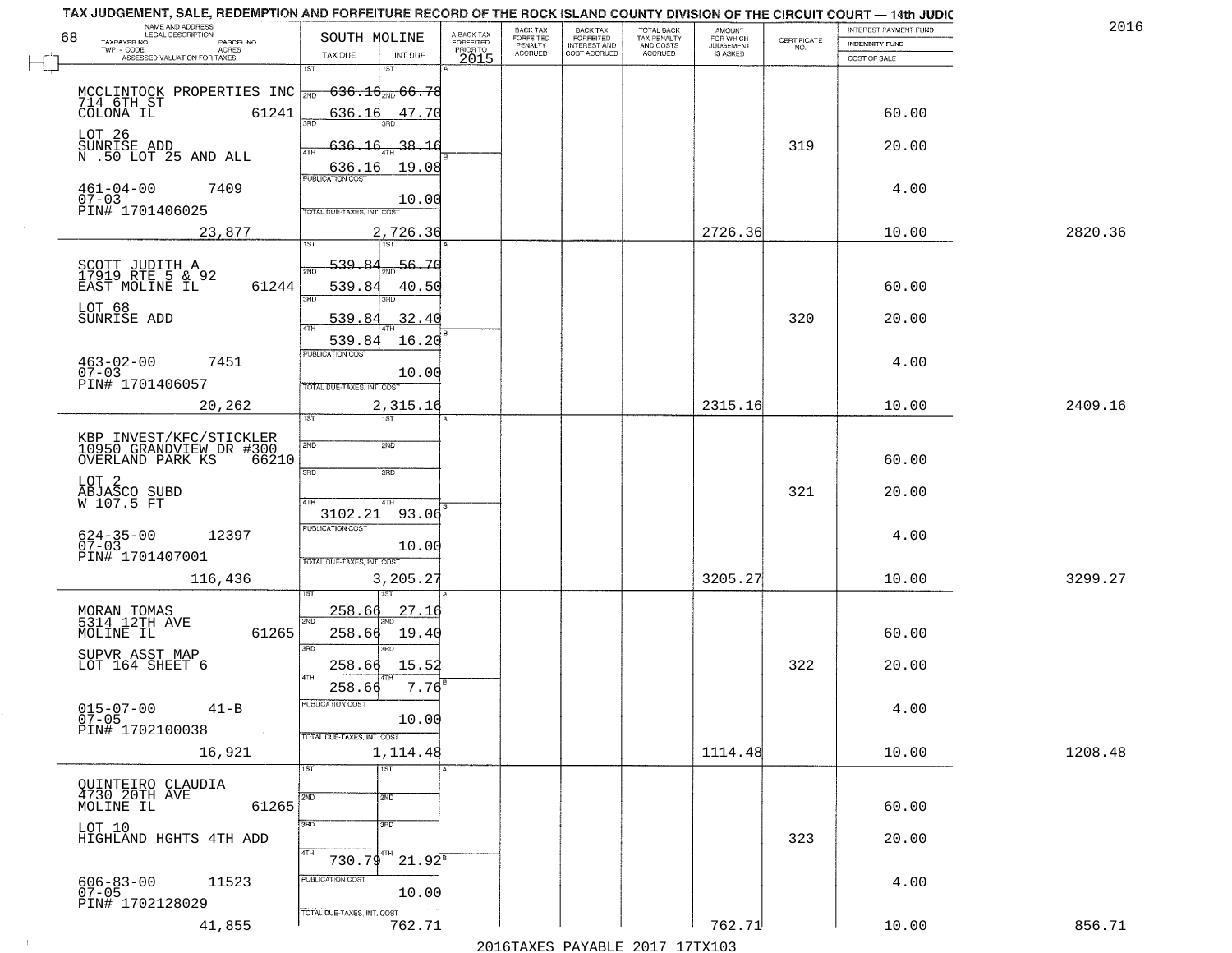# TAX JUDGEMENT, SALE, REDEMPTION AND FORFEITURE RECORD OF THE ROCK ISLAND COUNTY DIVISION OF THE CIRCUIT COURT — 14th JUDIC

2016

68

| NAME AND ADDRESS / LEGAL DESCRIPTION / TAXPAYER NO. / PARCEL NO. / TWP - CODE / ACRES / ASSESSED VALUATION FOR TAXES | SOUTH MOLINE TAX DUE | INT DUE | A-BACK TAX FORFEITED PRIOR TO 2015 | BACK TAX FORFEITED PENALTY ACCRUED | BACK TAX FORFEITED INTEREST AND COST ACCRUED | TOTAL BACK TAX PENALTY AND COSTS ACCRUED | AMOUNT FOR WHICH JUDGEMENT IS ASKED | CERTIFICATE NO. | INTEREST PAYMENT FUND / INDEMNITY FUND / COST OF SALE | |
|---|---|---|---|---|---|---|---|---|---|---|
| MCCLINTOCK PROPERTIES INC 714 6TH ST COLONA IL 61241 | 1ST 636.16 | 2ND 66.78 | | | | | | | | |
| | 2ND 636.16 | 3RD 47.70 | | | | | | | 60.00 | |
| LOT 26 SUNRISE ADD N .50 LOT 25 AND ALL | 3RD 636.16 | 38.16 | | | | | | 319 | 20.00 | |
| | 4TH 636.16 | 19.08 | | | | | | | | |
| 461-04-00 7409 07-03 PIN# 1701406025 | PUBLICATION COST | 10.00 | | | | | | | 4.00 | |
| 23,877 | TOTAL DUE-TAXES, INT. COST | 2,726.36 | | | | | 2726.36 | | 10.00 | 2820.36 |
| SCOTT JUDITH A 17919 RTE 5 & 92 EAST MOLINE IL 61244 | 1ST 539.84 | 56.70 | | | | | | | | |
| | 2ND 539.84 | 40.50 | | | | | | | 60.00 | |
| LOT 68 SUNRISE ADD | 3RD 539.84 | 32.40 | | | | | | 320 | 20.00 | |
| | 4TH 539.84 | 16.20 | | | | | | | | |
| 463-02-00 7451 07-03 PIN# 1701406057 | PUBLICATION COST | 10.00 | | | | | | | 4.00 | |
| 20,262 | TOTAL DUE-TAXES, INT. COST | 2,315.16 | | | | | 2315.16 | | 10.00 | 2409.16 |
| KBP INVEST/KFC/STICKLER 10950 GRANDVIEW DR #300 OVERLAND PARK KS 66210 | 1ST | | | | | | | | | |
| | 2ND | | | | | | | | 60.00 | |
| LOT 2 ABJASCO SUBD W 107.5 FT | 3RD | | | | | | | 321 | 20.00 | |
| | 4TH 3102.21 | 93.06 | | | | | | | | |
| 624-35-00 12397 07-03 PIN# 1701407001 | PUBLICATION COST | 10.00 | | | | | | | 4.00 | |
| 116,436 | TOTAL DUE-TAXES, INT. COST | 3,205.27 | | | | | 3205.27 | | 10.00 | 3299.27 |
| MORAN TOMAS 5314 12TH AVE MOLINE IL 61265 | 1ST 258.66 | 27.16 | | | | | | | | |
| | 2ND 258.66 | 19.40 | | | | | | | 60.00 | |
| SUPVR ASST MAP LOT 164 SHEET 6 | 3RD 258.66 | 15.52 | | | | | | 322 | 20.00 | |
| | 4TH 258.66 | 7.76 | | | | | | | | |
| 015-07-00 41-B 07-05 PIN# 1702100038 | PUBLICATION COST | 10.00 | | | | | | | 4.00 | |
| 16,921 | TOTAL DUE-TAXES, INT. COST | 1,114.48 | | | | | 1114.48 | | 10.00 | 1208.48 |
| QUINTEIRO CLAUDIA 4730 20TH AVE MOLINE IL 61265 | 1ST | | | | | | | | | |
| | 2ND | | | | | | | | 60.00 | |
| LOT 10 HIGHLAND HGHTS 4TH ADD | 3RD | | | | | | | 323 | 20.00 | |
| | 4TH 730.79 | 21.92 | | | | | | | | |
| 606-83-00 11523 07-05 PIN# 1702128029 | PUBLICATION COST | 10.00 | | | | | | | 4.00 | |
| 41,855 | TOTAL DUE-TAXES, INT. COST | 762.71 | | | | | 762.71 | | 10.00 | 856.71 |

2016TAXES PAYABLE 2017 17TX103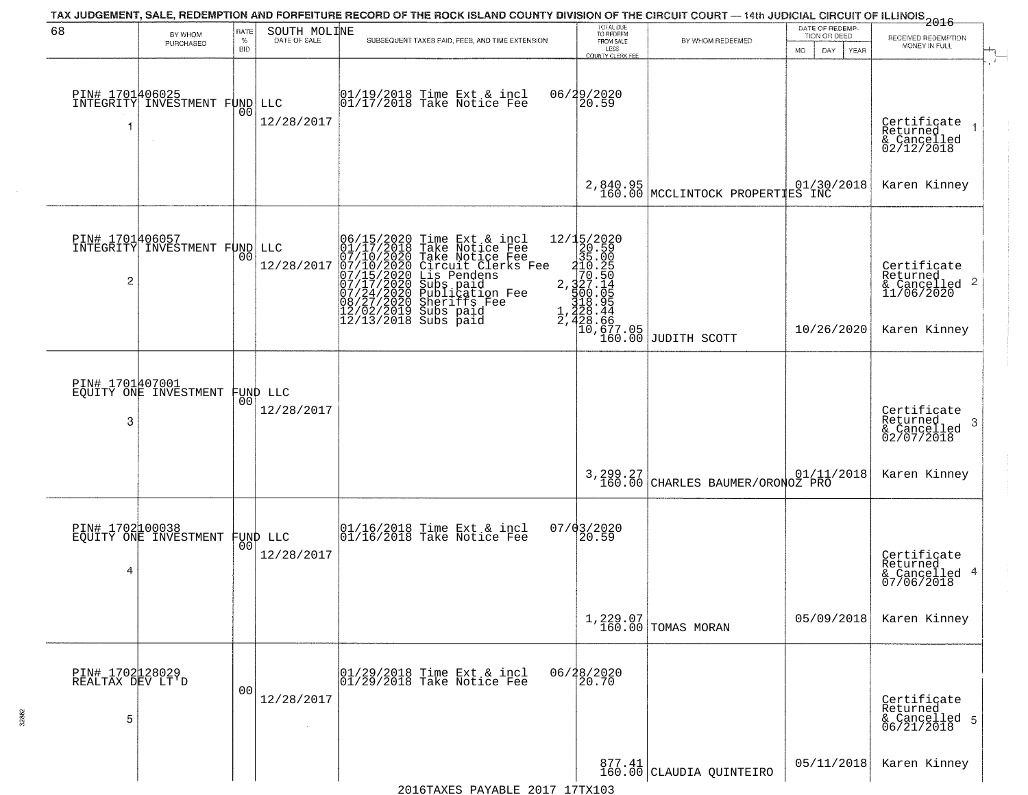# TAX JUDGEMENT, SALE, REDEMPTION AND FORFEITURE RECORD OF THE ROCK ISLAND COUNTY DIVISION OF THE CIRCUIT COURT — 14th JUDICIAL CIRCUIT OF ILLINOIS 2016

SOUTH MOLINE

| 68 | BY WHOM PURCHASED | RATE % BID | DATE OF SALE | SUBSEQUENT TAXES PAID, FEES, AND TIME EXTENSION | TOTAL DUE TO REDEEM FROM SALE LESS COUNTY CLERK FEE | BY WHOM REDEEMED | DATE OF REDEMPTION OR DEED MO DAY YEAR | RECEIVED REDEMPTION MONEY IN FULL |
|---|---|---|---|---|---|---|---|---|
| 1 | PIN# 1701406025 INTEGRITY INVESTMENT FUND LLC | 00 | 12/28/2017 | 01/19/2018 Time Ext & incl<br>01/17/2018 Take Notice Fee | 06/29/2020<br>20.59<br><br>2,840.95<br>160.00 | MCCLINTOCK PROPERTIES INC | 01/30/2018 | Certificate Returned & Cancelled 02/12/2018<br>Karen Kinney |
| 2 | PIN# 1701406057 INTEGRITY INVESTMENT FUND LLC | 00 | 12/28/2017 | 06/15/2020 Time Ext & incl<br>01/17/2018 Take Notice Fee<br>07/10/2020 Take Notice Fee<br>07/10/2020 Circuit Clerks Fee<br>07/15/2020 Lis Pendens<br>07/17/2020 Subs paid<br>07/24/2020 Publication Fee<br>08/27/2020 Sheriffs Fee<br>12/02/2019 Subs paid<br>12/13/2018 Subs paid | 12/15/2020<br>20.59<br>35.00<br>210.25<br>70.50<br>2,327.14<br>500.05<br>318.95<br>1,228.44<br>2,428.66<br>10,677.05<br>160.00 | JUDITH SCOTT | 10/26/2020 | Certificate Returned & Cancelled 11/06/2020<br>Karen Kinney |
| 3 | PIN# 1701407001 EQUITY ONE INVESTMENT FUND LLC | 00 | 12/28/2017 | | 3,299.27<br>160.00 | CHARLES BAUMER/ORONOZ PRO | 01/11/2018 | Certificate Returned & Cancelled 02/07/2018<br>Karen Kinney |
| 4 | PIN# 1702100038 EQUITY ONE INVESTMENT FUND LLC | 00 | 12/28/2017 | 01/16/2018 Time Ext & incl<br>01/16/2018 Take Notice Fee | 07/03/2020<br>20.59<br><br>1,229.07<br>160.00 | TOMAS MORAN | 05/09/2018 | Certificate Returned & Cancelled 07/06/2018<br>Karen Kinney |
| 5 | PIN# 1702128029 REALTAX DEV LT'D | 00 | 12/28/2017 | 01/29/2018 Time Ext & incl<br>01/29/2018 Take Notice Fee | 06/28/2020<br>20.70<br><br>877.41<br>160.00 | CLAUDIA QUINTEIRO | 05/11/2018 | Certificate Returned & Cancelled 06/21/2018<br>Karen Kinney |

2016TAXES PAYABLE 2017 17TX103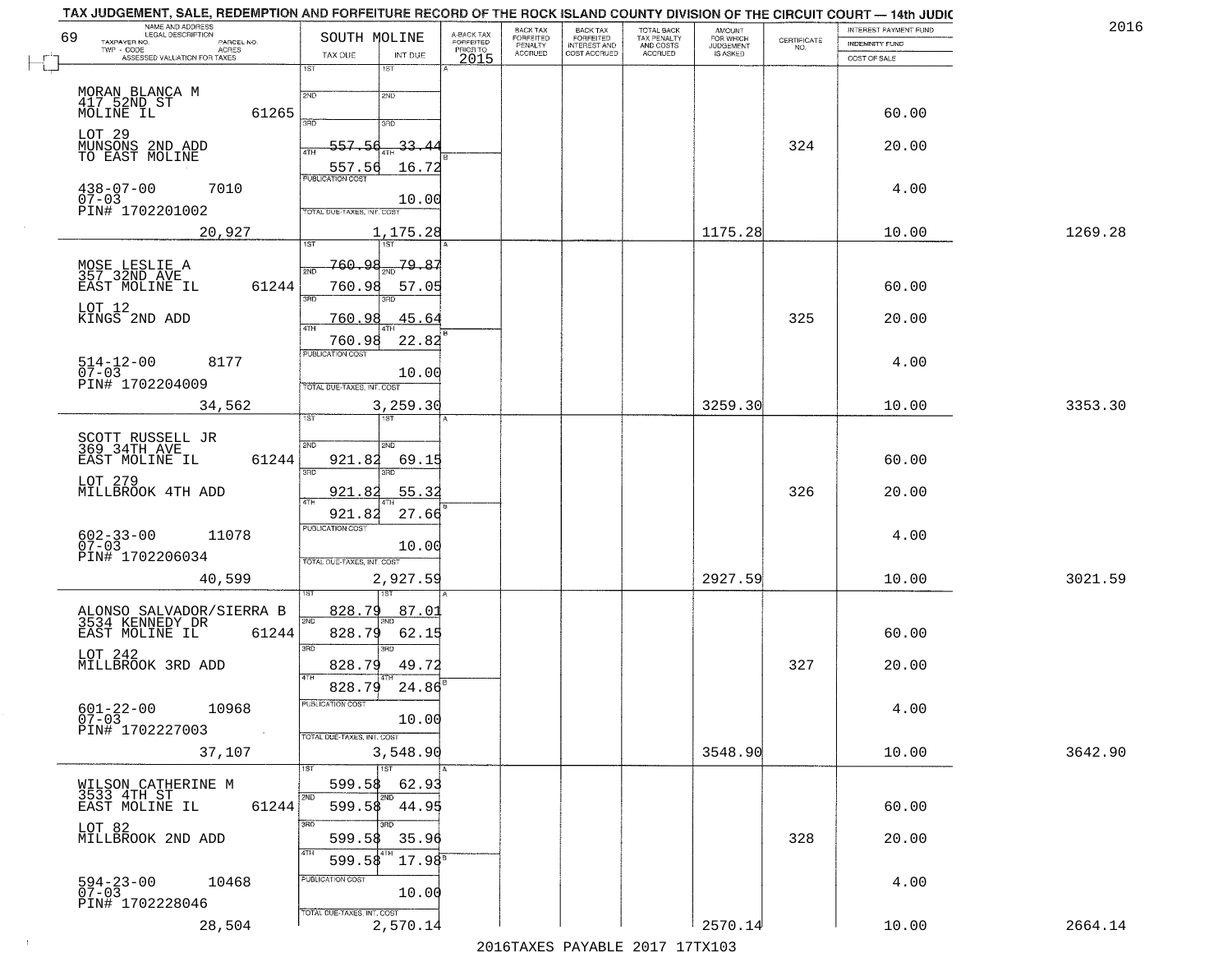TAX JUDGEMENT, SALE, REDEMPTION AND FORFEITURE RECORD OF THE ROCK ISLAND COUNTY DIVISION OF THE CIRCUIT COURT — 14th JUDIC

2016

| 69 NAME AND ADDRESS / LEGAL DESCRIPTION / TAXPAYER NO. / PARCEL NO. / TWP - CODE / ACRES / ASSESSED VALUATION FOR TAXES | SOUTH MOLINE TAX DUE | INT DUE | A-BACK TAX FORFEITED PRIOR TO 2015 | BACK TAX FORFEITED PENALTY ACCRUED | BACK TAX FORFEITED INTEREST AND COST ACCRUED | TOTAL BACK TAX PENALTY AND COSTS ACCRUED | AMOUNT FOR WHICH JUDGEMENT IS ASKED | CERTIFICATE NO. | INTEREST PAYMENT FUND / INDEMNITY FUND / COST OF SALE | |
|---|---|---|---|---|---|---|---|---|---|---|
| MORAN BLANCA M<br>417 52ND ST<br>MOLINE IL 61265<br>LOT 29<br>MUNSONS 2ND ADD<br>TO EAST MOLINE<br>438-07-00 7010<br>07-03<br>PIN# 1702201002<br>20,927 | 1ST<br>2ND<br>3RD<br>4TH 557.56<br>557.56<br>PUBLICATION COST<br>TOTAL DUE-TAXES, INT. COST | 1ST<br>2ND<br>3RD<br>33.44<br>16.72<br>10.00<br>1,175.28 | | | | | 1175.28 | 324 | 60.00<br>20.00<br>4.00<br>10.00 | 1269.28 |
| MOSE LESLIE A<br>357 32ND AVE<br>EAST MOLINE IL 61244<br>LOT 12<br>KINGS 2ND ADD<br>514-12-00 8177<br>07-03<br>PIN# 1702204009<br>34,562 | 1ST 760.98<br>2ND 760.98<br>3RD 760.98<br>4TH 760.98<br>PUBLICATION COST<br>TOTAL DUE-TAXES, INT. COST | 79.87<br>57.05<br>45.64<br>22.82<br>10.00<br>3,259.30 | | | | | 3259.30 | 325 | 60.00<br>20.00<br>4.00<br>10.00 | 3353.30 |
| SCOTT RUSSELL JR<br>369 34TH AVE<br>EAST MOLINE IL 61244<br>LOT 279<br>MILLBROOK 4TH ADD<br>602-33-00 11078<br>07-03<br>PIN# 1702206034<br>40,599 | 1ST<br>2ND 921.82<br>3RD 921.82<br>4TH 921.82<br>PUBLICATION COST<br>TOTAL DUE-TAXES, INT. COST | 1ST<br>69.15<br>55.32<br>27.66<br>10.00<br>2,927.59 | | | | | 2927.59 | 326 | 60.00<br>20.00<br>4.00<br>10.00 | 3021.59 |
| ALONSO SALVADOR/SIERRA B<br>3534 KENNEDY DR<br>EAST MOLINE IL 61244<br>LOT 242<br>MILLBROOK 3RD ADD<br>601-22-00 10968<br>07-03<br>PIN# 1702227003<br>37,107 | 1ST 828.79<br>2ND 828.79<br>3RD 828.79<br>4TH 828.79<br>PUBLICATION COST<br>TOTAL DUE-TAXES, INT. COST | 87.01<br>62.15<br>49.72<br>24.86<br>10.00<br>3,548.90 | | | | | 3548.90 | 327 | 60.00<br>20.00<br>4.00<br>10.00 | 3642.90 |
| WILSON CATHERINE M<br>3533 4TH ST<br>EAST MOLINE IL 61244<br>LOT 82<br>MILLBROOK 2ND ADD<br>594-23-00 10468<br>07-03<br>PIN# 1702228046<br>28,504 | 1ST 599.58<br>2ND 599.58<br>3RD 599.58<br>4TH 599.58<br>PUBLICATION COST<br>TOTAL DUE-TAXES, INT. COST | 62.93<br>44.95<br>35.96<br>17.98<br>10.00<br>2,570.14 | | | | | 2570.14 | 328 | 60.00<br>20.00<br>4.00<br>10.00 | 2664.14 |

2016TAXES PAYABLE 2017 17TX103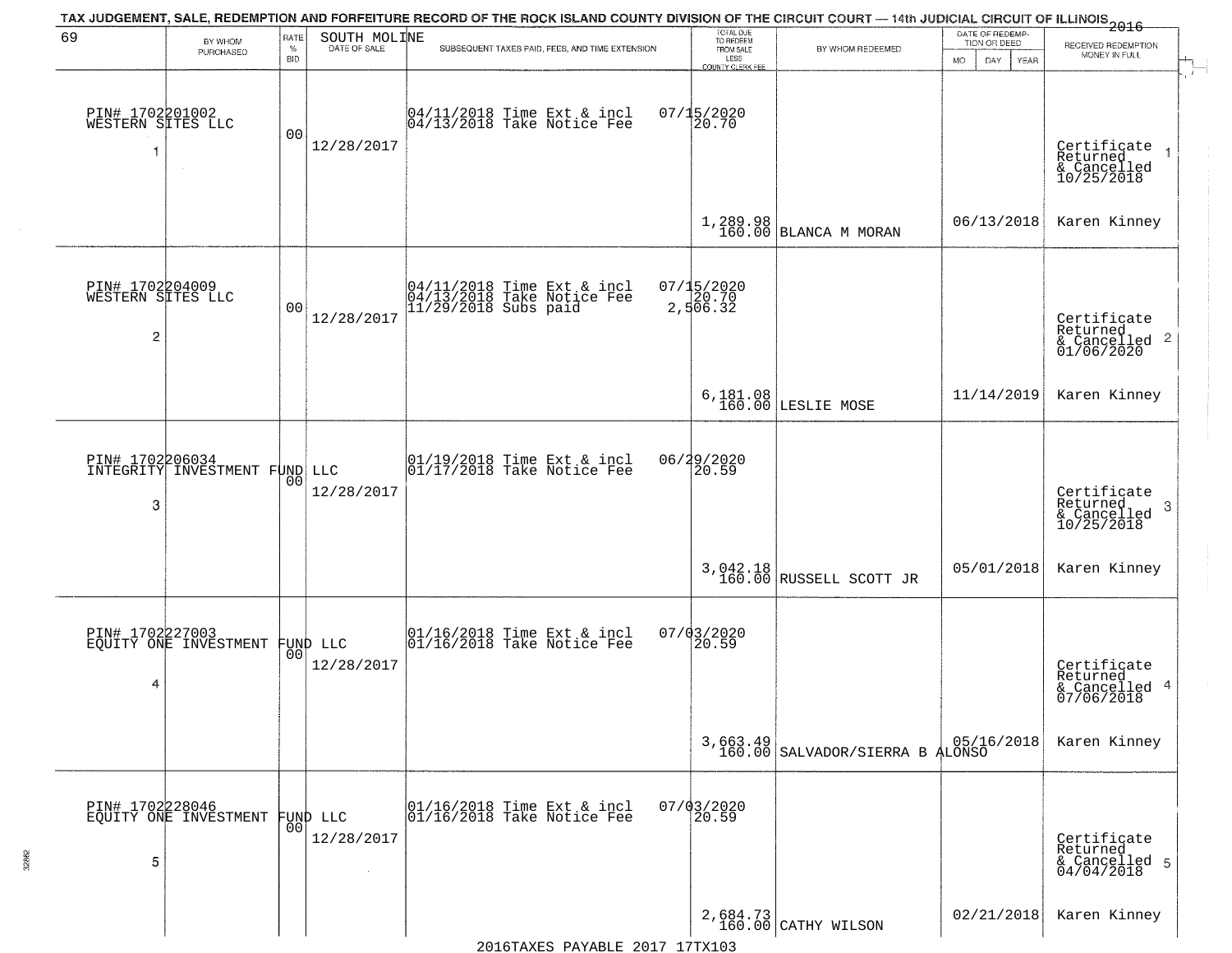# TAX JUDGEMENT, SALE, REDEMPTION AND FORFEITURE RECORD OF THE ROCK ISLAND COUNTY DIVISION OF THE CIRCUIT COURT — 14th JUDICIAL CIRCUIT OF ILLINOIS 2016

| 69 BY WHOM PURCHASED | RATE % BID | SOUTH MOLINE DATE OF SALE | SUBSEQUENT TAXES PAID, FEES, AND TIME EXTENSION | TOTAL DUE TO REDEEM FROM SALE LESS COUNTY CLERK FEE | BY WHOM REDEEMED | DATE OF REDEMPTION OR DEED MO DAY YEAR | RECEIVED REDEMPTION MONEY IN FULL |
|---|---|---|---|---|---|---|---|
| PIN# 1702201002 WESTERN SITES LLC 1 | 00 | 12/28/2017 | 04/11/2018 Time Ext & incl 07/15/2020<br>04/13/2018 Take Notice Fee 20.70 | 1,289.98<br>160.00 | BLANCA M MORAN | 06/13/2018 | Certificate Returned & Cancelled 10/25/2018 1<br>Karen Kinney |
| PIN# 1702204009 WESTERN SITES LLC 2 | 00 | 12/28/2017 | 04/11/2018 Time Ext & incl 07/15/2020<br>04/13/2018 Take Notice Fee 20.70<br>11/29/2018 Subs paid 2,506.32 | 6,181.08<br>160.00 | LESLIE MOSE | 11/14/2019 | Certificate Returned & Cancelled 01/06/2020 2<br>Karen Kinney |
| PIN# 1702206034 INTEGRITY INVESTMENT FUND LLC 3 | 00 | 12/28/2017 | 01/19/2018 Time Ext & incl 06/29/2020<br>01/17/2018 Take Notice Fee 20.59 | 3,042.18<br>160.00 | RUSSELL SCOTT JR | 05/01/2018 | Certificate Returned & Cancelled 10/25/2018 3<br>Karen Kinney |
| PIN# 1702227003 EQUITY ONE INVESTMENT FUND LLC 4 | 00 | 12/28/2017 | 01/16/2018 Time Ext & incl 07/03/2020<br>01/16/2018 Take Notice Fee 20.59 | 3,663.49<br>160.00 | SALVADOR/SIERRA B ALONSO | 05/16/2018 | Certificate Returned & Cancelled 07/06/2018 4<br>Karen Kinney |
| PIN# 1702228046 EQUITY ONE INVESTMENT FUND LLC 5 | 00 | 12/28/2017 | 01/16/2018 Time Ext & incl 07/03/2020<br>01/16/2018 Take Notice Fee 20.59 | 2,684.73<br>160.00 | CATHY WILSON | 02/21/2018 | Certificate Returned & Cancelled 04/04/2018 5<br>Karen Kinney |

2016TAXES PAYABLE 2017 17TX103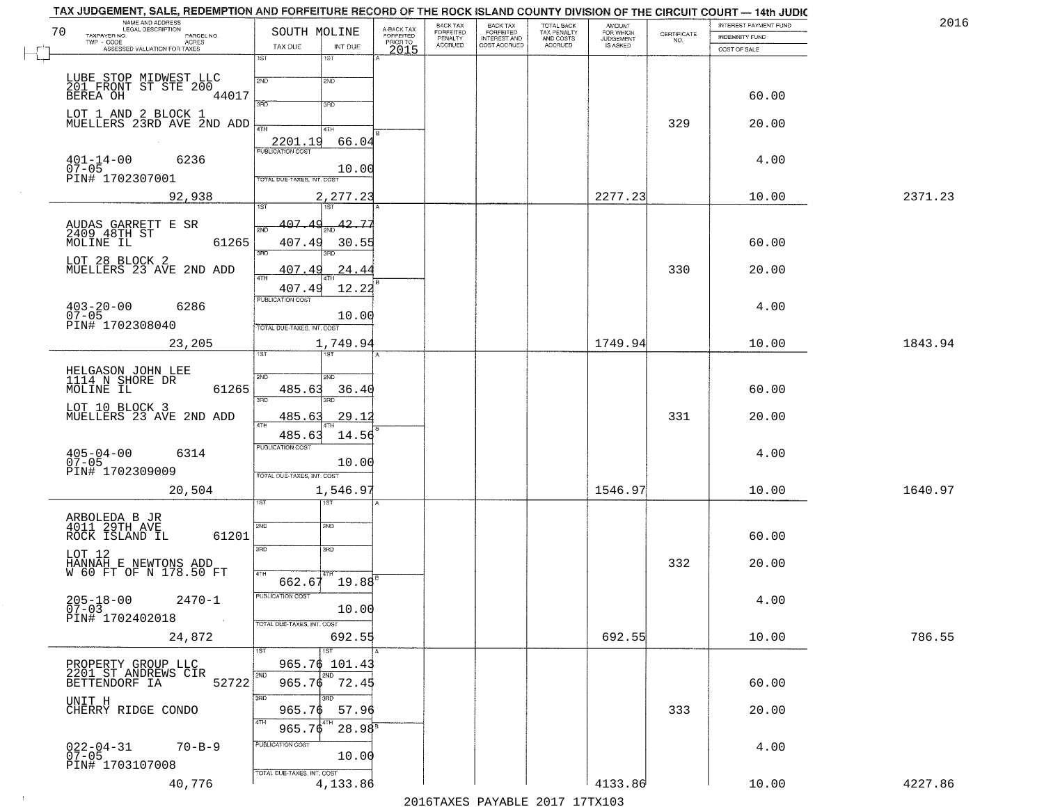TAX JUDGEMENT, SALE, REDEMPTION AND FORFEITURE RECORD OF THE ROCK ISLAND COUNTY DIVISION OF THE CIRCUIT COURT — 14th JUDIC

2016

70 SOUTH MOLINE

| NAME AND ADDRESS / LEGAL DESCRIPTION / TAXPAYER NO. / PARCEL NO. / TWP - CODE / ACRES / ASSESSED VALUATION FOR TAXES | TAX DUE | INT DUE | A-BACK TAX FORFEITED PRIOR TO 2015 | BACK TAX FORFEITED PENALTY ACCRUED | BACK TAX FORFEITED INTEREST AND COST ACCRUED | TOTAL BACK TAX PENALTY AND COSTS ACCRUED | AMOUNT FOR WHICH JUDGEMENT IS ASKED | CERTIFICATE NO. | INTEREST PAYMENT FUND / INDEMNITY FUND / COST OF SALE | |
|---|---|---|---|---|---|---|---|---|---|---|
| LUBE STOP MIDWEST LLC<br>201 FRONT ST STE 200<br>BEREA OH 44017<br>LOT 1 AND 2 BLOCK 1<br>MUELLERS 23RD AVE 2ND ADD<br>401-14-00 6236<br>07-05<br>PIN# 1702307001<br>92,938 | 1ST<br>2ND<br>3RD<br>4TH 2201.19<br>PUBLICATION COST<br>TOTAL DUE-TAXES, INT. COST 2,277.23 | 1ST<br>2ND<br>3RD<br>4TH 66.04<br>10.00 | | | | | 2277.23 | 329 | 60.00<br>20.00<br>4.00<br>10.00 | 2371.23 |
| AUDAS GARRETT E SR<br>2409 48TH ST<br>MOLINE IL 61265<br>LOT 28 BLOCK 2<br>MUELLERS 23 AVE 2ND ADD<br>403-20-00 6286<br>07-05<br>PIN# 1702308040<br>23,205 | 1ST ~~407.49~~<br>2ND 407.49<br>3RD 407.49<br>4TH 407.49<br>PUBLICATION COST<br>TOTAL DUE-TAXES, INT. COST 1,749.94 | 1ST ~~42.77~~<br>2ND 30.55<br>3RD 24.44<br>4TH 12.22<br>10.00 | | | | | 1749.94 | 330 | 60.00<br>20.00<br>4.00<br>10.00 | 1843.94 |
| HELGASON JOHN LEE<br>1114 N SHORE DR<br>MOLINE IL 61265<br>LOT 10 BLOCK 3<br>MUELLERS 23 AVE 2ND ADD<br>405-04-00 6314<br>07-05<br>PIN# 1702309009<br>20,504 | 1ST<br>2ND 485.63<br>3RD 485.63<br>4TH 485.63<br>PUBLICATION COST<br>TOTAL DUE-TAXES, INT. COST 1,546.97 | 1ST<br>2ND 36.40<br>3RD 29.12<br>4TH 14.56<br>10.00 | | | | | 1546.97 | 331 | 60.00<br>20.00<br>4.00<br>10.00 | 1640.97 |
| ARBOLEDA B JR<br>4011 29TH AVE<br>ROCK ISLAND IL 61201<br>LOT 12<br>HANNAH E NEWTONS ADD<br>W 60 FT OF N 178.50 FT<br>205-18-00 2470-1<br>07-03<br>PIN# 1702402018<br>24,872 | 1ST<br>2ND<br>3RD<br>4TH 662.67<br>PUBLICATION COST<br>TOTAL DUE-TAXES, INT. COST 692.55 | 1ST<br>2ND<br>3RD<br>4TH 19.88<br>10.00 | | | | | 692.55 | 332 | 60.00<br>20.00<br>4.00<br>10.00 | 786.55 |
| PROPERTY GROUP LLC<br>2201 ST ANDREWS CIR<br>BETTENDORF IA 52722<br>UNIT H<br>CHERRY RIDGE CONDO<br>022-04-31 70-B-9<br>07-05<br>PIN# 1703107008<br>40,776 | 1ST 965.76<br>2ND 965.76<br>3RD 965.76<br>4TH 965.76<br>PUBLICATION COST<br>TOTAL DUE-TAXES, INT. COST 4,133.86 | 1ST 101.43<br>2ND 72.45<br>3RD 57.96<br>4TH 28.98<br>10.00 | | | | | 4133.86 | 333 | 60.00<br>20.00<br>4.00<br>10.00 | 4227.86 |

2016TAXES PAYABLE 2017 17TX103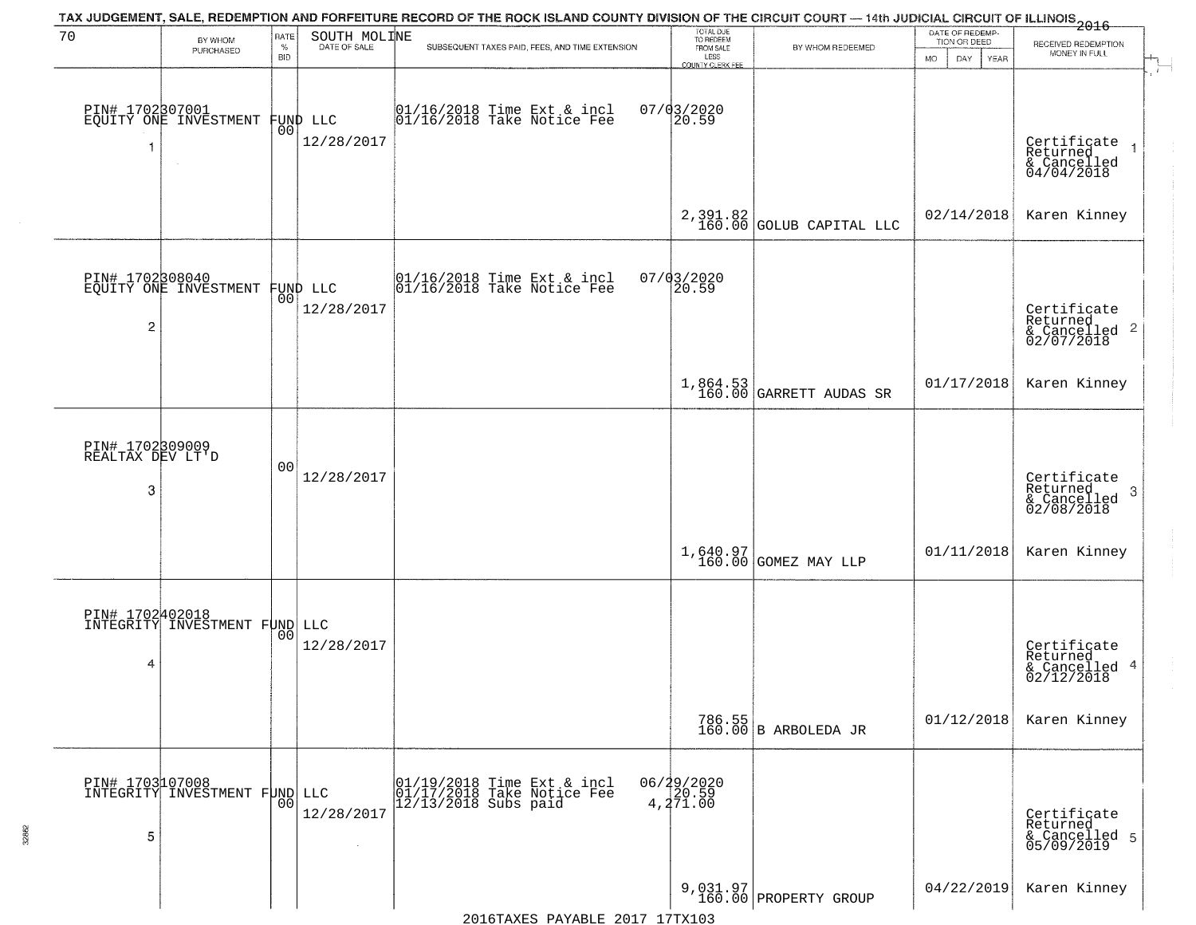TAX JUDGEMENT, SALE, REDEMPTION AND FORFEITURE RECORD OF THE ROCK ISLAND COUNTY DIVISION OF THE CIRCUIT COURT — 14th JUDICIAL CIRCUIT OF ILLINOIS 2016

70 SOUTH MOLINE

| BY WHOM PURCHASED | RATE % BID | DATE OF SALE | SUBSEQUENT TAXES PAID, FEES, AND TIME EXTENSION | TOTAL DUE TO REDEEM FROM SALE LESS COUNTY CLERK FEE | BY WHOM REDEEMED | DATE OF REDEMPTION OR DEED MO DAY YEAR | RECEIVED REDEMPTION MONEY IN FULL |
|---|---|---|---|---|---|---|---|
| PIN# 1702307001 EQUITY ONE INVESTMENT FUND LLC 1 | 00 | 12/28/2017 | 01/16/2018 Time Ext & incl 01/16/2018 Take Notice Fee | 07/03/2020 20.59 2,391.82 160.00 | GOLUB CAPITAL LLC | 02/14/2018 | Certificate Returned & Cancelled 04/04/2018 Karen Kinney |
| PIN# 1702308040 EQUITY ONE INVESTMENT FUND LLC 2 | 00 | 12/28/2017 | 01/16/2018 Time Ext & incl 01/16/2018 Take Notice Fee | 07/03/2020 20.59 1,864.53 160.00 | GARRETT AUDAS SR | 01/17/2018 | Certificate Returned & Cancelled 02/07/2018 Karen Kinney |
| PIN# 1702309009 REALTAX DEV LT'D 3 | 00 | 12/28/2017 | | 1,640.97 160.00 | GOMEZ MAY LLP | 01/11/2018 | Certificate Returned & Cancelled 02/08/2018 Karen Kinney |
| PIN# 1702402018 INTEGRITY INVESTMENT FUND LLC 4 | 00 | 12/28/2017 | | 786.55 160.00 | B ARBOLEDA JR | 01/12/2018 | Certificate Returned & Cancelled 02/12/2018 Karen Kinney |
| PIN# 1703107008 INTEGRITY INVESTMENT FUND LLC 5 | 00 | 12/28/2017 | 01/19/2018 Time Ext & incl 01/17/2018 Take Notice Fee 12/13/2018 Subs paid | 06/29/2020 20.59 4,271.00 9,031.97 160.00 | PROPERTY GROUP | 04/22/2019 | Certificate Returned & Cancelled 05/09/2019 Karen Kinney |

2016TAXES PAYABLE 2017 17TX103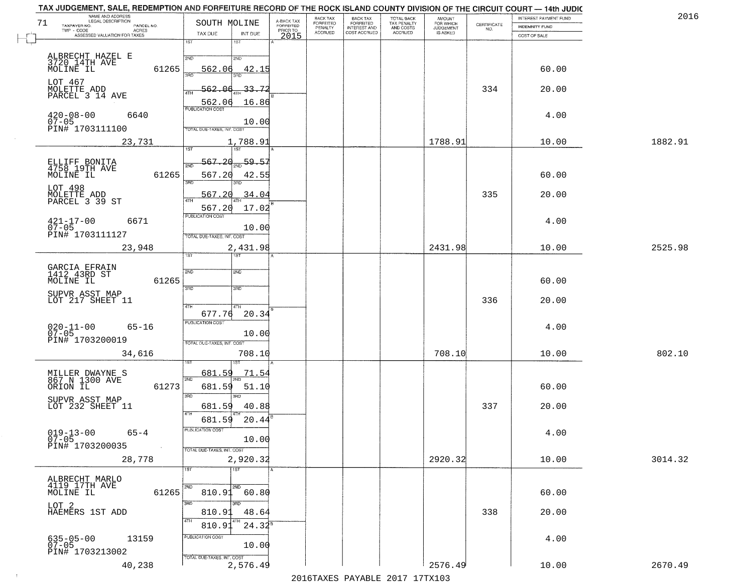# TAX JUDGEMENT, SALE, REDEMPTION AND FORFEITURE RECORD OF THE ROCK ISLAND COUNTY DIVISION OF THE CIRCUIT COURT — 14th JUDIC

2016

71 — SOUTH MOLINE

| NAME AND ADDRESS / LEGAL DESCRIPTION / TAXPAYER NO. / PARCEL NO. / TWP - CODE / ACRES / ASSESSED VALUATION FOR TAXES | TAX DUE | INT DUE | A-BACK TAX FORFEITED PRIOR TO 2015 | BACK TAX FORFEITED PENALTY ACCRUED | BACK TAX FORFEITED INTEREST AND COST ACCRUED | TOTAL BACK TAX PENALTY AND COSTS ACCRUED | AMOUNT FOR WHICH JUDGEMENT IS ASKED | CERTIFICATE NO. | INTEREST PAYMENT FUND / INDEMNITY FUND / COST OF SALE | |
|---|---|---|---|---|---|---|---|---|---|---|
| ALBRECHT HAZEL E<br>3720 14TH AVE<br>MOLINE IL 61265<br>LOT 467<br>MOLETTE ADD<br>PARCEL 3 14 AVE<br>420-08-00 6640<br>07-05<br>PIN# 1703111100<br>23,731 | 2ND 562.06<br>3RD 562.06<br>4TH 562.06<br>PUBLICATION COST<br>TOTAL DUE-TAXES, INT. COST | 42.15<br>33.72<br>16.86<br>10.00<br>1,788.91 | | | | | 1788.91 | 334 | 60.00<br>20.00<br>4.00<br>10.00 | 1882.91 |
| ELLIFF BONITA<br>4758 19TH AVE<br>MOLINE IL 61265<br>LOT 498<br>MOLETTE ADD<br>PARCEL 3 39 ST<br>421-17-00 6671<br>07-05<br>PIN# 1703111127<br>23,948 | 1ST 567.20<br>2ND 567.20<br>3RD 567.20<br>4TH 567.20<br>PUBLICATION COST<br>TOTAL DUE-TAXES, INT. COST | 59.57<br>42.55<br>34.04<br>17.02<br>10.00<br>2,431.98 | | | | | 2431.98 | 335 | 60.00<br>20.00<br>4.00<br>10.00 | 2525.98 |
| GARCIA EFRAIN<br>1412 43RD ST<br>MOLINE IL 61265<br>SUPVR ASST MAP<br>LOT 217 SHEET 11<br>020-11-00 65-16<br>07-05<br>PIN# 1703200019<br>34,616 | 4TH 677.76<br>PUBLICATION COST<br>TOTAL DUE-TAXES, INT. COST | 20.34<br>10.00<br>708.10 | | | | | 708.10 | 336 | 60.00<br>20.00<br>4.00<br>10.00 | 802.10 |
| MILLER DWAYNE S<br>867 N 1300 AVE<br>ORION IL 61273<br>SUPVR ASST MAP<br>LOT 232 SHEET 11<br>019-13-00 65-4<br>07-05<br>PIN# 1703200035<br>28,778 | 1ST 681.59<br>2ND 681.59<br>3RD 681.59<br>4TH 681.59<br>PUBLICATION COST<br>TOTAL DUE-TAXES, INT. COST | 71.54<br>51.10<br>40.88<br>20.44<br>10.00<br>2,920.32 | | | | | 2920.32 | 337 | 60.00<br>20.00<br>4.00<br>10.00 | 3014.32 |
| ALBRECHT MARLO<br>4119 17TH AVE<br>MOLINE IL 61265<br>LOT 2<br>HAEMERS 1ST ADD<br>635-05-00 13159<br>07-05<br>PIN# 1703213002<br>40,238 | 2ND 810.91<br>3RD 810.91<br>4TH 810.91<br>PUBLICATION COST<br>TOTAL DUE-TAXES, INT. COST | 60.80<br>48.64<br>24.32<br>10.00<br>2,576.49 | | | | | 2576.49 | 338 | 60.00<br>20.00<br>4.00<br>10.00 | 2670.49 |

2016TAXES PAYABLE 2017 17TX103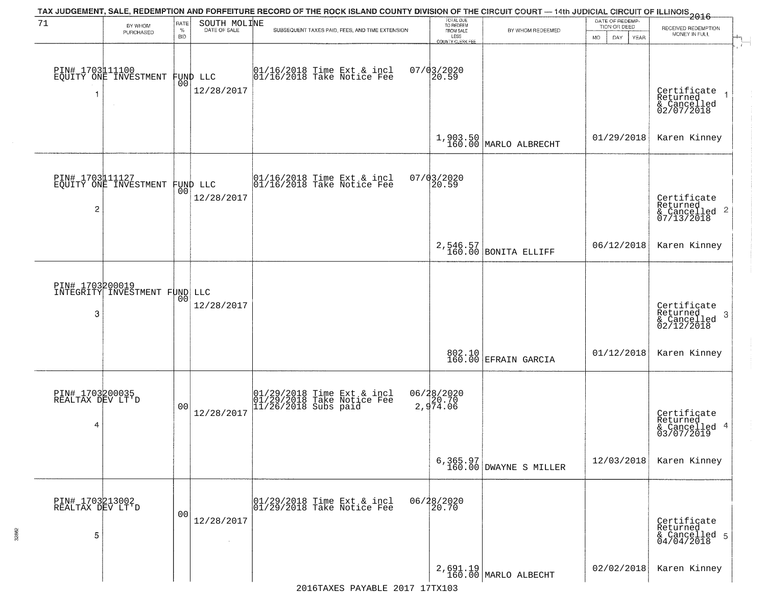TAX JUDGEMENT, SALE, REDEMPTION AND FORFEITURE RECORD OF THE ROCK ISLAND COUNTY DIVISION OF THE CIRCUIT COURT — 14th JUDICIAL CIRCUIT OF ILLINOIS 2016

| 71 | BY WHOM PURCHASED | RATE % BID | SOUTH MOLINE DATE OF SALE | SUBSEQUENT TAXES PAID, FEES, AND TIME EXTENSION | TOTAL DUE TO REDEEM FROM SALE LESS COUNTY CLERK FEE | BY WHOM REDEEMED | DATE OF REDEMPTION OR DEED MO DAY YEAR | RECEIVED REDEMPTION MONEY IN FULL |
|---|---|---|---|---|---|---|---|---|
| 1 | PIN# 1703111100 EQUITY ONE INVESTMENT FUND LLC | 00 | 12/28/2017 | 01/16/2018 Time Ext & incl 07/03/2020<br>01/16/2018 Take Notice Fee 20.59 | 1,903.50<br>160.00 | MARLO ALBRECHT | 01/29/2018 | Certificate Returned & Cancelled 02/07/2018<br>Karen Kinney |
| 2 | PIN# 1703111127 EQUITY ONE INVESTMENT FUND LLC | 00 | 12/28/2017 | 01/16/2018 Time Ext & incl 07/03/2020<br>01/16/2018 Take Notice Fee 20.59 | 2,546.57<br>160.00 | BONITA ELLIFF | 06/12/2018 | Certificate Returned & Cancelled 07/13/2018<br>Karen Kinney |
| 3 | PIN# 1703200019 INTEGRITY INVESTMENT FUND LLC | 00 | 12/28/2017 | | 802.10<br>160.00 | EFRAIN GARCIA | 01/12/2018 | Certificate Returned & Cancelled 02/12/2018<br>Karen Kinney |
| 4 | PIN# 1703200035 REALTAX DEV LT'D | 00 | 12/28/2017 | 01/29/2018 Time Ext & incl 06/28/2020<br>01/29/2018 Take Notice Fee 20.70<br>11/26/2018 Subs paid 2,974.06 | 6,365.97<br>160.00 | DWAYNE S MILLER | 12/03/2018 | Certificate Returned & Cancelled 03/07/2019<br>Karen Kinney |
| 5 | PIN# 1703213002 REALTAX DEV LT'D | 00 | 12/28/2017 | 01/29/2018 Time Ext & incl 06/28/2020<br>01/29/2018 Take Notice Fee 20.70 | 2,691.19<br>160.00 | MARLO ALBECHT | 02/02/2018 | Certificate Returned & Cancelled 04/04/2018<br>Karen Kinney |

2016TAXES PAYABLE 2017 17TX103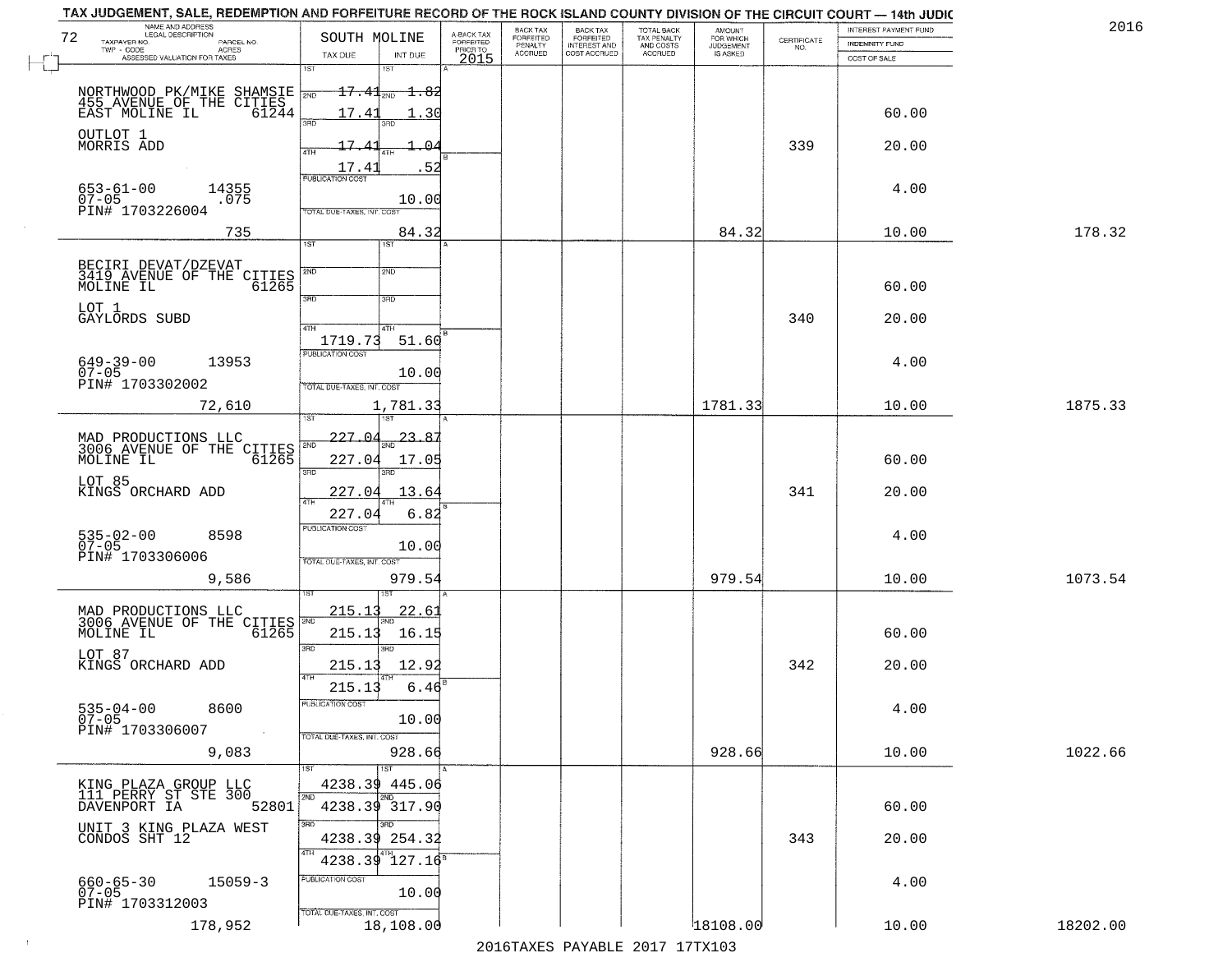TAX JUDGEMENT, SALE, REDEMPTION AND FORFEITURE RECORD OF THE ROCK ISLAND COUNTY DIVISION OF THE CIRCUIT COURT — 14th JUDIC

2016

| NAME AND ADDRESS / LEGAL DESCRIPTION / TAXPAYER NO. / PARCEL NO. / TWP - CODE / ACRES / ASSESSED VALUATION FOR TAXES | SOUTH MOLINE TAX DUE | INT DUE | A-BACK TAX FORFEITED PRIOR TO 2015 | BACK TAX FORFEITED PENALTY ACCRUED | BACK TAX FORFEITED INTEREST AND COST ACCRUED | TOTAL BACK TAX PENALTY AND COSTS ACCRUED | AMOUNT FOR WHICH JUDGEMENT IS ASKED | CERTIFICATE NO. | INTEREST PAYMENT FUND / INDEMNITY FUND / COST OF SALE | |
|---|---|---|---|---|---|---|---|---|---|---|
| NORTHWOOD PK/MIKE SHAMSIE, 455 AVENUE OF THE CITIES, EAST MOLINE IL 61244 | 1ST 17.41 | 1.82 | | | | | | | | |
| | 2ND 17.41 | 1.30 | | | | | | | 60.00 | |
| OUTLOT 1, MORRIS ADD | 3RD 17.41 | 1.04 | | | | | | 339 | 20.00 | |
| | 4TH 17.41 | .52 | | | | | | | | |
| 653-61-00 14355, 07-05 .075, PIN# 1703226004 | PUBLICATION COST | 10.00 | | | | | | | 4.00 | |
| 735 | TOTAL DUE-TAXES, INT, COST | 84.32 | | | | | 84.32 | | 10.00 | 178.32 |
| BECIRI DEVAT/DZEVAT, 3419 AVENUE OF THE CITIES, MOLINE IL 61265 | 1ST | | | | | | | | | |
| | 2ND | | | | | | | | 60.00 | |
| LOT 1, GAYLORDS SUBD | 3RD | | | | | | | 340 | 20.00 | |
| | 4TH 1719.73 | 51.60 | | | | | | | | |
| 649-39-00 13953, 07-05, PIN# 1703302002 | PUBLICATION COST | 10.00 | | | | | | | 4.00 | |
| 72,610 | TOTAL DUE-TAXES, INT, COST | 1,781.33 | | | | | 1781.33 | | 10.00 | 1875.33 |
| MAD PRODUCTIONS LLC, 3006 AVENUE OF THE CITIES, MOLINE IL 61265 | 1ST 227.04 | 23.87 | | | | | | | | |
| | 2ND 227.04 | 17.05 | | | | | | | 60.00 | |
| LOT 85, KINGS ORCHARD ADD | 3RD 227.04 | 13.64 | | | | | | 341 | 20.00 | |
| | 4TH 227.04 | 6.82 | | | | | | | | |
| 535-02-00 8598, 07-05, PIN# 1703306006 | PUBLICATION COST | 10.00 | | | | | | | 4.00 | |
| 9,586 | TOTAL DUE-TAXES, INT, COST | 979.54 | | | | | 979.54 | | 10.00 | 1073.54 |
| MAD PRODUCTIONS LLC, 3006 AVENUE OF THE CITIES, MOLINE IL 61265 | 1ST 215.13 | 22.61 | | | | | | | | |
| | 2ND 215.13 | 16.15 | | | | | | | 60.00 | |
| LOT 87, KINGS ORCHARD ADD | 3RD 215.13 | 12.92 | | | | | | 342 | 20.00 | |
| | 4TH 215.13 | 6.46 | | | | | | | | |
| 535-04-00 8600, 07-05, PIN# 1703306007 | PUBLICATION COST | 10.00 | | | | | | | 4.00 | |
| 9,083 | TOTAL DUE-TAXES, INT, COST | 928.66 | | | | | 928.66 | | 10.00 | 1022.66 |
| KING PLAZA GROUP LLC, 111 PERRY ST STE 300, DAVENPORT IA 52801 | 1ST 4238.39 | 445.06 | | | | | | | | |
| | 2ND 4238.39 | 317.90 | | | | | | | 60.00 | |
| UNIT 3 KING PLAZA WEST, CONDOS SHT 12 | 3RD 4238.39 | 254.32 | | | | | | 343 | 20.00 | |
| | 4TH 4238.39 | 127.16 | | | | | | | | |
| 660-65-30 15059-3, 07-05, PIN# 1703312003 | PUBLICATION COST | 10.00 | | | | | | | 4.00 | |
| 178,952 | TOTAL DUE-TAXES, INT, COST | 18,108.00 | | | | | 18108.00 | | 10.00 | 18202.00 |

2016TAXES PAYABLE 2017 17TX103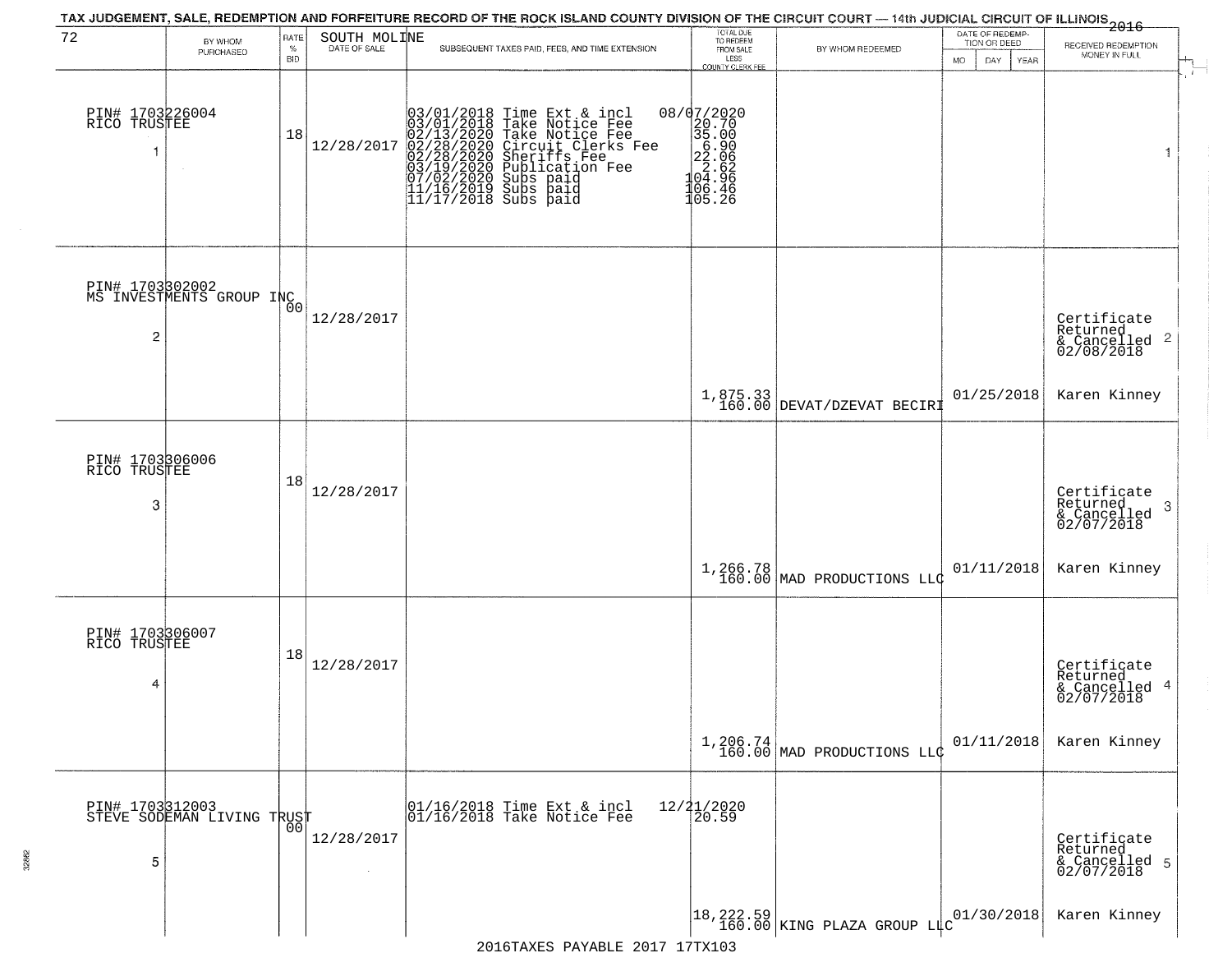TAX JUDGEMENT, SALE, REDEMPTION AND FORFEITURE RECORD OF THE ROCK ISLAND COUNTY DIVISION OF THE CIRCUIT COURT — 14th JUDICIAL CIRCUIT OF ILLINOIS 2016

| 72 BY WHOM PURCHASED | RATE % BID | SOUTH MOLINE DATE OF SALE | SUBSEQUENT TAXES PAID, FEES, AND TIME EXTENSION | TOTAL DUE TO REDEEM FROM SALE LESS COUNTY CLERK FEE | BY WHOM REDEEMED | DATE OF REDEMPTION OR DEED MO DAY YEAR | RECEIVED REDEMPTION MONEY IN FULL |
|---|---|---|---|---|---|---|---|
| PIN# 1703226004 RICO TRUSTEE 1 | 18 | 12/28/2017 | 03/01/2018 Time Ext & incl 08/07/2020<br>03/01/2018 Take Notice Fee 20.70<br>02/13/2020 Take Notice Fee 35.00<br>02/28/2020 Circuit Clerks Fee 6.90<br>02/28/2020 Sheriffs Fee 22.06<br>03/19/2020 Publication Fee 2.62<br>07/02/2020 Subs paid 104.96<br>11/16/2019 Subs paid 106.46<br>11/17/2018 Subs paid 105.26 | | | | 1 |
| PIN# 1703302002 MS INVESTMENTS GROUP INC 2 | 00 | 12/28/2017 | | 1,875.33<br>160.00 | DEVAT/DZEVAT BECIRI | 01/25/2018 | Certificate Returned & Cancelled 02/08/2018 2<br>Karen Kinney |
| PIN# 1703306006 RICO TRUSTEE 3 | 18 | 12/28/2017 | | 1,266.78<br>160.00 | MAD PRODUCTIONS LLC | 01/11/2018 | Certificate Returned & Cancelled 02/07/2018 3<br>Karen Kinney |
| PIN# 1703306007 RICO TRUSTEE 4 | 18 | 12/28/2017 | | 1,206.74<br>160.00 | MAD PRODUCTIONS LLC | 01/11/2018 | Certificate Returned & Cancelled 02/07/2018 4<br>Karen Kinney |
| PIN# 1703312003 STEVE SODEMAN LIVING TRUST 5 | 00 | 12/28/2017 | 01/16/2018 Time Ext & incl 12/21/2020<br>01/16/2018 Take Notice Fee 20.59 | 18,222.59<br>160.00 | KING PLAZA GROUP LLC | 01/30/2018 | Certificate Returned & Cancelled 02/07/2018 5<br>Karen Kinney |

2016TAXES PAYABLE 2017 17TX103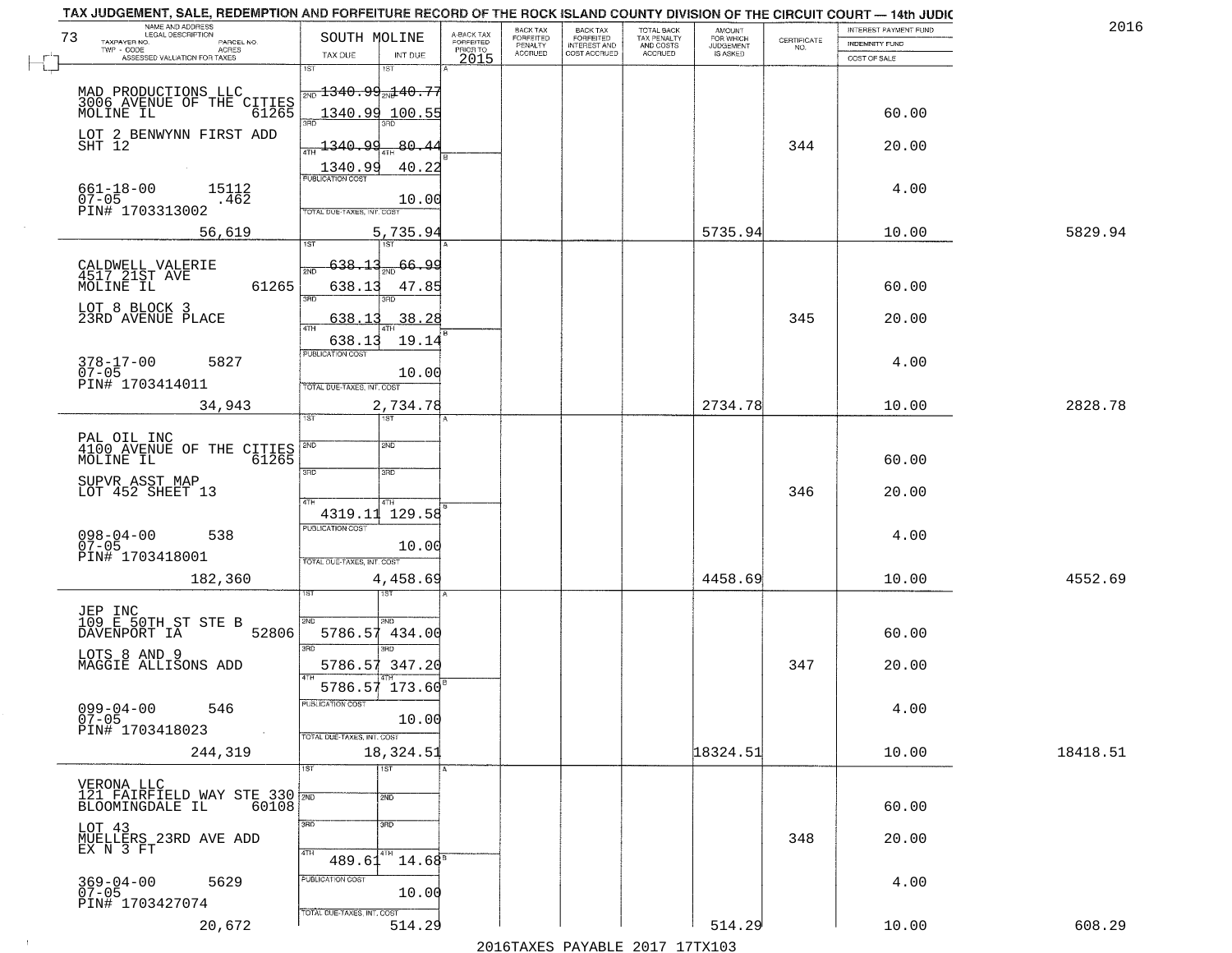TAX JUDGEMENT, SALE, REDEMPTION AND FORFEITURE RECORD OF THE ROCK ISLAND COUNTY DIVISION OF THE CIRCUIT COURT — 14th JUDIC

2016

| 73 NAME AND ADDRESS / LEGAL DESCRIPTION / TAXPAYER NO. / PARCEL NO. / TWP - CODE / ACRES / ASSESSED VALUATION FOR TAXES | SOUTH MOLINE TAX DUE | INT DUE | A-BACK TAX FORFEITED PRIOR TO 2015 | BACK TAX FORFEITED PENALTY ACCRUED | BACK TAX FORFEITED INTEREST AND COST ACCRUED | TOTAL BACK TAX PENALTY AND COSTS ACCRUED | AMOUNT FOR WHICH JUDGEMENT IS ASKED | CERTIFICATE NO. | INTEREST PAYMENT FUND / INDEMNITY FUND / COST OF SALE | |
|---|---|---|---|---|---|---|---|---|---|---|
| MAD PRODUCTIONS LLC<br>3006 AVENUE OF THE CITIES<br>MOLINE IL 61265<br>LOT 2 BENWYNN FIRST ADD<br>SHT 12<br>661-18-00 15112<br>07-05 .462<br>PIN# 1703313002<br>56,619 | 1ST<br>2ND 1340.99<br>1340.99<br>3RD<br>4TH 1340.99<br>1340.99<br>PUBLICATION COST<br>TOTAL DUE-TAXES, INT. COST | 1ST<br>2ND 140.77<br>100.55<br>3RD<br>80.44<br>40.22<br><br>10.00<br>5,735.94 | | | | | 5735.94 | 344 | 60.00<br>20.00<br>4.00<br>10.00 | 5829.94 |
| CALDWELL VALERIE<br>4517 21ST AVE<br>MOLINE IL 61265<br>LOT 8 BLOCK 3<br>23RD AVENUE PLACE<br>378-17-00 5827<br>07-05<br>PIN# 1703414011<br>34,943 | 1ST<br>2ND 638.13<br>638.13<br>3RD<br>638.13<br>4TH<br>638.13<br>PUBLICATION COST<br>TOTAL DUE-TAXES, INT. COST | 1ST<br>2ND 66.99<br>47.85<br>3RD<br>38.28<br>4TH<br>19.14<br><br>10.00<br>2,734.78 | | | | | 2734.78 | 345 | 60.00<br>20.00<br>4.00<br>10.00 | 2828.78 |
| PAL OIL INC<br>4100 AVENUE OF THE CITIES<br>MOLINE IL 61265<br>SUPVR ASST MAP<br>LOT 452 SHEET 13<br>098-04-00 538<br>07-05<br>PIN# 1703418001<br>182,360 | 1ST<br>2ND<br>3RD<br>4TH<br>4319.11<br>PUBLICATION COST<br>TOTAL DUE-TAXES, INT. COST | 1ST<br>2ND<br>3RD<br>4TH<br>129.58<br><br>10.00<br>4,458.69 | | | | | 4458.69 | 346 | 60.00<br>20.00<br>4.00<br>10.00 | 4552.69 |
| JEP INC<br>109 E 50TH ST STE B<br>DAVENPORT IA 52806<br>LOTS 8 AND 9<br>MAGGIE ALLISONS ADD<br>099-04-00 546<br>07-05<br>PIN# 1703418023<br>244,319 | 1ST<br>2ND<br>5786.57<br>3RD<br>5786.57<br>4TH<br>5786.57<br>PUBLICATION COST<br>TOTAL DUE-TAXES, INT. COST | 1ST<br>2ND<br>434.00<br>3RD<br>347.20<br>4TH<br>173.60<br><br>10.00<br>18,324.51 | | | | | 18324.51 | 347 | 60.00<br>20.00<br>4.00<br>10.00 | 18418.51 |
| VERONA LLC<br>121 FAIRFIELD WAY STE 330<br>BLOOMINGDALE IL 60108<br>LOT 43<br>MUELLERS 23RD AVE ADD<br>EX N 3 FT<br>369-04-00 5629<br>07-05<br>PIN# 1703427074<br>20,672 | 1ST<br>2ND<br>3RD<br>4TH<br>489.61<br>PUBLICATION COST<br>TOTAL DUE-TAXES, INT. COST | 1ST<br>2ND<br>3RD<br>4TH<br>14.68<br><br>10.00<br>514.29 | | | | | 514.29 | 348 | 60.00<br>20.00<br>4.00<br>10.00 | 608.29 |

2016TAXES PAYABLE 2017 17TX103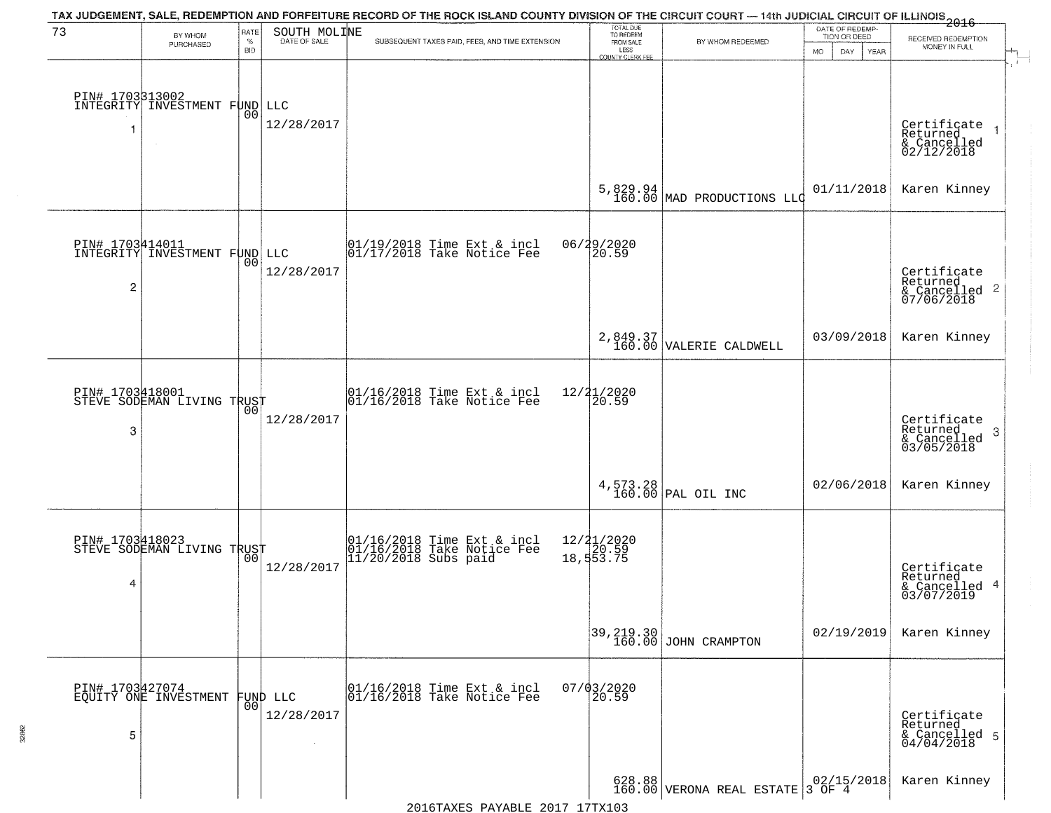# TAX JUDGEMENT, SALE, REDEMPTION AND FORFEITURE RECORD OF THE ROCK ISLAND COUNTY DIVISION OF THE CIRCUIT COURT — 14th JUDICIAL CIRCUIT OF ILLINOIS 2016

73 — SOUTH MOLINE

| | BY WHOM PURCHASED | RATE % BID | DATE OF SALE | SUBSEQUENT TAXES PAID, FEES, AND TIME EXTENSION | TOTAL DUE TO REDEEM FROM SALE LESS COUNTY CLERK FEE | BY WHOM REDEEMED | DATE OF REDEMPTION OR DEED MO DAY YEAR | RECEIVED REDEMPTION MONEY IN FULL |
|---|---|---|---|---|---|---|---|---|
| 1 | PIN# 1703313002 INTEGRITY INVESTMENT FUND LLC | 00 | 12/28/2017 | | 5,829.94 160.00 | MAD PRODUCTIONS LLC | 01/11/2018 | Certificate Returned & Cancelled 02/12/2018 Karen Kinney |
| 2 | PIN# 1703414011 INTEGRITY INVESTMENT FUND LLC | 00 | 12/28/2017 | 01/19/2018 Time Ext & incl 06/29/2020; 01/17/2018 Take Notice Fee 20.59 | 2,849.37 160.00 | VALERIE CALDWELL | 03/09/2018 | Certificate Returned & Cancelled 07/06/2018 Karen Kinney |
| 3 | PIN# 1703418001 STEVE SODEMAN LIVING TRUST | 00 | 12/28/2017 | 01/16/2018 Time Ext & incl 12/21/2020; 01/16/2018 Take Notice Fee 20.59 | 4,573.28 160.00 | PAL OIL INC | 02/06/2018 | Certificate Returned & Cancelled 03/05/2018 Karen Kinney |
| 4 | PIN# 1703418023 STEVE SODEMAN LIVING TRUST | 00 | 12/28/2017 | 01/16/2018 Time Ext & incl 12/21/2020; 01/16/2018 Take Notice Fee 20.59; 11/20/2018 Subs paid 18,553.75 | 39,219.30 160.00 | JOHN CRAMPTON | 02/19/2019 | Certificate Returned & Cancelled 03/07/2019 Karen Kinney |
| 5 | PIN# 1703427074 EQUITY ONE INVESTMENT FUND LLC | 00 | 12/28/2017 | 01/16/2018 Time Ext & incl 07/03/2020; 01/16/2018 Take Notice Fee 20.59 | 628.88 160.00 | VERONA REAL ESTATE 3 OF 4 | 02/15/2018 | Certificate Returned & Cancelled 04/04/2018 Karen Kinney |

2016TAXES PAYABLE 2017 17TX103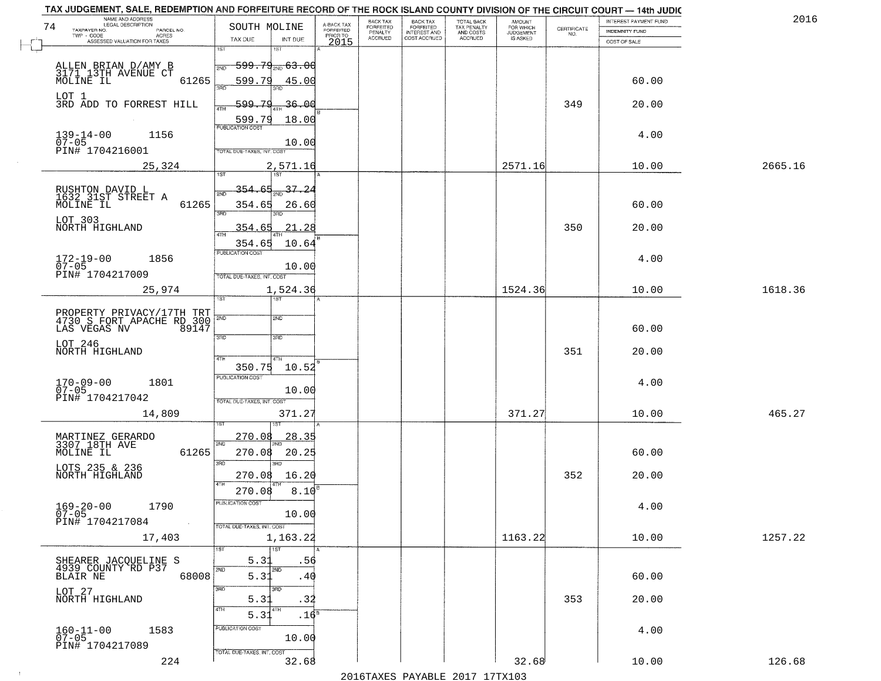TAX JUDGEMENT, SALE, REDEMPTION AND FORFEITURE RECORD OF THE ROCK ISLAND COUNTY DIVISION OF THE CIRCUIT COURT — 14th JUDIC

2016

| 74 NAME AND ADDRESS / LEGAL DESCRIPTION / TAXPAYER NO. / PARCEL NO. / TWP - CODE / ACRES / ASSESSED VALUATION FOR TAXES | SOUTH MOLINE TAX DUE | INT DUE | A-BACK TAX FORFEITED PRIOR TO 2015 | BACK TAX FORFEITED PENALTY ACCRUED | BACK TAX FORFEITED INTEREST AND COST ACCRUED | TOTAL BACK TAX PENALTY AND COSTS ACCRUED | AMOUNT FOR WHICH JUDGEMENT IS ASKED | CERTIFICATE NO. | INTEREST PAYMENT FUND / INDEMNITY FUND / COST OF SALE | |
|---|---|---|---|---|---|---|---|---|---|---|
| ALLEN BRIAN D/AMY B<br>3171 13TH AVENUE CT<br>MOLINE IL 61265<br>LOT 1<br>3RD ADD TO FORREST HILL<br>139-14-00 1156<br>07-05<br>PIN# 1704216001<br>25,324 | 1ST<br>2ND 599.79<br>3RD 599.79<br>4TH 599.79<br>599.79<br>PUBLICATION COST<br>TOTAL DUE-TAXES, INT. COST<br>2,571.16 | 1ST<br>2ND 63.00<br>3RD 45.00<br>4TH 36.00<br>18.00<br>10.00 | | | | | 2571.16 | 349 | 60.00<br>20.00<br>4.00<br>10.00 | 2665.16 |
| RUSHTON DAVID L<br>1632 31ST STREET A<br>MOLINE IL 61265<br>LOT 303<br>NORTH HIGHLAND<br>172-19-00 1856<br>07-05<br>PIN# 1704217009<br>25,974 | 1ST<br>2ND 354.65<br>3RD 354.65<br>4TH 354.65<br>354.65<br>PUBLICATION COST<br>TOTAL DUE-TAXES, INT. COST<br>1,524.36 | 1ST<br>2ND 37.24<br>3RD 26.60<br>4TH 21.28<br>10.64<br>10.00 | | | | | 1524.36 | 350 | 60.00<br>20.00<br>4.00<br>10.00 | 1618.36 |
| PROPERTY PRIVACY/17TH TRT<br>4730 S FORT APACHE RD 300<br>LAS VEGAS NV 89147<br>LOT 246<br>NORTH HIGHLAND<br>170-09-00 1801<br>07-05<br>PIN# 1704217042<br>14,809 | 1ST<br>2ND<br>3RD<br>4TH<br>350.75<br>PUBLICATION COST<br>TOTAL DUE-TAXES, INT. COST<br>371.27 | 1ST<br>2ND<br>3RD<br>4TH<br>10.52<br>10.00 | | | | | 371.27 | 351 | 60.00<br>20.00<br>4.00<br>10.00 | 465.27 |
| MARTINEZ GERARDO<br>3307 18TH AVE<br>MOLINE IL 61265<br>LOTS 235 & 236<br>NORTH HIGHLAND<br>169-20-00 1790<br>07-05<br>PIN# 1704217084<br>17,403 | 1ST 270.08<br>2ND 270.08<br>3RD 270.08<br>4TH 270.08<br>PUBLICATION COST<br>TOTAL DUE-TAXES, INT. COST<br>1,163.22 | 1ST 28.35<br>2ND 20.25<br>3RD 16.20<br>4TH 8.10<br>10.00 | | | | | 1163.22 | 352 | 60.00<br>20.00<br>4.00<br>10.00 | 1257.22 |
| SHEARER JACQUELINE S<br>4939 COUNTY RD P37<br>BLAIR NE 68008<br>LOT 27<br>NORTH HIGHLAND<br>160-11-00 1583<br>07-05<br>PIN# 1704217089<br>224 | 1ST 5.31<br>2ND 5.31<br>3RD 5.31<br>4TH 5.31<br>PUBLICATION COST<br>TOTAL DUE-TAXES, INT. COST<br>32.68 | 1ST .56<br>2ND .40<br>3RD .32<br>4TH .16<br>10.00 | | | | | 32.68 | 353 | 60.00<br>20.00<br>4.00<br>10.00 | 126.68 |

2016TAXES PAYABLE 2017 17TX103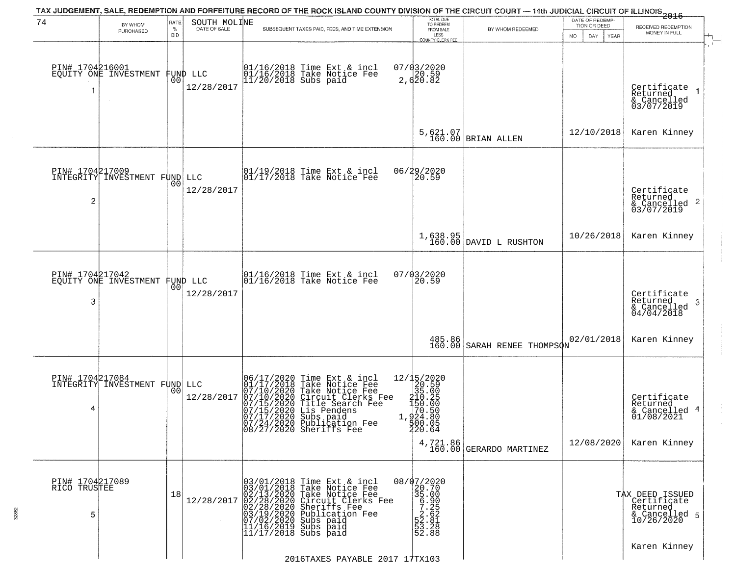# TAX JUDGEMENT, SALE, REDEMPTION AND FORFEITURE RECORD OF THE ROCK ISLAND COUNTY DIVISION OF THE CIRCUIT COURT — 14th JUDICIAL CIRCUIT OF ILLINOIS 2016

74 — SOUTH MOLINE

| | BY WHOM PURCHASED | RATE % BID | DATE OF SALE | SUBSEQUENT TAXES PAID, FEES, AND TIME EXTENSION | TOTAL DUE TO REDEEM FROM SALE LESS COUNTY CLERK FEE | BY WHOM REDEEMED | DATE OF REDEMPTION OR DEED | RECEIVED REDEMPTION MONEY IN FULL |
|---|---|---|---|---|---|---|---|---|
| 1 | PIN# 1704216001 EQUITY ONE INVESTMENT FUND LLC | 00 | 12/28/2017 | 01/16/2018 Time Ext & incl 07/03/2020<br>01/16/2018 Take Notice Fee 20.59<br>11/20/2018 Subs paid 2,620.82 | 5,621.07<br>160.00 | BRIAN ALLEN | 12/10/2018 | Certificate Returned & Cancelled 03/07/2019<br>Karen Kinney |
| 2 | PIN# 1704217009 INTEGRITY INVESTMENT FUND LLC | 00 | 12/28/2017 | 01/19/2018 Time Ext & incl 06/29/2020<br>01/17/2018 Take Notice Fee 20.59 | 1,638.95<br>160.00 | DAVID L RUSHTON | 10/26/2018 | Certificate Returned & Cancelled 03/07/2019<br>Karen Kinney |
| 3 | PIN# 1704217042 EQUITY ONE INVESTMENT FUND LLC | 00 | 12/28/2017 | 01/16/2018 Time Ext & incl 07/03/2020<br>01/16/2018 Take Notice Fee 20.59 | 485.86<br>160.00 | SARAH RENEE THOMPSON | 02/01/2018 | Certificate Returned & Cancelled 04/04/2018<br>Karen Kinney |
| 4 | PIN# 1704217084 INTEGRITY INVESTMENT FUND LLC | 00 | 12/28/2017 | 06/17/2020 Time Ext & incl 12/15/2020<br>01/17/2018 Take Notice Fee 20.59<br>07/10/2020 Take Notice Fee 35.00<br>07/10/2020 Circuit Clerks Fee 210.25<br>07/15/2020 Title Search Fee 150.00<br>07/15/2020 Lis Pendens 70.50<br>07/17/2020 Subs paid 1,924.80<br>07/24/2020 Publication Fee 500.05<br>08/27/2020 Sheriffs Fee 220.64 | 4,721.86<br>160.00 | GERARDO MARTINEZ | 12/08/2020 | Certificate Returned & Cancelled 01/08/2021<br>Karen Kinney |
| 5 | PIN# 1704217089 RICO TRUSTEE | 18 | 12/28/2017 | 03/01/2018 Time Ext & incl 08/07/2020<br>03/01/2018 Take Notice Fee 20.70<br>02/13/2020 Take Notice Fee 35.00<br>02/28/2020 Circuit Clerks Fee 6.90<br>02/28/2020 Sheriffs Fee 7.25<br>03/19/2020 Publication Fee 2.62<br>07/02/2020 Subs paid 52.81<br>11/16/2019 Subs paid 53.28<br>11/17/2018 Subs paid 52.88 | | | | TAX DEED ISSUED Certificate Returned & Cancelled 10/26/2020<br>Karen Kinney |

2016TAXES PAYABLE 2017 17TX103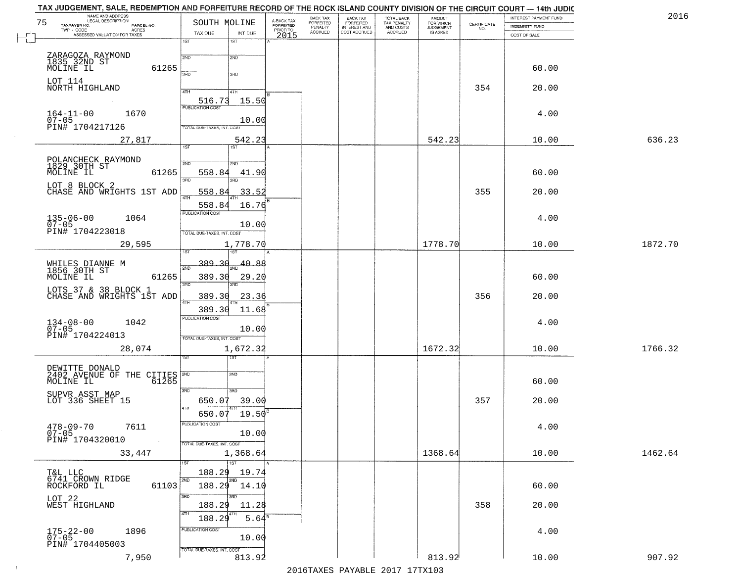TAX JUDGEMENT, SALE, REDEMPTION AND FORFEITURE RECORD OF THE ROCK ISLAND COUNTY DIVISION OF THE CIRCUIT COURT — 14th JUDIC

2016

| 75 NAME AND ADDRESS / LEGAL DESCRIPTION / TAXPAYER NO. / PARCEL NO. / TWP - CODE / ACRES / ASSESSED VALUATION FOR TAXES | SOUTH MOLINE TAX DUE | INT DUE | A-BACK TAX FORFEITED PRIOR TO 2015 | BACK TAX FORFEITED PENALTY ACCRUED | BACK TAX FORFEITED INTEREST AND COST ACCRUED | TOTAL BACK TAX PENALTY AND COSTS ACCRUED | AMOUNT FOR WHICH JUDGEMENT IS ASKED | CERTIFICATE NO. | INTEREST PAYMENT FUND / INDEMNITY FUND / COST OF SALE | |
|---|---|---|---|---|---|---|---|---|---|---|
| ZARAGOZA RAYMOND<br>1835 32ND ST<br>MOLINE IL 61265<br>LOT 114<br>NORTH HIGHLAND<br>164-11-00 1670<br>07-05<br>PIN# 1704217126<br>27,817 | 1ST<br>2ND<br>3RD<br>4TH 516.73<br>PUBLICATION COST<br>TOTAL DUE-TAXES, INT. COST | 1ST<br>2ND<br>3RD<br>4TH 15.50<br>10.00<br>542.23 | | | | | 542.23 | 354 | 60.00<br>20.00<br>4.00<br>10.00 | 636.23 |
| POLANCHECK RAYMOND<br>1829 30TH ST<br>MOLINE IL 61265<br>LOT 8 BLOCK 2<br>CHASE AND WRIGHTS 1ST ADD<br>135-06-00 1064<br>07-05<br>PIN# 1704223018<br>29,595 | 1ST<br>2ND 558.84<br>3RD 558.84<br>4TH 558.84<br>PUBLICATION COST<br>TOTAL DUE-TAXES, INT. COST | 1ST<br>2ND 41.90<br>3RD 33.52<br>4TH 16.76<br>10.00<br>1,778.70 | | | | | 1778.70 | 355 | 60.00<br>20.00<br>4.00<br>10.00 | 1872.70 |
| WHILES DIANNE M<br>1856 30TH ST<br>MOLINE IL 61265<br>LOTS 37 & 38 BLOCK 1<br>CHASE AND WRIGHTS 1ST ADD<br>134-08-00 1042<br>07-05<br>PIN# 1704224013<br>28,074 | 1ST 389.30<br>2ND 389.30<br>3RD 389.30<br>4TH 389.30<br>PUBLICATION COST<br>TOTAL DUE-TAXES, INT. COST | 1ST 40.88<br>2ND 29.20<br>3RD 23.36<br>4TH 11.68<br>10.00<br>1,672.32 | | | | | 1672.32 | 356 | 60.00<br>20.00<br>4.00<br>10.00 | 1766.32 |
| DEWITTE DONALD<br>2402 AVENUE OF THE CITIES<br>MOLINE IL 61265<br>SUPVR ASST MAP<br>LOT 336 SHEET 15<br>478-09-70 7611<br>07-05<br>PIN# 1704320010<br>33,447 | 1ST<br>2ND<br>3RD 650.07<br>4TH 650.07<br>PUBLICATION COST<br>TOTAL DUE-TAXES, INT. COST | 1ST<br>2ND<br>3RD 39.00<br>4TH 19.50<br>10.00<br>1,368.64 | | | | | 1368.64 | 357 | 60.00<br>20.00<br>4.00<br>10.00 | 1462.64 |
| T&L LLC<br>6741 CROWN RIDGE<br>ROCKFORD IL 61103<br>LOT 22<br>WEST HIGHLAND<br>175-22-00 1896<br>07-05<br>PIN# 1704405003<br>7,950 | 1ST 188.29<br>2ND 188.29<br>3RD 188.29<br>4TH 188.29<br>PUBLICATION COST<br>TOTAL DUE-TAXES, INT. COST | 1ST 19.74<br>2ND 14.10<br>3RD 11.28<br>4TH 5.64<br>10.00<br>813.92 | | | | | 813.92 | 358 | 60.00<br>20.00<br>4.00<br>10.00 | 907.92 |

2016TAXES PAYABLE 2017 17TX103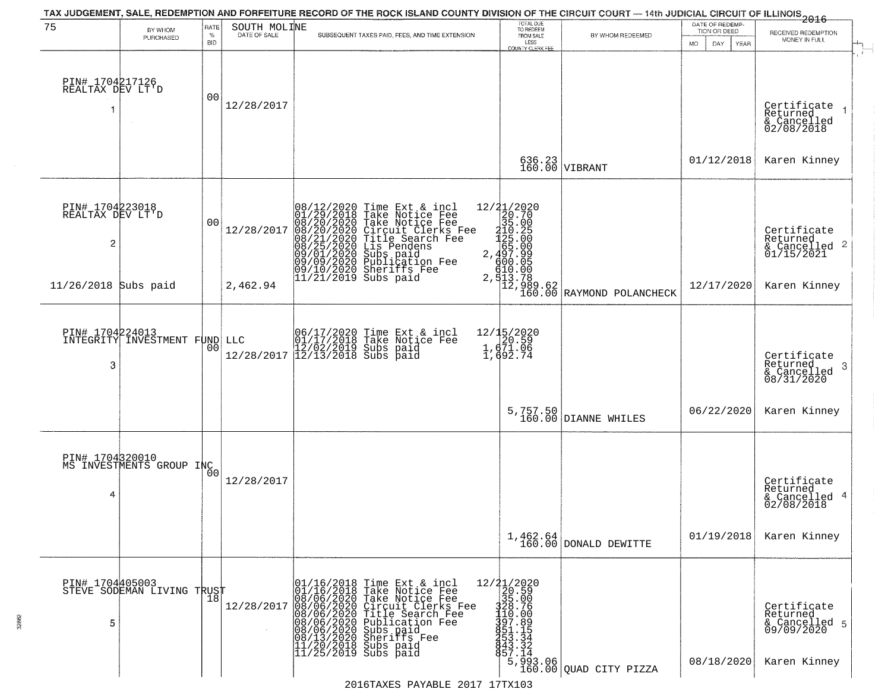# TAX JUDGEMENT, SALE, REDEMPTION AND FORFEITURE RECORD OF THE ROCK ISLAND COUNTY DIVISION OF THE CIRCUIT COURT — 14th JUDICIAL CIRCUIT OF ILLINOIS 2016

75 — SOUTH MOLINE

| | BY WHOM PURCHASED | RATE % BID | DATE OF SALE | SUBSEQUENT TAXES PAID, FEES, AND TIME EXTENSION | TOTAL DUE TO REDEEM FROM SALE LESS COUNTY CLERK FEE | BY WHOM REDEEMED | DATE OF REDEMPTION OR DEED (MO DAY YEAR) | RECEIVED REDEMPTION MONEY IN FULL |
|---|---|---|---|---|---|---|---|---|
| PIN# 1704217126 REALTAX DEV LT'D 1 | | 00 | 12/28/2017 | | 636.23<br>160.00 | VIBRANT | 01/12/2018 | Certificate Returned & Cancelled 02/08/2018 1<br>Karen Kinney |
| PIN# 1704223018 REALTAX DEV LT'D 2<br>11/26/2018 Subs paid | | 00 | 12/28/2017<br>2,462.94 | 08/12/2020 Time Ext & incl 12/21/2020<br>01/29/2018 Take Notice Fee 20.70<br>08/20/2020 Take Notice Fee 35.00<br>08/20/2020 Circuit Clerks Fee 210.25<br>08/21/2020 Title Search Fee 125.00<br>08/25/2020 Lis Pendens 65.00<br>09/01/2020 Subs paid 2,497.99<br>09/09/2020 Publication Fee 600.05<br>09/10/2020 Sheriffs Fee 610.00<br>11/21/2019 Subs paid 2,513.78 | 12,989.62<br>160.00 | RAYMOND POLANCHECK | 12/17/2020 | Certificate Returned & Cancelled 01/15/2021 2<br>Karen Kinney |
| PIN# 1704224013 INTEGRITY INVESTMENT FUND LLC 3 | | 00 | 12/28/2017 | 06/17/2020 Time Ext & incl 12/15/2020<br>01/17/2018 Take Notice Fee 20.59<br>12/02/2019 Subs paid 1,671.06<br>12/13/2018 Subs paid 1,692.74 | 5,757.50<br>160.00 | DIANNE WHILES | 06/22/2020 | Certificate Returned & Cancelled 08/31/2020 3<br>Karen Kinney |
| PIN# 1704320010 MS INVESTMENTS GROUP INC 4 | | 00 | 12/28/2017 | | 1,462.64<br>160.00 | DONALD DEWITTE | 01/19/2018 | Certificate Returned & Cancelled 02/08/2018 4<br>Karen Kinney |
| PIN# 1704405003 STEVE SODEMAN LIVING TRUST 5 | | 18 | 12/28/2017 | 01/16/2018 Time Ext & incl 12/21/2020<br>01/16/2018 Take Notice Fee 20.59<br>08/06/2020 Take Notice Fee 35.00<br>08/06/2020 Circuit Clerks Fee 328.76<br>08/06/2020 Title Search Fee 110.00<br>08/06/2020 Publication Fee 397.89<br>08/06/2020 Subs paid 851.15<br>08/13/2020 Sheriffs Fee 253.34<br>11/20/2018 Subs paid 843.32<br>11/25/2019 Subs paid 857.14 | 5,993.06<br>160.00 | QUAD CITY PIZZA | 08/18/2020 | Certificate Returned & Cancelled 09/09/2020 5<br>Karen Kinney |

2016TAXES PAYABLE 2017 17TX103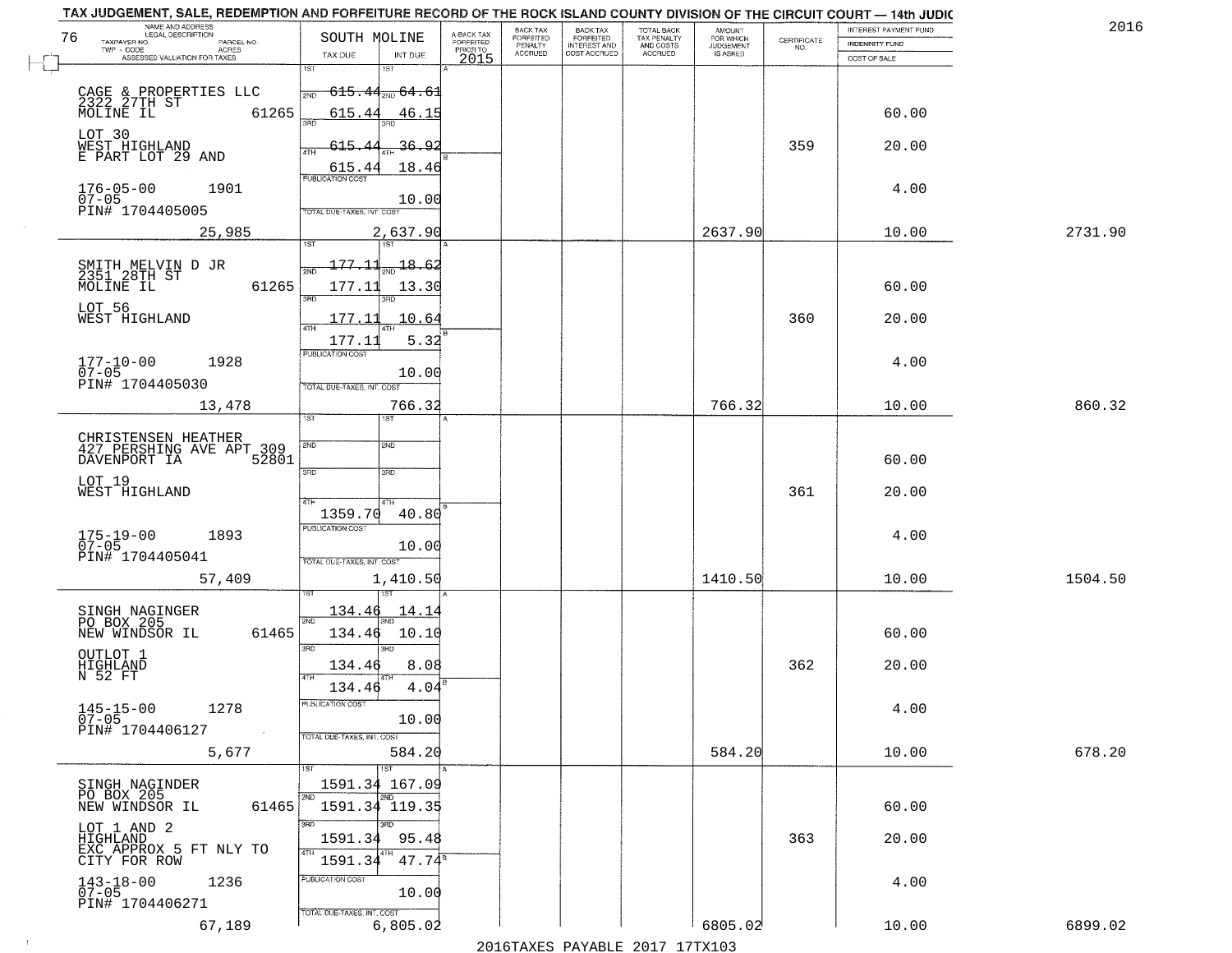# TAX JUDGEMENT, SALE, REDEMPTION AND FORFEITURE RECORD OF THE ROCK ISLAND COUNTY DIVISION OF THE CIRCUIT COURT — 14th JUDIC

2016

| NAME AND ADDRESS / LEGAL DESCRIPTION / TAXPAYER NO. / PARCEL NO. / TWP - CODE / ACRES / ASSESSED VALUATION FOR TAXES | SOUTH MOLINE TAX DUE | INT DUE | A-BACK TAX FORFEITED PRIOR TO 2015 | BACK TAX FORFEITED PENALTY ACCRUED | BACK TAX FORFEITED INTEREST AND COST ACCRUED | TOTAL BACK TAX PENALTY AND COSTS ACCRUED | AMOUNT FOR WHICH JUDGEMENT IS ASKED | CERTIFICATE NO. | INTEREST PAYMENT FUND / INDEMNITY FUND / COST OF SALE | |
|---|---|---|---|---|---|---|---|---|---|---|
| CAGE & PROPERTIES LLC, 2322 27TH ST, MOLINE IL 61265 | 1ST 615.44 | 64.61 | | | | | | | | |
| | 2ND 615.44 | 46.15 | | | | | | | 60.00 | |
| LOT 30, WEST HIGHLAND, E PART LOT 29 AND | 3RD 615.44 | 36.92 | | | | | | 359 | 20.00 | |
| | 4TH 615.44 | 18.46 | | | | | | | | |
| 176-05-00 1901, 07-05, PIN# 1704405005 | PUBLICATION COST | 10.00 | | | | | | | 4.00 | |
| 25,985 | TOTAL DUE-TAXES, INT. COST | 2,637.90 | | | | | 2637.90 | | 10.00 | 2731.90 |
| SMITH MELVIN D JR, 2351 28TH ST, MOLINE IL 61265 | 1ST 177.11 | 18.62 | | | | | | | | |
| | 2ND 177.11 | 13.30 | | | | | | | 60.00 | |
| LOT 56, WEST HIGHLAND | 3RD 177.11 | 10.64 | | | | | | 360 | 20.00 | |
| | 4TH 177.11 | 5.32 | | | | | | | | |
| 177-10-00 1928, 07-05, PIN# 1704405030 | PUBLICATION COST | 10.00 | | | | | | | 4.00 | |
| 13,478 | TOTAL DUE-TAXES, INT. COST | 766.32 | | | | | 766.32 | | 10.00 | 860.32 |
| CHRISTENSEN HEATHER, 427 PERSHING AVE APT 309, DAVENPORT IA 52801 | 1ST | | | | | | | | | |
| | 2ND | | | | | | | | 60.00 | |
| LOT 19, WEST HIGHLAND | 3RD | | | | | | | 361 | 20.00 | |
| | 4TH 1359.70 | 40.80 | | | | | | | | |
| 175-19-00 1893, 07-05, PIN# 1704405041 | PUBLICATION COST | 10.00 | | | | | | | 4.00 | |
| 57,409 | TOTAL DUE-TAXES, INT. COST | 1,410.50 | | | | | 1410.50 | | 10.00 | 1504.50 |
| SINGH NAGINGER, PO BOX 205, NEW WINDSOR IL 61465 | 1ST 134.46 | 14.14 | | | | | | | | |
| | 2ND 134.46 | 10.10 | | | | | | | 60.00 | |
| OUTLOT 1, HIGHLAND, N 52 FT | 3RD 134.46 | 8.08 | | | | | | 362 | 20.00 | |
| | 4TH 134.46 | 4.04 | | | | | | | | |
| 145-15-00 1278, 07-05, PIN# 1704406127 | PUBLICATION COST | 10.00 | | | | | | | 4.00 | |
| 5,677 | TOTAL DUE-TAXES, INT. COST | 584.20 | | | | | 584.20 | | 10.00 | 678.20 |
| SINGH NAGINDER, PO BOX 205, NEW WINDSOR IL 61465 | 1ST 1591.34 | 167.09 | | | | | | | | |
| | 2ND 1591.34 | 119.35 | | | | | | | 60.00 | |
| LOT 1 AND 2, HIGHLAND, EXC APPROX 5 FT NLY TO CITY FOR ROW | 3RD 1591.34 | 95.48 | | | | | | 363 | 20.00 | |
| | 4TH 1591.34 | 47.74 | | | | | | | | |
| 143-18-00 1236, 07-05, PIN# 1704406271 | PUBLICATION COST | 10.00 | | | | | | | 4.00 | |
| 67,189 | TOTAL DUE-TAXES, INT. COST | 6,805.02 | | | | | 6805.02 | | 10.00 | 6899.02 |

2016TAXES PAYABLE 2017 17TX103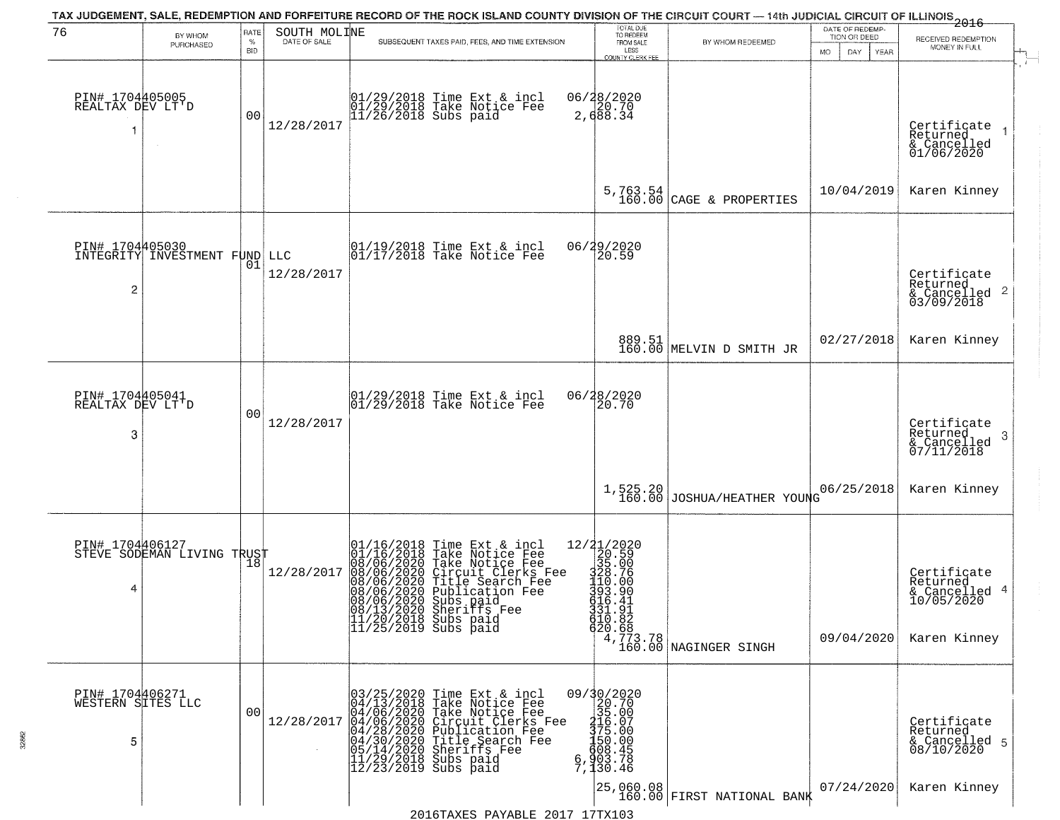TAX JUDGEMENT, SALE, REDEMPTION AND FORFEITURE RECORD OF THE ROCK ISLAND COUNTY DIVISION OF THE CIRCUIT COURT — 14th JUDICIAL CIRCUIT OF ILLINOIS 2016

| 76 | BY WHOM PURCHASED | RATE % BID | SOUTH MOLINE DATE OF SALE | SUBSEQUENT TAXES PAID, FEES, AND TIME EXTENSION | TOTAL DUE TO REDEEM FROM SALE LESS COUNTY CLERK FEE | BY WHOM REDEEMED | DATE OF REDEMPTION OR DEED MO DAY YEAR | RECEIVED REDEMPTION MONEY IN FULL |
|---|---|---|---|---|---|---|---|---|
| 1 | PIN# 1704405005 REALTAX DEV LT'D | 00 | 12/28/2017 | 01/29/2018 Time Ext & incl<br>01/29/2018 Take Notice Fee<br>11/26/2018 Subs paid | 06/28/2020<br>20.70<br>2,688.34<br>5,763.54<br>160.00 | CAGE & PROPERTIES | 10/04/2019 | Certificate Returned & Cancelled 01/06/2020<br>Karen Kinney |
| 2 | PIN# 1704405030 INTEGRITY INVESTMENT FUND LLC | 01 | 12/28/2017 | 01/19/2018 Time Ext & incl<br>01/17/2018 Take Notice Fee | 06/29/2020<br>20.59<br>889.51<br>160.00 | MELVIN D SMITH JR | 02/27/2018 | Certificate Returned & Cancelled 03/09/2018<br>Karen Kinney |
| 3 | PIN# 1704405041 REALTAX DEV LT'D | 00 | 12/28/2017 | 01/29/2018 Time Ext & incl<br>01/29/2018 Take Notice Fee | 06/28/2020<br>20.70<br>1,525.20<br>160.00 | JOSHUA/HEATHER YOUNG | 06/25/2018 | Certificate Returned & Cancelled 07/11/2018<br>Karen Kinney |
| 4 | PIN# 1704406127 STEVE SODEMAN LIVING TRUST | 18 | 12/28/2017 | 01/16/2018 Time Ext & incl<br>01/16/2018 Take Notice Fee<br>08/06/2020 Take Notice Fee<br>08/06/2020 Circuit Clerks Fee<br>08/06/2020 Title Search Fee<br>08/06/2020 Publication Fee<br>08/06/2020 Subs paid<br>08/13/2020 Sheriffs Fee<br>11/20/2018 Subs paid<br>11/25/2019 Subs paid | 12/21/2020<br>20.59<br>35.00<br>328.76<br>110.00<br>393.90<br>616.41<br>331.91<br>610.82<br>620.68<br>4,773.78<br>160.00 | NAGINGER SINGH | 09/04/2020 | Certificate Returned & Cancelled 10/05/2020<br>Karen Kinney |
| 5 | PIN# 1704406271 WESTERN SITES LLC | 00 | 12/28/2017 | 03/25/2020 Time Ext & incl<br>04/13/2018 Take Notice Fee<br>04/06/2020 Take Notice Fee<br>04/06/2020 Circuit Clerks Fee<br>04/28/2020 Publication Fee<br>04/30/2020 Title Search Fee<br>05/14/2020 Sheriffs Fee<br>11/29/2018 Subs paid<br>12/23/2019 Subs paid | 09/30/2020<br>20.70<br>35.00<br>216.07<br>375.00<br>150.00<br>608.45<br>6,903.78<br>7,130.46<br>25,060.08<br>160.00 | FIRST NATIONAL BANK | 07/24/2020 | Certificate Returned & Cancelled 08/10/2020<br>Karen Kinney |

2016TAXES PAYABLE 2017 17TX103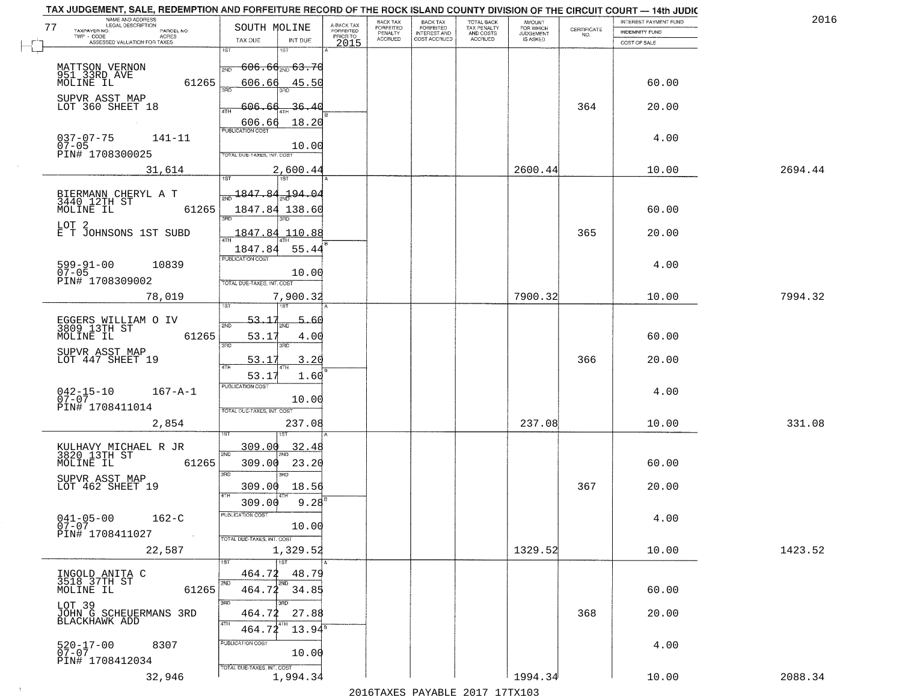TAX JUDGEMENT, SALE, REDEMPTION AND FORFEITURE RECORD OF THE ROCK ISLAND COUNTY DIVISION OF THE CIRCUIT COURT — 14th JUDIC

2016

| 77 NAME AND ADDRESS / LEGAL DESCRIPTION / TAXPAYER NO. / PARCEL NO. / TWP - CODE / ACRES / ASSESSED VALUATION FOR TAXES | SOUTH MOLINE TAX DUE | INT DUE | A-BACK TAX FORFEITED PRIOR TO 2015 | BACK TAX FORFEITED PENALTY ACCRUED | BACK TAX FORFEITED INTEREST AND COST ACCRUED | TOTAL BACK TAX PENALTY AND COSTS ACCRUED | AMOUNT FOR WHICH JUDGEMENT IS ASKED | CERTIFICATE NO. | INTEREST PAYMENT FUND / INDEMNITY FUND / COST OF SALE | |
|---|---|---|---|---|---|---|---|---|---|---|
| MATTSON VERNON<br>951 33RD AVE<br>MOLINE IL 61265 | 1ST 606.66 | 1ST 63.70 | | | | | | | | |
| | 2ND 606.66 | 2ND 45.50 | | | | | | | 60.00 | |
| SUPVR ASST MAP<br>LOT 360 SHEET 18 | 3RD 606.66 | 3RD 36.40 | | | | | | 364 | 20.00 | |
| | 4TH 606.66 | 4TH 18.20 | | | | | | | | |
| 037-07-75 141-11<br>07-05<br>PIN# 1708300025 | PUBLICATION COST | 10.00 | | | | | | | 4.00 | |
| 31,614 | TOTAL DUE-TAXES, INT. COST | 2,600.44 | | | | | 2600.44 | | 10.00 | 2694.44 |
| BIERMANN CHERYL A T<br>3440 12TH ST<br>MOLINE IL 61265 | 1ST 1847.84 | 1ST 194.04 | | | | | | | | |
| | 2ND 1847.84 | 2ND 138.60 | | | | | | | 60.00 | |
| LOT 2<br>E T JOHNSONS 1ST SUBD | 3RD 1847.84 | 3RD 110.88 | | | | | | 365 | 20.00 | |
| | 4TH 1847.84 | 4TH 55.44 | | | | | | | | |
| 599-91-00 10839<br>07-05<br>PIN# 1708309002 | PUBLICATION COST | 10.00 | | | | | | | 4.00 | |
| 78,019 | TOTAL DUE-TAXES, INT. COST | 7,900.32 | | | | | 7900.32 | | 10.00 | 7994.32 |
| EGGERS WILLIAM O IV<br>3809 13TH ST<br>MOLINE IL 61265 | 1ST 53.17 | 1ST 5.60 | | | | | | | | |
| | 2ND 53.17 | 2ND 4.00 | | | | | | | 60.00 | |
| SUPVR ASST MAP<br>LOT 447 SHEET 19 | 3RD 53.17 | 3RD 3.20 | | | | | | 366 | 20.00 | |
| | 4TH 53.17 | 4TH 1.60 | | | | | | | | |
| 042-15-10 167-A-1<br>07-07<br>PIN# 1708411014 | PUBLICATION COST | 10.00 | | | | | | | 4.00 | |
| 2,854 | TOTAL DUE-TAXES, INT. COST | 237.08 | | | | | 237.08 | | 10.00 | 331.08 |
| KULHAVY MICHAEL R JR<br>3820 13TH ST<br>MOLINE IL 61265 | 1ST 309.00 | 1ST 32.48 | | | | | | | | |
| | 2ND 309.00 | 2ND 23.20 | | | | | | | 60.00 | |
| SUPVR ASST MAP<br>LOT 462 SHEET 19 | 3RD 309.00 | 3RD 18.56 | | | | | | 367 | 20.00 | |
| | 4TH 309.00 | 4TH 9.28 | | | | | | | | |
| 041-05-00 162-C<br>07-07<br>PIN# 1708411027 | PUBLICATION COST | 10.00 | | | | | | | 4.00 | |
| 22,587 | TOTAL DUE-TAXES, INT. COST | 1,329.52 | | | | | 1329.52 | | 10.00 | 1423.52 |
| INGOLD ANITA C<br>3518 37TH ST<br>MOLINE IL 61265 | 1ST 464.72 | 1ST 48.79 | | | | | | | | |
| | 2ND 464.72 | 2ND 34.85 | | | | | | | 60.00 | |
| LOT 39<br>JOHN G SCHEUERMANS 3RD<br>BLACKHAWK ADD | 3RD 464.72 | 3RD 27.88 | | | | | | 368 | 20.00 | |
| | 4TH 464.72 | 4TH 13.94 | | | | | | | | |
| 520-17-00 8307<br>07-07<br>PIN# 1708412034 | PUBLICATION COST | 10.00 | | | | | | | 4.00 | |
| 32,946 | TOTAL DUE-TAXES, INT. COST | 1,994.34 | | | | | 1994.34 | | 10.00 | 2088.34 |

2016TAXES PAYABLE 2017 17TX103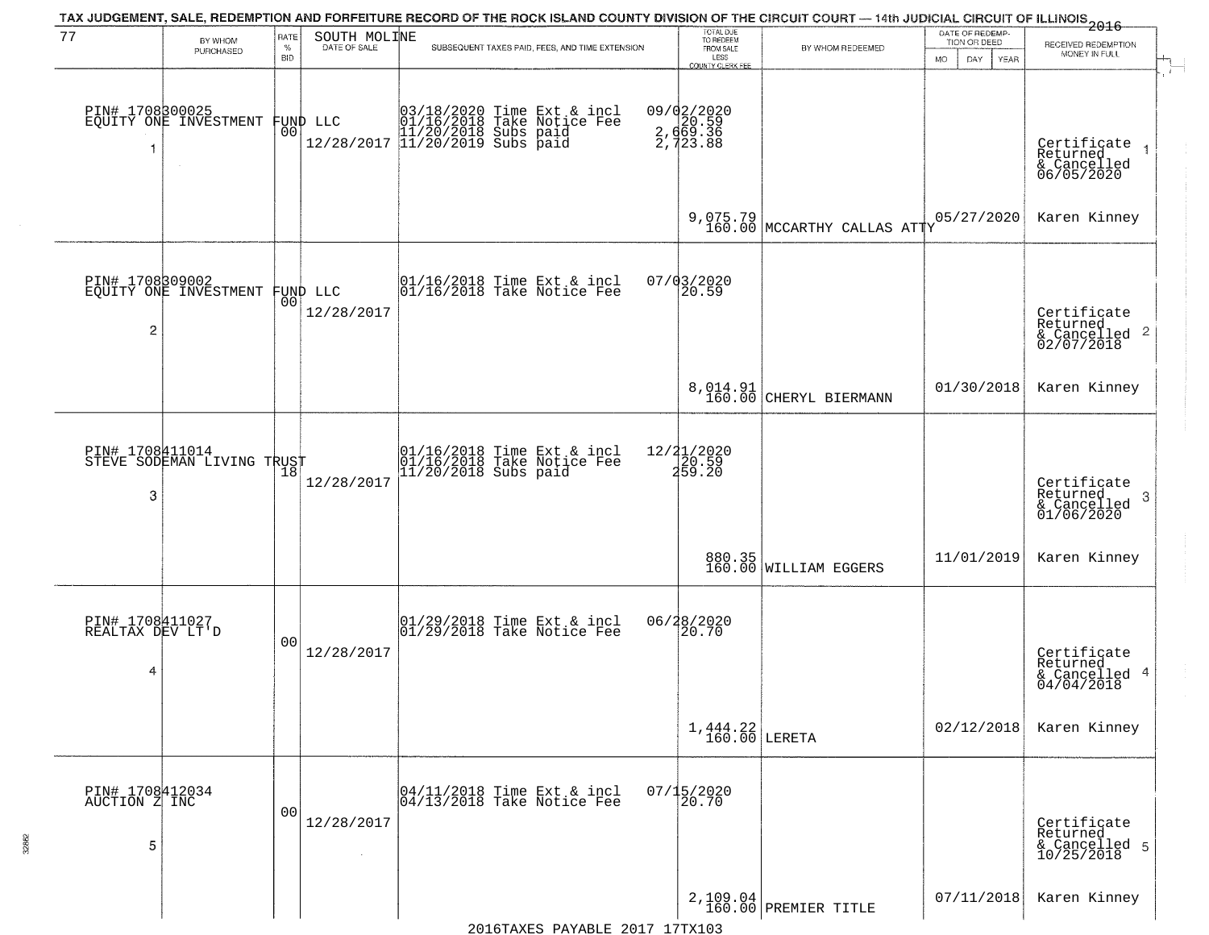# TAX JUDGEMENT, SALE, REDEMPTION AND FORFEITURE RECORD OF THE ROCK ISLAND COUNTY DIVISION OF THE CIRCUIT COURT — 14th JUDICIAL CIRCUIT OF ILLINOIS 2016

77 — SOUTH MOLINE

| # | BY WHOM PURCHASED | RATE % BID | DATE OF SALE | SUBSEQUENT TAXES PAID, FEES, AND TIME EXTENSION | TOTAL DUE TO REDEEM FROM SALE LESS COUNTY CLERK FEE | BY WHOM REDEEMED | DATE OF REDEMPTION OR DEED | RECEIVED REDEMPTION MONEY IN FULL |
|---|---|---|---|---|---|---|---|---|
| 1 | PIN# 1708300025 EQUITY ONE INVESTMENT FUND LLC | 00 | 12/28/2017 | 03/18/2020 Time Ext & incl; 01/16/2018 Take Notice Fee; 11/20/2018 Subs paid; 11/20/2019 Subs paid | 09/02/2020; 20.59; 2,669.36; 2,723.88; 9,075.79; 160.00 | MCCARTHY CALLAS ATTY | 05/27/2020 | Certificate Returned & Cancelled 06/05/2020 Karen Kinney |
| 2 | PIN# 1708309002 EQUITY ONE INVESTMENT FUND LLC | 00 | 12/28/2017 | 01/16/2018 Time Ext & incl; 01/16/2018 Take Notice Fee | 07/03/2020; 20.59; 8,014.91; 160.00 | CHERYL BIERMANN | 01/30/2018 | Certificate Returned & Cancelled 02/07/2018 Karen Kinney |
| 3 | PIN# 1708411014 STEVE SODEMAN LIVING TRUST | 18 | 12/28/2017 | 01/16/2018 Time Ext & incl; 01/16/2018 Take Notice Fee; 11/20/2018 Subs paid | 12/21/2020; 20.59; 259.20; 880.35; 160.00 | WILLIAM EGGERS | 11/01/2019 | Certificate Returned & Cancelled 01/06/2020 Karen Kinney |
| 4 | PIN# 1708411027 REALTAX DEV LT'D | 00 | 12/28/2017 | 01/29/2018 Time Ext & incl; 01/29/2018 Take Notice Fee | 06/28/2020; 20.70; 1,444.22; 160.00 | LERETA | 02/12/2018 | Certificate Returned & Cancelled 04/04/2018 Karen Kinney |
| 5 | PIN# 1708412034 AUCTION Z INC | 00 | 12/28/2017 | 04/11/2018 Time Ext & incl; 04/13/2018 Take Notice Fee | 07/15/2020; 20.70; 2,109.04; 160.00 | PREMIER TITLE | 07/11/2018 | Certificate Returned & Cancelled 10/25/2018 Karen Kinney |

2016TAXES PAYABLE 2017 17TX103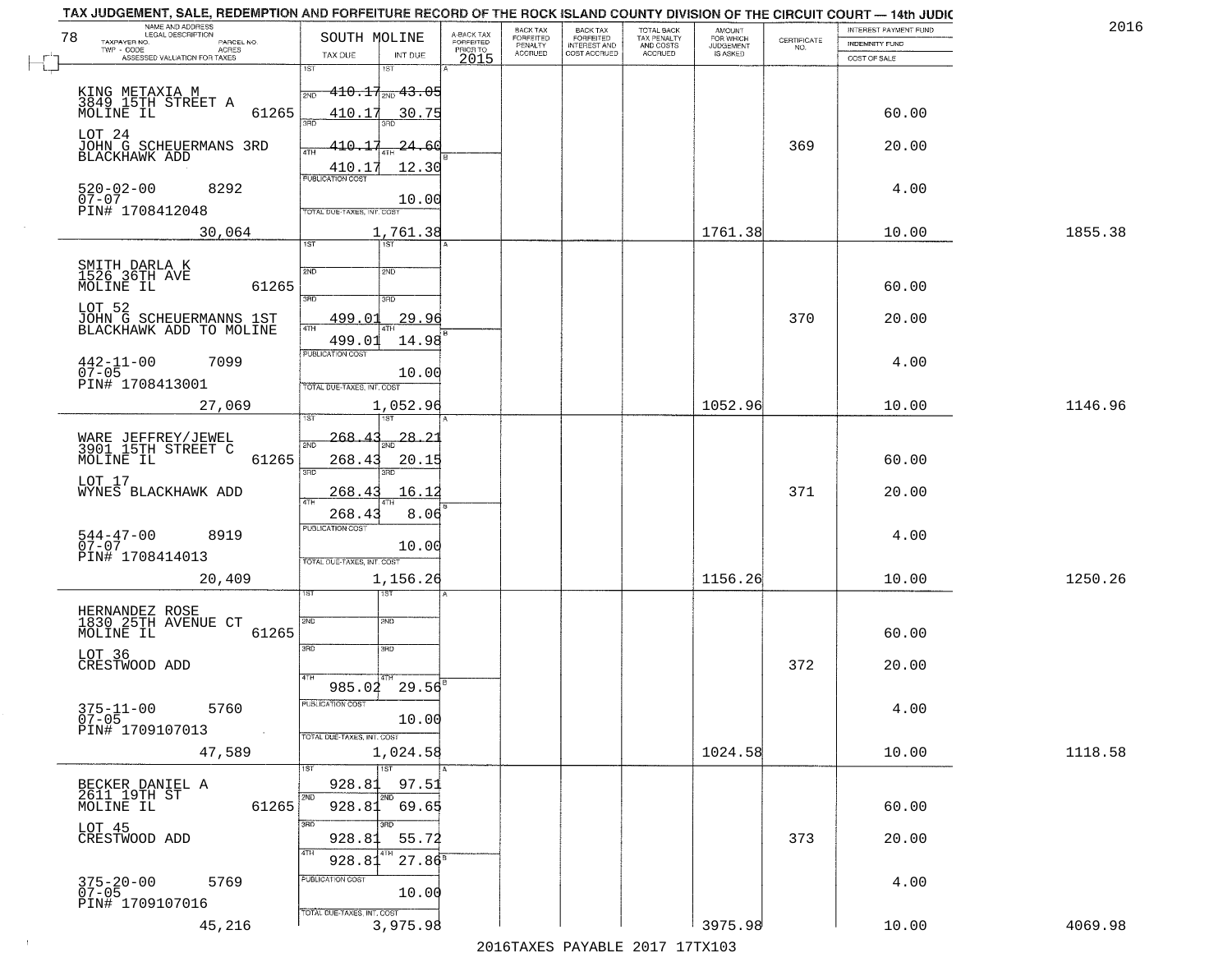TAX JUDGEMENT, SALE, REDEMPTION AND FORFEITURE RECORD OF THE ROCK ISLAND COUNTY DIVISION OF THE CIRCUIT COURT — 14th JUDIC

2016

| NAME AND ADDRESS / LEGAL DESCRIPTION / TAXPAYER NO. / PARCEL NO. / TWP - CODE / ACRES / ASSESSED VALUATION FOR TAXES | SOUTH MOLINE TAX DUE | INT DUE | A-BACK TAX FORFEITED PRIOR TO 2015 | BACK TAX FORFEITED PENALTY ACCRUED | BACK TAX FORFEITED INTEREST AND COST ACCRUED | TOTAL BACK TAX PENALTY AND COSTS ACCRUED | AMOUNT FOR WHICH JUDGEMENT IS ASKED | CERTIFICATE NO. | INTEREST PAYMENT FUND / INDEMNITY FUND / COST OF SALE | |
|---|---|---|---|---|---|---|---|---|---|---|
| KING METAXIA M<br>3849 15TH STREET A<br>MOLINE IL 61265<br>LOT 24<br>JOHN G SCHEUERMANS 3RD BLACKHAWK ADD<br>520-02-00 8292<br>07-07<br>PIN# 1708412048<br>30,064 | 1ST 410.17<br>2ND 410.17<br>3RD 410.17<br>4TH 410.17<br>PUBLICATION COST<br>TOTAL DUE-TAXES, INT. COST | 1ST 43.05<br>2ND 30.75<br>3RD 24.60<br>4TH 12.30<br>10.00<br>1,761.38 | | | | | 1761.38 | 369 | 60.00<br>20.00<br>4.00<br>10.00 | 1855.38 |
| SMITH DARLA K<br>1526 36TH AVE<br>MOLINE IL 61265<br>LOT 52<br>JOHN G SCHEUERMANNS 1ST BLACKHAWK ADD TO MOLINE<br>442-11-00 7099<br>07-05<br>PIN# 1708413001<br>27,069 | 1ST<br>2ND<br>3RD 499.01<br>4TH 499.01<br>PUBLICATION COST<br>TOTAL DUE-TAXES, INT. COST | 1ST<br>2ND<br>3RD 29.96<br>4TH 14.98<br>10.00<br>1,052.96 | | | | | 1052.96 | 370 | 60.00<br>20.00<br>4.00<br>10.00 | 1146.96 |
| WARE JEFFREY/JEWEL<br>3901 15TH STREET C<br>MOLINE IL 61265<br>LOT 17<br>WYNES BLACKHAWK ADD<br>544-47-00 8919<br>07-07<br>PIN# 1708414013<br>20,409 | 1ST 268.43<br>2ND 268.43<br>3RD 268.43<br>4TH 268.43<br>PUBLICATION COST<br>TOTAL DUE-TAXES, INT. COST | 1ST 28.21<br>2ND 20.15<br>3RD 16.12<br>4TH 8.06<br>10.00<br>1,156.26 | | | | | 1156.26 | 371 | 60.00<br>20.00<br>4.00<br>10.00 | 1250.26 |
| HERNANDEZ ROSE<br>1830 25TH AVENUE CT<br>MOLINE IL 61265<br>LOT 36<br>CRESTWOOD ADD<br>375-11-00 5760<br>07-05<br>PIN# 1709107013<br>47,589 | 1ST<br>2ND<br>3RD<br>4TH 985.02<br>PUBLICATION COST<br>TOTAL DUE-TAXES, INT. COST | 1ST<br>2ND<br>3RD<br>4TH 29.56<br>10.00<br>1,024.58 | | | | | 1024.58 | 372 | 60.00<br>20.00<br>4.00<br>10.00 | 1118.58 |
| BECKER DANIEL A<br>2611 19TH ST<br>MOLINE IL 61265<br>LOT 45<br>CRESTWOOD ADD<br>375-20-00 5769<br>07-05<br>PIN# 1709107016<br>45,216 | 1ST 928.81<br>2ND 928.81<br>3RD 928.81<br>4TH 928.81<br>PUBLICATION COST<br>TOTAL DUE-TAXES, INT. COST | 1ST 97.51<br>2ND 69.65<br>3RD 55.72<br>4TH 27.86<br>10.00<br>3,975.98 | | | | | 3975.98 | 373 | 60.00<br>20.00<br>4.00<br>10.00 | 4069.98 |

2016TAXES PAYABLE 2017 17TX103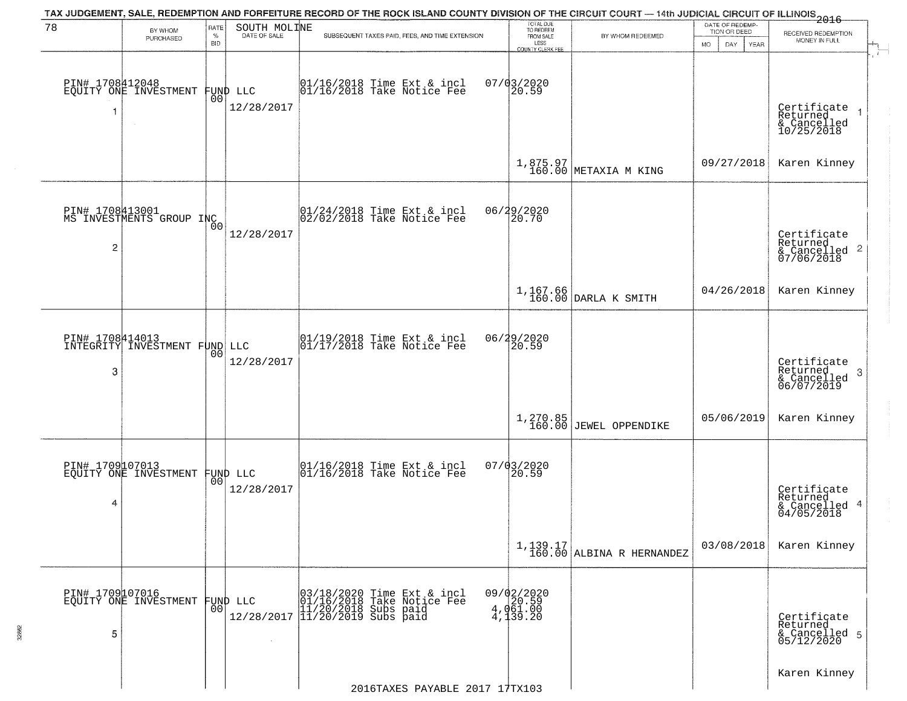# TAX JUDGEMENT, SALE, REDEMPTION AND FORFEITURE RECORD OF THE ROCK ISLAND COUNTY DIVISION OF THE CIRCUIT COURT — 14th JUDICIAL CIRCUIT OF ILLINOIS 2016

| 78 BY WHOM PURCHASED | RATE % BID | SOUTH MOLINE DATE OF SALE | SUBSEQUENT TAXES PAID, FEES, AND TIME EXTENSION | TOTAL DUE TO REDEEM FROM SALE LESS COUNTY CLERK FEE | BY WHOM REDEEMED | DATE OF REDEMPTION OR DEED MO DAY YEAR | RECEIVED REDEMPTION MONEY IN FULL |
|---|---|---|---|---|---|---|---|
| PIN# 1708412048 EQUITY ONE INVESTMENT FUND LLC 1 | 00 | 12/28/2017 | 01/16/2018 Time Ext & incl 01/16/2018 Take Notice Fee | 07/03/2020 20.59 1,875.97 160.00 | METAXIA M KING | 09/27/2018 | Certificate Returned & Cancelled 10/25/2018 Karen Kinney |
| PIN# 1708413001 MS INVESTMENTS GROUP INC 2 | 00 | 12/28/2017 | 01/24/2018 Time Ext & incl 02/02/2018 Take Notice Fee | 06/29/2020 20.70 1,167.66 160.00 | DARLA K SMITH | 04/26/2018 | Certificate Returned & Cancelled 07/06/2018 Karen Kinney |
| PIN# 1708414013 INTEGRITY INVESTMENT FUND LLC 3 | 00 | 12/28/2017 | 01/19/2018 Time Ext & incl 01/17/2018 Take Notice Fee | 06/29/2020 20.59 1,270.85 160.00 | JEWEL OPPENDIKE | 05/06/2019 | Certificate Returned & Cancelled 06/07/2019 Karen Kinney |
| PIN# 1709107013 EQUITY ONE INVESTMENT FUND LLC 4 | 00 | 12/28/2017 | 01/16/2018 Time Ext & incl 01/16/2018 Take Notice Fee | 07/03/2020 20.59 1,139.17 160.00 | ALBINA R HERNANDEZ | 03/08/2018 | Certificate Returned & Cancelled 04/05/2018 Karen Kinney |
| PIN# 1709107016 EQUITY ONE INVESTMENT FUND LLC 5 | 00 | 12/28/2017 | 03/18/2020 Time Ext & incl 01/16/2018 Take Notice Fee 11/20/2018 Subs paid 11/20/2019 Subs paid | 09/02/2020 20.59 4,061.00 4,139.20 | | | Certificate Returned & Cancelled 05/12/2020 Karen Kinney |

2016TAXES PAYABLE 2017 17TX103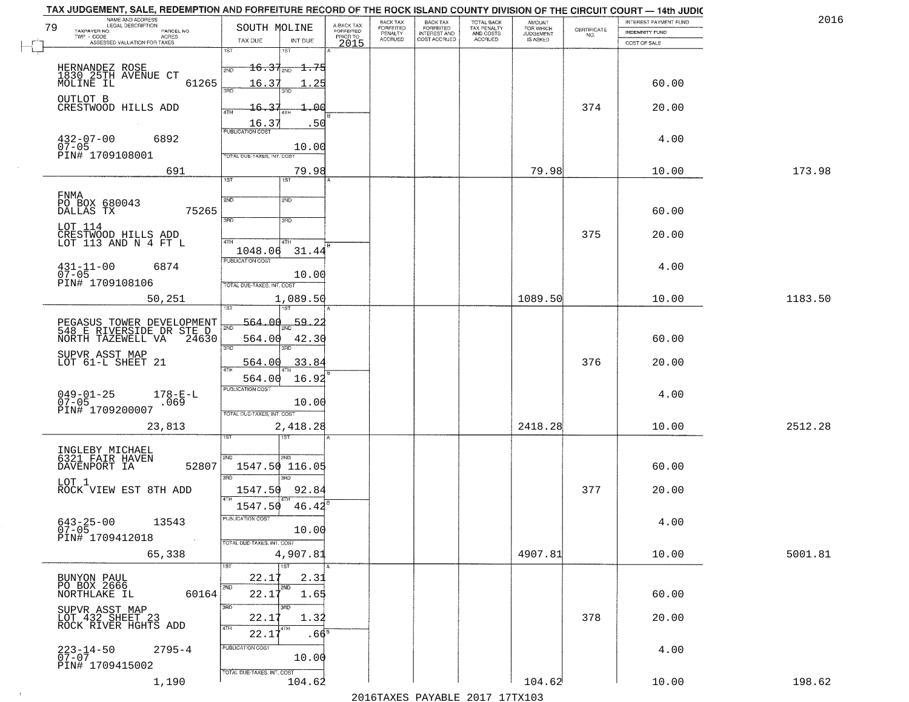TAX JUDGEMENT, SALE, REDEMPTION AND FORFEITURE RECORD OF THE ROCK ISLAND COUNTY DIVISION OF THE CIRCUIT COURT — 14th JUDIC

2016

| 79 NAME AND ADDRESS / LEGAL DESCRIPTION / TAXPAYER NO. / PARCEL NO. / TWP - CODE / ACRES / ASSESSED VALUATION FOR TAXES | SOUTH MOLINE TAX DUE | INT DUE | A-BACK TAX FORFEITED PRIOR TO 2015 | BACK TAX FORFEITED PENALTY ACCRUED | BACK TAX FORFEITED INTEREST AND COST ACCRUED | TOTAL BACK TAX PENALTY AND COSTS ACCRUED | AMOUNT FOR WHICH JUDGEMENT IS ASKED | CERTIFICATE NO. | INTEREST PAYMENT FUND / INDEMNITY FUND / COST OF SALE | |
|---|---|---|---|---|---|---|---|---|---|---|
| HERNANDEZ ROSE<br>1830 25TH AVENUE CT<br>MOLINE IL 61265<br>OUTLOT B<br>CRESTWOOD HILLS ADD<br>432-07-00 6892<br>07-05<br>PIN# 1709108001<br>691 | 1ST 16.37<br>2ND 16.37<br>3RD 16.37<br>4TH 16.37<br>PUBLICATION COST<br>TOTAL DUE-TAXES, INT. COST | 1.75<br>1.25<br>1.00<br>.50<br>10.00<br>79.98 | | | | | 79.98 | 374 | 60.00<br>20.00<br>4.00<br>10.00 | 173.98 |
| FNMA<br>PO BOX 680043<br>DALLAS TX 75265<br>LOT 114<br>CRESTWOOD HILLS ADD<br>LOT 113 AND N 4 FT L<br>431-11-00 6874<br>07-05<br>PIN# 1709108106<br>50,251 | 1ST<br>2ND<br>3RD<br>4TH 1048.06<br>PUBLICATION COST<br>TOTAL DUE-TAXES, INT. COST | 31.44<br>10.00<br>1,089.50 | | | | | 1089.50 | 375 | 60.00<br>20.00<br>4.00<br>10.00 | 1183.50 |
| PEGASUS TOWER DEVELOPMENT<br>548 E RIVERSIDE DR STE D<br>NORTH TAZEWELL VA 24630<br>SUPVR ASST MAP<br>LOT 61-L SHEET 21<br>049-01-25 178-E-L<br>07-05 .069<br>PIN# 1709200007<br>23,813 | 1ST 564.00<br>2ND 564.00<br>3RD 564.00<br>4TH 564.00<br>PUBLICATION COST<br>TOTAL DUE-TAXES, INT. COST | 59.22<br>42.30<br>33.84<br>16.92<br>10.00<br>2,418.28 | | | | | 2418.28 | 376 | 60.00<br>20.00<br>4.00<br>10.00 | 2512.28 |
| INGLEBY MICHAEL<br>6321 FAIR HAVEN<br>DAVENPORT IA 52807<br>LOT 1<br>ROCK VIEW EST 8TH ADD<br>643-25-00 13543<br>07-05<br>PIN# 1709412018<br>65,338 | 1ST<br>2ND 1547.50<br>3RD 1547.50<br>4TH 1547.50<br>PUBLICATION COST<br>TOTAL DUE-TAXES, INT. COST | 116.05<br>92.84<br>46.42<br>10.00<br>4,907.81 | | | | | 4907.81 | 377 | 60.00<br>20.00<br>4.00<br>10.00 | 5001.81 |
| BUNYON PAUL<br>PO BOX 2666<br>NORTHLAKE IL 60164<br>SUPVR ASST MAP<br>LOT 432 SHEET 23<br>ROCK RIVER HGHTS ADD<br>223-14-50 2795-4<br>07-07<br>PIN# 1709415002<br>1,190 | 1ST 22.17<br>2ND 22.17<br>3RD 22.17<br>4TH 22.17<br>PUBLICATION COST<br>TOTAL DUE-TAXES, INT. COST | 2.31<br>1.65<br>1.32<br>.66<br>10.00<br>104.62 | | | | | 104.62 | 378 | 60.00<br>20.00<br>4.00<br>10.00 | 198.62 |

2016TAXES PAYABLE 2017 17TX103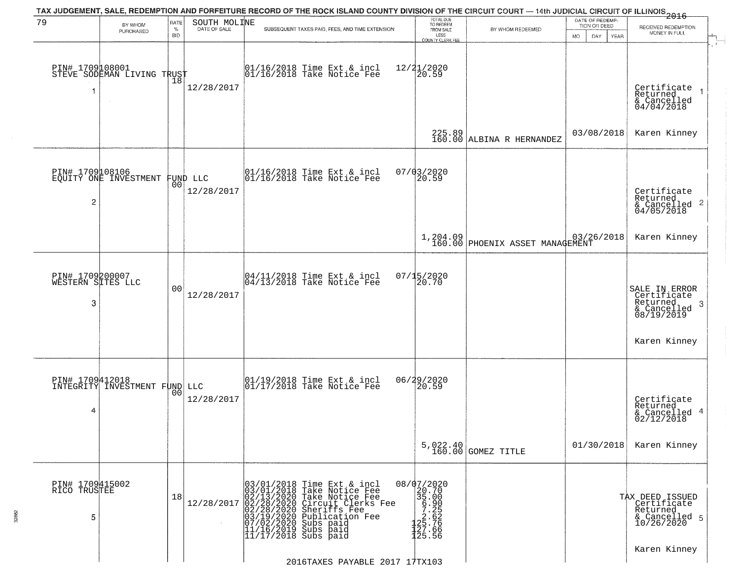TAX JUDGEMENT, SALE, REDEMPTION AND FORFEITURE RECORD OF THE ROCK ISLAND COUNTY DIVISION OF THE CIRCUIT COURT — 14th JUDICIAL CIRCUIT OF ILLINOIS 2016

| 79 BY WHOM PURCHASED | RATE % BID | SOUTH MOLINE DATE OF SALE | SUBSEQUENT TAXES PAID, FEES, AND TIME EXTENSION | TOTAL DUE TO REDEEM FROM SALE LESS COUNTY CLERK FEE | BY WHOM REDEEMED | DATE OF REDEMPTION OR DEED MO DAY YEAR | RECEIVED REDEMPTION MONEY IN FULL |
|---|---|---|---|---|---|---|---|
| PIN# 1709108001 STEVE SODEMAN LIVING TRUST 1 | 18 | 12/28/2017 | 01/16/2018 Time Ext & incl 12/21/2020<br>01/16/2018 Take Notice Fee 20.59 | 225.89<br>160.00 | ALBINA R HERNANDEZ | 03/08/2018 | Certificate Returned & Cancelled 04/04/2018 1<br>Karen Kinney |
| PIN# 1709108106 EQUITY ONE INVESTMENT FUND LLC 2 | 00 | 12/28/2017 | 01/16/2018 Time Ext & incl 07/03/2020<br>01/16/2018 Take Notice Fee 20.59 | 1,204.09<br>160.00 | PHOENIX ASSET MANAGEMENT | 03/26/2018 | Certificate Returned & Cancelled 04/05/2018 2<br>Karen Kinney |
| PIN# 1709200007 WESTERN SITES LLC 3 | 00 | 12/28/2017 | 04/11/2018 Time Ext & incl 07/15/2020<br>04/13/2018 Take Notice Fee 20.70 | | | | SALE IN ERROR Certificate Returned & Cancelled 08/19/2019 3<br>Karen Kinney |
| PIN# 1709412018 INTEGRITY INVESTMENT FUND LLC 4 | 00 | 12/28/2017 | 01/19/2018 Time Ext & incl 06/29/2020<br>01/17/2018 Take Notice Fee 20.59 | 5,022.40<br>160.00 | GOMEZ TITLE | 01/30/2018 | Certificate Returned & Cancelled 02/12/2018 4<br>Karen Kinney |
| PIN# 1709415002 RICO TRUSTEE 5 | 18 | 12/28/2017 | 03/01/2018 Time Ext & incl 08/07/2020<br>03/01/2018 Take Notice Fee 20.70<br>02/13/2020 Take Notice Fee 35.00<br>02/28/2020 Circuit Clerks Fee 6.90<br>02/28/2020 Sheriffs Fee 7.25<br>03/19/2020 Publication Fee 2.62<br>07/02/2020 Subs paid 125.76<br>11/16/2019 Subs paid 127.66<br>11/17/2018 Subs paid 125.56 | | | | TAX DEED ISSUED Certificate Returned & Cancelled 10/26/2020 5<br>Karen Kinney |

2016TAXES PAYABLE 2017 17TX103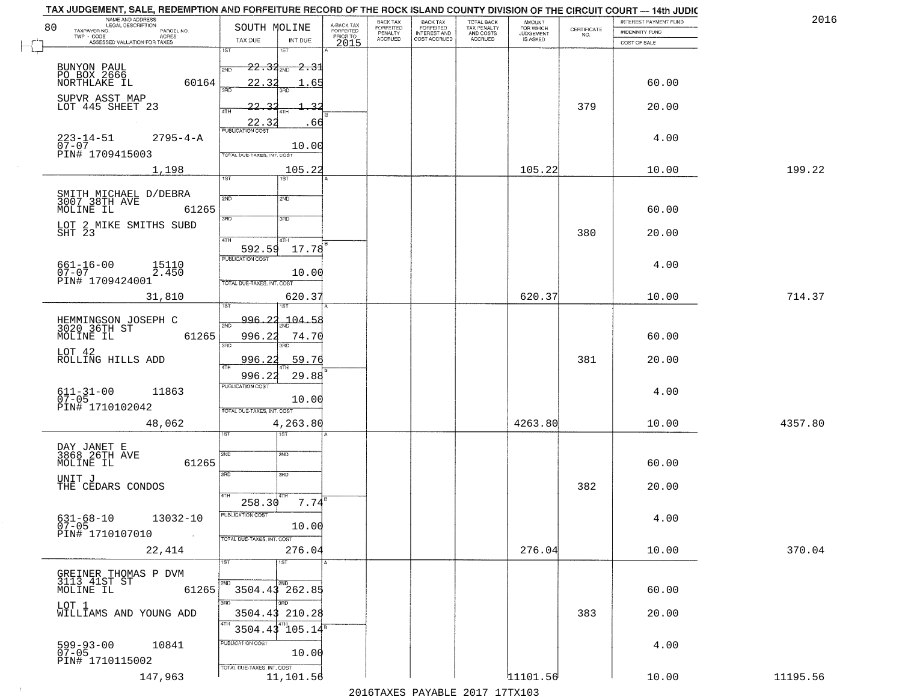# TAX JUDGEMENT, SALE, REDEMPTION AND FORFEITURE RECORD OF THE ROCK ISLAND COUNTY DIVISION OF THE CIRCUIT COURT — 14th JUDIC

2016

80 — SOUTH MOLINE

| NAME AND ADDRESS / LEGAL DESCRIPTION / TAXPAYER NO. / PARCEL NO. / TWP - CODE / ACRES / ASSESSED VALUATION FOR TAXES | TAX DUE | INT DUE | A-BACK TAX FORFEITED PRIOR TO 2015 | BACK TAX FORFEITED PENALTY ACCRUED | BACK TAX FORFEITED INTEREST AND COST ACCRUED | TOTAL BACK TAX PENALTY AND COSTS ACCRUED | AMOUNT FOR WHICH JUDGEMENT IS ASKED | CERTIFICATE NO. | INTEREST PAYMENT FUND / INDEMNITY FUND / COST OF SALE | |
|---|---|---|---|---|---|---|---|---|---|---|
| BUNYON PAUL<br>PO BOX 2666<br>NORTHLAKE IL 60164<br>SUPVR ASST MAP<br>LOT 445 SHEET 23<br>223-14-51 2795-4-A<br>07-07<br>PIN# 1709415003<br>1,198 | 1ST 22.32<br>2ND 22.32<br>3RD 22.32<br>4TH 22.32<br>PUBLICATION COST<br>TOTAL DUE-TAXES, INT. COST | 2.31<br>1.65<br>1.32<br>.66<br>10.00<br>105.22 | | | | | 105.22 | 379 | 60.00<br>20.00<br>4.00<br>10.00 | 199.22 |
| SMITH MICHAEL D/DEBRA<br>3007 38TH AVE<br>MOLINE IL 61265<br>LOT 2 MIKE SMITHS SUBD<br>SHT 23<br>661-16-00 15110<br>07-07 2.450<br>PIN# 1709424001<br>31,810 | 1ST<br>2ND<br>3RD<br>4TH 592.59<br>PUBLICATION COST<br>TOTAL DUE-TAXES, INT. COST | 17.78<br>10.00<br>620.37 | | | | | 620.37 | 380 | 60.00<br>20.00<br>4.00<br>10.00 | 714.37 |
| HEMMINGSON JOSEPH C<br>3020 36TH ST<br>MOLINE IL 61265<br>LOT 42<br>ROLLING HILLS ADD<br>611-31-00 11863<br>07-05<br>PIN# 1710102042<br>48,062 | 1ST 996.22<br>2ND 996.22<br>3RD 996.22<br>4TH 996.22<br>PUBLICATION COST<br>TOTAL DUE-TAXES, INT. COST | 104.58<br>74.70<br>59.76<br>29.88<br>10.00<br>4,263.80 | | | | | 4263.80 | 381 | 60.00<br>20.00<br>4.00<br>10.00 | 4357.80 |
| DAY JANET E<br>3868 26TH AVE<br>MOLINE IL 61265<br>UNIT J<br>THE CEDARS CONDOS<br>631-68-10 13032-10<br>07-05<br>PIN# 1710107010<br>22,414 | 1ST<br>2ND<br>3RD<br>4TH 258.30<br>PUBLICATION COST<br>TOTAL DUE-TAXES, INT. COST | 7.74<br>10.00<br>276.04 | | | | | 276.04 | 382 | 60.00<br>20.00<br>4.00<br>10.00 | 370.04 |
| GREINER THOMAS P DVM<br>3113 41ST ST<br>MOLINE IL 61265<br>LOT 1<br>WILLIAMS AND YOUNG ADD<br>599-93-00 10841<br>07-05<br>PIN# 1710115002<br>147,963 | 1ST<br>2ND 3504.43<br>3RD 3504.43<br>4TH 3504.43<br>PUBLICATION COST<br>TOTAL DUE-TAXES, INT. COST | 262.85<br>210.28<br>105.14<br>10.00<br>11,101.56 | | | | | 11101.56 | 383 | 60.00<br>20.00<br>4.00<br>10.00 | 11195.56 |

2016TAXES PAYABLE 2017 17TX103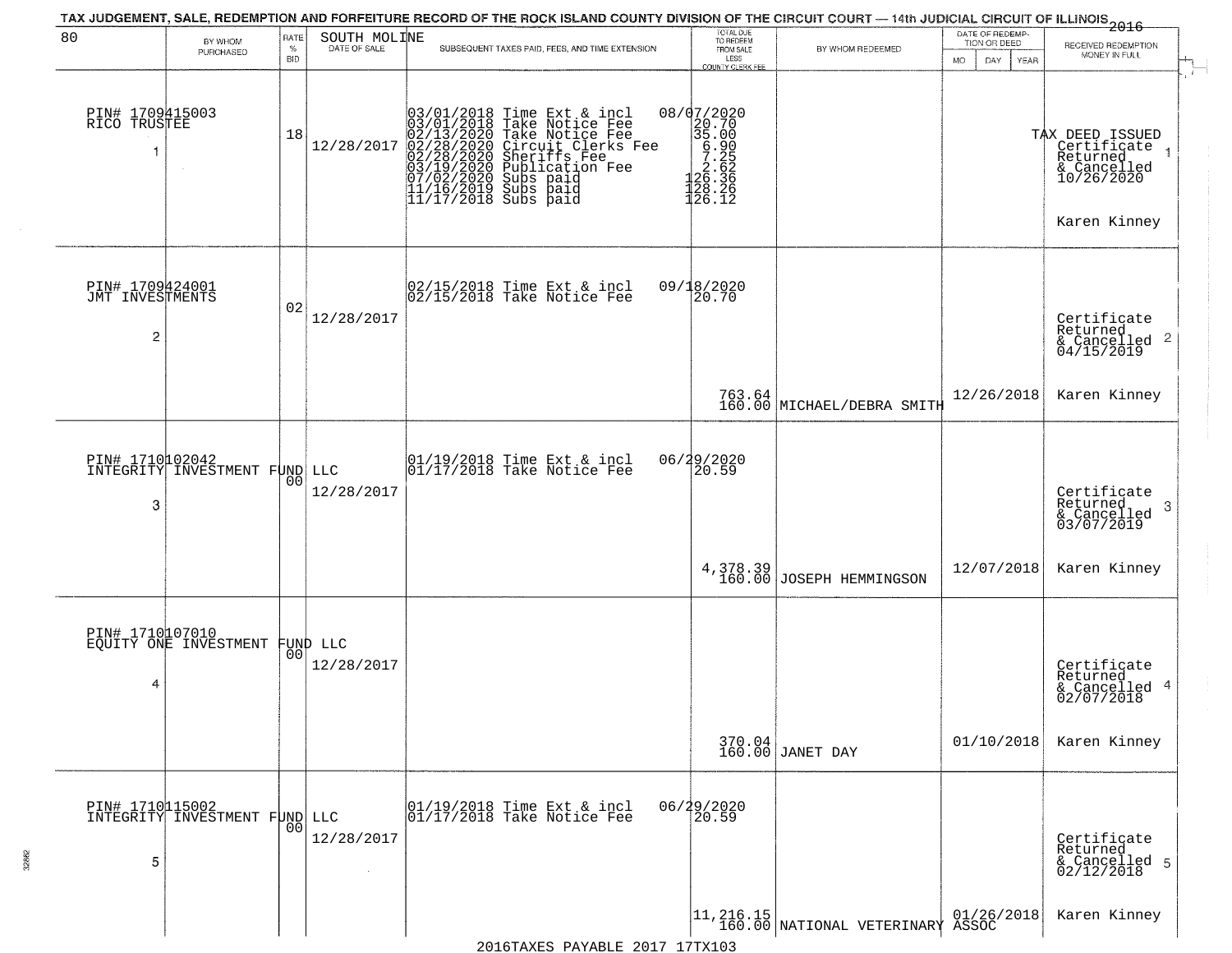TAX JUDGEMENT, SALE, REDEMPTION AND FORFEITURE RECORD OF THE ROCK ISLAND COUNTY DIVISION OF THE CIRCUIT COURT — 14th JUDICIAL CIRCUIT OF ILLINOIS 2016

| 80 BY WHOM PURCHASED | RATE % BID | SOUTH MOLINE DATE OF SALE | SUBSEQUENT TAXES PAID, FEES, AND TIME EXTENSION | TOTAL DUE TO REDEEM FROM SALE LESS COUNTY CLERK FEE | BY WHOM REDEEMED | DATE OF REDEMPTION OR DEED MO DAY YEAR | RECEIVED REDEMPTION MONEY IN FULL |
|---|---|---|---|---|---|---|---|
| PIN# 1709415003 RICO TRUSTEE 1 | 18 | 12/28/2017 | 03/01/2018 Time Ext & incl 08/07/2020<br>03/01/2018 Take Notice Fee 20.70<br>02/13/2020 Take Notice Fee 35.00<br>02/28/2020 Circuit Clerks Fee 6.90<br>02/28/2020 Sheriffs Fee 7.25<br>03/19/2020 Publication Fee 2.62<br>07/02/2020 Subs paid 126.36<br>11/16/2019 Subs paid 128.26<br>11/17/2018 Subs paid 126.12 | | | | TAX DEED ISSUED Certificate Returned & Cancelled 10/26/2020 1<br>Karen Kinney |
| PIN# 1709424001 JMT INVESTMENTS 2 | 02 | 12/28/2017 | 02/15/2018 Time Ext & incl 09/18/2020<br>02/15/2018 Take Notice Fee 20.70 | 763.64<br>160.00 | MICHAEL/DEBRA SMITH | 12/26/2018 | Certificate Returned & Cancelled 04/15/2019 2<br>Karen Kinney |
| PIN# 1710102042 INTEGRITY INVESTMENT FUND LLC 3 | 00 | 12/28/2017 | 01/19/2018 Time Ext & incl 06/29/2020<br>01/17/2018 Take Notice Fee 20.59 | 4,378.39<br>160.00 | JOSEPH HEMMINGSON | 12/07/2018 | Certificate Returned & Cancelled 03/07/2019 3<br>Karen Kinney |
| PIN# 1710107010 EQUITY ONE INVESTMENT FUND LLC 4 | 00 | 12/28/2017 | | 370.04<br>160.00 | JANET DAY | 01/10/2018 | Certificate Returned & Cancelled 02/07/2018 4<br>Karen Kinney |
| PIN# 1710115002 INTEGRITY INVESTMENT FUND LLC 5 | 00 | 12/28/2017 | 01/19/2018 Time Ext & incl 06/29/2020<br>01/17/2018 Take Notice Fee 20.59 | 11,216.15<br>160.00 | NATIONAL VETERINARY ASSOC | 01/26/2018 | Certificate Returned & Cancelled 02/12/2018 5<br>Karen Kinney |

2016TAXES PAYABLE 2017 17TX103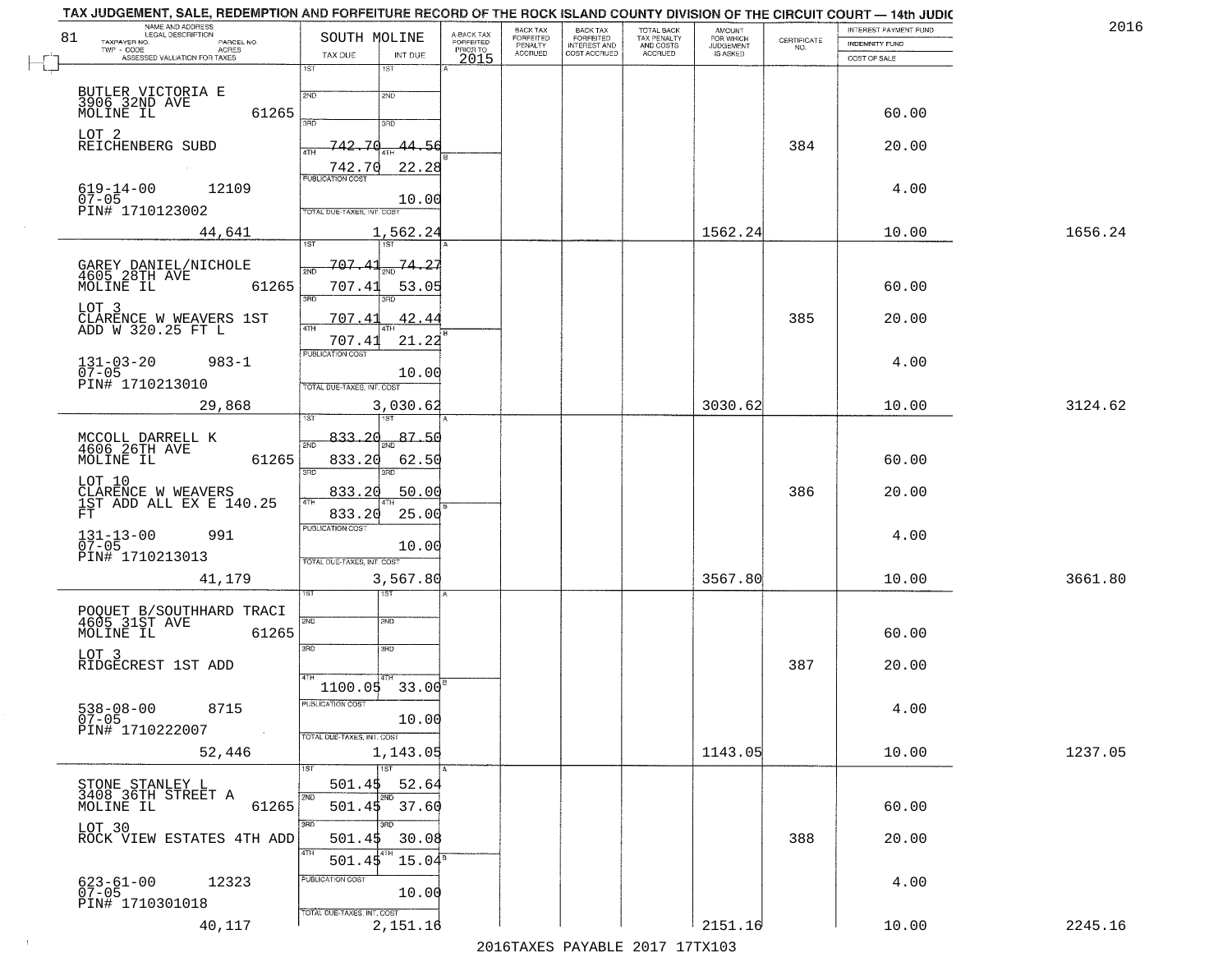TAX JUDGEMENT, SALE, REDEMPTION AND FORFEITURE RECORD OF THE ROCK ISLAND COUNTY DIVISION OF THE CIRCUIT COURT — 14th JUDIC

2016

81

| NAME AND ADDRESS / LEGAL DESCRIPTION / TAXPAYER NO. / PARCEL NO. / TWP - CODE / ACRES / ASSESSED VALUATION FOR TAXES | SOUTH MOLINE TAX DUE | INT DUE | A-BACK TAX FORFEITED PRIOR TO 2015 | BACK TAX FORFEITED PENALTY ACCRUED | BACK TAX FORFEITED INTEREST AND COST ACCRUED | TOTAL BACK TAX PENALTY AND COSTS ACCRUED | AMOUNT FOR WHICH JUDGEMENT IS ASKED | CERTIFICATE NO. | INTEREST PAYMENT FUND / INDEMNITY FUND / COST OF SALE | |
|---|---|---|---|---|---|---|---|---|---|---|
| BUTLER VICTORIA E<br>3906 32ND AVE<br>MOLINE IL 61265<br>LOT 2<br>REICHENBERG SUBD<br>619-14-00 12109<br>07-05<br>PIN# 1710123002 | 1ST<br>2ND<br>3RD<br>4TH 742.70<br>742.70<br>PUBLICATION COST<br>TOTAL DUE-TAXES, INT. COST | 1ST<br>2ND<br>3RD<br>4TH 44.56<br>22.28<br><br>10.00 | | | | | | 384 | 60.00<br>20.00<br>4.00 | |
| 44,641 | | 1,562.24 | | | | | 1562.24 | | 10.00 | 1656.24 |
| GAREY DANIEL/NICHOLE<br>4605 28TH AVE<br>MOLINE IL 61265<br>LOT 3<br>CLARENCE W WEAVERS 1ST<br>ADD W 320.25 FT L<br>131-03-20 983-1<br>07-05<br>PIN# 1710213010 | 1ST 707.41<br>2ND 707.41<br>3RD 707.41<br>4TH 707.41<br>PUBLICATION COST<br>TOTAL DUE-TAXES, INT. COST | 74.27<br>53.05<br>42.44<br>21.22<br><br>10.00 | | | | | | 385 | 60.00<br>20.00<br>4.00 | |
| 29,868 | | 3,030.62 | | | | | 3030.62 | | 10.00 | 3124.62 |
| MCCOLL DARRELL K<br>4606 26TH AVE<br>MOLINE IL 61265<br>LOT 10<br>CLARENCE W WEAVERS<br>1ST ADD ALL EX E 140.25<br>FT<br>131-13-00 991<br>07-05<br>PIN# 1710213013 | 1ST 833.20<br>2ND 833.20<br>3RD 833.20<br>4TH 833.20<br>PUBLICATION COST<br>TOTAL DUE-TAXES, INT. COST | 87.50<br>62.50<br>50.00<br>25.00<br><br>10.00 | | | | | | 386 | 60.00<br>20.00<br>4.00 | |
| 41,179 | | 3,567.80 | | | | | 3567.80 | | 10.00 | 3661.80 |
| POQUET B/SOUTHHARD TRACI<br>4605 31ST AVE<br>MOLINE IL 61265<br>LOT 3<br>RIDGECREST 1ST ADD<br>538-08-00 8715<br>07-05<br>PIN# 1710222007 | 1ST<br>2ND<br>3RD<br>4TH 1100.05<br>PUBLICATION COST<br>TOTAL DUE-TAXES, INT. COST | 1ST<br>2ND<br>3RD<br>4TH 33.00<br><br>10.00 | | | | | | 387 | 60.00<br>20.00<br>4.00 | |
| 52,446 | | 1,143.05 | | | | | 1143.05 | | 10.00 | 1237.05 |
| STONE STANLEY L<br>3408 36TH STREET A<br>MOLINE IL 61265<br>LOT 30<br>ROCK VIEW ESTATES 4TH ADD<br>623-61-00 12323<br>07-05<br>PIN# 1710301018 | 1ST 501.45<br>2ND 501.45<br>3RD 501.45<br>4TH 501.45<br>PUBLICATION COST<br>TOTAL DUE-TAXES, INT. COST | 52.64<br>37.60<br>30.08<br>15.04<br><br>10.00 | | | | | | 388 | 60.00<br>20.00<br>4.00 | |
| 40,117 | | 2,151.16 | | | | | 2151.16 | | 10.00 | 2245.16 |

2016TAXES PAYABLE 2017 17TX103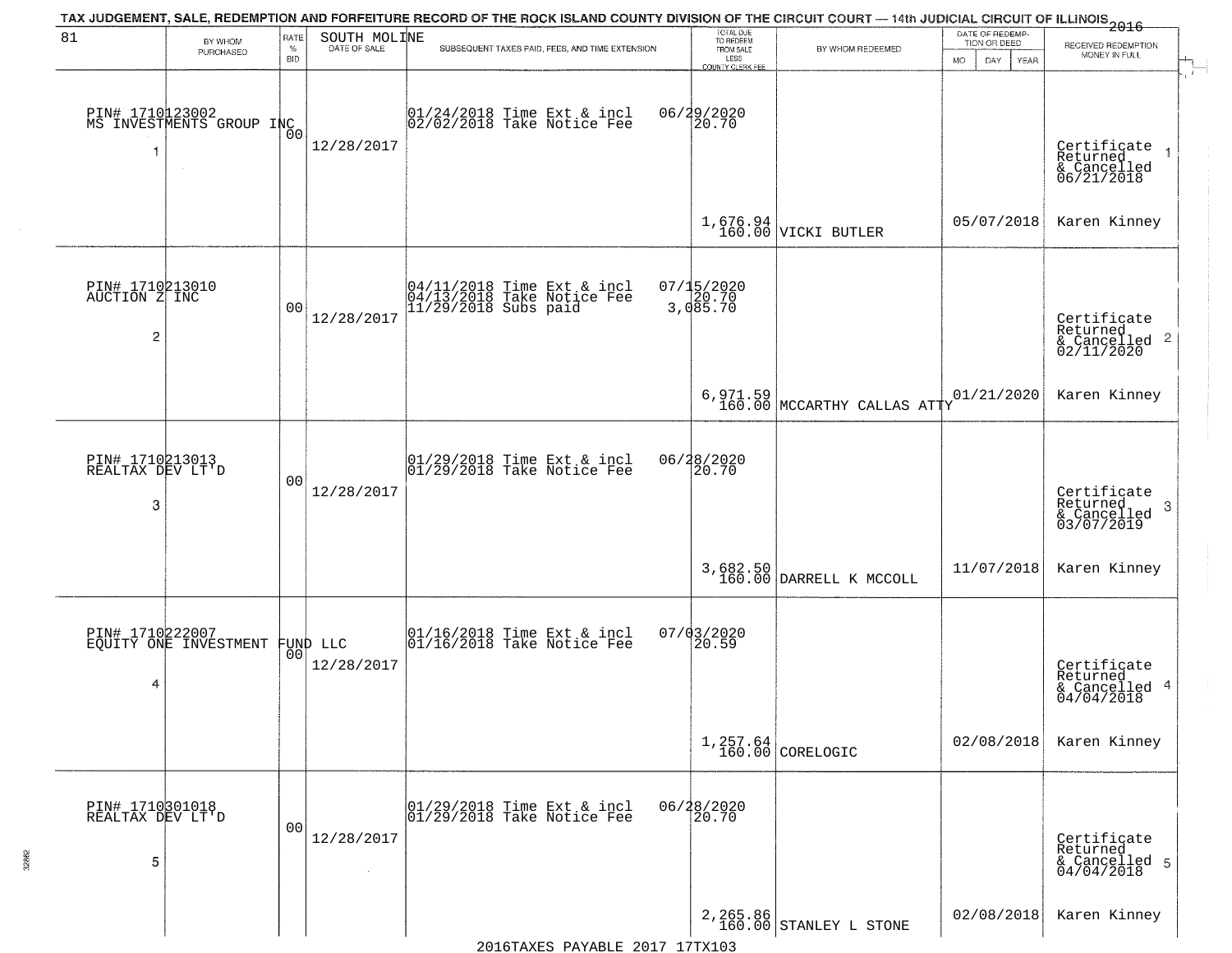TAX JUDGEMENT, SALE, REDEMPTION AND FORFEITURE RECORD OF THE ROCK ISLAND COUNTY DIVISION OF THE CIRCUIT COURT — 14th JUDICIAL CIRCUIT OF ILLINOIS 2016

| 81 BY WHOM PURCHASED | RATE % BID | SOUTH MOLINE DATE OF SALE | SUBSEQUENT TAXES PAID, FEES, AND TIME EXTENSION | TOTAL DUE TO REDEEM FROM SALE LESS COUNTY CLERK FEE | BY WHOM REDEEMED | DATE OF REDEMPTION OR DEED MO DAY YEAR | RECEIVED REDEMPTION MONEY IN FULL |
|---|---|---|---|---|---|---|---|
| PIN# 1710123002 MS INVESTMENTS GROUP INC 1 | 00 | 12/28/2017 | 01/24/2018 Time Ext & incl 06/29/2020<br>02/02/2018 Take Notice Fee 20.70 | 1,676.94<br>160.00 | VICKI BUTLER | 05/07/2018 | Certificate Returned & Cancelled 06/21/2018 1<br>Karen Kinney |
| PIN# 1710213010 AUCTION Z INC 2 | 00 | 12/28/2017 | 04/11/2018 Time Ext & incl 07/15/2020<br>04/13/2018 Take Notice Fee 20.70<br>11/29/2018 Subs paid 3,085.70 | 6,971.59<br>160.00 | MCCARTHY CALLAS ATTY | 01/21/2020 | Certificate Returned & Cancelled 02/11/2020 2<br>Karen Kinney |
| PIN# 1710213013 REALTAX DEV LT'D 3 | 00 | 12/28/2017 | 01/29/2018 Time Ext & incl 06/28/2020<br>01/29/2018 Take Notice Fee 20.70 | 3,682.50<br>160.00 | DARRELL K MCCOLL | 11/07/2018 | Certificate Returned & Cancelled 03/07/2019 3<br>Karen Kinney |
| PIN# 1710222007 EQUITY ONE INVESTMENT FUND LLC 4 | 00 | 12/28/2017 | 01/16/2018 Time Ext & incl 07/03/2020<br>01/16/2018 Take Notice Fee 20.59 | 1,257.64<br>160.00 | CORELOGIC | 02/08/2018 | Certificate Returned & Cancelled 04/04/2018 4<br>Karen Kinney |
| PIN# 1710301018 REALTAX DEV LT'D 5 | 00 | 12/28/2017 | 01/29/2018 Time Ext & incl 06/28/2020<br>01/29/2018 Take Notice Fee 20.70 | 2,265.86<br>160.00 | STANLEY L STONE | 02/08/2018 | Certificate Returned & Cancelled 04/04/2018 5<br>Karen Kinney |

2016TAXES PAYABLE 2017 17TX103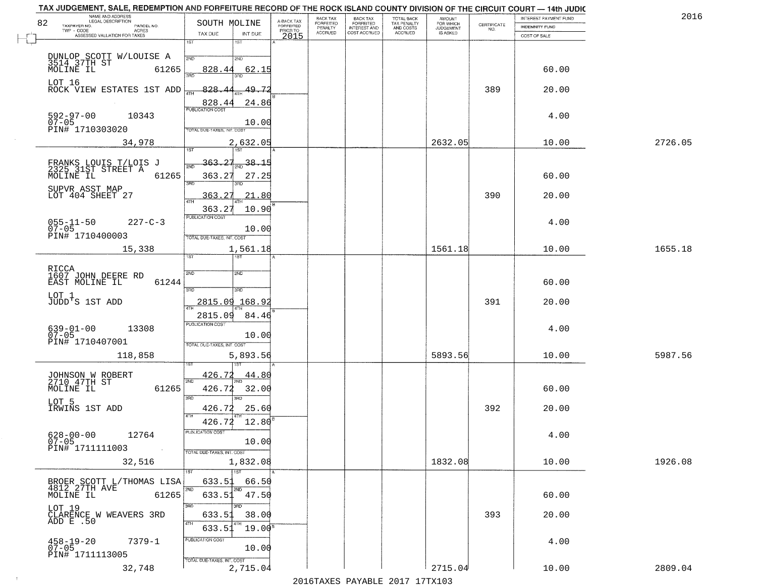# TAX JUDGEMENT, SALE, REDEMPTION AND FORFEITURE RECORD OF THE ROCK ISLAND COUNTY DIVISION OF THE CIRCUIT COURT — 14th JUDIC

2016

| NAME AND ADDRESS / LEGAL DESCRIPTION / TAXPAYER NO. / PARCEL NO. / TWP - CODE / ACRES / ASSESSED VALUATION FOR TAXES | SOUTH MOLINE TAX DUE | INT DUE | A-BACK TAX FORFEITED PRIOR TO 2015 | BACK TAX FORFEITED PENALTY ACCRUED | BACK TAX FORFEITED INTEREST AND COST ACCRUED | TOTAL BACK TAX PENALTY AND COSTS ACCRUED | AMOUNT FOR WHICH JUDGEMENT IS ASKED | CERTIFICATE NO. | INTEREST PAYMENT FUND / INDEMNITY FUND / COST OF SALE | |
|---|---|---|---|---|---|---|---|---|---|---|
| DUNLOP SCOTT W/LOUISE A, 3514 37TH ST, MOLINE IL 61265 | 1ST | 1ST | | | | | | | | |
| | 2ND 828.44 | 2ND 62.15 | | | | | | | 60.00 | |
| LOT 16, ROCK VIEW ESTATES 1ST ADD | 3RD 828.44 | 3RD 49.72 | | | | | | 389 | 20.00 | |
| | 4TH 828.44 | 4TH 24.86 | | | | | | | | |
| 592-97-00 10343, 07-05, PIN# 1710303020 | PUBLICATION COST | 10.00 | | | | | | | 4.00 | |
| 34,978 | TOTAL DUE-TAXES, INT. COST | 2,632.05 | | | | | 2632.05 | | 10.00 | 2726.05 |
| FRANKS LOUIS T/LOIS J, 2325 31ST STREET A, MOLINE IL 61265 | 1ST 363.27 | 1ST 38.15 | | | | | | | | |
| | 2ND 363.27 | 2ND 27.25 | | | | | | | 60.00 | |
| SUPVR ASST MAP, LOT 404 SHEET 27 | 3RD 363.27 | 3RD 21.80 | | | | | | 390 | 20.00 | |
| | 4TH 363.27 | 4TH 10.90 | | | | | | | | |
| 055-11-50 227-C-3, 07-05, PIN# 1710400003 | PUBLICATION COST | 10.00 | | | | | | | 4.00 | |
| 15,338 | TOTAL DUE-TAXES, INT. COST | 1,561.18 | | | | | 1561.18 | | 10.00 | 1655.18 |
| RICCA, 1607 JOHN DEERE RD, EAST MOLINE IL 61244 | 1ST | 1ST | | | | | | | | |
| | 2ND | 2ND | | | | | | | 60.00 | |
| LOT 1, JUDD'S 1ST ADD | 3RD 2815.09 | 3RD 168.92 | | | | | | 391 | 20.00 | |
| | 4TH 2815.09 | 4TH 84.46 | | | | | | | | |
| 639-01-00 13308, 07-05, PIN# 1710407001 | PUBLICATION COST | 10.00 | | | | | | | 4.00 | |
| 118,858 | TOTAL DUE-TAXES, INT. COST | 5,893.56 | | | | | 5893.56 | | 10.00 | 5987.56 |
| JOHNSON W ROBERT, 2710 47TH ST, MOLINE IL 61265 | 1ST 426.72 | 1ST 44.80 | | | | | | | | |
| | 2ND 426.72 | 2ND 32.00 | | | | | | | 60.00 | |
| LOT 5, IRWINS 1ST ADD | 3RD 426.72 | 3RD 25.60 | | | | | | 392 | 20.00 | |
| | 4TH 426.72 | 4TH 12.80 | | | | | | | | |
| 628-00-00 12764, 07-05, PIN# 1711111003 | PUBLICATION COST | 10.00 | | | | | | | 4.00 | |
| 32,516 | TOTAL DUE-TAXES, INT. COST | 1,832.08 | | | | | 1832.08 | | 10.00 | 1926.08 |
| BROER SCOTT L/THOMAS LISA, 4812 27TH AVE, MOLINE IL 61265 | 1ST 633.51 | 1ST 66.50 | | | | | | | | |
| | 2ND 633.51 | 2ND 47.50 | | | | | | | 60.00 | |
| LOT 19, CLARENCE W WEAVERS 3RD ADD E .50 | 3RD 633.51 | 3RD 38.00 | | | | | | 393 | 20.00 | |
| | 4TH 633.51 | 4TH 19.00 | | | | | | | | |
| 458-19-20 7379-1, 07-05, PIN# 1711113005 | PUBLICATION COST | 10.00 | | | | | | | 4.00 | |
| 32,748 | TOTAL DUE-TAXES, INT. COST | 2,715.04 | | | | | 2715.04 | | 10.00 | 2809.04 |

2016TAXES PAYABLE 2017 17TX103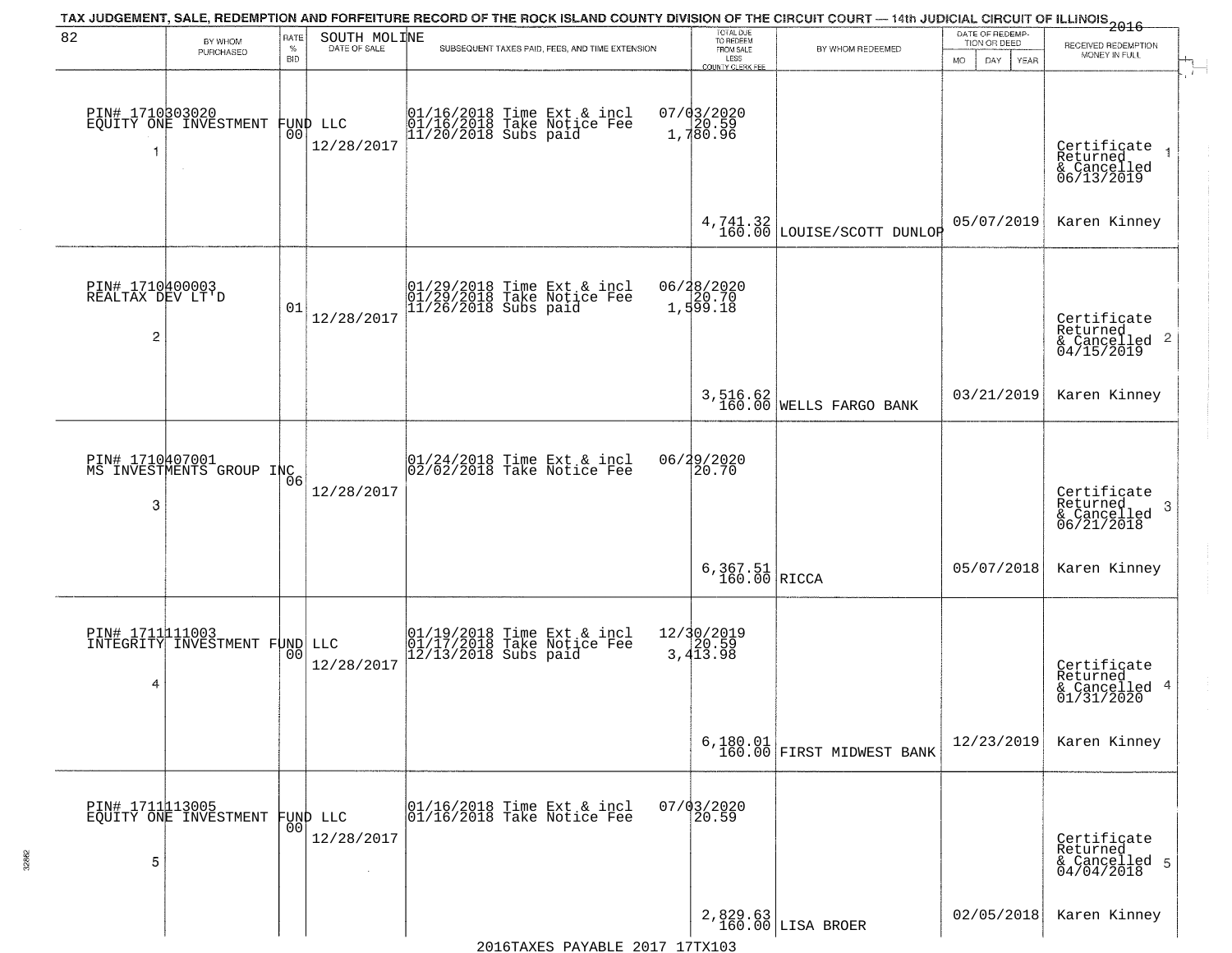# TAX JUDGEMENT, SALE, REDEMPTION AND FORFEITURE RECORD OF THE ROCK ISLAND COUNTY DIVISION OF THE CIRCUIT COURT — 14th JUDICIAL CIRCUIT OF ILLINOIS 2016

| 82 | BY WHOM PURCHASED | RATE % BID | SOUTH MOLINE DATE OF SALE | SUBSEQUENT TAXES PAID, FEES, AND TIME EXTENSION | TOTAL DUE TO REDEEM FROM SALE LESS COUNTY CLERK FEE | BY WHOM REDEEMED | DATE OF REDEMPTION OR DEED MO DAY YEAR | RECEIVED REDEMPTION MONEY IN FULL |
|---|---|---|---|---|---|---|---|---|
| 1 | PIN# 1710303020 EQUITY ONE INVESTMENT FUND LLC | 00 | 12/28/2017 | 01/16/2018 Time Ext & incl<br>01/16/2018 Take Notice Fee<br>11/20/2018 Subs paid | 07/03/2020<br>20.59<br>1,780.96<br><br>4,741.32<br>160.00 | LOUISE/SCOTT DUNLOP | 05/07/2019 | Certificate Returned & Cancelled 06/13/2019<br>Karen Kinney |
| 2 | PIN# 1710400003 REALTAX DEV LT'D | 01 | 12/28/2017 | 01/29/2018 Time Ext & incl<br>01/29/2018 Take Notice Fee<br>11/26/2018 Subs paid | 06/28/2020<br>20.70<br>1,599.18<br><br>3,516.62<br>160.00 | WELLS FARGO BANK | 03/21/2019 | Certificate Returned & Cancelled 04/15/2019<br>Karen Kinney |
| 3 | PIN# 1710407001 MS INVESTMENTS GROUP INC | 06 | 12/28/2017 | 01/24/2018 Time Ext & incl<br>02/02/2018 Take Notice Fee | 06/29/2020<br>20.70<br><br>6,367.51<br>160.00 | RICCA | 05/07/2018 | Certificate Returned & Cancelled 06/21/2018<br>Karen Kinney |
| 4 | PIN# 1711111003 INTEGRITY INVESTMENT FUND LLC | 00 | 12/28/2017 | 01/19/2018 Time Ext & incl<br>01/17/2018 Take Notice Fee<br>12/13/2018 Subs paid | 12/30/2019<br>20.59<br>3,413.98<br><br>6,180.01<br>160.00 | FIRST MIDWEST BANK | 12/23/2019 | Certificate Returned & Cancelled 01/31/2020<br>Karen Kinney |
| 5 | PIN# 1711113005 EQUITY ONE INVESTMENT FUND LLC | 00 | 12/28/2017 | 01/16/2018 Time Ext & incl<br>01/16/2018 Take Notice Fee | 07/03/2020<br>20.59<br><br>2,829.63<br>160.00 | LISA BROER | 02/05/2018 | Certificate Returned & Cancelled 04/04/2018<br>Karen Kinney |

2016TAXES PAYABLE 2017 17TX103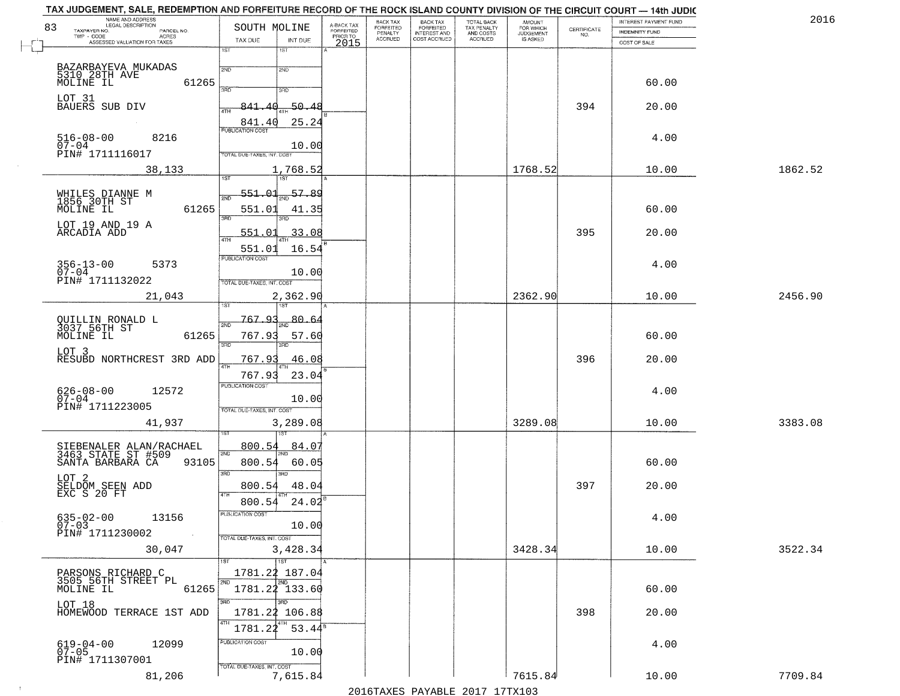TAX JUDGEMENT, SALE, REDEMPTION AND FORFEITURE RECORD OF THE ROCK ISLAND COUNTY DIVISION OF THE CIRCUIT COURT — 14th JUDIC

2016

| 83 NAME AND ADDRESS / LEGAL DESCRIPTION / TAXPAYER NO. / PARCEL NO. / TWP - CODE / ACRES / ASSESSED VALUATION FOR TAXES | SOUTH MOLINE TAX DUE | INT DUE | A-BACK TAX FORFEITED PRIOR TO 2015 | BACK TAX FORFEITED PENALTY ACCRUED | BACK TAX FORFEITED INTEREST AND COST ACCRUED | TOTAL BACK TAX PENALTY AND COSTS ACCRUED | AMOUNT FOR WHICH JUDGEMENT IS ASKED | CERTIFICATE NO. | INTEREST PAYMENT FUND / INDEMNITY FUND / COST OF SALE | |
|---|---|---|---|---|---|---|---|---|---|---|
| BAZARBAYEVA MUKADAS<br>5310 28TH AVE<br>MOLINE IL 61265<br>LOT 31<br>BAUERS SUB DIV<br>516-08-00 8216<br>07-04<br>PIN# 1711116017<br>38,133 | 1ST<br>2ND<br>3RD<br>4TH 841.40<br>841.40<br>PUBLICATION COST<br>TOTAL DUE-TAXES, INT. COST | 50.48<br>25.24<br>10.00<br>1,768.52 | | | | | 1768.52 | 394 | 60.00<br>20.00<br>4.00<br>10.00 | 1862.52 |
| WHILES DIANNE M<br>1856 30TH ST<br>MOLINE IL 61265<br>LOT 19 AND 19 A<br>ARCADIA ADD<br>356-13-00 5373<br>07-04<br>PIN# 1711132022<br>21,043 | 1ST 551.01<br>2ND 551.01<br>3RD 551.01<br>4TH 551.01<br>PUBLICATION COST<br>TOTAL DUE-TAXES, INT. COST | 57.89<br>41.35<br>33.08<br>16.54<br>10.00<br>2,362.90 | | | | | 2362.90 | 395 | 60.00<br>20.00<br>4.00<br>10.00 | 2456.90 |
| QUILLIN RONALD L<br>3037 56TH ST<br>MOLINE IL 61265<br>LOT 3<br>RESUBD NORTHCREST 3RD ADD<br>626-08-00 12572<br>07-04<br>PIN# 1711223005<br>41,937 | 1ST 767.93<br>2ND 767.93<br>3RD 767.93<br>4TH 767.93<br>PUBLICATION COST<br>TOTAL DUE-TAXES, INT. COST | 80.64<br>57.60<br>46.08<br>23.04<br>10.00<br>3,289.08 | | | | | 3289.08 | 396 | 60.00<br>20.00<br>4.00<br>10.00 | 3383.08 |
| SIEBENALER ALAN/RACHAEL<br>3463 STATE ST #509<br>SANTA BARBARA CA 93105<br>LOT 2<br>SELDOM SEEN ADD<br>EXC S 20 FT<br>635-02-00 13156<br>07-03<br>PIN# 1711230002<br>30,047 | 1ST 800.54<br>2ND 800.54<br>3RD 800.54<br>4TH 800.54<br>PUBLICATION COST<br>TOTAL DUE-TAXES, INT. COST | 84.07<br>60.05<br>48.04<br>24.02<br>10.00<br>3,428.34 | | | | | 3428.34 | 397 | 60.00<br>20.00<br>4.00<br>10.00 | 3522.34 |
| PARSONS RICHARD C<br>3505 56TH STREET PL<br>MOLINE IL 61265<br>LOT 18<br>HOMEWOOD TERRACE 1ST ADD<br>619-04-00 12099<br>07-05<br>PIN# 1711307001<br>81,206 | 1ST 1781.22<br>2ND 1781.22<br>3RD 1781.22<br>4TH 1781.22<br>PUBLICATION COST<br>TOTAL DUE-TAXES, INT. COST | 187.04<br>133.60<br>106.88<br>53.44<br>10.00<br>7,615.84 | | | | | 7615.84 | 398 | 60.00<br>20.00<br>4.00<br>10.00 | 7709.84 |

2016TAXES PAYABLE 2017 17TX103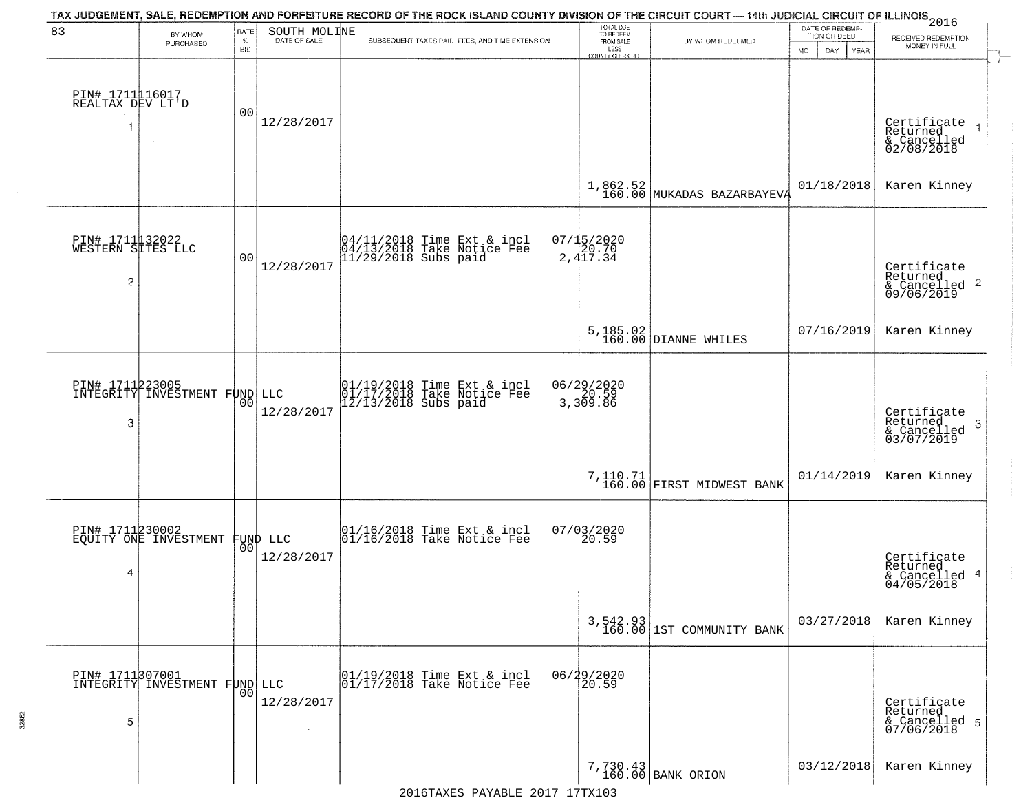TAX JUDGEMENT, SALE, REDEMPTION AND FORFEITURE RECORD OF THE ROCK ISLAND COUNTY DIVISION OF THE CIRCUIT COURT — 14th JUDICIAL CIRCUIT OF ILLINOIS 2016

83 SOUTH MOLINE

| BY WHOM PURCHASED | RATE % BID | DATE OF SALE | SUBSEQUENT TAXES PAID, FEES, AND TIME EXTENSION | TOTAL DUE TO REDEEM FROM SALE LESS COUNTY CLERK FEE | BY WHOM REDEEMED | DATE OF REDEMPTION OR DEED MO DAY YEAR | RECEIVED REDEMPTION MONEY IN FULL |
|---|---|---|---|---|---|---|---|
| PIN# 1711116017 REALTAX DEV LT'D 1 | 00 | 12/28/2017 | | 1,862.52 160.00 | MUKADAS BAZARBAYEVA | 01/18/2018 | Certificate Returned & Cancelled 02/08/2018 Karen Kinney |
| PIN# 1711132022 WESTERN SITES LLC 2 | 00 | 12/28/2017 | 04/11/2018 Time Ext & incl 07/15/2020; 04/13/2018 Take Notice Fee 20.70; 11/29/2018 Subs paid 2,417.34 | 5,185.02 160.00 | DIANNE WHILES | 07/16/2019 | Certificate Returned & Cancelled 09/06/2019 Karen Kinney |
| PIN# 1711223005 INTEGRITY INVESTMENT FUND LLC 3 | 00 | 12/28/2017 | 01/19/2018 Time Ext & incl 06/29/2020; 01/17/2018 Take Notice Fee 20.59; 12/13/2018 Subs paid 3,309.86 | 7,110.71 160.00 | FIRST MIDWEST BANK | 01/14/2019 | Certificate Returned & Cancelled 03/07/2019 Karen Kinney |
| PIN# 1711230002 EQUITY ONE INVESTMENT FUND LLC 4 | 00 | 12/28/2017 | 01/16/2018 Time Ext & incl 07/03/2020; 01/16/2018 Take Notice Fee 20.59 | 3,542.93 160.00 | 1ST COMMUNITY BANK | 03/27/2018 | Certificate Returned & Cancelled 04/05/2018 Karen Kinney |
| PIN# 1711307001 INTEGRITY INVESTMENT FUND LLC 5 | 00 | 12/28/2017 | 01/19/2018 Time Ext & incl 06/29/2020; 01/17/2018 Take Notice Fee 20.59 | 7,730.43 160.00 | BANK ORION | 03/12/2018 | Certificate Returned & Cancelled 07/06/2018 Karen Kinney |

2016TAXES PAYABLE 2017 17TX103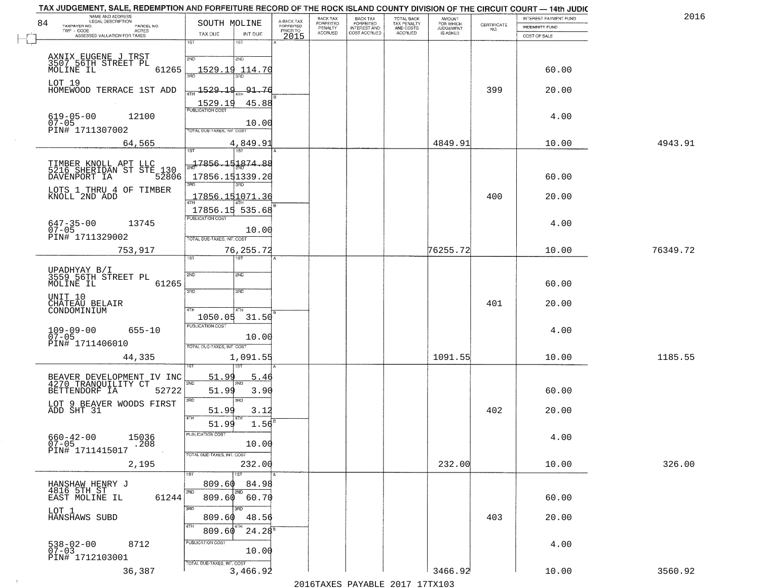TAX JUDGEMENT, SALE, REDEMPTION AND FORFEITURE RECORD OF THE ROCK ISLAND COUNTY DIVISION OF THE CIRCUIT COURT — 14th JUDIC

2016

84

| NAME AND ADDRESS / LEGAL DESCRIPTION / TAXPAYER NO. / PARCEL NO. / TWP - CODE / ACRES / ASSESSED VALUATION FOR TAXES | SOUTH MOLINE TAX DUE | INT DUE | A-BACK TAX FORFEITED PRIOR TO 2015 | BACK TAX FORFEITED PENALTY ACCRUED | BACK TAX FORFEITED INTEREST AND COST ACCRUED | TOTAL BACK TAX PENALTY AND COSTS ACCRUED | AMOUNT FOR WHICH JUDGEMENT IS ASKED | CERTIFICATE NO. | INTEREST PAYMENT FUND / INDEMNITY FUND / COST OF SALE | |
|---|---|---|---|---|---|---|---|---|---|---|
| AXNIX EUGENE J TRST<br>3507 56TH STREET PL<br>MOLINE IL 61265<br>LOT 19<br>HOMEWOOD TERRACE 1ST ADD<br>619-05-00 12100<br>07-05<br>PIN# 1711307002<br>64,565 | 1ST<br>2ND 1529.19<br>3RD 1529.19<br>4TH 1529.19<br>PUBLICATION COST<br>TOTAL DUE-TAXES, INT. COST 4,849.91 | 1ST<br>2ND 114.70<br>3RD 91.76<br>4TH 45.88<br>10.00 | | | | | 4849.91 | 399 | 60.00<br>20.00<br>4.00<br>10.00 | 4943.91 |
| TIMBER KNOLL APT LLC<br>5216 SHERIDAN ST STE 130<br>DAVENPORT IA 52806<br>LOTS 1 THRU 4 OF TIMBER KNOLL 2ND ADD<br>647-35-00 13745<br>07-05<br>PIN# 1711329002<br>753,917 | 1ST 17856.15<br>2ND 17856.15<br>3RD 17856.15<br>4TH 17856.15<br>PUBLICATION COST<br>TOTAL DUE-TAXES, INT. COST 76,255.72 | 1874.88<br>1339.20<br>1071.36<br>535.68<br>10.00 | | | | | 76255.72 | 400 | 60.00<br>20.00<br>4.00<br>10.00 | 76349.72 |
| UPADHYAY B/I<br>3559 56TH STREET PL<br>MOLINE IL 61265<br>UNIT 10<br>CHATEAU BELAIR CONDOMINIUM<br>109-09-00 655-10<br>07-05<br>PIN# 1711406010<br>44,335 | 1ST<br>2ND<br>3RD<br>4TH 1050.05<br>PUBLICATION COST<br>TOTAL DUE-TAXES, INT. COST 1,091.55 | 31.50<br>10.00 | | | | | 1091.55 | 401 | 60.00<br>20.00<br>4.00<br>10.00 | 1185.55 |
| BEAVER DEVELOPMENT IV INC<br>4270 TRANQUILITY CT<br>BETTENDORF IA 52722<br>LOT 9 BEAVER WOODS FIRST ADD SHT 31<br>660-42-00 15036<br>07-05 .208<br>PIN# 1711415017<br>2,195 | 1ST 51.99<br>2ND 51.99<br>3RD 51.99<br>4TH 51.99<br>PUBLICATION COST<br>TOTAL DUE-TAXES, INT. COST 232.00 | 5.46<br>3.90<br>3.12<br>1.56<br>10.00 | | | | | 232.00 | 402 | 60.00<br>20.00<br>4.00<br>10.00 | 326.00 |
| HANSHAW HENRY J<br>4816 5TH ST<br>EAST MOLINE IL 61244<br>LOT 1<br>HANSHAWS SUBD<br>538-02-00 8712<br>07-03<br>PIN# 1712103001<br>36,387 | 1ST 809.60<br>2ND 809.60<br>3RD 809.60<br>4TH 809.60<br>PUBLICATION COST<br>TOTAL DUE-TAXES, INT. COST 3,466.92 | 84.98<br>60.70<br>48.56<br>24.28<br>10.00 | | | | | 3466.92 | 403 | 60.00<br>20.00<br>4.00<br>10.00 | 3560.92 |

2016TAXES PAYABLE 2017 17TX103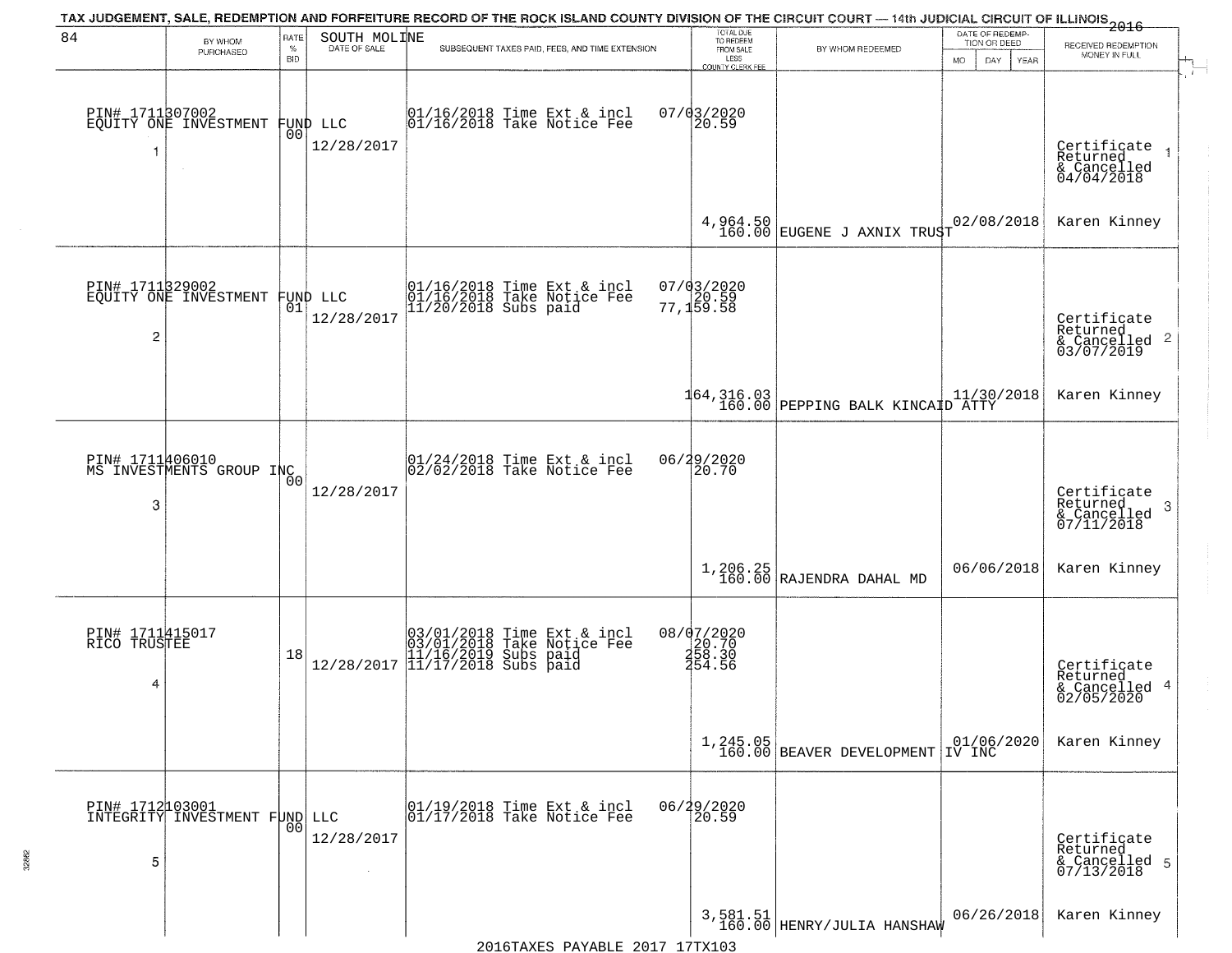TAX JUDGEMENT, SALE, REDEMPTION AND FORFEITURE RECORD OF THE ROCK ISLAND COUNTY DIVISION OF THE CIRCUIT COURT — 14th JUDICIAL CIRCUIT OF ILLINOIS 2016

| 84 | BY WHOM PURCHASED | RATE % BID | SOUTH MOLINE DATE OF SALE | SUBSEQUENT TAXES PAID, FEES, AND TIME EXTENSION | TOTAL DUE TO REDEEM FROM SALE LESS COUNTY CLERK FEE | BY WHOM REDEEMED | DATE OF REDEMPTION OR DEED MO DAY YEAR | RECEIVED REDEMPTION MONEY IN FULL |
|---|---|---|---|---|---|---|---|---|
| 1 | PIN# 1711307002 EQUITY ONE INVESTMENT FUND LLC | 00 | 12/28/2017 | 01/16/2018 Time Ext & incl 01/16/2018 Take Notice Fee | 07/03/2020 20.59 4,964.50 160.00 | EUGENE J AXNIX TRUST | 02/08/2018 | Certificate Returned & Cancelled 04/04/2018 Karen Kinney |
| 2 | PIN# 1711329002 EQUITY ONE INVESTMENT FUND LLC | 01 | 12/28/2017 | 01/16/2018 Time Ext & incl 01/16/2018 Take Notice Fee 11/20/2018 Subs paid | 07/03/2020 20.59 77,159.58 164,316.03 160.00 | PEPPING BALK KINCAID ATTY | 11/30/2018 | Certificate Returned & Cancelled 03/07/2019 Karen Kinney |
| 3 | PIN# 1711406010 MS INVESTMENTS GROUP INC | 00 | 12/28/2017 | 01/24/2018 Time Ext & incl 02/02/2018 Take Notice Fee | 06/29/2020 20.70 1,206.25 160.00 | RAJENDRA DAHAL MD | 06/06/2018 | Certificate Returned & Cancelled 07/11/2018 Karen Kinney |
| 4 | PIN# 1711415017 RICO TRUSTEE | 18 | 12/28/2017 | 03/01/2018 Time Ext & incl 03/01/2018 Take Notice Fee 11/16/2019 Subs paid 11/17/2018 Subs paid | 08/07/2020 20.70 258.30 254.56 1,245.05 160.00 | BEAVER DEVELOPMENT IV INC | 01/06/2020 | Certificate Returned & Cancelled 02/05/2020 Karen Kinney |
| 5 | PIN# 1712103001 INTEGRITY INVESTMENT FUND LLC | 00 | 12/28/2017 | 01/19/2018 Time Ext & incl 01/17/2018 Take Notice Fee | 06/29/2020 20.59 3,581.51 160.00 | HENRY/JULIA HANSHAW | 06/26/2018 | Certificate Returned & Cancelled 07/13/2018 Karen Kinney |

2016TAXES PAYABLE 2017 17TX103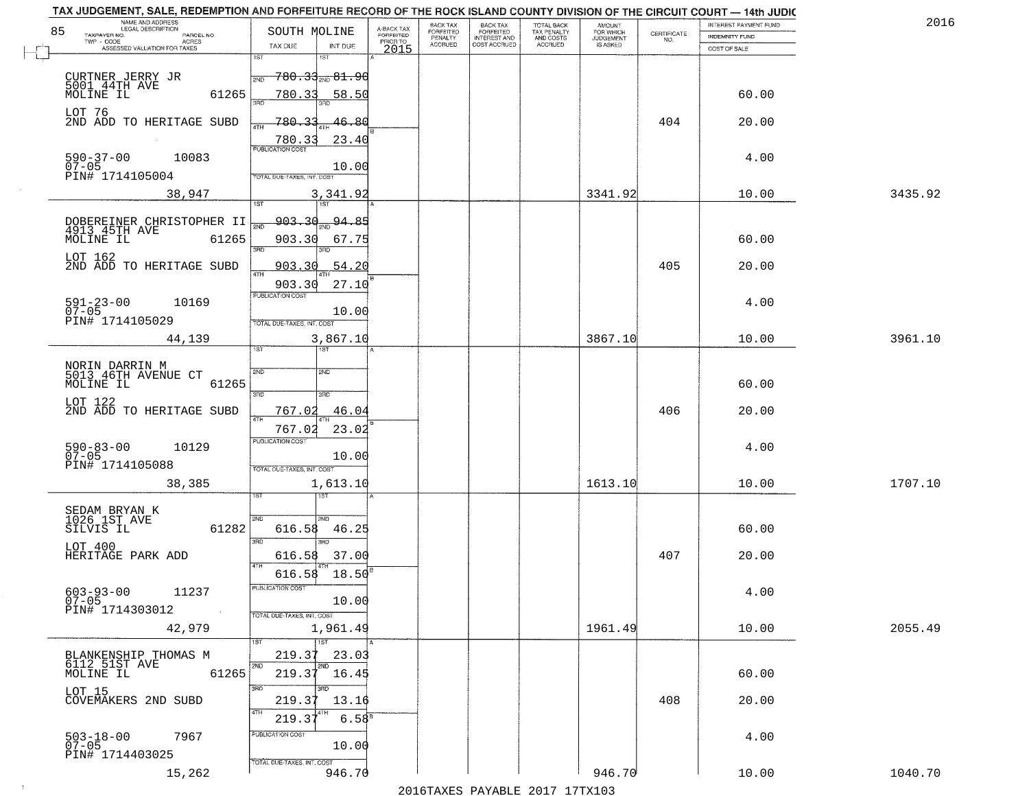TAX JUDGEMENT, SALE, REDEMPTION AND FORFEITURE RECORD OF THE ROCK ISLAND COUNTY DIVISION OF THE CIRCUIT COURT — 14th JUDIC

2016

| 85 NAME AND ADDRESS / LEGAL DESCRIPTION / TAXPAYER NO. / PARCEL NO. / TWP - CODE / ACRES / ASSESSED VALUATION FOR TAXES | SOUTH MOLINE TAX DUE | INT DUE | A-BACK TAX FORFEITED PRIOR TO 2015 | BACK TAX FORFEITED PENALTY ACCRUED | BACK TAX FORFEITED INTEREST AND COST ACCRUED | TOTAL BACK TAX PENALTY AND COSTS ACCRUED | AMOUNT FOR WHICH JUDGEMENT IS ASKED | CERTIFICATE NO. | INTEREST PAYMENT FUND / INDEMNITY FUND / COST OF SALE | |
|---|---|---|---|---|---|---|---|---|---|---|
| CURTNER JERRY JR<br>5001 44TH AVE<br>MOLINE IL 61265<br>LOT 76<br>2ND ADD TO HERITAGE SUBD<br>590-37-00 10083<br>07-05<br>PIN# 1714105004<br>38,947 | 1ST 780.33<br>2ND 780.33<br>3RD 780.33<br>4TH 780.33<br>PUBLICATION COST<br>TOTAL DUE-TAXES, INT. COST | 81.90<br>58.50<br>46.80<br>23.40<br>10.00<br>3,341.92 | | | | | 3341.92 | 404 | 60.00<br>20.00<br>4.00<br>10.00 | 3435.92 |
| DOBEREINER CHRISTOPHER II<br>4913 45TH AVE<br>MOLINE IL 61265<br>LOT 162<br>2ND ADD TO HERITAGE SUBD<br>591-23-00 10169<br>07-05<br>PIN# 1714105029<br>44,139 | 1ST 903.30<br>2ND 903.30<br>3RD 903.30<br>4TH 903.30<br>PUBLICATION COST<br>TOTAL DUE-TAXES, INT. COST | 94.85<br>67.75<br>54.20<br>27.10<br>10.00<br>3,867.10 | | | | | 3867.10 | 405 | 60.00<br>20.00<br>4.00<br>10.00 | 3961.10 |
| NORIN DARRIN M<br>5013 46TH AVENUE CT<br>MOLINE IL 61265<br>LOT 122<br>2ND ADD TO HERITAGE SUBD<br>590-83-00 10129<br>07-05<br>PIN# 1714105088<br>38,385 | 1ST<br>2ND<br>3RD 767.02<br>4TH 767.02<br>PUBLICATION COST<br>TOTAL DUE-TAXES, INT. COST | <br><br>46.04<br>23.02<br>10.00<br>1,613.10 | | | | | 1613.10 | 406 | 60.00<br>20.00<br>4.00<br>10.00 | 1707.10 |
| SEDAM BRYAN K<br>1026 1ST AVE<br>SILVIS IL 61282<br>LOT 400<br>HERITAGE PARK ADD<br>603-93-00 11237<br>07-05<br>PIN# 1714303012<br>42,979 | 1ST<br>2ND 616.58<br>3RD 616.58<br>4TH 616.58<br>PUBLICATION COST<br>TOTAL DUE-TAXES, INT. COST | <br>46.25<br>37.00<br>18.50<br>10.00<br>1,961.49 | | | | | 1961.49 | 407 | 60.00<br>20.00<br>4.00<br>10.00 | 2055.49 |
| BLANKENSHIP THOMAS M<br>6112 51ST AVE<br>MOLINE IL 61265<br>LOT 15<br>COVEMAKERS 2ND SUBD<br>503-18-00 7967<br>07-05<br>PIN# 1714403025<br>15,262 | 1ST 219.37<br>2ND 219.37<br>3RD 219.37<br>4TH 219.37<br>PUBLICATION COST<br>TOTAL DUE-TAXES, INT. COST | 23.03<br>16.45<br>13.16<br>6.58<br>10.00<br>946.70 | | | | | 946.70 | 408 | 60.00<br>20.00<br>4.00<br>10.00 | 1040.70 |

2016TAXES PAYABLE 2017 17TX103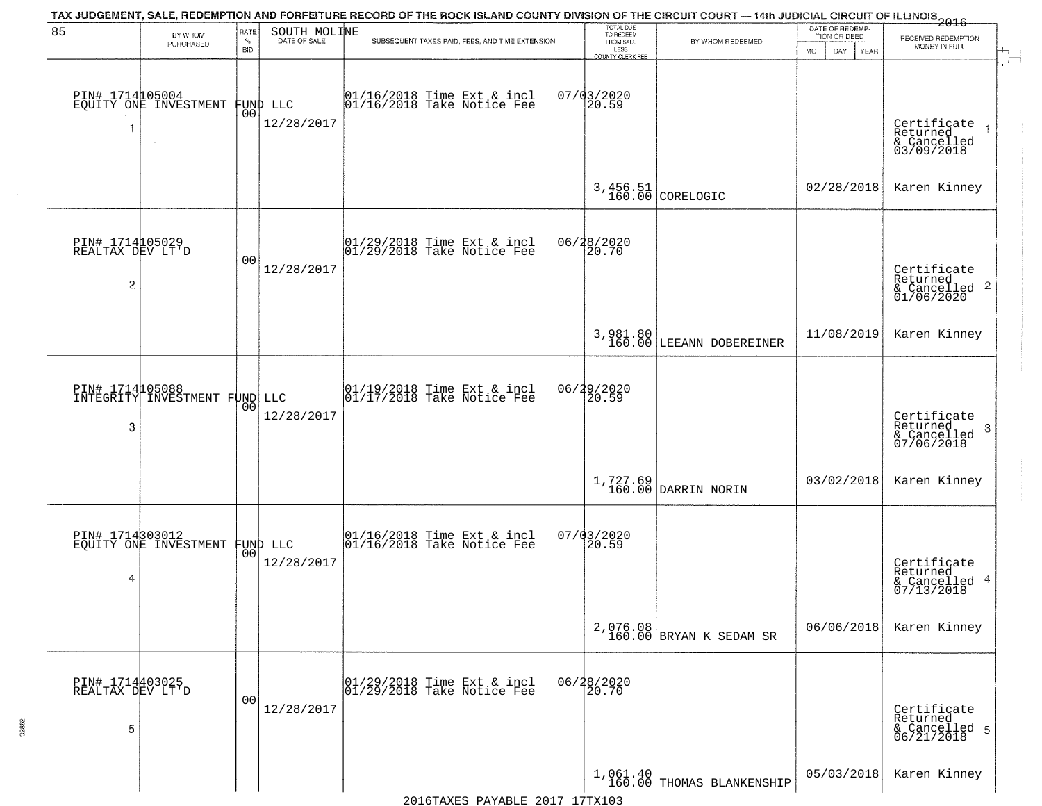TAX JUDGEMENT, SALE, REDEMPTION AND FORFEITURE RECORD OF THE ROCK ISLAND COUNTY DIVISION OF THE CIRCUIT COURT — 14th JUDICIAL CIRCUIT OF ILLINOIS 2016

| 85 | BY WHOM PURCHASED | RATE % BID | SOUTH MOLINE DATE OF SALE | SUBSEQUENT TAXES PAID, FEES, AND TIME EXTENSION | TOTAL DUE TO REDEEM FROM SALE LESS COUNTY CLERK FEE | BY WHOM REDEEMED | DATE OF REDEMPTION OR DEED MO DAY YEAR | RECEIVED REDEMPTION MONEY IN FULL |
|---|---|---|---|---|---|---|---|---|
| 1 | PIN# 1714105004 EQUITY ONE INVESTMENT FUND LLC | 00 | 12/28/2017 | 01/16/2018 Time Ext & incl 07/03/2020<br>01/16/2018 Take Notice Fee 20.59 | 3,456.51<br>160.00 | CORELOGIC | 02/28/2018 | Certificate Returned & Cancelled 03/09/2018<br>Karen Kinney |
| 2 | PIN# 1714105029 REALTAX DEV LT'D | 00 | 12/28/2017 | 01/29/2018 Time Ext & incl 06/28/2020<br>01/29/2018 Take Notice Fee 20.70 | 3,981.80<br>160.00 | LEEANN DOBEREINER | 11/08/2019 | Certificate Returned & Cancelled 01/06/2020<br>Karen Kinney |
| 3 | PIN# 1714105088 INTEGRITY INVESTMENT FUND LLC | 00 | 12/28/2017 | 01/19/2018 Time Ext & incl 06/29/2020<br>01/17/2018 Take Notice Fee 20.59 | 1,727.69<br>160.00 | DARRIN NORIN | 03/02/2018 | Certificate Returned & Cancelled 07/06/2018<br>Karen Kinney |
| 4 | PIN# 1714303012 EQUITY ONE INVESTMENT FUND LLC | 00 | 12/28/2017 | 01/16/2018 Time Ext & incl 07/03/2020<br>01/16/2018 Take Notice Fee 20.59 | 2,076.08<br>160.00 | BRYAN K SEDAM SR | 06/06/2018 | Certificate Returned & Cancelled 07/13/2018<br>Karen Kinney |
| 5 | PIN# 1714403025 REALTAX DEV LT'D | 00 | 12/28/2017 | 01/29/2018 Time Ext & incl 06/28/2020<br>01/29/2018 Take Notice Fee 20.70 | 1,061.40<br>160.00 | THOMAS BLANKENSHIP | 05/03/2018 | Certificate Returned & Cancelled 06/21/2018<br>Karen Kinney |

2016TAXES PAYABLE 2017 17TX103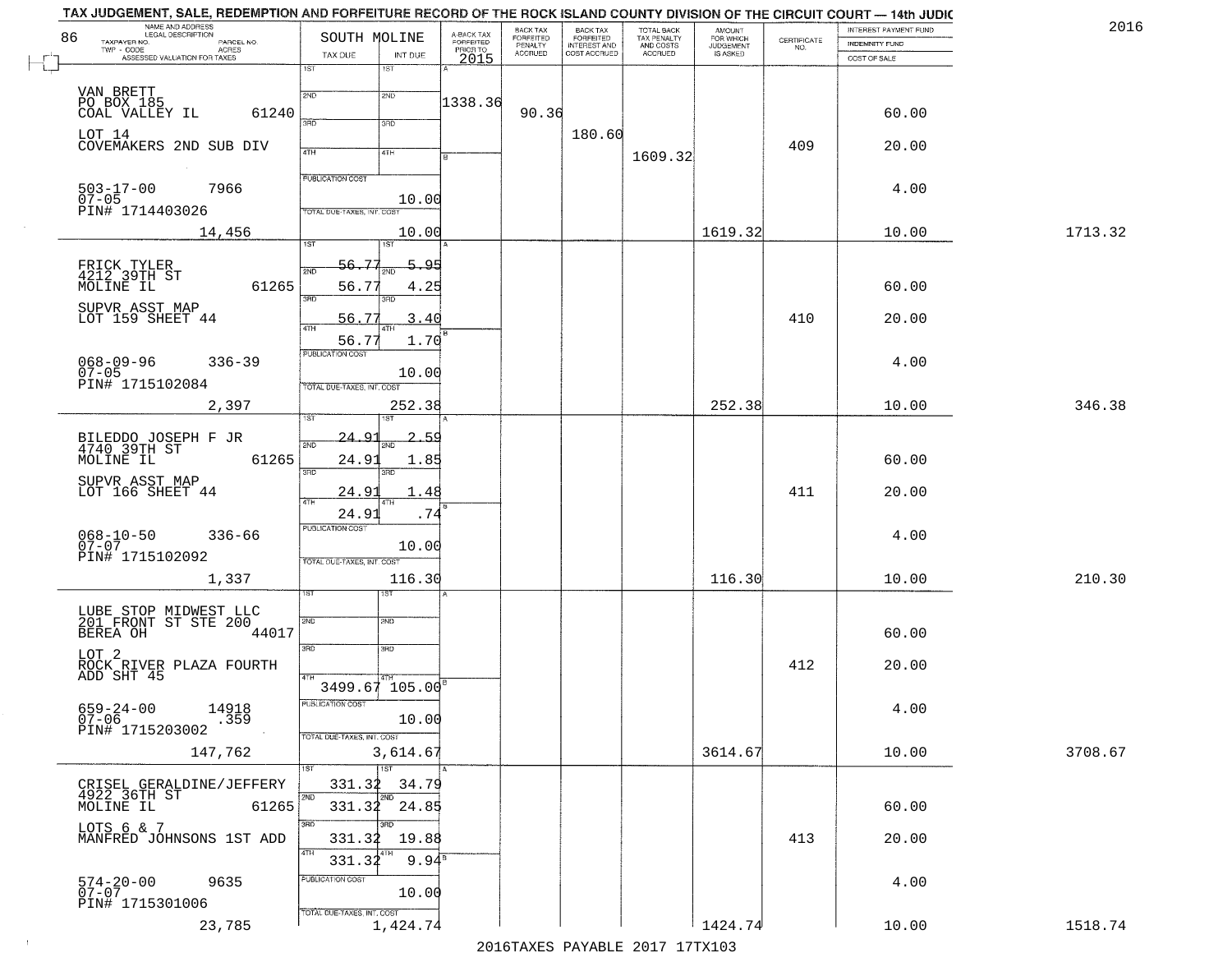# TAX JUDGEMENT, SALE, REDEMPTION AND FORFEITURE RECORD OF THE ROCK ISLAND COUNTY DIVISION OF THE CIRCUIT COURT — 14th JUDIC

2016

86

| NAME AND ADDRESS / LEGAL DESCRIPTION / TAXPAYER NO. / PARCEL NO. / TWP - CODE / ACRES / ASSESSED VALUATION FOR TAXES | SOUTH MOLINE TAX DUE | INT DUE | A-BACK TAX FORFEITED PRIOR TO 2015 | BACK TAX FORFEITED PENALTY ACCRUED | BACK TAX FORFEITED INTEREST AND COST ACCRUED | TOTAL BACK TAX PENALTY AND COSTS ACCRUED | AMOUNT FOR WHICH JUDGEMENT IS ASKED | CERTIFICATE NO. | INTEREST PAYMENT FUND / INDEMNITY FUND / COST OF SALE | |
|---|---|---|---|---|---|---|---|---|---|---|
| VAN BRETT<br>PO BOX 185<br>COAL VALLEY IL 61240<br>LOT 14<br>COVEMAKERS 2ND SUB DIV<br>503-17-00 7966<br>07-05<br>PIN# 1714403026<br>14,456 | 1ST<br>2ND<br>3RD<br>4TH<br>PUBLICATION COST<br>TOTAL DUE-TAXES, INT. COST | 10.00<br>10.00 | 1338.36 | 90.36 | 180.60 | 1609.32 | 1619.32 | 409 | 60.00<br>20.00<br>4.00<br>10.00 | 1713.32 |
| FRICK TYLER<br>4212 39TH ST<br>MOLINE IL 61265<br>SUPVR ASST MAP<br>LOT 159 SHEET 44<br>068-09-96 336-39<br>07-05<br>PIN# 1715102084<br>2,397 | 56.77<br>56.77<br>56.77<br>56.77 | 5.95<br>4.25<br>3.40<br>1.70<br>10.00<br>252.38 | | | | | 252.38 | 410 | 60.00<br>20.00<br>4.00<br>10.00 | 346.38 |
| BILEDDO JOSEPH F JR<br>4740 39TH ST<br>MOLINE IL 61265<br>SUPVR ASST MAP<br>LOT 166 SHEET 44<br>068-10-50 336-66<br>07-07<br>PIN# 1715102092<br>1,337 | 24.91<br>24.91<br>24.91<br>24.91 | 2.59<br>1.85<br>1.48<br>.74<br>10.00<br>116.30 | | | | | 116.30 | 411 | 60.00<br>20.00<br>4.00<br>10.00 | 210.30 |
| LUBE STOP MIDWEST LLC<br>201 FRONT ST STE 200<br>BEREA OH 44017<br>LOT 2<br>ROCK RIVER PLAZA FOURTH ADD SHT 45<br>659-24-00 14918<br>07-06 .359<br>PIN# 1715203002<br>147,762 | 4TH 3499.67 | 105.00<br>10.00<br>3,614.67 | | | | | 3614.67 | 412 | 60.00<br>20.00<br>4.00<br>10.00 | 3708.67 |
| CRISEL GERALDINE/JEFFERY<br>4922 36TH ST<br>MOLINE IL 61265<br>LOTS 6 & 7<br>MANFRED JOHNSONS 1ST ADD<br>574-20-00 9635<br>07-07<br>PIN# 1715301006<br>23,785 | 331.32<br>331.32<br>331.32<br>331.32 | 34.79<br>24.85<br>19.88<br>9.94<br>10.00<br>1,424.74 | | | | | 1424.74 | 413 | 60.00<br>20.00<br>4.00<br>10.00 | 1518.74 |

2016TAXES PAYABLE 2017 17TX103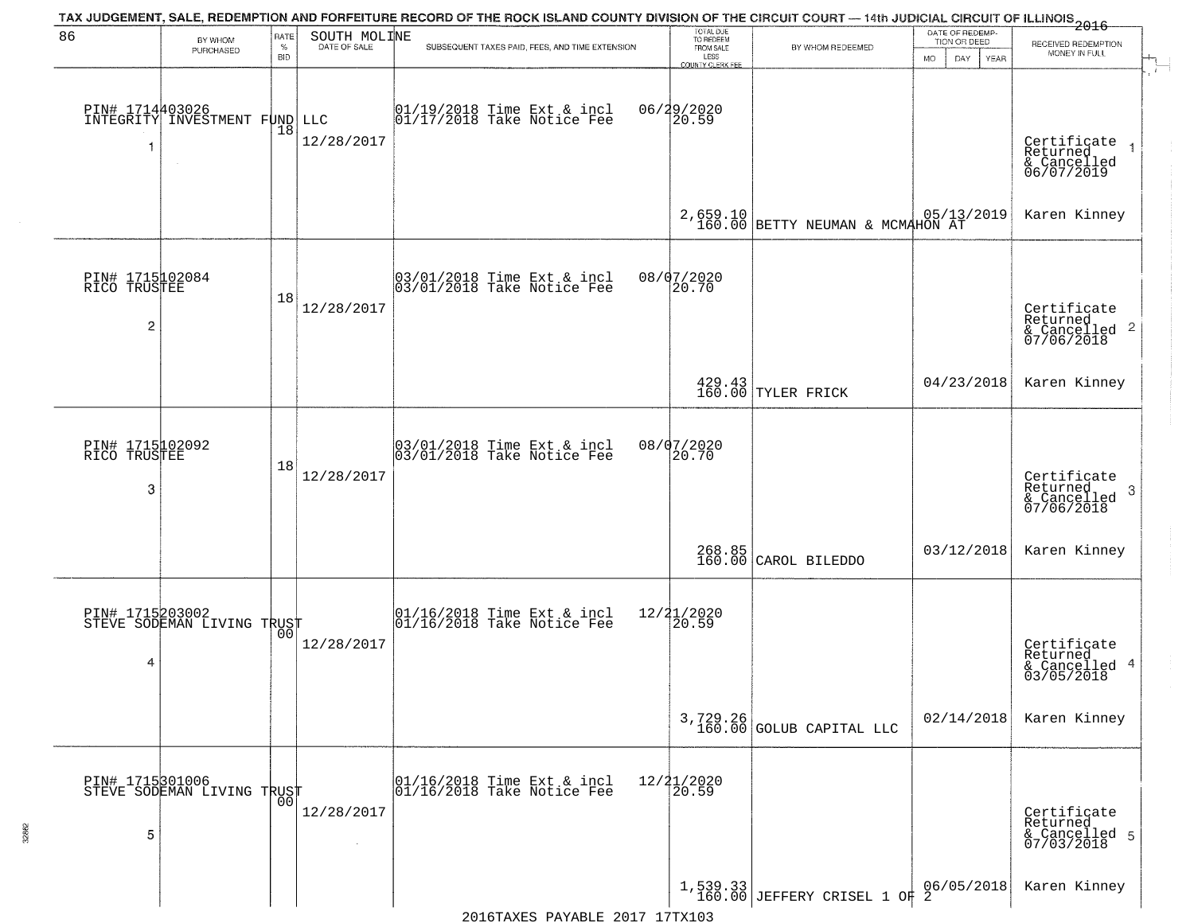TAX JUDGEMENT, SALE, REDEMPTION AND FORFEITURE RECORD OF THE ROCK ISLAND COUNTY DIVISION OF THE CIRCUIT COURT — 14th JUDICIAL CIRCUIT OF ILLINOIS 2016

| 86 | BY WHOM PURCHASED | RATE % BID | SOUTH MOLINE DATE OF SALE | SUBSEQUENT TAXES PAID, FEES, AND TIME EXTENSION | TOTAL DUE TO REDEEM FROM SALE LESS COUNTY CLERK FEE | BY WHOM REDEEMED | DATE OF REDEMPTION OR DEED MO DAY YEAR | RECEIVED REDEMPTION MONEY IN FULL |
|---|---|---|---|---|---|---|---|---|
| 1 | PIN# 1714403026 INTEGRITY INVESTMENT FUND LLC | 18 | 12/28/2017 | 01/19/2018 Time Ext & incl 01/17/2018 Take Notice Fee 06/29/2020 | 20.59 2,659.10 160.00 | BETTY NEUMAN & MCMAHON AT | 05/13/2019 | Certificate Returned & Cancelled 06/07/2019 Karen Kinney |
| 2 | PIN# 1715102084 RICO TRUSTEE | 18 | 12/28/2017 | 03/01/2018 Time Ext & incl 03/01/2018 Take Notice Fee 08/07/2020 | 20.70 429.43 160.00 | TYLER FRICK | 04/23/2018 | Certificate Returned & Cancelled 07/06/2018 Karen Kinney |
| 3 | PIN# 1715102092 RICO TRUSTEE | 18 | 12/28/2017 | 03/01/2018 Time Ext & incl 03/01/2018 Take Notice Fee 08/07/2020 | 20.70 268.85 160.00 | CAROL BILEDDO | 03/12/2018 | Certificate Returned & Cancelled 07/06/2018 Karen Kinney |
| 4 | PIN# 1715203002 STEVE SODEMAN LIVING TRUST | 00 | 12/28/2017 | 01/16/2018 Time Ext & incl 01/16/2018 Take Notice Fee 12/21/2020 | 20.59 3,729.26 160.00 | GOLUB CAPITAL LLC | 02/14/2018 | Certificate Returned & Cancelled 03/05/2018 Karen Kinney |
| 5 | PIN# 1715301006 STEVE SODEMAN LIVING TRUST | 00 | 12/28/2017 | 01/16/2018 Time Ext & incl 01/16/2018 Take Notice Fee 12/21/2020 | 20.59 1,539.33 160.00 | JEFFERY CRISEL 1 OF 2 | 06/05/2018 | Certificate Returned & Cancelled 07/03/2018 Karen Kinney |

2016TAXES PAYABLE 2017 17TX103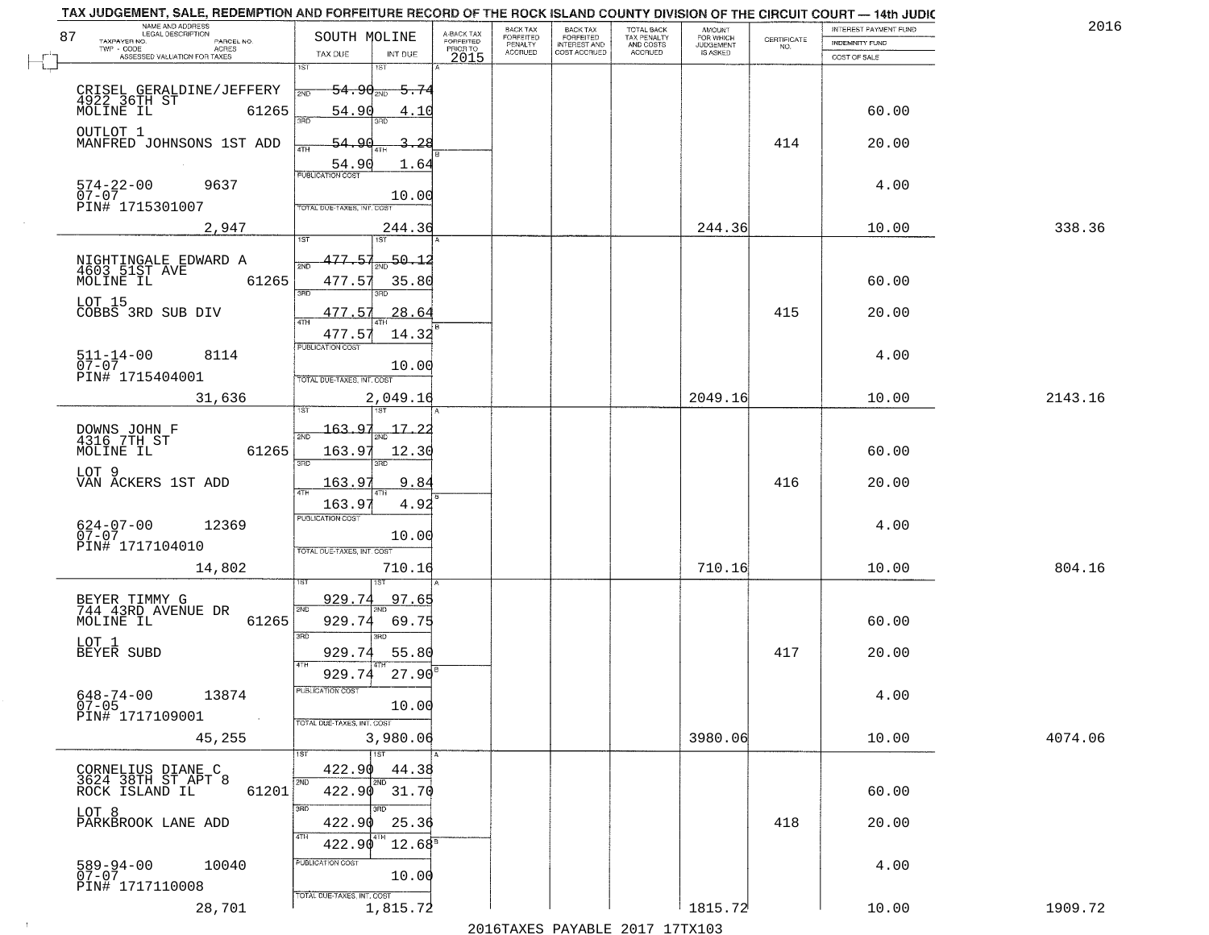TAX JUDGEMENT, SALE, REDEMPTION AND FORFEITURE RECORD OF THE ROCK ISLAND COUNTY DIVISION OF THE CIRCUIT COURT — 14th JUDIC

2016

| NAME AND ADDRESS / LEGAL DESCRIPTION / TAXPAYER NO. / PARCEL NO. / TWP - CODE / ACRES / ASSESSED VALUATION FOR TAXES | SOUTH MOLINE TAX DUE | INT DUE | A-BACK TAX FORFEITED PRIOR TO 2015 | BACK TAX FORFEITED PENALTY ACCRUED | BACK TAX FORFEITED INTEREST AND COST ACCRUED | TOTAL BACK TAX PENALTY AND COSTS ACCRUED | AMOUNT FOR WHICH JUDGEMENT IS ASKED | CERTIFICATE NO. | INTEREST PAYMENT FUND / INDEMNITY FUND / COST OF SALE | |
|---|---|---|---|---|---|---|---|---|---|---|
| CRISEL GERALDINE/JEFFERY 4922 36TH ST MOLINE IL 61265 | 1ST 54.90 | 5.74 | | | | | | | | |
| | 2ND 54.90 | 4.10 | | | | | | | 60.00 | |
| OUTLOT 1 MANFRED JOHNSONS 1ST ADD | 3RD 54.90 | 3.28 | | | | | | 414 | 20.00 | |
| | 4TH 54.90 | 1.64 | | | | | | | | |
| 574-22-00 9637 07-07 PIN# 1715301007 | PUBLICATION COST | 10.00 | | | | | | | 4.00 | |
| 2,947 | TOTAL DUE-TAXES, INT. COST | 244.36 | | | | | 244.36 | | 10.00 | 338.36 |
| NIGHTINGALE EDWARD A 4603 51ST AVE MOLINE IL 61265 | 1ST 477.57 | 50.12 | | | | | | | | |
| | 2ND 477.57 | 35.80 | | | | | | | 60.00 | |
| LOT 15 COBBS 3RD SUB DIV | 3RD 477.57 | 28.64 | | | | | | 415 | 20.00 | |
| | 4TH 477.57 | 14.32 | | | | | | | | |
| 511-14-00 8114 07-07 PIN# 1715404001 | PUBLICATION COST | 10.00 | | | | | | | 4.00 | |
| 31,636 | TOTAL DUE-TAXES, INT. COST | 2,049.16 | | | | | 2049.16 | | 10.00 | 2143.16 |
| DOWNS JOHN F 4316 7TH ST MOLINE IL 61265 | 1ST 163.97 | 17.22 | | | | | | | | |
| | 2ND 163.97 | 12.30 | | | | | | | 60.00 | |
| LOT 9 VAN ACKERS 1ST ADD | 3RD 163.97 | 9.84 | | | | | | 416 | 20.00 | |
| | 4TH 163.97 | 4.92 | | | | | | | | |
| 624-07-00 12369 07-07 PIN# 1717104010 | PUBLICATION COST | 10.00 | | | | | | | 4.00 | |
| 14,802 | TOTAL DUE-TAXES, INT. COST | 710.16 | | | | | 710.16 | | 10.00 | 804.16 |
| BEYER TIMMY G 744 43RD AVENUE DR MOLINE IL 61265 | 1ST 929.74 | 97.65 | | | | | | | | |
| | 2ND 929.74 | 69.75 | | | | | | | 60.00 | |
| LOT 1 BEYER SUBD | 3RD 929.74 | 55.80 | | | | | | 417 | 20.00 | |
| | 4TH 929.74 | 27.90 | | | | | | | | |
| 648-74-00 13874 07-05 PIN# 1717109001 | PUBLICATION COST | 10.00 | | | | | | | 4.00 | |
| 45,255 | TOTAL DUE-TAXES, INT. COST | 3,980.06 | | | | | 3980.06 | | 10.00 | 4074.06 |
| CORNELIUS DIANE C 3624 38TH ST APT 8 ROCK ISLAND IL 61201 | 1ST 422.90 | 44.38 | | | | | | | | |
| | 2ND 422.90 | 31.70 | | | | | | | 60.00 | |
| LOT 8 PARKBROOK LANE ADD | 3RD 422.90 | 25.36 | | | | | | 418 | 20.00 | |
| | 4TH 422.90 | 12.68 | | | | | | | | |
| 589-94-00 10040 07-07 PIN# 1717110008 | PUBLICATION COST | 10.00 | | | | | | | 4.00 | |
| 28,701 | TOTAL DUE-TAXES, INT. COST | 1,815.72 | | | | | 1815.72 | | 10.00 | 1909.72 |

2016TAXES PAYABLE 2017 17TX103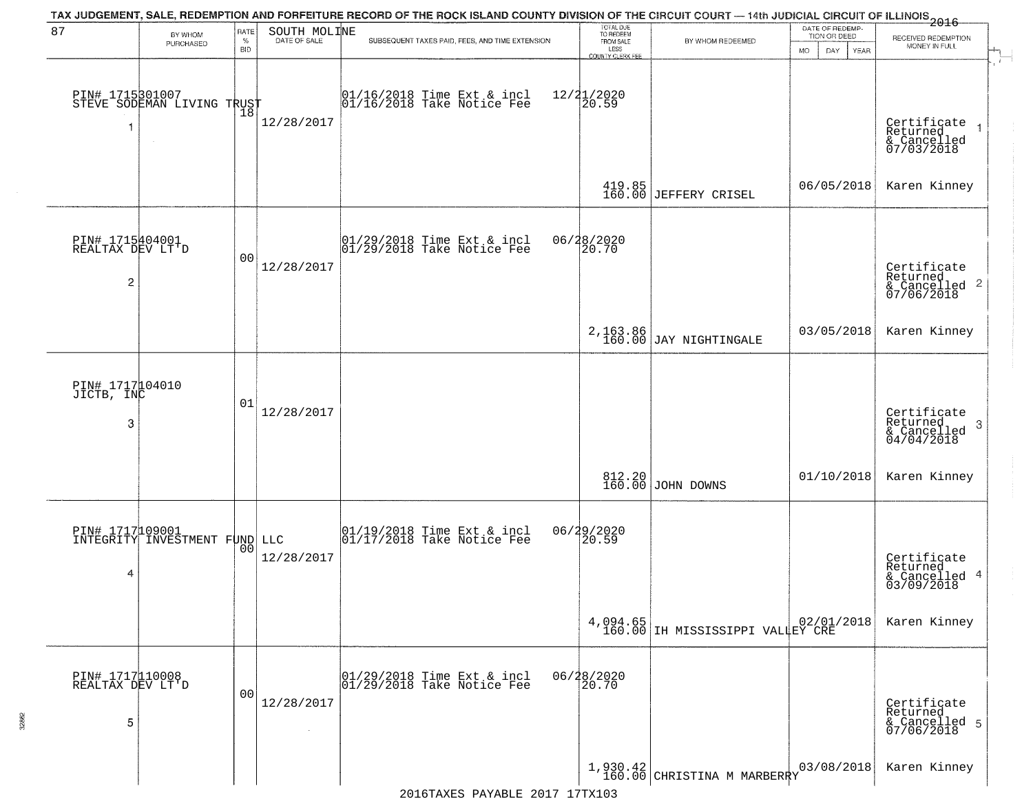TAX JUDGEMENT, SALE, REDEMPTION AND FORFEITURE RECORD OF THE ROCK ISLAND COUNTY DIVISION OF THE CIRCUIT COURT — 14th JUDICIAL CIRCUIT OF ILLINOIS 2016

| 87 BY WHOM PURCHASED | RATE % BID | SOUTH MOLINE DATE OF SALE | SUBSEQUENT TAXES PAID, FEES, AND TIME EXTENSION | TOTAL DUE TO REDEEM FROM SALE LESS COUNTY CLERK FEE | BY WHOM REDEEMED | DATE OF REDEMPTION OR DEED MO DAY YEAR | RECEIVED REDEMPTION MONEY IN FULL |
|---|---|---|---|---|---|---|---|
| PIN# 1715301007 STEVE SODEMAN LIVING TRUST 1 | 18 | 12/28/2017 | 01/16/2018 Time Ext & incl 01/16/2018 Take Notice Fee | 12/21/2020 20.59 419.85 160.00 | JEFFERY CRISEL | 06/05/2018 | Certificate Returned & Cancelled 07/03/2018 1 Karen Kinney |
| PIN# 1715404001 REALTAX DEV LT'D 2 | 00 | 12/28/2017 | 01/29/2018 Time Ext & incl 01/29/2018 Take Notice Fee | 06/28/2020 20.70 2,163.86 160.00 | JAY NIGHTINGALE | 03/05/2018 | Certificate Returned & Cancelled 07/06/2018 2 Karen Kinney |
| PIN# 1717104010 JICTB, INC 3 | 01 | 12/28/2017 | | 812.20 160.00 | JOHN DOWNS | 01/10/2018 | Certificate Returned & Cancelled 04/04/2018 3 Karen Kinney |
| PIN# 1717109001 INTEGRITY INVESTMENT FUND LLC 4 | 00 | 12/28/2017 | 01/19/2018 Time Ext & incl 01/17/2018 Take Notice Fee | 06/29/2020 20.59 4,094.65 160.00 | IH MISSISSIPPI VALLEY CRE | 02/01/2018 | Certificate Returned & Cancelled 03/09/2018 4 Karen Kinney |
| PIN# 1717110008 REALTAX DEV LT'D 5 | 00 | 12/28/2017 | 01/29/2018 Time Ext & incl 01/29/2018 Take Notice Fee | 06/28/2020 20.70 1,930.42 160.00 | CHRISTINA M MARBERRY | 03/08/2018 | Certificate Returned & Cancelled 07/06/2018 5 Karen Kinney |

2016TAXES PAYABLE 2017 17TX103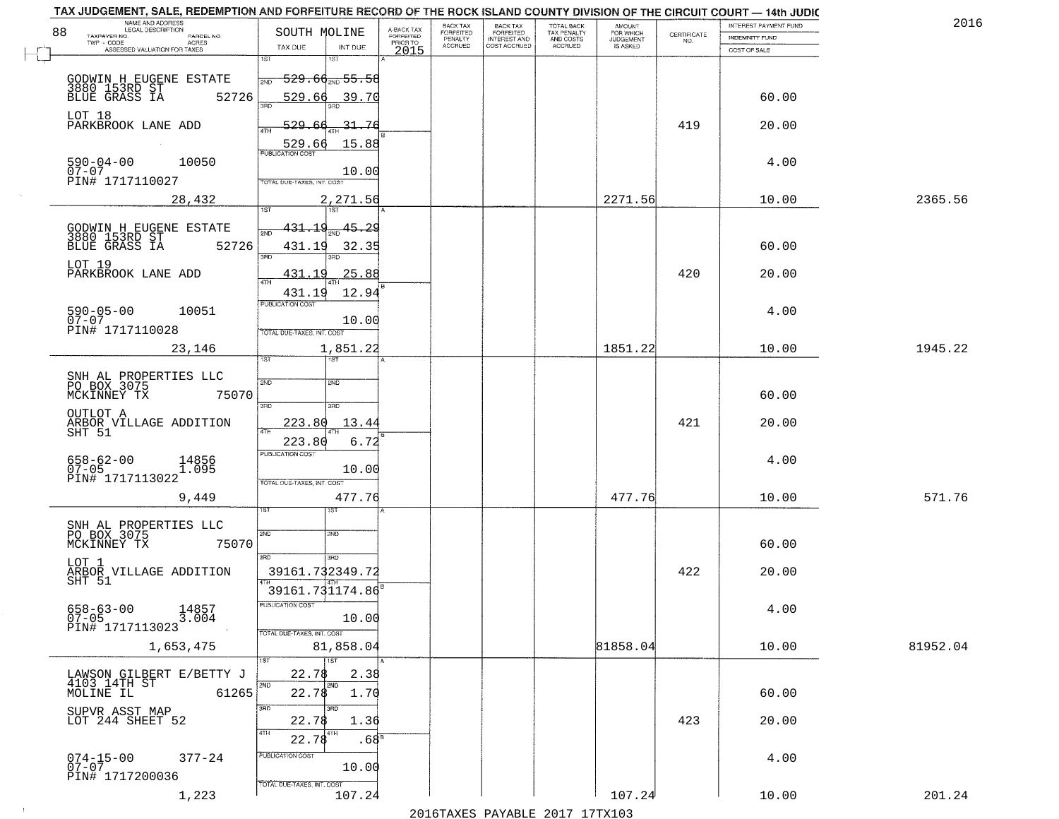TAX JUDGEMENT, SALE, REDEMPTION AND FORFEITURE RECORD OF THE ROCK ISLAND COUNTY DIVISION OF THE CIRCUIT COURT — 14th JUDIC

2016

| NAME AND ADDRESS / LEGAL DESCRIPTION / TAXPAYER NO. / PARCEL NO. / TWP - CODE / ACRES / ASSESSED VALUATION FOR TAXES | SOUTH MOLINE TAX DUE | INT DUE | A-BACK TAX FORFEITED PRIOR TO 2015 | BACK TAX FORFEITED PENALTY ACCRUED | BACK TAX FORFEITED INTEREST AND COST ACCRUED | TOTAL BACK TAX PENALTY AND COSTS ACCRUED | AMOUNT FOR WHICH JUDGEMENT IS ASKED | CERTIFICATE NO. | INTEREST PAYMENT FUND / INDEMNITY FUND / COST OF SALE | |
|---|---|---|---|---|---|---|---|---|---|---|
| GODWIN H EUGENE ESTATE 3880 153RD ST BLUE GRASS IA 52726 | 1ST | 1ST | | | | | | | | |
| | 2ND 529.66 | 2ND 55.58 | | | | | | | 60.00 | |
| LOT 18 PARKBROOK LANE ADD | 3RD 529.66 | 3RD 39.70 | | | | | | 419 | 20.00 | |
| | 4TH 529.66 | 4TH 31.76 | | | | | | | | |
| 590-04-00 10050 07-07 PIN# 1717110027 | 529.66 | 15.88 | | | | | | | 4.00 | |
| | PUBLICATION COST | 10.00 | | | | | | | | |
| 28,432 | TOTAL DUE-TAXES, INT. COST | 2,271.56 | | | | | 2271.56 | | 10.00 | 2365.56 |
| GODWIN H EUGENE ESTATE 3880 153RD ST BLUE GRASS IA 52726 | 1ST | 1ST | | | | | | | | |
| | 2ND 431.19 | 2ND 45.29 | | | | | | | 60.00 | |
| LOT 19 PARKBROOK LANE ADD | 3RD 431.19 | 3RD 32.35 | | | | | | 420 | 20.00 | |
| | 4TH 431.19 | 4TH 25.88 | | | | | | | | |
| 590-05-00 10051 07-07 PIN# 1717110028 | 431.19 | 12.94 | | | | | | | 4.00 | |
| | PUBLICATION COST | 10.00 | | | | | | | | |
| 23,146 | TOTAL DUE-TAXES, INT. COST | 1,851.22 | | | | | 1851.22 | | 10.00 | 1945.22 |
| SNH AL PROPERTIES LLC PO BOX 3075 MCKINNEY TX 75070 | 1ST | 1ST | | | | | | | | |
| | 2ND | 2ND | | | | | | | 60.00 | |
| OUTLOT A ARBOR VILLAGE ADDITION SHT 51 | 3RD 223.80 | 3RD 13.44 | | | | | | 421 | 20.00 | |
| | 4TH 223.80 | 4TH 6.72 | | | | | | | | |
| 658-62-00 14856 07-05 1.095 PIN# 1717113022 | PUBLICATION COST | 10.00 | | | | | | | 4.00 | |
| 9,449 | TOTAL DUE-TAXES, INT. COST | 477.76 | | | | | 477.76 | | 10.00 | 571.76 |
| SNH AL PROPERTIES LLC PO BOX 3075 MCKINNEY TX 75070 | 1ST | 1ST | | | | | | | | |
| | 2ND | 2ND | | | | | | | 60.00 | |
| LOT 1 ARBOR VILLAGE ADDITION SHT 51 | 3RD 39161.73 | 3RD 2349.72 | | | | | | 422 | 20.00 | |
| | 4TH 39161.73 | 4TH 1174.86 | | | | | | | | |
| 658-63-00 14857 07-05 3.004 PIN# 1717113023 | PUBLICATION COST | 10.00 | | | | | | | 4.00 | |
| 1,653,475 | TOTAL DUE-TAXES, INT. COST | 81,858.04 | | | | | 81858.04 | | 10.00 | 81952.04 |
| LAWSON GILBERT E/BETTY J 4103 14TH ST MOLINE IL 61265 | 1ST 22.78 | 1ST 2.38 | | | | | | | | |
| | 2ND 22.78 | 2ND 1.70 | | | | | | | 60.00 | |
| SUPVR ASST MAP LOT 244 SHEET 52 | 3RD 22.78 | 3RD 1.36 | | | | | | 423 | 20.00 | |
| | 4TH 22.78 | 4TH .68 | | | | | | | | |
| 074-15-00 377-24 07-07 PIN# 1717200036 | PUBLICATION COST | 10.00 | | | | | | | 4.00 | |
| 1,223 | TOTAL DUE-TAXES, INT. COST | 107.24 | | | | | 107.24 | | 10.00 | 201.24 |

2016TAXES PAYABLE 2017 17TX103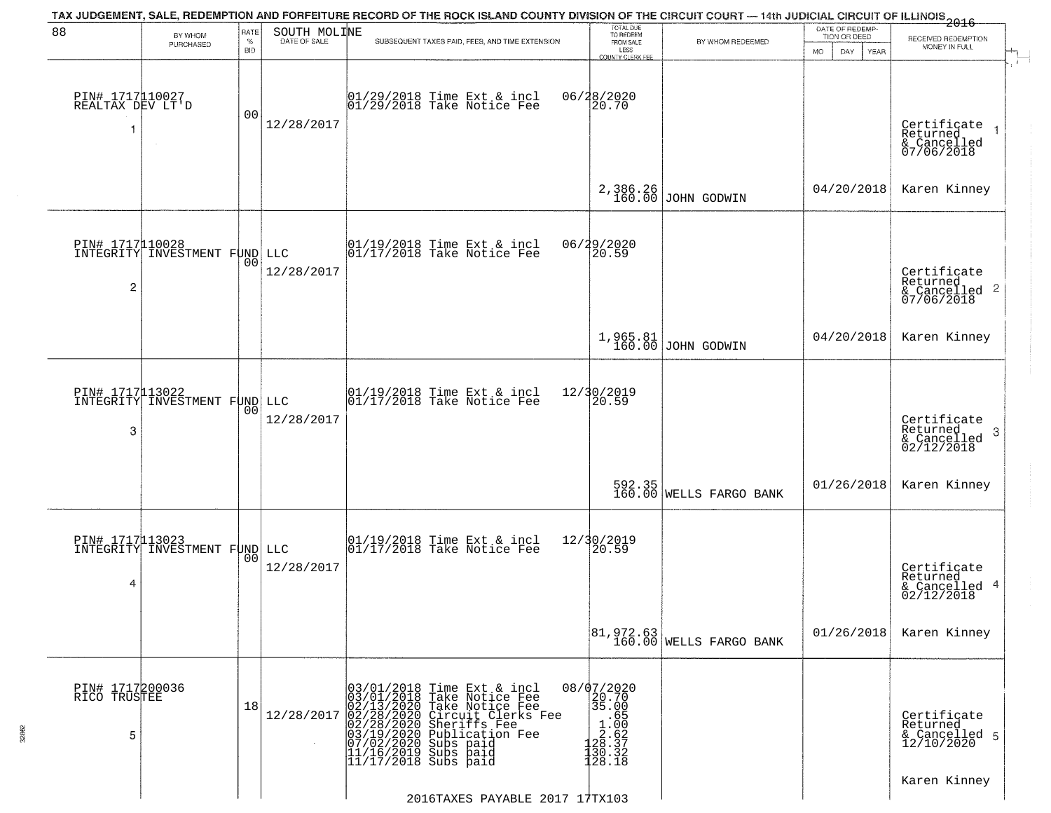# TAX JUDGEMENT, SALE, REDEMPTION AND FORFEITURE RECORD OF THE ROCK ISLAND COUNTY DIVISION OF THE CIRCUIT COURT — 14th JUDICIAL CIRCUIT OF ILLINOIS 2016

| 88 | BY WHOM PURCHASED | RATE % BID | SOUTH MOLINE DATE OF SALE | SUBSEQUENT TAXES PAID, FEES, AND TIME EXTENSION | TOTAL DUE TO REDEEM FROM SALE LESS COUNTY CLERK FEE | BY WHOM REDEEMED | DATE OF REDEMPTION OR DEED MO DAY YEAR | RECEIVED REDEMPTION MONEY IN FULL |
|---|---|---|---|---|---|---|---|---|
| 1 | PIN# 1717110027 REALTAX DEV LT'D | 00 | 12/28/2017 | 01/29/2018 Time Ext & incl<br>01/29/2018 Take Notice Fee | 06/28/2020<br>20.70<br>2,386.26<br>160.00 | JOHN GODWIN | 04/20/2018 | Certificate Returned & Cancelled 07/06/2018<br>Karen Kinney |
| 2 | PIN# 1717110028 INTEGRITY INVESTMENT FUND LLC | 00 | 12/28/2017 | 01/19/2018 Time Ext & incl<br>01/17/2018 Take Notice Fee | 06/29/2020<br>20.59<br>1,965.81<br>160.00 | JOHN GODWIN | 04/20/2018 | Certificate Returned & Cancelled 07/06/2018<br>Karen Kinney |
| 3 | PIN# 1717113022 INTEGRITY INVESTMENT FUND LLC | 00 | 12/28/2017 | 01/19/2018 Time Ext & incl<br>01/17/2018 Take Notice Fee | 12/30/2019<br>20.59<br>592.35<br>160.00 | WELLS FARGO BANK | 01/26/2018 | Certificate Returned & Cancelled 02/12/2018<br>Karen Kinney |
| 4 | PIN# 1717113023 INTEGRITY INVESTMENT FUND LLC | 00 | 12/28/2017 | 01/19/2018 Time Ext & incl<br>01/17/2018 Take Notice Fee | 12/30/2019<br>20.59<br>81,972.63<br>160.00 | WELLS FARGO BANK | 01/26/2018 | Certificate Returned & Cancelled 02/12/2018<br>Karen Kinney |
| 5 | PIN# 1717200036 RICO TRUSTEE | 18 | 12/28/2017 | 03/01/2018 Time Ext & incl<br>03/01/2018 Take Notice Fee<br>02/13/2020 Take Notice Fee<br>02/28/2020 Circuit Clerks Fee<br>02/28/2020 Sheriffs Fee<br>03/19/2020 Publication Fee<br>07/02/2020 Subs paid<br>11/16/2019 Subs paid<br>11/17/2018 Subs paid | 08/07/2020<br>20.70<br>35.00<br>.65<br>1.00<br>2.62<br>128.37<br>130.32<br>128.18 | | | Certificate Returned & Cancelled 12/10/2020<br>Karen Kinney |

2016TAXES PAYABLE 2017 17TX103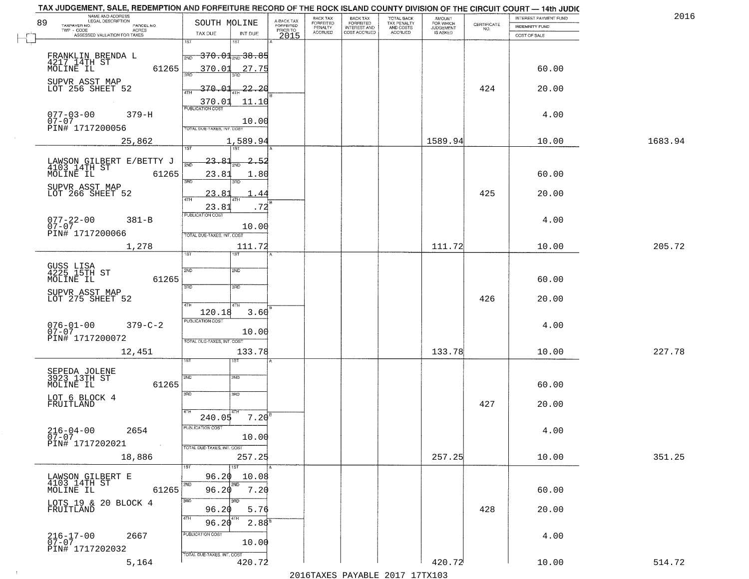# TAX JUDGEMENT, SALE, REDEMPTION AND FORFEITURE RECORD OF THE ROCK ISLAND COUNTY DIVISION OF THE CIRCUIT COURT — 14th JUDIC

2016

89 — SOUTH MOLINE

| NAME AND ADDRESS / LEGAL DESCRIPTION / TAXPAYER NO. / PARCEL NO. / TWP - CODE / ACRES / ASSESSED VALUATION FOR TAXES | TAX DUE | INT DUE | A-BACK TAX FORFEITED PRIOR TO 2015 | BACK TAX FORFEITED PENALTY ACCRUED | BACK TAX FORFEITED INTEREST AND COST ACCRUED | TOTAL BACK TAX PENALTY AND COSTS ACCRUED | AMOUNT FOR WHICH JUDGEMENT IS ASKED | CERTIFICATE NO. | INTEREST PAYMENT FUND / INDEMNITY FUND / COST OF SALE | |
|---|---|---|---|---|---|---|---|---|---|---|
| FRANKLIN BRENDA L<br>4217 14TH ST<br>MOLINE IL 61265<br>SUPVR ASST MAP<br>LOT 256 SHEET 52<br>077-03-00 379-H<br>07-07<br>PIN# 1717200056<br>25,862 | 1ST 370.01<br>2ND 370.01<br>3RD 370.01<br>4TH 370.01<br>PUBLICATION COST<br>TOTAL DUE-TAXES, INT. COST | 1ST 38.85<br>2ND 27.75<br>3RD 22.20<br>4TH 11.10<br>10.00<br>1,589.94 | | | | | 1589.94 | 424 | 60.00<br>20.00<br>4.00<br>10.00 | 1683.94 |
| LAWSON GILBERT E/BETTY J<br>4103 14TH ST<br>MOLINE IL 61265<br>SUPVR ASST MAP<br>LOT 266 SHEET 52<br>077-22-00 381-B<br>07-07<br>PIN# 1717200066<br>1,278 | 1ST 23.81<br>2ND 23.81<br>3RD 23.81<br>4TH 23.81<br>PUBLICATION COST<br>TOTAL DUE-TAXES, INT. COST | 1ST 2.52<br>2ND 1.80<br>3RD 1.44<br>4TH .72<br>10.00<br>111.72 | | | | | 111.72 | 425 | 60.00<br>20.00<br>4.00<br>10.00 | 205.72 |
| GUSS LISA<br>4225 15TH ST<br>MOLINE IL 61265<br>SUPVR ASST MAP<br>LOT 275 SHEET 52<br>076-01-00 379-C-2<br>07-07<br>PIN# 1717200072<br>12,451 | 1ST<br>2ND<br>3RD<br>4TH 120.18<br>PUBLICATION COST<br>TOTAL DUE-TAXES, INT. COST | 1ST<br>2ND<br>3RD<br>4TH 3.60<br>10.00<br>133.78 | | | | | 133.78 | 426 | 60.00<br>20.00<br>4.00<br>10.00 | 227.78 |
| SEPEDA JOLENE<br>3923 13TH ST<br>MOLINE IL 61265<br>LOT 6 BLOCK 4<br>FRUITLAND<br>216-04-00 2654<br>07-07<br>PIN# 1717202021<br>18,886 | 1ST<br>2ND<br>3RD<br>4TH 240.05<br>PUBLICATION COST<br>TOTAL DUE-TAXES, INT. COST | 1ST<br>2ND<br>3RD<br>4TH 7.20<br>10.00<br>257.25 | | | | | 257.25 | 427 | 60.00<br>20.00<br>4.00<br>10.00 | 351.25 |
| LAWSON GILBERT E<br>4103 14TH ST<br>MOLINE IL 61265<br>LOTS 19 & 20 BLOCK 4<br>FRUITLAND<br>216-17-00 2667<br>07-07<br>PIN# 1717202032<br>5,164 | 1ST 96.20<br>2ND 96.20<br>3RD 96.20<br>4TH 96.20<br>PUBLICATION COST<br>TOTAL DUE-TAXES, INT. COST | 1ST 10.08<br>2ND 7.20<br>3RD 5.76<br>4TH 2.88<br>10.00<br>420.72 | | | | | 420.72 | 428 | 60.00<br>20.00<br>4.00<br>10.00 | 514.72 |

2016TAXES PAYABLE 2017 17TX103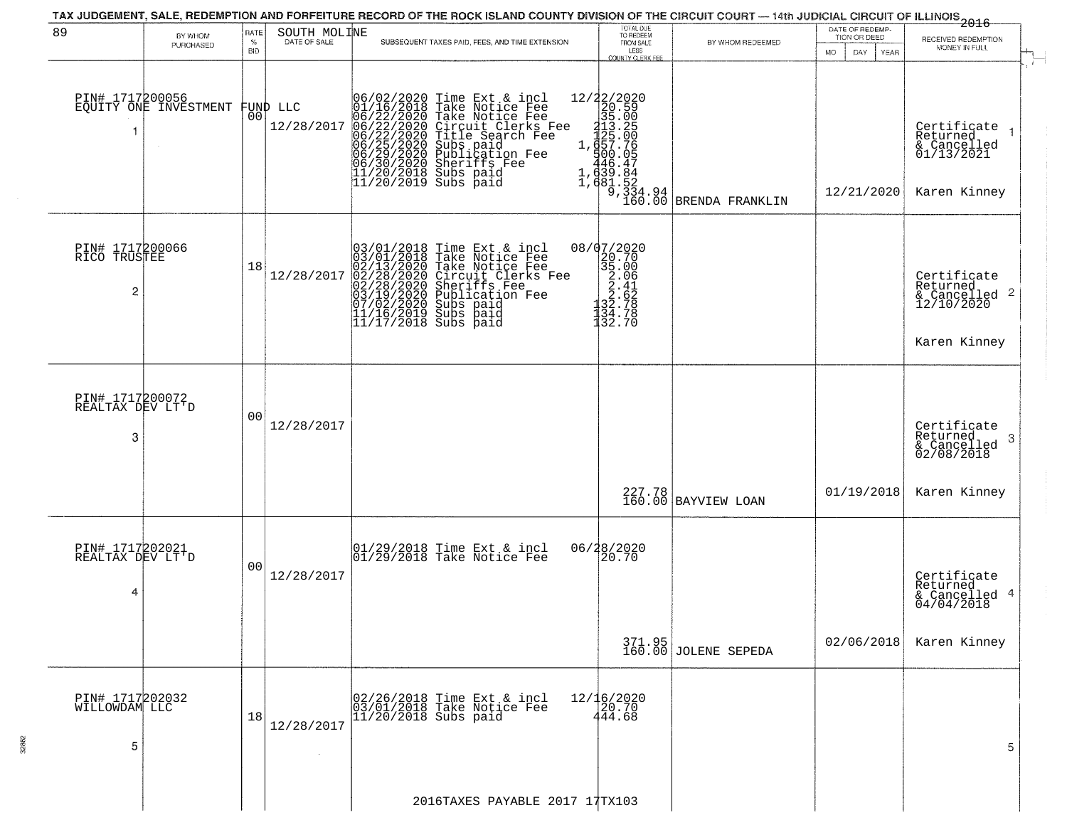# TAX JUDGEMENT, SALE, REDEMPTION AND FORFEITURE RECORD OF THE ROCK ISLAND COUNTY DIVISION OF THE CIRCUIT COURT — 14th JUDICIAL CIRCUIT OF ILLINOIS 2016

89 — SOUTH MOLINE

| | BY WHOM PURCHASED | RATE % BID | DATE OF SALE | SUBSEQUENT TAXES PAID, FEES, AND TIME EXTENSION | TOTAL DUE TO REDEEM FROM SALE LESS COUNTY CLERK FEE | BY WHOM REDEEMED | DATE OF REDEMPTION OR DEED (MO DAY YEAR) | RECEIVED REDEMPTION MONEY IN FULL | |
|---|---|---|---|---|---|---|---|---|---|
| 1 | PIN# 1717200056 EQUITY ONE INVESTMENT FUND LLC | 00 | 12/28/2017 | 06/02/2020 Time Ext & incl<br>01/16/2018 Take Notice Fee<br>06/22/2020 Take Notice Fee<br>06/22/2020 Circuit Clerks Fee<br>06/22/2020 Title Search Fee<br>06/25/2020 Subs paid<br>06/29/2020 Publication Fee<br>06/30/2020 Sheriffs Fee<br>11/20/2018 Subs paid<br>11/20/2019 Subs paid | 12/22/2020<br>20.59<br>35.00<br>213.25<br>125.00<br>1,657.76<br>500.05<br>446.47<br>1,639.84<br>1,681.52<br>9,334.94<br>160.00 | BRENDA FRANKLIN | 12/21/2020 | Certificate Returned & Cancelled 01/13/2021<br>Karen Kinney | 1 |
| 2 | PIN# 1717200066 RICO TRUSTEE | 18 | 12/28/2017 | 03/01/2018 Time Ext & incl<br>03/01/2018 Take Notice Fee<br>02/13/2020 Take Notice Fee<br>02/28/2020 Circuit Clerks Fee<br>02/28/2020 Sheriffs Fee<br>03/19/2020 Publication Fee<br>07/02/2020 Subs paid<br>11/16/2019 Subs paid<br>11/17/2018 Subs paid | 08/07/2020<br>20.70<br>35.00<br>2.06<br>2.41<br>2.62<br>132.78<br>134.78<br>132.70 | | | Certificate Returned & Cancelled 12/10/2020<br>Karen Kinney | 2 |
| 3 | PIN# 1717200072 REALTAX DEV LT'D | 00 | 12/28/2017 | | 227.78<br>160.00 | BAYVIEW LOAN | 01/19/2018 | Certificate Returned & Cancelled 02/08/2018<br>Karen Kinney | 3 |
| 4 | PIN# 1717202021 REALTAX DEV LT'D | 00 | 12/28/2017 | 01/29/2018 Time Ext & incl<br>01/29/2018 Take Notice Fee | 06/28/2020<br>20.70<br>371.95<br>160.00 | JOLENE SEPEDA | 02/06/2018 | Certificate Returned & Cancelled 04/04/2018<br>Karen Kinney | 4 |
| 5 | PIN# 1717202032 WILLOWDAM LLC | 18 | 12/28/2017 | 02/26/2018 Time Ext & incl<br>03/01/2018 Take Notice Fee<br>11/20/2018 Subs paid | 12/16/2020<br>20.70<br>444.68 | | | | 5 |

2016TAXES PAYABLE 2017 17TX103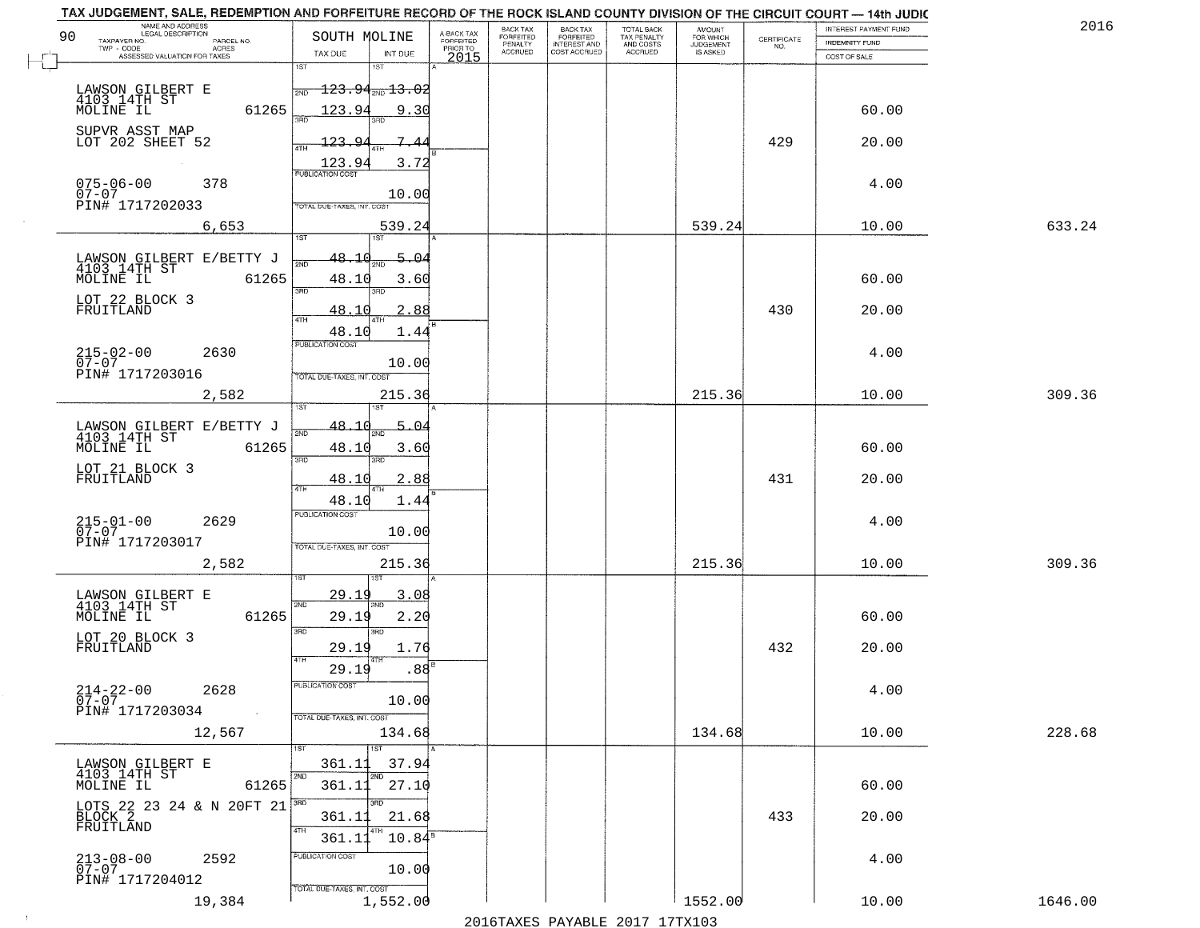TAX JUDGEMENT, SALE, REDEMPTION AND FORFEITURE RECORD OF THE ROCK ISLAND COUNTY DIVISION OF THE CIRCUIT COURT — 14th JUDIC

2016

| NAME AND ADDRESS / LEGAL DESCRIPTION / TAXPAYER NO. / PARCEL NO. / TWP - CODE / ACRES / ASSESSED VALUATION FOR TAXES | SOUTH MOLINE TAX DUE | INT DUE | A-BACK TAX FORFEITED PRIOR TO 2015 | BACK TAX FORFEITED PENALTY ACCRUED | BACK TAX FORFEITED INTEREST AND COST ACCRUED | TOTAL BACK TAX PENALTY AND COSTS ACCRUED | AMOUNT FOR WHICH JUDGEMENT IS ASKED | CERTIFICATE NO. | INTEREST PAYMENT FUND / INDEMNITY FUND / COST OF SALE | |
|---|---|---|---|---|---|---|---|---|---|---|
| LAWSON GILBERT E<br>4103 14TH ST<br>MOLINE IL 61265<br>SUPVR ASST MAP<br>LOT 202 SHEET 52<br>075-06-00 378<br>07-07<br>PIN# 1717202033<br>6,653 | 1ST 123.94<br>2ND 123.94<br>3RD 123.94<br>4TH 123.94<br>PUBLICATION COST<br>TOTAL DUE-TAXES, INT. COST | 13.02<br>9.30<br>7.44<br>3.72<br>10.00<br>539.24 | | | | | 539.24 | 429 | 60.00<br>20.00<br>4.00<br>10.00 | 633.24 |
| LAWSON GILBERT E/BETTY J<br>4103 14TH ST<br>MOLINE IL 61265<br>LOT 22 BLOCK 3<br>FRUITLAND<br>215-02-00 2630<br>07-07<br>PIN# 1717203016<br>2,582 | 1ST 48.10<br>2ND 48.10<br>3RD 48.10<br>4TH 48.10<br>PUBLICATION COST<br>TOTAL DUE-TAXES, INT. COST | 5.04<br>3.60<br>2.88<br>1.44<br>10.00<br>215.36 | | | | | 215.36 | 430 | 60.00<br>20.00<br>4.00<br>10.00 | 309.36 |
| LAWSON GILBERT E/BETTY J<br>4103 14TH ST<br>MOLINE IL 61265<br>LOT 21 BLOCK 3<br>FRUITLAND<br>215-01-00 2629<br>07-07<br>PIN# 1717203017<br>2,582 | 1ST 48.10<br>2ND 48.10<br>3RD 48.10<br>4TH 48.10<br>PUBLICATION COST<br>TOTAL DUE-TAXES, INT. COST | 5.04<br>3.60<br>2.88<br>1.44<br>10.00<br>215.36 | | | | | 215.36 | 431 | 60.00<br>20.00<br>4.00<br>10.00 | 309.36 |
| LAWSON GILBERT E<br>4103 14TH ST<br>MOLINE IL 61265<br>LOT 20 BLOCK 3<br>FRUITLAND<br>214-22-00 2628<br>07-07<br>PIN# 1717203034<br>12,567 | 1ST 29.19<br>2ND 29.19<br>3RD 29.19<br>4TH 29.19<br>PUBLICATION COST<br>TOTAL DUE-TAXES, INT. COST | 3.08<br>2.20<br>1.76<br>.88<br>10.00<br>134.68 | | | | | 134.68 | 432 | 60.00<br>20.00<br>4.00<br>10.00 | 228.68 |
| LAWSON GILBERT E<br>4103 14TH ST<br>MOLINE IL 61265<br>LOTS 22 23 24 & N 20FT 21<br>BLOCK 2<br>FRUITLAND<br>213-08-00 2592<br>07-07<br>PIN# 1717204012<br>19,384 | 1ST 361.11<br>2ND 361.11<br>3RD 361.11<br>4TH 361.11<br>PUBLICATION COST<br>TOTAL DUE-TAXES, INT. COST | 37.94<br>27.10<br>21.68<br>10.84<br>10.00<br>1,552.00 | | | | | 1552.00 | 433 | 60.00<br>20.00<br>4.00<br>10.00 | 1646.00 |

2016TAXES PAYABLE 2017 17TX103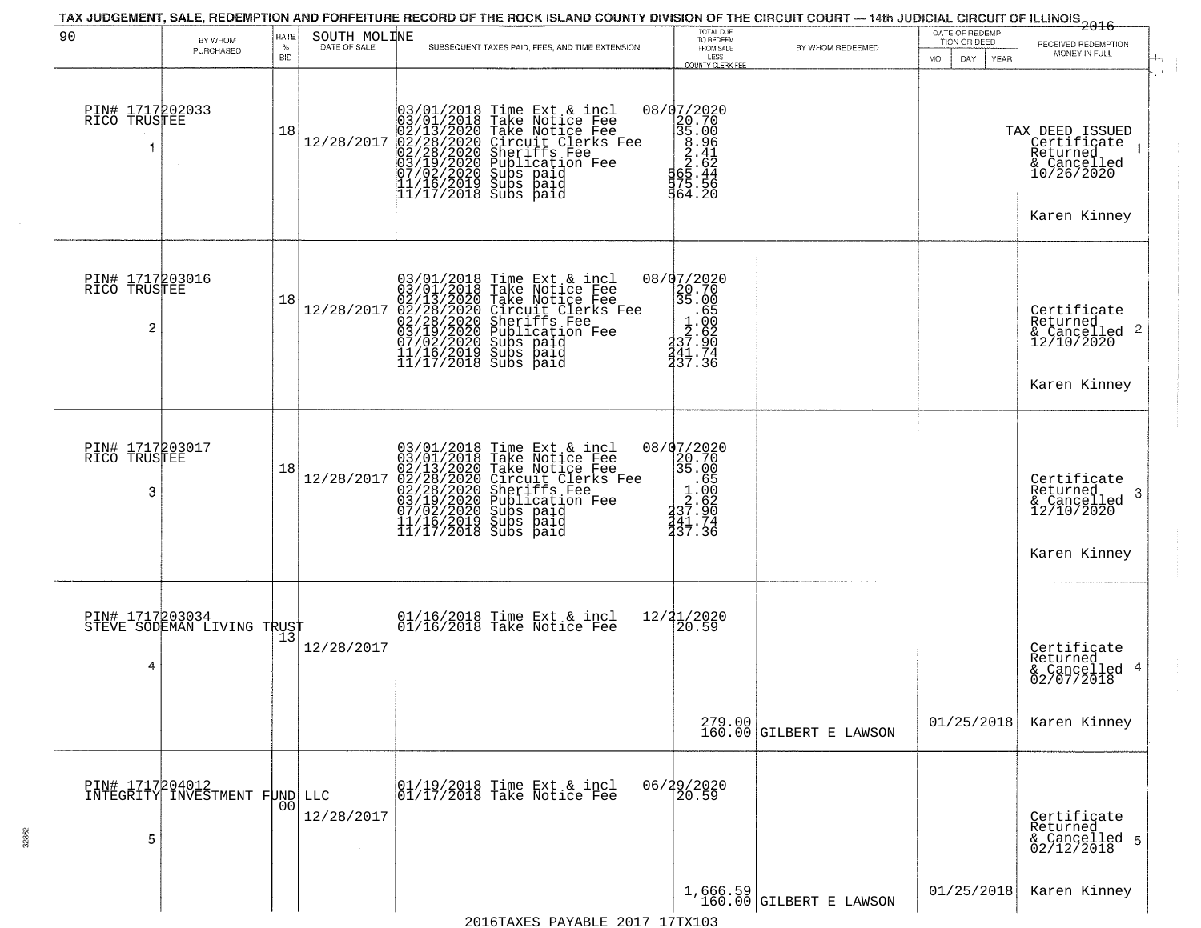TAX JUDGEMENT, SALE, REDEMPTION AND FORFEITURE RECORD OF THE ROCK ISLAND COUNTY DIVISION OF THE CIRCUIT COURT — 14th JUDICIAL CIRCUIT OF ILLINOIS 2016

90 — SOUTH MOLINE

| # | BY WHOM PURCHASED | RATE % BID | DATE OF SALE | SUBSEQUENT TAXES PAID, FEES, AND TIME EXTENSION | TOTAL DUE TO REDEEM FROM SALE LESS COUNTY CLERK FEE | BY WHOM REDEEMED | DATE OF REDEMPTION OR DEED | RECEIVED REDEMPTION MONEY IN FULL |
|---|---|---|---|---|---|---|---|---|
| 1 | PIN# 1717202033 RICO TRUSTEE | 18 | 12/28/2017 | 03/01/2018 Time Ext & incl 08/07/2020<br>03/01/2018 Take Notice Fee 20.70<br>02/13/2020 Take Notice Fee 35.00<br>02/28/2020 Circuit Clerks Fee 8.96<br>02/28/2020 Sheriffs Fee 2.41<br>03/19/2020 Publication Fee 2.62<br>07/02/2020 Subs paid 565.44<br>11/16/2019 Subs paid 575.56<br>11/17/2018 Subs paid 564.20 | | | | TAX DEED ISSUED Certificate Returned & Cancelled 10/26/2020<br>Karen Kinney |
| 2 | PIN# 1717203016 RICO TRUSTEE | 18 | 12/28/2017 | 03/01/2018 Time Ext & incl 08/07/2020<br>03/01/2018 Take Notice Fee 20.70<br>02/13/2020 Take Notice Fee 35.00<br>02/28/2020 Circuit Clerks Fee .65<br>02/28/2020 Sheriffs Fee 1.00<br>03/19/2020 Publication Fee 2.62<br>07/02/2020 Subs paid 237.90<br>11/16/2019 Subs paid 241.74<br>11/17/2018 Subs paid 237.36 | | | | Certificate Returned & Cancelled 12/10/2020<br>Karen Kinney |
| 3 | PIN# 1717203017 RICO TRUSTEE | 18 | 12/28/2017 | 03/01/2018 Time Ext & incl 08/07/2020<br>03/01/2018 Take Notice Fee 20.70<br>02/13/2020 Take Notice Fee 35.00<br>02/28/2020 Circuit Clerks Fee .65<br>02/28/2020 Sheriffs Fee 1.00<br>03/19/2020 Publication Fee 2.62<br>07/02/2020 Subs paid 237.90<br>11/16/2019 Subs paid 241.74<br>11/17/2018 Subs paid 237.36 | | | | Certificate Returned & Cancelled 12/10/2020<br>Karen Kinney |
| 4 | PIN# 1717203034 STEVE SODEMAN LIVING TRUST | 13 | 12/28/2017 | 01/16/2018 Time Ext & incl 12/21/2020<br>01/16/2018 Take Notice Fee 20.59 | 279.00<br>160.00 | GILBERT E LAWSON | 01/25/2018 | Certificate Returned & Cancelled 02/07/2018<br>Karen Kinney |
| 5 | PIN# 1717204012 INTEGRITY INVESTMENT FUND LLC | 00 | 12/28/2017 | 01/19/2018 Time Ext & incl 06/29/2020<br>01/17/2018 Take Notice Fee 20.59 | 1,666.59<br>160.00 | GILBERT E LAWSON | 01/25/2018 | Certificate Returned & Cancelled 02/12/2018<br>Karen Kinney |

2016TAXES PAYABLE 2017 17TX103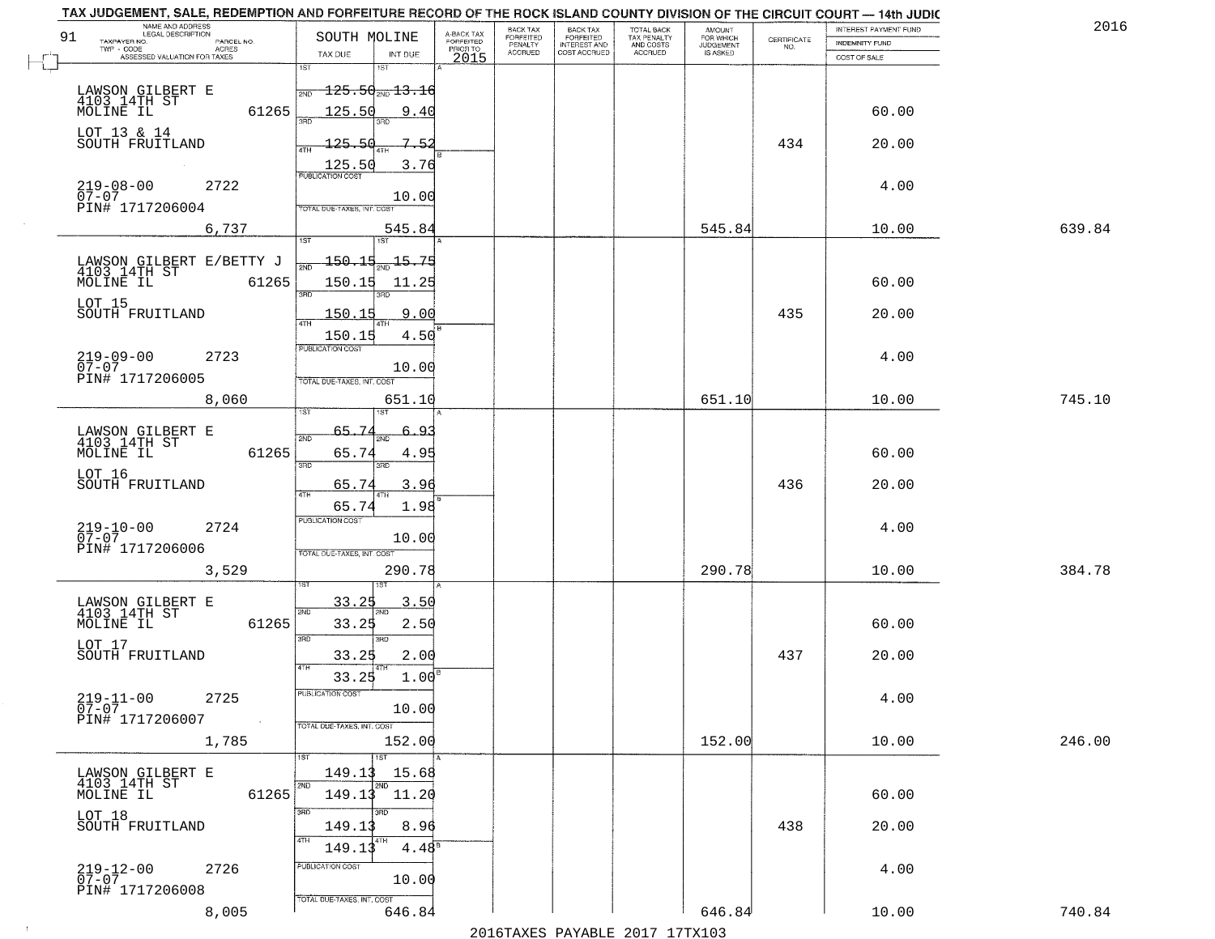TAX JUDGEMENT, SALE, REDEMPTION AND FORFEITURE RECORD OF THE ROCK ISLAND COUNTY DIVISION OF THE CIRCUIT COURT — 14th JUDIC

2016

| 91 NAME AND ADDRESS / LEGAL DESCRIPTION / TAXPAYER NO. / PARCEL NO. / TWP - CODE / ACRES / ASSESSED VALUATION FOR TAXES | SOUTH MOLINE TAX DUE | INT DUE | A-BACK TAX FORFEITED PRIOR TO 2015 | BACK TAX FORFEITED PENALTY ACCRUED | BACK TAX FORFEITED INTEREST AND COST ACCRUED | TOTAL BACK TAX PENALTY AND COSTS ACCRUED | AMOUNT FOR WHICH JUDGEMENT IS ASKED | CERTIFICATE NO. | INTEREST PAYMENT FUND / INDEMNITY FUND / COST OF SALE | |
|---|---|---|---|---|---|---|---|---|---|---|
| LAWSON GILBERT E, 4103 14TH ST, MOLINE IL 61265 | 1ST | 1ST | | | | | | | | |
| | 2ND 125.50 | 2ND 13.16 | | | | | | | | |
| | 125.50 | 9.40 | | | | | | | 60.00 | |
| LOT 13 & 14, SOUTH FRUITLAND | 3RD 125.50 | 3RD 7.52 | | | | | | 434 | 20.00 | |
| | 4TH 125.50 | 4TH 3.76 | | | | | | | | |
| 219-08-00 2722, 07-07, PIN# 1717206004 | PUBLICATION COST | 10.00 | | | | | | | 4.00 | |
| 6,737 | TOTAL DUE-TAXES, INT. COST | 545.84 | | | | | 545.84 | | 10.00 | 639.84 |
| LAWSON GILBERT E/BETTY J, 4103 14TH ST, MOLINE IL 61265 | 1ST | 1ST | | | | | | | | |
| | 2ND 150.15 | 2ND 15.75 | | | | | | | | |
| | 150.15 | 11.25 | | | | | | | 60.00 | |
| LOT 15, SOUTH FRUITLAND | 3RD 150.15 | 3RD 9.00 | | | | | | 435 | 20.00 | |
| | 4TH 150.15 | 4TH 4.50 | | | | | | | | |
| 219-09-00 2723, 07-07, PIN# 1717206005 | PUBLICATION COST | 10.00 | | | | | | | 4.00 | |
| 8,060 | TOTAL DUE-TAXES, INT. COST | 651.10 | | | | | 651.10 | | 10.00 | 745.10 |
| LAWSON GILBERT E, 4103 14TH ST, MOLINE IL 61265 | 1ST | 1ST | | | | | | | | |
| | 2ND 65.74 | 2ND 6.93 | | | | | | | | |
| | 65.74 | 4.95 | | | | | | | 60.00 | |
| LOT 16, SOUTH FRUITLAND | 3RD 65.74 | 3RD 3.96 | | | | | | 436 | 20.00 | |
| | 4TH 65.74 | 4TH 1.98 | | | | | | | | |
| 219-10-00 2724, 07-07, PIN# 1717206006 | PUBLICATION COST | 10.00 | | | | | | | 4.00 | |
| 3,529 | TOTAL DUE-TAXES, INT. COST | 290.78 | | | | | 290.78 | | 10.00 | 384.78 |
| LAWSON GILBERT E, 4103 14TH ST, MOLINE IL 61265 | 1ST 33.25 | 1ST 3.50 | | | | | | | | |
| | 2ND 33.25 | 2ND 2.50 | | | | | | | 60.00 | |
| LOT 17, SOUTH FRUITLAND | 3RD 33.25 | 3RD 2.00 | | | | | | 437 | 20.00 | |
| | 4TH 33.25 | 4TH 1.00 | | | | | | | | |
| 219-11-00 2725, 07-07, PIN# 1717206007 | PUBLICATION COST | 10.00 | | | | | | | 4.00 | |
| 1,785 | TOTAL DUE-TAXES, INT. COST | 152.00 | | | | | 152.00 | | 10.00 | 246.00 |
| LAWSON GILBERT E, 4103 14TH ST, MOLINE IL 61265 | 1ST 149.13 | 1ST 15.68 | | | | | | | | |
| | 2ND 149.13 | 2ND 11.20 | | | | | | | 60.00 | |
| LOT 18, SOUTH FRUITLAND | 3RD 149.13 | 3RD 8.96 | | | | | | 438 | 20.00 | |
| | 4TH 149.13 | 4TH 4.48 | | | | | | | | |
| 219-12-00 2726, 07-07, PIN# 1717206008 | PUBLICATION COST | 10.00 | | | | | | | 4.00 | |
| 8,005 | TOTAL DUE-TAXES, INT. COST | 646.84 | | | | | 646.84 | | 10.00 | 740.84 |

2016TAXES PAYABLE 2017 17TX103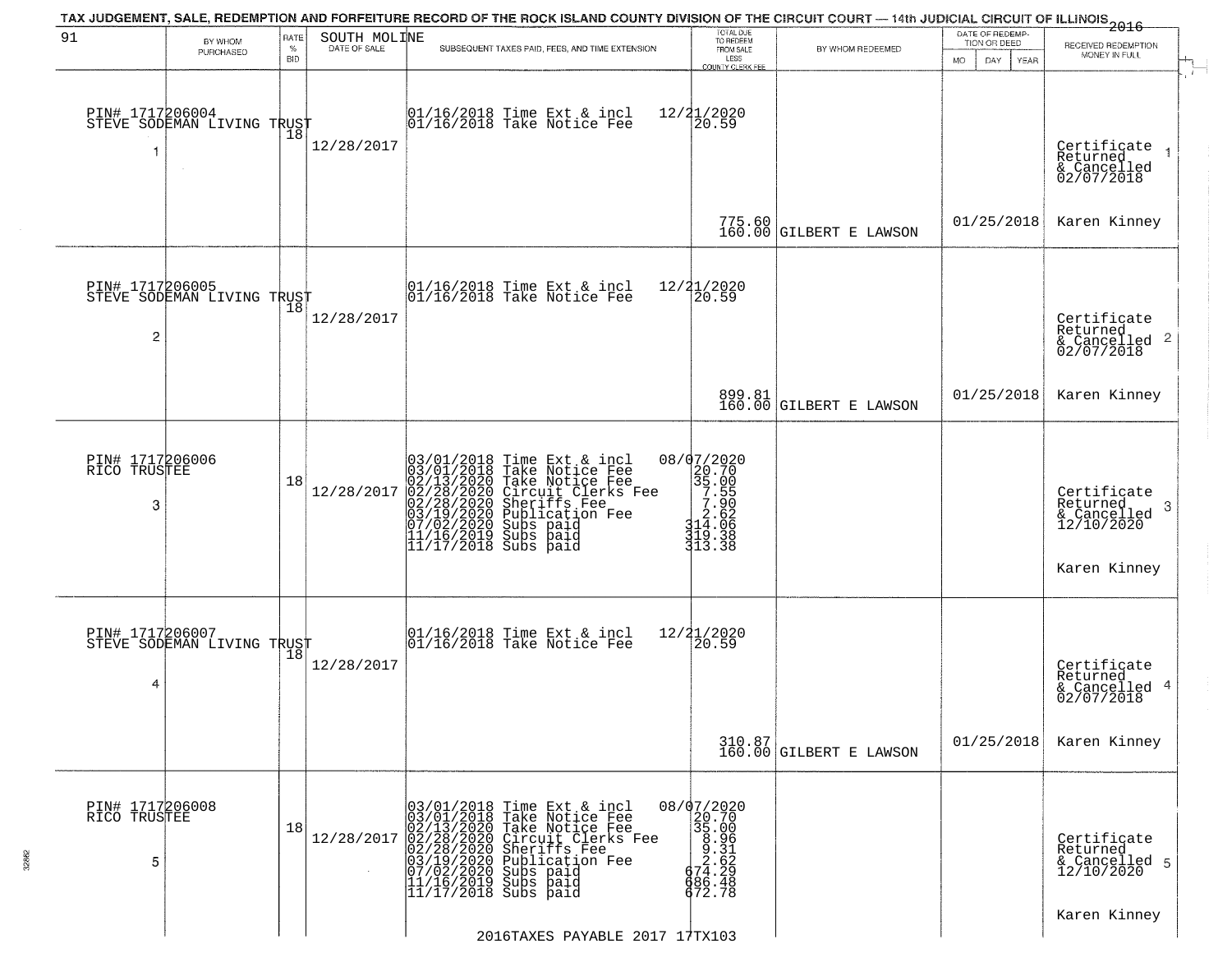TAX JUDGEMENT, SALE, REDEMPTION AND FORFEITURE RECORD OF THE ROCK ISLAND COUNTY DIVISION OF THE CIRCUIT COURT — 14th JUDICIAL CIRCUIT OF ILLINOIS 2016

| 91 | BY WHOM PURCHASED | RATE % BID | SOUTH MOLINE DATE OF SALE | SUBSEQUENT TAXES PAID, FEES, AND TIME EXTENSION | TOTAL DUE TO REDEEM FROM SALE LESS COUNTY CLERK FEE | BY WHOM REDEEMED | DATE OF REDEMPTION OR DEED MO DAY YEAR | RECEIVED REDEMPTION MONEY IN FULL |
|---|---|---|---|---|---|---|---|---|
| PIN# 1717206004 STEVE SODEMAN LIVING TRUST 1 | | 18 | 12/28/2017 | 01/16/2018 Time Ext & incl 12/21/2020<br>01/16/2018 Take Notice Fee 20.59 | 775.60<br>160.00 | GILBERT E LAWSON | 01/25/2018 | Certificate Returned & Cancelled 02/07/2018 1<br>Karen Kinney |
| PIN# 1717206005 STEVE SODEMAN LIVING TRUST 2 | | 18 | 12/28/2017 | 01/16/2018 Time Ext & incl 12/21/2020<br>01/16/2018 Take Notice Fee 20.59 | 899.81<br>160.00 | GILBERT E LAWSON | 01/25/2018 | Certificate Returned & Cancelled 02/07/2018 2<br>Karen Kinney |
| PIN# 1717206006 RICO TRUSTEE 3 | | 18 | 12/28/2017 | 03/01/2018 Time Ext & incl 08/07/2020<br>03/01/2018 Take Notice Fee 20.70<br>02/13/2020 Take Notice Fee 35.00<br>02/28/2020 Circuit Clerks Fee 7.55<br>02/28/2020 Sheriffs Fee 7.90<br>03/19/2020 Publication Fee 2.62<br>07/02/2020 Subs paid 314.06<br>11/16/2019 Subs paid 319.38<br>11/17/2018 Subs paid 313.38 | | | | Certificate Returned & Cancelled 12/10/2020 3<br>Karen Kinney |
| PIN# 1717206007 STEVE SODEMAN LIVING TRUST 4 | | 18 | 12/28/2017 | 01/16/2018 Time Ext & incl 12/21/2020<br>01/16/2018 Take Notice Fee 20.59 | 310.87<br>160.00 | GILBERT E LAWSON | 01/25/2018 | Certificate Returned & Cancelled 02/07/2018 4<br>Karen Kinney |
| PIN# 1717206008 RICO TRUSTEE 5 | | 18 | 12/28/2017 | 03/01/2018 Time Ext & incl 08/07/2020<br>03/01/2018 Take Notice Fee 20.70<br>02/13/2020 Take Notice Fee 35.00<br>02/28/2020 Circuit Clerks Fee 8.96<br>02/28/2020 Sheriffs Fee 9.31<br>03/19/2020 Publication Fee 2.62<br>07/02/2020 Subs paid 674.29<br>11/16/2019 Subs paid 686.48<br>11/17/2018 Subs paid 672.78 | | | | Certificate Returned & Cancelled 12/10/2020 5<br>Karen Kinney |

2016TAXES PAYABLE 2017 17TX103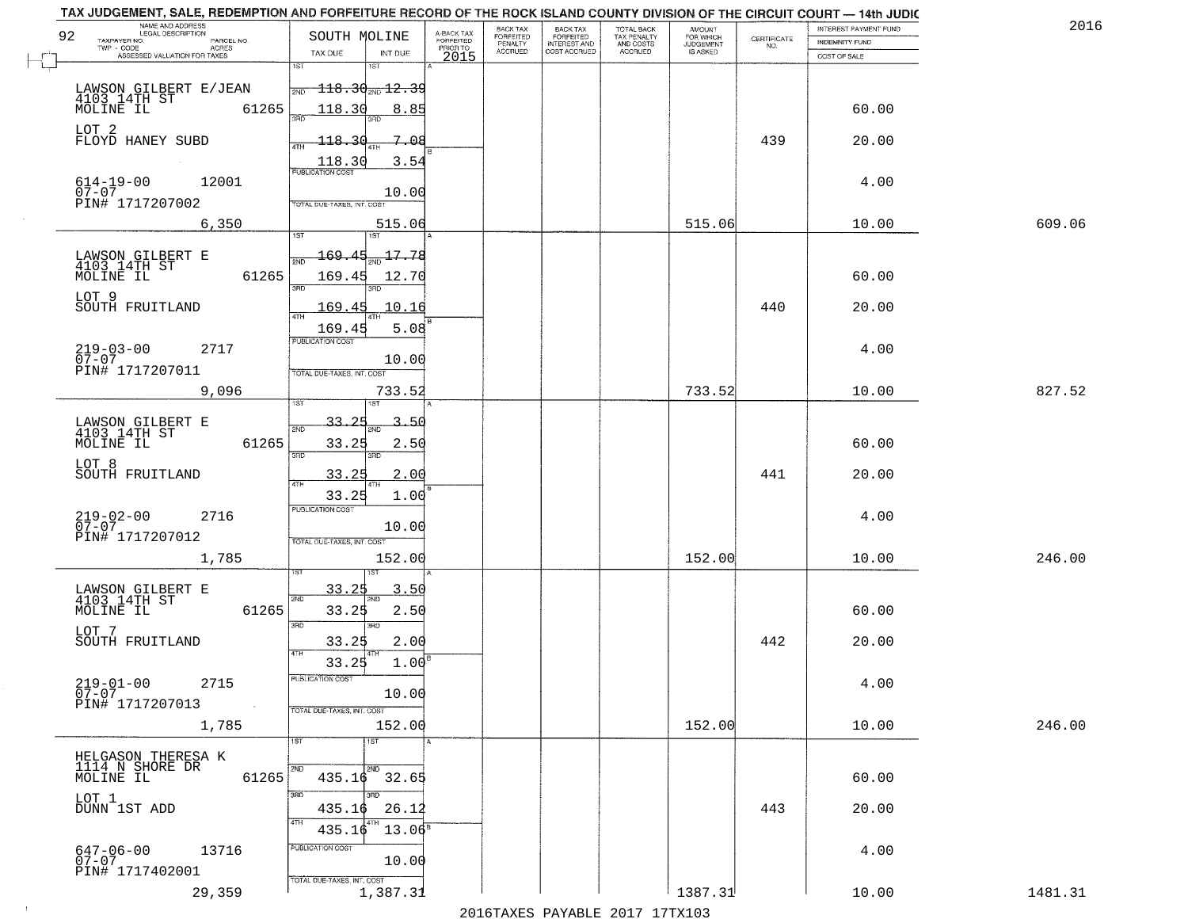TAX JUDGEMENT, SALE, REDEMPTION AND FORFEITURE RECORD OF THE ROCK ISLAND COUNTY DIVISION OF THE CIRCUIT COURT — 14th JUDIC

2016

92 SOUTH MOLINE

| NAME AND ADDRESS / LEGAL DESCRIPTION / TAXPAYER NO. / PARCEL NO. / TWP - CODE / ACRES / ASSESSED VALUATION FOR TAXES | TAX DUE | INT DUE | A-BACK TAX FORFEITED PRIOR TO 2015 | BACK TAX FORFEITED PENALTY ACCRUED | BACK TAX FORFEITED INTEREST AND COST ACCRUED | TOTAL BACK TAX PENALTY AND COSTS ACCRUED | AMOUNT FOR WHICH JUDGEMENT IS ASKED | CERTIFICATE NO. | INTEREST PAYMENT FUND / INDEMNITY FUND / COST OF SALE | |
|---|---|---|---|---|---|---|---|---|---|---|
| LAWSON GILBERT E/JEAN 4103 14TH ST MOLINE IL 61265 | 1ST 118.30 | 1ST 12.39 | | | | | | | | |
| | 2ND 118.30 | 2ND 8.85 | | | | | | | 60.00 | |
| LOT 2 FLOYD HANEY SUBD | 3RD 118.30 | 3RD 7.08 | | | | | | 439 | 20.00 | |
| | 4TH 118.30 | 4TH 3.54 | | | | | | | | |
| 614-19-00 12001 07-07 PIN# 1717207002 | PUBLICATION COST | 10.00 | | | | | | | 4.00 | |
| 6,350 | TOTAL DUE-TAXES, INT. COST | 515.06 | | | | | 515.06 | | 10.00 | 609.06 |
| LAWSON GILBERT E 4103 14TH ST MOLINE IL 61265 | 1ST 169.45 | 1ST 17.78 | | | | | | | | |
| | 2ND 169.45 | 2ND 12.70 | | | | | | | 60.00 | |
| LOT 9 SOUTH FRUITLAND | 3RD 169.45 | 3RD 10.16 | | | | | | 440 | 20.00 | |
| | 4TH 169.45 | 4TH 5.08 | | | | | | | | |
| 219-03-00 2717 07-07 PIN# 1717207011 | PUBLICATION COST | 10.00 | | | | | | | 4.00 | |
| 9,096 | TOTAL DUE-TAXES, INT. COST | 733.52 | | | | | 733.52 | | 10.00 | 827.52 |
| LAWSON GILBERT E 4103 14TH ST MOLINE IL 61265 | 1ST 33.25 | 1ST 3.50 | | | | | | | | |
| | 2ND 33.25 | 2ND 2.50 | | | | | | | 60.00 | |
| LOT 8 SOUTH FRUITLAND | 3RD 33.25 | 3RD 2.00 | | | | | | 441 | 20.00 | |
| | 4TH 33.25 | 4TH 1.00 | | | | | | | | |
| 219-02-00 2716 07-07 PIN# 1717207012 | PUBLICATION COST | 10.00 | | | | | | | 4.00 | |
| 1,785 | TOTAL DUE-TAXES, INT. COST | 152.00 | | | | | 152.00 | | 10.00 | 246.00 |
| LAWSON GILBERT E 4103 14TH ST MOLINE IL 61265 | 1ST 33.25 | 1ST 3.50 | | | | | | | | |
| | 2ND 33.25 | 2ND 2.50 | | | | | | | 60.00 | |
| LOT 7 SOUTH FRUITLAND | 3RD 33.25 | 3RD 2.00 | | | | | | 442 | 20.00 | |
| | 4TH 33.25 | 4TH 1.00 | | | | | | | | |
| 219-01-00 2715 07-07 PIN# 1717207013 | PUBLICATION COST | 10.00 | | | | | | | 4.00 | |
| 1,785 | TOTAL DUE-TAXES, INT. COST | 152.00 | | | | | 152.00 | | 10.00 | 246.00 |
| HELGASON THERESA K 1114 N SHORE DR MOLINE IL 61265 | 1ST | 1ST | | | | | | | | |
| | 2ND 435.16 | 2ND 32.65 | | | | | | | 60.00 | |
| LOT 1 DUNN 1ST ADD | 3RD 435.16 | 3RD 26.12 | | | | | | 443 | 20.00 | |
| | 4TH 435.16 | 4TH 13.06 | | | | | | | | |
| 647-06-00 13716 07-07 PIN# 1717402001 | PUBLICATION COST | 10.00 | | | | | | | 4.00 | |
| 29,359 | TOTAL DUE-TAXES, INT. COST | 1,387.31 | | | | | 1387.31 | | 10.00 | 1481.31 |

2016TAXES PAYABLE 2017 17TX103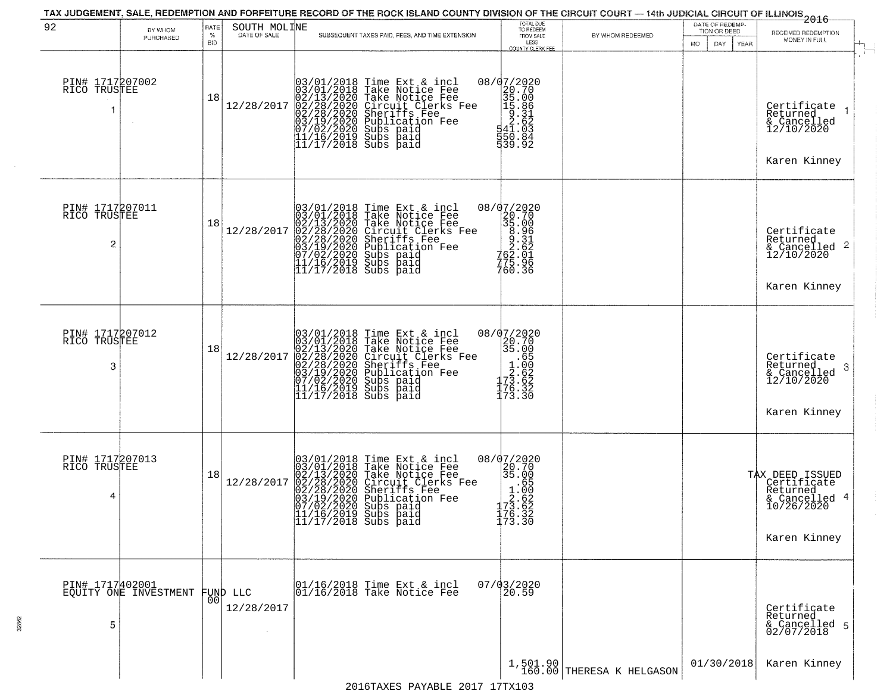# TAX JUDGEMENT, SALE, REDEMPTION AND FORFEITURE RECORD OF THE ROCK ISLAND COUNTY DIVISION OF THE CIRCUIT COURT — 14th JUDICIAL CIRCUIT OF ILLINOIS 2016

| 92 | BY WHOM PURCHASED | RATE % BID | SOUTH MOLINE DATE OF SALE | SUBSEQUENT TAXES PAID, FEES, AND TIME EXTENSION | TOTAL DUE TO REDEEM FROM SALE LESS COUNTY CLERK FEE | BY WHOM REDEEMED | DATE OF REDEMPTION OR DEED MO DAY YEAR | RECEIVED REDEMPTION MONEY IN FULL |
|---|---|---|---|---|---|---|---|---|
| PIN# 1717207002 RICO TRUSTEE 1 | | 18 | 12/28/2017 | 03/01/2018 Time Ext & incl<br>03/01/2018 Take Notice Fee<br>02/13/2020 Take Notice Fee<br>02/28/2020 Circuit Clerks Fee<br>02/28/2020 Sheriffs Fee<br>03/19/2020 Publication Fee<br>07/02/2020 Subs paid<br>11/16/2019 Subs paid<br>11/17/2018 Subs paid | 08/07/2020<br>20.70<br>35.00<br>15.86<br>9.31<br>2.62<br>541.03<br>550.84<br>539.92 | | | Certificate Returned & Cancelled 12/10/2020<br>Karen Kinney |
| PIN# 1717207011 RICO TRUSTEE 2 | | 18 | 12/28/2017 | 03/01/2018 Time Ext & incl<br>03/01/2018 Take Notice Fee<br>02/13/2020 Take Notice Fee<br>02/28/2020 Circuit Clerks Fee<br>02/28/2020 Sheriffs Fee<br>03/19/2020 Publication Fee<br>07/02/2020 Subs paid<br>11/16/2019 Subs paid<br>11/17/2018 Subs paid | 08/07/2020<br>20.70<br>35.00<br>8.96<br>9.31<br>2.62<br>762.01<br>775.96<br>760.36 | | | Certificate Returned & Cancelled 12/10/2020<br>Karen Kinney |
| PIN# 1717207012 RICO TRUSTEE 3 | | 18 | 12/28/2017 | 03/01/2018 Time Ext & incl<br>03/01/2018 Take Notice Fee<br>02/13/2020 Take Notice Fee<br>02/28/2020 Circuit Clerks Fee<br>02/28/2020 Sheriffs Fee<br>03/19/2020 Publication Fee<br>07/02/2020 Subs paid<br>11/16/2019 Subs paid<br>11/17/2018 Subs paid | 08/07/2020<br>20.70<br>35.00<br>.65<br>1.00<br>2.62<br>173.62<br>176.32<br>173.30 | | | Certificate Returned & Cancelled 12/10/2020<br>Karen Kinney |
| PIN# 1717207013 RICO TRUSTEE 4 | | 18 | 12/28/2017 | 03/01/2018 Time Ext & incl<br>03/01/2018 Take Notice Fee<br>02/13/2020 Take Notice Fee<br>02/28/2020 Circuit Clerks Fee<br>02/28/2020 Sheriffs Fee<br>03/19/2020 Publication Fee<br>07/02/2020 Subs paid<br>11/16/2019 Subs paid<br>11/17/2018 Subs paid | 08/07/2020<br>20.70<br>35.00<br>.65<br>1.00<br>2.62<br>173.62<br>176.32<br>173.30 | | | TAX DEED ISSUED Certificate Returned & Cancelled 10/26/2020<br>Karen Kinney |
| PIN# 1717402001 EQUITY ONE INVESTMENT FUND LLC 5 | | 00 | 12/28/2017 | 01/16/2018 Time Ext & incl<br>01/16/2018 Take Notice Fee | 07/03/2020<br>20.59<br>1,501.90<br>160.00 | THERESA K HELGASON | 01/30/2018 | Certificate Returned & Cancelled 02/07/2018<br>Karen Kinney |

2016TAXES PAYABLE 2017 17TX103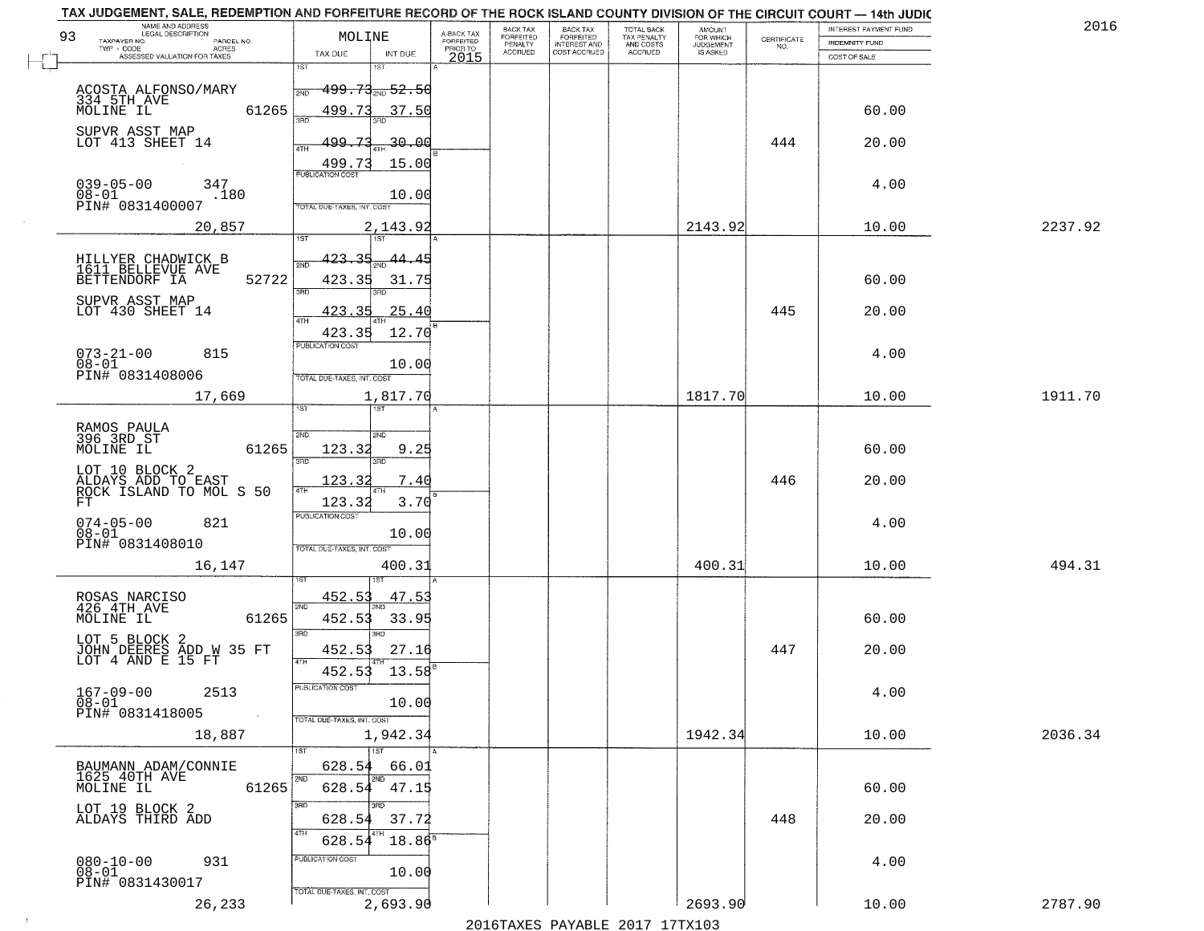TAX JUDGEMENT, SALE, REDEMPTION AND FORFEITURE RECORD OF THE ROCK ISLAND COUNTY DIVISION OF THE CIRCUIT COURT — 14th JUDIC

2016

93

| NAME AND ADDRESS / LEGAL DESCRIPTION / TAXPAYER NO. / PARCEL NO. / TWP - CODE / ACRES / ASSESSED VALUATION FOR TAXES | MOLINE TAX DUE | INT DUE | A-BACK TAX FORFEITED PRIOR TO 2015 | BACK TAX FORFEITED PENALTY ACCRUED | BACK TAX FORFEITED INTEREST AND COST ACCRUED | TOTAL BACK TAX PENALTY AND COSTS ACCRUED | AMOUNT FOR WHICH JUDGEMENT IS ASKED | CERTIFICATE NO. | INTEREST PAYMENT FUND / INDEMNITY FUND / COST OF SALE | |
|---|---|---|---|---|---|---|---|---|---|---|
| ACOSTA ALFONSO/MARY<br>334 5TH AVE<br>MOLINE IL 61265<br>SUPVR ASST MAP<br>LOT 413 SHEET 14<br>039-05-00 347<br>08-01 .180<br>PIN# 0831400007<br>20,857 | 1ST 499.73<br>2ND 499.73<br>3RD 499.73<br>4TH 499.73<br>PUBLICATION COST<br>TOTAL DUE-TAXES, INT. COST 2,143.92 | 52.50<br>37.50<br>30.00<br>15.00<br>10.00 | | | | | 2143.92 | 444 | 60.00<br>20.00<br>4.00<br>10.00 | 2237.92 |
| HILLYER CHADWICK B<br>1611 BELLEVUE AVE<br>BETTENDORF IA 52722<br>SUPVR ASST MAP<br>LOT 430 SHEET 14<br>073-21-00 815<br>08-01<br>PIN# 0831408006<br>17,669 | 1ST 423.35<br>2ND 423.35<br>3RD 423.35<br>4TH 423.35<br>PUBLICATION COST<br>TOTAL DUE-TAXES, INT. COST 1,817.70 | 44.45<br>31.75<br>25.40<br>12.70<br>10.00 | | | | | 1817.70 | 445 | 60.00<br>20.00<br>4.00<br>10.00 | 1911.70 |
| RAMOS PAULA<br>396 3RD ST<br>MOLINE IL 61265<br>LOT 10 BLOCK 2<br>ALDAYS ADD TO EAST<br>ROCK ISLAND TO MOL S 50<br>FT<br>074-05-00 821<br>08-01<br>PIN# 0831408010<br>16,147 | 1ST<br>2ND 123.32<br>3RD 123.32<br>4TH 123.32<br>PUBLICATION COST<br>TOTAL DUE-TAXES, INT. COST 400.31 | 9.25<br>7.40<br>3.70<br>10.00 | | | | | 400.31 | 446 | 60.00<br>20.00<br>4.00<br>10.00 | 494.31 |
| ROSAS NARCISO<br>426 4TH AVE<br>MOLINE IL 61265<br>LOT 5 BLOCK 2<br>JOHN DEERES ADD W 35 FT<br>LOT 4 AND E 15 FT<br>167-09-00 2513<br>08-01<br>PIN# 0831418005<br>18,887 | 1ST 452.53<br>2ND 452.53<br>3RD 452.53<br>4TH 452.53<br>PUBLICATION COST<br>TOTAL DUE-TAXES, INT. COST 1,942.34 | 47.53<br>33.95<br>27.16<br>13.58<br>10.00 | | | | | 1942.34 | 447 | 60.00<br>20.00<br>4.00<br>10.00 | 2036.34 |
| BAUMANN ADAM/CONNIE<br>1625 40TH AVE<br>MOLINE IL 61265<br>LOT 19 BLOCK 2<br>ALDAYS THIRD ADD<br>080-10-00 931<br>08-01<br>PIN# 0831430017<br>26,233 | 1ST 628.54<br>2ND 628.54<br>3RD 628.54<br>4TH 628.54<br>PUBLICATION COST<br>TOTAL DUE-TAXES, INT. COST 2,693.90 | 66.01<br>47.15<br>37.72<br>18.86<br>10.00 | | | | | 2693.90 | 448 | 60.00<br>20.00<br>4.00<br>10.00 | 2787.90 |

2016TAXES PAYABLE 2017 17TX103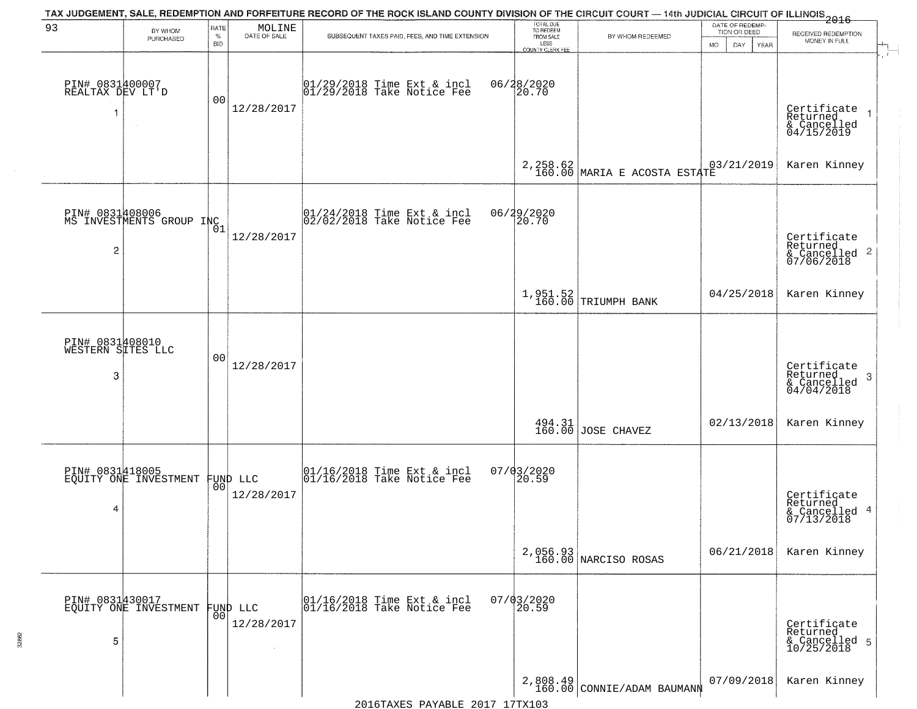TAX JUDGEMENT, SALE, REDEMPTION AND FORFEITURE RECORD OF THE ROCK ISLAND COUNTY DIVISION OF THE CIRCUIT COURT — 14th JUDICIAL CIRCUIT OF ILLINOIS 2016

| 93 | BY WHOM PURCHASED | RATE % BID | MOLINE DATE OF SALE | SUBSEQUENT TAXES PAID, FEES, AND TIME EXTENSION | TOTAL DUE TO REDEEM FROM SALE LESS COUNTY CLERK FEE | BY WHOM REDEEMED | DATE OF REDEMPTION OR DEED MO DAY YEAR | RECEIVED REDEMPTION MONEY IN FULL |
|---|---|---|---|---|---|---|---|---|
| 1 | PIN# 0831400007 REALTAX DEV LT'D | 00 | 12/28/2017 | 01/29/2018 Time Ext & incl 06/28/2020<br>01/29/2018 Take Notice Fee 20.70 | 2,258.62<br>160.00 | MARIA E ACOSTA ESTATE | 03/21/2019 | Certificate Returned & Cancelled 04/15/2019<br>Karen Kinney |
| 2 | PIN# 0831408006 MS INVESTMENTS GROUP INC | 01 | 12/28/2017 | 01/24/2018 Time Ext & incl 06/29/2020<br>02/02/2018 Take Notice Fee 20.70 | 1,951.52<br>160.00 | TRIUMPH BANK | 04/25/2018 | Certificate Returned & Cancelled 07/06/2018<br>Karen Kinney |
| 3 | PIN# 0831408010 WESTERN SITES LLC | 00 | 12/28/2017 | | 494.31<br>160.00 | JOSE CHAVEZ | 02/13/2018 | Certificate Returned & Cancelled 04/04/2018<br>Karen Kinney |
| 4 | PIN# 0831418005 EQUITY ONE INVESTMENT FUND LLC | 00 | 12/28/2017 | 01/16/2018 Time Ext & incl 07/03/2020<br>01/16/2018 Take Notice Fee 20.59 | 2,056.93<br>160.00 | NARCISO ROSAS | 06/21/2018 | Certificate Returned & Cancelled 07/13/2018<br>Karen Kinney |
| 5 | PIN# 0831430017 EQUITY ONE INVESTMENT FUND LLC | 00 | 12/28/2017 | 01/16/2018 Time Ext & incl 07/03/2020<br>01/16/2018 Take Notice Fee 20.59 | 2,808.49<br>160.00 | CONNIE/ADAM BAUMANN | 07/09/2018 | Certificate Returned & Cancelled 10/25/2018<br>Karen Kinney |

2016TAXES PAYABLE 2017 17TX103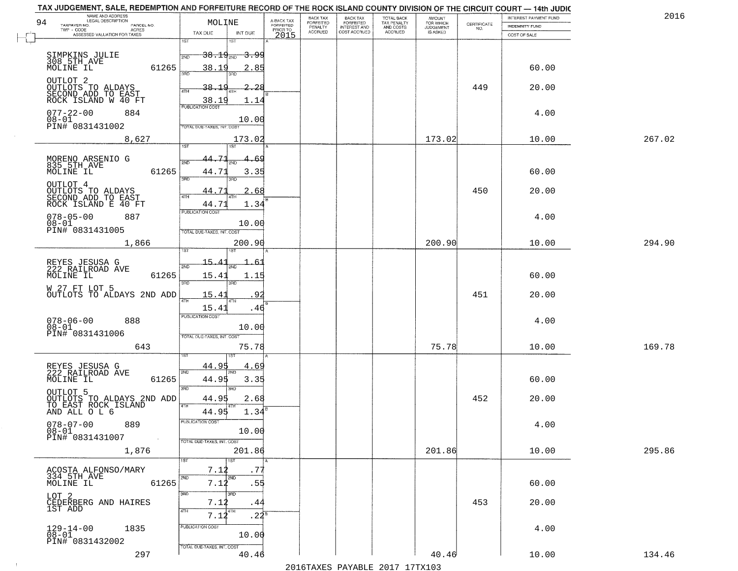# TAX JUDGEMENT, SALE, REDEMPTION AND FORFEITURE RECORD OF THE ROCK ISLAND COUNTY DIVISION OF THE CIRCUIT COURT — 14th JUDIC

2016

| 94 NAME AND ADDRESS / LEGAL DESCRIPTION / TAXPAYER NO. / PARCEL NO. / TWP - CODE / ACRES / ASSESSED VALUATION FOR TAXES | MOLINE TAX DUE | INT DUE | A-BACK TAX FORFEITED PRIOR TO 2015 | BACK TAX FORFEITED PENALTY ACCRUED | BACK TAX FORFEITED INTEREST AND COST ACCRUED | TOTAL BACK TAX PENALTY AND COSTS ACCRUED | AMOUNT FOR WHICH JUDGEMENT IS ASKED | CERTIFICATE NO. | INTEREST PAYMENT FUND / INDEMNITY FUND / COST OF SALE | |
|---|---|---|---|---|---|---|---|---|---|---|
| SIMPKINS JULIE 308 5TH AVE MOLINE IL 61265 | 1ST 38.19 | 1ST 3.99 | | | | | | | | |
| | 2ND 38.19 | 2ND 2.85 | | | | | | | 60.00 | |
| OUTLOT 2 OUTLOTS TO ALDAYS SECOND ADD TO EAST ROCK ISLAND W 40 FT | 3RD 38.19 | 3RD 2.28 | | | | | | 449 | 20.00 | |
| | 4TH 38.19 | 4TH 1.14 | | | | | | | | |
| 077-22-00 884 08-01 PIN# 0831431002 | PUBLICATION COST | 10.00 | | | | | | | 4.00 | |
| 8,627 | TOTAL DUE-TAXES, INT. COST | 173.02 | | | | | 173.02 | | 10.00 | 267.02 |
| MORENO ARSENIO G 835 5TH AVE MOLINE IL 61265 | 1ST 44.71 | 1ST 4.69 | | | | | | | | |
| | 2ND 44.71 | 2ND 3.35 | | | | | | | 60.00 | |
| OUTLOT 4 OUTLOTS TO ALDAYS SECOND ADD TO EAST ROCK ISLAND E 40 FT | 3RD 44.71 | 3RD 2.68 | | | | | | 450 | 20.00 | |
| | 4TH 44.71 | 4TH 1.34 | | | | | | | | |
| 078-05-00 887 08-01 PIN# 0831431005 | PUBLICATION COST | 10.00 | | | | | | | 4.00 | |
| 1,866 | TOTAL DUE-TAXES, INT. COST | 200.90 | | | | | 200.90 | | 10.00 | 294.90 |
| REYES JESUSA G 222 RAILROAD AVE MOLINE IL 61265 | 1ST 15.41 | 1ST 1.61 | | | | | | | | |
| | 2ND 15.41 | 2ND 1.15 | | | | | | | 60.00 | |
| W 27 FT LOT 5 OUTLOTS TO ALDAYS 2ND ADD | 3RD 15.41 | 3RD .92 | | | | | | 451 | 20.00 | |
| | 4TH 15.41 | 4TH .46 | | | | | | | | |
| 078-06-00 888 08-01 PIN# 0831431006 | PUBLICATION COST | 10.00 | | | | | | | 4.00 | |
| 643 | TOTAL DUE-TAXES, INT. COST | 75.78 | | | | | 75.78 | | 10.00 | 169.78 |
| REYES JESUSA G 222 RAILROAD AVE MOLINE IL 61265 | 1ST 44.95 | 1ST 4.69 | | | | | | | | |
| | 2ND 44.95 | 2ND 3.35 | | | | | | | 60.00 | |
| OUTLOT 5 OUTLOTS TO ALDAYS 2ND ADD TO EAST ROCK ISLAND AND ALL O L 6 | 3RD 44.95 | 3RD 2.68 | | | | | | 452 | 20.00 | |
| | 4TH 44.95 | 4TH 1.34 | | | | | | | | |
| 078-07-00 889 08-01 PIN# 0831431007 | PUBLICATION COST | 10.00 | | | | | | | 4.00 | |
| 1,876 | TOTAL DUE-TAXES, INT. COST | 201.86 | | | | | 201.86 | | 10.00 | 295.86 |
| ACOSTA ALFONSO/MARY 334 5TH AVE MOLINE IL 61265 | 1ST 7.12 | 1ST .77 | | | | | | | | |
| | 2ND 7.12 | 2ND .55 | | | | | | | 60.00 | |
| LOT 2 CEDERBERG AND HAIRES 1ST ADD | 3RD 7.12 | 3RD .44 | | | | | | 453 | 20.00 | |
| | 4TH 7.12 | 4TH .22 | | | | | | | | |
| 129-14-00 1835 08-01 PIN# 0831432002 | PUBLICATION COST | 10.00 | | | | | | | 4.00 | |
| 297 | TOTAL DUE-TAXES, INT. COST | 40.46 | | | | | 40.46 | | 10.00 | 134.46 |

2016TAXES PAYABLE 2017 17TX103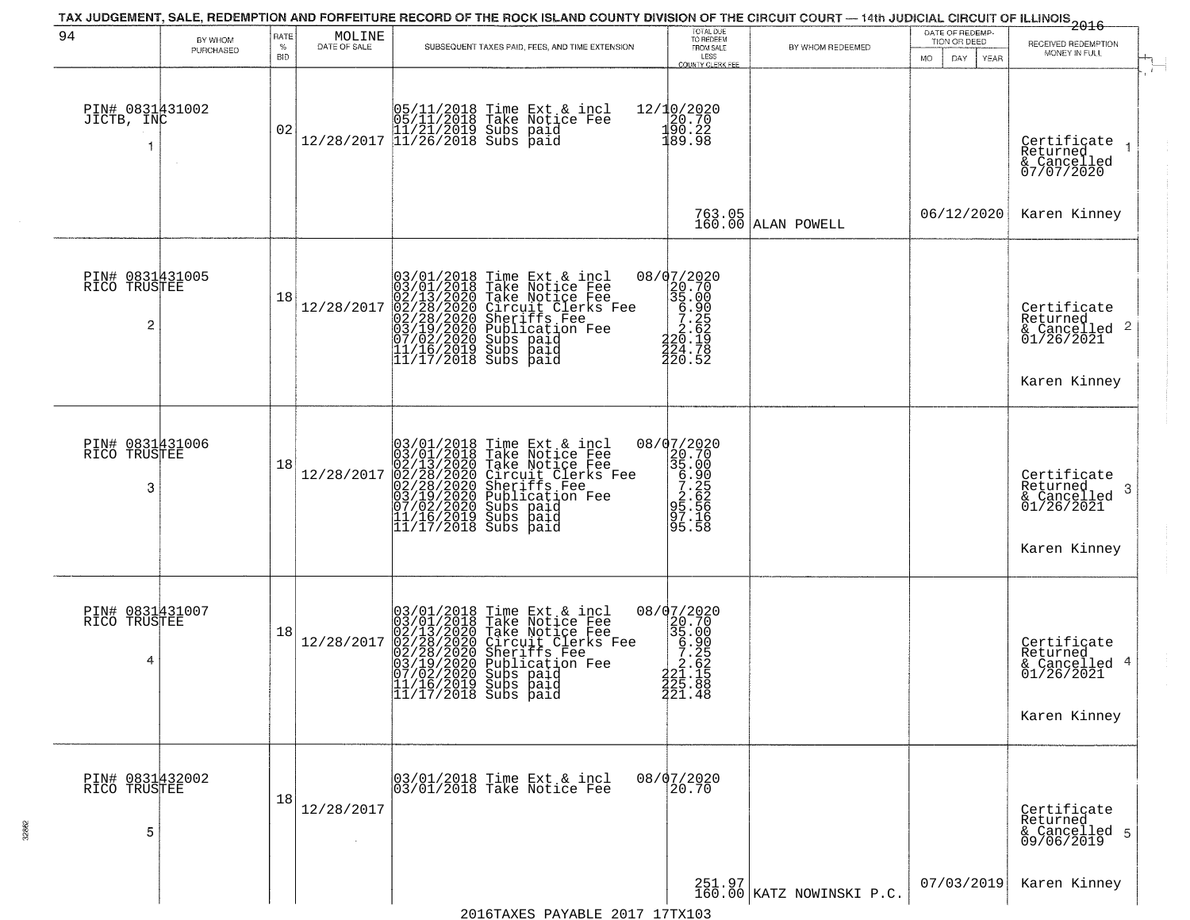# TAX JUDGEMENT, SALE, REDEMPTION AND FORFEITURE RECORD OF THE ROCK ISLAND COUNTY DIVISION OF THE CIRCUIT COURT — 14th JUDICIAL CIRCUIT OF ILLINOIS 2016

| 94 BY WHOM PURCHASED | RATE % BID | MOLINE DATE OF SALE | SUBSEQUENT TAXES PAID, FEES, AND TIME EXTENSION | TOTAL DUE TO REDEEM FROM SALE LESS COUNTY CLERK FEE | BY WHOM REDEEMED | DATE OF REDEMPTION OR DEED MO DAY YEAR | RECEIVED REDEMPTION MONEY IN FULL |
|---|---|---|---|---|---|---|---|
| PIN# 0831431002 JICTB, INC 1 | 02 | 12/28/2017 | 05/11/2018 Time Ext & incl 12/10/2020<br>05/11/2018 Take Notice Fee 20.70<br>11/21/2019 Subs paid 190.22<br>11/26/2018 Subs paid 189.98 | 763.05<br>160.00 | ALAN POWELL | 06/12/2020 | Certificate Returned & Cancelled 07/07/2020 1<br>Karen Kinney |
| PIN# 0831431005 RICO TRUSTEE 2 | 18 | 12/28/2017 | 03/01/2018 Time Ext & incl 08/07/2020<br>03/01/2018 Take Notice Fee 20.70<br>02/13/2020 Take Notice Fee 35.00<br>02/28/2020 Circuit Clerks Fee 6.90<br>02/28/2020 Sheriffs Fee 7.25<br>03/19/2020 Publication Fee 2.62<br>07/02/2020 Subs paid 220.19<br>11/16/2019 Subs paid 224.78<br>11/17/2018 Subs paid 220.52 | | | | Certificate Returned & Cancelled 01/26/2021 2<br>Karen Kinney |
| PIN# 0831431006 RICO TRUSTEE 3 | 18 | 12/28/2017 | 03/01/2018 Time Ext & incl 08/07/2020<br>03/01/2018 Take Notice Fee 20.70<br>02/13/2020 Take Notice Fee 35.00<br>02/28/2020 Circuit Clerks Fee 6.90<br>02/28/2020 Sheriffs Fee 7.25<br>03/19/2020 Publication Fee 2.62<br>07/02/2020 Subs paid 95.56<br>11/16/2019 Subs paid 97.16<br>11/17/2018 Subs paid 95.58 | | | | Certificate Returned & Cancelled 01/26/2021 3<br>Karen Kinney |
| PIN# 0831431007 RICO TRUSTEE 4 | 18 | 12/28/2017 | 03/01/2018 Time Ext & incl 08/07/2020<br>03/01/2018 Take Notice Fee 20.70<br>02/13/2020 Take Notice Fee 35.00<br>02/28/2020 Circuit Clerks Fee 6.90<br>02/28/2020 Sheriffs Fee 7.25<br>03/19/2020 Publication Fee 2.62<br>07/02/2020 Subs paid 221.15<br>11/16/2019 Subs paid 225.88<br>11/17/2018 Subs paid 221.48 | | | | Certificate Returned & Cancelled 01/26/2021 4<br>Karen Kinney |
| PIN# 0831432002 RICO TRUSTEE 5 | 18 | 12/28/2017 | 03/01/2018 Time Ext & incl 08/07/2020<br>03/01/2018 Take Notice Fee 20.70 | 251.97<br>160.00 | KATZ NOWINSKI P.C. | 07/03/2019 | Certificate Returned & Cancelled 09/06/2019 5<br>Karen Kinney |

2016TAXES PAYABLE 2017 17TX103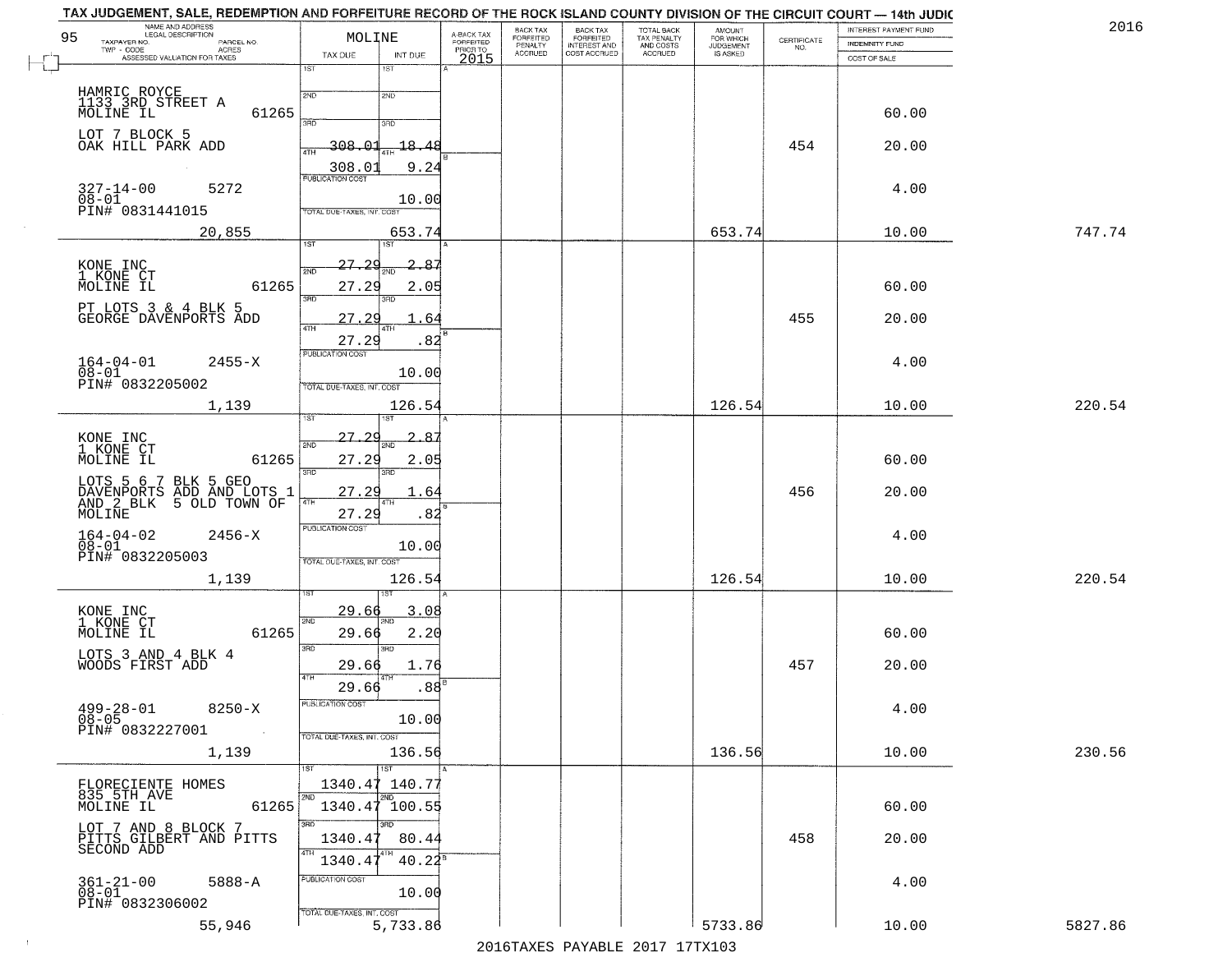TAX JUDGEMENT, SALE, REDEMPTION AND FORFEITURE RECORD OF THE ROCK ISLAND COUNTY DIVISION OF THE CIRCUIT COURT — 14th JUDIC

2016

| NAME AND ADDRESS / LEGAL DESCRIPTION / TAXPAYER NO. / PARCEL NO. / TWP - CODE / ACRES / ASSESSED VALUATION FOR TAXES | MOLINE TAX DUE | INT DUE | A-BACK TAX FORFEITED PRIOR TO 2015 | BACK TAX FORFEITED PENALTY ACCRUED | BACK TAX FORFEITED INTEREST AND COST ACCRUED | TOTAL BACK TAX PENALTY AND COSTS ACCRUED | AMOUNT FOR WHICH JUDGEMENT IS ASKED | CERTIFICATE NO. | INTEREST PAYMENT FUND / INDEMNITY FUND / COST OF SALE | |
|---|---|---|---|---|---|---|---|---|---|---|
| HAMRIC ROYCE<br>1133 3RD STREET A<br>MOLINE IL 61265<br>LOT 7 BLOCK 5<br>OAK HILL PARK ADD<br>327-14-00 5272<br>08-01<br>PIN# 0831441015<br>20,855 | 1ST<br>2ND<br>3RD<br>4TH 308.01<br>308.01<br>PUBLICATION COST<br>TOTAL DUE-TAXES, INT. COST | 1ST<br>2ND<br>3RD<br>4TH 18.48<br>9.24<br>10.00<br>653.74 | | | | | 653.74 | 454 | 60.00<br>20.00<br>4.00<br>10.00 | 747.74 |
| KONE INC<br>1 KONE CT<br>MOLINE IL 61265<br>PT LOTS 3 & 4 BLK 5<br>GEORGE DAVENPORTS ADD<br>164-04-01 2455-X<br>08-01<br>PIN# 0832205002<br>1,139 | 1ST 27.29<br>2ND 27.29<br>3RD 27.29<br>4TH 27.29<br>PUBLICATION COST<br>TOTAL DUE-TAXES, INT. COST | 2.87<br>2.05<br>1.64<br>.82<br>10.00<br>126.54 | | | | | 126.54 | 455 | 60.00<br>20.00<br>4.00<br>10.00 | 220.54 |
| KONE INC<br>1 KONE CT<br>MOLINE IL 61265<br>LOTS 5 6 7 BLK 5 GEO<br>DAVENPORTS ADD AND LOTS 1<br>AND 2 BLK 5 OLD TOWN OF<br>MOLINE<br>164-04-02 2456-X<br>08-01<br>PIN# 0832205003<br>1,139 | 1ST 27.29<br>2ND 27.29<br>3RD 27.29<br>4TH 27.29<br>PUBLICATION COST<br>TOTAL DUE-TAXES, INT. COST | 2.87<br>2.05<br>1.64<br>.82<br>10.00<br>126.54 | | | | | 126.54 | 456 | 60.00<br>20.00<br>4.00<br>10.00 | 220.54 |
| KONE INC<br>1 KONE CT<br>MOLINE IL 61265<br>LOTS 3 AND 4 BLK 4<br>WOODS FIRST ADD<br>499-28-01 8250-X<br>08-05<br>PIN# 0832227001<br>1,139 | 1ST 29.66<br>2ND 29.66<br>3RD 29.66<br>4TH 29.66<br>PUBLICATION COST<br>TOTAL DUE-TAXES, INT. COST | 3.08<br>2.20<br>1.76<br>.88<br>10.00<br>136.56 | | | | | 136.56 | 457 | 60.00<br>20.00<br>4.00<br>10.00 | 230.56 |
| FLORECIENTE HOMES<br>835 5TH AVE<br>MOLINE IL 61265<br>LOT 7 AND 8 BLOCK 7<br>PITTS GILBERT AND PITTS<br>SECOND ADD<br>361-21-00 5888-A<br>08-01<br>PIN# 0832306002<br>55,946 | 1ST 1340.47<br>2ND 1340.47<br>3RD 1340.47<br>4TH 1340.47<br>PUBLICATION COST<br>TOTAL DUE-TAXES, INT. COST | 140.77<br>100.55<br>80.44<br>40.22<br>10.00<br>5,733.86 | | | | | 5733.86 | 458 | 60.00<br>20.00<br>4.00<br>10.00 | 5827.86 |

2016TAXES PAYABLE 2017 17TX103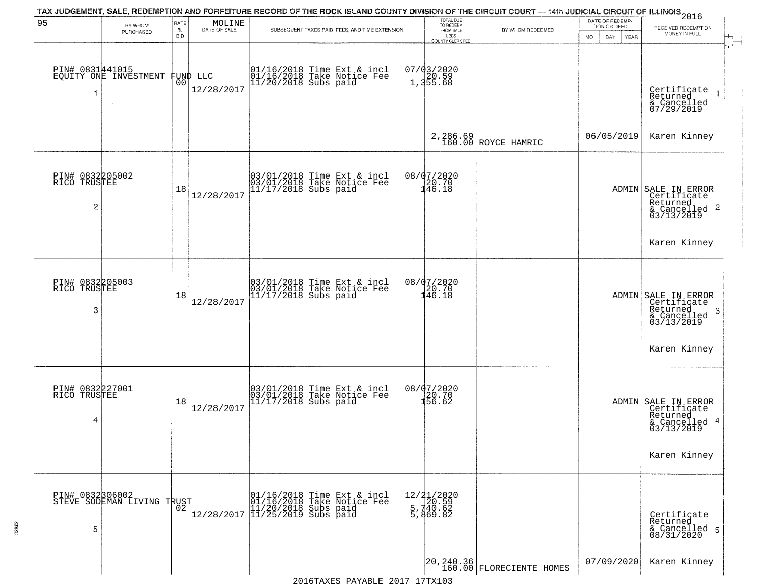TAX JUDGEMENT, SALE, REDEMPTION AND FORFEITURE RECORD OF THE ROCK ISLAND COUNTY DIVISION OF THE CIRCUIT COURT — 14th JUDICIAL CIRCUIT OF ILLINOIS 2016

| 95 BY WHOM PURCHASED | RATE % BID | MOLINE DATE OF SALE | SUBSEQUENT TAXES PAID, FEES, AND TIME EXTENSION | TOTAL DUE TO REDEEM FROM SALE LESS COUNTY CLERK FEE | BY WHOM REDEEMED | DATE OF REDEMPTION OR DEED MO DAY YEAR | RECEIVED REDEMPTION MONEY IN FULL |
|---|---|---|---|---|---|---|---|
| PIN# 0831441015 EQUITY ONE INVESTMENT FUND LLC 1 | 00 | 12/28/2017 | 01/16/2018 Time Ext & incl 01/16/2018 Take Notice Fee 11/20/2018 Subs paid | 07/03/2020 20.59 1,355.68 2,286.69 160.00 | ROYCE HAMRIC | 06/05/2019 | Certificate Returned & Cancelled 07/29/2019 Karen Kinney 1 |
| PIN# 0832205002 RICO TRUSTEE 2 | 18 | 12/28/2017 | 03/01/2018 Time Ext & incl 03/01/2018 Take Notice Fee 11/17/2018 Subs paid | 08/07/2020 20.70 146.18 | | ADMIN | SALE IN ERROR Certificate Returned & Cancelled 03/13/2019 Karen Kinney 2 |
| PIN# 0832205003 RICO TRUSTEE 3 | 18 | 12/28/2017 | 03/01/2018 Time Ext & incl 03/01/2018 Take Notice Fee 11/17/2018 Subs paid | 08/07/2020 20.70 146.18 | | ADMIN | SALE IN ERROR Certificate Returned & Cancelled 03/13/2019 Karen Kinney 3 |
| PIN# 0832227001 RICO TRUSTEE 4 | 18 | 12/28/2017 | 03/01/2018 Time Ext & incl 03/01/2018 Take Notice Fee 11/17/2018 Subs paid | 08/07/2020 20.70 156.62 | | ADMIN | SALE IN ERROR Certificate Returned & Cancelled 03/13/2019 Karen Kinney 4 |
| PIN# 0832306002 STEVE SODEMAN LIVING TRUST 5 | 02 | 12/28/2017 | 01/16/2018 Time Ext & incl 01/16/2018 Take Notice Fee 11/20/2018 Subs paid 11/25/2019 Subs paid | 12/21/2020 20.59 5,740.62 5,869.82 20,240.36 160.00 | FLORECIENTE HOMES | 07/09/2020 | Certificate Returned & Cancelled 08/31/2020 Karen Kinney 5 |

2016TAXES PAYABLE 2017 17TX103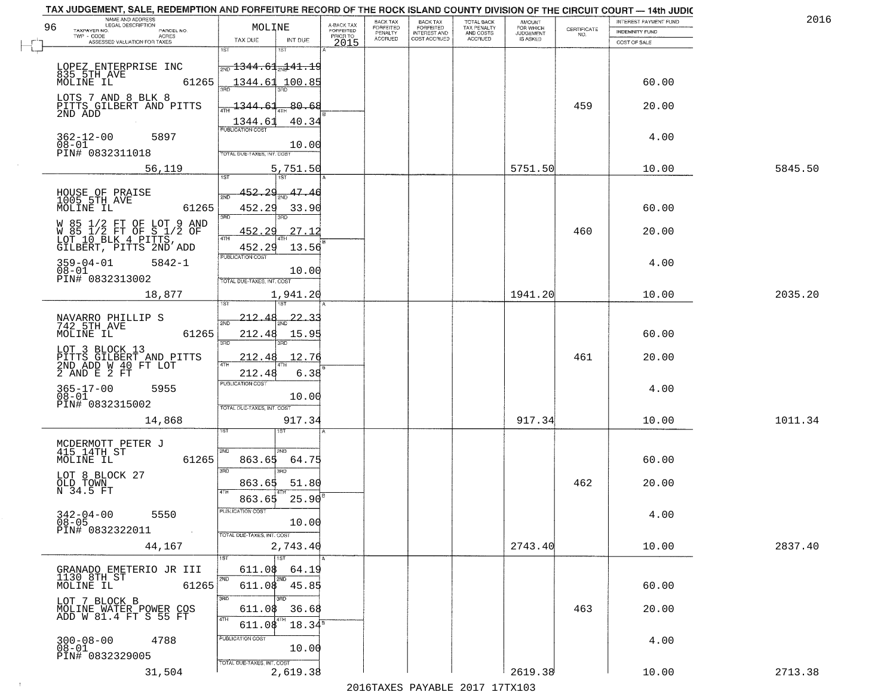TAX JUDGEMENT, SALE, REDEMPTION AND FORFEITURE RECORD OF THE ROCK ISLAND COUNTY DIVISION OF THE CIRCUIT COURT — 14th JUDIC

2016

| 96 NAME AND ADDRESS / LEGAL DESCRIPTION / TAXPAYER NO. / PARCEL NO. / TWP - CODE / ACRES / ASSESSED VALUATION FOR TAXES | MOLINE TAX DUE | INT DUE | A-BACK TAX FORFEITED PRIOR TO 2015 | BACK TAX FORFEITED PENALTY ACCRUED | BACK TAX FORFEITED INTEREST AND COST ACCRUED | TOTAL BACK TAX PENALTY AND COSTS ACCRUED | AMOUNT FOR WHICH JUDGEMENT IS ASKED | CERTIFICATE NO. | INTEREST PAYMENT FUND / INDEMNITY FUND / COST OF SALE | |
|---|---|---|---|---|---|---|---|---|---|---|
| LOPEZ ENTERPRISE INC 835 5TH AVE MOLINE IL 61265 | 1ST | 1ST | | | | | | | | |
| | 2ND 1344.61 | 2ND 141.19 | | | | | | | | |
| | 1344.61 | 100.85 | | | | | | | 60.00 | |
| LOTS 7 AND 8 BLK 8 PITTS GILBERT AND PITTS 2ND ADD | 3RD 1344.61 | 3RD 80.68 | | | | | | 459 | 20.00 | |
| | 4TH 1344.61 | 4TH 40.34 | | | | | | | | |
| 362-12-00 5897 08-01 PIN# 0832311018 | PUBLICATION COST | 10.00 | | | | | | | 4.00 | |
| 56,119 | TOTAL DUE-TAXES, INT. COST | 5,751.50 | | | | | 5751.50 | | 10.00 | 5845.50 |
| HOUSE OF PRAISE 1005 5TH AVE MOLINE IL 61265 | 1ST | 1ST | | | | | | | | |
| | 2ND 452.29 | 2ND 47.46 | | | | | | | | |
| | 452.29 | 33.90 | | | | | | | 60.00 | |
| W 85 1/2 FT OF LOT 9 AND W 85 1/2 FT OF S 1/2 OF LOT 10 BLK 4 PITTS, GILBERT, PITTS 2ND ADD | 3RD 452.29 | 3RD 27.12 | | | | | | 460 | 20.00 | |
| | 4TH 452.29 | 4TH 13.56 | | | | | | | | |
| 359-04-01 5842-1 08-01 PIN# 0832313002 | PUBLICATION COST | 10.00 | | | | | | | 4.00 | |
| 18,877 | TOTAL DUE-TAXES, INT. COST | 1,941.20 | | | | | 1941.20 | | 10.00 | 2035.20 |
| NAVARRO PHILLIP S 742 5TH AVE MOLINE IL 61265 | 1ST | 1ST | | | | | | | | |
| | 2ND 212.48 | 2ND 22.33 | | | | | | | | |
| | 212.48 | 15.95 | | | | | | | 60.00 | |
| LOT 3 BLOCK 13 PITTS GILBERT AND PITTS 2ND ADD W 40 FT LOT 2 AND E 2 FT | 3RD 212.48 | 3RD 12.76 | | | | | | 461 | 20.00 | |
| | 4TH 212.48 | 4TH 6.38 | | | | | | | | |
| 365-17-00 5955 08-01 PIN# 0832315002 | PUBLICATION COST | 10.00 | | | | | | | 4.00 | |
| 14,868 | TOTAL DUE-TAXES, INT. COST | 917.34 | | | | | 917.34 | | 10.00 | 1011.34 |
| MCDERMOTT PETER J 415 14TH ST MOLINE IL 61265 | 1ST | 1ST | | | | | | | | |
| | 2ND 863.65 | 2ND 64.75 | | | | | | | 60.00 | |
| LOT 8 BLOCK 27 OLD TOWN N 34.5 FT | 3RD 863.65 | 3RD 51.80 | | | | | | 462 | 20.00 | |
| | 4TH 863.65 | 4TH 25.90 | | | | | | | | |
| 342-04-00 5550 08-05 PIN# 0832322011 | PUBLICATION COST | 10.00 | | | | | | | 4.00 | |
| 44,167 | TOTAL DUE-TAXES, INT. COST | 2,743.40 | | | | | 2743.40 | | 10.00 | 2837.40 |
| GRANADO EMETERIO JR III 1130 8TH ST MOLINE IL 61265 | 1ST 611.08 | 1ST 64.19 | | | | | | | | |
| | 2ND 611.08 | 2ND 45.85 | | | | | | | 60.00 | |
| LOT 7 BLOCK B MOLINE WATER POWER COS ADD W 81.4 FT S 55 FT | 3RD 611.08 | 3RD 36.68 | | | | | | 463 | 20.00 | |
| | 4TH 611.08 | 4TH 18.34 | | | | | | | | |
| 300-08-00 4788 08-01 PIN# 0832329005 | PUBLICATION COST | 10.00 | | | | | | | 4.00 | |
| 31,504 | TOTAL DUE-TAXES, INT. COST | 2,619.38 | | | | | 2619.38 | | 10.00 | 2713.38 |

2016TAXES PAYABLE 2017 17TX103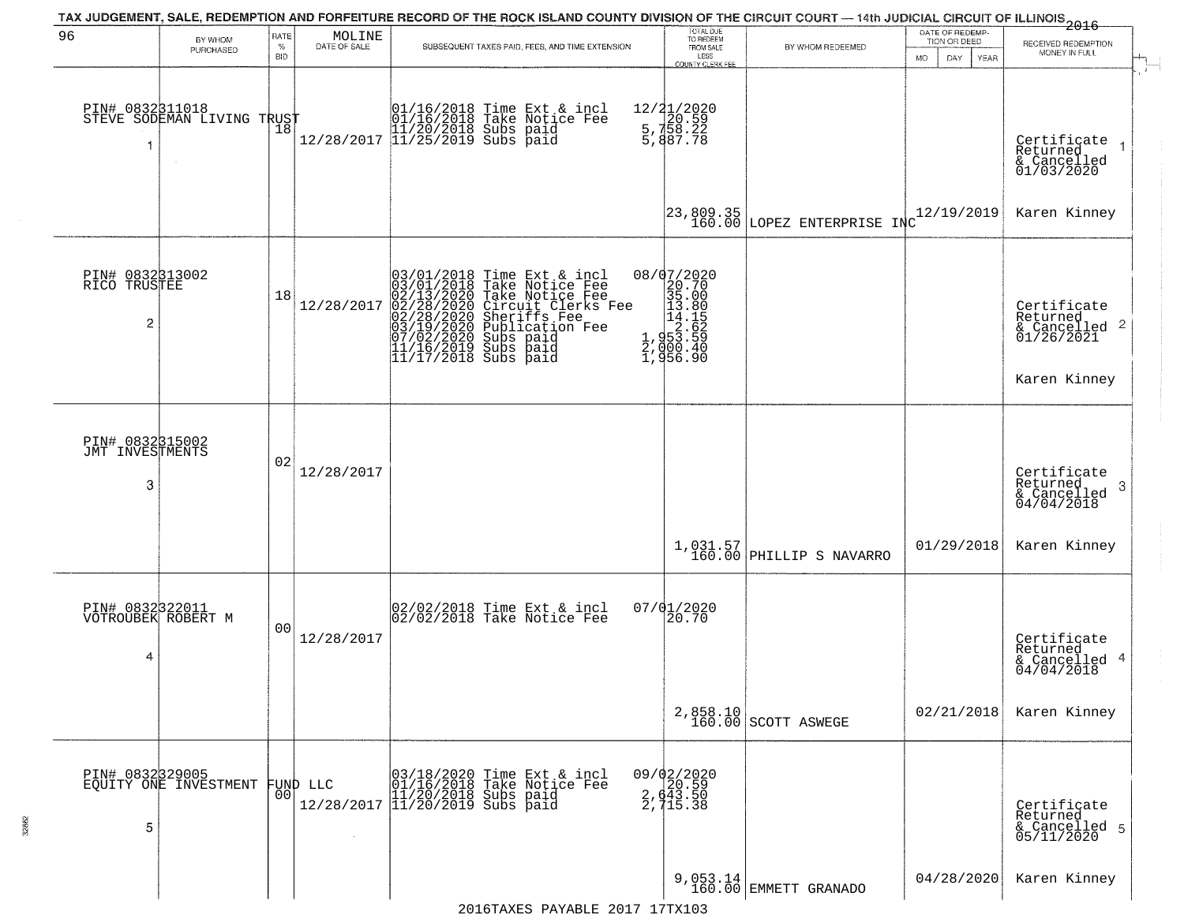TAX JUDGEMENT, SALE, REDEMPTION AND FORFEITURE RECORD OF THE ROCK ISLAND COUNTY DIVISION OF THE CIRCUIT COURT — 14th JUDICIAL CIRCUIT OF ILLINOIS 2016

| 96 | BY WHOM PURCHASED | RATE % BID | MOLINE DATE OF SALE | SUBSEQUENT TAXES PAID, FEES, AND TIME EXTENSION | TOTAL DUE TO REDEEM FROM SALE LESS COUNTY CLERK FEE | BY WHOM REDEEMED | DATE OF REDEMPTION OR DEED MO DAY YEAR | RECEIVED REDEMPTION MONEY IN FULL |
|---|---|---|---|---|---|---|---|---|
| 1 | PIN# 0832311018 STEVE SODEMAN LIVING TRUST | 18 | 12/28/2017 | 01/16/2018 Time Ext & incl 12/21/2020<br>01/16/2018 Take Notice Fee 20.59<br>11/20/2018 Subs paid 5,758.22<br>11/25/2019 Subs paid 5,887.78 | 23,809.35<br>160.00 | LOPEZ ENTERPRISE INC | 12/19/2019 | Certificate Returned & Cancelled 01/03/2020<br>Karen Kinney |
| 2 | PIN# 0832313002 RICO TRUSTEE | 18 | 12/28/2017 | 03/01/2018 Time Ext & incl 08/07/2020<br>03/01/2018 Take Notice Fee 20.70<br>02/13/2020 Take Notice Fee 35.00<br>02/28/2020 Circuit Clerks Fee 13.80<br>02/28/2020 Sheriffs Fee 14.15<br>03/19/2020 Publication Fee 2.62<br>07/02/2020 Subs paid 1,953.59<br>11/16/2019 Subs paid 2,000.40<br>11/17/2018 Subs paid 1,956.90 | | | | Certificate Returned & Cancelled 01/26/2021<br>Karen Kinney |
| 3 | PIN# 0832315002 JMT INVESTMENTS | 02 | 12/28/2017 | | 1,031.57<br>160.00 | PHILLIP S NAVARRO | 01/29/2018 | Certificate Returned & Cancelled 04/04/2018<br>Karen Kinney |
| 4 | PIN# 0832322011 VOTROUBEK ROBERT M | 00 | 12/28/2017 | 02/02/2018 Time Ext & incl 07/01/2020<br>02/02/2018 Take Notice Fee 20.70 | 2,858.10<br>160.00 | SCOTT ASWEGE | 02/21/2018 | Certificate Returned & Cancelled 04/04/2018<br>Karen Kinney |
| 5 | PIN# 0832329005 EQUITY ONE INVESTMENT FUND LLC | 00 | 12/28/2017 | 03/18/2020 Time Ext & incl 09/02/2020<br>01/16/2018 Take Notice Fee 20.59<br>11/20/2018 Subs paid 2,643.50<br>11/20/2019 Subs paid 2,715.38 | 9,053.14<br>160.00 | EMMETT GRANADO | 04/28/2020 | Certificate Returned & Cancelled 05/11/2020<br>Karen Kinney |

2016TAXES PAYABLE 2017 17TX103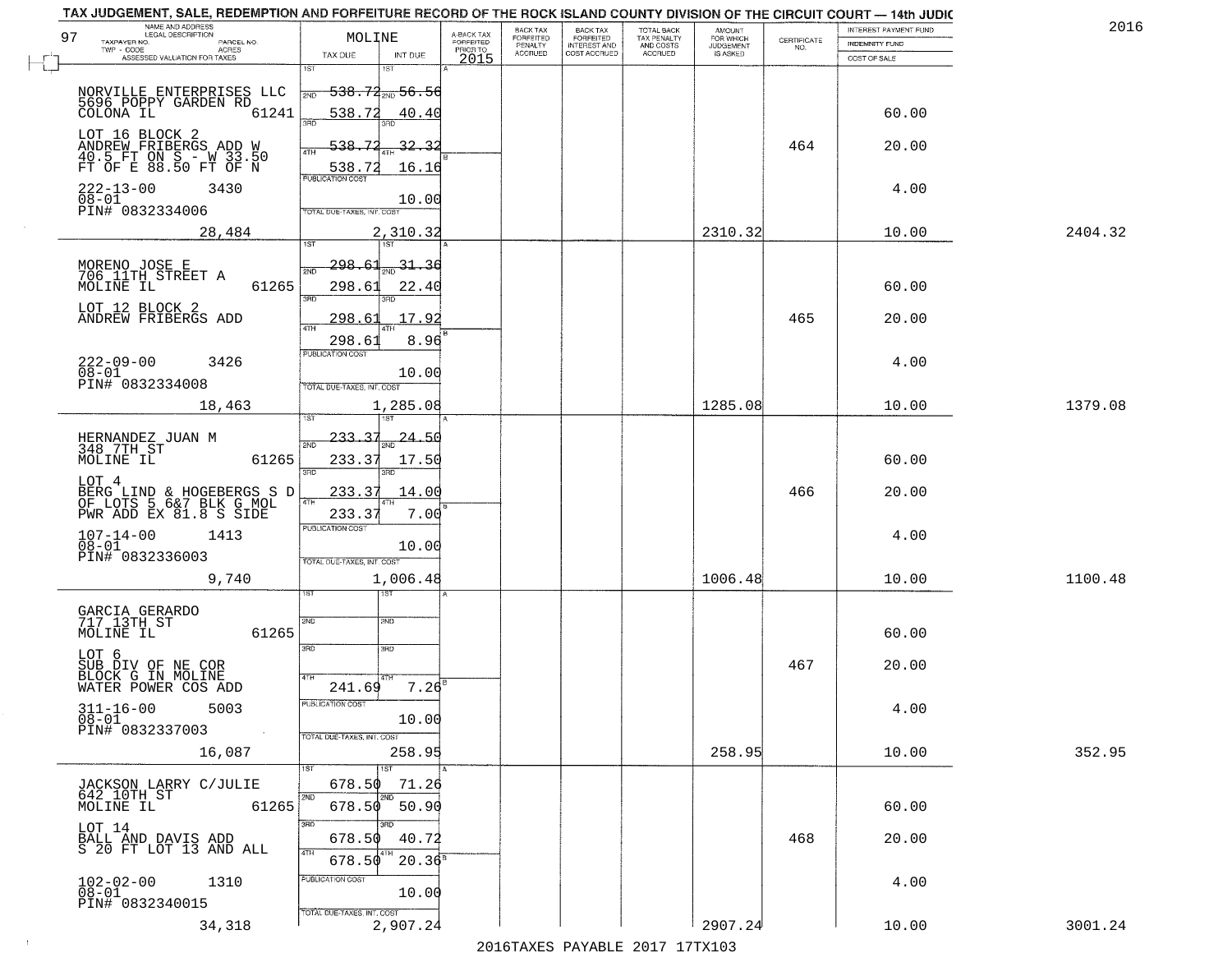# TAX JUDGEMENT, SALE, REDEMPTION AND FORFEITURE RECORD OF THE ROCK ISLAND COUNTY DIVISION OF THE CIRCUIT COURT — 14th JUDIC

2016

97

| NAME AND ADDRESS / LEGAL DESCRIPTION / TAXPAYER NO. / PARCEL NO. / TWP - CODE / ACRES / ASSESSED VALUATION FOR TAXES | MOLINE TAX DUE | INT DUE | A-BACK TAX FORFEITED PRIOR TO 2015 | BACK TAX FORFEITED PENALTY ACCRUED | BACK TAX FORFEITED INTEREST AND COST ACCRUED | TOTAL BACK TAX PENALTY AND COSTS ACCRUED | AMOUNT FOR WHICH JUDGEMENT IS ASKED | CERTIFICATE NO. | INTEREST PAYMENT FUND / INDEMNITY FUND / COST OF SALE | |
|---|---|---|---|---|---|---|---|---|---|---|
| NORVILLE ENTERPRISES LLC 5696 POPPY GARDEN RD COLONA IL 61241 | 1ST 538.72 | 1ST 56.56 | | | | | | | | |
| | 2ND 538.72 | 2ND 40.40 | | | | | | | 60.00 | |
| LOT 16 BLOCK 2 ANDREW FRIBERGS ADD W 40.5 FT ON S - W 33.50 FT OF E 88.50 FT OF N | 3RD 538.72 | 3RD 32.32 | | | | | | 464 | 20.00 | |
| | 4TH 538.72 | 4TH 16.16 | | | | | | | | |
| 222-13-00 3430 08-01 PIN# 0832334006 | PUBLICATION COST | 10.00 | | | | | | | 4.00 | |
| 28,484 | TOTAL DUE-TAXES, INT. COST | 2,310.32 | | | | | 2310.32 | | 10.00 | 2404.32 |
| MORENO JOSE E 706 11TH STREET A MOLINE IL 61265 | 1ST 298.61 | 1ST 31.36 | | | | | | | | |
| | 2ND 298.61 | 2ND 22.40 | | | | | | | 60.00 | |
| LOT 12 BLOCK 2 ANDREW FRIBERGS ADD | 3RD 298.61 | 3RD 17.92 | | | | | | 465 | 20.00 | |
| | 4TH 298.61 | 4TH 8.96 | | | | | | | | |
| 222-09-00 3426 08-01 PIN# 0832334008 | PUBLICATION COST | 10.00 | | | | | | | 4.00 | |
| 18,463 | TOTAL DUE-TAXES, INT. COST | 1,285.08 | | | | | 1285.08 | | 10.00 | 1379.08 |
| HERNANDEZ JUAN M 348 7TH ST MOLINE IL 61265 | 1ST 233.37 | 1ST 24.50 | | | | | | | | |
| | 2ND 233.37 | 2ND 17.50 | | | | | | | 60.00 | |
| LOT 4 BERG LIND & HOGEBERGS S D OF LOTS 5 6&7 BLK G MOL PWR ADD EX 81.8 S SIDE | 3RD 233.37 | 3RD 14.00 | | | | | | 466 | 20.00 | |
| | 4TH 233.37 | 4TH 7.00 | | | | | | | | |
| 107-14-00 1413 08-01 PIN# 0832336003 | PUBLICATION COST | 10.00 | | | | | | | 4.00 | |
| 9,740 | TOTAL DUE-TAXES, INT. COST | 1,006.48 | | | | | 1006.48 | | 10.00 | 1100.48 |
| GARCIA GERARDO 717 13TH ST MOLINE IL 61265 | 1ST | 1ST | | | | | | | | |
| | 2ND | 2ND | | | | | | | 60.00 | |
| LOT 6 SUB DIV OF NE COR BLOCK G IN MOLINE WATER POWER COS ADD | 3RD | 3RD | | | | | | 467 | 20.00 | |
| | 4TH 241.69 | 4TH 7.26 | | | | | | | | |
| 311-16-00 5003 08-01 PIN# 0832337003 | PUBLICATION COST | 10.00 | | | | | | | 4.00 | |
| 16,087 | TOTAL DUE-TAXES, INT. COST | 258.95 | | | | | 258.95 | | 10.00 | 352.95 |
| JACKSON LARRY C/JULIE 642 10TH ST MOLINE IL 61265 | 1ST 678.50 | 1ST 71.26 | | | | | | | | |
| | 2ND 678.50 | 2ND 50.90 | | | | | | | 60.00 | |
| LOT 14 BALL AND DAVIS ADD S 20 FT LOT 13 AND ALL | 3RD 678.50 | 3RD 40.72 | | | | | | 468 | 20.00 | |
| | 4TH 678.50 | 4TH 20.36 | | | | | | | | |
| 102-02-00 1310 08-01 PIN# 0832340015 | PUBLICATION COST | 10.00 | | | | | | | 4.00 | |
| 34,318 | TOTAL DUE-TAXES, INT. COST | 2,907.24 | | | | | 2907.24 | | 10.00 | 3001.24 |

2016TAXES PAYABLE 2017 17TX103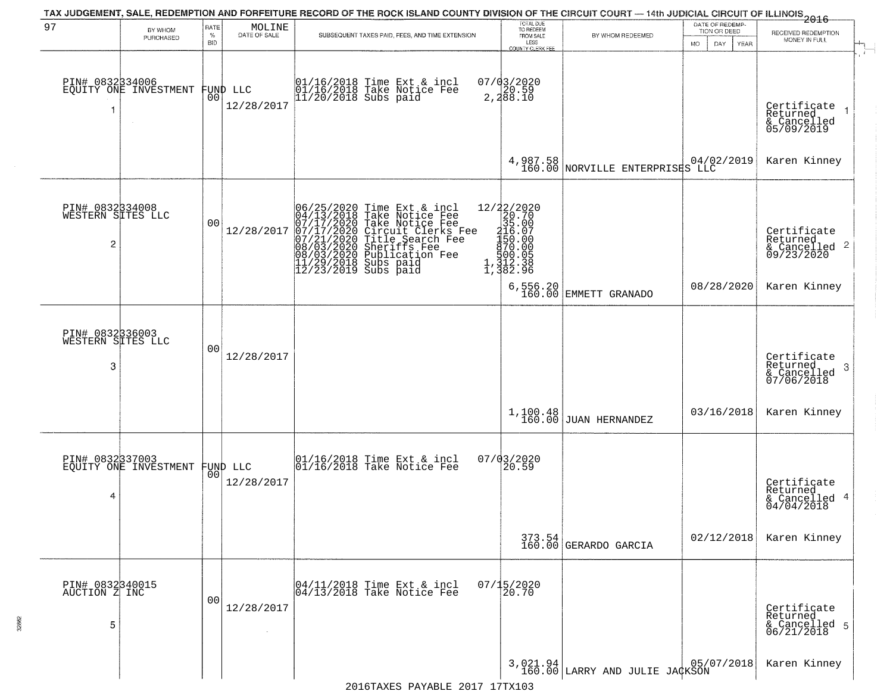TAX JUDGEMENT, SALE, REDEMPTION AND FORFEITURE RECORD OF THE ROCK ISLAND COUNTY DIVISION OF THE CIRCUIT COURT — 14th JUDICIAL CIRCUIT OF ILLINOIS 2016

| 97 BY WHOM PURCHASED | RATE % BID | MOLINE DATE OF SALE | SUBSEQUENT TAXES PAID, FEES, AND TIME EXTENSION | TOTAL DUE TO REDEEM FROM SALE LESS COUNTY CLERK FEE | BY WHOM REDEEMED | DATE OF REDEMPTION OR DEED MO DAY YEAR | RECEIVED REDEMPTION MONEY IN FULL |
|---|---|---|---|---|---|---|---|
| PIN# 0832334006 EQUITY ONE INVESTMENT FUND LLC 1 | 00 | 12/28/2017 | 01/16/2018 Time Ext & incl<br>01/16/2018 Take Notice Fee<br>11/20/2018 Subs paid | 07/03/2020<br>20.59<br>2,288.10<br>4,987.58<br>160.00 | NORVILLE ENTERPRISES LLC | 04/02/2019 | Certificate Returned & Cancelled 05/09/2019 1<br>Karen Kinney |
| PIN# 0832334008 WESTERN SITES LLC 2 | 00 | 12/28/2017 | 06/25/2020 Time Ext & incl<br>04/13/2018 Take Notice Fee<br>07/17/2020 Take Notice Fee<br>07/17/2020 Circuit Clerks Fee<br>07/21/2020 Title Search Fee<br>08/03/2020 Sheriffs Fee<br>08/03/2020 Publication Fee<br>11/29/2018 Subs paid<br>12/23/2019 Subs paid | 12/22/2020<br>20.70<br>35.00<br>216.07<br>150.00<br>870.00<br>500.05<br>1,312.38<br>1,382.96<br>6,556.20<br>160.00 | EMMETT GRANADO | 08/28/2020 | Certificate Returned & Cancelled 09/23/2020 2<br>Karen Kinney |
| PIN# 0832336003 WESTERN SITES LLC 3 | 00 | 12/28/2017 | | 1,100.48<br>160.00 | JUAN HERNANDEZ | 03/16/2018 | Certificate Returned & Cancelled 07/06/2018 3<br>Karen Kinney |
| PIN# 0832337003 EQUITY ONE INVESTMENT FUND LLC 4 | 00 | 12/28/2017 | 01/16/2018 Time Ext & incl<br>01/16/2018 Take Notice Fee | 07/03/2020<br>20.59<br>373.54<br>160.00 | GERARDO GARCIA | 02/12/2018 | Certificate Returned & Cancelled 04/04/2018 4<br>Karen Kinney |
| PIN# 0832340015 AUCTION Z INC 5 | 00 | 12/28/2017 | 04/11/2018 Time Ext & incl<br>04/13/2018 Take Notice Fee | 07/15/2020<br>20.70<br>3,021.94<br>160.00 | LARRY AND JULIE JACKSON | 05/07/2018 | Certificate Returned & Cancelled 06/21/2018 5<br>Karen Kinney |

2016TAXES PAYABLE 2017 17TX103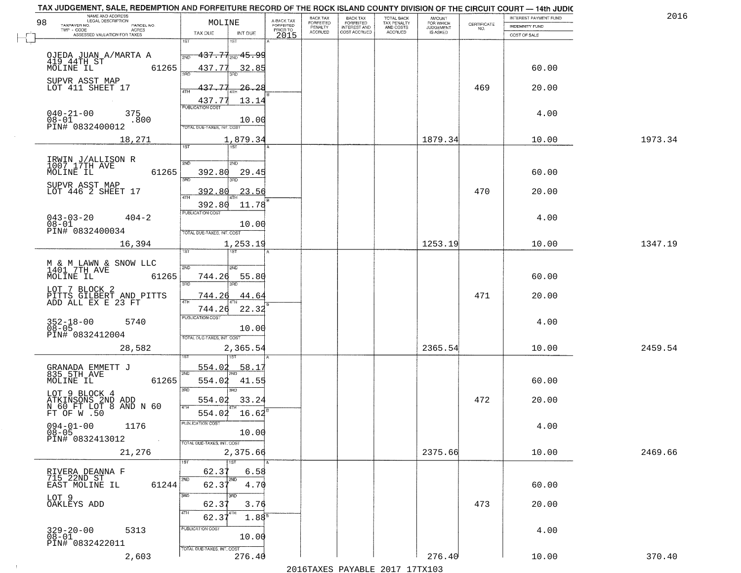TAX JUDGEMENT, SALE, REDEMPTION AND FORFEITURE RECORD OF THE ROCK ISLAND COUNTY DIVISION OF THE CIRCUIT COURT — 14th JUDIC

2016

98

| NAME AND ADDRESS / LEGAL DESCRIPTION / TAXPAYER NO. / PARCEL NO. / TWP - CODE / ACRES / ASSESSED VALUATION FOR TAXES | MOLINE TAX DUE | INT DUE | A-BACK TAX FORFEITED PRIOR TO 2015 | BACK TAX FORFEITED PENALTY ACCRUED | BACK TAX FORFEITED INTEREST AND COST ACCRUED | TOTAL BACK TAX PENALTY AND COSTS ACCRUED | AMOUNT FOR WHICH JUDGEMENT IS ASKED | CERTIFICATE NO. | INTEREST PAYMENT FUND / INDEMNITY FUND / COST OF SALE | |
|---|---|---|---|---|---|---|---|---|---|---|
| OJEDA JUAN A/MARTA A<br>419 44TH ST<br>MOLINE IL 61265<br>SUPVR ASST MAP<br>LOT 411 SHEET 17<br>040-21-00 375<br>08-01 .800<br>PIN# 0832400012<br>18,271 | 1ST 437.77<br>2ND 437.77<br>3RD 437.77<br>4TH 437.77<br>PUBLICATION COST<br>TOTAL DUE-TAXES, INT. COST | 1ST 45.99<br>2ND 32.85<br>3RD 26.28<br>4TH 13.14<br>10.00<br>1,879.34 | | | | | 1879.34 | 469 | 60.00<br>20.00<br>4.00<br>10.00 | 1973.34 |
| IRWIN J/ALLISON R<br>1007 17TH AVE<br>MOLINE IL 61265<br>SUPVR ASST MAP<br>LOT 446 2 SHEET 17<br>043-03-20 404-2<br>08-01<br>PIN# 0832400034<br>16,394 | 1ST<br>2ND 392.80<br>3RD 392.80<br>4TH 392.80<br>PUBLICATION COST<br>TOTAL DUE-TAXES, INT. COST | 1ST<br>2ND 29.45<br>3RD 23.56<br>4TH 11.78<br>10.00<br>1,253.19 | | | | | 1253.19 | 470 | 60.00<br>20.00<br>4.00<br>10.00 | 1347.19 |
| M & M LAWN & SNOW LLC<br>1401 7TH AVE<br>MOLINE IL 61265<br>LOT 7 BLOCK 2<br>PITTS GILBERT AND PITTS<br>ADD ALL EX E 23 FT<br>352-18-00 5740<br>08-05<br>PIN# 0832412004<br>28,582 | 1ST<br>2ND 744.26<br>3RD 744.26<br>4TH 744.26<br>PUBLICATION COST<br>TOTAL DUE-TAXES, INT. COST | 1ST<br>2ND 55.80<br>3RD 44.64<br>4TH 22.32<br>10.00<br>2,365.54 | | | | | 2365.54 | 471 | 60.00<br>20.00<br>4.00<br>10.00 | 2459.54 |
| GRANADA EMMETT J<br>835 5TH AVE<br>MOLINE IL 61265<br>LOT 9 BLOCK 4<br>ATKINSONS 2ND ADD<br>N 60 FT LOT 8 AND N 60<br>FT OF W .50<br>094-01-00 1176<br>08-05<br>PIN# 0832413012<br>21,276 | 1ST 554.02<br>2ND 554.02<br>3RD 554.02<br>4TH 554.02<br>PUBLICATION COST<br>TOTAL DUE-TAXES, INT. COST | 1ST 58.17<br>2ND 41.55<br>3RD 33.24<br>4TH 16.62<br>10.00<br>2,375.66 | | | | | 2375.66 | 472 | 60.00<br>20.00<br>4.00<br>10.00 | 2469.66 |
| RIVERA DEANNA F<br>715 22ND ST<br>EAST MOLINE IL 61244<br>LOT 9<br>OAKLEYS ADD<br>329-20-00 5313<br>08-01<br>PIN# 0832422011<br>2,603 | 1ST 62.37<br>2ND 62.37<br>3RD 62.37<br>4TH 62.37<br>PUBLICATION COST<br>TOTAL DUE-TAXES, INT. COST | 1ST 6.58<br>2ND 4.70<br>3RD 3.76<br>4TH 1.88<br>10.00<br>276.40 | | | | | 276.40 | 473 | 60.00<br>20.00<br>4.00<br>10.00 | 370.40 |

2016TAXES PAYABLE 2017 17TX103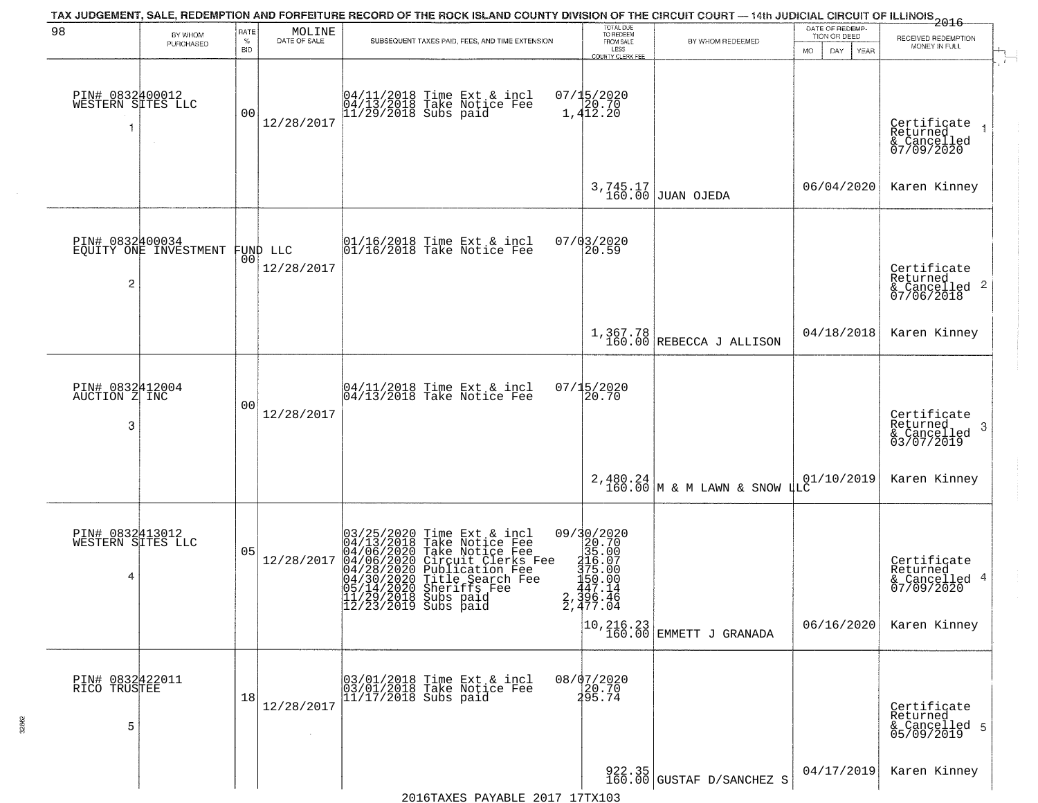TAX JUDGEMENT, SALE, REDEMPTION AND FORFEITURE RECORD OF THE ROCK ISLAND COUNTY DIVISION OF THE CIRCUIT COURT — 14th JUDICIAL CIRCUIT OF ILLINOIS 2016

| 98 BY WHOM PURCHASED | RATE % BID | MOLINE DATE OF SALE | SUBSEQUENT TAXES PAID, FEES, AND TIME EXTENSION | TOTAL DUE TO REDEEM FROM SALE LESS COUNTY CLERK FEE | BY WHOM REDEEMED | DATE OF REDEMPTION OR DEED MO DAY YEAR | RECEIVED REDEMPTION MONEY IN FULL |
|---|---|---|---|---|---|---|---|
| PIN# 0832400012 WESTERN SITES LLC 1 | 00 | 12/28/2017 | 04/11/2018 Time Ext & incl 07/15/2020<br>04/13/2018 Take Notice Fee 20.70<br>11/29/2018 Subs paid 1,412.20 | 3,745.17<br>160.00 | JUAN OJEDA | 06/04/2020 | Certificate Returned & Cancelled 07/09/2020 1<br>Karen Kinney |
| PIN# 0832400034 EQUITY ONE INVESTMENT FUND LLC 2 | 00 | 12/28/2017 | 01/16/2018 Time Ext & incl 07/03/2020<br>01/16/2018 Take Notice Fee 20.59 | 1,367.78<br>160.00 | REBECCA J ALLISON | 04/18/2018 | Certificate Returned & Cancelled 07/06/2018 2<br>Karen Kinney |
| PIN# 0832412004 AUCTION Z INC 3 | 00 | 12/28/2017 | 04/11/2018 Time Ext & incl 07/15/2020<br>04/13/2018 Take Notice Fee 20.70 | 2,480.24<br>160.00 | M & M LAWN & SNOW LLC | 01/10/2019 | Certificate Returned & Cancelled 03/07/2019 3<br>Karen Kinney |
| PIN# 0832413012 WESTERN SITES LLC 4 | 05 | 12/28/2017 | 03/25/2020 Time Ext & incl 09/30/2020<br>04/13/2018 Take Notice Fee 20.70<br>04/06/2020 Take Notice Fee 35.00<br>04/06/2020 Circuit Clerks Fee 216.07<br>04/28/2020 Publication Fee 375.00<br>04/30/2020 Title Search Fee 150.00<br>05/14/2020 Sheriffs Fee 447.14<br>11/29/2018 Subs paid 2,396.46<br>12/23/2019 Subs paid 2,477.04 | 10,216.23<br>160.00 | EMMETT J GRANADA | 06/16/2020 | Certificate Returned & Cancelled 07/09/2020 4<br>Karen Kinney |
| PIN# 0832422011 RICO TRUSTEE 5 | 18 | 12/28/2017 | 03/01/2018 Time Ext & incl 08/07/2020<br>03/01/2018 Take Notice Fee 20.70<br>11/17/2018 Subs paid 295.74 | 922.35<br>160.00 | GUSTAF D/SANCHEZ S | 04/17/2019 | Certificate Returned & Cancelled 05/09/2019 5<br>Karen Kinney |

2016TAXES PAYABLE 2017 17TX103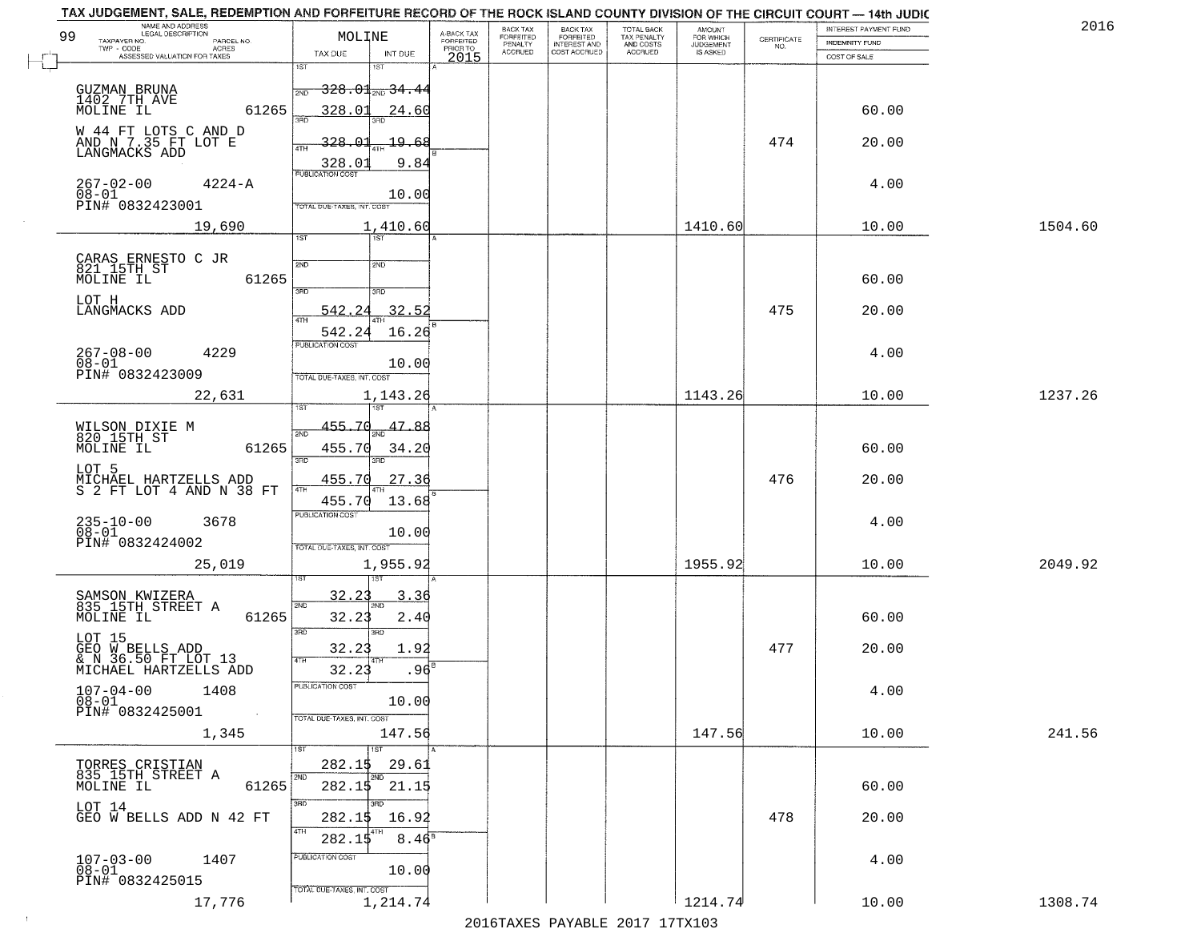TAX JUDGEMENT, SALE, REDEMPTION AND FORFEITURE RECORD OF THE ROCK ISLAND COUNTY DIVISION OF THE CIRCUIT COURT — 14th JUDIC

2016

| 99 NAME AND ADDRESS / LEGAL DESCRIPTION / TAXPAYER NO. / PARCEL NO. / TWP - CODE / ACRES / ASSESSED VALUATION FOR TAXES | MOLINE TAX DUE | INT DUE | A-BACK TAX FORFEITED PRIOR TO 2015 | BACK TAX FORFEITED PENALTY ACCRUED | BACK TAX FORFEITED INTEREST AND COST ACCRUED | TOTAL BACK TAX PENALTY AND COSTS ACCRUED | AMOUNT FOR WHICH JUDGEMENT IS ASKED | CERTIFICATE NO. | INTEREST PAYMENT FUND / INDEMNITY FUND / COST OF SALE | |
|---|---|---|---|---|---|---|---|---|---|---|
| GUZMAN BRUNA<br>1402 7TH AVE<br>MOLINE IL 61265<br>W 44 FT LOTS C AND D<br>AND N 7.35 FT LOT E<br>LANGMACKS ADD<br>267-02-00 4224-A<br>08-01<br>PIN# 0832423001<br>19,690 | 1ST 328.01<br>2ND 328.01<br>3RD 328.01<br>4TH 328.01<br>PUBLICATION COST<br>TOTAL DUE-TAXES, INT. COST 1,410.60 | 34.44<br>24.60<br>19.68<br>9.84<br>10.00 | | | | | 1410.60 | 474 | 60.00<br>20.00<br>4.00<br>10.00 | 1504.60 |
| CARAS ERNESTO C JR<br>821 15TH ST<br>MOLINE IL 61265<br>LOT H<br>LANGMACKS ADD<br>267-08-00 4229<br>08-01<br>PIN# 0832423009<br>22,631 | 1ST<br>2ND<br>3RD 542.24<br>4TH 542.24<br>PUBLICATION COST<br>TOTAL DUE-TAXES, INT. COST 1,143.26 | 32.52<br>16.26<br>10.00 | | | | | 1143.26 | 475 | 60.00<br>20.00<br>4.00<br>10.00 | 1237.26 |
| WILSON DIXIE M<br>820 15TH ST<br>MOLINE IL 61265<br>LOT 5<br>MICHAEL HARTZELLS ADD<br>S 2 FT LOT 4 AND N 38 FT<br>235-10-00 3678<br>08-01<br>PIN# 0832424002<br>25,019 | 1ST 455.70<br>2ND 455.70<br>3RD 455.70<br>4TH 455.70<br>PUBLICATION COST<br>TOTAL DUE-TAXES, INT. COST 1,955.92 | 47.88<br>34.20<br>27.36<br>13.68<br>10.00 | | | | | 1955.92 | 476 | 60.00<br>20.00<br>4.00<br>10.00 | 2049.92 |
| SAMSON KWIZERA<br>835 15TH STREET A<br>MOLINE IL 61265<br>LOT 15<br>GEO W BELLS ADD<br>& N 36.50 FT LOT 13<br>MICHAEL HARTZELLS ADD<br>107-04-00 1408<br>08-01<br>PIN# 0832425001<br>1,345 | 1ST 32.23<br>2ND 32.23<br>3RD 32.23<br>4TH 32.23<br>PUBLICATION COST<br>TOTAL DUE-TAXES, INT. COST 147.56 | 3.36<br>2.40<br>1.92<br>.96<br>10.00 | | | | | 147.56 | 477 | 60.00<br>20.00<br>4.00<br>10.00 | 241.56 |
| TORRES CRISTIAN<br>835 15TH STREET A<br>MOLINE IL 61265<br>LOT 14<br>GEO W BELLS ADD N 42 FT<br>107-03-00 1407<br>08-01<br>PIN# 0832425015<br>17,776 | 1ST 282.15<br>2ND 282.15<br>3RD 282.15<br>4TH 282.15<br>PUBLICATION COST<br>TOTAL DUE-TAXES, INT. COST 1,214.74 | 29.61<br>21.15<br>16.92<br>8.46<br>10.00 | | | | | 1214.74 | 478 | 60.00<br>20.00<br>4.00<br>10.00 | 1308.74 |

2016TAXES PAYABLE 2017 17TX103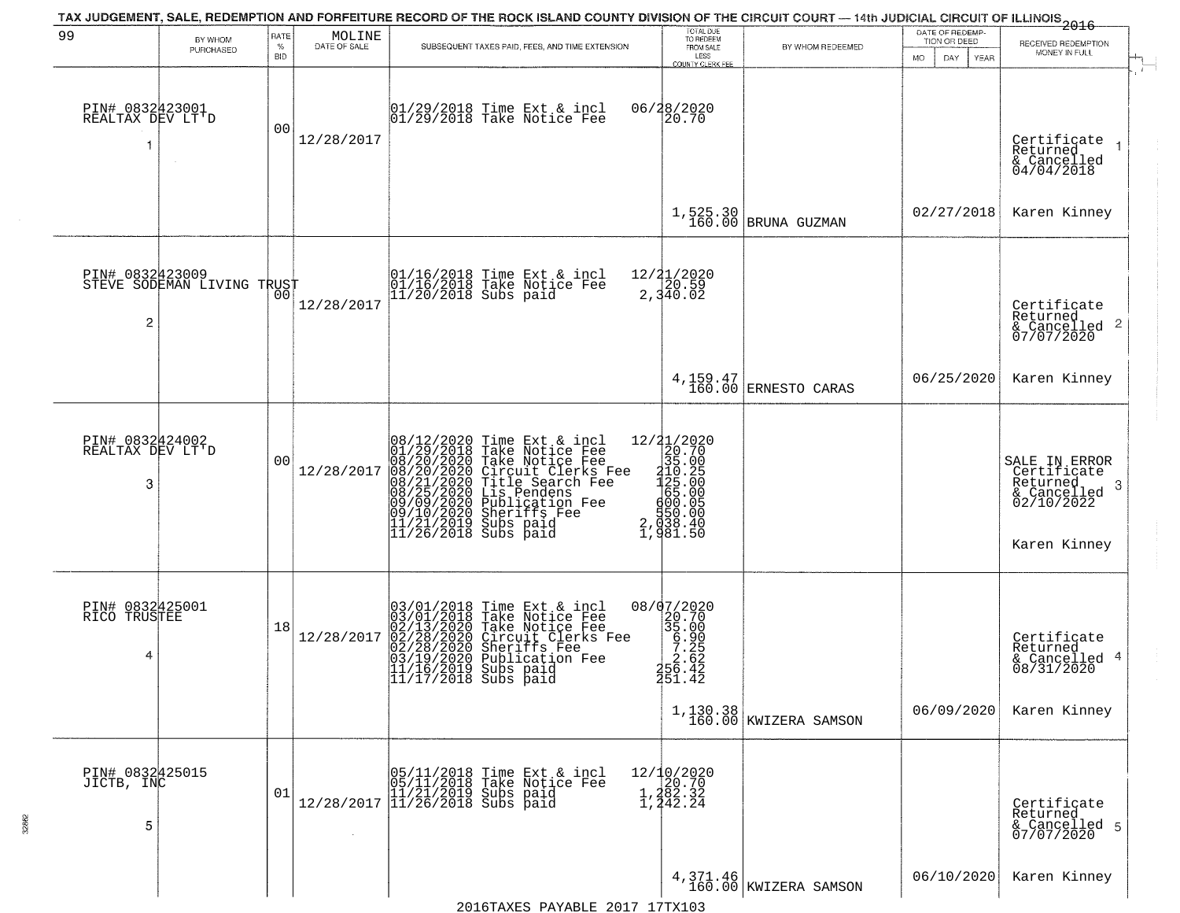TAX JUDGEMENT, SALE, REDEMPTION AND FORFEITURE RECORD OF THE ROCK ISLAND COUNTY DIVISION OF THE CIRCUIT COURT — 14th JUDICIAL CIRCUIT OF ILLINOIS 2016

| 99 BY WHOM PURCHASED | RATE % BID | MOLINE DATE OF SALE | SUBSEQUENT TAXES PAID, FEES, AND TIME EXTENSION | TOTAL DUE TO REDEEM FROM SALE LESS COUNTY CLERK FEE | BY WHOM REDEEMED | DATE OF REDEMPTION OR DEED MO DAY YEAR | RECEIVED REDEMPTION MONEY IN FULL |
|---|---|---|---|---|---|---|---|
| PIN# 0832423001 REALTAX DEV LT'D 1 | 00 | 12/28/2017 | 01/29/2018 Time Ext & incl<br>01/29/2018 Take Notice Fee | 06/28/2020<br>20.70<br><br>1,525.30<br>160.00 | BRUNA GUZMAN | 02/27/2018 | Certificate Returned & Cancelled 04/04/2018 1<br>Karen Kinney |
| PIN# 0832423009 STEVE SODEMAN LIVING TRUST 2 | 00 | 12/28/2017 | 01/16/2018 Time Ext & incl<br>01/16/2018 Take Notice Fee<br>11/20/2018 Subs paid | 12/21/2020<br>20.59<br>2,340.02<br><br>4,159.47<br>160.00 | ERNESTO CARAS | 06/25/2020 | Certificate Returned & Cancelled 07/07/2020 2<br>Karen Kinney |
| PIN# 0832424002 REALTAX DEV LT'D 3 | 00 | 12/28/2017 | 08/12/2020 Time Ext & incl<br>01/29/2018 Take Notice Fee<br>08/20/2020 Take Notice Fee<br>08/20/2020 Circuit Clerks Fee<br>08/21/2020 Title Search Fee<br>08/25/2020 Lis Pendens<br>09/09/2020 Publication Fee<br>09/10/2020 Sheriffs Fee<br>11/21/2019 Subs paid<br>11/26/2018 Subs paid | 12/21/2020<br>20.70<br>35.00<br>210.25<br>125.00<br>65.00<br>600.05<br>550.00<br>2,038.40<br>1,981.50 | | | SALE IN ERROR Certificate Returned & Cancelled 02/10/2022 3<br>Karen Kinney |
| PIN# 0832425001 RICO TRUSTEE 4 | 18 | 12/28/2017 | 03/01/2018 Time Ext & incl<br>03/01/2018 Take Notice Fee<br>02/13/2020 Take Notice Fee<br>02/28/2020 Circuit Clerks Fee<br>02/28/2020 Sheriffs Fee<br>03/19/2020 Publication Fee<br>11/16/2019 Subs paid<br>11/17/2018 Subs paid | 08/07/2020<br>20.70<br>35.00<br>6.90<br>7.25<br>2.62<br>256.42<br>251.42<br><br>1,130.38<br>160.00 | KWIZERA SAMSON | 06/09/2020 | Certificate Returned & Cancelled 08/31/2020 4<br>Karen Kinney |
| PIN# 0832425015 JICTB, INC 5 | 01 | 12/28/2017 | 05/11/2018 Time Ext & incl<br>05/11/2018 Take Notice Fee<br>11/21/2019 Subs paid<br>11/26/2018 Subs paid | 12/10/2020<br>20.70<br>1,282.32<br>1,242.24<br><br>4,371.46<br>160.00 | KWIZERA SAMSON | 06/10/2020 | Certificate Returned & Cancelled 07/07/2020 5<br>Karen Kinney |

2016TAXES PAYABLE 2017 17TX103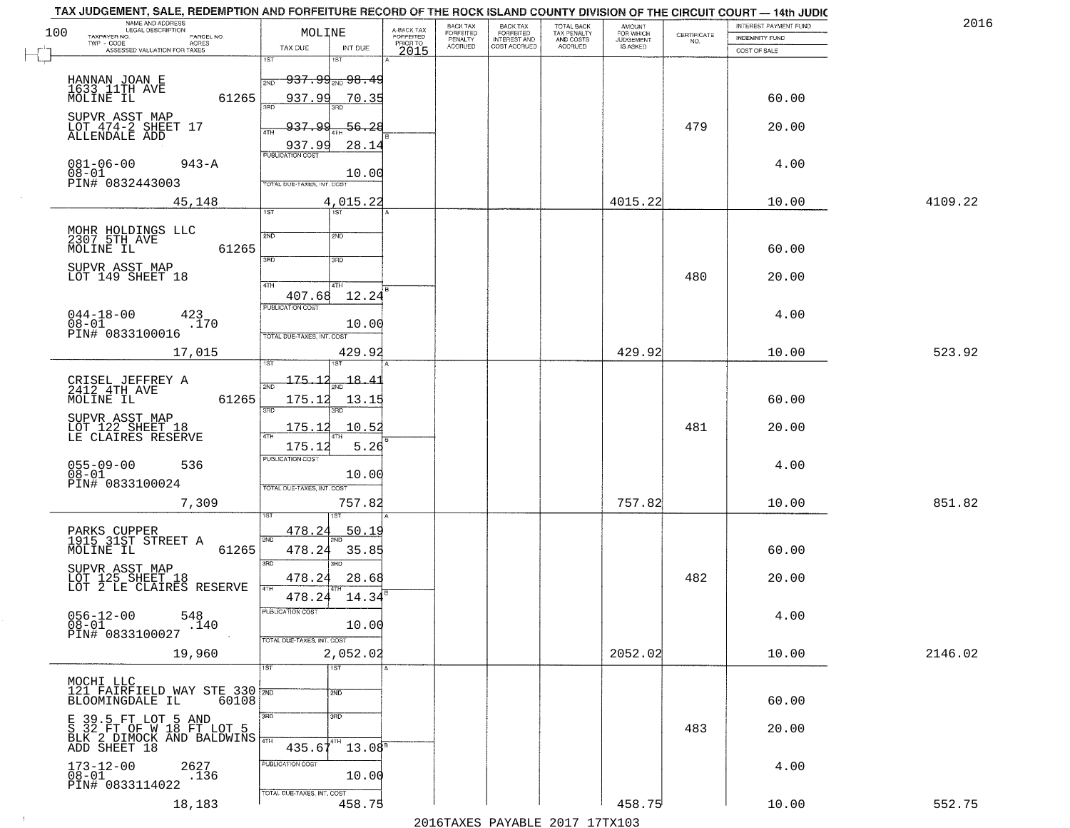TAX JUDGEMENT, SALE, REDEMPTION AND FORFEITURE RECORD OF THE ROCK ISLAND COUNTY DIVISION OF THE CIRCUIT COURT — 14th JUDIC

2016

| NAME AND ADDRESS / LEGAL DESCRIPTION / TAXPAYER NO. / PARCEL NO. / TWP - CODE / ACRES / ASSESSED VALUATION FOR TAXES | MOLINE TAX DUE | INT DUE | A-BACK TAX FORFEITED PRIOR TO 2015 | BACK TAX FORFEITED PENALTY ACCRUED | BACK TAX FORFEITED INTEREST AND COST ACCRUED | TOTAL BACK TAX PENALTY AND COSTS ACCRUED | AMOUNT FOR WHICH JUDGEMENT IS ASKED | CERTIFICATE NO. | INTEREST PAYMENT FUND / INDEMNITY FUND / COST OF SALE | |
|---|---|---|---|---|---|---|---|---|---|---|
| HANNAN JOAN E<br>1633 11TH AVE<br>MOLINE IL 61265<br>SUPVR ASST MAP<br>LOT 474-2 SHEET 17<br>ALLENDALE ADD<br>081-06-00 943-A<br>08-01<br>PIN# 0832443003<br>45,148 | 1ST 937.99<br>2ND 937.99<br>3RD 937.99<br>4TH 937.99<br>PUBLICATION COST<br>TOTAL DUE-TAXES, INT. COST 4,015.22 | 1ST 98.49<br>2ND 70.35<br>3RD 56.28<br>4TH 28.14<br>10.00 | | | | | 4015.22 | 479 | 60.00<br>20.00<br>4.00<br>10.00 | 4109.22 |
| MOHR HOLDINGS LLC<br>2307 5TH AVE<br>MOLINE IL 61265<br>SUPVR ASST MAP<br>LOT 149 SHEET 18<br>044-18-00 423<br>08-01 .170<br>PIN# 0833100016<br>17,015 | 1ST<br>2ND<br>3RD<br>4TH 407.68<br>PUBLICATION COST<br>TOTAL DUE-TAXES, INT. COST 429.92 | 1ST<br>2ND<br>3RD<br>4TH 12.24<br>10.00 | | | | | 429.92 | 480 | 60.00<br>20.00<br>4.00<br>10.00 | 523.92 |
| CRISEL JEFFREY A<br>2412 4TH AVE<br>MOLINE IL 61265<br>SUPVR ASST MAP<br>LOT 122 SHEET 18<br>LE CLAIRES RESERVE<br>055-09-00 536<br>08-01<br>PIN# 0833100024<br>7,309 | 1ST 175.12<br>2ND 175.12<br>3RD 175.12<br>4TH 175.12<br>PUBLICATION COST<br>TOTAL DUE-TAXES, INT. COST 757.82 | 1ST 18.41<br>2ND 13.15<br>3RD 10.52<br>4TH 5.26<br>10.00 | | | | | 757.82 | 481 | 60.00<br>20.00<br>4.00<br>10.00 | 851.82 |
| PARKS CUPPER<br>1915 31ST STREET A<br>MOLINE IL 61265<br>SUPVR ASST MAP<br>LOT 125 SHEET 18<br>LOT 2 LE CLAIRES RESERVE<br>056-12-00 548<br>08-01 .140<br>PIN# 0833100027<br>19,960 | 1ST 478.24<br>2ND 478.24<br>3RD 478.24<br>4TH 478.24<br>PUBLICATION COST<br>TOTAL DUE-TAXES, INT. COST 2,052.02 | 1ST 50.19<br>2ND 35.85<br>3RD 28.68<br>4TH 14.34<br>10.00 | | | | | 2052.02 | 482 | 60.00<br>20.00<br>4.00<br>10.00 | 2146.02 |
| MOCHI LLC<br>121 FAIRFIELD WAY STE 330<br>BLOOMINGDALE IL 60108<br>E 39.5 FT LOT 5 AND<br>S 32 FT OF W 18 FT LOT 5<br>BLK 2 DIMOCK AND BALDWINS<br>ADD SHEET 18<br>173-12-00 2627<br>08-01 .136<br>PIN# 0833114022<br>18,183 | 1ST<br>2ND<br>3RD<br>4TH 435.67<br>PUBLICATION COST<br>TOTAL DUE-TAXES, INT. COST 458.75 | 1ST<br>2ND<br>3RD<br>4TH 13.08<br>10.00 | | | | | 458.75 | 483 | 60.00<br>20.00<br>4.00<br>10.00 | 552.75 |

2016TAXES PAYABLE 2017 17TX103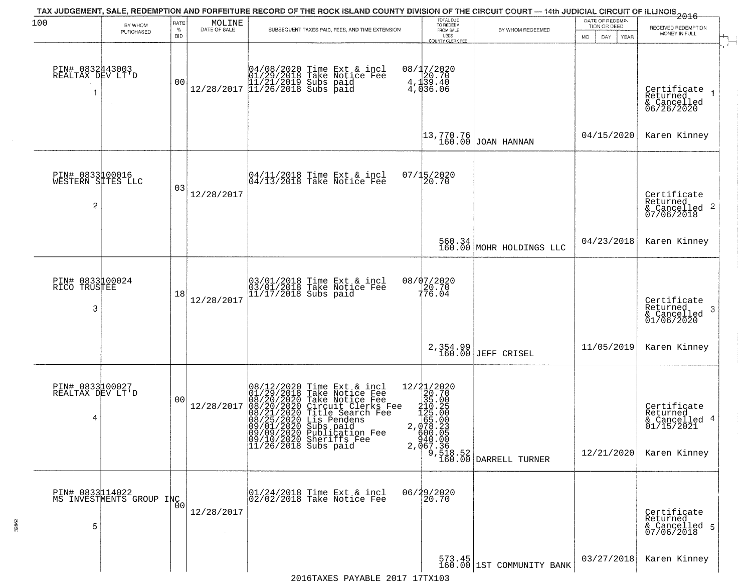TAX JUDGEMENT, SALE, REDEMPTION AND FORFEITURE RECORD OF THE ROCK ISLAND COUNTY DIVISION OF THE CIRCUIT COURT — 14th JUDICIAL CIRCUIT OF ILLINOIS 2016

100 — MOLINE

| BY WHOM PURCHASED | RATE % BID | DATE OF SALE | SUBSEQUENT TAXES PAID, FEES, AND TIME EXTENSION | TOTAL DUE TO REDEEM FROM SALE LESS COUNTY CLERK FEE | BY WHOM REDEEMED | DATE OF REDEMPTION OR DEED | RECEIVED REDEMPTION MONEY IN FULL |
|---|---|---|---|---|---|---|---|
| PIN# 0832443003 REALTAX DEV LT'D 1 | 00 | 12/28/2017 | 04/08/2020 Time Ext & incl 08/17/2020<br>01/29/2018 Take Notice Fee 20.70<br>11/21/2019 Subs paid 4,139.40<br>11/26/2018 Subs paid 4,036.06 | 13,770.76<br>160.00 | JOAN HANNAN | 04/15/2020 | Certificate Returned & Cancelled 06/26/2020 1<br>Karen Kinney |
| PIN# 0833100016 WESTERN SITES LLC 2 | 03 | 12/28/2017 | 04/11/2018 Time Ext & incl 07/15/2020<br>04/13/2018 Take Notice Fee 20.70 | 560.34<br>160.00 | MOHR HOLDINGS LLC | 04/23/2018 | Certificate Returned & Cancelled 07/06/2018 2<br>Karen Kinney |
| PIN# 0833100024 RICO TRUSTEE 3 | 18 | 12/28/2017 | 03/01/2018 Time Ext & incl 08/07/2020<br>03/01/2018 Take Notice Fee 20.70<br>11/17/2018 Subs paid 776.04 | 2,354.99<br>160.00 | JEFF CRISEL | 11/05/2019 | Certificate Returned & Cancelled 01/06/2020 3<br>Karen Kinney |
| PIN# 0833100027 REALTAX DEV LT'D 4 | 00 | 12/28/2017 | 08/12/2020 Time Ext & incl 12/21/2020<br>01/29/2018 Take Notice Fee 20.70<br>08/20/2020 Take Notice Fee 35.00<br>08/20/2020 Circuit Clerks Fee 210.25<br>08/21/2020 Title Search Fee 125.00<br>08/25/2020 Lis Pendens 65.00<br>09/01/2020 Subs paid 2,078.23<br>09/09/2020 Publication Fee 600.05<br>09/10/2020 Sheriffs Fee 940.00<br>11/26/2018 Subs paid 2,067.36 | 9,518.52<br>160.00 | DARRELL TURNER | 12/21/2020 | Certificate Returned & Cancelled 01/15/2021 4<br>Karen Kinney |
| PIN# 0833114022 MS INVESTMENTS GROUP INC 5 | 00 | 12/28/2017 | 01/24/2018 Time Ext & incl 06/29/2020<br>02/02/2018 Take Notice Fee 20.70 | 573.45<br>160.00 | 1ST COMMUNITY BANK | 03/27/2018 | Certificate Returned & Cancelled 07/06/2018 5<br>Karen Kinney |

2016TAXES PAYABLE 2017 17TX103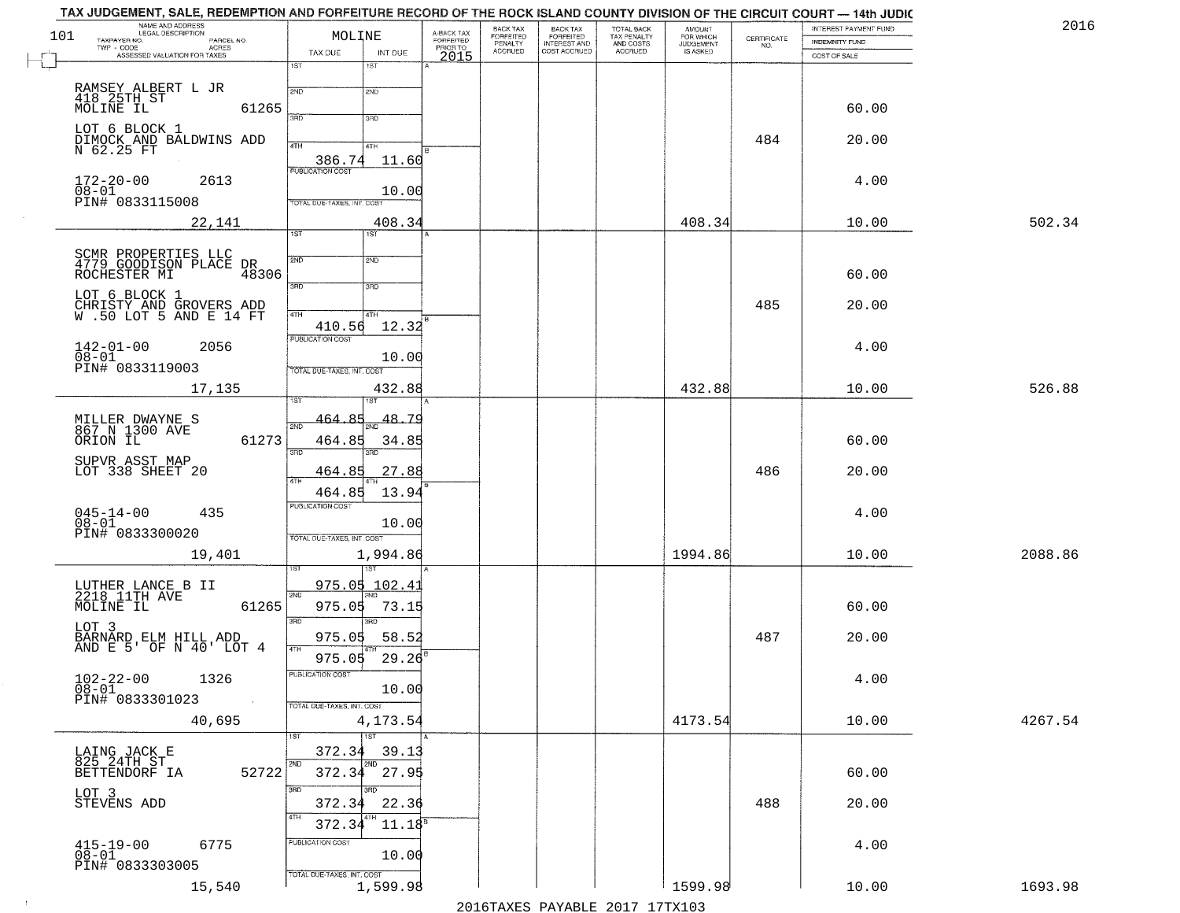TAX JUDGEMENT, SALE, REDEMPTION AND FORFEITURE RECORD OF THE ROCK ISLAND COUNTY DIVISION OF THE CIRCUIT COURT — 14th JUDIC

2016

| 101 NAME AND ADDRESS / LEGAL DESCRIPTION / TAXPAYER NO. / PARCEL NO. / TWP - CODE / ACRES / ASSESSED VALUATION FOR TAXES | MOLINE TAX DUE | INT DUE | A-BACK TAX FORFEITED PRIOR TO 2015 | BACK TAX FORFEITED PENALTY ACCRUED | BACK TAX FORFEITED INTEREST AND COST ACCRUED | TOTAL BACK TAX PENALTY AND COSTS ACCRUED | AMOUNT FOR WHICH JUDGEMENT IS ASKED | CERTIFICATE NO. | INTEREST PAYMENT FUND / INDEMNITY FUND / COST OF SALE | |
|---|---|---|---|---|---|---|---|---|---|---|
| RAMSEY ALBERT L JR<br>418 25TH ST<br>MOLINE IL 61265<br>LOT 6 BLOCK 1<br>DIMOCK AND BALDWINS ADD<br>N 62.25 FT<br>172-20-00 2613<br>08-01<br>PIN# 0833115008<br>22,141 | 1ST<br>2ND<br>3RD<br>4TH 386.74<br>PUBLICATION COST<br>TOTAL DUE-TAXES, INT. COST | 1ST<br>2ND<br>3RD<br>4TH 11.60<br>10.00<br>408.34 | | | | | 408.34 | 484 | 60.00<br>20.00<br>4.00<br>10.00 | 502.34 |
| SCMR PROPERTIES LLC<br>4779 GOODISON PLACE DR<br>ROCHESTER MI 48306<br>LOT 6 BLOCK 1<br>CHRISTY AND GROVERS ADD<br>W .50 LOT 5 AND E 14 FT<br>142-01-00 2056<br>08-01<br>PIN# 0833119003<br>17,135 | 1ST<br>2ND<br>3RD<br>4TH 410.56<br>PUBLICATION COST<br>TOTAL DUE-TAXES, INT. COST | 1ST<br>2ND<br>3RD<br>4TH 12.32<br>10.00<br>432.88 | | | | | 432.88 | 485 | 60.00<br>20.00<br>4.00<br>10.00 | 526.88 |
| MILLER DWAYNE S<br>867 N 1300 AVE<br>ORION IL 61273<br>SUPVR ASST MAP<br>LOT 338 SHEET 20<br>045-14-00 435<br>08-01<br>PIN# 0833300020<br>19,401 | 1ST 464.85<br>2ND 464.85<br>3RD 464.85<br>4TH 464.85<br>PUBLICATION COST<br>TOTAL DUE-TAXES, INT. COST | 1ST 48.79<br>2ND 34.85<br>3RD 27.88<br>4TH 13.94<br>10.00<br>1,994.86 | | | | | 1994.86 | 486 | 60.00<br>20.00<br>4.00<br>10.00 | 2088.86 |
| LUTHER LANCE B II<br>2218 11TH AVE<br>MOLINE IL 61265<br>LOT 3<br>BARNARD ELM HILL ADD<br>AND E 5' OF N 40' LOT 4<br>102-22-00 1326<br>08-01<br>PIN# 0833301023<br>40,695 | 1ST 975.05<br>2ND 975.05<br>3RD 975.05<br>4TH 975.05<br>PUBLICATION COST<br>TOTAL DUE-TAXES, INT. COST | 1ST 102.41<br>2ND 73.15<br>3RD 58.52<br>4TH 29.26<br>10.00<br>4,173.54 | | | | | 4173.54 | 487 | 60.00<br>20.00<br>4.00<br>10.00 | 4267.54 |
| LAING JACK E<br>825 24TH ST<br>BETTENDORF IA 52722<br>LOT 3<br>STEVENS ADD<br>415-19-00 6775<br>08-01<br>PIN# 0833303005<br>15,540 | 1ST 372.34<br>2ND 372.34<br>3RD 372.34<br>4TH 372.34<br>PUBLICATION COST<br>TOTAL DUE-TAXES, INT. COST | 1ST 39.13<br>2ND 27.95<br>3RD 22.36<br>4TH 11.18<br>10.00<br>1,599.98 | | | | | 1599.98 | 488 | 60.00<br>20.00<br>4.00<br>10.00 | 1693.98 |

2016TAXES PAYABLE 2017 17TX103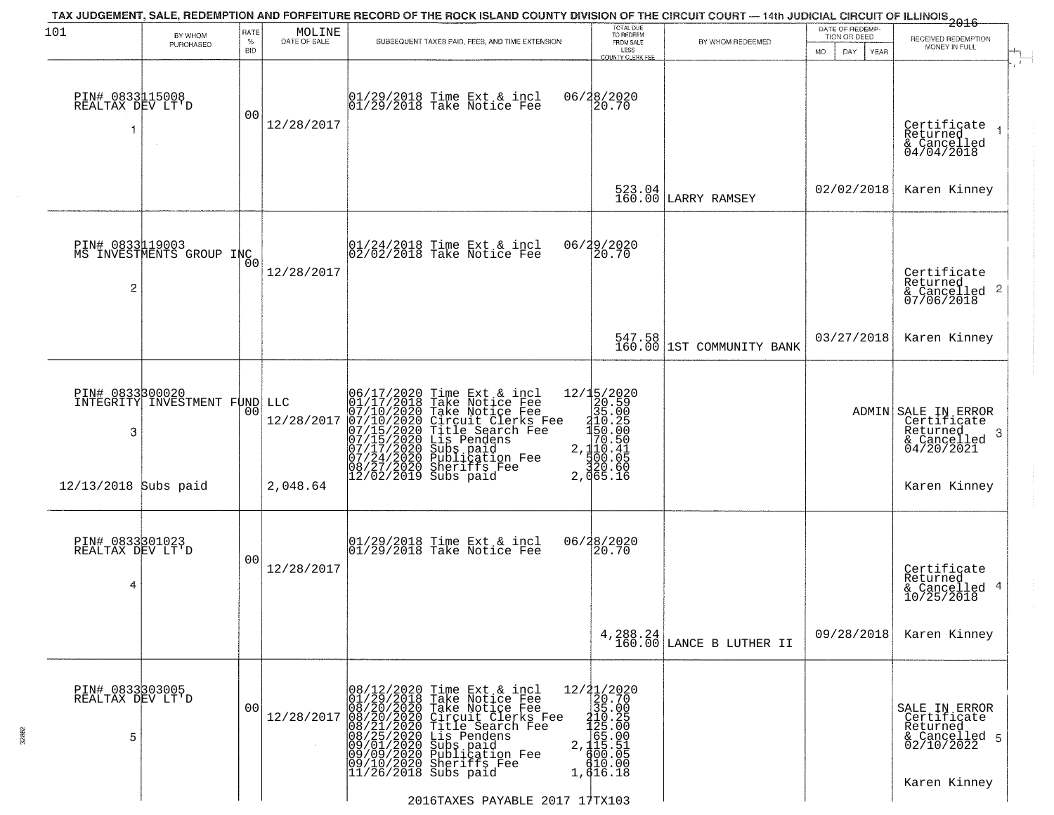# TAX JUDGEMENT, SALE, REDEMPTION AND FORFEITURE RECORD OF THE ROCK ISLAND COUNTY DIVISION OF THE CIRCUIT COURT — 14th JUDICIAL CIRCUIT OF ILLINOIS 2016

| 101 | BY WHOM PURCHASED | RATE % BID | MOLINE DATE OF SALE | SUBSEQUENT TAXES PAID, FEES, AND TIME EXTENSION | TOTAL DUE TO REDEEM FROM SALE LESS COUNTY CLERK FEE | BY WHOM REDEEMED | DATE OF REDEMPTION OR DEED MO DAY YEAR | RECEIVED REDEMPTION MONEY IN FULL |
|---|---|---|---|---|---|---|---|---|
| PIN# 0833115008 REALTAX DEV LT'D 1 | | 00 | 12/28/2017 | 01/29/2018 Time Ext & incl 06/28/2020<br>01/29/2018 Take Notice Fee 20.70 | 523.04<br>160.00 | LARRY RAMSEY | 02/02/2018 | Certificate Returned & Cancelled 04/04/2018 1<br>Karen Kinney |
| PIN# 0833119003 MS INVESTMENTS GROUP INC 2 | | 00 | 12/28/2017 | 01/24/2018 Time Ext & incl 06/29/2020<br>02/02/2018 Take Notice Fee 20.70 | 547.58<br>160.00 | 1ST COMMUNITY BANK | 03/27/2018 | Certificate Returned & Cancelled 07/06/2018 2<br>Karen Kinney |
| PIN# 0833300020 INTEGRITY INVESTMENT FUND LLC 3<br>12/13/2018 Subs paid | | 00 | 12/28/2017<br>2,048.64 | 06/17/2020 Time Ext & incl 12/15/2020<br>01/17/2018 Take Notice Fee 20.59<br>07/10/2020 Take Notice Fee 35.00<br>07/10/2020 Circuit Clerks Fee 210.25<br>07/15/2020 Title Search Fee 150.00<br>07/15/2020 Lis Pendens 70.50<br>07/17/2020 Subs paid 2,110.41<br>07/24/2020 Publication Fee 500.05<br>08/27/2020 Sheriffs Fee 320.60<br>12/02/2019 Subs paid 2,065.16 | | | ADMIN | SALE IN ERROR Certificate Returned & Cancelled 04/20/2021 3<br>Karen Kinney |
| PIN# 0833301023 REALTAX DEV LT'D 4 | | 00 | 12/28/2017 | 01/29/2018 Time Ext & incl 06/28/2020<br>01/29/2018 Take Notice Fee 20.70 | 4,288.24<br>160.00 | LANCE B LUTHER II | 09/28/2018 | Certificate Returned & Cancelled 10/25/2018 4<br>Karen Kinney |
| PIN# 0833303005 REALTAX DEV LT'D 5 | | 00 | 12/28/2017 | 08/12/2020 Time Ext & incl 12/21/2020<br>01/29/2018 Take Notice Fee 20.70<br>08/20/2020 Take Notice Fee 35.00<br>08/20/2020 Circuit Clerks Fee 210.25<br>08/21/2020 Title Search Fee 125.00<br>08/25/2020 Lis Pendens 65.00<br>09/01/2020 Subs paid 2,115.51<br>09/09/2020 Publication Fee 600.05<br>09/10/2020 Sheriffs Fee 610.00<br>11/26/2018 Subs paid 1,616.18 | | | | SALE IN ERROR Certificate Returned & Cancelled 02/10/2022 5<br>Karen Kinney |

2016TAXES PAYABLE 2017 17TX103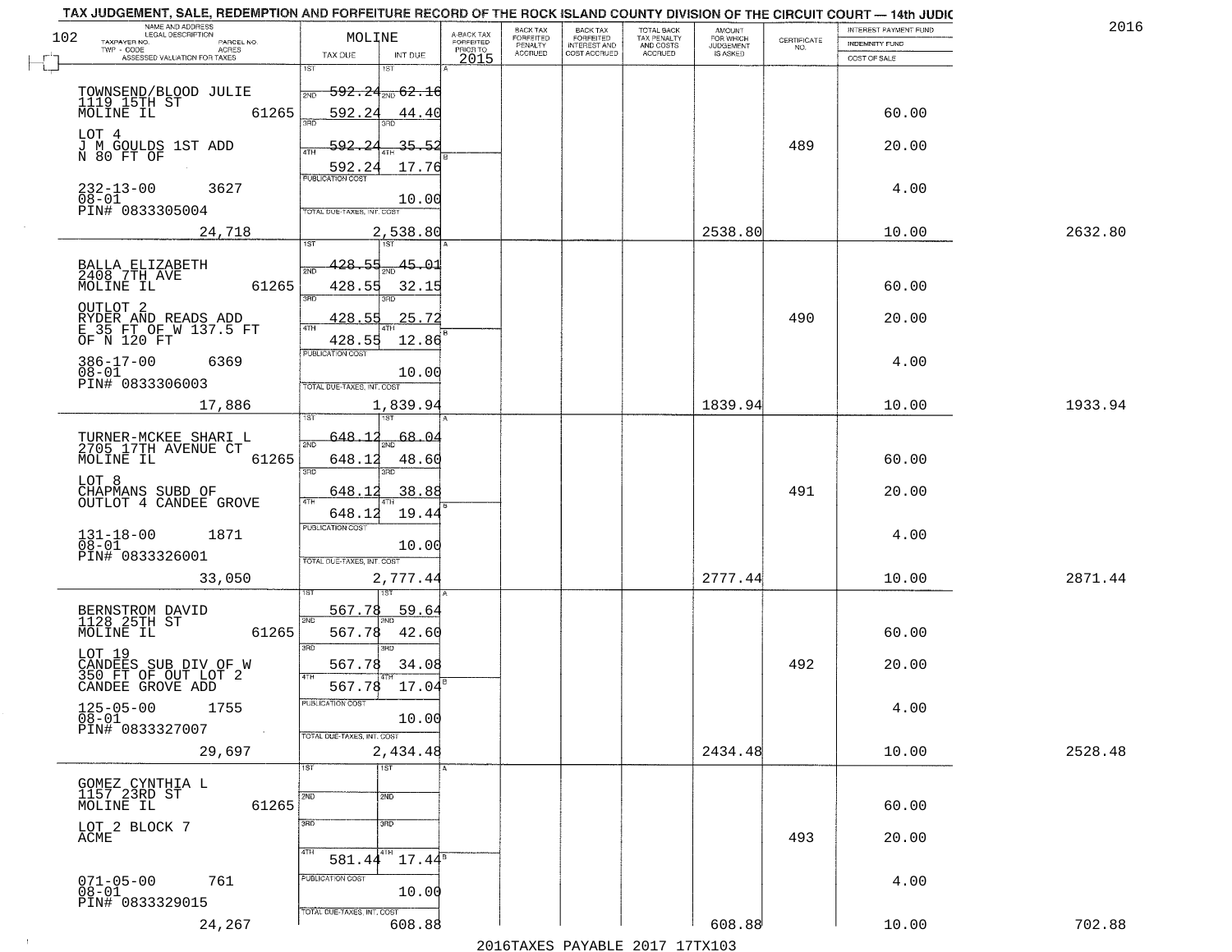TAX JUDGEMENT, SALE, REDEMPTION AND FORFEITURE RECORD OF THE ROCK ISLAND COUNTY DIVISION OF THE CIRCUIT COURT — 14th JUDIC

2016

| NAME AND ADDRESS / LEGAL DESCRIPTION / TAXPAYER NO. / PARCEL NO. / TWP - CODE / ACRES / ASSESSED VALUATION FOR TAXES | MOLINE TAX DUE | INT DUE | A-BACK TAX FORFEITED PRIOR TO 2015 | BACK TAX FORFEITED PENALTY ACCRUED | BACK TAX FORFEITED INTEREST AND COST ACCRUED | TOTAL BACK TAX PENALTY AND COSTS ACCRUED | AMOUNT FOR WHICH JUDGEMENT IS ASKED | CERTIFICATE NO. | INTEREST PAYMENT FUND / INDEMNITY FUND / COST OF SALE | |
|---|---|---|---|---|---|---|---|---|---|---|
| TOWNSEND/BLOOD JULIE<br>1119 15TH ST<br>MOLINE IL 61265<br>LOT 4<br>J M GOULDS 1ST ADD<br>N 80 FT OF<br>232-13-00 3627<br>08-01<br>PIN# 0833305004<br>24,718 | 1ST 592.24<br>2ND 592.24<br>3RD 592.24<br>4TH 592.24<br>PUBLICATION COST<br>TOTAL DUE-TAXES, INT. COST 2,538.80 | 62.16<br>44.40<br>35.52<br>17.76<br>10.00 | | | | | 2538.80 | 489 | 60.00<br>20.00<br>4.00<br>10.00 | 2632.80 |
| BALLA ELIZABETH<br>2408 7TH AVE<br>MOLINE IL 61265<br>OUTLOT 2<br>RYDER AND READS ADD<br>E 35 FT OF W 137.5 FT<br>OF N 120 FT<br>386-17-00 6369<br>08-01<br>PIN# 0833306003<br>17,886 | 1ST 428.55<br>2ND 428.55<br>3RD 428.55<br>4TH 428.55<br>PUBLICATION COST<br>TOTAL DUE-TAXES, INT. COST 1,839.94 | 45.01<br>32.15<br>25.72<br>12.86<br>10.00 | | | | | 1839.94 | 490 | 60.00<br>20.00<br>4.00<br>10.00 | 1933.94 |
| TURNER-MCKEE SHARI L<br>2705 17TH AVENUE CT<br>MOLINE IL 61265<br>LOT 8<br>CHAPMANS SUBD OF<br>OUTLOT 4 CANDEE GROVE<br>131-18-00 1871<br>08-01<br>PIN# 0833326001<br>33,050 | 1ST 648.12<br>2ND 648.12<br>3RD 648.12<br>4TH 648.12<br>PUBLICATION COST<br>TOTAL DUE-TAXES, INT. COST 2,777.44 | 68.04<br>48.60<br>38.88<br>19.44<br>10.00 | | | | | 2777.44 | 491 | 60.00<br>20.00<br>4.00<br>10.00 | 2871.44 |
| BERNSTROM DAVID<br>1128 25TH ST<br>MOLINE IL 61265<br>LOT 19<br>CANDEES SUB DIV OF W<br>350 FT OF OUT LOT 2<br>CANDEE GROVE ADD<br>125-05-00 1755<br>08-01<br>PIN# 0833327007<br>29,697 | 1ST 567.78<br>2ND 567.78<br>3RD 567.78<br>4TH 567.78<br>PUBLICATION COST<br>TOTAL DUE-TAXES, INT. COST 2,434.48 | 59.64<br>42.60<br>34.08<br>17.04<br>10.00 | | | | | 2434.48 | 492 | 60.00<br>20.00<br>4.00<br>10.00 | 2528.48 |
| GOMEZ CYNTHIA L<br>1157 23RD ST<br>MOLINE IL 61265<br>LOT 2 BLOCK 7<br>ACME<br>071-05-00 761<br>08-01<br>PIN# 0833329015<br>24,267 | 1ST<br>2ND<br>3RD<br>4TH 581.44<br>PUBLICATION COST<br>TOTAL DUE-TAXES, INT. COST 608.88 | 17.44<br>10.00 | | | | | 608.88 | 493 | 60.00<br>20.00<br>4.00<br>10.00 | 702.88 |

2016TAXES PAYABLE 2017 17TX103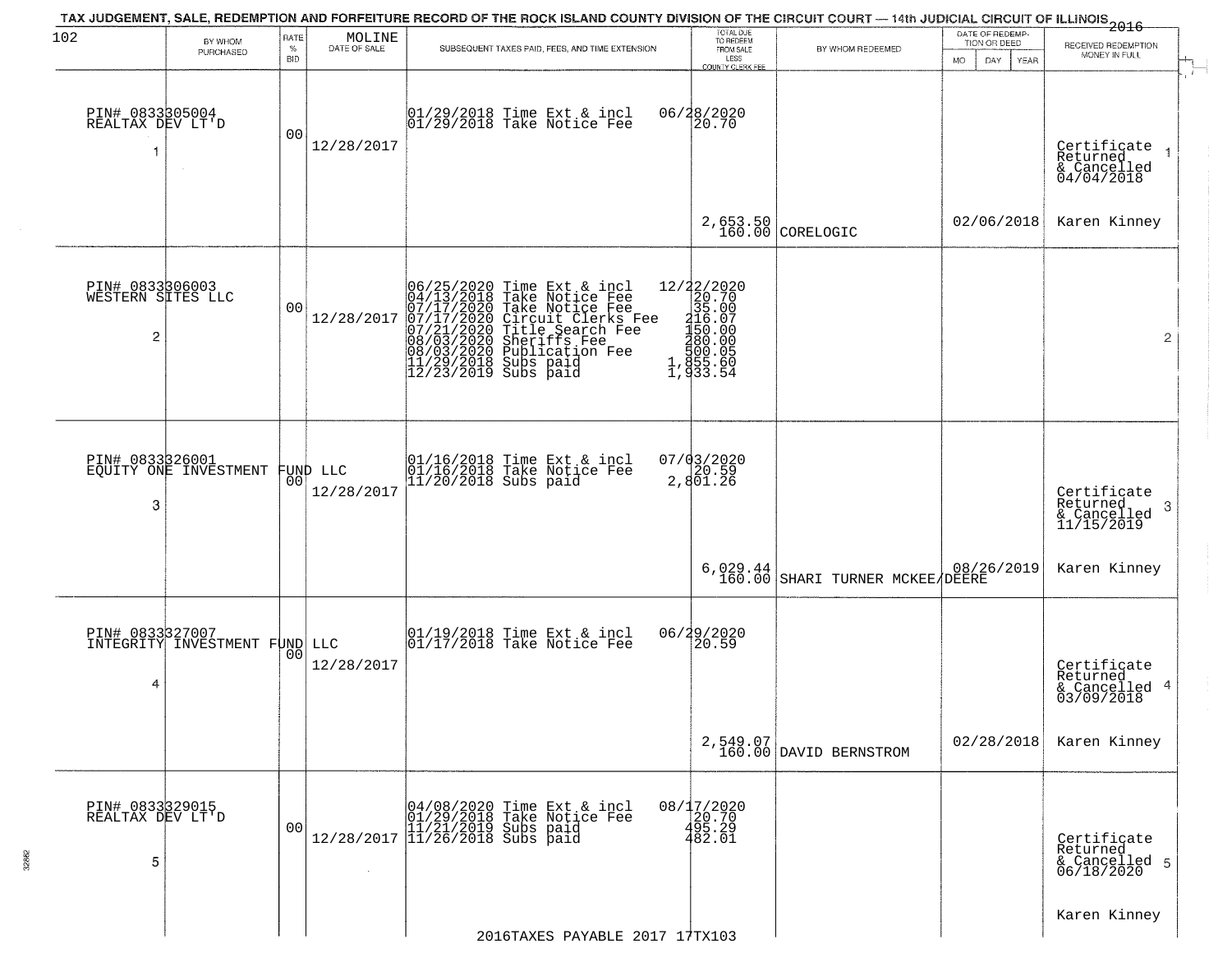TAX JUDGEMENT, SALE, REDEMPTION AND FORFEITURE RECORD OF THE ROCK ISLAND COUNTY DIVISION OF THE CIRCUIT COURT — 14th JUDICIAL CIRCUIT OF ILLINOIS 2016

| 102 BY WHOM PURCHASED | RATE % BID | MOLINE DATE OF SALE | SUBSEQUENT TAXES PAID, FEES, AND TIME EXTENSION | TOTAL DUE TO REDEEM FROM SALE LESS COUNTY CLERK FEE | BY WHOM REDEEMED | DATE OF REDEMPTION OR DEED MO DAY YEAR | RECEIVED REDEMPTION MONEY IN FULL |
|---|---|---|---|---|---|---|---|
| PIN# 0833305004 REALTAX DEV LT'D 1 | 00 | 12/28/2017 | 01/29/2018 Time Ext & incl 06/28/2020<br>01/29/2018 Take Notice Fee 20.70 | 2,653.50<br>160.00 | CORELOGIC | 02/06/2018 | Certificate Returned & Cancelled 04/04/2018 1<br>Karen Kinney |
| PIN# 0833306003 WESTERN SITES LLC 2 | 00 | 12/28/2017 | 06/25/2020 Time Ext & incl 12/22/2020<br>04/13/2018 Take Notice Fee 20.70<br>07/17/2020 Take Notice Fee 35.00<br>07/17/2020 Circuit Clerks Fee 216.07<br>07/21/2020 Title Search Fee 150.00<br>08/03/2020 Sheriffs Fee 280.00<br>08/03/2020 Publication Fee 500.05<br>11/29/2018 Subs paid 1,855.60<br>12/23/2019 Subs paid 1,933.54 | | | | 2 |
| PIN# 0833326001 EQUITY ONE INVESTMENT FUND LLC 3 | 00 | 12/28/2017 | 01/16/2018 Time Ext & incl 07/03/2020<br>01/16/2018 Take Notice Fee 20.59<br>11/20/2018 Subs paid 2,801.26 | 6,029.44<br>160.00 | SHARI TURNER MCKEE/DEERE | 08/26/2019 | Certificate Returned & Cancelled 11/15/2019 3<br>Karen Kinney |
| PIN# 0833327007 INTEGRITY INVESTMENT FUND LLC 4 | 00 | 12/28/2017 | 01/19/2018 Time Ext & incl 06/29/2020<br>01/17/2018 Take Notice Fee 20.59 | 2,549.07<br>160.00 | DAVID BERNSTROM | 02/28/2018 | Certificate Returned & Cancelled 03/09/2018 4<br>Karen Kinney |
| PIN# 0833329015 REALTAX DEV LT'D 5 | 00 | 12/28/2017 | 04/08/2020 Time Ext & incl 08/17/2020<br>01/29/2018 Take Notice Fee 20.70<br>11/21/2019 Subs paid 495.29<br>11/26/2018 Subs paid 482.01 | | | | Certificate Returned & Cancelled 06/18/2020 5<br>Karen Kinney |

2016TAXES PAYABLE 2017 17TX103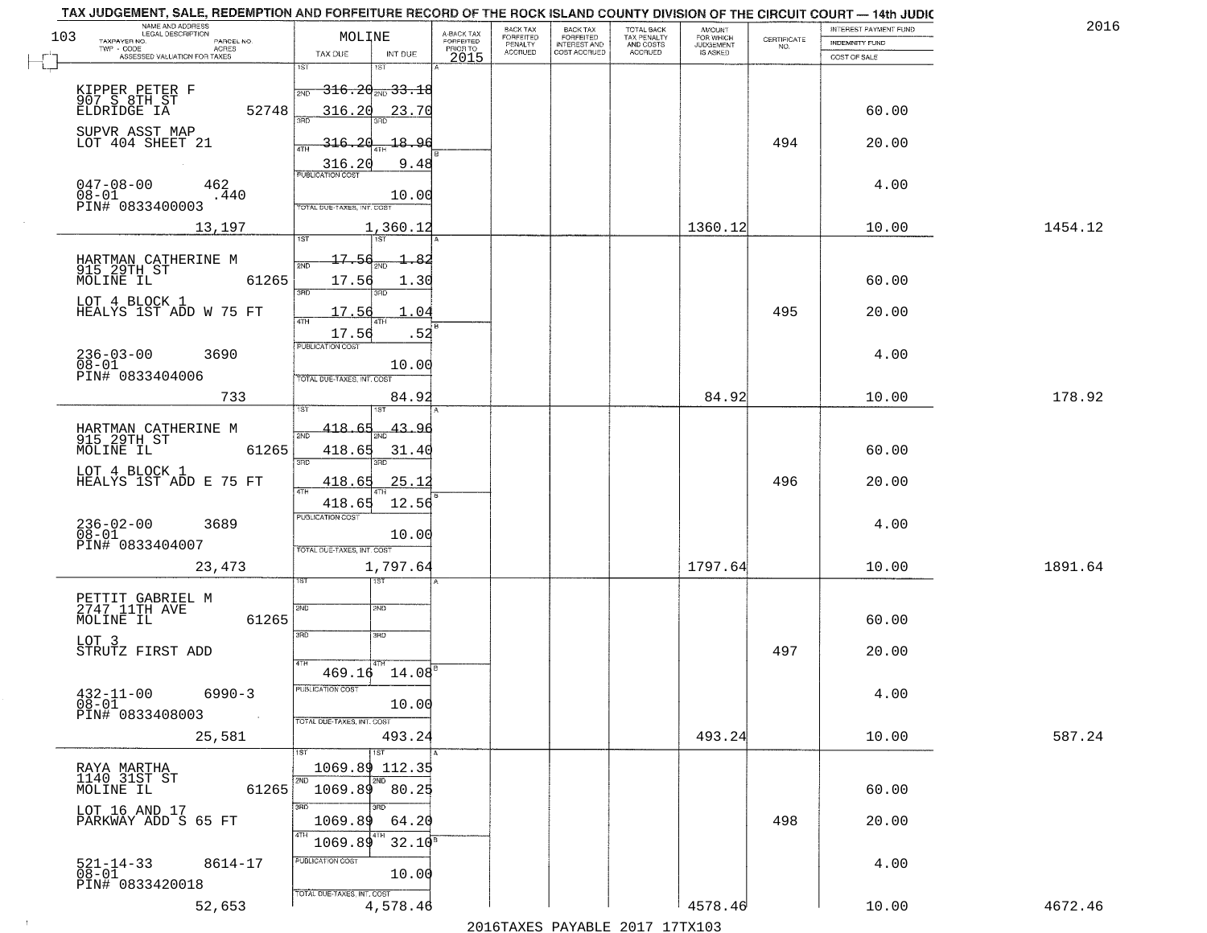TAX JUDGEMENT, SALE, REDEMPTION AND FORFEITURE RECORD OF THE ROCK ISLAND COUNTY DIVISION OF THE CIRCUIT COURT — 14th JUDIC

2016

103

| NAME AND ADDRESS / LEGAL DESCRIPTION / TAXPAYER NO. / PARCEL NO. / TWP - CODE / ACRES / ASSESSED VALUATION FOR TAXES | MOLINE TAX DUE | INT DUE | A-BACK TAX FORFEITED PRIOR TO 2015 | BACK TAX FORFEITED PENALTY ACCRUED | BACK TAX FORFEITED INTEREST AND COST ACCRUED | TOTAL BACK TAX PENALTY AND COSTS ACCRUED | AMOUNT FOR WHICH JUDGEMENT IS ASKED | CERTIFICATE NO. | INTEREST PAYMENT FUND / INDEMNITY FUND / COST OF SALE | |
|---|---|---|---|---|---|---|---|---|---|---|
| KIPPER PETER F<br>907 S 8TH ST<br>ELDRIDGE IA 52748<br>SUPVR ASST MAP<br>LOT 404 SHEET 21<br>047-08-00 462<br>08-01 .440<br>PIN# 0833400003<br>13,197 | 1ST 316.20<br>2ND 316.20<br>3RD 316.20<br>4TH 316.20<br>PUBLICATION COST<br>TOTAL DUE-TAXES, INT. COST 1,360.12 | 1ST 33.18<br>2ND 23.70<br>3RD 18.96<br>4TH 9.48<br>10.00 | | | | | 1360.12 | 494 | 60.00<br>20.00<br>4.00<br>10.00 | 1454.12 |
| HARTMAN CATHERINE M<br>915 29TH ST<br>MOLINE IL 61265<br>LOT 4 BLOCK 1<br>HEALYS 1ST ADD W 75 FT<br>236-03-00 3690<br>08-01<br>PIN# 0833404006<br>733 | 1ST 17.56<br>2ND 17.56<br>3RD 17.56<br>4TH 17.56<br>PUBLICATION COST<br>TOTAL DUE-TAXES, INT. COST 84.92 | 1ST 1.82<br>2ND 1.30<br>3RD 1.04<br>4TH .52<br>10.00 | | | | | 84.92 | 495 | 60.00<br>20.00<br>4.00<br>10.00 | 178.92 |
| HARTMAN CATHERINE M<br>915 29TH ST<br>MOLINE IL 61265<br>LOT 4 BLOCK 1<br>HEALYS 1ST ADD E 75 FT<br>236-02-00 3689<br>08-01<br>PIN# 0833404007<br>23,473 | 1ST 418.65<br>2ND 418.65<br>3RD 418.65<br>4TH 418.65<br>PUBLICATION COST<br>TOTAL DUE-TAXES, INT. COST 1,797.64 | 1ST 43.96<br>2ND 31.40<br>3RD 25.12<br>4TH 12.56<br>10.00 | | | | | 1797.64 | 496 | 60.00<br>20.00<br>4.00<br>10.00 | 1891.64 |
| PETTIT GABRIEL M<br>2747 11TH AVE<br>MOLINE IL 61265<br>LOT 3<br>STRUTZ FIRST ADD<br>432-11-00 6990-3<br>08-01<br>PIN# 0833408003<br>25,581 | 1ST<br>2ND<br>3RD<br>4TH 469.16<br>PUBLICATION COST<br>TOTAL DUE-TAXES, INT. COST 493.24 | 1ST<br>2ND<br>3RD<br>4TH 14.08<br>10.00 | | | | | 493.24 | 497 | 60.00<br>20.00<br>4.00<br>10.00 | 587.24 |
| RAYA MARTHA<br>1140 31ST ST<br>MOLINE IL 61265<br>LOT 16 AND 17<br>PARKWAY ADD S 65 FT<br>521-14-33 8614-17<br>08-01<br>PIN# 0833420018<br>52,653 | 1ST 1069.89<br>2ND 1069.89<br>3RD 1069.89<br>4TH 1069.89<br>PUBLICATION COST<br>TOTAL DUE-TAXES, INT. COST 4,578.46 | 1ST 112.35<br>2ND 80.25<br>3RD 64.20<br>4TH 32.10<br>10.00 | | | | | 4578.46 | 498 | 60.00<br>20.00<br>4.00<br>10.00 | 4672.46 |

2016TAXES PAYABLE 2017 17TX103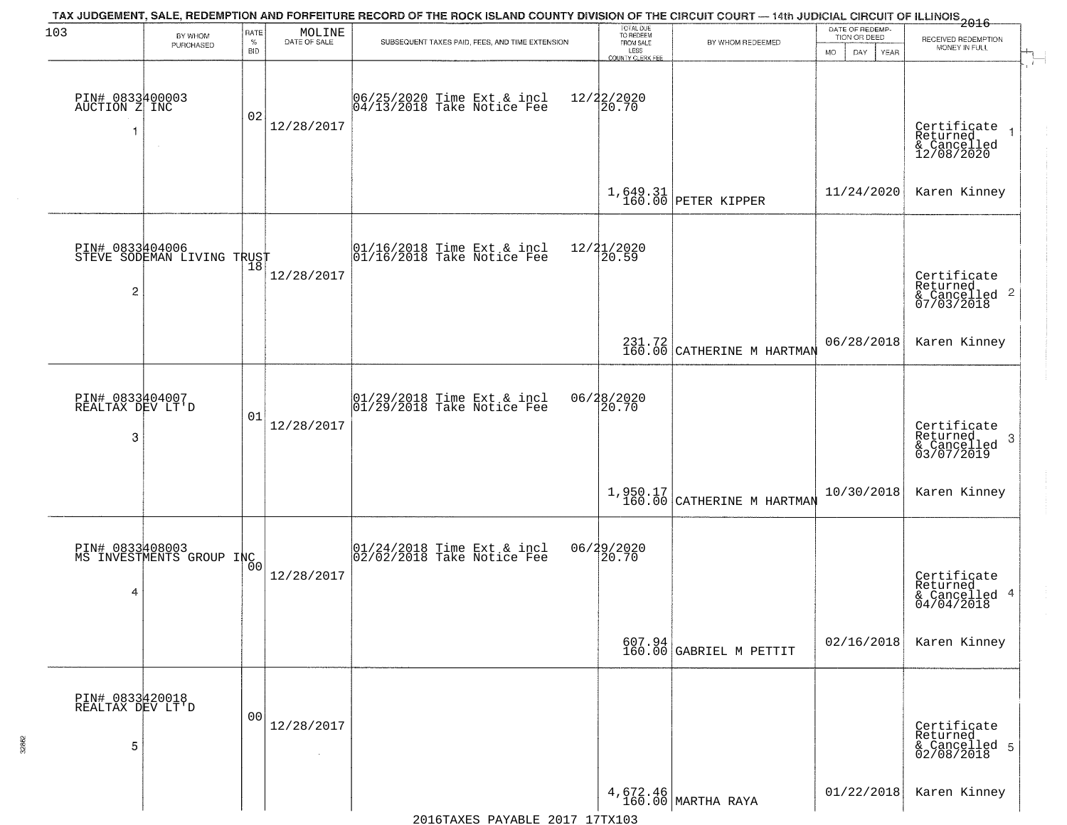TAX JUDGEMENT, SALE, REDEMPTION AND FORFEITURE RECORD OF THE ROCK ISLAND COUNTY DIVISION OF THE CIRCUIT COURT — 14th JUDICIAL CIRCUIT OF ILLINOIS 2016

| 103 | BY WHOM PURCHASED | RATE % BID | MOLINE DATE OF SALE | SUBSEQUENT TAXES PAID, FEES, AND TIME EXTENSION | TOTAL DUE TO REDEEM FROM SALE LESS COUNTY CLERK FEE | BY WHOM REDEEMED | DATE OF REDEMPTION OR DEED MO DAY YEAR | RECEIVED REDEMPTION MONEY IN FULL |
|---|---|---|---|---|---|---|---|---|
| 1 | PIN# 0833400003 AUCTION Z INC | 02 | 12/28/2017 | 06/25/2020 Time Ext & incl 04/13/2018 Take Notice Fee | 12/22/2020 20.70 1,649.31 160.00 | PETER KIPPER | 11/24/2020 | Certificate Returned & Cancelled 12/08/2020 Karen Kinney |
| 2 | PIN# 0833404006 STEVE SODEMAN LIVING TRUST | 18 | 12/28/2017 | 01/16/2018 Time Ext & incl 01/16/2018 Take Notice Fee | 12/21/2020 20.59 231.72 160.00 | CATHERINE M HARTMAN | 06/28/2018 | Certificate Returned & Cancelled 07/03/2018 Karen Kinney |
| 3 | PIN# 0833404007 REALTAX DEV LT'D | 01 | 12/28/2017 | 01/29/2018 Time Ext & incl 01/29/2018 Take Notice Fee | 06/28/2020 20.70 1,950.17 160.00 | CATHERINE M HARTMAN | 10/30/2018 | Certificate Returned & Cancelled 03/07/2019 Karen Kinney |
| 4 | PIN# 0833408003 MS INVESTMENTS GROUP INC | 00 | 12/28/2017 | 01/24/2018 Time Ext & incl 02/02/2018 Take Notice Fee | 06/29/2020 20.70 607.94 160.00 | GABRIEL M PETTIT | 02/16/2018 | Certificate Returned & Cancelled 04/04/2018 Karen Kinney |
| 5 | PIN# 0833420018 REALTAX DEV LT'D | 00 | 12/28/2017 | | 4,672.46 160.00 | MARTHA RAYA | 01/22/2018 | Certificate Returned & Cancelled 02/08/2018 Karen Kinney |

2016TAXES PAYABLE 2017 17TX103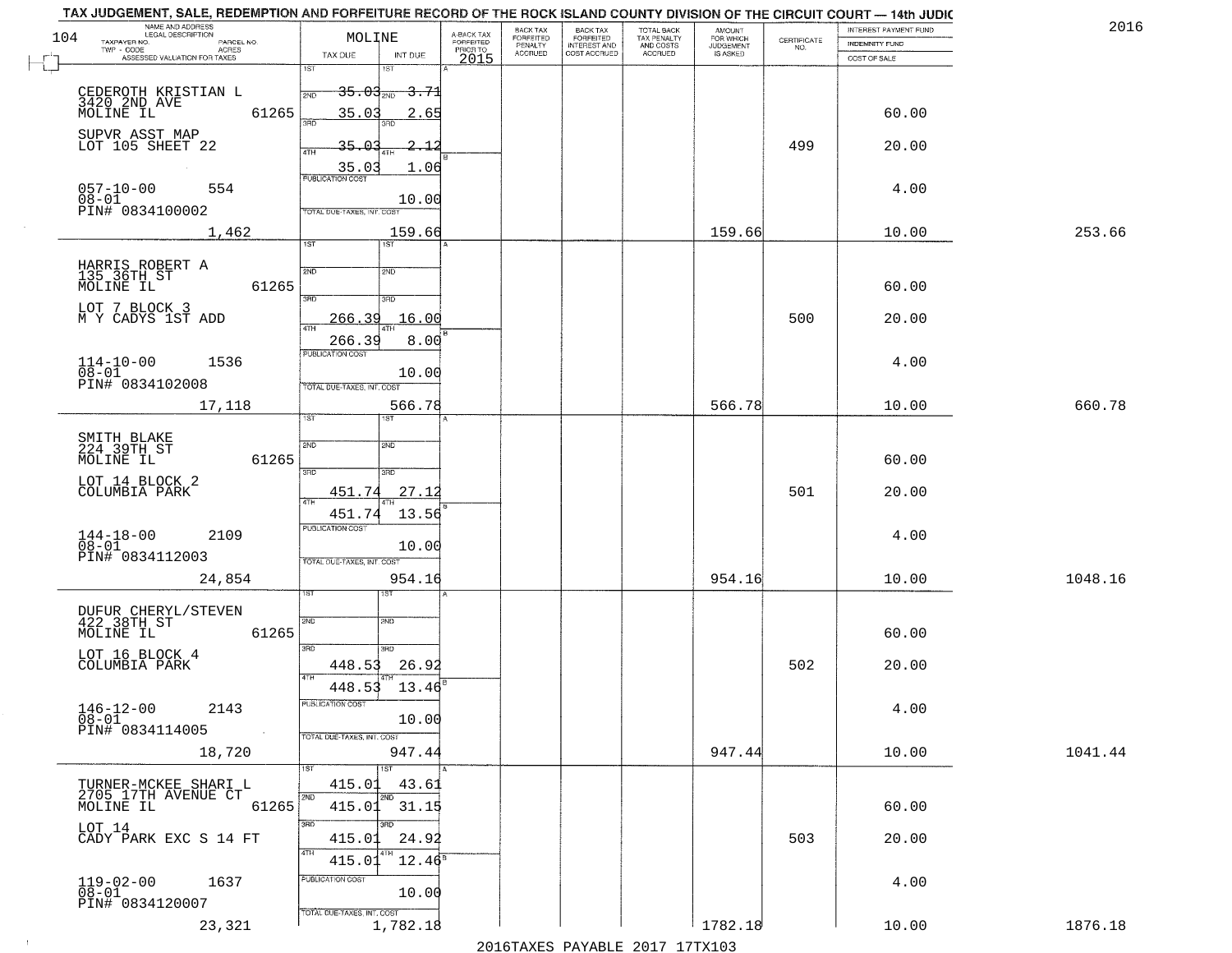# TAX JUDGEMENT, SALE, REDEMPTION AND FORFEITURE RECORD OF THE ROCK ISLAND COUNTY DIVISION OF THE CIRCUIT COURT — 14th JUDIC

2016

| NAME AND ADDRESS / LEGAL DESCRIPTION / TAXPAYER NO. / PARCEL NO. / TWP - CODE / ACRES / ASSESSED VALUATION FOR TAXES | MOLINE TAX DUE | INT DUE | A-BACK TAX FORFEITED PRIOR TO 2015 | BACK TAX FORFEITED PENALTY ACCRUED | BACK TAX FORFEITED INTEREST AND COST ACCRUED | TOTAL BACK TAX PENALTY AND COSTS ACCRUED | AMOUNT FOR WHICH JUDGEMENT IS ASKED | CERTIFICATE NO. | INTEREST PAYMENT FUND / INDEMNITY FUND / COST OF SALE | |
|---|---|---|---|---|---|---|---|---|---|---|
| CEDEROTH KRISTIAN L, 3420 2ND AVE, MOLINE IL 61265 | 2ND 35.03 | 3.71 | | | | | | | | |
| | 3RD 35.03 | 2.65 | | | | | | | 60.00 | |
| SUPVR ASST MAP, LOT 105 SHEET 22 | 4TH 35.03 | 2.12 | | | | | | 499 | 20.00 | |
| | 35.03 | 1.06 | | | | | | | | |
| 057-10-00 554, 08-01, PIN# 0834100002 | PUBLICATION COST | 10.00 | | | | | | | 4.00 | |
| 1,462 | TOTAL DUE-TAXES, INT. COST | 159.66 | | | | | 159.66 | | 10.00 | 253.66 |
| HARRIS ROBERT A, 135 36TH ST, MOLINE IL 61265 | | | | | | | | | 60.00 | |
| LOT 7 BLOCK 3, M Y CADYS 1ST ADD | 266.39 | 16.00 | | | | | | 500 | 20.00 | |
| | 4TH 266.39 | 8.00 | | | | | | | | |
| 114-10-00 1536, 08-01, PIN# 0834102008 | PUBLICATION COST | 10.00 | | | | | | | 4.00 | |
| 17,118 | TOTAL DUE-TAXES, INT. COST | 566.78 | | | | | 566.78 | | 10.00 | 660.78 |
| SMITH BLAKE, 224 39TH ST, MOLINE IL 61265 | | | | | | | | | 60.00 | |
| LOT 14 BLOCK 2, COLUMBIA PARK | 451.74 | 27.12 | | | | | | 501 | 20.00 | |
| | 4TH 451.74 | 13.56 | | | | | | | | |
| 144-18-00 2109, 08-01, PIN# 0834112003 | PUBLICATION COST | 10.00 | | | | | | | 4.00 | |
| 24,854 | TOTAL DUE-TAXES, INT. COST | 954.16 | | | | | 954.16 | | 10.00 | 1048.16 |
| DUFUR CHERYL/STEVEN, 422 38TH ST, MOLINE IL 61265 | | | | | | | | | 60.00 | |
| LOT 16 BLOCK 4, COLUMBIA PARK | 448.53 | 26.92 | | | | | | 502 | 20.00 | |
| | 4TH 448.53 | 13.46 | | | | | | | | |
| 146-12-00 2143, 08-01, PIN# 0834114005 | PUBLICATION COST | 10.00 | | | | | | | 4.00 | |
| 18,720 | TOTAL DUE-TAXES, INT. COST | 947.44 | | | | | 947.44 | | 10.00 | 1041.44 |
| TURNER-MCKEE SHARI L, 2705 17TH AVENUE CT | 1ST 415.01 | 43.61 | | | | | | | | |
| MOLINE IL 61265 | 2ND 415.01 | 31.15 | | | | | | | 60.00 | |
| LOT 14, CADY PARK EXC S 14 FT | 3RD 415.01 | 24.92 | | | | | | 503 | 20.00 | |
| | 4TH 415.01 | 12.46 | | | | | | | | |
| 119-02-00 1637, 08-01, PIN# 0834120007 | PUBLICATION COST | 10.00 | | | | | | | 4.00 | |
| 23,321 | TOTAL DUE-TAXES, INT. COST | 1,782.18 | | | | | 1782.18 | | 10.00 | 1876.18 |

2016TAXES PAYABLE 2017 17TX103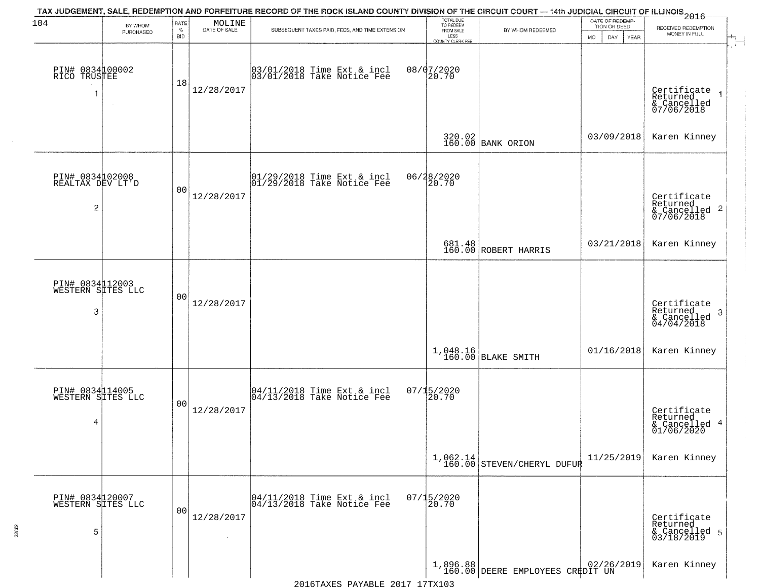TAX JUDGEMENT, SALE, REDEMPTION AND FORFEITURE RECORD OF THE ROCK ISLAND COUNTY DIVISION OF THE CIRCUIT COURT — 14th JUDICIAL CIRCUIT OF ILLINOIS 2016

| BY WHOM PURCHASED | RATE % BID | MOLINE DATE OF SALE | SUBSEQUENT TAXES PAID, FEES, AND TIME EXTENSION | TOTAL DUE TO REDEEM FROM SALE LESS COUNTY CLERK FEE | BY WHOM REDEEMED | DATE OF REDEMPTION OR DEED MO DAY YEAR | RECEIVED REDEMPTION MONEY IN FULL |
|---|---|---|---|---|---|---|---|
| PIN# 0834100002 RICO TRUSTEE 1 | 18 | 12/28/2017 | 03/01/2018 Time Ext & incl 08/07/2020; 03/01/2018 Take Notice Fee 20.70 | 320.02 160.00 | BANK ORION | 03/09/2018 | Certificate Returned & Cancelled 07/06/2018 1; Karen Kinney |
| PIN# 0834102008 REALTAX DEV LT'D 2 | 00 | 12/28/2017 | 01/29/2018 Time Ext & incl 06/28/2020; 01/29/2018 Take Notice Fee 20.70 | 681.48 160.00 | ROBERT HARRIS | 03/21/2018 | Certificate Returned & Cancelled 07/06/2018 2; Karen Kinney |
| PIN# 0834112003 WESTERN SITES LLC 3 | 00 | 12/28/2017 | | 1,048.16 160.00 | BLAKE SMITH | 01/16/2018 | Certificate Returned & Cancelled 04/04/2018 3; Karen Kinney |
| PIN# 0834114005 WESTERN SITES LLC 4 | 00 | 12/28/2017 | 04/11/2018 Time Ext & incl 07/15/2020; 04/13/2018 Take Notice Fee 20.70 | 1,062.14 160.00 | STEVEN/CHERYL DUFUR | 11/25/2019 | Certificate Returned & Cancelled 01/06/2020 4; Karen Kinney |
| PIN# 0834120007 WESTERN SITES LLC 5 | 00 | 12/28/2017 | 04/11/2018 Time Ext & incl 07/15/2020; 04/13/2018 Take Notice Fee 20.70 | 1,896.88 160.00 | DEERE EMPLOYEES CREDIT UN | 02/26/2019 | Certificate Returned & Cancelled 03/18/2019 5; Karen Kinney |

2016TAXES PAYABLE 2017 17TX103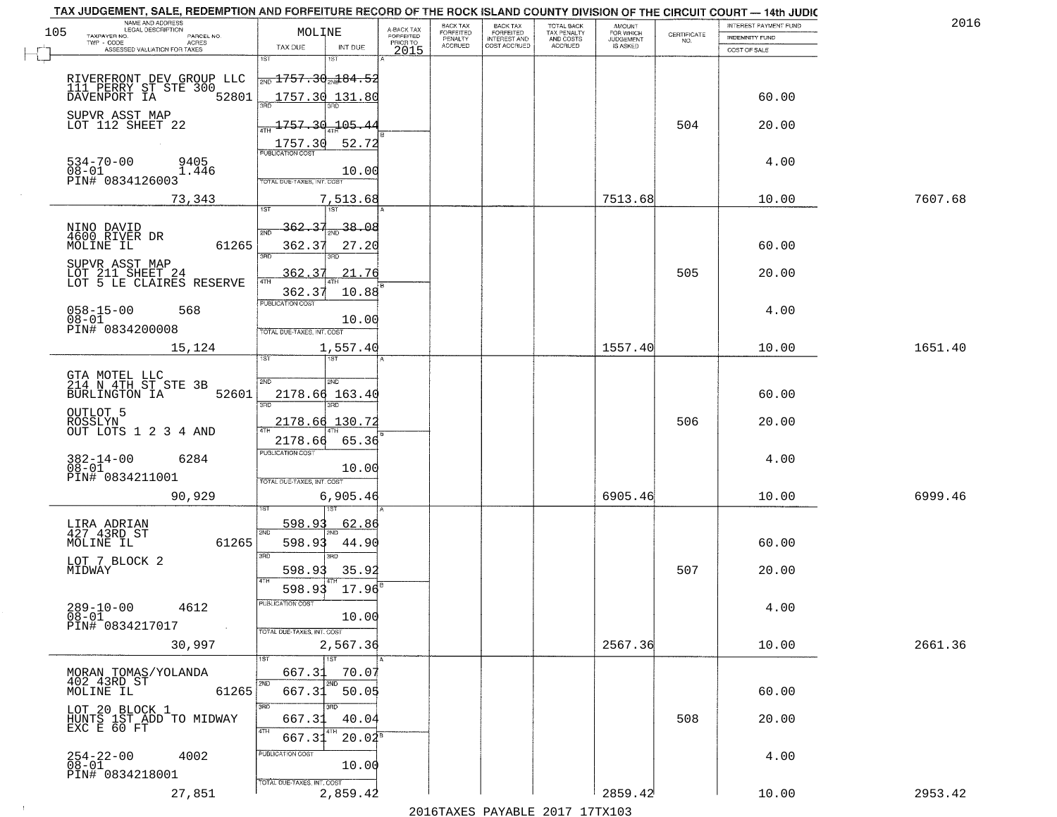TAX JUDGEMENT, SALE, REDEMPTION AND FORFEITURE RECORD OF THE ROCK ISLAND COUNTY DIVISION OF THE CIRCUIT COURT — 14th JUDIC

2016

| NAME AND ADDRESS / LEGAL DESCRIPTION / TAXPAYER NO. / PARCEL NO. / TWP - CODE / ACRES / ASSESSED VALUATION FOR TAXES | MOLINE TAX DUE | INT DUE | A-BACK TAX FORFEITED PRIOR TO 2015 | BACK TAX FORFEITED PENALTY ACCRUED | BACK TAX FORFEITED INTEREST AND COST ACCRUED | TOTAL BACK TAX PENALTY AND COSTS ACCRUED | AMOUNT FOR WHICH JUDGEMENT IS ASKED | CERTIFICATE NO. | INTEREST PAYMENT FUND / INDEMNITY FUND / COST OF SALE | |
|---|---|---|---|---|---|---|---|---|---|---|
| RIVERFRONT DEV GROUP LLC<br>111 PERRY ST STE 300<br>DAVENPORT IA 52801<br>SUPVR ASST MAP<br>LOT 112 SHEET 22<br>534-70-00 9405<br>08-01 1.446<br>PIN# 0834126003<br>73,343 | 1ST<br>2ND 1757.30<br>3RD 1757.30<br>4TH 1757.30<br>1757.30<br>PUBLICATION COST<br>TOTAL DUE-TAXES, INT. COST | 184.52<br>131.80<br>105.44<br>52.72<br>10.00<br>7,513.68 | | | | | 7513.68 | 504 | 60.00<br>20.00<br>4.00<br>10.00 | 7607.68 |
| NINO DAVID<br>4600 RIVER DR<br>MOLINE IL 61265<br>SUPVR ASST MAP<br>LOT 211 SHEET 24<br>LOT 5 LE CLAIRES RESERVE<br>058-15-00 568<br>08-01<br>PIN# 0834200008<br>15,124 | 362.37<br>362.37<br>362.37<br>362.37<br>PUBLICATION COST<br>TOTAL DUE-TAXES, INT. COST | 38.08<br>27.20<br>21.76<br>10.88<br>10.00<br>1,557.40 | | | | | 1557.40 | 505 | 60.00<br>20.00<br>4.00<br>10.00 | 1651.40 |
| GTA MOTEL LLC<br>214 N 4TH ST STE 3B<br>BURLINGTON IA 52601<br>OUTLOT 5<br>ROSSLYN<br>OUT LOTS 1 2 3 4 AND<br>382-14-00 6284<br>08-01<br>PIN# 0834211001<br>90,929 | 2178.66<br>2178.66<br>2178.66<br>PUBLICATION COST<br>TOTAL DUE-TAXES, INT. COST | 163.40<br>130.72<br>65.36<br>10.00<br>6,905.46 | | | | | 6905.46 | 506 | 60.00<br>20.00<br>4.00<br>10.00 | 6999.46 |
| LIRA ADRIAN<br>427 43RD ST<br>MOLINE IL 61265<br>LOT 7 BLOCK 2<br>MIDWAY<br>289-10-00 4612<br>08-01<br>PIN# 0834217017<br>30,997 | 598.93<br>598.93<br>598.93<br>598.93<br>PUBLICATION COST<br>TOTAL DUE-TAXES, INT. COST | 62.86<br>44.90<br>35.92<br>17.96<br>10.00<br>2,567.36 | | | | | 2567.36 | 507 | 60.00<br>20.00<br>4.00<br>10.00 | 2661.36 |
| MORAN TOMAS/YOLANDA<br>402 43RD ST<br>MOLINE IL 61265<br>LOT 20 BLOCK 1<br>HUNTS 1ST ADD TO MIDWAY<br>EXC E 60 FT<br>254-22-00 4002<br>08-01<br>PIN# 0834218001<br>27,851 | 667.31<br>667.31<br>667.31<br>667.31<br>PUBLICATION COST<br>TOTAL DUE-TAXES, INT. COST | 70.07<br>50.05<br>40.04<br>20.02<br>10.00<br>2,859.42 | | | | | 2859.42 | 508 | 60.00<br>20.00<br>4.00<br>10.00 | 2953.42 |

2016TAXES PAYABLE 2017 17TX103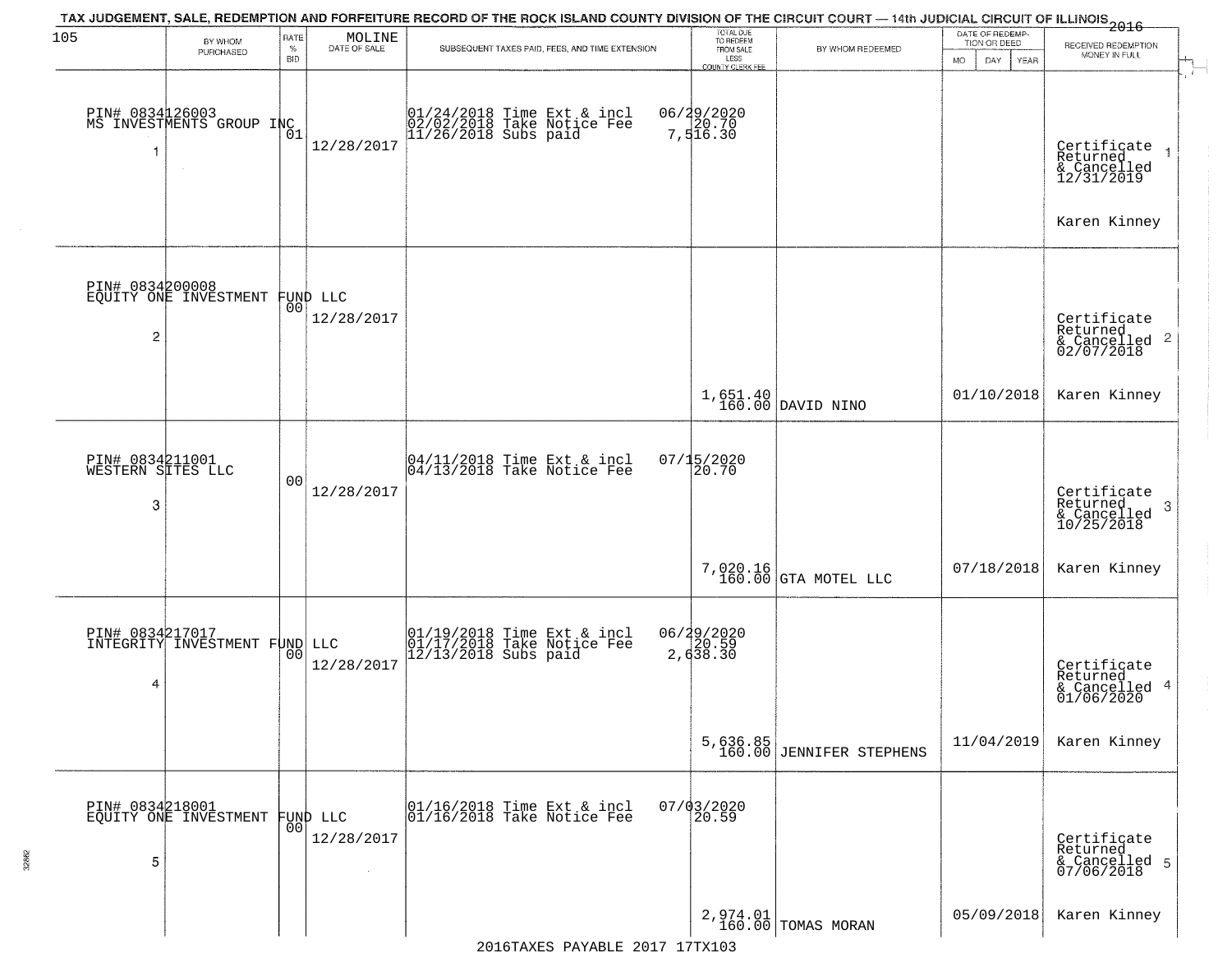# TAX JUDGEMENT, SALE, REDEMPTION AND FORFEITURE RECORD OF THE ROCK ISLAND COUNTY DIVISION OF THE CIRCUIT COURT — 14th JUDICIAL CIRCUIT OF ILLINOIS 2016

105 — MOLINE

| | BY WHOM PURCHASED | RATE % BID | DATE OF SALE | SUBSEQUENT TAXES PAID, FEES, AND TIME EXTENSION | TOTAL DUE TO REDEEM FROM SALE LESS COUNTY CLERK FEE | BY WHOM REDEEMED | DATE OF REDEMPTION OR DEED (MO DAY YEAR) | RECEIVED REDEMPTION MONEY IN FULL |
|---|---|---|---|---|---|---|---|---|
| 1 | PIN# 0834126003 MS INVESTMENTS GROUP INC | 01 | 12/28/2017 | 01/24/2018 Time Ext & incl 02/02/2018 Take Notice Fee 11/26/2018 Subs paid | 06/29/2020 20.70 7,516.30 | | | Certificate Returned & Cancelled 12/31/2019 Karen Kinney |
| 2 | PIN# 0834200008 EQUITY ONE INVESTMENT FUND LLC | 00 | 12/28/2017 | | 1,651.40 160.00 | DAVID NINO | 01/10/2018 | Certificate Returned & Cancelled 02/07/2018 Karen Kinney |
| 3 | PIN# 0834211001 WESTERN SITES LLC | 00 | 12/28/2017 | 04/11/2018 Time Ext & incl 04/13/2018 Take Notice Fee | 07/15/2020 20.70 7,020.16 160.00 | GTA MOTEL LLC | 07/18/2018 | Certificate Returned & Cancelled 10/25/2018 Karen Kinney |
| 4 | PIN# 0834217017 INTEGRITY INVESTMENT FUND LLC | 00 | 12/28/2017 | 01/19/2018 Time Ext & incl 01/17/2018 Take Notice Fee 12/13/2018 Subs paid | 06/29/2020 20.59 2,638.30 5,636.85 160.00 | JENNIFER STEPHENS | 11/04/2019 | Certificate Returned & Cancelled 01/06/2020 Karen Kinney |
| 5 | PIN# 0834218001 EQUITY ONE INVESTMENT FUND LLC | 00 | 12/28/2017 | 01/16/2018 Time Ext & incl 01/16/2018 Take Notice Fee | 07/03/2020 20.59 2,974.01 160.00 | TOMAS MORAN | 05/09/2018 | Certificate Returned & Cancelled 07/06/2018 Karen Kinney |

2016TAXES PAYABLE 2017 17TX103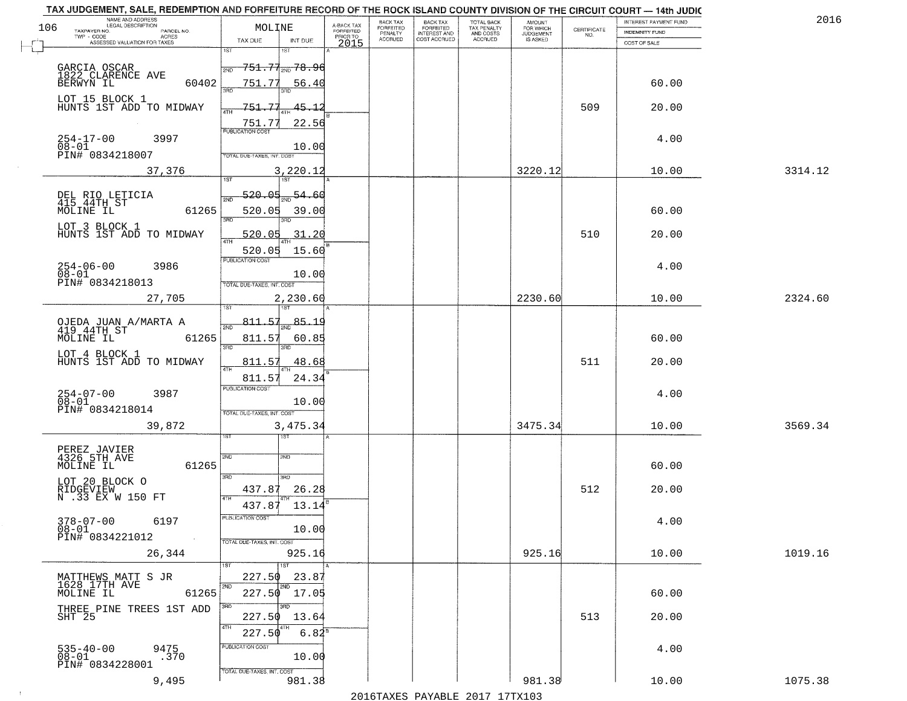TAX JUDGEMENT, SALE, REDEMPTION AND FORFEITURE RECORD OF THE ROCK ISLAND COUNTY DIVISION OF THE CIRCUIT COURT — 14th JUDIC

2016

| NAME AND ADDRESS / LEGAL DESCRIPTION / TAXPAYER NO. / PARCEL NO. / TWP - CODE / ACRES / ASSESSED VALUATION FOR TAXES | MOLINE TAX DUE | INT DUE | A-BACK TAX FORFEITED PRIOR TO 2015 | BACK TAX FORFEITED PENALTY ACCRUED | BACK TAX FORFEITED INTEREST AND COST ACCRUED | TOTAL BACK TAX PENALTY AND COSTS ACCRUED | AMOUNT FOR WHICH JUDGEMENT IS ASKED | CERTIFICATE NO. | INTEREST PAYMENT FUND / INDEMNITY FUND / COST OF SALE | |
|---|---|---|---|---|---|---|---|---|---|---|
| GARCIA OSCAR<br>1822 CLARENCE AVE<br>BERWYN IL 60402<br>LOT 15 BLOCK 1<br>HUNTS 1ST ADD TO MIDWAY<br>254-17-00 3997<br>08-01<br>PIN# 0834218007<br>37,376 | 1ST<br>2ND 751.77<br>3RD 751.77<br>4TH 751.77<br>751.77<br>PUBLICATION COST<br>TOTAL DUE-TAXES, INT. COST | 1ST<br>2ND 78.96<br>3RD 56.40<br>4TH 45.12<br>22.56<br>10.00<br>3,220.12 | | | | | 3220.12 | 509 | 60.00<br>20.00<br>4.00<br>10.00 | 3314.12 |
| DEL RIO LETICIA<br>415 44TH ST<br>MOLINE IL 61265<br>LOT 3 BLOCK 1<br>HUNTS 1ST ADD TO MIDWAY<br>254-06-00 3986<br>08-01<br>PIN# 0834218013<br>27,705 | 1ST<br>2ND 520.05<br>3RD 520.05<br>4TH 520.05<br>520.05<br>PUBLICATION COST<br>TOTAL DUE-TAXES, INT. COST | 1ST<br>2ND 54.60<br>3RD 39.00<br>4TH 31.20<br>15.60<br>10.00<br>2,230.60 | | | | | 2230.60 | 510 | 60.00<br>20.00<br>4.00<br>10.00 | 2324.60 |
| OJEDA JUAN A/MARTA A<br>419 44TH ST<br>MOLINE IL 61265<br>LOT 4 BLOCK 1<br>HUNTS 1ST ADD TO MIDWAY<br>254-07-00 3987<br>08-01<br>PIN# 0834218014<br>39,872 | 1ST<br>2ND 811.57<br>3RD 811.57<br>4TH 811.57<br>811.57<br>PUBLICATION COST<br>TOTAL DUE-TAXES, INT. COST | 1ST<br>2ND 85.19<br>3RD 60.85<br>4TH 48.68<br>24.34<br>10.00<br>3,475.34 | | | | | 3475.34 | 511 | 60.00<br>20.00<br>4.00<br>10.00 | 3569.34 |
| PEREZ JAVIER<br>4326 5TH AVE<br>MOLINE IL 61265<br>LOT 20 BLOCK O<br>RIDGEVIEW<br>N .33 EX W 150 FT<br>378-07-00 6197<br>08-01<br>PIN# 0834221012<br>26,344 | 1ST<br>2ND<br>3RD 437.87<br>4TH 437.87<br>PUBLICATION COST<br>TOTAL DUE-TAXES, INT. COST | 1ST<br>2ND<br>3RD 26.28<br>4TH 13.14<br>10.00<br>925.16 | | | | | 925.16 | 512 | 60.00<br>20.00<br>4.00<br>10.00 | 1019.16 |
| MATTHEWS MATT S JR<br>1628 17TH AVE<br>MOLINE IL 61265<br>THREE PINE TREES 1ST ADD<br>SHT 25<br>535-40-00 9475<br>08-01 .370<br>PIN# 0834228001<br>9,495 | 1ST 227.50<br>2ND 227.50<br>3RD 227.50<br>4TH 227.50<br>PUBLICATION COST<br>TOTAL DUE-TAXES, INT. COST | 1ST 23.87<br>2ND 17.05<br>3RD 13.64<br>4TH 6.82<br>10.00<br>981.38 | | | | | 981.38 | 513 | 60.00<br>20.00<br>4.00<br>10.00 | 1075.38 |

2016TAXES PAYABLE 2017 17TX103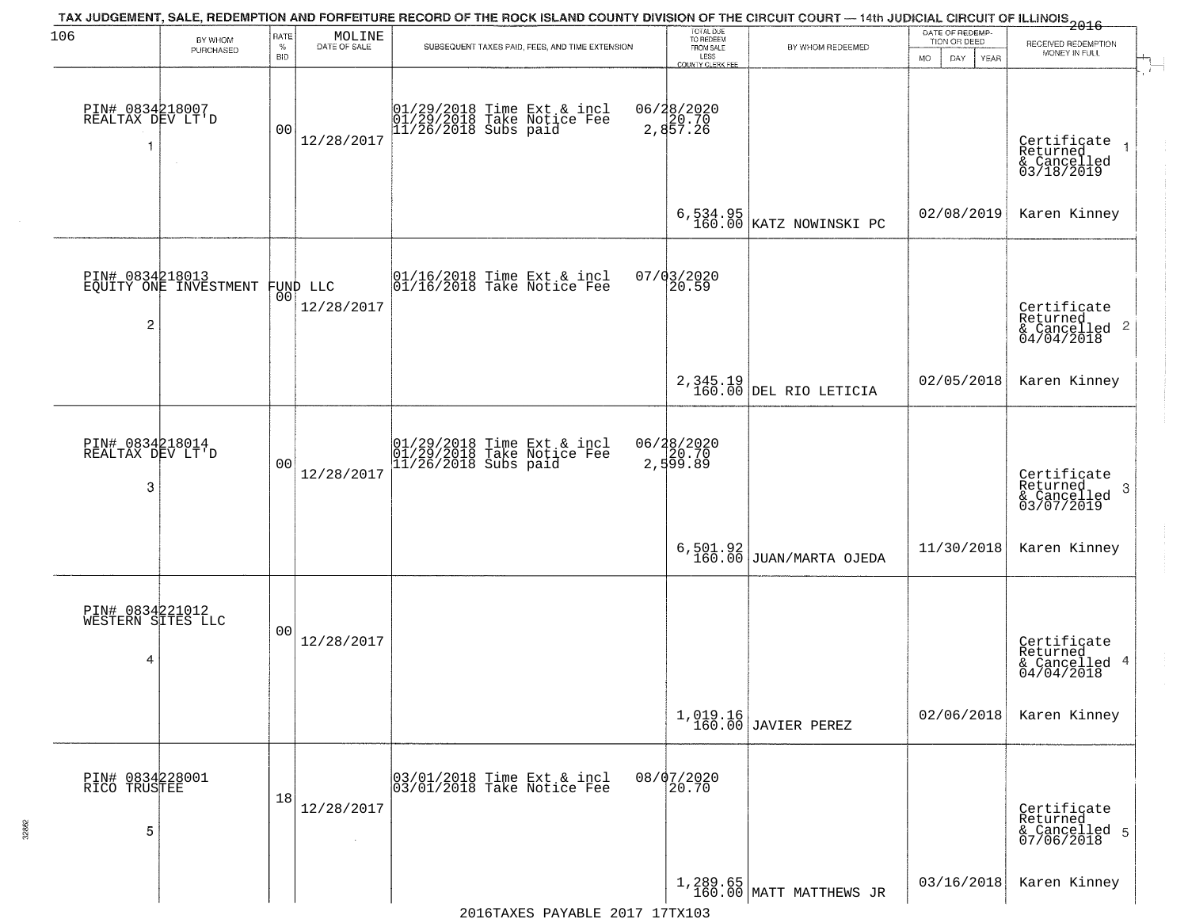TAX JUDGEMENT, SALE, REDEMPTION AND FORFEITURE RECORD OF THE ROCK ISLAND COUNTY DIVISION OF THE CIRCUIT COURT — 14th JUDICIAL CIRCUIT OF ILLINOIS 2016

| 106 BY WHOM PURCHASED | RATE % BID | MOLINE DATE OF SALE | SUBSEQUENT TAXES PAID, FEES, AND TIME EXTENSION | TOTAL DUE TO REDEEM FROM SALE LESS COUNTY CLERK FEE | BY WHOM REDEEMED | DATE OF REDEMPTION OR DEED MO DAY YEAR | RECEIVED REDEMPTION MONEY IN FULL |
|---|---|---|---|---|---|---|---|
| PIN# 0834218007 REALTAX DEV LT'D 1 | 00 | 12/28/2017 | 01/29/2018 Time Ext & incl 06/28/2020<br>01/29/2018 Take Notice Fee 20.70<br>11/26/2018 Subs paid 2,857.26 | 6,534.95<br>160.00 | KATZ NOWINSKI PC | 02/08/2019 | Certificate Returned & Cancelled 03/18/2019 1<br>Karen Kinney |
| PIN# 0834218013 EQUITY ONE INVESTMENT FUND LLC 2 | 00 | 12/28/2017 | 01/16/2018 Time Ext & incl 07/03/2020<br>01/16/2018 Take Notice Fee 20.59 | 2,345.19<br>160.00 | DEL RIO LETICIA | 02/05/2018 | Certificate Returned & Cancelled 04/04/2018 2<br>Karen Kinney |
| PIN# 0834218014 REALTAX DEV LT'D 3 | 00 | 12/28/2017 | 01/29/2018 Time Ext & incl 06/28/2020<br>01/29/2018 Take Notice Fee 20.70<br>11/26/2018 Subs paid 2,599.89 | 6,501.92<br>160.00 | JUAN/MARTA OJEDA | 11/30/2018 | Certificate Returned & Cancelled 03/07/2019 3<br>Karen Kinney |
| PIN# 0834221012 WESTERN SITES LLC 4 | 00 | 12/28/2017 | | 1,019.16<br>160.00 | JAVIER PEREZ | 02/06/2018 | Certificate Returned & Cancelled 04/04/2018 4<br>Karen Kinney |
| PIN# 0834228001 RICO TRUSTEE 5 | 18 | 12/28/2017 | 03/01/2018 Time Ext & incl 08/07/2020<br>03/01/2018 Take Notice Fee 20.70 | 1,289.65<br>160.00 | MATT MATTHEWS JR | 03/16/2018 | Certificate Returned & Cancelled 07/06/2018 5<br>Karen Kinney |

2016TAXES PAYABLE 2017 17TX103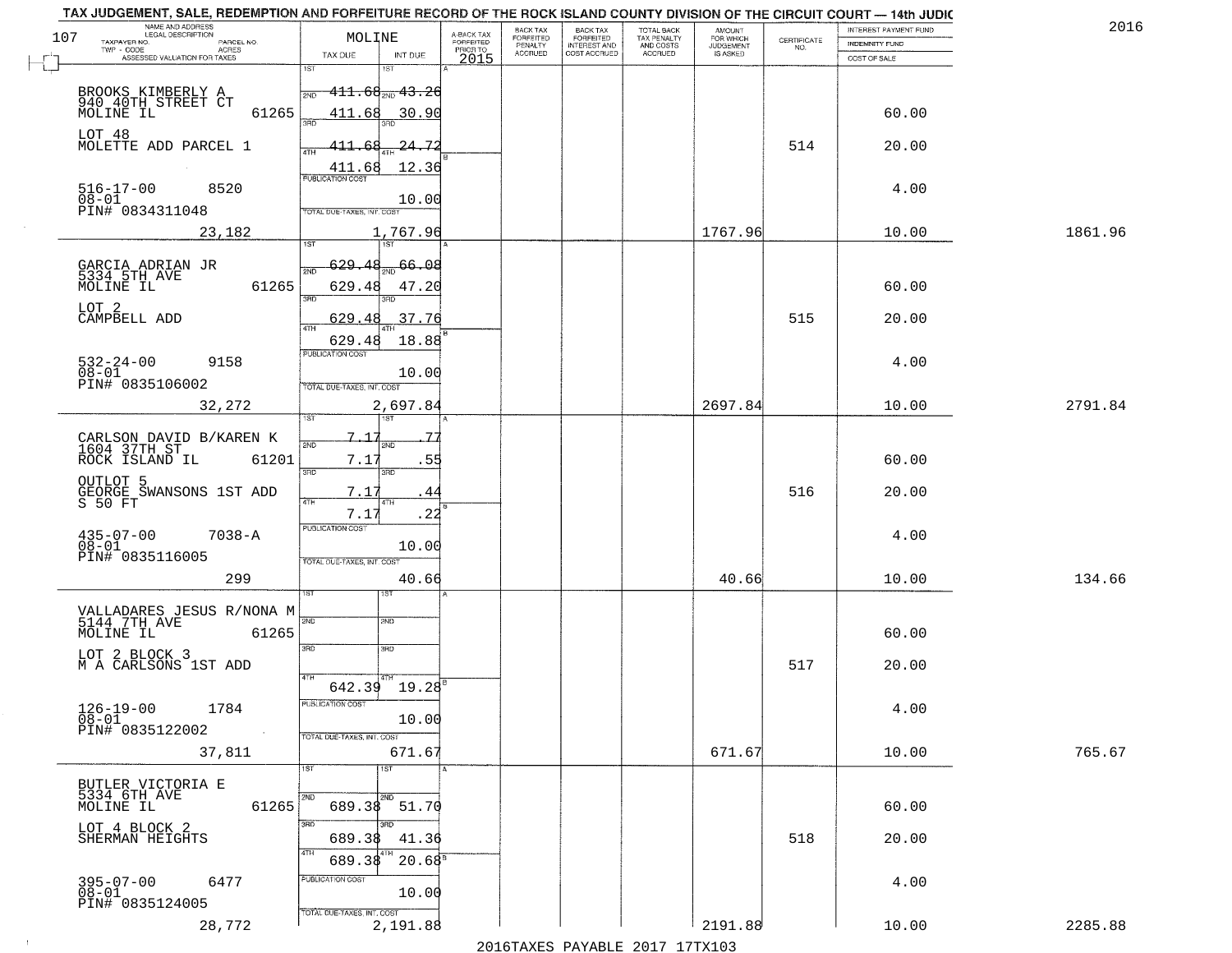TAX JUDGEMENT, SALE, REDEMPTION AND FORFEITURE RECORD OF THE ROCK ISLAND COUNTY DIVISION OF THE CIRCUIT COURT — 14th JUDIC

2016

| NAME AND ADDRESS / LEGAL DESCRIPTION / TAXPAYER NO. / PARCEL NO. / TWP - CODE / ACRES / ASSESSED VALUATION FOR TAXES | MOLINE TAX DUE | INT DUE | A-BACK TAX FORFEITED PRIOR TO 2015 | BACK TAX FORFEITED PENALTY ACCRUED | BACK TAX FORFEITED INTEREST AND COST ACCRUED | TOTAL BACK TAX PENALTY AND COSTS ACCRUED | AMOUNT FOR WHICH JUDGEMENT IS ASKED | CERTIFICATE NO. | INTEREST PAYMENT FUND / INDEMNITY FUND / COST OF SALE | |
|---|---|---|---|---|---|---|---|---|---|---|
| BROOKS KIMBERLY A<br>940 40TH STREET CT<br>MOLINE IL 61265<br>LOT 48<br>MOLETTE ADD PARCEL 1<br>516-17-00 8520<br>08-01<br>PIN# 0834311048<br>23,182 | 1ST 411.68<br>2ND 411.68<br>3RD 411.68<br>4TH 411.68<br>PUBLICATION COST<br>TOTAL 1,767.96 | 43.26<br>30.90<br>24.72<br>12.36<br>10.00 | | | | | 1767.96 | 514 | 60.00<br>20.00<br>4.00<br>10.00 | 1861.96 |
| GARCIA ADRIAN JR<br>5334 5TH AVE<br>MOLINE IL 61265<br>LOT 2<br>CAMPBELL ADD<br>532-24-00 9158<br>08-01<br>PIN# 0835106002<br>32,272 | 1ST 629.48<br>2ND 629.48<br>3RD 629.48<br>4TH 629.48<br>PUBLICATION COST<br>TOTAL 2,697.84 | 66.08<br>47.20<br>37.76<br>18.88<br>10.00 | | | | | 2697.84 | 515 | 60.00<br>20.00<br>4.00<br>10.00 | 2791.84 |
| CARLSON DAVID B/KAREN K<br>1604 37TH ST<br>ROCK ISLAND IL 61201<br>OUTLOT 5<br>GEORGE SWANSONS 1ST ADD<br>S 50 FT<br>435-07-00 7038-A<br>08-01<br>PIN# 0835116005<br>299 | 1ST 7.17<br>2ND 7.17<br>3RD 7.17<br>4TH 7.17<br>PUBLICATION COST<br>TOTAL 40.66 | .77<br>.55<br>.44<br>.22<br>10.00 | | | | | 40.66 | 516 | 60.00<br>20.00<br>4.00<br>10.00 | 134.66 |
| VALLADARES JESUS R/NONA M<br>5144 7TH AVE<br>MOLINE IL 61265<br>LOT 2 BLOCK 3<br>M A CARLSONS 1ST ADD<br>126-19-00 1784<br>08-01<br>PIN# 0835122002<br>37,811 | 1ST<br>2ND<br>3RD<br>4TH 642.39<br>PUBLICATION COST<br>TOTAL 671.67 | 19.28<br>10.00 | | | | | 671.67 | 517 | 60.00<br>20.00<br>4.00<br>10.00 | 765.67 |
| BUTLER VICTORIA E<br>5334 6TH AVE<br>MOLINE IL 61265<br>LOT 4 BLOCK 2<br>SHERMAN HEIGHTS<br>395-07-00 6477<br>08-01<br>PIN# 0835124005<br>28,772 | 1ST<br>2ND 689.38<br>3RD 689.38<br>4TH 689.38<br>PUBLICATION COST<br>TOTAL 2,191.88 | 51.70<br>41.36<br>20.68<br>10.00 | | | | | 2191.88 | 518 | 60.00<br>20.00<br>4.00<br>10.00 | 2285.88 |

2016TAXES PAYABLE 2017 17TX103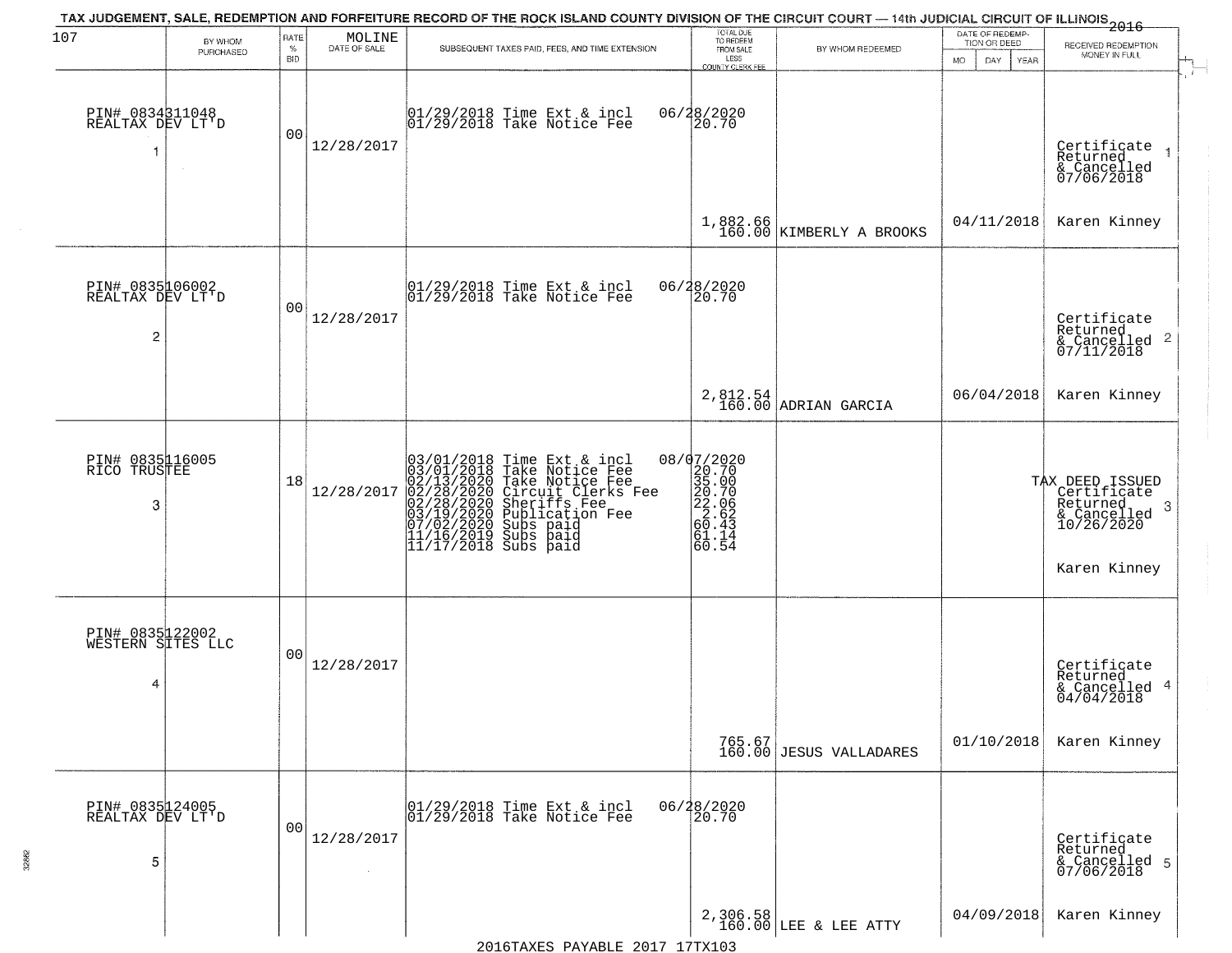TAX JUDGEMENT, SALE, REDEMPTION AND FORFEITURE RECORD OF THE ROCK ISLAND COUNTY DIVISION OF THE CIRCUIT COURT — 14th JUDICIAL CIRCUIT OF ILLINOIS 2016

| 107 BY WHOM PURCHASED | RATE % BID | MOLINE DATE OF SALE | SUBSEQUENT TAXES PAID, FEES, AND TIME EXTENSION | TOTAL DUE TO REDEEM FROM SALE LESS COUNTY CLERK FEE | BY WHOM REDEEMED | DATE OF REDEMPTION OR DEED MO DAY YEAR | RECEIVED REDEMPTION MONEY IN FULL |
|---|---|---|---|---|---|---|---|
| PIN# 0834311048 REALTAX DEV LT'D 1 | 00 | 12/28/2017 | 01/29/2018 Time Ext & incl 06/28/2020<br>01/29/2018 Take Notice Fee 20.70 | 1,882.66<br>160.00 | KIMBERLY A BROOKS | 04/11/2018 | Certificate Returned & Cancelled 07/06/2018 1<br>Karen Kinney |
| PIN# 0835106002 REALTAX DEV LT'D 2 | 00 | 12/28/2017 | 01/29/2018 Time Ext & incl 06/28/2020<br>01/29/2018 Take Notice Fee 20.70 | 2,812.54<br>160.00 | ADRIAN GARCIA | 06/04/2018 | Certificate Returned & Cancelled 07/11/2018 2<br>Karen Kinney |
| PIN# 0835116005 RICO TRUSTEE 3 | 18 | 12/28/2017 | 03/01/2018 Time Ext & incl 08/07/2020<br>03/01/2018 Take Notice Fee 20.70<br>02/13/2020 Take Notice Fee 35.00<br>02/28/2020 Circuit Clerks Fee 20.70<br>02/28/2020 Sheriffs Fee 22.06<br>03/19/2020 Publication Fee 2.62<br>07/02/2020 Subs paid 60.43<br>11/16/2019 Subs paid 61.14<br>11/17/2018 Subs paid 60.54 | | | | TAX DEED ISSUED Certificate Returned & Cancelled 10/26/2020 3<br>Karen Kinney |
| PIN# 0835122002 WESTERN SITES LLC 4 | 00 | 12/28/2017 | | 765.67<br>160.00 | JESUS VALLADARES | 01/10/2018 | Certificate Returned & Cancelled 04/04/2018 4<br>Karen Kinney |
| PIN# 0835124005 REALTAX DEV LT'D 5 | 00 | 12/28/2017 | 01/29/2018 Time Ext & incl 06/28/2020<br>01/29/2018 Take Notice Fee 20.70 | 2,306.58<br>160.00 | LEE & LEE ATTY | 04/09/2018 | Certificate Returned & Cancelled 07/06/2018 5<br>Karen Kinney |

2016TAXES PAYABLE 2017 17TX103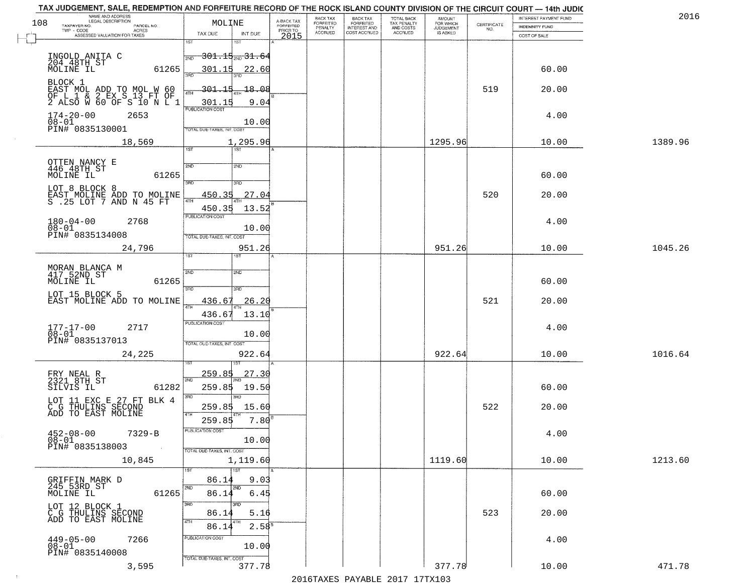TAX JUDGEMENT, SALE, REDEMPTION AND FORFEITURE RECORD OF THE ROCK ISLAND COUNTY DIVISION OF THE CIRCUIT COURT — 14th JUDIC

2016

| NAME AND ADDRESS / LEGAL DESCRIPTION / TAXPAYER NO. / PARCEL NO. / TWP - CODE / ACRES / ASSESSED VALUATION FOR TAXES | MOLINE TAX DUE | INT DUE | A-BACK TAX FORFEITED PRIOR TO 2015 | BACK TAX FORFEITED PENALTY ACCRUED | BACK TAX FORFEITED INTEREST AND COST ACCRUED | TOTAL BACK TAX PENALTY AND COSTS ACCRUED | AMOUNT FOR WHICH JUDGEMENT IS ASKED | CERTIFICATE NO. | INTEREST PAYMENT FUND / INDEMNITY FUND / COST OF SALE | |
|---|---|---|---|---|---|---|---|---|---|---|
| INGOLD ANITA C<br>204 48TH ST<br>MOLINE IL 61265 | 1ST 301.15<br>2ND 301.15<br>3RD 301.15<br>4TH 301.15 | 1ST 31.64<br>2ND 22.60<br>3RD 18.08<br>4TH 9.04 | | | | | | | 60.00 | |
| BLOCK 1<br>EAST MOL ADD TO MOL W 60 OF L 1 & 2 EX S 13 FT OF 2 ALSO W 60 OF S 10 N L 1 | | | | | | | | 519 | 20.00 | |
| 174-20-00 2653<br>08-01<br>PIN# 0835130001 | PUBLICATION COST | 10.00 | | | | | | | 4.00 | |
| 18,569 | TOTAL DUE-TAXES, INT. COST | 1,295.96 | | | | | 1295.96 | | 10.00 | 1389.96 |
| OTTEN NANCY E<br>446 48TH ST<br>MOLINE IL 61265 | 1ST<br>2ND<br>3RD 450.35<br>4TH 450.35 | 1ST<br>2ND<br>3RD 27.04<br>4TH 13.52 | | | | | | | 60.00 | |
| LOT 8 BLOCK 8<br>EAST MOLINE ADD TO MOLINE S .25 LOT 7 AND N 45 FT | | | | | | | | 520 | 20.00 | |
| 180-04-00 2768<br>08-01<br>PIN# 0835134008 | PUBLICATION COST | 10.00 | | | | | | | 4.00 | |
| 24,796 | TOTAL DUE-TAXES, INT. COST | 951.26 | | | | | 951.26 | | 10.00 | 1045.26 |
| MORAN BLANCA M<br>417 52ND ST<br>MOLINE IL 61265 | 1ST<br>2ND<br>3RD 436.67<br>4TH 436.67 | 1ST<br>2ND<br>3RD 26.20<br>4TH 13.10 | | | | | | | 60.00 | |
| LOT 15 BLOCK 5<br>EAST MOLINE ADD TO MOLINE | | | | | | | | 521 | 20.00 | |
| 177-17-00 2717<br>08-01<br>PIN# 0835137013 | PUBLICATION COST | 10.00 | | | | | | | 4.00 | |
| 24,225 | TOTAL DUE-TAXES, INT. COST | 922.64 | | | | | 922.64 | | 10.00 | 1016.64 |
| FRY NEAL R<br>2321 8TH ST<br>SILVIS IL 61282 | 1ST 259.85<br>2ND 259.85<br>3RD 259.85<br>4TH 259.85 | 1ST 27.30<br>2ND 19.50<br>3RD 15.60<br>4TH 7.80 | | | | | | | 60.00 | |
| LOT 11 EXC E 27 FT BLK 4<br>C G THULINS SECOND ADD TO EAST MOLINE | | | | | | | | 522 | 20.00 | |
| 452-08-00 7329-B<br>08-01<br>PIN# 0835138003 | PUBLICATION COST | 10.00 | | | | | | | 4.00 | |
| 10,845 | TOTAL DUE-TAXES, INT. COST | 1,119.60 | | | | | 1119.60 | | 10.00 | 1213.60 |
| GRIFFIN MARK D<br>245 53RD ST<br>MOLINE IL 61265 | 1ST 86.14<br>2ND 86.14<br>3RD 86.14<br>4TH 86.14 | 1ST 9.03<br>2ND 6.45<br>3RD 5.16<br>4TH 2.58 | | | | | | | 60.00 | |
| LOT 12 BLOCK 1<br>C G THULINS SECOND ADD TO EAST MOLINE | | | | | | | | 523 | 20.00 | |
| 449-05-00 7266<br>08-01<br>PIN# 0835140008 | PUBLICATION COST | 10.00 | | | | | | | 4.00 | |
| 3,595 | TOTAL DUE-TAXES, INT. COST | 377.78 | | | | | 377.78 | | 10.00 | 471.78 |

2016TAXES PAYABLE 2017 17TX103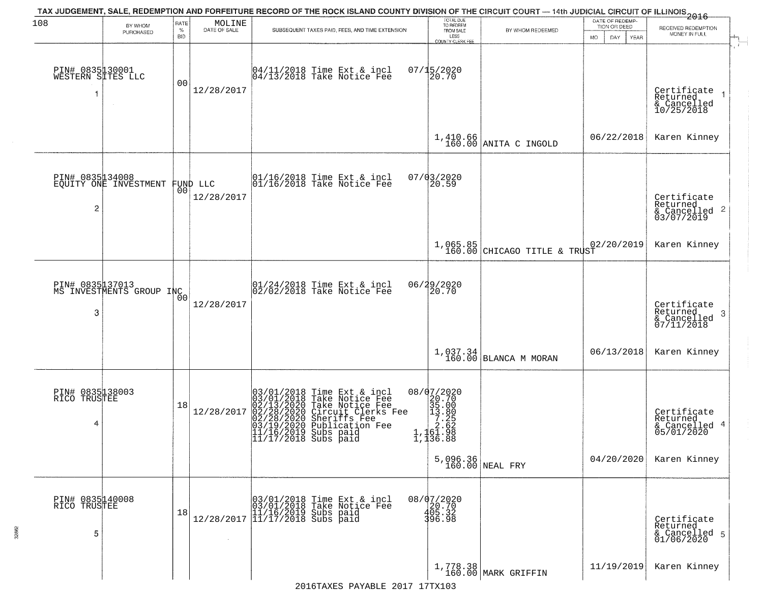TAX JUDGEMENT, SALE, REDEMPTION AND FORFEITURE RECORD OF THE ROCK ISLAND COUNTY DIVISION OF THE CIRCUIT COURT — 14th JUDICIAL CIRCUIT OF ILLINOIS 2016

MOLINE

| | BY WHOM PURCHASED | RATE % BID | DATE OF SALE | SUBSEQUENT TAXES PAID, FEES, AND TIME EXTENSION | TOTAL DUE TO REDEEM FROM SALE LESS COUNTY CLERK FEE | BY WHOM REDEEMED | DATE OF REDEMPTION OR DEED | RECEIVED REDEMPTION MONEY IN FULL |
|---|---|---|---|---|---|---|---|---|
| 1 | PIN# 0835130001 WESTERN SITES LLC | 00 | 12/28/2017 | 04/11/2018 Time Ext & incl 07/15/2020<br>04/13/2018 Take Notice Fee 20.70 | 1,410.66<br>160.00 | ANITA C INGOLD | 06/22/2018 | Certificate Returned & Cancelled 10/25/2018<br>Karen Kinney |
| 2 | PIN# 0835134008 EQUITY ONE INVESTMENT FUND LLC | 00 | 12/28/2017 | 01/16/2018 Time Ext & incl 07/03/2020<br>01/16/2018 Take Notice Fee 20.59 | 1,065.85<br>160.00 | CHICAGO TITLE & TRUST | 02/20/2019 | Certificate Returned & Cancelled 03/07/2019<br>Karen Kinney |
| 3 | PIN# 0835137013 MS INVESTMENTS GROUP INC | 00 | 12/28/2017 | 01/24/2018 Time Ext & incl 06/29/2020<br>02/02/2018 Take Notice Fee 20.70 | 1,037.34<br>160.00 | BLANCA M MORAN | 06/13/2018 | Certificate Returned & Cancelled 07/11/2018<br>Karen Kinney |
| 4 | PIN# 0835138003 RICO TRUSTEE | 18 | 12/28/2017 | 03/01/2018 Time Ext & incl 08/07/2020<br>03/01/2018 Take Notice Fee 20.70<br>02/13/2020 Take Notice Fee 35.00<br>02/28/2020 Circuit Clerks Fee 13.80<br>02/28/2020 Sheriffs Fee 7.25<br>03/19/2020 Publication Fee 2.62<br>11/16/2019 Subs paid 1,161.98<br>11/17/2018 Subs paid 1,136.88 | 5,096.36<br>160.00 | NEAL FRY | 04/20/2020 | Certificate Returned & Cancelled 05/01/2020<br>Karen Kinney |
| 5 | PIN# 0835140008 RICO TRUSTEE | 18 | 12/28/2017 | 03/01/2018 Time Ext & incl 08/07/2020<br>03/01/2018 Take Notice Fee 20.70<br>11/16/2019 Subs paid 405.32<br>11/17/2018 Subs paid 396.98 | 1,778.38<br>160.00 | MARK GRIFFIN | 11/19/2019 | Certificate Returned & Cancelled 01/06/2020<br>Karen Kinney |

2016TAXES PAYABLE 2017 17TX103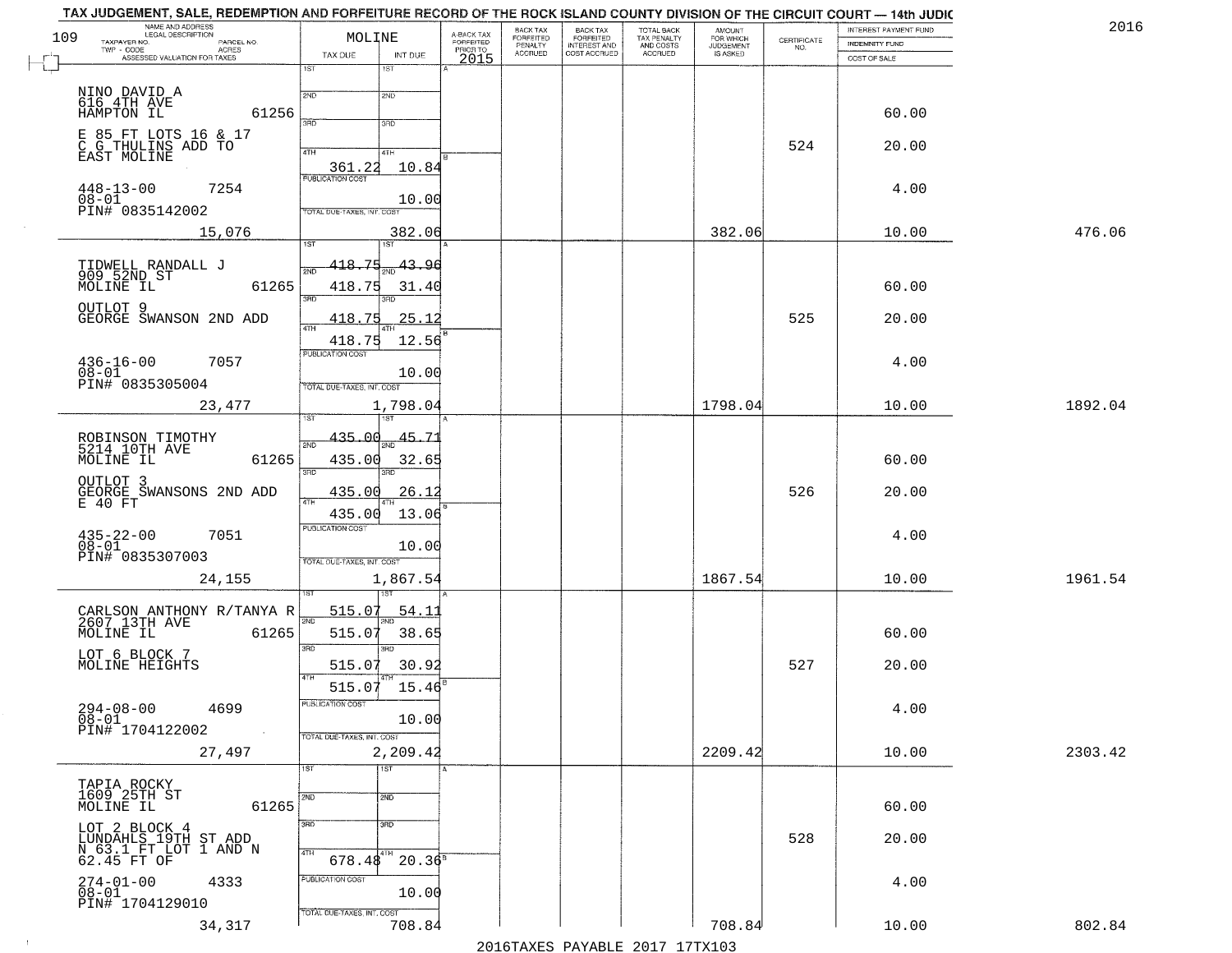TAX JUDGEMENT, SALE, REDEMPTION AND FORFEITURE RECORD OF THE ROCK ISLAND COUNTY DIVISION OF THE CIRCUIT COURT — 14th JUDIC

2016

| NAME AND ADDRESS / LEGAL DESCRIPTION / TAXPAYER NO. / PARCEL NO. / TWP - CODE / ACRES / ASSESSED VALUATION FOR TAXES | MOLINE TAX DUE | INT DUE | A-BACK TAX FORFEITED PRIOR TO 2015 | BACK TAX FORFEITED PENALTY ACCRUED | BACK TAX FORFEITED INTEREST AND COST ACCRUED | TOTAL BACK TAX PENALTY AND COSTS ACCRUED | AMOUNT FOR WHICH JUDGEMENT IS ASKED | CERTIFICATE NO. | INTEREST PAYMENT FUND / INDEMNITY FUND / COST OF SALE | |
|---|---|---|---|---|---|---|---|---|---|---|
| 109 NINO DAVID A, 616 4TH AVE, HAMPTON IL 61256; E 85 FT LOTS 16 & 17 C G THULINS ADD TO EAST MOLINE; 448-13-00 7254; 08-01; PIN# 0835142002; 15,076 | 4TH 361.22; PUBLICATION COST; TOTAL DUE-TAXES, INT. COST | 10.84; 10.00; 382.06 | | | | | 382.06 | 524 | 60.00; 20.00; 4.00; 10.00 | 476.06 |
| TIDWELL RANDALL J, 909 52ND ST, MOLINE IL 61265; OUTLOT 9 GEORGE SWANSON 2ND ADD; 436-16-00 7057; 08-01; PIN# 0835305004; 23,477 | 1ST 418.75; 2ND 418.75; 3RD 418.75; 4TH 418.75; PUBLICATION COST; TOTAL DUE-TAXES, INT. COST | 43.96; 31.40; 25.12; 12.56; 10.00; 1,798.04 | | | | | 1798.04 | 525 | 60.00; 20.00; 4.00; 10.00 | 1892.04 |
| ROBINSON TIMOTHY, 5214 10TH AVE, MOLINE IL 61265; OUTLOT 3 GEORGE SWANSONS 2ND ADD E 40 FT; 435-22-00 7051; 08-01; PIN# 0835307003; 24,155 | 1ST 435.00; 2ND 435.00; 3RD 435.00; 4TH 435.00; PUBLICATION COST; TOTAL DUE-TAXES, INT. COST | 45.71; 32.65; 26.12; 13.06; 10.00; 1,867.54 | | | | | 1867.54 | 526 | 60.00; 20.00; 4.00; 10.00 | 1961.54 |
| CARLSON ANTHONY R/TANYA R, 2607 13TH AVE, MOLINE IL 61265; LOT 6 BLOCK 7 MOLINE HEIGHTS; 294-08-00 4699; 08-01; PIN# 1704122002; 27,497 | 1ST 515.07; 2ND 515.07; 3RD 515.07; 4TH 515.07; PUBLICATION COST; TOTAL DUE-TAXES, INT. COST | 54.11; 38.65; 30.92; 15.46; 10.00; 2,209.42 | | | | | 2209.42 | 527 | 60.00; 20.00; 4.00; 10.00 | 2303.42 |
| TAPIA ROCKY, 1609 25TH ST, MOLINE IL 61265; LOT 2 BLOCK 4 LUNDAHLS 19TH ST ADD N 63.1 FT LOT 1 AND N 62.45 FT OF; 274-01-00 4333; 08-01; PIN# 1704129010; 34,317 | 4TH 678.48; PUBLICATION COST; TOTAL DUE-TAXES, INT. COST | 20.36; 10.00; 708.84 | | | | | 708.84 | 528 | 60.00; 20.00; 4.00; 10.00 | 802.84 |

2016TAXES PAYABLE 2017 17TX103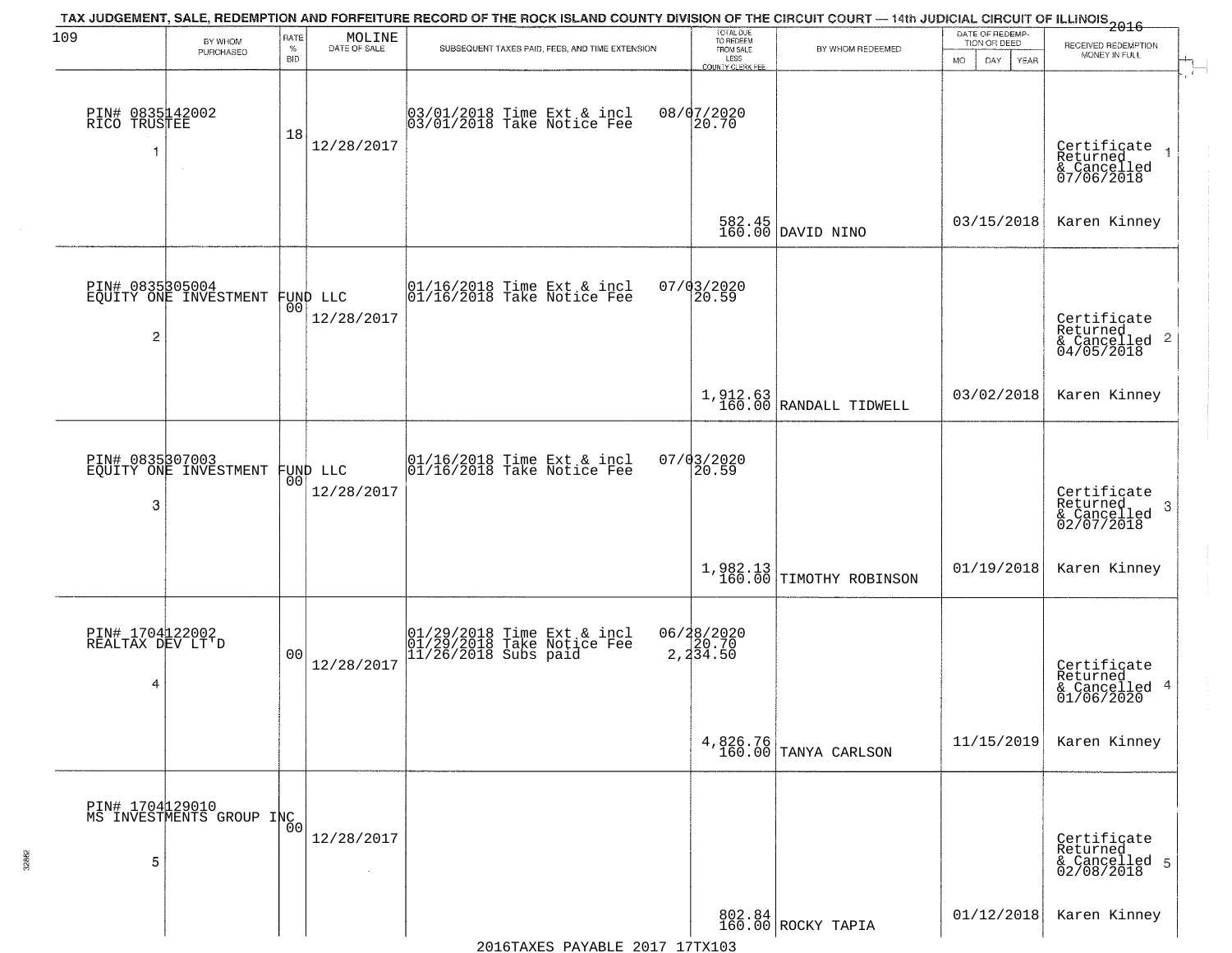TAX JUDGEMENT, SALE, REDEMPTION AND FORFEITURE RECORD OF THE ROCK ISLAND COUNTY DIVISION OF THE CIRCUIT COURT — 14th JUDICIAL CIRCUIT OF ILLINOIS 2016

109 MOLINE

| | BY WHOM PURCHASED | RATE % BID | DATE OF SALE | SUBSEQUENT TAXES PAID, FEES, AND TIME EXTENSION | TOTAL DUE TO REDEEM FROM SALE LESS COUNTY CLERK FEE | BY WHOM REDEEMED | DATE OF REDEMPTION OR DEED MO DAY YEAR | RECEIVED REDEMPTION MONEY IN FULL |
|---|---|---|---|---|---|---|---|---|
| 1 | PIN# 0835142002 RICO TRUSTEE | 18 | 12/28/2017 | 03/01/2018 Time Ext & incl 08/07/2020<br>03/01/2018 Take Notice Fee 20.70 | 582.45<br>160.00 | DAVID NINO | 03/15/2018 | Certificate Returned & Cancelled 07/06/2018<br>Karen Kinney |
| 2 | PIN# 0835305004 EQUITY ONE INVESTMENT FUND LLC | 00 | 12/28/2017 | 01/16/2018 Time Ext & incl 07/03/2020<br>01/16/2018 Take Notice Fee 20.59 | 1,912.63<br>160.00 | RANDALL TIDWELL | 03/02/2018 | Certificate Returned & Cancelled 04/05/2018<br>Karen Kinney |
| 3 | PIN# 0835307003 EQUITY ONE INVESTMENT FUND LLC | 00 | 12/28/2017 | 01/16/2018 Time Ext & incl 07/03/2020<br>01/16/2018 Take Notice Fee 20.59 | 1,982.13<br>160.00 | TIMOTHY ROBINSON | 01/19/2018 | Certificate Returned & Cancelled 02/07/2018<br>Karen Kinney |
| 4 | PIN# 1704122002 REALTAX DEV LT'D | 00 | 12/28/2017 | 01/29/2018 Time Ext & incl 06/28/2020<br>01/29/2018 Take Notice Fee 20.70<br>11/26/2018 Subs paid 2,234.50 | 4,826.76<br>160.00 | TANYA CARLSON | 11/15/2019 | Certificate Returned & Cancelled 01/06/2020<br>Karen Kinney |
| 5 | PIN# 1704129010 MS INVESTMENTS GROUP INC | 00 | 12/28/2017 | | 802.84<br>160.00 | ROCKY TAPIA | 01/12/2018 | Certificate Returned & Cancelled 02/08/2018<br>Karen Kinney |

2016TAXES PAYABLE 2017 17TX103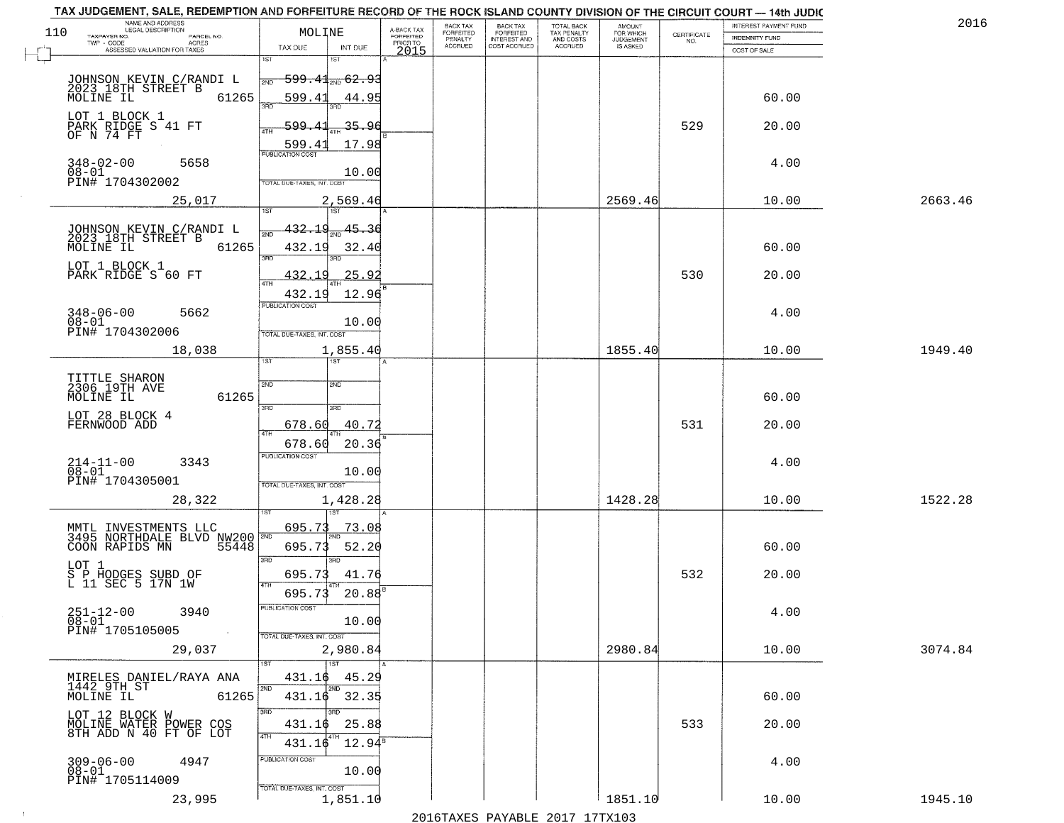TAX JUDGEMENT, SALE, REDEMPTION AND FORFEITURE RECORD OF THE ROCK ISLAND COUNTY DIVISION OF THE CIRCUIT COURT — 14th JUDIC

2016

| NAME AND ADDRESS / LEGAL DESCRIPTION / TAXPAYER NO. / PARCEL NO. / TWP - CODE / ACRES / ASSESSED VALUATION FOR TAXES | MOLINE TAX DUE | INT DUE | A-BACK TAX FORFEITED PRIOR TO 2015 | BACK TAX FORFEITED PENALTY ACCRUED | BACK TAX FORFEITED INTEREST AND COST ACCRUED | TOTAL BACK TAX PENALTY AND COSTS ACCRUED | AMOUNT FOR WHICH JUDGEMENT IS ASKED | CERTIFICATE NO. | INTEREST PAYMENT FUND / INDEMNITY FUND / COST OF SALE | |
|---|---|---|---|---|---|---|---|---|---|---|
| JOHNSON KEVIN C/RANDI L<br>2023 18TH STREET B<br>MOLINE IL 61265<br>LOT 1 BLOCK 1<br>PARK RIDGE S 41 FT OF N 74 FT<br>348-02-00 5658<br>08-01<br>PIN# 1704302002<br>25,017 | 1ST 599.41<br>2ND 599.41<br>3RD 599.41<br>4TH 599.41<br>PUBLICATION COST<br>TOTAL DUE-TAXES, INT. COST 2,569.46 | 62.93<br>44.95<br>35.96<br>17.98<br>10.00 | | | | | 2569.46 | 529 | 60.00<br>20.00<br>4.00<br>10.00 | 2663.46 |
| JOHNSON KEVIN C/RANDI L<br>2023 18TH STREET B<br>MOLINE IL 61265<br>LOT 1 BLOCK 1<br>PARK RIDGE S 60 FT<br>348-06-00 5662<br>08-01<br>PIN# 1704302006<br>18,038 | 1ST 432.19<br>2ND 432.19<br>3RD 432.19<br>4TH 432.19<br>PUBLICATION COST<br>TOTAL DUE-TAXES, INT. COST 1,855.40 | 45.36<br>32.40<br>25.92<br>12.96<br>10.00 | | | | | 1855.40 | 530 | 60.00<br>20.00<br>4.00<br>10.00 | 1949.40 |
| TITTLE SHARON<br>2306 19TH AVE<br>MOLINE IL 61265<br>LOT 28 BLOCK 4<br>FERNWOOD ADD<br>214-11-00 3343<br>08-01<br>PIN# 1704305001<br>28,322 | 1ST<br>2ND<br>3RD 678.60<br>4TH 678.60<br>PUBLICATION COST<br>TOTAL DUE-TAXES, INT. COST 1,428.28 | <br><br>40.72<br>20.36<br>10.00 | | | | | 1428.28 | 531 | 60.00<br>20.00<br>4.00<br>10.00 | 1522.28 |
| MMTL INVESTMENTS LLC<br>3495 NORTHDALE BLVD NW200<br>COON RAPIDS MN 55448<br>LOT 1<br>S P HODGES SUBD OF L 11 SEC 5 17N 1W<br>251-12-00 3940<br>08-01<br>PIN# 1705105005<br>29,037 | 1ST 695.73<br>2ND 695.73<br>3RD 695.73<br>4TH 695.73<br>PUBLICATION COST<br>TOTAL DUE-TAXES, INT. COST 2,980.84 | 73.08<br>52.20<br>41.76<br>20.88<br>10.00 | | | | | 2980.84 | 532 | 60.00<br>20.00<br>4.00<br>10.00 | 3074.84 |
| MIRELES DANIEL/RAYA ANA<br>1442 9TH ST<br>MOLINE IL 61265<br>LOT 12 BLOCK W<br>MOLINE WATER POWER COS 8TH ADD N 40 FT OF LOT<br>309-06-00 4947<br>08-01<br>PIN# 1705114009<br>23,995 | 1ST 431.16<br>2ND 431.16<br>3RD 431.16<br>4TH 431.16<br>PUBLICATION COST<br>TOTAL DUE-TAXES, INT. COST 1,851.10 | 45.29<br>32.35<br>25.88<br>12.94<br>10.00 | | | | | 1851.10 | 533 | 60.00<br>20.00<br>4.00<br>10.00 | 1945.10 |

2016TAXES PAYABLE 2017 17TX103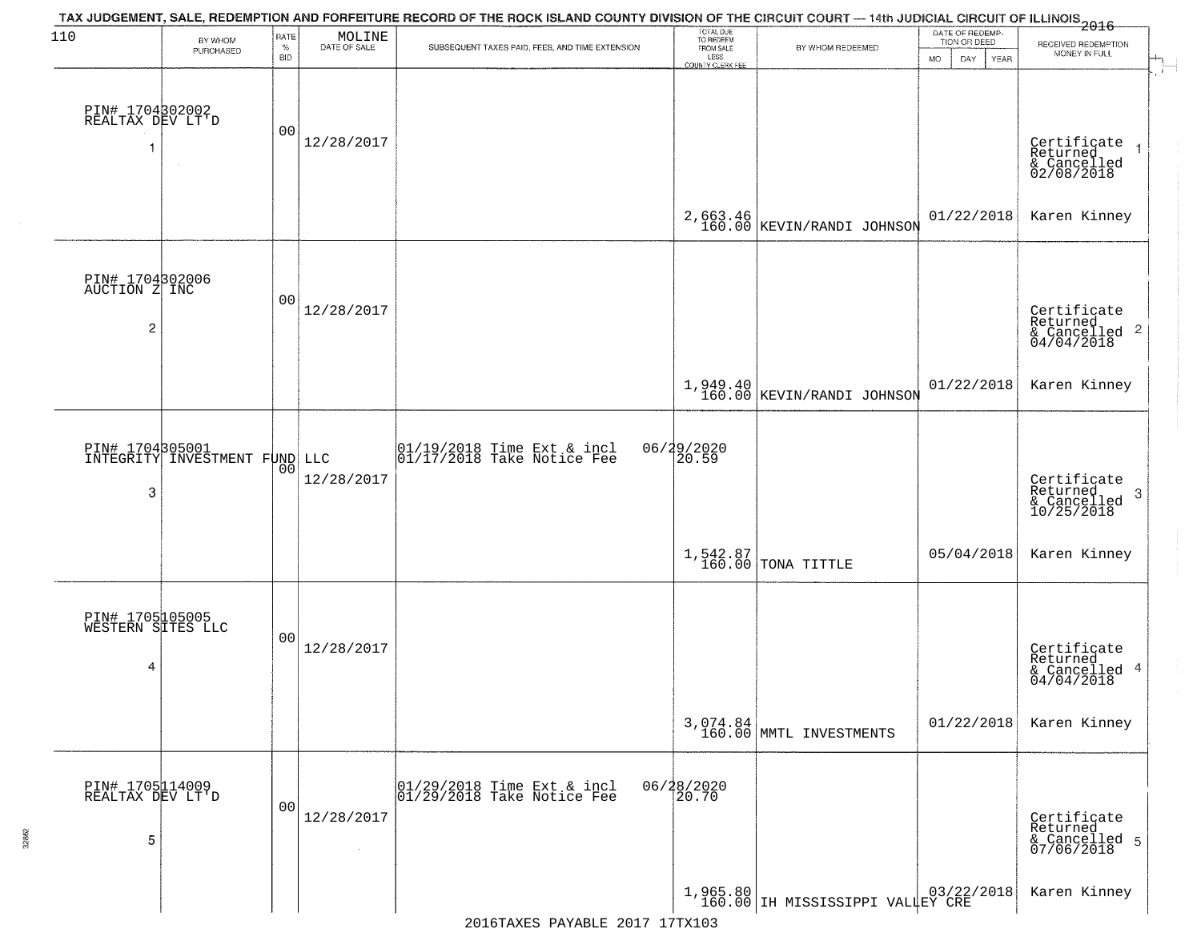TAX JUDGEMENT, SALE, REDEMPTION AND FORFEITURE RECORD OF THE ROCK ISLAND COUNTY DIVISION OF THE CIRCUIT COURT — 14th JUDICIAL CIRCUIT OF ILLINOIS 2016

| 110 BY WHOM PURCHASED | RATE % BID | MOLINE DATE OF SALE | SUBSEQUENT TAXES PAID, FEES, AND TIME EXTENSION | TOTAL DUE TO REDEEM FROM SALE LESS COUNTY CLERK FEE | BY WHOM REDEEMED | DATE OF REDEMPTION OR DEED MO DAY YEAR | RECEIVED REDEMPTION MONEY IN FULL |
|---|---|---|---|---|---|---|---|
| PIN# 1704302002 REALTAX DEV LT'D 1 | 00 | 12/28/2017 | | 2,663.46 160.00 | KEVIN/RANDI JOHNSON | 01/22/2018 | Certificate Returned & Cancelled 02/08/2018 1 Karen Kinney |
| PIN# 1704302006 AUCTION Z INC 2 | 00 | 12/28/2017 | | 1,949.40 160.00 | KEVIN/RANDI JOHNSON | 01/22/2018 | Certificate Returned & Cancelled 04/04/2018 2 Karen Kinney |
| PIN# 1704305001 INTEGRITY INVESTMENT FUND LLC 3 | 00 | 12/28/2017 | 01/19/2018 Time Ext & incl 01/17/2018 Take Notice Fee | 06/29/2020 20.59 1,542.87 160.00 | TONA TITTLE | 05/04/2018 | Certificate Returned & Cancelled 10/25/2018 3 Karen Kinney |
| PIN# 1705105005 WESTERN SITES LLC 4 | 00 | 12/28/2017 | | 3,074.84 160.00 | MMTL INVESTMENTS | 01/22/2018 | Certificate Returned & Cancelled 04/04/2018 4 Karen Kinney |
| PIN# 1705114009 REALTAX DEV LT'D 5 | 00 | 12/28/2017 | 01/29/2018 Time Ext & incl 01/29/2018 Take Notice Fee | 06/28/2020 20.70 1,965.80 160.00 | IH MISSISSIPPI VALLEY CRE | 03/22/2018 | Certificate Returned & Cancelled 07/06/2018 5 Karen Kinney |

2016TAXES PAYABLE 2017 17TX103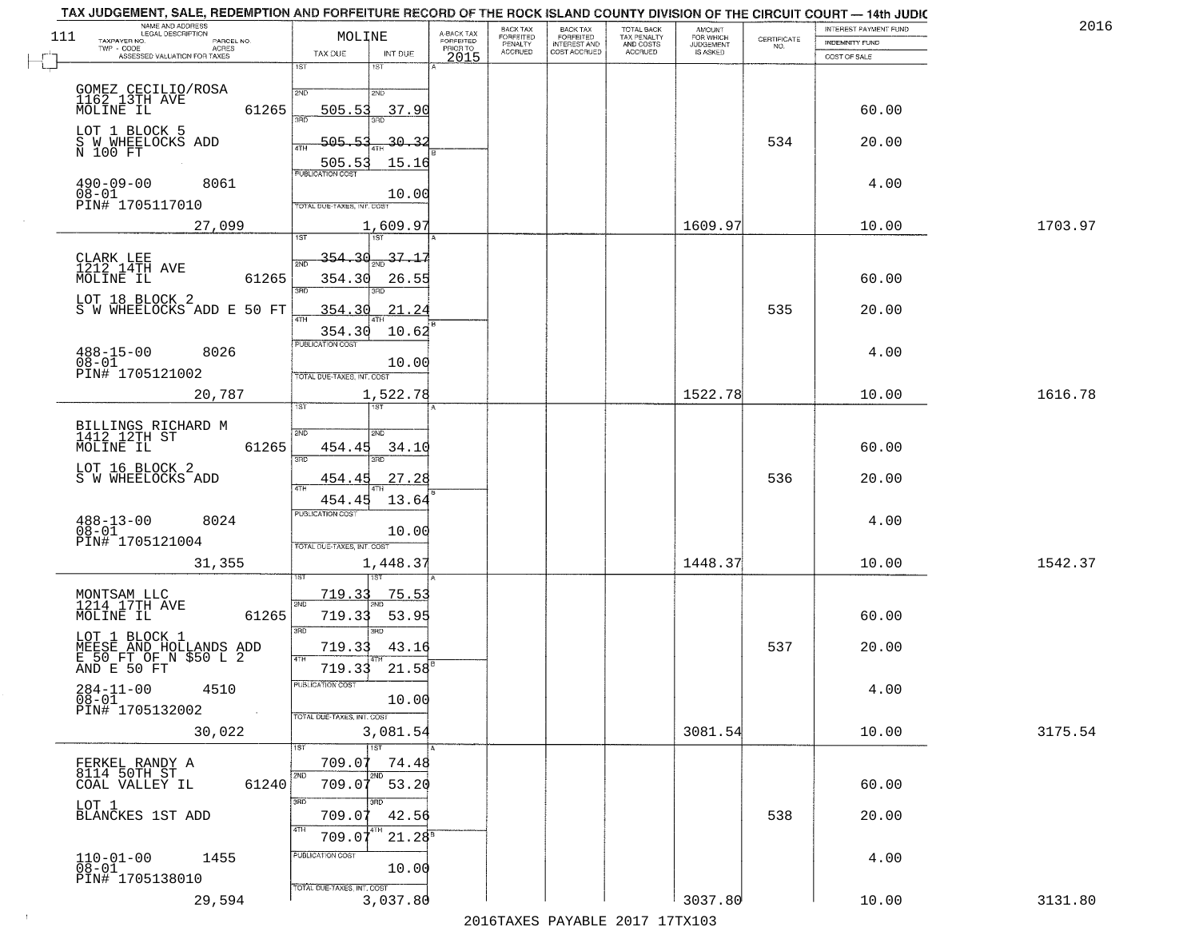TAX JUDGEMENT, SALE, REDEMPTION AND FORFEITURE RECORD OF THE ROCK ISLAND COUNTY DIVISION OF THE CIRCUIT COURT — 14th JUDIC

2016

| 111 NAME AND ADDRESS / LEGAL DESCRIPTION / TAXPAYER NO. / PARCEL NO. / TWP - CODE / ACRES / ASSESSED VALUATION FOR TAXES | MOLINE TAX DUE | INT DUE | A-BACK TAX FORFEITED PRIOR TO 2015 | BACK TAX FORFEITED PENALTY ACCRUED | BACK TAX FORFEITED INTEREST AND COST ACCRUED | TOTAL BACK TAX PENALTY AND COSTS ACCRUED | AMOUNT FOR WHICH JUDGEMENT IS ASKED | CERTIFICATE NO. | INTEREST PAYMENT FUND / INDEMNITY FUND / COST OF SALE | |
|---|---|---|---|---|---|---|---|---|---|---|
| GOMEZ CECILIO/ROSA 1162 13TH AVE MOLINE IL 61265 | 2ND 505.53 | 37.90 | | | | | | | 60.00 | |
| LOT 1 BLOCK 5 S W WHEELOCKS ADD N 100 FT | 3RD 505.53 | 30.32 | | | | | | 534 | 20.00 | |
| | 4TH 505.53 | 15.16 | | | | | | | | |
| 490-09-00 8061 08-01 PIN# 1705117010 | PUBLICATION COST | 10.00 | | | | | | | 4.00 | |
| 27,099 | TOTAL DUE-TAXES, INT. COST | 1,609.97 | | | | | 1609.97 | | 10.00 | 1703.97 |
| CLARK LEE 1212 14TH AVE MOLINE IL 61265 | 1ST 354.30 | 37.17 | | | | | | | | |
| | 2ND 354.30 | 26.55 | | | | | | | 60.00 | |
| LOT 18 BLOCK 2 S W WHEELOCKS ADD E 50 FT | 3RD 354.30 | 21.24 | | | | | | 535 | 20.00 | |
| | 4TH 354.30 | 10.62 | | | | | | | | |
| 488-15-00 8026 08-01 PIN# 1705121002 | PUBLICATION COST | 10.00 | | | | | | | 4.00 | |
| 20,787 | TOTAL DUE-TAXES, INT. COST | 1,522.78 | | | | | 1522.78 | | 10.00 | 1616.78 |
| BILLINGS RICHARD M 1412 12TH ST MOLINE IL 61265 | 2ND 454.45 | 34.10 | | | | | | | 60.00 | |
| LOT 16 BLOCK 2 S W WHEELOCKS ADD | 3RD 454.45 | 27.28 | | | | | | 536 | 20.00 | |
| | 4TH 454.45 | 13.64 | | | | | | | | |
| 488-13-00 8024 08-01 PIN# 1705121004 | PUBLICATION COST | 10.00 | | | | | | | 4.00 | |
| 31,355 | TOTAL DUE-TAXES, INT. COST | 1,448.37 | | | | | 1448.37 | | 10.00 | 1542.37 |
| MONTSAM LLC 1214 17TH AVE MOLINE IL 61265 | 1ST 719.33 | 75.53 | | | | | | | | |
| | 2ND 719.33 | 53.95 | | | | | | | 60.00 | |
| LOT 1 BLOCK 1 MEESE AND HOLLANDS ADD E 50 FT OF N $50 L 2 AND E 50 FT | 3RD 719.33 | 43.16 | | | | | | 537 | 20.00 | |
| | 4TH 719.33 | 21.58 | | | | | | | | |
| 284-11-00 4510 08-01 PIN# 1705132002 | PUBLICATION COST | 10.00 | | | | | | | 4.00 | |
| 30,022 | TOTAL DUE-TAXES, INT. COST | 3,081.54 | | | | | 3081.54 | | 10.00 | 3175.54 |
| FERKEL RANDY A 8114 50TH ST COAL VALLEY IL 61240 | 1ST 709.07 | 74.48 | | | | | | | | |
| | 2ND 709.07 | 53.20 | | | | | | | 60.00 | |
| LOT 1 BLANCKES 1ST ADD | 3RD 709.07 | 42.56 | | | | | | 538 | 20.00 | |
| | 4TH 709.07 | 21.28 | | | | | | | | |
| 110-01-00 1455 08-01 PIN# 1705138010 | PUBLICATION COST | 10.00 | | | | | | | 4.00 | |
| 29,594 | TOTAL DUE-TAXES, INT. COST | 3,037.80 | | | | | 3037.80 | | 10.00 | 3131.80 |

2016TAXES PAYABLE 2017 17TX103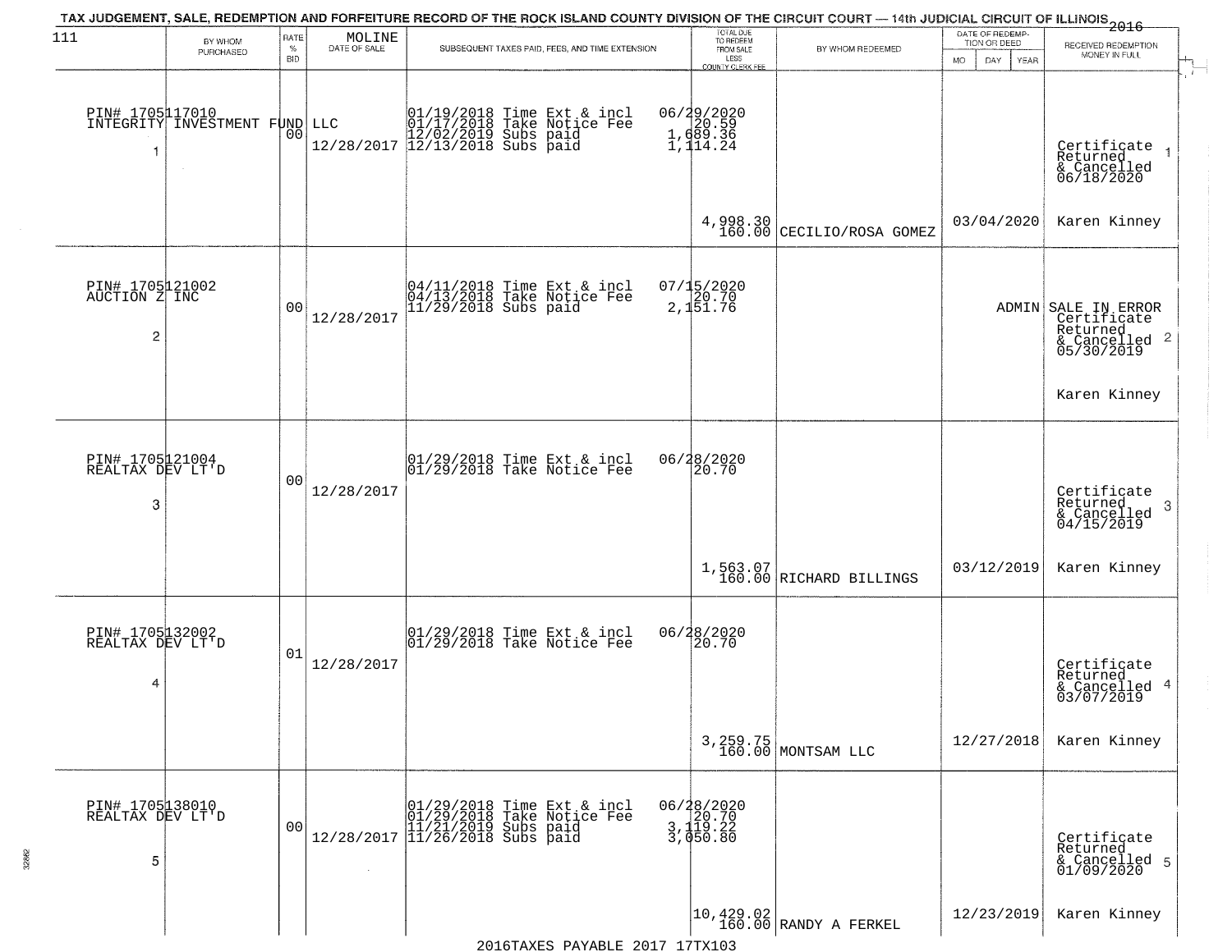TAX JUDGEMENT, SALE, REDEMPTION AND FORFEITURE RECORD OF THE ROCK ISLAND COUNTY DIVISION OF THE CIRCUIT COURT — 14th JUDICIAL CIRCUIT OF ILLINOIS 2016

| 111 BY WHOM PURCHASED | RATE % BID | MOLINE DATE OF SALE | SUBSEQUENT TAXES PAID, FEES, AND TIME EXTENSION | TOTAL DUE TO REDEEM FROM SALE LESS COUNTY CLERK FEE | BY WHOM REDEEMED | DATE OF REDEMPTION OR DEED MO DAY YEAR | RECEIVED REDEMPTION MONEY IN FULL |
|---|---|---|---|---|---|---|---|
| PIN# 1705117010 INTEGRITY INVESTMENT FUND LLC 1 | 00 | 12/28/2017 | 01/19/2018 Time Ext & incl 06/29/2020<br>01/17/2018 Take Notice Fee 20.59<br>12/02/2019 Subs paid 1,689.36<br>12/13/2018 Subs paid 1,114.24 | 4,998.30<br>160.00 | CECILIO/ROSA GOMEZ | 03/04/2020 | Certificate Returned & Cancelled 06/18/2020 1<br>Karen Kinney |
| PIN# 1705121002 AUCTION Z INC 2 | 00 | 12/28/2017 | 04/11/2018 Time Ext & incl 07/15/2020<br>04/13/2018 Take Notice Fee 20.70<br>11/29/2018 Subs paid 2,151.76 | | | ADMIN | SALE IN ERROR Certificate Returned & Cancelled 05/30/2019 2<br>Karen Kinney |
| PIN# 1705121004 REALTAX DEV LT'D 3 | 00 | 12/28/2017 | 01/29/2018 Time Ext & incl 06/28/2020<br>01/29/2018 Take Notice Fee 20.70 | 1,563.07<br>160.00 | RICHARD BILLINGS | 03/12/2019 | Certificate Returned & Cancelled 04/15/2019 3<br>Karen Kinney |
| PIN# 1705132002 REALTAX DEV LT'D 4 | 01 | 12/28/2017 | 01/29/2018 Time Ext & incl 06/28/2020<br>01/29/2018 Take Notice Fee 20.70 | 3,259.75<br>160.00 | MONTSAM LLC | 12/27/2018 | Certificate Returned & Cancelled 03/07/2019 4<br>Karen Kinney |
| PIN# 1705138010 REALTAX DEV LT'D 5 | 00 | 12/28/2017 | 01/29/2018 Time Ext & incl 06/28/2020<br>01/29/2018 Take Notice Fee 20.70<br>11/21/2019 Subs paid 3,119.22<br>11/26/2018 Subs paid 3,050.80 | 10,429.02<br>160.00 | RANDY A FERKEL | 12/23/2019 | Certificate Returned & Cancelled 01/09/2020 5<br>Karen Kinney |

2016TAXES PAYABLE 2017 17TX103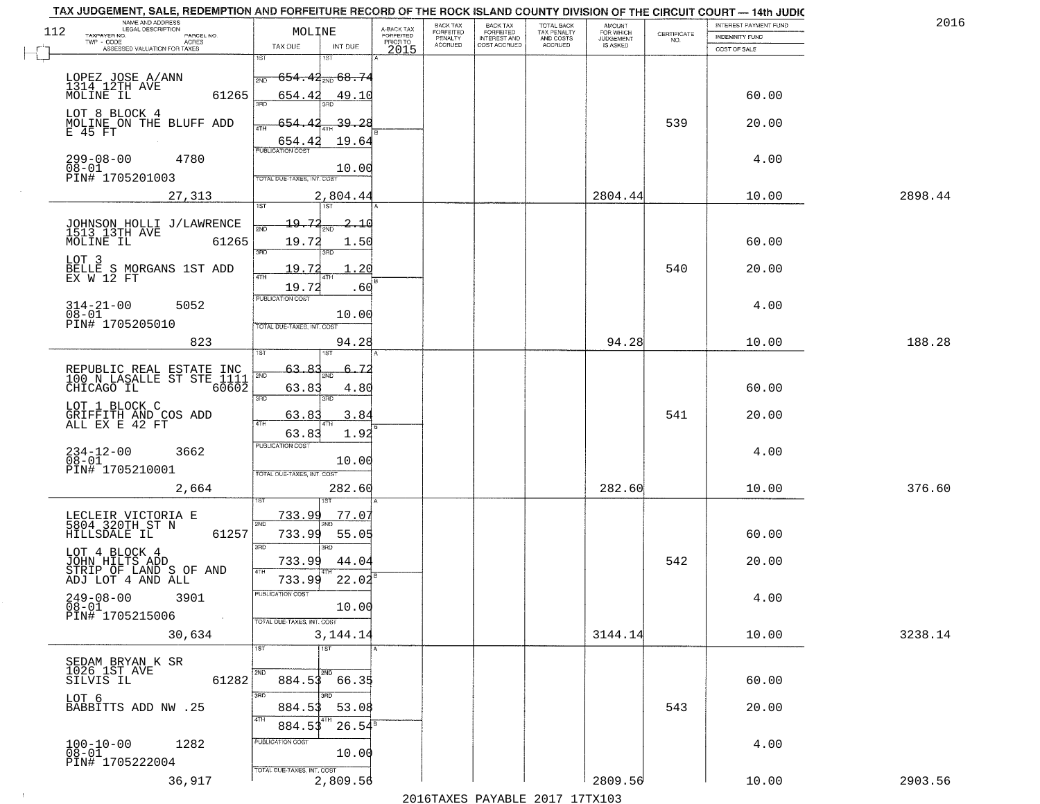TAX JUDGEMENT, SALE, REDEMPTION AND FORFEITURE RECORD OF THE ROCK ISLAND COUNTY DIVISION OF THE CIRCUIT COURT — 14th JUDIC

2016

112 MOLINE

| NAME AND ADDRESS / LEGAL DESCRIPTION / TAXPAYER NO. / PARCEL NO. / TWP - CODE / ACRES / ASSESSED VALUATION FOR TAXES | TAX DUE | INT DUE | A-BACK TAX FORFEITED PRIOR TO 2015 | BACK TAX FORFEITED PENALTY ACCRUED | BACK TAX FORFEITED INTEREST AND COST ACCRUED | TOTAL BACK TAX PENALTY AND COSTS ACCRUED | AMOUNT FOR WHICH JUDGEMENT IS ASKED | CERTIFICATE NO. | INTEREST PAYMENT FUND / INDEMNITY FUND / COST OF SALE | |
|---|---|---|---|---|---|---|---|---|---|---|
| LOPEZ JOSE A/ANN 1314 12TH AVE MOLINE IL 61265 | 1ST 654.42 | 1ST 68.74 | | | | | | | | |
| | 2ND 654.42 | 2ND 49.10 | | | | | | | 60.00 | |
| LOT 8 BLOCK 4 MOLINE ON THE BLUFF ADD E 45 FT | 3RD 654.42 | 3RD 39.28 | | | | | | 539 | 20.00 | |
| | 4TH 654.42 | 4TH 19.64 | | | | | | | | |
| 299-08-00 4780 08-01 PIN# 1705201003 | PUBLICATION COST | 10.00 | | | | | | | 4.00 | |
| 27,313 | TOTAL DUE-TAXES, INT. COST | 2,804.44 | | | | | 2804.44 | | 10.00 | 2898.44 |
| JOHNSON HOLLI J/LAWRENCE 1513 13TH AVE MOLINE IL 61265 | 1ST 19.72 | 1ST 2.10 | | | | | | | | |
| | 2ND 19.72 | 2ND 1.50 | | | | | | | 60.00 | |
| LOT 3 BELLE S MORGANS 1ST ADD EX W 12 FT | 3RD 19.72 | 3RD 1.20 | | | | | | 540 | 20.00 | |
| | 4TH 19.72 | 4TH .60 | | | | | | | | |
| 314-21-00 5052 08-01 PIN# 1705205010 | PUBLICATION COST | 10.00 | | | | | | | 4.00 | |
| 823 | TOTAL DUE-TAXES, INT. COST | 94.28 | | | | | 94.28 | | 10.00 | 188.28 |
| REPUBLIC REAL ESTATE INC 100 N LASALLE ST STE 1111 CHICAGO IL 60602 | 1ST 63.83 | 1ST 6.72 | | | | | | | | |
| | 2ND 63.83 | 2ND 4.80 | | | | | | | 60.00 | |
| LOT 1 BLOCK C GRIFFITH AND COS ADD ALL EX E 42 FT | 3RD 63.83 | 3RD 3.84 | | | | | | 541 | 20.00 | |
| | 4TH 63.83 | 4TH 1.92 | | | | | | | | |
| 234-12-00 3662 08-01 PIN# 1705210001 | PUBLICATION COST | 10.00 | | | | | | | 4.00 | |
| 2,664 | TOTAL DUE-TAXES, INT. COST | 282.60 | | | | | 282.60 | | 10.00 | 376.60 |
| LECLEIR VICTORIA E 5804 320TH ST N HILLSDALE IL 61257 | 1ST 733.99 | 1ST 77.07 | | | | | | | | |
| | 2ND 733.99 | 2ND 55.05 | | | | | | | 60.00 | |
| LOT 4 BLOCK 4 JOHN HILTS ADD STRIP OF LAND S OF AND ADJ LOT 4 AND ALL | 3RD 733.99 | 3RD 44.04 | | | | | | 542 | 20.00 | |
| | 4TH 733.99 | 4TH 22.02 | | | | | | | | |
| 249-08-00 3901 08-01 PIN# 1705215006 | PUBLICATION COST | 10.00 | | | | | | | 4.00 | |
| 30,634 | TOTAL DUE-TAXES, INT. COST | 3,144.14 | | | | | 3144.14 | | 10.00 | 3238.14 |
| SEDAM BRYAN K SR 1026 1ST AVE SILVIS IL 61282 | 1ST | 1ST | | | | | | | | |
| | 2ND 884.53 | 2ND 66.35 | | | | | | | 60.00 | |
| LOT 6 BABBITTS ADD NW .25 | 3RD 884.53 | 3RD 53.08 | | | | | | 543 | 20.00 | |
| | 4TH 884.53 | 4TH 26.54 | | | | | | | | |
| 100-10-00 1282 08-01 PIN# 1705222004 | PUBLICATION COST | 10.00 | | | | | | | 4.00 | |
| 36,917 | TOTAL DUE-TAXES, INT. COST | 2,809.56 | | | | | 2809.56 | | 10.00 | 2903.56 |

2016TAXES PAYABLE 2017 17TX103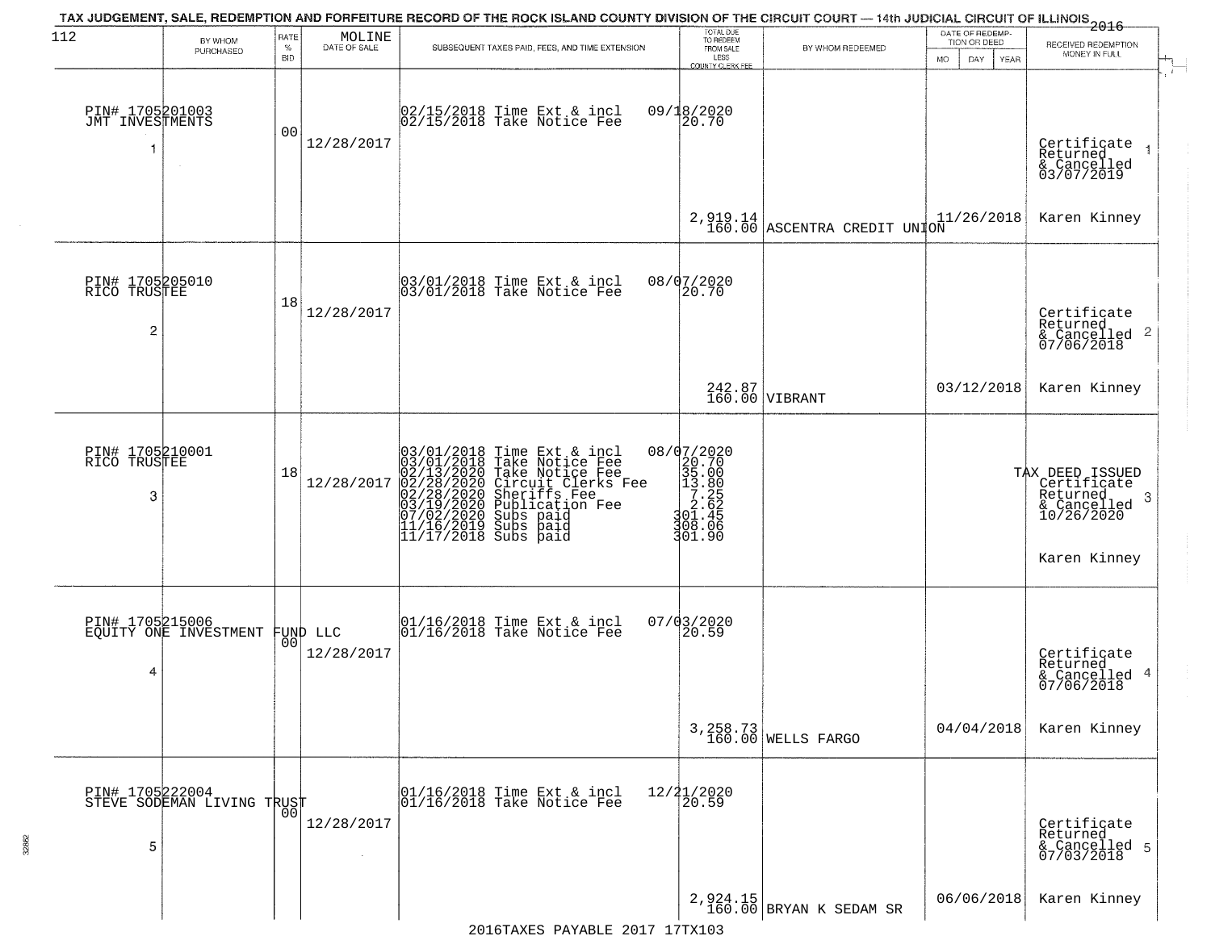TAX JUDGEMENT, SALE, REDEMPTION AND FORFEITURE RECORD OF THE ROCK ISLAND COUNTY DIVISION OF THE CIRCUIT COURT — 14th JUDICIAL CIRCUIT OF ILLINOIS 2016

| 112 BY WHOM PURCHASED | RATE % BID | MOLINE DATE OF SALE | SUBSEQUENT TAXES PAID, FEES, AND TIME EXTENSION | TOTAL DUE TO REDEEM FROM SALE LESS COUNTY CLERK FEE | BY WHOM REDEEMED | DATE OF REDEMPTION OR DEED MO DAY YEAR | RECEIVED REDEMPTION MONEY IN FULL |
|---|---|---|---|---|---|---|---|
| PIN# 1705201003 JMT INVESTMENTS 1 | 00 | 12/28/2017 | 02/15/2018 Time Ext & incl<br>02/15/2018 Take Notice Fee | 09/18/2020<br>20.70<br><br>2,919.14<br>160.00 | ASCENTRA CREDIT UNION | 11/26/2018 | Certificate Returned & Cancelled 03/07/2019 1<br>Karen Kinney |
| PIN# 1705205010 RICO TRUSTEE 2 | 18 | 12/28/2017 | 03/01/2018 Time Ext & incl<br>03/01/2018 Take Notice Fee | 08/07/2020<br>20.70<br><br>242.87<br>160.00 | VIBRANT | 03/12/2018 | Certificate Returned & Cancelled 07/06/2018 2<br>Karen Kinney |
| PIN# 1705210001 RICO TRUSTEE 3 | 18 | 12/28/2017 | 03/01/2018 Time Ext & incl<br>03/01/2018 Take Notice Fee<br>02/13/2020 Take Notice Fee<br>02/28/2020 Circuit Clerks Fee<br>02/28/2020 Sheriffs Fee<br>03/19/2020 Publication Fee<br>07/02/2020 Subs paid<br>11/16/2019 Subs paid<br>11/17/2018 Subs paid | 08/07/2020<br>20.70<br>35.00<br>13.80<br>7.25<br>2.62<br>301.45<br>308.06<br>301.90 | | | TAX DEED ISSUED Certificate Returned & Cancelled 10/26/2020 3<br>Karen Kinney |
| PIN# 1705215006 EQUITY ONE INVESTMENT FUND LLC 4 | 00 | 12/28/2017 | 01/16/2018 Time Ext & incl<br>01/16/2018 Take Notice Fee | 07/03/2020<br>20.59<br><br>3,258.73<br>160.00 | WELLS FARGO | 04/04/2018 | Certificate Returned & Cancelled 07/06/2018 4<br>Karen Kinney |
| PIN# 1705222004 STEVE SODEMAN LIVING TRUST 5 | 00 | 12/28/2017 | 01/16/2018 Time Ext & incl<br>01/16/2018 Take Notice Fee | 12/21/2020<br>20.59<br><br>2,924.15<br>160.00 | BRYAN K SEDAM SR | 06/06/2018 | Certificate Returned & Cancelled 07/03/2018 5<br>Karen Kinney |

2016TAXES PAYABLE 2017 17TX103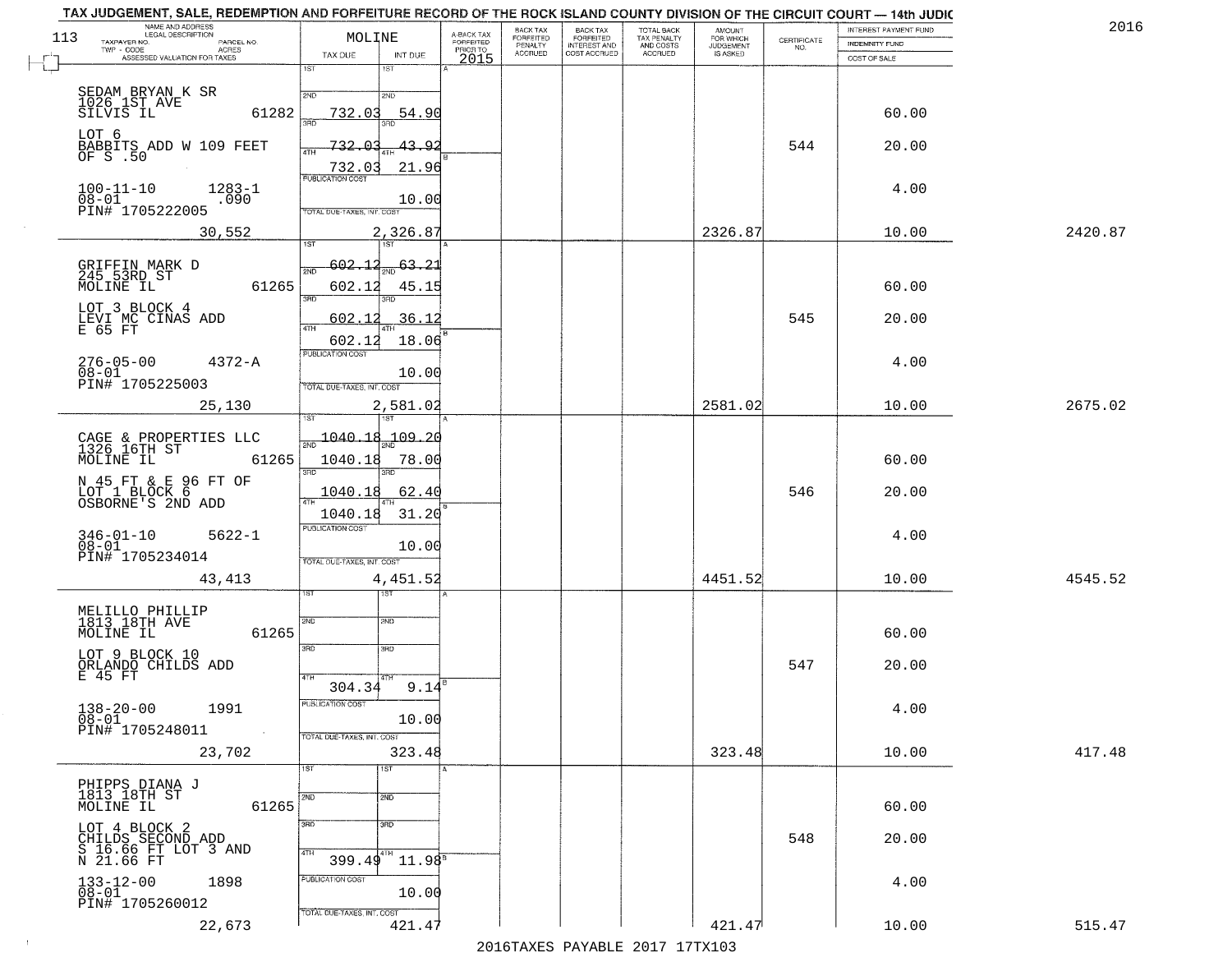TAX JUDGEMENT, SALE, REDEMPTION AND FORFEITURE RECORD OF THE ROCK ISLAND COUNTY DIVISION OF THE CIRCUIT COURT — 14th JUDIC

2016

113

| NAME AND ADDRESS / LEGAL DESCRIPTION / TAXPAYER NO. / PARCEL NO. / TWP - CODE / ACRES / ASSESSED VALUATION FOR TAXES | MOLINE TAX DUE | INT DUE | A-BACK TAX FORFEITED PRIOR TO 2015 | BACK TAX FORFEITED PENALTY ACCRUED | BACK TAX FORFEITED INTEREST AND COST ACCRUED | TOTAL BACK TAX PENALTY AND COSTS ACCRUED | AMOUNT FOR WHICH JUDGEMENT IS ASKED | CERTIFICATE NO. | INTEREST PAYMENT FUND / INDEMNITY FUND / COST OF SALE | |
|---|---|---|---|---|---|---|---|---|---|---|
| SEDAM BRYAN K SR<br>1026 1ST AVE<br>SILVIS IL 61282<br>LOT 6<br>BABBITS ADD W 109 FEET OF S .50<br>100-11-10 1283-1<br>08-01 .090<br>PIN# 1705222005<br>30,552 | 2ND 732.03<br>3RD 732.03<br>4TH 732.03<br>PUBLICATION COST<br>TOTAL DUE-TAXES, INT. COST | 54.90<br>43.92<br>21.96<br>10.00<br>2,326.87 | | | | | 2326.87 | 544 | 60.00<br>20.00<br>4.00<br>10.00 | 2420.87 |
| GRIFFIN MARK D<br>245 53RD ST<br>MOLINE IL 61265<br>LOT 3 BLOCK 4<br>LEVI MC CINAS ADD<br>E 65 FT<br>276-05-00 4372-A<br>08-01<br>PIN# 1705225003<br>25,130 | 1ST 602.12<br>2ND 602.12<br>3RD 602.12<br>4TH 602.12<br>PUBLICATION COST<br>TOTAL DUE-TAXES, INT. COST | 63.21<br>45.15<br>36.12<br>18.06<br>10.00<br>2,581.02 | | | | | 2581.02 | 545 | 60.00<br>20.00<br>4.00<br>10.00 | 2675.02 |
| CAGE & PROPERTIES LLC<br>1326 16TH ST<br>MOLINE IL 61265<br>N 45 FT & E 96 FT OF LOT 1 BLOCK 6<br>OSBORNE'S 2ND ADD<br>346-01-10 5622-1<br>08-01<br>PIN# 1705234014<br>43,413 | 1ST 1040.18<br>2ND 1040.18<br>3RD 1040.18<br>4TH 1040.18<br>PUBLICATION COST<br>TOTAL DUE-TAXES, INT. COST | 109.20<br>78.00<br>62.40<br>31.20<br>10.00<br>4,451.52 | | | | | 4451.52 | 546 | 60.00<br>20.00<br>4.00<br>10.00 | 4545.52 |
| MELILLO PHILLIP<br>1813 18TH AVE<br>MOLINE IL 61265<br>LOT 9 BLOCK 10<br>ORLANDO CHILDS ADD<br>E 45 FT<br>138-20-00 1991<br>08-01<br>PIN# 1705248011<br>23,702 | 4TH 304.34<br>PUBLICATION COST<br>TOTAL DUE-TAXES, INT. COST | 9.14<br>10.00<br>323.48 | | | | | 323.48 | 547 | 60.00<br>20.00<br>4.00<br>10.00 | 417.48 |
| PHIPPS DIANA J<br>1813 18TH ST<br>MOLINE IL 61265<br>LOT 4 BLOCK 2<br>CHILDS SECOND ADD<br>S 16.66 FT LOT 3 AND N 21.66 FT<br>133-12-00 1898<br>08-01<br>PIN# 1705260012<br>22,673 | 4TH 399.49<br>PUBLICATION COST<br>TOTAL DUE-TAXES, INT. COST | 11.98<br>10.00<br>421.47 | | | | | 421.47 | 548 | 60.00<br>20.00<br>4.00<br>10.00 | 515.47 |

2016TAXES PAYABLE 2017 17TX103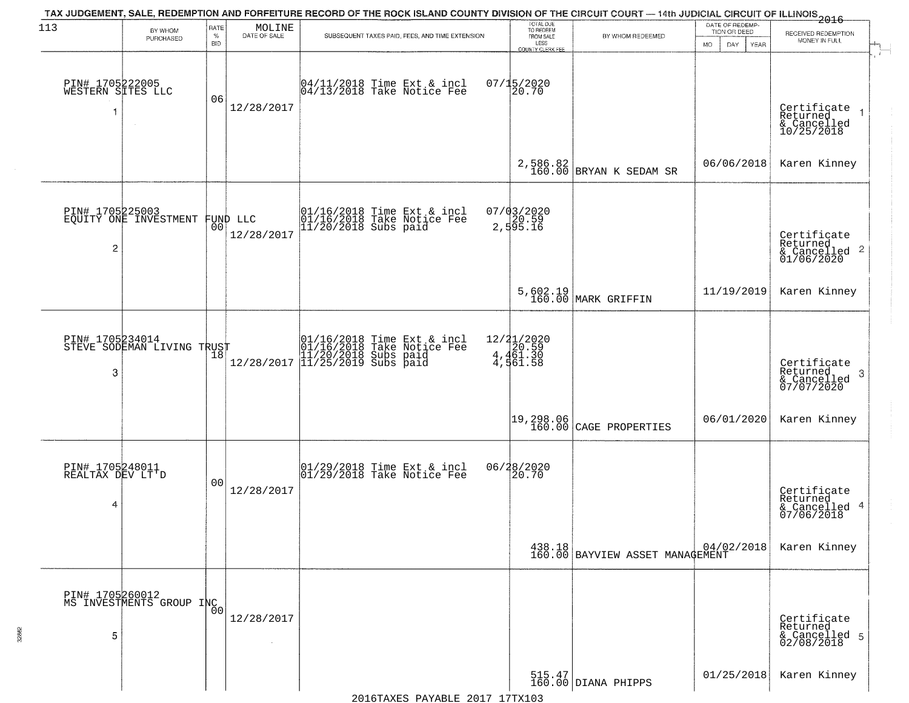# TAX JUDGEMENT, SALE, REDEMPTION AND FORFEITURE RECORD OF THE ROCK ISLAND COUNTY DIVISION OF THE CIRCUIT COURT — 14th JUDICIAL CIRCUIT OF ILLINOIS 2016

| 113 BY WHOM PURCHASED | RATE % BID | MOLINE DATE OF SALE | SUBSEQUENT TAXES PAID, FEES, AND TIME EXTENSION | TOTAL DUE TO REDEEM FROM SALE LESS COUNTY CLERK FEE | BY WHOM REDEEMED | DATE OF REDEMPTION OR DEED | RECEIVED REDEMPTION MONEY IN FULL |
|---|---|---|---|---|---|---|---|
| PIN# 1705222005 WESTERN SITES LLC 1 | 06 | 12/28/2017 | 04/11/2018 Time Ext & incl 07/15/2020; 04/13/2018 Take Notice Fee 20.70 | 2,586.82 160.00 | BRYAN K SEDAM SR | 06/06/2018 | Certificate Returned & Cancelled 10/25/2018 Karen Kinney |
| PIN# 1705225003 EQUITY ONE INVESTMENT FUND LLC 2 | 00 | 12/28/2017 | 01/16/2018 Time Ext & incl 07/03/2020; 01/16/2018 Take Notice Fee 20.59; 11/20/2018 Subs paid 2,595.16 | 5,602.19 160.00 | MARK GRIFFIN | 11/19/2019 | Certificate Returned & Cancelled 01/06/2020 Karen Kinney |
| PIN# 1705234014 STEVE SODEMAN LIVING TRUST 3 | 18 | 12/28/2017 | 01/16/2018 Time Ext & incl 12/21/2020; 01/16/2018 Take Notice Fee 20.59; 11/20/2018 Subs paid 4,461.30; 11/25/2019 Subs paid 4,561.58 | 19,298.06 160.00 | CAGE PROPERTIES | 06/01/2020 | Certificate Returned & Cancelled 07/07/2020 Karen Kinney |
| PIN# 1705248011 REALTAX DEV LT'D 4 | 00 | 12/28/2017 | 01/29/2018 Time Ext & incl 06/28/2020; 01/29/2018 Take Notice Fee 20.70 | 438.18 160.00 | BAYVIEW ASSET MANAGEMENT | 04/02/2018 | Certificate Returned & Cancelled 07/06/2018 Karen Kinney |
| PIN# 1705260012 MS INVESTMENTS GROUP INC 5 | 00 | 12/28/2017 | | 515.47 160.00 | DIANA PHIPPS | 01/25/2018 | Certificate Returned & Cancelled 02/08/2018 Karen Kinney |

2016TAXES PAYABLE 2017 17TX103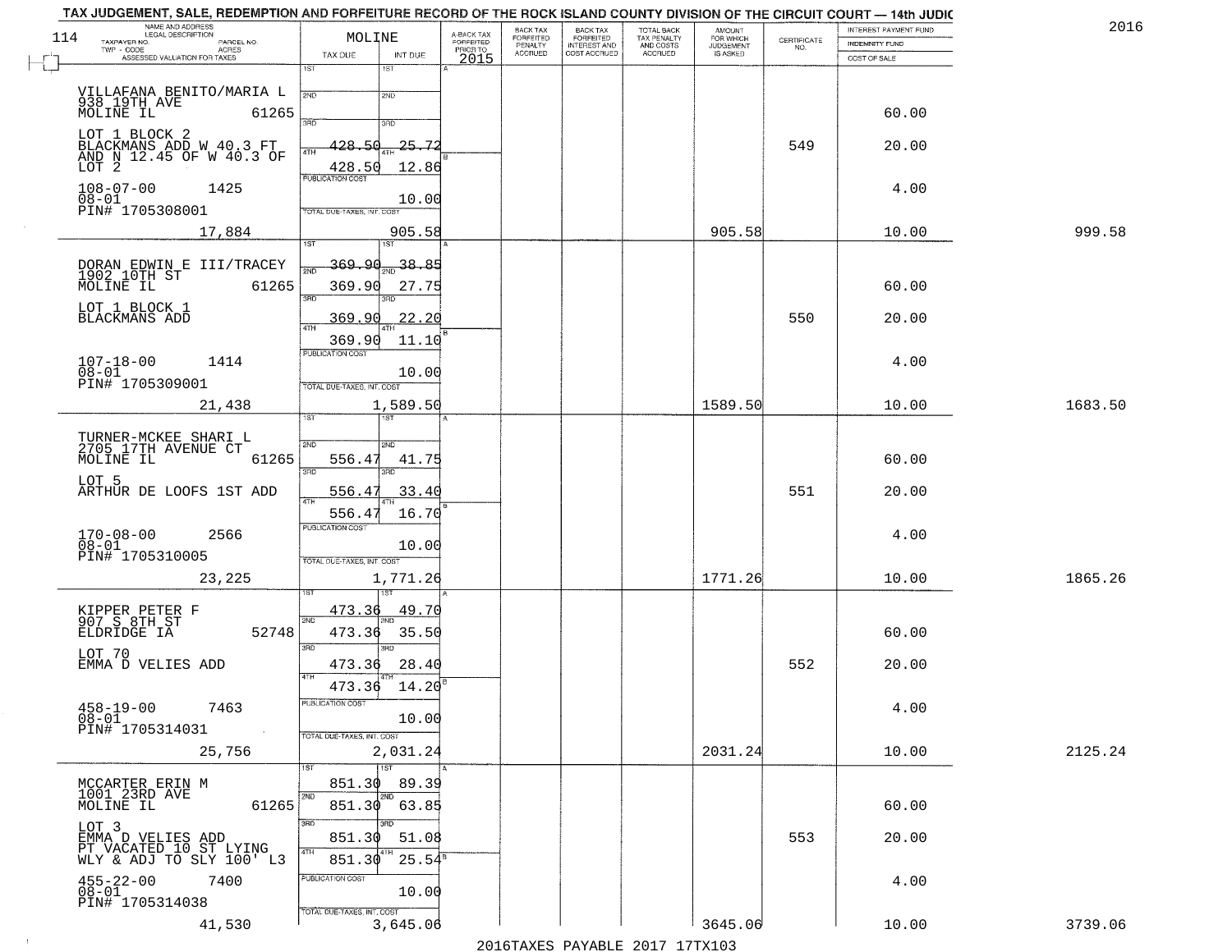TAX JUDGEMENT, SALE, REDEMPTION AND FORFEITURE RECORD OF THE ROCK ISLAND COUNTY DIVISION OF THE CIRCUIT COURT — 14th JUDIC

2016

114 — MOLINE

| NAME AND ADDRESS / LEGAL DESCRIPTION / TAXPAYER NO. / PARCEL NO. / TWP - CODE / ACRES / ASSESSED VALUATION FOR TAXES | TAX DUE | INT DUE | A-BACK TAX FORFEITED PRIOR TO 2015 | BACK TAX FORFEITED PENALTY ACCRUED | BACK TAX FORFEITED INTEREST AND COST ACCRUED | TOTAL BACK TAX PENALTY AND COSTS ACCRUED | AMOUNT FOR WHICH JUDGEMENT IS ASKED | CERTIFICATE NO. | INTEREST PAYMENT FUND / INDEMNITY FUND / COST OF SALE | |
|---|---|---|---|---|---|---|---|---|---|---|
| VILLAFANA BENITO/MARIA L, 938 19TH AVE, MOLINE IL 61265 | 1ST | 1ST | | | | | | | | |
| | 2ND | 2ND | | | | | | | 60.00 | |
| LOT 1 BLOCK 2 BLACKMANS ADD W 40.3 FT AND N 12.45 OF W 40.3 OF LOT 2 | 3RD 428.50 | 3RD 25.72 | | | | | | 549 | 20.00 | |
| | 4TH 428.50 | 4TH 12.86 | | | | | | | | |
| 108-07-00 1425, 08-01, PIN# 1705308001 | PUBLICATION COST | 10.00 | | | | | | | 4.00 | |
| 17,884 | TOTAL DUE-TAXES, INT. COST | 905.58 | | | | | 905.58 | | 10.00 | 999.58 |
| DORAN EDWIN E III/TRACEY, 1902 10TH ST, MOLINE IL 61265 | 1ST 369.90 | 1ST 38.85 | | | | | | | | |
| | 2ND 369.90 | 2ND 27.75 | | | | | | | 60.00 | |
| LOT 1 BLOCK 1 BLACKMANS ADD | 3RD 369.90 | 3RD 22.20 | | | | | | 550 | 20.00 | |
| | 4TH 369.90 | 4TH 11.10 | | | | | | | | |
| 107-18-00 1414, 08-01, PIN# 1705309001 | PUBLICATION COST | 10.00 | | | | | | | 4.00 | |
| 21,438 | TOTAL DUE-TAXES, INT. COST | 1,589.50 | | | | | 1589.50 | | 10.00 | 1683.50 |
| TURNER-MCKEE SHARI L, 2705 17TH AVENUE CT, MOLINE IL 61265 | 1ST | 1ST | | | | | | | | |
| | 2ND 556.47 | 2ND 41.75 | | | | | | | 60.00 | |
| LOT 5 ARTHUR DE LOOFS 1ST ADD | 3RD 556.47 | 3RD 33.40 | | | | | | 551 | 20.00 | |
| | 4TH 556.47 | 4TH 16.70 | | | | | | | | |
| 170-08-00 2566, 08-01, PIN# 1705310005 | PUBLICATION COST | 10.00 | | | | | | | 4.00 | |
| 23,225 | TOTAL DUE-TAXES, INT. COST | 1,771.26 | | | | | 1771.26 | | 10.00 | 1865.26 |
| KIPPER PETER F, 907 S 8TH ST, ELDRIDGE IA 52748 | 1ST 473.36 | 1ST 49.70 | | | | | | | | |
| | 2ND 473.36 | 2ND 35.50 | | | | | | | 60.00 | |
| LOT 70 EMMA D VELIES ADD | 3RD 473.36 | 3RD 28.40 | | | | | | 552 | 20.00 | |
| | 4TH 473.36 | 4TH 14.20 | | | | | | | | |
| 458-19-00 7463, 08-01, PIN# 1705314031 | PUBLICATION COST | 10.00 | | | | | | | 4.00 | |
| 25,756 | TOTAL DUE-TAXES, INT. COST | 2,031.24 | | | | | 2031.24 | | 10.00 | 2125.24 |
| MCCARTER ERIN M, 1001 23RD AVE, MOLINE IL 61265 | 1ST 851.30 | 1ST 89.39 | | | | | | | | |
| | 2ND 851.30 | 2ND 63.85 | | | | | | | 60.00 | |
| LOT 3 EMMA D VELIES ADD PT VACATED 10 ST LYING WLY & ADJ TO SLY 100' L3 | 3RD 851.30 | 3RD 51.08 | | | | | | 553 | 20.00 | |
| | 4TH 851.30 | 4TH 25.54 | | | | | | | | |
| 455-22-00 7400, 08-01, PIN# 1705314038 | PUBLICATION COST | 10.00 | | | | | | | 4.00 | |
| 41,530 | TOTAL DUE-TAXES, INT. COST | 3,645.06 | | | | | 3645.06 | | 10.00 | 3739.06 |

2016TAXES PAYABLE 2017 17TX103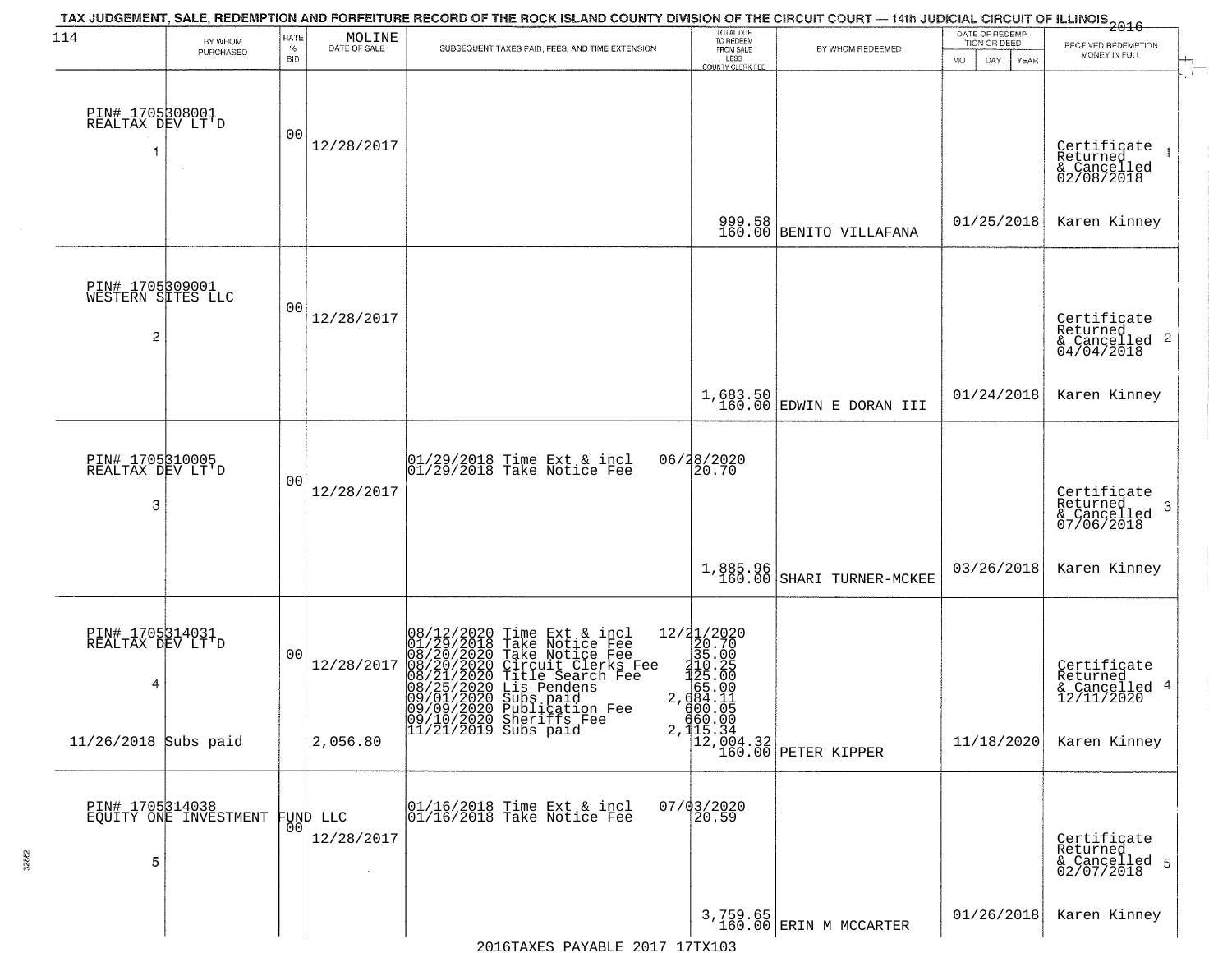# TAX JUDGEMENT, SALE, REDEMPTION AND FORFEITURE RECORD OF THE ROCK ISLAND COUNTY DIVISION OF THE CIRCUIT COURT — 14th JUDICIAL CIRCUIT OF ILLINOIS 2016

114 MOLINE

| BY WHOM PURCHASED | RATE % BID | DATE OF SALE | SUBSEQUENT TAXES PAID, FEES, AND TIME EXTENSION | TOTAL DUE TO REDEEM FROM SALE LESS COUNTY CLERK FEE | BY WHOM REDEEMED | DATE OF REDEMPTION OR DEED MO DAY YEAR | RECEIVED REDEMPTION MONEY IN FULL |
|---|---|---|---|---|---|---|---|
| PIN# 1705308001 REALTAX DEV LT'D 1 | 00 | 12/28/2017 | | 999.58 160.00 | BENITO VILLAFANA | 01/25/2018 | Certificate Returned & Cancelled 02/08/2018 1 Karen Kinney |
| PIN# 1705309001 WESTERN SITES LLC 2 | 00 | 12/28/2017 | | 1,683.50 160.00 | EDWIN E DORAN III | 01/24/2018 | Certificate Returned & Cancelled 04/04/2018 2 Karen Kinney |
| PIN# 1705310005 REALTAX DEV LT'D 3 | 00 | 12/28/2017 | 01/29/2018 Time Ext & incl 06/28/2020<br>01/29/2018 Take Notice Fee 20.70 | 1,885.96 160.00 | SHARI TURNER-MCKEE | 03/26/2018 | Certificate Returned & Cancelled 07/06/2018 3 Karen Kinney |
| PIN# 1705314031 REALTAX DEV LT'D 4<br>11/26/2018 Subs paid | 00 | 12/28/2017<br>2,056.80 | 08/12/2020 Time Ext & incl 12/21/2020<br>01/29/2018 Take Notice Fee 20.70<br>08/20/2020 Take Notice Fee 35.00<br>08/20/2020 Circuit Clerks Fee 210.25<br>08/21/2020 Title Search Fee 125.00<br>08/25/2020 Lis Pendens 65.00<br>09/01/2020 Subs paid 2,684.11<br>09/09/2020 Publication Fee 600.05<br>09/10/2020 Sheriffs Fee 660.00<br>11/21/2019 Subs paid 2,115.34 | 12,004.32 160.00 | PETER KIPPER | 11/18/2020 | Certificate Returned & Cancelled 12/11/2020 4 Karen Kinney |
| PIN# 1705314038 EQUITY ONE INVESTMENT FUND LLC 5 | 00 | 12/28/2017 | 01/16/2018 Time Ext & incl 07/03/2020<br>01/16/2018 Take Notice Fee 20.59 | 3,759.65 160.00 | ERIN M MCCARTER | 01/26/2018 | Certificate Returned & Cancelled 02/07/2018 5 Karen Kinney |

2016TAXES PAYABLE 2017 17TX103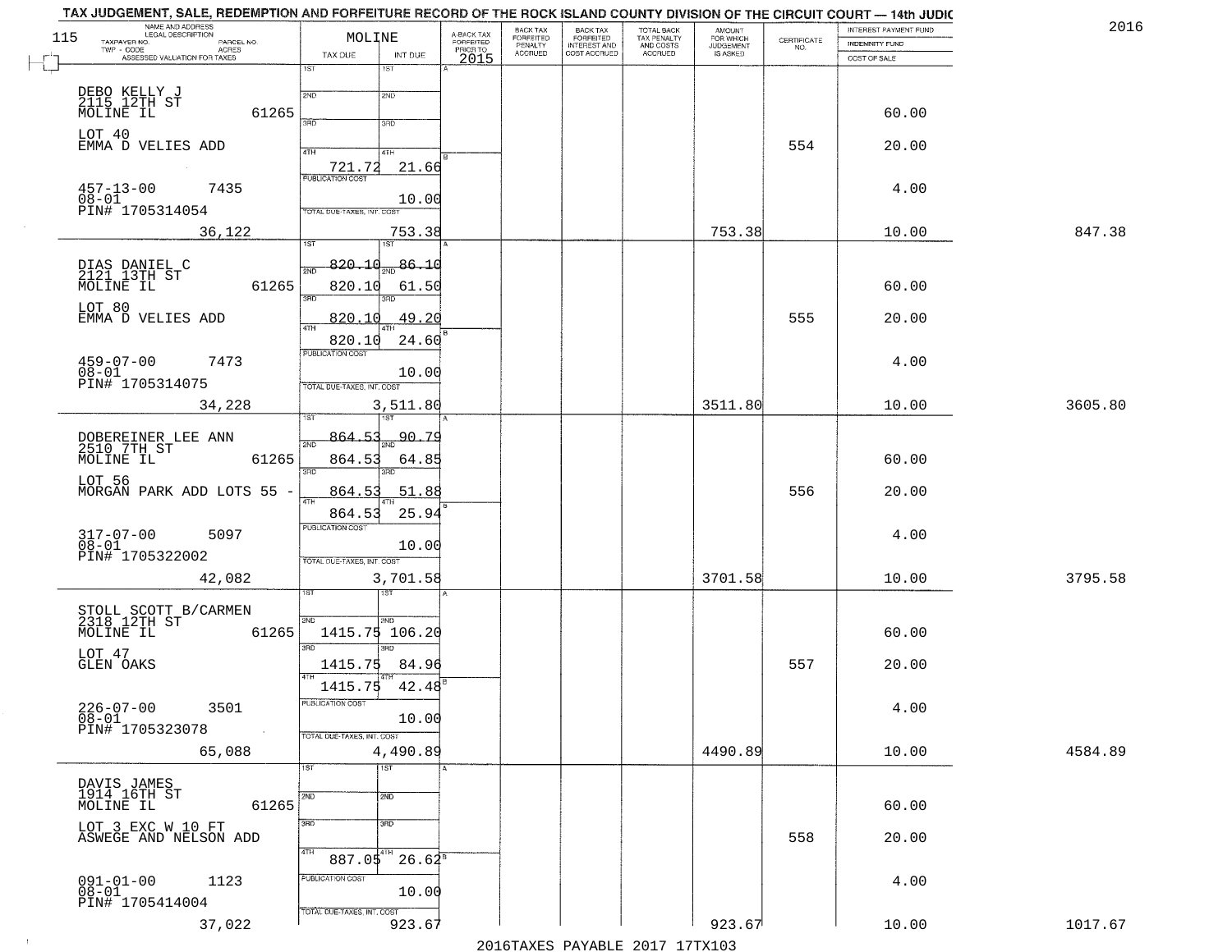TAX JUDGEMENT, SALE, REDEMPTION AND FORFEITURE RECORD OF THE ROCK ISLAND COUNTY DIVISION OF THE CIRCUIT COURT — 14th JUDIC

2016

| NAME AND ADDRESS / LEGAL DESCRIPTION / TAXPAYER NO. / PARCEL NO. / TWP - CODE / ACRES / ASSESSED VALUATION FOR TAXES | MOLINE TAX DUE | INT DUE | A-BACK TAX FORFEITED PRIOR TO 2015 | BACK TAX FORFEITED PENALTY ACCRUED | BACK TAX FORFEITED INTEREST AND COST ACCRUED | TOTAL BACK TAX PENALTY AND COSTS ACCRUED | AMOUNT FOR WHICH JUDGEMENT IS ASKED | CERTIFICATE NO. | INTEREST PAYMENT FUND / INDEMNITY FUND / COST OF SALE | |
|---|---|---|---|---|---|---|---|---|---|---|
| DEBO KELLY J<br>2115 12TH ST<br>MOLINE IL 61265<br>LOT 40<br>EMMA D VELIES ADD<br>457-13-00 7435<br>08-01<br>PIN# 1705314054<br>36,122 | 1ST<br>2ND<br>3RD<br>4TH 721.72<br>PUBLICATION COST<br>TOTAL DUE-TAXES, INT. COST | 1ST<br>2ND<br>3RD<br>4TH 21.66<br>10.00<br>753.38 | | | | | 753.38 | 554 | 60.00<br>20.00<br>4.00<br>10.00 | 847.38 |
| DIAS DANIEL C<br>2121 13TH ST<br>MOLINE IL 61265<br>LOT 80<br>EMMA D VELIES ADD<br>459-07-00 7473<br>08-01<br>PIN# 1705314075<br>34,228 | 1ST 820.10<br>2ND 820.10<br>3RD 820.10<br>4TH 820.10<br>PUBLICATION COST<br>TOTAL DUE-TAXES, INT. COST | 1ST 86.10<br>2ND 61.50<br>3RD 49.20<br>4TH 24.60<br>10.00<br>3,511.80 | | | | | 3511.80 | 555 | 60.00<br>20.00<br>4.00<br>10.00 | 3605.80 |
| DOBEREINER LEE ANN<br>2510 7TH ST<br>MOLINE IL 61265<br>LOT 56<br>MORGAN PARK ADD LOTS 55 -<br>317-07-00 5097<br>08-01<br>PIN# 1705322002<br>42,082 | 1ST 864.53<br>2ND 864.53<br>3RD 864.53<br>4TH 864.53<br>PUBLICATION COST<br>TOTAL DUE-TAXES, INT. COST | 1ST 90.79<br>2ND 64.85<br>3RD 51.88<br>4TH 25.94<br>10.00<br>3,701.58 | | | | | 3701.58 | 556 | 60.00<br>20.00<br>4.00<br>10.00 | 3795.58 |
| STOLL SCOTT B/CARMEN<br>2318 12TH ST<br>MOLINE IL 61265<br>LOT 47<br>GLEN OAKS<br>226-07-00 3501<br>08-01<br>PIN# 1705323078<br>65,088 | 1ST<br>2ND 1415.75<br>3RD 1415.75<br>4TH 1415.75<br>PUBLICATION COST<br>TOTAL DUE-TAXES, INT. COST | 1ST<br>2ND 106.20<br>3RD 84.96<br>4TH 42.48<br>10.00<br>4,490.89 | | | | | 4490.89 | 557 | 60.00<br>20.00<br>4.00<br>10.00 | 4584.89 |
| DAVIS JAMES<br>1914 16TH ST<br>MOLINE IL 61265<br>LOT 3 EXC W 10 FT<br>ASWEGE AND NELSON ADD<br>091-01-00 1123<br>08-01<br>PIN# 1705414004<br>37,022 | 1ST<br>2ND<br>3RD<br>4TH 887.05<br>PUBLICATION COST<br>TOTAL DUE-TAXES, INT. COST | 1ST<br>2ND<br>3RD<br>4TH 26.62<br>10.00<br>923.67 | | | | | 923.67 | 558 | 60.00<br>20.00<br>4.00<br>10.00 | 1017.67 |

2016TAXES PAYABLE 2017 17TX103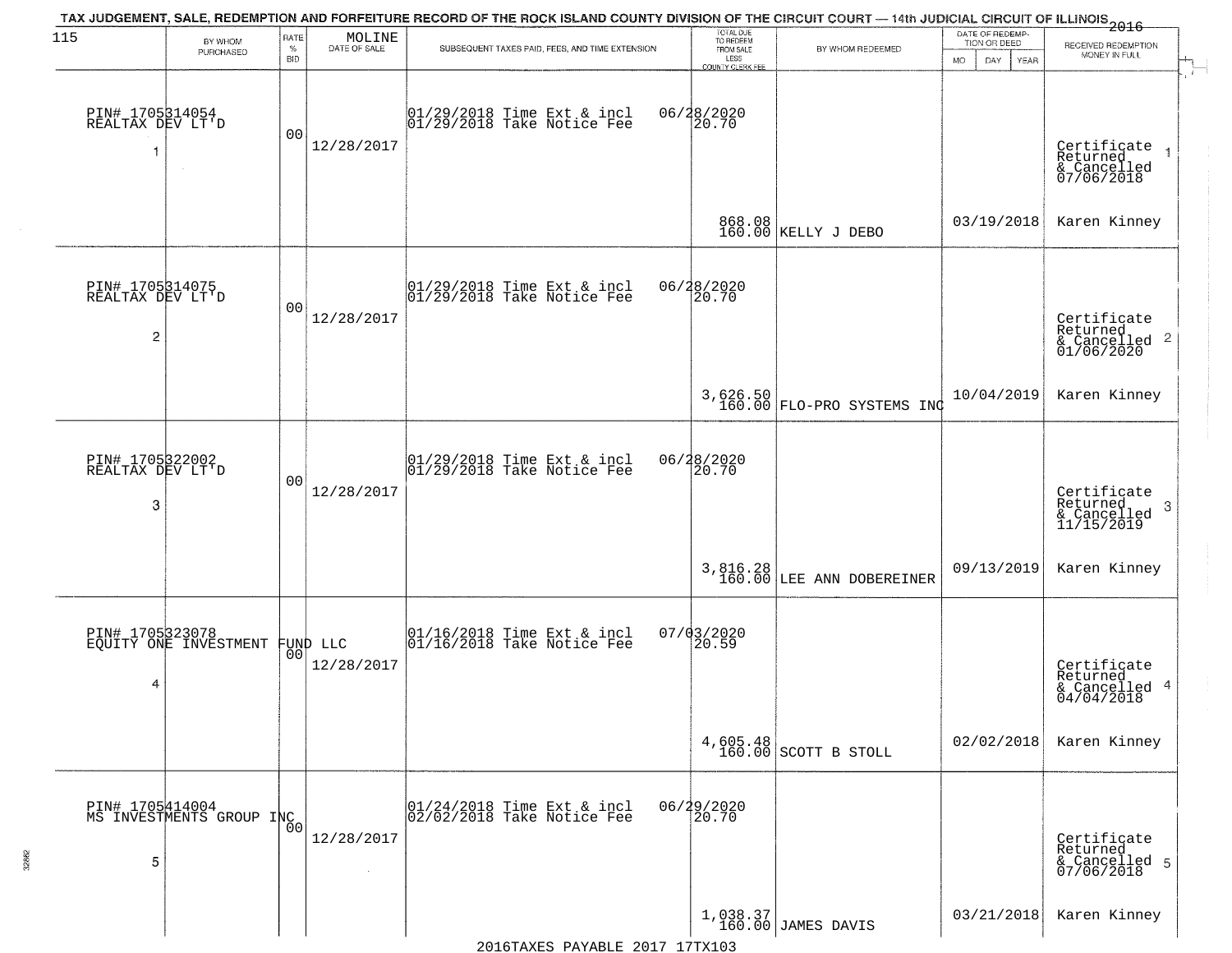TAX JUDGEMENT, SALE, REDEMPTION AND FORFEITURE RECORD OF THE ROCK ISLAND COUNTY DIVISION OF THE CIRCUIT COURT — 14th JUDICIAL CIRCUIT OF ILLINOIS 2016

| 115 BY WHOM PURCHASED | RATE % BID | MOLINE DATE OF SALE | SUBSEQUENT TAXES PAID, FEES, AND TIME EXTENSION | TOTAL DUE TO REDEEM FROM SALE LESS COUNTY CLERK FEE | BY WHOM REDEEMED | DATE OF REDEMPTION OR DEED MO DAY YEAR | RECEIVED REDEMPTION MONEY IN FULL |
|---|---|---|---|---|---|---|---|
| PIN# 1705314054 REALTAX DEV LT'D 1 | 00 | 12/28/2017 | 01/29/2018 Time Ext & incl 01/29/2018 Take Notice Fee | 06/28/2020 20.70 868.08 160.00 | KELLY J DEBO | 03/19/2018 | Certificate Returned & Cancelled 07/06/2018 Karen Kinney |
| PIN# 1705314075 REALTAX DEV LT'D 2 | 00 | 12/28/2017 | 01/29/2018 Time Ext & incl 01/29/2018 Take Notice Fee | 06/28/2020 20.70 3,626.50 160.00 | FLO-PRO SYSTEMS INC | 10/04/2019 | Certificate Returned & Cancelled 01/06/2020 Karen Kinney |
| PIN# 1705322002 REALTAX DEV LT'D 3 | 00 | 12/28/2017 | 01/29/2018 Time Ext & incl 01/29/2018 Take Notice Fee | 06/28/2020 20.70 3,816.28 160.00 | LEE ANN DOBEREINER | 09/13/2019 | Certificate Returned & Cancelled 11/15/2019 Karen Kinney |
| PIN# 1705323078 EQUITY ONE INVESTMENT FUND LLC 4 | 00 | 12/28/2017 | 01/16/2018 Time Ext & incl 01/16/2018 Take Notice Fee | 07/03/2020 20.59 4,605.48 160.00 | SCOTT B STOLL | 02/02/2018 | Certificate Returned & Cancelled 04/04/2018 Karen Kinney |
| PIN# 1705414004 MS INVESTMENTS GROUP INC 5 | 00 | 12/28/2017 | 01/24/2018 Time Ext & incl 02/02/2018 Take Notice Fee | 06/29/2020 20.70 1,038.37 160.00 | JAMES DAVIS | 03/21/2018 | Certificate Returned & Cancelled 07/06/2018 Karen Kinney |

2016TAXES PAYABLE 2017 17TX103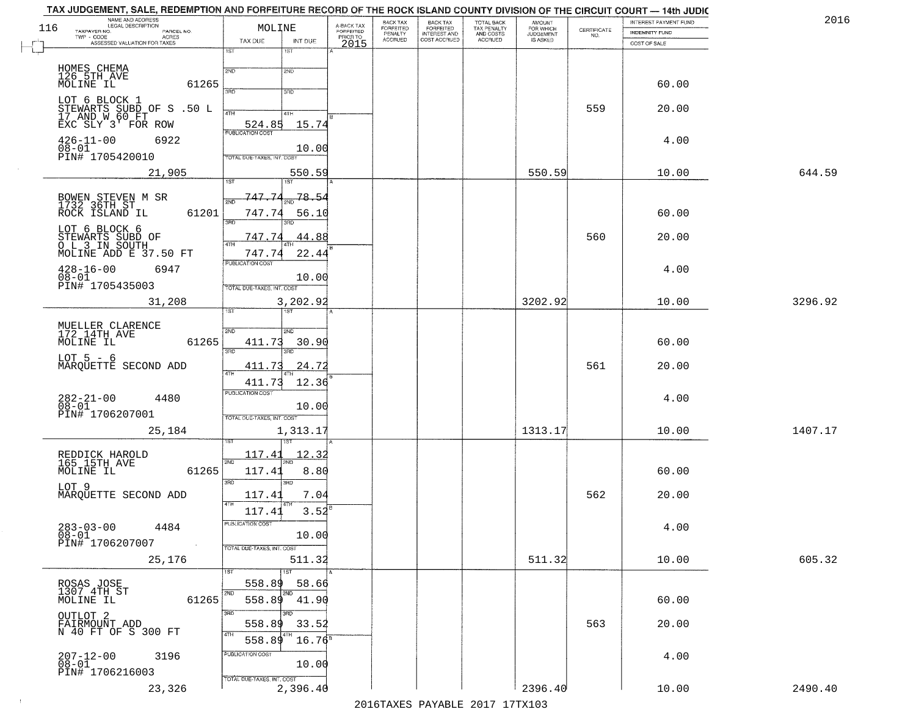TAX JUDGEMENT, SALE, REDEMPTION AND FORFEITURE RECORD OF THE ROCK ISLAND COUNTY DIVISION OF THE CIRCUIT COURT — 14th JUDIC

2016

| NAME AND ADDRESS / LEGAL DESCRIPTION / TAXPAYER NO. / PARCEL NO. / TWP - CODE / ACRES / ASSESSED VALUATION FOR TAXES | MOLINE TAX DUE | INT DUE | A-BACK TAX FORFEITED PRIOR TO 2015 | BACK TAX FORFEITED PENALTY ACCRUED | BACK TAX FORFEITED INTEREST AND COST ACCRUED | TOTAL BACK TAX PENALTY AND COSTS ACCRUED | AMOUNT FOR WHICH JUDGEMENT IS ASKED | CERTIFICATE NO. | INTEREST PAYMENT FUND / INDEMNITY FUND / COST OF SALE | |
|---|---|---|---|---|---|---|---|---|---|---|
| HOMES CHEMA 126 5TH AVE MOLINE IL 61265 | 1ST | 1ST | | | | | | | | |
| | 2ND | 2ND | | | | | | | 60.00 | |
| LOT 6 BLOCK 1 STEWARTS SUBD OF S .50 L 17 AND W 60 FT EXC SLY 3' FOR ROW | 3RD | 3RD | | | | | | 559 | 20.00 | |
| | 4TH 524.85 | 4TH 15.74 | | | | | | | | |
| 426-11-00 6922 08-01 PIN# 1705420010 | PUBLICATION COST | 10.00 | | | | | | | 4.00 | |
| 21,905 | TOTAL DUE-TAXES, INT. COST | 550.59 | | | | | 550.59 | | 10.00 | 644.59 |
| BOWEN STEVEN M SR 1732 36TH ST ROCK ISLAND IL 61201 | 1ST 747.74 | 1ST 78.54 | | | | | | | | |
| | 2ND 747.74 | 2ND 56.10 | | | | | | | 60.00 | |
| LOT 6 BLOCK 6 STEWARTS SUBD OF O L 3 IN SOUTH MOLINE ADD E 37.50 FT | 3RD 747.74 | 3RD 44.88 | | | | | | 560 | 20.00 | |
| | 4TH 747.74 | 4TH 22.44 | | | | | | | | |
| 428-16-00 6947 08-01 PIN# 1705435003 | PUBLICATION COST | 10.00 | | | | | | | 4.00 | |
| 31,208 | TOTAL DUE-TAXES, INT. COST | 3,202.92 | | | | | 3202.92 | | 10.00 | 3296.92 |
| MUELLER CLARENCE 172 14TH AVE MOLINE IL 61265 | 1ST | 1ST | | | | | | | | |
| | 2ND 411.73 | 2ND 30.90 | | | | | | | 60.00 | |
| LOT 5 - 6 MARQUETTE SECOND ADD | 3RD 411.73 | 3RD 24.72 | | | | | | 561 | 20.00 | |
| | 4TH 411.73 | 4TH 12.36 | | | | | | | | |
| 282-21-00 4480 08-01 PIN# 1706207001 | PUBLICATION COST | 10.00 | | | | | | | 4.00 | |
| 25,184 | TOTAL DUE-TAXES, INT. COST | 1,313.17 | | | | | 1313.17 | | 10.00 | 1407.17 |
| REDDICK HAROLD 165 15TH AVE MOLINE IL 61265 | 1ST 117.41 | 1ST 12.32 | | | | | | | | |
| | 2ND 117.41 | 2ND 8.80 | | | | | | | 60.00 | |
| LOT 9 MARQUETTE SECOND ADD | 3RD 117.41 | 3RD 7.04 | | | | | | 562 | 20.00 | |
| | 4TH 117.41 | 4TH 3.52 | | | | | | | | |
| 283-03-00 4484 08-01 PIN# 1706207007 | PUBLICATION COST | 10.00 | | | | | | | 4.00 | |
| 25,176 | TOTAL DUE-TAXES, INT. COST | 511.32 | | | | | 511.32 | | 10.00 | 605.32 |
| ROSAS JOSE 1307 4TH ST MOLINE IL 61265 | 1ST 558.89 | 1ST 58.66 | | | | | | | | |
| | 2ND 558.89 | 2ND 41.90 | | | | | | | 60.00 | |
| OUTLOT 2 FAIRMOUNT ADD N 40 FT OF S 300 FT | 3RD 558.89 | 3RD 33.52 | | | | | | 563 | 20.00 | |
| | 4TH 558.89 | 4TH 16.76 | | | | | | | | |
| 207-12-00 3196 08-01 PIN# 1706216003 | PUBLICATION COST | 10.00 | | | | | | | 4.00 | |
| 23,326 | TOTAL DUE-TAXES, INT. COST | 2,396.40 | | | | | 2396.40 | | 10.00 | 2490.40 |

2016TAXES PAYABLE 2017 17TX103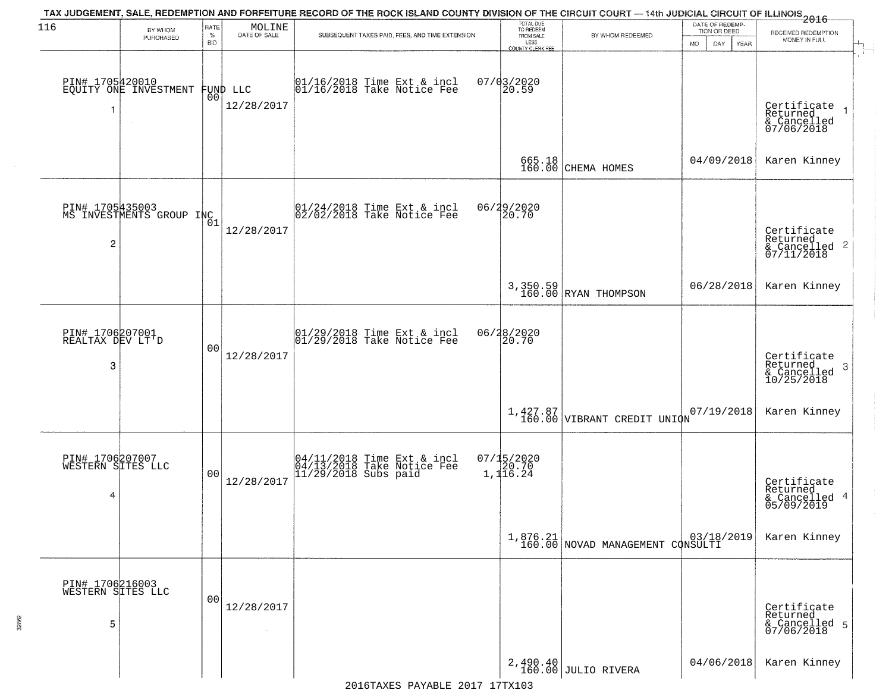TAX JUDGEMENT, SALE, REDEMPTION AND FORFEITURE RECORD OF THE ROCK ISLAND COUNTY DIVISION OF THE CIRCUIT COURT — 14th JUDICIAL CIRCUIT OF ILLINOIS 2016

| 116 | BY WHOM PURCHASED | RATE % BID | MOLINE DATE OF SALE | SUBSEQUENT TAXES PAID, FEES, AND TIME EXTENSION | TOTAL DUE TO REDEEM FROM SALE LESS COUNTY CLERK FEE | BY WHOM REDEEMED | DATE OF REDEMPTION OR DEED MO DAY YEAR | RECEIVED REDEMPTION MONEY IN FULL |
|---|---|---|---|---|---|---|---|---|
| 1 | PIN# 1705420010 EQUITY ONE INVESTMENT FUND LLC | 00 | 12/28/2017 | 01/16/2018 Time Ext & incl 01/16/2018 Take Notice Fee | 07/03/2020 20.59 665.18 160.00 | CHEMA HOMES | 04/09/2018 | Certificate Returned & Cancelled 07/06/2018 Karen Kinney |
| 2 | PIN# 1705435003 MS INVESTMENTS GROUP INC | 01 | 12/28/2017 | 01/24/2018 Time Ext & incl 02/02/2018 Take Notice Fee | 06/29/2020 20.70 3,350.59 160.00 | RYAN THOMPSON | 06/28/2018 | Certificate Returned & Cancelled 07/11/2018 Karen Kinney |
| 3 | PIN# 1706207001 REALTAX DEV LT'D | 00 | 12/28/2017 | 01/29/2018 Time Ext & incl 01/29/2018 Take Notice Fee | 06/28/2020 20.70 1,427.87 160.00 | VIBRANT CREDIT UNION | 07/19/2018 | Certificate Returned & Cancelled 10/25/2018 Karen Kinney |
| 4 | PIN# 1706207007 WESTERN SITES LLC | 00 | 12/28/2017 | 04/11/2018 Time Ext & incl 04/13/2018 Take Notice Fee 11/29/2018 Subs paid | 07/15/2020 20.70 1,116.24 1,876.21 160.00 | NOVAD MANAGEMENT CONSULTI | 03/18/2019 | Certificate Returned & Cancelled 05/09/2019 Karen Kinney |
| 5 | PIN# 1706216003 WESTERN SITES LLC | 00 | 12/28/2017 | | 2,490.40 160.00 | JULIO RIVERA | 04/06/2018 | Certificate Returned & Cancelled 07/06/2018 Karen Kinney |

2016TAXES PAYABLE 2017 17TX103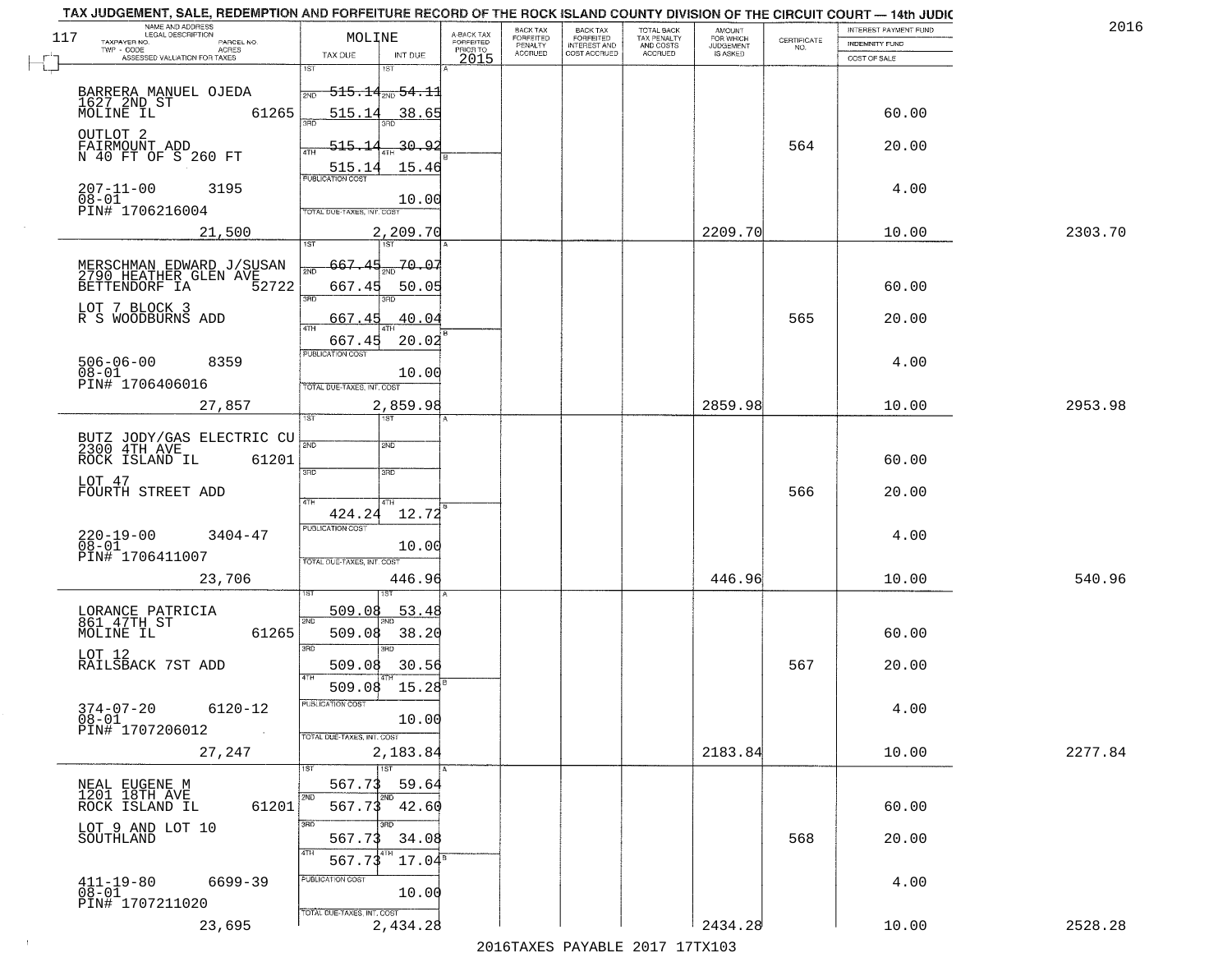TAX JUDGEMENT, SALE, REDEMPTION AND FORFEITURE RECORD OF THE ROCK ISLAND COUNTY DIVISION OF THE CIRCUIT COURT — 14th JUDIC

2016

117

| NAME AND ADDRESS / LEGAL DESCRIPTION / TAXPAYER NO. / PARCEL NO. / TWP - CODE / ACRES / ASSESSED VALUATION FOR TAXES | MOLINE TAX DUE | INT DUE | A-BACK TAX FORFEITED PRIOR TO 2015 | BACK TAX FORFEITED PENALTY ACCRUED | BACK TAX FORFEITED INTEREST AND COST ACCRUED | TOTAL BACK TAX PENALTY AND COSTS ACCRUED | AMOUNT FOR WHICH JUDGEMENT IS ASKED | CERTIFICATE NO. | INTEREST PAYMENT FUND / INDEMNITY FUND / COST OF SALE | |
|---|---|---|---|---|---|---|---|---|---|---|
| BARRERA MANUEL OJEDA<br>1627 2ND ST<br>MOLINE IL 61265<br>OUTLOT 2<br>FAIRMOUNT ADD<br>N 40 FT OF S 260 FT<br>207-11-00 3195<br>08-01<br>PIN# 1706216004<br>21,500 | 1ST 515.14<br>2ND 515.14<br>3RD 515.14<br>4TH 515.14<br>PUBLICATION COST<br>TOTAL DUE-TAXES, INT. COST | 54.11<br>38.65<br>30.92<br>15.46<br>10.00<br>2,209.70 | | | | | 2209.70 | 564 | 60.00<br>20.00<br>4.00<br>10.00 | 2303.70 |
| MERSCHMAN EDWARD J/SUSAN<br>2790 HEATHER GLEN AVE<br>BETTENDORF IA 52722<br>LOT 7 BLOCK 3<br>R S WOODBURNS ADD<br>506-06-00 8359<br>08-01<br>PIN# 1706406016<br>27,857 | 1ST 667.45<br>2ND 667.45<br>3RD 667.45<br>4TH 667.45<br>PUBLICATION COST<br>TOTAL DUE-TAXES, INT. COST | 70.07<br>50.05<br>40.04<br>20.02<br>10.00<br>2,859.98 | | | | | 2859.98 | 565 | 60.00<br>20.00<br>4.00<br>10.00 | 2953.98 |
| BUTZ JODY/GAS ELECTRIC CU<br>2300 4TH AVE<br>ROCK ISLAND IL 61201<br>LOT 47<br>FOURTH STREET ADD<br>220-19-00 3404-47<br>08-01<br>PIN# 1706411007<br>23,706 | 1ST<br>2ND<br>3RD<br>4TH 424.24<br>PUBLICATION COST<br>TOTAL DUE-TAXES, INT. COST | <br><br><br>12.72<br>10.00<br>446.96 | | | | | 446.96 | 566 | 60.00<br>20.00<br>4.00<br>10.00 | 540.96 |
| LORANCE PATRICIA<br>861 47TH ST<br>MOLINE IL 61265<br>LOT 12<br>RAILSBACK 7ST ADD<br>374-07-20 6120-12<br>08-01<br>PIN# 1707206012<br>27,247 | 1ST 509.08<br>2ND 509.08<br>3RD 509.08<br>4TH 509.08<br>PUBLICATION COST<br>TOTAL DUE-TAXES, INT. COST | 53.48<br>38.20<br>30.56<br>15.28<br>10.00<br>2,183.84 | | | | | 2183.84 | 567 | 60.00<br>20.00<br>4.00<br>10.00 | 2277.84 |
| NEAL EUGENE M<br>1201 18TH AVE<br>ROCK ISLAND IL 61201<br>LOT 9 AND LOT 10<br>SOUTHLAND<br>411-19-80 6699-39<br>08-01<br>PIN# 1707211020<br>23,695 | 1ST 567.73<br>2ND 567.73<br>3RD 567.73<br>4TH 567.73<br>PUBLICATION COST<br>TOTAL DUE-TAXES, INT. COST | 59.64<br>42.60<br>34.08<br>17.04<br>10.00<br>2,434.28 | | | | | 2434.28 | 568 | 60.00<br>20.00<br>4.00<br>10.00 | 2528.28 |

2016TAXES PAYABLE 2017 17TX103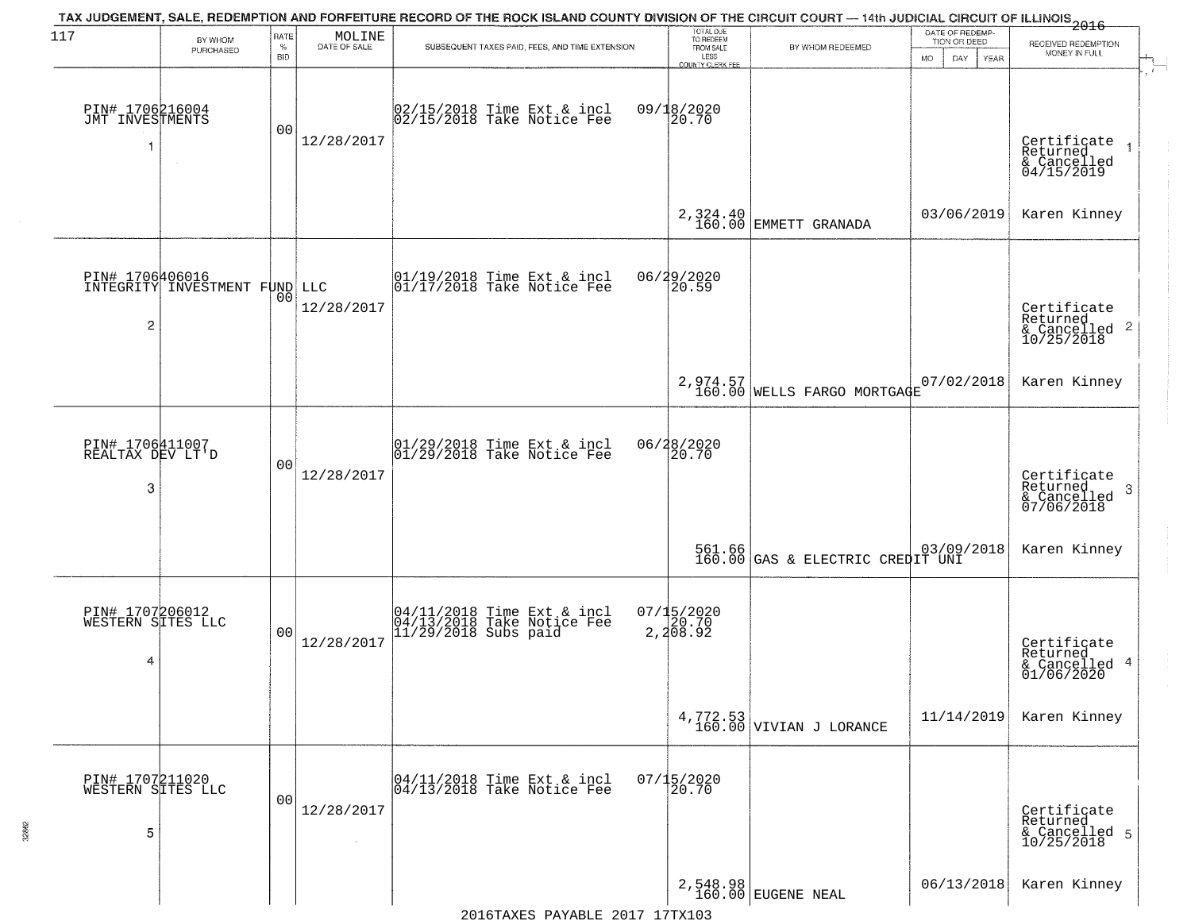TAX JUDGEMENT, SALE, REDEMPTION AND FORFEITURE RECORD OF THE ROCK ISLAND COUNTY DIVISION OF THE CIRCUIT COURT — 14th JUDICIAL CIRCUIT OF ILLINOIS 2016

117 MOLINE

| BY WHOM PURCHASED | RATE % BID | DATE OF SALE | SUBSEQUENT TAXES PAID, FEES, AND TIME EXTENSION | TOTAL DUE TO REDEEM FROM SALE LESS COUNTY CLERK FEE | BY WHOM REDEEMED | DATE OF REDEMPTION OR DEED MO DAY YEAR | RECEIVED REDEMPTION MONEY IN FULL |
|---|---|---|---|---|---|---|---|
| PIN# 1706216004 JMT INVESTMENTS 1 | 00 | 12/28/2017 | 02/15/2018 Time Ext & incl 02/15/2018 Take Notice Fee | 09/18/2020 20.70 2,324.40 160.00 | EMMETT GRANADA | 03/06/2019 | Certificate Returned & Cancelled 04/15/2019 1 Karen Kinney |
| PIN# 1706406016 INTEGRITY INVESTMENT FUND LLC 2 | 00 | 12/28/2017 | 01/19/2018 Time Ext & incl 01/17/2018 Take Notice Fee | 06/29/2020 20.59 2,974.57 160.00 | WELLS FARGO MORTGAGE | 07/02/2018 | Certificate Returned & Cancelled 2 10/25/2018 Karen Kinney |
| PIN# 1706411007 REALTAX DEV LT'D 3 | 00 | 12/28/2017 | 01/29/2018 Time Ext & incl 01/29/2018 Take Notice Fee | 06/28/2020 20.70 561.66 160.00 | GAS & ELECTRIC CREDIT UNI | 03/09/2018 | Certificate Returned & Cancelled 3 07/06/2018 Karen Kinney |
| PIN# 1707206012 WESTERN SITES LLC 4 | 00 | 12/28/2017 | 04/11/2018 Time Ext & incl 04/13/2018 Take Notice Fee 11/29/2018 Subs paid | 07/15/2020 20.70 2,208.92 4,772.53 160.00 | VIVIAN J LORANCE | 11/14/2019 | Certificate Returned & Cancelled 4 01/06/2020 Karen Kinney |
| PIN# 1707211020 WESTERN SITES LLC 5 | 00 | 12/28/2017 | 04/11/2018 Time Ext & incl 04/13/2018 Take Notice Fee | 07/15/2020 20.70 2,548.98 160.00 | EUGENE NEAL | 06/13/2018 | Certificate Returned & Cancelled 5 10/25/2018 Karen Kinney |

2016TAXES PAYABLE 2017 17TX103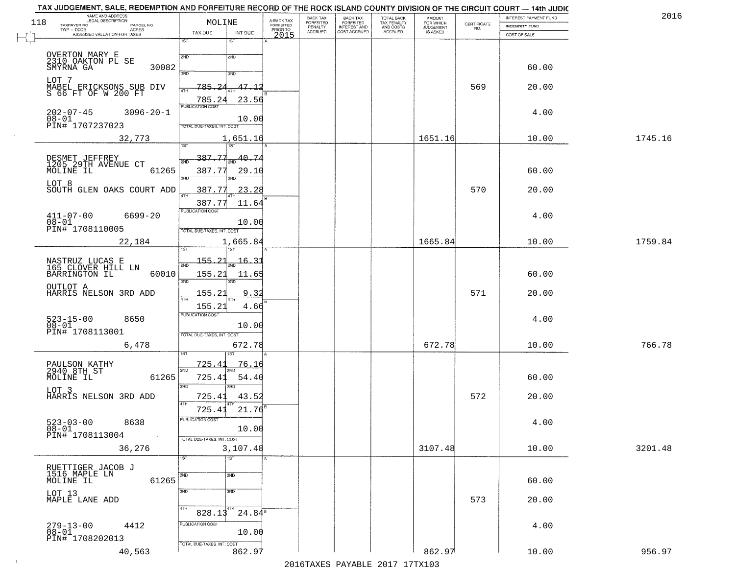TAX JUDGEMENT, SALE, REDEMPTION AND FORFEITURE RECORD OF THE ROCK ISLAND COUNTY DIVISION OF THE CIRCUIT COURT — 14th JUDIC

2016

| NAME AND ADDRESS / LEGAL DESCRIPTION / TAXPAYER NO. / PARCEL NO. / TWP - CODE / ACRES / ASSESSED VALUATION FOR TAXES | MOLINE TAX DUE | INT DUE | A-BACK TAX FORFEITED PRIOR TO 2015 | BACK TAX FORFEITED PENALTY ACCRUED | BACK TAX FORFEITED INTEREST AND COST ACCRUED | TOTAL BACK TAX PENALTY AND COSTS ACCRUED | AMOUNT FOR WHICH JUDGEMENT IS ASKED | CERTIFICATE NO. | INTEREST PAYMENT FUND / INDEMNITY FUND / COST OF SALE | |
|---|---|---|---|---|---|---|---|---|---|---|
| OVERTON MARY E<br>2310 OAKTON PL SE<br>SMYRNA GA 30082<br>LOT 7<br>MABEL ERICKSONS SUB DIV<br>S 66 FT OF W 200 FT<br>202-07-45 3096-20-1<br>08-01<br>PIN# 1707237023<br>32,773 | 1ST<br>2ND<br>3RD<br>4TH 785.24<br>785.24<br>PUBLICATION COST<br>TOTAL DUE-TAXES, INT. COST | 1ST<br>2ND<br>3RD<br>4TH 47.12<br>23.56<br>10.00<br>1,651.16 | | | | | 1651.16 | 569 | 60.00<br>20.00<br>4.00<br>10.00 | 1745.16 |
| DESMET JEFFREY<br>1205 29TH AVENUE CT<br>MOLINE IL 61265<br>LOT 8<br>SOUTH GLEN OAKS COURT ADD<br>411-07-00 6699-20<br>08-01<br>PIN# 1708110005<br>22,184 | 1ST 387.77<br>2ND 387.77<br>3RD 387.77<br>4TH 387.77<br>PUBLICATION COST<br>TOTAL DUE-TAXES, INT. COST | 40.74<br>29.10<br>23.28<br>11.64<br>10.00<br>1,665.84 | | | | | 1665.84 | 570 | 60.00<br>20.00<br>4.00<br>10.00 | 1759.84 |
| NASTRUZ LUCAS E<br>165 CLOVER HILL LN<br>BARRINGTON IL 60010<br>OUTLOT A<br>HARRIS NELSON 3RD ADD<br>523-15-00 8650<br>08-01<br>PIN# 1708113001<br>6,478 | 1ST 155.21<br>2ND 155.21<br>3RD 155.21<br>4TH 155.21<br>PUBLICATION COST<br>TOTAL DUE-TAXES, INT. COST | 16.31<br>11.65<br>9.32<br>4.66<br>10.00<br>672.78 | | | | | 672.78 | 571 | 60.00<br>20.00<br>4.00<br>10.00 | 766.78 |
| PAULSON KATHY<br>2940 8TH ST<br>MOLINE IL 61265<br>LOT 3<br>HARRIS NELSON 3RD ADD<br>523-03-00 8638<br>08-01<br>PIN# 1708113004<br>36,276 | 1ST 725.41<br>2ND 725.41<br>3RD 725.41<br>4TH 725.41<br>PUBLICATION COST<br>TOTAL DUE-TAXES, INT. COST | 76.16<br>54.40<br>43.52<br>21.76<br>10.00<br>3,107.48 | | | | | 3107.48 | 572 | 60.00<br>20.00<br>4.00<br>10.00 | 3201.48 |
| RUETTIGER JACOB J<br>1516 MAPLE LN<br>MOLINE IL 61265<br>LOT 13<br>MAPLE LANE ADD<br>279-13-00 4412<br>08-01<br>PIN# 1708202013<br>40,563 | 1ST<br>2ND<br>3RD<br>4TH 828.13<br>PUBLICATION COST<br>TOTAL DUE-TAXES, INT. COST | 1ST<br>2ND<br>3RD<br>4TH 24.84<br>10.00<br>862.97 | | | | | 862.97 | 573 | 60.00<br>20.00<br>4.00<br>10.00 | 956.97 |

2016TAXES PAYABLE 2017 17TX103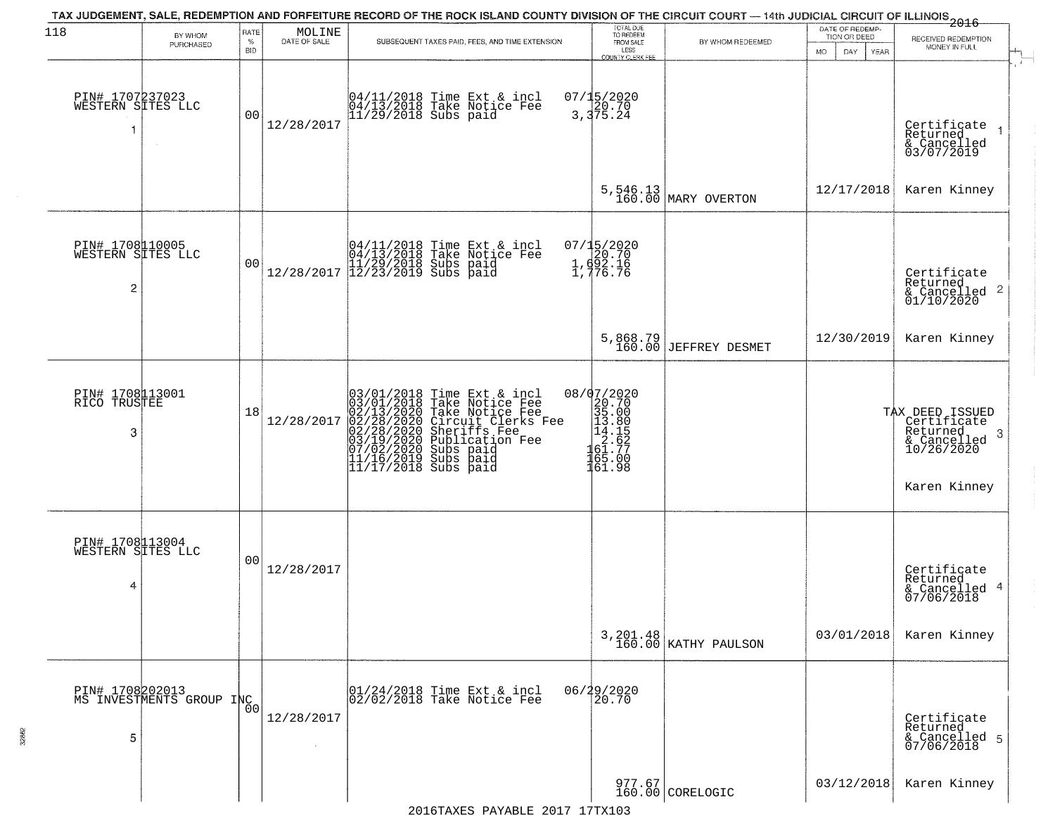TAX JUDGEMENT, SALE, REDEMPTION AND FORFEITURE RECORD OF THE ROCK ISLAND COUNTY DIVISION OF THE CIRCUIT COURT — 14th JUDICIAL CIRCUIT OF ILLINOIS 2016

118

| BY WHOM PURCHASED | RATE % BID | MOLINE DATE OF SALE | SUBSEQUENT TAXES PAID, FEES, AND TIME EXTENSION | TOTAL DUE TO REDEEM FROM SALE LESS COUNTY CLERK FEE | BY WHOM REDEEMED | DATE OF REDEMPTION OR DEED MO DAY YEAR | RECEIVED REDEMPTION MONEY IN FULL |
|---|---|---|---|---|---|---|---|
| PIN# 1707237023<br>WESTERN SITES LLC<br>1 | 00 | 12/28/2017 | 04/11/2018 Time Ext & incl 07/15/2020<br>04/13/2018 Take Notice Fee 20.70<br>11/29/2018 Subs paid 3,375.24 | 5,546.13<br>160.00 | MARY OVERTON | 12/17/2018 | Certificate Returned & Cancelled 03/07/2019 1<br>Karen Kinney |
| PIN# 1708110005<br>WESTERN SITES LLC<br>2 | 00 | 12/28/2017 | 04/11/2018 Time Ext & incl 07/15/2020<br>04/13/2018 Take Notice Fee 20.70<br>11/29/2018 Subs paid 1,692.16<br>12/23/2019 Subs paid 1,776.76 | 5,868.79<br>160.00 | JEFFREY DESMET | 12/30/2019 | Certificate Returned & Cancelled 01/10/2020 2<br>Karen Kinney |
| PIN# 1708113001<br>RICO TRUSTEE<br>3 | 18 | 12/28/2017 | 03/01/2018 Time Ext & incl 08/07/2020<br>03/01/2018 Take Notice Fee 20.70<br>02/13/2020 Take Notice Fee 35.00<br>02/28/2020 Circuit Clerks Fee 13.80<br>02/28/2020 Sheriffs Fee 14.15<br>03/19/2020 Publication Fee 2.62<br>07/02/2020 Subs paid 161.77<br>11/16/2019 Subs paid 165.00<br>11/17/2018 Subs paid 161.98 | | | | TAX DEED ISSUED Certificate Returned & Cancelled 10/26/2020 3<br>Karen Kinney |
| PIN# 1708113004<br>WESTERN SITES LLC<br>4 | 00 | 12/28/2017 | | 3,201.48<br>160.00 | KATHY PAULSON | 03/01/2018 | Certificate Returned & Cancelled 07/06/2018 4<br>Karen Kinney |
| PIN# 1708202013<br>MS INVESTMENTS GROUP INC<br>5 | 00 | 12/28/2017 | 01/24/2018 Time Ext & incl 06/29/2020<br>02/02/2018 Take Notice Fee 20.70 | 977.67<br>160.00 | CORELOGIC | 03/12/2018 | Certificate Returned & Cancelled 07/06/2018 5<br>Karen Kinney |

2016TAXES PAYABLE 2017 17TX103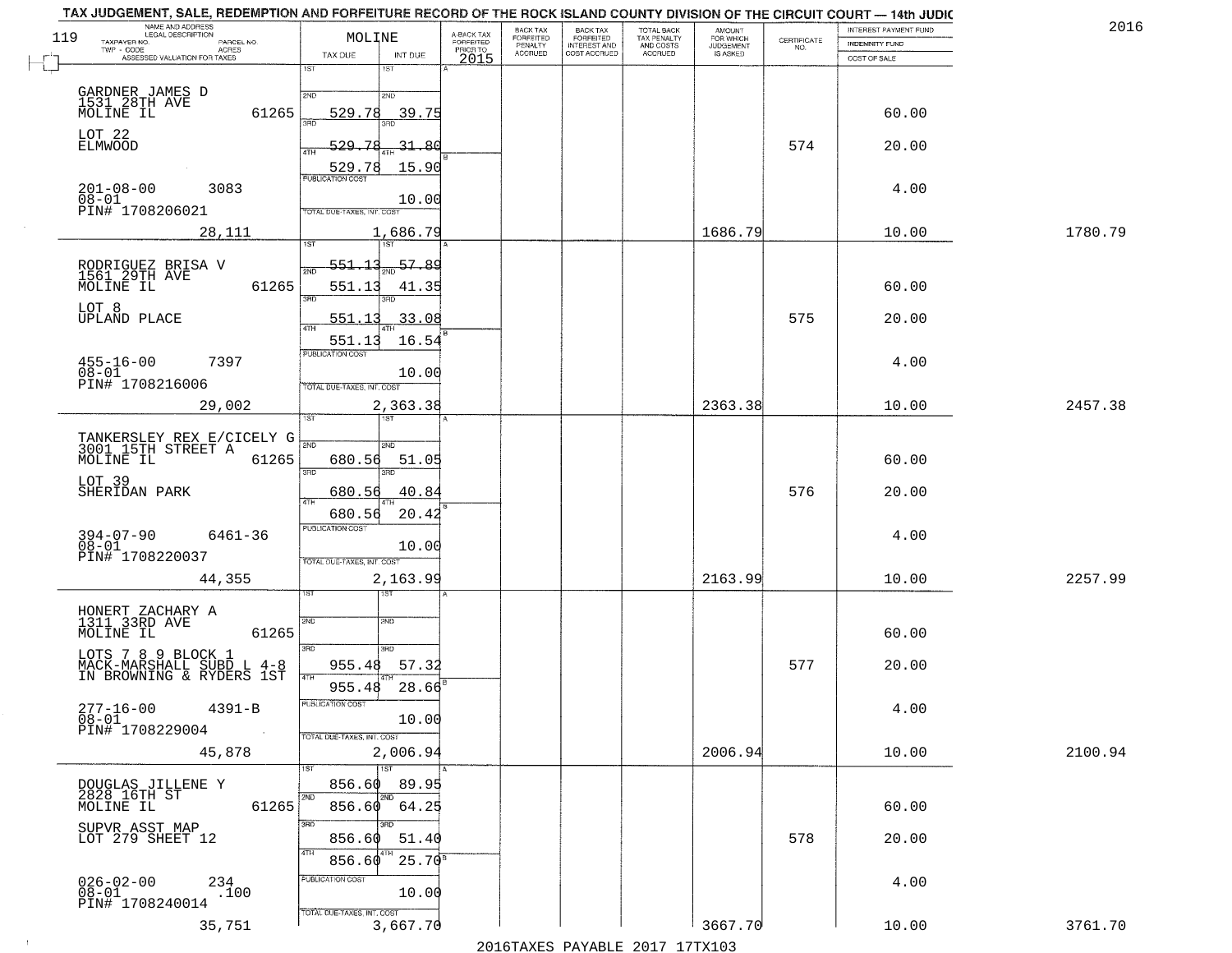TAX JUDGEMENT, SALE, REDEMPTION AND FORFEITURE RECORD OF THE ROCK ISLAND COUNTY DIVISION OF THE CIRCUIT COURT — 14th JUDIC

2016

| NAME AND ADDRESS / LEGAL DESCRIPTION / TAXPAYER NO. / PARCEL NO. / TWP - CODE / ACRES / ASSESSED VALUATION FOR TAXES | MOLINE TAX DUE | INT DUE | A-BACK TAX FORFEITED PRIOR TO 2015 | BACK TAX FORFEITED PENALTY ACCRUED | BACK TAX FORFEITED INTEREST AND COST ACCRUED | TOTAL BACK TAX PENALTY AND COSTS ACCRUED | AMOUNT FOR WHICH JUDGEMENT IS ASKED | CERTIFICATE NO. | INTEREST PAYMENT FUND / INDEMNITY FUND / COST OF SALE | |
|---|---|---|---|---|---|---|---|---|---|---|
| GARDNER JAMES D<br>1531 28TH AVE<br>MOLINE IL 61265<br>LOT 22<br>ELMWOOD<br>201-08-00 3083<br>08-01<br>PIN# 1708206021<br>28,111 | 2ND 529.78<br>3RD 529.78<br>4TH 529.78<br>PUBLICATION COST<br>TOTAL DUE-TAXES, INT. COST | 39.75<br>31.80<br>15.90<br>10.00<br>1,686.79 | | | | | 1686.79 | 574 | 60.00<br>20.00<br>4.00<br>10.00 | 1780.79 |
| RODRIGUEZ BRISA V<br>1561 29TH AVE<br>MOLINE IL 61265<br>LOT 8<br>UPLAND PLACE<br>455-16-00 7397<br>08-01<br>PIN# 1708216006<br>29,002 | 1ST 551.13<br>2ND 551.13<br>3RD 551.13<br>4TH 551.13<br>PUBLICATION COST<br>TOTAL DUE-TAXES, INT. COST | 57.89<br>41.35<br>33.08<br>16.54<br>10.00<br>2,363.38 | | | | | 2363.38 | 575 | 60.00<br>20.00<br>4.00<br>10.00 | 2457.38 |
| TANKERSLEY REX E/CICELY G<br>3001 15TH STREET A<br>MOLINE IL 61265<br>LOT 39<br>SHERIDAN PARK<br>394-07-90 6461-36<br>08-01<br>PIN# 1708220037<br>44,355 | 2ND 680.56<br>3RD 680.56<br>4TH 680.56<br>PUBLICATION COST<br>TOTAL DUE-TAXES, INT. COST | 51.05<br>40.84<br>20.42<br>10.00<br>2,163.99 | | | | | 2163.99 | 576 | 60.00<br>20.00<br>4.00<br>10.00 | 2257.99 |
| HONERT ZACHARY A<br>1311 33RD AVE<br>MOLINE IL 61265<br>LOTS 7 8 9 BLOCK 1<br>MACK-MARSHALL SUBD L 4-8<br>IN BROWNING & RYDERS 1ST<br>277-16-00 4391-B<br>08-01<br>PIN# 1708229004<br>45,878 | 3RD 955.48<br>4TH 955.48<br>PUBLICATION COST<br>TOTAL DUE-TAXES, INT. COST | 57.32<br>28.66<br>10.00<br>2,006.94 | | | | | 2006.94 | 577 | 60.00<br>20.00<br>4.00<br>10.00 | 2100.94 |
| DOUGLAS JILLENE Y<br>2828 16TH ST<br>MOLINE IL 61265<br>SUPVR ASST MAP<br>LOT 279 SHEET 12<br>026-02-00 234<br>08-01 .100<br>PIN# 1708240014<br>35,751 | 1ST 856.60<br>2ND 856.60<br>3RD 856.60<br>4TH 856.60<br>PUBLICATION COST<br>TOTAL DUE-TAXES, INT. COST | 89.95<br>64.25<br>51.40<br>25.70<br>10.00<br>3,667.70 | | | | | 3667.70 | 578 | 60.00<br>20.00<br>4.00<br>10.00 | 3761.70 |

2016TAXES PAYABLE 2017 17TX103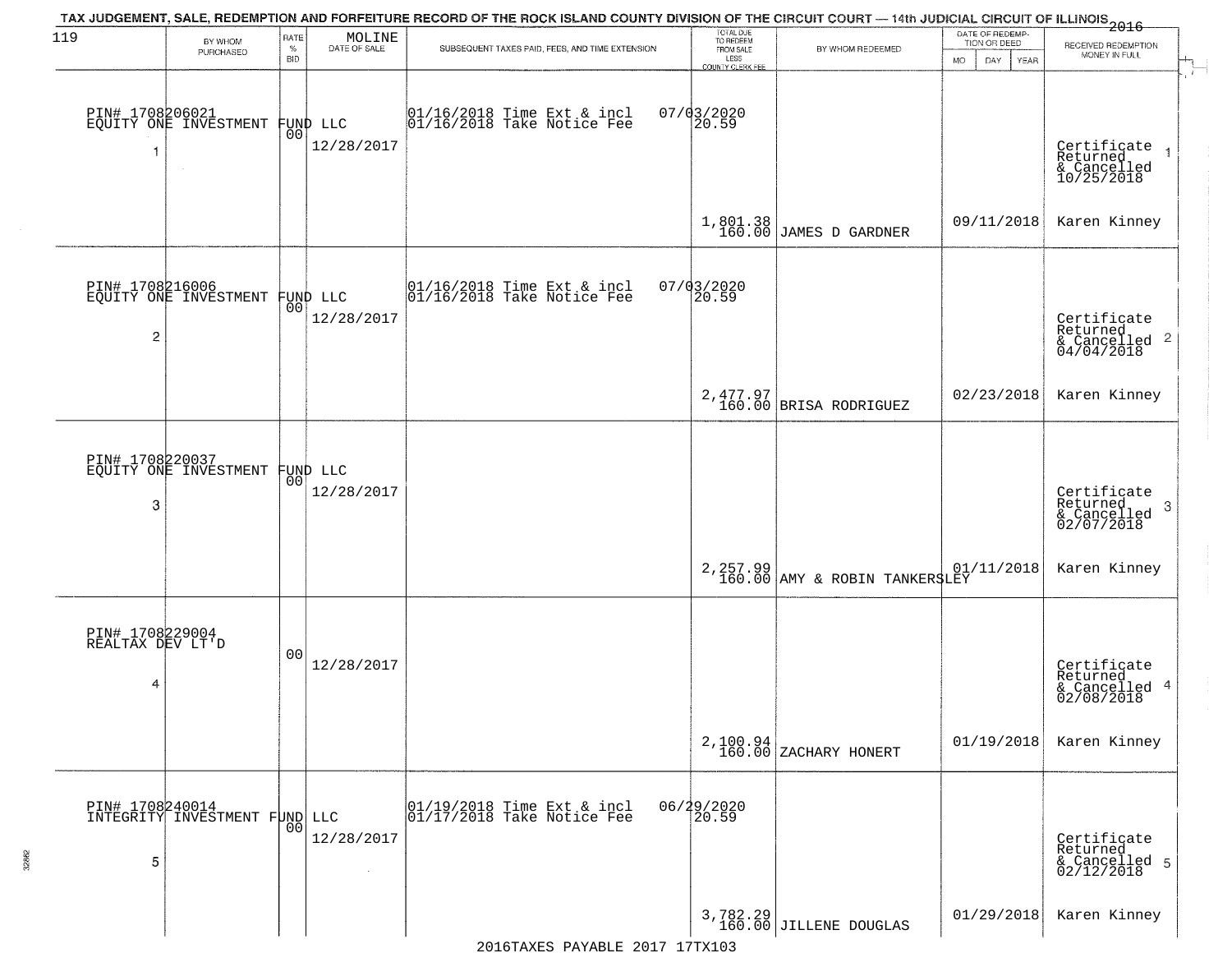TAX JUDGEMENT, SALE, REDEMPTION AND FORFEITURE RECORD OF THE ROCK ISLAND COUNTY DIVISION OF THE CIRCUIT COURT — 14th JUDICIAL CIRCUIT OF ILLINOIS 2016

119

| | BY WHOM PURCHASED | RATE % BID | MOLINE DATE OF SALE | SUBSEQUENT TAXES PAID, FEES, AND TIME EXTENSION | TOTAL DUE TO REDEEM FROM SALE LESS COUNTY CLERK FEE | BY WHOM REDEEMED | DATE OF REDEMPTION OR DEED MO DAY YEAR | RECEIVED REDEMPTION MONEY IN FULL |
|---|---|---|---|---|---|---|---|---|
| 1 | PIN# 1708206021 EQUITY ONE INVESTMENT FUND LLC | 00 | 12/28/2017 | 01/16/2018 Time Ext & incl 01/16/2018 Take Notice Fee | 07/03/2020 20.59 1,801.38 160.00 | JAMES D GARDNER | 09/11/2018 | Certificate Returned & Cancelled 10/25/2018 Karen Kinney |
| 2 | PIN# 1708216006 EQUITY ONE INVESTMENT FUND LLC | 00 | 12/28/2017 | 01/16/2018 Time Ext & incl 01/16/2018 Take Notice Fee | 07/03/2020 20.59 2,477.97 160.00 | BRISA RODRIGUEZ | 02/23/2018 | Certificate Returned & Cancelled 04/04/2018 Karen Kinney |
| 3 | PIN# 1708220037 EQUITY ONE INVESTMENT FUND LLC | 00 | 12/28/2017 | | 2,257.99 160.00 | AMY & ROBIN TANKERSLEY | 01/11/2018 | Certificate Returned & Cancelled 02/07/2018 Karen Kinney |
| 4 | PIN# 1708229004 REALTAX DEV LT'D | 00 | 12/28/2017 | | 2,100.94 160.00 | ZACHARY HONERT | 01/19/2018 | Certificate Returned & Cancelled 02/08/2018 Karen Kinney |
| 5 | PIN# 1708240014 INTEGRITY INVESTMENT FUND LLC | 00 | 12/28/2017 | 01/19/2018 Time Ext & incl 01/17/2018 Take Notice Fee | 06/29/2020 20.59 3,782.29 160.00 | JILLENE DOUGLAS | 01/29/2018 | Certificate Returned & Cancelled 02/12/2018 Karen Kinney |

2016TAXES PAYABLE 2017 17TX103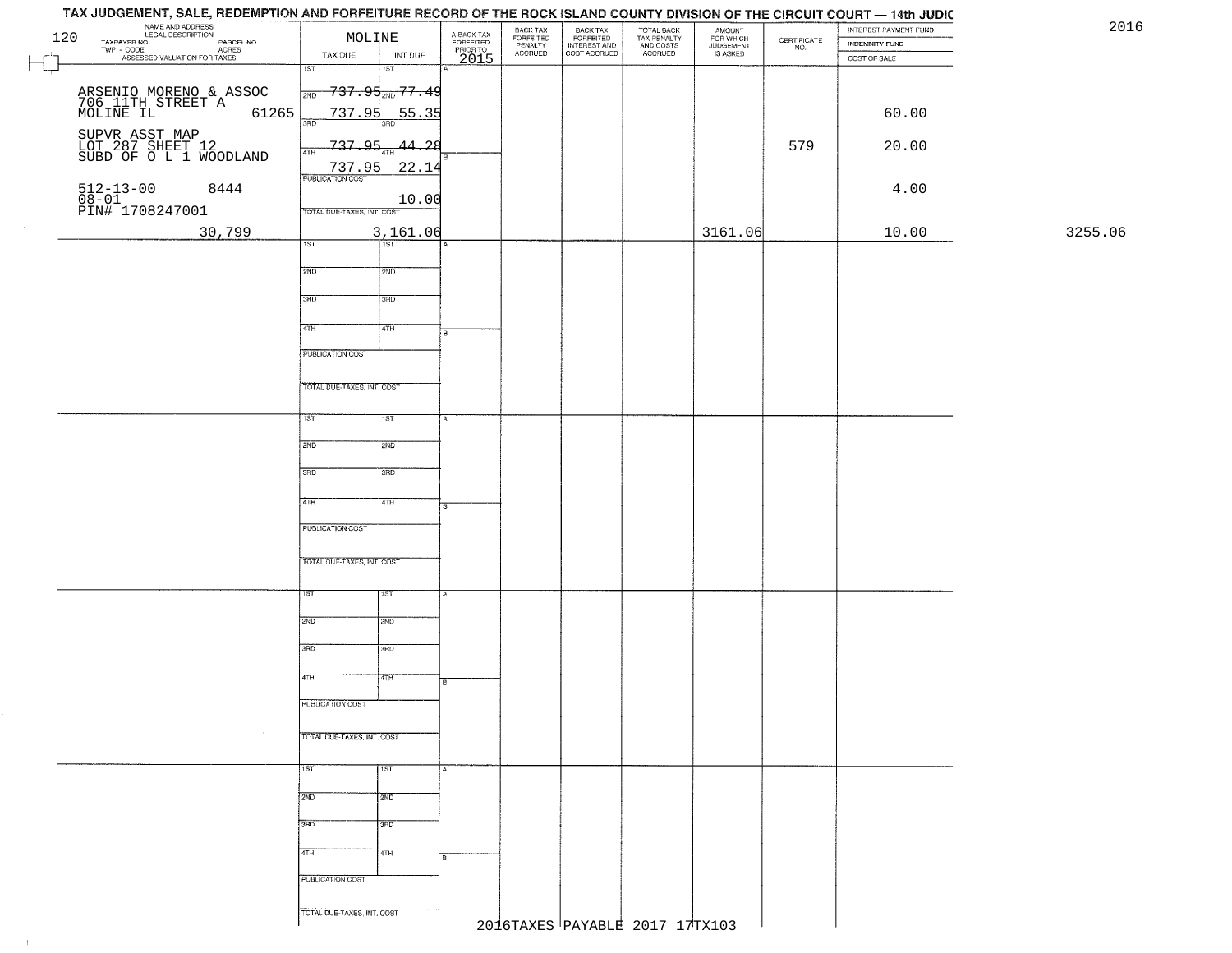# TAX JUDGEMENT, SALE, REDEMPTION AND FORFEITURE RECORD OF THE ROCK ISLAND COUNTY DIVISION OF THE CIRCUIT COURT — 14th JUDIC

2016

| 120 NAME AND ADDRESS / LEGAL DESCRIPTION / TAXPAYER NO. / PARCEL NO. / TWP - CODE / ACRES / ASSESSED VALUATION FOR TAXES | MOLINE TAX DUE | INT DUE | A-BACK TAX FORFEITED PRIOR TO 2015 | BACK TAX FORFEITED PENALTY ACCRUED | BACK TAX FORFEITED INTEREST AND COST ACCRUED | TOTAL BACK TAX PENALTY AND COSTS ACCRUED | AMOUNT FOR WHICH JUDGEMENT IS ASKED | CERTIFICATE NO. | INTEREST PAYMENT FUND / INDEMNITY FUND / COST OF SALE | |
|---|---|---|---|---|---|---|---|---|---|---|
| ARSENIO MORENO & ASSOC 706 11TH STREET A MOLINE IL 61265 | 1ST 737.95 | 1ST 77.49 | | | | | | | | |
| | 2ND 737.95 | 2ND 55.35 | | | | | | | 60.00 | |
| SUPVR ASST MAP LOT 287 SHEET 12 SUBD OF O L 1 WOODLAND | 3RD 737.95 | 3RD 44.28 | | | | | | 579 | 20.00 | |
| | 4TH 737.95 | 4TH 22.14 | | | | | | | | |
| 512-13-00 8444 08-01 PIN# 1708247001 | PUBLICATION COST | 10.00 | | | | | | | 4.00 | |
| 30,799 | TOTAL DUE-TAXES, INT. COST | 3,161.06 | | | | | 3161.06 | | 10.00 | 3255.06 |

2016TAXES PAYABLE 2017 17TX103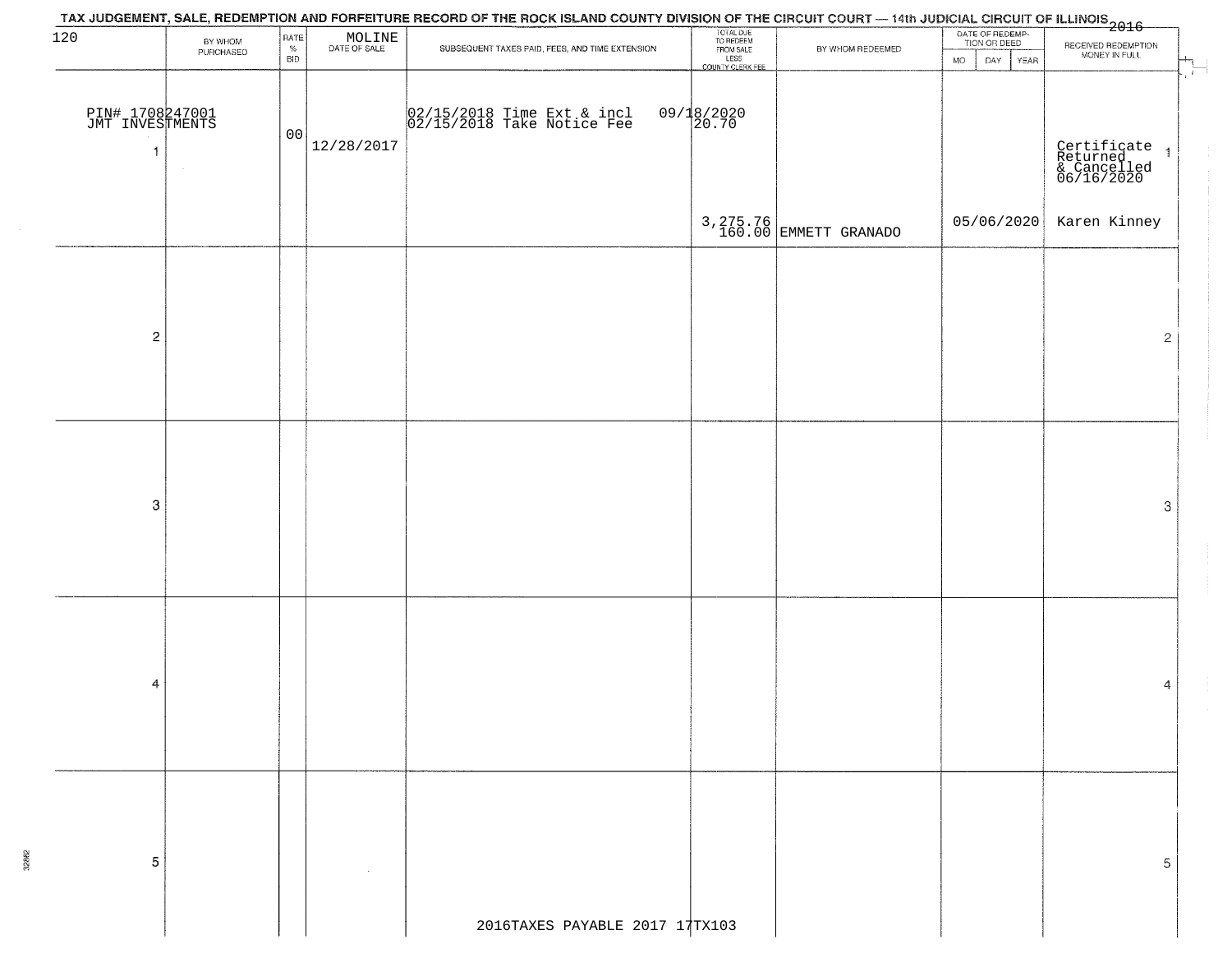TAX JUDGEMENT, SALE, REDEMPTION AND FORFEITURE RECORD OF THE ROCK ISLAND COUNTY DIVISION OF THE CIRCUIT COURT — 14th JUDICIAL CIRCUIT OF ILLINOIS 2016

| 120 | BY WHOM PURCHASED | RATE % BID | MOLINE DATE OF SALE | SUBSEQUENT TAXES PAID, FEES, AND TIME EXTENSION | TOTAL DUE TO REDEEM FROM SALE LESS COUNTY CLERK FEE | BY WHOM REDEEMED | DATE OF REDEMPTION OR DEED MO DAY YEAR | RECEIVED REDEMPTION MONEY IN FULL | |
|---|---|---|---|---|---|---|---|---|---|
| 1 | PIN# 1708247001 JMT INVESTMENTS | 00 | 12/28/2017 | 02/15/2018 Time Ext & incl 09/18/2020<br>02/15/2018 Take Notice Fee 20.70 | 3,275.76<br>160.00 | EMMETT GRANADO | 05/06/2020 | Certificate Returned & Cancelled 06/16/2020<br>Karen Kinney | 1 |
| 2 | | | | | | | | | 2 |
| 3 | | | | | | | | | 3 |
| 4 | | | | | | | | | 4 |
| 5 | | | | | | | | | 5 |

2016TAXES PAYABLE 2017 17TX103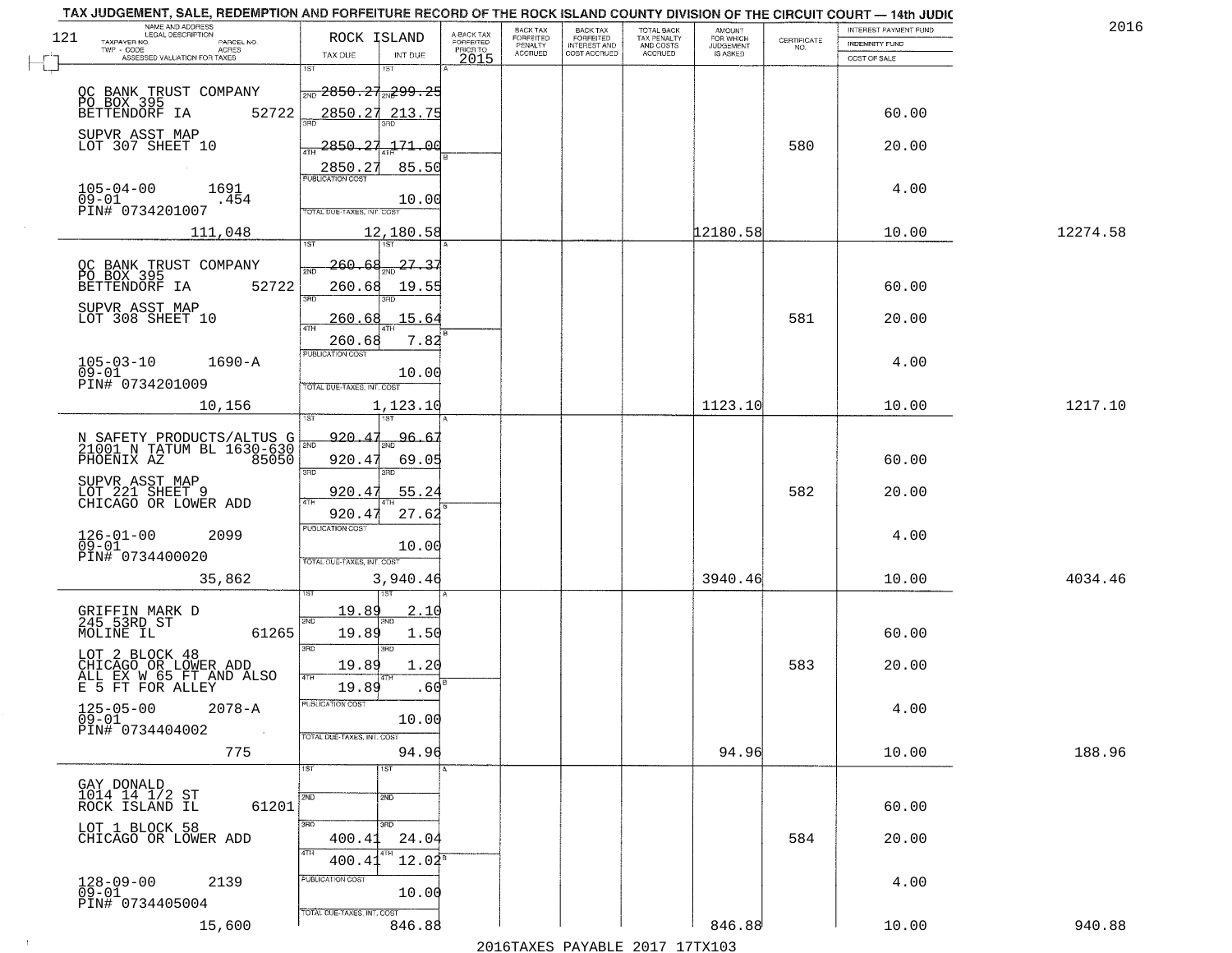TAX JUDGEMENT, SALE, REDEMPTION AND FORFEITURE RECORD OF THE ROCK ISLAND COUNTY DIVISION OF THE CIRCUIT COURT — 14th JUDIC

2016

121

| NAME AND ADDRESS / LEGAL DESCRIPTION / TAXPAYER NO. / PARCEL NO. / TWP - CODE / ACRES / ASSESSED VALUATION FOR TAXES | ROCK ISLAND TAX DUE | INT DUE | A-BACK TAX FORFEITED PRIOR TO 2015 | BACK TAX FORFEITED PENALTY ACCRUED | BACK TAX FORFEITED INTEREST AND COST ACCRUED | TOTAL BACK TAX PENALTY AND COSTS ACCRUED | AMOUNT FOR WHICH JUDGEMENT IS ASKED | CERTIFICATE NO. | INTEREST PAYMENT FUND / INDEMNITY FUND / COST OF SALE | |
|---|---|---|---|---|---|---|---|---|---|---|
| QC BANK TRUST COMPANY<br>PO BOX 395<br>BETTENDORF IA 52722<br>SUPVR ASST MAP<br>LOT 307 SHEET 10<br>105-04-00 1691<br>09-01 .454<br>PIN# 0734201007<br>111,048 | 1ST 2850.27<br>2ND 2850.27<br>3RD 2850.27<br>4TH 2850.27<br>PUBLICATION COST<br>TOTAL DUE-TAXES, INT. COST 12,180.58 | 299.25<br>213.75<br>171.00<br>85.50<br>10.00 | | | | | 12180.58 | 580 | 60.00<br>20.00<br>4.00<br>10.00 | 12274.58 |
| QC BANK TRUST COMPANY<br>PO BOX 395<br>BETTENDORF IA 52722<br>SUPVR ASST MAP<br>LOT 308 SHEET 10<br>105-03-10 1690-A<br>09-01<br>PIN# 0734201009<br>10,156 | 1ST 260.68<br>2ND 260.68<br>3RD 260.68<br>4TH 260.68<br>PUBLICATION COST<br>TOTAL DUE-TAXES, INT. COST 1,123.10 | 27.37<br>19.55<br>15.64<br>7.82<br>10.00 | | | | | 1123.10 | 581 | 60.00<br>20.00<br>4.00<br>10.00 | 1217.10 |
| N SAFETY PRODUCTS/ALTUS G<br>21001 N TATUM BL 1630-630<br>PHOENIX AZ 85050<br>SUPVR ASST MAP<br>LOT 221 SHEET 9<br>CHICAGO OR LOWER ADD<br>126-01-00 2099<br>09-01<br>PIN# 0734400020<br>35,862 | 1ST 920.47<br>2ND 920.47<br>3RD 920.47<br>4TH 920.47<br>PUBLICATION COST<br>TOTAL DUE-TAXES, INT. COST 3,940.46 | 96.67<br>69.05<br>55.24<br>27.62<br>10.00 | | | | | 3940.46 | 582 | 60.00<br>20.00<br>4.00<br>10.00 | 4034.46 |
| GRIFFIN MARK D<br>245 53RD ST<br>MOLINE IL 61265<br>LOT 2 BLOCK 48<br>CHICAGO OR LOWER ADD<br>ALL EX W 65 FT AND ALSO<br>E 5 FT FOR ALLEY<br>125-05-00 2078-A<br>09-01<br>PIN# 0734404002<br>775 | 1ST 19.89<br>2ND 19.89<br>3RD 19.89<br>4TH 19.89<br>PUBLICATION COST<br>TOTAL DUE-TAXES, INT. COST 94.96 | 2.10<br>1.50<br>1.20<br>.60<br>10.00 | | | | | 94.96 | 583 | 60.00<br>20.00<br>4.00<br>10.00 | 188.96 |
| GAY DONALD<br>1014 14 1/2 ST<br>ROCK ISLAND IL 61201<br>LOT 1 BLOCK 58<br>CHICAGO OR LOWER ADD<br>128-09-00 2139<br>09-01<br>PIN# 0734405004<br>15,600 | 1ST<br>2ND<br>3RD 400.41<br>4TH 400.41<br>PUBLICATION COST<br>TOTAL DUE-TAXES, INT. COST 846.88 | <br><br>24.04<br>12.02<br>10.00 | | | | | 846.88 | 584 | 60.00<br>20.00<br>4.00<br>10.00 | 940.88 |

2016TAXES PAYABLE 2017 17TX103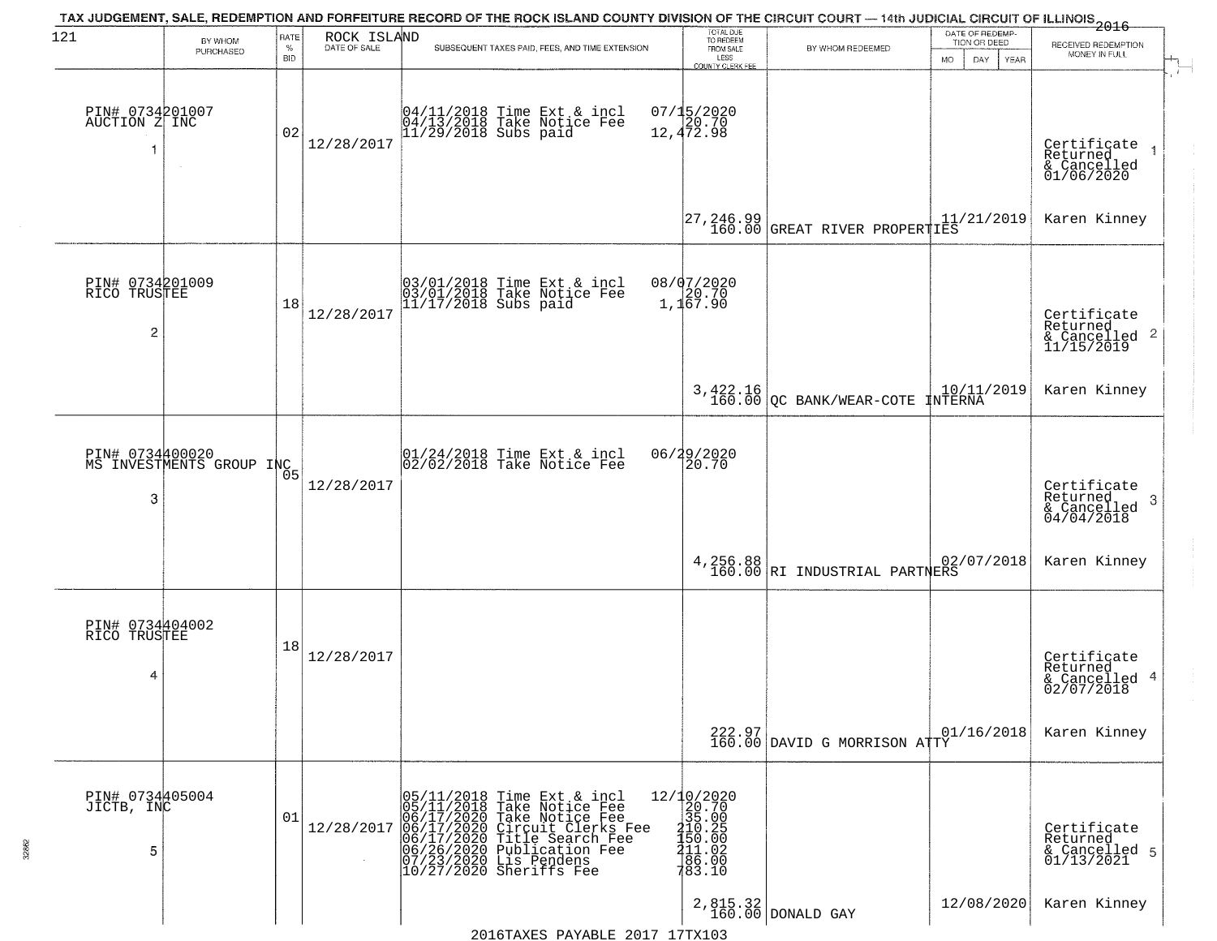TAX JUDGEMENT, SALE, REDEMPTION AND FORFEITURE RECORD OF THE ROCK ISLAND COUNTY DIVISION OF THE CIRCUIT COURT — 14th JUDICIAL CIRCUIT OF ILLINOIS 2016

| 121 BY WHOM PURCHASED | RATE % BID | ROCK ISLAND DATE OF SALE | SUBSEQUENT TAXES PAID, FEES, AND TIME EXTENSION | TOTAL DUE TO REDEEM FROM SALE LESS COUNTY CLERK FEE | BY WHOM REDEEMED | DATE OF REDEMPTION OR DEED MO DAY YEAR | RECEIVED REDEMPTION MONEY IN FULL |
|---|---|---|---|---|---|---|---|
| PIN# 0734201007 AUCTION Z INC 1 | 02 | 12/28/2017 | 04/11/2018 Time Ext & incl<br>04/13/2018 Take Notice Fee<br>11/29/2018 Subs paid | 07/15/2020<br>20.70<br>12,472.98<br>27,246.99<br>160.00 | GREAT RIVER PROPERTIES | 11/21/2019 | Certificate Returned & Cancelled 01/06/2020 1<br>Karen Kinney |
| PIN# 0734201009 RICO TRUSTEE 2 | 18 | 12/28/2017 | 03/01/2018 Time Ext & incl<br>03/01/2018 Take Notice Fee<br>11/17/2018 Subs paid | 08/07/2020<br>20.70<br>1,167.90<br>3,422.16<br>160.00 | QC BANK/WEAR-COTE INTERNA | 10/11/2019 | Certificate Returned & Cancelled 11/15/2019 2<br>Karen Kinney |
| PIN# 0734400020 MS INVESTMENTS GROUP INC 3 | 05 | 12/28/2017 | 01/24/2018 Time Ext & incl<br>02/02/2018 Take Notice Fee | 06/29/2020<br>20.70<br>4,256.88<br>160.00 | RI INDUSTRIAL PARTNERS | 02/07/2018 | Certificate Returned & Cancelled 04/04/2018 3<br>Karen Kinney |
| PIN# 0734404002 RICO TRUSTEE 4 | 18 | 12/28/2017 | | 222.97<br>160.00 | DAVID G MORRISON ATTY | 01/16/2018 | Certificate Returned & Cancelled 02/07/2018 4<br>Karen Kinney |
| PIN# 0734405004 JICTB, INC 5 | 01 | 12/28/2017 | 05/11/2018 Time Ext & incl<br>05/11/2018 Take Notice Fee<br>06/17/2020 Take Notice Fee<br>06/17/2020 Circuit Clerks Fee<br>06/17/2020 Title Search Fee<br>06/26/2020 Publication Fee<br>07/23/2020 Lis Pendens<br>10/27/2020 Sheriffs Fee | 12/10/2020<br>20.70<br>35.00<br>210.25<br>150.00<br>211.02<br>86.00<br>783.10<br>2,815.32<br>160.00 | DONALD GAY | 12/08/2020 | Certificate Returned & Cancelled 01/13/2021 5<br>Karen Kinney |

2016TAXES PAYABLE 2017 17TX103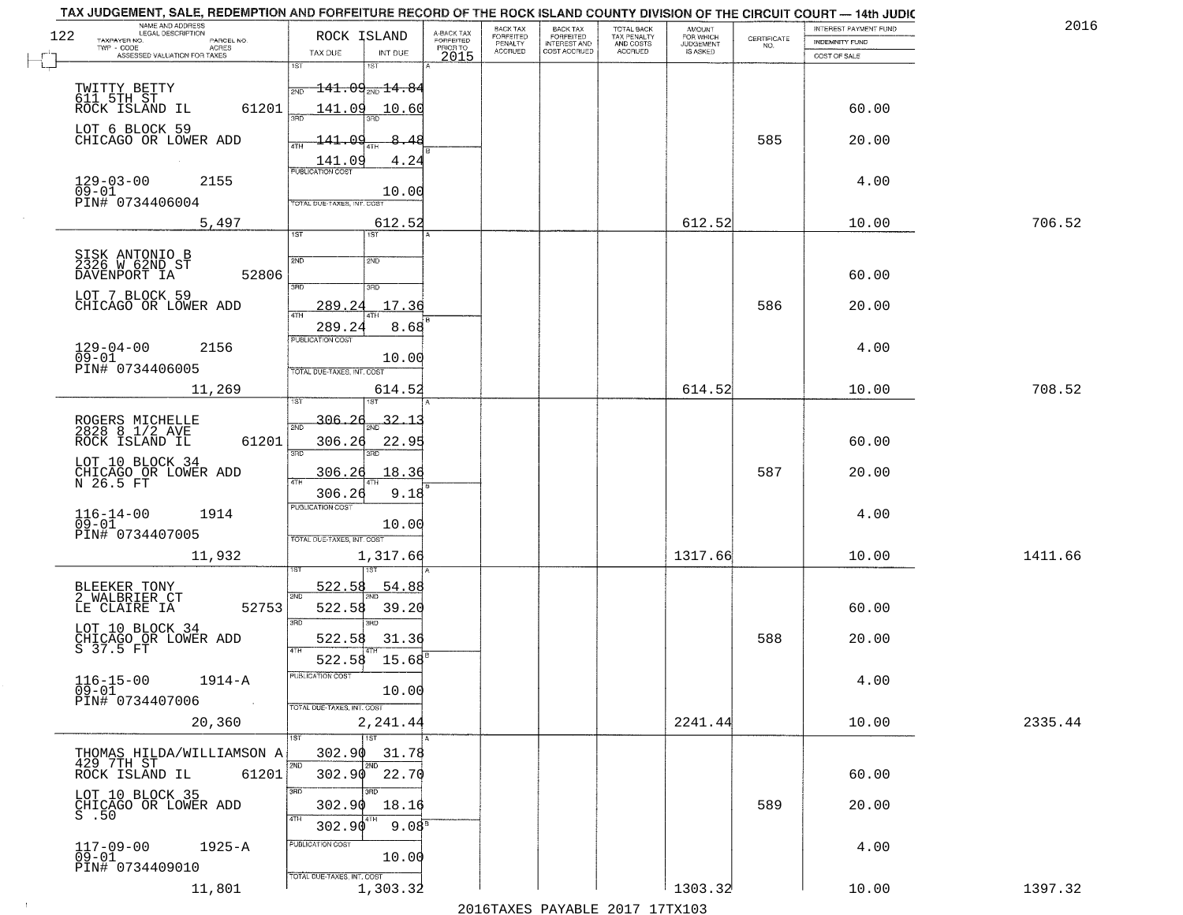TAX JUDGEMENT, SALE, REDEMPTION AND FORFEITURE RECORD OF THE ROCK ISLAND COUNTY DIVISION OF THE CIRCUIT COURT — 14th JUDIC

2016

| NAME AND ADDRESS / LEGAL DESCRIPTION / TAXPAYER NO. / PARCEL NO. / TWP - CODE / ACRES / ASSESSED VALUATION FOR TAXES | ROCK ISLAND TAX DUE | INT DUE | A-BACK TAX FORFEITED PRIOR TO 2015 | BACK TAX FORFEITED PENALTY ACCRUED | BACK TAX FORFEITED INTEREST AND COST ACCRUED | TOTAL BACK TAX PENALTY AND COSTS ACCRUED | AMOUNT FOR WHICH JUDGEMENT IS ASKED | CERTIFICATE NO. | INTEREST PAYMENT FUND / INDEMNITY FUND / COST OF SALE | |
|---|---|---|---|---|---|---|---|---|---|---|
| TWITTY BETTY<br>611 5TH ST<br>ROCK ISLAND IL 61201<br>LOT 6 BLOCK 59<br>CHICAGO OR LOWER ADD<br>129-03-00 2155<br>09-01<br>PIN# 0734406004<br>5,497 | 1ST 141.09<br>2ND 141.09<br>3RD 141.09<br>4TH 141.09<br>PUBLICATION COST<br>TOTAL DUE-TAXES, INT. COST | 14.84<br>10.60<br>8.48<br>4.24<br>10.00<br>612.52 | | | | | 612.52 | 585 | 60.00<br>20.00<br>4.00<br>10.00 | 706.52 |
| SISK ANTONIO B<br>2326 W 62ND ST<br>DAVENPORT IA 52806<br>LOT 7 BLOCK 59<br>CHICAGO OR LOWER ADD<br>129-04-00 2156<br>09-01<br>PIN# 0734406005<br>11,269 | 1ST<br>2ND<br>3RD 289.24<br>4TH 289.24<br>PUBLICATION COST<br>TOTAL DUE-TAXES, INT. COST | <br><br>17.36<br>8.68<br>10.00<br>614.52 | | | | | 614.52 | 586 | 60.00<br>20.00<br>4.00<br>10.00 | 708.52 |
| ROGERS MICHELLE<br>2828 8 1/2 AVE<br>ROCK ISLAND IL 61201<br>LOT 10 BLOCK 34<br>CHICAGO OR LOWER ADD<br>N 26.5 FT<br>116-14-00 1914<br>09-01<br>PIN# 0734407005<br>11,932 | 1ST 306.26<br>2ND 306.26<br>3RD 306.26<br>4TH 306.26<br>PUBLICATION COST<br>TOTAL DUE-TAXES, INT. COST | 32.13<br>22.95<br>18.36<br>9.18<br>10.00<br>1,317.66 | | | | | 1317.66 | 587 | 60.00<br>20.00<br>4.00<br>10.00 | 1411.66 |
| BLEEKER TONY<br>2 WALBRIER CT<br>LE CLAIRE IA 52753<br>LOT 10 BLOCK 34<br>CHICAGO OR LOWER ADD<br>S 37.5 FT<br>116-15-00 1914-A<br>09-01<br>PIN# 0734407006<br>20,360 | 1ST 522.58<br>2ND 522.58<br>3RD 522.58<br>4TH 522.58<br>PUBLICATION COST<br>TOTAL DUE-TAXES, INT. COST | 54.88<br>39.20<br>31.36<br>15.68<br>10.00<br>2,241.44 | | | | | 2241.44 | 588 | 60.00<br>20.00<br>4.00<br>10.00 | 2335.44 |
| THOMAS HILDA/WILLIAMSON A<br>429 7TH ST<br>ROCK ISLAND IL 61201<br>LOT 10 BLOCK 35<br>CHICAGO OR LOWER ADD<br>S .50<br>117-09-00 1925-A<br>09-01<br>PIN# 0734409010<br>11,801 | 1ST 302.90<br>2ND 302.90<br>3RD 302.90<br>4TH 302.90<br>PUBLICATION COST<br>TOTAL DUE-TAXES, INT. COST | 31.78<br>22.70<br>18.16<br>9.08<br>10.00<br>1,303.32 | | | | | 1303.32 | 589 | 60.00<br>20.00<br>4.00<br>10.00 | 1397.32 |

2016TAXES PAYABLE 2017 17TX103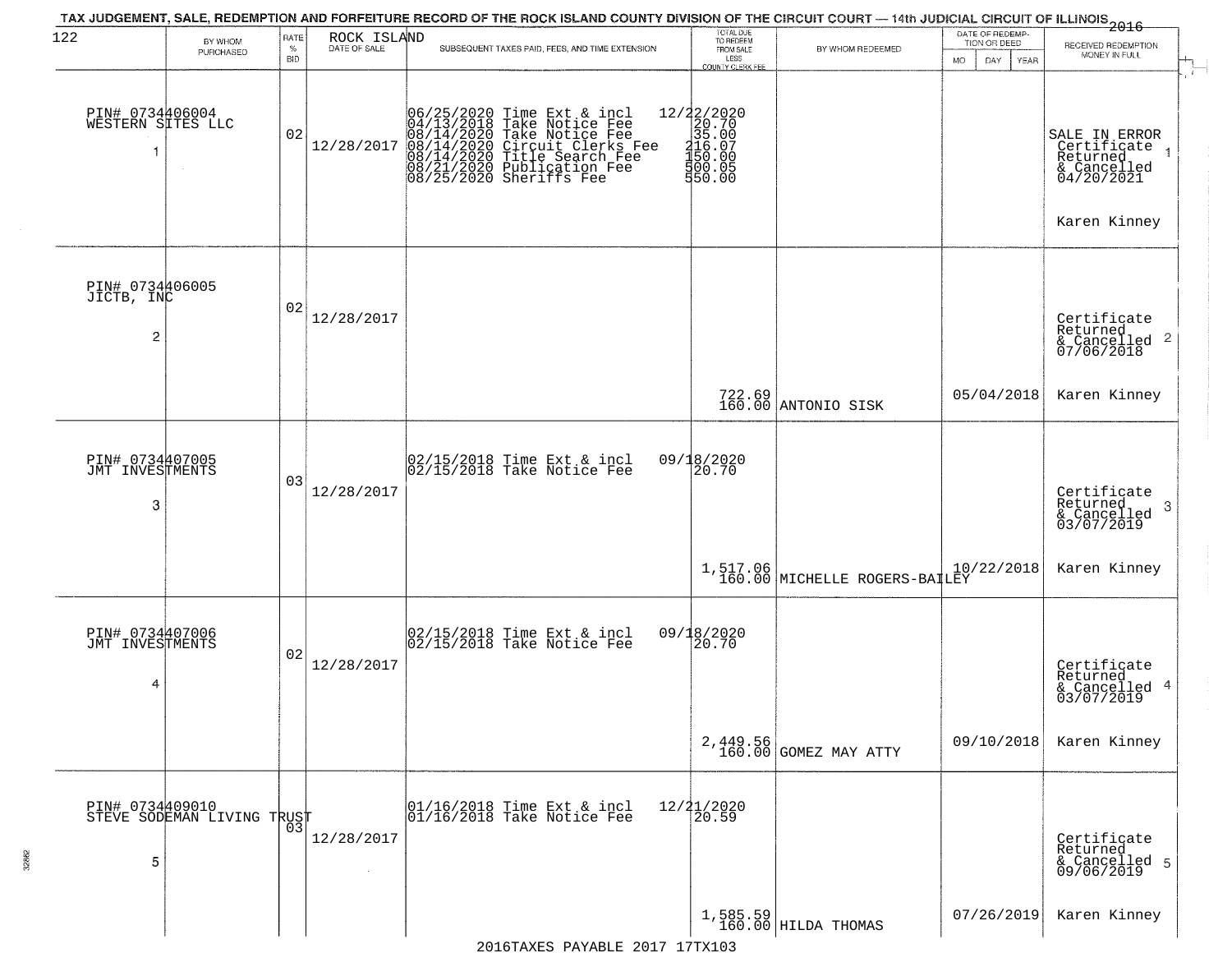TAX JUDGEMENT, SALE, REDEMPTION AND FORFEITURE RECORD OF THE ROCK ISLAND COUNTY DIVISION OF THE CIRCUIT COURT — 14th JUDICIAL CIRCUIT OF ILLINOIS 2016

| 122 | BY WHOM PURCHASED | RATE % BID | ROCK ISLAND DATE OF SALE | SUBSEQUENT TAXES PAID, FEES, AND TIME EXTENSION | TOTAL DUE TO REDEEM FROM SALE LESS COUNTY CLERK FEE | BY WHOM REDEEMED | DATE OF REDEMPTION OR DEED MO DAY YEAR | RECEIVED REDEMPTION MONEY IN FULL |
|---|---|---|---|---|---|---|---|---|
| PIN# 0734406004 WESTERN SITES LLC 1 | | 02 | 12/28/2017 | 06/25/2020 Time Ext & incl<br>04/13/2018 Take Notice Fee<br>08/14/2020 Take Notice Fee<br>08/14/2020 Circuit Clerks Fee<br>08/14/2020 Title Search Fee<br>08/21/2020 Publication Fee<br>08/25/2020 Sheriffs Fee | 12/22/2020<br>20.70<br>35.00<br>216.07<br>150.00<br>500.05<br>550.00 | | | SALE IN ERROR Certificate Returned & Cancelled 04/20/2021 1<br>Karen Kinney |
| PIN# 0734406005 JICTB, INC 2 | | 02 | 12/28/2017 | | 722.69<br>160.00 | ANTONIO SISK | 05/04/2018 | Certificate Returned & Cancelled 07/06/2018 2<br>Karen Kinney |
| PIN# 0734407005 JMT INVESTMENTS 3 | | 03 | 12/28/2017 | 02/15/2018 Time Ext & incl<br>02/15/2018 Take Notice Fee | 09/18/2020<br>20.70<br>1,517.06<br>160.00 | MICHELLE ROGERS-BAILEY | 10/22/2018 | Certificate Returned & Cancelled 03/07/2019 3<br>Karen Kinney |
| PIN# 0734407006 JMT INVESTMENTS 4 | | 02 | 12/28/2017 | 02/15/2018 Time Ext & incl<br>02/15/2018 Take Notice Fee | 09/18/2020<br>20.70<br>2,449.56<br>160.00 | GOMEZ MAY ATTY | 09/10/2018 | Certificate Returned & Cancelled 03/07/2019 4<br>Karen Kinney |
| PIN# 0734409010 STEVE SODEMAN LIVING TRUST 5 | | 03 | 12/28/2017 | 01/16/2018 Time Ext & incl<br>01/16/2018 Take Notice Fee | 12/21/2020<br>20.59<br>1,585.59<br>160.00 | HILDA THOMAS | 07/26/2019 | Certificate Returned & Cancelled 09/06/2019 5<br>Karen Kinney |

2016TAXES PAYABLE 2017 17TX103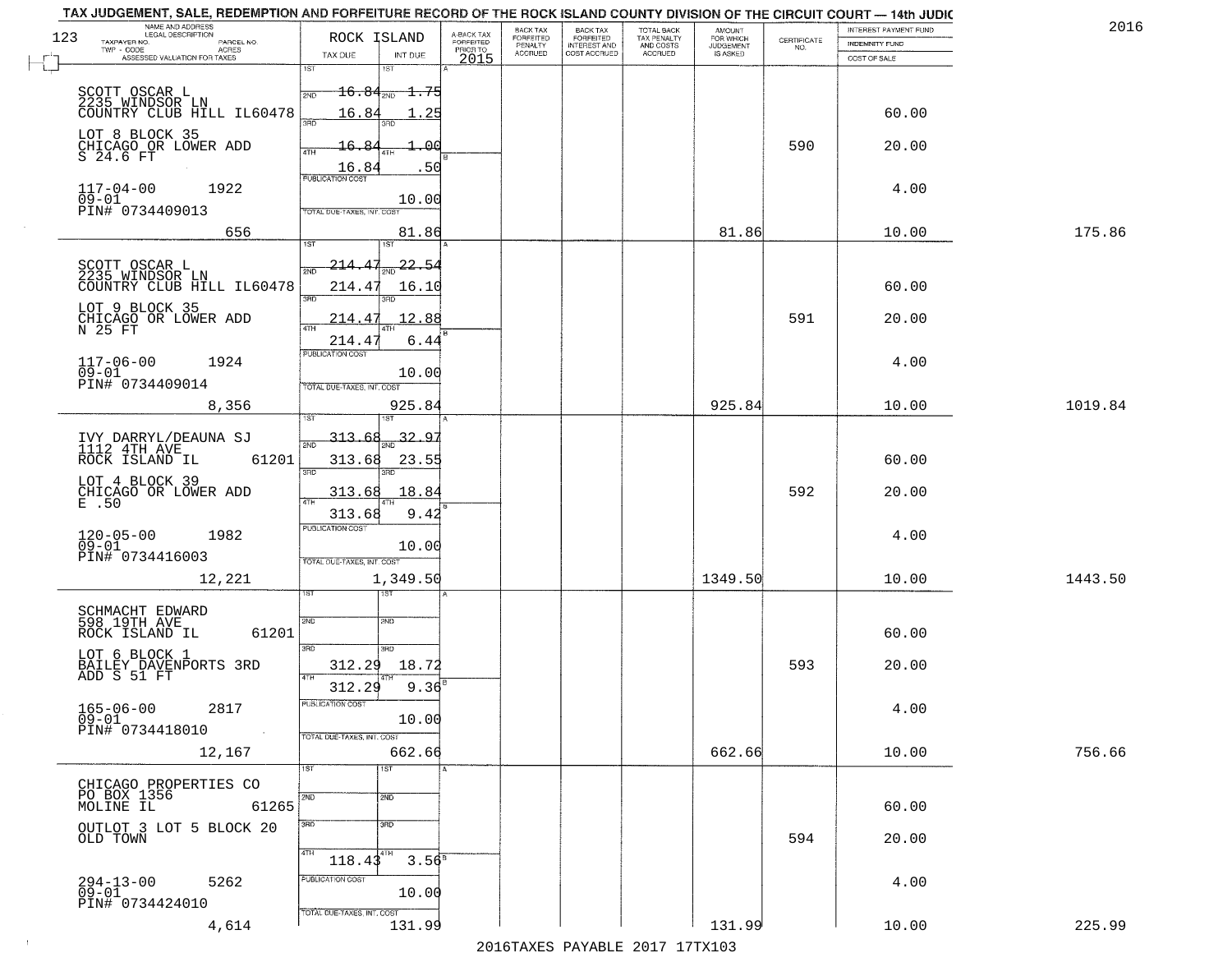# TAX JUDGEMENT, SALE, REDEMPTION AND FORFEITURE RECORD OF THE ROCK ISLAND COUNTY DIVISION OF THE CIRCUIT COURT — 14th JUDIC

2016

123

| NAME AND ADDRESS / LEGAL DESCRIPTION / TAXPAYER NO. / PARCEL NO. / TWP - CODE / ACRES / ASSESSED VALUATION FOR TAXES | ROCK ISLAND TAX DUE | INT DUE | A-BACK TAX FORFEITED PRIOR TO 2015 | BACK TAX FORFEITED PENALTY ACCRUED | BACK TAX FORFEITED INTEREST AND COST ACCRUED | TOTAL BACK TAX PENALTY AND COSTS ACCRUED | AMOUNT FOR WHICH JUDGEMENT IS ASKED | CERTIFICATE NO. | INTEREST PAYMENT FUND / INDEMNITY FUND / COST OF SALE | |
|---|---|---|---|---|---|---|---|---|---|---|
| SCOTT OSCAR L<br>2235 WINDSOR LN<br>COUNTRY CLUB HILL IL60478<br>LOT 8 BLOCK 35<br>CHICAGO OR LOWER ADD<br>S 24.6 FT<br>117-04-00 1922<br>09-01<br>PIN# 0734409013<br>656 | 1ST 16.84<br>2ND 16.84<br>3RD 16.84<br>4TH 16.84<br>PUBLICATION COST | 1.75<br>1.25<br>1.00<br>.50<br>10.00<br>TOTAL DUE-TAXES, INT. COST 81.86 | | | | | 81.86 | 590 | 60.00<br>20.00<br>4.00<br>10.00 | 175.86 |
| SCOTT OSCAR L<br>2235 WINDSOR LN<br>COUNTRY CLUB HILL IL60478<br>LOT 9 BLOCK 35<br>CHICAGO OR LOWER ADD<br>N 25 FT<br>117-06-00 1924<br>09-01<br>PIN# 0734409014<br>8,356 | 1ST 214.47<br>2ND 214.47<br>3RD 214.47<br>4TH 214.47<br>PUBLICATION COST | 22.54<br>16.10<br>12.88<br>6.44<br>10.00<br>TOTAL DUE-TAXES, INT. COST 925.84 | | | | | 925.84 | 591 | 60.00<br>20.00<br>4.00<br>10.00 | 1019.84 |
| IVY DARRYL/DEAUNA SJ<br>1112 4TH AVE<br>ROCK ISLAND IL 61201<br>LOT 4 BLOCK 39<br>CHICAGO OR LOWER ADD<br>E .50<br>120-05-00 1982<br>09-01<br>PIN# 0734416003<br>12,221 | 1ST 313.68<br>2ND 313.68<br>3RD 313.68<br>4TH 313.68<br>PUBLICATION COST | 32.97<br>23.55<br>18.84<br>9.42<br>10.00<br>TOTAL DUE-TAXES, INT. COST 1,349.50 | | | | | 1349.50 | 592 | 60.00<br>20.00<br>4.00<br>10.00 | 1443.50 |
| SCHMACHT EDWARD<br>598 19TH AVE<br>ROCK ISLAND IL 61201<br>LOT 6 BLOCK 1<br>BAILEY DAVENPORTS 3RD<br>ADD S 51 FT<br>165-06-00 2817<br>09-01<br>PIN# 0734418010<br>12,167 | 1ST<br>2ND<br>3RD 312.29<br>4TH 312.29<br>PUBLICATION COST | <br><br>18.72<br>9.36<br>10.00<br>TOTAL DUE-TAXES, INT. COST 662.66 | | | | | 662.66 | 593 | 60.00<br>20.00<br>4.00<br>10.00 | 756.66 |
| CHICAGO PROPERTIES CO<br>PO BOX 1356<br>MOLINE IL 61265<br>OUTLOT 3 LOT 5 BLOCK 20<br>OLD TOWN<br>294-13-00 5262<br>09-01<br>PIN# 0734424010<br>4,614 | 1ST<br>2ND<br>3RD<br>4TH 118.43<br>PUBLICATION COST | <br><br><br>3.56<br>10.00<br>TOTAL DUE-TAXES, INT. COST 131.99 | | | | | 131.99 | 594 | 60.00<br>20.00<br>4.00<br>10.00 | 225.99 |

2016TAXES PAYABLE 2017 17TX103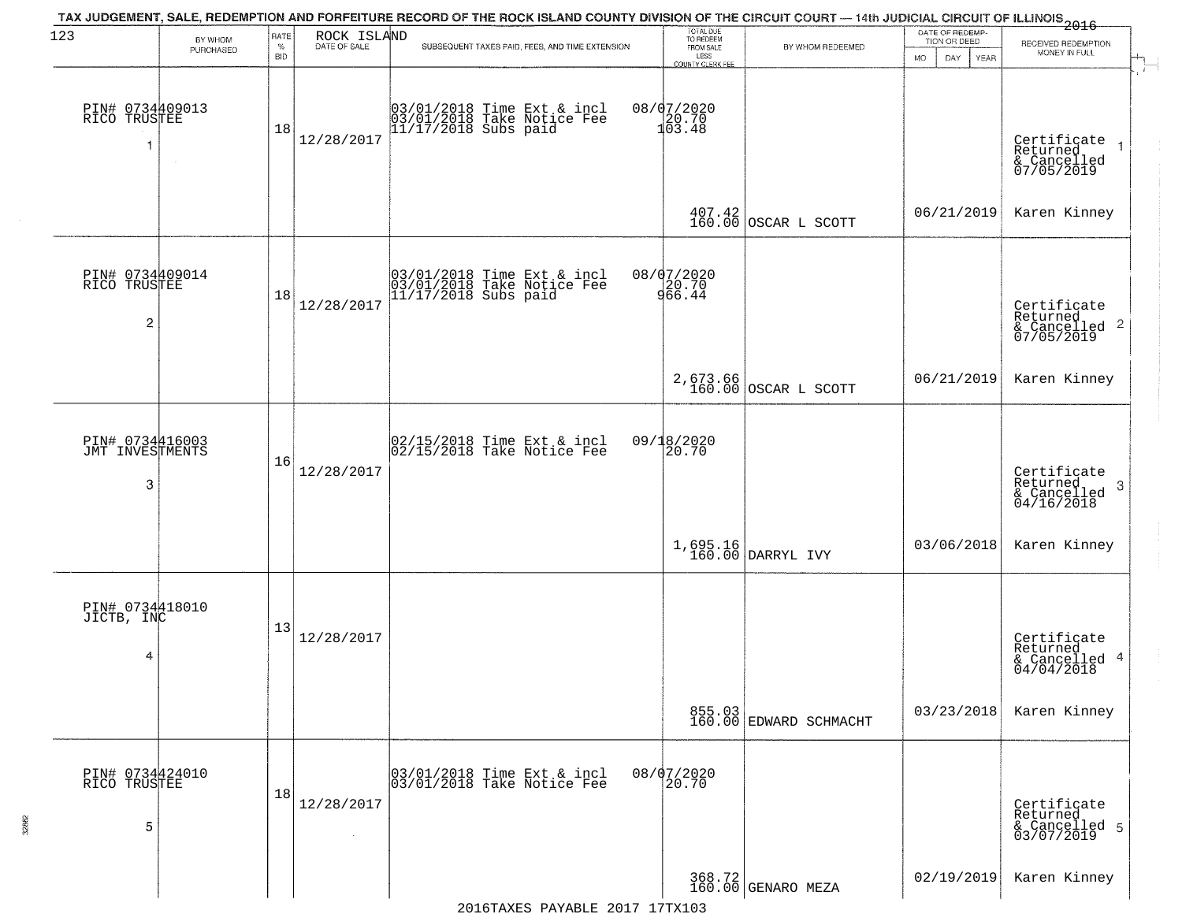TAX JUDGEMENT, SALE, REDEMPTION AND FORFEITURE RECORD OF THE ROCK ISLAND COUNTY DIVISION OF THE CIRCUIT COURT — 14th JUDICIAL CIRCUIT OF ILLINOIS 2016

| 123 BY WHOM PURCHASED | RATE % BID | ROCK ISLAND DATE OF SALE | SUBSEQUENT TAXES PAID, FEES, AND TIME EXTENSION | TOTAL DUE TO REDEEM FROM SALE LESS COUNTY CLERK FEE | BY WHOM REDEEMED | DATE OF REDEMPTION OR DEED MO DAY YEAR | RECEIVED REDEMPTION MONEY IN FULL |
|---|---|---|---|---|---|---|---|
| PIN# 0734409013 RICO TRUSTEE 1 | 18 | 12/28/2017 | 03/01/2018 Time Ext & incl 03/01/2018 Take Notice Fee 11/17/2018 Subs paid | 08/07/2020 20.70 103.48 407.42 160.00 | OSCAR L SCOTT | 06/21/2019 | Certificate Returned & Cancelled 07/05/2019 Karen Kinney |
| PIN# 0734409014 RICO TRUSTEE 2 | 18 | 12/28/2017 | 03/01/2018 Time Ext & incl 03/01/2018 Take Notice Fee 11/17/2018 Subs paid | 08/07/2020 20.70 966.44 2,673.66 160.00 | OSCAR L SCOTT | 06/21/2019 | Certificate Returned & Cancelled 07/05/2019 Karen Kinney |
| PIN# 0734416003 JMT INVESTMENTS 3 | 16 | 12/28/2017 | 02/15/2018 Time Ext & incl 02/15/2018 Take Notice Fee | 09/18/2020 20.70 1,695.16 160.00 | DARRYL IVY | 03/06/2018 | Certificate Returned & Cancelled 04/16/2018 Karen Kinney |
| PIN# 0734418010 JICTB, INC 4 | 13 | 12/28/2017 | | 855.03 160.00 | EDWARD SCHMACHT | 03/23/2018 | Certificate Returned & Cancelled 04/04/2018 Karen Kinney |
| PIN# 0734424010 RICO TRUSTEE 5 | 18 | 12/28/2017 | 03/01/2018 Time Ext & incl 03/01/2018 Take Notice Fee | 08/07/2020 20.70 368.72 160.00 | GENARO MEZA | 02/19/2019 | Certificate Returned & Cancelled 03/07/2019 Karen Kinney |

2016TAXES PAYABLE 2017 17TX103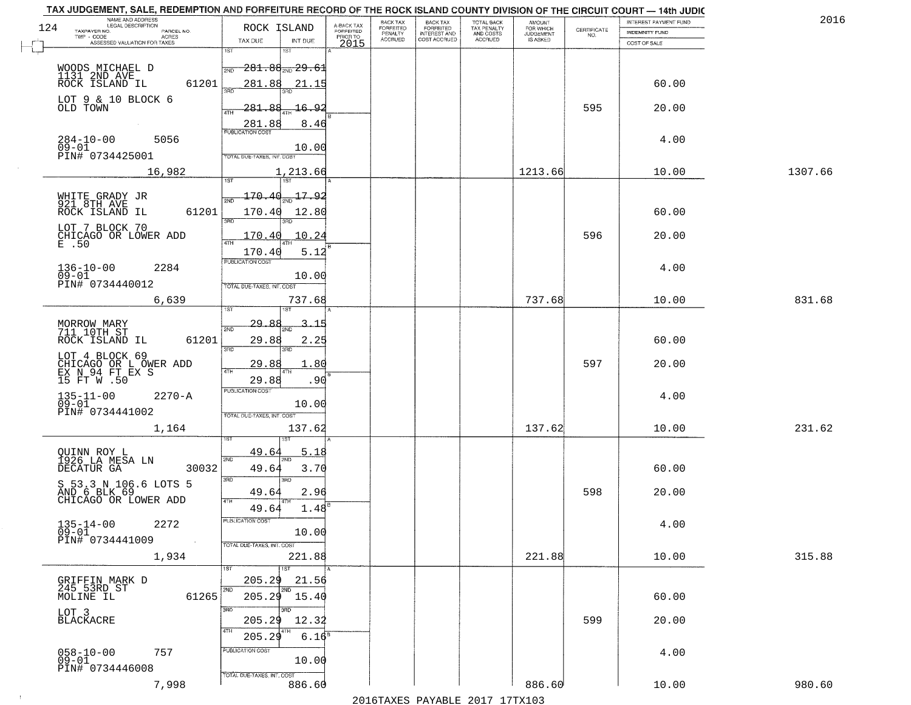TAX JUDGEMENT, SALE, REDEMPTION AND FORFEITURE RECORD OF THE ROCK ISLAND COUNTY DIVISION OF THE CIRCUIT COURT — 14th JUDIC

2016

| NAME AND ADDRESS / LEGAL DESCRIPTION / TAXPAYER NO. / PARCEL NO. / TWP - CODE / ACRES / ASSESSED VALUATION FOR TAXES | ROCK ISLAND TAX DUE | INT DUE | A-BACK TAX FORFEITED PRIOR TO 2015 | BACK TAX FORFEITED PENALTY ACCRUED | BACK TAX FORFEITED INTEREST AND COST ACCRUED | TOTAL BACK TAX PENALTY AND COSTS ACCRUED | AMOUNT FOR WHICH JUDGEMENT IS ASKED | CERTIFICATE NO. | INTEREST PAYMENT FUND / INDEMNITY FUND / COST OF SALE | |
|---|---|---|---|---|---|---|---|---|---|---|
| WOODS MICHAEL D<br>1131 2ND AVE<br>ROCK ISLAND IL 61201<br>LOT 9 & 10 BLOCK 6<br>OLD TOWN<br>284-10-00 5056<br>09-01<br>PIN# 0734425001<br>16,982 | 1ST 281.88<br>2ND 281.88<br>3RD 281.88<br>4TH 281.88<br>PUBLICATION COST<br>TOTAL DUE-TAXES, INT. COST | 29.61<br>21.15<br>16.92<br>8.46<br>10.00<br>1,213.66 | | | | | 1213.66 | 595 | 60.00<br>20.00<br>4.00<br>10.00 | 1307.66 |
| WHITE GRADY JR<br>921 8TH AVE<br>ROCK ISLAND IL 61201<br>LOT 7 BLOCK 70<br>CHICAGO OR LOWER ADD<br>E .50<br>136-10-00 2284<br>09-01<br>PIN# 0734440012<br>6,639 | 1ST 170.40<br>2ND 170.40<br>3RD 170.40<br>4TH 170.40<br>PUBLICATION COST<br>TOTAL DUE-TAXES, INT. COST | 17.92<br>12.80<br>10.24<br>5.12<br>10.00<br>737.68 | | | | | 737.68 | 596 | 60.00<br>20.00<br>4.00<br>10.00 | 831.68 |
| MORROW MARY<br>711 10TH ST<br>ROCK ISLAND IL 61201<br>LOT 4 BLOCK 69<br>CHICAGO OR L OWER ADD<br>EX N 94 FT EX S<br>15 FT W .50<br>135-11-00 2270-A<br>09-01<br>PIN# 0734441002<br>1,164 | 1ST 29.88<br>2ND 29.88<br>3RD 29.88<br>4TH 29.88<br>PUBLICATION COST<br>TOTAL DUE-TAXES, INT. COST | 3.15<br>2.25<br>1.80<br>.90<br>10.00<br>137.62 | | | | | 137.62 | 597 | 60.00<br>20.00<br>4.00<br>10.00 | 231.62 |
| QUINN ROY L<br>1926 LA MESA LN<br>DECATUR GA 30032<br>S 53.3 N 106.6 LOTS 5<br>AND 6 BLK 69<br>CHICAGO OR LOWER ADD<br>135-14-00 2272<br>09-01<br>PIN# 0734441009<br>1,934 | 1ST 49.64<br>2ND 49.64<br>3RD 49.64<br>4TH 49.64<br>PUBLICATION COST<br>TOTAL DUE-TAXES, INT. COST | 5.18<br>3.70<br>2.96<br>1.48<br>10.00<br>221.88 | | | | | 221.88 | 598 | 60.00<br>20.00<br>4.00<br>10.00 | 315.88 |
| GRIFFIN MARK D<br>245 53RD ST<br>MOLINE IL 61265<br>LOT 3<br>BLACKACRE<br>058-10-00 757<br>09-01<br>PIN# 0734446008<br>7,998 | 1ST 205.29<br>2ND 205.29<br>3RD 205.29<br>4TH 205.29<br>PUBLICATION COST<br>TOTAL DUE-TAXES, INT. COST | 21.56<br>15.40<br>12.32<br>6.16<br>10.00<br>886.60 | | | | | 886.60 | 599 | 60.00<br>20.00<br>4.00<br>10.00 | 980.60 |

2016TAXES PAYABLE 2017 17TX103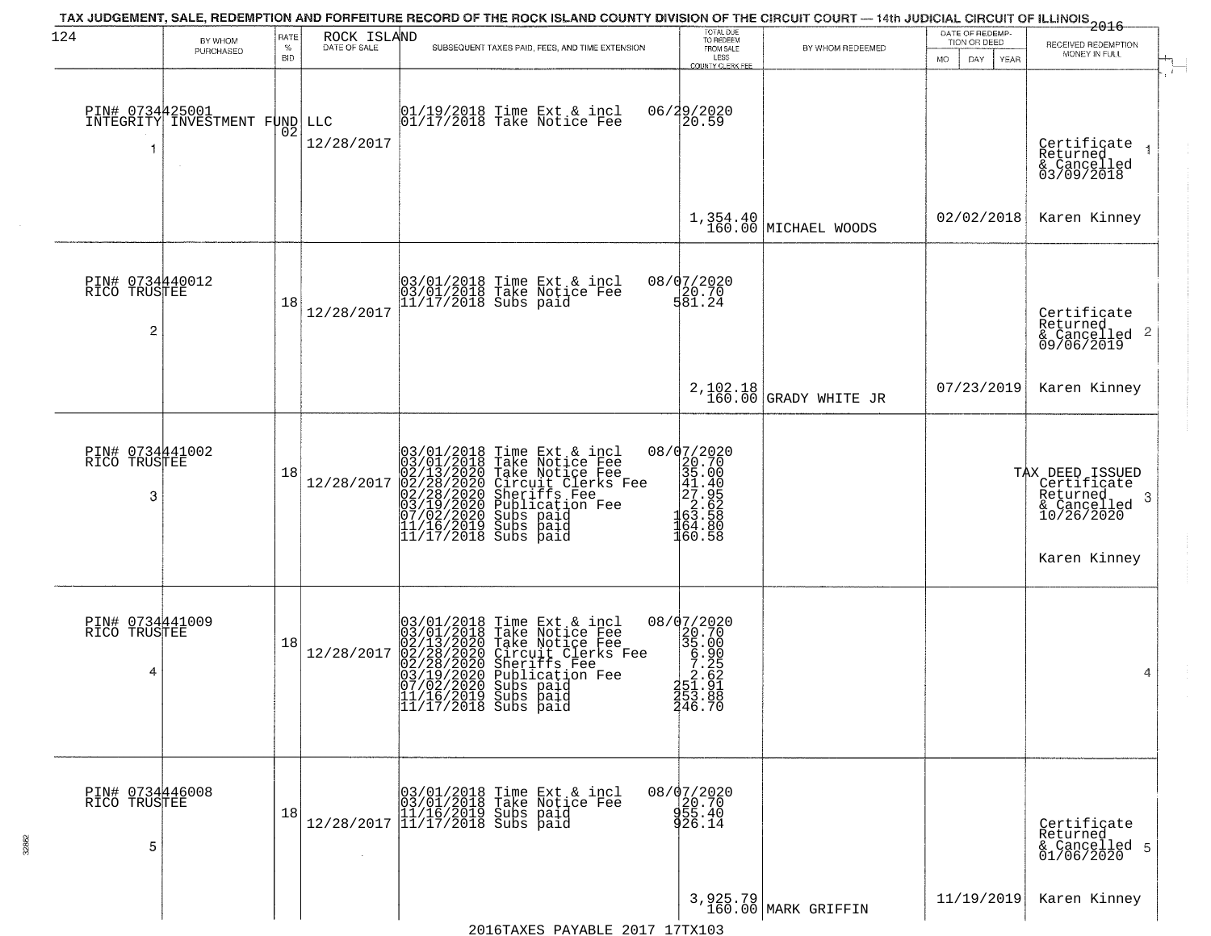TAX JUDGEMENT, SALE, REDEMPTION AND FORFEITURE RECORD OF THE ROCK ISLAND COUNTY DIVISION OF THE CIRCUIT COURT — 14th JUDICIAL CIRCUIT OF ILLINOIS 2016

| 124 BY WHOM PURCHASED | RATE % BID | ROCK ISLAND DATE OF SALE | SUBSEQUENT TAXES PAID, FEES, AND TIME EXTENSION | TOTAL DUE TO REDEEM FROM SALE LESS COUNTY CLERK FEE | BY WHOM REDEEMED | DATE OF REDEMPTION OR DEED MO DAY YEAR | RECEIVED REDEMPTION MONEY IN FULL |
|---|---|---|---|---|---|---|---|
| PIN# 0734425001 INTEGRITY INVESTMENT FUND LLC 1 | 02 | 12/28/2017 | 01/19/2018 Time Ext & incl<br>01/17/2018 Take Notice Fee | 06/29/2020<br>20.59<br>1,354.40<br>160.00 | MICHAEL WOODS | 02/02/2018 | Certificate Returned & Cancelled 03/09/2018 1<br>Karen Kinney |
| PIN# 0734440012 RICO TRUSTEE 2 | 18 | 12/28/2017 | 03/01/2018 Time Ext & incl<br>03/01/2018 Take Notice Fee<br>11/17/2018 Subs paid | 08/07/2020<br>20.70<br>581.24<br>2,102.18<br>160.00 | GRADY WHITE JR | 07/23/2019 | Certificate Returned & Cancelled 09/06/2019 2<br>Karen Kinney |
| PIN# 0734441002 RICO TRUSTEE 3 | 18 | 12/28/2017 | 03/01/2018 Time Ext & incl<br>03/01/2018 Take Notice Fee<br>02/13/2020 Take Notice Fee<br>02/28/2020 Circuit Clerks Fee<br>02/28/2020 Sheriffs Fee<br>03/19/2020 Publication Fee<br>07/02/2020 Subs paid<br>11/16/2019 Subs paid<br>11/17/2018 Subs paid | 08/07/2020<br>20.70<br>35.00<br>41.40<br>27.95<br>2.62<br>163.58<br>164.80<br>160.58 | | | TAX DEED ISSUED Certificate Returned & Cancelled 10/26/2020 3<br>Karen Kinney |
| PIN# 0734441009 RICO TRUSTEE 4 | 18 | 12/28/2017 | 03/01/2018 Time Ext & incl<br>03/01/2018 Take Notice Fee<br>02/13/2020 Take Notice Fee<br>02/28/2020 Circuit Clerks Fee<br>02/28/2020 Sheriffs Fee<br>03/19/2020 Publication Fee<br>07/02/2020 Subs paid<br>11/16/2019 Subs paid<br>11/17/2018 Subs paid | 08/07/2020<br>20.70<br>35.00<br>6.90<br>7.25<br>2.62<br>251.91<br>253.88<br>246.70 | | | 4 |
| PIN# 0734446008 RICO TRUSTEE 5 | 18 | 12/28/2017 | 03/01/2018 Time Ext & incl<br>03/01/2018 Take Notice Fee<br>11/16/2019 Subs paid<br>11/17/2018 Subs paid | 08/07/2020<br>20.70<br>955.40<br>926.14<br>3,925.79<br>160.00 | MARK GRIFFIN | 11/19/2019 | Certificate Returned & Cancelled 01/06/2020 5<br>Karen Kinney |

2016TAXES PAYABLE 2017 17TX103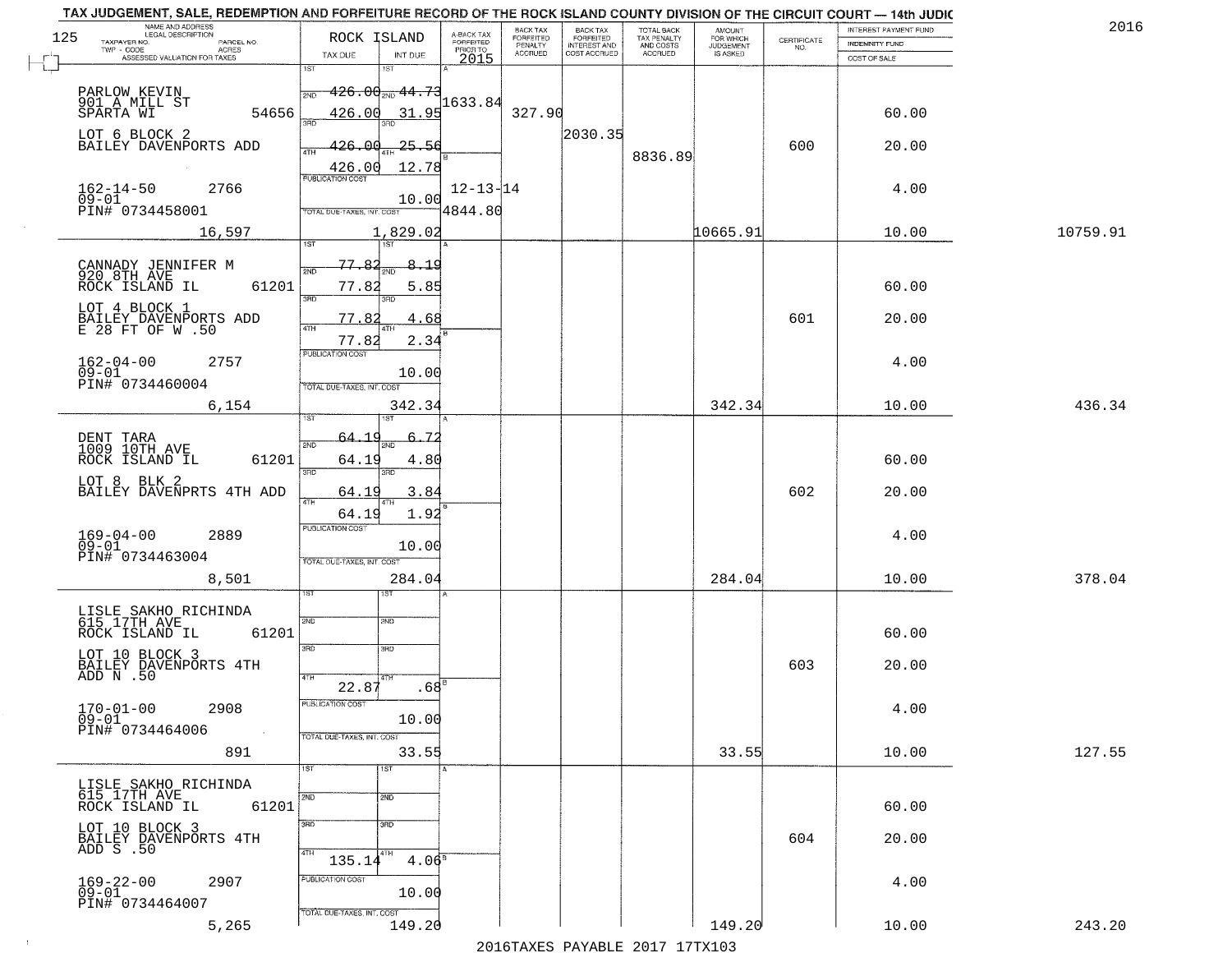TAX JUDGEMENT, SALE, REDEMPTION AND FORFEITURE RECORD OF THE ROCK ISLAND COUNTY DIVISION OF THE CIRCUIT COURT — 14th JUDIC

2016

| NAME AND ADDRESS / LEGAL DESCRIPTION / TAXPAYER NO. / PARCEL NO. / TWP - CODE / ACRES / ASSESSED VALUATION FOR TAXES | ROCK ISLAND TAX DUE | INT DUE | A-BACK TAX FORFEITED PRIOR TO 2015 | BACK TAX FORFEITED PENALTY ACCRUED | BACK TAX FORFEITED INTEREST AND COST ACCRUED | TOTAL BACK TAX PENALTY AND COSTS ACCRUED | AMOUNT FOR WHICH JUDGEMENT IS ASKED | CERTIFICATE NO. | INTEREST PAYMENT FUND / INDEMNITY FUND / COST OF SALE | |
|---|---|---|---|---|---|---|---|---|---|---|
| PARLOW KEVIN 901 A MILL ST SPARTA WI 54656 | 1ST 2ND 426.00 | 44.73 | 1633.84 | 327.90 | | | | | 60.00 | |
| LOT 6 BLOCK 2 BAILEY DAVENPORTS ADD | 3RD 426.00 | 31.95 | | | 2030.35 | | | | | |
| | 4TH 426.00 | 25.56 | | | | 8836.89 | | 600 | 20.00 | |
| | 426.00 | 12.78 | | | | | | | | |
| 162-14-50 2766 09-01 PIN# 0734458001 | PUBLICATION COST | 10.00 | 12-13-14 4844.80 | | | | | | 4.00 | |
| 16,597 | TOTAL DUE-TAXES, INT. COST | 1,829.02 | | | | | 10665.91 | | 10.00 | 10759.91 |
| CANNADY JENNIFER M 920 8TH AVE ROCK ISLAND IL 61201 | 1ST 77.82 | 8.19 | | | | | | | | |
| | 2ND 77.82 | 5.85 | | | | | | | 60.00 | |
| LOT 4 BLOCK 1 BAILEY DAVENPORTS ADD E 28 FT OF W .50 | 3RD 77.82 | 4.68 | | | | | | 601 | 20.00 | |
| | 4TH 77.82 | 2.34 | | | | | | | | |
| 162-04-00 2757 09-01 PIN# 0734460004 | PUBLICATION COST | 10.00 | | | | | | | 4.00 | |
| 6,154 | TOTAL DUE-TAXES, INT. COST | 342.34 | | | | | 342.34 | | 10.00 | 436.34 |
| DENT TARA 1009 10TH AVE ROCK ISLAND IL 61201 | 1ST 64.19 | 6.72 | | | | | | | | |
| | 2ND 64.19 | 4.80 | | | | | | | 60.00 | |
| LOT 8 BLK 2 BAILEY DAVENPRTS 4TH ADD | 3RD 64.19 | 3.84 | | | | | | 602 | 20.00 | |
| | 4TH 64.19 | 1.92 | | | | | | | | |
| 169-04-00 2889 09-01 PIN# 0734463004 | PUBLICATION COST | 10.00 | | | | | | | 4.00 | |
| 8,501 | TOTAL DUE-TAXES, INT. COST | 284.04 | | | | | 284.04 | | 10.00 | 378.04 |
| LISLE SAKHO RICHINDA 615 17TH AVE ROCK ISLAND IL 61201 | 1ST | | | | | | | | | |
| | 2ND | | | | | | | | 60.00 | |
| LOT 10 BLOCK 3 BAILEY DAVENPORTS 4TH ADD N .50 | 3RD | | | | | | | 603 | 20.00 | |
| | 4TH 22.87 | .68 | | | | | | | | |
| 170-01-00 2908 09-01 PIN# 0734464006 | PUBLICATION COST | 10.00 | | | | | | | 4.00 | |
| 891 | TOTAL DUE-TAXES, INT. COST | 33.55 | | | | | 33.55 | | 10.00 | 127.55 |
| LISLE SAKHO RICHINDA 615 17TH AVE ROCK ISLAND IL 61201 | 1ST | | | | | | | | | |
| | 2ND | | | | | | | | 60.00 | |
| LOT 10 BLOCK 3 BAILEY DAVENPORTS 4TH ADD S .50 | 3RD | | | | | | | 604 | 20.00 | |
| | 4TH 135.14 | 4.06 | | | | | | | | |
| 169-22-00 2907 09-01 PIN# 0734464007 | PUBLICATION COST | 10.00 | | | | | | | 4.00 | |
| 5,265 | TOTAL DUE-TAXES, INT. COST | 149.20 | | | | | 149.20 | | 10.00 | 243.20 |

2016TAXES PAYABLE 2017 17TX103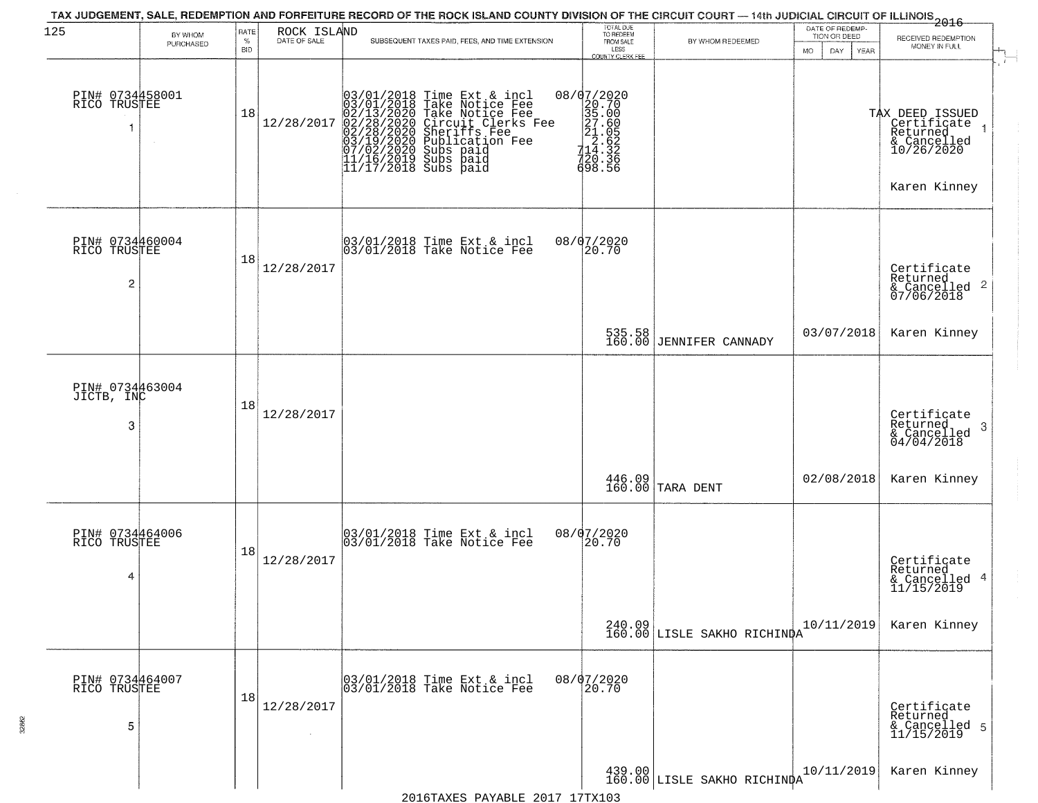TAX JUDGEMENT, SALE, REDEMPTION AND FORFEITURE RECORD OF THE ROCK ISLAND COUNTY DIVISION OF THE CIRCUIT COURT — 14th JUDICIAL CIRCUIT OF ILLINOIS 2016

| 125 BY WHOM PURCHASED | RATE % BID | ROCK ISLAND DATE OF SALE | SUBSEQUENT TAXES PAID, FEES, AND TIME EXTENSION | TOTAL DUE TO REDEEM FROM SALE LESS COUNTY CLERK FEE | BY WHOM REDEEMED | DATE OF REDEMPTION OR DEED MO DAY YEAR | RECEIVED REDEMPTION MONEY IN FULL |
|---|---|---|---|---|---|---|---|
| PIN# 0734458001 RICO TRUSTEE 1 | 18 | 12/28/2017 | 03/01/2018 Time Ext & incl<br>03/01/2018 Take Notice Fee<br>02/13/2020 Take Notice Fee<br>02/28/2020 Circuit Clerks Fee<br>02/28/2020 Sheriffs Fee<br>03/19/2020 Publication Fee<br>07/02/2020 Subs paid<br>11/16/2019 Subs paid<br>11/17/2018 Subs paid | 08/07/2020<br>20.70<br>35.00<br>27.60<br>21.05<br>2.62<br>714.32<br>720.36<br>698.56 | | | TAX DEED ISSUED Certificate Returned & Cancelled 10/26/2020 1<br>Karen Kinney |
| PIN# 0734460004 RICO TRUSTEE 2 | 18 | 12/28/2017 | 03/01/2018 Time Ext & incl<br>03/01/2018 Take Notice Fee | 08/07/2020<br>20.70<br>535.58<br>160.00 | JENNIFER CANNADY | 03/07/2018 | Certificate Returned & Cancelled 07/06/2018 2<br>Karen Kinney |
| PIN# 0734463004 JICTB, INC 3 | 18 | 12/28/2017 | | 446.09<br>160.00 | TARA DENT | 02/08/2018 | Certificate Returned & Cancelled 04/04/2018 3<br>Karen Kinney |
| PIN# 0734464006 RICO TRUSTEE 4 | 18 | 12/28/2017 | 03/01/2018 Time Ext & incl<br>03/01/2018 Take Notice Fee | 08/07/2020<br>20.70<br>240.09<br>160.00 | LISLE SAKHO RICHINDA | 10/11/2019 | Certificate Returned & Cancelled 11/15/2019 4<br>Karen Kinney |
| PIN# 0734464007 RICO TRUSTEE 5 | 18 | 12/28/2017 | 03/01/2018 Time Ext & incl<br>03/01/2018 Take Notice Fee | 08/07/2020<br>20.70<br>439.00<br>160.00 | LISLE SAKHO RICHINDA | 10/11/2019 | Certificate Returned & Cancelled 11/15/2019 5<br>Karen Kinney |

2016TAXES PAYABLE 2017 17TX103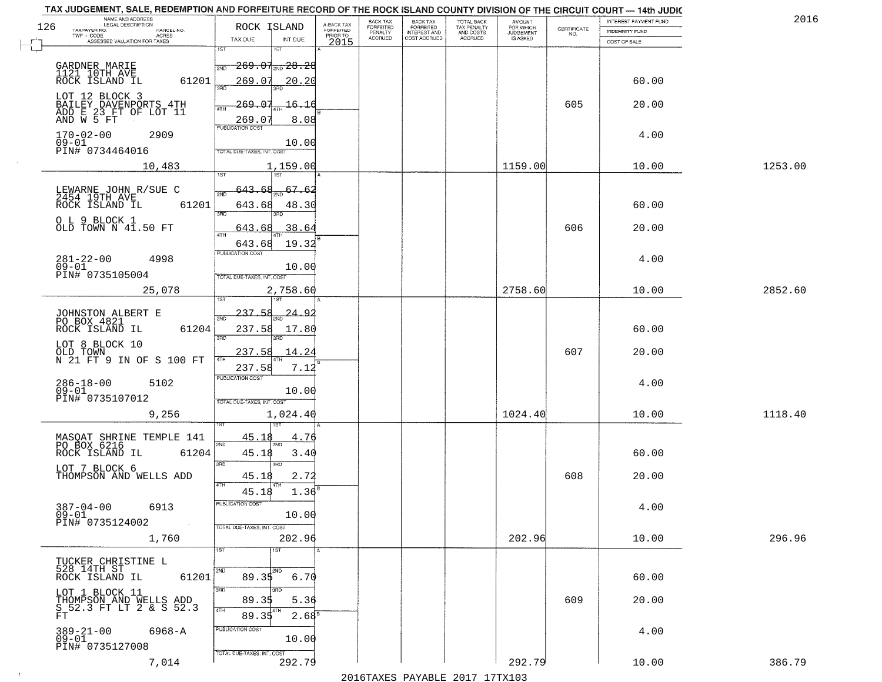TAX JUDGEMENT, SALE, REDEMPTION AND FORFEITURE RECORD OF THE ROCK ISLAND COUNTY DIVISION OF THE CIRCUIT COURT — 14th JUDIC

2016

| NAME AND ADDRESS / LEGAL DESCRIPTION / TAXPAYER NO. / PARCEL NO. / TWP - CODE / ACRES / ASSESSED VALUATION FOR TAXES | ROCK ISLAND TAX DUE | INT DUE | A-BACK TAX FORFEITED PRIOR TO 2015 | BACK TAX FORFEITED PENALTY ACCRUED | BACK TAX FORFEITED INTEREST AND COST ACCRUED | TOTAL BACK TAX PENALTY AND COSTS ACCRUED | AMOUNT FOR WHICH JUDGEMENT IS ASKED | CERTIFICATE NO. | INTEREST PAYMENT FUND / INDEMNITY FUND / COST OF SALE | |
|---|---|---|---|---|---|---|---|---|---|---|
| GARDNER MARIE 1121 10TH AVE ROCK ISLAND IL 61201 | 1ST 2ND 269.07 | 1ST 2ND 28.28 | | | | | | | | |
| | 269.07 | 20.20 | | | | | | | 60.00 | |
| LOT 12 BLOCK 3 BAILEY DAVENPORTS 4TH ADD E 23 FT OF LOT 11 | 3RD 269.07 | 3RD 16.16 | | | | | | 605 | 20.00 | |
| AND W 5 FT | 4TH 269.07 | 4TH 8.08 | | | | | | | | |
| 170-02-00 2909 09-01 PIN# 0734464016 | PUBLICATION COST | 10.00 | | | | | | | 4.00 | |
| 10,483 | TOTAL DUE-TAXES, INT. COST | 1,159.00 | | | | | 1159.00 | | 10.00 | 1253.00 |
| LEWARNE JOHN R/SUE C 2454 19TH AVE ROCK ISLAND IL 61201 | 1ST 2ND 643.68 | 1ST 2ND 67.62 | | | | | | | | |
| | 643.68 | 48.30 | | | | | | | 60.00 | |
| O L 9 BLOCK 1 OLD TOWN N 41.50 FT | 3RD 643.68 | 3RD 38.64 | | | | | | 606 | 20.00 | |
| | 4TH 643.68 | 4TH 19.32 | | | | | | | | |
| 281-22-00 4998 09-01 PIN# 0735105004 | PUBLICATION COST | 10.00 | | | | | | | 4.00 | |
| 25,078 | TOTAL DUE-TAXES, INT. COST | 2,758.60 | | | | | 2758.60 | | 10.00 | 2852.60 |
| JOHNSTON ALBERT E PO BOX 4821 ROCK ISLAND IL 61204 | 1ST 2ND 237.58 | 1ST 2ND 24.92 | | | | | | | | |
| | 237.58 | 17.80 | | | | | | | 60.00 | |
| LOT 8 BLOCK 10 OLD TOWN N 21 FT 9 IN OF S 100 FT | 3RD 237.58 | 3RD 14.24 | | | | | | 607 | 20.00 | |
| | 4TH 237.58 | 4TH 7.12 | | | | | | | | |
| 286-18-00 5102 09-01 PIN# 0735107012 | PUBLICATION COST | 10.00 | | | | | | | 4.00 | |
| 9,256 | TOTAL DUE-TAXES, INT. COST | 1,024.40 | | | | | 1024.40 | | 10.00 | 1118.40 |
| MASQAT SHRINE TEMPLE 141 PO BOX 6216 ROCK ISLAND IL 61204 | 1ST 2ND 45.18 | 1ST 2ND 4.76 | | | | | | | | |
| | 45.18 | 3.40 | | | | | | | 60.00 | |
| LOT 7 BLOCK 6 THOMPSON AND WELLS ADD | 3RD 45.18 | 3RD 2.72 | | | | | | 608 | 20.00 | |
| | 4TH 45.18 | 4TH 1.36 | | | | | | | | |
| 387-04-00 6913 09-01 PIN# 0735124002 | PUBLICATION COST | 10.00 | | | | | | | 4.00 | |
| 1,760 | TOTAL DUE-TAXES, INT. COST | 202.96 | | | | | 202.96 | | 10.00 | 296.96 |
| TUCKER CHRISTINE L 528 14TH ST ROCK ISLAND IL 61201 | 1ST 2ND 89.35 | 1ST 2ND 6.70 | | | | | | | 60.00 | |
| LOT 1 BLOCK 11 THOMPSON AND WELLS ADD S 52.3 FT LT 2 & S 52.3 | 3RD 89.35 | 3RD 5.36 | | | | | | 609 | 20.00 | |
| FT | 4TH 89.35 | 4TH 2.68 | | | | | | | | |
| 389-21-00 6968-A 09-01 PIN# 0735127008 | PUBLICATION COST | 10.00 | | | | | | | 4.00 | |
| 7,014 | TOTAL DUE-TAXES, INT. COST | 292.79 | | | | | 292.79 | | 10.00 | 386.79 |

2016TAXES PAYABLE 2017 17TX103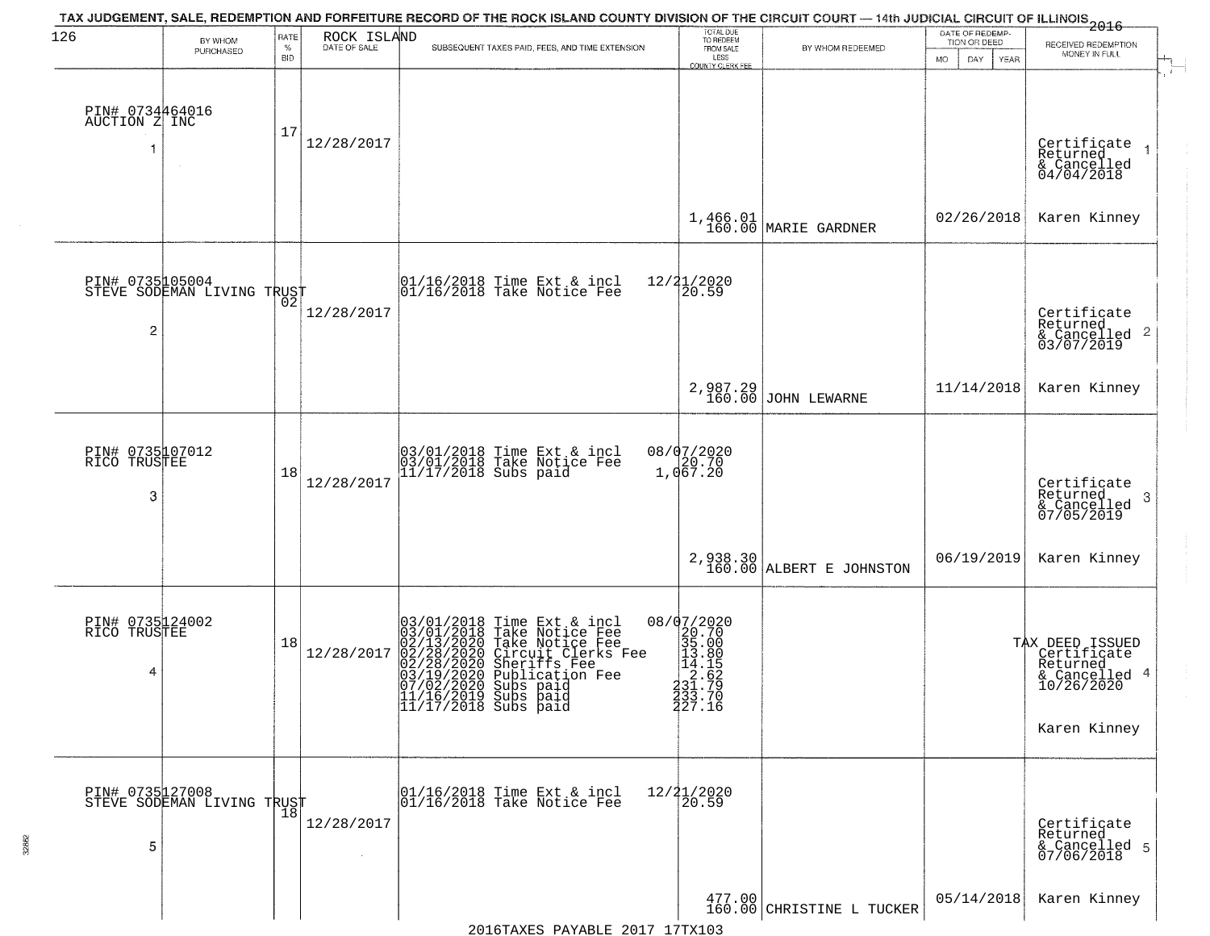TAX JUDGEMENT, SALE, REDEMPTION AND FORFEITURE RECORD OF THE ROCK ISLAND COUNTY DIVISION OF THE CIRCUIT COURT — 14th JUDICIAL CIRCUIT OF ILLINOIS 2016

126 — ROCK ISLAND

| | BY WHOM PURCHASED | RATE % BID | DATE OF SALE | SUBSEQUENT TAXES PAID, FEES, AND TIME EXTENSION | TOTAL DUE TO REDEEM FROM SALE LESS COUNTY CLERK FEE | BY WHOM REDEEMED | DATE OF REDEMPTION OR DEED MO DAY YEAR | RECEIVED REDEMPTION MONEY IN FULL |
|---|---|---|---|---|---|---|---|---|
| 1 | PIN# 0734464016 AUCTION Z INC | 17 | 12/28/2017 | | 1,466.01 160.00 | MARIE GARDNER | 02/26/2018 | Certificate Returned & Cancelled 04/04/2018 Karen Kinney |
| 2 | PIN# 0735105004 STEVE SODEMAN LIVING TRUST | 02 | 12/28/2017 | 01/16/2018 Time Ext & incl 12/21/2020<br>01/16/2018 Take Notice Fee 20.59 | 2,987.29 160.00 | JOHN LEWARNE | 11/14/2018 | Certificate Returned & Cancelled 03/07/2019 Karen Kinney |
| 3 | PIN# 0735107012 RICO TRUSTEE | 18 | 12/28/2017 | 03/01/2018 Time Ext & incl 08/07/2020<br>03/01/2018 Take Notice Fee 20.70<br>11/17/2018 Subs paid 1,067.20 | 2,938.30 160.00 | ALBERT E JOHNSTON | 06/19/2019 | Certificate Returned & Cancelled 07/05/2019 Karen Kinney |
| 4 | PIN# 0735124002 RICO TRUSTEE | 18 | 12/28/2017 | 03/01/2018 Time Ext & incl 08/07/2020<br>03/01/2018 Take Notice Fee 20.70<br>02/13/2020 Take Notice Fee 35.00<br>02/28/2020 Circuit Clerks Fee 13.80<br>02/28/2020 Sheriffs Fee 14.15<br>03/19/2020 Publication Fee 2.62<br>07/02/2020 Subs paid 231.79<br>11/16/2019 Subs paid 233.70<br>11/17/2018 Subs paid 227.16 | | | | TAX DEED ISSUED Certificate Returned & Cancelled 10/26/2020 Karen Kinney |
| 5 | PIN# 0735127008 STEVE SODEMAN LIVING TRUST | 18 | 12/28/2017 | 01/16/2018 Time Ext & incl 12/21/2020<br>01/16/2018 Take Notice Fee 20.59 | 477.00 160.00 | CHRISTINE L TUCKER | 05/14/2018 | Certificate Returned & Cancelled 07/06/2018 Karen Kinney |

2016TAXES PAYABLE 2017 17TX103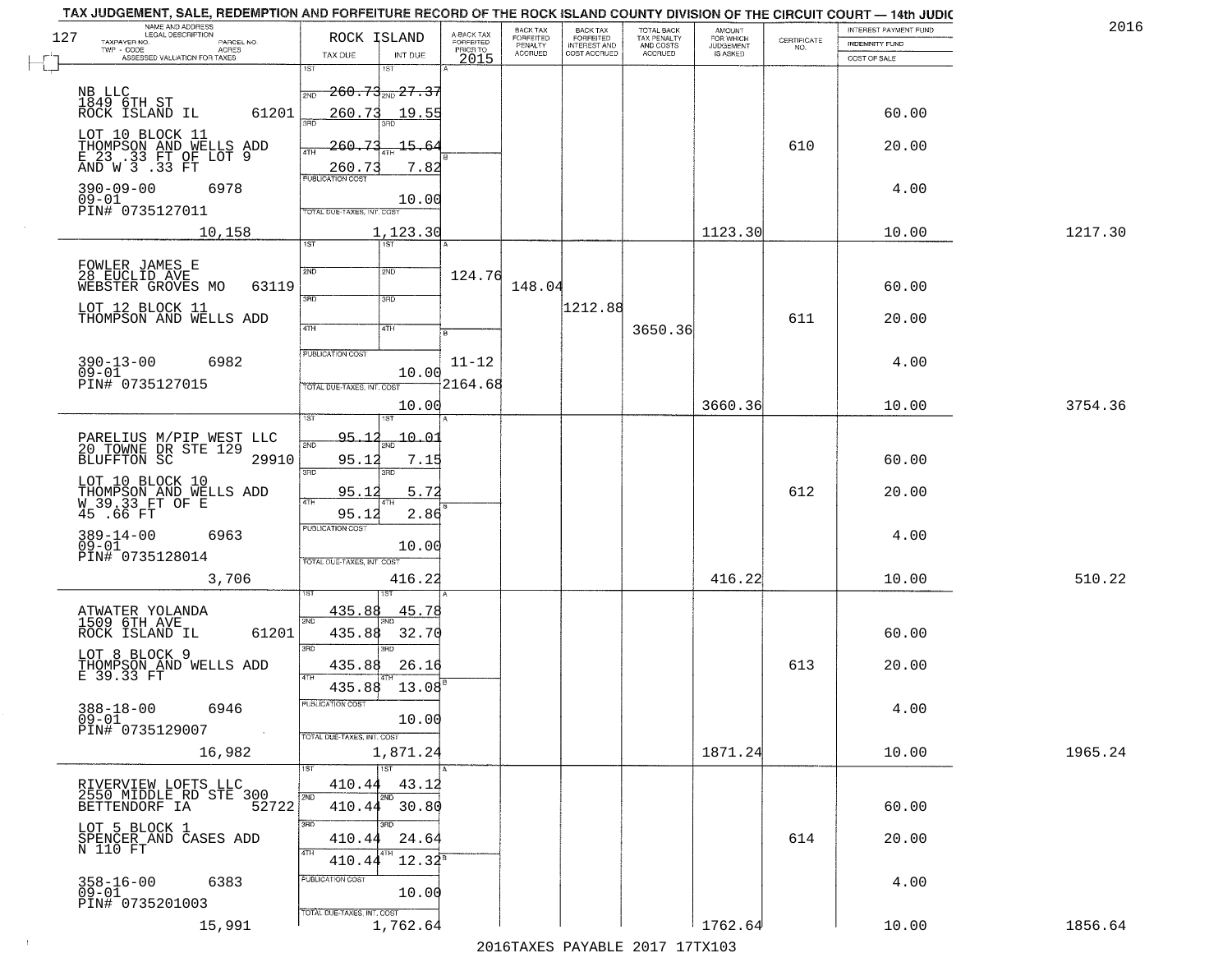# TAX JUDGEMENT, SALE, REDEMPTION AND FORFEITURE RECORD OF THE ROCK ISLAND COUNTY DIVISION OF THE CIRCUIT COURT — 14th JUDIC

2016

| NAME AND ADDRESS / LEGAL DESCRIPTION / TAXPAYER NO. / PARCEL NO. / TWP - CODE / ACRES / ASSESSED VALUATION FOR TAXES | ROCK ISLAND TAX DUE | INT DUE | A-BACK TAX FORFEITED PRIOR TO 2015 | BACK TAX FORFEITED PENALTY ACCRUED | BACK TAX FORFEITED INTEREST AND COST ACCRUED | TOTAL BACK TAX PENALTY AND COSTS ACCRUED | AMOUNT FOR WHICH JUDGEMENT IS ASKED | CERTIFICATE NO. | INTEREST PAYMENT FUND / INDEMNITY FUND / COST OF SALE | |
|---|---|---|---|---|---|---|---|---|---|---|
| NB LLC<br>1849 6TH ST<br>ROCK ISLAND IL 61201<br>LOT 10 BLOCK 11<br>THOMPSON AND WELLS ADD<br>E 23 .33 FT OF LOT 9<br>AND W 3 .33 FT<br>390-09-00 6978<br>09-01<br>PIN# 0735127011<br>10,158 | 1ST 260.73<br>2ND 260.73<br>3RD 260.73<br>4TH 260.73<br>PUBLICATION COST<br>TOTAL DUE-TAXES, INT. COST | 27.37<br>19.55<br>15.64<br>7.82<br>10.00<br>1,123.30 | | | | | 1123.30 | 610 | 60.00<br>20.00<br>4.00<br>10.00 | 1217.30 |
| FOWLER JAMES E<br>28 EUCLID AVE<br>WEBSTER GROVES MO 63119<br>LOT 12 BLOCK 11<br>THOMPSON AND WELLS ADD<br>390-13-00 6982<br>09-01<br>PIN# 0735127015 | PUBLICATION COST<br>TOTAL DUE-TAXES, INT. COST | 10.00<br>10.00 | 124.76<br>11-12<br>2164.68 | 148.04 | 1212.88 | 3650.36 | 3660.36 | 611 | 60.00<br>20.00<br>4.00<br>10.00 | 3754.36 |
| PARELIUS M/PIP WEST LLC<br>20 TOWNE DR STE 129<br>BLUFFTON SC 29910<br>LOT 10 BLOCK 10<br>THOMPSON AND WELLS ADD<br>W 39.33 FT OF E<br>45 .66 FT<br>389-14-00 6963<br>09-01<br>PIN# 0735128014<br>3,706 | 1ST 95.12<br>2ND 95.12<br>3RD 95.12<br>4TH 95.12<br>PUBLICATION COST<br>TOTAL DUE-TAXES, INT. COST | 10.01<br>7.15<br>5.72<br>2.86<br>10.00<br>416.22 | | | | | 416.22 | 612 | 60.00<br>20.00<br>4.00<br>10.00 | 510.22 |
| ATWATER YOLANDA<br>1509 6TH AVE<br>ROCK ISLAND IL 61201<br>LOT 8 BLOCK 9<br>THOMPSON AND WELLS ADD<br>E 39.33 FT<br>388-18-00 6946<br>09-01<br>PIN# 0735129007<br>16,982 | 1ST 435.88<br>2ND 435.88<br>3RD 435.88<br>4TH 435.88<br>PUBLICATION COST<br>TOTAL DUE-TAXES, INT. COST | 45.78<br>32.70<br>26.16<br>13.08<br>10.00<br>1,871.24 | | | | | 1871.24 | 613 | 60.00<br>20.00<br>4.00<br>10.00 | 1965.24 |
| RIVERVIEW LOFTS LLC<br>2550 MIDDLE RD STE 300<br>BETTENDORF IA 52722<br>LOT 5 BLOCK 1<br>SPENCER AND CASES ADD<br>N 110 FT<br>358-16-00 6383<br>09-01<br>PIN# 0735201003<br>15,991 | 1ST 410.44<br>2ND 410.44<br>3RD 410.44<br>4TH 410.44<br>PUBLICATION COST<br>TOTAL DUE-TAXES, INT. COST | 43.12<br>30.80<br>24.64<br>12.32<br>10.00<br>1,762.64 | | | | | 1762.64 | 614 | 60.00<br>20.00<br>4.00<br>10.00 | 1856.64 |

2016TAXES PAYABLE 2017 17TX103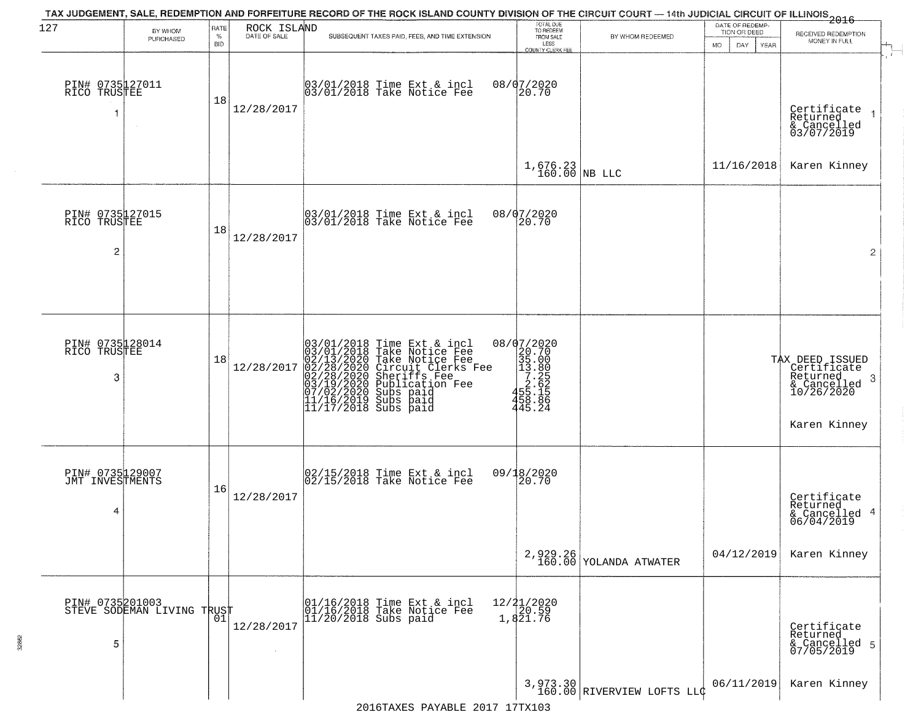TAX JUDGEMENT, SALE, REDEMPTION AND FORFEITURE RECORD OF THE ROCK ISLAND COUNTY DIVISION OF THE CIRCUIT COURT — 14th JUDICIAL CIRCUIT OF ILLINOIS 2016

127 ROCK ISLAND

| BY WHOM PURCHASED | RATE % BID | DATE OF SALE | SUBSEQUENT TAXES PAID, FEES, AND TIME EXTENSION | TOTAL DUE TO REDEEM FROM SALE LESS COUNTY CLERK FEE | BY WHOM REDEEMED | DATE OF REDEMPTION OR DEED MO DAY YEAR | RECEIVED REDEMPTION MONEY IN FULL |
|---|---|---|---|---|---|---|---|
| PIN# 0735127011 RICO TRUSTEE 1 | 18 | 12/28/2017 | 03/01/2018 Time Ext & incl<br>03/01/2018 Take Notice Fee | 08/07/2020<br>20.70<br><br>1,676.23<br>160.00 | NB LLC | 11/16/2018 | Certificate Returned & Cancelled 03/07/2019<br>Karen Kinney |
| PIN# 0735127015 RICO TRUSTEE 2 | 18 | 12/28/2017 | 03/01/2018 Time Ext & incl<br>03/01/2018 Take Notice Fee | 08/07/2020<br>20.70 | | | |
| PIN# 0735128014 RICO TRUSTEE 3 | 18 | 12/28/2017 | 03/01/2018 Time Ext & incl<br>03/01/2018 Take Notice Fee<br>02/13/2020 Take Notice Fee<br>02/28/2020 Circuit Clerks Fee<br>02/28/2020 Sheriffs Fee<br>03/19/2020 Publication Fee<br>07/02/2020 Subs paid<br>11/16/2019 Subs paid<br>11/17/2018 Subs paid | 08/07/2020<br>20.70<br>35.00<br>13.80<br>7.25<br>2.62<br>455.15<br>458.86<br>445.24 | | | TAX DEED ISSUED Certificate Returned & Cancelled 10/26/2020<br>Karen Kinney |
| PIN# 0735129007 JMT INVESTMENTS 4 | 16 | 12/28/2017 | 02/15/2018 Time Ext & incl<br>02/15/2018 Take Notice Fee | 09/18/2020<br>20.70<br><br>2,929.26<br>160.00 | YOLANDA ATWATER | 04/12/2019 | Certificate Returned & Cancelled 06/04/2019<br>Karen Kinney |
| PIN# 0735201003 STEVE SODEMAN LIVING TRUST 5 | 01 | 12/28/2017 | 01/16/2018 Time Ext & incl<br>01/16/2018 Take Notice Fee<br>11/20/2018 Subs paid | 12/21/2020<br>20.59<br>1,821.76<br><br>3,973.30<br>160.00 | RIVERVIEW LOFTS LLC | 06/11/2019 | Certificate Returned & Cancelled 07/05/2019<br>Karen Kinney |

2016TAXES PAYABLE 2017 17TX103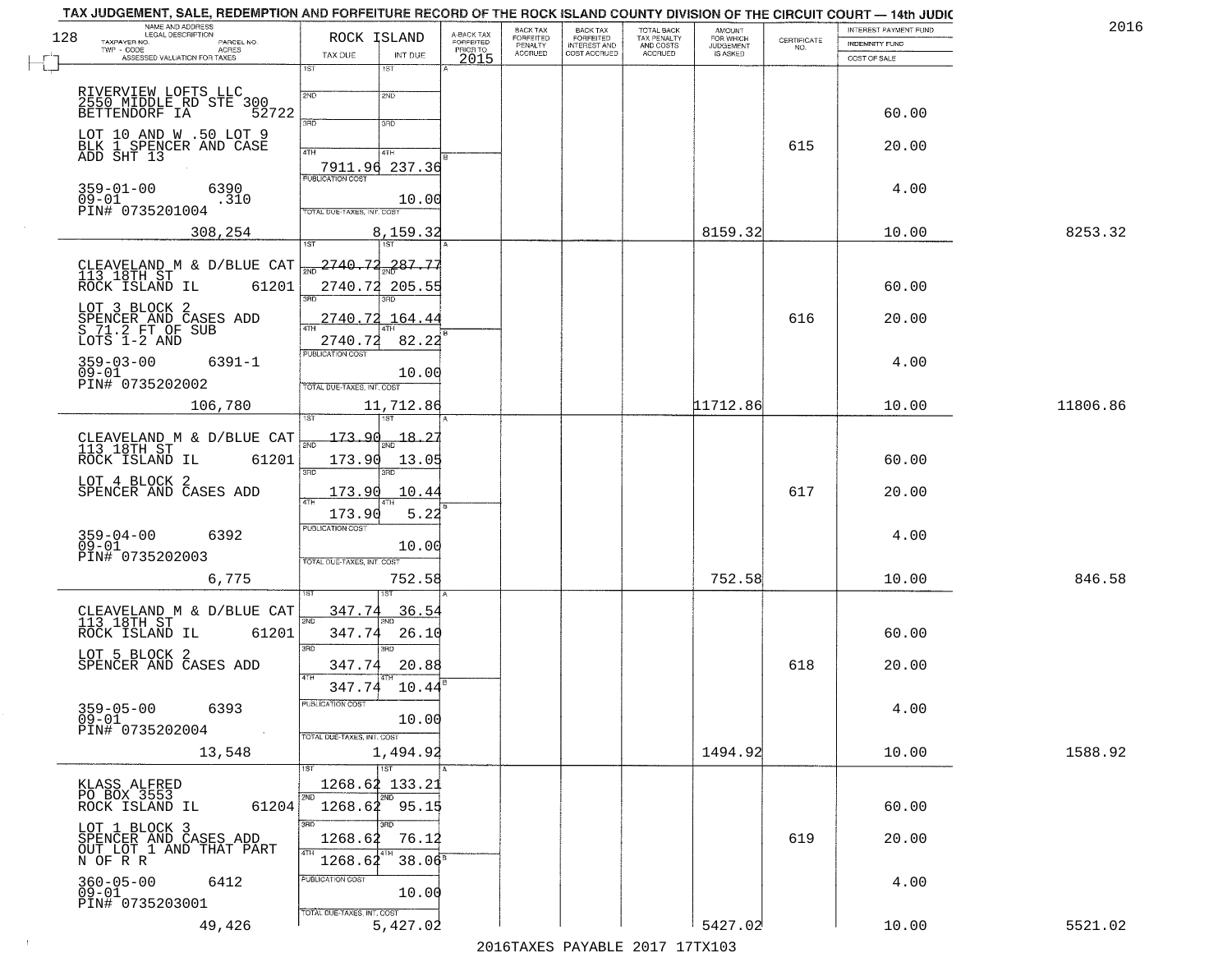# TAX JUDGEMENT, SALE, REDEMPTION AND FORFEITURE RECORD OF THE ROCK ISLAND COUNTY DIVISION OF THE CIRCUIT COURT — 14th JUDIC

2016

| NAME AND ADDRESS / LEGAL DESCRIPTION / TAXPAYER NO. / PARCEL NO. / TWP - CODE / ACRES / ASSESSED VALUATION FOR TAXES | ROCK ISLAND TAX DUE | INT DUE | A-BACK TAX FORFEITED PRIOR TO 2015 | BACK TAX FORFEITED PENALTY ACCRUED | BACK TAX FORFEITED INTEREST AND COST ACCRUED | TOTAL BACK TAX PENALTY AND COSTS ACCRUED | AMOUNT FOR WHICH JUDGEMENT IS ASKED | CERTIFICATE NO. | INTEREST PAYMENT FUND / INDEMNITY FUND / COST OF SALE | |
|---|---|---|---|---|---|---|---|---|---|---|
| RIVERVIEW LOFTS LLC<br>2550 MIDDLE RD STE 300<br>BETTENDORF IA 52722<br>LOT 10 AND W .50 LOT 9 BLK 1 SPENCER AND CASE ADD SHT 13<br>359-01-00 6390<br>09-01 .310<br>PIN# 0735201004<br>308,254 | 1ST<br>2ND<br>3RD<br>4TH 7911.96<br>PUBLICATION COST<br>TOTAL DUE-TAXES, INT. COST 8,159.32 | 1ST<br>2ND<br>3RD<br>4TH 237.36<br>10.00 | | | | | 8159.32 | 615 | 60.00<br>20.00<br>4.00<br>10.00 | 8253.32 |
| CLEAVELAND M & D/BLUE CAT<br>113 18TH ST<br>ROCK ISLAND IL 61201<br>LOT 3 BLOCK 2 SPENCER AND CASES ADD S 71.2 FT OF SUB LOTS 1-2 AND<br>359-03-00 6391-1<br>09-01<br>PIN# 0735202002<br>106,780 | 1ST 2740.72<br>2ND 2740.72<br>3RD 2740.72<br>4TH 2740.72<br>PUBLICATION COST<br>TOTAL DUE-TAXES, INT. COST 11,712.86 | 287.77<br>205.55<br>164.44<br>82.22<br>10.00 | | | | | 11712.86 | 616 | 60.00<br>20.00<br>4.00<br>10.00 | 11806.86 |
| CLEAVELAND M & D/BLUE CAT<br>113 18TH ST<br>ROCK ISLAND IL 61201<br>LOT 4 BLOCK 2 SPENCER AND CASES ADD<br>359-04-00 6392<br>09-01<br>PIN# 0735202003<br>6,775 | 1ST 173.90<br>2ND 173.90<br>3RD 173.90<br>4TH 173.90<br>PUBLICATION COST<br>TOTAL DUE-TAXES, INT. COST 752.58 | 18.27<br>13.05<br>10.44<br>5.22<br>10.00 | | | | | 752.58 | 617 | 60.00<br>20.00<br>4.00<br>10.00 | 846.58 |
| CLEAVELAND M & D/BLUE CAT<br>113 18TH ST<br>ROCK ISLAND IL 61201<br>LOT 5 BLOCK 2 SPENCER AND CASES ADD<br>359-05-00 6393<br>09-01<br>PIN# 0735202004<br>13,548 | 1ST 347.74<br>2ND 347.74<br>3RD 347.74<br>4TH 347.74<br>PUBLICATION COST<br>TOTAL DUE-TAXES, INT. COST 1,494.92 | 36.54<br>26.10<br>20.88<br>10.44<br>10.00 | | | | | 1494.92 | 618 | 60.00<br>20.00<br>4.00<br>10.00 | 1588.92 |
| KLASS ALFRED<br>PO BOX 3553<br>ROCK ISLAND IL 61204<br>LOT 1 BLOCK 3 SPENCER AND CASES ADD OUT LOT 1 AND THAT PART N OF R R<br>360-05-00 6412<br>09-01<br>PIN# 0735203001<br>49,426 | 1ST 1268.62<br>2ND 1268.62<br>3RD 1268.62<br>4TH 1268.62<br>PUBLICATION COST<br>TOTAL DUE-TAXES, INT. COST 5,427.02 | 133.21<br>95.15<br>76.12<br>38.06<br>10.00 | | | | | 5427.02 | 619 | 60.00<br>20.00<br>4.00<br>10.00 | 5521.02 |

2016TAXES PAYABLE 2017 17TX103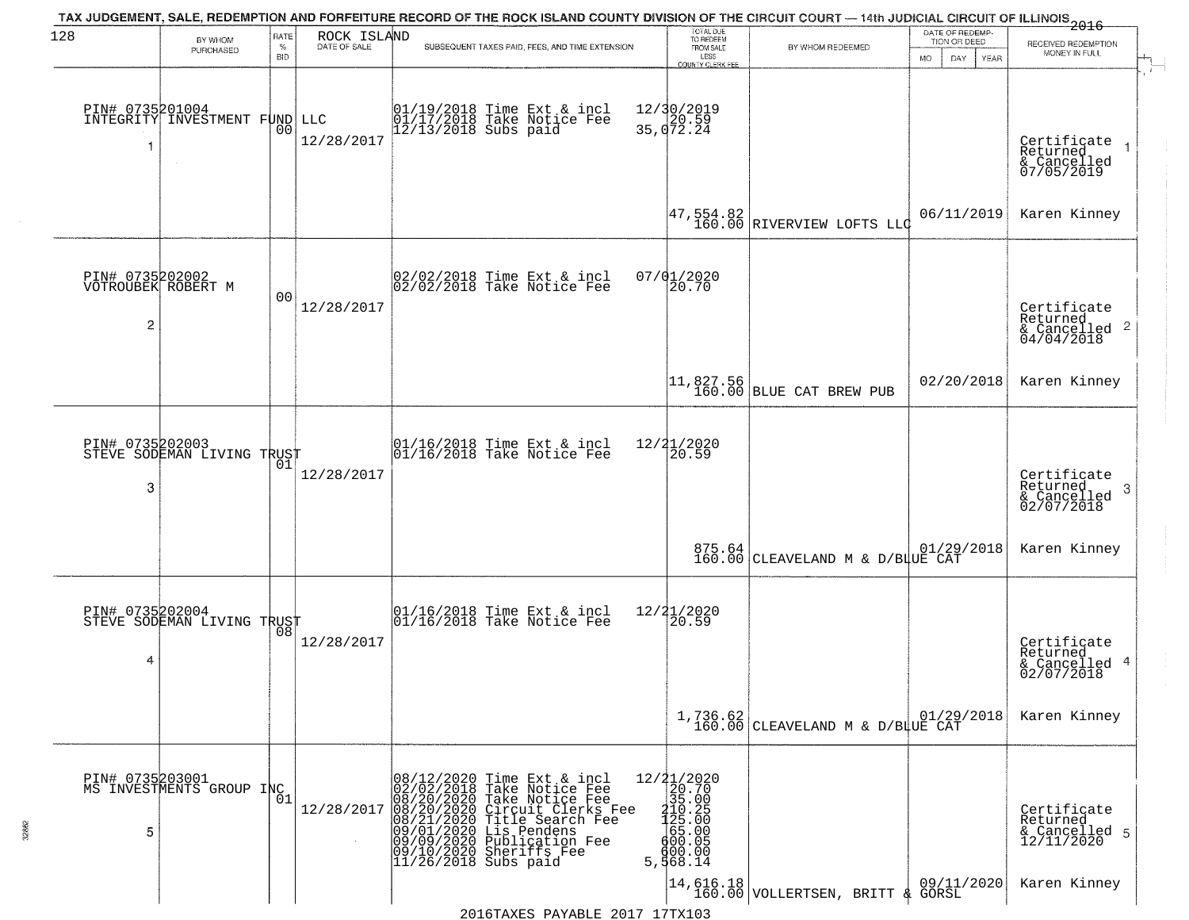TAX JUDGEMENT, SALE, REDEMPTION AND FORFEITURE RECORD OF THE ROCK ISLAND COUNTY DIVISION OF THE CIRCUIT COURT — 14th JUDICIAL CIRCUIT OF ILLINOIS 2016

ROCK ISLAND

| | BY WHOM PURCHASED | RATE % BID | DATE OF SALE | SUBSEQUENT TAXES PAID, FEES, AND TIME EXTENSION | TOTAL DUE TO REDEEM FROM SALE LESS COUNTY CLERK FEE | BY WHOM REDEEMED | DATE OF REDEMPTION OR DEED MO DAY YEAR | RECEIVED REDEMPTION MONEY IN FULL |
|---|---|---|---|---|---|---|---|---|
| 1 | PIN# 0735201004 INTEGRITY INVESTMENT FUND LLC | 00 | 12/28/2017 | 01/19/2018 Time Ext & incl<br>01/17/2018 Take Notice Fee<br>12/13/2018 Subs paid | 12/30/2019<br>20.59<br>35,072.24<br><br>47,554.82<br>160.00 | RIVERVIEW LOFTS LLC | 06/11/2019 | Certificate Returned & Cancelled 07/05/2019<br>Karen Kinney |
| 2 | PIN# 0735202002 VOTROUBEK ROBERT M | 00 | 12/28/2017 | 02/02/2018 Time Ext & incl<br>02/02/2018 Take Notice Fee | 07/01/2020<br>20.70<br><br>11,827.56<br>160.00 | BLUE CAT BREW PUB | 02/20/2018 | Certificate Returned & Cancelled 04/04/2018<br>Karen Kinney |
| 3 | PIN# 0735202003 STEVE SODEMAN LIVING TRUST | 01 | 12/28/2017 | 01/16/2018 Time Ext & incl<br>01/16/2018 Take Notice Fee | 12/21/2020<br>20.59<br><br>875.64<br>160.00 | CLEAVELAND M & D/BLUE CAT | 01/29/2018 | Certificate Returned & Cancelled 02/07/2018<br>Karen Kinney |
| 4 | PIN# 0735202004 STEVE SODEMAN LIVING TRUST | 08 | 12/28/2017 | 01/16/2018 Time Ext & incl<br>01/16/2018 Take Notice Fee | 12/21/2020<br>20.59<br><br>1,736.62<br>160.00 | CLEAVELAND M & D/BLUE CAT | 01/29/2018 | Certificate Returned & Cancelled 02/07/2018<br>Karen Kinney |
| 5 | PIN# 0735203001 MS INVESTMENTS GROUP INC | 01 | 12/28/2017 | 08/12/2020 Time Ext & incl<br>02/02/2018 Take Notice Fee<br>08/20/2020 Take Notice Fee<br>08/20/2020 Circuit Clerks Fee<br>08/21/2020 Title Search Fee<br>09/01/2020 Lis Pendens<br>09/09/2020 Publication Fee<br>09/10/2020 Sheriffs Fee<br>11/26/2018 Subs paid | 12/21/2020<br>20.70<br>35.00<br>210.25<br>125.00<br>65.00<br>600.05<br>600.00<br>5,568.14<br><br>14,616.18<br>160.00 | VOLLERTSEN, BRITT & GORSL | 09/11/2020 | Certificate Returned & Cancelled 12/11/2020<br>Karen Kinney |

2016TAXES PAYABLE 2017 17TX103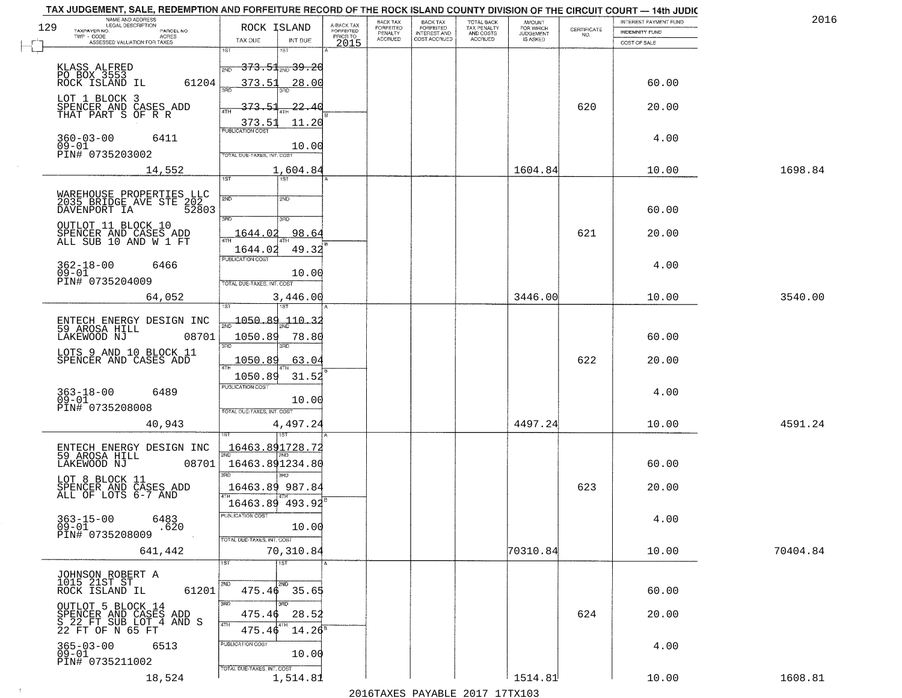TAX JUDGEMENT, SALE, REDEMPTION AND FORFEITURE RECORD OF THE ROCK ISLAND COUNTY DIVISION OF THE CIRCUIT COURT — 14th JUDIC

2016

| NAME AND ADDRESS / LEGAL DESCRIPTION / TAXPAYER NO. / PARCEL NO. / TWP - CODE / ACRES / ASSESSED VALUATION FOR TAXES | ROCK ISLAND TAX DUE | INT DUE | A-BACK TAX FORFEITED PRIOR TO 2015 | BACK TAX FORFEITED PENALTY ACCRUED | BACK TAX FORFEITED INTEREST AND COST ACCRUED | TOTAL BACK TAX PENALTY AND COSTS ACCRUED | AMOUNT FOR WHICH JUDGEMENT IS ASKED | CERTIFICATE NO. | INTEREST PAYMENT FUND / INDEMNITY FUND / COST OF SALE | |
|---|---|---|---|---|---|---|---|---|---|---|
| 129 KLASS ALFRED PO BOX 3553 ROCK ISLAND IL 61204 LOT 1 BLOCK 3 SPENCER AND CASES ADD THAT PART S OF R R 360-03-00 6411 09-01 PIN# 0735203002 14,552 | 1ST 373.51 2ND 373.51 3RD 373.51 4TH 373.51 PUBLICATION COST TOTAL DUE-TAXES, INT. COST | 1ST 39.20 2ND 28.00 3RD 22.40 4TH 11.20 10.00 1,604.84 | | | | | 1604.84 | 620 | 60.00 20.00 4.00 10.00 | 1698.84 |
| WAREHOUSE PROPERTIES LLC 2035 BRIDGE AVE STE 202 DAVENPORT IA 52803 OUTLOT 11 BLOCK 10 SPENCER AND CASES ADD ALL SUB 10 AND W 1 FT 362-18-00 6466 09-01 PIN# 0735204009 64,052 | 1ST 2ND 3RD 1644.02 4TH 1644.02 PUBLICATION COST TOTAL DUE-TAXES, INT. COST | 1ST 2ND 3RD 98.64 4TH 49.32 10.00 3,446.00 | | | | | 3446.00 | 621 | 60.00 20.00 4.00 10.00 | 3540.00 |
| ENTECH ENERGY DESIGN INC 59 AROSA HILL LAKEWOOD NJ 08701 LOTS 9 AND 10 BLOCK 11 SPENCER AND CASES ADD 363-18-00 6489 09-01 PIN# 0735208008 40,943 | 1ST 1050.89 2ND 1050.89 3RD 1050.89 4TH 1050.89 PUBLICATION COST TOTAL DUE-TAXES, INT. COST | 1ST 110.32 2ND 78.80 3RD 63.04 4TH 31.52 10.00 4,497.24 | | | | | 4497.24 | 622 | 60.00 20.00 4.00 10.00 | 4591.24 |
| ENTECH ENERGY DESIGN INC 59 AROSA HILL LAKEWOOD NJ 08701 LOT 8 BLOCK 11 SPENCER AND CASES ADD ALL OF LOTS 6-7 AND 363-15-00 6483 09-01 .620 PIN# 0735208009 641,442 | 1ST 16463.89 2ND 16463.89 3RD 16463.89 4TH 16463.89 PUBLICATION COST TOTAL DUE-TAXES, INT. COST | 1ST 1728.72 2ND 1234.80 3RD 987.84 4TH 493.92 10.00 70,310.84 | | | | | 70310.84 | 623 | 60.00 20.00 4.00 10.00 | 70404.84 |
| JOHNSON ROBERT A 1015 21ST ST ROCK ISLAND IL 61201 OUTLOT 5 BLOCK 14 SPENCER AND CASES ADD S 22 FT SUB LOT 4 AND S 22 FT OF N 65 FT 365-03-00 6513 09-01 PIN# 0735211002 18,524 | 1ST 2ND 475.46 3RD 475.46 4TH 475.46 PUBLICATION COST TOTAL DUE-TAXES, INT. COST | 1ST 2ND 35.65 3RD 28.52 4TH 14.26 10.00 1,514.81 | | | | | 1514.81 | 624 | 60.00 20.00 4.00 10.00 | 1608.81 |

2016TAXES PAYABLE 2017 17TX103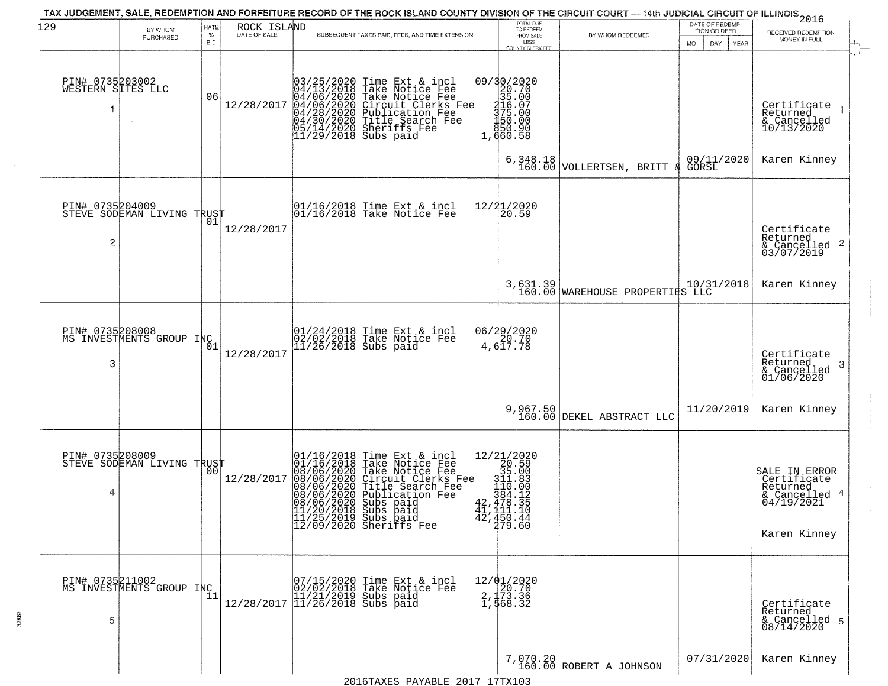TAX JUDGEMENT, SALE, REDEMPTION AND FORFEITURE RECORD OF THE ROCK ISLAND COUNTY DIVISION OF THE CIRCUIT COURT — 14th JUDICIAL CIRCUIT OF ILLINOIS 2016

| 129 | BY WHOM PURCHASED | RATE % BID | ROCK ISLAND DATE OF SALE | SUBSEQUENT TAXES PAID, FEES, AND TIME EXTENSION | TOTAL DUE TO REDEEM FROM SALE LESS COUNTY CLERK FEE | BY WHOM REDEEMED | DATE OF REDEMPTION OR DEED MO DAY YEAR | RECEIVED REDEMPTION MONEY IN FULL |
|---|---|---|---|---|---|---|---|---|
| 1 | PIN# 0735203002 WESTERN SITES LLC | 06 | 12/28/2017 | 03/25/2020 Time Ext & incl 09/30/2020<br>04/13/2018 Take Notice Fee 20.70<br>04/06/2020 Take Notice Fee 35.00<br>04/06/2020 Circuit Clerks Fee 216.07<br>04/28/2020 Publication Fee 375.00<br>04/30/2020 Title Search Fee 150.00<br>05/14/2020 Sheriffs Fee 850.90<br>11/29/2018 Subs paid 1,660.58 | 6,348.18<br>160.00 | VOLLERTSEN, BRITT & GORSL | 09/11/2020 | Certificate Returned & Cancelled 10/13/2020<br>Karen Kinney |
| 2 | PIN# 0735204009 STEVE SODEMAN LIVING TRUST | 01 | 12/28/2017 | 01/16/2018 Time Ext & incl 12/21/2020<br>01/16/2018 Take Notice Fee 20.59 | 3,631.39<br>160.00 | WAREHOUSE PROPERTIES LLC | 10/31/2018 | Certificate Returned & Cancelled 03/07/2019<br>Karen Kinney |
| 3 | PIN# 0735208008 MS INVESTMENTS GROUP INC | 01 | 12/28/2017 | 01/24/2018 Time Ext & incl 06/29/2020<br>02/02/2018 Take Notice Fee 20.70<br>11/26/2018 Subs paid 4,617.78 | 9,967.50<br>160.00 | DEKEL ABSTRACT LLC | 11/20/2019 | Certificate Returned & Cancelled 01/06/2020<br>Karen Kinney |
| 4 | PIN# 0735208009 STEVE SODEMAN LIVING TRUST | 00 | 12/28/2017 | 01/16/2018 Time Ext & incl 12/21/2020<br>01/16/2018 Take Notice Fee 20.59<br>08/06/2020 Take Notice Fee 35.00<br>08/06/2020 Circuit Clerks Fee 311.83<br>08/06/2020 Title Search Fee 110.00<br>08/06/2020 Publication Fee 384.12<br>08/06/2020 Subs paid 42,478.35<br>11/20/2018 Subs paid 41,111.10<br>11/25/2019 Subs paid 42,450.44<br>12/09/2020 Sheriffs Fee 279.60 | | | | SALE IN ERROR Certificate Returned & Cancelled 04/19/2021<br>Karen Kinney |
| 5 | PIN# 0735211002 MS INVESTMENTS GROUP INC | 11 | 12/28/2017 | 07/15/2020 Time Ext & incl 12/01/2020<br>02/02/2018 Take Notice Fee 20.70<br>11/21/2019 Subs paid 2,173.36<br>11/26/2018 Subs paid 1,568.32 | 7,070.20<br>160.00 | ROBERT A JOHNSON | 07/31/2020 | Certificate Returned & Cancelled 08/14/2020<br>Karen Kinney |

2016TAXES PAYABLE 2017 17TX103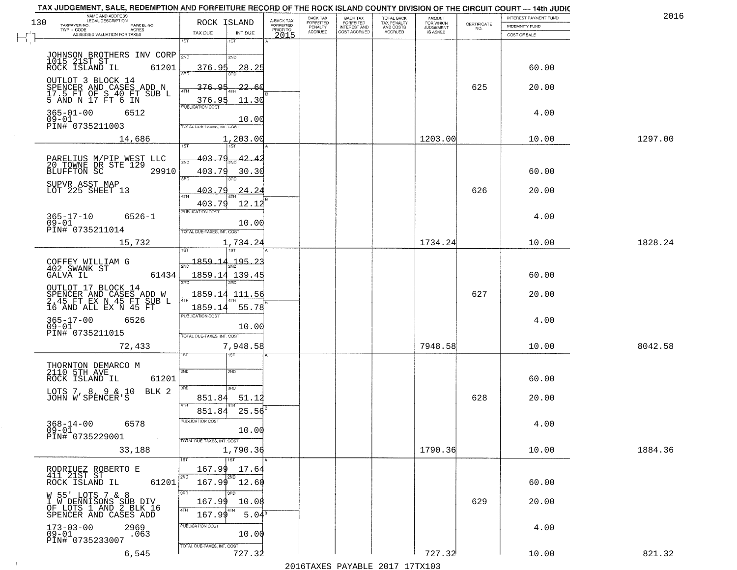# TAX JUDGEMENT, SALE, REDEMPTION AND FORFEITURE RECORD OF THE ROCK ISLAND COUNTY DIVISION OF THE CIRCUIT COURT — 14th JUDIC

2016

| NAME AND ADDRESS / LEGAL DESCRIPTION / TAXPAYER NO. / PARCEL NO. / TWP - CODE / ACRES / ASSESSED VALUATION FOR TAXES | ROCK ISLAND TAX DUE | INT DUE | A-BACK TAX FORFEITED PRIOR TO 2015 | BACK TAX FORFEITED PENALTY ACCRUED | BACK TAX FORFEITED INTEREST AND COST ACCRUED | TOTAL BACK TAX PENALTY AND COSTS ACCRUED | AMOUNT FOR WHICH JUDGEMENT IS ASKED | CERTIFICATE NO. | INTEREST PAYMENT FUND / INDEMNITY FUND / COST OF SALE | |
|---|---|---|---|---|---|---|---|---|---|---|
| JOHNSON BROTHERS INV CORP 1015 21ST ST ROCK ISLAND IL 61201 | 1ST | 1ST | | | | | | | | |
| | 2ND 376.95 | 2ND 28.25 | | | | | | | 60.00 | |
| OUTLOT 3 BLOCK 14 SPENCER AND CASES ADD N 17.5 FT OF S 40 FT SUB L 5 AND N 17 FT 6 IN | 3RD 376.95 | 3RD 22.60 | | | | | | 625 | 20.00 | |
| | 4TH 376.95 | 4TH 11.30 | | | | | | | | |
| 365-01-00 6512 09-01 PIN# 0735211003 | PUBLICATION COST | 10.00 | | | | | | | 4.00 | |
| 14,686 | TOTAL DUE-TAXES, INT. COST | 1,203.00 | | | | | 1203.00 | | 10.00 | 1297.00 |
| PARELIUS M/PIP WEST LLC 20 TOWNE DR STE 129 BLUFFTON SC 29910 | 1ST 403.79 | 1ST 42.42 | | | | | | | | |
| | 2ND 403.79 | 2ND 30.30 | | | | | | | 60.00 | |
| SUPVR ASST MAP LOT 225 SHEET 13 | 3RD 403.79 | 3RD 24.24 | | | | | | 626 | 20.00 | |
| | 4TH 403.79 | 4TH 12.12 | | | | | | | | |
| 365-17-10 6526-1 09-01 PIN# 0735211014 | PUBLICATION COST | 10.00 | | | | | | | 4.00 | |
| 15,732 | TOTAL DUE-TAXES, INT. COST | 1,734.24 | | | | | 1734.24 | | 10.00 | 1828.24 |
| COFFEY WILLIAM G 402 SWANK ST GALVA IL 61434 | 1ST 1859.14 | 1ST 195.23 | | | | | | | | |
| | 2ND 1859.14 | 2ND 139.45 | | | | | | | 60.00 | |
| OUTLOT 17 BLOCK 14 SPENCER AND CASES ADD W 2.45 FT EX N 45 FT SUB L 16 AND ALL EX N 45 FT | 3RD 1859.14 | 3RD 111.56 | | | | | | 627 | 20.00 | |
| | 4TH 1859.14 | 4TH 55.78 | | | | | | | | |
| 365-17-00 6526 09-01 PIN# 0735211015 | PUBLICATION COST | 10.00 | | | | | | | 4.00 | |
| 72,433 | TOTAL DUE-TAXES, INT. COST | 7,948.58 | | | | | 7948.58 | | 10.00 | 8042.58 |
| THORNTON DEMARCO M 2110 5TH AVE ROCK ISLAND IL 61201 | 1ST | 1ST | | | | | | | | |
| | 2ND | 2ND | | | | | | | 60.00 | |
| LOTS 7, 8, 9 & 10 BLK 2 JOHN W SPENCER'S | 3RD 851.84 | 3RD 51.12 | | | | | | 628 | 20.00 | |
| | 4TH 851.84 | 4TH 25.56 | | | | | | | | |
| 368-14-00 6578 09-01 PIN# 0735229001 | PUBLICATION COST | 10.00 | | | | | | | 4.00 | |
| 33,188 | TOTAL DUE-TAXES, INT. COST | 1,790.36 | | | | | 1790.36 | | 10.00 | 1884.36 |
| RODRIUEZ ROBERTO E 411 21ST ST ROCK ISLAND IL 61201 | 1ST 167.99 | 1ST 17.64 | | | | | | | | |
| | 2ND 167.99 | 2ND 12.60 | | | | | | | 60.00 | |
| W 55' LOTS 7 & 8 I W DENNISONS SUB DIV OF LOTS 1 AND 2 BLK 16 SPENCER AND CASES ADD | 3RD 167.99 | 3RD 10.08 | | | | | | 629 | 20.00 | |
| | 4TH 167.99 | 4TH 5.04 | | | | | | | | |
| 173-03-00 2969 09-01 .063 PIN# 0735233007 | PUBLICATION COST | 10.00 | | | | | | | 4.00 | |
| 6,545 | TOTAL DUE-TAXES, INT. COST | 727.32 | | | | | 727.32 | | 10.00 | 821.32 |

2016TAXES PAYABLE 2017 17TX103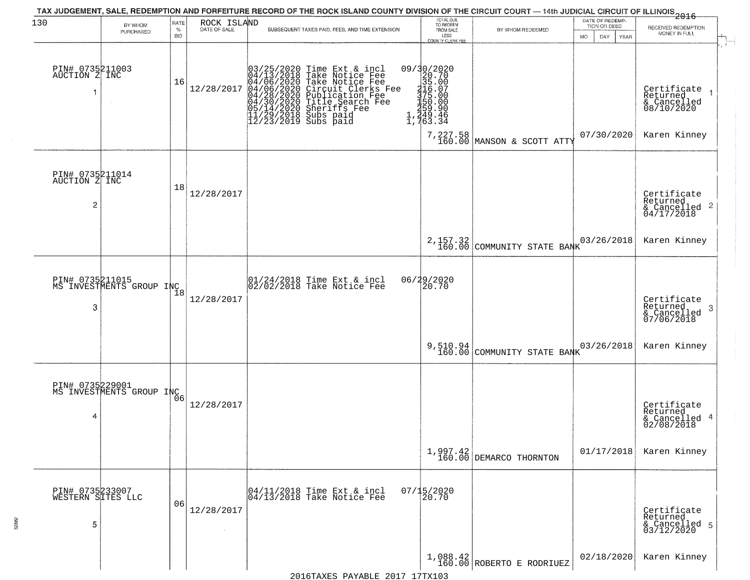TAX JUDGEMENT, SALE, REDEMPTION AND FORFEITURE RECORD OF THE ROCK ISLAND COUNTY DIVISION OF THE CIRCUIT COURT — 14th JUDICIAL CIRCUIT OF ILLINOIS 2016

ROCK ISLAND

| | BY WHOM PURCHASED | RATE % BID | DATE OF SALE | SUBSEQUENT TAXES PAID, FEES, AND TIME EXTENSION | TOTAL DUE TO REDEEM FROM SALE LESS COUNTY CLERK FEE | BY WHOM REDEEMED | DATE OF REDEMPTION OR DEED | RECEIVED REDEMPTION MONEY IN FULL |
|---|---|---|---|---|---|---|---|---|
| 1 | PIN# 0735211003 AUCTION Z INC | 16 | 12/28/2017 | 03/25/2020 Time Ext & incl 09/30/2020<br>04/13/2018 Take Notice Fee 20.70<br>04/06/2020 Take Notice Fee 35.00<br>04/06/2020 Circuit Clerks Fee 216.07<br>04/28/2020 Publication Fee 375.00<br>04/30/2020 Title Search Fee 150.00<br>05/14/2020 Sheriffs Fee 259.90<br>11/29/2018 Subs paid 1,249.46<br>12/23/2019 Subs paid 1,763.34 | 7,227.58<br>160.00 | MANSON & SCOTT ATTY | 07/30/2020 | Certificate Returned & Cancelled 08/10/2020<br>Karen Kinney |
| 2 | PIN# 0735211014 AUCTION Z INC | 18 | 12/28/2017 | | 2,157.32<br>160.00 | COMMUNITY STATE BANK | 03/26/2018 | Certificate Returned & Cancelled 04/17/2018<br>Karen Kinney |
| 3 | PIN# 0735211015 MS INVESTMENTS GROUP INC | 18 | 12/28/2017 | 01/24/2018 Time Ext & incl 06/29/2020<br>02/02/2018 Take Notice Fee 20.70 | 9,510.94<br>160.00 | COMMUNITY STATE BANK | 03/26/2018 | Certificate Returned & Cancelled 07/06/2018<br>Karen Kinney |
| 4 | PIN# 0735229001 MS INVESTMENTS GROUP INC | 06 | 12/28/2017 | | 1,997.42<br>160.00 | DEMARCO THORNTON | 01/17/2018 | Certificate Returned & Cancelled 02/08/2018<br>Karen Kinney |
| 5 | PIN# 0735233007 WESTERN SITES LLC | 06 | 12/28/2017 | 04/11/2018 Time Ext & incl 07/15/2020<br>04/13/2018 Take Notice Fee 20.70 | 1,088.42<br>160.00 | ROBERTO E RODRIUEZ | 02/18/2020 | Certificate Returned & Cancelled 03/12/2020<br>Karen Kinney |

2016TAXES PAYABLE 2017 17TX103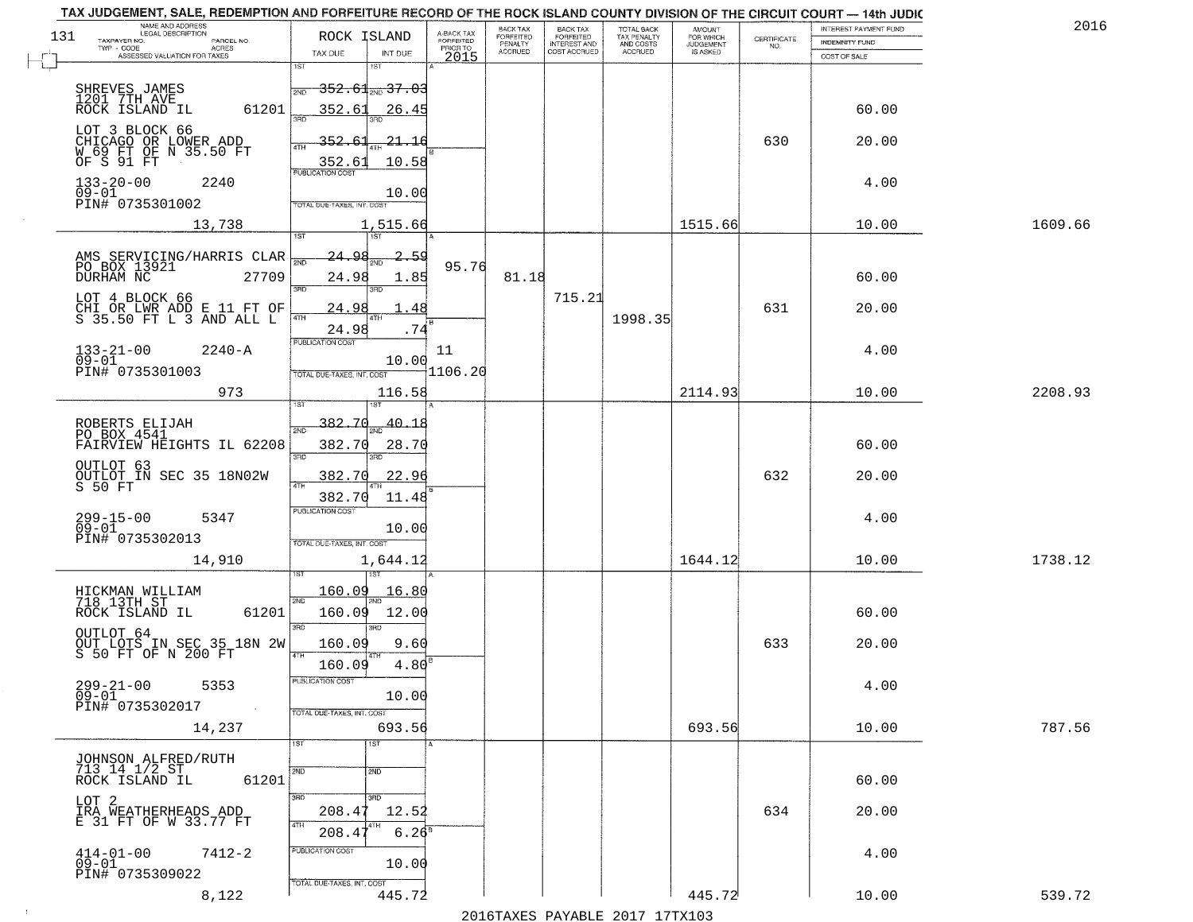TAX JUDGEMENT, SALE, REDEMPTION AND FORFEITURE RECORD OF THE ROCK ISLAND COUNTY DIVISION OF THE CIRCUIT COURT — 14th JUDIC

2016

| NAME AND ADDRESS / LEGAL DESCRIPTION / TAXPAYER NO. / PARCEL NO. / TWP - CODE / ACRES / ASSESSED VALUATION FOR TAXES | ROCK ISLAND TAX DUE | INT DUE | A-BACK TAX FORFEITED PRIOR TO 2015 | BACK TAX FORFEITED PENALTY ACCRUED | BACK TAX FORFEITED INTEREST AND COST ACCRUED | TOTAL BACK TAX PENALTY AND COSTS ACCRUED | AMOUNT FOR WHICH JUDGEMENT IS ASKED | CERTIFICATE NO. | INTEREST PAYMENT FUND / INDEMNITY FUND / COST OF SALE | |
|---|---|---|---|---|---|---|---|---|---|---|
| SHREVES JAMES<br>1201 7TH AVE<br>ROCK ISLAND IL 61201<br>LOT 3 BLOCK 66<br>CHICAGO OR LOWER ADD<br>W 69 FT OF N 35.50 FT<br>OF S 91 FT<br>133-20-00 2240<br>09-01<br>PIN# 0735301002<br>13,738 | 1ST 352.61<br>2ND 352.61<br>3RD 352.61<br>4TH 352.61<br>PUBLICATION COST<br>TOTAL DUE-TAXES, INT. COST | 1ST 37.03<br>2ND 26.45<br>3RD 21.16<br>4TH 10.58<br>10.00<br>1,515.66 | | | | | 1515.66 | 630 | 60.00<br>20.00<br>4.00<br>10.00 | 1609.66 |
| AMS SERVICING/HARRIS CLAR<br>PO BOX 13921<br>DURHAM NC 27709<br>LOT 4 BLOCK 66<br>CHI OR LWR ADD E 11 FT OF<br>S 35.50 FT L 3 AND ALL L<br>133-21-00 2240-A<br>09-01<br>PIN# 0735301003<br>973 | 1ST 24.98<br>2ND 24.98<br>3RD 24.98<br>4TH 24.98<br>PUBLICATION COST<br>TOTAL DUE-TAXES, INT. COST | 1ST 2.59<br>2ND 1.85<br>3RD 1.48<br>4TH .74<br>10.00<br>116.58 | 95.76<br>11<br>1106.20 | 81.18 | 715.21 | 1998.35 | 2114.93 | 631 | 60.00<br>20.00<br>4.00<br>10.00 | 2208.93 |
| ROBERTS ELIJAH<br>PO BOX 4541<br>FAIRVIEW HEIGHTS IL 62208<br>OUTLOT 63<br>OUTLOT IN SEC 35 18N02W<br>S 50 FT<br>299-15-00 5347<br>09-01<br>PIN# 0735302013<br>14,910 | 1ST 382.70<br>2ND 382.70<br>3RD 382.70<br>4TH 382.70<br>PUBLICATION COST<br>TOTAL DUE-TAXES, INT. COST | 1ST 40.18<br>2ND 28.70<br>3RD 22.96<br>4TH 11.48<br>10.00<br>1,644.12 | | | | | 1644.12 | 632 | 60.00<br>20.00<br>4.00<br>10.00 | 1738.12 |
| HICKMAN WILLIAM<br>718 13TH ST<br>ROCK ISLAND IL 61201<br>OUTLOT 64<br>OUT LOTS IN SEC 35 18N 2W<br>S 50 FT OF N 200 FT<br>299-21-00 5353<br>09-01<br>PIN# 0735302017<br>14,237 | 1ST 160.09<br>2ND 160.09<br>3RD 160.09<br>4TH 160.09<br>PUBLICATION COST<br>TOTAL DUE-TAXES, INT. COST | 1ST 16.80<br>2ND 12.00<br>3RD 9.60<br>4TH 4.80<br>10.00<br>693.56 | | | | | 693.56 | 633 | 60.00<br>20.00<br>4.00<br>10.00 | 787.56 |
| JOHNSON ALFRED/RUTH<br>713 14 1/2 ST<br>ROCK ISLAND IL 61201<br>LOT 2<br>IRA WEATHERHEADS ADD<br>E 31 FT OF W 33.77 FT<br>414-01-00 7412-2<br>09-01<br>PIN# 0735309022<br>8,122 | 1ST<br>2ND<br>3RD 208.47<br>4TH 208.47<br>PUBLICATION COST<br>TOTAL DUE-TAXES, INT. COST | 1ST<br>2ND<br>3RD 12.52<br>4TH 6.26<br>10.00<br>445.72 | | | | | 445.72 | 634 | 60.00<br>20.00<br>4.00<br>10.00 | 539.72 |

2016TAXES PAYABLE 2017 17TX103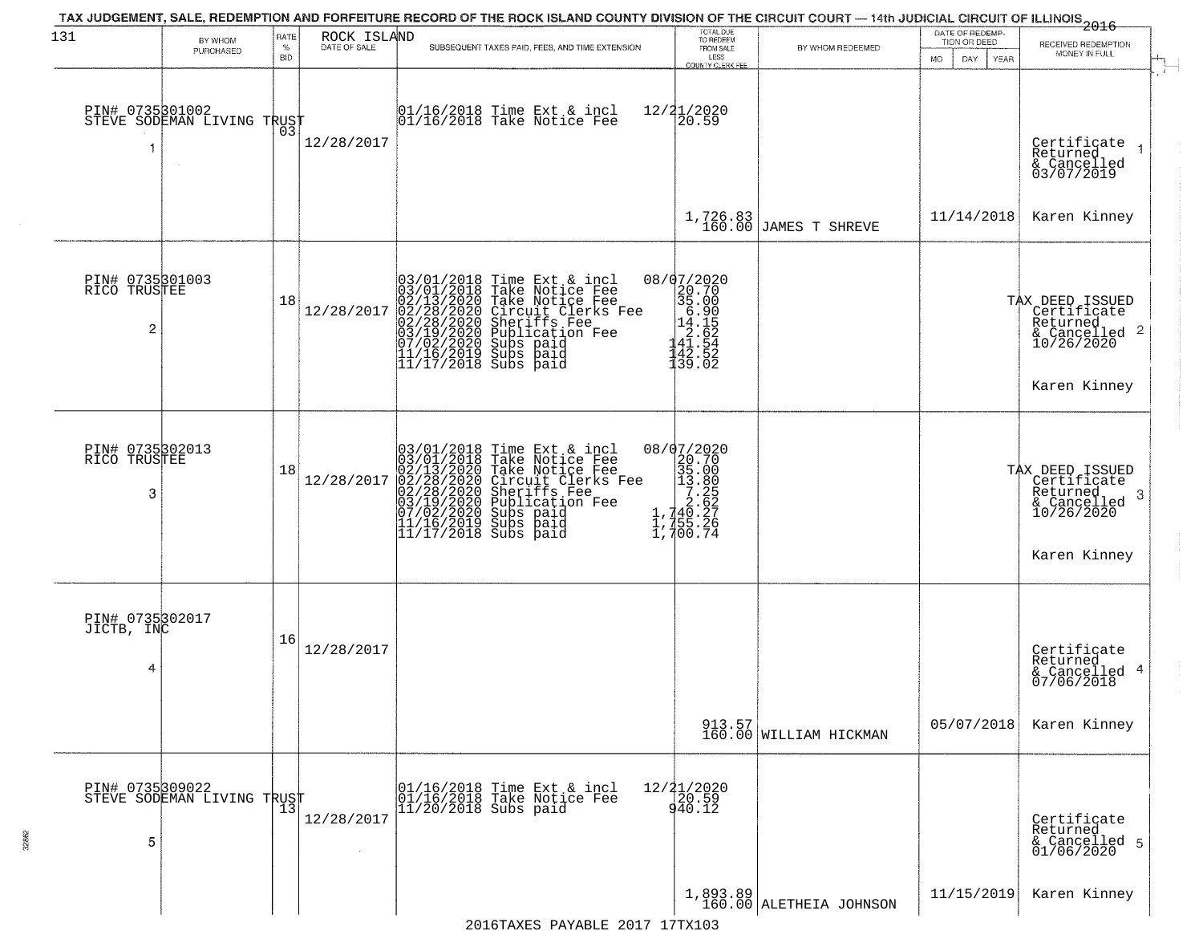TAX JUDGEMENT, SALE, REDEMPTION AND FORFEITURE RECORD OF THE ROCK ISLAND COUNTY DIVISION OF THE CIRCUIT COURT — 14th JUDICIAL CIRCUIT OF ILLINOIS 2016

| 131 | BY WHOM PURCHASED | RATE % BID | ROCK ISLAND DATE OF SALE | SUBSEQUENT TAXES PAID, FEES, AND TIME EXTENSION | TOTAL DUE TO REDEEM FROM SALE LESS COUNTY CLERK FEE | BY WHOM REDEEMED | DATE OF REDEMPTION OR DEED MO DAY YEAR | RECEIVED REDEMPTION MONEY IN FULL |
|---|---|---|---|---|---|---|---|---|
| 1 | PIN# 0735301002 STEVE SODEMAN LIVING TRUST | 03 | 12/28/2017 | 01/16/2018 Time Ext & incl 12/21/2020<br>01/16/2018 Take Notice Fee 20.59 | 1,726.83<br>160.00 | JAMES T SHREVE | 11/14/2018 | Certificate Returned & Cancelled 03/07/2019<br>Karen Kinney |
| 2 | PIN# 0735301003 RICO TRUSTEE | 18 | 12/28/2017 | 03/01/2018 Time Ext & incl 08/07/2020<br>03/01/2018 Take Notice Fee 20.70<br>02/13/2020 Take Notice Fee 35.00<br>02/28/2020 Circuit Clerks Fee 6.90<br>02/28/2020 Sheriffs Fee 14.15<br>03/19/2020 Publication Fee 2.62<br>07/02/2020 Subs paid 141.54<br>11/16/2019 Subs paid 142.52<br>11/17/2018 Subs paid 139.02 | | | | TAX DEED ISSUED Certificate Returned & Cancelled 10/26/2020<br>Karen Kinney |
| 3 | PIN# 0735302013 RICO TRUSTEE | 18 | 12/28/2017 | 03/01/2018 Time Ext & incl 08/07/2020<br>03/01/2018 Take Notice Fee 20.70<br>02/13/2020 Take Notice Fee 35.00<br>02/28/2020 Circuit Clerks Fee 13.80<br>02/28/2020 Sheriffs Fee 7.25<br>03/19/2020 Publication Fee 2.62<br>07/02/2020 Subs paid 1,740.27<br>11/16/2019 Subs paid 1,755.26<br>11/17/2018 Subs paid 1,700.74 | | | | TAX DEED ISSUED Certificate Returned & Cancelled 10/26/2020<br>Karen Kinney |
| 4 | PIN# 0735302017 JICTB, INC | 16 | 12/28/2017 | | 913.57<br>160.00 | WILLIAM HICKMAN | 05/07/2018 | Certificate Returned & Cancelled 07/06/2018<br>Karen Kinney |
| 5 | PIN# 0735309022 STEVE SODEMAN LIVING TRUST | 13 | 12/28/2017 | 01/16/2018 Time Ext & incl 12/21/2020<br>01/16/2018 Take Notice Fee 20.59<br>11/20/2018 Subs paid 940.12 | 1,893.89<br>160.00 | ALETHEIA JOHNSON | 11/15/2019 | Certificate Returned & Cancelled 01/06/2020<br>Karen Kinney |

2016TAXES PAYABLE 2017 17TX103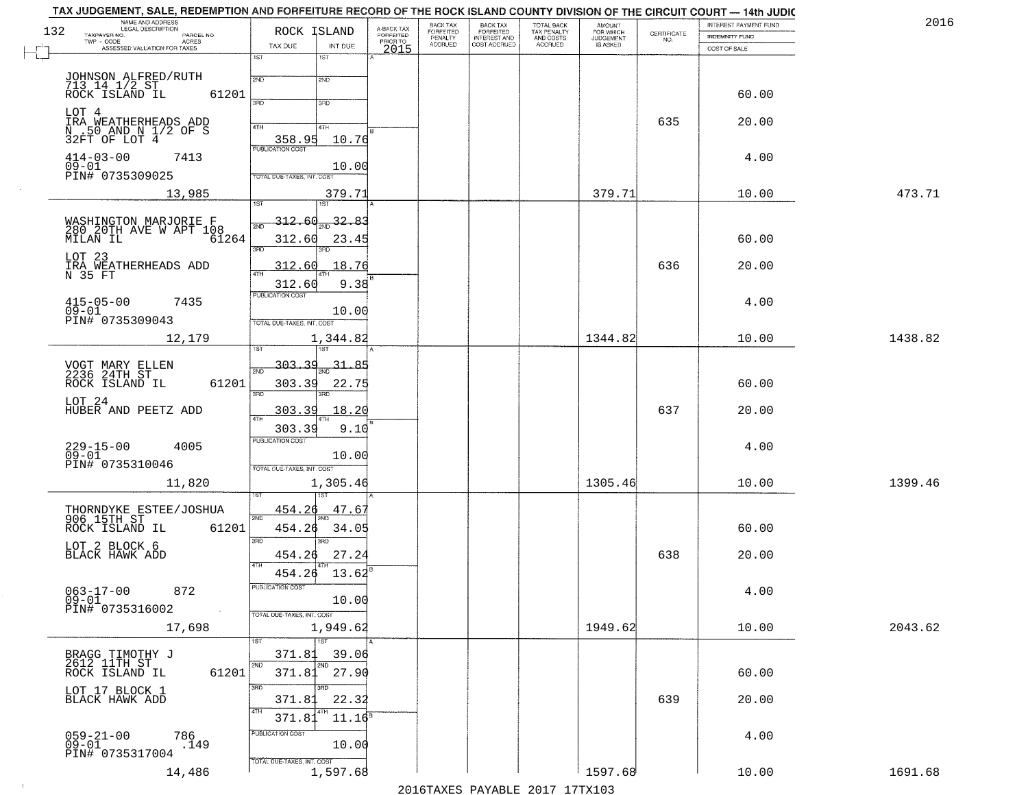# TAX JUDGEMENT, SALE, REDEMPTION AND FORFEITURE RECORD OF THE ROCK ISLAND COUNTY DIVISION OF THE CIRCUIT COURT — 14th JUDIC

2016

| NAME AND ADDRESS / LEGAL DESCRIPTION / TAXPAYER NO. / PARCEL NO. / TWP - CODE / ACRES / ASSESSED VALUATION FOR TAXES | ROCK ISLAND TAX DUE | INT DUE | A-BACK TAX FORFEITED PRIOR TO 2015 | BACK TAX FORFEITED PENALTY ACCRUED | BACK TAX FORFEITED INTEREST AND COST ACCRUED | TOTAL BACK TAX PENALTY AND COSTS ACCRUED | AMOUNT FOR WHICH JUDGEMENT IS ASKED | CERTIFICATE NO. | INTEREST PAYMENT FUND / INDEMNITY FUND / COST OF SALE | |
|---|---|---|---|---|---|---|---|---|---|---|
| JOHNSON ALFRED/RUTH<br>713 14 1/2 ST<br>ROCK ISLAND IL 61201<br>LOT 4<br>IRA WEATHERHEADS ADD<br>N .50 AND N 1/2 OF S<br>32FT OF LOT 4<br>414-03-00 7413<br>09-01<br>PIN# 0735309025<br>13,985 | 1ST<br>2ND<br>3RD<br>4TH 358.95<br>PUBLICATION COST<br>TOTAL DUE-TAXES, INT. COST | 1ST<br>2ND<br>3RD<br>4TH 10.76<br>10.00<br>379.71 | | | | | 379.71 | 635 | 60.00<br>20.00<br>4.00<br>10.00 | 473.71 |
| WASHINGTON MARJORIE F<br>280 20TH AVE W APT 108<br>MILAN IL 61264<br>LOT 23<br>IRA WEATHERHEADS ADD<br>N 35 FT<br>415-05-00 7435<br>09-01<br>PIN# 0735309043<br>12,179 | 1ST ~~312.60~~<br>2ND 312.60<br>3RD 312.60<br>4TH 312.60<br>PUBLICATION COST<br>TOTAL DUE-TAXES, INT. COST | 1ST ~~32.83~~<br>2ND 23.45<br>3RD 18.76<br>4TH 9.38<br>10.00<br>1,344.82 | | | | | 1344.82 | 636 | 60.00<br>20.00<br>4.00<br>10.00 | 1438.82 |
| VOGT MARY ELLEN<br>2236 24TH ST<br>ROCK ISLAND IL 61201<br>LOT 24<br>HUBER AND PEETZ ADD<br>229-15-00 4005<br>09-01<br>PIN# 0735310046<br>11,820 | 1ST ~~303.39~~<br>2ND 303.39<br>3RD 303.39<br>4TH 303.39<br>PUBLICATION COST<br>TOTAL DUE-TAXES, INT. COST | 1ST ~~31.85~~<br>2ND 22.75<br>3RD 18.20<br>4TH 9.10<br>10.00<br>1,305.46 | | | | | 1305.46 | 637 | 60.00<br>20.00<br>4.00<br>10.00 | 1399.46 |
| THORNDYKE ESTEE/JOSHUA<br>906 15TH ST<br>ROCK ISLAND IL 61201<br>LOT 2 BLOCK 6<br>BLACK HAWK ADD<br>063-17-00 872<br>09-01<br>PIN# 0735316002<br>17,698 | 1ST 454.26<br>2ND 454.26<br>3RD 454.26<br>4TH 454.26<br>PUBLICATION COST<br>TOTAL DUE-TAXES, INT. COST | 1ST 47.67<br>2ND 34.05<br>3RD 27.24<br>4TH 13.62<br>10.00<br>1,949.62 | | | | | 1949.62 | 638 | 60.00<br>20.00<br>4.00<br>10.00 | 2043.62 |
| BRAGG TIMOTHY J<br>2612 11TH ST<br>ROCK ISLAND IL 61201<br>LOT 17 BLOCK 1<br>BLACK HAWK ADD<br>059-21-00 786<br>09-01 .149<br>PIN# 0735317004<br>14,486 | 1ST 371.81<br>2ND 371.81<br>3RD 371.81<br>4TH 371.81<br>PUBLICATION COST<br>TOTAL DUE-TAXES, INT. COST | 1ST 39.06<br>2ND 27.90<br>3RD 22.32<br>4TH 11.16<br>10.00<br>1,597.68 | | | | | 1597.68 | 639 | 60.00<br>20.00<br>4.00<br>10.00 | 1691.68 |

2016TAXES PAYABLE 2017 17TX103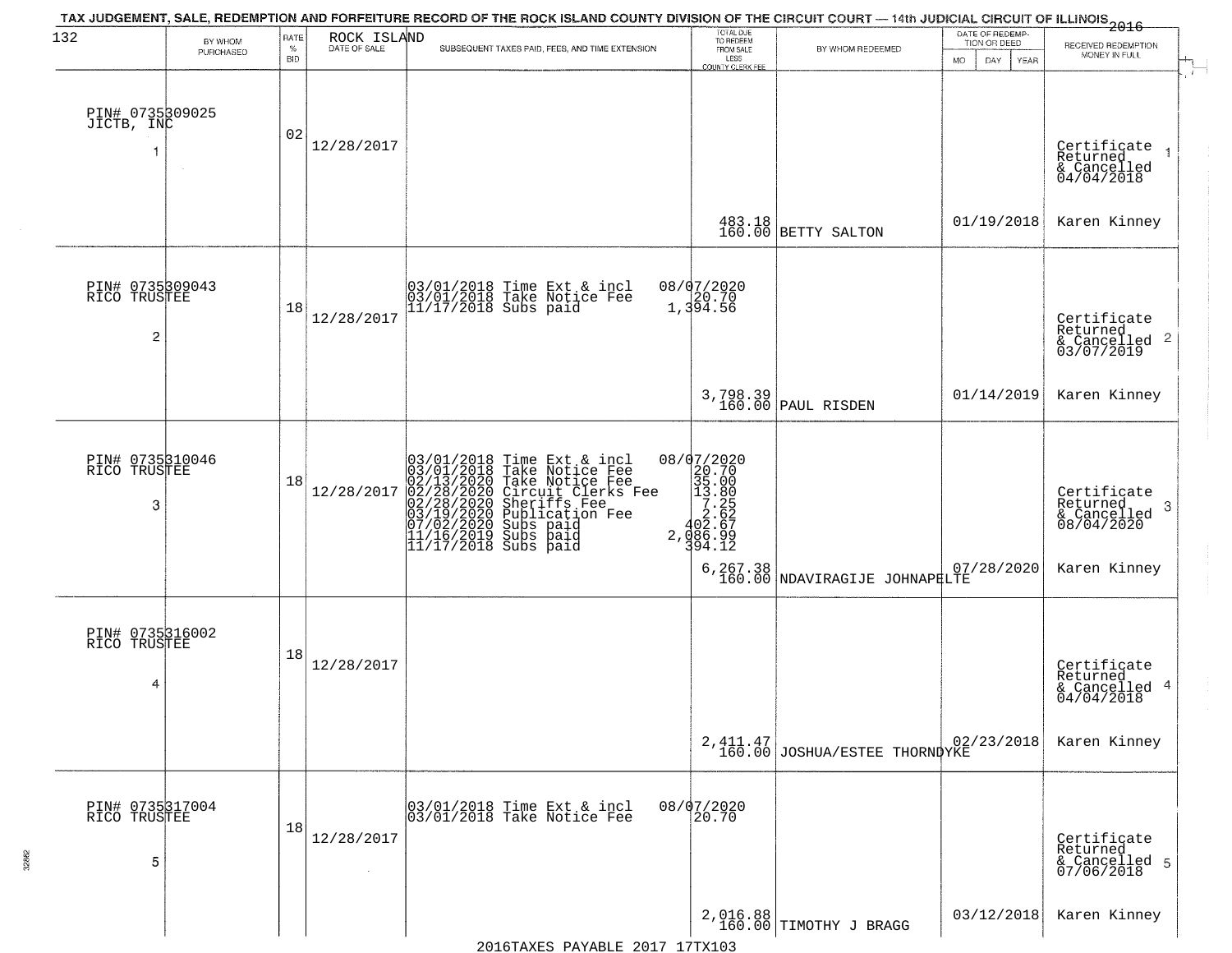TAX JUDGEMENT, SALE, REDEMPTION AND FORFEITURE RECORD OF THE ROCK ISLAND COUNTY DIVISION OF THE CIRCUIT COURT — 14th JUDICIAL CIRCUIT OF ILLINOIS 2016

| 132 BY WHOM PURCHASED | RATE % BID | ROCK ISLAND DATE OF SALE | SUBSEQUENT TAXES PAID, FEES, AND TIME EXTENSION | TOTAL DUE TO REDEEM FROM SALE LESS COUNTY CLERK FEE | BY WHOM REDEEMED | DATE OF REDEMPTION OR DEED MO DAY YEAR | RECEIVED REDEMPTION MONEY IN FULL |
|---|---|---|---|---|---|---|---|
| PIN# 0735309025 JICTB, INC 1 | 02 | 12/28/2017 | | 483.18 160.00 | BETTY SALTON | 01/19/2018 | Certificate Returned & Cancelled 04/04/2018 1 Karen Kinney |
| PIN# 0735309043 RICO TRUSTEE 2 | 18 | 12/28/2017 | 03/01/2018 Time Ext & incl 08/07/2020<br>03/01/2018 Take Notice Fee 20.70<br>11/17/2018 Subs paid 1,394.56 | 3,798.39 160.00 | PAUL RISDEN | 01/14/2019 | Certificate Returned & Cancelled 03/07/2019 2 Karen Kinney |
| PIN# 0735310046 RICO TRUSTEE 3 | 18 | 12/28/2017 | 03/01/2018 Time Ext & incl 08/07/2020<br>03/01/2018 Take Notice Fee 20.70<br>02/13/2020 Take Notice Fee 35.00<br>02/28/2020 Circuit Clerks Fee 13.80<br>02/28/2020 Sheriffs Fee 7.25<br>03/19/2020 Publication Fee 2.62<br>07/02/2020 Subs paid 402.67<br>11/16/2019 Subs paid 2,086.99<br>11/17/2018 Subs paid 394.12 | 6,267.38 160.00 | NDAVIRAGIJE JOHNAPELTE | 07/28/2020 | Certificate Returned & Cancelled 08/04/2020 3 Karen Kinney |
| PIN# 0735316002 RICO TRUSTEE 4 | 18 | 12/28/2017 | | 2,411.47 160.00 | JOSHUA/ESTEE THORNDYKE | 02/23/2018 | Certificate Returned & Cancelled 04/04/2018 4 Karen Kinney |
| PIN# 0735317004 RICO TRUSTEE 5 | 18 | 12/28/2017 | 03/01/2018 Time Ext & incl 08/07/2020<br>03/01/2018 Take Notice Fee 20.70 | 2,016.88 160.00 | TIMOTHY J BRAGG | 03/12/2018 | Certificate Returned & Cancelled 07/06/2018 5 Karen Kinney |

2016TAXES PAYABLE 2017 17TX103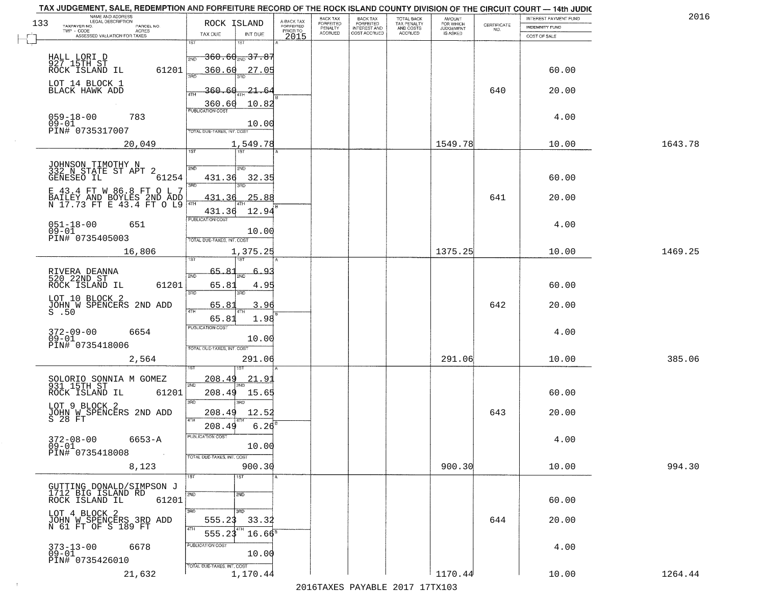TAX JUDGEMENT, SALE, REDEMPTION AND FORFEITURE RECORD OF THE ROCK ISLAND COUNTY DIVISION OF THE CIRCUIT COURT — 14th JUDIC

2016

| NAME AND ADDRESS / LEGAL DESCRIPTION / TAXPAYER NO. / PARCEL NO. / TWP - CODE / ACRES / ASSESSED VALUATION FOR TAXES | ROCK ISLAND TAX DUE | INT DUE | A-BACK TAX FORFEITED PRIOR TO 2015 | BACK TAX FORFEITED PENALTY ACCRUED | BACK TAX FORFEITED INTEREST AND COST ACCRUED | TOTAL BACK TAX PENALTY AND COSTS ACCRUED | AMOUNT FOR WHICH JUDGEMENT IS ASKED | CERTIFICATE NO. | INTEREST PAYMENT FUND / INDEMNITY FUND / COST OF SALE | |
|---|---|---|---|---|---|---|---|---|---|---|
| HALL LORI D<br>927 15TH ST<br>ROCK ISLAND IL 61201<br>LOT 14 BLOCK 1<br>BLACK HAWK ADD<br>059-18-00 783<br>09-01<br>PIN# 0735317007<br>20,049 | 1ST 360.60<br>2ND 360.60<br>3RD 360.60<br>4TH 360.60<br>PUBLICATION COST<br>TOTAL DUE-TAXES, INT. COST | 37.87<br>27.05<br>21.64<br>10.82<br>10.00<br>1,549.78 | | | | | 1549.78 | 640 | 60.00<br>20.00<br>4.00<br>10.00 | 1643.78 |
| JOHNSON TIMOTHY N<br>332 N STATE ST APT 2<br>GENESEO IL 61254<br>E 43.4 FT W 86.8 FT O L 7<br>BAILEY AND BOYLES 2ND ADD<br>N 17.73 FT E 43.4 FT O L9<br>051-18-00 651<br>09-01<br>PIN# 0735405003<br>16,806 | 1ST<br>2ND 431.36<br>3RD 431.36<br>4TH 431.36<br>PUBLICATION COST<br>TOTAL DUE-TAXES, INT. COST | 32.35<br>25.88<br>12.94<br>10.00<br>1,375.25 | | | | | 1375.25 | 641 | 60.00<br>20.00<br>4.00<br>10.00 | 1469.25 |
| RIVERA DEANNA<br>520 22ND ST<br>ROCK ISLAND IL 61201<br>LOT 10 BLOCK 2<br>JOHN W SPENCERS 2ND ADD<br>S .50<br>372-09-00 6654<br>09-01<br>PIN# 0735418006<br>2,564 | 1ST 65.81<br>2ND 65.81<br>3RD 65.81<br>4TH 65.81<br>PUBLICATION COST<br>TOTAL DUE-TAXES, INT. COST | 6.93<br>4.95<br>3.96<br>1.98<br>10.00<br>291.06 | | | | | 291.06 | 642 | 60.00<br>20.00<br>4.00<br>10.00 | 385.06 |
| SOLORIO SONNIA M GOMEZ<br>931 15TH ST<br>ROCK ISLAND IL 61201<br>LOT 9 BLOCK 2<br>JOHN W SPENCERS 2ND ADD<br>S 28 FT<br>372-08-00 6653-A<br>09-01<br>PIN# 0735418008<br>8,123 | 1ST 208.49<br>2ND 208.49<br>3RD 208.49<br>4TH 208.49<br>PUBLICATION COST<br>TOTAL DUE-TAXES, INT. COST | 21.91<br>15.65<br>12.52<br>6.26<br>10.00<br>900.30 | | | | | 900.30 | 643 | 60.00<br>20.00<br>4.00<br>10.00 | 994.30 |
| GUTTING DONALD/SIMPSON J<br>1712 BIG ISLAND RD<br>ROCK ISLAND IL 61201<br>LOT 4 BLOCK 2<br>JOHN W SPENCERS 3RD ADD<br>N 61 FT OF S 189 FT<br>373-13-00 6678<br>09-01<br>PIN# 0735426010<br>21,632 | 1ST<br>2ND<br>3RD 555.23<br>4TH 555.23<br>PUBLICATION COST<br>TOTAL DUE-TAXES, INT. COST | 33.32<br>16.66<br>10.00<br>1,170.44 | | | | | 1170.44 | 644 | 60.00<br>20.00<br>4.00<br>10.00 | 1264.44 |

2016TAXES PAYABLE 2017 17TX103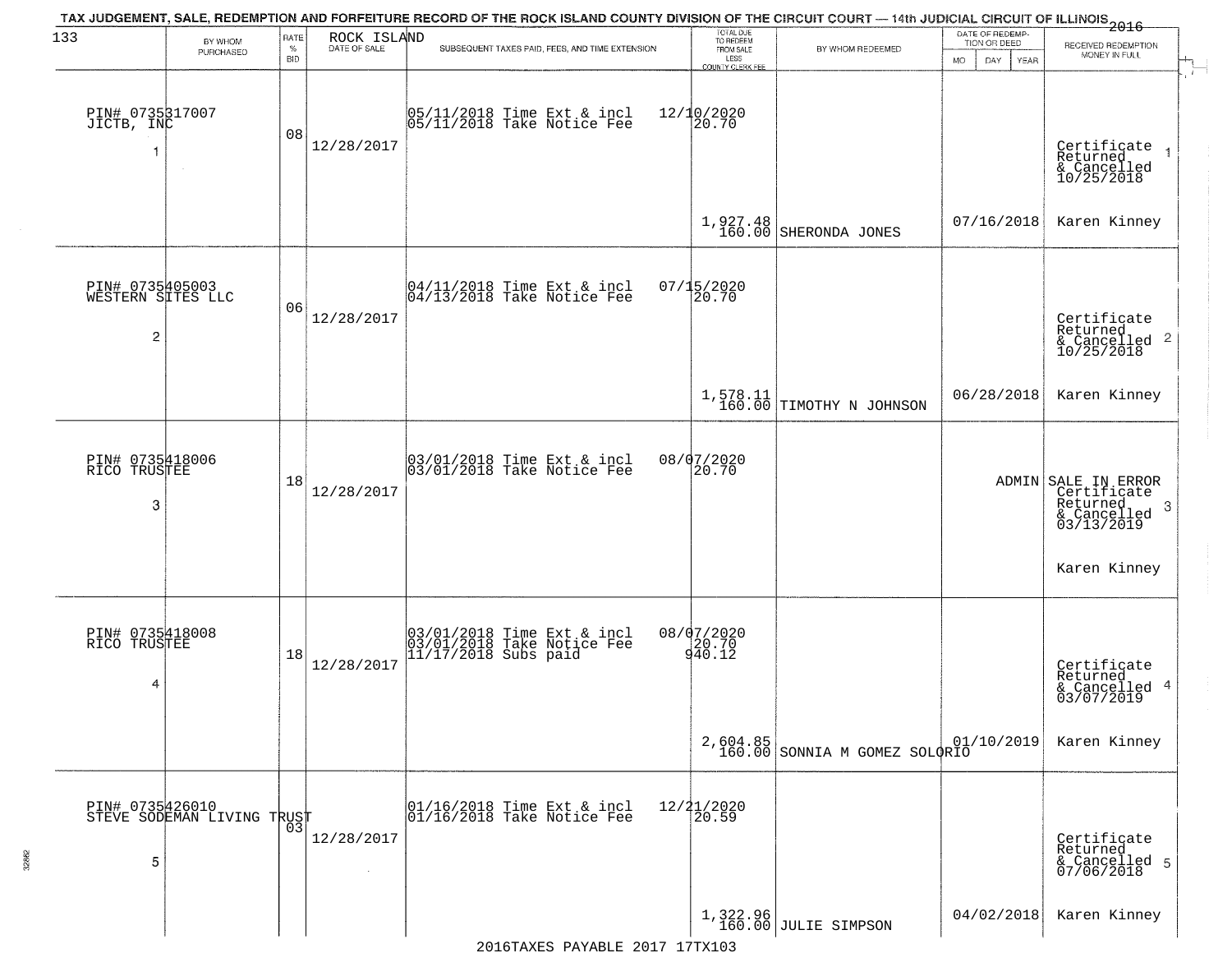TAX JUDGEMENT, SALE, REDEMPTION AND FORFEITURE RECORD OF THE ROCK ISLAND COUNTY DIVISION OF THE CIRCUIT COURT — 14th JUDICIAL CIRCUIT OF ILLINOIS 2016

| 133 BY WHOM PURCHASED | RATE % BID | ROCK ISLAND DATE OF SALE | SUBSEQUENT TAXES PAID, FEES, AND TIME EXTENSION | TOTAL DUE TO REDEEM FROM SALE LESS COUNTY CLERK FEE | BY WHOM REDEEMED | DATE OF REDEMPTION OR DEED MO DAY YEAR | RECEIVED REDEMPTION MONEY IN FULL |
|---|---|---|---|---|---|---|---|
| PIN# 0735317007 JICTB, INC 1 | 08 | 12/28/2017 | 05/11/2018 Time Ext & incl<br>05/11/2018 Take Notice Fee | 12/10/2020<br>20.70<br>1,927.48<br>160.00 | SHERONDA JONES | 07/16/2018 | Certificate Returned & Cancelled 10/25/2018 1<br>Karen Kinney |
| PIN# 0735405003 WESTERN SITES LLC 2 | 06 | 12/28/2017 | 04/11/2018 Time Ext & incl<br>04/13/2018 Take Notice Fee | 07/15/2020<br>20.70<br>1,578.11<br>160.00 | TIMOTHY N JOHNSON | 06/28/2018 | Certificate Returned & Cancelled 10/25/2018 2<br>Karen Kinney |
| PIN# 0735418006 RICO TRUSTEE 3 | 18 | 12/28/2017 | 03/01/2018 Time Ext & incl<br>03/01/2018 Take Notice Fee | 08/07/2020<br>20.70 | | ADMIN | SALE IN ERROR Certificate Returned & Cancelled 03/13/2019 3<br>Karen Kinney |
| PIN# 0735418008 RICO TRUSTEE 4 | 18 | 12/28/2017 | 03/01/2018 Time Ext & incl<br>03/01/2018 Take Notice Fee<br>11/17/2018 Subs paid | 08/07/2020<br>20.70<br>940.12<br>2,604.85<br>160.00 | SONNIA M GOMEZ SOLORIO | 01/10/2019 | Certificate Returned & Cancelled 03/07/2019 4<br>Karen Kinney |
| PIN# 0735426010 STEVE SODEMAN LIVING TRUST 5 | 03 | 12/28/2017 | 01/16/2018 Time Ext & incl<br>01/16/2018 Take Notice Fee | 12/21/2020<br>20.59<br>1,322.96<br>160.00 | JULIE SIMPSON | 04/02/2018 | Certificate Returned & Cancelled 07/06/2018 5<br>Karen Kinney |

2016TAXES PAYABLE 2017 17TX103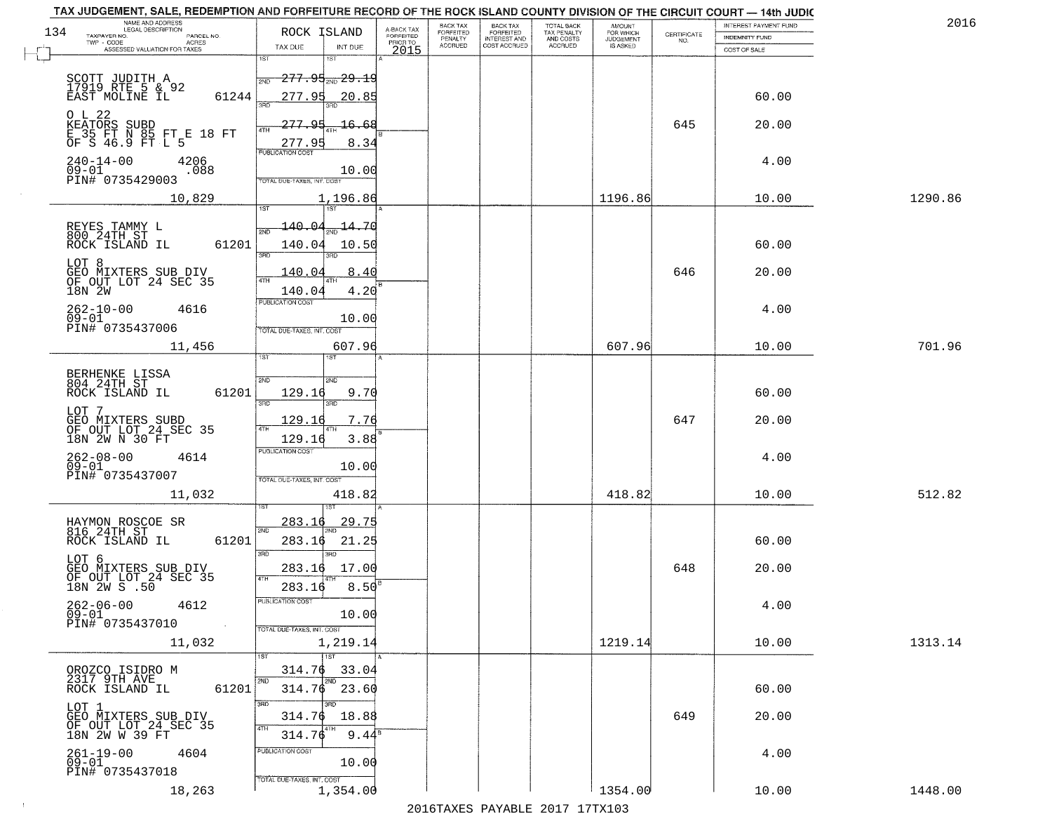# TAX JUDGEMENT, SALE, REDEMPTION AND FORFEITURE RECORD OF THE ROCK ISLAND COUNTY DIVISION OF THE CIRCUIT COURT — 14th JUDIC

2016

| NAME AND ADDRESS / LEGAL DESCRIPTION / TAXPAYER NO. / PARCEL NO. / TWP - CODE / ACRES / ASSESSED VALUATION FOR TAXES | ROCK ISLAND TAX DUE | INT DUE | A-BACK TAX FORFEITED PRIOR TO 2015 | BACK TAX FORFEITED PENALTY ACCRUED | BACK TAX FORFEITED INTEREST AND COST ACCRUED | TOTAL BACK TAX PENALTY AND COSTS ACCRUED | AMOUNT FOR WHICH JUDGEMENT IS ASKED | CERTIFICATE NO. | INTEREST PAYMENT FUND / INDEMNITY FUND / COST OF SALE | |
|---|---|---|---|---|---|---|---|---|---|---|
| SCOTT JUDITH A<br>17919 RTE 5 & 92<br>EAST MOLINE IL 61244<br>O L 22<br>KEATORS SUBD<br>E 35 FT N 85 FT E 18 FT OF S 46.9 FT L 5<br>240-14-00 4206<br>09-01 .088<br>PIN# 0735429003<br>10,829 | 1ST 277.95<br>2ND 277.95<br>3RD 277.95<br>4TH 277.95<br>PUBLICATION COST<br>TOTAL DUE-TAXES, INT. COST | 29.19<br>20.85<br>16.68<br>8.34<br>10.00<br>1,196.86 | | | | | 1196.86 | 645 | 60.00<br>20.00<br>4.00<br>10.00 | 1290.86 |
| REYES TAMMY L<br>800 24TH ST<br>ROCK ISLAND IL 61201<br>LOT 8<br>GEO MIXTERS SUB DIV<br>OF OUT LOT 24 SEC 35<br>18N 2W<br>262-10-00 4616<br>09-01<br>PIN# 0735437006<br>11,456 | 1ST 140.04<br>2ND 140.04<br>3RD 140.04<br>4TH 140.04<br>PUBLICATION COST<br>TOTAL DUE-TAXES, INT. COST | 14.70<br>10.50<br>8.40<br>4.20<br>10.00<br>607.96 | | | | | 607.96 | 646 | 60.00<br>20.00<br>4.00<br>10.00 | 701.96 |
| BERHENKE LISSA<br>804 24TH ST<br>ROCK ISLAND IL 61201<br>LOT 7<br>GEO MIXTERS SUBD<br>OF OUT LOT 24 SEC 35<br>18N 2W N 30 FT<br>262-08-00 4614<br>09-01<br>PIN# 0735437007<br>11,032 | 1ST<br>2ND 129.16<br>3RD 129.16<br>4TH 129.16<br>PUBLICATION COST<br>TOTAL DUE-TAXES, INT. COST | 9.70<br>7.76<br>3.88<br>10.00<br>418.82 | | | | | 418.82 | 647 | 60.00<br>20.00<br>4.00<br>10.00 | 512.82 |
| HAYMON ROSCOE SR<br>816 24TH ST<br>ROCK ISLAND IL 61201<br>LOT 6<br>GEO MIXTERS SUB DIV<br>OF OUT LOT 24 SEC 35<br>18N 2W S .50<br>262-06-00 4612<br>09-01<br>PIN# 0735437010<br>11,032 | 1ST 283.16<br>2ND 283.16<br>3RD 283.16<br>4TH 283.16<br>PUBLICATION COST<br>TOTAL DUE-TAXES, INT. COST | 29.75<br>21.25<br>17.00<br>8.50<br>10.00<br>1,219.14 | | | | | 1219.14 | 648 | 60.00<br>20.00<br>4.00<br>10.00 | 1313.14 |
| OROZCO ISIDRO M<br>2317 9TH AVE<br>ROCK ISLAND IL 61201<br>LOT 1<br>GEO MIXTERS SUB DIV<br>OF OUT LOT 24 SEC 35<br>18N 2W W 39 FT<br>261-19-00 4604<br>09-01<br>PIN# 0735437018<br>18,263 | 1ST 314.76<br>2ND 314.76<br>3RD 314.76<br>4TH 314.76<br>PUBLICATION COST<br>TOTAL DUE-TAXES, INT. COST | 33.04<br>23.60<br>18.88<br>9.44<br>10.00<br>1,354.00 | | | | | 1354.00 | 649 | 60.00<br>20.00<br>4.00<br>10.00 | 1448.00 |

2016TAXES PAYABLE 2017 17TX103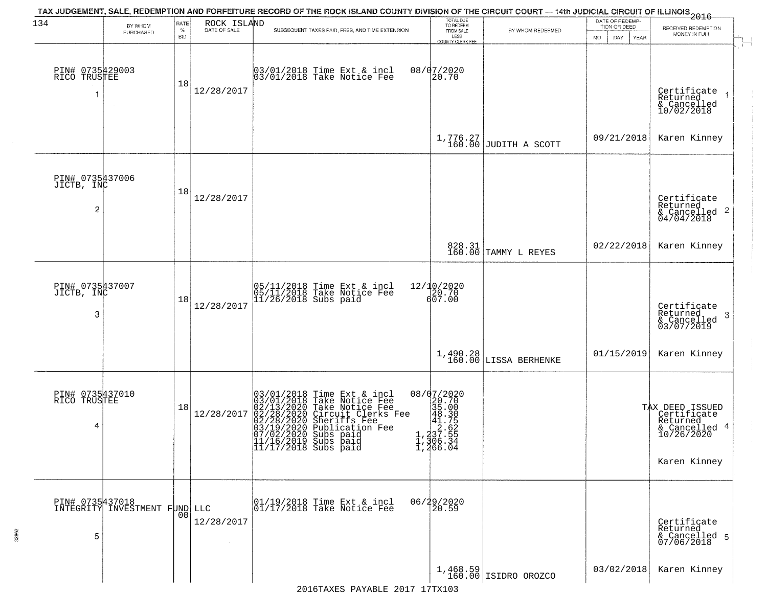TAX JUDGEMENT, SALE, REDEMPTION AND FORFEITURE RECORD OF THE ROCK ISLAND COUNTY DIVISION OF THE CIRCUIT COURT — 14th JUDICIAL CIRCUIT OF ILLINOIS 2016

| 134 BY WHOM PURCHASED | RATE % BID | ROCK ISLAND DATE OF SALE | SUBSEQUENT TAXES PAID, FEES, AND TIME EXTENSION | TOTAL DUE TO REDEEM FROM SALE LESS COUNTY CLERK FEE | BY WHOM REDEEMED | DATE OF REDEMPTION OR DEED MO DAY YEAR | RECEIVED REDEMPTION MONEY IN FULL |
|---|---|---|---|---|---|---|---|
| PIN# 0735429003 RICO TRUSTEE 1 | 18 | 12/28/2017 | 03/01/2018 Time Ext & incl<br>03/01/2018 Take Notice Fee | 08/07/2020<br>20.70<br>1,776.27<br>160.00 | JUDITH A SCOTT | 09/21/2018 | Certificate Returned & Cancelled 10/02/2018 1<br>Karen Kinney |
| PIN# 0735437006 JICTB, INC 2 | 18 | 12/28/2017 | | 828.31<br>160.00 | TAMMY L REYES | 02/22/2018 | Certificate Returned & Cancelled 04/04/2018 2<br>Karen Kinney |
| PIN# 0735437007 JICTB, INC 3 | 18 | 12/28/2017 | 05/11/2018 Time Ext & incl<br>05/11/2018 Take Notice Fee<br>11/26/2018 Subs paid | 12/10/2020<br>20.70<br>607.00<br>1,490.28<br>160.00 | LISSA BERHENKE | 01/15/2019 | Certificate Returned & Cancelled 03/07/2019 3<br>Karen Kinney |
| PIN# 0735437010 RICO TRUSTEE 4 | 18 | 12/28/2017 | 03/01/2018 Time Ext & incl<br>03/01/2018 Take Notice Fee<br>02/13/2020 Take Notice Fee<br>02/28/2020 Circuit Clerks Fee<br>02/28/2020 Sheriffs Fee<br>03/19/2020 Publication Fee<br>07/02/2020 Subs paid<br>11/16/2019 Subs paid<br>11/17/2018 Subs paid | 08/07/2020<br>20.70<br>35.00<br>48.30<br>41.75<br>2.62<br>1,237.55<br>1,306.34<br>1,266.04 | | | TAX DEED ISSUED Certificate Returned & Cancelled 10/26/2020 4<br>Karen Kinney |
| PIN# 0735437018 INTEGRITY INVESTMENT FUND LLC 5 | 00 | 12/28/2017 | 01/19/2018 Time Ext & incl<br>01/17/2018 Take Notice Fee | 06/29/2020<br>20.59<br>1,468.59<br>160.00 | ISIDRO OROZCO | 03/02/2018 | Certificate Returned & Cancelled 07/06/2018 5<br>Karen Kinney |

2016TAXES PAYABLE 2017 17TX103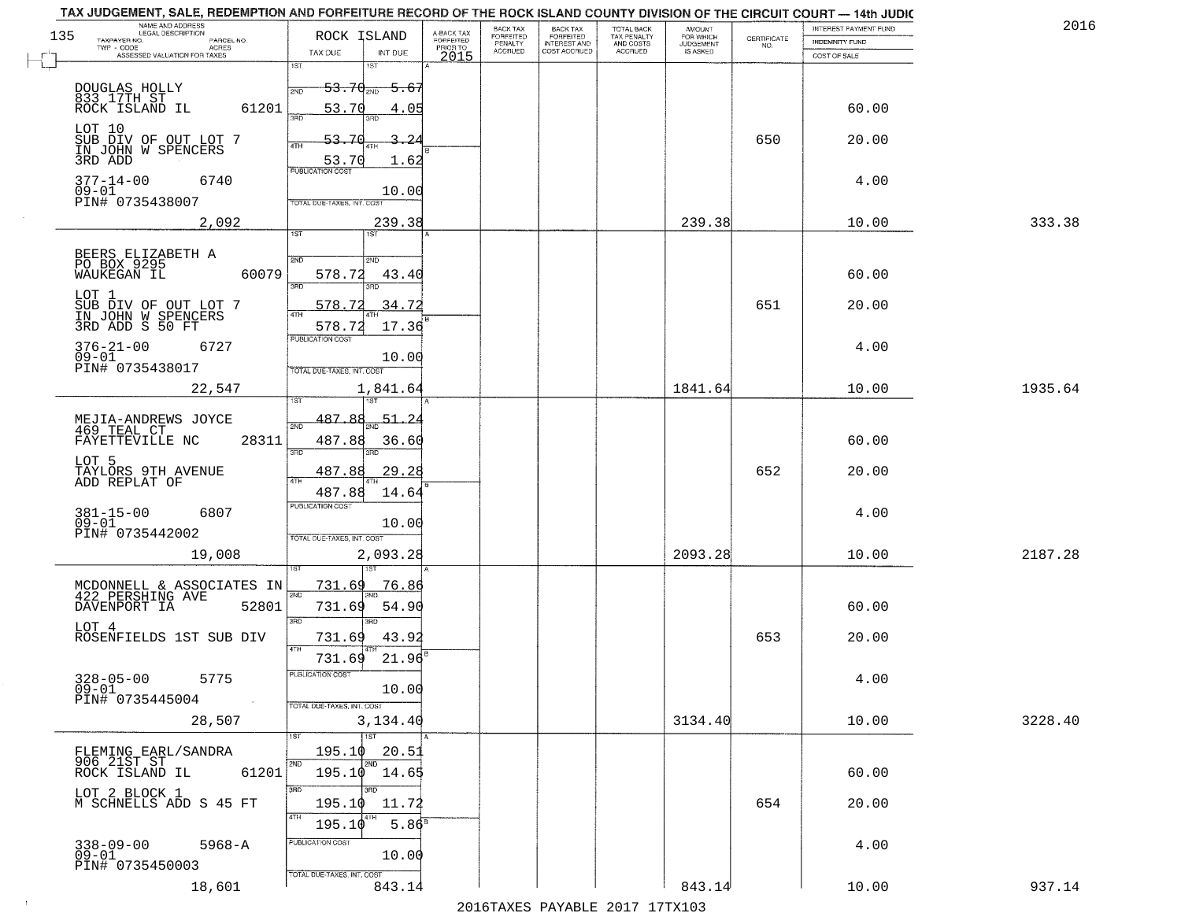TAX JUDGEMENT, SALE, REDEMPTION AND FORFEITURE RECORD OF THE ROCK ISLAND COUNTY DIVISION OF THE CIRCUIT COURT — 14th JUDIC

2016

| NAME AND ADDRESS / LEGAL DESCRIPTION / TAXPAYER NO. / PARCEL NO. / TWP - CODE / ACRES / ASSESSED VALUATION FOR TAXES | ROCK ISLAND TAX DUE | INT DUE | A-BACK TAX FORFEITED PRIOR TO 2015 | BACK TAX FORFEITED PENALTY ACCRUED | BACK TAX FORFEITED INTEREST AND COST ACCRUED | TOTAL BACK TAX PENALTY AND COSTS ACCRUED | AMOUNT FOR WHICH JUDGEMENT IS ASKED | CERTIFICATE NO. | INTEREST PAYMENT FUND / INDEMNITY FUND / COST OF SALE | |
|---|---|---|---|---|---|---|---|---|---|---|
| DOUGLAS HOLLY<br>833 17TH ST<br>ROCK ISLAND IL 61201<br>LOT 10<br>SUB DIV OF OUT LOT 7<br>IN JOHN W SPENCERS<br>3RD ADD<br>377-14-00 6740<br>09-01<br>PIN# 0735438007 | 1ST<br>2ND 53.70<br>3RD 53.70<br>4TH 53.70<br>53.70<br>PUBLICATION COST<br>TOTAL DUE-TAXES, INT. COST | 1ST<br>2ND 5.67<br>3RD 4.05<br>4TH 3.24<br>1.62<br>10.00 | | | | | | 650 | 60.00<br>20.00<br>4.00 | |
| 2,092 | | 239.38 | | | | | 239.38 | | 10.00 | 333.38 |
| BEERS ELIZABETH A<br>PO BOX 9295<br>WAUKEGAN IL 60079<br>LOT 1<br>SUB DIV OF OUT LOT 7<br>IN JOHN W SPENCERS<br>3RD ADD S 50 FT<br>376-21-00 6727<br>09-01<br>PIN# 0735438017 | 1ST<br>2ND 578.72<br>3RD 578.72<br>4TH 578.72<br>PUBLICATION COST<br>TOTAL DUE-TAXES, INT. COST | 1ST<br>2ND 43.40<br>3RD 34.72<br>4TH 17.36<br>10.00 | | | | | | 651 | 60.00<br>20.00<br>4.00 | |
| 22,547 | | 1,841.64 | | | | | 1841.64 | | 10.00 | 1935.64 |
| MEJIA-ANDREWS JOYCE<br>469 TEAL CT<br>FAYETTEVILLE NC 28311<br>LOT 5<br>TAYLORS 9TH AVENUE<br>ADD REPLAT OF<br>381-15-00 6807<br>09-01<br>PIN# 0735442002 | 1ST 487.88<br>2ND 487.88<br>3RD 487.88<br>4TH 487.88<br>PUBLICATION COST<br>TOTAL DUE-TAXES, INT. COST | 1ST 51.24<br>2ND 36.60<br>3RD 29.28<br>4TH 14.64<br>10.00 | | | | | | 652 | 60.00<br>20.00<br>4.00 | |
| 19,008 | | 2,093.28 | | | | | 2093.28 | | 10.00 | 2187.28 |
| MCDONNELL & ASSOCIATES IN<br>422 PERSHING AVE<br>DAVENPORT IA 52801<br>LOT 4<br>ROSENFIELDS 1ST SUB DIV<br>328-05-00 5775<br>09-01<br>PIN# 0735445004 | 1ST 731.69<br>2ND 731.69<br>3RD 731.69<br>4TH 731.69<br>PUBLICATION COST<br>TOTAL DUE-TAXES, INT. COST | 1ST 76.86<br>2ND 54.90<br>3RD 43.92<br>4TH 21.96<br>10.00 | | | | | | 653 | 60.00<br>20.00<br>4.00 | |
| 28,507 | | 3,134.40 | | | | | 3134.40 | | 10.00 | 3228.40 |
| FLEMING EARL/SANDRA<br>906 21ST ST<br>ROCK ISLAND IL 61201<br>LOT 2 BLOCK 1<br>M SCHNELLS ADD S 45 FT<br>338-09-00 5968-A<br>09-01<br>PIN# 0735450003 | 1ST 195.10<br>2ND 195.10<br>3RD 195.10<br>4TH 195.10<br>PUBLICATION COST<br>TOTAL DUE-TAXES, INT. COST | 1ST 20.51<br>2ND 14.65<br>3RD 11.72<br>4TH 5.86<br>10.00 | | | | | | 654 | 60.00<br>20.00<br>4.00 | |
| 18,601 | | 843.14 | | | | | 843.14 | | 10.00 | 937.14 |

2016TAXES PAYABLE 2017 17TX103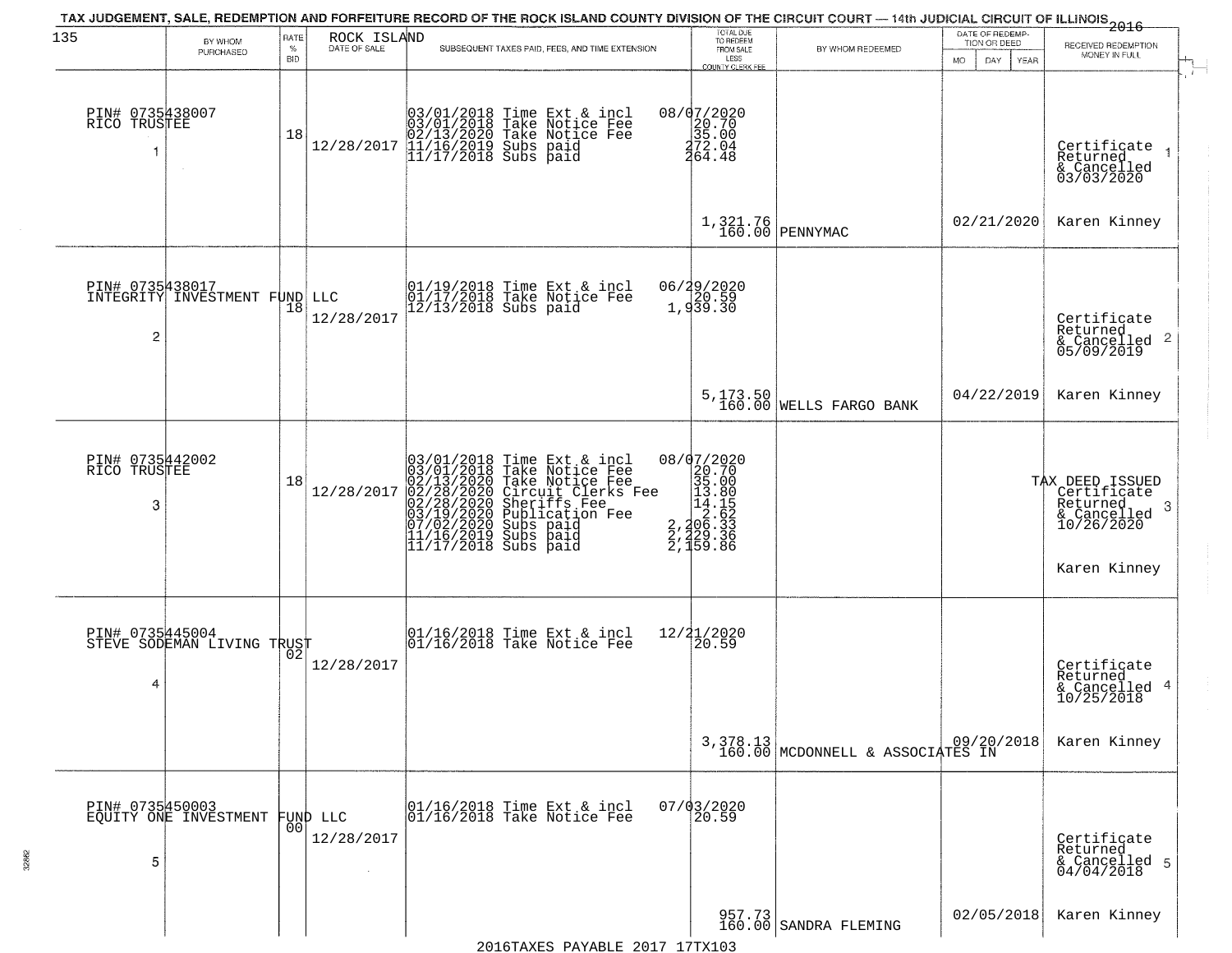TAX JUDGEMENT, SALE, REDEMPTION AND FORFEITURE RECORD OF THE ROCK ISLAND COUNTY DIVISION OF THE CIRCUIT COURT — 14th JUDICIAL CIRCUIT OF ILLINOIS 2016

135 ROCK ISLAND

| BY WHOM PURCHASED | RATE % BID | DATE OF SALE | SUBSEQUENT TAXES PAID, FEES, AND TIME EXTENSION | TOTAL DUE TO REDEEM FROM SALE LESS COUNTY CLERK FEE | BY WHOM REDEEMED | DATE OF REDEMPTION OR DEED MO DAY YEAR | RECEIVED REDEMPTION MONEY IN FULL |
|---|---|---|---|---|---|---|---|
| PIN# 0735438007 RICO TRUSTEE 1 | 18 | 12/28/2017 | 03/01/2018 Time Ext & incl 08/07/2020<br>03/01/2018 Take Notice Fee 20.70<br>02/13/2020 Take Notice Fee 35.00<br>11/16/2019 Subs paid 272.04<br>11/17/2018 Subs paid 264.48 | 1,321.76<br>160.00 | PENNYMAC | 02/21/2020 | Certificate Returned & Cancelled 03/03/2020 1<br>Karen Kinney |
| PIN# 0735438017 INTEGRITY INVESTMENT FUND LLC 2 | 18 | 12/28/2017 | 01/19/2018 Time Ext & incl 06/29/2020<br>01/17/2018 Take Notice Fee 20.59<br>12/13/2018 Subs paid 1,939.30 | 5,173.50<br>160.00 | WELLS FARGO BANK | 04/22/2019 | Certificate Returned & Cancelled 05/09/2019 2<br>Karen Kinney |
| PIN# 0735442002 RICO TRUSTEE 3 | 18 | 12/28/2017 | 03/01/2018 Time Ext & incl 08/07/2020<br>03/01/2018 Take Notice Fee 20.70<br>02/13/2020 Take Notice Fee 35.00<br>02/28/2020 Circuit Clerks Fee 13.80<br>02/28/2020 Sheriffs Fee 14.15<br>03/19/2020 Publication Fee 2.62<br>07/02/2020 Subs paid 2,206.33<br>11/16/2019 Subs paid 2,229.36<br>11/17/2018 Subs paid 2,159.86 | | | | TAX DEED ISSUED Certificate Returned & Cancelled 10/26/2020 3<br>Karen Kinney |
| PIN# 0735445004 STEVE SODEMAN LIVING TRUST 4 | 02 | 12/28/2017 | 01/16/2018 Time Ext & incl 12/21/2020<br>01/16/2018 Take Notice Fee 20.59 | 3,378.13<br>160.00 | MCDONNELL & ASSOCIATES IN | 09/20/2018 | Certificate Returned & Cancelled 10/25/2018 4<br>Karen Kinney |
| PIN# 0735450003 EQUITY ONE INVESTMENT FUND LLC 5 | 00 | 12/28/2017 | 01/16/2018 Time Ext & incl 07/03/2020<br>01/16/2018 Take Notice Fee 20.59 | 957.73<br>160.00 | SANDRA FLEMING | 02/05/2018 | Certificate Returned & Cancelled 04/04/2018 5<br>Karen Kinney |

2016TAXES PAYABLE 2017 17TX103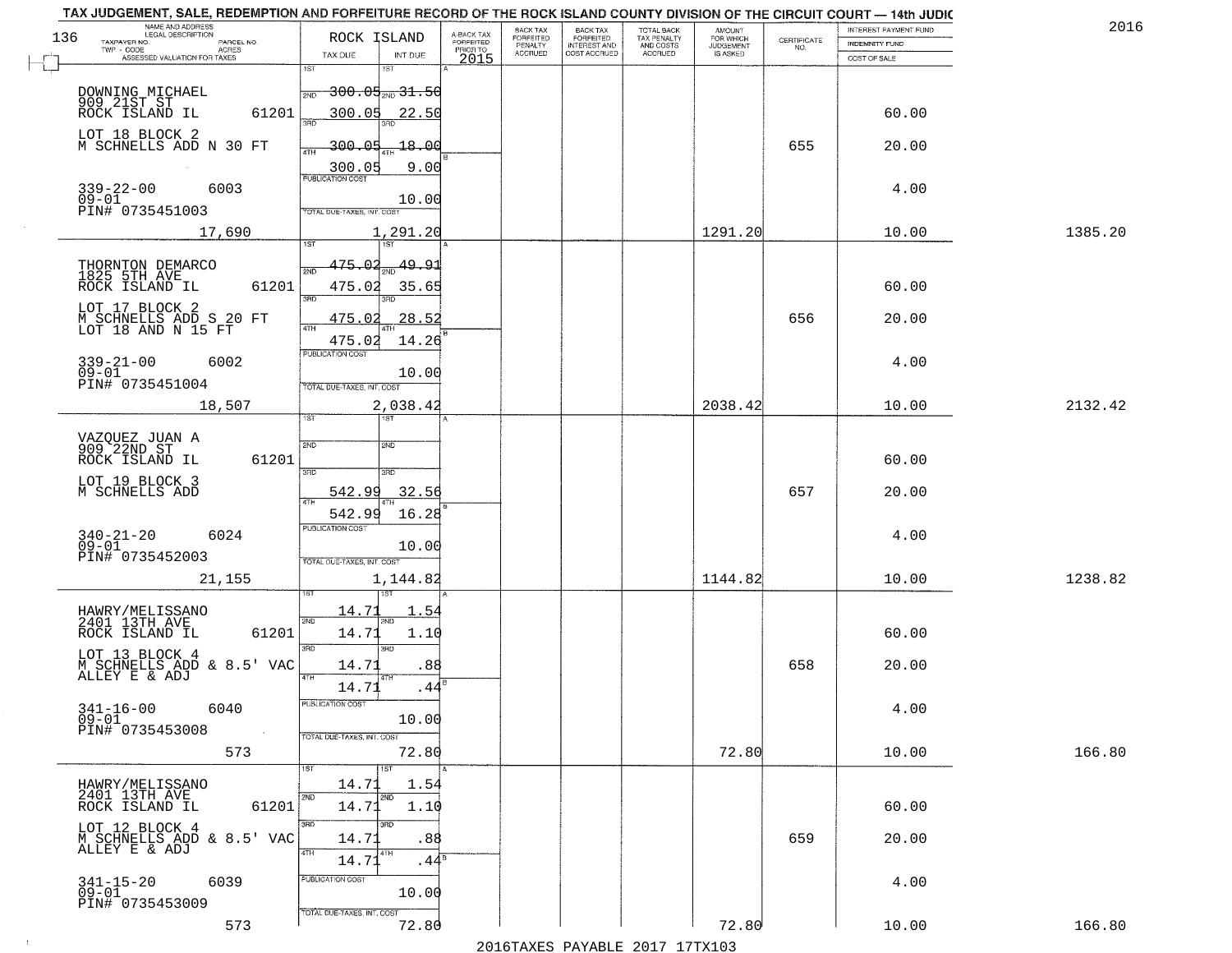TAX JUDGEMENT, SALE, REDEMPTION AND FORFEITURE RECORD OF THE ROCK ISLAND COUNTY DIVISION OF THE CIRCUIT COURT — 14th JUDIC

2016

| NAME AND ADDRESS / LEGAL DESCRIPTION / TAXPAYER NO. / PARCEL NO. / TWP - CODE / ACRES / ASSESSED VALUATION FOR TAXES | ROCK ISLAND TAX DUE | INT DUE | A-BACK TAX FORFEITED PRIOR TO 2015 | BACK TAX FORFEITED PENALTY ACCRUED | BACK TAX FORFEITED INTEREST AND COST ACCRUED | TOTAL BACK TAX PENALTY AND COSTS ACCRUED | AMOUNT FOR WHICH JUDGEMENT IS ASKED | CERTIFICATE NO. | INTEREST PAYMENT FUND / INDEMNITY FUND / COST OF SALE | |
|---|---|---|---|---|---|---|---|---|---|---|
| DOWNING MICHAEL 909 21ST ST ROCK ISLAND IL 61201 | 1ST 300.05 | 1ST 31.50 | | | | | | | | |
| | 2ND 300.05 | 2ND 22.50 | | | | | | | 60.00 | |
| LOT 18 BLOCK 2 M SCHNELLS ADD N 30 FT | 3RD 300.05 | 3RD 18.00 | | | | | | 655 | 20.00 | |
| | 4TH 300.05 | 4TH 9.00 | | | | | | | | |
| 339-22-00 6003 09-01 PIN# 0735451003 | PUBLICATION COST | 10.00 | | | | | | | 4.00 | |
| 17,690 | TOTAL DUE-TAXES, INT. COST | 1,291.20 | | | | | 1291.20 | | 10.00 | 1385.20 |
| THORNTON DEMARCO 1825 5TH AVE ROCK ISLAND IL 61201 | 1ST 475.02 | 1ST 49.91 | | | | | | | | |
| | 2ND 475.02 | 2ND 35.65 | | | | | | | 60.00 | |
| LOT 17 BLOCK 2 M SCHNELLS ADD S 20 FT LOT 18 AND N 15 FT | 3RD 475.02 | 3RD 28.52 | | | | | | 656 | 20.00 | |
| | 4TH 475.02 | 4TH 14.26 | | | | | | | | |
| 339-21-00 6002 09-01 PIN# 0735451004 | PUBLICATION COST | 10.00 | | | | | | | 4.00 | |
| 18,507 | TOTAL DUE-TAXES, INT. COST | 2,038.42 | | | | | 2038.42 | | 10.00 | 2132.42 |
| VAZQUEZ JUAN A 909 22ND ST ROCK ISLAND IL 61201 | 1ST | 1ST | | | | | | | | |
| | 2ND | 2ND | | | | | | | 60.00 | |
| LOT 19 BLOCK 3 M SCHNELLS ADD | 3RD 542.99 | 3RD 32.56 | | | | | | 657 | 20.00 | |
| | 4TH 542.99 | 4TH 16.28 | | | | | | | | |
| 340-21-20 6024 09-01 PIN# 0735452003 | PUBLICATION COST | 10.00 | | | | | | | 4.00 | |
| 21,155 | TOTAL DUE-TAXES, INT. COST | 1,144.82 | | | | | 1144.82 | | 10.00 | 1238.82 |
| HAWRY/MELISSANO 2401 13TH AVE ROCK ISLAND IL 61201 | 1ST 14.71 | 1ST 1.54 | | | | | | | | |
| | 2ND 14.71 | 2ND 1.10 | | | | | | | 60.00 | |
| LOT 13 BLOCK 4 M SCHNELLS ADD & 8.5' VAC ALLEY E & ADJ | 3RD 14.71 | 3RD .88 | | | | | | 658 | 20.00 | |
| | 4TH 14.71 | 4TH .44 | | | | | | | | |
| 341-16-00 6040 09-01 PIN# 0735453008 | PUBLICATION COST | 10.00 | | | | | | | 4.00 | |
| 573 | TOTAL DUE-TAXES, INT. COST | 72.80 | | | | | 72.80 | | 10.00 | 166.80 |
| HAWRY/MELISSANO 2401 13TH AVE ROCK ISLAND IL 61201 | 1ST 14.71 | 1ST 1.54 | | | | | | | | |
| | 2ND 14.71 | 2ND 1.10 | | | | | | | 60.00 | |
| LOT 12 BLOCK 4 M SCHNELLS ADD & 8.5' VAC ALLEY E & ADJ | 3RD 14.71 | 3RD .88 | | | | | | 659 | 20.00 | |
| | 4TH 14.71 | 4TH .44 | | | | | | | | |
| 341-15-20 6039 09-01 PIN# 0735453009 | PUBLICATION COST | 10.00 | | | | | | | 4.00 | |
| 573 | TOTAL DUE-TAXES, INT. COST | 72.80 | | | | | 72.80 | | 10.00 | 166.80 |

2016TAXES PAYABLE 2017 17TX103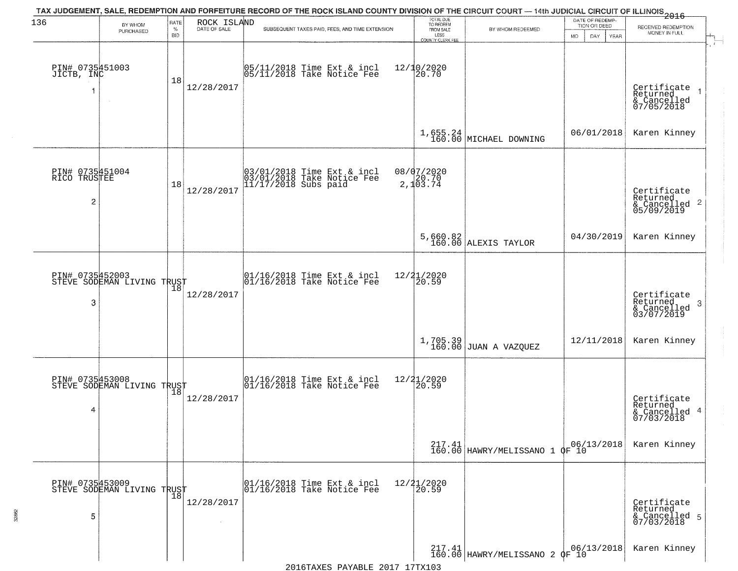TAX JUDGEMENT, SALE, REDEMPTION AND FORFEITURE RECORD OF THE ROCK ISLAND COUNTY DIVISION OF THE CIRCUIT COURT — 14th JUDICIAL CIRCUIT OF ILLINOIS 2016

| BY WHOM PURCHASED | RATE % BID | ROCK ISLAND DATE OF SALE | SUBSEQUENT TAXES PAID, FEES, AND TIME EXTENSION | TOTAL DUE TO REDEEM FROM SALE LESS COUNTY CLERK FEE | BY WHOM REDEEMED | DATE OF REDEMPTION OR DEED MO DAY YEAR | RECEIVED REDEMPTION MONEY IN FULL |
|---|---|---|---|---|---|---|---|
| PIN# 0735451003 JICTB, INC 1 | 18 | 12/28/2017 | 05/11/2018 Time Ext & incl 12/10/2020<br>05/11/2018 Take Notice Fee 20.70 | 1,655.24<br>160.00 | MICHAEL DOWNING | 06/01/2018 | Certificate Returned & Cancelled 07/05/2018 1<br>Karen Kinney |
| PIN# 0735451004 RICO TRUSTEE 2 | 18 | 12/28/2017 | 03/01/2018 Time Ext & incl 08/07/2020<br>03/01/2018 Take Notice Fee 20.70<br>11/17/2018 Subs paid 2,103.74 | 5,660.82<br>160.00 | ALEXIS TAYLOR | 04/30/2019 | Certificate Returned & Cancelled 05/09/2019 2<br>Karen Kinney |
| PIN# 0735452003 STEVE SODEMAN LIVING TRUST 3 | 18 | 12/28/2017 | 01/16/2018 Time Ext & incl 12/21/2020<br>01/16/2018 Take Notice Fee 20.59 | 1,705.39<br>160.00 | JUAN A VAZQUEZ | 12/11/2018 | Certificate Returned & Cancelled 03/07/2019 3<br>Karen Kinney |
| PIN# 0735453008 STEVE SODEMAN LIVING TRUST 4 | 18 | 12/28/2017 | 01/16/2018 Time Ext & incl 12/21/2020<br>01/16/2018 Take Notice Fee 20.59 | 217.41<br>160.00 | HAWRY/MELISSANO 1 OF 10 | 06/13/2018 | Certificate Returned & Cancelled 07/03/2018 4<br>Karen Kinney |
| PIN# 0735453009 STEVE SODEMAN LIVING TRUST 5 | 18 | 12/28/2017 | 01/16/2018 Time Ext & incl 12/21/2020<br>01/16/2018 Take Notice Fee 20.59 | 217.41<br>160.00 | HAWRY/MELISSANO 2 OF 10 | 06/13/2018 | Certificate Returned & Cancelled 07/03/2018 5<br>Karen Kinney |

2016TAXES PAYABLE 2017 17TX103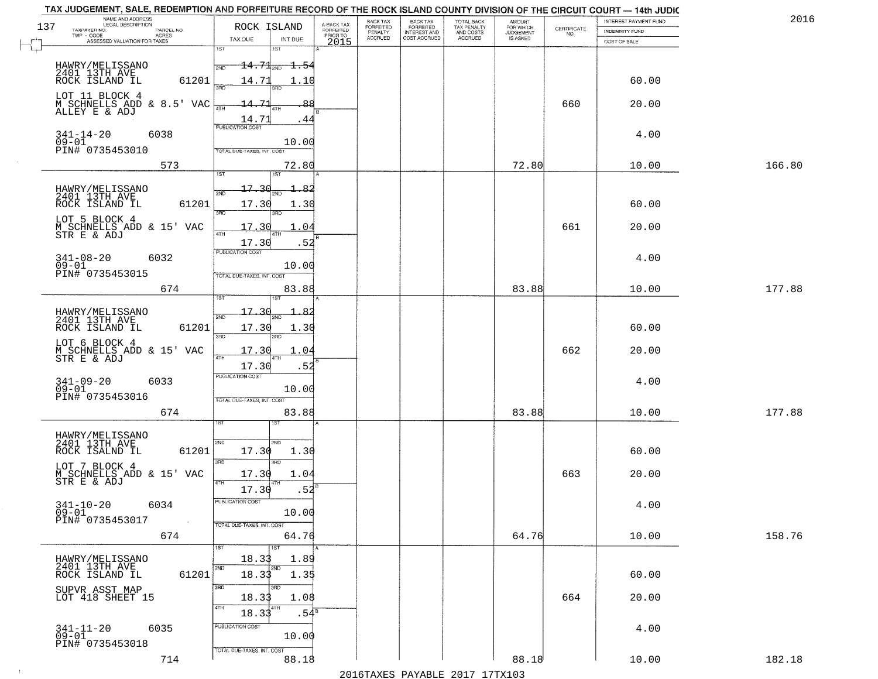# TAX JUDGEMENT, SALE, REDEMPTION AND FORFEITURE RECORD OF THE ROCK ISLAND COUNTY DIVISION OF THE CIRCUIT COURT — 14th JUDIC

2016

| NAME AND ADDRESS / LEGAL DESCRIPTION / TAXPAYER NO. / PARCEL NO. / TWP - CODE / ACRES / ASSESSED VALUATION FOR TAXES | ROCK ISLAND TAX DUE | INT DUE | A-BACK TAX FORFEITED PRIOR TO 2015 | BACK TAX FORFEITED PENALTY ACCRUED | BACK TAX FORFEITED INTEREST AND COST ACCRUED | TOTAL BACK TAX PENALTY AND COSTS ACCRUED | AMOUNT FOR WHICH JUDGEMENT IS ASKED | CERTIFICATE NO. | INTEREST PAYMENT FUND / INDEMNITY FUND / COST OF SALE | |
|---|---|---|---|---|---|---|---|---|---|---|
| HAWRY/MELISSANO 2401 13TH AVE ROCK ISLAND IL 61201 LOT 11 BLOCK 4 M SCHNELLS ADD & 8.5' VAC ALLEY E & ADJ 341-14-20 6038 09-01 PIN# 0735453010 573 | 1ST 14.71 2ND 14.71 3RD 14.71 4TH 14.71 PUBLICATION COST TOTAL DUE-TAXES, INT. COST | 1.54 1.10 .88 .44 10.00 72.80 | | | | | 72.80 | 660 | 60.00 20.00 4.00 10.00 | 166.80 |
| HAWRY/MELISSANO 2401 13TH AVE ROCK ISLAND IL 61201 LOT 5 BLOCK 4 M SCHNELLS ADD & 15' VAC STR E & ADJ 341-08-20 6032 09-01 PIN# 0735453015 674 | 1ST 17.30 2ND 17.30 3RD 17.30 4TH 17.30 PUBLICATION COST TOTAL DUE-TAXES, INT. COST | 1.82 1.30 1.04 .52 10.00 83.88 | | | | | 83.88 | 661 | 60.00 20.00 4.00 10.00 | 177.88 |
| HAWRY/MELISSANO 2401 13TH AVE ROCK ISLAND IL 61201 LOT 6 BLOCK 4 M SCHNELLS ADD & 15' VAC STR E & ADJ 341-09-20 6033 09-01 PIN# 0735453016 674 | 1ST 17.30 2ND 17.30 3RD 17.30 4TH 17.30 PUBLICATION COST TOTAL DUE-TAXES, INT. COST | 1.82 1.30 1.04 .52 10.00 83.88 | | | | | 83.88 | 662 | 60.00 20.00 4.00 10.00 | 177.88 |
| HAWRY/MELISSANO 2401 13TH AVE ROCK ISALND IL 61201 LOT 7 BLOCK 4 M SCHNELLS ADD & 15' VAC STR E & ADJ 341-10-20 6034 09-01 PIN# 0735453017 674 | 1ST 2ND 17.30 3RD 17.30 4TH 17.30 PUBLICATION COST TOTAL DUE-TAXES, INT. COST | 1.30 1.04 .52 10.00 64.76 | | | | | 64.76 | 663 | 60.00 20.00 4.00 10.00 | 158.76 |
| HAWRY/MELISSANO 2401 13TH AVE ROCK ISLAND IL 61201 SUPVR ASST MAP LOT 418 SHEET 15 341-11-20 6035 09-01 PIN# 0735453018 714 | 1ST 18.33 2ND 18.33 3RD 18.33 4TH 18.33 PUBLICATION COST TOTAL DUE-TAXES, INT. COST | 1.89 1.35 1.08 .54 10.00 88.18 | | | | | 88.18 | 664 | 60.00 20.00 4.00 10.00 | 182.18 |

2016TAXES PAYABLE 2017 17TX103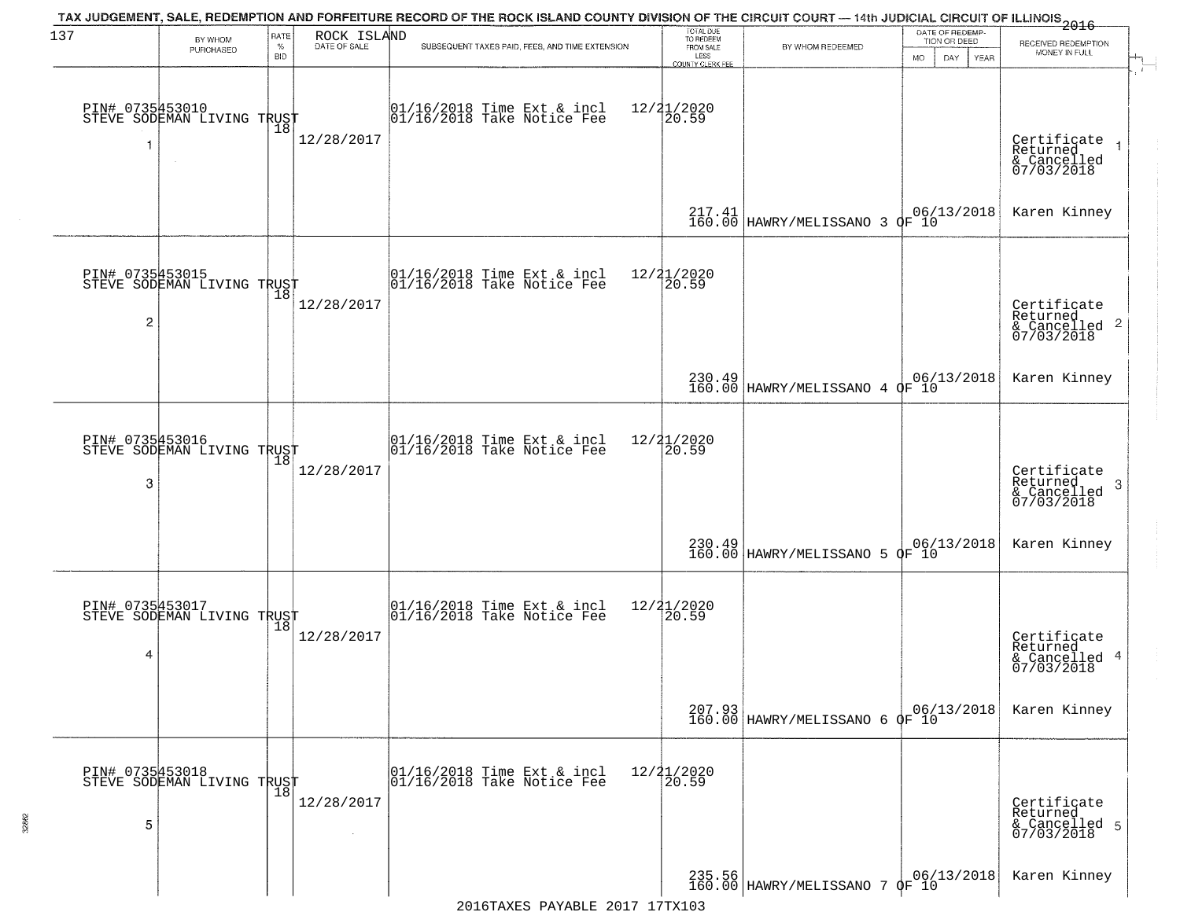# TAX JUDGEMENT, SALE, REDEMPTION AND FORFEITURE RECORD OF THE ROCK ISLAND COUNTY DIVISION OF THE CIRCUIT COURT — 14th JUDICIAL CIRCUIT OF ILLINOIS 2016

| 137 BY WHOM PURCHASED | RATE % BID | ROCK ISLAND DATE OF SALE | SUBSEQUENT TAXES PAID, FEES, AND TIME EXTENSION | TOTAL DUE TO REDEEM FROM SALE LESS COUNTY CLERK FEE | BY WHOM REDEEMED | DATE OF REDEMPTION OR DEED MO DAY YEAR | RECEIVED REDEMPTION MONEY IN FULL |
|---|---|---|---|---|---|---|---|
| PIN# 0735453010 STEVE SODEMAN LIVING TRUST 1 | 18 | 12/28/2017 | 01/16/2018 Time Ext & incl 01/16/2018 Take Notice Fee 12/21/2020 | 20.59 217.41 160.00 | HAWRY/MELISSANO 3 OF 10 | 06/13/2018 | Certificate Returned & Cancelled 07/03/2018 1 Karen Kinney |
| PIN# 0735453015 STEVE SODEMAN LIVING TRUST 2 | 18 | 12/28/2017 | 01/16/2018 Time Ext & incl 01/16/2018 Take Notice Fee 12/21/2020 | 20.59 230.49 160.00 | HAWRY/MELISSANO 4 OF 10 | 06/13/2018 | Certificate Returned & Cancelled 07/03/2018 2 Karen Kinney |
| PIN# 0735453016 STEVE SODEMAN LIVING TRUST 3 | 18 | 12/28/2017 | 01/16/2018 Time Ext & incl 01/16/2018 Take Notice Fee 12/21/2020 | 20.59 230.49 160.00 | HAWRY/MELISSANO 5 OF 10 | 06/13/2018 | Certificate Returned & Cancelled 07/03/2018 3 Karen Kinney |
| PIN# 0735453017 STEVE SODEMAN LIVING TRUST 4 | 18 | 12/28/2017 | 01/16/2018 Time Ext & incl 01/16/2018 Take Notice Fee 12/21/2020 | 20.59 207.93 160.00 | HAWRY/MELISSANO 6 OF 10 | 06/13/2018 | Certificate Returned & Cancelled 07/03/2018 4 Karen Kinney |
| PIN# 0735453018 STEVE SODEMAN LIVING TRUST 5 | 18 | 12/28/2017 | 01/16/2018 Time Ext & incl 01/16/2018 Take Notice Fee 12/21/2020 | 20.59 235.56 160.00 | HAWRY/MELISSANO 7 OF 10 | 06/13/2018 | Certificate Returned & Cancelled 07/03/2018 5 Karen Kinney |

2016TAXES PAYABLE 2017 17TX103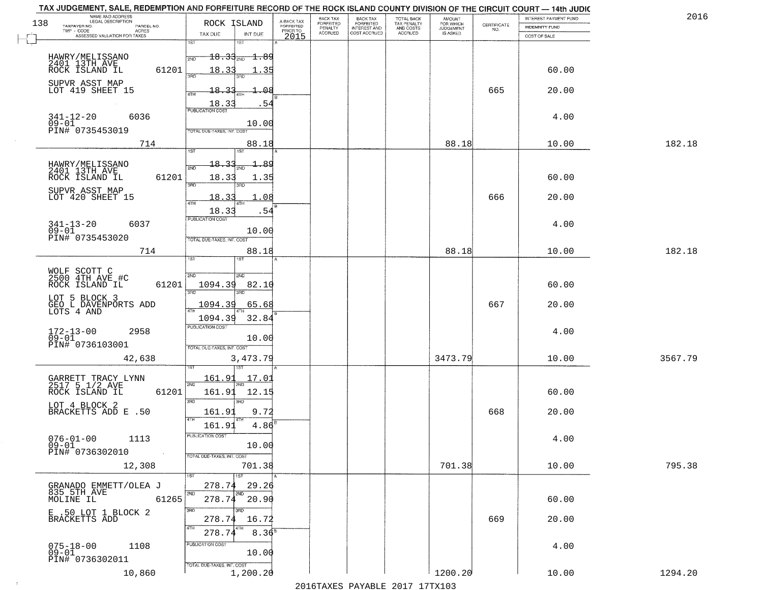TAX JUDGEMENT, SALE, REDEMPTION AND FORFEITURE RECORD OF THE ROCK ISLAND COUNTY DIVISION OF THE CIRCUIT COURT — 14th JUDIC

2016

| NAME AND ADDRESS / LEGAL DESCRIPTION / TAXPAYER NO. / PARCEL NO. / TWP - CODE / ACRES / ASSESSED VALUATION FOR TAXES | ROCK ISLAND TAX DUE | INT DUE | A-BACK TAX FORFEITED PRIOR TO 2015 | BACK TAX FORFEITED PENALTY ACCRUED | BACK TAX FORFEITED INTEREST AND COST ACCRUED | TOTAL BACK TAX PENALTY AND COSTS ACCRUED | AMOUNT FOR WHICH JUDGEMENT IS ASKED | CERTIFICATE NO. | INTEREST PAYMENT FUND / INDEMNITY FUND / COST OF SALE | |
|---|---|---|---|---|---|---|---|---|---|---|
| HAWRY/MELISSANO<br>2401 13TH AVE<br>ROCK ISLAND IL 61201<br>SUPVR ASST MAP<br>LOT 419 SHEET 15<br>341-12-20 6036<br>09-01<br>PIN# 0735453019<br>714 | 1ST<br>2ND ~~18.33~~<br>3RD 18.33<br>4TH ~~18.33~~<br>18.33<br>PUBLICATION COST<br>TOTAL DUE-TAXES, INT. COST | 1ST<br>2ND ~~1.89~~<br>3RD 1.35<br>4TH ~~1.08~~<br>.54<br>10.00<br>88.18 | | | | | 88.18 | 665 | 60.00<br>20.00<br>4.00<br>10.00 | 182.18 |
| HAWRY/MELISSANO<br>2401 13TH AVE<br>ROCK ISLAND IL 61201<br>SUPVR ASST MAP<br>LOT 420 SHEET 15<br>341-13-20 6037<br>09-01<br>PIN# 0735453020<br>714 | 1ST<br>2ND ~~18.33~~<br>3RD 18.33<br>4TH 18.33<br>18.33<br>PUBLICATION COST<br>TOTAL DUE-TAXES, INT. COST | 1ST<br>2ND ~~1.89~~<br>3RD 1.35<br>4TH 1.08<br>.54<br>10.00<br>88.18 | | | | | 88.18 | 666 | 60.00<br>20.00<br>4.00<br>10.00 | 182.18 |
| WOLF SCOTT C<br>2500 4TH AVE #C<br>ROCK ISLAND IL 61201<br>LOT 5 BLOCK 3<br>GEO L DAVENPORTS ADD<br>LOTS 4 AND<br>172-13-00 2958<br>09-01<br>PIN# 0736103001<br>42,638 | 1ST<br>2ND 1094.39<br>3RD 1094.39<br>4TH 1094.39<br>PUBLICATION COST<br>TOTAL DUE-TAXES, INT. COST | 1ST<br>2ND 82.10<br>3RD 65.68<br>4TH 32.84<br>10.00<br>3,473.79 | | | | | 3473.79 | 667 | 60.00<br>20.00<br>4.00<br>10.00 | 3567.79 |
| GARRETT TRACY LYNN<br>2517 5 1/2 AVE<br>ROCK ISLAND IL 61201<br>LOT 4 BLOCK 2<br>BRACKETTS ADD E .50<br>076-01-00 1113<br>09-01<br>PIN# 0736302010<br>12,308 | 1ST 161.91<br>2ND 161.91<br>3RD 161.91<br>4TH 161.91<br>PUBLICATION COST<br>TOTAL DUE-TAXES, INT. COST | 1ST 17.01<br>2ND 12.15<br>3RD 9.72<br>4TH 4.86<br>10.00<br>701.38 | | | | | 701.38 | 668 | 60.00<br>20.00<br>4.00<br>10.00 | 795.38 |
| GRANADO EMMETT/OLEA J<br>835 5TH AVE<br>MOLINE IL 61265<br>E .50 LOT 1 BLOCK 2<br>BRACKETTS ADD<br>075-18-00 1108<br>09-01<br>PIN# 0736302011<br>10,860 | 1ST 278.74<br>2ND 278.74<br>3RD 278.74<br>4TH 278.74<br>PUBLICATION COST<br>TOTAL DUE-TAXES, INT. COST | 1ST 29.26<br>2ND 20.90<br>3RD 16.72<br>4TH 8.36<br>10.00<br>1,200.20 | | | | | 1200.20 | 669 | 60.00<br>20.00<br>4.00<br>10.00 | 1294.20 |

2016TAXES PAYABLE 2017 17TX103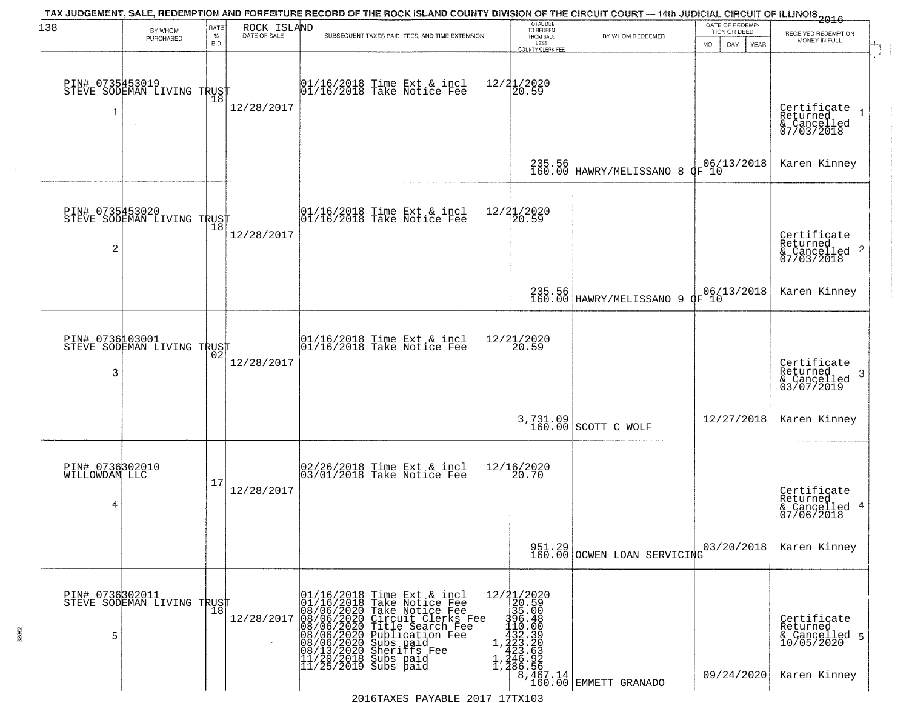TAX JUDGEMENT, SALE, REDEMPTION AND FORFEITURE RECORD OF THE ROCK ISLAND COUNTY DIVISION OF THE CIRCUIT COURT — 14th JUDICIAL CIRCUIT OF ILLINOIS 2016

| BY WHOM PURCHASED | RATE % BID | ROCK ISLAND DATE OF SALE | SUBSEQUENT TAXES PAID, FEES, AND TIME EXTENSION | TOTAL DUE TO REDEEM FROM SALE LESS COUNTY CLERK FEE | BY WHOM REDEEMED | DATE OF REDEMPTION OR DEED | RECEIVED REDEMPTION MONEY IN FULL |
|---|---|---|---|---|---|---|---|
| PIN# 0735453019 STEVE SODEMAN LIVING TRUST 1 | 18 | 12/28/2017 | 01/16/2018 Time Ext & incl 12/21/2020<br>01/16/2018 Take Notice Fee 20.59 | 235.56<br>160.00 | HAWRY/MELISSANO 8 OF 10 | 06/13/2018 | Certificate Returned & Cancelled 07/03/2018 1<br>Karen Kinney |
| PIN# 0735453020 STEVE SODEMAN LIVING TRUST 2 | 18 | 12/28/2017 | 01/16/2018 Time Ext & incl 12/21/2020<br>01/16/2018 Take Notice Fee 20.59 | 235.56<br>160.00 | HAWRY/MELISSANO 9 OF 10 | 06/13/2018 | Certificate Returned & Cancelled 07/03/2018 2<br>Karen Kinney |
| PIN# 0736103001 STEVE SODEMAN LIVING TRUST 3 | 02 | 12/28/2017 | 01/16/2018 Time Ext & incl 12/21/2020<br>01/16/2018 Take Notice Fee 20.59 | 3,731.09<br>160.00 | SCOTT C WOLF | 12/27/2018 | Certificate Returned & Cancelled 03/07/2019 3<br>Karen Kinney |
| PIN# 0736302010 WILLOWDAM LLC 4 | 17 | 12/28/2017 | 02/26/2018 Time Ext & incl 12/16/2020<br>03/01/2018 Take Notice Fee 20.70 | 951.29<br>160.00 | OCWEN LOAN SERVICING | 03/20/2018 | Certificate Returned & Cancelled 07/06/2018 4<br>Karen Kinney |
| PIN# 0736302011 STEVE SODEMAN LIVING TRUST 5 | 18 | 12/28/2017 | 01/16/2018 Time Ext & incl 12/21/2020<br>01/16/2018 Take Notice Fee 20.59<br>08/06/2020 Take Notice Fee 35.00<br>08/06/2020 Circuit Clerks Fee 396.48<br>08/06/2020 Title Search Fee 110.00<br>08/06/2020 Publication Fee 432.39<br>08/06/2020 Subs paid 1,223.20<br>08/13/2020 Sheriffs Fee 423.63<br>11/20/2018 Subs paid 1,246.92<br>11/25/2019 Subs paid 1,286.56 | 8,467.14<br>160.00 | EMMETT GRANADO | 09/24/2020 | Certificate Returned & Cancelled 10/05/2020 5<br>Karen Kinney |

2016TAXES PAYABLE 2017 17TX103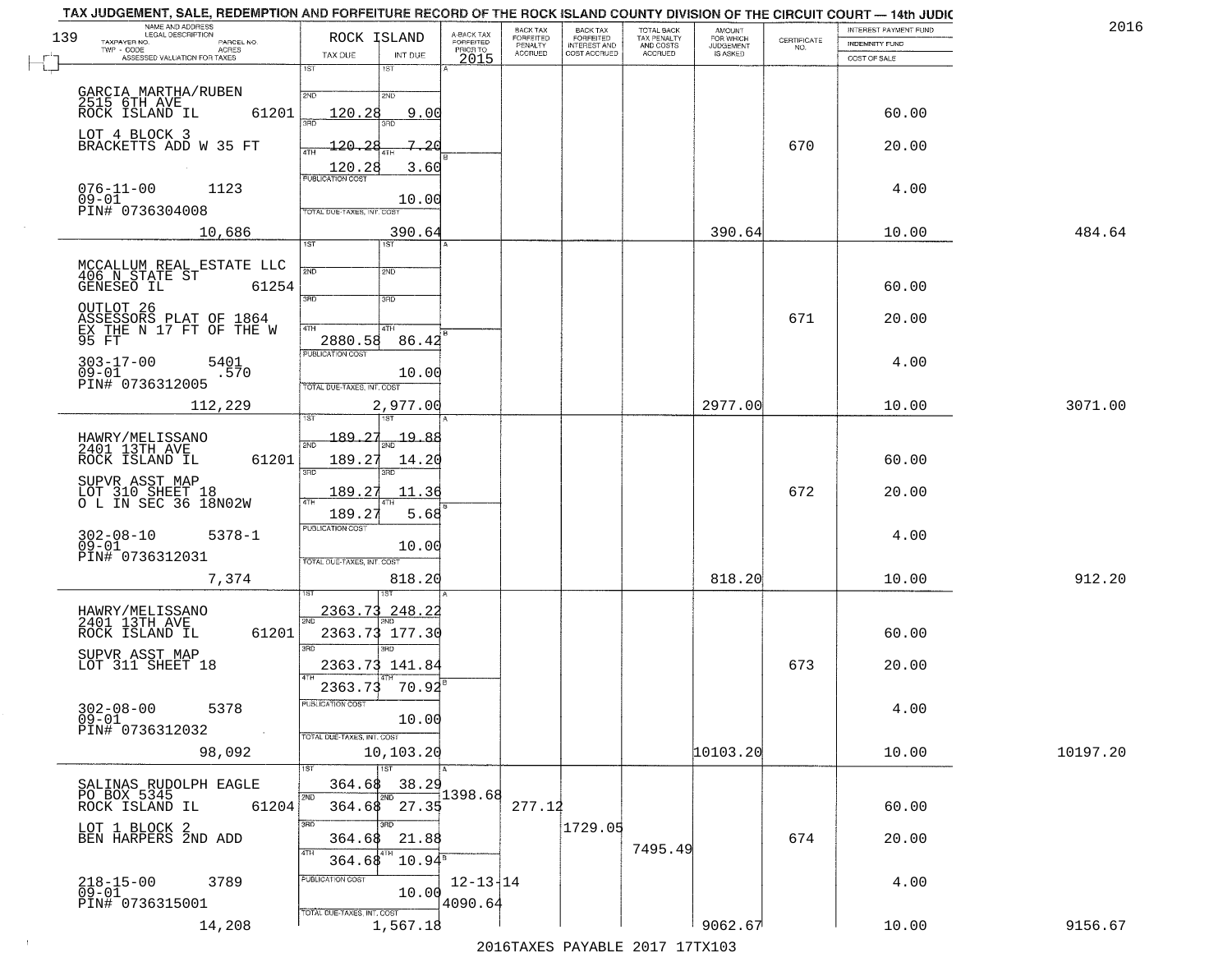# TAX JUDGEMENT, SALE, REDEMPTION AND FORFEITURE RECORD OF THE ROCK ISLAND COUNTY DIVISION OF THE CIRCUIT COURT — 14th JUDIC

2016

139 ROCK ISLAND

| NAME AND ADDRESS / LEGAL DESCRIPTION / TAXPAYER NO. / PARCEL NO. / TWP - CODE / ACRES / ASSESSED VALUATION FOR TAXES | TAX DUE | INT DUE | A-BACK TAX FORFEITED PRIOR TO 2015 | BACK TAX FORFEITED PENALTY ACCRUED | BACK TAX FORFEITED INTEREST AND COST ACCRUED | TOTAL BACK TAX PENALTY AND COSTS ACCRUED | AMOUNT FOR WHICH JUDGEMENT IS ASKED | CERTIFICATE NO. | INTEREST PAYMENT FUND / INDEMNITY FUND / COST OF SALE | |
|---|---|---|---|---|---|---|---|---|---|---|
| GARCIA MARTHA/RUBEN<br>2515 6TH AVE<br>ROCK ISLAND IL 61201<br>LOT 4 BLOCK 3<br>BRACKETTS ADD W 35 FT<br>076-11-00 1123<br>09-01<br>PIN# 0736304008 | 1ST<br>2ND 120.28<br>3RD 120.28<br>4TH 120.28<br>PUBLICATION COST | 1ST<br>2ND 9.00<br>3RD 7.20<br>4TH 3.60<br>10.00 | | | | | | 670 | 60.00<br>20.00<br>4.00 | |
| 10,686 | TOTAL DUE-TAXES, INT. COST | 390.64 | | | | | 390.64 | | 10.00 | 484.64 |
| MCCALLUM REAL ESTATE LLC<br>406 N STATE ST<br>GENESEO IL 61254<br>OUTLOT 26<br>ASSESSORS PLAT OF 1864<br>EX THE N 17 FT OF THE W 95 FT<br>303-17-00 5401<br>09-01 .570<br>PIN# 0736312005 | 1ST<br>2ND<br>3RD<br>4TH 2880.58<br>PUBLICATION COST | 1ST<br>2ND<br>3RD<br>4TH 86.42<br>10.00 | | | | | | 671 | 60.00<br>20.00<br>4.00 | |
| 112,229 | TOTAL DUE-TAXES, INT. COST | 2,977.00 | | | | | 2977.00 | | 10.00 | 3071.00 |
| HAWRY/MELISSANO<br>2401 13TH AVE<br>ROCK ISLAND IL 61201<br>SUPVR ASST MAP<br>LOT 310 SHEET 18<br>O L IN SEC 36 18N02W<br>302-08-10 5378-1<br>09-01<br>PIN# 0736312031 | 1ST 189.27<br>2ND 189.27<br>3RD 189.27<br>4TH 189.27<br>PUBLICATION COST | 1ST 19.88<br>2ND 14.20<br>3RD 11.36<br>4TH 5.68<br>10.00 | | | | | | 672 | 60.00<br>20.00<br>4.00 | |
| 7,374 | TOTAL DUE-TAXES, INT. COST | 818.20 | | | | | 818.20 | | 10.00 | 912.20 |
| HAWRY/MELISSANO<br>2401 13TH AVE<br>ROCK ISLAND IL 61201<br>SUPVR ASST MAP<br>LOT 311 SHEET 18<br>302-08-00 5378<br>09-01<br>PIN# 0736312032 | 1ST 2363.73<br>2ND 2363.73<br>3RD 2363.73<br>4TH 2363.73<br>PUBLICATION COST | 1ST 248.22<br>2ND 177.30<br>3RD 141.84<br>4TH 70.92<br>10.00 | | | | | | 673 | 60.00<br>20.00<br>4.00 | |
| 98,092 | TOTAL DUE-TAXES, INT. COST | 10,103.20 | | | | | 10103.20 | | 10.00 | 10197.20 |
| SALINAS RUDOLPH EAGLE<br>PO BOX 5345<br>ROCK ISLAND IL 61204<br>LOT 1 BLOCK 2<br>BEN HARPERS 2ND ADD<br>218-15-00 3789<br>09-01<br>PIN# 0736315001 | 1ST 364.68<br>2ND 364.68<br>3RD 364.68<br>4TH 364.68<br>PUBLICATION COST | 1ST 38.29<br>2ND 27.35<br>3RD 21.88<br>4TH 10.94<br>10.00 | 1398.68<br>12-13-14<br>4090.64 | 277.12 | 1729.05 | 7495.49 | | 674 | 60.00<br>20.00<br>4.00 | |
| 14,208 | TOTAL DUE-TAXES, INT. COST | 1,567.18 | | | | | 9062.67 | | 10.00 | 9156.67 |

2016TAXES PAYABLE 2017 17TX103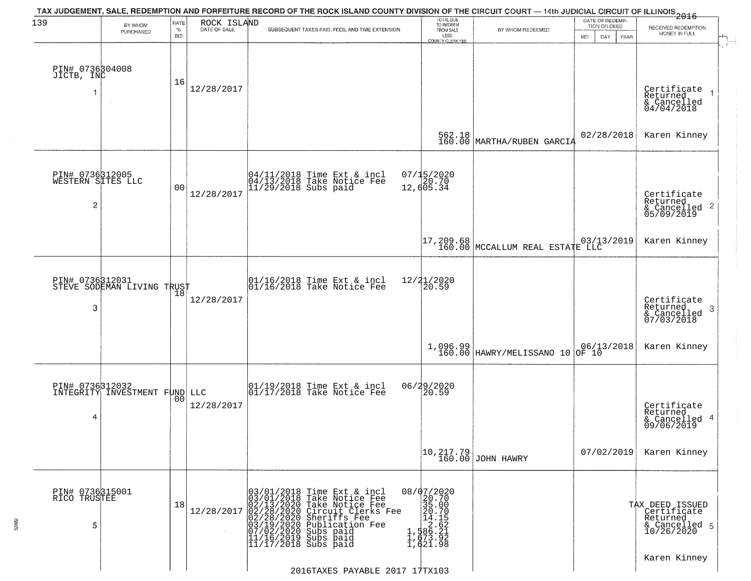# TAX JUDGEMENT, SALE, REDEMPTION AND FORFEITURE RECORD OF THE ROCK ISLAND COUNTY DIVISION OF THE CIRCUIT COURT — 14th JUDICIAL CIRCUIT OF ILLINOIS 2016

| 139 BY WHOM PURCHASED | RATE % BID | ROCK ISLAND DATE OF SALE | SUBSEQUENT TAXES PAID, FEES, AND TIME EXTENSION | TOTAL DUE TO REDEEM FROM SALE LESS COUNTY CLERK FEE | BY WHOM REDEEMED | DATE OF REDEMPTION OR DEED MO DAY YEAR | RECEIVED REDEMPTION MONEY IN FULL |
|---|---|---|---|---|---|---|---|
| PIN# 0736304008 JICTB, INC 1 | 16 | 12/28/2017 | | 562.18 160.00 | MARTHA/RUBEN GARCIA | 02/28/2018 | Certificate Returned & Cancelled 04/04/2018 1 Karen Kinney |
| PIN# 0736312005 WESTERN SITES LLC 2 | 00 | 12/28/2017 | 04/11/2018 Time Ext & incl 07/15/2020; 04/13/2018 Take Notice Fee 20.70; 11/29/2018 Subs paid 12,605.34 | 17,209.68 160.00 | MCCALLUM REAL ESTATE LLC | 03/13/2019 | Certificate Returned & Cancelled 05/09/2019 2 Karen Kinney |
| PIN# 0736312031 STEVE SODEMAN LIVING TRUST 3 | 18 | 12/28/2017 | 01/16/2018 Time Ext & incl 12/21/2020; 01/16/2018 Take Notice Fee 20.59 | 1,096.99 160.00 | HAWRY/MELISSANO 10 OF 10 | 06/13/2018 | Certificate Returned & Cancelled 07/03/2018 3 Karen Kinney |
| PIN# 0736312032 INTEGRITY INVESTMENT FUND LLC 4 | 00 | 12/28/2017 | 01/19/2018 Time Ext & incl 06/29/2020; 01/17/2018 Take Notice Fee 20.59 | 10,217.79 160.00 | JOHN HAWRY | 07/02/2019 | Certificate Returned & Cancelled 09/06/2019 4 Karen Kinney |
| PIN# 0736315001 RICO TRUSTEE 5 | 18 | 12/28/2017 | 03/01/2018 Time Ext & incl 08/07/2020; 03/01/2018 Take Notice Fee 20.70; 02/13/2020 Take Notice Fee 35.00; 02/28/2020 Circuit Clerks Fee 20.70; 02/28/2020 Sheriffs Fee 14.15; 03/19/2020 Publication Fee 2.62; 07/02/2020 Subs paid 1,586.21; 11/16/2019 Subs paid 1,673.92; 11/17/2018 Subs paid 1,621.98 | | | | TAX DEED ISSUED Certificate Returned & Cancelled 10/26/2020 5 Karen Kinney |

2016TAXES PAYABLE 2017 17TX103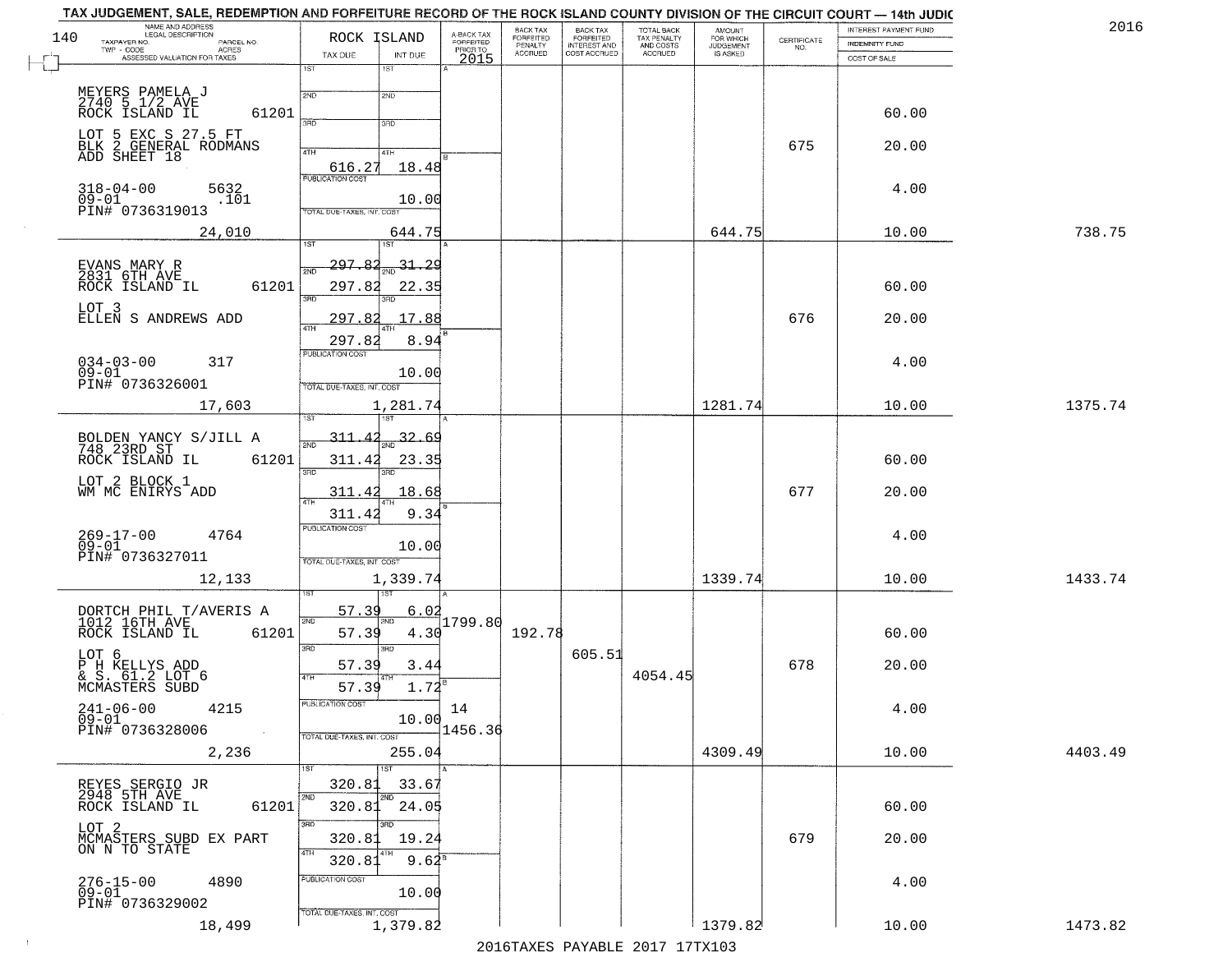TAX JUDGEMENT, SALE, REDEMPTION AND FORFEITURE RECORD OF THE ROCK ISLAND COUNTY DIVISION OF THE CIRCUIT COURT — 14th JUDIC

2016

| NAME AND ADDRESS / LEGAL DESCRIPTION / TAXPAYER NO. / PARCEL NO. / TWP - CODE / ACRES / ASSESSED VALUATION FOR TAXES | ROCK ISLAND TAX DUE | INT DUE | A-BACK TAX FORFEITED PRIOR TO 2015 | BACK TAX FORFEITED PENALTY ACCRUED | BACK TAX FORFEITED INTEREST AND COST ACCRUED | TOTAL BACK TAX PENALTY AND COSTS ACCRUED | AMOUNT FOR WHICH JUDGEMENT IS ASKED | CERTIFICATE NO. | INTEREST PAYMENT FUND / INDEMNITY FUND / COST OF SALE | |
|---|---|---|---|---|---|---|---|---|---|---|
| MEYERS PAMELA J<br>2740 5 1/2 AVE<br>ROCK ISLAND IL 61201<br>LOT 5 EXC S 27.5 FT<br>BLK 2 GENERAL RODMANS<br>ADD SHEET 18<br>318-04-00 5632<br>09-01 .101<br>PIN# 0736319013<br>24,010 | 1ST<br>2ND<br>3RD<br>4TH 616.27<br>PUBLICATION COST<br>TOTAL DUE-TAXES, INT. COST | 1ST<br>2ND<br>3RD<br>4TH 18.48<br>10.00<br>644.75 | | | | | 644.75 | 675 | 60.00<br>20.00<br>4.00<br>10.00 | 738.75 |
| EVANS MARY R<br>2831 6TH AVE<br>ROCK ISLAND IL 61201<br>LOT 3<br>ELLEN S ANDREWS ADD<br>034-03-00 317<br>09-01<br>PIN# 0736326001<br>17,603 | 1ST 297.82<br>2ND 297.82<br>3RD 297.82<br>4TH 297.82<br>PUBLICATION COST<br>TOTAL DUE-TAXES, INT. COST | 31.29<br>22.35<br>17.88<br>8.94<br>10.00<br>1,281.74 | | | | | 1281.74 | 676 | 60.00<br>20.00<br>4.00<br>10.00 | 1375.74 |
| BOLDEN YANCY S/JILL A<br>748 23RD ST<br>ROCK ISLAND IL 61201<br>LOT 2 BLOCK 1<br>WM MC ENIRYS ADD<br>269-17-00 4764<br>09-01<br>PIN# 0736327011<br>12,133 | 1ST 311.42<br>2ND 311.42<br>3RD 311.42<br>4TH 311.42<br>PUBLICATION COST<br>TOTAL DUE-TAXES, INT. COST | 32.69<br>23.35<br>18.68<br>9.34<br>10.00<br>1,339.74 | | | | | 1339.74 | 677 | 60.00<br>20.00<br>4.00<br>10.00 | 1433.74 |
| DORTCH PHIL T/AVERIS A<br>1012 16TH AVE<br>ROCK ISLAND IL 61201<br>LOT 6<br>P H KELLYS ADD<br>& S. 61.2 LOT 6<br>MCMASTERS SUBD<br>241-06-00 4215<br>09-01<br>PIN# 0736328006<br>2,236 | 1ST 57.39<br>2ND 57.39<br>3RD 57.39<br>4TH 57.39<br>PUBLICATION COST<br>TOTAL DUE-TAXES, INT. COST | 6.02<br>4.30<br>3.44<br>1.72<br>10.00<br>255.04 | 1799.80<br>14<br>1456.36 | 192.78 | 605.51 | 4054.45 | 4309.49 | 678 | 60.00<br>20.00<br>4.00<br>10.00 | 4403.49 |
| REYES SERGIO JR<br>2948 5TH AVE<br>ROCK ISLAND IL 61201<br>LOT 2<br>MCMASTERS SUBD EX PART<br>ON N TO STATE<br>276-15-00 4890<br>09-01<br>PIN# 0736329002<br>18,499 | 1ST 320.81<br>2ND 320.81<br>3RD 320.81<br>4TH 320.81<br>PUBLICATION COST<br>TOTAL DUE-TAXES, INT. COST | 33.67<br>24.05<br>19.24<br>9.62<br>10.00<br>1,379.82 | | | | | 1379.82 | 679 | 60.00<br>20.00<br>4.00<br>10.00 | 1473.82 |

2016TAXES PAYABLE 2017 17TX103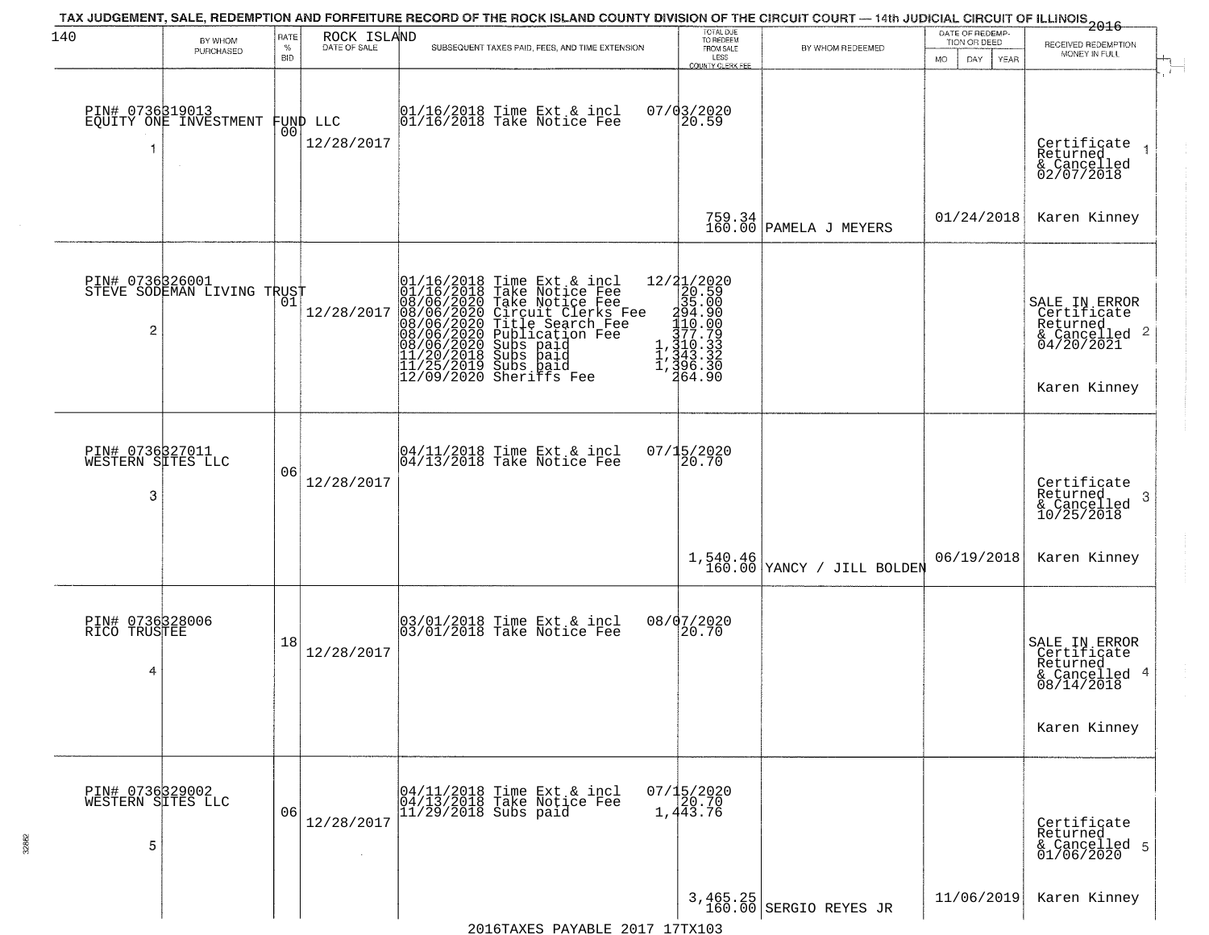# TAX JUDGEMENT, SALE, REDEMPTION AND FORFEITURE RECORD OF THE ROCK ISLAND COUNTY DIVISION OF THE CIRCUIT COURT — 14th JUDICIAL CIRCUIT OF ILLINOIS 2016

| 140 BY WHOM PURCHASED | RATE % BID | ROCK ISLAND DATE OF SALE | SUBSEQUENT TAXES PAID, FEES, AND TIME EXTENSION | TOTAL DUE TO REDEEM FROM SALE LESS COUNTY CLERK FEE | BY WHOM REDEEMED | DATE OF REDEMPTION OR DEED (MO DAY YEAR) | RECEIVED REDEMPTION MONEY IN FULL |
|---|---|---|---|---|---|---|---|
| PIN# 0736319013 EQUITY ONE INVESTMENT FUND LLC 1 | 00 | 12/28/2017 | 01/16/2018 Time Ext & incl 07/03/2020<br>01/16/2018 Take Notice Fee 20.59 | 759.34<br>160.00 | PAMELA J MEYERS | 01/24/2018 | Certificate Returned & Cancelled 02/07/2018 1<br>Karen Kinney |
| PIN# 0736326001 STEVE SODEMAN LIVING TRUST 2 | 01 | 12/28/2017 | 01/16/2018 Time Ext & incl 12/21/2020<br>01/16/2018 Take Notice Fee 20.59<br>08/06/2020 Take Notice Fee 35.00<br>08/06/2020 Circuit Clerks Fee 294.90<br>08/06/2020 Title Search Fee 110.00<br>08/06/2020 Publication Fee 377.79<br>08/06/2020 Subs paid 1,310.33<br>11/20/2018 Subs paid 1,343.32<br>11/25/2019 Subs paid 1,396.30<br>12/09/2020 Sheriffs Fee 264.90 | | | | SALE IN ERROR Certificate Returned & Cancelled 04/20/2021 2<br>Karen Kinney |
| PIN# 0736327011 WESTERN SITES LLC 3 | 06 | 12/28/2017 | 04/11/2018 Time Ext & incl 07/15/2020<br>04/13/2018 Take Notice Fee 20.70 | 1,540.46<br>160.00 | YANCY / JILL BOLDEN | 06/19/2018 | Certificate Returned & Cancelled 10/25/2018 3<br>Karen Kinney |
| PIN# 0736328006 RICO TRUSTEE 4 | 18 | 12/28/2017 | 03/01/2018 Time Ext & incl 08/07/2020<br>03/01/2018 Take Notice Fee 20.70 | | | | SALE IN ERROR Certificate Returned & Cancelled 08/14/2018 4<br>Karen Kinney |
| PIN# 0736329002 WESTERN SITES LLC 5 | 06 | 12/28/2017 | 04/11/2018 Time Ext & incl 07/15/2020<br>04/13/2018 Take Notice Fee 20.70<br>11/29/2018 Subs paid 1,443.76 | 3,465.25<br>160.00 | SERGIO REYES JR | 11/06/2019 | Certificate Returned & Cancelled 01/06/2020 5<br>Karen Kinney |

2016TAXES PAYABLE 2017 17TX103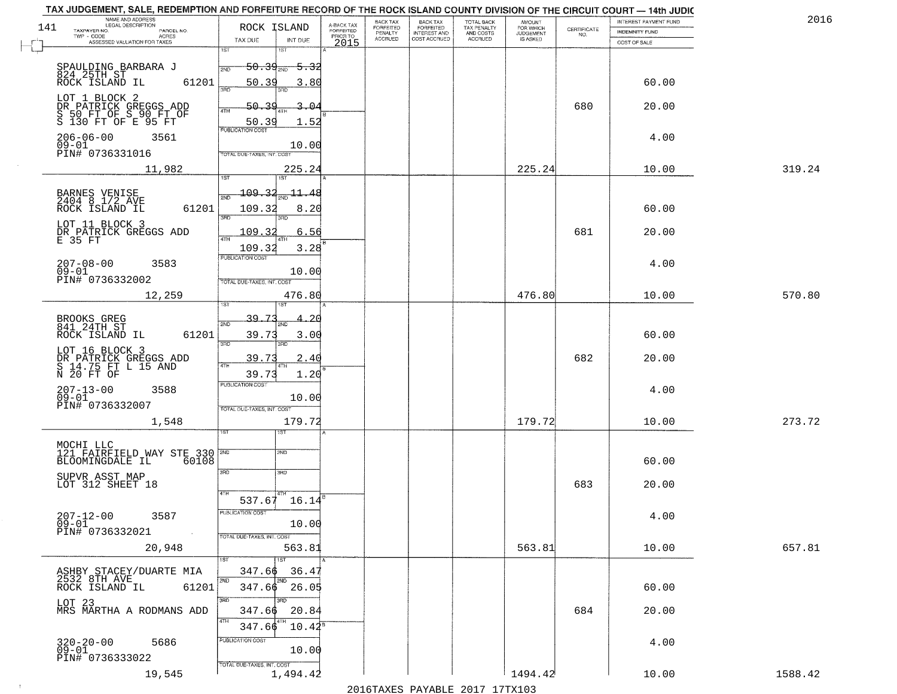TAX JUDGEMENT, SALE, REDEMPTION AND FORFEITURE RECORD OF THE ROCK ISLAND COUNTY DIVISION OF THE CIRCUIT COURT — 14th JUDIC

2016

| 141 NAME AND ADDRESS / LEGAL DESCRIPTION / TAXPAYER NO. / PARCEL NO. / TWP - CODE / ACRES / ASSESSED VALUATION FOR TAXES | ROCK ISLAND TAX DUE | INT DUE | A-BACK TAX FORFEITED PRIOR TO 2015 | BACK TAX FORFEITED PENALTY ACCRUED | BACK TAX FORFEITED INTEREST AND COST ACCRUED | TOTAL BACK TAX PENALTY AND COSTS ACCRUED | AMOUNT FOR WHICH JUDGEMENT IS ASKED | CERTIFICATE NO. | INTEREST PAYMENT FUND / INDEMNITY FUND / COST OF SALE | |
|---|---|---|---|---|---|---|---|---|---|---|
| SPAULDING BARBARA J<br>824 25TH ST<br>ROCK ISLAND IL 61201<br>LOT 1 BLOCK 2<br>DR PATRICK GREGGS ADD<br>S 50 FT OF S 90 FT OF<br>S 130 FT OF E 95 FT<br>206-06-00 3561<br>09-01<br>PIN# 0736331016<br>11,982 | 1ST 50.39<br>2ND 50.39<br>3RD 50.39<br>4TH 50.39<br>PUBLICATION COST<br>TOTAL DUE-TAXES, INT. COST | 5.32<br>3.80<br>3.04<br>1.52<br>10.00<br>225.24 | | | | | 225.24 | 680 | 60.00<br>20.00<br>4.00<br>10.00 | 319.24 |
| BARNES VENISE<br>2404 8 1/2 AVE<br>ROCK ISLAND IL 61201<br>LOT 11 BLOCK 3<br>DR PATRICK GREGGS ADD<br>E 35 FT<br>207-08-00 3583<br>09-01<br>PIN# 0736332002<br>12,259 | 1ST 109.32<br>2ND 109.32<br>3RD 109.32<br>4TH 109.32<br>PUBLICATION COST<br>TOTAL DUE-TAXES, INT. COST | 11.48<br>8.20<br>6.56<br>3.28<br>10.00<br>476.80 | | | | | 476.80 | 681 | 60.00<br>20.00<br>4.00<br>10.00 | 570.80 |
| BROOKS GREG<br>841 24TH ST<br>ROCK ISLAND IL 61201<br>LOT 16 BLOCK 3<br>DR PATRICK GREGGS ADD<br>S 14.75 FT L 15 AND<br>N 20 FT OF<br>207-13-00 3588<br>09-01<br>PIN# 0736332007<br>1,548 | 1ST 39.73<br>2ND 39.73<br>3RD 39.73<br>4TH 39.73<br>PUBLICATION COST<br>TOTAL DUE-TAXES, INT. COST | 4.20<br>3.00<br>2.40<br>1.20<br>10.00<br>179.72 | | | | | 179.72 | 682 | 60.00<br>20.00<br>4.00<br>10.00 | 273.72 |
| MOCHI LLC<br>121 FAIRFIELD WAY STE 330<br>BLOOMINGDALE IL 60108<br>SUPVR ASST MAP<br>LOT 312 SHEET 18<br>207-12-00 3587<br>09-01<br>PIN# 0736332021<br>20,948 | 1ST<br>2ND<br>3RD<br>4TH 537.67<br>PUBLICATION COST<br>TOTAL DUE-TAXES, INT. COST | <br><br><br>16.14<br>10.00<br>563.81 | | | | | 563.81 | 683 | 60.00<br>20.00<br>4.00<br>10.00 | 657.81 |
| ASHBY STACEY/DUARTE MIA<br>2532 8TH AVE<br>ROCK ISLAND IL 61201<br>LOT 23<br>MRS MARTHA A RODMANS ADD<br>320-20-00 5686<br>09-01<br>PIN# 0736333022<br>19,545 | 1ST 347.66<br>2ND 347.66<br>3RD 347.66<br>4TH 347.66<br>PUBLICATION COST<br>TOTAL DUE-TAXES, INT. COST | 36.47<br>26.05<br>20.84<br>10.42<br>10.00<br>1,494.42 | | | | | 1494.42 | 684 | 60.00<br>20.00<br>4.00<br>10.00 | 1588.42 |

2016TAXES PAYABLE 2017 17TX103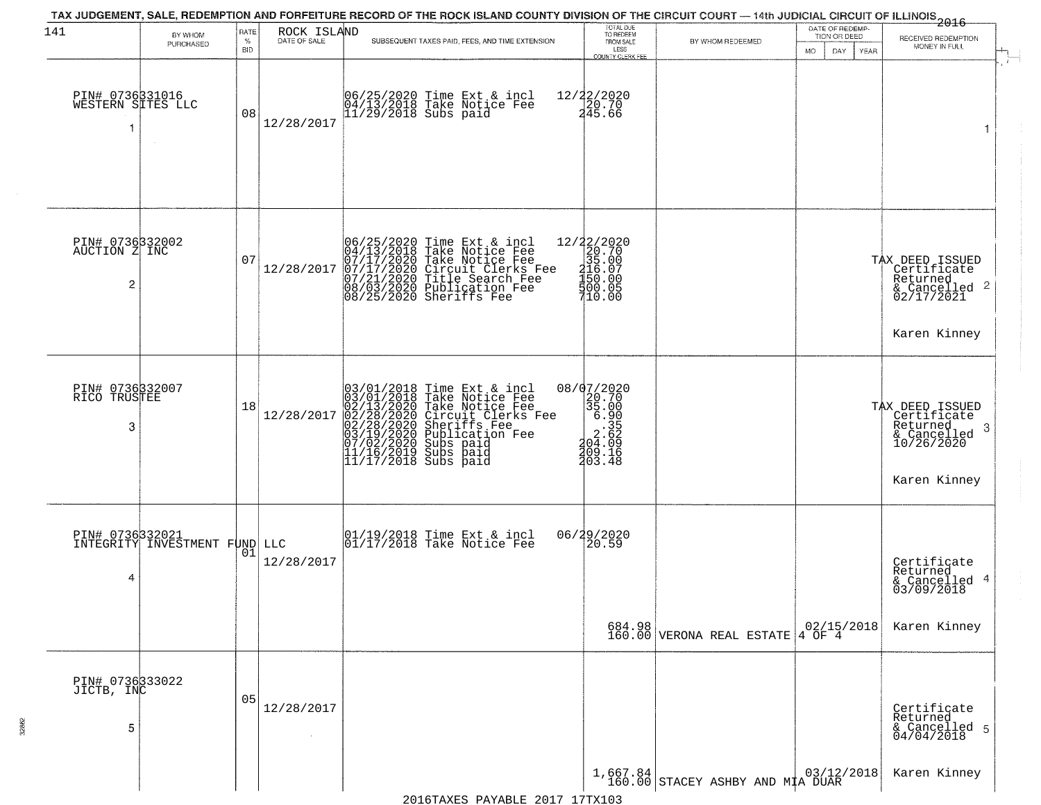TAX JUDGEMENT, SALE, REDEMPTION AND FORFEITURE RECORD OF THE ROCK ISLAND COUNTY DIVISION OF THE CIRCUIT COURT — 14th JUDICIAL CIRCUIT OF ILLINOIS 2016

| 141 BY WHOM PURCHASED | RATE % BID | ROCK ISLAND DATE OF SALE | SUBSEQUENT TAXES PAID, FEES, AND TIME EXTENSION | TOTAL DUE TO REDEEM FROM SALE LESS COUNTY CLERK FEE | BY WHOM REDEEMED | DATE OF REDEMPTION OR DEED MO DAY YEAR | RECEIVED REDEMPTION MONEY IN FULL |
|---|---|---|---|---|---|---|---|
| PIN# 0736331016 WESTERN SITES LLC 1 | 08 | 12/28/2017 | 06/25/2020 Time Ext & incl<br>04/13/2018 Take Notice Fee<br>11/29/2018 Subs paid | 12/22/2020<br>20.70<br>245.66 | | | 1 |
| PIN# 0736332002 AUCTION Z INC 2 | 07 | 12/28/2017 | 06/25/2020 Time Ext & incl<br>04/13/2018 Take Notice Fee<br>07/17/2020 Take Notice Fee<br>07/17/2020 Circuit Clerks Fee<br>07/21/2020 Title Search Fee<br>08/03/2020 Publication Fee<br>08/25/2020 Sheriffs Fee | 12/22/2020<br>20.70<br>35.00<br>216.07<br>150.00<br>500.05<br>710.00 | | | TAX DEED ISSUED Certificate Returned & Cancelled 02/17/2021 2<br>Karen Kinney |
| PIN# 0736332007 RICO TRUSTEE 3 | 18 | 12/28/2017 | 03/01/2018 Time Ext & incl<br>03/01/2018 Take Notice Fee<br>02/13/2020 Take Notice Fee<br>02/28/2020 Circuit Clerks Fee<br>02/28/2020 Sheriffs Fee<br>03/19/2020 Publication Fee<br>07/02/2020 Subs paid<br>11/16/2019 Subs paid<br>11/17/2018 Subs paid | 08/07/2020<br>20.70<br>35.00<br>6.90<br>.35<br>2.62<br>204.09<br>209.16<br>203.48 | | | TAX DEED ISSUED Certificate Returned & Cancelled 10/26/2020 3<br>Karen Kinney |
| PIN# 0736332021 INTEGRITY INVESTMENT FUND LLC 4 | 01 | 12/28/2017 | 01/19/2018 Time Ext & incl<br>01/17/2018 Take Notice Fee | 06/29/2020<br>20.59<br>684.98<br>160.00 | VERONA REAL ESTATE 4 OF 4 | 02/15/2018 | Certificate Returned & Cancelled 03/09/2018 4<br>Karen Kinney |
| PIN# 0736333022 JICTB, INC 5 | 05 | 12/28/2017 | | 1,667.84<br>160.00 | STACEY ASHBY AND MIA DUAR | 03/12/2018 | Certificate Returned & Cancelled 04/04/2018 5<br>Karen Kinney |

2016TAXES PAYABLE 2017 17TX103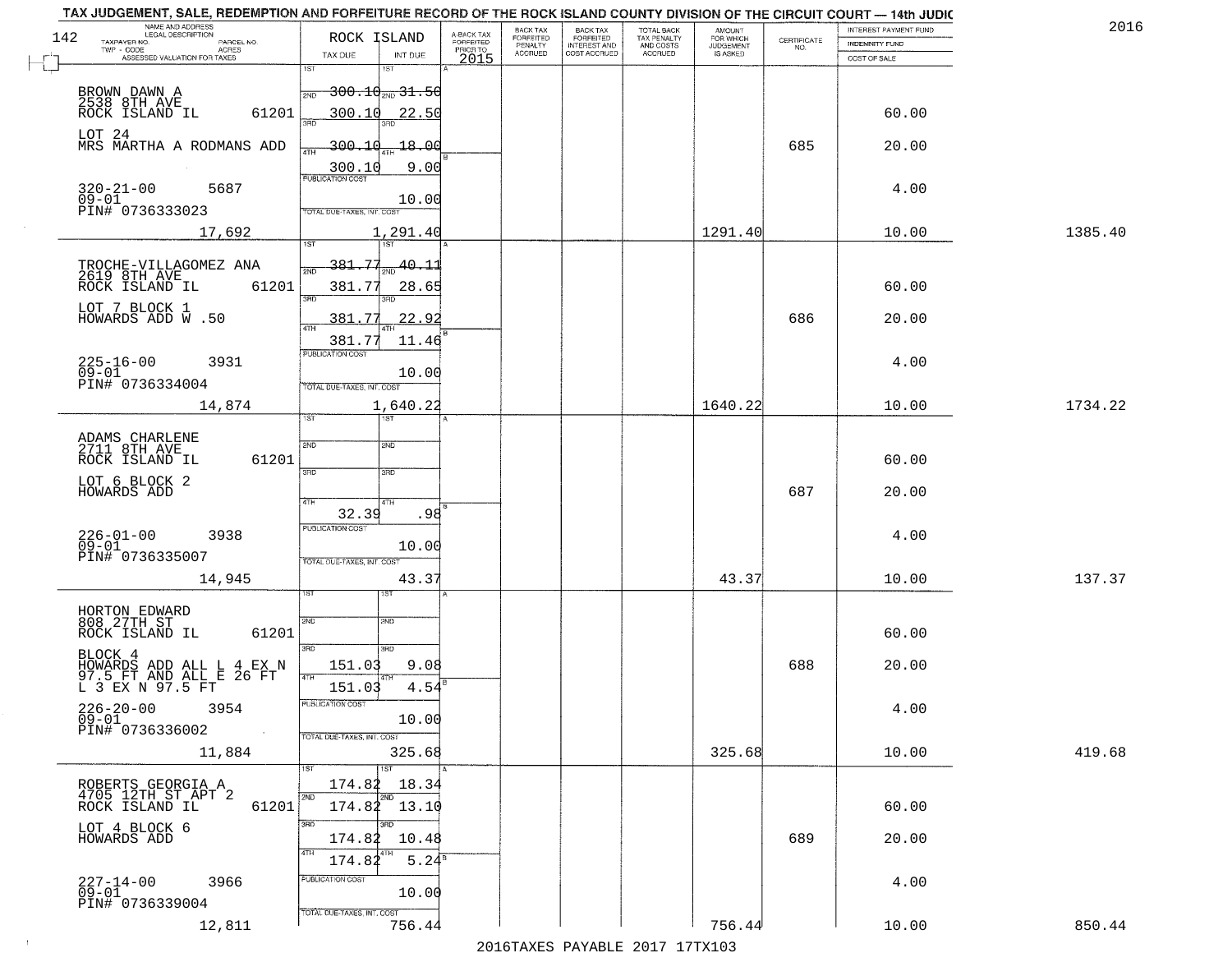TAX JUDGEMENT, SALE, REDEMPTION AND FORFEITURE RECORD OF THE ROCK ISLAND COUNTY DIVISION OF THE CIRCUIT COURT — 14th JUDIC

2016

| NAME AND ADDRESS / LEGAL DESCRIPTION / TAXPAYER NO. / PARCEL NO. / TWP - CODE / ACRES / ASSESSED VALUATION FOR TAXES | ROCK ISLAND TAX DUE | INT DUE | A-BACK TAX FORFEITED PRIOR TO 2015 | BACK TAX FORFEITED PENALTY ACCRUED | BACK TAX FORFEITED INTEREST AND COST ACCRUED | TOTAL BACK TAX PENALTY AND COSTS ACCRUED | AMOUNT FOR WHICH JUDGEMENT IS ASKED | CERTIFICATE NO. | INTEREST PAYMENT FUND / INDEMNITY FUND / COST OF SALE | |
|---|---|---|---|---|---|---|---|---|---|---|
| 142 | | | | | | | | | | |
| BROWN DAWN A, 2538 8TH AVE, ROCK ISLAND IL 61201 | 1ST 300.10 / 2ND 300.10 / 3RD 300.10 / 4TH 300.10 | 1ST 31.50 / 2ND 22.50 / 3RD 18.00 / 4TH 9.00 | | | | | | | 60.00 | |
| LOT 24, MRS MARTHA A RODMANS ADD | | | | | | | | 685 | 20.00 | |
| 320-21-00 5687, 09-01, PIN# 0736333023 | PUBLICATION COST | 10.00 | | | | | | | 4.00 | |
| 17,692 | TOTAL DUE-TAXES, INT. COST | 1,291.40 | | | | | 1291.40 | | 10.00 | 1385.40 |
| TROCHE-VILLAGOMEZ ANA, 2619 8TH AVE, ROCK ISLAND IL 61201 | 1ST 381.77 / 2ND 381.77 / 3RD 381.77 / 4TH 381.77 | 1ST 40.11 / 2ND 28.65 / 3RD 22.92 / 4TH 11.46 | | | | | | | 60.00 | |
| LOT 7 BLOCK 1, HOWARDS ADD W .50 | | | | | | | | 686 | 20.00 | |
| 225-16-00 3931, 09-01, PIN# 0736334004 | PUBLICATION COST | 10.00 | | | | | | | 4.00 | |
| 14,874 | TOTAL DUE-TAXES, INT. COST | 1,640.22 | | | | | 1640.22 | | 10.00 | 1734.22 |
| ADAMS CHARLENE, 2711 8TH AVE, ROCK ISLAND IL 61201 | 4TH 32.39 | 4TH .98 | | | | | | | 60.00 | |
| LOT 6 BLOCK 2, HOWARDS ADD | | | | | | | | 687 | 20.00 | |
| 226-01-00 3938, 09-01, PIN# 0736335007 | PUBLICATION COST | 10.00 | | | | | | | 4.00 | |
| 14,945 | TOTAL DUE-TAXES, INT. COST | 43.37 | | | | | 43.37 | | 10.00 | 137.37 |
| HORTON EDWARD, 808 27TH ST, ROCK ISLAND IL 61201 | 3RD 151.03 / 4TH 151.03 | 3RD 9.08 / 4TH 4.54 | | | | | | | 60.00 | |
| BLOCK 4, HOWARDS ADD ALL L 4 EX N 97.5 FT AND ALL E 26 FT L 3 EX N 97.5 FT | | | | | | | | 688 | 20.00 | |
| 226-20-00 3954, 09-01, PIN# 0736336002 | PUBLICATION COST | 10.00 | | | | | | | 4.00 | |
| 11,884 | TOTAL DUE-TAXES, INT. COST | 325.68 | | | | | 325.68 | | 10.00 | 419.68 |
| ROBERTS GEORGIA A, 4705 12TH ST APT 2, ROCK ISLAND IL 61201 | 1ST 174.82 / 2ND 174.82 / 3RD 174.82 / 4TH 174.82 | 1ST 18.34 / 2ND 13.10 / 3RD 10.48 / 4TH 5.24 | | | | | | | 60.00 | |
| LOT 4 BLOCK 6, HOWARDS ADD | | | | | | | | 689 | 20.00 | |
| 227-14-00 3966, 09-01, PIN# 0736339004 | PUBLICATION COST | 10.00 | | | | | | | 4.00 | |
| 12,811 | TOTAL DUE-TAXES, INT. COST | 756.44 | | | | | 756.44 | | 10.00 | 850.44 |

2016TAXES PAYABLE 2017 17TX103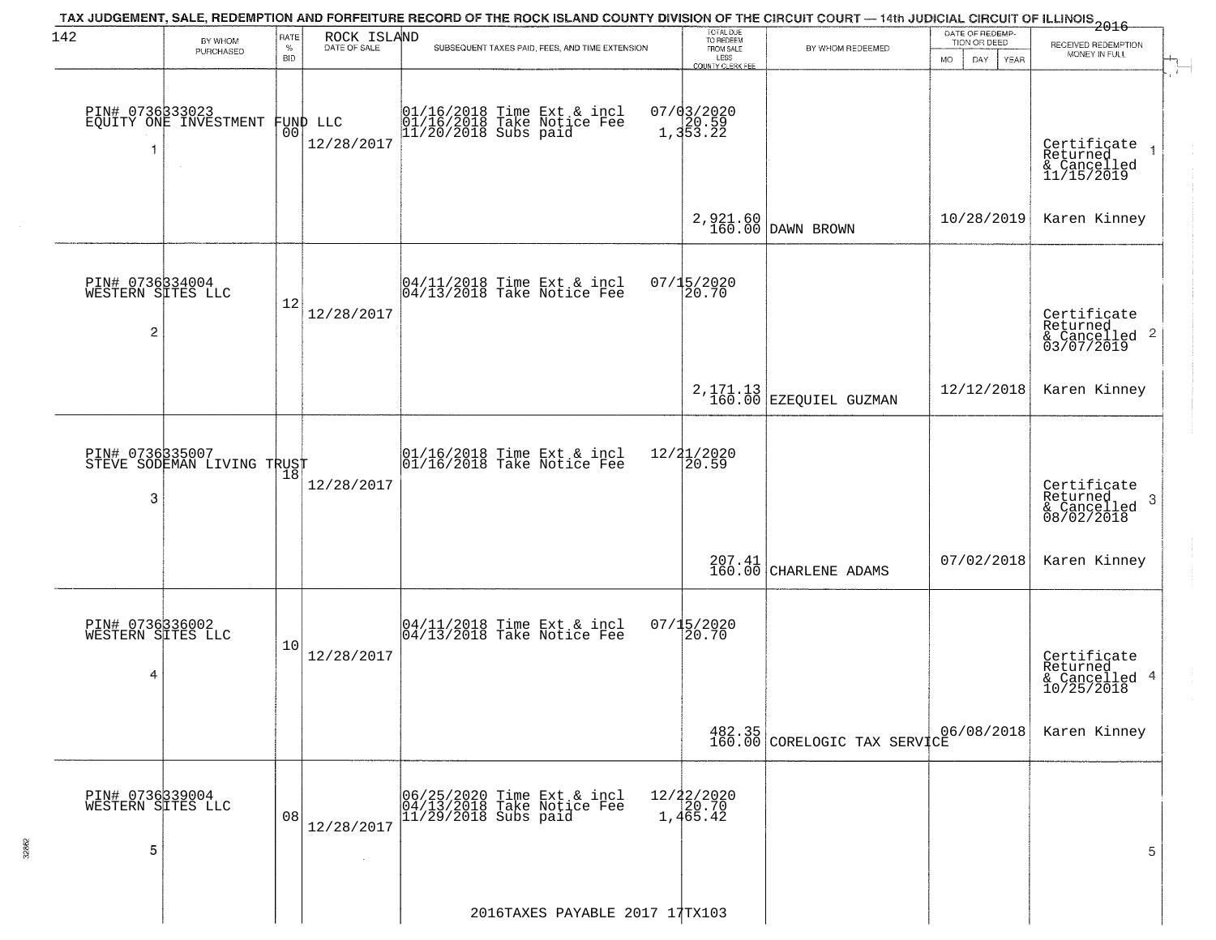TAX JUDGEMENT, SALE, REDEMPTION AND FORFEITURE RECORD OF THE ROCK ISLAND COUNTY DIVISION OF THE CIRCUIT COURT — 14th JUDICIAL CIRCUIT OF ILLINOIS 2016

| | BY WHOM PURCHASED | RATE % BID | ROCK ISLAND DATE OF SALE | SUBSEQUENT TAXES PAID, FEES, AND TIME EXTENSION | TOTAL DUE TO REDEEM FROM SALE LESS COUNTY CLERK FEE | BY WHOM REDEEMED | DATE OF REDEMPTION OR DEED MO DAY YEAR | RECEIVED REDEMPTION MONEY IN FULL |
|---|---|---|---|---|---|---|---|---|
| 1 | PIN# 0736333023 EQUITY ONE INVESTMENT FUND LLC | 00 | 12/28/2017 | 01/16/2018 Time Ext & incl 01/16/2018 Take Notice Fee 11/20/2018 Subs paid | 07/03/2020 20.59 1,353.22 2,921.60 160.00 | DAWN BROWN | 10/28/2019 | Certificate Returned & Cancelled 11/15/2019 Karen Kinney |
| 2 | PIN# 0736334004 WESTERN SITES LLC | 12 | 12/28/2017 | 04/11/2018 Time Ext & incl 04/13/2018 Take Notice Fee | 07/15/2020 20.70 2,171.13 160.00 | EZEQUIEL GUZMAN | 12/12/2018 | Certificate Returned & Cancelled 03/07/2019 Karen Kinney |
| 3 | PIN# 0736335007 STEVE SODEMAN LIVING TRUST | 18 | 12/28/2017 | 01/16/2018 Time Ext & incl 01/16/2018 Take Notice Fee | 12/21/2020 20.59 207.41 160.00 | CHARLENE ADAMS | 07/02/2018 | Certificate Returned & Cancelled 08/02/2018 Karen Kinney |
| 4 | PIN# 0736336002 WESTERN SITES LLC | 10 | 12/28/2017 | 04/11/2018 Time Ext & incl 04/13/2018 Take Notice Fee | 07/15/2020 20.70 482.35 160.00 | CORELOGIC TAX SERVICE | 06/08/2018 | Certificate Returned & Cancelled 10/25/2018 Karen Kinney |
| 5 | PIN# 0736339004 WESTERN SITES LLC | 08 | 12/28/2017 | 06/25/2020 Time Ext & incl 04/13/2018 Take Notice Fee 11/29/2018 Subs paid | 12/22/2020 20.70 1,465.42 | | | |

2016TAXES PAYABLE 2017 17TX103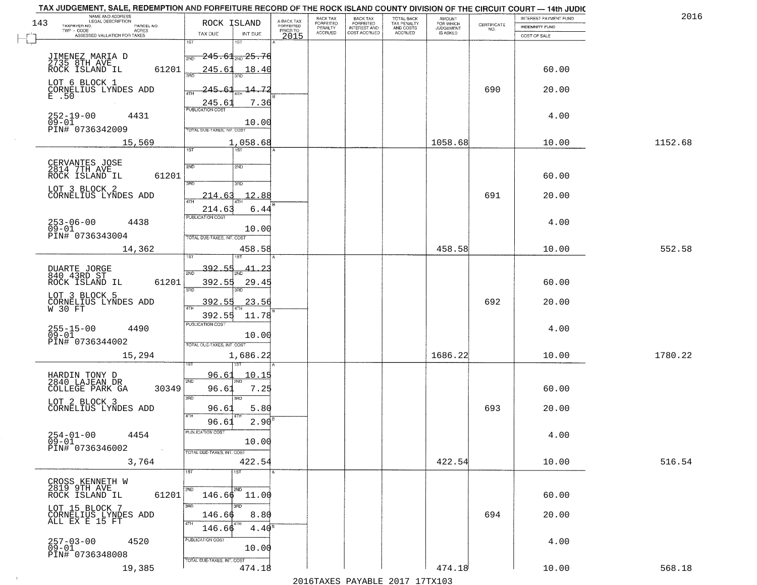TAX JUDGEMENT, SALE, REDEMPTION AND FORFEITURE RECORD OF THE ROCK ISLAND COUNTY DIVISION OF THE CIRCUIT COURT — 14th JUDIC

2016

| NAME AND ADDRESS / LEGAL DESCRIPTION / TAXPAYER NO. / PARCEL NO. / TWP - CODE / ACRES / ASSESSED VALUATION FOR TAXES | ROCK ISLAND TAX DUE | INT DUE | A-BACK TAX FORFEITED PRIOR TO 2015 | BACK TAX FORFEITED PENALTY ACCRUED | BACK TAX FORFEITED INTEREST AND COST ACCRUED | TOTAL BACK TAX PENALTY AND COSTS ACCRUED | AMOUNT FOR WHICH JUDGEMENT IS ASKED | CERTIFICATE NO. | INTEREST PAYMENT FUND / INDEMNITY FUND / COST OF SALE | |
|---|---|---|---|---|---|---|---|---|---|---|
| JIMENEZ MARIA D<br>2735 8TH AVE<br>ROCK ISLAND IL 61201<br>LOT 6 BLOCK 1<br>CORNELIUS LYNDES ADD<br>E .50<br>252-19-00 4431<br>09-01<br>PIN# 0736342009<br>15,569 | 1ST<br>2ND 245.61<br>3RD 245.61<br>4TH 245.61<br>245.61<br>PUBLICATION COST<br>TOTAL DUE-TAXES, INT. COST | 1ST<br>2ND 25.76<br>3RD 18.40<br>4TH 14.72<br>7.36<br>10.00<br>1,058.68 | | | | | 1058.68 | 690 | 60.00<br>20.00<br>4.00<br>10.00 | 1152.68 |
| CERVANTES JOSE<br>2814 7TH AVE<br>ROCK ISLAND IL 61201<br>LOT 3 BLOCK 2<br>CORNELIUS LYNDES ADD<br>253-06-00 4438<br>09-01<br>PIN# 0736343004<br>14,362 | 1ST<br>2ND<br>3RD 214.63<br>4TH 214.63<br>PUBLICATION COST<br>TOTAL DUE-TAXES, INT. COST | 1ST<br>2ND<br>3RD 12.88<br>4TH 6.44<br>10.00<br>458.58 | | | | | 458.58 | 691 | 60.00<br>20.00<br>4.00<br>10.00 | 552.58 |
| DUARTE JORGE<br>840 43RD ST<br>ROCK ISLAND IL 61201<br>LOT 3 BLOCK 5<br>CORNELIUS LYNDES ADD<br>W 30 FT<br>255-15-00 4490<br>09-01<br>PIN# 0736344002<br>15,294 | 1ST 392.55<br>2ND 392.55<br>3RD 392.55<br>4TH 392.55<br>PUBLICATION COST<br>TOTAL DUE-TAXES, INT. COST | 1ST 41.23<br>2ND 29.45<br>3RD 23.56<br>4TH 11.78<br>10.00<br>1,686.22 | | | | | 1686.22 | 692 | 60.00<br>20.00<br>4.00<br>10.00 | 1780.22 |
| HARDIN TONY D<br>2840 LAJEAN DR<br>COLLEGE PARK GA 30349<br>LOT 2 BLOCK 3<br>CORNELIUS LYNDES ADD<br>254-01-00 4454<br>09-01<br>PIN# 0736346002<br>3,764 | 1ST 96.61<br>2ND 96.61<br>3RD 96.61<br>4TH 96.61<br>PUBLICATION COST<br>TOTAL DUE-TAXES, INT. COST | 1ST 10.15<br>2ND 7.25<br>3RD 5.80<br>4TH 2.90<br>10.00<br>422.54 | | | | | 422.54 | 693 | 60.00<br>20.00<br>4.00<br>10.00 | 516.54 |
| CROSS KENNETH W<br>2819 9TH AVE<br>ROCK ISLAND IL 61201<br>LOT 15 BLOCK 7<br>CORNELIUS LYNDES ADD<br>ALL EX E 15 FT<br>257-03-00 4520<br>09-01<br>PIN# 0736348008<br>19,385 | 1ST<br>2ND 146.66<br>3RD 146.66<br>4TH 146.66<br>PUBLICATION COST<br>TOTAL DUE-TAXES, INT. COST | 1ST<br>2ND 11.00<br>3RD 8.80<br>4TH 4.40<br>10.00<br>474.18 | | | | | 474.18 | 694 | 60.00<br>20.00<br>4.00<br>10.00 | 568.18 |

2016TAXES PAYABLE 2017 17TX103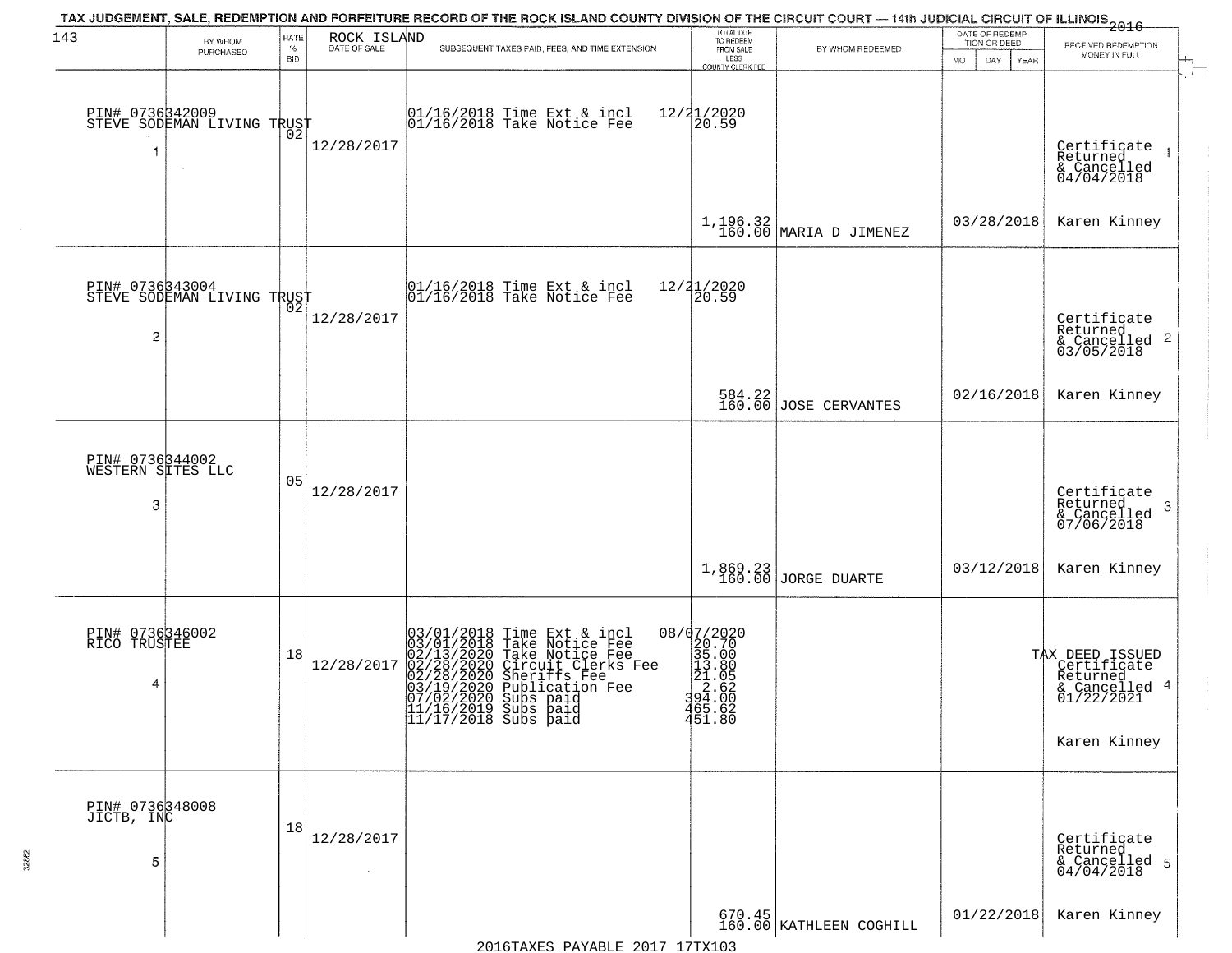TAX JUDGEMENT, SALE, REDEMPTION AND FORFEITURE RECORD OF THE ROCK ISLAND COUNTY DIVISION OF THE CIRCUIT COURT — 14th JUDICIAL CIRCUIT OF ILLINOIS 2016

| 143 BY WHOM PURCHASED | RATE % BID | ROCK ISLAND DATE OF SALE | SUBSEQUENT TAXES PAID, FEES, AND TIME EXTENSION | TOTAL DUE TO REDEEM FROM SALE LESS COUNTY CLERK FEE | BY WHOM REDEEMED | DATE OF REDEMPTION OR DEED MO DAY YEAR | RECEIVED REDEMPTION MONEY IN FULL |
|---|---|---|---|---|---|---|---|
| PIN# 0736342009 STEVE SODEMAN LIVING TRUST 1 | 02 | 12/28/2017 | 01/16/2018 Time Ext & incl 12/21/2020<br>01/16/2018 Take Notice Fee 20.59 | 1,196.32<br>160.00 | MARIA D JIMENEZ | 03/28/2018 | Certificate Returned & Cancelled 04/04/2018 1<br>Karen Kinney |
| PIN# 0736343004 STEVE SODEMAN LIVING TRUST 2 | 02 | 12/28/2017 | 01/16/2018 Time Ext & incl 12/21/2020<br>01/16/2018 Take Notice Fee 20.59 | 584.22<br>160.00 | JOSE CERVANTES | 02/16/2018 | Certificate Returned & Cancelled 03/05/2018 2<br>Karen Kinney |
| PIN# 0736344002 WESTERN SITES LLC 3 | 05 | 12/28/2017 | | 1,869.23<br>160.00 | JORGE DUARTE | 03/12/2018 | Certificate Returned & Cancelled 07/06/2018 3<br>Karen Kinney |
| PIN# 0736346002 RICO TRUSTEE 4 | 18 | 12/28/2017 | 03/01/2018 Time Ext & incl 08/07/2020<br>03/01/2018 Take Notice Fee 20.70<br>02/13/2020 Take Notice Fee 35.00<br>02/28/2020 Circuit Clerks Fee 13.80<br>02/28/2020 Sheriffs Fee 21.05<br>03/19/2020 Publication Fee 2.62<br>07/02/2020 Subs paid 394.00<br>11/16/2019 Subs paid 465.62<br>11/17/2018 Subs paid 451.80 | | | | TAX DEED ISSUED Certificate Returned & Cancelled 01/22/2021 4<br>Karen Kinney |
| PIN# 0736348008 JICTB, INC 5 | 18 | 12/28/2017 | | 670.45<br>160.00 | KATHLEEN COGHILL | 01/22/2018 | Certificate Returned & Cancelled 04/04/2018 5<br>Karen Kinney |

2016TAXES PAYABLE 2017 17TX103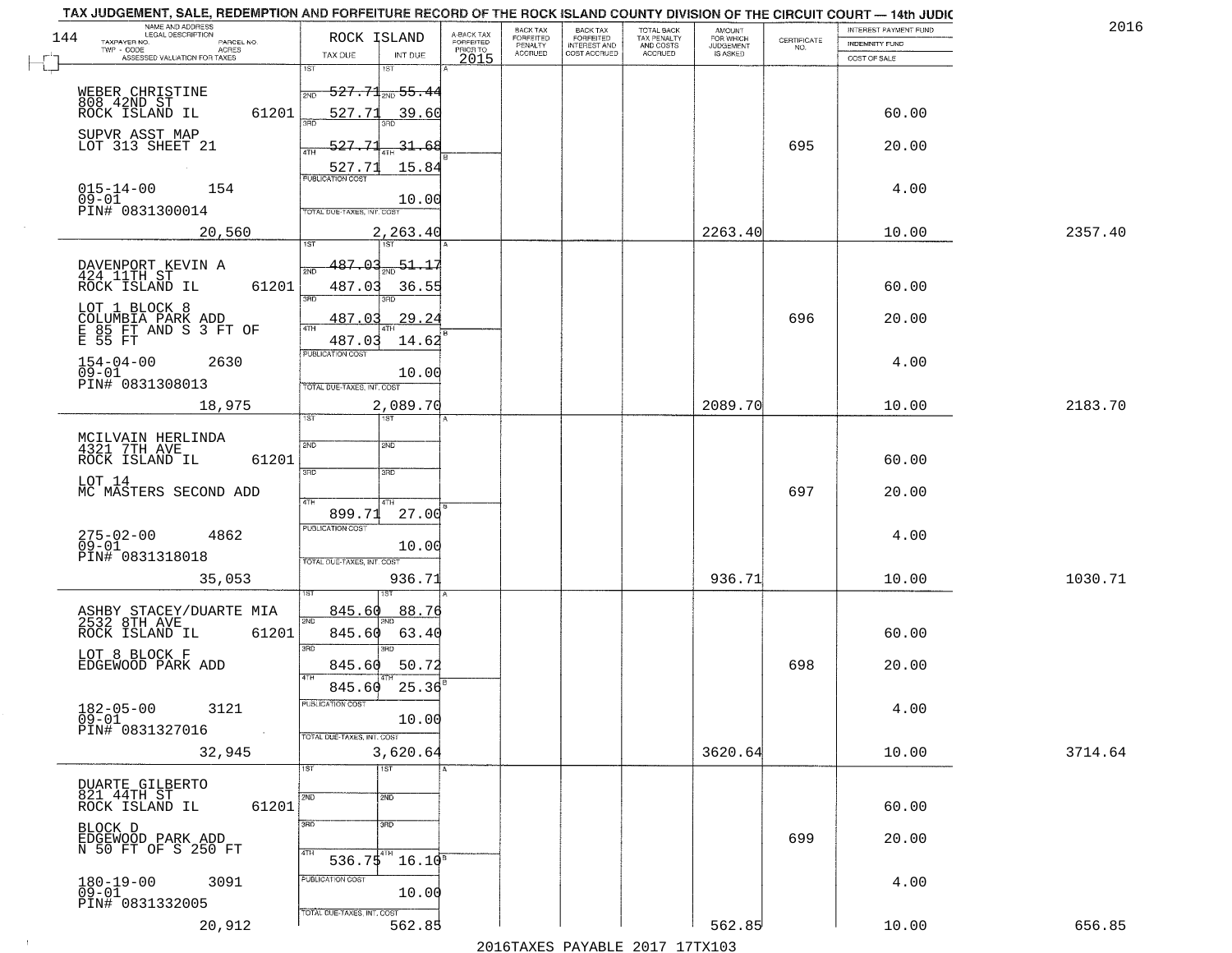TAX JUDGEMENT, SALE, REDEMPTION AND FORFEITURE RECORD OF THE ROCK ISLAND COUNTY DIVISION OF THE CIRCUIT COURT — 14th JUDIC

2016

| NAME AND ADDRESS / LEGAL DESCRIPTION / TAXPAYER NO. / PARCEL NO. / TWP - CODE / ACRES / ASSESSED VALUATION FOR TAXES | ROCK ISLAND TAX DUE | INT DUE | A-BACK TAX FORFEITED PRIOR TO 2015 | BACK TAX FORFEITED PENALTY ACCRUED | BACK TAX FORFEITED INTEREST AND COST ACCRUED | TOTAL BACK TAX PENALTY AND COSTS ACCRUED | AMOUNT FOR WHICH JUDGEMENT IS ASKED | CERTIFICATE NO. | INTEREST PAYMENT FUND / INDEMNITY FUND / COST OF SALE | |
|---|---|---|---|---|---|---|---|---|---|---|
| WEBER CHRISTINE<br>808 42ND ST<br>ROCK ISLAND IL 61201<br>SUPVR ASST MAP<br>LOT 313 SHEET 21<br>015-14-00 154<br>09-01<br>PIN# 0831300014<br>20,560 | 1ST 527.71<br>2ND 527.71<br>3RD 527.71<br>4TH 527.71<br>PUBLICATION COST<br>TOTAL DUE-TAXES, INT. COST 2,263.40 | 55.44<br>39.60<br>31.68<br>15.84<br>10.00 | | | | | 2263.40 | 695 | 60.00<br>20.00<br>4.00<br>10.00 | 2357.40 |
| DAVENPORT KEVIN A<br>424 11TH ST<br>ROCK ISLAND IL 61201<br>LOT 1 BLOCK 8<br>COLUMBIA PARK ADD<br>E 85 FT AND S 3 FT OF<br>E 55 FT<br>154-04-00 2630<br>09-01<br>PIN# 0831308013<br>18,975 | 1ST 487.03<br>2ND 487.03<br>3RD 487.03<br>4TH 487.03<br>PUBLICATION COST<br>TOTAL DUE-TAXES, INT. COST 2,089.70 | 51.17<br>36.55<br>29.24<br>14.62<br>10.00 | | | | | 2089.70 | 696 | 60.00<br>20.00<br>4.00<br>10.00 | 2183.70 |
| MCILVAIN HERLINDA<br>4321 7TH AVE<br>ROCK ISLAND IL 61201<br>LOT 14<br>MC MASTERS SECOND ADD<br>275-02-00 4862<br>09-01<br>PIN# 0831318018<br>35,053 | 1ST<br>2ND<br>3RD<br>4TH 899.71<br>PUBLICATION COST<br>TOTAL DUE-TAXES, INT. COST 936.71 | 27.00<br>10.00 | | | | | 936.71 | 697 | 60.00<br>20.00<br>4.00<br>10.00 | 1030.71 |
| ASHBY STACEY/DUARTE MIA<br>2532 8TH AVE<br>ROCK ISLAND IL 61201<br>LOT 8 BLOCK F<br>EDGEWOOD PARK ADD<br>182-05-00 3121<br>09-01<br>PIN# 0831327016<br>32,945 | 1ST 845.60<br>2ND 845.60<br>3RD 845.60<br>4TH 845.60<br>PUBLICATION COST<br>TOTAL DUE-TAXES, INT. COST 3,620.64 | 88.76<br>63.40<br>50.72<br>25.36<br>10.00 | | | | | 3620.64 | 698 | 60.00<br>20.00<br>4.00<br>10.00 | 3714.64 |
| DUARTE GILBERTO<br>821 44TH ST<br>ROCK ISLAND IL 61201<br>BLOCK D<br>EDGEWOOD PARK ADD<br>N 50 FT OF S 250 FT<br>180-19-00 3091<br>09-01<br>PIN# 0831332005<br>20,912 | 1ST<br>2ND<br>3RD<br>4TH 536.75<br>PUBLICATION COST<br>TOTAL DUE-TAXES, INT. COST 562.85 | 16.10<br>10.00 | | | | | 562.85 | 699 | 60.00<br>20.00<br>4.00<br>10.00 | 656.85 |

2016TAXES PAYABLE 2017 17TX103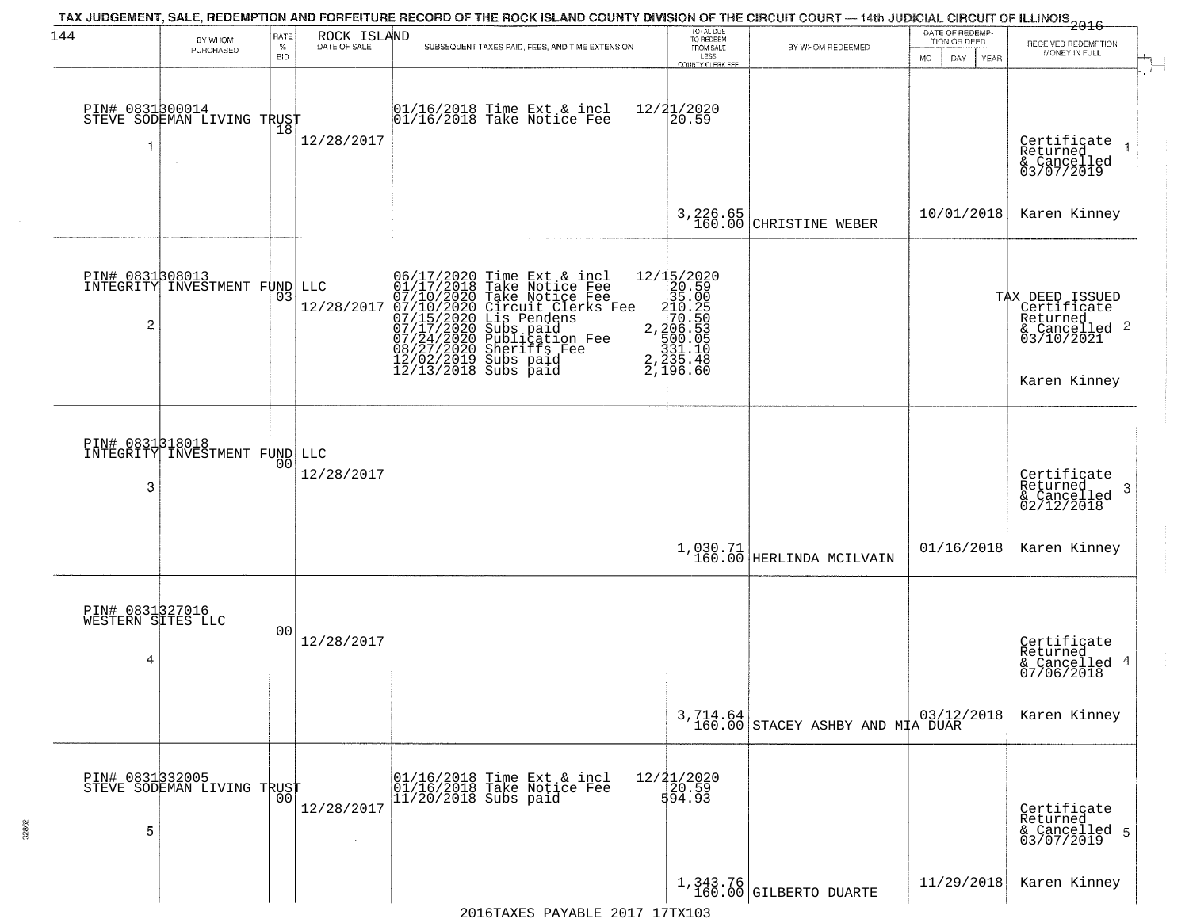# TAX JUDGEMENT, SALE, REDEMPTION AND FORFEITURE RECORD OF THE ROCK ISLAND COUNTY DIVISION OF THE CIRCUIT COURT — 14th JUDICIAL CIRCUIT OF ILLINOIS 2016

| 144 BY WHOM PURCHASED | RATE % BID | ROCK ISLAND DATE OF SALE | SUBSEQUENT TAXES PAID, FEES, AND TIME EXTENSION | TOTAL DUE TO REDEEM FROM SALE LESS COUNTY CLERK FEE | BY WHOM REDEEMED | DATE OF REDEMPTION OR DEED MO DAY YEAR | RECEIVED REDEMPTION MONEY IN FULL |
|---|---|---|---|---|---|---|---|
| PIN# 0831300014 STEVE SODEMAN LIVING TRUST 1 | 18 | 12/28/2017 | 01/16/2018 Time Ext & incl 12/21/2020<br>01/16/2018 Take Notice Fee 20.59 | 3,226.65<br>160.00 | CHRISTINE WEBER | 10/01/2018 | Certificate Returned & Cancelled 03/07/2019<br>Karen Kinney |
| PIN# 0831308013 INTEGRITY INVESTMENT FUND LLC 2 | 03 | 12/28/2017 | 06/17/2020 Time Ext & incl 12/15/2020<br>01/17/2018 Take Notice Fee 20.59<br>07/10/2020 Take Notice Fee 35.00<br>07/10/2020 Circuit Clerks Fee 210.25<br>07/15/2020 Lis Pendens 70.50<br>07/17/2020 Subs paid 2,206.53<br>07/24/2020 Publication Fee 500.05<br>08/27/2020 Sheriffs Fee 331.10<br>12/02/2019 Subs paid 2,235.48<br>12/13/2018 Subs paid 2,196.60 | | | | TAX DEED ISSUED Certificate Returned & Cancelled 03/10/2021<br>Karen Kinney |
| PIN# 0831318018 INTEGRITY INVESTMENT FUND LLC 3 | 00 | 12/28/2017 | | 1,030.71<br>160.00 | HERLINDA MCILVAIN | 01/16/2018 | Certificate Returned & Cancelled 02/12/2018<br>Karen Kinney |
| PIN# 0831327016 WESTERN SITES LLC 4 | 00 | 12/28/2017 | | 3,714.64<br>160.00 | STACEY ASHBY AND MIA DUAR | 03/12/2018 | Certificate Returned & Cancelled 07/06/2018<br>Karen Kinney |
| PIN# 0831332005 STEVE SODEMAN LIVING TRUST 5 | 00 | 12/28/2017 | 01/16/2018 Time Ext & incl 12/21/2020<br>01/16/2018 Take Notice Fee 20.59<br>11/20/2018 Subs paid 594.93 | 1,343.76<br>160.00 | GILBERTO DUARTE | 11/29/2018 | Certificate Returned & Cancelled 03/07/2019<br>Karen Kinney |

2016TAXES PAYABLE 2017 17TX103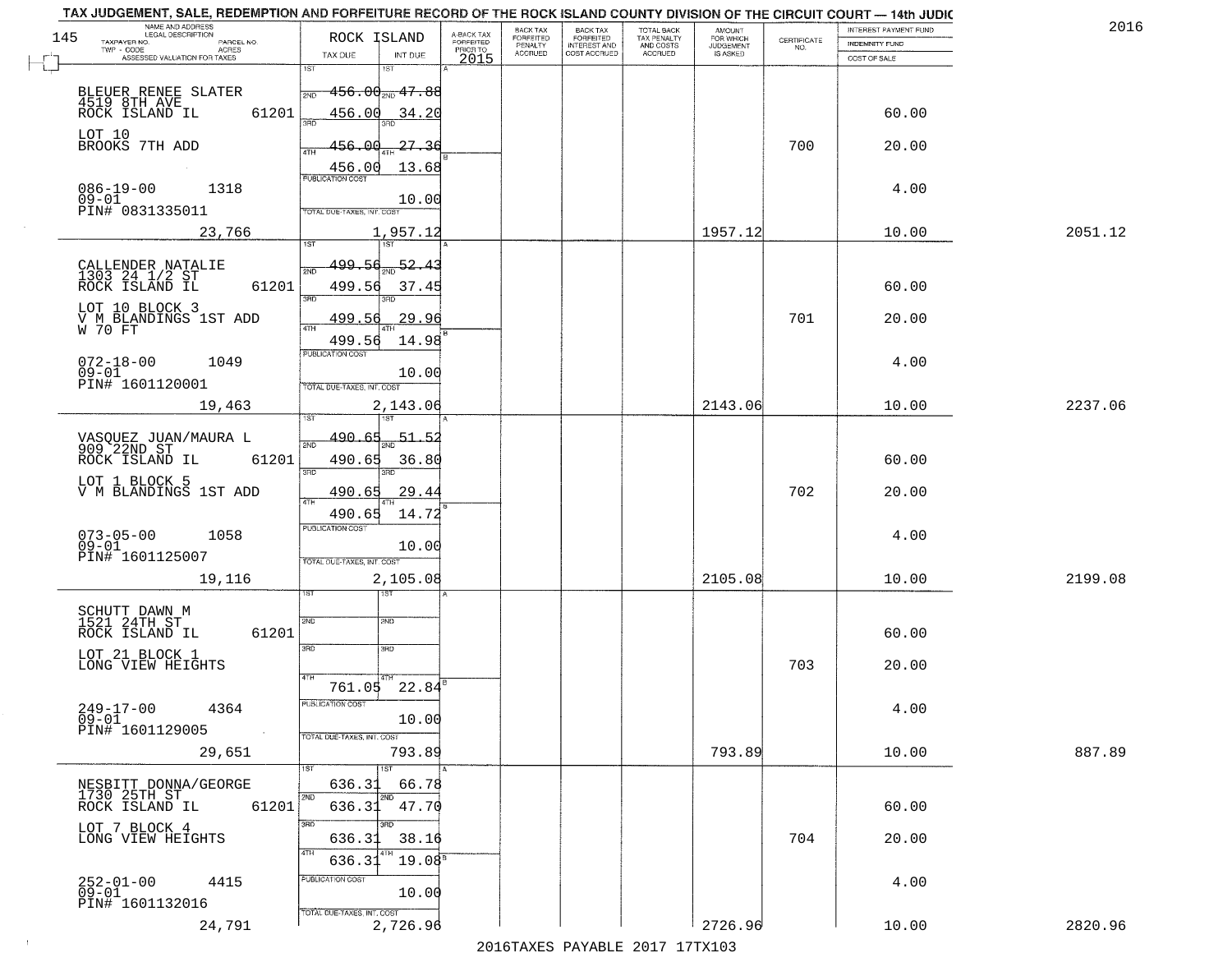TAX JUDGEMENT, SALE, REDEMPTION AND FORFEITURE RECORD OF THE ROCK ISLAND COUNTY DIVISION OF THE CIRCUIT COURT — 14th JUDIC

2016

| 145 NAME AND ADDRESS / LEGAL DESCRIPTION / TAXPAYER NO. / PARCEL NO. / TWP - CODE / ACRES / ASSESSED VALUATION FOR TAXES | ROCK ISLAND TAX DUE | INT DUE | A-BACK TAX FORFEITED PRIOR TO 2015 | BACK TAX FORFEITED PENALTY ACCRUED | BACK TAX FORFEITED INTEREST AND COST ACCRUED | TOTAL BACK TAX PENALTY AND COSTS ACCRUED | AMOUNT FOR WHICH JUDGEMENT IS ASKED | CERTIFICATE NO. | INTEREST PAYMENT FUND / INDEMNITY FUND / COST OF SALE | |
|---|---|---|---|---|---|---|---|---|---|---|
| BLEUER RENEE SLATER<br>4519 8TH AVE<br>ROCK ISLAND IL 61201 | 1ST 456.00 | 1ST 47.88 | | | | | | | | |
| | 2ND 456.00 | 2ND 34.20 | | | | | | | 60.00 | |
| LOT 10<br>BROOKS 7TH ADD | 3RD 456.00 | 3RD 27.36 | | | | | | 700 | 20.00 | |
| | 4TH 456.00 | 4TH 13.68 | | | | | | | | |
| 086-19-00 1318<br>09-01<br>PIN# 0831335011 | PUBLICATION COST | 10.00 | | | | | | | 4.00 | |
| 23,766 | TOTAL DUE-TAXES, INT. COST | 1,957.12 | | | | | 1957.12 | | 10.00 | 2051.12 |
| CALLENDER NATALIE<br>1303 24 1/2 ST<br>ROCK ISLAND IL 61201 | 1ST 499.56 | 1ST 52.43 | | | | | | | | |
| | 2ND 499.56 | 2ND 37.45 | | | | | | | 60.00 | |
| LOT 10 BLOCK 3<br>V M BLANDINGS 1ST ADD<br>W 70 FT | 3RD 499.56 | 3RD 29.96 | | | | | | 701 | 20.00 | |
| | 4TH 499.56 | 4TH 14.98 | | | | | | | | |
| 072-18-00 1049<br>09-01<br>PIN# 1601120001 | PUBLICATION COST | 10.00 | | | | | | | 4.00 | |
| 19,463 | TOTAL DUE-TAXES, INT. COST | 2,143.06 | | | | | 2143.06 | | 10.00 | 2237.06 |
| VASQUEZ JUAN/MAURA L<br>909 22ND ST<br>ROCK ISLAND IL 61201 | 1ST 490.65 | 1ST 51.52 | | | | | | | | |
| | 2ND 490.65 | 2ND 36.80 | | | | | | | 60.00 | |
| LOT 1 BLOCK 5<br>V M BLANDINGS 1ST ADD | 3RD 490.65 | 3RD 29.44 | | | | | | 702 | 20.00 | |
| | 4TH 490.65 | 4TH 14.72 | | | | | | | | |
| 073-05-00 1058<br>09-01<br>PIN# 1601125007 | PUBLICATION COST | 10.00 | | | | | | | 4.00 | |
| 19,116 | TOTAL DUE-TAXES, INT. COST | 2,105.08 | | | | | 2105.08 | | 10.00 | 2199.08 |
| SCHUTT DAWN M<br>1521 24TH ST<br>ROCK ISLAND IL 61201 | 1ST | 1ST | | | | | | | | |
| | 2ND | 2ND | | | | | | | 60.00 | |
| LOT 21 BLOCK 1<br>LONG VIEW HEIGHTS | 3RD | 3RD | | | | | | 703 | 20.00 | |
| | 4TH 761.05 | 4TH 22.84 | | | | | | | | |
| 249-17-00 4364<br>09-01<br>PIN# 1601129005 | PUBLICATION COST | 10.00 | | | | | | | 4.00 | |
| 29,651 | TOTAL DUE-TAXES, INT. COST | 793.89 | | | | | 793.89 | | 10.00 | 887.89 |
| NESBITT DONNA/GEORGE<br>1730 25TH ST<br>ROCK ISLAND IL 61201 | 1ST 636.31 | 1ST 66.78 | | | | | | | | |
| | 2ND 636.31 | 2ND 47.70 | | | | | | | 60.00 | |
| LOT 7 BLOCK 4<br>LONG VIEW HEIGHTS | 3RD 636.31 | 3RD 38.16 | | | | | | 704 | 20.00 | |
| | 4TH 636.31 | 4TH 19.08 | | | | | | | | |
| 252-01-00 4415<br>09-01<br>PIN# 1601132016 | PUBLICATION COST | 10.00 | | | | | | | 4.00 | |
| 24,791 | TOTAL DUE-TAXES, INT. COST | 2,726.96 | | | | | 2726.96 | | 10.00 | 2820.96 |

2016TAXES PAYABLE 2017 17TX103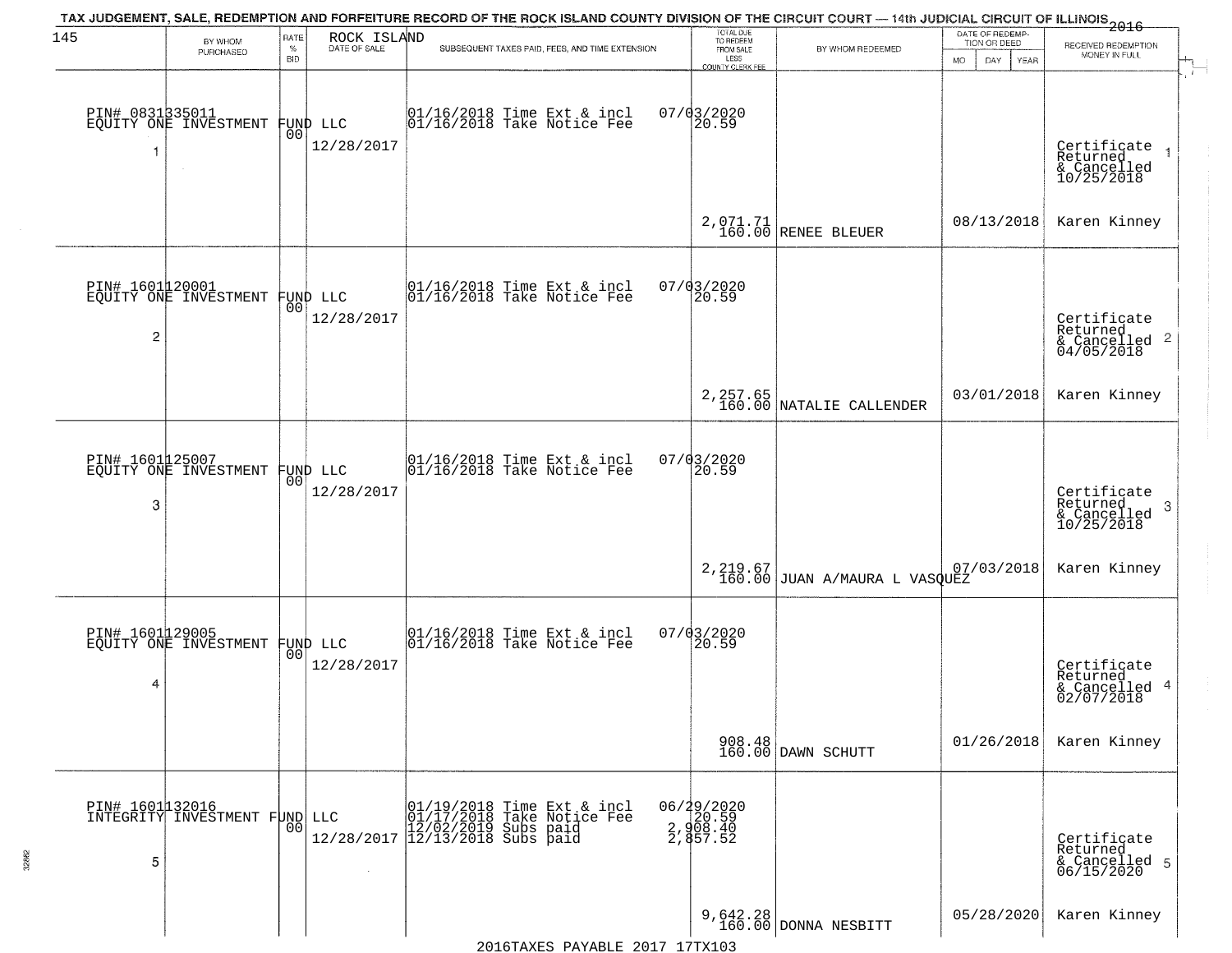TAX JUDGEMENT, SALE, REDEMPTION AND FORFEITURE RECORD OF THE ROCK ISLAND COUNTY DIVISION OF THE CIRCUIT COURT — 14th JUDICIAL CIRCUIT OF ILLINOIS 2016

| 145 BY WHOM PURCHASED | RATE % BID | ROCK ISLAND DATE OF SALE | SUBSEQUENT TAXES PAID, FEES, AND TIME EXTENSION | TOTAL DUE TO REDEEM FROM SALE LESS COUNTY CLERK FEE | BY WHOM REDEEMED | DATE OF REDEMPTION OR DEED MO DAY YEAR | RECEIVED REDEMPTION MONEY IN FULL |
|---|---|---|---|---|---|---|---|
| PIN# 0831335011 EQUITY ONE INVESTMENT FUND LLC 1 | 00 | 12/28/2017 | 01/16/2018 Time Ext & incl 01/16/2018 Take Notice Fee | 07/03/2020 20.59 2,071.71 160.00 | RENEE BLEUER | 08/13/2018 | Certificate Returned & Cancelled 10/25/2018 Karen Kinney |
| PIN# 1601120001 EQUITY ONE INVESTMENT FUND LLC 2 | 00 | 12/28/2017 | 01/16/2018 Time Ext & incl 01/16/2018 Take Notice Fee | 07/03/2020 20.59 2,257.65 160.00 | NATALIE CALLENDER | 03/01/2018 | Certificate Returned & Cancelled 04/05/2018 Karen Kinney |
| PIN# 1601125007 EQUITY ONE INVESTMENT FUND LLC 3 | 00 | 12/28/2017 | 01/16/2018 Time Ext & incl 01/16/2018 Take Notice Fee | 07/03/2020 20.59 2,219.67 160.00 | JUAN A/MAURA L VASQUEZ | 07/03/2018 | Certificate Returned & Cancelled 10/25/2018 Karen Kinney |
| PIN# 1601129005 EQUITY ONE INVESTMENT FUND LLC 4 | 00 | 12/28/2017 | 01/16/2018 Time Ext & incl 01/16/2018 Take Notice Fee | 07/03/2020 20.59 908.48 160.00 | DAWN SCHUTT | 01/26/2018 | Certificate Returned & Cancelled 02/07/2018 Karen Kinney |
| PIN# 1601132016 INTEGRITY INVESTMENT FUND LLC 5 | 00 | 12/28/2017 | 01/19/2018 Time Ext & incl 01/17/2018 Take Notice Fee 12/02/2019 Subs paid 12/13/2018 Subs paid | 06/29/2020 20.59 2,908.40 2,857.52 9,642.28 160.00 | DONNA NESBITT | 05/28/2020 | Certificate Returned & Cancelled 06/15/2020 Karen Kinney |

2016TAXES PAYABLE 2017 17TX103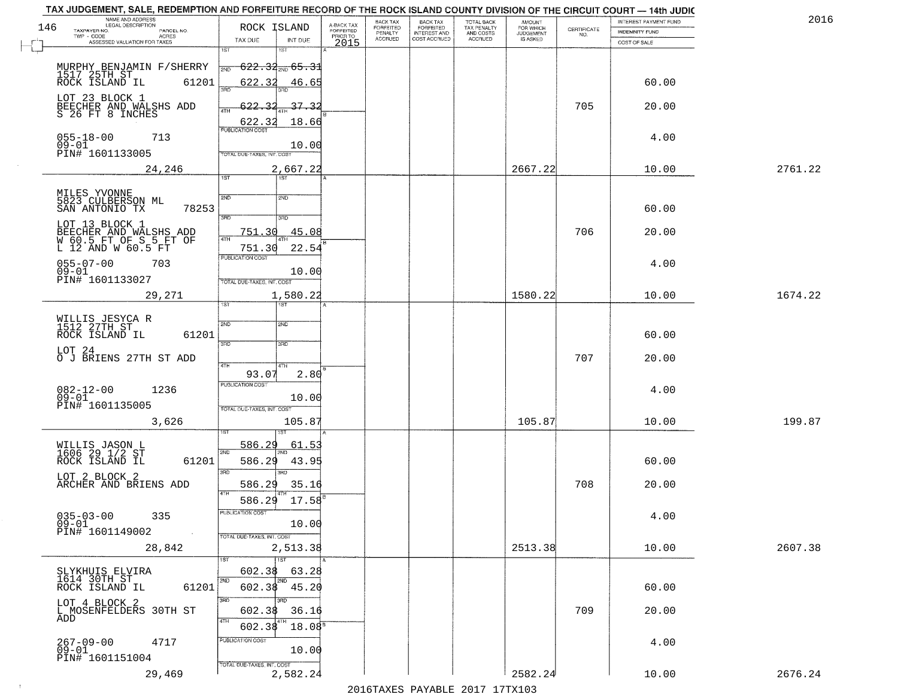TAX JUDGEMENT, SALE, REDEMPTION AND FORFEITURE RECORD OF THE ROCK ISLAND COUNTY DIVISION OF THE CIRCUIT COURT — 14th JUDIC

2016

| NAME AND ADDRESS / LEGAL DESCRIPTION / TAXPAYER NO. / PARCEL NO. / TWP - CODE / ACRES / ASSESSED VALUATION FOR TAXES | ROCK ISLAND TAX DUE | INT DUE | A-BACK TAX FORFEITED PRIOR TO 2015 | BACK TAX FORFEITED PENALTY ACCRUED | BACK TAX FORFEITED INTEREST AND COST ACCRUED | TOTAL BACK TAX PENALTY AND COSTS ACCRUED | AMOUNT FOR WHICH JUDGEMENT IS ASKED | CERTIFICATE NO. | INTEREST PAYMENT FUND / INDEMNITY FUND / COST OF SALE | |
|---|---|---|---|---|---|---|---|---|---|---|
| MURPHY BENJAMIN F/SHERRY 1517 25TH ST ROCK ISLAND IL 61201 LOT 23 BLOCK 1 BEECHER AND WALSHS ADD S 26 FT 8 INCHES 055-18-00 713 09-01 PIN# 1601133005 | 1ST 622.32 / 2ND 622.32 / 3RD 622.32 / 4TH 622.32 | 65.31 / 46.65 / 37.32 / 18.66 | | | | | | 705 | 60.00 / 20.00 / 4.00 | |
| 24,246 | PUBLICATION COST / TOTAL DUE-TAXES, INT. COST | 10.00 / 2,667.22 | | | | | 2667.22 | | 10.00 | 2761.22 |
| MILES YVONNE 5823 CULBERSON ML SAN ANTONIO TX 78253 LOT 13 BLOCK 1 BEECHER AND WALSHS ADD W 60.5 FT OF S 5 FT OF L 12 AND W 60.5 FT 055-07-00 703 09-01 PIN# 1601133027 | 3RD 751.30 / 4TH 751.30 | 45.08 / 22.54 | | | | | | 706 | 60.00 / 20.00 / 4.00 | |
| 29,271 | PUBLICATION COST / TOTAL DUE-TAXES, INT. COST | 10.00 / 1,580.22 | | | | | 1580.22 | | 10.00 | 1674.22 |
| WILLIS JESYCA R 1512 27TH ST ROCK ISLAND IL 61201 LOT 24 O J BRIENS 27TH ST ADD 082-12-00 1236 09-01 PIN# 1601135005 | 4TH 93.07 | 2.80 | | | | | | 707 | 60.00 / 20.00 / 4.00 | |
| 3,626 | PUBLICATION COST / TOTAL DUE-TAXES, INT. COST | 10.00 / 105.87 | | | | | 105.87 | | 10.00 | 199.87 |
| WILLIS JASON L 1606 29 1/2 ST ROCK ISLAND IL 61201 LOT 2 BLOCK 2 ARCHER AND BRIENS ADD 035-03-00 335 09-01 PIN# 1601149002 | 1ST 586.29 / 2ND 586.29 / 3RD 586.29 / 4TH 586.29 | 61.53 / 43.95 / 35.16 / 17.58 | | | | | | 708 | 60.00 / 20.00 / 4.00 | |
| 28,842 | PUBLICATION COST / TOTAL DUE-TAXES, INT. COST | 10.00 / 2,513.38 | | | | | 2513.38 | | 10.00 | 2607.38 |
| SLYKHUIS ELVIRA 1614 30TH ST ROCK ISLAND IL 61201 LOT 4 BLOCK 2 L MOSENFELDERS 30TH ST ADD 267-09-00 4717 09-01 PIN# 1601151004 | 1ST 602.38 / 2ND 602.38 / 3RD 602.38 / 4TH 602.38 | 63.28 / 45.20 / 36.16 / 18.08 | | | | | | 709 | 60.00 / 20.00 / 4.00 | |
| 29,469 | PUBLICATION COST / TOTAL DUE-TAXES, INT. COST | 10.00 / 2,582.24 | | | | | 2582.24 | | 10.00 | 2676.24 |

2016TAXES PAYABLE 2017 17TX103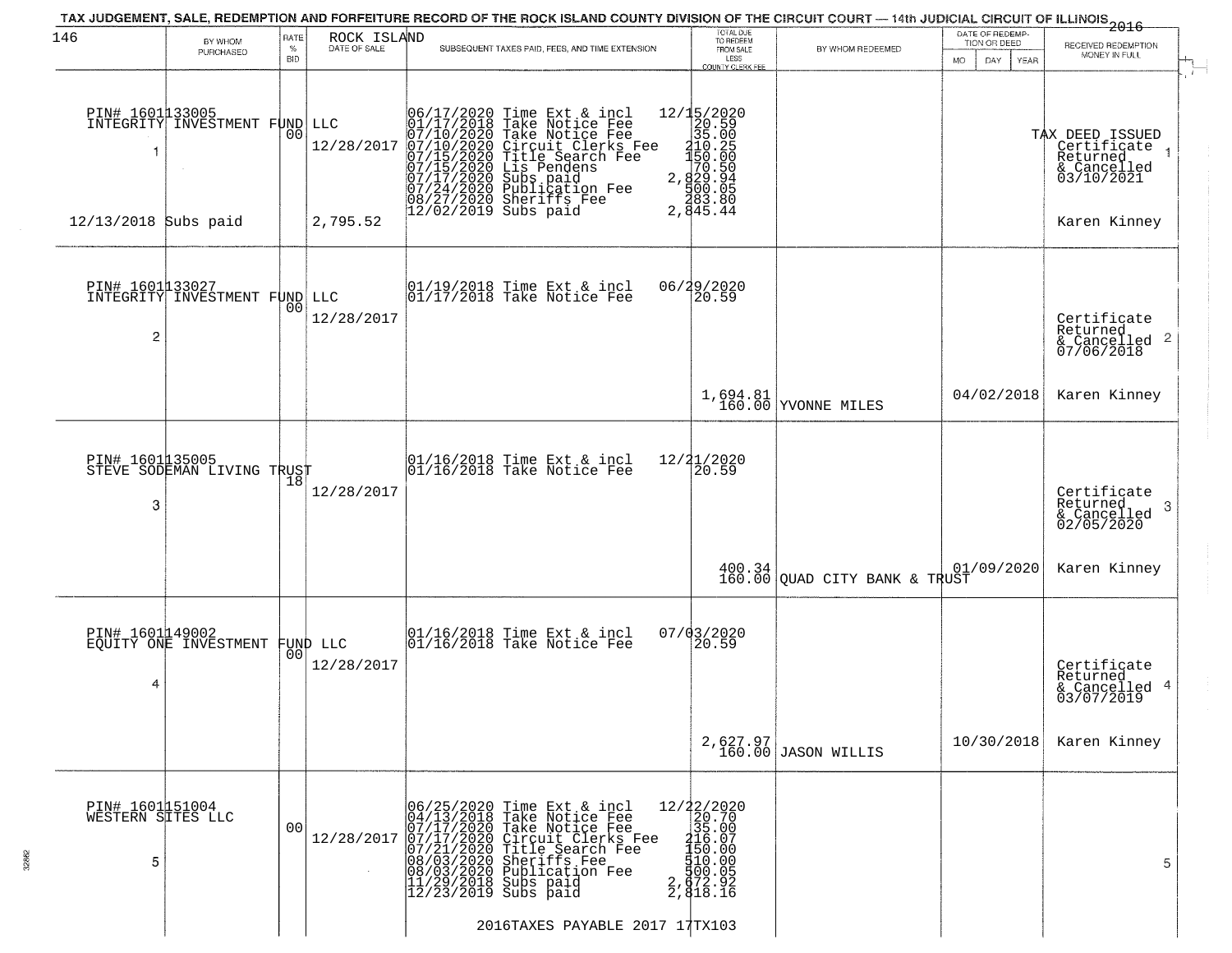TAX JUDGEMENT, SALE, REDEMPTION AND FORFEITURE RECORD OF THE ROCK ISLAND COUNTY DIVISION OF THE CIRCUIT COURT — 14th JUDICIAL CIRCUIT OF ILLINOIS 2016

| 146 BY WHOM PURCHASED | RATE % BID | ROCK ISLAND DATE OF SALE | SUBSEQUENT TAXES PAID, FEES, AND TIME EXTENSION | TOTAL DUE TO REDEEM FROM SALE LESS COUNTY CLERK FEE | BY WHOM REDEEMED | DATE OF REDEMPTION OR DEED MO DAY YEAR | RECEIVED REDEMPTION MONEY IN FULL |
|---|---|---|---|---|---|---|---|
| PIN# 1601133005 INTEGRITY INVESTMENT FUND LLC 1 12/13/2018 Subs paid | 00 | 12/28/2017 2,795.52 | 06/17/2020 Time Ext & incl 12/15/2020; 01/17/2018 Take Notice Fee 20.59; 07/10/2020 Take Notice Fee 35.00; 07/10/2020 Circuit Clerks Fee 210.25; 07/15/2020 Title Search Fee 150.00; 07/15/2020 Lis Pendens 70.50; 07/17/2020 Subs paid 2,829.94; 07/24/2020 Publication Fee 500.05; 08/27/2020 Sheriffs Fee 283.80; 12/02/2019 Subs paid 2,845.44 | | | | TAX DEED ISSUED Certificate Returned & Cancelled 03/10/2021 1 Karen Kinney |
| PIN# 1601133027 INTEGRITY INVESTMENT FUND LLC 2 | 00 | 12/28/2017 | 01/19/2018 Time Ext & incl 06/29/2020; 01/17/2018 Take Notice Fee 20.59 | 1,694.81 160.00 | YVONNE MILES | 04/02/2018 | Certificate Returned & Cancelled 07/06/2018 2 Karen Kinney |
| PIN# 1601135005 STEVE SODEMAN LIVING TRUST 3 | 18 | 12/28/2017 | 01/16/2018 Time Ext & incl 12/21/2020; 01/16/2018 Take Notice Fee 20.59 | 400.34 160.00 | QUAD CITY BANK & TRUST | 01/09/2020 | Certificate Returned & Cancelled 02/05/2020 3 Karen Kinney |
| PIN# 1601149002 EQUITY ONE INVESTMENT FUND LLC 4 | 00 | 12/28/2017 | 01/16/2018 Time Ext & incl 07/03/2020; 01/16/2018 Take Notice Fee 20.59 | 2,627.97 160.00 | JASON WILLIS | 10/30/2018 | Certificate Returned & Cancelled 03/07/2019 4 Karen Kinney |
| PIN# 1601151004 WESTERN SITES LLC 5 | 00 | 12/28/2017 | 06/25/2020 Time Ext & incl 12/22/2020; 04/13/2018 Take Notice Fee 20.70; 07/17/2020 Take Notice Fee 35.00; 07/17/2020 Circuit Clerks Fee 216.07; 07/21/2020 Title Search Fee 150.00; 08/03/2020 Sheriffs Fee 510.00; 08/03/2020 Publication Fee 500.05; 11/29/2018 Subs paid 2,672.92; 12/23/2019 Subs paid 2,818.16 | | | | 5 |

2016TAXES PAYABLE 2017 17TX103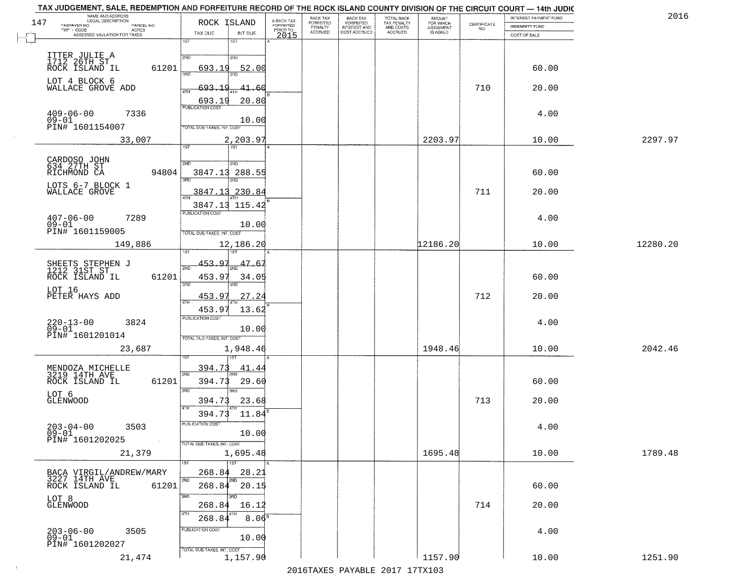TAX JUDGEMENT, SALE, REDEMPTION AND FORFEITURE RECORD OF THE ROCK ISLAND COUNTY DIVISION OF THE CIRCUIT COURT — 14th JUDIC

2016

| NAME AND ADDRESS / LEGAL DESCRIPTION / TAXPAYER NO. / PARCEL NO. / TWP - CODE / ACRES / ASSESSED VALUATION FOR TAXES | ROCK ISLAND TAX DUE | INT DUE | A-BACK TAX FORFEITED PRIOR TO 2015 | BACK TAX FORFEITED PENALTY ACCRUED | BACK TAX FORFEITED INTEREST AND COST ACCRUED | TOTAL BACK TAX PENALTY AND COSTS ACCRUED | AMOUNT FOR WHICH JUDGEMENT IS ASKED | CERTIFICATE NO. | INTEREST PAYMENT FUND / INDEMNITY FUND / COST OF SALE | |
|---|---|---|---|---|---|---|---|---|---|---|
| ITTER JULIE A<br>1712 26TH ST<br>ROCK ISLAND IL 61201<br>LOT 4 BLOCK 6<br>WALLACE GROVE ADD<br>409-06-00 7336<br>09-01<br>PIN# 1601154007 | 1ST<br>2ND 693.19<br>3RD 693.19<br>4TH 693.19<br>PUBLICATION COST | 1ST<br>2ND 52.00<br>3RD 41.60<br>4TH 20.80<br>10.00 | | | | | | 710 | 60.00<br>20.00<br>4.00 | |
| 33,007 | TOTAL DUE-TAXES, INT. COST | 2,203.97 | | | | | 2203.97 | | 10.00 | 2297.97 |
| CARDOSO JOHN<br>634 27TH ST<br>RICHMOND CA 94804<br>LOTS 6-7 BLOCK 1<br>WALLACE GROVE<br>407-06-00 7289<br>09-01<br>PIN# 1601159005 | 1ST<br>2ND 3847.13<br>3RD 3847.13<br>4TH 3847.13<br>PUBLICATION COST | 1ST<br>2ND 288.55<br>3RD 230.84<br>4TH 115.42<br>10.00 | | | | | | 711 | 60.00<br>20.00<br>4.00 | |
| 149,886 | TOTAL DUE-TAXES, INT. COST | 12,186.20 | | | | | 12186.20 | | 10.00 | 12280.20 |
| SHEETS STEPHEN J<br>1212 31ST ST<br>ROCK ISLAND IL 61201<br>LOT 16<br>PETER HAYS ADD<br>220-13-00 3824<br>09-01<br>PIN# 1601201014 | 1ST 453.97<br>2ND 453.97<br>3RD 453.97<br>4TH 453.97<br>PUBLICATION COST | 1ST 47.67<br>2ND 34.05<br>3RD 27.24<br>4TH 13.62<br>10.00 | | | | | | 712 | 60.00<br>20.00<br>4.00 | |
| 23,687 | TOTAL DUE-TAXES, INT. COST | 1,948.46 | | | | | 1948.46 | | 10.00 | 2042.46 |
| MENDOZA MICHELLE<br>3219 14TH AVE<br>ROCK ISLAND IL 61201<br>LOT 6<br>GLENWOOD<br>203-04-00 3503<br>09-01<br>PIN# 1601202025 | 1ST 394.73<br>2ND 394.73<br>3RD 394.73<br>4TH 394.73<br>PUBLICATION COST | 1ST 41.44<br>2ND 29.60<br>3RD 23.68<br>4TH 11.84<br>10.00 | | | | | | 713 | 60.00<br>20.00<br>4.00 | |
| 21,379 | TOTAL DUE-TAXES, INT. COST | 1,695.48 | | | | | 1695.48 | | 10.00 | 1789.48 |
| BACA VIRGIL/ANDREW/MARY<br>3227 14TH AVE<br>ROCK ISLAND IL 61201<br>LOT 8<br>GLENWOOD<br>203-06-00 3505<br>09-01<br>PIN# 1601202027 | 1ST 268.84<br>2ND 268.84<br>3RD 268.84<br>4TH 268.84<br>PUBLICATION COST | 1ST 28.21<br>2ND 20.15<br>3RD 16.12<br>4TH 8.06<br>10.00 | | | | | | 714 | 60.00<br>20.00<br>4.00 | |
| 21,474 | TOTAL DUE-TAXES, INT. COST | 1,157.90 | | | | | 1157.90 | | 10.00 | 1251.90 |

2016TAXES PAYABLE 2017 17TX103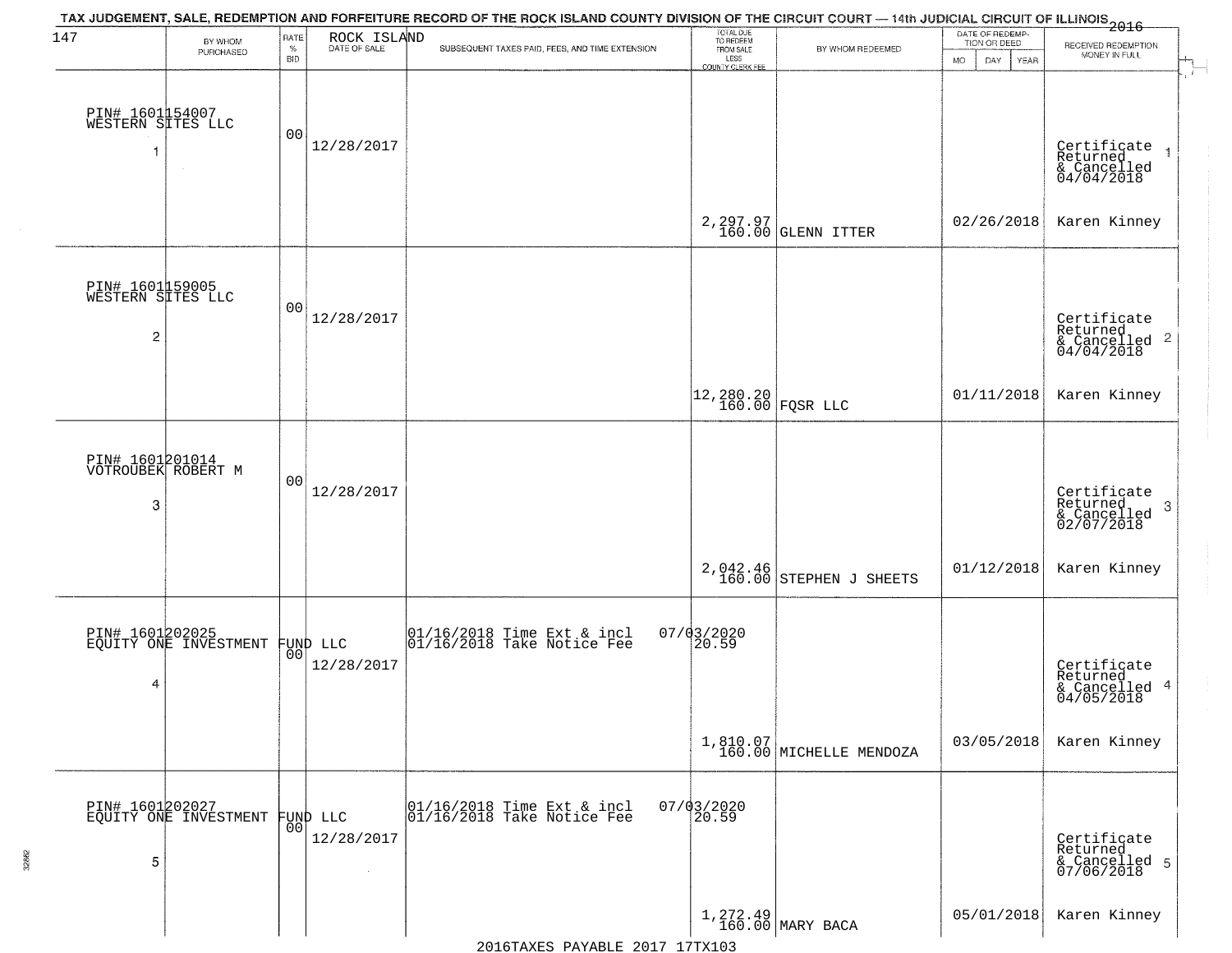TAX JUDGEMENT, SALE, REDEMPTION AND FORFEITURE RECORD OF THE ROCK ISLAND COUNTY DIVISION OF THE CIRCUIT COURT — 14th JUDICIAL CIRCUIT OF ILLINOIS 2016

| 147 | BY WHOM PURCHASED | RATE % BID | ROCK ISLAND DATE OF SALE | SUBSEQUENT TAXES PAID, FEES, AND TIME EXTENSION | TOTAL DUE TO REDEEM FROM SALE LESS COUNTY CLERK FEE | BY WHOM REDEEMED | DATE OF REDEMPTION OR DEED MO DAY YEAR | RECEIVED REDEMPTION MONEY IN FULL |
|---|---|---|---|---|---|---|---|---|
| 1 | PIN# 1601154007 WESTERN SITES LLC | 00 | 12/28/2017 | | 2,297.97 160.00 | GLENN ITTER | 02/26/2018 | Certificate Returned & Cancelled 04/04/2018 Karen Kinney |
| 2 | PIN# 1601159005 WESTERN SITES LLC | 00 | 12/28/2017 | | 12,280.20 160.00 | FQSR LLC | 01/11/2018 | Certificate Returned & Cancelled 04/04/2018 Karen Kinney |
| 3 | PIN# 1601201014 VOTROUBEK ROBERT M | 00 | 12/28/2017 | | 2,042.46 160.00 | STEPHEN J SHEETS | 01/12/2018 | Certificate Returned & Cancelled 02/07/2018 Karen Kinney |
| 4 | PIN# 1601202025 EQUITY ONE INVESTMENT FUND LLC | 00 | 12/28/2017 | 01/16/2018 Time Ext & incl 07/03/2020; 01/16/2018 Take Notice Fee 20.59 | 1,810.07 160.00 | MICHELLE MENDOZA | 03/05/2018 | Certificate Returned & Cancelled 04/05/2018 Karen Kinney |
| 5 | PIN# 1601202027 EQUITY ONE INVESTMENT FUND LLC | 00 | 12/28/2017 | 01/16/2018 Time Ext & incl 07/03/2020; 01/16/2018 Take Notice Fee 20.59 | 1,272.49 160.00 | MARY BACA | 05/01/2018 | Certificate Returned & Cancelled 07/06/2018 Karen Kinney |

2016TAXES PAYABLE 2017 17TX103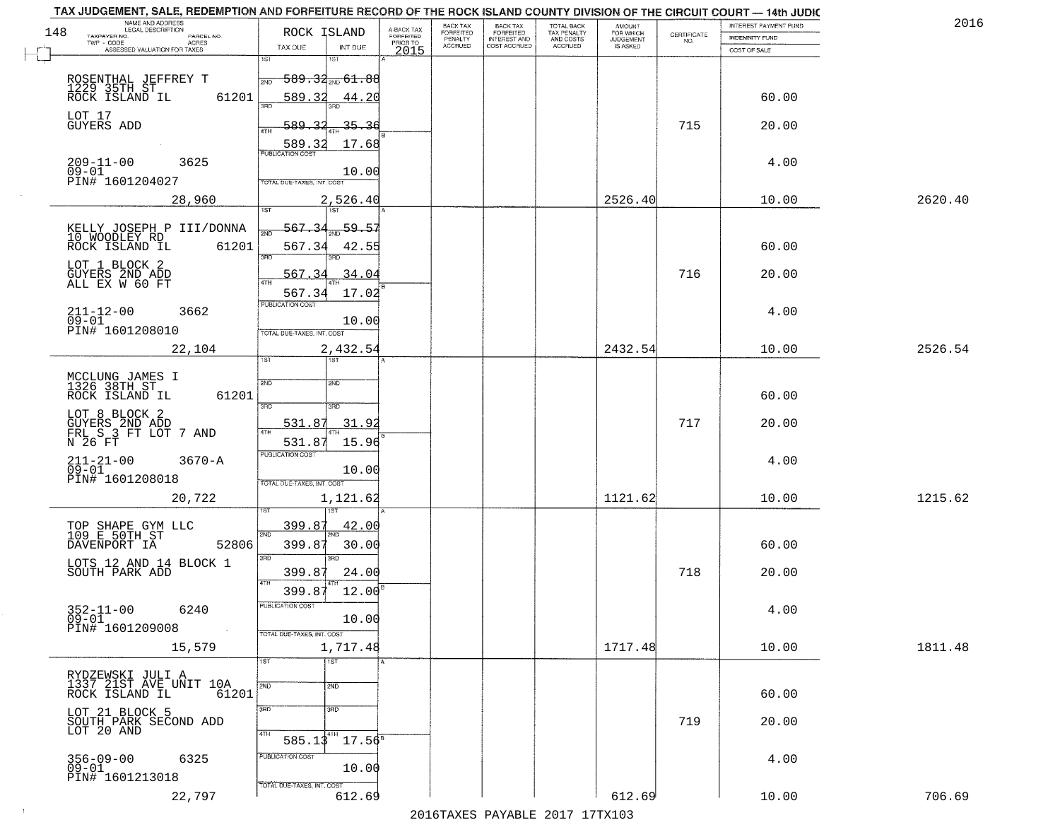TAX JUDGEMENT, SALE, REDEMPTION AND FORFEITURE RECORD OF THE ROCK ISLAND COUNTY DIVISION OF THE CIRCUIT COURT — 14th JUDIC

2016

| NAME AND ADDRESS / LEGAL DESCRIPTION / TAXPAYER NO. / PARCEL NO. / TWP - CODE / ACRES / ASSESSED VALUATION FOR TAXES | ROCK ISLAND TAX DUE | INT DUE | A-BACK TAX FORFEITED PRIOR TO 2015 | BACK TAX FORFEITED PENALTY ACCRUED | BACK TAX FORFEITED INTEREST AND COST ACCRUED | TOTAL BACK TAX PENALTY AND COSTS ACCRUED | AMOUNT FOR WHICH JUDGEMENT IS ASKED | CERTIFICATE NO. | INTEREST PAYMENT FUND / INDEMNITY FUND / COST OF SALE | |
|---|---|---|---|---|---|---|---|---|---|---|
| ROSENTHAL JEFFREY T<br>1229 35TH ST<br>ROCK ISLAND IL 61201<br>LOT 17<br>GUYERS ADD<br>209-11-00 3625<br>09-01<br>PIN# 1601204027<br>28,960 | 1ST 589.32<br>2ND 589.32<br>3RD 589.32<br>4TH 589.32<br>PUBLICATION COST<br>TOTAL DUE-TAXES, INT. COST | 1ST 61.88<br>2ND 44.20<br>3RD 35.36<br>4TH 17.68<br>10.00<br>2,526.40 | | | | | 2526.40 | 715 | 60.00<br>20.00<br>4.00<br>10.00 | 2620.40 |
| KELLY JOSEPH P III/DONNA<br>10 WOODLEY RD<br>ROCK ISLAND IL 61201<br>LOT 1 BLOCK 2<br>GUYERS 2ND ADD<br>ALL EX W 60 FT<br>211-12-00 3662<br>09-01<br>PIN# 1601208010<br>22,104 | 1ST 567.34<br>2ND 567.34<br>3RD 567.34<br>4TH 567.34<br>PUBLICATION COST<br>TOTAL DUE-TAXES, INT. COST | 1ST 59.57<br>2ND 42.55<br>3RD 34.04<br>4TH 17.02<br>10.00<br>2,432.54 | | | | | 2432.54 | 716 | 60.00<br>20.00<br>4.00<br>10.00 | 2526.54 |
| MCCLUNG JAMES I<br>1326 38TH ST<br>ROCK ISLAND IL 61201<br>LOT 8 BLOCK 2<br>GUYERS 2ND ADD<br>FRL S 3 FT LOT 7 AND<br>N 26 FT<br>211-21-00 3670-A<br>09-01<br>PIN# 1601208018<br>20,722 | 1ST<br>2ND<br>3RD 531.87<br>4TH 531.87<br>PUBLICATION COST<br>TOTAL DUE-TAXES, INT. COST | 1ST<br>2ND<br>3RD 31.92<br>4TH 15.96<br>10.00<br>1,121.62 | | | | | 1121.62 | 717 | 60.00<br>20.00<br>4.00<br>10.00 | 1215.62 |
| TOP SHAPE GYM LLC<br>109 E 50TH ST<br>DAVENPORT IA 52806<br>LOTS 12 AND 14 BLOCK 1<br>SOUTH PARK ADD<br>352-11-00 6240<br>09-01<br>PIN# 1601209008<br>15,579 | 1ST 399.87<br>2ND 399.87<br>3RD 399.87<br>4TH 399.87<br>PUBLICATION COST<br>TOTAL DUE-TAXES, INT. COST | 1ST 42.00<br>2ND 30.00<br>3RD 24.00<br>4TH 12.00<br>10.00<br>1,717.48 | | | | | 1717.48 | 718 | 60.00<br>20.00<br>4.00<br>10.00 | 1811.48 |
| RYDZEWSKI JULI A<br>1337 21ST AVE UNIT 10A<br>ROCK ISLAND IL 61201<br>LOT 21 BLOCK 5<br>SOUTH PARK SECOND ADD<br>LOT 20 AND<br>356-09-00 6325<br>09-01<br>PIN# 1601213018<br>22,797 | 1ST<br>2ND<br>3RD<br>4TH 585.13<br>PUBLICATION COST<br>TOTAL DUE-TAXES, INT. COST | 1ST<br>2ND<br>3RD<br>4TH 17.56<br>10.00<br>612.69 | | | | | 612.69 | 719 | 60.00<br>20.00<br>4.00<br>10.00 | 706.69 |

2016TAXES PAYABLE 2017 17TX103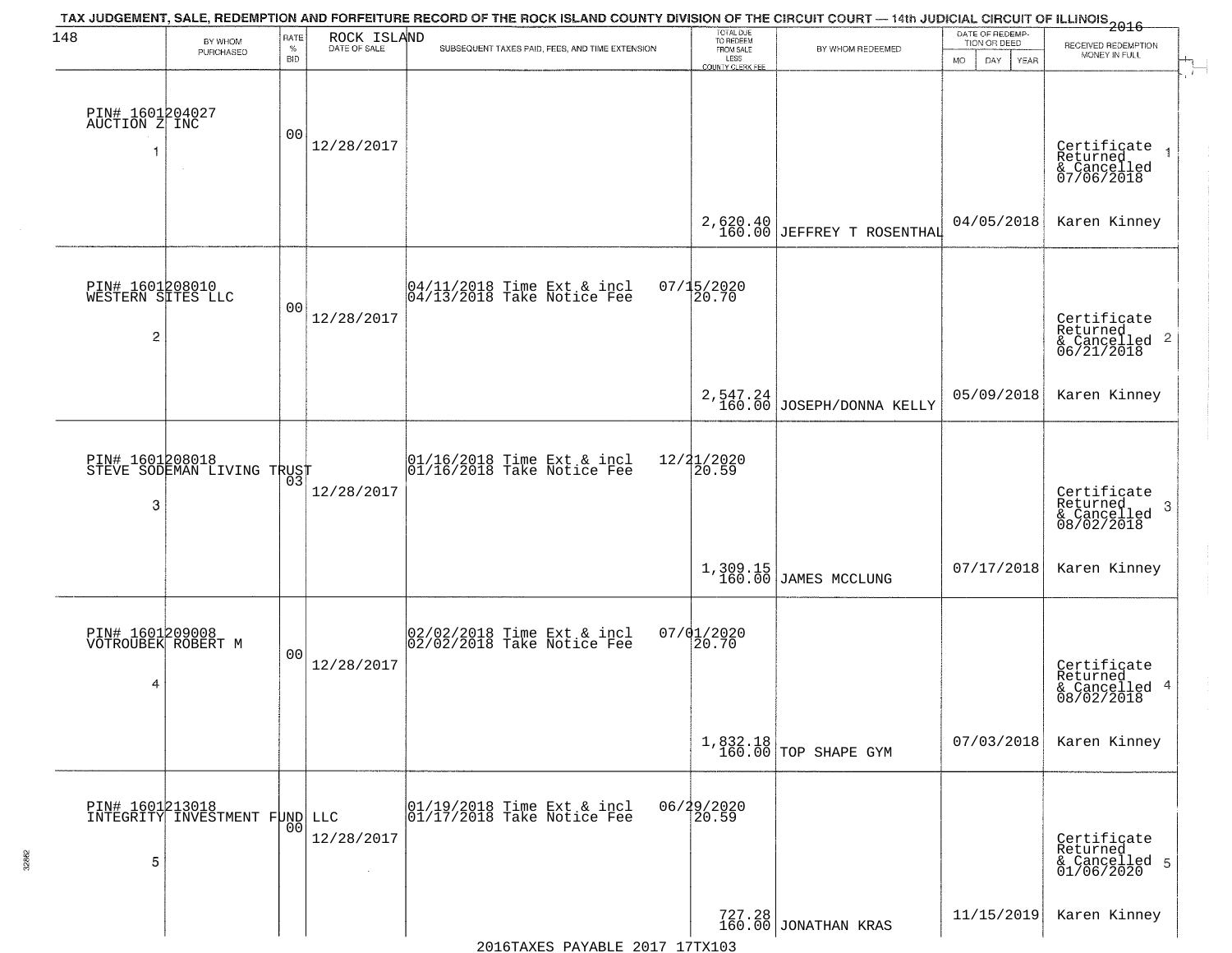TAX JUDGEMENT, SALE, REDEMPTION AND FORFEITURE RECORD OF THE ROCK ISLAND COUNTY DIVISION OF THE CIRCUIT COURT — 14th JUDICIAL CIRCUIT OF ILLINOIS 2016

| 148 | BY WHOM PURCHASED | RATE % BID | ROCK ISLAND DATE OF SALE | SUBSEQUENT TAXES PAID, FEES, AND TIME EXTENSION | TOTAL DUE TO REDEEM FROM SALE LESS COUNTY CLERK FEE | BY WHOM REDEEMED | DATE OF REDEMPTION OR DEED MO DAY YEAR | RECEIVED REDEMPTION MONEY IN FULL |
|---|---|---|---|---|---|---|---|---|
| 1 | PIN# 1601204027 AUCTION Z INC | 00 | 12/28/2017 | | 2,620.40 160.00 | JEFFREY T ROSENTHAL | 04/05/2018 | Certificate Returned & Cancelled 07/06/2018 Karen Kinney |
| 2 | PIN# 1601208010 WESTERN SITES LLC | 00 | 12/28/2017 | 04/11/2018 Time Ext & incl 07/15/2020 04/13/2018 Take Notice Fee 20.70 | 2,547.24 160.00 | JOSEPH/DONNA KELLY | 05/09/2018 | Certificate Returned & Cancelled 06/21/2018 Karen Kinney |
| 3 | PIN# 1601208018 STEVE SODEMAN LIVING TRUST | 03 | 12/28/2017 | 01/16/2018 Time Ext & incl 12/21/2020 01/16/2018 Take Notice Fee 20.59 | 1,309.15 160.00 | JAMES MCCLUNG | 07/17/2018 | Certificate Returned & Cancelled 08/02/2018 Karen Kinney |
| 4 | PIN# 1601209008 VOTROUBEK ROBERT M | 00 | 12/28/2017 | 02/02/2018 Time Ext & incl 07/01/2020 02/02/2018 Take Notice Fee 20.70 | 1,832.18 160.00 | TOP SHAPE GYM | 07/03/2018 | Certificate Returned & Cancelled 08/02/2018 Karen Kinney |
| 5 | PIN# 1601213018 INTEGRITY INVESTMENT FUND LLC | 00 | 12/28/2017 | 01/19/2018 Time Ext & incl 06/29/2020 01/17/2018 Take Notice Fee 20.59 | 727.28 160.00 | JONATHAN KRAS | 11/15/2019 | Certificate Returned & Cancelled 01/06/2020 Karen Kinney |

2016TAXES PAYABLE 2017 17TX103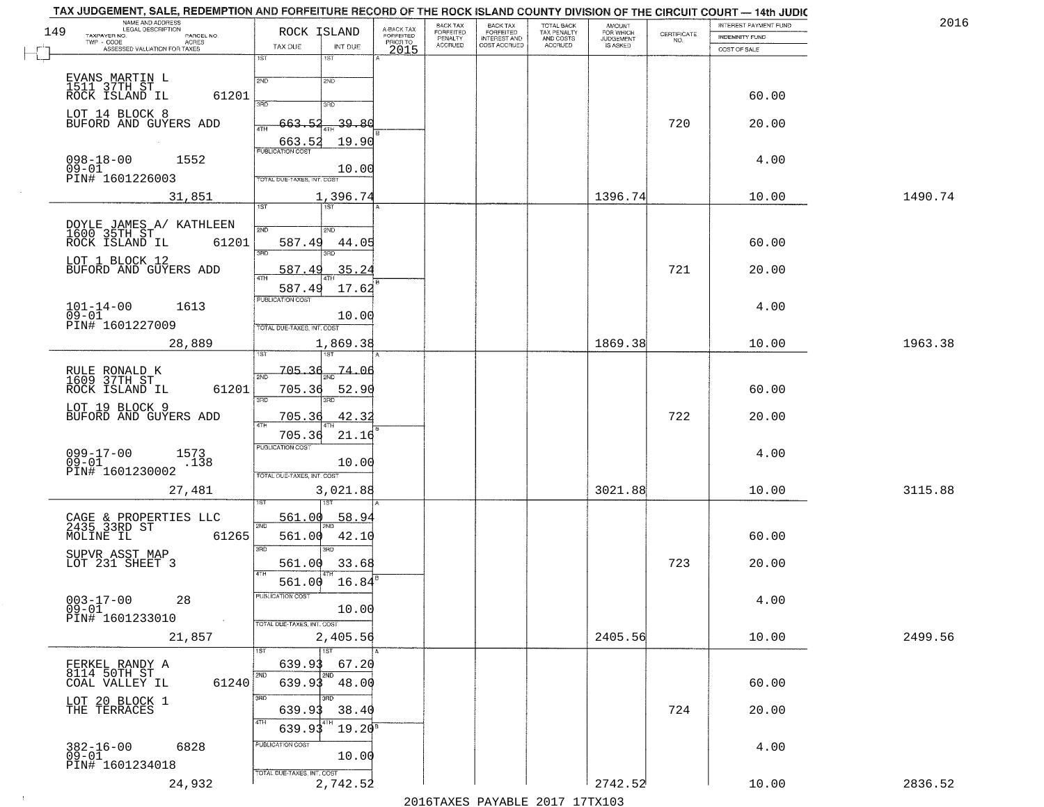# TAX JUDGEMENT, SALE, REDEMPTION AND FORFEITURE RECORD OF THE ROCK ISLAND COUNTY DIVISION OF THE CIRCUIT COURT — 14th JUDIC

2016

| NAME AND ADDRESS / LEGAL DESCRIPTION / TAXPAYER NO. / PARCEL NO. / TWP - CODE / ACRES / ASSESSED VALUATION FOR TAXES | ROCK ISLAND TAX DUE | INT DUE | A-BACK TAX FORFEITED PRIOR TO 2015 | BACK TAX FORFEITED PENALTY ACCRUED | BACK TAX FORFEITED INTEREST AND COST ACCRUED | TOTAL BACK TAX PENALTY AND COSTS ACCRUED | AMOUNT FOR WHICH JUDGEMENT IS ASKED | CERTIFICATE NO. | INTEREST PAYMENT FUND / INDEMNITY FUND / COST OF SALE | |
|---|---|---|---|---|---|---|---|---|---|---|
| EVANS MARTIN L<br>1511 37TH ST<br>ROCK ISLAND IL 61201<br>LOT 14 BLOCK 8<br>BUFORD AND GUYERS ADD<br>098-18-00 1552<br>09-01<br>PIN# 1601226003<br>31,851 | 1ST<br>2ND<br>3RD<br>4TH 663.52<br>663.52<br>PUBLICATION COST<br>TOTAL DUE-TAXES, INT. COST | 1ST<br>2ND<br>3RD<br>39.80<br>19.90<br>10.00<br>1,396.74 | | | | | 1396.74 | 720 | 60.00<br>20.00<br>4.00<br>10.00 | 1490.74 |
| DOYLE JAMES A/ KATHLEEN<br>1600 35TH ST<br>ROCK ISLAND IL 61201<br>LOT 1 BLOCK 12<br>BUFORD AND GUYERS ADD<br>101-14-00 1613<br>09-01<br>PIN# 1601227009<br>28,889 | 1ST<br>2ND 587.49<br>3RD 587.49<br>4TH 587.49<br>PUBLICATION COST<br>TOTAL DUE-TAXES, INT. COST | 1ST<br>44.05<br>35.24<br>17.62<br>10.00<br>1,869.38 | | | | | 1869.38 | 721 | 60.00<br>20.00<br>4.00<br>10.00 | 1963.38 |
| RULE RONALD K<br>1609 37TH ST<br>ROCK ISLAND IL 61201<br>LOT 19 BLOCK 9<br>BUFORD AND GUYERS ADD<br>099-17-00 1573<br>09-01 .138<br>PIN# 1601230002<br>27,481 | 1ST 705.36<br>2ND 705.36<br>3RD 705.36<br>4TH 705.36<br>PUBLICATION COST<br>TOTAL DUE-TAXES, INT. COST | 74.06<br>52.90<br>42.32<br>21.16<br>10.00<br>3,021.88 | | | | | 3021.88 | 722 | 60.00<br>20.00<br>4.00<br>10.00 | 3115.88 |
| CAGE & PROPERTIES LLC<br>2435 33RD ST<br>MOLINE IL 61265<br>SUPVR ASST MAP<br>LOT 231 SHEET 3<br>003-17-00 28<br>09-01<br>PIN# 1601233010<br>21,857 | 1ST 561.00<br>2ND 561.00<br>3RD 561.00<br>4TH 561.00<br>PUBLICATION COST<br>TOTAL DUE-TAXES, INT. COST | 58.94<br>42.10<br>33.68<br>16.84<br>10.00<br>2,405.56 | | | | | 2405.56 | 723 | 60.00<br>20.00<br>4.00<br>10.00 | 2499.56 |
| FERKEL RANDY A<br>8114 50TH ST<br>COAL VALLEY IL 61240<br>LOT 20 BLOCK 1<br>THE TERRACES<br>382-16-00 6828<br>09-01<br>PIN# 1601234018<br>24,932 | 1ST 639.93<br>2ND 639.93<br>3RD 639.93<br>4TH 639.93<br>PUBLICATION COST<br>TOTAL DUE-TAXES, INT. COST | 67.20<br>48.00<br>38.40<br>19.20<br>10.00<br>2,742.52 | | | | | 2742.52 | 724 | 60.00<br>20.00<br>4.00<br>10.00 | 2836.52 |

2016TAXES PAYABLE 2017 17TX103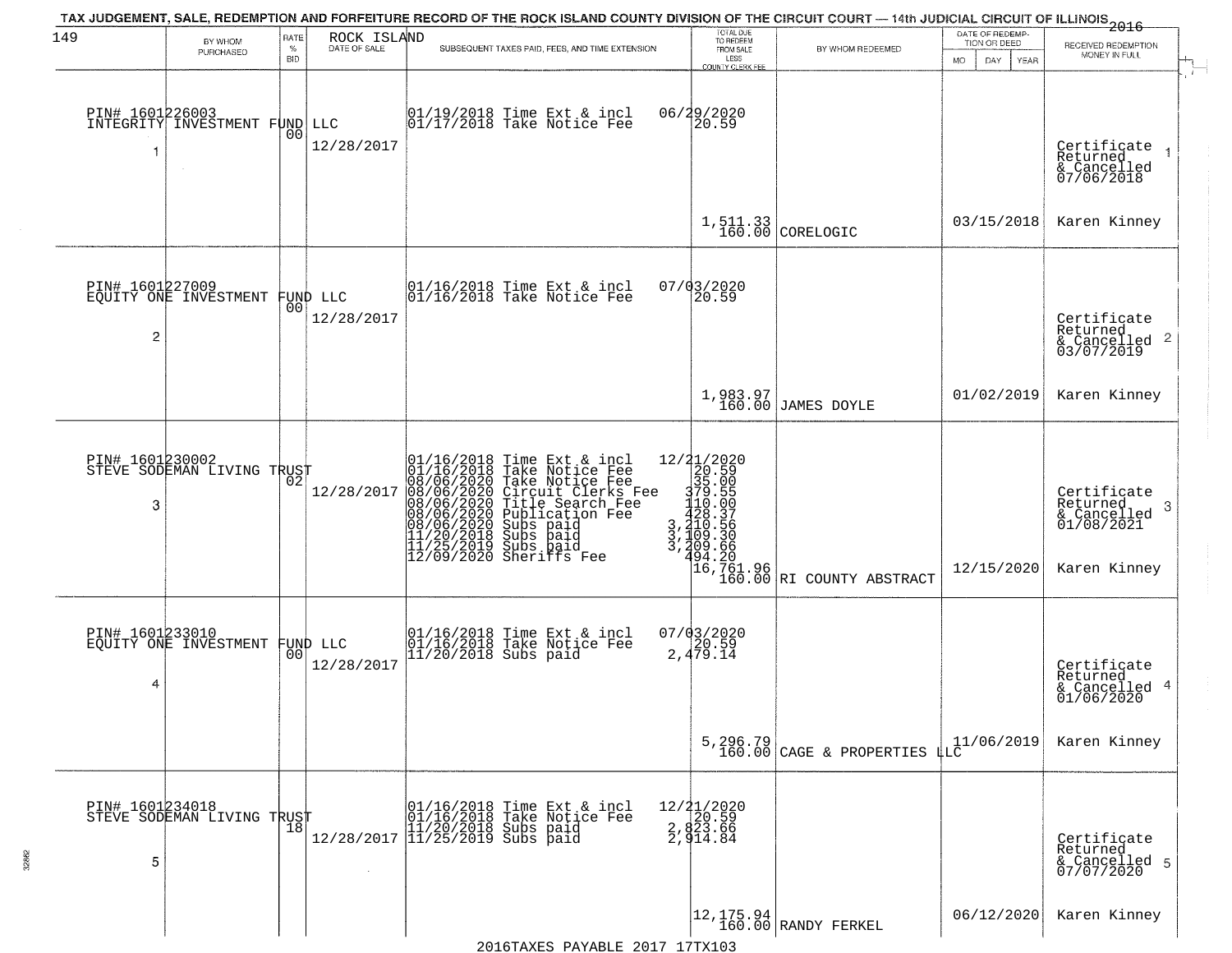TAX JUDGEMENT, SALE, REDEMPTION AND FORFEITURE RECORD OF THE ROCK ISLAND COUNTY DIVISION OF THE CIRCUIT COURT — 14th JUDICIAL CIRCUIT OF ILLINOIS 2016

149 ROCK ISLAND

| | BY WHOM PURCHASED | RATE % BID | DATE OF SALE | SUBSEQUENT TAXES PAID, FEES, AND TIME EXTENSION | TOTAL DUE TO REDEEM FROM SALE LESS COUNTY CLERK FEE | BY WHOM REDEEMED | DATE OF REDEMPTION OR DEED MO DAY YEAR | RECEIVED REDEMPTION MONEY IN FULL |
|---|---|---|---|---|---|---|---|---|
| 1 | PIN# 1601226003 INTEGRITY INVESTMENT FUND LLC | 00 | 12/28/2017 | 01/19/2018 Time Ext & incl 06/29/2020<br>01/17/2018 Take Notice Fee 20.59 | 1,511.33<br>160.00 | CORELOGIC | 03/15/2018 | Certificate Returned & Cancelled 07/06/2018<br>Karen Kinney |
| 2 | PIN# 1601227009 EQUITY ONE INVESTMENT FUND LLC | 00 | 12/28/2017 | 01/16/2018 Time Ext & incl 07/03/2020<br>01/16/2018 Take Notice Fee 20.59 | 1,983.97<br>160.00 | JAMES DOYLE | 01/02/2019 | Certificate Returned & Cancelled 03/07/2019<br>Karen Kinney |
| 3 | PIN# 1601230002 STEVE SODEMAN LIVING TRUST | 02 | 12/28/2017 | 01/16/2018 Time Ext & incl 12/21/2020<br>01/16/2018 Take Notice Fee 20.59<br>08/06/2020 Take Notice Fee 35.00<br>08/06/2020 Circuit Clerks Fee 379.55<br>08/06/2020 Title Search Fee 110.00<br>08/06/2020 Publication Fee 428.37<br>08/06/2020 Subs paid 3,210.56<br>11/20/2018 Subs paid 3,109.30<br>11/25/2019 Subs paid 3,209.66<br>12/09/2020 Sheriffs Fee 494.20 | 16,761.96<br>160.00 | RI COUNTY ABSTRACT | 12/15/2020 | Certificate Returned & Cancelled 01/08/2021<br>Karen Kinney |
| 4 | PIN# 1601233010 EQUITY ONE INVESTMENT FUND LLC | 00 | 12/28/2017 | 01/16/2018 Time Ext & incl 07/03/2020<br>01/16/2018 Take Notice Fee 20.59<br>11/20/2018 Subs paid 2,479.14 | 5,296.79<br>160.00 | CAGE & PROPERTIES LLC | 11/06/2019 | Certificate Returned & Cancelled 01/06/2020<br>Karen Kinney |
| 5 | PIN# 1601234018 STEVE SODEMAN LIVING TRUST | 18 | 12/28/2017 | 01/16/2018 Time Ext & incl 12/21/2020<br>01/16/2018 Take Notice Fee 20.59<br>11/20/2018 Subs paid 2,823.66<br>11/25/2019 Subs paid 2,914.84 | 12,175.94<br>160.00 | RANDY FERKEL | 06/12/2020 | Certificate Returned & Cancelled 07/07/2020<br>Karen Kinney |

2016TAXES PAYABLE 2017 17TX103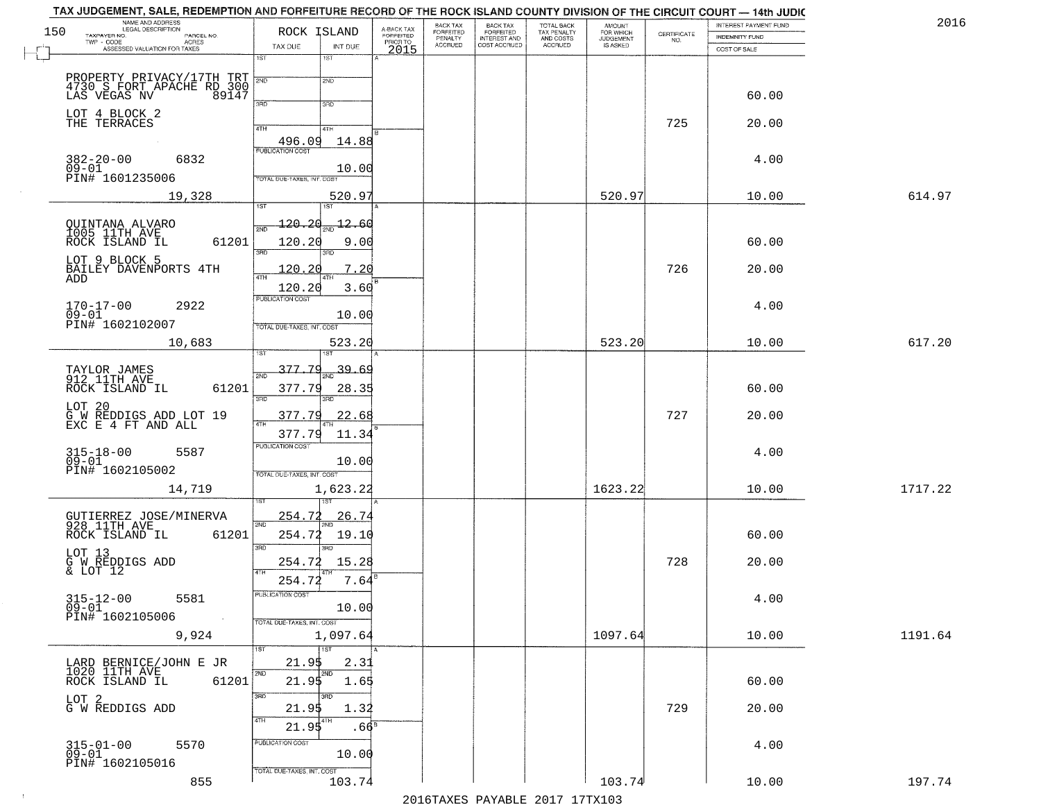TAX JUDGEMENT, SALE, REDEMPTION AND FORFEITURE RECORD OF THE ROCK ISLAND COUNTY DIVISION OF THE CIRCUIT COURT — 14th JUDIC

2016

| NAME AND ADDRESS / LEGAL DESCRIPTION / TAXPAYER NO. / PARCEL NO. / TWP - CODE / ACRES / ASSESSED VALUATION FOR TAXES | ROCK ISLAND TAX DUE | INT DUE | A-BACK TAX FORFEITED PRIOR TO 2015 | BACK TAX FORFEITED PENALTY ACCRUED | BACK TAX FORFEITED INTEREST AND COST ACCRUED | TOTAL BACK TAX PENALTY AND COSTS ACCRUED | AMOUNT FOR WHICH JUDGEMENT IS ASKED | CERTIFICATE NO. | INTEREST PAYMENT FUND / INDEMNITY FUND / COST OF SALE | |
|---|---|---|---|---|---|---|---|---|---|---|
| PROPERTY PRIVACY/17TH TRT<br>4730 S FORT APACHE RD 300<br>LAS VEGAS NV 89147<br>LOT 4 BLOCK 2<br>THE TERRACES<br>382-20-00 6832<br>09-01<br>PIN# 1601235006<br>19,328 | 1ST<br>2ND<br>3RD<br>4TH 496.09<br>PUBLICATION COST<br>TOTAL DUE-TAXES, INT. COST | 1ST<br>2ND<br>3RD<br>4TH 14.88<br>10.00<br>520.97 | | | | | 520.97 | 725 | 60.00<br>20.00<br>4.00<br>10.00 | 614.97 |
| QUINTANA ALVARO<br>1005 11TH AVE<br>ROCK ISLAND IL 61201<br>LOT 9 BLOCK 5<br>BAILEY DAVENPORTS 4TH ADD<br>170-17-00 2922<br>09-01<br>PIN# 1602102007<br>10,683 | 1ST 120.20<br>2ND 120.20<br>3RD 120.20<br>4TH 120.20<br>PUBLICATION COST<br>TOTAL DUE-TAXES, INT. COST | 1ST 12.60<br>2ND 9.00<br>3RD 7.20<br>4TH 3.60<br>10.00<br>523.20 | | | | | 523.20 | 726 | 60.00<br>20.00<br>4.00<br>10.00 | 617.20 |
| TAYLOR JAMES<br>912 11TH AVE<br>ROCK ISLAND IL 61201<br>LOT 20<br>G W REDDIGS ADD LOT 19<br>EXC E 4 FT AND ALL<br>315-18-00 5587<br>09-01<br>PIN# 1602105002<br>14,719 | 1ST 377.79<br>2ND 377.79<br>3RD 377.79<br>4TH 377.79<br>PUBLICATION COST<br>TOTAL DUE-TAXES, INT. COST | 1ST 39.69<br>2ND 28.35<br>3RD 22.68<br>4TH 11.34<br>10.00<br>1,623.22 | | | | | 1623.22 | 727 | 60.00<br>20.00<br>4.00<br>10.00 | 1717.22 |
| GUTIERREZ JOSE/MINERVA<br>928 11TH AVE<br>ROCK ISLAND IL 61201<br>LOT 13<br>G W REDDIGS ADD<br>& LOT 12<br>315-12-00 5581<br>09-01<br>PIN# 1602105006<br>9,924 | 1ST 254.72<br>2ND 254.72<br>3RD 254.72<br>4TH 254.72<br>PUBLICATION COST<br>TOTAL DUE-TAXES, INT. COST | 1ST 26.74<br>2ND 19.10<br>3RD 15.28<br>4TH 7.64<br>10.00<br>1,097.64 | | | | | 1097.64 | 728 | 60.00<br>20.00<br>4.00<br>10.00 | 1191.64 |
| LARD BERNICE/JOHN E JR<br>1020 11TH AVE<br>ROCK ISLAND IL 61201<br>LOT 2<br>G W REDDIGS ADD<br>315-01-00 5570<br>09-01<br>PIN# 1602105016<br>855 | 1ST 21.95<br>2ND 21.95<br>3RD 21.95<br>4TH 21.95<br>PUBLICATION COST<br>TOTAL DUE-TAXES, INT. COST | 1ST 2.31<br>2ND 1.65<br>3RD 1.32<br>4TH .66<br>10.00<br>103.74 | | | | | 103.74 | 729 | 60.00<br>20.00<br>4.00<br>10.00 | 197.74 |

2016TAXES PAYABLE 2017 17TX103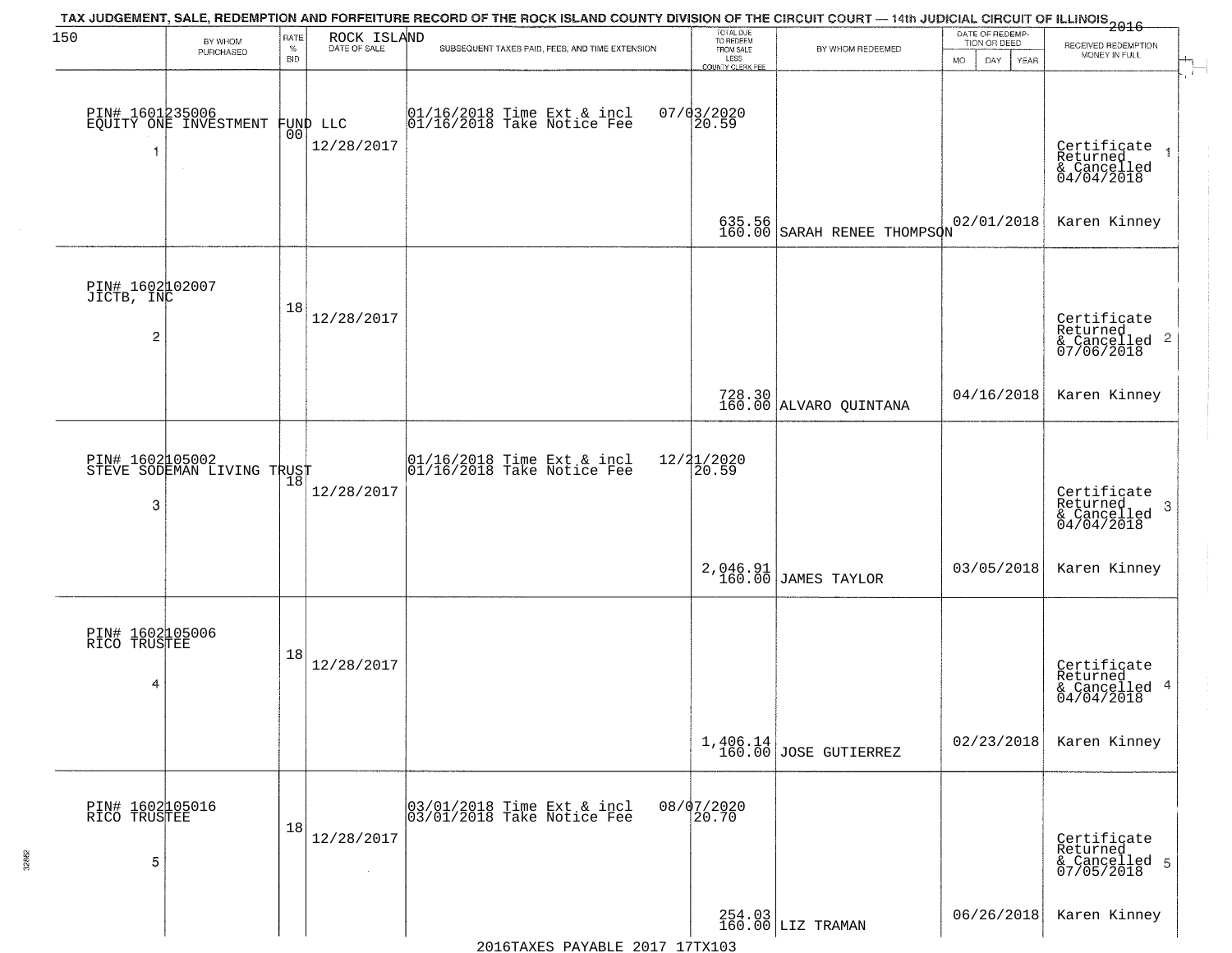TAX JUDGEMENT, SALE, REDEMPTION AND FORFEITURE RECORD OF THE ROCK ISLAND COUNTY DIVISION OF THE CIRCUIT COURT — 14th JUDICIAL CIRCUIT OF ILLINOIS 2016

| 150 BY WHOM PURCHASED | RATE % BID | ROCK ISLAND DATE OF SALE | SUBSEQUENT TAXES PAID, FEES, AND TIME EXTENSION | TOTAL DUE TO REDEEM FROM SALE LESS COUNTY CLERK FEE | BY WHOM REDEEMED | DATE OF REDEMPTION OR DEED MO DAY YEAR | RECEIVED REDEMPTION MONEY IN FULL |
|---|---|---|---|---|---|---|---|
| PIN# 1601235006 EQUITY ONE INVESTMENT FUND LLC 1 | 00 | 12/28/2017 | 01/16/2018 Time Ext & incl 01/16/2018 Take Notice Fee 07/03/2020 20.59 | 635.56 160.00 | SARAH RENEE THOMPSON | 02/01/2018 | Certificate Returned & Cancelled 04/04/2018 1 Karen Kinney |
| PIN# 1602102007 JICTB, INC 2 | 18 | 12/28/2017 | | 728.30 160.00 | ALVARO QUINTANA | 04/16/2018 | Certificate Returned & Cancelled 07/06/2018 2 Karen Kinney |
| PIN# 1602105002 STEVE SODEMAN LIVING TRUST 3 | 18 | 12/28/2017 | 01/16/2018 Time Ext & incl 01/16/2018 Take Notice Fee 12/21/2020 20.59 | 2,046.91 160.00 | JAMES TAYLOR | 03/05/2018 | Certificate Returned & Cancelled 04/04/2018 3 Karen Kinney |
| PIN# 1602105006 RICO TRUSTEE 4 | 18 | 12/28/2017 | | 1,406.14 160.00 | JOSE GUTIERREZ | 02/23/2018 | Certificate Returned & Cancelled 04/04/2018 4 Karen Kinney |
| PIN# 1602105016 RICO TRUSTEE 5 | 18 | 12/28/2017 | 03/01/2018 Time Ext & incl 03/01/2018 Take Notice Fee 08/07/2020 20.70 | 254.03 160.00 | LIZ TRAMAN | 06/26/2018 | Certificate Returned & Cancelled 07/05/2018 5 Karen Kinney |

2016TAXES PAYABLE 2017 17TX103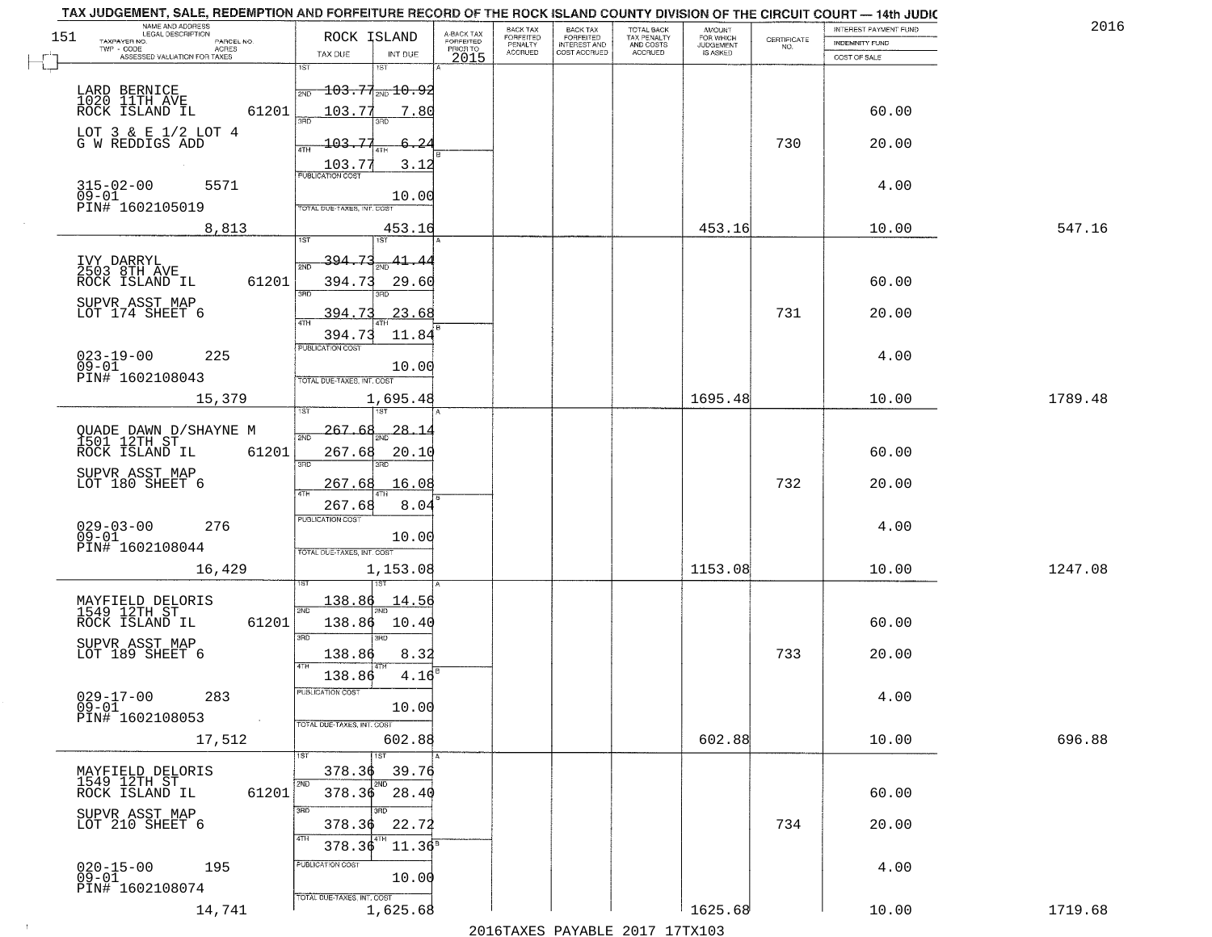# TAX JUDGEMENT, SALE, REDEMPTION AND FORFEITURE RECORD OF THE ROCK ISLAND COUNTY DIVISION OF THE CIRCUIT COURT — 14th JUDIC

2016

| 151 NAME AND ADDRESS / LEGAL DESCRIPTION / TAXPAYER NO. / PARCEL NO. / TWP - CODE / ACRES / ASSESSED VALUATION FOR TAXES | ROCK ISLAND TAX DUE | INT DUE | A-BACK TAX FORFEITED PRIOR TO 2015 | BACK TAX FORFEITED PENALTY ACCRUED | BACK TAX FORFEITED INTEREST AND COST ACCRUED | TOTAL BACK TAX PENALTY AND COSTS ACCRUED | AMOUNT FOR WHICH JUDGEMENT IS ASKED | CERTIFICATE NO. | INTEREST PAYMENT FUND / INDEMNITY FUND / COST OF SALE | |
|---|---|---|---|---|---|---|---|---|---|---|
| LARD BERNICE<br>1020 11TH AVE<br>ROCK ISLAND IL 61201<br>LOT 3 & E 1/2 LOT 4<br>G W REDDIGS ADD<br>315-02-00 5571<br>09-01<br>PIN# 1602105019 | 1ST 103.77<br>2ND 103.77<br>3RD 103.77<br>4TH 103.77<br>PUBLICATION COST | 10.92<br>7.80<br>6.24<br>3.12<br>10.00 | | | | | | 730 | 60.00<br>20.00<br>4.00 | |
| 8,813 | TOTAL DUE-TAXES, INT. COST | 453.16 | | | | | 453.16 | | 10.00 | 547.16 |
| IVY DARRYL<br>2503 8TH AVE<br>ROCK ISLAND IL 61201<br>SUPVR ASST MAP<br>LOT 174 SHEET 6<br>023-19-00 225<br>09-01<br>PIN# 1602108043 | 1ST 394.73<br>2ND 394.73<br>3RD 394.73<br>4TH 394.73<br>PUBLICATION COST | 41.44<br>29.60<br>23.68<br>11.84<br>10.00 | | | | | | 731 | 60.00<br>20.00<br>4.00 | |
| 15,379 | TOTAL DUE-TAXES, INT. COST | 1,695.48 | | | | | 1695.48 | | 10.00 | 1789.48 |
| QUADE DAWN D/SHAYNE M<br>1501 12TH ST<br>ROCK ISLAND IL 61201<br>SUPVR ASST MAP<br>LOT 180 SHEET 6<br>029-03-00 276<br>09-01<br>PIN# 1602108044 | 1ST 267.68<br>2ND 267.68<br>3RD 267.68<br>4TH 267.68<br>PUBLICATION COST | 28.14<br>20.10<br>16.08<br>8.04<br>10.00 | | | | | | 732 | 60.00<br>20.00<br>4.00 | |
| 16,429 | TOTAL DUE-TAXES, INT. COST | 1,153.08 | | | | | 1153.08 | | 10.00 | 1247.08 |
| MAYFIELD DELORIS<br>1549 12TH ST<br>ROCK ISLAND IL 61201<br>SUPVR ASST MAP<br>LOT 189 SHEET 6<br>029-17-00 283<br>09-01<br>PIN# 1602108053 | 1ST 138.86<br>2ND 138.86<br>3RD 138.86<br>4TH 138.86<br>PUBLICATION COST | 14.56<br>10.40<br>8.32<br>4.16<br>10.00 | | | | | | 733 | 60.00<br>20.00<br>4.00 | |
| 17,512 | TOTAL DUE-TAXES, INT. COST | 602.88 | | | | | 602.88 | | 10.00 | 696.88 |
| MAYFIELD DELORIS<br>1549 12TH ST<br>ROCK ISLAND IL 61201<br>SUPVR ASST MAP<br>LOT 210 SHEET 6<br>020-15-00 195<br>09-01<br>PIN# 1602108074 | 1ST 378.36<br>2ND 378.36<br>3RD 378.36<br>4TH 378.36<br>PUBLICATION COST | 39.76<br>28.40<br>22.72<br>11.36<br>10.00 | | | | | | 734 | 60.00<br>20.00<br>4.00 | |
| 14,741 | TOTAL DUE-TAXES, INT. COST | 1,625.68 | | | | | 1625.68 | | 10.00 | 1719.68 |

2016TAXES PAYABLE 2017 17TX103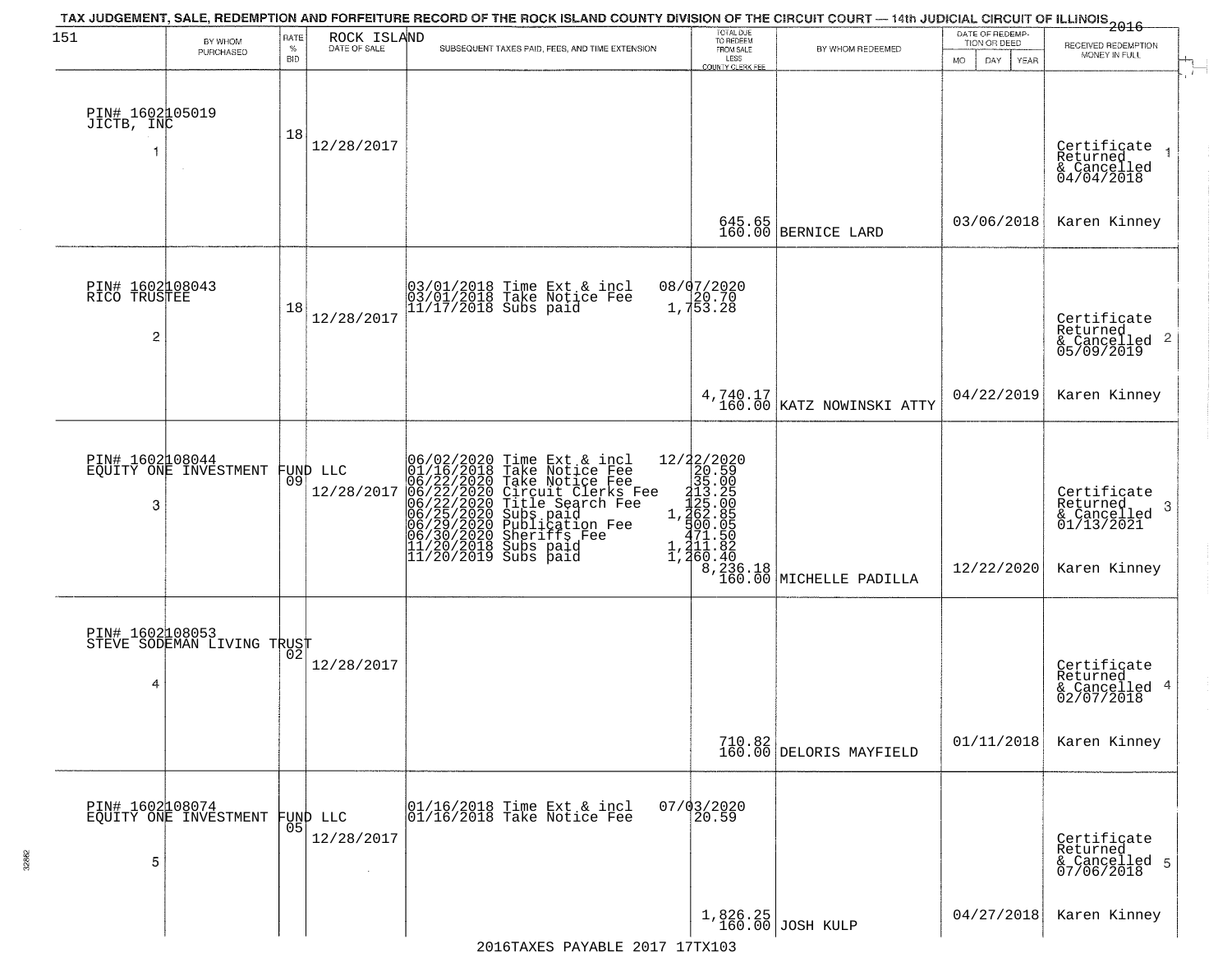# TAX JUDGEMENT, SALE, REDEMPTION AND FORFEITURE RECORD OF THE ROCK ISLAND COUNTY DIVISION OF THE CIRCUIT COURT — 14th JUDICIAL CIRCUIT OF ILLINOIS 2016

151 — ROCK ISLAND

| BY WHOM PURCHASED | RATE % BID | DATE OF SALE | SUBSEQUENT TAXES PAID, FEES, AND TIME EXTENSION | TOTAL DUE TO REDEEM FROM SALE LESS COUNTY CLERK FEE | BY WHOM REDEEMED | DATE OF REDEMPTION OR DEED MO DAY YEAR | RECEIVED REDEMPTION MONEY IN FULL |
|---|---|---|---|---|---|---|---|
| PIN# 1602105019 JICTB, INC 1 | 18 | 12/28/2017 | | 645.65 160.00 | BERNICE LARD | 03/06/2018 | Certificate Returned & Cancelled 04/04/2018 Karen Kinney 1 |
| PIN# 1602108043 RICO TRUSTEE 2 | 18 | 12/28/2017 | 03/01/2018 Time Ext & incl 08/07/2020<br>03/01/2018 Take Notice Fee 20.70<br>11/17/2018 Subs paid 1,753.28 | 4,740.17 160.00 | KATZ NOWINSKI ATTY | 04/22/2019 | Certificate Returned & Cancelled 05/09/2019 Karen Kinney 2 |
| PIN# 1602108044 EQUITY ONE INVESTMENT FUND LLC 3 | 09 | 12/28/2017 | 06/02/2020 Time Ext & incl 12/22/2020<br>01/16/2018 Take Notice Fee 20.59<br>06/22/2020 Take Notice Fee 35.00<br>06/22/2020 Circuit Clerks Fee 213.25<br>06/22/2020 Title Search Fee 125.00<br>06/25/2020 Subs paid 1,262.85<br>06/29/2020 Publication Fee 500.05<br>06/30/2020 Sheriffs Fee 471.50<br>11/20/2018 Subs paid 1,211.82<br>11/20/2019 Subs paid 1,260.40 | 8,236.18 160.00 | MICHELLE PADILLA | 12/22/2020 | Certificate Returned & Cancelled 01/13/2021 Karen Kinney 3 |
| PIN# 1602108053 STEVE SODEMAN LIVING TRUST 4 | 02 | 12/28/2017 | | 710.82 160.00 | DELORIS MAYFIELD | 01/11/2018 | Certificate Returned & Cancelled 02/07/2018 Karen Kinney 4 |
| PIN# 1602108074 EQUITY ONE INVESTMENT FUND LLC 5 | 05 | 12/28/2017 | 01/16/2018 Time Ext & incl 07/03/2020<br>01/16/2018 Take Notice Fee 20.59 | 1,826.25 160.00 | JOSH KULP | 04/27/2018 | Certificate Returned & Cancelled 07/06/2018 Karen Kinney 5 |

2016TAXES PAYABLE 2017 17TX103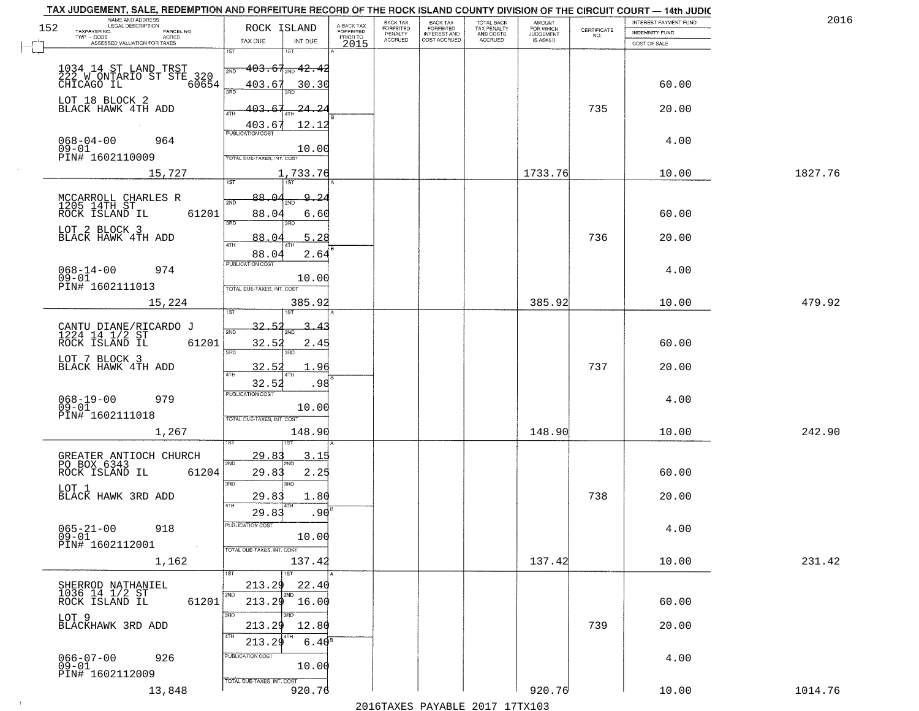TAX JUDGEMENT, SALE, REDEMPTION AND FORFEITURE RECORD OF THE ROCK ISLAND COUNTY DIVISION OF THE CIRCUIT COURT — 14th JUDIC

2016

| NAME AND ADDRESS / LEGAL DESCRIPTION / TAXPAYER NO. / PARCEL NO. / TWP - CODE / ACRES / ASSESSED VALUATION FOR TAXES | ROCK ISLAND TAX DUE | INT DUE | A-BACK TAX FORFEITED PRIOR TO 2015 | BACK TAX FORFEITED PENALTY ACCRUED | BACK TAX FORFEITED INTEREST AND COST ACCRUED | TOTAL BACK TAX PENALTY AND COSTS ACCRUED | AMOUNT FOR WHICH JUDGEMENT IS ASKED | CERTIFICATE NO. | INTEREST PAYMENT FUND / INDEMNITY FUND / COST OF SALE | |
|---|---|---|---|---|---|---|---|---|---|---|
| 1034 14 ST LAND TRST<br>222 W ONTARIO ST STE 320<br>CHICAGO IL 60654<br>LOT 18 BLOCK 2<br>BLACK HAWK 4TH ADD<br>068-04-00 964<br>09-01<br>PIN# 1602110009<br>15,727 | 1ST 403.67<br>2ND 403.67<br>3RD 403.67<br>4TH 403.67<br>PUBLICATION COST<br>TOTAL DUE-TAXES, INT. COST | 42.42<br>30.30<br>24.24<br>12.12<br>10.00<br>1,733.76 | | | | | 1733.76 | 735 | 60.00<br>20.00<br>4.00<br>10.00 | 1827.76 |
| MCCARROLL CHARLES R<br>1205 14TH ST<br>ROCK ISLAND IL 61201<br>LOT 2 BLOCK 3<br>BLACK HAWK 4TH ADD<br>068-14-00 974<br>09-01<br>PIN# 1602111013<br>15,224 | 1ST 88.04<br>2ND 88.04<br>3RD 88.04<br>4TH 88.04<br>PUBLICATION COST<br>TOTAL DUE-TAXES, INT. COST | 9.24<br>6.60<br>5.28<br>2.64<br>10.00<br>385.92 | | | | | 385.92 | 736 | 60.00<br>20.00<br>4.00<br>10.00 | 479.92 |
| CANTU DIANE/RICARDO J<br>1224 14 1/2 ST<br>ROCK ISLAND IL 61201<br>LOT 7 BLOCK 3<br>BLACK HAWK 4TH ADD<br>068-19-00 979<br>09-01<br>PIN# 1602111018<br>1,267 | 1ST 32.52<br>2ND 32.52<br>3RD 32.52<br>4TH 32.52<br>PUBLICATION COST<br>TOTAL DUE-TAXES, INT. COST | 3.43<br>2.45<br>1.96<br>.98<br>10.00<br>148.90 | | | | | 148.90 | 737 | 60.00<br>20.00<br>4.00<br>10.00 | 242.90 |
| GREATER ANTIOCH CHURCH<br>PO BOX 6343<br>ROCK ISLAND IL 61204<br>LOT 1<br>BLACK HAWK 3RD ADD<br>065-21-00 918<br>09-01<br>PIN# 1602112001<br>1,162 | 1ST 29.83<br>2ND 29.83<br>3RD 29.83<br>4TH 29.83<br>PUBLICATION COST<br>TOTAL DUE-TAXES, INT. COST | 3.15<br>2.25<br>1.80<br>.90<br>10.00<br>137.42 | | | | | 137.42 | 738 | 60.00<br>20.00<br>4.00<br>10.00 | 231.42 |
| SHERROD NATHANIEL<br>1036 14 1/2 ST<br>ROCK ISLAND IL 61201<br>LOT 9<br>BLACKHAWK 3RD ADD<br>066-07-00 926<br>09-01<br>PIN# 1602112009<br>13,848 | 1ST 213.29<br>2ND 213.29<br>3RD 213.29<br>4TH 213.29<br>PUBLICATION COST<br>TOTAL DUE-TAXES, INT. COST | 22.40<br>16.00<br>12.80<br>6.40<br>10.00<br>920.76 | | | | | 920.76 | 739 | 60.00<br>20.00<br>4.00<br>10.00 | 1014.76 |

2016TAXES PAYABLE 2017 17TX103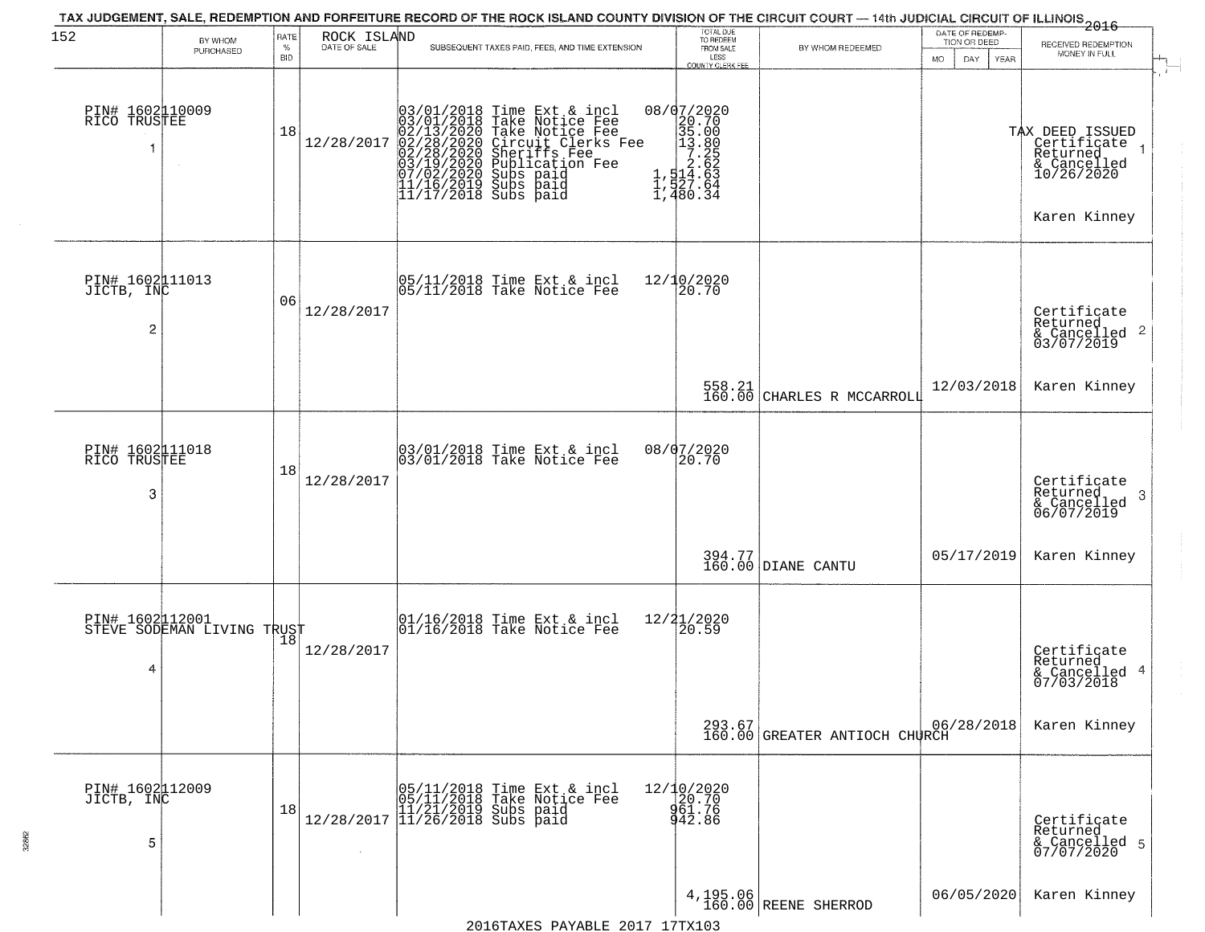TAX JUDGEMENT, SALE, REDEMPTION AND FORFEITURE RECORD OF THE ROCK ISLAND COUNTY DIVISION OF THE CIRCUIT COURT — 14th JUDICIAL CIRCUIT OF ILLINOIS 2016

| 152 BY WHOM PURCHASED | RATE % BID | ROCK ISLAND DATE OF SALE | SUBSEQUENT TAXES PAID, FEES, AND TIME EXTENSION | TOTAL DUE TO REDEEM FROM SALE LESS COUNTY CLERK FEE | BY WHOM REDEEMED | DATE OF REDEMPTION OR DEED MO DAY YEAR | RECEIVED REDEMPTION MONEY IN FULL |
|---|---|---|---|---|---|---|---|
| PIN# 1602110009 RICO TRUSTEE 1 | 18 | 12/28/2017 | 03/01/2018 Time Ext & incl 08/07/2020<br>03/01/2018 Take Notice Fee 20.70<br>02/13/2020 Take Notice Fee 35.00<br>02/28/2020 Circuit Clerks Fee 13.80<br>02/28/2020 Sheriffs Fee 7.25<br>03/19/2020 Publication Fee 2.62<br>07/02/2020 Subs paid 1,514.63<br>11/16/2019 Subs paid 1,527.64<br>11/17/2018 Subs paid 1,480.34 | | | | TAX DEED ISSUED Certificate Returned & Cancelled 10/26/2020 1<br>Karen Kinney |
| PIN# 1602111013 JICTB, INC 2 | 06 | 12/28/2017 | 05/11/2018 Time Ext & incl 12/10/2020<br>05/11/2018 Take Notice Fee 20.70 | 558.21<br>160.00 | CHARLES R MCCARROLL | 12/03/2018 | Certificate Returned & Cancelled 03/07/2019 2<br>Karen Kinney |
| PIN# 1602111018 RICO TRUSTEE 3 | 18 | 12/28/2017 | 03/01/2018 Time Ext & incl 08/07/2020<br>03/01/2018 Take Notice Fee 20.70 | 394.77<br>160.00 | DIANE CANTU | 05/17/2019 | Certificate Returned & Cancelled 06/07/2019 3<br>Karen Kinney |
| PIN# 1602112001 STEVE SODEMAN LIVING TRUST 4 | 18 | 12/28/2017 | 01/16/2018 Time Ext & incl 12/21/2020<br>01/16/2018 Take Notice Fee 20.59 | 293.67<br>160.00 | GREATER ANTIOCH CHURCH | 06/28/2018 | Certificate Returned & Cancelled 07/03/2018 4<br>Karen Kinney |
| PIN# 1602112009 JICTB, INC 5 | 18 | 12/28/2017 | 05/11/2018 Time Ext & incl 12/10/2020<br>05/11/2018 Take Notice Fee 20.70<br>11/21/2019 Subs paid 961.76<br>11/26/2018 Subs paid 942.86 | 4,195.06<br>160.00 | REENE SHERROD | 06/05/2020 | Certificate Returned & Cancelled 07/07/2020 5<br>Karen Kinney |

2016TAXES PAYABLE 2017 17TX103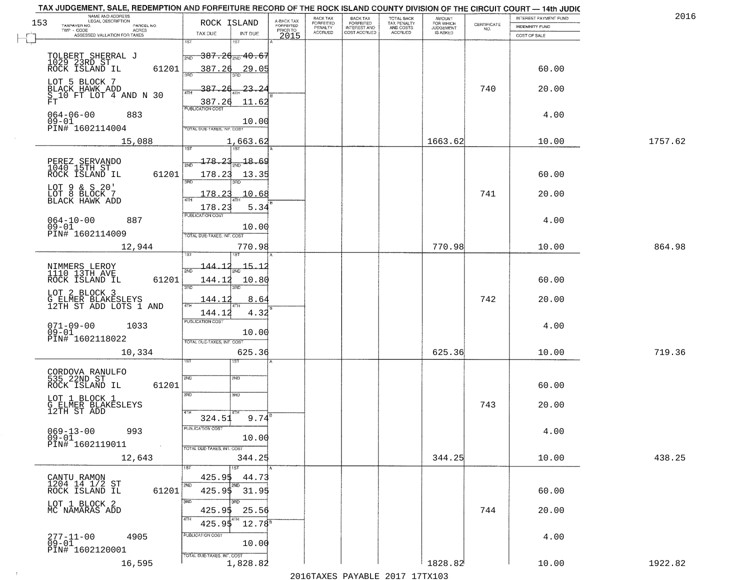# TAX JUDGEMENT, SALE, REDEMPTION AND FORFEITURE RECORD OF THE ROCK ISLAND COUNTY DIVISION OF THE CIRCUIT COURT — 14th JUDIC

2016

| 153 NAME AND ADDRESS / LEGAL DESCRIPTION / TAXPAYER NO. / PARCEL NO. / TWP - CODE / ACRES / ASSESSED VALUATION FOR TAXES | ROCK ISLAND TAX DUE | INT DUE | A-BACK TAX FORFEITED PRIOR TO 2015 | BACK TAX FORFEITED PENALTY ACCRUED | BACK TAX FORFEITED INTEREST AND COST ACCRUED | TOTAL BACK TAX PENALTY AND COSTS ACCRUED | AMOUNT FOR WHICH JUDGEMENT IS ASKED | CERTIFICATE NO. | INTEREST PAYMENT FUND / INDEMNITY FUND / COST OF SALE | |
|---|---|---|---|---|---|---|---|---|---|---|
| TOLBERT SHERRAL J<br>1029 23RD ST<br>ROCK ISLAND IL 61201<br>LOT 5 BLOCK 7<br>BLACK HAWK ADD<br>S 10 FT LOT 4 AND N 30 FT<br>064-06-00 883<br>09-01<br>PIN# 1602114004<br>15,088 | 1ST 387.26<br>2ND 387.26<br>3RD 387.26<br>4TH 387.26<br>PUBLICATION COST<br>TOTAL DUE-TAXES, INT. COST | 40.67<br>29.05<br>23.24<br>11.62<br>10.00<br>1,663.62 | | | | | 1663.62 | 740 | 60.00<br>20.00<br>4.00<br>10.00 | 1757.62 |
| PEREZ SERVANDO<br>1040 15TH ST<br>ROCK ISLAND IL 61201<br>LOT 9 & S 20'<br>LOT 8 BLOCK 7<br>BLACK HAWK ADD<br>064-10-00 887<br>09-01<br>PIN# 1602114009<br>12,944 | 1ST 178.23<br>2ND 178.23<br>3RD 178.23<br>4TH 178.23<br>PUBLICATION COST<br>TOTAL DUE-TAXES, INT. COST | 18.69<br>13.35<br>10.68<br>5.34<br>10.00<br>770.98 | | | | | 770.98 | 741 | 60.00<br>20.00<br>4.00<br>10.00 | 864.98 |
| NIMMERS LEROY<br>1110 13TH AVE<br>ROCK ISLAND IL 61201<br>LOT 2 BLOCK 3<br>G ELMER BLAKESLEYS<br>12TH ST ADD LOTS 1 AND<br>071-09-00 1033<br>09-01<br>PIN# 1602118022<br>10,334 | 1ST 144.12<br>2ND 144.12<br>3RD 144.12<br>4TH 144.12<br>PUBLICATION COST<br>TOTAL DUE-TAXES, INT. COST | 15.12<br>10.80<br>8.64<br>4.32<br>10.00<br>625.36 | | | | | 625.36 | 742 | 60.00<br>20.00<br>4.00<br>10.00 | 719.36 |
| CORDOVA RANULFO<br>535 22ND ST<br>ROCK ISLAND IL 61201<br>LOT 1 BLOCK 1<br>G ELMER BLAKESLEYS<br>12TH ST ADD<br>069-13-00 993<br>09-01<br>PIN# 1602119011<br>12,643 | 1ST<br>2ND<br>3RD<br>4TH 324.51<br>PUBLICATION COST<br>TOTAL DUE-TAXES, INT. COST | <br><br><br>9.74<br>10.00<br>344.25 | | | | | 344.25 | 743 | 60.00<br>20.00<br>4.00<br>10.00 | 438.25 |
| CANTU RAMON<br>1204 14 1/2 ST<br>ROCK ISLAND IL 61201<br>LOT 1 BLOCK 2<br>MC NAMARAS ADD<br>277-11-00 4905<br>09-01<br>PIN# 1602120001<br>16,595 | 1ST 425.95<br>2ND 425.95<br>3RD 425.95<br>4TH 425.95<br>PUBLICATION COST<br>TOTAL DUE-TAXES, INT. COST | 44.73<br>31.95<br>25.56<br>12.78<br>10.00<br>1,828.82 | | | | | 1828.82 | 744 | 60.00<br>20.00<br>4.00<br>10.00 | 1922.82 |

2016TAXES PAYABLE 2017 17TX103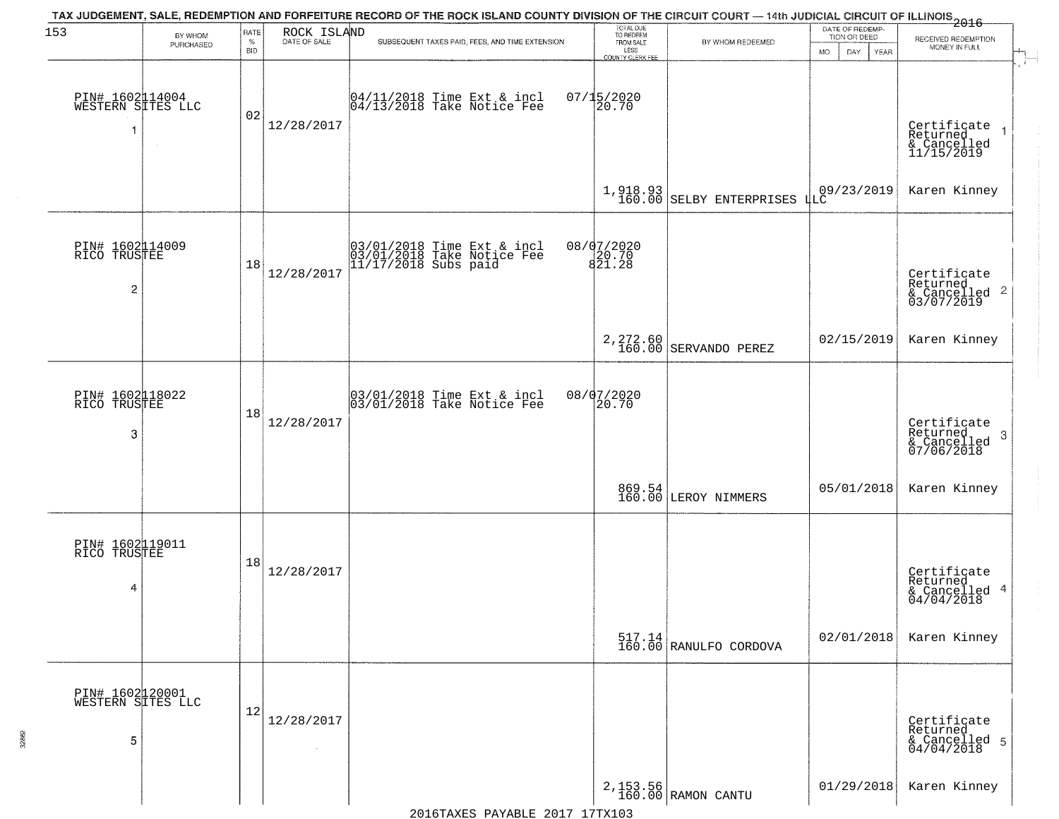TAX JUDGEMENT, SALE, REDEMPTION AND FORFEITURE RECORD OF THE ROCK ISLAND COUNTY DIVISION OF THE CIRCUIT COURT — 14th JUDICIAL CIRCUIT OF ILLINOIS 2016

153 ROCK ISLAND

| BY WHOM PURCHASED | RATE % BID | DATE OF SALE | SUBSEQUENT TAXES PAID, FEES, AND TIME EXTENSION | TOTAL DUE TO REDEEM FROM SALE LESS COUNTY CLERK FEE | BY WHOM REDEEMED | DATE OF REDEMPTION OR DEED | RECEIVED REDEMPTION MONEY IN FULL |
|---|---|---|---|---|---|---|---|
| PIN# 1602114004 WESTERN SITES LLC 1 | 02 | 12/28/2017 | 04/11/2018 Time Ext & incl 07/15/2020<br>04/13/2018 Take Notice Fee 20.70 | 1,918.93<br>160.00 | SELBY ENTERPRISES LLC | 09/23/2019 | Certificate Returned & Cancelled 11/15/2019<br>Karen Kinney |
| PIN# 1602114009 RICO TRUSTEE 2 | 18 | 12/28/2017 | 03/01/2018 Time Ext & incl 08/07/2020<br>03/01/2018 Take Notice Fee 20.70<br>11/17/2018 Subs paid 821.28 | 2,272.60<br>160.00 | SERVANDO PEREZ | 02/15/2019 | Certificate Returned & Cancelled 03/07/2019<br>Karen Kinney |
| PIN# 1602118022 RICO TRUSTEE 3 | 18 | 12/28/2017 | 03/01/2018 Time Ext & incl 08/07/2020<br>03/01/2018 Take Notice Fee 20.70 | 869.54<br>160.00 | LEROY NIMMERS | 05/01/2018 | Certificate Returned & Cancelled 07/06/2018<br>Karen Kinney |
| PIN# 1602119011 RICO TRUSTEE 4 | 18 | 12/28/2017 | | 517.14<br>160.00 | RANULFO CORDOVA | 02/01/2018 | Certificate Returned & Cancelled 04/04/2018<br>Karen Kinney |
| PIN# 1602120001 WESTERN SITES LLC 5 | 12 | 12/28/2017 | | 2,153.56<br>160.00 | RAMON CANTU | 01/29/2018 | Certificate Returned & Cancelled 04/04/2018<br>Karen Kinney |

2016TAXES PAYABLE 2017 17TX103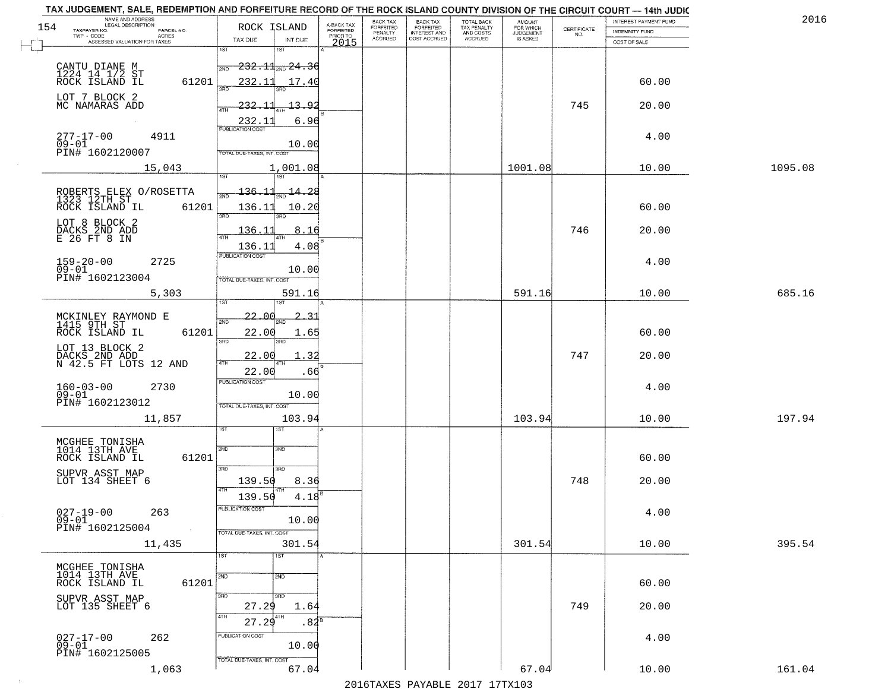# TAX JUDGEMENT, SALE, REDEMPTION AND FORFEITURE RECORD OF THE ROCK ISLAND COUNTY DIVISION OF THE CIRCUIT COURT — 14th JUDIC

2016

| NAME AND ADDRESS / LEGAL DESCRIPTION / TAXPAYER NO. / PARCEL NO. / TWP - CODE / ACRES / ASSESSED VALUATION FOR TAXES | ROCK ISLAND TAX DUE | INT DUE | A-BACK TAX FORFEITED PRIOR TO 2015 | BACK TAX FORFEITED PENALTY ACCRUED | BACK TAX FORFEITED INTEREST AND COST ACCRUED | TOTAL BACK TAX PENALTY AND COSTS ACCRUED | AMOUNT FOR WHICH JUDGEMENT IS ASKED | CERTIFICATE NO. | INTEREST PAYMENT FUND / INDEMNITY FUND / COST OF SALE | |
|---|---|---|---|---|---|---|---|---|---|---|
| CANTU DIANE M<br>1224 14 1/2 ST<br>ROCK ISLAND IL 61201<br>LOT 7 BLOCK 2<br>MC NAMARAS ADD<br>277-17-00 4911<br>09-01<br>PIN# 1602120007<br>15,043 | 1ST 232.11<br>2ND 232.11<br>3RD 232.11<br>4TH 232.11<br>PUBLICATION COST<br>TOTAL DUE-TAXES, INT. COST | 24.36<br>17.40<br>13.92<br>6.96<br>10.00<br>1,001.08 | | | | | 1001.08 | 745 | 60.00<br>20.00<br>4.00<br>10.00 | 1095.08 |
| ROBERTS ELEX O/ROSETTA<br>1323 12TH ST<br>ROCK ISLAND IL 61201<br>LOT 8 BLOCK 2<br>DACKS 2ND ADD<br>E 26 FT 8 IN<br>159-20-00 2725<br>09-01<br>PIN# 1602123004<br>5,303 | 1ST 136.11<br>2ND 136.11<br>3RD 136.11<br>4TH 136.11<br>PUBLICATION COST<br>TOTAL DUE-TAXES, INT. COST | 14.28<br>10.20<br>8.16<br>4.08<br>10.00<br>591.16 | | | | | 591.16 | 746 | 60.00<br>20.00<br>4.00<br>10.00 | 685.16 |
| MCKINLEY RAYMOND E<br>1415 9TH ST<br>ROCK ISLAND IL 61201<br>LOT 13 BLOCK 2<br>DACKS 2ND ADD<br>N 42.5 FT LOTS 12 AND<br>160-03-00 2730<br>09-01<br>PIN# 1602123012<br>11,857 | 1ST 22.00<br>2ND 22.00<br>3RD 22.00<br>4TH 22.00<br>PUBLICATION COST<br>TOTAL DUE-TAXES, INT. COST | 2.31<br>1.65<br>1.32<br>.66<br>10.00<br>103.94 | | | | | 103.94 | 747 | 60.00<br>20.00<br>4.00<br>10.00 | 197.94 |
| MCGHEE TONISHA<br>1014 13TH AVE<br>ROCK ISLAND IL 61201<br>SUPVR ASST MAP<br>LOT 134 SHEET 6<br>027-19-00 263<br>09-01<br>PIN# 1602125004<br>11,435 | 1ST<br>2ND<br>3RD 139.50<br>4TH 139.50<br>PUBLICATION COST<br>TOTAL DUE-TAXES, INT. COST | <br><br>8.36<br>4.18<br>10.00<br>301.54 | | | | | 301.54 | 748 | 60.00<br>20.00<br>4.00<br>10.00 | 395.54 |
| MCGHEE TONISHA<br>1014 13TH AVE<br>ROCK ISLAND IL 61201<br>SUPVR ASST MAP<br>LOT 135 SHEET 6<br>027-17-00 262<br>09-01<br>PIN# 1602125005<br>1,063 | 1ST<br>2ND<br>3RD 27.29<br>4TH 27.29<br>PUBLICATION COST<br>TOTAL DUE-TAXES, INT. COST | <br><br>1.64<br>.82<br>10.00<br>67.04 | | | | | 67.04 | 749 | 60.00<br>20.00<br>4.00<br>10.00 | 161.04 |

2016TAXES PAYABLE 2017 17TX103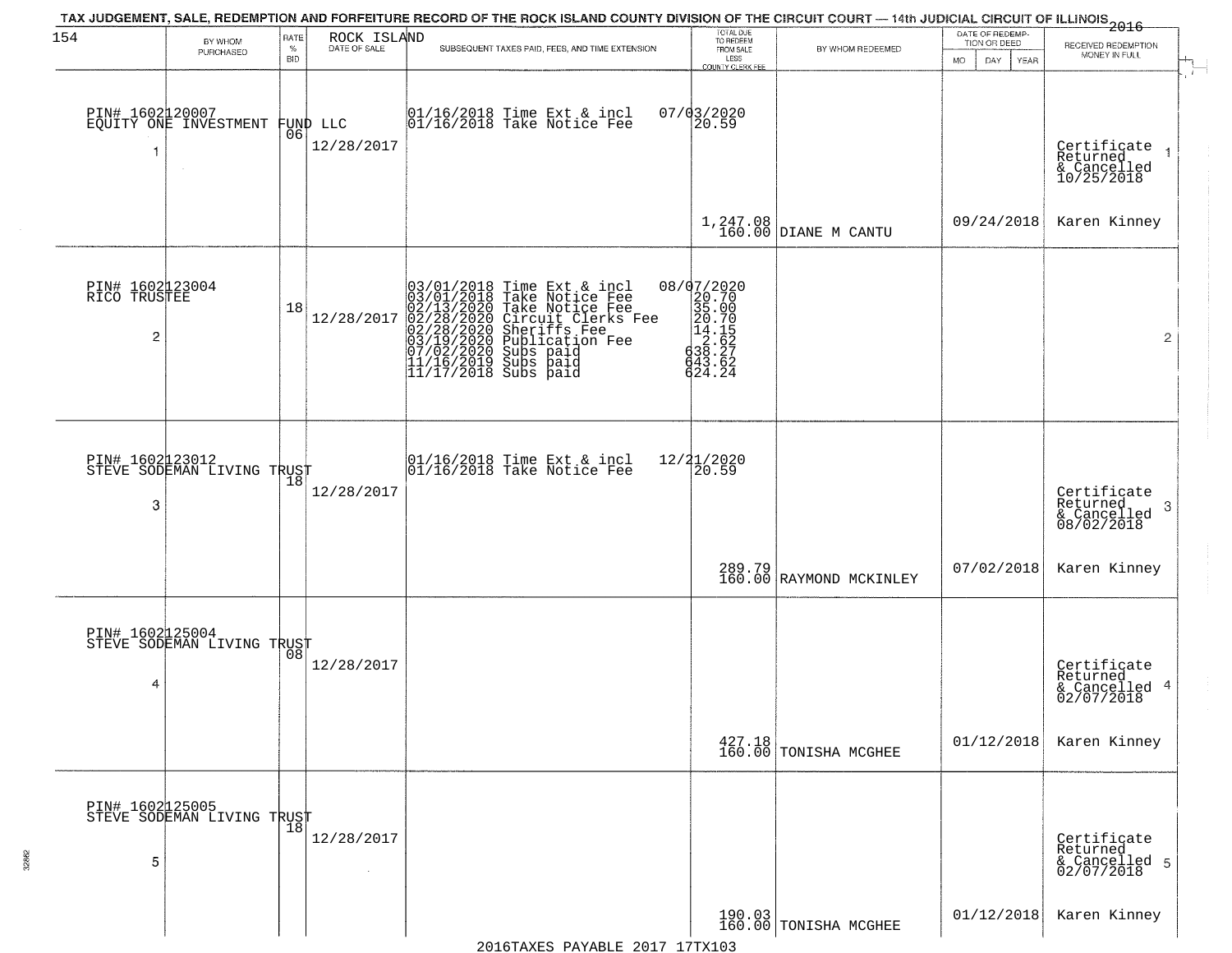# TAX JUDGEMENT, SALE, REDEMPTION AND FORFEITURE RECORD OF THE ROCK ISLAND COUNTY DIVISION OF THE CIRCUIT COURT — 14th JUDICIAL CIRCUIT OF ILLINOIS 2016

| | BY WHOM PURCHASED | RATE % BID | ROCK ISLAND DATE OF SALE | SUBSEQUENT TAXES PAID, FEES, AND TIME EXTENSION | TOTAL DUE TO REDEEM FROM SALE LESS COUNTY CLERK FEE | BY WHOM REDEEMED | DATE OF REDEMPTION OR DEED MO DAY YEAR | RECEIVED REDEMPTION MONEY IN FULL |
|---|---|---|---|---|---|---|---|---|
| 1 | PIN# 1602120007 EQUITY ONE INVESTMENT FUND LLC | 06 | 12/28/2017 | 01/16/2018 Time Ext & incl<br>01/16/2018 Take Notice Fee | 07/03/2020<br>20.59<br><br>1,247.08<br>160.00 | DIANE M CANTU | 09/24/2018 | Certificate Returned & Cancelled 10/25/2018<br>Karen Kinney |
| 2 | PIN# 1602123004 RICO TRUSTEE | 18 | 12/28/2017 | 03/01/2018 Time Ext & incl<br>03/01/2018 Take Notice Fee<br>02/13/2020 Take Notice Fee<br>02/28/2020 Circuit Clerks Fee<br>02/28/2020 Sheriffs Fee<br>03/19/2020 Publication Fee<br>07/02/2020 Subs paid<br>11/16/2019 Subs paid<br>11/17/2018 Subs paid | 08/07/2020<br>20.70<br>35.00<br>20.70<br>14.15<br>2.62<br>638.27<br>643.62<br>624.24 | | | |
| 3 | PIN# 1602123012 STEVE SODEMAN LIVING TRUST | 18 | 12/28/2017 | 01/16/2018 Time Ext & incl<br>01/16/2018 Take Notice Fee | 12/21/2020<br>20.59<br><br>289.79<br>160.00 | RAYMOND MCKINLEY | 07/02/2018 | Certificate Returned & Cancelled 08/02/2018<br>Karen Kinney |
| 4 | PIN# 1602125004 STEVE SODEMAN LIVING TRUST | 08 | 12/28/2017 | | 427.18<br>160.00 | TONISHA MCGHEE | 01/12/2018 | Certificate Returned & Cancelled 02/07/2018<br>Karen Kinney |
| 5 | PIN# 1602125005 STEVE SODEMAN LIVING TRUST | 18 | 12/28/2017 | | 190.03<br>160.00 | TONISHA MCGHEE | 01/12/2018 | Certificate Returned & Cancelled 02/07/2018<br>Karen Kinney |

2016TAXES PAYABLE 2017 17TX103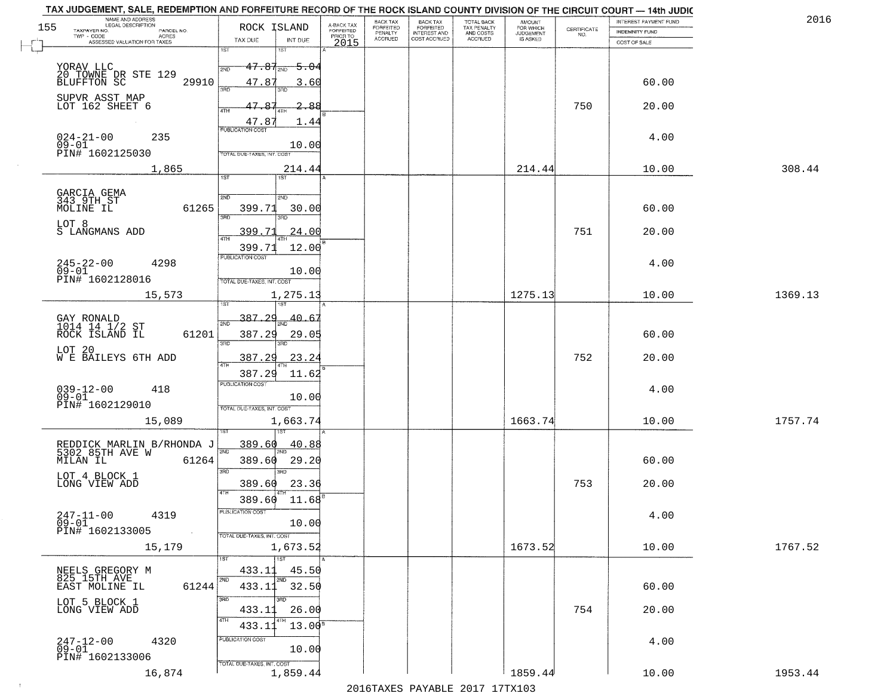# TAX JUDGEMENT, SALE, REDEMPTION AND FORFEITURE RECORD OF THE ROCK ISLAND COUNTY DIVISION OF THE CIRCUIT COURT — 14th JUDIC

2016

155

| NAME AND ADDRESS / LEGAL DESCRIPTION / TAXPAYER NO. / PARCEL NO. / TWP - CODE / ACRES / ASSESSED VALUATION FOR TAXES | ROCK ISLAND TAX DUE | INT DUE | A-BACK TAX FORFEITED PRIOR TO 2015 | BACK TAX FORFEITED PENALTY ACCRUED | BACK TAX FORFEITED INTEREST AND COST ACCRUED | TOTAL BACK TAX PENALTY AND COSTS ACCRUED | AMOUNT FOR WHICH JUDGEMENT IS ASKED | CERTIFICATE NO. | INTEREST PAYMENT FUND / INDEMNITY FUND / COST OF SALE | |
|---|---|---|---|---|---|---|---|---|---|---|
| YORAV LLC, 20 TOWNE DR STE 129, BLUFFTON SC 29910 | 1ST 47.87 | 1ST 5.04 | | | | | | | | |
| | 2ND 47.87 | 2ND 3.60 | | | | | | | 60.00 | |
| SUPVR ASST MAP, LOT 162 SHEET 6 | 3RD 47.87 | 3RD 2.88 | | | | | | 750 | 20.00 | |
| | 4TH 47.87 | 4TH 1.44 | | | | | | | | |
| 024-21-00 235, 09-01, PIN# 1602125030 | PUBLICATION COST | 10.00 | | | | | | | 4.00 | |
| 1,865 | TOTAL DUE-TAXES, INT. COST | 214.44 | | | | | 214.44 | | 10.00 | 308.44 |
| GARCIA GEMA, 343 9TH ST, MOLINE IL 61265 | 1ST | 1ST | | | | | | | | |
| | 2ND 399.71 | 2ND 30.00 | | | | | | | 60.00 | |
| LOT 8, S LANGMANS ADD | 3RD 399.71 | 3RD 24.00 | | | | | | 751 | 20.00 | |
| | 4TH 399.71 | 4TH 12.00 | | | | | | | | |
| 245-22-00 4298, 09-01, PIN# 1602128016 | PUBLICATION COST | 10.00 | | | | | | | 4.00 | |
| 15,573 | TOTAL DUE-TAXES, INT. COST | 1,275.13 | | | | | 1275.13 | | 10.00 | 1369.13 |
| GAY RONALD, 1014 14 1/2 ST, ROCK ISLAND IL 61201 | 1ST 387.29 | 1ST 40.67 | | | | | | | | |
| | 2ND 387.29 | 2ND 29.05 | | | | | | | 60.00 | |
| LOT 20, W E BAILEYS 6TH ADD | 3RD 387.29 | 3RD 23.24 | | | | | | 752 | 20.00 | |
| | 4TH 387.29 | 4TH 11.62 | | | | | | | | |
| 039-12-00 418, 09-01, PIN# 1602129010 | PUBLICATION COST | 10.00 | | | | | | | 4.00 | |
| 15,089 | TOTAL DUE-TAXES, INT. COST | 1,663.74 | | | | | 1663.74 | | 10.00 | 1757.74 |
| REDDICK MARLIN B/RHONDA J, 5302 85TH AVE W, MILAN IL 61264 | 1ST 389.60 | 1ST 40.88 | | | | | | | | |
| | 2ND 389.60 | 2ND 29.20 | | | | | | | 60.00 | |
| LOT 4 BLOCK 1, LONG VIEW ADD | 3RD 389.60 | 3RD 23.36 | | | | | | 753 | 20.00 | |
| | 4TH 389.60 | 4TH 11.68 | | | | | | | | |
| 247-11-00 4319, 09-01, PIN# 1602133005 | PUBLICATION COST | 10.00 | | | | | | | 4.00 | |
| 15,179 | TOTAL DUE-TAXES, INT. COST | 1,673.52 | | | | | 1673.52 | | 10.00 | 1767.52 |
| NEELS GREGORY M, 825 15TH AVE, EAST MOLINE IL 61244 | 1ST 433.11 | 1ST 45.50 | | | | | | | | |
| | 2ND 433.11 | 2ND 32.50 | | | | | | | 60.00 | |
| LOT 5 BLOCK 1, LONG VIEW ADD | 3RD 433.11 | 3RD 26.00 | | | | | | 754 | 20.00 | |
| | 4TH 433.11 | 4TH 13.00 | | | | | | | | |
| 247-12-00 4320, 09-01, PIN# 1602133006 | PUBLICATION COST | 10.00 | | | | | | | 4.00 | |
| 16,874 | TOTAL DUE-TAXES, INT. COST | 1,859.44 | | | | | 1859.44 | | 10.00 | 1953.44 |

2016TAXES PAYABLE 2017 17TX103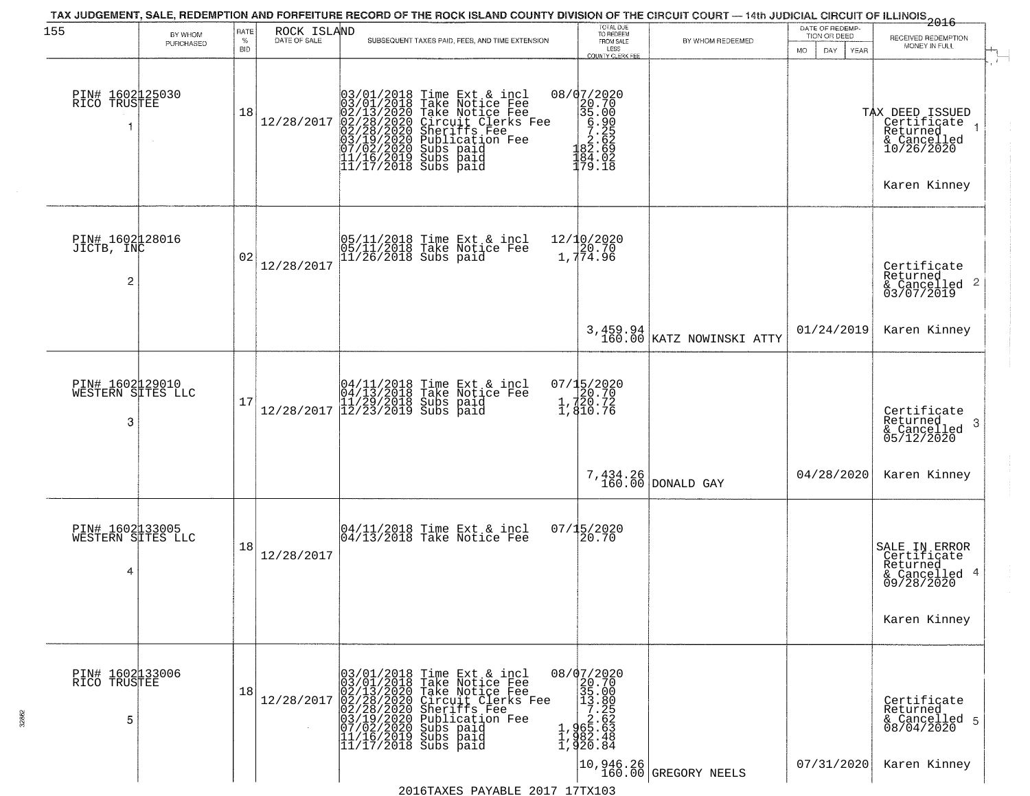TAX JUDGEMENT, SALE, REDEMPTION AND FORFEITURE RECORD OF THE ROCK ISLAND COUNTY DIVISION OF THE CIRCUIT COURT — 14th JUDICIAL CIRCUIT OF ILLINOIS 2016

| BY WHOM PURCHASED | RATE % BID | ROCK ISLAND DATE OF SALE | SUBSEQUENT TAXES PAID, FEES, AND TIME EXTENSION | TOTAL DUE TO REDEEM FROM SALE LESS COUNTY CLERK FEE | BY WHOM REDEEMED | DATE OF REDEMPTION OR DEED MO DAY YEAR | RECEIVED REDEMPTION MONEY IN FULL |
|---|---|---|---|---|---|---|---|
| PIN# 1602125030 RICO TRUSTEE 1 | 18 | 12/28/2017 | 03/01/2018 Time Ext & incl<br>03/01/2018 Take Notice Fee<br>02/13/2020 Take Notice Fee<br>02/28/2020 Circuit Clerks Fee<br>02/28/2020 Sheriffs Fee<br>03/19/2020 Publication Fee<br>07/02/2020 Subs paid<br>11/16/2019 Subs paid<br>11/17/2018 Subs paid | 08/07/2020<br>20.70<br>35.00<br>6.90<br>7.25<br>2.62<br>182.69<br>184.02<br>179.18 | | | TAX DEED ISSUED Certificate Returned & Cancelled 10/26/2020 1<br>Karen Kinney |
| PIN# 1602128016 JICTB, INC 2 | 02 | 12/28/2017 | 05/11/2018 Time Ext & incl<br>05/11/2018 Take Notice Fee<br>11/26/2018 Subs paid | 12/10/2020<br>20.70<br>1,774.96<br><br>3,459.94<br>160.00 | KATZ NOWINSKI ATTY | 01/24/2019 | Certificate Returned & Cancelled 03/07/2019 2<br>Karen Kinney |
| PIN# 1602129010 WESTERN SITES LLC 3 | 17 | 12/28/2017 | 04/11/2018 Time Ext & incl<br>04/13/2018 Take Notice Fee<br>11/29/2018 Subs paid<br>12/23/2019 Subs paid | 07/15/2020<br>20.70<br>1,720.72<br>1,810.76<br><br>7,434.26<br>160.00 | DONALD GAY | 04/28/2020 | Certificate Returned & Cancelled 05/12/2020 3<br>Karen Kinney |
| PIN# 1602133005 WESTERN SITES LLC 4 | 18 | 12/28/2017 | 04/11/2018 Time Ext & incl<br>04/13/2018 Take Notice Fee | 07/15/2020<br>20.70 | | | SALE IN ERROR Certificate Returned & Cancelled 09/28/2020 4<br>Karen Kinney |
| PIN# 1602133006 RICO TRUSTEE 5 | 18 | 12/28/2017 | 03/01/2018 Time Ext & incl<br>03/01/2018 Take Notice Fee<br>02/13/2020 Take Notice Fee<br>02/28/2020 Circuit Clerks Fee<br>02/28/2020 Sheriffs Fee<br>03/19/2020 Publication Fee<br>07/02/2020 Subs paid<br>11/16/2019 Subs paid<br>11/17/2018 Subs paid | 08/07/2020<br>20.70<br>35.00<br>13.80<br>7.25<br>2.62<br>1,965.63<br>1,982.48<br>1,920.84<br><br>10,946.26<br>160.00 | GREGORY NEELS | 07/31/2020 | Certificate Returned & Cancelled 08/04/2020 5<br>Karen Kinney |

2016TAXES PAYABLE 2017 17TX103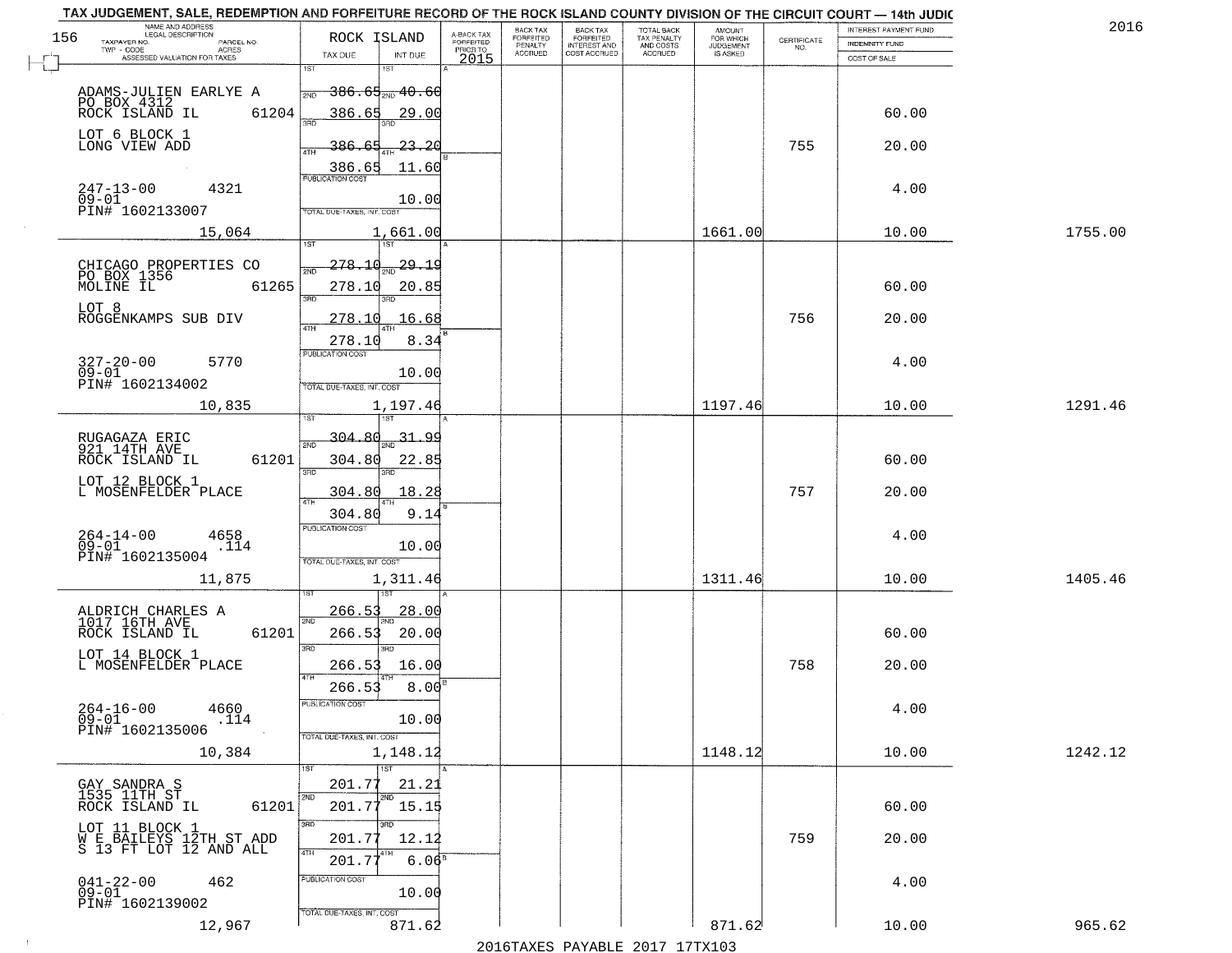TAX JUDGEMENT, SALE, REDEMPTION AND FORFEITURE RECORD OF THE ROCK ISLAND COUNTY DIVISION OF THE CIRCUIT COURT — 14th JUDIC

2016

| NAME AND ADDRESS / LEGAL DESCRIPTION / TAXPAYER NO. / PARCEL NO. / TWP - CODE / ACRES / ASSESSED VALUATION FOR TAXES | ROCK ISLAND TAX DUE | INT DUE | A-BACK TAX FORFEITED PRIOR TO 2015 | BACK TAX FORFEITED PENALTY ACCRUED | BACK TAX FORFEITED INTEREST AND COST ACCRUED | TOTAL BACK TAX PENALTY AND COSTS ACCRUED | AMOUNT FOR WHICH JUDGEMENT IS ASKED | CERTIFICATE NO. | INTEREST PAYMENT FUND / INDEMNITY FUND / COST OF SALE | |
|---|---|---|---|---|---|---|---|---|---|---|
| ADAMS-JULIEN EARLYE A, PO BOX 4312, ROCK ISLAND IL 61204 | 1ST 386.65 | 1ST 40.60 | | | | | | | | |
| LOT 6 BLOCK 1, LONG VIEW ADD | 2ND 386.65 | 2ND 29.00 | | | | | | | 60.00 | |
| | 3RD 386.65 | 3RD 23.20 | | | | | | 755 | 20.00 | |
| 247-13-00 4321, 09-01, PIN# 1602133007 | 4TH 386.65 | 4TH 11.60 | | | | | | | | |
| | PUBLICATION COST | 10.00 | | | | | | | 4.00 | |
| 15,064 | TOTAL DUE-TAXES, INT. COST | 1,661.00 | | | | | 1661.00 | | 10.00 | 1755.00 |
| CHICAGO PROPERTIES CO, PO BOX 1356, MOLINE IL 61265 | 1ST 278.10 | 1ST 29.19 | | | | | | | | |
| LOT 8, ROGGENKAMPS SUB DIV | 2ND 278.10 | 2ND 20.85 | | | | | | | 60.00 | |
| | 3RD 278.10 | 3RD 16.68 | | | | | | 756 | 20.00 | |
| 327-20-00 5770, 09-01, PIN# 1602134002 | 4TH 278.10 | 4TH 8.34 | | | | | | | | |
| | PUBLICATION COST | 10.00 | | | | | | | 4.00 | |
| 10,835 | TOTAL DUE-TAXES, INT. COST | 1,197.46 | | | | | 1197.46 | | 10.00 | 1291.46 |
| RUGAGAZA ERIC, 921 14TH AVE, ROCK ISLAND IL 61201 | 1ST 304.80 | 1ST 31.99 | | | | | | | | |
| LOT 12 BLOCK 1, L MOSENFELDER PLACE | 2ND 304.80 | 2ND 22.85 | | | | | | | 60.00 | |
| | 3RD 304.80 | 3RD 18.28 | | | | | | 757 | 20.00 | |
| 264-14-00 4658, 09-01 .114, PIN# 1602135004 | 4TH 304.80 | 4TH 9.14 | | | | | | | | |
| | PUBLICATION COST | 10.00 | | | | | | | 4.00 | |
| 11,875 | TOTAL DUE-TAXES, INT. COST | 1,311.46 | | | | | 1311.46 | | 10.00 | 1405.46 |
| ALDRICH CHARLES A, 1017 16TH AVE, ROCK ISLAND IL 61201 | 1ST 266.53 | 1ST 28.00 | | | | | | | | |
| LOT 14 BLOCK 1, L MOSENFELDER PLACE | 2ND 266.53 | 2ND 20.00 | | | | | | | 60.00 | |
| | 3RD 266.53 | 3RD 16.00 | | | | | | 758 | 20.00 | |
| 264-16-00 4660, 09-01 .114, PIN# 1602135006 | 4TH 266.53 | 4TH 8.00 | | | | | | | | |
| | PUBLICATION COST | 10.00 | | | | | | | 4.00 | |
| 10,384 | TOTAL DUE-TAXES, INT. COST | 1,148.12 | | | | | 1148.12 | | 10.00 | 1242.12 |
| GAY SANDRA S, 1535 11TH ST, ROCK ISLAND IL 61201 | 1ST 201.77 | 1ST 21.21 | | | | | | | | |
| LOT 11 BLOCK 1, W E BAILEYS 12TH ST ADD, S 13 FT LOT 12 AND ALL | 2ND 201.77 | 2ND 15.15 | | | | | | | 60.00 | |
| | 3RD 201.77 | 3RD 12.12 | | | | | | 759 | 20.00 | |
| 041-22-00 462, 09-01, PIN# 1602139002 | 4TH 201.77 | 4TH 6.06 | | | | | | | | |
| | PUBLICATION COST | 10.00 | | | | | | | 4.00 | |
| 12,967 | TOTAL DUE-TAXES, INT. COST | 871.62 | | | | | 871.62 | | 10.00 | 965.62 |

2016TAXES PAYABLE 2017 17TX103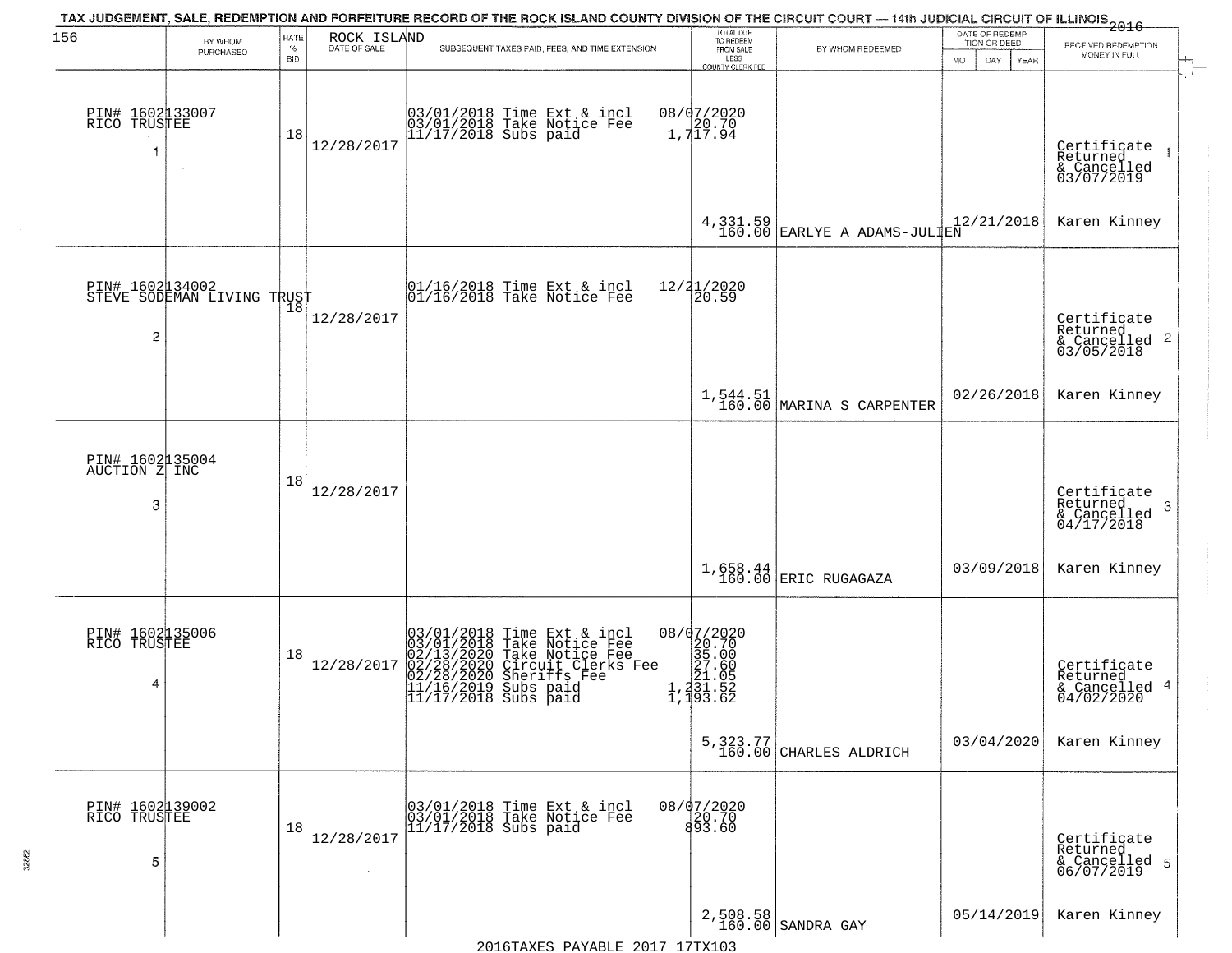TAX JUDGEMENT, SALE, REDEMPTION AND FORFEITURE RECORD OF THE ROCK ISLAND COUNTY DIVISION OF THE CIRCUIT COURT — 14th JUDICIAL CIRCUIT OF ILLINOIS 2016

ROCK ISLAND

| BY WHOM PURCHASED | RATE % BID | DATE OF SALE | SUBSEQUENT TAXES PAID, FEES, AND TIME EXTENSION | TOTAL DUE TO REDEEM FROM SALE LESS COUNTY CLERK FEE | BY WHOM REDEEMED | DATE OF REDEMPTION OR DEED | RECEIVED REDEMPTION MONEY IN FULL |
|---|---|---|---|---|---|---|---|
| PIN# 1602133007<br>RICO TRUSTEE<br>1 | 18 | 12/28/2017 | 03/01/2018 Time Ext & incl<br>03/01/2018 Take Notice Fee<br>11/17/2018 Subs paid | 08/07/2020<br>20.70<br>1,717.94<br><br>4,331.59<br>160.00 | EARLYE A ADAMS-JULIEN | 12/21/2018 | Certificate Returned & Cancelled 03/07/2019<br>Karen Kinney |
| PIN# 1602134002<br>STEVE SODEMAN LIVING TRUST<br>2 | 18 | 12/28/2017 | 01/16/2018 Time Ext & incl<br>01/16/2018 Take Notice Fee | 12/21/2020<br>20.59<br><br>1,544.51<br>160.00 | MARINA S CARPENTER | 02/26/2018 | Certificate Returned & Cancelled 03/05/2018<br>Karen Kinney |
| PIN# 1602135004<br>AUCTION Z INC<br>3 | 18 | 12/28/2017 | | 1,658.44<br>160.00 | ERIC RUGAGAZA | 03/09/2018 | Certificate Returned & Cancelled 04/17/2018<br>Karen Kinney |
| PIN# 1602135006<br>RICO TRUSTEE<br>4 | 18 | 12/28/2017 | 03/01/2018 Time Ext & incl<br>03/01/2018 Take Notice Fee<br>02/13/2020 Take Notice Fee<br>02/28/2020 Circuit Clerks Fee<br>02/28/2020 Sheriffs Fee<br>11/16/2019 Subs paid<br>11/17/2018 Subs paid | 08/07/2020<br>20.70<br>35.00<br>27.60<br>21.05<br>1,231.52<br>1,193.62<br><br>5,323.77<br>160.00 | CHARLES ALDRICH | 03/04/2020 | Certificate Returned & Cancelled 04/02/2020<br>Karen Kinney |
| PIN# 1602139002<br>RICO TRUSTEE<br>5 | 18 | 12/28/2017 | 03/01/2018 Time Ext & incl<br>03/01/2018 Take Notice Fee<br>11/17/2018 Subs paid | 08/07/2020<br>20.70<br>893.60<br><br>2,508.58<br>160.00 | SANDRA GAY | 05/14/2019 | Certificate Returned & Cancelled 06/07/2019<br>Karen Kinney |

2016TAXES PAYABLE 2017 17TX103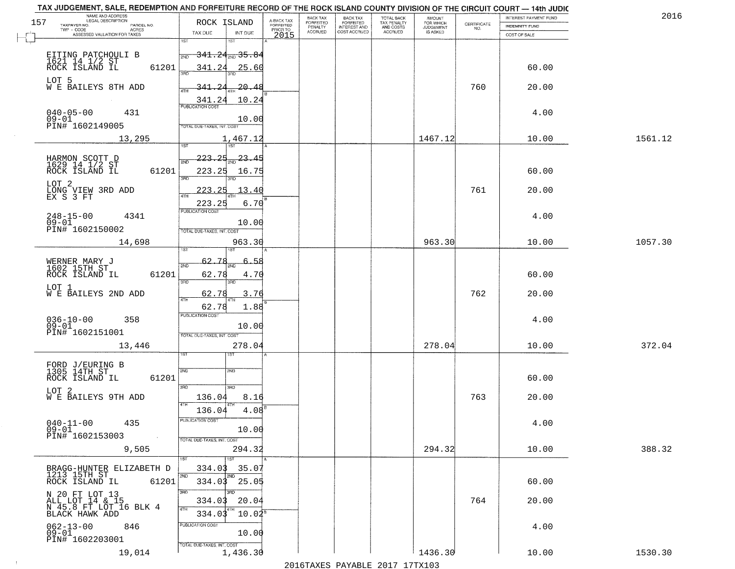TAX JUDGEMENT, SALE, REDEMPTION AND FORFEITURE RECORD OF THE ROCK ISLAND COUNTY DIVISION OF THE CIRCUIT COURT — 14th JUDIC

2016

| NAME AND ADDRESS / LEGAL DESCRIPTION / TAXPAYER NO. / PARCEL NO. / TWP - CODE / ACRES / ASSESSED VALUATION FOR TAXES | ROCK ISLAND TAX DUE | INT DUE | A-BACK TAX FORFEITED PRIOR TO 2015 | BACK TAX FORFEITED PENALTY ACCRUED | BACK TAX FORFEITED INTEREST AND COST ACCRUED | TOTAL BACK TAX PENALTY AND COSTS ACCRUED | AMOUNT FOR WHICH JUDGEMENT IS ASKED | CERTIFICATE NO. | INTEREST PAYMENT FUND / INDEMNITY FUND / COST OF SALE | |
|---|---|---|---|---|---|---|---|---|---|---|
| EITING PATCHOULI B<br>1621 14 1/2 ST<br>ROCK ISLAND IL 61201<br>LOT 5<br>W E BAILEYS 8TH ADD<br>040-05-00 431<br>09-01<br>PIN# 1602149005 | 1ST 341.24<br>2ND 341.24<br>3RD 341.24<br>4TH 341.24<br>PUBLICATION COST | 35.84<br>25.60<br>20.48<br>10.24<br>10.00 | | | | | | 760 | 60.00<br>20.00<br>4.00 | |
| 13,295 | TOTAL DUE-TAXES, INT. COST | 1,467.12 | | | | | 1467.12 | | 10.00 | 1561.12 |
| HARMON SCOTT D<br>1629 14 1/2 ST<br>ROCK ISLAND IL 61201<br>LOT 2<br>LONG VIEW 3RD ADD<br>EX S 3 FT<br>248-15-00 4341<br>09-01<br>PIN# 1602150002 | 1ST 223.25<br>2ND 223.25<br>3RD 223.25<br>4TH 223.25<br>PUBLICATION COST | 23.45<br>16.75<br>13.40<br>6.70<br>10.00 | | | | | | 761 | 60.00<br>20.00<br>4.00 | |
| 14,698 | TOTAL DUE-TAXES, INT. COST | 963.30 | | | | | 963.30 | | 10.00 | 1057.30 |
| WERNER MARY J<br>1602 15TH ST<br>ROCK ISLAND IL 61201<br>LOT 1<br>W E BAILEYS 2ND ADD<br>036-10-00 358<br>09-01<br>PIN# 1602151001 | 1ST 62.78<br>2ND 62.78<br>3RD 62.78<br>4TH 62.78<br>PUBLICATION COST | 6.58<br>4.70<br>3.76<br>1.88<br>10.00 | | | | | | 762 | 60.00<br>20.00<br>4.00 | |
| 13,446 | TOTAL DUE-TAXES, INT. COST | 278.04 | | | | | 278.04 | | 10.00 | 372.04 |
| FORD J/EURING B<br>1305 14TH ST<br>ROCK ISLAND IL 61201<br>LOT 2<br>W E BAILEYS 9TH ADD<br>040-11-00 435<br>09-01<br>PIN# 1602153003 | 1ST<br>2ND<br>3RD 136.04<br>4TH 136.04<br>PUBLICATION COST | <br><br>8.16<br>4.08<br>10.00 | | | | | | 763 | 60.00<br>20.00<br>4.00 | |
| 9,505 | TOTAL DUE-TAXES, INT. COST | 294.32 | | | | | 294.32 | | 10.00 | 388.32 |
| BRAGG-HUNTER ELIZABETH D<br>1213 15TH ST<br>ROCK ISLAND IL 61201<br>N 20 FT LOT 13<br>ALL LOT 14 & 15<br>N 45.8 FT LOT 16 BLK 4<br>BLACK HAWK ADD<br>062-13-00 846<br>09-01<br>PIN# 1602203001 | 1ST 334.03<br>2ND 334.03<br>3RD 334.03<br>4TH 334.03<br>PUBLICATION COST | 35.07<br>25.05<br>20.04<br>10.02<br>10.00 | | | | | | 764 | 60.00<br>20.00<br>4.00 | |
| 19,014 | TOTAL DUE-TAXES, INT. COST | 1,436.30 | | | | | 1436.30 | | 10.00 | 1530.30 |

2016TAXES PAYABLE 2017 17TX103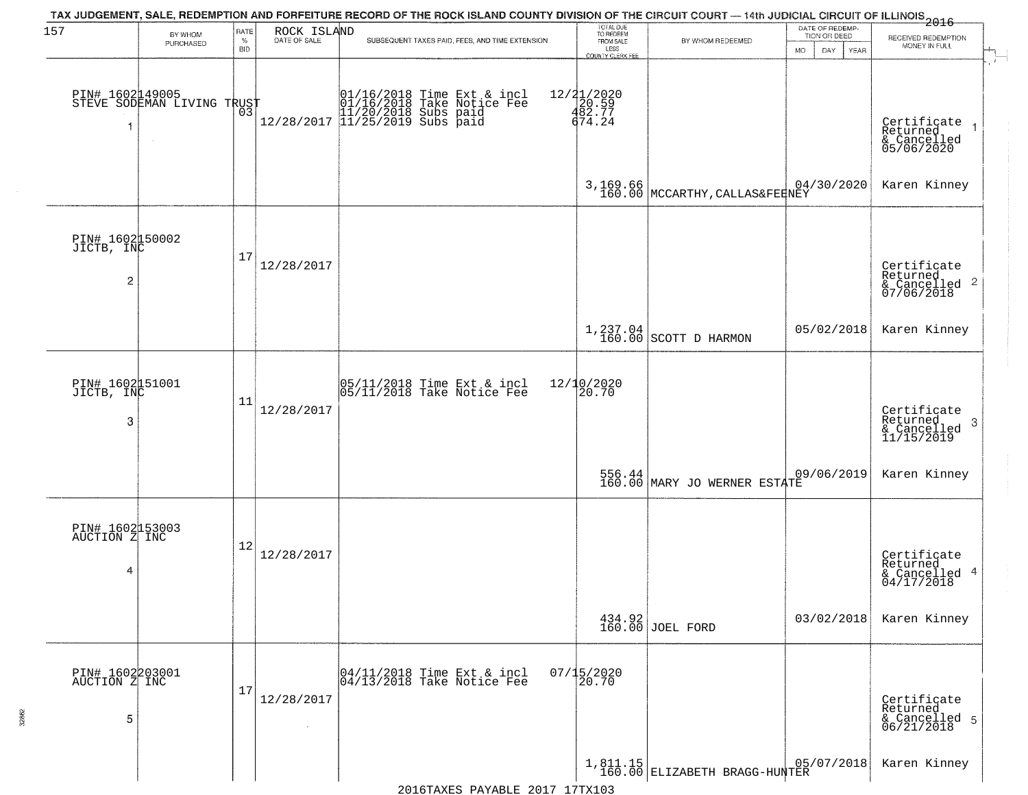TAX JUDGEMENT, SALE, REDEMPTION AND FORFEITURE RECORD OF THE ROCK ISLAND COUNTY DIVISION OF THE CIRCUIT COURT — 14th JUDICIAL CIRCUIT OF ILLINOIS 2016

| 157 BY WHOM PURCHASED | RATE % BID | ROCK ISLAND DATE OF SALE | SUBSEQUENT TAXES PAID, FEES, AND TIME EXTENSION | TOTAL DUE TO REDEEM FROM SALE LESS COUNTY CLERK FEE | BY WHOM REDEEMED | DATE OF REDEMPTION OR DEED MO DAY YEAR | RECEIVED REDEMPTION MONEY IN FULL |
|---|---|---|---|---|---|---|---|
| PIN# 1602149005 STEVE SODEMAN LIVING TRUST 1 | 03 | 12/28/2017 | 01/16/2018 Time Ext & incl<br>01/16/2018 Take Notice Fee<br>11/20/2018 Subs paid<br>11/25/2019 Subs paid | 12/21/2020<br>20.59<br>482.77<br>674.24<br>3,169.66<br>160.00 | MCCARTHY,CALLAS&FEENEY | 04/30/2020 | Certificate Returned & Cancelled 05/06/2020 1<br>Karen Kinney |
| PIN# 1602150002 JICTB, INC 2 | 17 | 12/28/2017 | | 1,237.04<br>160.00 | SCOTT D HARMON | 05/02/2018 | Certificate Returned & Cancelled 07/06/2018 2<br>Karen Kinney |
| PIN# 1602151001 JICTB, INC 3 | 11 | 12/28/2017 | 05/11/2018 Time Ext & incl<br>05/11/2018 Take Notice Fee | 12/10/2020<br>20.70<br>556.44<br>160.00 | MARY JO WERNER ESTATE | 09/06/2019 | Certificate Returned & Cancelled 11/15/2019 3<br>Karen Kinney |
| PIN# 1602153003 AUCTION Z INC 4 | 12 | 12/28/2017 | | 434.92<br>160.00 | JOEL FORD | 03/02/2018 | Certificate Returned & Cancelled 04/17/2018 4<br>Karen Kinney |
| PIN# 1602203001 AUCTION Z INC 5 | 17 | 12/28/2017 | 04/11/2018 Time Ext & incl<br>04/13/2018 Take Notice Fee | 07/15/2020<br>20.70<br>1,811.15<br>160.00 | ELIZABETH BRAGG-HUNTER | 05/07/2018 | Certificate Returned & Cancelled 06/21/2018 5<br>Karen Kinney |

2016TAXES PAYABLE 2017 17TX103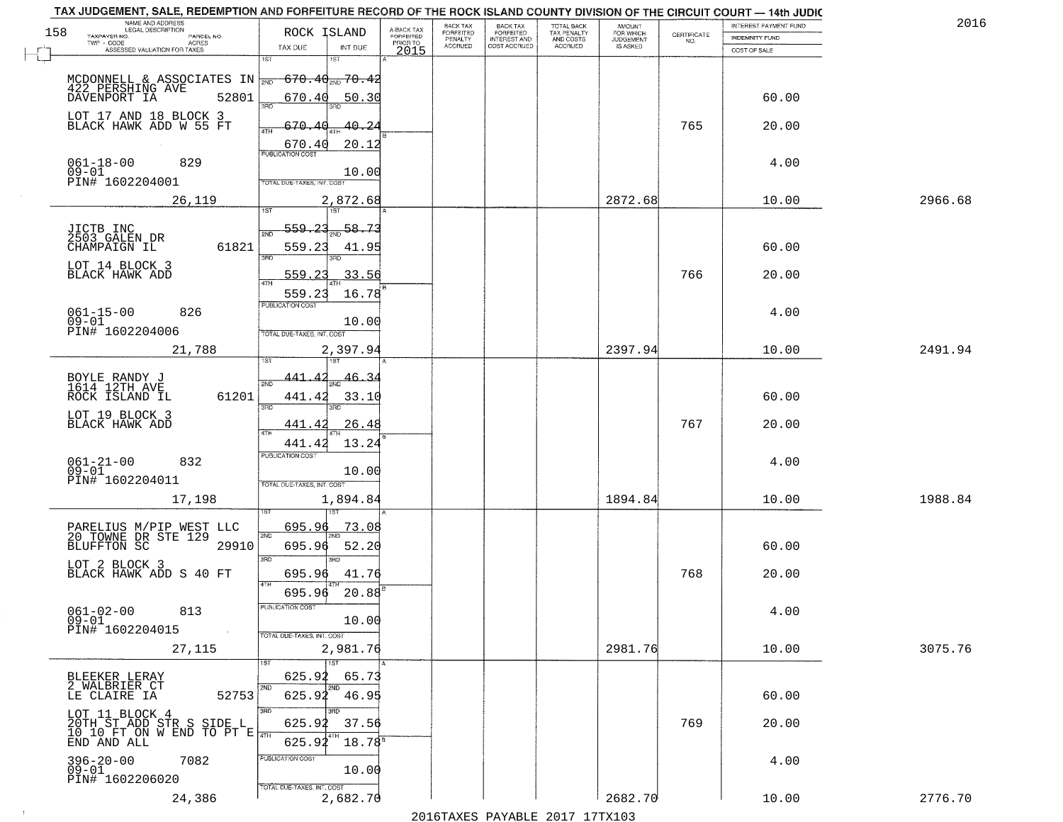TAX JUDGEMENT, SALE, REDEMPTION AND FORFEITURE RECORD OF THE ROCK ISLAND COUNTY DIVISION OF THE CIRCUIT COURT — 14th JUDIC

2016

| NAME AND ADDRESS / LEGAL DESCRIPTION / TAXPAYER NO. / PARCEL NO. / TWP - CODE / ACRES / ASSESSED VALUATION FOR TAXES | ROCK ISLAND TAX DUE | INT DUE | A-BACK TAX FORFEITED PRIOR TO 2015 | BACK TAX FORFEITED PENALTY ACCRUED | BACK TAX FORFEITED INTEREST AND COST ACCRUED | TOTAL BACK TAX PENALTY AND COSTS ACCRUED | AMOUNT FOR WHICH JUDGEMENT IS ASKED | CERTIFICATE NO. | INTEREST PAYMENT FUND / INDEMNITY FUND / COST OF SALE | |
|---|---|---|---|---|---|---|---|---|---|---|
| MCDONNELL & ASSOCIATES IN<br>422 PERSHING AVE<br>DAVENPORT IA 52801<br>LOT 17 AND 18 BLOCK 3<br>BLACK HAWK ADD W 55 FT<br>061-18-00 829<br>09-01<br>PIN# 1602204001<br>26,119 | 1ST 670.40<br>2ND 670.40<br>3RD 670.40<br>4TH 670.40<br>PUBLICATION COST<br>TOTAL DUE-TAXES, INT. COST 2,872.68 | 70.42<br>50.30<br>40.24<br>20.12<br>10.00 | | | | | 2872.68 | 765 | 60.00<br>20.00<br>4.00<br>10.00 | 2966.68 |
| JICTB INC<br>2503 GALEN DR<br>CHAMPAIGN IL 61821<br>LOT 14 BLOCK 3<br>BLACK HAWK ADD<br>061-15-00 826<br>09-01<br>PIN# 1602204006<br>21,788 | 1ST 559.23<br>2ND 559.23<br>3RD 559.23<br>4TH 559.23<br>PUBLICATION COST<br>TOTAL DUE-TAXES, INT. COST 2,397.94 | 58.73<br>41.95<br>33.56<br>16.78<br>10.00 | | | | | 2397.94 | 766 | 60.00<br>20.00<br>4.00<br>10.00 | 2491.94 |
| BOYLE RANDY J<br>1614 12TH AVE<br>ROCK ISLAND IL 61201<br>LOT 19 BLOCK 3<br>BLACK HAWK ADD<br>061-21-00 832<br>09-01<br>PIN# 1602204011<br>17,198 | 1ST 441.42<br>2ND 441.42<br>3RD 441.42<br>4TH 441.42<br>PUBLICATION COST<br>TOTAL DUE-TAXES, INT. COST 1,894.84 | 46.34<br>33.10<br>26.48<br>13.24<br>10.00 | | | | | 1894.84 | 767 | 60.00<br>20.00<br>4.00<br>10.00 | 1988.84 |
| PARELIUS M/PIP WEST LLC<br>20 TOWNE DR STE 129<br>BLUFFTON SC 29910<br>LOT 2 BLOCK 3<br>BLACK HAWK ADD S 40 FT<br>061-02-00 813<br>09-01<br>PIN# 1602204015<br>27,115 | 1ST 695.96<br>2ND 695.96<br>3RD 695.96<br>4TH 695.96<br>PUBLICATION COST<br>TOTAL DUE-TAXES, INT. COST 2,981.76 | 73.08<br>52.20<br>41.76<br>20.88<br>10.00 | | | | | 2981.76 | 768 | 60.00<br>20.00<br>4.00<br>10.00 | 3075.76 |
| BLEEKER LERAY<br>2 WALBRIER CT<br>LE CLAIRE IA 52753<br>LOT 11 BLOCK 4<br>20TH ST ADD STR S SIDE L<br>10 10 FT ON W END TO PT E<br>END AND ALL<br>396-20-00 7082<br>09-01<br>PIN# 1602206020<br>24,386 | 1ST 625.92<br>2ND 625.92<br>3RD 625.92<br>4TH 625.92<br>PUBLICATION COST<br>TOTAL DUE-TAXES, INT. COST 2,682.70 | 65.73<br>46.95<br>37.56<br>18.78<br>10.00 | | | | | 2682.70 | 769 | 60.00<br>20.00<br>4.00<br>10.00 | 2776.70 |

2016TAXES PAYABLE 2017 17TX103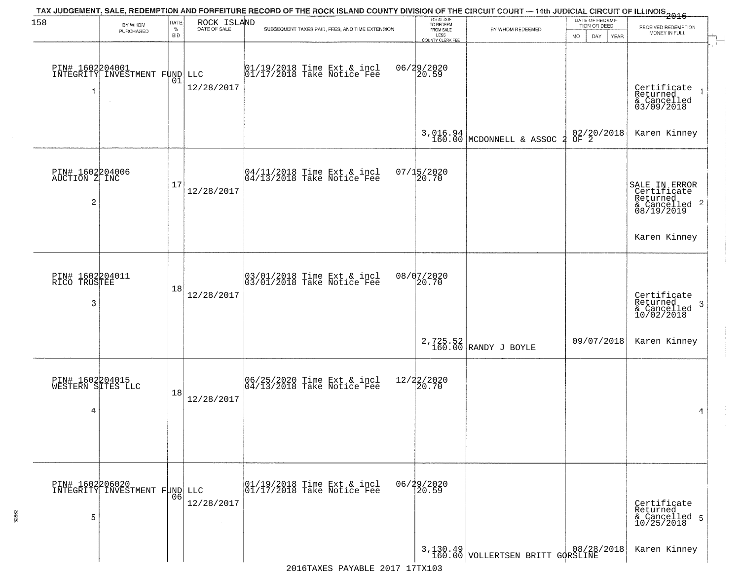TAX JUDGEMENT, SALE, REDEMPTION AND FORFEITURE RECORD OF THE ROCK ISLAND COUNTY DIVISION OF THE CIRCUIT COURT — 14th JUDICIAL CIRCUIT OF ILLINOIS 2016

| BY WHOM PURCHASED | RATE % BID | ROCK ISLAND DATE OF SALE | SUBSEQUENT TAXES PAID, FEES, AND TIME EXTENSION | TOTAL DUE TO REDEEM FROM SALE LESS COUNTY CLERK FEE | BY WHOM REDEEMED | DATE OF REDEMPTION OR DEED MO DAY YEAR | RECEIVED REDEMPTION MONEY IN FULL |
|---|---|---|---|---|---|---|---|
| PIN# 1602204001 INTEGRITY INVESTMENT FUND LLC 1 | 01 | 12/28/2017 | 01/19/2018 Time Ext & incl 06/29/2020 01/17/2018 Take Notice Fee 20.59 | 3,016.94 160.00 | MCDONNELL & ASSOC 2 OF 2 | 02/20/2018 | Certificate Returned & Cancelled 03/09/2018 Karen Kinney |
| PIN# 1602204006 AUCTION Z INC 2 | 17 | 12/28/2017 | 04/11/2018 Time Ext & incl 07/15/2020 04/13/2018 Take Notice Fee 20.70 | | | | SALE IN ERROR Certificate Returned & Cancelled 08/19/2019 Karen Kinney |
| PIN# 1602204011 RICO TRUSTEE 3 | 18 | 12/28/2017 | 03/01/2018 Time Ext & incl 08/07/2020 03/01/2018 Take Notice Fee 20.70 | 2,725.52 160.00 | RANDY J BOYLE | 09/07/2018 | Certificate Returned & Cancelled 10/02/2018 Karen Kinney |
| PIN# 1602204015 WESTERN SITES LLC 4 | 18 | 12/28/2017 | 06/25/2020 Time Ext & incl 12/22/2020 04/13/2018 Take Notice Fee 20.70 | | | | |
| PIN# 1602206020 INTEGRITY INVESTMENT FUND LLC 5 | 06 | 12/28/2017 | 01/19/2018 Time Ext & incl 06/29/2020 01/17/2018 Take Notice Fee 20.59 | 3,130.49 160.00 | VOLLERTSEN BRITT GORSLINE | 08/28/2018 | Certificate Returned & Cancelled 10/25/2018 Karen Kinney |

2016TAXES PAYABLE 2017 17TX103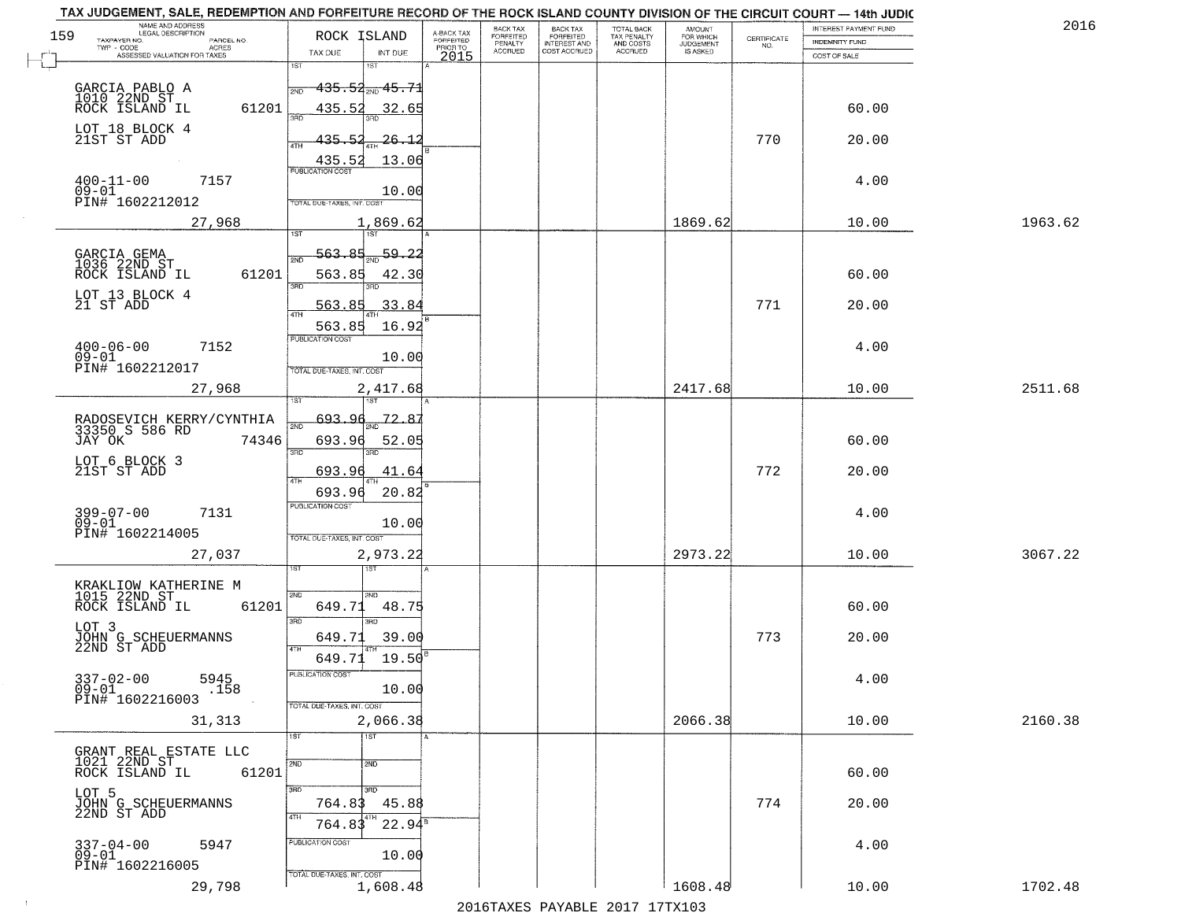# TAX JUDGEMENT, SALE, REDEMPTION AND FORFEITURE RECORD OF THE ROCK ISLAND COUNTY DIVISION OF THE CIRCUIT COURT — 14th JUDIC

2016

| NAME AND ADDRESS / LEGAL DESCRIPTION / TAXPAYER NO. / PARCEL NO. / TWP - CODE / ACRES / ASSESSED VALUATION FOR TAXES | ROCK ISLAND TAX DUE | INT DUE | A-BACK TAX FORFEITED PRIOR TO 2015 | BACK TAX FORFEITED PENALTY ACCRUED | BACK TAX FORFEITED INTEREST AND COST ACCRUED | TOTAL BACK TAX PENALTY AND COSTS ACCRUED | AMOUNT FOR WHICH JUDGEMENT IS ASKED | CERTIFICATE NO. | INTEREST PAYMENT FUND / INDEMNITY FUND / COST OF SALE | |
|---|---|---|---|---|---|---|---|---|---|---|
| GARCIA PABLO A<br>1010 22ND ST<br>ROCK ISLAND IL 61201<br>LOT 18 BLOCK 4<br>21ST ST ADD<br>400-11-00 7157<br>09-01<br>PIN# 1602212012<br>27,968 | 1ST<br>2ND 435.52<br>3RD 435.52<br>4TH 435.52<br>435.52<br>PUBLICATION COST<br>TOTAL DUE-TAXES, INT. COST 1,869.62 | 1ST<br>2ND 45.71<br>3RD 32.65<br>4TH 26.12<br>13.06<br>10.00 | | | | | 1869.62 | 770 | 60.00<br>20.00<br>4.00<br>10.00 | 1963.62 |
| GARCIA GEMA<br>1036 22ND ST<br>ROCK ISLAND IL 61201<br>LOT 13 BLOCK 4<br>21 ST ADD<br>400-06-00 7152<br>09-01<br>PIN# 1602212017<br>27,968 | 1ST<br>2ND 563.85<br>3RD 563.85<br>4TH 563.85<br>563.85<br>PUBLICATION COST<br>TOTAL DUE-TAXES, INT. COST 2,417.68 | 1ST<br>2ND 59.22<br>3RD 42.30<br>4TH 33.84<br>16.92<br>10.00 | | | | | 2417.68 | 771 | 60.00<br>20.00<br>4.00<br>10.00 | 2511.68 |
| RADOSEVICH KERRY/CYNTHIA<br>33350 S 586 RD<br>JAY OK 74346<br>LOT 6 BLOCK 3<br>21ST ST ADD<br>399-07-00 7131<br>09-01<br>PIN# 1602214005<br>27,037 | 1ST<br>2ND 693.96<br>3RD 693.96<br>4TH 693.96<br>693.96<br>PUBLICATION COST<br>TOTAL DUE-TAXES, INT. COST 2,973.22 | 1ST<br>2ND 72.87<br>3RD 52.05<br>4TH 41.64<br>20.82<br>10.00 | | | | | 2973.22 | 772 | 60.00<br>20.00<br>4.00<br>10.00 | 3067.22 |
| KRAKLIOW KATHERINE M<br>1015 22ND ST<br>ROCK ISLAND IL 61201<br>LOT 3<br>JOHN G SCHEUERMANNS<br>22ND ST ADD<br>337-02-00 5945<br>09-01 .158<br>PIN# 1602216003<br>31,313 | 1ST<br>2ND 649.71<br>3RD 649.71<br>4TH 649.71<br>PUBLICATION COST<br>TOTAL DUE-TAXES, INT. COST 2,066.38 | 1ST<br>2ND 48.75<br>3RD 39.00<br>4TH 19.50<br>10.00 | | | | | 2066.38 | 773 | 60.00<br>20.00<br>4.00<br>10.00 | 2160.38 |
| GRANT REAL ESTATE LLC<br>1021 22ND ST<br>ROCK ISLAND IL 61201<br>LOT 5<br>JOHN G SCHEUERMANNS<br>22ND ST ADD<br>337-04-00 5947<br>09-01<br>PIN# 1602216005<br>29,798 | 1ST<br>2ND<br>3RD 764.83<br>4TH 764.83<br>PUBLICATION COST<br>TOTAL DUE-TAXES, INT. COST 1,608.48 | 1ST<br>2ND<br>3RD 45.88<br>4TH 22.94<br>10.00 | | | | | 1608.48 | 774 | 60.00<br>20.00<br>4.00<br>10.00 | 1702.48 |

2016TAXES PAYABLE 2017 17TX103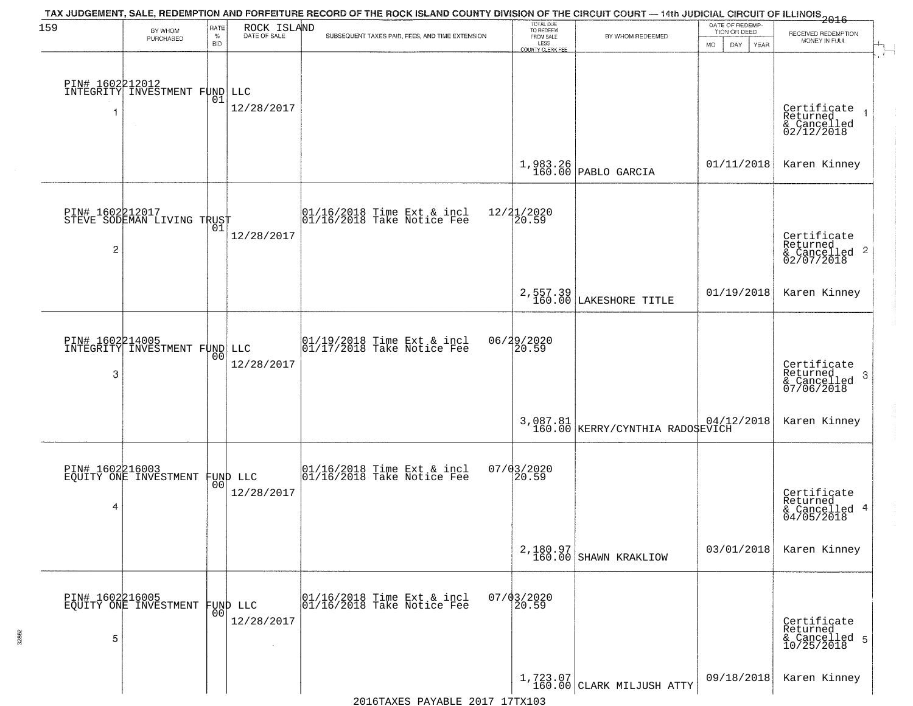TAX JUDGEMENT, SALE, REDEMPTION AND FORFEITURE RECORD OF THE ROCK ISLAND COUNTY DIVISION OF THE CIRCUIT COURT — 14th JUDICIAL CIRCUIT OF ILLINOIS 2016

| 159 BY WHOM PURCHASED | RATE % BID | ROCK ISLAND DATE OF SALE | SUBSEQUENT TAXES PAID, FEES, AND TIME EXTENSION | TOTAL DUE TO REDEEM FROM SALE LESS COUNTY CLERK FEE | BY WHOM REDEEMED | DATE OF REDEMPTION OR DEED MO DAY YEAR | RECEIVED REDEMPTION MONEY IN FULL |
|---|---|---|---|---|---|---|---|
| PIN# 1602212012 INTEGRITY INVESTMENT FUND LLC 1 | 01 | 12/28/2017 | | 1,983.26 160.00 | PABLO GARCIA | 01/11/2018 | Certificate Returned & Cancelled 02/12/2018 Karen Kinney |
| PIN# 1602212017 STEVE SODEMAN LIVING TRUST 2 | 01 | 12/28/2017 | 01/16/2018 Time Ext & incl 12/21/2020 01/16/2018 Take Notice Fee 20.59 | 2,557.39 160.00 | LAKESHORE TITLE | 01/19/2018 | Certificate Returned & Cancelled 02/07/2018 Karen Kinney |
| PIN# 1602214005 INTEGRITY INVESTMENT FUND LLC 3 | 00 | 12/28/2017 | 01/19/2018 Time Ext & incl 06/29/2020 01/17/2018 Take Notice Fee 20.59 | 3,087.81 160.00 | KERRY/CYNTHIA RADOSEVICH | 04/12/2018 | Certificate Returned & Cancelled 07/06/2018 Karen Kinney |
| PIN# 1602216003 EQUITY ONE INVESTMENT FUND LLC 4 | 00 | 12/28/2017 | 01/16/2018 Time Ext & incl 07/03/2020 01/16/2018 Take Notice Fee 20.59 | 2,180.97 160.00 | SHAWN KRAKLIOW | 03/01/2018 | Certificate Returned & Cancelled 04/05/2018 Karen Kinney |
| PIN# 1602216005 EQUITY ONE INVESTMENT FUND LLC 5 | 00 | 12/28/2017 | 01/16/2018 Time Ext & incl 07/03/2020 01/16/2018 Take Notice Fee 20.59 | 1,723.07 160.00 | CLARK MILJUSH ATTY | 09/18/2018 | Certificate Returned & Cancelled 10/25/2018 Karen Kinney |

2016TAXES PAYABLE 2017 17TX103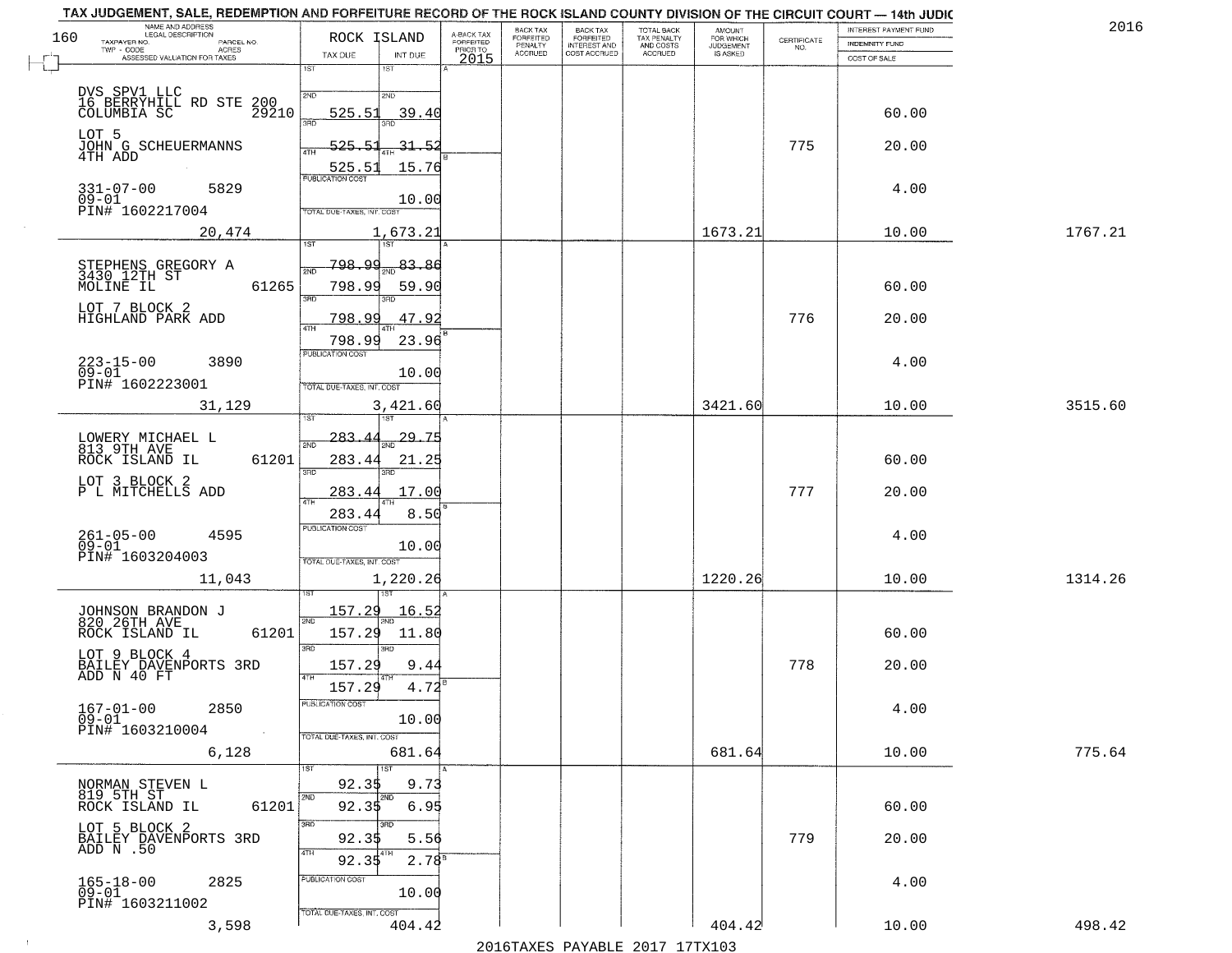TAX JUDGEMENT, SALE, REDEMPTION AND FORFEITURE RECORD OF THE ROCK ISLAND COUNTY DIVISION OF THE CIRCUIT COURT — 14th JUDIC

2016

| NAME AND ADDRESS / LEGAL DESCRIPTION / TAXPAYER NO. / PARCEL NO. / TWP - CODE / ACRES / ASSESSED VALUATION FOR TAXES | ROCK ISLAND TAX DUE | INT DUE | A-BACK TAX FORFEITED PRIOR TO 2015 | BACK TAX FORFEITED PENALTY ACCRUED | BACK TAX FORFEITED INTEREST AND COST ACCRUED | TOTAL BACK TAX PENALTY AND COSTS ACCRUED | AMOUNT FOR WHICH JUDGEMENT IS ASKED | CERTIFICATE NO. | INTEREST PAYMENT FUND / INDEMNITY FUND / COST OF SALE | |
|---|---|---|---|---|---|---|---|---|---|---|
| DVS SPV1 LLC<br>16 BERRYHILL RD STE 200<br>COLUMBIA SC 29210<br>LOT 5<br>JOHN G SCHEUERMANNS<br>4TH ADD<br>331-07-00 5829<br>09-01<br>PIN# 1602217004<br>20,474 | 1ST<br>2ND 525.51<br>3RD 525.51<br>4TH 525.51<br>PUBLICATION COST<br>TOTAL DUE-TAXES, INT. COST | 1ST<br>2ND 39.40<br>3RD 31.52<br>4TH 15.76<br>10.00<br>1,673.21 | | | | | 1673.21 | 775 | 60.00<br>20.00<br>4.00<br>10.00 | 1767.21 |
| STEPHENS GREGORY A<br>3430 12TH ST<br>MOLINE IL 61265<br>LOT 7 BLOCK 2<br>HIGHLAND PARK ADD<br>223-15-00 3890<br>09-01<br>PIN# 1602223001<br>31,129 | 1ST 798.99<br>2ND 798.99<br>3RD 798.99<br>4TH 798.99<br>PUBLICATION COST<br>TOTAL DUE-TAXES, INT. COST | 1ST 83.86<br>2ND 59.90<br>3RD 47.92<br>4TH 23.96<br>10.00<br>3,421.60 | | | | | 3421.60 | 776 | 60.00<br>20.00<br>4.00<br>10.00 | 3515.60 |
| LOWERY MICHAEL L<br>813 9TH AVE<br>ROCK ISLAND IL 61201<br>LOT 3 BLOCK 2<br>P L MITCHELLS ADD<br>261-05-00 4595<br>09-01<br>PIN# 1603204003<br>11,043 | 1ST 283.44<br>2ND 283.44<br>3RD 283.44<br>4TH 283.44<br>PUBLICATION COST<br>TOTAL DUE-TAXES, INT. COST | 1ST 29.75<br>2ND 21.25<br>3RD 17.00<br>4TH 8.50<br>10.00<br>1,220.26 | | | | | 1220.26 | 777 | 60.00<br>20.00<br>4.00<br>10.00 | 1314.26 |
| JOHNSON BRANDON J<br>820 26TH AVE<br>ROCK ISLAND IL 61201<br>LOT 9 BLOCK 4<br>BAILEY DAVENPORTS 3RD<br>ADD N 40 FT<br>167-01-00 2850<br>09-01<br>PIN# 1603210004<br>6,128 | 1ST 157.29<br>2ND 157.29<br>3RD 157.29<br>4TH 157.29<br>PUBLICATION COST<br>TOTAL DUE-TAXES, INT. COST | 1ST 16.52<br>2ND 11.80<br>3RD 9.44<br>4TH 4.72<br>10.00<br>681.64 | | | | | 681.64 | 778 | 60.00<br>20.00<br>4.00<br>10.00 | 775.64 |
| NORMAN STEVEN L<br>819 5TH ST<br>ROCK ISLAND IL 61201<br>LOT 5 BLOCK 2<br>BAILEY DAVENPORTS 3RD<br>ADD N .50<br>165-18-00 2825<br>09-01<br>PIN# 1603211002<br>3,598 | 1ST 92.35<br>2ND 92.35<br>3RD 92.35<br>4TH 92.35<br>PUBLICATION COST<br>TOTAL DUE-TAXES, INT. COST | 1ST 9.73<br>2ND 6.95<br>3RD 5.56<br>4TH 2.78<br>10.00<br>404.42 | | | | | 404.42 | 779 | 60.00<br>20.00<br>4.00<br>10.00 | 498.42 |

2016TAXES PAYABLE 2017 17TX103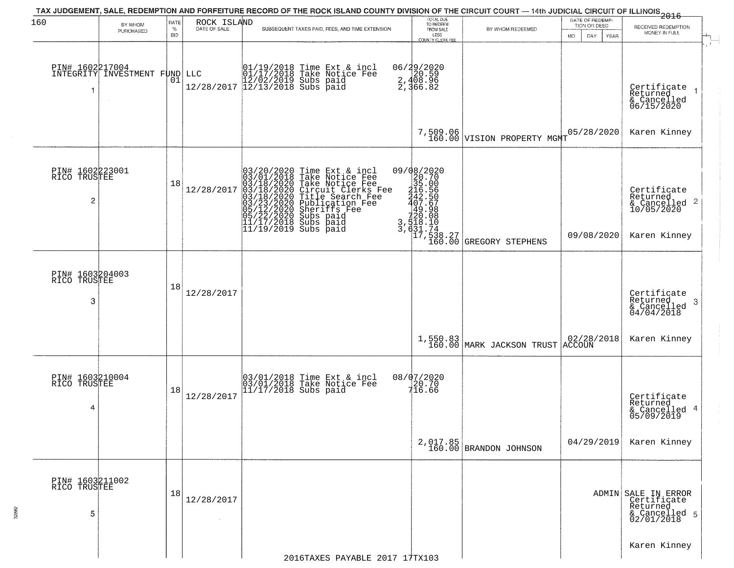# TAX JUDGEMENT, SALE, REDEMPTION AND FORFEITURE RECORD OF THE ROCK ISLAND COUNTY DIVISION OF THE CIRCUIT COURT — 14th JUDICIAL CIRCUIT OF ILLINOIS 2016

ROCK ISLAND

| | BY WHOM PURCHASED | RATE % BID | DATE OF SALE | SUBSEQUENT TAXES PAID, FEES, AND TIME EXTENSION | TOTAL DUE TO REDEEM FROM SALE LESS COUNTY CLERK FEE | BY WHOM REDEEMED | DATE OF REDEMPTION OR DEED | RECEIVED REDEMPTION MONEY IN FULL |
|---|---|---|---|---|---|---|---|---|
| 1 | PIN# 1602217004 INTEGRITY INVESTMENT FUND LLC | 01 | 12/28/2017 | 01/19/2018 Time Ext & incl<br>01/17/2018 Take Notice Fee<br>12/02/2019 Subs paid<br>12/13/2018 Subs paid | 06/29/2020<br>20.59<br>2,408.96<br>2,366.82<br>7,509.06<br>160.00 | VISION PROPERTY MGMT | 05/28/2020 | Certificate Returned & Cancelled 06/15/2020<br>Karen Kinney |
| 2 | PIN# 1602223001 RICO TRUSTEE | 18 | 12/28/2017 | 03/20/2020 Time Ext & incl<br>03/01/2018 Take Notice Fee<br>03/18/2020 Take Notice Fee<br>03/18/2020 Circuit Clerks Fee<br>03/18/2020 Title Search Fee<br>03/23/2020 Publication Fee<br>05/12/2020 Sheriffs Fee<br>05/22/2020 Subs paid<br>11/17/2018 Subs paid<br>11/19/2019 Subs paid | 09/08/2020<br>20.70<br>35.00<br>216.56<br>242.50<br>407.67<br>49.98<br>720.08<br>3,518.10<br>3,631.74<br>17,538.27<br>160.00 | GREGORY STEPHENS | 09/08/2020 | Certificate Returned & Cancelled 10/05/2020<br>Karen Kinney |
| 3 | PIN# 1603204003 RICO TRUSTEE | 18 | 12/28/2017 | | 1,550.83<br>160.00 | MARK JACKSON TRUST ACCOUN | 02/28/2018 | Certificate Returned & Cancelled 04/04/2018<br>Karen Kinney |
| 4 | PIN# 1603210004 RICO TRUSTEE | 18 | 12/28/2017 | 03/01/2018 Time Ext & incl<br>03/01/2018 Take Notice Fee<br>11/17/2018 Subs paid | 08/07/2020<br>20.70<br>716.66<br>2,017.85<br>160.00 | BRANDON JOHNSON | 04/29/2019 | Certificate Returned & Cancelled 05/09/2019<br>Karen Kinney |
| 5 | PIN# 1603211002 RICO TRUSTEE | 18 | 12/28/2017 | | | | ADMIN | SALE IN ERROR Certificate Returned & Cancelled 02/01/2018<br>Karen Kinney |

2016TAXES PAYABLE 2017 17TX103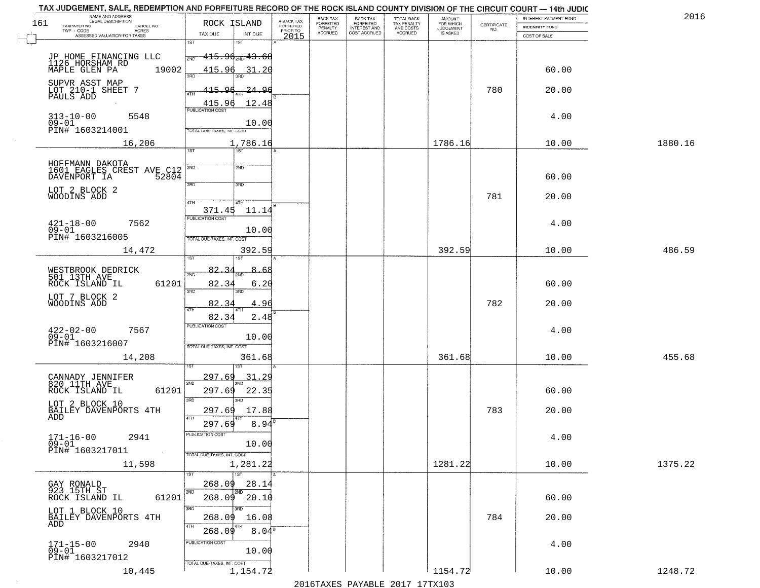TAX JUDGEMENT, SALE, REDEMPTION AND FORFEITURE RECORD OF THE ROCK ISLAND COUNTY DIVISION OF THE CIRCUIT COURT — 14th JUDIC

161 | 2016

| NAME AND ADDRESS / LEGAL DESCRIPTION / TAXPAYER NO. / PARCEL NO. / TWP - CODE / ACRES / ASSESSED VALUATION FOR TAXES | ROCK ISLAND TAX DUE | INT DUE | A-BACK TAX FORFEITED PRIOR TO 2015 | BACK TAX FORFEITED PENALTY ACCRUED | BACK TAX FORFEITED INTEREST AND COST ACCRUED | TOTAL BACK TAX PENALTY AND COSTS ACCRUED | AMOUNT FOR WHICH JUDGEMENT IS ASKED | CERTIFICATE NO. | INTEREST PAYMENT FUND / INDEMNITY FUND / COST OF SALE | |
|---|---|---|---|---|---|---|---|---|---|---|
| JP HOME FINANCING LLC<br>1126 HORSHAM RD<br>MAPLE GLEN PA 19002<br>SUPVR ASST MAP<br>LOT 210-1 SHEET 7<br>PAULS ADD<br>313-10-00 5548<br>09-01<br>PIN# 1603214001<br>16,206 | 1ST 415.96<br>2ND 415.96<br>3RD 415.96<br>4TH 415.96<br>PUBLICATION COST<br>TOTAL DUE-TAXES, INT. COST | 43.68<br>31.20<br>24.96<br>12.48<br>10.00<br>1,786.16 | | | | | 1786.16 | 780 | 60.00<br>20.00<br>4.00<br>10.00 | 1880.16 |
| HOFFMANN DAKOTA<br>1601 EAGLES CREST AVE C12<br>DAVENPORT IA 52804<br>LOT 2 BLOCK 2<br>WOODINS ADD<br>421-18-00 7562<br>09-01<br>PIN# 1603216005<br>14,472 | 1ST<br>2ND<br>3RD<br>4TH 371.45<br>PUBLICATION COST<br>TOTAL DUE-TAXES, INT. COST | 11.14<br>10.00<br>392.59 | | | | | 392.59 | 781 | 60.00<br>20.00<br>4.00<br>10.00 | 486.59 |
| WESTBROOK DEDRICK<br>501 13TH AVE<br>ROCK ISLAND IL 61201<br>LOT 7 BLOCK 2<br>WOODINS ADD<br>422-02-00 7567<br>09-01<br>PIN# 1603216007<br>14,208 | 1ST 82.34<br>2ND 82.34<br>3RD 82.34<br>4TH 82.34<br>PUBLICATION COST<br>TOTAL DUE-TAXES, INT. COST | 8.68<br>6.20<br>4.96<br>2.48<br>10.00<br>361.68 | | | | | 361.68 | 782 | 60.00<br>20.00<br>4.00<br>10.00 | 455.68 |
| CANNADY JENNIFER<br>820 11TH AVE<br>ROCK ISLAND IL 61201<br>LOT 2 BLOCK 10<br>BAILEY DAVENPORTS 4TH<br>ADD<br>171-16-00 2941<br>09-01<br>PIN# 1603217011<br>11,598 | 1ST 297.69<br>2ND 297.69<br>3RD 297.69<br>4TH 297.69<br>PUBLICATION COST<br>TOTAL DUE-TAXES, INT. COST | 31.29<br>22.35<br>17.88<br>8.94<br>10.00<br>1,281.22 | | | | | 1281.22 | 783 | 60.00<br>20.00<br>4.00<br>10.00 | 1375.22 |
| GAY RONALD<br>923 15TH ST<br>ROCK ISLAND IL 61201<br>LOT 1 BLOCK 10<br>BAILEY DAVENPORTS 4TH<br>ADD<br>171-15-00 2940<br>09-01<br>PIN# 1603217012<br>10,445 | 1ST 268.09<br>2ND 268.09<br>3RD 268.09<br>4TH 268.09<br>PUBLICATION COST<br>TOTAL DUE-TAXES, INT. COST | 28.14<br>20.10<br>16.08<br>8.04<br>10.00<br>1,154.72 | | | | | 1154.72 | 784 | 60.00<br>20.00<br>4.00<br>10.00 | 1248.72 |

2016TAXES PAYABLE 2017 17TX103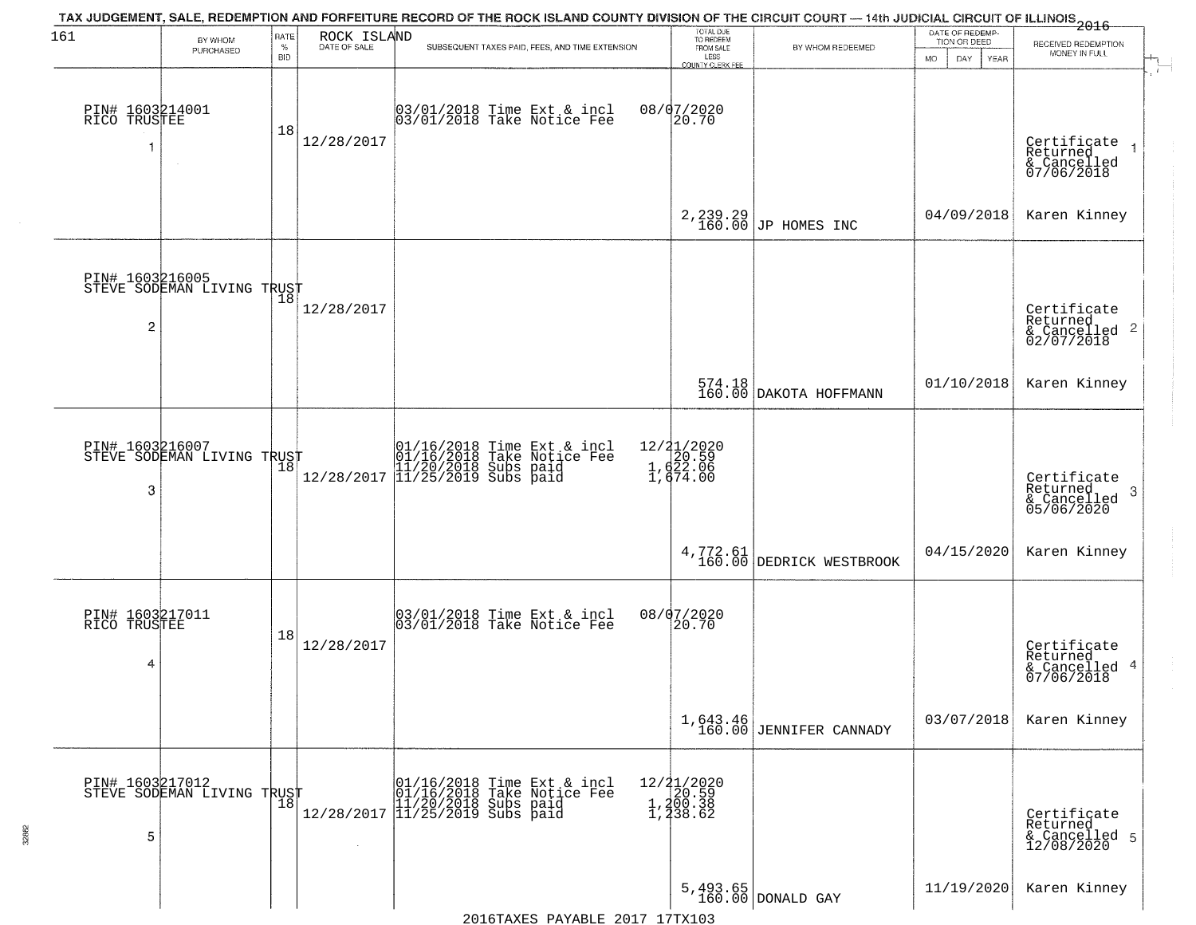TAX JUDGEMENT, SALE, REDEMPTION AND FORFEITURE RECORD OF THE ROCK ISLAND COUNTY DIVISION OF THE CIRCUIT COURT — 14th JUDICIAL CIRCUIT OF ILLINOIS 2016

| BY WHOM PURCHASED | RATE % BID | ROCK ISLAND DATE OF SALE | SUBSEQUENT TAXES PAID, FEES, AND TIME EXTENSION | TOTAL DUE TO REDEEM FROM SALE LESS COUNTY CLERK FEE | BY WHOM REDEEMED | DATE OF REDEMPTION OR DEED (MO DAY YEAR) | RECEIVED REDEMPTION MONEY IN FULL |
|---|---|---|---|---|---|---|---|
| PIN# 1603214001 RICO TRUSTEE 1 | 18 | 12/28/2017 | 03/01/2018 Time Ext & incl 08/07/2020; 03/01/2018 Take Notice Fee 20.70 | 2,239.29 160.00 | JP HOMES INC | 04/09/2018 | Certificate Returned & Cancelled 07/06/2018 Karen Kinney |
| PIN# 1603216005 STEVE SODEMAN LIVING TRUST 2 | 18 | 12/28/2017 | | 574.18 160.00 | DAKOTA HOFFMANN | 01/10/2018 | Certificate Returned & Cancelled 02/07/2018 Karen Kinney |
| PIN# 1603216007 STEVE SODEMAN LIVING TRUST 3 | 18 | 12/28/2017 | 01/16/2018 Time Ext & incl 12/21/2020; 01/16/2018 Take Notice Fee 20.59; 11/20/2018 Subs paid 1,622.06; 11/25/2019 Subs paid 1,674.00 | 4,772.61 160.00 | DEDRICK WESTBROOK | 04/15/2020 | Certificate Returned & Cancelled 05/06/2020 Karen Kinney |
| PIN# 1603217011 RICO TRUSTEE 4 | 18 | 12/28/2017 | 03/01/2018 Time Ext & incl 08/07/2020; 03/01/2018 Take Notice Fee 20.70 | 1,643.46 160.00 | JENNIFER CANNADY | 03/07/2018 | Certificate Returned & Cancelled 07/06/2018 Karen Kinney |
| PIN# 1603217012 STEVE SODEMAN LIVING TRUST 5 | 18 | 12/28/2017 | 01/16/2018 Time Ext & incl 12/21/2020; 01/16/2018 Take Notice Fee 20.59; 11/20/2018 Subs paid 1,200.38; 11/25/2019 Subs paid 1,238.62 | 5,493.65 160.00 | DONALD GAY | 11/19/2020 | Certificate Returned & Cancelled 12/08/2020 Karen Kinney |

2016TAXES PAYABLE 2017 17TX103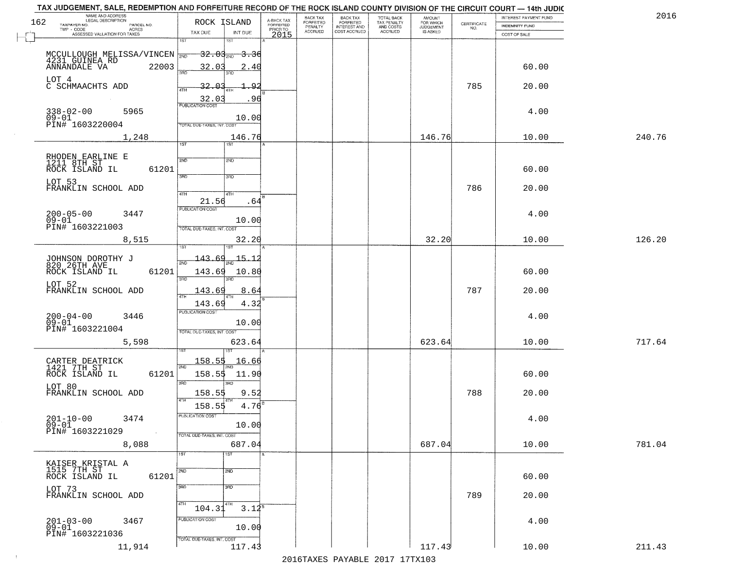TAX JUDGEMENT, SALE, REDEMPTION AND FORFEITURE RECORD OF THE ROCK ISLAND COUNTY DIVISION OF THE CIRCUIT COURT — 14th JUDIC

2016

| NAME AND ADDRESS / LEGAL DESCRIPTION / TAXPAYER NO. / PARCEL NO. / TWP - CODE / ACRES / ASSESSED VALUATION FOR TAXES | ROCK ISLAND TAX DUE | INT DUE | A-BACK TAX FORFEITED PRIOR TO 2015 | BACK TAX FORFEITED PENALTY ACCRUED | BACK TAX FORFEITED INTEREST AND COST ACCRUED | TOTAL BACK TAX PENALTY AND COSTS ACCRUED | AMOUNT FOR WHICH JUDGEMENT IS ASKED | CERTIFICATE NO. | INTEREST PAYMENT FUND / INDEMNITY FUND / COST OF SALE | |
|---|---|---|---|---|---|---|---|---|---|---|
| MCCULLOUGH MELISSA/VINCEN 4231 GUINEA RD ANNANDALE VA 22003 LOT 4 C SCHMAACHTS ADD 338-02-00 5965 09-01 PIN# 1603220004 | 1ST 32.03 / 2ND 32.03 / 3RD 32.03 / 4TH 32.03 | 3.36 / 2.40 / 1.92 / .96 | | | | | | 785 | 60.00 / 20.00 / 4.00 | |
| 1,248 | PUBLICATION COST / TOTAL DUE-TAXES, INT. COST | 10.00 / 146.76 | | | | | 146.76 | | 10.00 | 240.76 |
| RHODEN EARLINE E 1211 8TH ST ROCK ISLAND IL 61201 LOT 53 FRANKLIN SCHOOL ADD 200-05-00 3447 09-01 PIN# 1603221003 | 4TH 21.56 | .64 | | | | | | 786 | 60.00 / 20.00 / 4.00 | |
| 8,515 | PUBLICATION COST / TOTAL DUE-TAXES, INT. COST | 10.00 / 32.20 | | | | | 32.20 | | 10.00 | 126.20 |
| JOHNSON DOROTHY J 820 26TH AVE ROCK ISLAND IL 61201 LOT 52 FRANKLIN SCHOOL ADD 200-04-00 3446 09-01 PIN# 1603221004 | 1ST 143.69 / 2ND 143.69 / 3RD 143.69 / 4TH 143.69 | 15.12 / 10.80 / 8.64 / 4.32 | | | | | | 787 | 60.00 / 20.00 / 4.00 | |
| 5,598 | PUBLICATION COST / TOTAL DUE-TAXES, INT. COST | 10.00 / 623.64 | | | | | 623.64 | | 10.00 | 717.64 |
| CARTER DEATRICK 1421 7TH ST ROCK ISLAND IL 61201 LOT 80 FRANKLIN SCHOOL ADD 201-10-00 3474 09-01 PIN# 1603221029 | 1ST 158.55 / 2ND 158.55 / 3RD 158.55 / 4TH 158.55 | 16.66 / 11.90 / 9.52 / 4.76 | | | | | | 788 | 60.00 / 20.00 / 4.00 | |
| 8,088 | PUBLICATION COST / TOTAL DUE-TAXES, INT. COST | 10.00 / 687.04 | | | | | 687.04 | | 10.00 | 781.04 |
| KAISER KRISTAL A 1515 7TH ST ROCK ISLAND IL 61201 LOT 73 FRANKLIN SCHOOL ADD 201-03-00 3467 09-01 PIN# 1603221036 | 4TH 104.31 | 3.12 | | | | | | 789 | 60.00 / 20.00 / 4.00 | |
| 11,914 | PUBLICATION COST / TOTAL DUE-TAXES, INT. COST | 10.00 / 117.43 | | | | | 117.43 | | 10.00 | 211.43 |

2016TAXES PAYABLE 2017 17TX103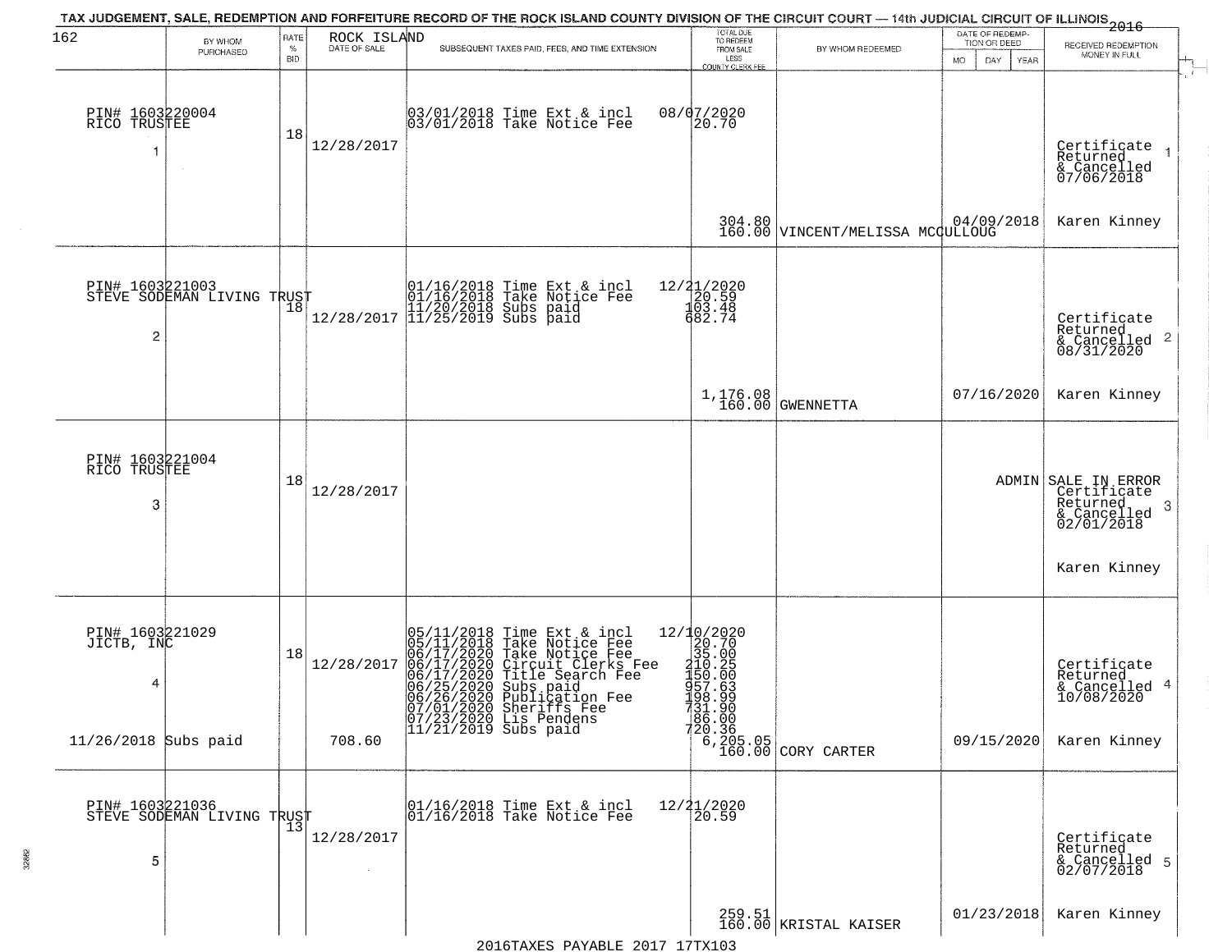# TAX JUDGEMENT, SALE, REDEMPTION AND FORFEITURE RECORD OF THE ROCK ISLAND COUNTY DIVISION OF THE CIRCUIT COURT — 14th JUDICIAL CIRCUIT OF ILLINOIS 2016

| 162 BY WHOM PURCHASED | RATE % BID | ROCK ISLAND DATE OF SALE | SUBSEQUENT TAXES PAID, FEES, AND TIME EXTENSION | TOTAL DUE TO REDEEM FROM SALE LESS COUNTY CLERK FEE | BY WHOM REDEEMED | DATE OF REDEMPTION OR DEED MO DAY YEAR | RECEIVED REDEMPTION MONEY IN FULL |
|---|---|---|---|---|---|---|---|
| PIN# 1603220004 RICO TRUSTEE 1 | 18 | 12/28/2017 | 03/01/2018 Time Ext & incl 08/07/2020<br>03/01/2018 Take Notice Fee 20.70 | 304.80<br>160.00 | VINCENT/MELISSA MCCULLOUG | 04/09/2018 | Certificate Returned & Cancelled 07/06/2018 1<br>Karen Kinney |
| PIN# 1603221003 STEVE SODEMAN LIVING TRUST 2 | 18 | 12/28/2017 | 01/16/2018 Time Ext & incl 12/21/2020<br>01/16/2018 Take Notice Fee 20.59<br>11/20/2018 Subs paid 103.48<br>11/25/2019 Subs paid 682.74 | 1,176.08<br>160.00 | GWENNETTA | 07/16/2020 | Certificate Returned & Cancelled 08/31/2020 2<br>Karen Kinney |
| PIN# 1603221004 RICO TRUSTEE 3 | 18 | 12/28/2017 | | | | ADMIN | SALE IN ERROR Certificate Returned & Cancelled 02/01/2018 3<br>Karen Kinney |
| PIN# 1603221029 JICTB, INC 4<br>11/26/2018 Subs paid | 18 | 12/28/2017<br>708.60 | 05/11/2018 Time Ext & incl 12/10/2020<br>05/11/2018 Take Notice Fee 20.70<br>06/17/2020 Take Notice Fee 35.00<br>06/17/2020 Circuit Clerks Fee 210.25<br>06/17/2020 Title Search Fee 150.00<br>06/25/2020 Subs paid 957.63<br>06/26/2020 Publication Fee 198.99<br>07/01/2020 Sheriffs Fee 731.90<br>07/23/2020 Lis Pendens 86.00<br>11/21/2019 Subs paid 720.36 | 6,205.05<br>160.00 | CORY CARTER | 09/15/2020 | Certificate Returned & Cancelled 10/08/2020 4<br>Karen Kinney |
| PIN# 1603221036 STEVE SODEMAN LIVING TRUST 5 | 13 | 12/28/2017 | 01/16/2018 Time Ext & incl 12/21/2020<br>01/16/2018 Take Notice Fee 20.59 | 259.51<br>160.00 | KRISTAL KAISER | 01/23/2018 | Certificate Returned & Cancelled 02/07/2018 5<br>Karen Kinney |

2016TAXES PAYABLE 2017 17TX103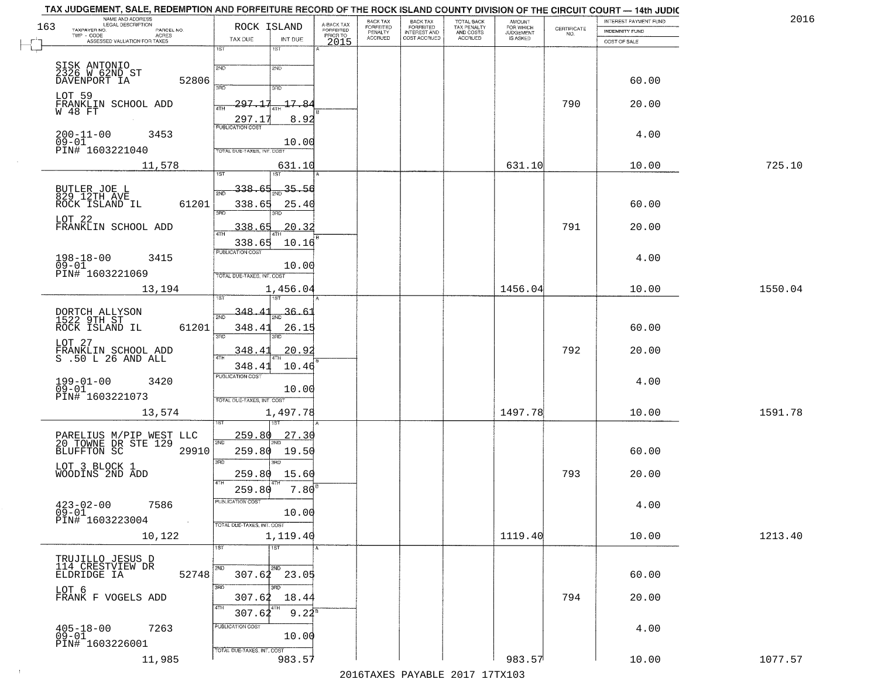TAX JUDGEMENT, SALE, REDEMPTION AND FORFEITURE RECORD OF THE ROCK ISLAND COUNTY DIVISION OF THE CIRCUIT COURT — 14th JUDIC

2016

| NAME AND ADDRESS / LEGAL DESCRIPTION / TAXPAYER NO. / PARCEL NO. / TWP - CODE / ACRES / ASSESSED VALUATION FOR TAXES | ROCK ISLAND TAX DUE | INT DUE | A-BACK TAX FORFEITED PRIOR TO 2015 | BACK TAX FORFEITED PENALTY ACCRUED | BACK TAX FORFEITED INTEREST AND COST ACCRUED | TOTAL BACK TAX PENALTY AND COSTS ACCRUED | AMOUNT FOR WHICH JUDGEMENT IS ASKED | CERTIFICATE NO. | INTEREST PAYMENT FUND / INDEMNITY FUND / COST OF SALE | |
|---|---|---|---|---|---|---|---|---|---|---|
| 163 | | | | | | | | | | |
| SISK ANTONIO<br>2326 W 62ND ST<br>DAVENPORT IA 52806 | 1ST<br>2ND<br>3RD | | | | | | | | 60.00 | |
| LOT 59<br>FRANKLIN SCHOOL ADD<br>W 48 FT | 4TH 297.17<br>297.17 | 17.84<br>8.92 | | | | | | 790 | 20.00 | |
| 200-11-00 3453<br>09-01<br>PIN# 1603221040 | PUBLICATION COST | 10.00 | | | | | | | 4.00 | |
| 11,578 | TOTAL DUE-TAXES, INT. COST | 631.10 | | | | | 631.10 | | 10.00 | 725.10 |
| BUTLER JOE L<br>829 12TH AVE<br>ROCK ISLAND IL 61201 | 1ST 338.65<br>2ND 338.65 | 35.56<br>25.40 | | | | | | | 60.00 | |
| LOT 22<br>FRANKLIN SCHOOL ADD | 3RD 338.65<br>4TH 338.65 | 20.32<br>10.16 | | | | | | 791 | 20.00 | |
| 198-18-00 3415<br>09-01<br>PIN# 1603221069 | PUBLICATION COST | 10.00 | | | | | | | 4.00 | |
| 13,194 | TOTAL DUE-TAXES, INT. COST | 1,456.04 | | | | | 1456.04 | | 10.00 | 1550.04 |
| DORTCH ALLYSON<br>1522 9TH ST<br>ROCK ISLAND IL 61201 | 1ST 348.41<br>2ND 348.41 | 36.61<br>26.15 | | | | | | | 60.00 | |
| LOT 27<br>FRANKLIN SCHOOL ADD<br>S .50 L 26 AND ALL | 3RD 348.41<br>4TH 348.41 | 20.92<br>10.46 | | | | | | 792 | 20.00 | |
| 199-01-00 3420<br>09-01<br>PIN# 1603221073 | PUBLICATION COST | 10.00 | | | | | | | 4.00 | |
| 13,574 | TOTAL DUE-TAXES, INT. COST | 1,497.78 | | | | | 1497.78 | | 10.00 | 1591.78 |
| PARELIUS M/PIP WEST LLC<br>20 TOWNE DR STE 129<br>BLUFFTON SC 29910 | 1ST 259.80<br>2ND 259.80 | 27.30<br>19.50 | | | | | | | 60.00 | |
| LOT 3 BLOCK 1<br>WOODINS 2ND ADD | 3RD 259.80<br>4TH 259.80 | 15.60<br>7.80 | | | | | | 793 | 20.00 | |
| 423-02-00 7586<br>09-01<br>PIN# 1603223004 | PUBLICATION COST | 10.00 | | | | | | | 4.00 | |
| 10,122 | TOTAL DUE-TAXES, INT. COST | 1,119.40 | | | | | 1119.40 | | 10.00 | 1213.40 |
| TRUJILLO JESUS D<br>114 CRESTVIEW DR<br>ELDRIDGE IA 52748 | 1ST<br>2ND 307.62 | 23.05 | | | | | | | 60.00 | |
| LOT 6<br>FRANK F VOGELS ADD | 3RD 307.62<br>4TH 307.62 | 18.44<br>9.22 | | | | | | 794 | 20.00 | |
| 405-18-00 7263<br>09-01<br>PIN# 1603226001 | PUBLICATION COST | 10.00 | | | | | | | 4.00 | |
| 11,985 | TOTAL DUE-TAXES, INT. COST | 983.57 | | | | | 983.57 | | 10.00 | 1077.57 |

2016TAXES PAYABLE 2017 17TX103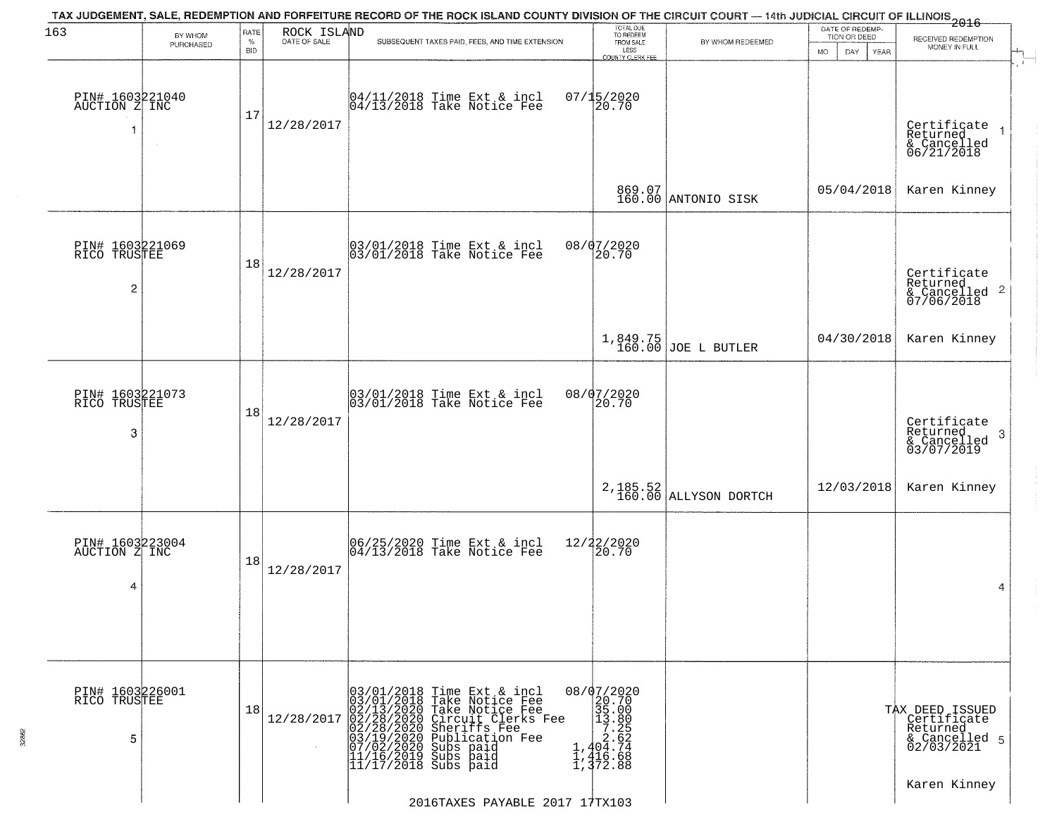TAX JUDGEMENT, SALE, REDEMPTION AND FORFEITURE RECORD OF THE ROCK ISLAND COUNTY DIVISION OF THE CIRCUIT COURT — 14th JUDICIAL CIRCUIT OF ILLINOIS 2016

| 163 BY WHOM PURCHASED | RATE % BID | ROCK ISLAND DATE OF SALE | SUBSEQUENT TAXES PAID, FEES, AND TIME EXTENSION | TOTAL DUE TO REDEEM FROM SALE LESS COUNTY CLERK FEE | BY WHOM REDEEMED | DATE OF REDEMPTION OR DEED MO DAY YEAR | RECEIVED REDEMPTION MONEY IN FULL |
|---|---|---|---|---|---|---|---|
| PIN# 1603221040 AUCTION Z INC 1 | 17 | 12/28/2017 | 04/11/2018 Time Ext & incl 07/15/2020<br>04/13/2018 Take Notice Fee 20.70 | 869.07<br>160.00 | ANTONIO SISK | 05/04/2018 | Certificate Returned & Cancelled 06/21/2018 1<br>Karen Kinney |
| PIN# 1603221069 RICO TRUSTEE 2 | 18 | 12/28/2017 | 03/01/2018 Time Ext & incl 08/07/2020<br>03/01/2018 Take Notice Fee 20.70 | 1,849.75<br>160.00 | JOE L BUTLER | 04/30/2018 | Certificate Returned & Cancelled 07/06/2018 2<br>Karen Kinney |
| PIN# 1603221073 RICO TRUSTEE 3 | 18 | 12/28/2017 | 03/01/2018 Time Ext & incl 08/07/2020<br>03/01/2018 Take Notice Fee 20.70 | 2,185.52<br>160.00 | ALLYSON DORTCH | 12/03/2018 | Certificate Returned & Cancelled 03/07/2019 3<br>Karen Kinney |
| PIN# 1603223004 AUCTION Z INC 4 | 18 | 12/28/2017 | 06/25/2020 Time Ext & incl 12/22/2020<br>04/13/2018 Take Notice Fee 20.70 | | | | 4 |
| PIN# 1603226001 RICO TRUSTEE 5 | 18 | 12/28/2017 | 03/01/2018 Time Ext & incl 08/07/2020<br>03/01/2018 Take Notice Fee 20.70<br>02/13/2020 Take Notice Fee 35.00<br>02/28/2020 Circuit Clerks Fee 13.80<br>02/28/2020 Sheriffs Fee 7.25<br>03/19/2020 Publication Fee 2.62<br>07/02/2020 Subs paid 1,404.74<br>11/16/2019 Subs paid 1,416.68<br>11/17/2018 Subs paid 1,372.88 | | | | TAX DEED ISSUED Certificate Returned & Cancelled 02/03/2021 5<br>Karen Kinney |

2016TAXES PAYABLE 2017 17TX103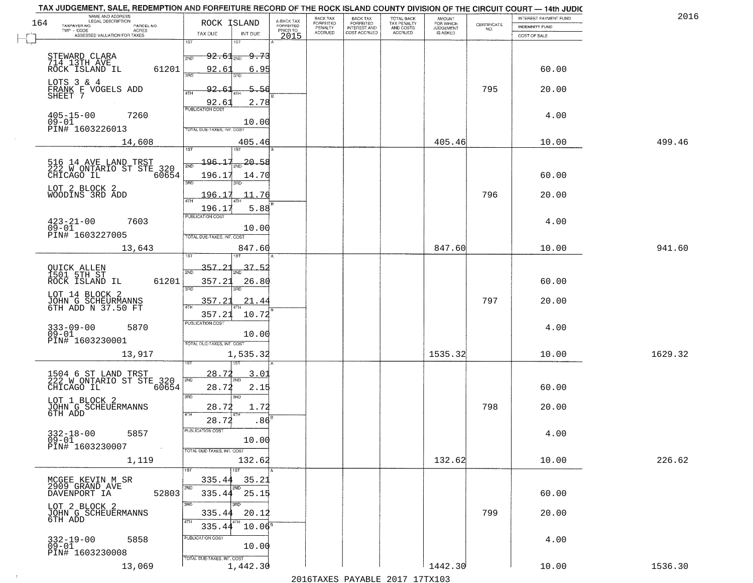TAX JUDGEMENT, SALE, REDEMPTION AND FORFEITURE RECORD OF THE ROCK ISLAND COUNTY DIVISION OF THE CIRCUIT COURT — 14th JUDIC

2016

| NAME AND ADDRESS / LEGAL DESCRIPTION / TAXPAYER NO. / PARCEL NO. / TWP - CODE / ACRES / ASSESSED VALUATION FOR TAXES | ROCK ISLAND TAX DUE | INT DUE | A-BACK TAX FORFEITED PRIOR TO 2015 | BACK TAX FORFEITED PENALTY ACCRUED | BACK TAX FORFEITED INTEREST AND COST ACCRUED | TOTAL BACK TAX PENALTY AND COSTS ACCRUED | AMOUNT FOR WHICH JUDGEMENT IS ASKED | CERTIFICATE NO. | INTEREST PAYMENT FUND / INDEMNITY FUND / COST OF SALE | |
|---|---|---|---|---|---|---|---|---|---|---|
| STEWARD CLARA 714 13TH AVE ROCK ISLAND IL 61201 | 1ST 92.61 / 2ND 92.61 | 1ST 9.73 / 2ND 6.95 | | | | | | | 60.00 | |
| LOTS 3 & 4 FRANK F VOGELS ADD SHEET 7 | 3RD 92.61 / 4TH 92.61 | 3RD 5.56 / 4TH 2.78 | | | | | | 795 | 20.00 | |
| 405-15-00 7260 09-01 PIN# 1603226013 | PUBLICATION COST | 10.00 | | | | | | | 4.00 | |
| 14,608 | TOTAL DUE-TAXES, INT. COST | 405.46 | | | | | 405.46 | | 10.00 | 499.46 |
| 516 14 AVE LAND TRST 222 W ONTARIO ST STE 320 CHICAGO IL 60654 | 1ST 196.17 / 2ND 196.17 | 1ST 20.58 / 2ND 14.70 | | | | | | | 60.00 | |
| LOT 2 BLOCK 2 WOODINS 3RD ADD | 3RD 196.17 / 4TH 196.17 | 3RD 11.76 / 4TH 5.88 | | | | | | 796 | 20.00 | |
| 423-21-00 7603 09-01 PIN# 1603227005 | PUBLICATION COST | 10.00 | | | | | | | 4.00 | |
| 13,643 | TOTAL DUE-TAXES, INT. COST | 847.60 | | | | | 847.60 | | 10.00 | 941.60 |
| QUICK ALLEN 1501 5TH ST ROCK ISLAND IL 61201 | 1ST 357.21 / 2ND 357.21 | 1ST 37.52 / 2ND 26.80 | | | | | | | 60.00 | |
| LOT 14 BLOCK 2 JOHN G SCHEURMANNS 6TH ADD N 37.50 FT | 3RD 357.21 / 4TH 357.21 | 3RD 21.44 / 4TH 10.72 | | | | | | 797 | 20.00 | |
| 333-09-00 5870 09-01 PIN# 1603230001 | PUBLICATION COST | 10.00 | | | | | | | 4.00 | |
| 13,917 | TOTAL DUE-TAXES, INT. COST | 1,535.32 | | | | | 1535.32 | | 10.00 | 1629.32 |
| 1504 6 ST LAND TRST 222 W ONTARIO ST STE 320 CHICAGO IL 60654 | 1ST 28.72 / 2ND 28.72 | 1ST 3.01 / 2ND 2.15 | | | | | | | 60.00 | |
| LOT 1 BLOCK 2 JOHN G SCHEUERMANNS 6TH ADD | 3RD 28.72 / 4TH 28.72 | 3RD 1.72 / 4TH .86 | | | | | | 798 | 20.00 | |
| 332-18-00 5857 09-01 PIN# 1603230007 | PUBLICATION COST | 10.00 | | | | | | | 4.00 | |
| 1,119 | TOTAL DUE-TAXES, INT. COST | 132.62 | | | | | 132.62 | | 10.00 | 226.62 |
| MCGEE KEVIN M SR 2909 GRAND AVE DAVENPORT IA 52803 | 1ST 335.44 / 2ND 335.44 | 1ST 35.21 / 2ND 25.15 | | | | | | | 60.00 | |
| LOT 2 BLOCK 2 JOHN G SCHEUERMANNS 6TH ADD | 3RD 335.44 / 4TH 335.44 | 3RD 20.12 / 4TH 10.06 | | | | | | 799 | 20.00 | |
| 332-19-00 5858 09-01 PIN# 1603230008 | PUBLICATION COST | 10.00 | | | | | | | 4.00 | |
| 13,069 | TOTAL DUE-TAXES, INT. COST | 1,442.30 | | | | | 1442.30 | | 10.00 | 1536.30 |

2016TAXES PAYABLE 2017 17TX103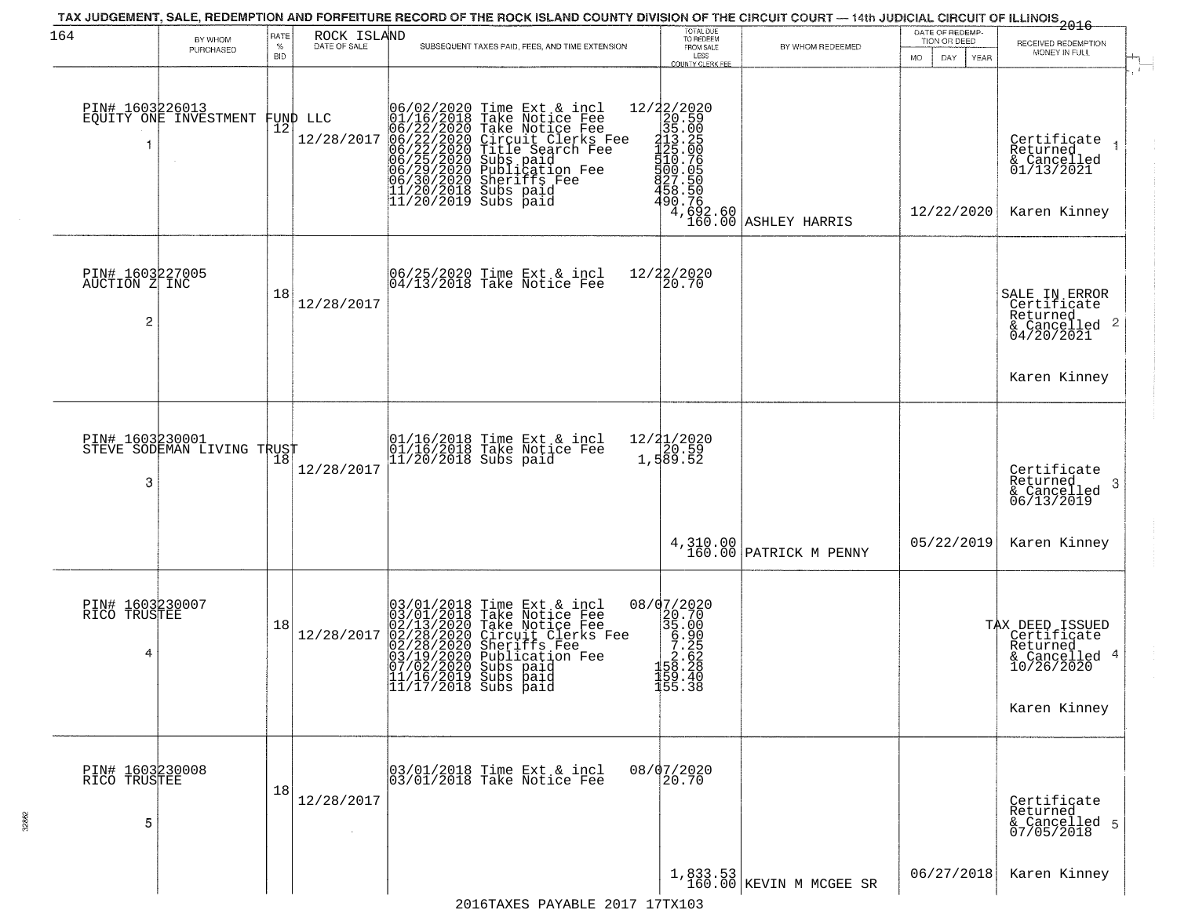TAX JUDGEMENT, SALE, REDEMPTION AND FORFEITURE RECORD OF THE ROCK ISLAND COUNTY DIVISION OF THE CIRCUIT COURT — 14th JUDICIAL CIRCUIT OF ILLINOIS 2016

| BY WHOM PURCHASED | RATE % BID | ROCK ISLAND DATE OF SALE | SUBSEQUENT TAXES PAID, FEES, AND TIME EXTENSION | TOTAL DUE TO REDEEM FROM SALE LESS COUNTY CLERK FEE | BY WHOM REDEEMED | DATE OF REDEMPTION OR DEED MO DAY YEAR | RECEIVED REDEMPTION MONEY IN FULL |
|---|---|---|---|---|---|---|---|
| PIN# 1603226013 EQUITY ONE INVESTMENT FUND LLC 1 | 12 | 12/28/2017 | 06/02/2020 Time Ext & incl<br>01/16/2018 Take Notice Fee<br>06/22/2020 Take Notice Fee<br>06/22/2020 Circuit Clerks Fee<br>06/22/2020 Title Search Fee<br>06/25/2020 Subs paid<br>06/29/2020 Publication Fee<br>06/30/2020 Sheriffs Fee<br>11/20/2018 Subs paid<br>11/20/2019 Subs paid | 12/22/2020<br>20.59<br>35.00<br>213.25<br>125.00<br>510.76<br>500.05<br>827.50<br>458.50<br>490.76<br>4,692.60<br>160.00 | ASHLEY HARRIS | 12/22/2020 | Certificate Returned & Cancelled 01/13/2021 Karen Kinney |
| PIN# 1603227005 AUCTION Z INC 2 | 18 | 12/28/2017 | 06/25/2020 Time Ext & incl<br>04/13/2018 Take Notice Fee | 12/22/2020<br>20.70 | | | SALE IN ERROR Certificate Returned & Cancelled 04/20/2021 Karen Kinney |
| PIN# 1603230001 STEVE SODEMAN LIVING TRUST 3 | 18 | 12/28/2017 | 01/16/2018 Time Ext & incl<br>01/16/2018 Take Notice Fee<br>11/20/2018 Subs paid | 12/21/2020<br>20.59<br>1,589.52<br>4,310.00<br>160.00 | PATRICK M PENNY | 05/22/2019 | Certificate Returned & Cancelled 06/13/2019 Karen Kinney |
| PIN# 1603230007 RICO TRUSTEE 4 | 18 | 12/28/2017 | 03/01/2018 Time Ext & incl<br>03/01/2018 Take Notice Fee<br>02/13/2020 Take Notice Fee<br>02/28/2020 Circuit Clerks Fee<br>02/28/2020 Sheriffs Fee<br>03/19/2020 Publication Fee<br>07/02/2020 Subs paid<br>11/16/2019 Subs paid<br>11/17/2018 Subs paid | 08/07/2020<br>20.70<br>35.00<br>6.90<br>7.25<br>2.62<br>158.28<br>159.40<br>155.38 | | | TAX DEED ISSUED Certificate Returned & Cancelled 10/26/2020 Karen Kinney |
| PIN# 1603230008 RICO TRUSTEE 5 | 18 | 12/28/2017 | 03/01/2018 Time Ext & incl<br>03/01/2018 Take Notice Fee | 08/07/2020<br>20.70<br>1,833.53<br>160.00 | KEVIN M MCGEE SR | 06/27/2018 | Certificate Returned & Cancelled 07/05/2018 Karen Kinney |

2016TAXES PAYABLE 2017 17TX103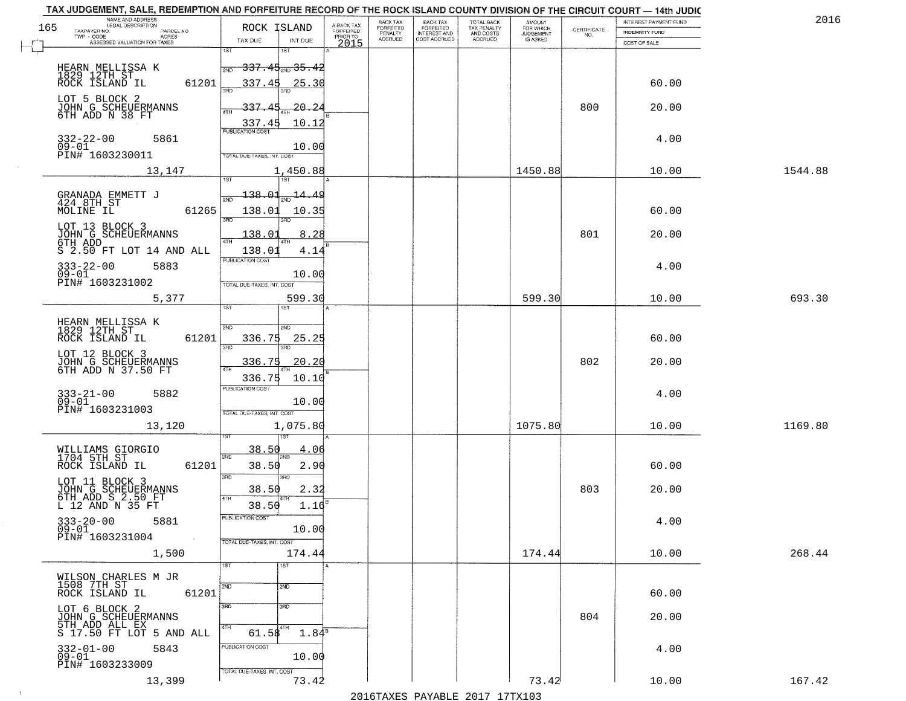TAX JUDGEMENT, SALE, REDEMPTION AND FORFEITURE RECORD OF THE ROCK ISLAND COUNTY DIVISION OF THE CIRCUIT COURT — 14th JUDIC

2016

| NAME AND ADDRESS / LEGAL DESCRIPTION / TAXPAYER NO. / PARCEL NO. / TWP - CODE / ACRES / ASSESSED VALUATION FOR TAXES | ROCK ISLAND TAX DUE | INT DUE | A-BACK TAX FORFEITED PRIOR TO 2015 | BACK TAX FORFEITED PENALTY ACCRUED | BACK TAX FORFEITED INTEREST AND COST ACCRUED | TOTAL BACK TAX PENALTY AND COSTS ACCRUED | AMOUNT FOR WHICH JUDGEMENT IS ASKED | CERTIFICATE NO. | INTEREST PAYMENT FUND / INDEMNITY FUND / COST OF SALE | |
|---|---|---|---|---|---|---|---|---|---|---|
| HEARN MELLISSA K<br>1829 12TH ST<br>ROCK ISLAND IL 61201<br>LOT 5 BLOCK 2<br>JOHN G SCHEUERMANNS<br>6TH ADD N 38 FT<br>332-22-00 5861<br>09-01<br>PIN# 1603230011<br>13,147 | 1ST ~~337.45~~<br>2ND 337.45<br>3RD ~~337.45~~<br>4TH 337.45<br>PUBLICATION COST<br>TOTAL DUE-TAXES, INT. COST | 1ST ~~35.42~~<br>2ND 25.30<br>3RD ~~20.24~~<br>4TH 10.12<br>10.00<br>1,450.88 | | | | | 1450.88 | 800 | 60.00<br>20.00<br>4.00<br>10.00 | 1544.88 |
| GRANADA EMMETT J<br>424 8TH ST<br>MOLINE IL 61265<br>LOT 13 BLOCK 3<br>JOHN G SCHEUERMANNS<br>6TH ADD<br>S 2.50 FT LOT 14 AND ALL<br>333-22-00 5883<br>09-01<br>PIN# 1603231002<br>5,377 | 1ST ~~138.01~~<br>2ND 138.01<br>3RD 138.01<br>4TH 138.01<br>PUBLICATION COST<br>TOTAL DUE-TAXES, INT. COST | 1ST ~~14.49~~<br>2ND 10.35<br>3RD 8.28<br>4TH 4.14<br>10.00<br>599.30 | | | | | 599.30 | 801 | 60.00<br>20.00<br>4.00<br>10.00 | 693.30 |
| HEARN MELLISSA K<br>1829 12TH ST<br>ROCK ISLAND IL 61201<br>LOT 12 BLOCK 3<br>JOHN G SCHEUERMANNS<br>6TH ADD N 37.50 FT<br>333-21-00 5882<br>09-01<br>PIN# 1603231003<br>13,120 | 1ST<br>2ND 336.75<br>3RD 336.75<br>4TH 336.75<br>PUBLICATION COST<br>TOTAL DUE-TAXES, INT. COST | 1ST<br>2ND 25.25<br>3RD 20.20<br>4TH 10.10<br>10.00<br>1,075.80 | | | | | 1075.80 | 802 | 60.00<br>20.00<br>4.00<br>10.00 | 1169.80 |
| WILLIAMS GIORGIO<br>1704 5TH ST<br>ROCK ISLAND IL 61201<br>LOT 11 BLOCK 3<br>JOHN G SCHEUERMANNS<br>6TH ADD S 2.50 FT<br>L 12 AND N 35 FT<br>333-20-00 5881<br>09-01<br>PIN# 1603231004<br>1,500 | 1ST 38.50<br>2ND 38.50<br>3RD 38.50<br>4TH 38.50<br>PUBLICATION COST<br>TOTAL DUE-TAXES, INT. COST | 1ST 4.06<br>2ND 2.90<br>3RD 2.32<br>4TH 1.16<br>10.00<br>174.44 | | | | | 174.44 | 803 | 60.00<br>20.00<br>4.00<br>10.00 | 268.44 |
| WILSON CHARLES M JR<br>1508 7TH ST<br>ROCK ISLAND IL 61201<br>LOT 6 BLOCK 2<br>JOHN G SCHEUERMANNS<br>5TH ADD ALL EX<br>S 17.50 FT LOT 5 AND ALL<br>332-01-00 5843<br>09-01<br>PIN# 1603233009<br>13,399 | 1ST<br>2ND<br>3RD<br>4TH 61.58<br>PUBLICATION COST<br>TOTAL DUE-TAXES, INT. COST | 1ST<br>2ND<br>3RD<br>4TH 1.84<br>10.00<br>73.42 | | | | | 73.42 | 804 | 60.00<br>20.00<br>4.00<br>10.00 | 167.42 |

2016TAXES PAYABLE 2017 17TX103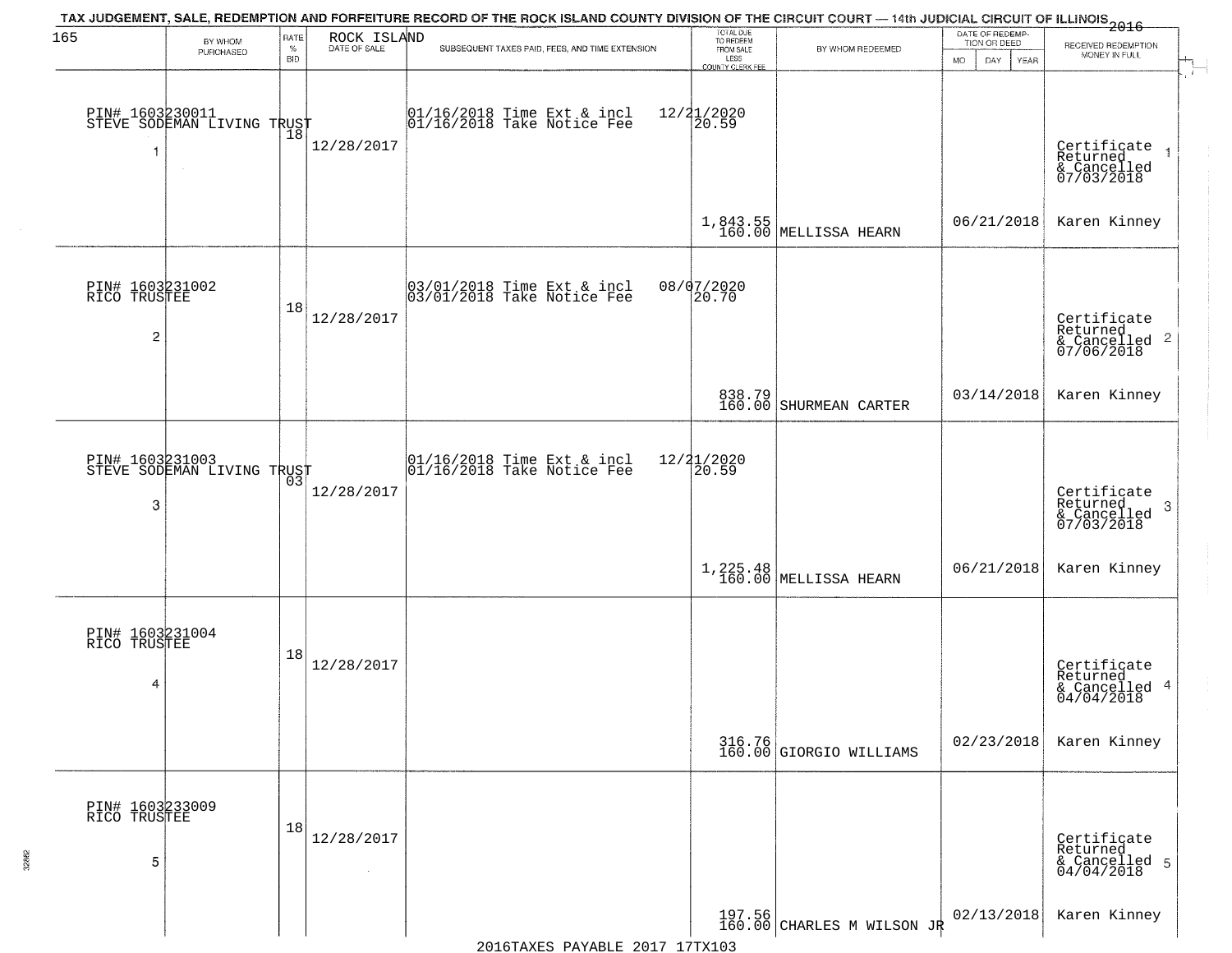# TAX JUDGEMENT, SALE, REDEMPTION AND FORFEITURE RECORD OF THE ROCK ISLAND COUNTY DIVISION OF THE CIRCUIT COURT — 14th JUDICIAL CIRCUIT OF ILLINOIS 2016

165 — ROCK ISLAND

| | BY WHOM PURCHASED | RATE % BID | DATE OF SALE | SUBSEQUENT TAXES PAID, FEES, AND TIME EXTENSION | TOTAL DUE TO REDEEM FROM SALE LESS COUNTY CLERK FEE | BY WHOM REDEEMED | DATE OF REDEMPTION OR DEED MO DAY YEAR | RECEIVED REDEMPTION MONEY IN FULL |
|---|---|---|---|---|---|---|---|---|
| 1 | PIN# 1603230011 STEVE SODEMAN LIVING TRUST | 18 | 12/28/2017 | 01/16/2018 Time Ext & incl 01/16/2018 Take Notice Fee | 12/21/2020 20.59 1,843.55 160.00 | MELLISSA HEARN | 06/21/2018 | Certificate Returned & Cancelled 07/03/2018 Karen Kinney |
| 2 | PIN# 1603231002 RICO TRUSTEE | 18 | 12/28/2017 | 03/01/2018 Time Ext & incl 03/01/2018 Take Notice Fee | 08/07/2020 20.70 838.79 160.00 | SHURMEAN CARTER | 03/14/2018 | Certificate Returned & Cancelled 07/06/2018 Karen Kinney |
| 3 | PIN# 1603231003 STEVE SODEMAN LIVING TRUST | 03 | 12/28/2017 | 01/16/2018 Time Ext & incl 01/16/2018 Take Notice Fee | 12/21/2020 20.59 1,225.48 160.00 | MELLISSA HEARN | 06/21/2018 | Certificate Returned & Cancelled 07/03/2018 Karen Kinney |
| 4 | PIN# 1603231004 RICO TRUSTEE | 18 | 12/28/2017 | | 316.76 160.00 | GIORGIO WILLIAMS | 02/23/2018 | Certificate Returned & Cancelled 04/04/2018 Karen Kinney |
| 5 | PIN# 1603233009 RICO TRUSTEE | 18 | 12/28/2017 | | 197.56 160.00 | CHARLES M WILSON JR | 02/13/2018 | Certificate Returned & Cancelled 04/04/2018 Karen Kinney |

2016TAXES PAYABLE 2017 17TX103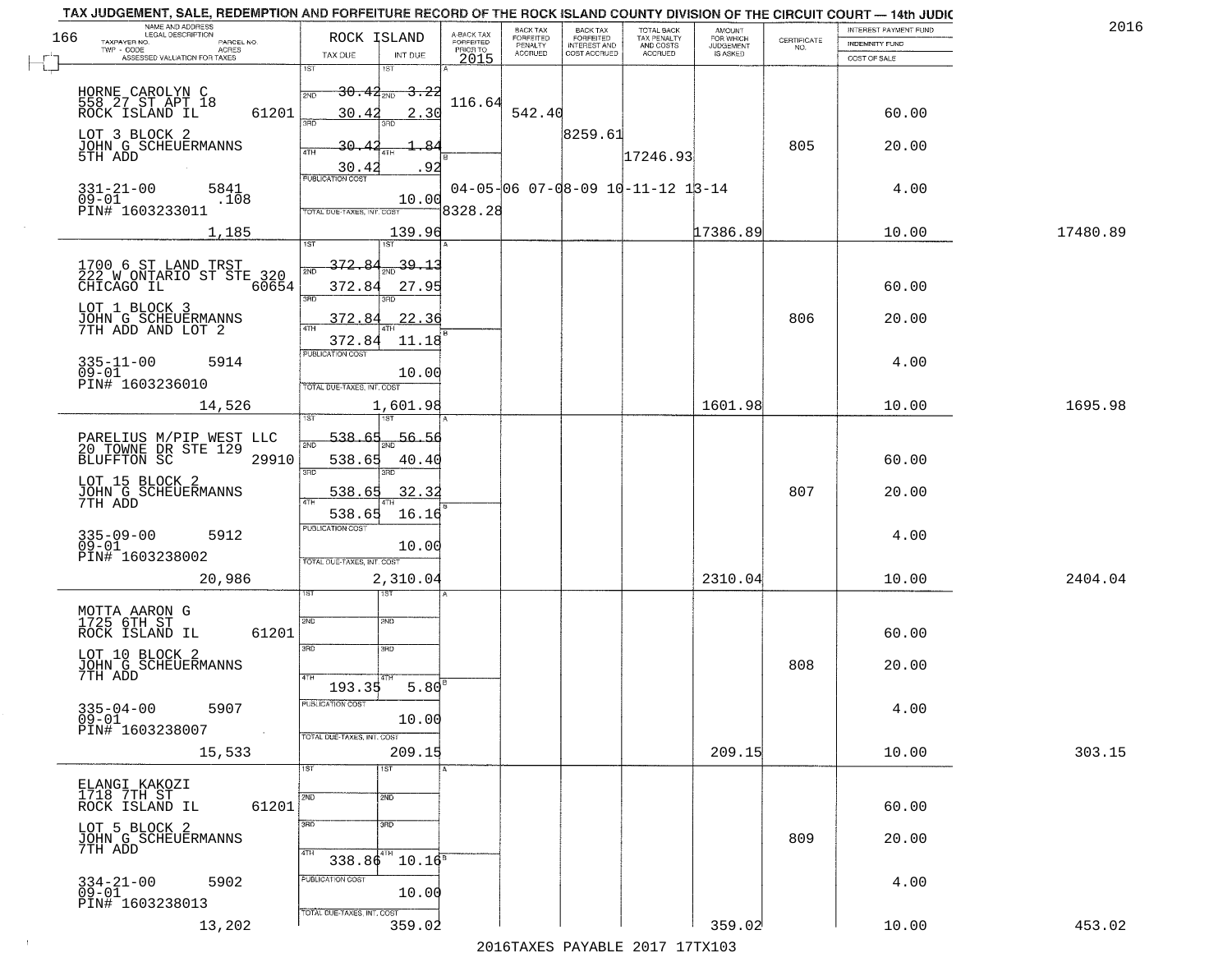TAX JUDGEMENT, SALE, REDEMPTION AND FORFEITURE RECORD OF THE ROCK ISLAND COUNTY DIVISION OF THE CIRCUIT COURT — 14th JUDIC

2016

166

ROCK ISLAND

| NAME AND ADDRESS / LEGAL DESCRIPTION / TAXPAYER NO. / PARCEL NO. / TWP - CODE / ACRES / ASSESSED VALUATION FOR TAXES | TAX DUE | INT DUE | A-BACK TAX FORFEITED PRIOR TO 2015 | BACK TAX FORFEITED PENALTY ACCRUED | BACK TAX FORFEITED INTEREST AND COST ACCRUED | TOTAL BACK TAX PENALTY AND COSTS ACCRUED | AMOUNT FOR WHICH JUDGEMENT IS ASKED | CERTIFICATE NO. | INTEREST PAYMENT FUND / INDEMNITY FUND / COST OF SALE | |
|---|---|---|---|---|---|---|---|---|---|---|
| HORNE CAROLYN C<br>558 27 ST APT 18<br>ROCK ISLAND IL 61201<br>LOT 3 BLOCK 2<br>JOHN G SCHEUERMANNS<br>5TH ADD<br>331-21-00 5841<br>09-01 .108<br>PIN# 1603233011<br>1,185 | 1ST 30.42<br>2ND 30.42<br>3RD 30.42<br>4TH 30.42<br>PUBLICATION COST<br>TOTAL DUE-TAXES, INT. COST | 1ST 3.22<br>2ND 2.30<br>3RD 1.84<br>4TH .92<br>10.00<br>139.96 | 116.64<br>8328.28 | 542.40 | 8259.61 | 17246.93<br>04-05-06 07-08-09 10-11-12 13-14 | 17386.89 | 805 | 60.00<br>20.00<br>4.00<br>10.00 | 17480.89 |
| 1700 6 ST LAND TRST<br>222 W ONTARIO ST STE 320<br>CHICAGO IL 60654<br>LOT 1 BLOCK 3<br>JOHN G SCHEUERMANNS<br>7TH ADD AND LOT 2<br>335-11-00 5914<br>09-01<br>PIN# 1603236010<br>14,526 | 1ST 372.84<br>2ND 372.84<br>3RD 372.84<br>4TH 372.84<br>PUBLICATION COST<br>TOTAL DUE-TAXES, INT. COST | 1ST 39.13<br>2ND 27.95<br>3RD 22.36<br>4TH 11.18<br>10.00<br>1,601.98 | | | | | 1601.98 | 806 | 60.00<br>20.00<br>4.00<br>10.00 | 1695.98 |
| PARELIUS M/PIP WEST LLC<br>20 TOWNE DR STE 129<br>BLUFFTON SC 29910<br>LOT 15 BLOCK 2<br>JOHN G SCHEUERMANNS<br>7TH ADD<br>335-09-00 5912<br>09-01<br>PIN# 1603238002<br>20,986 | 1ST 538.65<br>2ND 538.65<br>3RD 538.65<br>4TH 538.65<br>PUBLICATION COST<br>TOTAL DUE-TAXES, INT. COST | 1ST 56.56<br>2ND 40.40<br>3RD 32.32<br>4TH 16.16<br>10.00<br>2,310.04 | | | | | 2310.04 | 807 | 60.00<br>20.00<br>4.00<br>10.00 | 2404.04 |
| MOTTA AARON G<br>1725 6TH ST<br>ROCK ISLAND IL 61201<br>LOT 10 BLOCK 2<br>JOHN G SCHEUERMANNS<br>7TH ADD<br>335-04-00 5907<br>09-01<br>PIN# 1603238007<br>15,533 | 1ST<br>2ND<br>3RD<br>4TH 193.35<br>PUBLICATION COST<br>TOTAL DUE-TAXES, INT. COST | 1ST<br>2ND<br>3RD<br>4TH 5.80<br>10.00<br>209.15 | | | | | 209.15 | 808 | 60.00<br>20.00<br>4.00<br>10.00 | 303.15 |
| ELANGI KAKOZI<br>1718 7TH ST<br>ROCK ISLAND IL 61201<br>LOT 5 BLOCK 2<br>JOHN G SCHEUERMANNS<br>7TH ADD<br>334-21-00 5902<br>09-01<br>PIN# 1603238013<br>13,202 | 1ST<br>2ND<br>3RD<br>4TH 338.86<br>PUBLICATION COST<br>TOTAL DUE-TAXES, INT. COST | 1ST<br>2ND<br>3RD<br>4TH 10.16<br>10.00<br>359.02 | | | | | 359.02 | 809 | 60.00<br>20.00<br>4.00<br>10.00 | 453.02 |

2016TAXES PAYABLE 2017 17TX103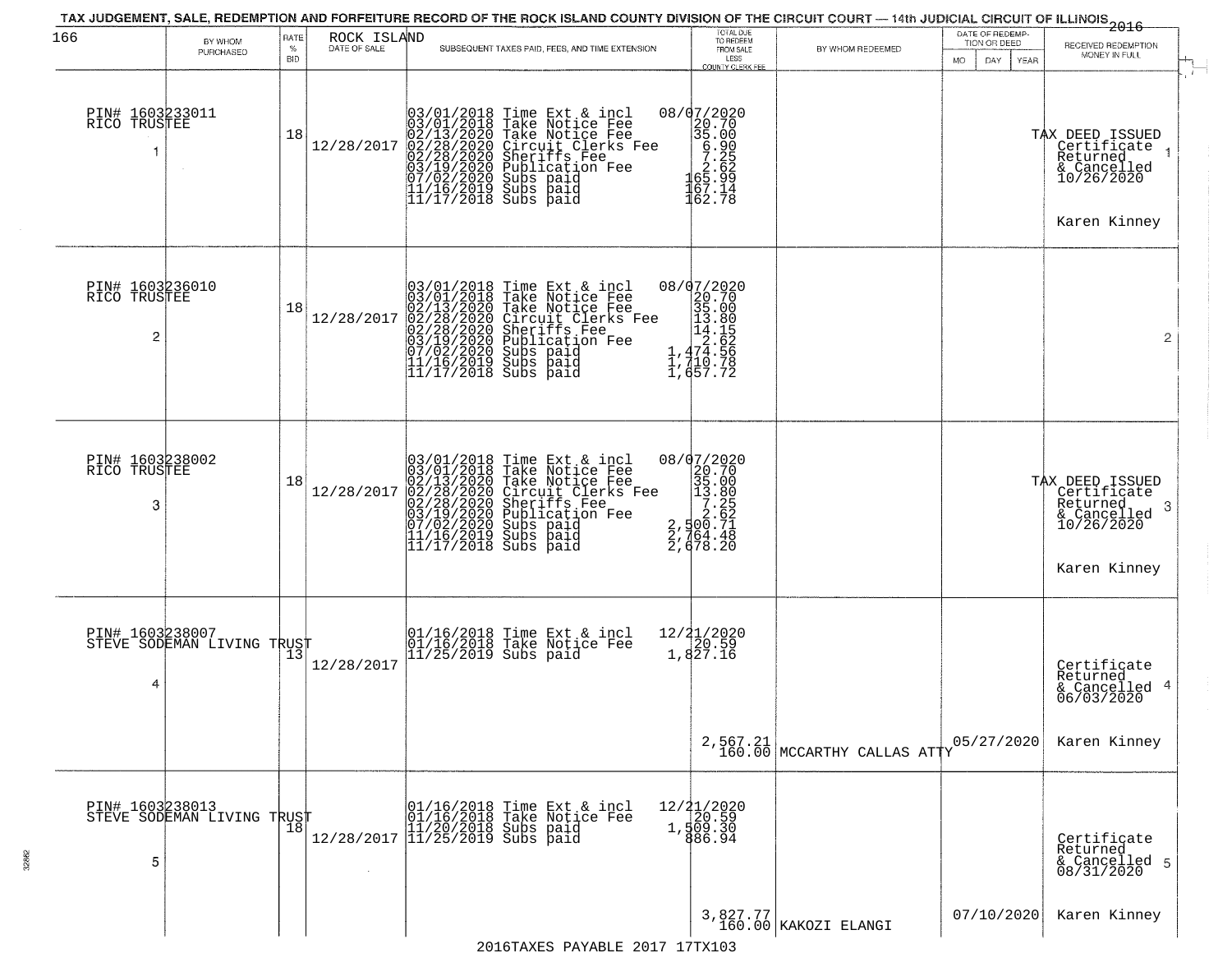TAX JUDGEMENT, SALE, REDEMPTION AND FORFEITURE RECORD OF THE ROCK ISLAND COUNTY DIVISION OF THE CIRCUIT COURT — 14th JUDICIAL CIRCUIT OF ILLINOIS 2016

| 166 BY WHOM PURCHASED | RATE % BID | ROCK ISLAND DATE OF SALE | SUBSEQUENT TAXES PAID, FEES, AND TIME EXTENSION | TOTAL DUE TO REDEEM FROM SALE LESS COUNTY CLERK FEE | BY WHOM REDEEMED | DATE OF REDEMPTION OR DEED MO DAY YEAR | RECEIVED REDEMPTION MONEY IN FULL |
|---|---|---|---|---|---|---|---|
| PIN# 1603233011 RICO TRUSTEE 1 | 18 | 12/28/2017 | 03/01/2018 Time Ext & incl 08/07/2020<br>03/01/2018 Take Notice Fee 20.70<br>02/13/2020 Take Notice Fee 35.00<br>02/28/2020 Circuit Clerks Fee 6.90<br>02/28/2020 Sheriffs Fee 7.25<br>03/19/2020 Publication Fee 2.62<br>07/02/2020 Subs paid 165.99<br>11/16/2019 Subs paid 167.14<br>11/17/2018 Subs paid 162.78 | | | | TAX DEED ISSUED Certificate Returned & Cancelled 10/26/2020 Karen Kinney 1 |
| PIN# 1603236010 RICO TRUSTEE 2 | 18 | 12/28/2017 | 03/01/2018 Time Ext & incl 08/07/2020<br>03/01/2018 Take Notice Fee 20.70<br>02/13/2020 Take Notice Fee 35.00<br>02/28/2020 Circuit Clerks Fee 13.80<br>02/28/2020 Sheriffs Fee 14.15<br>03/19/2020 Publication Fee 2.62<br>07/02/2020 Subs paid 1,474.56<br>11/16/2019 Subs paid 1,710.78<br>11/17/2018 Subs paid 1,657.72 | | | | 2 |
| PIN# 1603238002 RICO TRUSTEE 3 | 18 | 12/28/2017 | 03/01/2018 Time Ext & incl 08/07/2020<br>03/01/2018 Take Notice Fee 20.70<br>02/13/2020 Take Notice Fee 35.00<br>02/28/2020 Circuit Clerks Fee 13.80<br>02/28/2020 Sheriffs Fee 7.25<br>03/19/2020 Publication Fee 2.62<br>07/02/2020 Subs paid 2,500.71<br>11/16/2019 Subs paid 2,764.48<br>11/17/2018 Subs paid 2,678.20 | | | | TAX DEED ISSUED Certificate Returned & Cancelled 10/26/2020 Karen Kinney 3 |
| PIN# 1603238007 STEVE SODEMAN LIVING TRUST 4 | 13 | 12/28/2017 | 01/16/2018 Time Ext & incl 12/21/2020<br>01/16/2018 Take Notice Fee 20.59<br>11/25/2019 Subs paid 1,827.16 | 2,567.21<br>160.00 | MCCARTHY CALLAS ATTY | 05/27/2020 | Certificate Returned & Cancelled 06/03/2020 Karen Kinney 4 |
| PIN# 1603238013 STEVE SODEMAN LIVING TRUST 5 | 18 | 12/28/2017 | 01/16/2018 Time Ext & incl 12/21/2020<br>01/16/2018 Take Notice Fee 20.59<br>11/20/2018 Subs paid 1,509.30<br>11/25/2019 Subs paid 886.94 | 3,827.77<br>160.00 | KAKOZI ELANGI | 07/10/2020 | Certificate Returned & Cancelled 08/31/2020 Karen Kinney 5 |

2016TAXES PAYABLE 2017 17TX103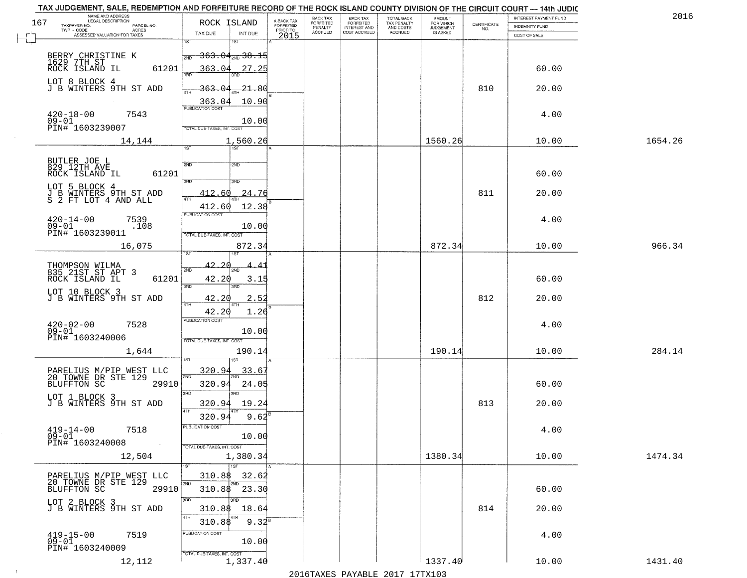TAX JUDGEMENT, SALE, REDEMPTION AND FORFEITURE RECORD OF THE ROCK ISLAND COUNTY DIVISION OF THE CIRCUIT COURT — 14th JUDIC

2016

| NAME AND ADDRESS / LEGAL DESCRIPTION / TAXPAYER NO. / PARCEL NO. / TWP - CODE / ACRES / ASSESSED VALUATION FOR TAXES | ROCK ISLAND TAX DUE | INT DUE | A-BACK TAX FORFEITED PRIOR TO 2015 | BACK TAX FORFEITED PENALTY ACCRUED | BACK TAX FORFEITED INTEREST AND COST ACCRUED | TOTAL BACK TAX PENALTY AND COSTS ACCRUED | AMOUNT FOR WHICH JUDGEMENT IS ASKED | CERTIFICATE NO. | INTEREST PAYMENT FUND / INDEMNITY FUND / COST OF SALE | |
|---|---|---|---|---|---|---|---|---|---|---|
| 167 | | | | | | | | | | |
| BERRY CHRISTINE K<br>1629 7TH ST<br>ROCK ISLAND IL 61201<br>LOT 8 BLOCK 4<br>J B WINTERS 9TH ST ADD<br>420-18-00 7543<br>09-01<br>PIN# 1603239007<br>14,144 | 1ST<br>2ND 363.04<br>3RD 363.04<br>4TH 363.04<br>363.04<br>PUBLICATION COST<br>TOTAL DUE-TAXES, INT. COST | 1ST<br>2ND 38.15<br>3RD 27.25<br>4TH 21.80<br>10.90<br>10.00<br>1,560.26 | | | | | 1560.26 | 810 | 60.00<br>20.00<br>4.00<br>10.00 | 1654.26 |
| BUTLER JOE L<br>829 12TH AVE<br>ROCK ISLAND IL 61201<br>LOT 5 BLOCK 4<br>J B WINTERS 9TH ST ADD<br>S 2 FT LOT 4 AND ALL<br>420-14-00 7539<br>09-01 .108<br>PIN# 1603239011<br>16,075 | 1ST<br>2ND<br>3RD 412.60<br>4TH 412.60<br>PUBLICATION COST<br>TOTAL DUE-TAXES, INT. COST | 1ST<br>2ND<br>3RD 24.76<br>4TH 12.38<br>10.00<br>872.34 | | | | | 872.34 | 811 | 60.00<br>20.00<br>4.00<br>10.00 | 966.34 |
| THOMPSON WILMA<br>835 21ST ST APT 3<br>ROCK ISLAND IL 61201<br>LOT 10 BLOCK 3<br>J B WINTERS 9TH ST ADD<br>420-02-00 7528<br>09-01<br>PIN# 1603240006<br>1,644 | 1ST 42.20<br>2ND 42.20<br>3RD 42.20<br>4TH 42.20<br>PUBLICATION COST<br>TOTAL DUE-TAXES, INT. COST | 1ST 4.41<br>2ND 3.15<br>3RD 2.52<br>4TH 1.26<br>10.00<br>190.14 | | | | | 190.14 | 812 | 60.00<br>20.00<br>4.00<br>10.00 | 284.14 |
| PARELIUS M/PIP WEST LLC<br>20 TOWNE DR STE 129<br>BLUFFTON SC 29910<br>LOT 1 BLOCK 3<br>J B WINTERS 9TH ST ADD<br>419-14-00 7518<br>09-01<br>PIN# 1603240008<br>12,504 | 1ST 320.94<br>2ND 320.94<br>3RD 320.94<br>4TH 320.94<br>PUBLICATION COST<br>TOTAL DUE-TAXES, INT. COST | 1ST 33.67<br>2ND 24.05<br>3RD 19.24<br>4TH 9.62<br>10.00<br>1,380.34 | | | | | 1380.34 | 813 | 60.00<br>20.00<br>4.00<br>10.00 | 1474.34 |
| PARELIUS M/PIP WEST LLC<br>20 TOWNE DR STE 129<br>BLUFFTON SC 29910<br>LOT 2 BLOCK 3<br>J B WINTERS 9TH ST ADD<br>419-15-00 7519<br>09-01<br>PIN# 1603240009<br>12,112 | 1ST 310.88<br>2ND 310.88<br>3RD 310.88<br>4TH 310.88<br>PUBLICATION COST<br>TOTAL DUE-TAXES, INT. COST | 1ST 32.62<br>2ND 23.30<br>3RD 18.64<br>4TH 9.32<br>10.00<br>1,337.40 | | | | | 1337.40 | 814 | 60.00<br>20.00<br>4.00<br>10.00 | 1431.40 |

2016TAXES PAYABLE 2017 17TX103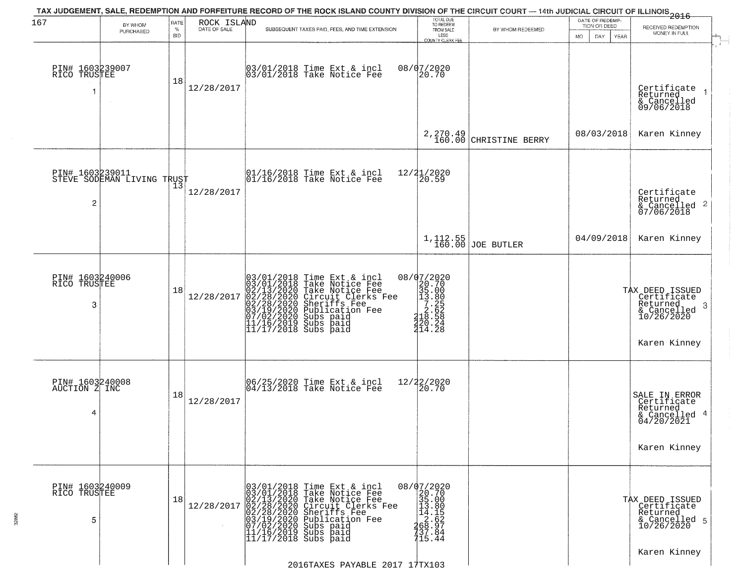# TAX JUDGEMENT, SALE, REDEMPTION AND FORFEITURE RECORD OF THE ROCK ISLAND COUNTY DIVISION OF THE CIRCUIT COURT — 14th JUDICIAL CIRCUIT OF ILLINOIS 2016

| 167 BY WHOM PURCHASED | RATE % BID | ROCK ISLAND DATE OF SALE | SUBSEQUENT TAXES PAID, FEES, AND TIME EXTENSION | TOTAL DUE TO REDEEM FROM SALE LESS COUNTY CLERK FEE | BY WHOM REDEEMED | DATE OF REDEMPTION OR DEED MO DAY YEAR | RECEIVED REDEMPTION MONEY IN FULL |
|---|---|---|---|---|---|---|---|
| PIN# 1603239007 RICO TRUSTEE 1 | 18 | 12/28/2017 | 03/01/2018 Time Ext & incl 08/07/2020<br>03/01/2018 Take Notice Fee 20.70 | 2,270.49<br>160.00 | CHRISTINE BERRY | 08/03/2018 | Certificate Returned & Cancelled 09/06/2018 1<br>Karen Kinney |
| PIN# 1603239011 STEVE SODEMAN LIVING TRUST 2 | 13 | 12/28/2017 | 01/16/2018 Time Ext & incl 12/21/2020<br>01/16/2018 Take Notice Fee 20.59 | 1,112.55<br>160.00 | JOE BUTLER | 04/09/2018 | Certificate Returned & Cancelled 07/06/2018 2<br>Karen Kinney |
| PIN# 1603240006 RICO TRUSTEE 3 | 18 | 12/28/2017 | 03/01/2018 Time Ext & incl 08/07/2020<br>03/01/2018 Take Notice Fee 20.70<br>02/13/2020 Take Notice Fee 35.00<br>02/28/2020 Circuit Clerks Fee 13.80<br>02/28/2020 Sheriffs Fee 7.25<br>03/19/2020 Publication Fee 2.62<br>07/02/2020 Subs paid 218.58<br>11/16/2019 Subs paid 220.24<br>11/17/2018 Subs paid 214.28 | | | | TAX DEED ISSUED Certificate Returned & Cancelled 10/26/2020 3<br>Karen Kinney |
| PIN# 1603240008 AUCTION Z INC 4 | 18 | 12/28/2017 | 06/25/2020 Time Ext & incl 12/22/2020<br>04/13/2018 Take Notice Fee 20.70 | | | | SALE IN ERROR Certificate Returned & Cancelled 04/20/2021 4<br>Karen Kinney |
| PIN# 1603240009 RICO TRUSTEE 5 | 18 | 12/28/2017 | 03/01/2018 Time Ext & incl 08/07/2020<br>03/01/2018 Take Notice Fee 20.70<br>02/13/2020 Take Notice Fee 35.00<br>02/28/2020 Circuit Clerks Fee 13.80<br>02/28/2020 Sheriffs Fee 14.15<br>03/19/2020 Publication Fee 2.62<br>07/02/2020 Subs paid 268.97<br>11/16/2019 Subs paid 737.84<br>11/17/2018 Subs paid 715.44 | | | | TAX DEED ISSUED Certificate Returned & Cancelled 10/26/2020 5<br>Karen Kinney |

2016TAXES PAYABLE 2017 17TX103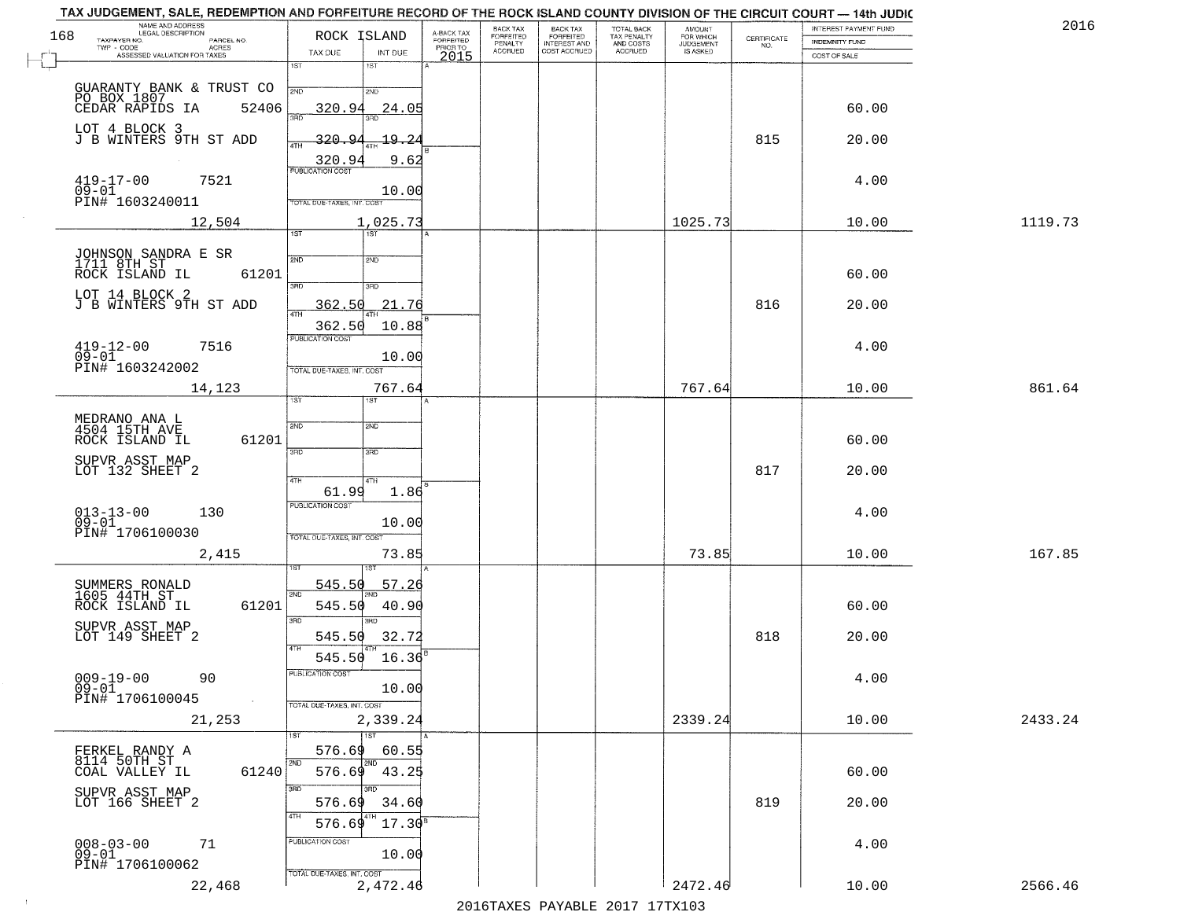# TAX JUDGEMENT, SALE, REDEMPTION AND FORFEITURE RECORD OF THE ROCK ISLAND COUNTY DIVISION OF THE CIRCUIT COURT — 14th JUDIC

2016

168

| NAME AND ADDRESS / LEGAL DESCRIPTION / TAXPAYER NO. / PARCEL NO. / TWP - CODE / ACRES / ASSESSED VALUATION FOR TAXES | ROCK ISLAND TAX DUE | INT DUE | A-BACK TAX FORFEITED PRIOR TO 2015 | BACK TAX FORFEITED PENALTY ACCRUED | BACK TAX FORFEITED INTEREST AND COST ACCRUED | TOTAL BACK TAX PENALTY AND COSTS ACCRUED | AMOUNT FOR WHICH JUDGEMENT IS ASKED | CERTIFICATE NO. | INTEREST PAYMENT FUND / INDEMNITY FUND / COST OF SALE | |
|---|---|---|---|---|---|---|---|---|---|---|
| GUARANTY BANK & TRUST CO<br>PO BOX 1807<br>CEDAR RAPIDS IA 52406<br>LOT 4 BLOCK 3<br>J B WINTERS 9TH ST ADD<br>419-17-00 7521<br>09-01<br>PIN# 1603240011<br>12,504 | 1ST<br>2ND 320.94<br>3RD 320.94<br>4TH 320.94<br>PUBLICATION COST<br>TOTAL DUE-TAXES, INT. COST | 1ST<br>2ND 24.05<br>3RD 19.24<br>4TH 9.62<br>10.00<br>1,025.73 | | | | | 1025.73 | 815 | 60.00<br>20.00<br>4.00<br>10.00 | 1119.73 |
| JOHNSON SANDRA E SR<br>1711 8TH ST<br>ROCK ISLAND IL 61201<br>LOT 14 BLOCK 2<br>J B WINTERS 9TH ST ADD<br>419-12-00 7516<br>09-01<br>PIN# 1603242002<br>14,123 | 1ST<br>2ND<br>3RD 362.50<br>4TH 362.50<br>PUBLICATION COST<br>TOTAL DUE-TAXES, INT. COST | 1ST<br>2ND<br>3RD 21.76<br>4TH 10.88<br>10.00<br>767.64 | | | | | 767.64 | 816 | 60.00<br>20.00<br>4.00<br>10.00 | 861.64 |
| MEDRANO ANA L<br>4504 15TH AVE<br>ROCK ISLAND IL 61201<br>SUPVR ASST MAP<br>LOT 132 SHEET 2<br>013-13-00 130<br>09-01<br>PIN# 1706100030<br>2,415 | 1ST<br>2ND<br>3RD<br>4TH 61.99<br>PUBLICATION COST<br>TOTAL DUE-TAXES, INT. COST | 1ST<br>2ND<br>3RD<br>4TH 1.86<br>10.00<br>73.85 | | | | | 73.85 | 817 | 60.00<br>20.00<br>4.00<br>10.00 | 167.85 |
| SUMMERS RONALD<br>1605 44TH ST<br>ROCK ISLAND IL 61201<br>SUPVR ASST MAP<br>LOT 149 SHEET 2<br>009-19-00 90<br>09-01<br>PIN# 1706100045<br>21,253 | 1ST 545.50<br>2ND 545.50<br>3RD 545.50<br>4TH 545.50<br>PUBLICATION COST<br>TOTAL DUE-TAXES, INT. COST | 1ST 57.26<br>2ND 40.90<br>3RD 32.72<br>4TH 16.36<br>10.00<br>2,339.24 | | | | | 2339.24 | 818 | 60.00<br>20.00<br>4.00<br>10.00 | 2433.24 |
| FERKEL RANDY A<br>8114 50TH ST<br>COAL VALLEY IL 61240<br>SUPVR ASST MAP<br>LOT 166 SHEET 2<br>008-03-00 71<br>09-01<br>PIN# 1706100062<br>22,468 | 1ST 576.69<br>2ND 576.69<br>3RD 576.69<br>4TH 576.69<br>PUBLICATION COST<br>TOTAL DUE-TAXES, INT. COST | 1ST 60.55<br>2ND 43.25<br>3RD 34.60<br>4TH 17.30<br>10.00<br>2,472.46 | | | | | 2472.46 | 819 | 60.00<br>20.00<br>4.00<br>10.00 | 2566.46 |

2016TAXES PAYABLE 2017 17TX103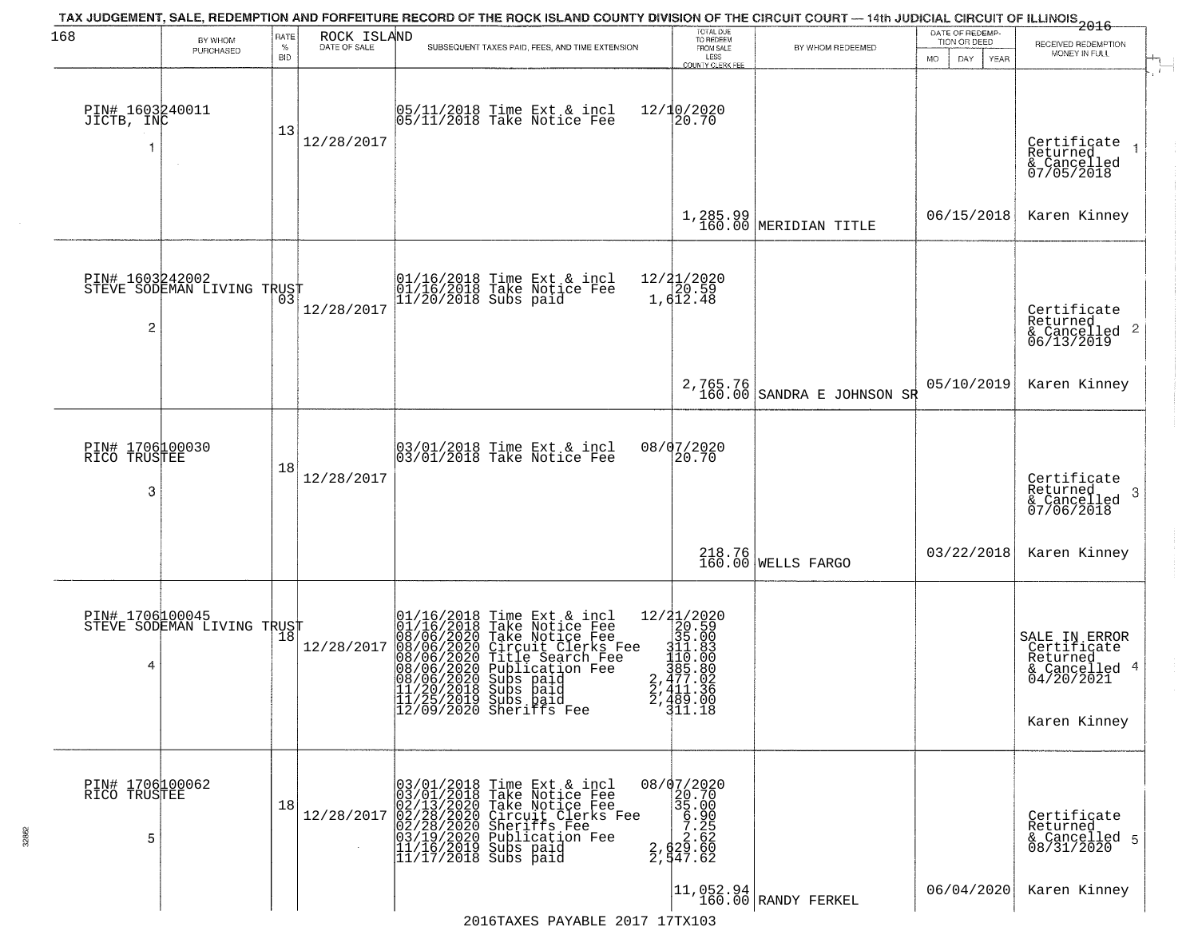TAX JUDGEMENT, SALE, REDEMPTION AND FORFEITURE RECORD OF THE ROCK ISLAND COUNTY DIVISION OF THE CIRCUIT COURT — 14th JUDICIAL CIRCUIT OF ILLINOIS 2016

| BY WHOM PURCHASED | RATE % BID | ROCK ISLAND DATE OF SALE | SUBSEQUENT TAXES PAID, FEES, AND TIME EXTENSION | TOTAL DUE TO REDEEM FROM SALE LESS COUNTY CLERK FEE | BY WHOM REDEEMED | DATE OF REDEMPTION OR DEED MO DAY YEAR | RECEIVED REDEMPTION MONEY IN FULL |
|---|---|---|---|---|---|---|---|
| PIN# 1603240011 JICTB, INC 1 | 13 | 12/28/2017 | 05/11/2018 Time Ext & incl 12/10/2020<br>05/11/2018 Take Notice Fee 20.70 | 1,285.99<br>160.00 | MERIDIAN TITLE | 06/15/2018 | Certificate Returned & Cancelled 07/05/2018 1<br>Karen Kinney |
| PIN# 1603242002 STEVE SODEMAN LIVING TRUST 2 | 03 | 12/28/2017 | 01/16/2018 Time Ext & incl 12/21/2020<br>01/16/2018 Take Notice Fee 20.59<br>11/20/2018 Subs paid 1,612.48 | 2,765.76<br>160.00 | SANDRA E JOHNSON SR | 05/10/2019 | Certificate Returned & Cancelled 06/13/2019 2<br>Karen Kinney |
| PIN# 1706100030 RICO TRUSTEE 3 | 18 | 12/28/2017 | 03/01/2018 Time Ext & incl 08/07/2020<br>03/01/2018 Take Notice Fee 20.70 | 218.76<br>160.00 | WELLS FARGO | 03/22/2018 | Certificate Returned & Cancelled 07/06/2018 3<br>Karen Kinney |
| PIN# 1706100045 STEVE SODEMAN LIVING TRUST 4 | 18 | 12/28/2017 | 01/16/2018 Time Ext & incl 12/21/2020<br>01/16/2018 Take Notice Fee 20.59<br>08/06/2020 Take Notice Fee 35.00<br>08/06/2020 Circuit Clerks Fee 311.83<br>08/06/2020 Title Search Fee 110.00<br>08/06/2020 Publication Fee 385.80<br>08/06/2020 Subs paid 2,477.02<br>11/20/2018 Subs paid 2,411.36<br>11/25/2019 Subs paid 2,489.00<br>12/09/2020 Sheriffs Fee 311.18 | | | | SALE IN ERROR Certificate Returned & Cancelled 04/20/2021 4<br>Karen Kinney |
| PIN# 1706100062 RICO TRUSTEE 5 | 18 | 12/28/2017 | 03/01/2018 Time Ext & incl 08/07/2020<br>03/01/2018 Take Notice Fee 20.70<br>02/13/2020 Take Notice Fee 35.00<br>02/28/2020 Circuit Clerks Fee 6.90<br>02/28/2020 Sheriffs Fee 7.25<br>03/19/2020 Publication Fee 2.62<br>11/16/2019 Subs paid 2,629.60<br>11/17/2018 Subs paid 2,547.62 | 11,052.94<br>160.00 | RANDY FERKEL | 06/04/2020 | Certificate Returned & Cancelled 08/31/2020 5<br>Karen Kinney |

2016TAXES PAYABLE 2017 17TX103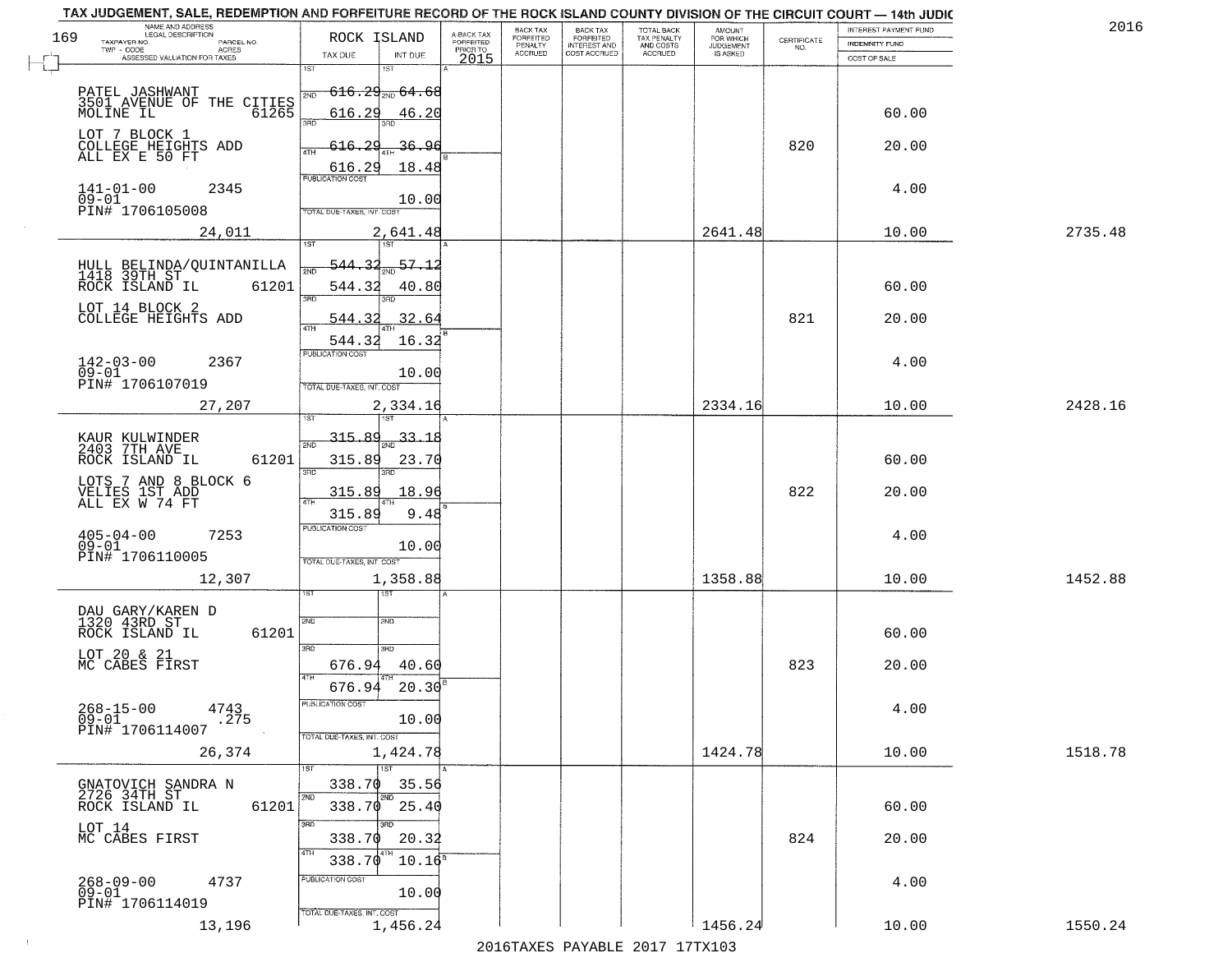TAX JUDGEMENT, SALE, REDEMPTION AND FORFEITURE RECORD OF THE ROCK ISLAND COUNTY DIVISION OF THE CIRCUIT COURT — 14th JUDIC

2016

| NAME AND ADDRESS / LEGAL DESCRIPTION / TAXPAYER NO. / PARCEL NO. / TWP - CODE / ACRES / ASSESSED VALUATION FOR TAXES | ROCK ISLAND TAX DUE | INT DUE | A-BACK TAX FORFEITED PRIOR TO 2015 | BACK TAX FORFEITED PENALTY ACCRUED | BACK TAX FORFEITED INTEREST AND COST ACCRUED | TOTAL BACK TAX PENALTY AND COSTS ACCRUED | AMOUNT FOR WHICH JUDGEMENT IS ASKED | CERTIFICATE NO. | INTEREST PAYMENT FUND / INDEMNITY FUND / COST OF SALE | |
|---|---|---|---|---|---|---|---|---|---|---|
| 169 PATEL JASHWANT 3501 AVENUE OF THE CITIES MOLINE IL 61265 | 1ST 616.29 | 1ST 64.68 | | | | | | | | |
| | 2ND 616.29 | 2ND 46.20 | | | | | | | 60.00 | |
| LOT 7 BLOCK 1 COLLEGE HEIGHTS ADD ALL EX E 50 FT | 3RD 616.29 | 3RD 36.96 | | | | | | 820 | 20.00 | |
| | 4TH 616.29 | 4TH 18.48 | | | | | | | | |
| 141-01-00 2345 09-01 PIN# 1706105008 | PUBLICATION COST | 10.00 | | | | | | | 4.00 | |
| 24,011 | TOTAL DUE-TAXES, INT. COST | 2,641.48 | | | | | 2641.48 | | 10.00 | 2735.48 |
| HULL BELINDA/QUINTANILLA 1418 39TH ST ROCK ISLAND IL 61201 | 1ST 544.32 | 1ST 57.12 | | | | | | | | |
| | 2ND 544.32 | 2ND 40.80 | | | | | | | 60.00 | |
| LOT 14 BLOCK 2 COLLEGE HEIGHTS ADD | 3RD 544.32 | 3RD 32.64 | | | | | | 821 | 20.00 | |
| | 4TH 544.32 | 4TH 16.32 | | | | | | | | |
| 142-03-00 2367 09-01 PIN# 1706107019 | PUBLICATION COST | 10.00 | | | | | | | 4.00 | |
| 27,207 | TOTAL DUE-TAXES, INT. COST | 2,334.16 | | | | | 2334.16 | | 10.00 | 2428.16 |
| KAUR KULWINDER 2403 7TH AVE ROCK ISLAND IL 61201 | 1ST 315.89 | 1ST 33.18 | | | | | | | | |
| | 2ND 315.89 | 2ND 23.70 | | | | | | | 60.00 | |
| LOTS 7 AND 8 BLOCK 6 VELIES 1ST ADD ALL EX W 74 FT | 3RD 315.89 | 3RD 18.96 | | | | | | 822 | 20.00 | |
| | 4TH 315.89 | 4TH 9.48 | | | | | | | | |
| 405-04-00 7253 09-01 PIN# 1706110005 | PUBLICATION COST | 10.00 | | | | | | | 4.00 | |
| 12,307 | TOTAL DUE-TAXES, INT. COST | 1,358.88 | | | | | 1358.88 | | 10.00 | 1452.88 |
| DAU GARY/KAREN D 1320 43RD ST ROCK ISLAND IL 61201 | 1ST | 1ST | | | | | | | | |
| | 2ND | 2ND | | | | | | | 60.00 | |
| LOT 20 & 21 MC CABES FIRST | 3RD 676.94 | 3RD 40.60 | | | | | | 823 | 20.00 | |
| | 4TH 676.94 | 4TH 20.30 | | | | | | | | |
| 268-15-00 4743 09-01 .275 PIN# 1706114007 | PUBLICATION COST | 10.00 | | | | | | | 4.00 | |
| 26,374 | TOTAL DUE-TAXES, INT. COST | 1,424.78 | | | | | 1424.78 | | 10.00 | 1518.78 |
| GNATOVICH SANDRA N 2726 34TH ST ROCK ISLAND IL 61201 | 1ST 338.70 | 1ST 35.56 | | | | | | | | |
| | 2ND 338.70 | 2ND 25.40 | | | | | | | 60.00 | |
| LOT 14 MC CABES FIRST | 3RD 338.70 | 3RD 20.32 | | | | | | 824 | 20.00 | |
| | 4TH 338.70 | 4TH 10.16 | | | | | | | | |
| 268-09-00 4737 09-01 PIN# 1706114019 | PUBLICATION COST | 10.00 | | | | | | | 4.00 | |
| 13,196 | TOTAL DUE-TAXES, INT. COST | 1,456.24 | | | | | 1456.24 | | 10.00 | 1550.24 |

2016TAXES PAYABLE 2017 17TX103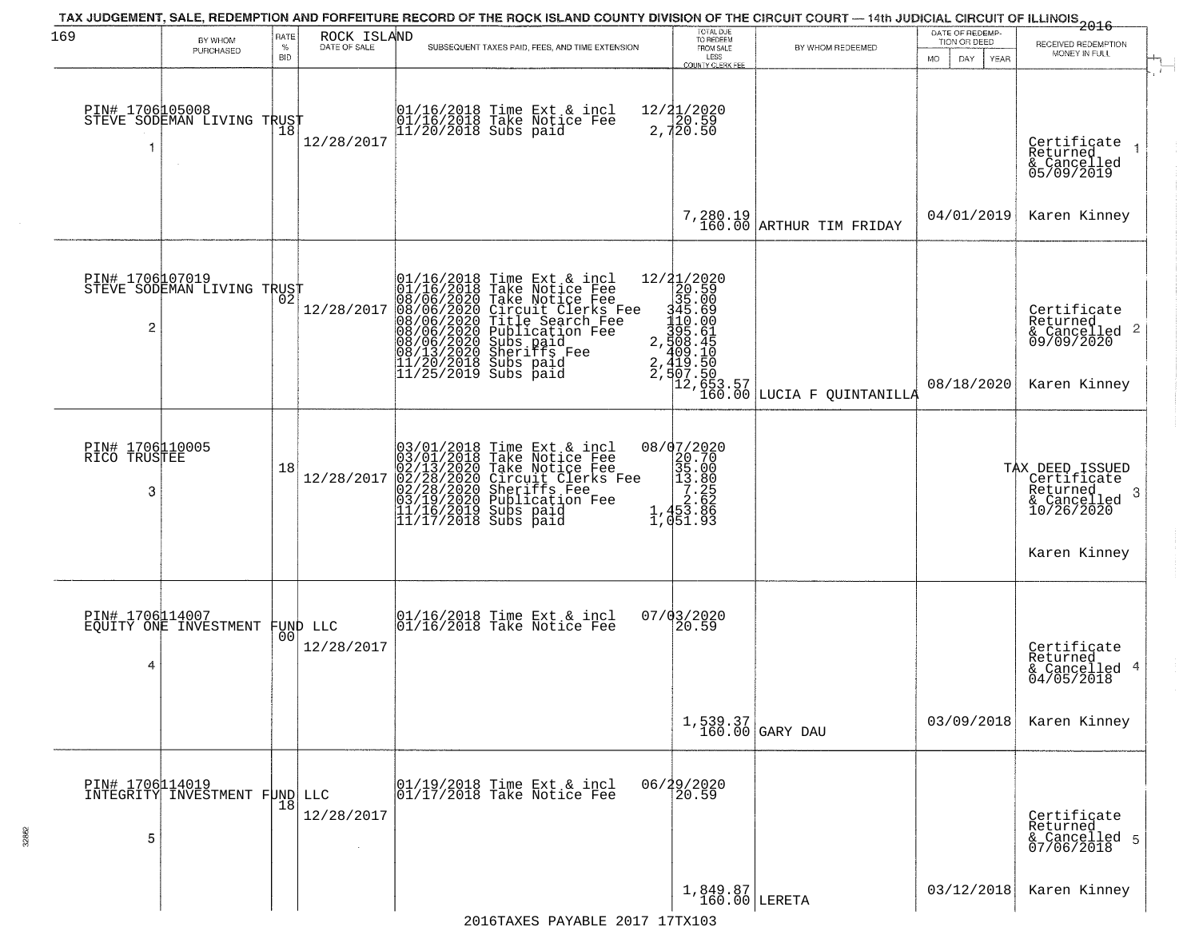# TAX JUDGEMENT, SALE, REDEMPTION AND FORFEITURE RECORD OF THE ROCK ISLAND COUNTY DIVISION OF THE CIRCUIT COURT — 14th JUDICIAL CIRCUIT OF ILLINOIS 2016

169 — ROCK ISLAND

| | BY WHOM PURCHASED | RATE % BID | DATE OF SALE | SUBSEQUENT TAXES PAID, FEES, AND TIME EXTENSION | TOTAL DUE TO REDEEM FROM SALE LESS COUNTY CLERK FEE | BY WHOM REDEEMED | DATE OF REDEMPTION OR DEED | RECEIVED REDEMPTION MONEY IN FULL |
|---|---|---|---|---|---|---|---|---|
| 1 | PIN# 1706105008 STEVE SODEMAN LIVING TRUST | 18 | 12/28/2017 | 01/16/2018 Time Ext & incl 12/21/2020<br>01/16/2018 Take Notice Fee 20.59<br>11/20/2018 Subs paid 2,720.50 | 7,280.19<br>160.00 | ARTHUR TIM FRIDAY | 04/01/2019 | Certificate Returned & Cancelled 05/09/2019<br>Karen Kinney |
| 2 | PIN# 1706107019 STEVE SODEMAN LIVING TRUST | 02 | 12/28/2017 | 01/16/2018 Time Ext & incl 12/21/2020<br>01/16/2018 Take Notice Fee 20.59<br>08/06/2020 Take Notice Fee 35.00<br>08/06/2020 Circuit Clerks Fee 345.69<br>08/06/2020 Title Search Fee 110.00<br>08/06/2020 Publication Fee 395.61<br>08/06/2020 Subs paid 2,508.45<br>08/13/2020 Sheriffs Fee 409.10<br>11/20/2018 Subs paid 2,419.50<br>11/25/2019 Subs paid 2,507.50 | 12,653.57<br>160.00 | LUCIA F QUINTANILLA | 08/18/2020 | Certificate Returned & Cancelled 09/09/2020<br>Karen Kinney |
| 3 | PIN# 1706110005 RICO TRUSTEE | 18 | 12/28/2017 | 03/01/2018 Time Ext & incl 08/07/2020<br>03/01/2018 Take Notice Fee 20.70<br>02/13/2020 Take Notice Fee 35.00<br>02/28/2020 Circuit Clerks Fee 13.80<br>02/28/2020 Sheriffs Fee 7.25<br>03/19/2020 Publication Fee 2.62<br>11/16/2019 Subs paid 1,453.86<br>11/17/2018 Subs paid 1,051.93 | | | | TAX DEED ISSUED Certificate Returned & Cancelled 10/26/2020<br>Karen Kinney |
| 4 | PIN# 1706114007 EQUITY ONE INVESTMENT FUND LLC | 00 | 12/28/2017 | 01/16/2018 Time Ext & incl 07/03/2020<br>01/16/2018 Take Notice Fee 20.59 | 1,539.37<br>160.00 | GARY DAU | 03/09/2018 | Certificate Returned & Cancelled 04/05/2018<br>Karen Kinney |
| 5 | PIN# 1706114019 INTEGRITY INVESTMENT FUND LLC | 18 | 12/28/2017 | 01/19/2018 Time Ext & incl 06/29/2020<br>01/17/2018 Take Notice Fee 20.59 | 1,849.87<br>160.00 | LERETA | 03/12/2018 | Certificate Returned & Cancelled 07/06/2018<br>Karen Kinney |

2016TAXES PAYABLE 2017 17TX103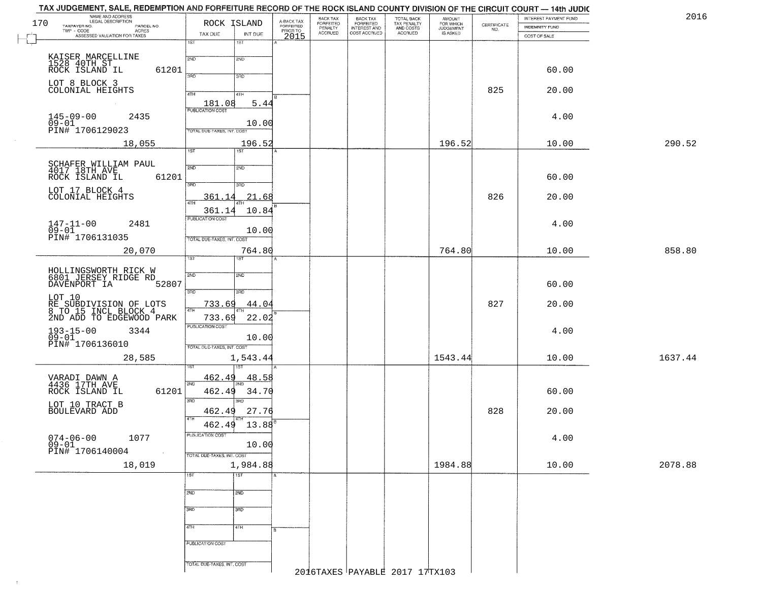# TAX JUDGEMENT, SALE, REDEMPTION AND FORFEITURE RECORD OF THE ROCK ISLAND COUNTY DIVISION OF THE CIRCUIT COURT — 14th JUDIC

2016

| NAME AND ADDRESS / LEGAL DESCRIPTION / TAXPAYER NO. / PARCEL NO. / TWP - CODE / ACRES / ASSESSED VALUATION FOR TAXES | ROCK ISLAND TAX DUE | INT DUE | A-BACK TAX FORFEITED PRIOR TO 2015 | BACK TAX FORFEITED PENALTY ACCRUED | BACK TAX FORFEITED INTEREST AND COST ACCRUED | TOTAL BACK TAX PENALTY AND COSTS ACCRUED | AMOUNT FOR WHICH JUDGEMENT IS ASKED | CERTIFICATE NO. | INTEREST PAYMENT FUND / INDEMNITY FUND / COST OF SALE | |
|---|---|---|---|---|---|---|---|---|---|---|
| KAISER MARCELLINE<br>1528 40TH ST<br>ROCK ISLAND IL 61201<br>LOT 8 BLOCK 3<br>COLONIAL HEIGHTS<br>145-09-00 2435<br>09-01<br>PIN# 1706129023<br>18,055 | 1ST<br>2ND<br>3RD<br>4TH 181.08<br>PUBLICATION COST<br>TOTAL DUE-TAXES, INT. COST | 1ST<br>2ND<br>3RD<br>4TH 5.44<br>10.00<br>196.52 | | | | | 196.52 | 825 | 60.00<br>20.00<br>4.00<br>10.00 | 290.52 |
| SCHAFER WILLIAM PAUL<br>4017 18TH AVE<br>ROCK ISLAND IL 61201<br>LOT 17 BLOCK 4<br>COLONIAL HEIGHTS<br>147-11-00 2481<br>09-01<br>PIN# 1706131035<br>20,070 | 1ST<br>2ND<br>3RD 361.14<br>4TH 361.14<br>PUBLICATION COST<br>TOTAL DUE-TAXES, INT. COST | 1ST<br>2ND<br>3RD 21.68<br>4TH 10.84<br>10.00<br>764.80 | | | | | 764.80 | 826 | 60.00<br>20.00<br>4.00<br>10.00 | 858.80 |
| HOLLINGSWORTH RICK W<br>6801 JERSEY RIDGE RD<br>DAVENPORT IA 52807<br>LOT 10<br>RE SUBDIVISION OF LOTS<br>8 TO 15 INCL BLOCK 4<br>2ND ADD TO EDGEWOOD PARK<br>193-15-00 3344<br>09-01<br>PIN# 1706136010<br>28,585 | 1ST<br>2ND<br>3RD 733.69<br>4TH 733.69<br>PUBLICATION COST<br>TOTAL DUE-TAXES, INT. COST | 1ST<br>2ND<br>3RD 44.04<br>4TH 22.02<br>10.00<br>1,543.44 | | | | | 1543.44 | 827 | 60.00<br>20.00<br>4.00<br>10.00 | 1637.44 |
| VARADI DAWN A<br>4436 17TH AVE<br>ROCK ISLAND IL 61201<br>LOT 10 TRACT B<br>BOULEVARD ADD<br>074-06-00 1077<br>09-01<br>PIN# 1706140004<br>18,019 | 1ST 462.49<br>2ND 462.49<br>3RD 462.49<br>4TH 462.49<br>PUBLICATION COST<br>TOTAL DUE-TAXES, INT. COST | 1ST 48.58<br>2ND 34.70<br>3RD 27.76<br>4TH 13.88<br>10.00<br>1,984.88 | | | | | 1984.88 | 828 | 60.00<br>20.00<br>4.00<br>10.00 | 2078.88 |
| | 1ST<br>2ND<br>3RD<br>4TH<br>PUBLICATION COST<br>TOTAL DUE-TAXES, INT. COST | 1ST<br>2ND<br>3RD<br>4TH | | | | | | | | |

2016TAXES PAYABLE 2017 17TX103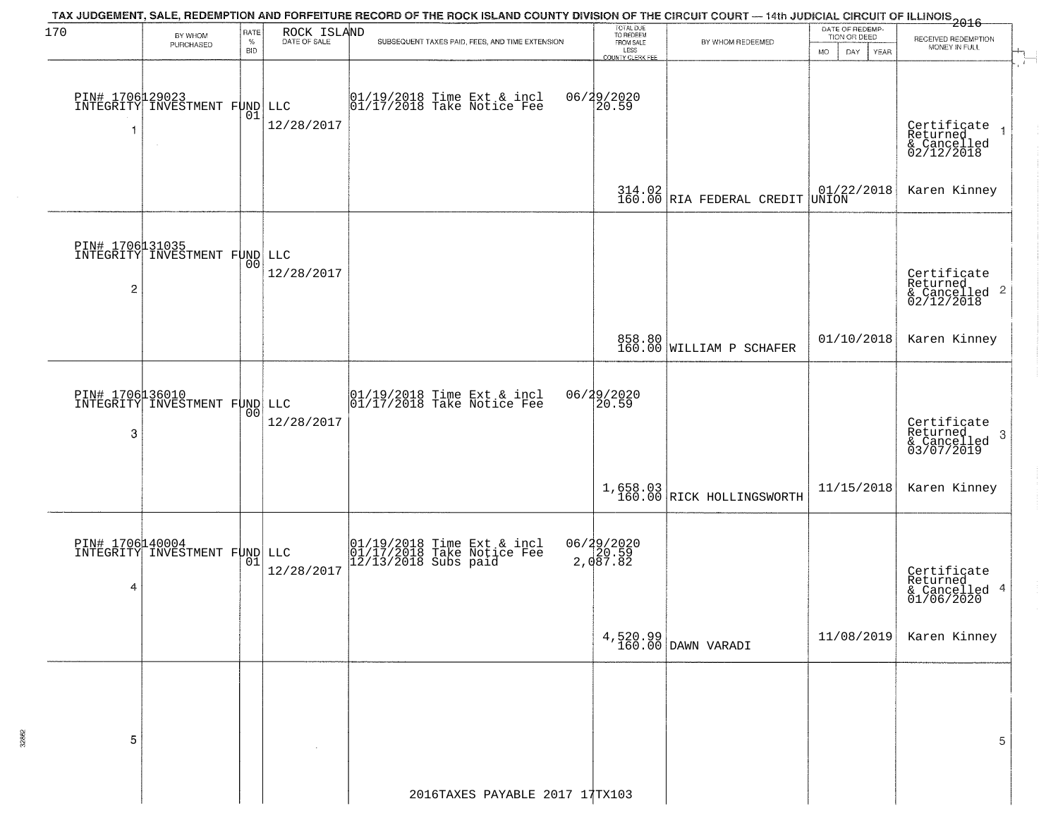TAX JUDGEMENT, SALE, REDEMPTION AND FORFEITURE RECORD OF THE ROCK ISLAND COUNTY DIVISION OF THE CIRCUIT COURT — 14th JUDICIAL CIRCUIT OF ILLINOIS 2016

| 170 | BY WHOM PURCHASED | RATE % BID | ROCK ISLAND DATE OF SALE | SUBSEQUENT TAXES PAID, FEES, AND TIME EXTENSION | TOTAL DUE TO REDEEM FROM SALE LESS COUNTY CLERK FEE | BY WHOM REDEEMED | DATE OF REDEMPTION OR DEED MO DAY YEAR | RECEIVED REDEMPTION MONEY IN FULL |
|---|---|---|---|---|---|---|---|---|
| 1 | PIN# 1706129023 INTEGRITY INVESTMENT FUND LLC | 01 | 12/28/2017 | 01/19/2018 Time Ext & incl 01/17/2018 Take Notice Fee | 06/29/2020 20.59 314.02 160.00 | RIA FEDERAL CREDIT UNION | 01/22/2018 | Certificate Returned & Cancelled 02/12/2018 Karen Kinney |
| 2 | PIN# 1706131035 INTEGRITY INVESTMENT FUND LLC | 00 | 12/28/2017 | | 858.80 160.00 | WILLIAM P SCHAFER | 01/10/2018 | Certificate Returned & Cancelled 02/12/2018 Karen Kinney |
| 3 | PIN# 1706136010 INTEGRITY INVESTMENT FUND LLC | 00 | 12/28/2017 | 01/19/2018 Time Ext & incl 01/17/2018 Take Notice Fee | 06/29/2020 20.59 1,658.03 160.00 | RICK HOLLINGSWORTH | 11/15/2018 | Certificate Returned & Cancelled 03/07/2019 Karen Kinney |
| 4 | PIN# 1706140004 INTEGRITY INVESTMENT FUND LLC | 01 | 12/28/2017 | 01/19/2018 Time Ext & incl 01/17/2018 Take Notice Fee 12/13/2018 Subs paid | 06/29/2020 20.59 2,087.82 4,520.99 160.00 | DAWN VARADI | 11/08/2019 | Certificate Returned & Cancelled 01/06/2020 Karen Kinney |
| 5 | | | | | | | | |

2016TAXES PAYABLE 2017 17TX103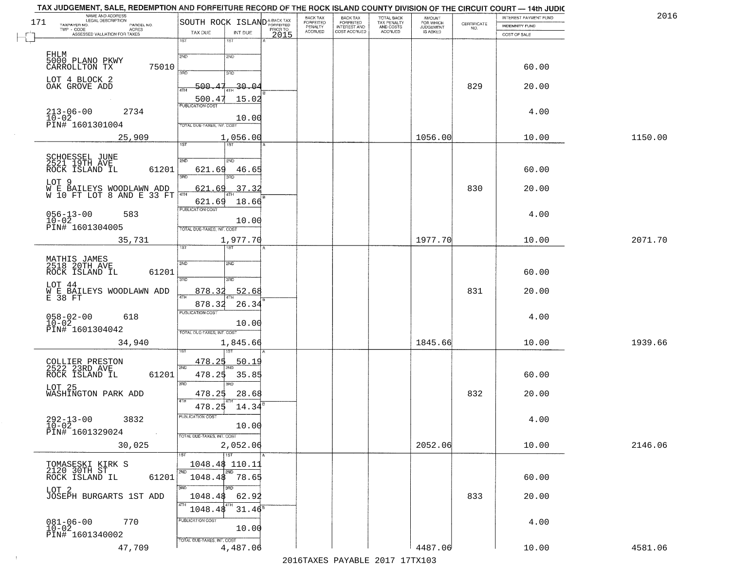# TAX JUDGEMENT, SALE, REDEMPTION AND FORFEITURE RECORD OF THE ROCK ISLAND COUNTY DIVISION OF THE CIRCUIT COURT — 14th JUDIC

2016

171 SOUTH ROCK ISLAND

| NAME AND ADDRESS / LEGAL DESCRIPTION / TAXPAYER NO. / PARCEL NO. / TWP - CODE / ACRES / ASSESSED VALUATION FOR TAXES | TAX DUE | INT DUE | A-BACK TAX FORFEITED PRIOR TO 2015 | BACK TAX FORFEITED PENALTY ACCRUED | BACK TAX FORFEITED INTEREST AND COST ACCRUED | TOTAL BACK TAX PENALTY AND COSTS ACCRUED | AMOUNT FOR WHICH JUDGEMENT IS ASKED | CERTIFICATE NO. | INTEREST PAYMENT FUND / INDEMNITY FUND / COST OF SALE | |
|---|---|---|---|---|---|---|---|---|---|---|
| FHLM<br>5000 PLANO PKWY<br>CARROLLTON TX 75010<br>LOT 4 BLOCK 2<br>OAK GROVE ADD<br>213-06-00 2734<br>10-02<br>PIN# 1601301004<br>25,909 | 1ST<br>2ND<br>3RD<br>4TH 500.47<br>500.47<br>PUBLICATION COST<br>TOTAL DUE-TAXES, INT. COST 1,056.00 | 1ST<br>2ND<br>3RD<br>4TH 30.04<br>15.02<br>10.00 | | | | | 1056.00 | 829 | 60.00<br>20.00<br>4.00<br>10.00 | 1150.00 |
| SCHOESSEL JUNE<br>2521 19TH AVE<br>ROCK ISLAND IL 61201<br>LOT 9<br>W E BAILEYS WOODLAWN ADD<br>W 10 FT LOT 8 AND E 33 FT<br>056-13-00 583<br>10-02<br>PIN# 1601304005<br>35,731 | 1ST<br>2ND 621.69<br>3RD 621.69<br>4TH 621.69<br>PUBLICATION COST<br>TOTAL DUE-TAXES, INT. COST 1,977.70 | 1ST<br>2ND 46.65<br>3RD 37.32<br>4TH 18.66<br>10.00 | | | | | 1977.70 | 830 | 60.00<br>20.00<br>4.00<br>10.00 | 2071.70 |
| MATHIS JAMES<br>2518 20TH AVE<br>ROCK ISLAND IL 61201<br>LOT 44<br>W E BAILEYS WOODLAWN ADD<br>E 38 FT<br>058-02-00 618<br>10-02<br>PIN# 1601304042<br>34,940 | 1ST<br>2ND<br>3RD 878.32<br>4TH 878.32<br>PUBLICATION COST<br>TOTAL DUE-TAXES, INT. COST 1,845.66 | 1ST<br>2ND<br>3RD 52.68<br>4TH 26.34<br>10.00 | | | | | 1845.66 | 831 | 60.00<br>20.00<br>4.00<br>10.00 | 1939.66 |
| COLLIER PRESTON<br>2522 23RD AVE<br>ROCK ISLAND IL 61201<br>LOT 25<br>WASHINGTON PARK ADD<br>292-13-00 3832<br>10-02<br>PIN# 1601329024<br>30,025 | 1ST 478.25<br>2ND 478.25<br>3RD 478.25<br>4TH 478.25<br>PUBLICATION COST<br>TOTAL DUE-TAXES, INT. COST 2,052.06 | 1ST 50.19<br>2ND 35.85<br>3RD 28.68<br>4TH 14.34<br>10.00 | | | | | 2052.06 | 832 | 60.00<br>20.00<br>4.00<br>10.00 | 2146.06 |
| TOMASESKI KIRK S<br>2120 30TH ST<br>ROCK ISLAND IL 61201<br>LOT 2<br>JOSEPH BURGARTS 1ST ADD<br>081-06-00 770<br>10-02<br>PIN# 1601340002<br>47,709 | 1ST 1048.48<br>2ND 1048.48<br>3RD 1048.48<br>4TH 1048.48<br>PUBLICATION COST<br>TOTAL DUE-TAXES, INT. COST 4,487.06 | 1ST 110.11<br>2ND 78.65<br>3RD 62.92<br>4TH 31.46<br>10.00 | | | | | 4487.06 | 833 | 60.00<br>20.00<br>4.00<br>10.00 | 4581.06 |

2016TAXES PAYABLE 2017 17TX103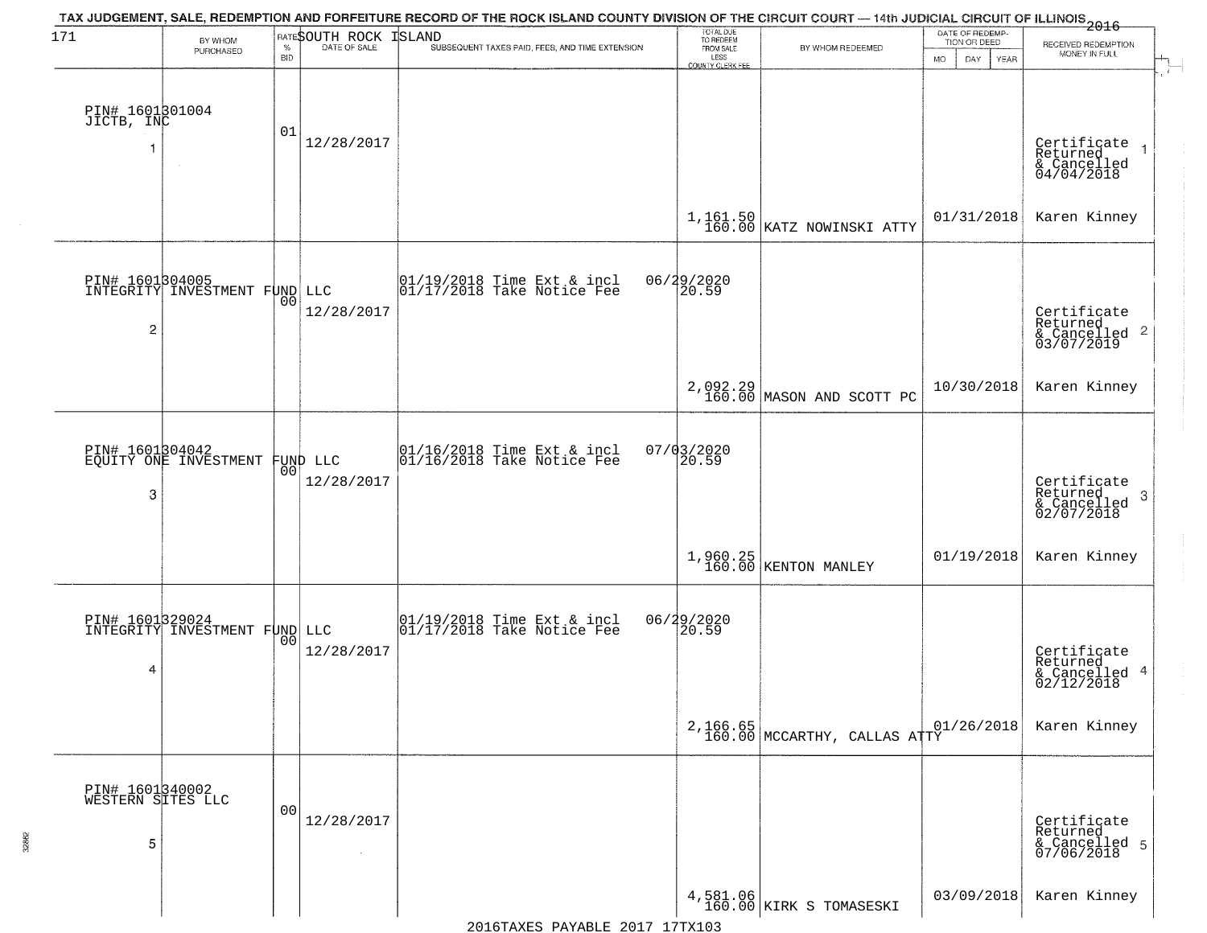TAX JUDGEMENT, SALE, REDEMPTION AND FORFEITURE RECORD OF THE ROCK ISLAND COUNTY DIVISION OF THE CIRCUIT COURT — 14th JUDICIAL CIRCUIT OF ILLINOIS 2016

SOUTH ROCK ISLAND

| 171 | BY WHOM PURCHASED | RATE % BID | DATE OF SALE | SUBSEQUENT TAXES PAID, FEES, AND TIME EXTENSION | TOTAL DUE TO REDEEM FROM SALE LESS COUNTY CLERK FEE | BY WHOM REDEEMED | DATE OF REDEMPTION OR DEED MO DAY YEAR | RECEIVED REDEMPTION MONEY IN FULL |
|---|---|---|---|---|---|---|---|---|
| 1 | PIN# 1601301004 JICTB, INC | 01 | 12/28/2017 | | 1,161.50 160.00 | KATZ NOWINSKI ATTY | 01/31/2018 | Certificate Returned & Cancelled 04/04/2018 Karen Kinney |
| 2 | PIN# 1601304005 INTEGRITY INVESTMENT FUND LLC | 00 | 12/28/2017 | 01/19/2018 Time Ext & incl 06/29/2020 01/17/2018 Take Notice Fee 20.59 | 2,092.29 160.00 | MASON AND SCOTT PC | 10/30/2018 | Certificate Returned & Cancelled 03/07/2019 Karen Kinney |
| 3 | PIN# 1601304042 EQUITY ONE INVESTMENT FUND LLC | 00 | 12/28/2017 | 01/16/2018 Time Ext & incl 07/03/2020 01/16/2018 Take Notice Fee 20.59 | 1,960.25 160.00 | KENTON MANLEY | 01/19/2018 | Certificate Returned & Cancelled 02/07/2018 Karen Kinney |
| 4 | PIN# 1601329024 INTEGRITY INVESTMENT FUND LLC | 00 | 12/28/2017 | 01/19/2018 Time Ext & incl 06/29/2020 01/17/2018 Take Notice Fee 20.59 | 2,166.65 160.00 | MCCARTHY, CALLAS ATTY | 01/26/2018 | Certificate Returned & Cancelled 02/12/2018 Karen Kinney |
| 5 | PIN# 1601340002 WESTERN SITES LLC | 00 | 12/28/2017 | | 4,581.06 160.00 | KIRK S TOMASESKI | 03/09/2018 | Certificate Returned & Cancelled 07/06/2018 Karen Kinney |

2016TAXES PAYABLE 2017 17TX103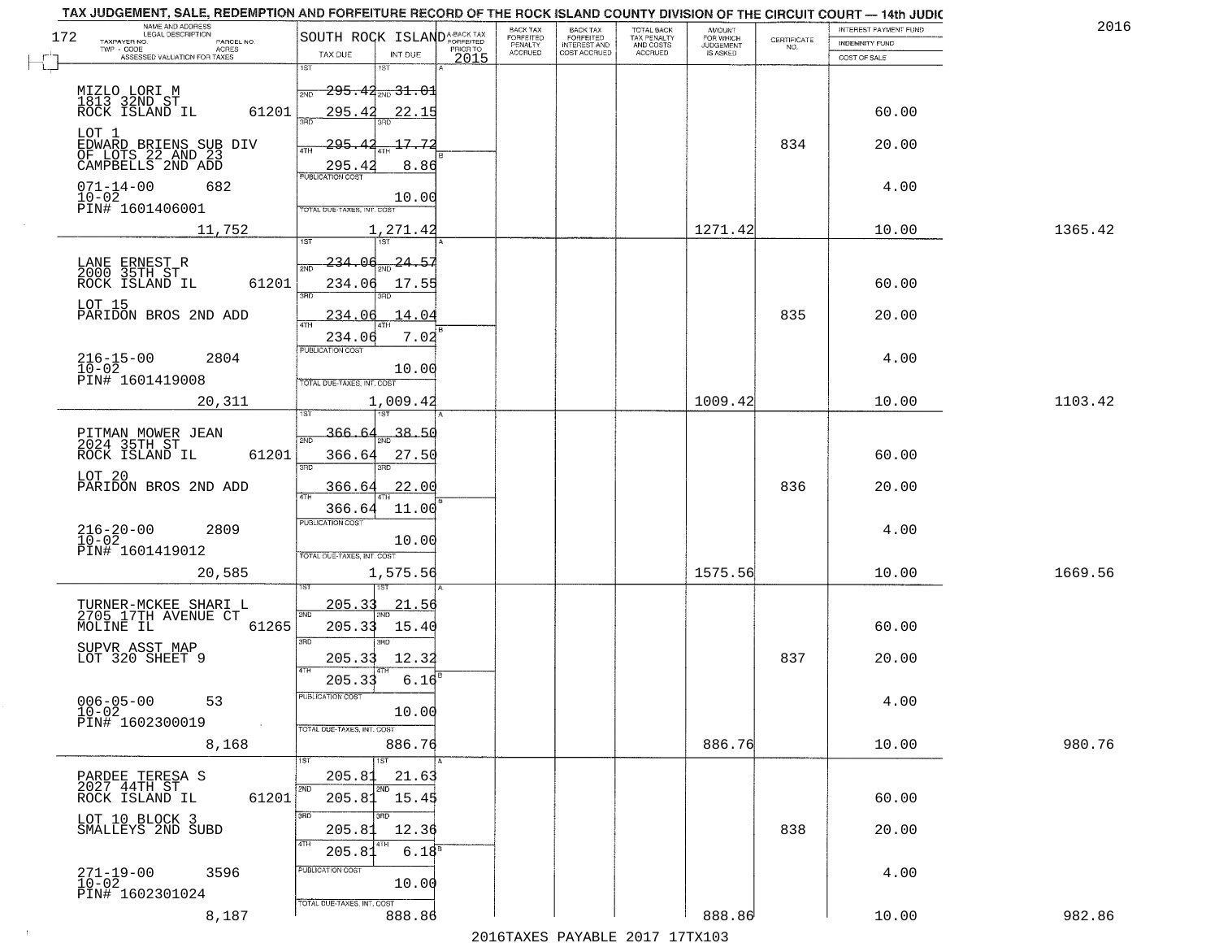# TAX JUDGEMENT, SALE, REDEMPTION AND FORFEITURE RECORD OF THE ROCK ISLAND COUNTY DIVISION OF THE CIRCUIT COURT — 14th JUDIC

2016

172

| NAME AND ADDRESS / LEGAL DESCRIPTION / TAXPAYER NO. / PARCEL NO. / TWP - CODE / ACRES / ASSESSED VALUATION FOR TAXES | SOUTH ROCK ISLAND TAX DUE | INT DUE | A-BACK TAX FORFEITED PRIOR TO 2015 | BACK TAX FORFEITED PENALTY ACCRUED | BACK TAX FORFEITED INTEREST AND COST ACCRUED | TOTAL BACK TAX PENALTY AND COSTS ACCRUED | AMOUNT FOR WHICH JUDGEMENT IS ASKED | CERTIFICATE NO. | INTEREST PAYMENT FUND / INDEMNITY FUND / COST OF SALE | |
|---|---|---|---|---|---|---|---|---|---|---|
| MIZLO LORI M<br>1813 32ND ST<br>ROCK ISLAND IL 61201<br>LOT 1<br>EDWARD BRIENS SUB DIV OF LOTS 22 AND 23 CAMPBELLS 2ND ADD<br>071-14-00 682<br>10-02<br>PIN# 1601406001<br>11,752 | 1ST 295.42<br>2ND 295.42<br>3RD 295.42<br>4TH 295.42<br>PUBLICATION COST<br>TOTAL DUE-TAXES, INT. COST 1,271.42 | 31.01<br>22.15<br>17.72<br>8.86<br>10.00 | | | | | 1271.42 | 834 | 60.00<br>20.00<br>4.00<br>10.00 | 1365.42 |
| LANE ERNEST R<br>2000 35TH ST<br>ROCK ISLAND IL 61201<br>LOT 15<br>PARIDON BROS 2ND ADD<br>216-15-00 2804<br>10-02<br>PIN# 1601419008<br>20,311 | 1ST 234.06<br>2ND 234.06<br>3RD 234.06<br>4TH 234.06<br>PUBLICATION COST<br>TOTAL DUE-TAXES, INT. COST 1,009.42 | 24.57<br>17.55<br>14.04<br>7.02<br>10.00 | | | | | 1009.42 | 835 | 60.00<br>20.00<br>4.00<br>10.00 | 1103.42 |
| PITMAN MOWER JEAN<br>2024 35TH ST<br>ROCK ISLAND IL 61201<br>LOT 20<br>PARIDON BROS 2ND ADD<br>216-20-00 2809<br>10-02<br>PIN# 1601419012<br>20,585 | 1ST 366.64<br>2ND 366.64<br>3RD 366.64<br>4TH 366.64<br>PUBLICATION COST<br>TOTAL DUE-TAXES, INT. COST 1,575.56 | 38.50<br>27.50<br>22.00<br>11.00<br>10.00 | | | | | 1575.56 | 836 | 60.00<br>20.00<br>4.00<br>10.00 | 1669.56 |
| TURNER-MCKEE SHARI L<br>2705 17TH AVENUE CT<br>MOLINE IL 61265<br>SUPVR ASST MAP<br>LOT 320 SHEET 9<br>006-05-00 53<br>10-02<br>PIN# 1602300019<br>8,168 | 1ST 205.33<br>2ND 205.33<br>3RD 205.33<br>4TH 205.33<br>PUBLICATION COST<br>TOTAL DUE-TAXES, INT. COST 886.76 | 21.56<br>15.40<br>12.32<br>6.16<br>10.00 | | | | | 886.76 | 837 | 60.00<br>20.00<br>4.00<br>10.00 | 980.76 |
| PARDEE TERESA S<br>2027 44TH ST<br>ROCK ISLAND IL 61201<br>LOT 10 BLOCK 3<br>SMALLEYS 2ND SUBD<br>271-19-00 3596<br>10-02<br>PIN# 1602301024<br>8,187 | 1ST 205.81<br>2ND 205.81<br>3RD 205.81<br>4TH 205.81<br>PUBLICATION COST<br>TOTAL DUE-TAXES, INT. COST 888.86 | 21.63<br>15.45<br>12.36<br>6.18<br>10.00 | | | | | 888.86 | 838 | 60.00<br>20.00<br>4.00<br>10.00 | 982.86 |

2016TAXES PAYABLE 2017 17TX103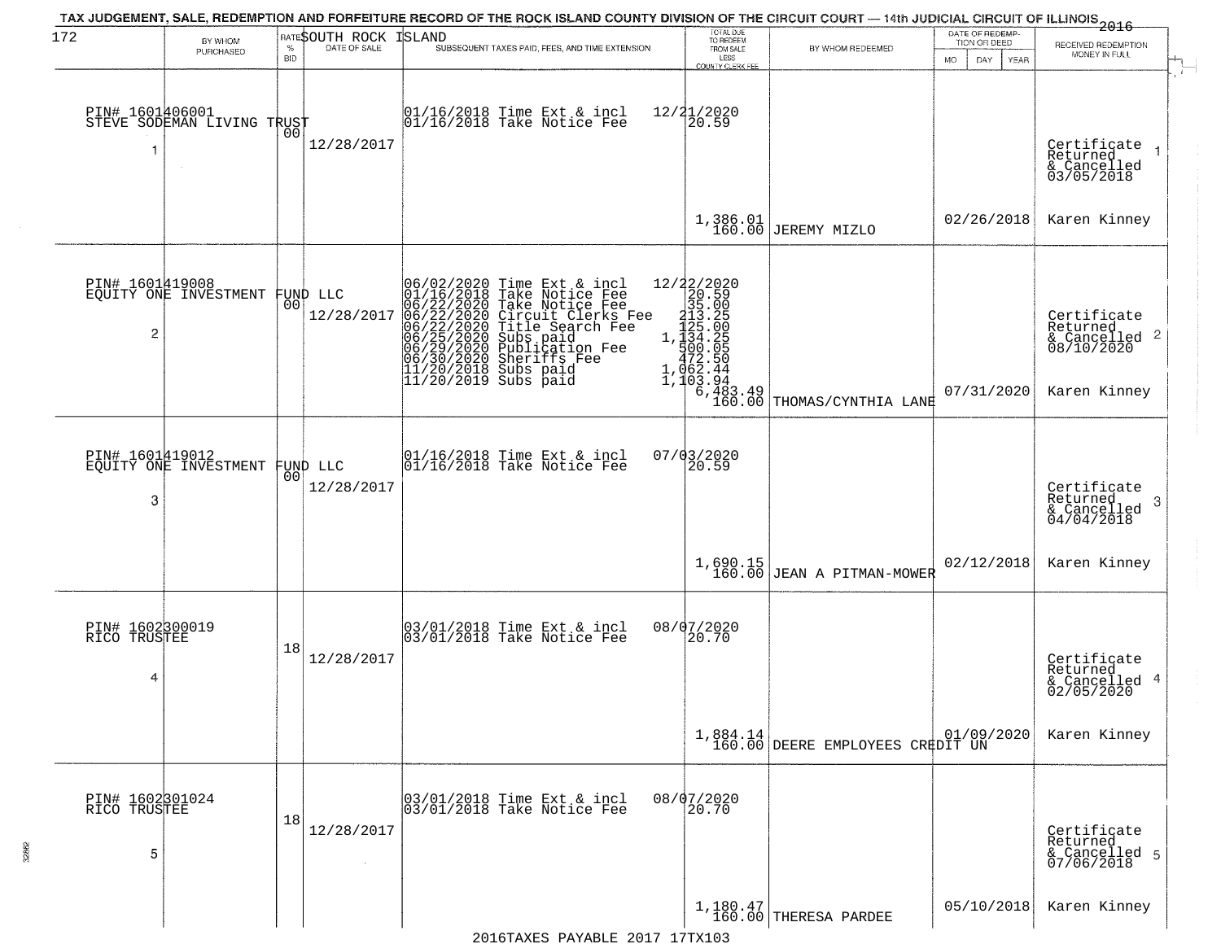# TAX JUDGEMENT, SALE, REDEMPTION AND FORFEITURE RECORD OF THE ROCK ISLAND COUNTY DIVISION OF THE CIRCUIT COURT — 14th JUDICIAL CIRCUIT OF ILLINOIS 2016

172 SOUTH ROCK ISLAND

| | BY WHOM PURCHASED | RATE % BID | DATE OF SALE | SUBSEQUENT TAXES PAID, FEES, AND TIME EXTENSION | TOTAL DUE TO REDEEM FROM SALE LESS COUNTY CLERK FEE | BY WHOM REDEEMED | DATE OF REDEMPTION OR DEED MO DAY YEAR | RECEIVED REDEMPTION MONEY IN FULL |
|---|---|---|---|---|---|---|---|---|
| 1 | PIN# 1601406001 STEVE SODEMAN LIVING TRUST | 00 | 12/28/2017 | 01/16/2018 Time Ext & incl<br>01/16/2018 Take Notice Fee | 12/21/2020<br>20.59<br>1,386.01<br>160.00 | JEREMY MIZLO | 02/26/2018 | Certificate Returned & Cancelled 03/05/2018<br>Karen Kinney |
| 2 | PIN# 1601419008 EQUITY ONE INVESTMENT FUND LLC | 00 | 12/28/2017 | 06/02/2020 Time Ext & incl<br>01/16/2018 Take Notice Fee<br>06/22/2020 Take Notice Fee<br>06/22/2020 Circuit Clerks Fee<br>06/22/2020 Title Search Fee<br>06/25/2020 Subs paid<br>06/29/2020 Publication Fee<br>06/30/2020 Sheriffs Fee<br>11/20/2018 Subs paid<br>11/20/2019 Subs paid | 12/22/2020<br>20.59<br>35.00<br>213.25<br>125.00<br>1,134.25<br>500.05<br>472.50<br>1,062.44<br>1,103.94<br>6,483.49<br>160.00 | THOMAS/CYNTHIA LANE | 07/31/2020 | Certificate Returned & Cancelled 08/10/2020<br>Karen Kinney |
| 3 | PIN# 1601419012 EQUITY ONE INVESTMENT FUND LLC | 00 | 12/28/2017 | 01/16/2018 Time Ext & incl<br>01/16/2018 Take Notice Fee | 07/03/2020<br>20.59<br>1,690.15<br>160.00 | JEAN A PITMAN-MOWER | 02/12/2018 | Certificate Returned & Cancelled 04/04/2018<br>Karen Kinney |
| 4 | PIN# 1602300019 RICO TRUSTEE | 18 | 12/28/2017 | 03/01/2018 Time Ext & incl<br>03/01/2018 Take Notice Fee | 08/07/2020<br>20.70<br>1,884.14<br>160.00 | DEERE EMPLOYEES CREDIT UN | 01/09/2020 | Certificate Returned & Cancelled 02/05/2020<br>Karen Kinney |
| 5 | PIN# 1602301024 RICO TRUSTEE | 18 | 12/28/2017 | 03/01/2018 Time Ext & incl<br>03/01/2018 Take Notice Fee | 08/07/2020<br>20.70<br>1,180.47<br>160.00 | THERESA PARDEE | 05/10/2018 | Certificate Returned & Cancelled 07/06/2018<br>Karen Kinney |

2016TAXES PAYABLE 2017 17TX103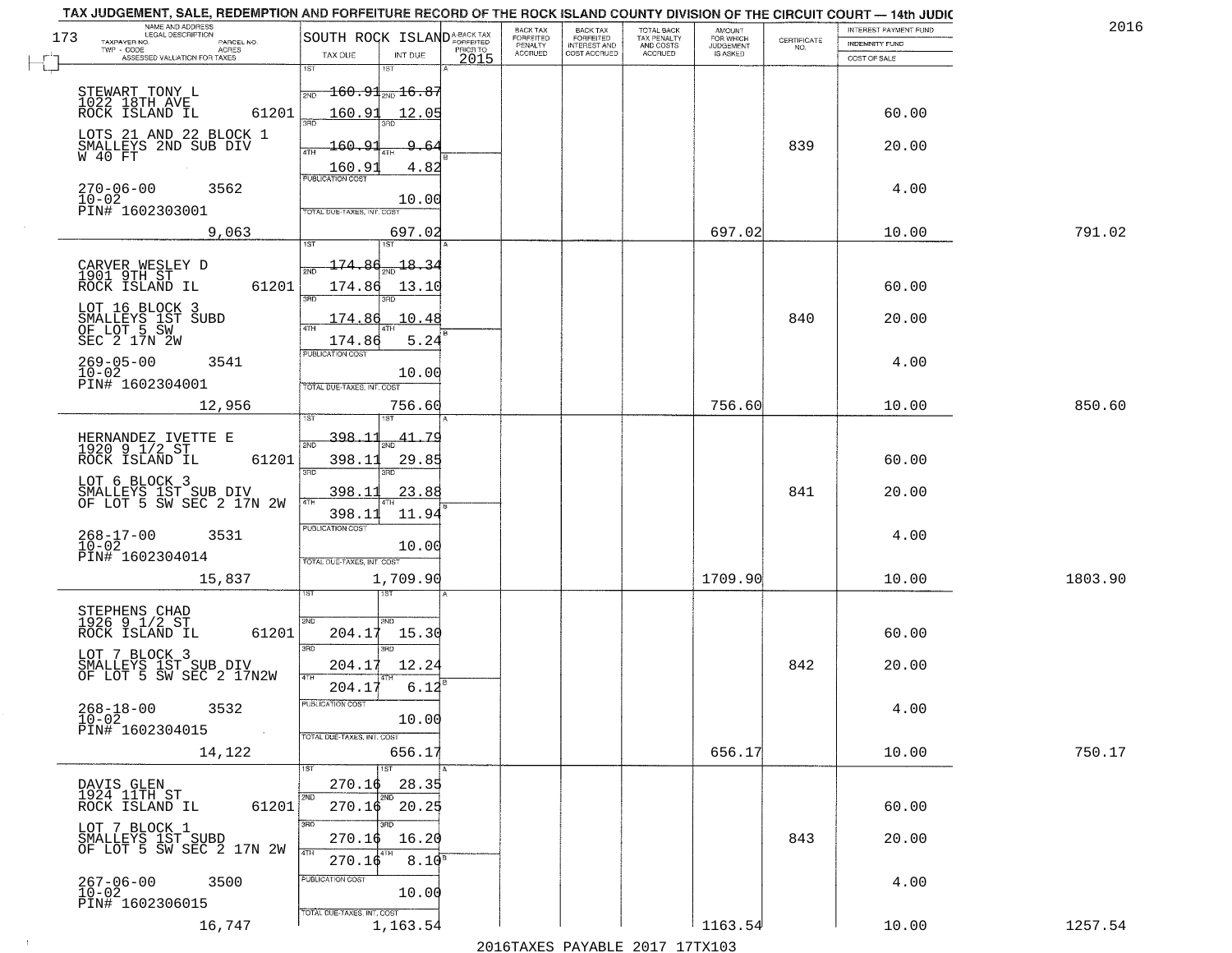# TAX JUDGEMENT, SALE, REDEMPTION AND FORFEITURE RECORD OF THE ROCK ISLAND COUNTY DIVISION OF THE CIRCUIT COURT — 14th JUDIC

2016

173 — SOUTH ROCK ISLAND

| NAME AND ADDRESS / LEGAL DESCRIPTION / TAXPAYER NO. / PARCEL NO. / TWP - CODE / ACRES / ASSESSED VALUATION FOR TAXES | TAX DUE | INT DUE | A-BACK TAX FORFEITED PRIOR TO 2015 | BACK TAX FORFEITED PENALTY ACCRUED | BACK TAX FORFEITED INTEREST AND COST ACCRUED | TOTAL BACK TAX PENALTY AND COSTS ACCRUED | AMOUNT FOR WHICH JUDGEMENT IS ASKED | CERTIFICATE NO. | INTEREST PAYMENT FUND / INDEMNITY FUND / COST OF SALE | |
|---|---|---|---|---|---|---|---|---|---|---|
| STEWART TONY L<br>1022 18TH AVE<br>ROCK ISLAND IL 61201<br>LOTS 21 AND 22 BLOCK 1<br>SMALLEYS 2ND SUB DIV<br>W 40 FT<br>270-06-00 3562<br>10-02<br>PIN# 1602303001 | 1ST 160.91<br>2ND 160.91<br>3RD 160.91<br>4TH 160.91 | 16.87<br>12.05<br>9.64<br>4.82 | | | | | | 839 | 60.00<br>20.00<br>4.00 | |
| | PUBLICATION COST | 10.00 | | | | | | | | |
| 9,063 | TOTAL DUE-TAXES, INT. COST | 697.02 | | | | | 697.02 | | 10.00 | 791.02 |
| CARVER WESLEY D<br>1901 9TH ST<br>ROCK ISLAND IL 61201<br>LOT 16 BLOCK 3<br>SMALLEYS 1ST SUBD<br>OF LOT 5 SW<br>SEC 2 17N 2W<br>269-05-00 3541<br>10-02<br>PIN# 1602304001 | 1ST 174.86<br>2ND 174.86<br>3RD 174.86<br>4TH 174.86 | 18.34<br>13.10<br>10.48<br>5.24 | | | | | | 840 | 60.00<br>20.00<br>4.00 | |
| | PUBLICATION COST | 10.00 | | | | | | | | |
| 12,956 | TOTAL DUE-TAXES, INT. COST | 756.60 | | | | | 756.60 | | 10.00 | 850.60 |
| HERNANDEZ IVETTE E<br>1920 9 1/2 ST<br>ROCK ISLAND IL 61201<br>LOT 6 BLOCK 3<br>SMALLEYS 1ST SUB DIV<br>OF LOT 5 SW SEC 2 17N 2W<br>268-17-00 3531<br>10-02<br>PIN# 1602304014 | 1ST 398.11<br>2ND 398.11<br>3RD 398.11<br>4TH 398.11 | 41.79<br>29.85<br>23.88<br>11.94 | | | | | | 841 | 60.00<br>20.00<br>4.00 | |
| | PUBLICATION COST | 10.00 | | | | | | | | |
| 15,837 | TOTAL DUE-TAXES, INT. COST | 1,709.90 | | | | | 1709.90 | | 10.00 | 1803.90 |
| STEPHENS CHAD<br>1926 9 1/2 ST<br>ROCK ISLAND IL 61201<br>LOT 7 BLOCK 3<br>SMALLEYS 1ST SUB DIV<br>OF LOT 5 SW SEC 2 17N2W<br>268-18-00 3532<br>10-02<br>PIN# 1602304015 | 1ST<br>2ND 204.17<br>3RD 204.17<br>4TH 204.17 | <br>15.30<br>12.24<br>6.12 | | | | | | 842 | 60.00<br>20.00<br>4.00 | |
| | PUBLICATION COST | 10.00 | | | | | | | | |
| 14,122 | TOTAL DUE-TAXES, INT. COST | 656.17 | | | | | 656.17 | | 10.00 | 750.17 |
| DAVIS GLEN<br>1924 11TH ST<br>ROCK ISLAND IL 61201<br>LOT 7 BLOCK 1<br>SMALLEYS 1ST SUBD<br>OF LOT 5 SW SEC 2 17N 2W<br>267-06-00 3500<br>10-02<br>PIN# 1602306015 | 1ST 270.16<br>2ND 270.16<br>3RD 270.16<br>4TH 270.16 | 28.35<br>20.25<br>16.20<br>8.10 | | | | | | 843 | 60.00<br>20.00<br>4.00 | |
| | PUBLICATION COST | 10.00 | | | | | | | | |
| 16,747 | TOTAL DUE-TAXES, INT. COST | 1,163.54 | | | | | 1163.54 | | 10.00 | 1257.54 |

2016TAXES PAYABLE 2017 17TX103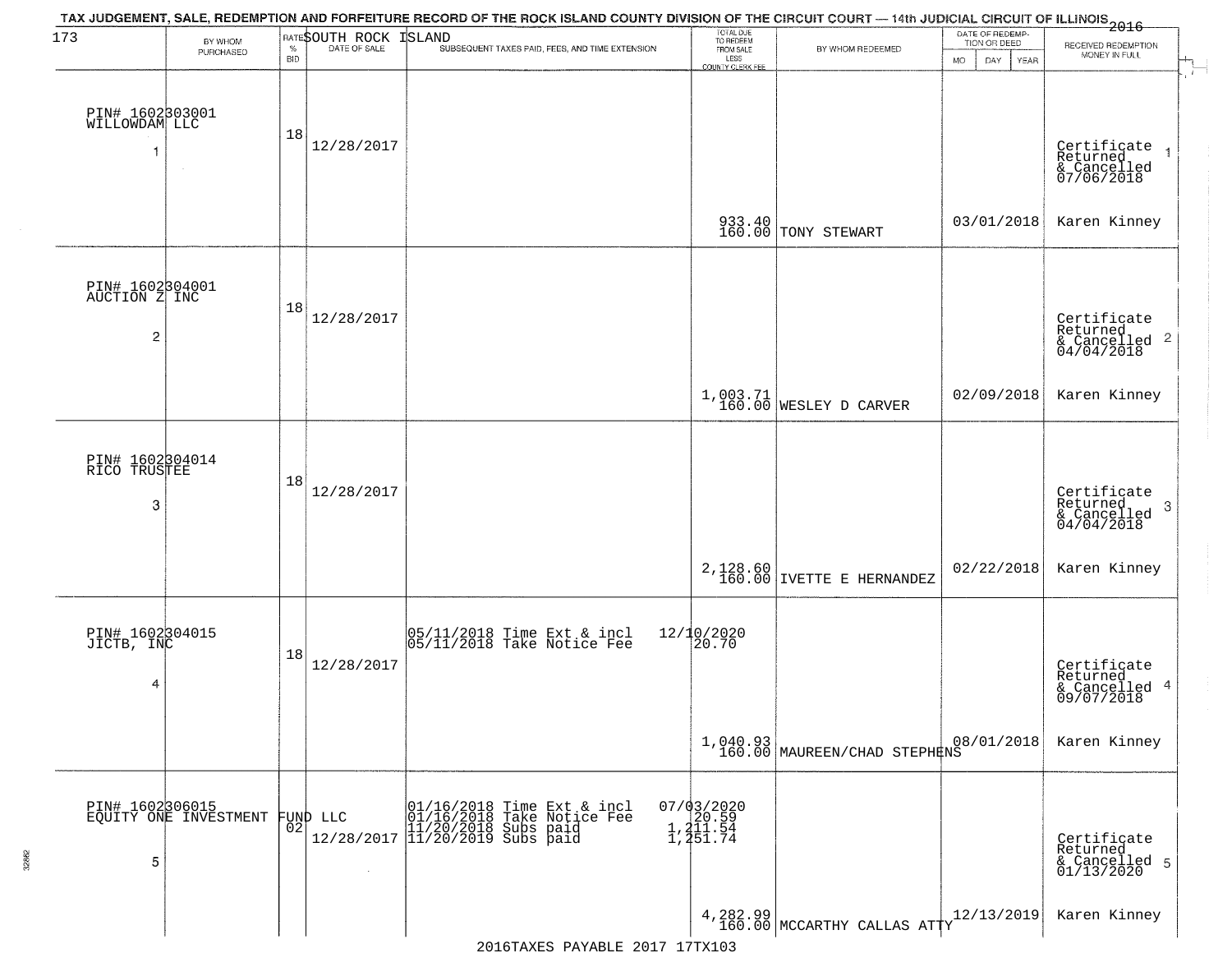TAX JUDGEMENT, SALE, REDEMPTION AND FORFEITURE RECORD OF THE ROCK ISLAND COUNTY DIVISION OF THE CIRCUIT COURT — 14th JUDICIAL CIRCUIT OF ILLINOIS 2016

173 — SOUTH ROCK ISLAND

| | BY WHOM PURCHASED | RATE % BID | DATE OF SALE | SUBSEQUENT TAXES PAID, FEES, AND TIME EXTENSION | TOTAL DUE TO REDEEM FROM SALE LESS COUNTY CLERK FEE | BY WHOM REDEEMED | DATE OF REDEMPTION OR DEED MO DAY YEAR | RECEIVED REDEMPTION MONEY IN FULL |
|---|---|---|---|---|---|---|---|---|
| 1 | PIN# 1602303001 WILLOWDAM LLC | 18 | 12/28/2017 | | 933.40 160.00 | TONY STEWART | 03/01/2018 | Certificate Returned & Cancelled 07/06/2018 Karen Kinney |
| 2 | PIN# 1602304001 AUCTION Z INC | 18 | 12/28/2017 | | 1,003.71 160.00 | WESLEY D CARVER | 02/09/2018 | Certificate Returned & Cancelled 04/04/2018 Karen Kinney |
| 3 | PIN# 1602304014 RICO TRUSTEE | 18 | 12/28/2017 | | 2,128.60 160.00 | IVETTE E HERNANDEZ | 02/22/2018 | Certificate Returned & Cancelled 04/04/2018 Karen Kinney |
| 4 | PIN# 1602304015 JICTB, INC | 18 | 12/28/2017 | 05/11/2018 Time Ext & incl 12/10/2020<br>05/11/2018 Take Notice Fee 20.70 | 1,040.93 160.00 | MAUREEN/CHAD STEPHENS | 08/01/2018 | Certificate Returned & Cancelled 09/07/2018 Karen Kinney |
| 5 | PIN# 1602306015 EQUITY ONE INVESTMENT FUND LLC | 02 | 12/28/2017 | 01/16/2018 Time Ext & incl 07/03/2020<br>01/16/2018 Take Notice Fee 20.59<br>11/20/2018 Subs paid 1,211.54<br>11/20/2019 Subs paid 1,251.74 | 4,282.99 160.00 | MCCARTHY CALLAS ATTY | 12/13/2019 | Certificate Returned & Cancelled 01/13/2020 Karen Kinney |

2016TAXES PAYABLE 2017 17TX103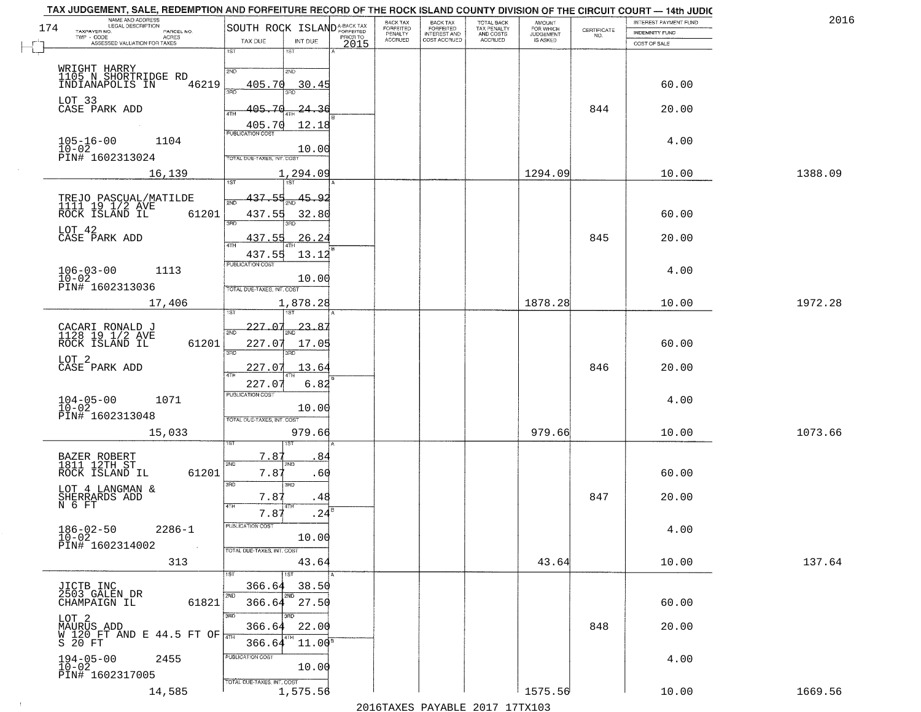TAX JUDGEMENT, SALE, REDEMPTION AND FORFEITURE RECORD OF THE ROCK ISLAND COUNTY DIVISION OF THE CIRCUIT COURT — 14th JUDIC

2016

| NAME AND ADDRESS / LEGAL DESCRIPTION / TAXPAYER NO. / PARCEL NO. / TWP - CODE / ACRES / ASSESSED VALUATION FOR TAXES | SOUTH ROCK ISLAND TAX DUE | INT DUE | A-BACK TAX FORFEITED PRIOR TO 2015 | BACK TAX FORFEITED PENALTY ACCRUED | BACK TAX FORFEITED INTEREST AND COST ACCRUED | TOTAL BACK TAX PENALTY AND COSTS ACCRUED | AMOUNT FOR WHICH JUDGEMENT IS ASKED | CERTIFICATE NO. | INTEREST PAYMENT FUND / INDEMNITY FUND / COST OF SALE | |
|---|---|---|---|---|---|---|---|---|---|---|
| WRIGHT HARRY<br>1105 N SHORTRIDGE RD<br>INDIANAPOLIS IN 46219<br>LOT 33<br>CASE PARK ADD<br>105-16-00 1104<br>10-02<br>PIN# 1602313024<br>16,139 | 1ST<br>2ND 405.70<br>3RD 405.70<br>4TH 405.70<br>PUBLICATION COST<br>TOTAL DUE-TAXES, INT. COST | 1ST<br>2ND 30.45<br>3RD 24.36<br>4TH 12.18<br>10.00<br>1,294.09 | | | | | 1294.09 | 844 | 60.00<br>20.00<br>4.00<br>10.00 | 1388.09 |
| TREJO PASCUAL/MATILDE<br>1111 19 1/2 AVE<br>ROCK ISLAND IL 61201<br>LOT 42<br>CASE PARK ADD<br>106-03-00 1113<br>10-02<br>PIN# 1602313036<br>17,406 | 1ST 437.55<br>2ND 437.55<br>3RD 437.55<br>4TH 437.55<br>PUBLICATION COST<br>TOTAL DUE-TAXES, INT. COST | 1ST 45.92<br>2ND 32.80<br>3RD 26.24<br>4TH 13.12<br>10.00<br>1,878.28 | | | | | 1878.28 | 845 | 60.00<br>20.00<br>4.00<br>10.00 | 1972.28 |
| CACARI RONALD J<br>1128 19 1/2 AVE<br>ROCK ISLAND IL 61201<br>LOT 2<br>CASE PARK ADD<br>104-05-00 1071<br>10-02<br>PIN# 1602313048<br>15,033 | 1ST 227.07<br>2ND 227.07<br>3RD 227.07<br>4TH 227.07<br>PUBLICATION COST<br>TOTAL DUE-TAXES, INT. COST | 1ST 23.87<br>2ND 17.05<br>3RD 13.64<br>4TH 6.82<br>10.00<br>979.66 | | | | | 979.66 | 846 | 60.00<br>20.00<br>4.00<br>10.00 | 1073.66 |
| BAZER ROBERT<br>1811 12TH ST<br>ROCK ISLAND IL 61201<br>LOT 4 LANGMAN &<br>SHERRARDS ADD<br>N 6 FT<br>186-02-50 2286-1<br>10-02<br>PIN# 1602314002<br>313 | 1ST 7.87<br>2ND 7.87<br>3RD 7.87<br>4TH 7.87<br>PUBLICATION COST<br>TOTAL DUE-TAXES, INT. COST | 1ST .84<br>2ND .60<br>3RD .48<br>4TH .24<br>10.00<br>43.64 | | | | | 43.64 | 847 | 60.00<br>20.00<br>4.00<br>10.00 | 137.64 |
| JICTB INC<br>2503 GALEN DR<br>CHAMPAIGN IL 61821<br>LOT 2<br>MAURUS ADD<br>W 120 FT AND E 44.5 FT OF<br>S 20 FT<br>194-05-00 2455<br>10-02<br>PIN# 1602317005<br>14,585 | 1ST 366.64<br>2ND 366.64<br>3RD 366.64<br>4TH 366.64<br>PUBLICATION COST<br>TOTAL DUE-TAXES, INT. COST | 1ST 38.50<br>2ND 27.50<br>3RD 22.00<br>4TH 11.00<br>10.00<br>1,575.56 | | | | | 1575.56 | 848 | 60.00<br>20.00<br>4.00<br>10.00 | 1669.56 |

2016TAXES PAYABLE 2017 17TX103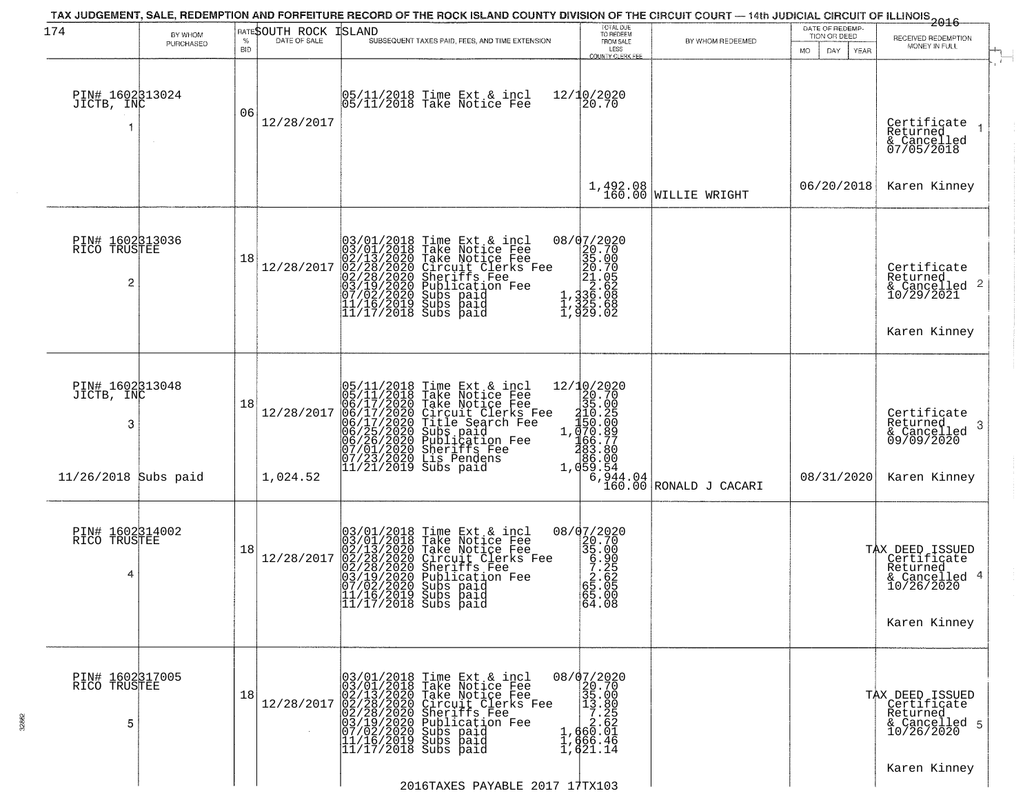# TAX JUDGEMENT, SALE, REDEMPTION AND FORFEITURE RECORD OF THE ROCK ISLAND COUNTY DIVISION OF THE CIRCUIT COURT — 14th JUDICIAL CIRCUIT OF ILLINOIS 2016

SOUTH ROCK ISLAND

| 174 | BY WHOM PURCHASED | RATE % BID | DATE OF SALE | SUBSEQUENT TAXES PAID, FEES, AND TIME EXTENSION | TOTAL DUE TO REDEEM FROM SALE LESS COUNTY CLERK FEE | BY WHOM REDEEMED | DATE OF REDEMPTION OR DEED (MO DAY YEAR) | RECEIVED REDEMPTION MONEY IN FULL |
|---|---|---|---|---|---|---|---|---|
| PIN# 1602313024 JICTB, INC 1 | | 06 | 12/28/2017 | 05/11/2018 Time Ext & incl<br>05/11/2018 Take Notice Fee | 12/10/2020<br>20.70<br><br>1,492.08<br>160.00 | WILLIE WRIGHT | 06/20/2018 | Certificate Returned & Cancelled 07/05/2018 1<br>Karen Kinney |
| PIN# 1602313036 RICO TRUSTEE 2 | | 18 | 12/28/2017 | 03/01/2018 Time Ext & incl<br>03/01/2018 Take Notice Fee<br>02/13/2020 Take Notice Fee<br>02/28/2020 Circuit Clerks Fee<br>02/28/2020 Sheriffs Fee<br>03/19/2020 Publication Fee<br>07/02/2020 Subs paid<br>11/16/2019 Subs paid<br>11/17/2018 Subs paid | 08/07/2020<br>20.70<br>35.00<br>20.70<br>21.05<br>2.62<br>1,336.08<br>1,325.68<br>1,929.02 | | | Certificate Returned & Cancelled 10/29/2021 2<br>Karen Kinney |
| PIN# 1602313048 JICTB, INC 3 | 11/26/2018 Subs paid | 18 | 12/28/2017<br>1,024.52 | 05/11/2018 Time Ext & incl<br>05/11/2018 Take Notice Fee<br>06/17/2020 Take Notice Fee<br>06/17/2020 Circuit Clerks Fee<br>06/17/2020 Title Search Fee<br>06/25/2020 Subs paid<br>06/26/2020 Publication Fee<br>07/01/2020 Sheriffs Fee<br>07/23/2020 Lis Pendens<br>11/21/2019 Subs paid | 12/10/2020<br>20.70<br>35.00<br>210.25<br>150.00<br>1,070.89<br>166.77<br>283.80<br>86.00<br>1,059.54<br>6,944.04<br>160.00 | RONALD J CACARI | 08/31/2020 | Certificate Returned & Cancelled 09/09/2020 3<br>Karen Kinney |
| PIN# 1602314002 RICO TRUSTEE 4 | | 18 | 12/28/2017 | 03/01/2018 Time Ext & incl<br>03/01/2018 Take Notice Fee<br>02/13/2020 Take Notice Fee<br>02/28/2020 Circuit Clerks Fee<br>02/28/2020 Sheriffs Fee<br>03/19/2020 Publication Fee<br>07/02/2020 Subs paid<br>11/16/2019 Subs paid<br>11/17/2018 Subs paid | 08/07/2020<br>20.70<br>35.00<br>6.90<br>7.25<br>2.62<br>65.05<br>65.00<br>64.08 | | | TAX DEED ISSUED Certificate Returned & Cancelled 10/26/2020 4<br>Karen Kinney |
| PIN# 1602317005 RICO TRUSTEE 5 | | 18 | 12/28/2017 | 03/01/2018 Time Ext & incl<br>03/01/2018 Take Notice Fee<br>02/13/2020 Take Notice Fee<br>02/28/2020 Circuit Clerks Fee<br>02/28/2020 Sheriffs Fee<br>03/19/2020 Publication Fee<br>07/02/2020 Subs paid<br>11/16/2019 Subs paid<br>11/17/2018 Subs paid | 08/07/2020<br>20.70<br>35.00<br>13.80<br>7.25<br>2.62<br>1,660.01<br>1,666.46<br>1,621.14 | | | TAX DEED ISSUED Certificate Returned & Cancelled 10/26/2020 5<br>Karen Kinney |

2016TAXES PAYABLE 2017 17TX103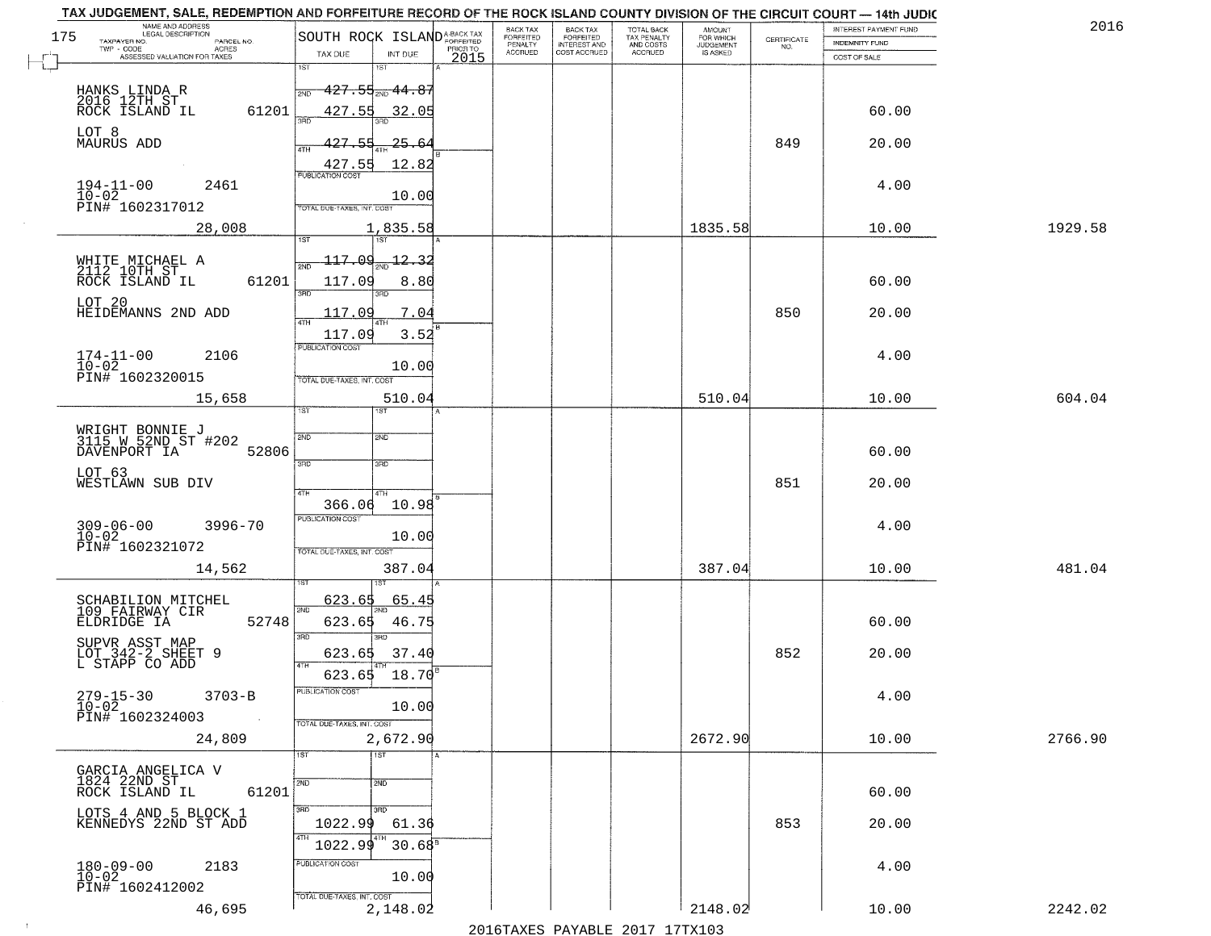# TAX JUDGEMENT, SALE, REDEMPTION AND FORFEITURE RECORD OF THE ROCK ISLAND COUNTY DIVISION OF THE CIRCUIT COURT — 14th JUDIC

2016

| NAME AND ADDRESS / LEGAL DESCRIPTION / TAXPAYER NO. / PARCEL NO. / TWP - CODE / ACRES / ASSESSED VALUATION FOR TAXES | SOUTH ROCK ISLAND TAX DUE | INT DUE | A-BACK TAX FORFEITED PRIOR TO 2015 | BACK TAX FORFEITED PENALTY ACCRUED | BACK TAX FORFEITED INTEREST AND COST ACCRUED | TOTAL BACK TAX PENALTY AND COSTS ACCRUED | AMOUNT FOR WHICH JUDGEMENT IS ASKED | CERTIFICATE NO. | INTEREST PAYMENT FUND / INDEMNITY FUND / COST OF SALE | |
|---|---|---|---|---|---|---|---|---|---|---|
| 175 HANKS LINDA R 2016 12TH ST ROCK ISLAND IL 61201 | 1ST 427.55 | 1ST 44.87 | | | | | | | | |
| | 2ND 427.55 | 2ND 32.05 | | | | | | | 60.00 | |
| LOT 8 MAURUS ADD | 3RD 427.55 | 3RD 25.64 | | | | | | 849 | 20.00 | |
| | 4TH 427.55 | 4TH 12.82 | | | | | | | | |
| 194-11-00 2461 10-02 PIN# 1602317012 | PUBLICATION COST | 10.00 | | | | | | | 4.00 | |
| 28,008 | TOTAL DUE-TAXES, INT. COST | 1,835.58 | | | | | 1835.58 | | 10.00 | 1929.58 |
| WHITE MICHAEL A 2112 10TH ST ROCK ISLAND IL 61201 | 1ST 117.09 | 1ST 12.32 | | | | | | | | |
| | 2ND 117.09 | 2ND 8.80 | | | | | | | 60.00 | |
| LOT 20 HEIDEMANNS 2ND ADD | 3RD 117.09 | 3RD 7.04 | | | | | | 850 | 20.00 | |
| | 4TH 117.09 | 4TH 3.52 | | | | | | | | |
| 174-11-00 2106 10-02 PIN# 1602320015 | PUBLICATION COST | 10.00 | | | | | | | 4.00 | |
| 15,658 | TOTAL DUE-TAXES, INT. COST | 510.04 | | | | | 510.04 | | 10.00 | 604.04 |
| WRIGHT BONNIE J 3115 W 52ND ST #202 DAVENPORT IA 52806 | 1ST | 1ST | | | | | | | | |
| | 2ND | 2ND | | | | | | | 60.00 | |
| LOT 63 WESTLAWN SUB DIV | 3RD | 3RD | | | | | | 851 | 20.00 | |
| | 4TH 366.06 | 4TH 10.98 | | | | | | | | |
| 309-06-00 3996-70 10-02 PIN# 1602321072 | PUBLICATION COST | 10.00 | | | | | | | 4.00 | |
| 14,562 | TOTAL DUE-TAXES, INT. COST | 387.04 | | | | | 387.04 | | 10.00 | 481.04 |
| SCHABILION MITCHEL 109 FAIRWAY CIR ELDRIDGE IA 52748 | 1ST 623.65 | 1ST 65.45 | | | | | | | | |
| | 2ND 623.65 | 2ND 46.75 | | | | | | | 60.00 | |
| SUPVR ASST MAP LOT 342-2 SHEET 9 L STAPP CO ADD | 3RD 623.65 | 3RD 37.40 | | | | | | 852 | 20.00 | |
| | 4TH 623.65 | 4TH 18.70 | | | | | | | | |
| 279-15-30 3703-B 10-02 PIN# 1602324003 | PUBLICATION COST | 10.00 | | | | | | | 4.00 | |
| 24,809 | TOTAL DUE-TAXES, INT. COST | 2,672.90 | | | | | 2672.90 | | 10.00 | 2766.90 |
| GARCIA ANGELICA V 1824 22ND ST ROCK ISLAND IL 61201 | 1ST | 1ST | | | | | | | | |
| | 2ND | 2ND | | | | | | | 60.00 | |
| LOTS 4 AND 5 BLOCK 1 KENNEDYS 22ND ST ADD | 3RD 1022.99 | 3RD 61.36 | | | | | | 853 | 20.00 | |
| | 4TH 1022.99 | 4TH 30.68 | | | | | | | | |
| 180-09-00 2183 10-02 PIN# 1602412002 | PUBLICATION COST | 10.00 | | | | | | | 4.00 | |
| 46,695 | TOTAL DUE-TAXES, INT. COST | 2,148.02 | | | | | 2148.02 | | 10.00 | 2242.02 |

2016TAXES PAYABLE 2017 17TX103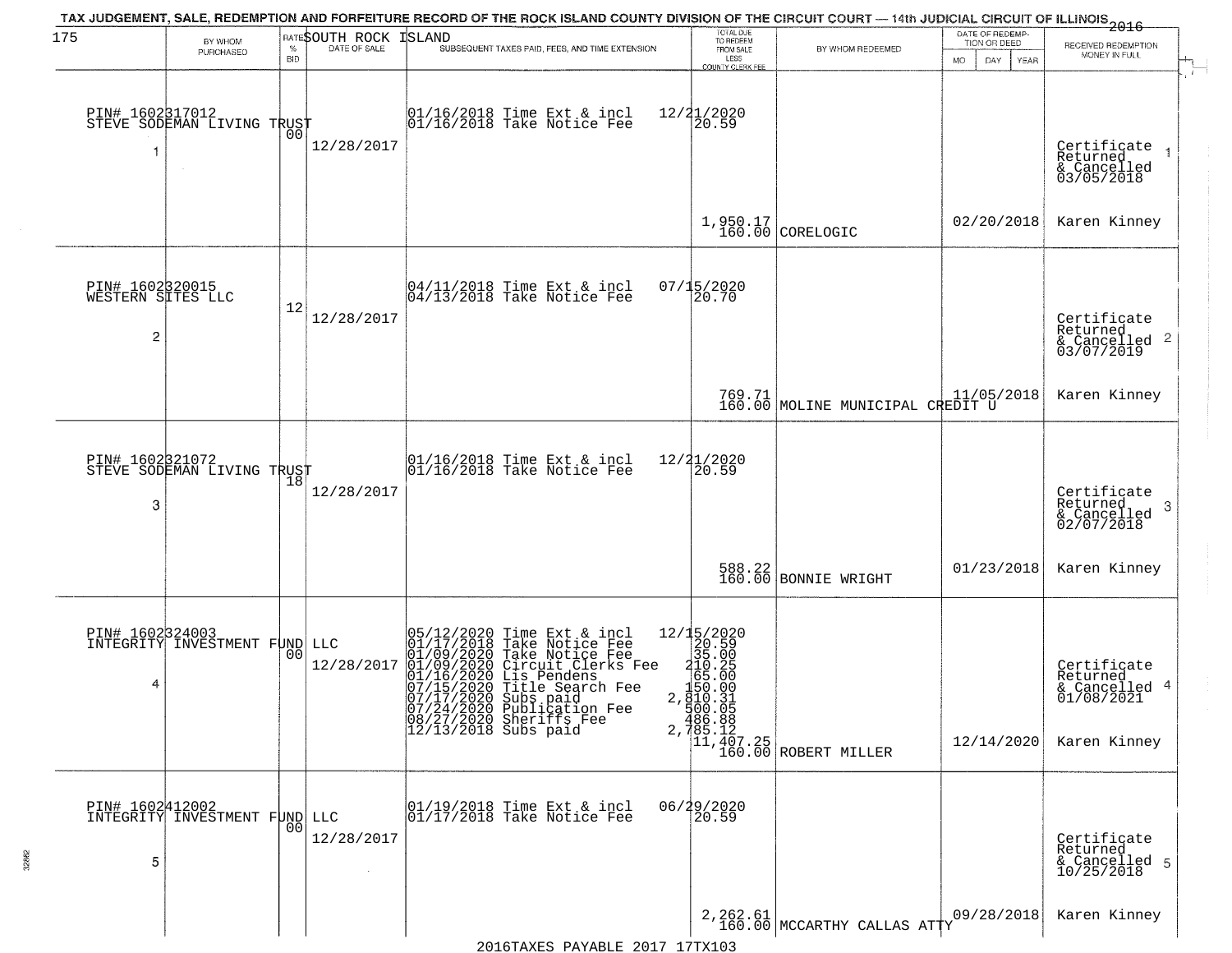TAX JUDGEMENT, SALE, REDEMPTION AND FORFEITURE RECORD OF THE ROCK ISLAND COUNTY DIVISION OF THE CIRCUIT COURT — 14th JUDICIAL CIRCUIT OF ILLINOIS 2016

SOUTH ROCK ISLAND

| | BY WHOM PURCHASED | RATE % BID | DATE OF SALE | SUBSEQUENT TAXES PAID, FEES, AND TIME EXTENSION | TOTAL DUE TO REDEEM FROM SALE LESS COUNTY CLERK FEE | BY WHOM REDEEMED | DATE OF REDEMPTION OR DEED MO DAY YEAR | RECEIVED REDEMPTION MONEY IN FULL |
|---|---|---|---|---|---|---|---|---|
| 1 | PIN# 1602317012 STEVE SODEMAN LIVING TRUST | 00 | 12/28/2017 | 01/16/2018 Time Ext & incl<br>01/16/2018 Take Notice Fee | 12/21/2020<br>20.59<br>1,950.17<br>160.00 | CORELOGIC | 02/20/2018 | Certificate Returned & Cancelled 03/05/2018<br>Karen Kinney |
| 2 | PIN# 1602320015 WESTERN SITES LLC | 12 | 12/28/2017 | 04/11/2018 Time Ext & incl<br>04/13/2018 Take Notice Fee | 07/15/2020<br>20.70<br>769.71<br>160.00 | MOLINE MUNICIPAL CREDIT U | 11/05/2018 | Certificate Returned & Cancelled 03/07/2019<br>Karen Kinney |
| 3 | PIN# 1602321072 STEVE SODEMAN LIVING TRUST | 18 | 12/28/2017 | 01/16/2018 Time Ext & incl<br>01/16/2018 Take Notice Fee | 12/21/2020<br>20.59<br>588.22<br>160.00 | BONNIE WRIGHT | 01/23/2018 | Certificate Returned & Cancelled 02/07/2018<br>Karen Kinney |
| 4 | PIN# 1602324003 INTEGRITY INVESTMENT FUND LLC | 00 | 12/28/2017 | 05/12/2020 Time Ext & incl<br>01/17/2018 Take Notice Fee<br>01/09/2020 Take Notice Fee<br>01/09/2020 Circuit Clerks Fee<br>01/16/2020 Lis Pendens<br>07/15/2020 Title Search Fee<br>07/17/2020 Subs paid<br>07/24/2020 Publication Fee<br>08/27/2020 Sheriffs Fee<br>12/13/2018 Subs paid | 12/15/2020<br>20.59<br>35.00<br>210.25<br>65.00<br>150.00<br>2,810.31<br>500.05<br>486.88<br>2,785.12<br>11,407.25<br>160.00 | ROBERT MILLER | 12/14/2020 | Certificate Returned & Cancelled 01/08/2021<br>Karen Kinney |
| 5 | PIN# 1602412002 INTEGRITY INVESTMENT FUND LLC | 00 | 12/28/2017 | 01/19/2018 Time Ext & incl<br>01/17/2018 Take Notice Fee | 06/29/2020<br>20.59<br>2,262.61<br>160.00 | MCCARTHY CALLAS ATTY | 09/28/2018 | Certificate Returned & Cancelled 10/25/2018<br>Karen Kinney |

2016TAXES PAYABLE 2017 17TX103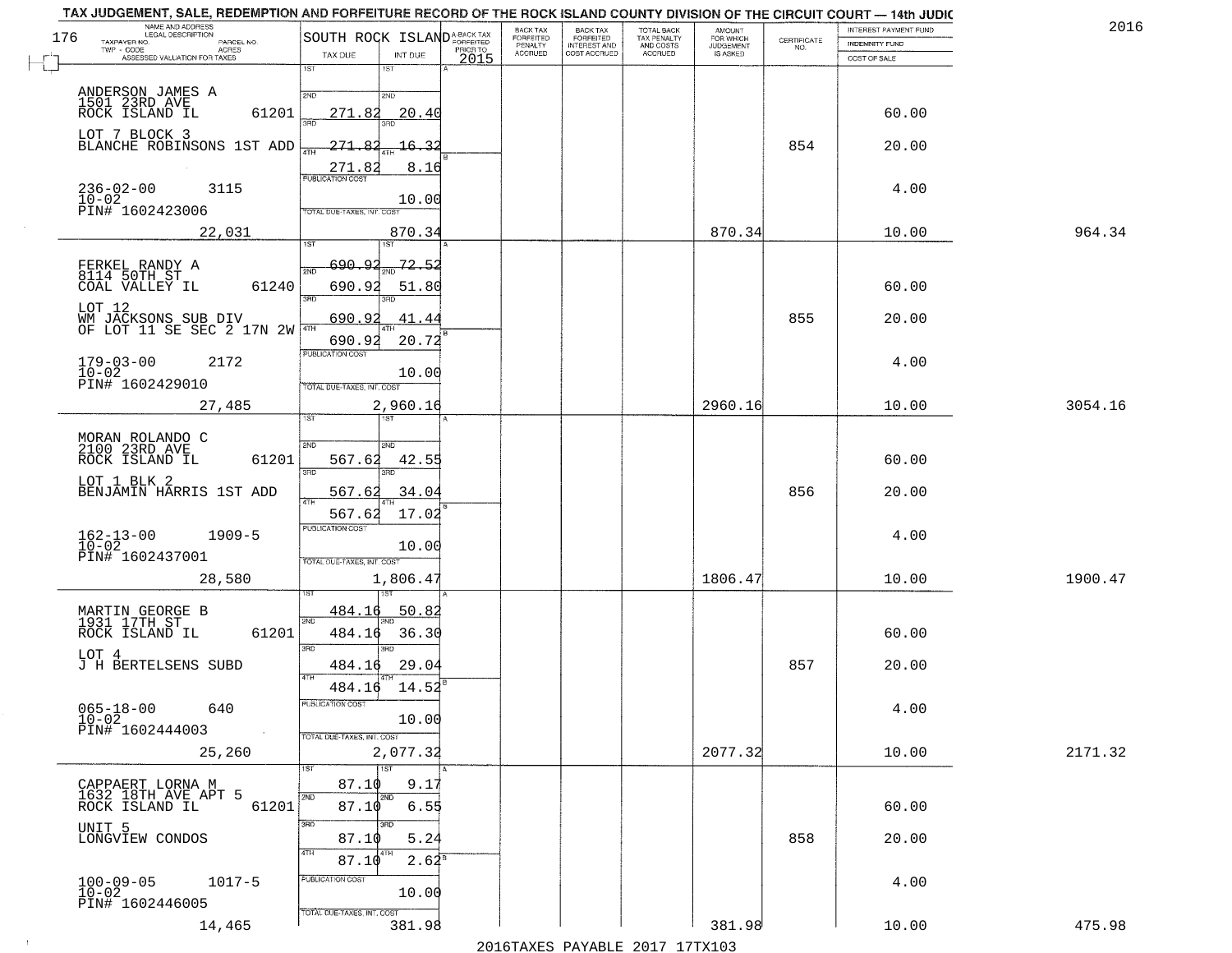TAX JUDGEMENT, SALE, REDEMPTION AND FORFEITURE RECORD OF THE ROCK ISLAND COUNTY DIVISION OF THE CIRCUIT COURT — 14th JUDIC

2016

176

| NAME AND ADDRESS / LEGAL DESCRIPTION / TAXPAYER NO. / PARCEL NO. / TWP - CODE / ACRES / ASSESSED VALUATION FOR TAXES | SOUTH ROCK ISLAND TAX DUE | INT DUE | A-BACK TAX FORFEITED PRIOR TO 2015 | BACK TAX FORFEITED PENALTY ACCRUED | BACK TAX FORFEITED INTEREST AND COST ACCRUED | TOTAL BACK TAX PENALTY AND COSTS ACCRUED | AMOUNT FOR WHICH JUDGEMENT IS ASKED | CERTIFICATE NO. | INTEREST PAYMENT FUND / INDEMNITY FUND / COST OF SALE | |
|---|---|---|---|---|---|---|---|---|---|---|
| ANDERSON JAMES A 1501 23RD AVE ROCK ISLAND IL 61201 | 1ST | 1ST | | | | | | | | |
| | 2ND 271.82 | 2ND 20.40 | | | | | | | 60.00 | |
| LOT 7 BLOCK 3 BLANCHE ROBINSONS 1ST ADD | 3RD 271.82 | 3RD 16.32 | | | | | | 854 | 20.00 | |
| | 4TH 271.82 | 4TH 8.16 | | | | | | | | |
| 236-02-00 3115 10-02 PIN# 1602423006 | PUBLICATION COST | 10.00 | | | | | | | 4.00 | |
| 22,031 | TOTAL DUE-TAXES, INT. COST | 870.34 | | | | | 870.34 | | 10.00 | 964.34 |
| FERKEL RANDY A 8114 50TH ST COAL VALLEY IL 61240 | 1ST 690.92 | 1ST 72.52 | | | | | | | | |
| | 2ND 690.92 | 2ND 51.80 | | | | | | | 60.00 | |
| LOT 12 WM JACKSONS SUB DIV OF LOT 11 SE SEC 2 17N 2W | 3RD 690.92 | 3RD 41.44 | | | | | | 855 | 20.00 | |
| | 4TH 690.92 | 4TH 20.72 | | | | | | | | |
| 179-03-00 2172 10-02 PIN# 1602429010 | PUBLICATION COST | 10.00 | | | | | | | 4.00 | |
| 27,485 | TOTAL DUE-TAXES, INT. COST | 2,960.16 | | | | | 2960.16 | | 10.00 | 3054.16 |
| MORAN ROLANDO C 2100 23RD AVE ROCK ISLAND IL 61201 | 1ST | 1ST | | | | | | | | |
| | 2ND 567.62 | 2ND 42.55 | | | | | | | 60.00 | |
| LOT 1 BLK 2 BENJAMIN HARRIS 1ST ADD | 3RD 567.62 | 3RD 34.04 | | | | | | 856 | 20.00 | |
| | 4TH 567.62 | 4TH 17.02 | | | | | | | | |
| 162-13-00 1909-5 10-02 PIN# 1602437001 | PUBLICATION COST | 10.00 | | | | | | | 4.00 | |
| 28,580 | TOTAL DUE-TAXES, INT. COST | 1,806.47 | | | | | 1806.47 | | 10.00 | 1900.47 |
| MARTIN GEORGE B 1931 17TH ST ROCK ISLAND IL 61201 | 1ST 484.16 | 1ST 50.82 | | | | | | | | |
| | 2ND 484.16 | 2ND 36.30 | | | | | | | 60.00 | |
| LOT 4 J H BERTELSENS SUBD | 3RD 484.16 | 3RD 29.04 | | | | | | 857 | 20.00 | |
| | 4TH 484.16 | 4TH 14.52 | | | | | | | | |
| 065-18-00 640 10-02 PIN# 1602444003 | PUBLICATION COST | 10.00 | | | | | | | 4.00 | |
| 25,260 | TOTAL DUE-TAXES, INT. COST | 2,077.32 | | | | | 2077.32 | | 10.00 | 2171.32 |
| CAPPAERT LORNA M 1632 18TH AVE APT 5 ROCK ISLAND IL 61201 | 1ST 87.10 | 1ST 9.17 | | | | | | | | |
| | 2ND 87.10 | 2ND 6.55 | | | | | | | 60.00 | |
| UNIT 5 LONGVIEW CONDOS | 3RD 87.10 | 3RD 5.24 | | | | | | 858 | 20.00 | |
| | 4TH 87.10 | 4TH 2.62 | | | | | | | | |
| 100-09-05 1017-5 10-02 PIN# 1602446005 | PUBLICATION COST | 10.00 | | | | | | | 4.00 | |
| 14,465 | TOTAL DUE-TAXES, INT. COST | 381.98 | | | | | 381.98 | | 10.00 | 475.98 |

2016TAXES PAYABLE 2017 17TX103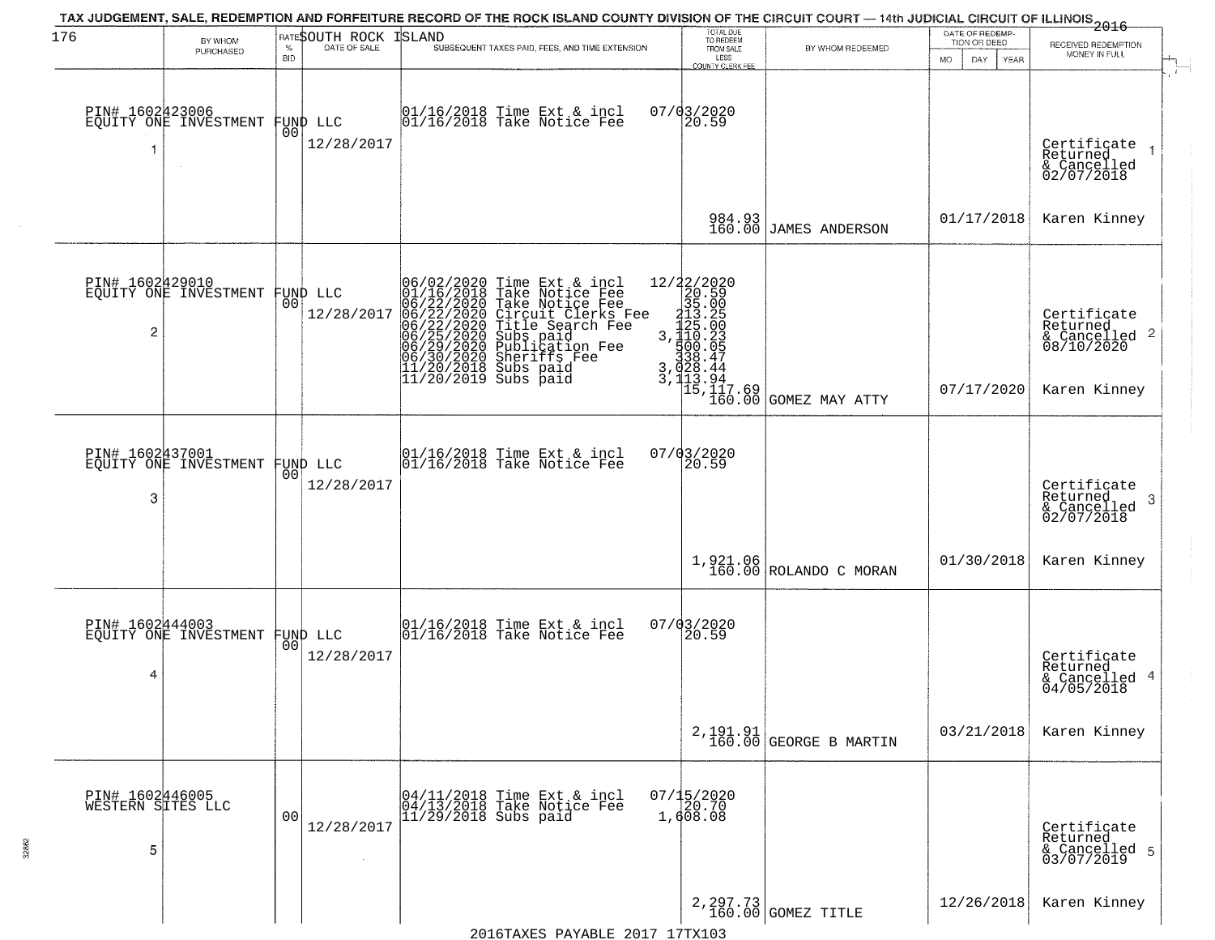TAX JUDGEMENT, SALE, REDEMPTION AND FORFEITURE RECORD OF THE ROCK ISLAND COUNTY DIVISION OF THE CIRCUIT COURT — 14th JUDICIAL CIRCUIT OF ILLINOIS 2016

SOUTH ROCK ISLAND

| BY WHOM PURCHASED | RATE % BID | DATE OF SALE | SUBSEQUENT TAXES PAID, FEES, AND TIME EXTENSION | TOTAL DUE TO REDEEM FROM SALE LESS COUNTY CLERK FEE | BY WHOM REDEEMED | DATE OF REDEMPTION OR DEED | RECEIVED REDEMPTION MONEY IN FULL |
|---|---|---|---|---|---|---|---|
| PIN# 1602423006 EQUITY ONE INVESTMENT FUND LLC 1 | 00 | 12/28/2017 | 01/16/2018 Time Ext & incl 07/03/2020<br>01/16/2018 Take Notice Fee 20.59 | 984.93<br>160.00 | JAMES ANDERSON | 01/17/2018 | Certificate Returned & Cancelled 02/07/2018 1<br>Karen Kinney |
| PIN# 1602429010 EQUITY ONE INVESTMENT FUND LLC 2 | 00 | 12/28/2017 | 06/02/2020 Time Ext & incl 12/22/2020<br>01/16/2018 Take Notice Fee 20.59<br>06/22/2020 Take Notice Fee 35.00<br>06/22/2020 Circuit Clerks Fee 213.25<br>06/22/2020 Title Search Fee 125.00<br>06/25/2020 Subs paid 3,110.23<br>06/29/2020 Publication Fee 500.05<br>06/30/2020 Sheriffs Fee 338.47<br>11/20/2018 Subs paid 3,028.44<br>11/20/2019 Subs paid 3,113.94 | 15,117.69<br>160.00 | GOMEZ MAY ATTY | 07/17/2020 | Certificate Returned & Cancelled 08/10/2020 2<br>Karen Kinney |
| PIN# 1602437001 EQUITY ONE INVESTMENT FUND LLC 3 | 00 | 12/28/2017 | 01/16/2018 Time Ext & incl 07/03/2020<br>01/16/2018 Take Notice Fee 20.59 | 1,921.06<br>160.00 | ROLANDO C MORAN | 01/30/2018 | Certificate Returned & Cancelled 02/07/2018 3<br>Karen Kinney |
| PIN# 1602444003 EQUITY ONE INVESTMENT FUND LLC 4 | 00 | 12/28/2017 | 01/16/2018 Time Ext & incl 07/03/2020<br>01/16/2018 Take Notice Fee 20.59 | 2,191.91<br>160.00 | GEORGE B MARTIN | 03/21/2018 | Certificate Returned & Cancelled 04/05/2018 4<br>Karen Kinney |
| PIN# 1602446005 WESTERN SITES LLC 5 | 00 | 12/28/2017 | 04/11/2018 Time Ext & incl 07/15/2020<br>04/13/2018 Take Notice Fee 20.70<br>11/29/2018 Subs paid 1,608.08 | 2,297.73<br>160.00 | GOMEZ TITLE | 12/26/2018 | Certificate Returned & Cancelled 03/07/2019 5<br>Karen Kinney |

2016TAXES PAYABLE 2017 17TX103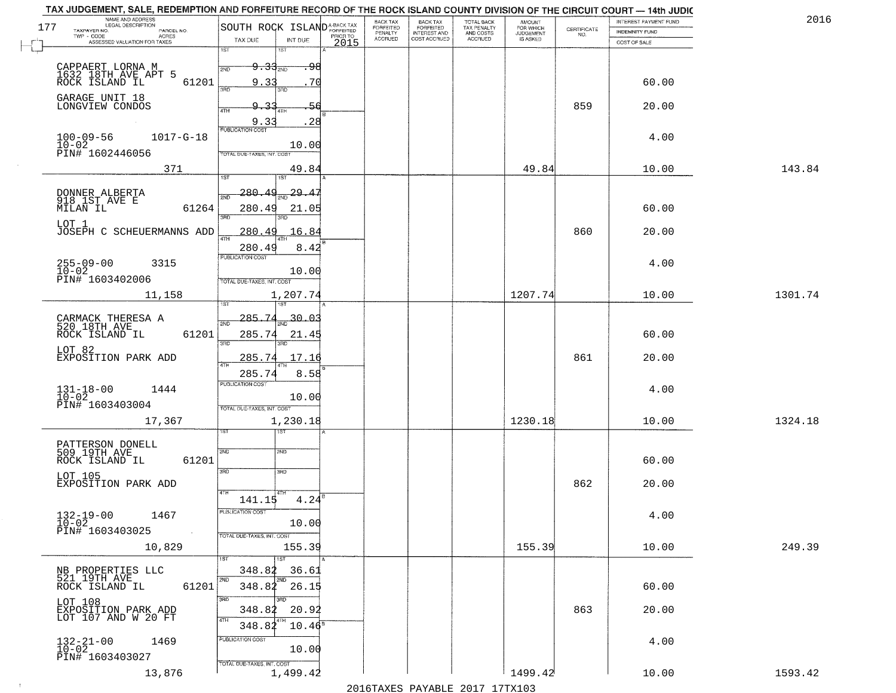TAX JUDGEMENT, SALE, REDEMPTION AND FORFEITURE RECORD OF THE ROCK ISLAND COUNTY DIVISION OF THE CIRCUIT COURT — 14th JUDIC

2016

177

| NAME AND ADDRESS / LEGAL DESCRIPTION / TAXPAYER NO. / PARCEL NO. / TWP - CODE / ACRES / ASSESSED VALUATION FOR TAXES | SOUTH ROCK ISLAND TAX DUE | INT DUE | A-BACK TAX FORFEITED PRIOR TO 2015 | BACK TAX FORFEITED PENALTY ACCRUED | BACK TAX FORFEITED INTEREST AND COST ACCRUED | TOTAL BACK TAX PENALTY AND COSTS ACCRUED | AMOUNT FOR WHICH JUDGEMENT IS ASKED | CERTIFICATE NO. | INTEREST PAYMENT FUND / INDEMNITY FUND / COST OF SALE | |
|---|---|---|---|---|---|---|---|---|---|---|
| CAPPAERT LORNA M<br>1632 18TH AVE APT 5<br>ROCK ISLAND IL 61201<br>GARAGE UNIT 18<br>LONGVIEW CONDOS<br>100-09-56 1017-G-18<br>10-02<br>PIN# 1602446056<br>371 | 1ST 9.33<br>2ND 9.33<br>3RD 9.33<br>4TH 9.33<br>PUBLICATION COST<br>TOTAL DUE-TAXES, INT. COST | .98<br>.70<br>.56<br>.28<br>10.00<br>49.84 | | | | | 49.84 | 859 | 60.00<br>20.00<br>4.00<br>10.00 | 143.84 |
| DONNER ALBERTA<br>918 1ST AVE E<br>MILAN IL 61264<br>LOT 1<br>JOSEPH C SCHEUERMANNS ADD<br>255-09-00 3315<br>10-02<br>PIN# 1603402006<br>11,158 | 1ST 280.49<br>2ND 280.49<br>3RD 280.49<br>4TH 280.49<br>PUBLICATION COST<br>TOTAL DUE-TAXES, INT. COST | 29.47<br>21.05<br>16.84<br>8.42<br>10.00<br>1,207.74 | | | | | 1207.74 | 860 | 60.00<br>20.00<br>4.00<br>10.00 | 1301.74 |
| CARMACK THERESA A<br>520 18TH AVE<br>ROCK ISLAND IL 61201<br>LOT 82<br>EXPOSITION PARK ADD<br>131-18-00 1444<br>10-02<br>PIN# 1603403004<br>17,367 | 1ST 285.74<br>2ND 285.74<br>3RD 285.74<br>4TH 285.74<br>PUBLICATION COST<br>TOTAL DUE-TAXES, INT. COST | 30.03<br>21.45<br>17.16<br>8.58<br>10.00<br>1,230.18 | | | | | 1230.18 | 861 | 60.00<br>20.00<br>4.00<br>10.00 | 1324.18 |
| PATTERSON DONELL<br>509 19TH AVE<br>ROCK ISLAND IL 61201<br>LOT 105<br>EXPOSITION PARK ADD<br>132-19-00 1467<br>10-02<br>PIN# 1603403025<br>10,829 | 1ST<br>2ND<br>3RD<br>4TH 141.15<br>PUBLICATION COST<br>TOTAL DUE-TAXES, INT. COST | <br><br><br>4.24<br>10.00<br>155.39 | | | | | 155.39 | 862 | 60.00<br>20.00<br>4.00<br>10.00 | 249.39 |
| NB PROPERTIES LLC<br>521 19TH AVE<br>ROCK ISLAND IL 61201<br>LOT 108<br>EXPOSITION PARK ADD<br>LOT 107 AND W 20 FT<br>132-21-00 1469<br>10-02<br>PIN# 1603403027<br>13,876 | 1ST 348.82<br>2ND 348.82<br>3RD 348.82<br>4TH 348.82<br>PUBLICATION COST<br>TOTAL DUE-TAXES, INT. COST | 36.61<br>26.15<br>20.92<br>10.46<br>10.00<br>1,499.42 | | | | | 1499.42 | 863 | 60.00<br>20.00<br>4.00<br>10.00 | 1593.42 |

2016TAXES PAYABLE 2017 17TX103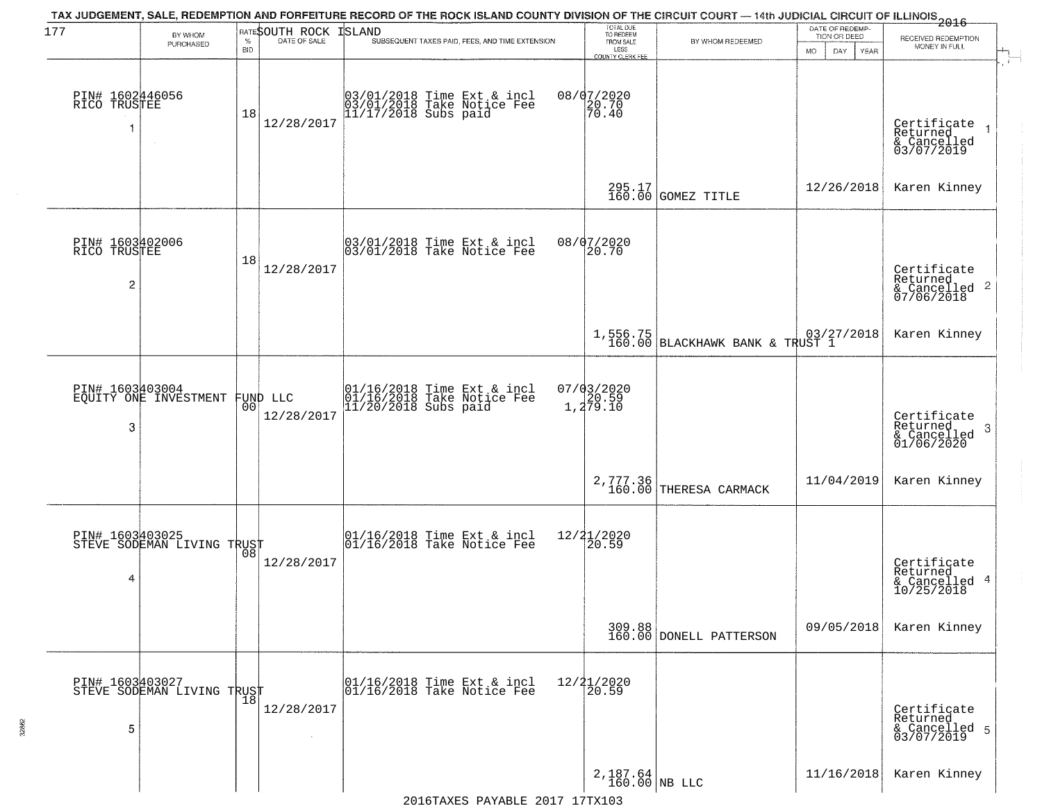# TAX JUDGEMENT, SALE, REDEMPTION AND FORFEITURE RECORD OF THE ROCK ISLAND COUNTY DIVISION OF THE CIRCUIT COURT — 14th JUDICIAL CIRCUIT OF ILLINOIS 2016

177 — SOUTH ROCK ISLAND

| | BY WHOM PURCHASED | RATE % BID | DATE OF SALE | SUBSEQUENT TAXES PAID, FEES, AND TIME EXTENSION | TOTAL DUE TO REDEEM FROM SALE LESS COUNTY CLERK FEE | BY WHOM REDEEMED | DATE OF REDEMPTION OR DEED | RECEIVED REDEMPTION MONEY IN FULL |
|---|---|---|---|---|---|---|---|---|
| 1 | PIN# 1602446056 RICO TRUSTEE | 18 | 12/28/2017 | 03/01/2018 Time Ext & incl 08/07/2020<br>03/01/2018 Take Notice Fee 20.70<br>11/17/2018 Subs paid 70.40 | 295.17<br>160.00 | GOMEZ TITLE | 12/26/2018 | Certificate Returned & Cancelled 03/07/2019<br>Karen Kinney |
| 2 | PIN# 1603402006 RICO TRUSTEE | 18 | 12/28/2017 | 03/01/2018 Time Ext & incl 08/07/2020<br>03/01/2018 Take Notice Fee 20.70 | 1,556.75<br>160.00 | BLACKHAWK BANK & TRUST 1 | 03/27/2018 | Certificate Returned & Cancelled 07/06/2018<br>Karen Kinney |
| 3 | PIN# 1603403004 EQUITY ONE INVESTMENT FUND LLC | 00 | 12/28/2017 | 01/16/2018 Time Ext & incl 07/03/2020<br>01/16/2018 Take Notice Fee 20.59<br>11/20/2018 Subs paid 1,279.10 | 2,777.36<br>160.00 | THERESA CARMACK | 11/04/2019 | Certificate Returned & Cancelled 01/06/2020<br>Karen Kinney |
| 4 | PIN# 1603403025 STEVE SODEMAN LIVING TRUST | 08 | 12/28/2017 | 01/16/2018 Time Ext & incl 12/21/2020<br>01/16/2018 Take Notice Fee 20.59 | 309.88<br>160.00 | DONELL PATTERSON | 09/05/2018 | Certificate Returned & Cancelled 10/25/2018<br>Karen Kinney |
| 5 | PIN# 1603403027 STEVE SODEMAN LIVING TRUST | 18 | 12/28/2017 | 01/16/2018 Time Ext & incl 12/21/2020<br>01/16/2018 Take Notice Fee 20.59 | 2,187.64<br>160.00 | NB LLC | 11/16/2018 | Certificate Returned & Cancelled 03/07/2019<br>Karen Kinney |

2016TAXES PAYABLE 2017 17TX103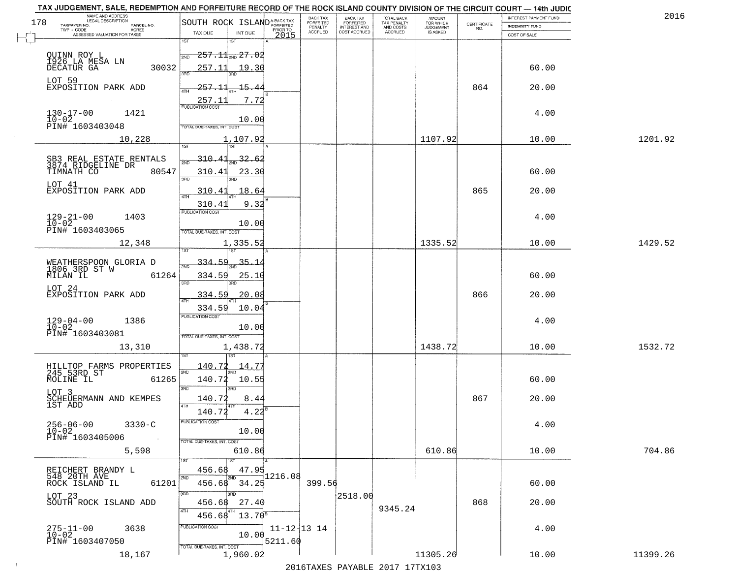TAX JUDGEMENT, SALE, REDEMPTION AND FORFEITURE RECORD OF THE ROCK ISLAND COUNTY DIVISION OF THE CIRCUIT COURT — 14th JUDIC

2016

178 SOUTH ROCK ISLAND

| NAME AND ADDRESS / LEGAL DESCRIPTION / TAXPAYER NO. / PARCEL NO. / TWP - CODE / ACRES / ASSESSED VALUATION FOR TAXES | TAX DUE | INT DUE | A-BACK TAX FORFEITED PRIOR TO 2015 | BACK TAX FORFEITED PENALTY ACCRUED | BACK TAX FORFEITED INTEREST AND COST ACCRUED | TOTAL BACK TAX PENALTY AND COSTS ACCRUED | AMOUNT FOR WHICH JUDGEMENT IS ASKED | CERTIFICATE NO. | INTEREST PAYMENT FUND / INDEMNITY FUND / COST OF SALE | |
|---|---|---|---|---|---|---|---|---|---|---|
| QUINN ROY L<br>1926 LA MESA LN<br>DECATUR GA 30032<br>LOT 59<br>EXPOSITION PARK ADD<br>130-17-00 1421<br>10-02<br>PIN# 1603403048<br>10,228 | 1ST 257.11<br>2ND 257.11<br>3RD 257.11<br>4TH 257.11<br>PUBLICATION COST<br>TOTAL DUE-TAXES, INT. COST | 1ST 27.02<br>2ND 19.30<br>3RD 15.44<br>4TH 7.72<br>10.00<br>1,107.92 | | | | | 1107.92 | 864 | 60.00<br>20.00<br>4.00<br>10.00 | 1201.92 |
| SB3 REAL ESTATE RENTALS<br>3874 RIDGELINE DR<br>TIMNATH CO 80547<br>LOT 41<br>EXPOSITION PARK ADD<br>129-21-00 1403<br>10-02<br>PIN# 1603403065<br>12,348 | 1ST 310.41<br>2ND 310.41<br>3RD 310.41<br>4TH 310.41<br>PUBLICATION COST<br>TOTAL DUE-TAXES, INT. COST | 1ST 32.62<br>2ND 23.30<br>3RD 18.64<br>4TH 9.32<br>10.00<br>1,335.52 | | | | | 1335.52 | 865 | 60.00<br>20.00<br>4.00<br>10.00 | 1429.52 |
| WEATHERSPOON GLORIA D<br>1806 3RD ST W<br>MILAN IL 61264<br>LOT 24<br>EXPOSITION PARK ADD<br>129-04-00 1386<br>10-02<br>PIN# 1603403081<br>13,310 | 1ST 334.59<br>2ND 334.59<br>3RD 334.59<br>4TH 334.59<br>PUBLICATION COST<br>TOTAL DUE-TAXES, INT. COST | 1ST 35.14<br>2ND 25.10<br>3RD 20.08<br>4TH 10.04<br>10.00<br>1,438.72 | | | | | 1438.72 | 866 | 60.00<br>20.00<br>4.00<br>10.00 | 1532.72 |
| HILLTOP FARMS PROPERTIES<br>245 53RD ST<br>MOLINE IL 61265<br>LOT 3<br>SCHEUERMANN AND KEMPES<br>1ST ADD<br>256-06-00 3330-C<br>10-02<br>PIN# 1603405006<br>5,598 | 1ST 140.72<br>2ND 140.72<br>3RD 140.72<br>4TH 140.72<br>PUBLICATION COST<br>TOTAL DUE-TAXES, INT. COST | 1ST 14.77<br>2ND 10.55<br>3RD 8.44<br>4TH 4.22<br>10.00<br>610.86 | | | | | 610.86 | 867 | 60.00<br>20.00<br>4.00<br>10.00 | 704.86 |
| REICHERT BRANDY L<br>548 20TH AVE<br>ROCK ISLAND IL 61201<br>LOT 23<br>SOUTH ROCK ISLAND ADD<br>275-11-00 3638<br>10-02<br>PIN# 1603407050<br>18,167 | 1ST 456.68<br>2ND 456.68<br>3RD 456.68<br>4TH 456.68<br>PUBLICATION COST<br>TOTAL DUE-TAXES, INT. COST | 1ST 47.95<br>2ND 34.25<br>3RD 27.40<br>4TH 13.70<br>10.00<br>1,960.02 | 1216.08<br>11-12-13 14<br>5211.60 | 399.56 | 2518.00 | 9345.24 | 11305.26 | 868 | 60.00<br>20.00<br>4.00<br>10.00 | 11399.26 |

2016TAXES PAYABLE 2017 17TX103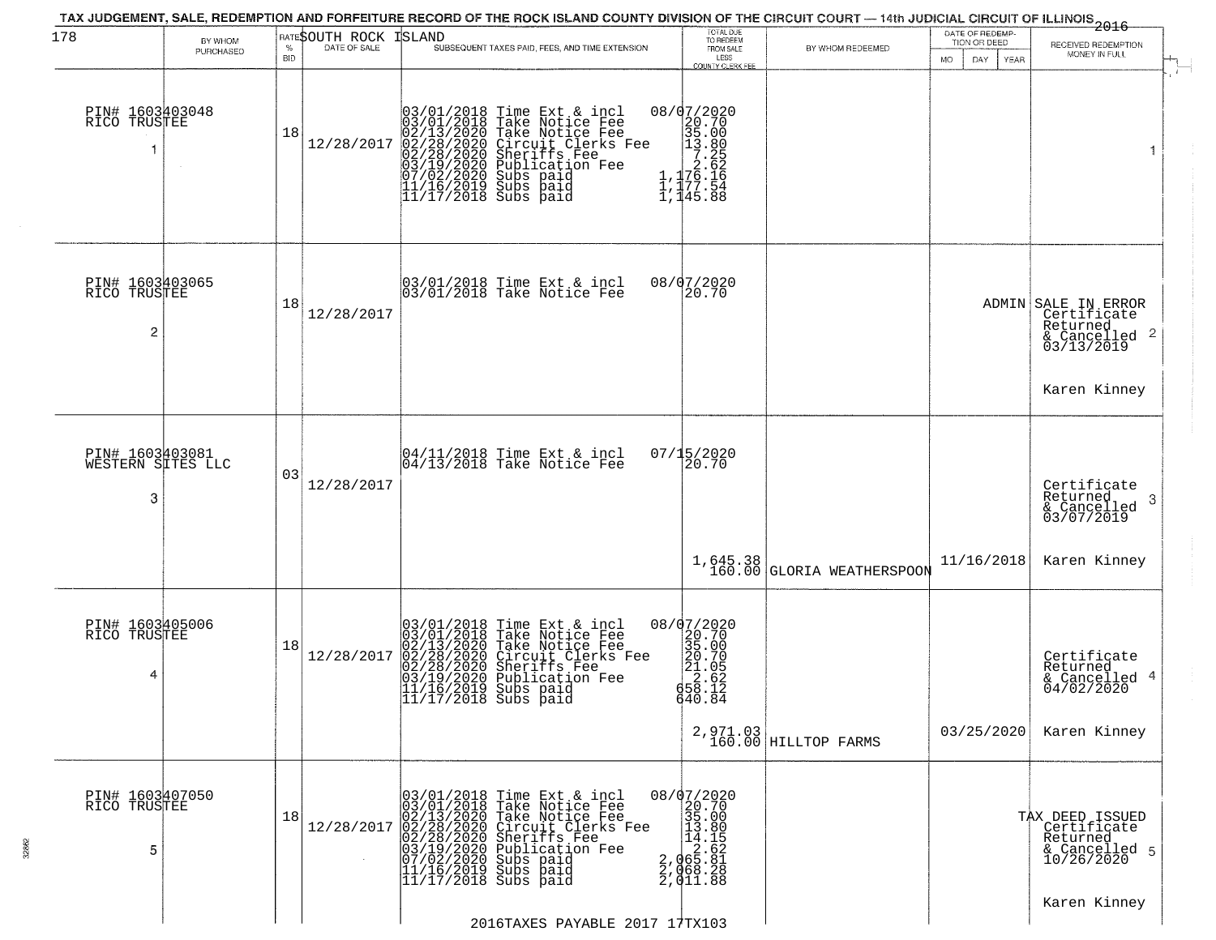TAX JUDGEMENT, SALE, REDEMPTION AND FORFEITURE RECORD OF THE ROCK ISLAND COUNTY DIVISION OF THE CIRCUIT COURT — 14th JUDICIAL CIRCUIT OF ILLINOIS 2016

SOUTH ROCK ISLAND

| 178 BY WHOM PURCHASED | RATE % BID | DATE OF SALE | SUBSEQUENT TAXES PAID, FEES, AND TIME EXTENSION | TOTAL DUE TO REDEEM FROM SALE LESS COUNTY CLERK FEE | BY WHOM REDEEMED | DATE OF REDEMPTION OR DEED MO DAY YEAR | RECEIVED REDEMPTION MONEY IN FULL |
|---|---|---|---|---|---|---|---|
| PIN# 1603403048 RICO TRUSTEE 1 | 18 | 12/28/2017 | 03/01/2018 Time Ext & incl 08/07/2020<br>03/01/2018 Take Notice Fee 20.70<br>02/13/2020 Take Notice Fee 35.00<br>02/28/2020 Circuit Clerks Fee 13.80<br>02/28/2020 Sheriffs Fee 7.25<br>03/19/2020 Publication Fee 2.62<br>07/02/2020 Subs paid 1,176.16<br>11/16/2019 Subs paid 1,177.54<br>11/17/2018 Subs paid 1,145.88 | | | | 1 |
| PIN# 1603403065 RICO TRUSTEE 2 | 18 | 12/28/2017 | 03/01/2018 Time Ext & incl 08/07/2020<br>03/01/2018 Take Notice Fee 20.70 | | | ADMIN | SALE IN ERROR Certificate Returned & Cancelled 03/13/2019 Karen Kinney 2 |
| PIN# 1603403081 WESTERN SITES LLC 3 | 03 | 12/28/2017 | 04/11/2018 Time Ext & incl 07/15/2020<br>04/13/2018 Take Notice Fee 20.70 | 1,645.38<br>160.00 | GLORIA WEATHERSPOON | 11/16/2018 | Certificate Returned & Cancelled 03/07/2019 Karen Kinney 3 |
| PIN# 1603405006 RICO TRUSTEE 4 | 18 | 12/28/2017 | 03/01/2018 Time Ext & incl 08/07/2020<br>03/01/2018 Take Notice Fee 20.70<br>02/13/2020 Take Notice Fee 35.00<br>02/28/2020 Circuit Clerks Fee 20.70<br>02/28/2020 Sheriffs Fee 21.05<br>03/19/2020 Publication Fee 2.62<br>11/16/2019 Subs paid 658.12<br>11/17/2018 Subs paid 640.84 | 2,971.03<br>160.00 | HILLTOP FARMS | 03/25/2020 | Certificate Returned & Cancelled 04/02/2020 Karen Kinney 4 |
| PIN# 1603407050 RICO TRUSTEE 5 | 18 | 12/28/2017 | 03/01/2018 Time Ext & incl 08/07/2020<br>03/01/2018 Take Notice Fee 20.70<br>02/13/2020 Take Notice Fee 35.00<br>02/28/2020 Circuit Clerks Fee 13.80<br>02/28/2020 Sheriffs Fee 14.15<br>03/19/2020 Publication Fee 2.62<br>07/02/2020 Subs paid 2,065.81<br>11/16/2019 Subs paid 2,068.28<br>11/17/2018 Subs paid 2,011.88 | | | | TAX DEED ISSUED Certificate Returned & Cancelled 10/26/2020 Karen Kinney 5 |

2016TAXES PAYABLE 2017 17TX103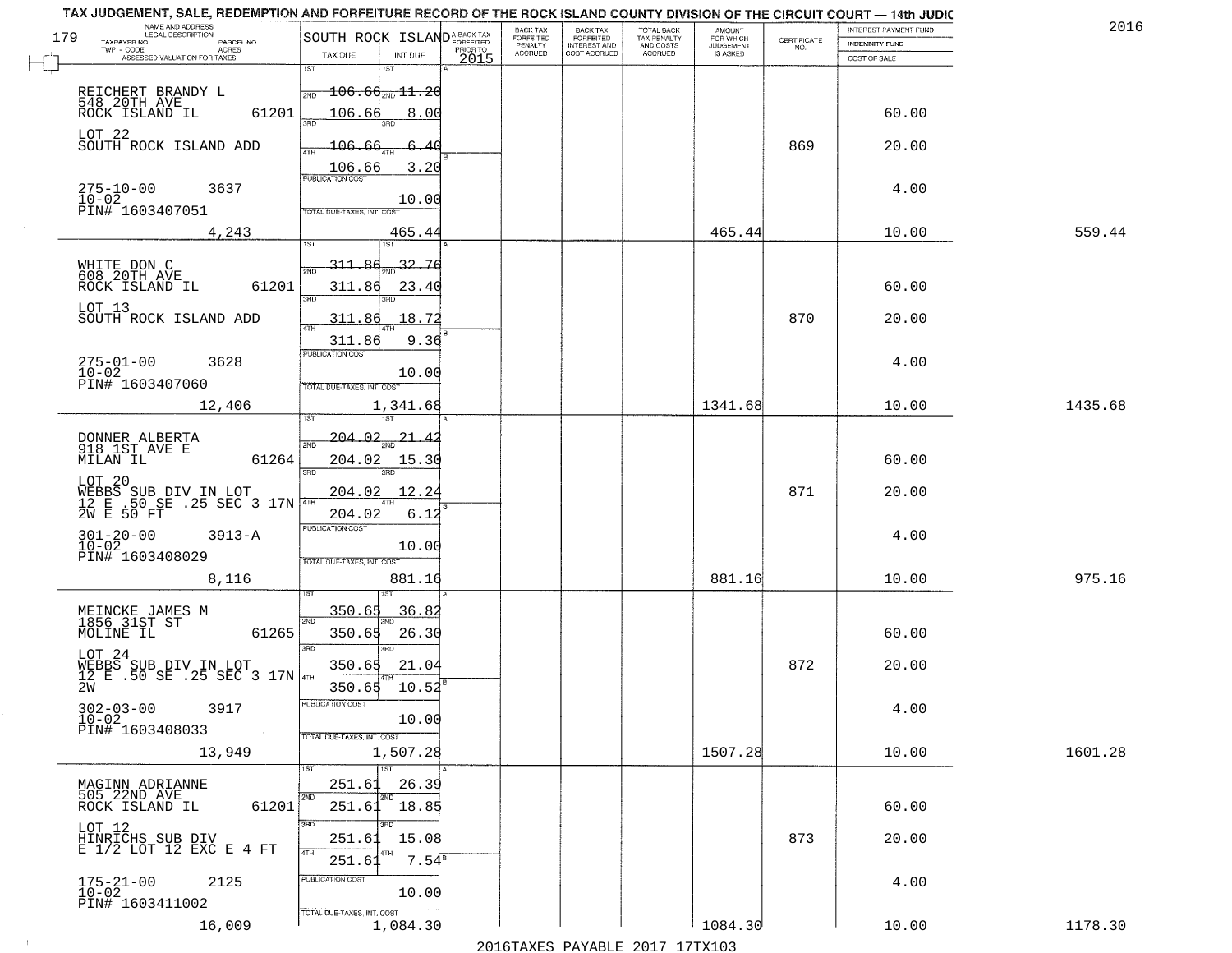TAX JUDGEMENT, SALE, REDEMPTION AND FORFEITURE RECORD OF THE ROCK ISLAND COUNTY DIVISION OF THE CIRCUIT COURT — 14th JUDIC

2016

| 179 NAME AND ADDRESS / LEGAL DESCRIPTION / TAXPAYER NO. / PARCEL NO. / TWP - CODE / ACRES / ASSESSED VALUATION FOR TAXES | SOUTH ROCK ISLAND TAX DUE | INT DUE | A-BACK TAX FORFEITED PRIOR TO 2015 | BACK TAX FORFEITED PENALTY ACCRUED | BACK TAX FORFEITED INTEREST AND COST ACCRUED | TOTAL BACK TAX PENALTY AND COSTS ACCRUED | AMOUNT FOR WHICH JUDGEMENT IS ASKED | CERTIFICATE NO. | INTEREST PAYMENT FUND / INDEMNITY FUND / COST OF SALE | |
|---|---|---|---|---|---|---|---|---|---|---|
| REICHERT BRANDY L<br>548 20TH AVE<br>ROCK ISLAND IL 61201<br>LOT 22<br>SOUTH ROCK ISLAND ADD<br>275-10-00 3637<br>10-02<br>PIN# 1603407051<br>4,243 | 1ST 106.66<br>2ND 106.66<br>3RD 106.66<br>4TH 106.66<br>PUBLICATION COST<br>TOTAL DUE-TAXES, INT. COST | 11.20<br>8.00<br>6.40<br>3.20<br>10.00<br>465.44 | | | | | 465.44 | 869 | 60.00<br>20.00<br>4.00<br>10.00 | 559.44 |
| WHITE DON C<br>608 20TH AVE<br>ROCK ISLAND IL 61201<br>LOT 13<br>SOUTH ROCK ISLAND ADD<br>275-01-00 3628<br>10-02<br>PIN# 1603407060<br>12,406 | 1ST 311.86<br>2ND 311.86<br>3RD 311.86<br>4TH 311.86<br>PUBLICATION COST<br>TOTAL DUE-TAXES, INT. COST | 32.76<br>23.40<br>18.72<br>9.36<br>10.00<br>1,341.68 | | | | | 1341.68 | 870 | 60.00<br>20.00<br>4.00<br>10.00 | 1435.68 |
| DONNER ALBERTA<br>918 1ST AVE E<br>MILAN IL 61264<br>LOT 20<br>WEBBS SUB DIV IN LOT<br>12 E .50 SE .25 SEC 3 17N<br>2W E 50 FT<br>301-20-00 3913-A<br>10-02<br>PIN# 1603408029<br>8,116 | 1ST 204.02<br>2ND 204.02<br>3RD 204.02<br>4TH 204.02<br>PUBLICATION COST<br>TOTAL DUE-TAXES, INT. COST | 21.42<br>15.30<br>12.24<br>6.12<br>10.00<br>881.16 | | | | | 881.16 | 871 | 60.00<br>20.00<br>4.00<br>10.00 | 975.16 |
| MEINCKE JAMES M<br>1856 31ST ST<br>MOLINE IL 61265<br>LOT 24<br>WEBBS SUB DIV IN LOT<br>12 E .50 SE .25 SEC 3 17N<br>2W<br>302-03-00 3917<br>10-02<br>PIN# 1603408033<br>13,949 | 1ST 350.65<br>2ND 350.65<br>3RD 350.65<br>4TH 350.65<br>PUBLICATION COST<br>TOTAL DUE-TAXES, INT. COST | 36.82<br>26.30<br>21.04<br>10.52<br>10.00<br>1,507.28 | | | | | 1507.28 | 872 | 60.00<br>20.00<br>4.00<br>10.00 | 1601.28 |
| MAGINN ADRIANNE<br>505 22ND AVE<br>ROCK ISLAND IL 61201<br>LOT 12<br>HINRICHS SUB DIV<br>E 1/2 LOT 12 EXC E 4 FT<br>175-21-00 2125<br>10-02<br>PIN# 1603411002<br>16,009 | 1ST 251.61<br>2ND 251.61<br>3RD 251.61<br>4TH 251.61<br>PUBLICATION COST<br>TOTAL DUE-TAXES, INT. COST | 26.39<br>18.85<br>15.08<br>7.54<br>10.00<br>1,084.30 | | | | | 1084.30 | 873 | 60.00<br>20.00<br>4.00<br>10.00 | 1178.30 |

2016TAXES PAYABLE 2017 17TX103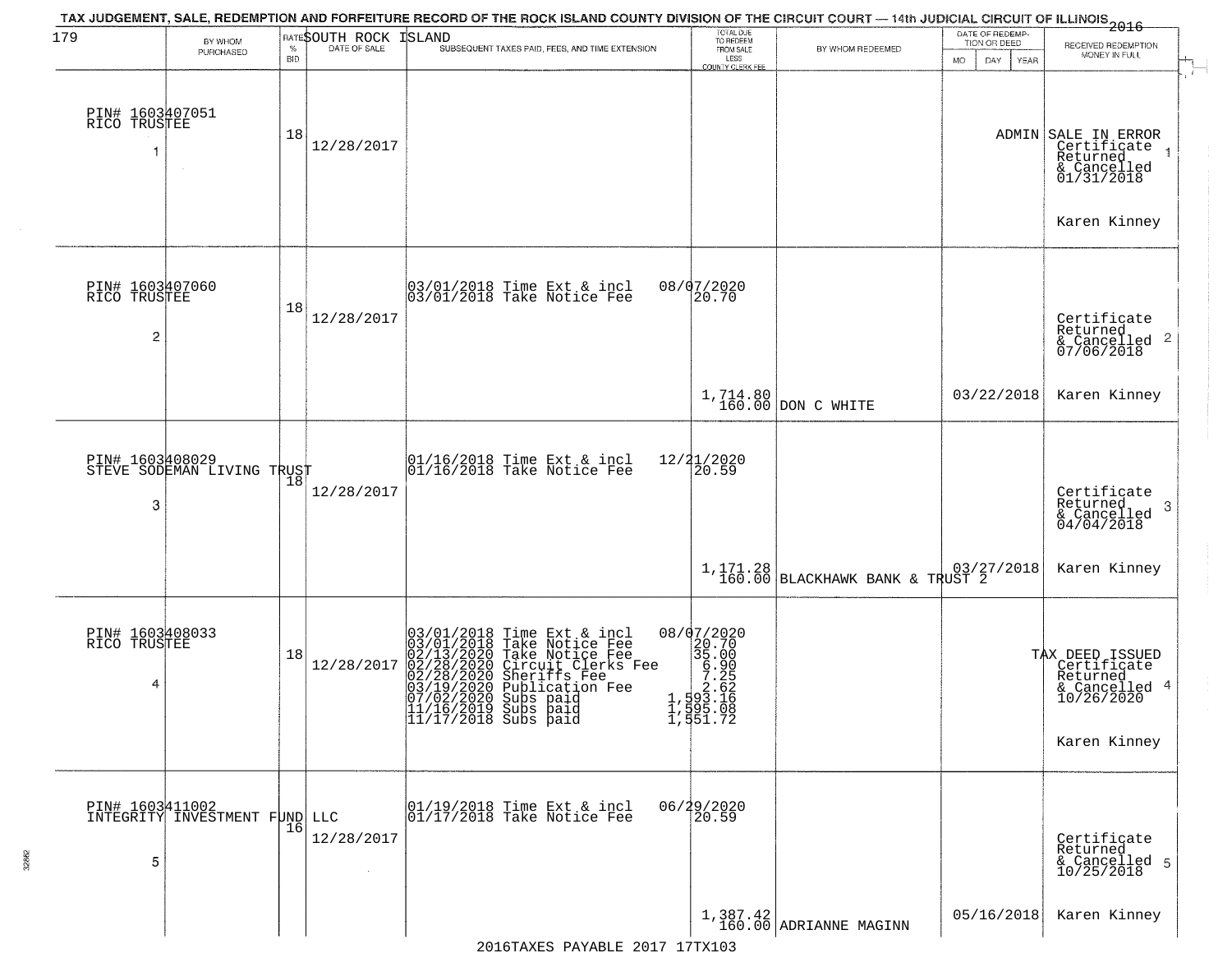TAX JUDGEMENT, SALE, REDEMPTION AND FORFEITURE RECORD OF THE ROCK ISLAND COUNTY DIVISION OF THE CIRCUIT COURT — 14th JUDICIAL CIRCUIT OF ILLINOIS 2016

SOUTH ROCK ISLAND

| 179 | BY WHOM PURCHASED | RATE % BID | DATE OF SALE | SUBSEQUENT TAXES PAID, FEES, AND TIME EXTENSION | TOTAL DUE TO REDEEM FROM SALE LESS COUNTY CLERK FEE | BY WHOM REDEEMED | DATE OF REDEMPTION OR DEED MO DAY YEAR | RECEIVED REDEMPTION MONEY IN FULL |
|---|---|---|---|---|---|---|---|---|
| 1 | PIN# 1603407051 RICO TRUSTEE | 18 | 12/28/2017 | | | | ADMIN | SALE IN ERROR Certificate Returned & Cancelled 01/31/2018 Karen Kinney |
| 2 | PIN# 1603407060 RICO TRUSTEE | 18 | 12/28/2017 | 03/01/2018 Time Ext & incl 08/07/2020<br>03/01/2018 Take Notice Fee 20.70 | 1,714.80<br>160.00 | DON C WHITE | 03/22/2018 | Certificate Returned & Cancelled 07/06/2018 Karen Kinney |
| 3 | PIN# 1603408029 STEVE SODEMAN LIVING TRUST | 18 | 12/28/2017 | 01/16/2018 Time Ext & incl 12/21/2020<br>01/16/2018 Take Notice Fee 20.59 | 1,171.28<br>160.00 | BLACKHAWK BANK & TRUST 2 | 03/27/2018 | Certificate Returned & Cancelled 04/04/2018 Karen Kinney |
| 4 | PIN# 1603408033 RICO TRUSTEE | 18 | 12/28/2017 | 03/01/2018 Time Ext & incl 08/07/2020<br>03/01/2018 Take Notice Fee 20.70<br>02/13/2020 Take Notice Fee 35.00<br>02/28/2020 Circuit Clerks Fee 6.90<br>02/28/2020 Sheriffs Fee 7.25<br>03/19/2020 Publication Fee 2.62<br>07/02/2020 Subs paid 1,593.16<br>11/16/2019 Subs paid 1,595.08<br>11/17/2018 Subs paid 1,551.72 | | | | TAX DEED ISSUED Certificate Returned & Cancelled 10/26/2020 Karen Kinney |
| 5 | PIN# 1603411002 INTEGRITY INVESTMENT FUND LLC | 16 | 12/28/2017 | 01/19/2018 Time Ext & incl 06/29/2020<br>01/17/2018 Take Notice Fee 20.59 | 1,387.42<br>160.00 | ADRIANNE MAGINN | 05/16/2018 | Certificate Returned & Cancelled 10/25/2018 Karen Kinney |

2016TAXES PAYABLE 2017 17TX103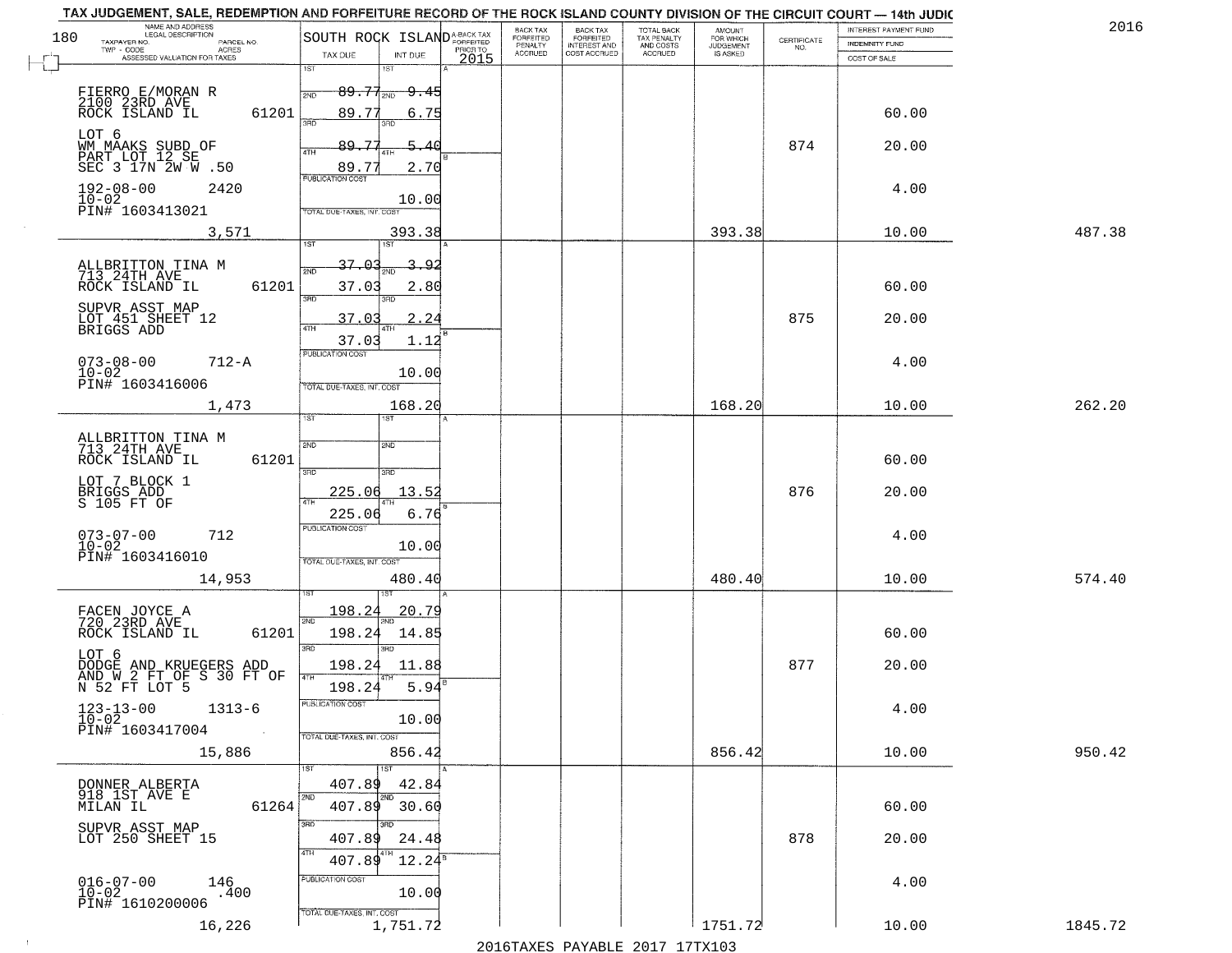TAX JUDGEMENT, SALE, REDEMPTION AND FORFEITURE RECORD OF THE ROCK ISLAND COUNTY DIVISION OF THE CIRCUIT COURT — 14th JUDIC

2016

180

| NAME AND ADDRESS / LEGAL DESCRIPTION / TAXPAYER NO. / PARCEL NO. / TWP - CODE / ACRES / ASSESSED VALUATION FOR TAXES | SOUTH ROCK ISLAND TAX DUE | INT DUE | A-BACK TAX FORFEITED PRIOR TO 2015 | BACK TAX FORFEITED PENALTY ACCRUED | BACK TAX FORFEITED INTEREST AND COST ACCRUED | TOTAL BACK TAX PENALTY AND COSTS ACCRUED | AMOUNT FOR WHICH JUDGEMENT IS ASKED | CERTIFICATE NO. | INTEREST PAYMENT FUND / INDEMNITY FUND / COST OF SALE | |
|---|---|---|---|---|---|---|---|---|---|---|
| FIERRO E/MORAN R<br>2100 23RD AVE<br>ROCK ISLAND IL 61201<br>LOT 6<br>WM MAAKS SUBD OF PART LOT 12 SE SEC 3 17N 2W W .50<br>192-08-00 2420<br>10-02<br>PIN# 1603413021<br>3,571 | 1ST 89.77<br>2ND 89.77<br>3RD 89.77<br>4TH 89.77<br>PUBLICATION COST<br>TOTAL DUE-TAXES, INT. COST | 9.45<br>6.75<br>5.40<br>2.70<br>10.00<br>393.38 | | | | | 393.38 | 874 | 60.00<br>20.00<br>4.00<br>10.00 | 487.38 |
| ALLBRITTON TINA M<br>713 24TH AVE<br>ROCK ISLAND IL 61201<br>SUPVR ASST MAP<br>LOT 451 SHEET 12<br>BRIGGS ADD<br>073-08-00 712-A<br>10-02<br>PIN# 1603416006<br>1,473 | 1ST 37.03<br>2ND 37.03<br>3RD 37.03<br>4TH 37.03<br>PUBLICATION COST<br>TOTAL DUE-TAXES, INT. COST | 3.92<br>2.80<br>2.24<br>1.12<br>10.00<br>168.20 | | | | | 168.20 | 875 | 60.00<br>20.00<br>4.00<br>10.00 | 262.20 |
| ALLBRITTON TINA M<br>713 24TH AVE<br>ROCK ISLAND IL 61201<br>LOT 7 BLOCK 1<br>BRIGGS ADD<br>S 105 FT OF<br>073-07-00 712<br>10-02<br>PIN# 1603416010<br>14,953 | 1ST<br>2ND<br>3RD 225.06<br>4TH 225.06<br>PUBLICATION COST<br>TOTAL DUE-TAXES, INT. COST | <br><br>13.52<br>6.76<br>10.00<br>480.40 | | | | | 480.40 | 876 | 60.00<br>20.00<br>4.00<br>10.00 | 574.40 |
| FACEN JOYCE A<br>720 23RD AVE<br>ROCK ISLAND IL 61201<br>LOT 6<br>DODGE AND KRUEGERS ADD AND W 2 FT OF S 30 FT OF N 52 FT LOT 5<br>123-13-00 1313-6<br>10-02<br>PIN# 1603417004<br>15,886 | 1ST 198.24<br>2ND 198.24<br>3RD 198.24<br>4TH 198.24<br>PUBLICATION COST<br>TOTAL DUE-TAXES, INT. COST | 20.79<br>14.85<br>11.88<br>5.94<br>10.00<br>856.42 | | | | | 856.42 | 877 | 60.00<br>20.00<br>4.00<br>10.00 | 950.42 |
| DONNER ALBERTA<br>918 1ST AVE E<br>MILAN IL 61264<br>SUPVR ASST MAP<br>LOT 250 SHEET 15<br>016-07-00 146<br>10-02 .400<br>PIN# 1610200006<br>16,226 | 1ST 407.89<br>2ND 407.89<br>3RD 407.89<br>4TH 407.89<br>PUBLICATION COST<br>TOTAL DUE-TAXES, INT. COST | 42.84<br>30.60<br>24.48<br>12.24<br>10.00<br>1,751.72 | | | | | 1751.72 | 878 | 60.00<br>20.00<br>4.00<br>10.00 | 1845.72 |

2016TAXES PAYABLE 2017 17TX103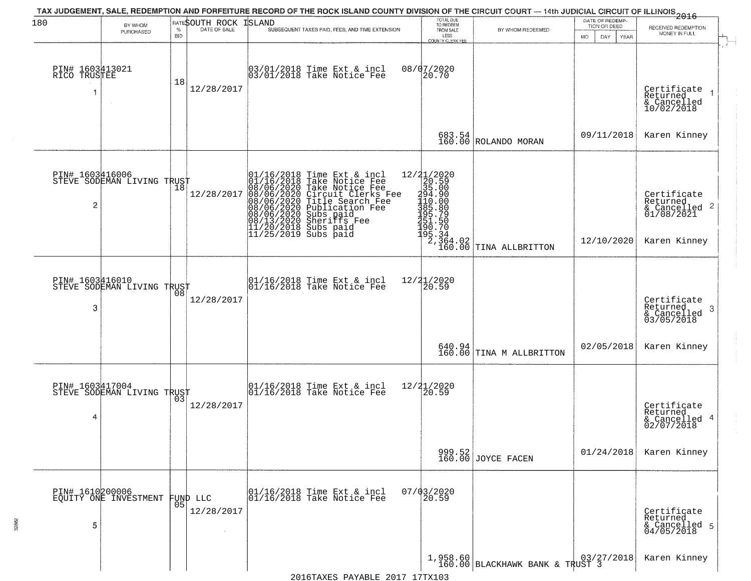# TAX JUDGEMENT, SALE, REDEMPTION AND FORFEITURE RECORD OF THE ROCK ISLAND COUNTY DIVISION OF THE CIRCUIT COURT — 14th JUDICIAL CIRCUIT OF ILLINOIS 2016

SOUTH ROCK ISLAND

| # | BY WHOM PURCHASED | RATE % BID | DATE OF SALE | SUBSEQUENT TAXES PAID, FEES, AND TIME EXTENSION | TOTAL DUE TO REDEEM FROM SALE LESS COUNTY CLERK FEE | BY WHOM REDEEMED | DATE OF REDEMPTION OR DEED | RECEIVED REDEMPTION MONEY IN FULL |
|---|---|---|---|---|---|---|---|---|
| 1 | PIN# 1603413021 RICO TRUSTEE | 18 | 12/28/2017 | 03/01/2018 Time Ext & incl 08/07/2020<br>03/01/2018 Take Notice Fee 20.70 | 683.54<br>160.00 | ROLANDO MORAN | 09/11/2018 | Certificate Returned & Cancelled 10/02/2018<br>Karen Kinney |
| 2 | PIN# 1603416006 STEVE SODEMAN LIVING TRUST | 18 | 12/28/2017 | 01/16/2018 Time Ext & incl 12/21/2020<br>01/16/2018 Take Notice Fee 20.59<br>08/06/2020 Take Notice Fee 35.00<br>08/06/2020 Circuit Clerks Fee 294.90<br>08/06/2020 Title Search Fee 110.00<br>08/06/2020 Publication Fee 385.80<br>08/06/2020 Subs paid 195.79<br>08/13/2020 Sheriffs Fee 251.50<br>11/20/2018 Subs paid 190.70<br>11/25/2019 Subs paid 195.34 | 2,364.02<br>160.00 | TINA ALLBRITTON | 12/10/2020 | Certificate Returned & Cancelled 01/08/2021<br>Karen Kinney |
| 3 | PIN# 1603416010 STEVE SODEMAN LIVING TRUST | 08 | 12/28/2017 | 01/16/2018 Time Ext & incl 12/21/2020<br>01/16/2018 Take Notice Fee 20.59 | 640.94<br>160.00 | TINA M ALLBRITTON | 02/05/2018 | Certificate Returned & Cancelled 03/05/2018<br>Karen Kinney |
| 4 | PIN# 1603417004 STEVE SODEMAN LIVING TRUST | 03 | 12/28/2017 | 01/16/2018 Time Ext & incl 12/21/2020<br>01/16/2018 Take Notice Fee 20.59 | 999.52<br>160.00 | JOYCE FACEN | 01/24/2018 | Certificate Returned & Cancelled 02/07/2018<br>Karen Kinney |
| 5 | PIN# 1610200006 EQUITY ONE INVESTMENT FUND LLC | 05 | 12/28/2017 | 01/16/2018 Time Ext & incl 07/03/2020<br>01/16/2018 Take Notice Fee 20.59 | 1,958.60<br>160.00 | BLACKHAWK BANK & TRUST 3 | 03/27/2018 | Certificate Returned & Cancelled 04/05/2018<br>Karen Kinney |

2016TAXES PAYABLE 2017 17TX103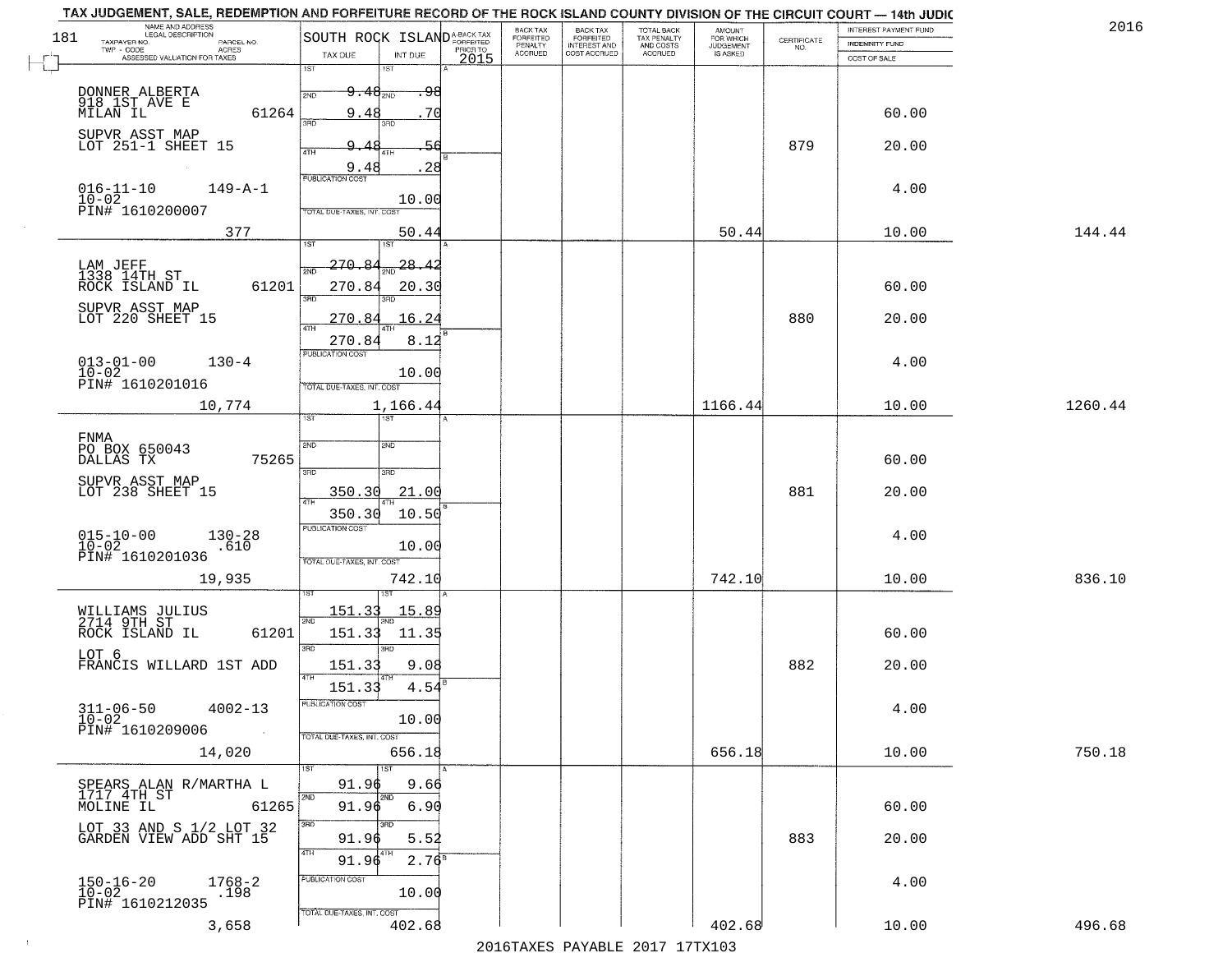TAX JUDGEMENT, SALE, REDEMPTION AND FORFEITURE RECORD OF THE ROCK ISLAND COUNTY DIVISION OF THE CIRCUIT COURT — 14th JUDIC

2016

| NAME AND ADDRESS / LEGAL DESCRIPTION / TAXPAYER NO. / PARCEL NO. / TWP - CODE / ACRES / ASSESSED VALUATION FOR TAXES | SOUTH ROCK ISLAND TAX DUE | INT DUE | A-BACK TAX FORFEITED PRIOR TO 2015 | BACK TAX FORFEITED PENALTY ACCRUED | BACK TAX FORFEITED INTEREST AND COST ACCRUED | TOTAL BACK TAX PENALTY AND COSTS ACCRUED | AMOUNT FOR WHICH JUDGEMENT IS ASKED | CERTIFICATE NO. | INTEREST PAYMENT FUND / INDEMNITY FUND / COST OF SALE | |
|---|---|---|---|---|---|---|---|---|---|---|
| 181 | | | | | | | | | | |
| DONNER ALBERTA<br>918 1ST AVE E<br>MILAN IL 61264<br>SUPVR ASST MAP<br>LOT 251-1 SHEET 15<br>016-11-10 149-A-1<br>10-02<br>PIN# 1610200007<br>377 | 1ST<br>2ND 9.48<br>3RD 9.48<br>4TH 9.48<br>9.48<br>PUBLICATION COST<br>TOTAL DUE-TAXES, INT. COST | 1ST<br>2ND .98<br>3RD .70<br>4TH .56<br>.28<br>10.00<br>50.44 | | | | | 50.44 | 879 | 60.00<br>20.00<br>4.00<br>10.00 | 144.44 |
| LAM JEFF<br>1338 14TH ST<br>ROCK ISLAND IL 61201<br>SUPVR ASST MAP<br>LOT 220 SHEET 15<br>013-01-00 130-4<br>10-02<br>PIN# 1610201016<br>10,774 | 1ST<br>2ND 270.84<br>3RD 270.84<br>4TH 270.84<br>270.84<br>PUBLICATION COST<br>TOTAL DUE-TAXES, INT. COST | 1ST<br>2ND 28.42<br>3RD 20.30<br>4TH 16.24<br>8.12<br>10.00<br>1,166.44 | | | | | 1166.44 | 880 | 60.00<br>20.00<br>4.00<br>10.00 | 1260.44 |
| FNMA<br>PO BOX 650043<br>DALLAS TX 75265<br>SUPVR ASST MAP<br>LOT 238 SHEET 15<br>015-10-00 130-28<br>10-02 .610<br>PIN# 1610201036<br>19,935 | 1ST<br>2ND<br>3RD<br>4TH 350.30<br>350.30<br>PUBLICATION COST<br>TOTAL DUE-TAXES, INT. COST | 1ST<br>2ND<br>3RD<br>4TH 21.00<br>10.50<br>10.00<br>742.10 | | | | | 742.10 | 881 | 60.00<br>20.00<br>4.00<br>10.00 | 836.10 |
| WILLIAMS JULIUS<br>2714 9TH ST<br>ROCK ISLAND IL 61201<br>LOT 6<br>FRANCIS WILLARD 1ST ADD<br>311-06-50 4002-13<br>10-02<br>PIN# 1610209006<br>14,020 | 1ST 151.33<br>2ND 151.33<br>3RD 151.33<br>4TH 151.33<br>PUBLICATION COST<br>TOTAL DUE-TAXES, INT. COST | 1ST 15.89<br>2ND 11.35<br>3RD 9.08<br>4TH 4.54<br>10.00<br>656.18 | | | | | 656.18 | 882 | 60.00<br>20.00<br>4.00<br>10.00 | 750.18 |
| SPEARS ALAN R/MARTHA L<br>1717 4TH ST<br>MOLINE IL 61265<br>LOT 33 AND S 1/2 LOT 32<br>GARDEN VIEW ADD SHT 15<br>150-16-20 1768-2<br>10-02 .198<br>PIN# 1610212035<br>3,658 | 1ST 91.96<br>2ND 91.96<br>3RD 91.96<br>4TH 91.96<br>PUBLICATION COST<br>TOTAL DUE-TAXES, INT. COST | 1ST 9.66<br>2ND 6.90<br>3RD 5.52<br>4TH 2.76<br>10.00<br>402.68 | | | | | 402.68 | 883 | 60.00<br>20.00<br>4.00<br>10.00 | 496.68 |

2016TAXES PAYABLE 2017 17TX103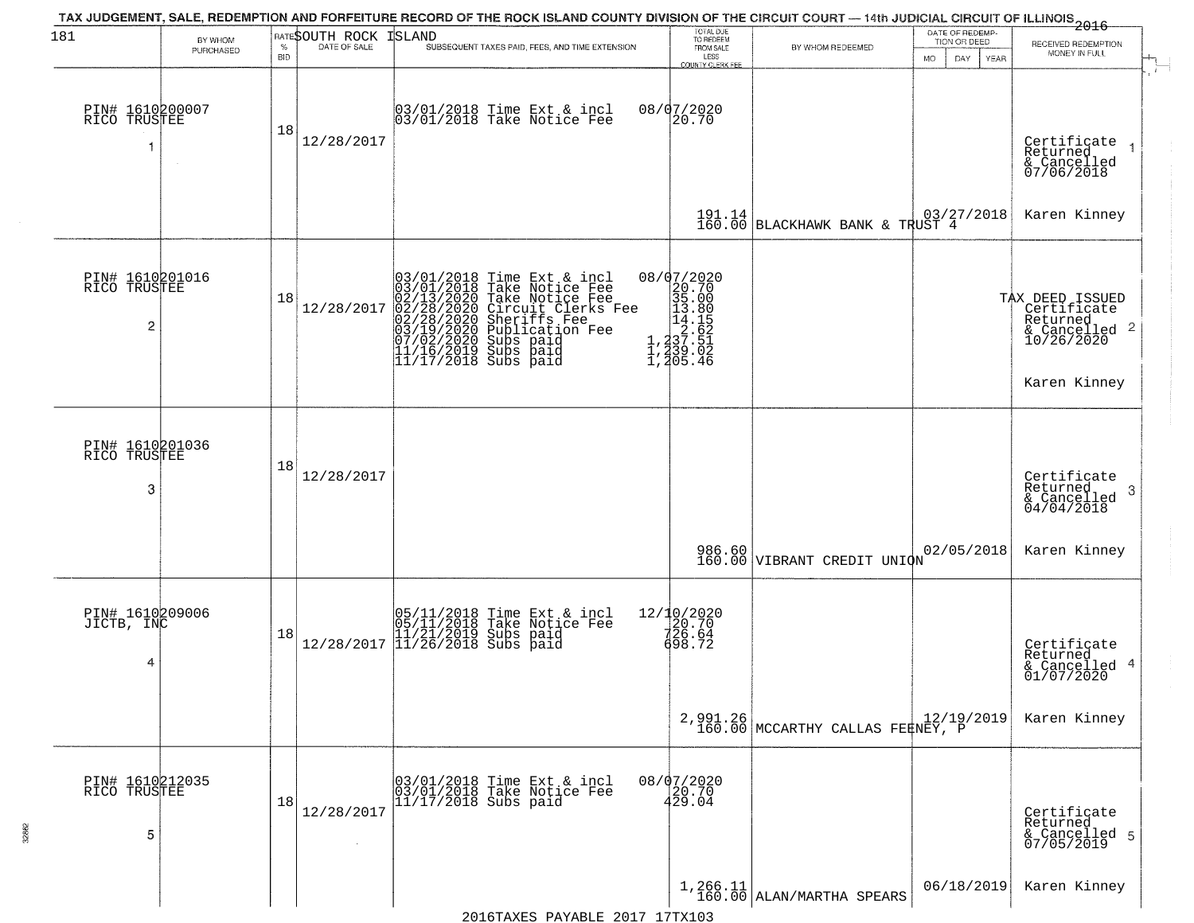TAX JUDGEMENT, SALE, REDEMPTION AND FORFEITURE RECORD OF THE ROCK ISLAND COUNTY DIVISION OF THE CIRCUIT COURT — 14th JUDICIAL CIRCUIT OF ILLINOIS 2016

181 SOUTH ROCK ISLAND

| | BY WHOM PURCHASED | RATE % BID | DATE OF SALE | SUBSEQUENT TAXES PAID, FEES, AND TIME EXTENSION | TOTAL DUE TO REDEEM FROM SALE LESS COUNTY CLERK FEE | BY WHOM REDEEMED | DATE OF REDEMPTION OR DEED MO DAY YEAR | RECEIVED REDEMPTION MONEY IN FULL |
|---|---|---|---|---|---|---|---|---|
| 1 | PIN# 1610200007 RICO TRUSTEE | 18 | 12/28/2017 | 03/01/2018 Time Ext & incl<br>03/01/2018 Take Notice Fee | 08/07/2020<br>20.70<br><br>191.14<br>160.00 | BLACKHAWK BANK & TRUST 4 | 03/27/2018 | Certificate Returned & Cancelled 07/06/2018<br>Karen Kinney |
| 2 | PIN# 1610201016 RICO TRUSTEE | 18 | 12/28/2017 | 03/01/2018 Time Ext & incl<br>03/01/2018 Take Notice Fee<br>02/13/2020 Take Notice Fee<br>02/28/2020 Circuit Clerks Fee<br>02/28/2020 Sheriffs Fee<br>03/19/2020 Publication Fee<br>07/02/2020 Subs paid<br>11/16/2019 Subs paid<br>11/17/2018 Subs paid | 08/07/2020<br>20.70<br>35.00<br>13.80<br>14.15<br>2.62<br>1,237.51<br>1,239.02<br>1,205.46 | | | TAX DEED ISSUED Certificate Returned & Cancelled 10/26/2020<br>Karen Kinney |
| 3 | PIN# 1610201036 RICO TRUSTEE | 18 | 12/28/2017 | | 986.60<br>160.00 | VIBRANT CREDIT UNION | 02/05/2018 | Certificate Returned & Cancelled 04/04/2018<br>Karen Kinney |
| 4 | PIN# 1610209006 JICTB, INC | 18 | 12/28/2017 | 05/11/2018 Time Ext & incl<br>05/11/2018 Take Notice Fee<br>11/21/2019 Subs paid<br>11/26/2018 Subs paid | 12/10/2020<br>20.70<br>726.64<br>698.72<br><br>2,991.26<br>160.00 | MCCARTHY CALLAS FEENEY, P | 12/19/2019 | Certificate Returned & Cancelled 01/07/2020<br>Karen Kinney |
| 5 | PIN# 1610212035 RICO TRUSTEE | 18 | 12/28/2017 | 03/01/2018 Time Ext & incl<br>03/01/2018 Take Notice Fee<br>11/17/2018 Subs paid | 08/07/2020<br>20.70<br>429.04<br><br>1,266.11<br>160.00 | ALAN/MARTHA SPEARS | 06/18/2019 | Certificate Returned & Cancelled 07/05/2019<br>Karen Kinney |

2016TAXES PAYABLE 2017 17TX103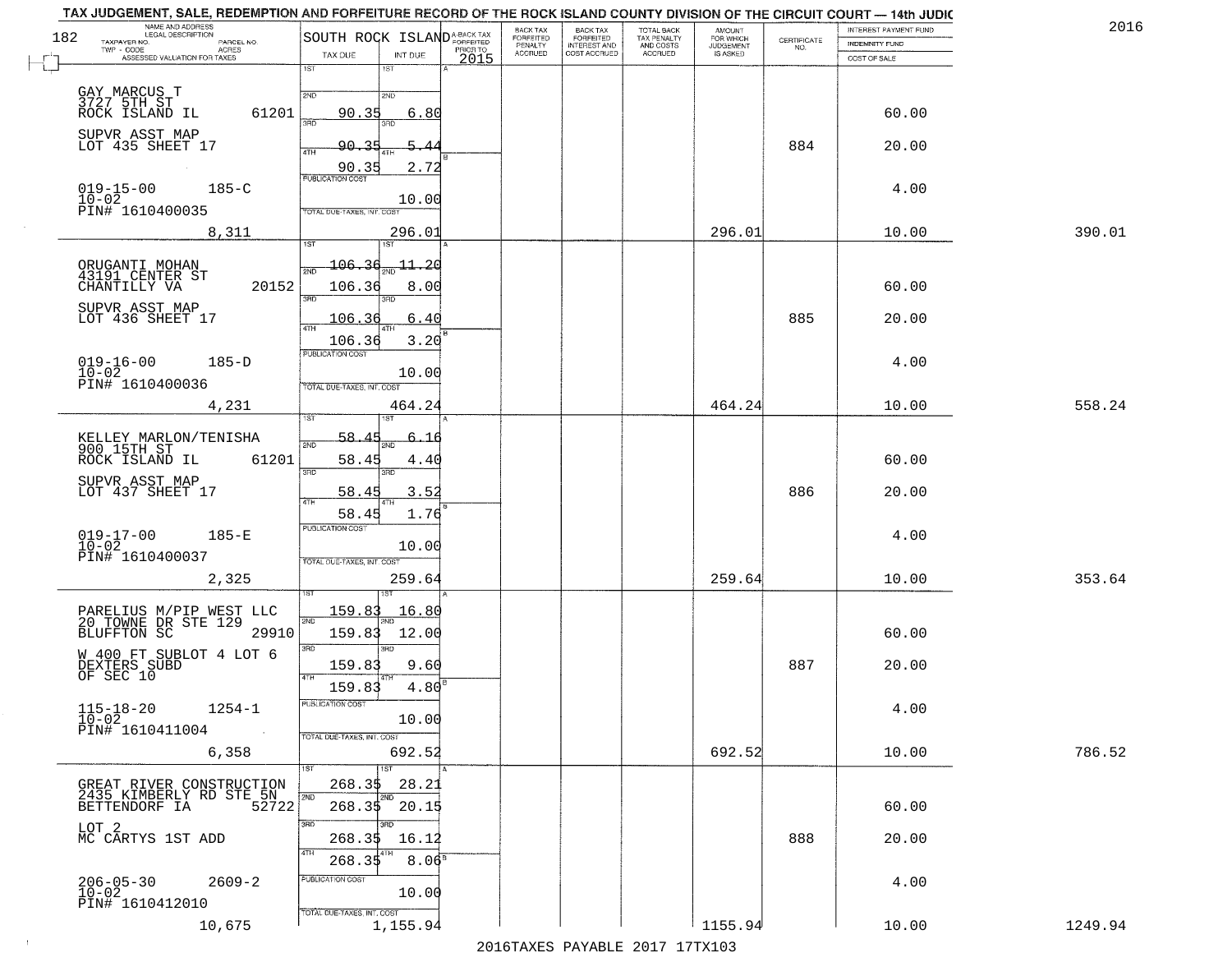TAX JUDGEMENT, SALE, REDEMPTION AND FORFEITURE RECORD OF THE ROCK ISLAND COUNTY DIVISION OF THE CIRCUIT COURT — 14th JUDIC

2016

| NAME AND ADDRESS / LEGAL DESCRIPTION / TAXPAYER NO. / PARCEL NO. / TWP - CODE / ACRES / ASSESSED VALUATION FOR TAXES | SOUTH ROCK ISLAND TAX DUE | INT DUE | A-BACK TAX FORFEITED PRIOR TO 2015 | BACK TAX FORFEITED PENALTY ACCRUED | BACK TAX FORFEITED INTEREST AND COST ACCRUED | TOTAL BACK TAX PENALTY AND COSTS ACCRUED | AMOUNT FOR WHICH JUDGEMENT IS ASKED | CERTIFICATE NO. | INTEREST PAYMENT FUND / INDEMNITY FUND / COST OF SALE | |
|---|---|---|---|---|---|---|---|---|---|---|
| GAY MARCUS T<br>3727 5TH ST<br>ROCK ISLAND IL 61201<br>SUPVR ASST MAP<br>LOT 435 SHEET 17<br>019-15-00 185-C<br>10-02<br>PIN# 1610400035<br>8,311 | 1ST<br>2ND 90.35<br>3RD 90.35<br>4TH 90.35<br>PUBLICATION COST<br>TOTAL DUE-TAXES, INT. COST | 1ST<br>2ND 6.80<br>3RD 5.44<br>4TH 2.72<br>10.00<br>296.01 | | | | | 296.01 | 884 | 60.00<br>20.00<br>4.00<br>10.00 | 390.01 |
| ORUGANTI MOHAN<br>43191 CENTER ST<br>CHANTILLY VA 20152<br>SUPVR ASST MAP<br>LOT 436 SHEET 17<br>019-16-00 185-D<br>10-02<br>PIN# 1610400036<br>4,231 | 1ST 106.36<br>2ND 106.36<br>3RD 106.36<br>4TH 106.36<br>PUBLICATION COST<br>TOTAL DUE-TAXES, INT. COST | 1ST 11.20<br>2ND 8.00<br>3RD 6.40<br>4TH 3.20<br>10.00<br>464.24 | | | | | 464.24 | 885 | 60.00<br>20.00<br>4.00<br>10.00 | 558.24 |
| KELLEY MARLON/TENISHA<br>900 15TH ST<br>ROCK ISLAND IL 61201<br>SUPVR ASST MAP<br>LOT 437 SHEET 17<br>019-17-00 185-E<br>10-02<br>PIN# 1610400037<br>2,325 | 1ST 58.45<br>2ND 58.45<br>3RD 58.45<br>4TH 58.45<br>PUBLICATION COST<br>TOTAL DUE-TAXES, INT. COST | 1ST 6.16<br>2ND 4.40<br>3RD 3.52<br>4TH 1.76<br>10.00<br>259.64 | | | | | 259.64 | 886 | 60.00<br>20.00<br>4.00<br>10.00 | 353.64 |
| PARELIUS M/PIP WEST LLC<br>20 TOWNE DR STE 129<br>BLUFFTON SC 29910<br>W 400 FT SUBLOT 4 LOT 6<br>DEXTERS SUBD<br>OF SEC 10<br>115-18-20 1254-1<br>10-02<br>PIN# 1610411004<br>6,358 | 1ST 159.83<br>2ND 159.83<br>3RD 159.83<br>4TH 159.83<br>PUBLICATION COST<br>TOTAL DUE-TAXES, INT. COST | 1ST 16.80<br>2ND 12.00<br>3RD 9.60<br>4TH 4.80<br>10.00<br>692.52 | | | | | 692.52 | 887 | 60.00<br>20.00<br>4.00<br>10.00 | 786.52 |
| GREAT RIVER CONSTRUCTION<br>2435 KIMBERLY RD STE 5N<br>BETTENDORF IA 52722<br>LOT 2<br>MC CARTYS 1ST ADD<br>206-05-30 2609-2<br>10-02<br>PIN# 1610412010<br>10,675 | 1ST 268.35<br>2ND 268.35<br>3RD 268.35<br>4TH 268.35<br>PUBLICATION COST<br>TOTAL DUE-TAXES, INT. COST | 1ST 28.21<br>2ND 20.15<br>3RD 16.12<br>4TH 8.06<br>10.00<br>1,155.94 | | | | | 1155.94 | 888 | 60.00<br>20.00<br>4.00<br>10.00 | 1249.94 |

2016TAXES PAYABLE 2017 17TX103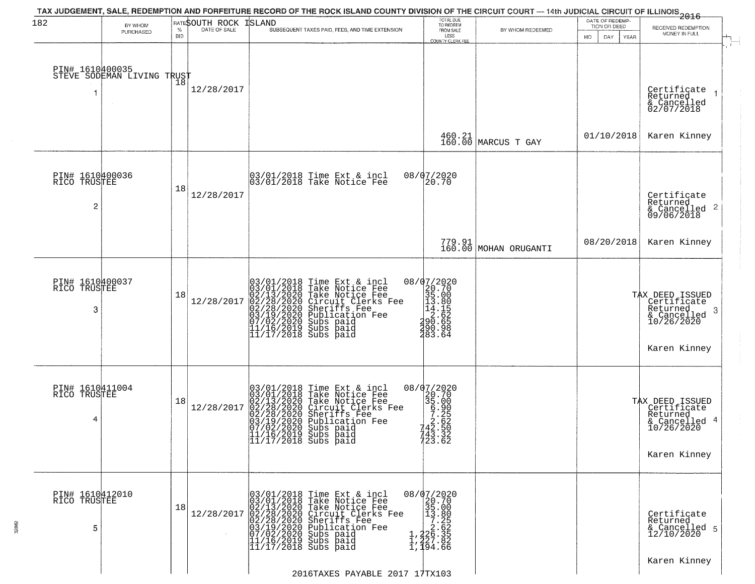TAX JUDGEMENT, SALE, REDEMPTION AND FORFEITURE RECORD OF THE ROCK ISLAND COUNTY DIVISION OF THE CIRCUIT COURT — 14th JUDICIAL CIRCUIT OF ILLINOIS 2016

SOUTH ROCK ISLAND

| | BY WHOM PURCHASED | RATE % BID | DATE OF SALE | SUBSEQUENT TAXES PAID, FEES, AND TIME EXTENSION | TOTAL DUE TO REDEEM FROM SALE LESS COUNTY CLERK FEE | BY WHOM REDEEMED | DATE OF REDEMPTION OR DEED MO DAY YEAR | RECEIVED REDEMPTION MONEY IN FULL |
|---|---|---|---|---|---|---|---|---|
| 1 | PIN# 1610400035 STEVE SODEMAN LIVING TRUST | 18 | 12/28/2017 | | 460.21 160.00 | MARCUS T GAY | 01/10/2018 | Certificate Returned & Cancelled 02/07/2018 Karen Kinney |
| 2 | PIN# 1610400036 RICO TRUSTEE | 18 | 12/28/2017 | 03/01/2018 Time Ext & incl 08/07/2020<br>03/01/2018 Take Notice Fee 20.70 | 779.91 160.00 | MOHAN ORUGANTI | 08/20/2018 | Certificate Returned & Cancelled 09/06/2018 Karen Kinney |
| 3 | PIN# 1610400037 RICO TRUSTEE | 18 | 12/28/2017 | 03/01/2018 Time Ext & incl 08/07/2020<br>03/01/2018 Take Notice Fee 20.70<br>02/13/2020 Take Notice Fee 35.00<br>02/28/2020 Circuit Clerks Fee 13.80<br>02/28/2020 Sheriffs Fee 14.15<br>03/19/2020 Publication Fee 2.62<br>07/02/2020 Subs paid 290.65<br>11/16/2019 Subs paid 290.98<br>11/17/2018 Subs paid 283.64 | | | | TAX DEED ISSUED Certificate Returned & Cancelled 10/26/2020 Karen Kinney |
| 4 | PIN# 1610411004 RICO TRUSTEE | 18 | 12/28/2017 | 03/01/2018 Time Ext & incl 08/07/2020<br>03/01/2018 Take Notice Fee 20.70<br>02/13/2020 Take Notice Fee 35.00<br>02/28/2020 Circuit Clerks Fee 6.90<br>02/28/2020 Sheriffs Fee 7.25<br>03/19/2020 Publication Fee 2.62<br>07/02/2020 Subs paid 742.50<br>11/16/2019 Subs paid 743.32<br>11/17/2018 Subs paid 723.62 | | | | TAX DEED ISSUED Certificate Returned & Cancelled 10/26/2020 Karen Kinney |
| 5 | PIN# 1610412010 RICO TRUSTEE | 18 | 12/28/2017 | 03/01/2018 Time Ext & incl 08/07/2020<br>03/01/2018 Take Notice Fee 20.70<br>02/13/2020 Take Notice Fee 35.00<br>02/28/2020 Circuit Clerks Fee 13.80<br>02/28/2020 Sheriffs Fee 7.25<br>03/19/2020 Publication Fee 2.62<br>07/02/2020 Subs paid 1,226.35<br>11/16/2019 Subs paid 1,227.82<br>11/17/2018 Subs paid 1,194.66 | | | | Certificate Returned & Cancelled 12/10/2020 Karen Kinney |

2016TAXES PAYABLE 2017 17TX103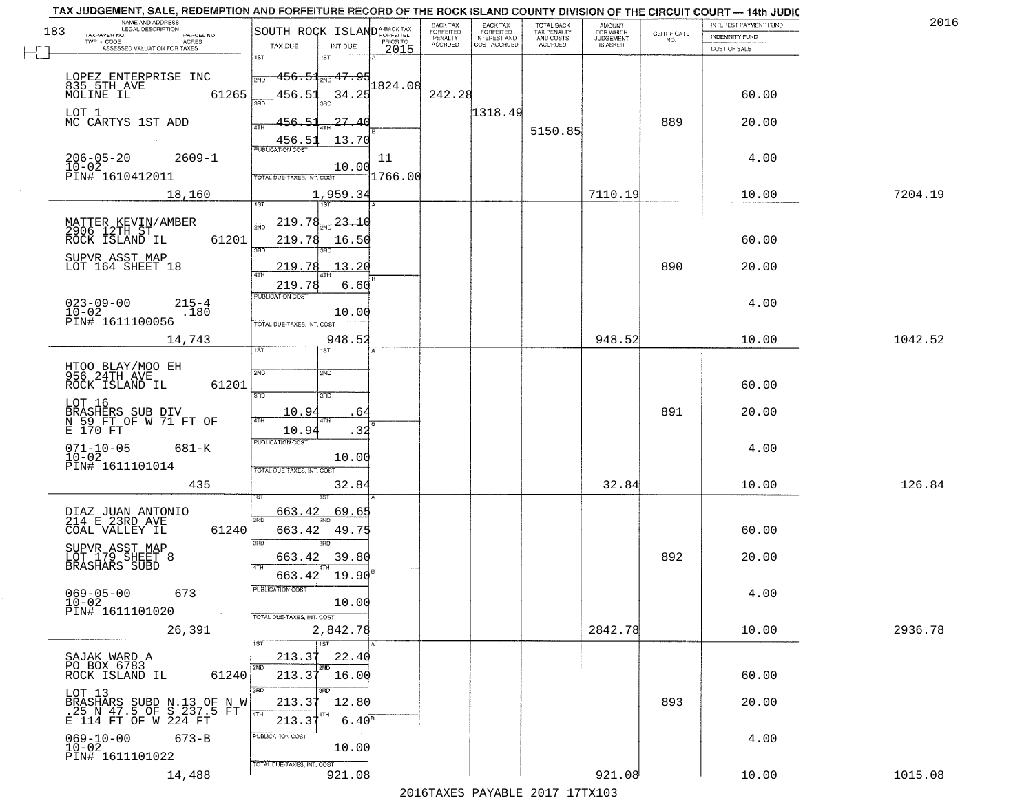# TAX JUDGEMENT, SALE, REDEMPTION AND FORFEITURE RECORD OF THE ROCK ISLAND COUNTY DIVISION OF THE CIRCUIT COURT — 14th JUDIC

2016

183 SOUTH ROCK ISLAND

| NAME AND ADDRESS / LEGAL DESCRIPTION / TAXPAYER NO. / PARCEL NO. / TWP - CODE / ACRES / ASSESSED VALUATION FOR TAXES | TAX DUE | INT DUE | A-BACK TAX FORFEITED PRIOR TO 2015 | BACK TAX FORFEITED PENALTY ACCRUED | BACK TAX FORFEITED INTEREST AND COST ACCRUED | TOTAL BACK TAX PENALTY AND COSTS ACCRUED | AMOUNT FOR WHICH JUDGEMENT IS ASKED | CERTIFICATE NO. | INTEREST PAYMENT FUND / INDEMNITY FUND / COST OF SALE | |
|---|---|---|---|---|---|---|---|---|---|---|
| LOPEZ ENTERPRISE INC 835 5TH AVE MOLINE IL 61265 | 1ST 456.51 | 1ST 47.95 | 1824.08 | | | | | | | |
| | 2ND 456.51 | 2ND 34.25 | | 242.28 | | | | | 60.00 | |
| LOT 1 MC CARTYS 1ST ADD | 3RD 456.51 | 3RD 27.40 | | | 1318.49 | 5150.85 | | 889 | 20.00 | |
| | 4TH 456.51 | 4TH 13.70 | B | | | | | | | |
| 206-05-20 2609-1 10-02 PIN# 1610412011 | PUBLICATION COST | 10.00 | 11 1766.00 | | | | | | 4.00 | |
| 18,160 | TOTAL DUE-TAXES, INT. COST | 1,959.34 | | | | | 7110.19 | | 10.00 | 7204.19 |
| MATTER KEVIN/AMBER 2906 12TH ST ROCK ISLAND IL 61201 | 1ST 219.78 | 1ST 23.10 | A | | | | | | | |
| | 2ND 219.78 | 2ND 16.50 | | | | | | | 60.00 | |
| SUPVR ASST MAP LOT 164 SHEET 18 | 3RD 219.78 | 3RD 13.20 | | | | | | 890 | 20.00 | |
| | 4TH 219.78 | 4TH 6.60 | B | | | | | | | |
| 023-09-00 215-4 10-02 .180 PIN# 1611100056 | PUBLICATION COST | 10.00 | | | | | | | 4.00 | |
| 14,743 | TOTAL DUE-TAXES, INT. COST | 948.52 | | | | | 948.52 | | 10.00 | 1042.52 |
| HTOO BLAY/MOO EH 956 24TH AVE ROCK ISLAND IL 61201 | 1ST | 1ST | A | | | | | | | |
| | 2ND | 2ND | | | | | | | 60.00 | |
| LOT 16 BRASHERS SUB DIV N 59 FT OF W 71 FT OF E 170 FT | 3RD 10.94 | 3RD .64 | | | | | | 891 | 20.00 | |
| | 4TH 10.94 | 4TH .32 | B | | | | | | | |
| 071-10-05 681-K 10-02 PIN# 1611101014 | PUBLICATION COST | 10.00 | | | | | | | 4.00 | |
| 435 | TOTAL DUE-TAXES, INT. COST | 32.84 | | | | | 32.84 | | 10.00 | 126.84 |
| DIAZ JUAN ANTONIO 214 E 23RD AVE COAL VALLEY IL 61240 | 1ST 663.42 | 1ST 69.65 | A | | | | | | | |
| | 2ND 663.42 | 2ND 49.75 | | | | | | | 60.00 | |
| SUPVR ASST MAP LOT 179 SHEET 8 BRASHARS SUBD | 3RD 663.42 | 3RD 39.80 | | | | | | 892 | 20.00 | |
| | 4TH 663.42 | 4TH 19.90 | B | | | | | | | |
| 069-05-00 673 10-02 PIN# 1611101020 | PUBLICATION COST | 10.00 | | | | | | | 4.00 | |
| 26,391 | TOTAL DUE-TAXES, INT. COST | 2,842.78 | | | | | 2842.78 | | 10.00 | 2936.78 |
| SAJAK WARD A PO BOX 6783 ROCK ISLAND IL 61240 | 1ST 213.37 | 1ST 22.40 | A | | | | | | | |
| | 2ND 213.37 | 2ND 16.00 | | | | | | | 60.00 | |
| LOT 13 BRASHARS SUBD N.13 OF N W .25 N 47.5 OF S 237.5 FT E 114 FT OF W 224 FT | 3RD 213.37 | 3RD 12.80 | | | | | | 893 | 20.00 | |
| | 4TH 213.37 | 4TH 6.40 | B | | | | | | | |
| 069-10-00 673-B 10-02 PIN# 1611101022 | PUBLICATION COST | 10.00 | | | | | | | 4.00 | |
| 14,488 | TOTAL DUE-TAXES, INT. COST | 921.08 | | | | | 921.08 | | 10.00 | 1015.08 |

2016TAXES PAYABLE 2017 17TX103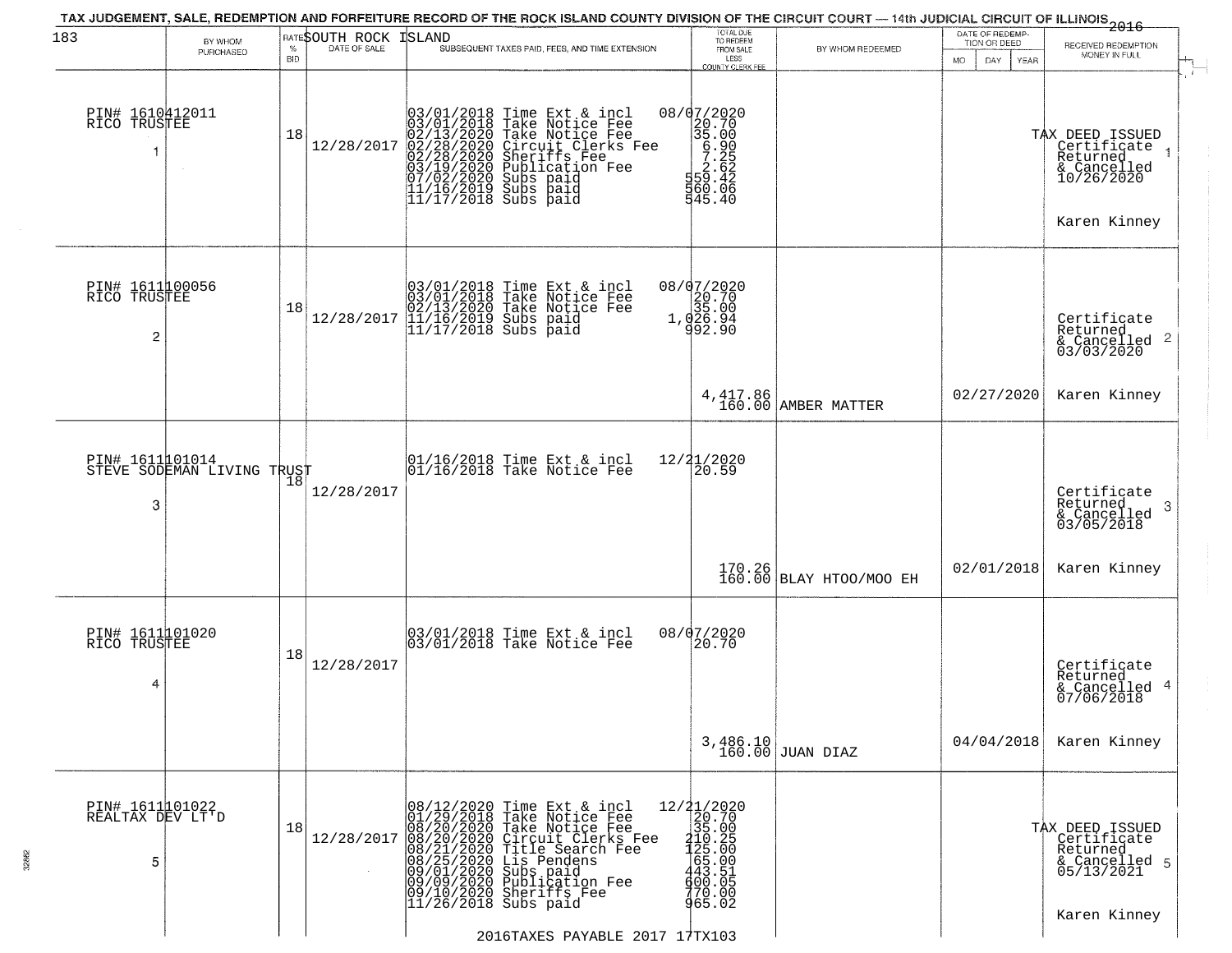TAX JUDGEMENT, SALE, REDEMPTION AND FORFEITURE RECORD OF THE ROCK ISLAND COUNTY DIVISION OF THE CIRCUIT COURT — 14th JUDICIAL CIRCUIT OF ILLINOIS 2016

183 SOUTH ROCK ISLAND

| | BY WHOM PURCHASED | RATE % BID | DATE OF SALE | SUBSEQUENT TAXES PAID, FEES, AND TIME EXTENSION | TOTAL DUE TO REDEEM FROM SALE LESS COUNTY CLERK FEE | BY WHOM REDEEMED | DATE OF REDEMPTION OR DEED MO DAY YEAR | RECEIVED REDEMPTION MONEY IN FULL |
|---|---|---|---|---|---|---|---|---|
| 1 | PIN# 1610412011 RICO TRUSTEE | 18 | 12/28/2017 | 03/01/2018 Time Ext & incl 08/07/2020<br>03/01/2018 Take Notice Fee 20.70<br>02/13/2020 Take Notice Fee 35.00<br>02/28/2020 Circuit Clerks Fee 6.90<br>02/28/2020 Sheriffs Fee 7.25<br>03/19/2020 Publication Fee 2.62<br>07/02/2020 Subs paid 559.42<br>11/16/2019 Subs paid 560.06<br>11/17/2018 Subs paid 545.40 | | | | TAX DEED ISSUED Certificate Returned & Cancelled 10/26/2020<br>Karen Kinney |
| 2 | PIN# 1611100056 RICO TRUSTEE | 18 | 12/28/2017 | 03/01/2018 Time Ext & incl 08/07/2020<br>03/01/2018 Take Notice Fee 20.70<br>02/13/2020 Take Notice Fee 35.00<br>11/16/2019 Subs paid 1,026.94<br>11/17/2018 Subs paid 992.90 | 4,417.86<br>160.00 | AMBER MATTER | 02/27/2020 | Certificate Returned & Cancelled 03/03/2020<br>Karen Kinney |
| 3 | PIN# 1611101014 STEVE SODEMAN LIVING TRUST | 18 | 12/28/2017 | 01/16/2018 Time Ext & incl 12/21/2020<br>01/16/2018 Take Notice Fee 20.59 | 170.26<br>160.00 | BLAY HTOO/MOO EH | 02/01/2018 | Certificate Returned & Cancelled 03/05/2018<br>Karen Kinney |
| 4 | PIN# 1611101020 RICO TRUSTEE | 18 | 12/28/2017 | 03/01/2018 Time Ext & incl 08/07/2020<br>03/01/2018 Take Notice Fee 20.70 | 3,486.10<br>160.00 | JUAN DIAZ | 04/04/2018 | Certificate Returned & Cancelled 07/06/2018<br>Karen Kinney |
| 5 | PIN# 1611101022 REALTAX DEV LT'D | 18 | 12/28/2017 | 08/12/2020 Time Ext & incl 12/21/2020<br>01/29/2018 Take Notice Fee 20.70<br>08/20/2020 Take Notice Fee 35.00<br>08/20/2020 Circuit Clerks Fee 210.25<br>08/21/2020 Title Search Fee 125.00<br>08/25/2020 Lis Pendens 65.00<br>09/01/2020 Subs paid 443.51<br>09/09/2020 Publication Fee 600.05<br>09/10/2020 Sheriffs Fee 770.00<br>11/26/2018 Subs paid 965.02 | | | | TAX DEED ISSUED Certificate Returned & Cancelled 05/13/2021<br>Karen Kinney |

2016TAXES PAYABLE 2017 17TX103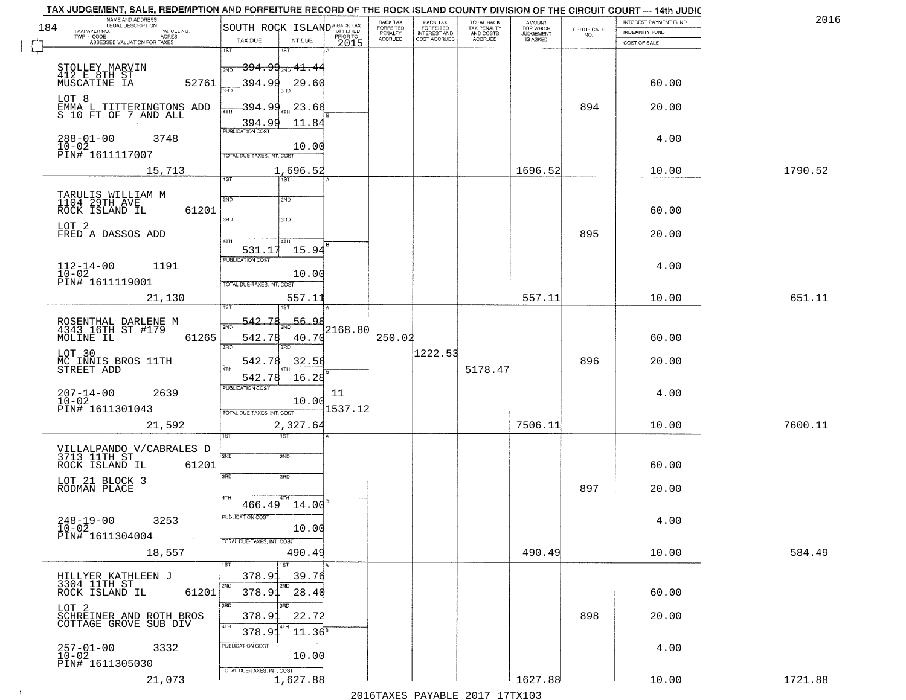# TAX JUDGEMENT, SALE, REDEMPTION AND FORFEITURE RECORD OF THE ROCK ISLAND COUNTY DIVISION OF THE CIRCUIT COURT — 14th JUDIC

2016

| NAME AND ADDRESS / LEGAL DESCRIPTION / TAXPAYER NO. / PARCEL NO. / TWP - CODE / ACRES / ASSESSED VALUATION FOR TAXES | SOUTH ROCK ISLAND TAX DUE | INT DUE | A-BACK TAX FORFEITED PRIOR TO 2015 | BACK TAX FORFEITED PENALTY ACCRUED | BACK TAX FORFEITED INTEREST AND COST ACCRUED | TOTAL BACK TAX PENALTY AND COSTS ACCRUED | AMOUNT FOR WHICH JUDGEMENT IS ASKED | CERTIFICATE NO. | INTEREST PAYMENT FUND / INDEMNITY FUND / COST OF SALE | |
|---|---|---|---|---|---|---|---|---|---|---|
| STOLLEY MARVIN<br>412 E 8TH ST<br>MUSCATINE IA 52761<br>LOT 8<br>EMMA L TITTERINGTONS ADD<br>S 10 FT OF 7 AND ALL<br>288-01-00 3748<br>10-02<br>PIN# 1611117007<br>15,713 | 1ST 394.99<br>2ND 394.99<br>3RD 394.99<br>4TH 394.99<br>PUBLICATION COST<br>TOTAL DUE-TAXES, INT. COST | 41.44<br>29.60<br>23.68<br>11.84<br>10.00<br>1,696.52 | | | | | 1696.52 | 894 | 60.00<br>20.00<br>4.00<br>10.00 | 1790.52 |
| TARULIS WILLIAM M<br>1104 29TH AVE<br>ROCK ISLAND IL 61201<br>LOT 2<br>FRED A DASSOS ADD<br>112-14-00 1191<br>10-02<br>PIN# 1611119001<br>21,130 | 4TH 531.17<br>PUBLICATION COST<br>TOTAL DUE-TAXES, INT. COST | 15.94<br>10.00<br>557.11 | | | | | 557.11 | 895 | 60.00<br>20.00<br>4.00<br>10.00 | 651.11 |
| ROSENTHAL DARLENE M<br>4343 16TH ST #179<br>MOLINE IL 61265<br>LOT 30<br>MC INNIS BROS 11TH<br>STREET ADD<br>207-14-00 2639<br>10-02<br>PIN# 1611301043<br>21,592 | 1ST 542.78<br>2ND 542.78<br>3RD 542.78<br>4TH 542.78<br>PUBLICATION COST<br>TOTAL DUE-TAXES, INT. COST | 56.98<br>40.70<br>32.56<br>16.28<br>10.00<br>2,327.64 | 2168.80<br>11<br>1537.12 | 250.02 | 1222.53 | 5178.47 | 7506.11 | 896 | 60.00<br>20.00<br>4.00<br>10.00 | 7600.11 |
| VILLALPANDO V/CABRALES D<br>3713 11TH ST<br>ROCK ISLAND IL 61201<br>LOT 21 BLOCK 3<br>RODMAN PLACE<br>248-19-00 3253<br>10-02<br>PIN# 1611304004<br>18,557 | 4TH 466.49<br>PUBLICATION COST<br>TOTAL DUE-TAXES, INT. COST | 14.00<br>10.00<br>490.49 | | | | | 490.49 | 897 | 60.00<br>20.00<br>4.00<br>10.00 | 584.49 |
| HILLYER KATHLEEN J<br>3304 11TH ST<br>ROCK ISLAND IL 61201<br>LOT 2<br>SCHREINER AND ROTH BROS<br>COTTAGE GROVE SUB DIV<br>257-01-00 3332<br>10-02<br>PIN# 1611305030<br>21,073 | 1ST 378.91<br>2ND 378.91<br>3RD 378.91<br>4TH 378.91<br>PUBLICATION COST<br>TOTAL DUE-TAXES, INT. COST | 39.76<br>28.40<br>22.72<br>11.36<br>10.00<br>1,627.88 | | | | | 1627.88 | 898 | 60.00<br>20.00<br>4.00<br>10.00 | 1721.88 |

2016TAXES PAYABLE 2017 17TX103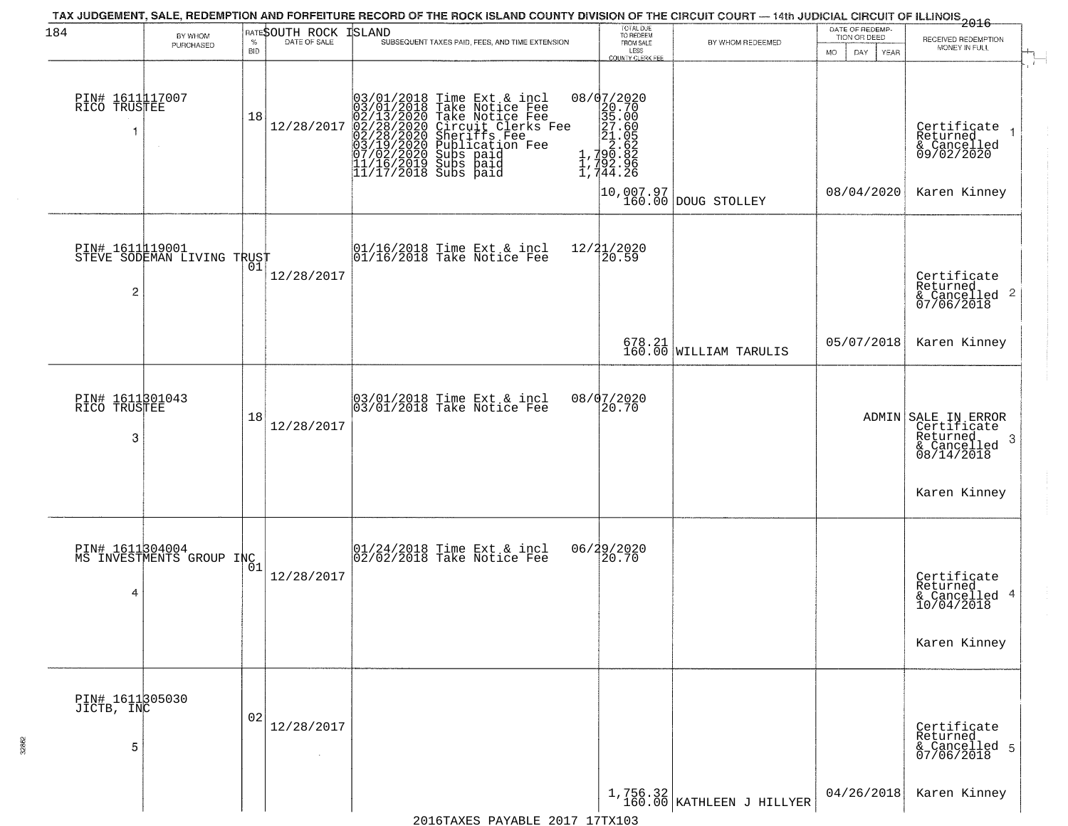TAX JUDGEMENT, SALE, REDEMPTION AND FORFEITURE RECORD OF THE ROCK ISLAND COUNTY DIVISION OF THE CIRCUIT COURT — 14th JUDICIAL CIRCUIT OF ILLINOIS 2016

SOUTH ROCK ISLAND

| BY WHOM PURCHASED | RATE % BID | DATE OF SALE | SUBSEQUENT TAXES PAID, FEES, AND TIME EXTENSION | TOTAL DUE TO REDEEM FROM SALE LESS COUNTY CLERK FEE | BY WHOM REDEEMED | DATE OF REDEMPTION OR DEED | RECEIVED REDEMPTION MONEY IN FULL |
|---|---|---|---|---|---|---|---|
| PIN# 1611117007 RICO TRUSTEE 1 | 18 | 12/28/2017 | 03/01/2018 Time Ext & incl 08/07/2020<br>03/01/2018 Take Notice Fee 20.70<br>02/13/2020 Take Notice Fee 35.00<br>02/28/2020 Circuit Clerks Fee 27.60<br>02/28/2020 Sheriffs Fee 21.05<br>03/19/2020 Publication Fee 2.62<br>07/02/2020 Subs paid 1,790.82<br>11/16/2019 Subs paid 1,792.96<br>11/17/2018 Subs paid 1,744.26 | 10,007.97<br>160.00 | DOUG STOLLEY | 08/04/2020 | Certificate Returned & Cancelled 09/02/2020<br>Karen Kinney |
| PIN# 1611119001 STEVE SODEMAN LIVING TRUST 2 | 01 | 12/28/2017 | 01/16/2018 Time Ext & incl 12/21/2020<br>01/16/2018 Take Notice Fee 20.59 | 678.21<br>160.00 | WILLIAM TARULIS | 05/07/2018 | Certificate Returned & Cancelled 07/06/2018<br>Karen Kinney |
| PIN# 1611301043 RICO TRUSTEE 3 | 18 | 12/28/2017 | 03/01/2018 Time Ext & incl 08/07/2020<br>03/01/2018 Take Notice Fee 20.70 | | | ADMIN | SALE IN ERROR Certificate Returned & Cancelled 08/14/2018<br>Karen Kinney |
| PIN# 1611304004 MS INVESTMENTS GROUP INC 4 | 01 | 12/28/2017 | 01/24/2018 Time Ext & incl 06/29/2020<br>02/02/2018 Take Notice Fee 20.70 | | | | Certificate Returned & Cancelled 10/04/2018<br>Karen Kinney |
| PIN# 1611305030 JICTB, INC 5 | 02 | 12/28/2017 | | 1,756.32<br>160.00 | KATHLEEN J HILLYER | 04/26/2018 | Certificate Returned & Cancelled 07/06/2018<br>Karen Kinney |

2016TAXES PAYABLE 2017 17TX103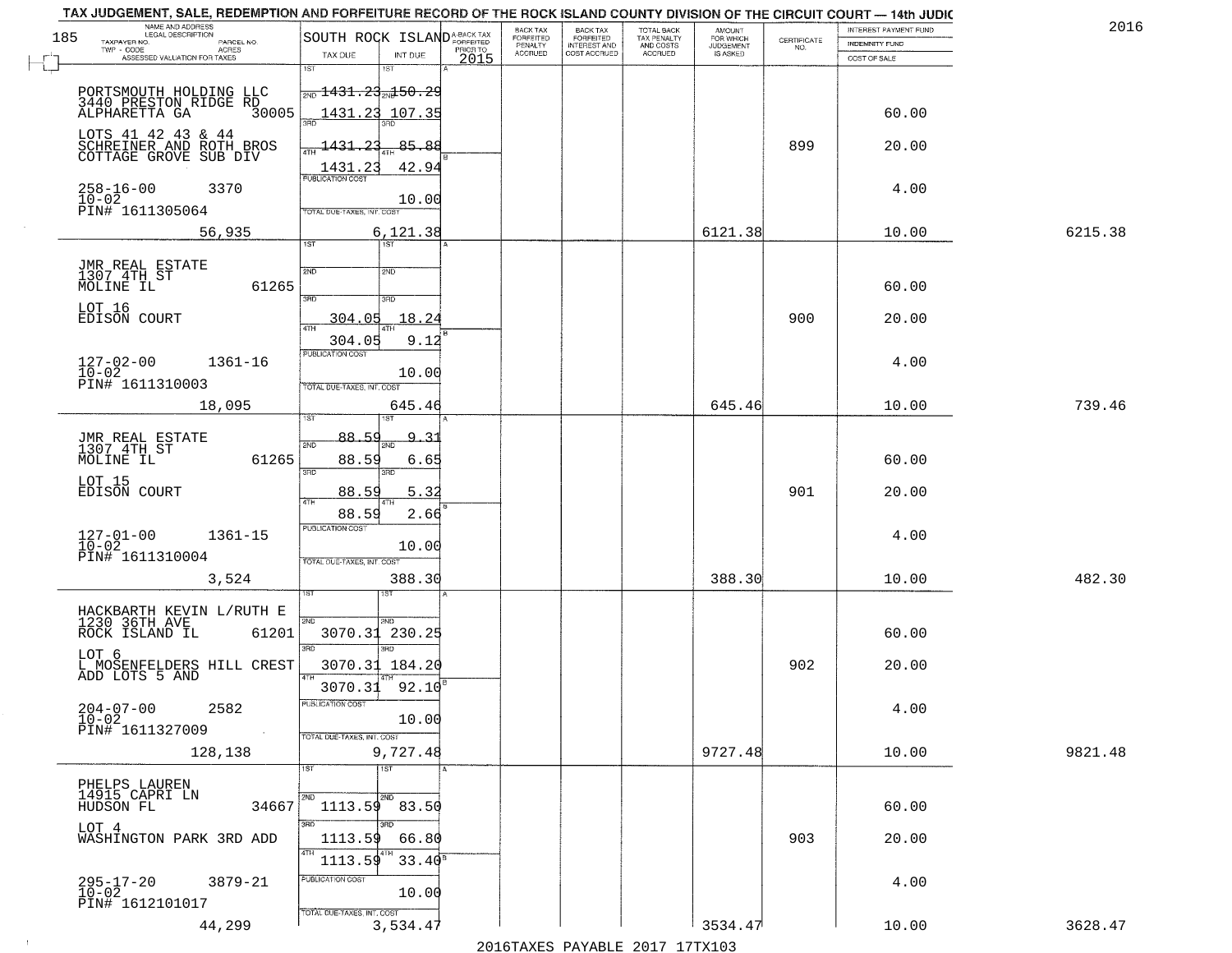TAX JUDGEMENT, SALE, REDEMPTION AND FORFEITURE RECORD OF THE ROCK ISLAND COUNTY DIVISION OF THE CIRCUIT COURT — 14th JUDIC

2016

185 SOUTH ROCK ISLAND

| NAME AND ADDRESS / LEGAL DESCRIPTION / TAXPAYER NO. / PARCEL NO. / TWP - CODE / ACRES / ASSESSED VALUATION FOR TAXES | TAX DUE | INT DUE | A-BACK TAX FORFEITED PRIOR TO 2015 | BACK TAX FORFEITED PENALTY ACCRUED | BACK TAX FORFEITED INTEREST AND COST ACCRUED | TOTAL BACK TAX PENALTY AND COSTS ACCRUED | AMOUNT FOR WHICH JUDGEMENT IS ASKED | CERTIFICATE NO. | INTEREST PAYMENT FUND / INDEMNITY FUND / COST OF SALE | |
|---|---|---|---|---|---|---|---|---|---|---|
| PORTSMOUTH HOLDING LLC<br>3440 PRESTON RIDGE RD<br>ALPHARETTA GA 30005<br>LOTS 41 42 43 & 44<br>SCHREINER AND ROTH BROS<br>COTTAGE GROVE SUB DIV<br>258-16-00 3370<br>10-02<br>PIN# 1611305064<br>56,935 | 2ND 1431.23<br>3RD 1431.23<br>4TH 1431.23<br>1431.23<br>PUBLICATION COST<br>TOTAL DUE-TAXES, INT. COST | 2ND 150.29<br>107.35<br>85.88<br>42.94<br>10.00<br>6,121.38 | | | | | 6121.38 | 899 | 60.00<br>20.00<br>4.00<br>10.00 | 6215.38 |
| JMR REAL ESTATE<br>1307 4TH ST<br>MOLINE IL 61265<br>LOT 16<br>EDISON COURT<br>127-02-00 1361-16<br>10-02<br>PIN# 1611310003<br>18,095 | 304.05<br>304.05<br>PUBLICATION COST<br>TOTAL DUE-TAXES, INT. COST | 18.24<br>9.12<br>10.00<br>645.46 | | | | | 645.46 | 900 | 60.00<br>20.00<br>4.00<br>10.00 | 739.46 |
| JMR REAL ESTATE<br>1307 4TH ST<br>MOLINE IL 61265<br>LOT 15<br>EDISON COURT<br>127-01-00 1361-15<br>10-02<br>PIN# 1611310004<br>3,524 | 88.59<br>88.59<br>88.59<br>88.59<br>PUBLICATION COST<br>TOTAL DUE-TAXES, INT. COST | 9.31<br>6.65<br>5.32<br>2.66<br>10.00<br>388.30 | | | | | 388.30 | 901 | 60.00<br>20.00<br>4.00<br>10.00 | 482.30 |
| HACKBARTH KEVIN L/RUTH E<br>1230 36TH AVE<br>ROCK ISLAND IL 61201<br>LOT 6<br>L MOSENFELDERS HILL CREST<br>ADD LOTS 5 AND<br>204-07-00 2582<br>10-02<br>PIN# 1611327009<br>128,138 | 2ND 3070.31<br>3RD 3070.31<br>4TH 3070.31<br>PUBLICATION COST<br>TOTAL DUE-TAXES, INT. COST | 230.25<br>184.20<br>92.10<br>10.00<br>9,727.48 | | | | | 9727.48 | 902 | 60.00<br>20.00<br>4.00<br>10.00 | 9821.48 |
| PHELPS LAUREN<br>14915 CAPRI LN<br>HUDSON FL 34667<br>LOT 4<br>WASHINGTON PARK 3RD ADD<br>295-17-20 3879-21<br>10-02<br>PIN# 1612101017<br>44,299 | 2ND 1113.59<br>3RD 1113.59<br>4TH 1113.59<br>PUBLICATION COST<br>TOTAL DUE-TAXES, INT. COST | 83.50<br>66.80<br>33.40<br>10.00<br>3,534.47 | | | | | 3534.47 | 903 | 60.00<br>20.00<br>4.00<br>10.00 | 3628.47 |

2016TAXES PAYABLE 2017 17TX103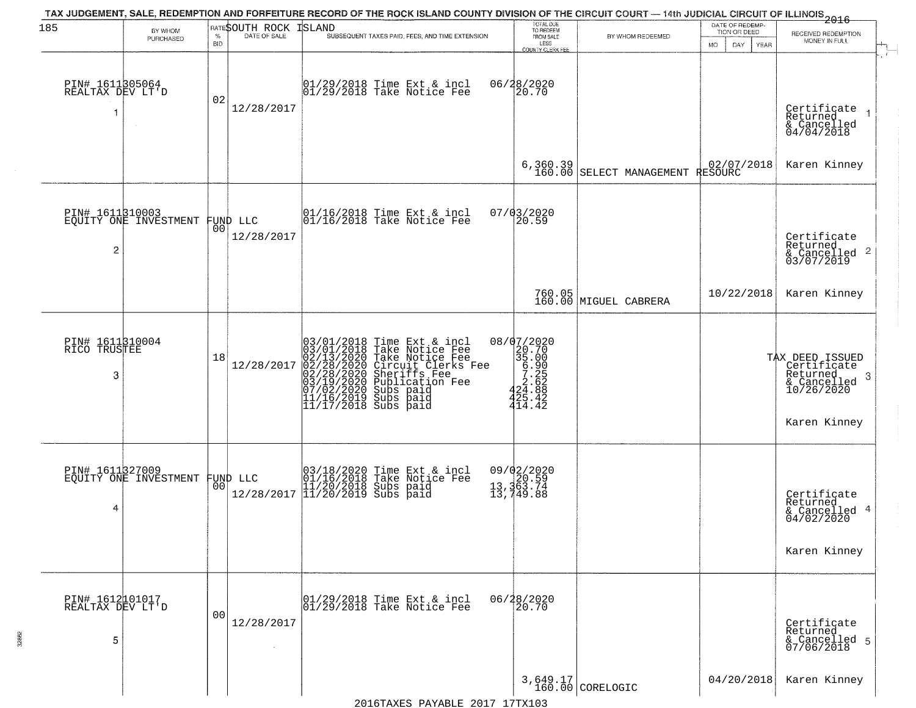TAX JUDGEMENT, SALE, REDEMPTION AND FORFEITURE RECORD OF THE ROCK ISLAND COUNTY DIVISION OF THE CIRCUIT COURT — 14th JUDICIAL CIRCUIT OF ILLINOIS 2016

SOUTH ROCK ISLAND

| BY WHOM PURCHASED | RATE % BID | DATE OF SALE | SUBSEQUENT TAXES PAID, FEES, AND TIME EXTENSION | TOTAL DUE TO REDEEM FROM SALE LESS COUNTY CLERK FEE | BY WHOM REDEEMED | DATE OF REDEMPTION OR DEED MO DAY YEAR | RECEIVED REDEMPTION MONEY IN FULL |
|---|---|---|---|---|---|---|---|
| PIN# 1611305064 REALTAX DEV LT'D 1 | 02 | 12/28/2017 | 01/29/2018 Time Ext & incl<br>01/29/2018 Take Notice Fee | 06/28/2020<br>20.70<br>6,360.39<br>160.00 | SELECT MANAGEMENT RESOURC | 02/07/2018 | Certificate Returned & Cancelled 04/04/2018 1<br>Karen Kinney |
| PIN# 1611310003 EQUITY ONE INVESTMENT FUND LLC 2 | 00 | 12/28/2017 | 01/16/2018 Time Ext & incl<br>01/16/2018 Take Notice Fee | 07/03/2020<br>20.59<br>760.05<br>160.00 | MIGUEL CABRERA | 10/22/2018 | Certificate Returned & Cancelled 03/07/2019 2<br>Karen Kinney |
| PIN# 1611310004 RICO TRUSTEE 3 | 18 | 12/28/2017 | 03/01/2018 Time Ext & incl<br>03/01/2018 Take Notice Fee<br>02/13/2020 Take Notice Fee<br>02/28/2020 Circuit Clerks Fee<br>02/28/2020 Sheriffs Fee<br>03/19/2020 Publication Fee<br>07/02/2020 Subs paid<br>11/16/2019 Subs paid<br>11/17/2018 Subs paid | 08/07/2020<br>20.70<br>35.00<br>6.90<br>7.25<br>2.62<br>424.88<br>425.42<br>414.42 | | | TAX DEED ISSUED Certificate Returned & Cancelled 10/26/2020 3<br>Karen Kinney |
| PIN# 1611327009 EQUITY ONE INVESTMENT FUND LLC 4 | 00 | 12/28/2017 | 03/18/2020 Time Ext & incl<br>01/16/2018 Take Notice Fee<br>11/20/2018 Subs paid<br>11/20/2019 Subs paid | 09/02/2020<br>20.59<br>13,363.74<br>13,749.88 | | | Certificate Returned & Cancelled 04/02/2020 4<br>Karen Kinney |
| PIN# 1612101017 REALTAX DEV LT'D 5 | 00 | 12/28/2017 | 01/29/2018 Time Ext & incl<br>01/29/2018 Take Notice Fee | 06/28/2020<br>20.70<br>3,649.17<br>160.00 | CORELOGIC | 04/20/2018 | Certificate Returned & Cancelled 07/06/2018 5<br>Karen Kinney |

2016TAXES PAYABLE 2017 17TX103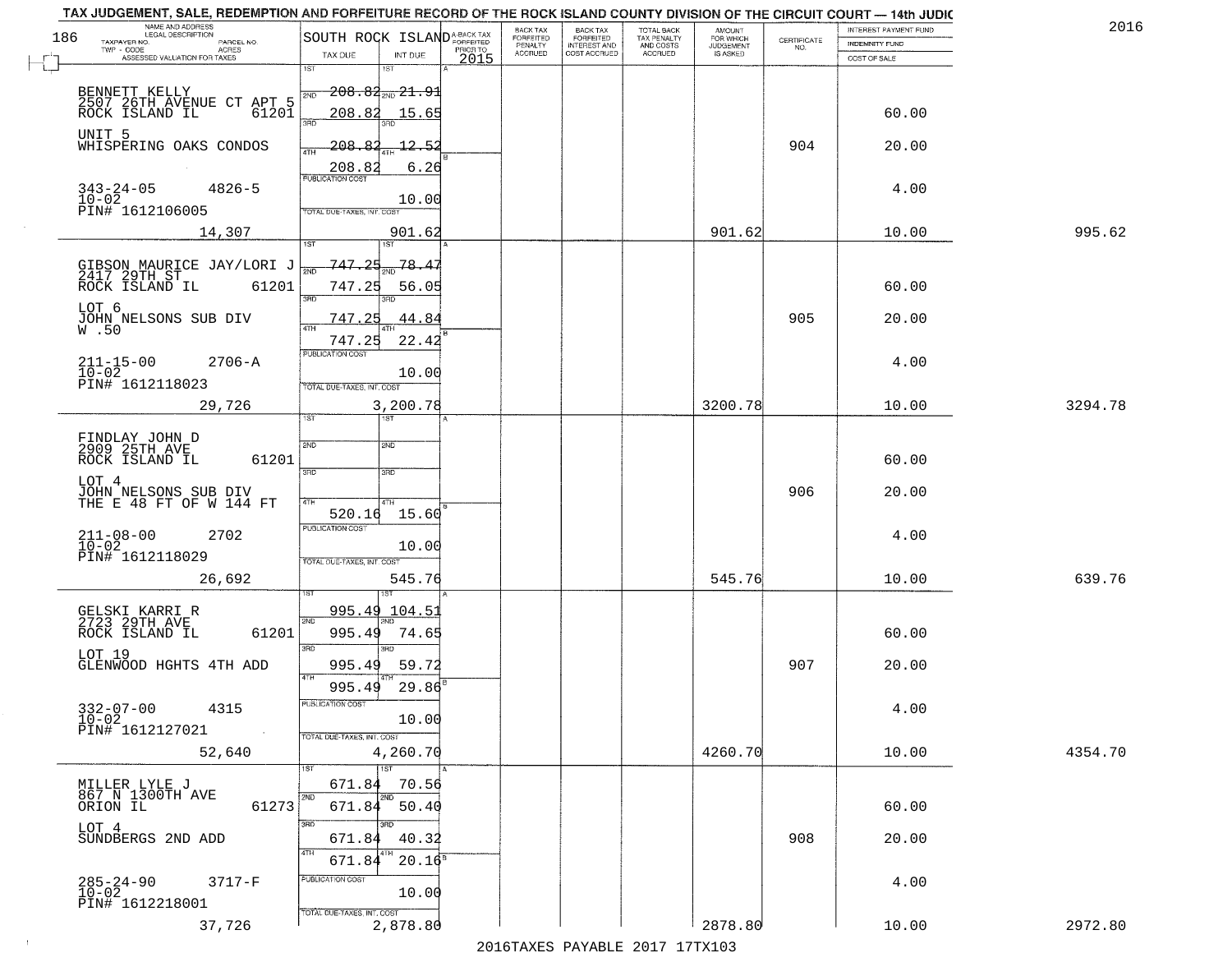TAX JUDGEMENT, SALE, REDEMPTION AND FORFEITURE RECORD OF THE ROCK ISLAND COUNTY DIVISION OF THE CIRCUIT COURT — 14th JUDIC

2016

| NAME AND ADDRESS / LEGAL DESCRIPTION / TAXPAYER NO. / PARCEL NO. / TWP - CODE / ACRES / ASSESSED VALUATION FOR TAXES | SOUTH ROCK ISLAND TAX DUE | INT DUE | A-BACK TAX FORFEITED PRIOR TO 2015 | BACK TAX FORFEITED PENALTY ACCRUED | BACK TAX FORFEITED INTEREST AND COST ACCRUED | TOTAL BACK TAX PENALTY AND COSTS ACCRUED | AMOUNT FOR WHICH JUDGEMENT IS ASKED | CERTIFICATE NO. | INTEREST PAYMENT FUND / INDEMNITY FUND / COST OF SALE | |
|---|---|---|---|---|---|---|---|---|---|---|
| BENNETT KELLY<br>2507 26TH AVENUE CT APT 5<br>ROCK ISLAND IL 61201<br>UNIT 5<br>WHISPERING OAKS CONDOS<br>343-24-05 4826-5<br>10-02<br>PIN# 1612106005<br>14,307 | 1ST<br>2ND 208.82<br>3RD 208.82<br>4TH 208.82<br>208.82<br>PUBLICATION COST<br>TOTAL DUE-TAXES, INT. COST | 1ST<br>2ND 21.91<br>3RD 15.65<br>4TH 12.52<br>6.26<br>10.00<br>901.62 | | | | | 901.62 | 904 | 60.00<br>20.00<br>4.00<br>10.00 | 995.62 |
| GIBSON MAURICE JAY/LORI J<br>2417 29TH ST<br>ROCK ISLAND IL 61201<br>LOT 6<br>JOHN NELSONS SUB DIV<br>W .50<br>211-15-00 2706-A<br>10-02<br>PIN# 1612118023<br>29,726 | 1ST 747.25<br>2ND 747.25<br>3RD 747.25<br>4TH 747.25<br>PUBLICATION COST<br>TOTAL DUE-TAXES, INT. COST | 1ST 78.47<br>2ND 56.05<br>3RD 44.84<br>4TH 22.42<br>10.00<br>3,200.78 | | | | | 3200.78 | 905 | 60.00<br>20.00<br>4.00<br>10.00 | 3294.78 |
| FINDLAY JOHN D<br>2909 25TH AVE<br>ROCK ISLAND IL 61201<br>LOT 4<br>JOHN NELSONS SUB DIV<br>THE E 48 FT OF W 144 FT<br>211-08-00 2702<br>10-02<br>PIN# 1612118029<br>26,692 | 1ST<br>2ND<br>3RD<br>4TH 520.16<br>PUBLICATION COST<br>TOTAL DUE-TAXES, INT. COST | 1ST<br>2ND<br>3RD<br>4TH 15.60<br>10.00<br>545.76 | | | | | 545.76 | 906 | 60.00<br>20.00<br>4.00<br>10.00 | 639.76 |
| GELSKI KARRI R<br>2723 29TH AVE<br>ROCK ISLAND IL 61201<br>LOT 19<br>GLENWOOD HGHTS 4TH ADD<br>332-07-00 4315<br>10-02<br>PIN# 1612127021<br>52,640 | 1ST 995.49<br>2ND 995.49<br>3RD 995.49<br>4TH 995.49<br>PUBLICATION COST<br>TOTAL DUE-TAXES, INT. COST | 1ST 104.51<br>2ND 74.65<br>3RD 59.72<br>4TH 29.86<br>10.00<br>4,260.70 | | | | | 4260.70 | 907 | 60.00<br>20.00<br>4.00<br>10.00 | 4354.70 |
| MILLER LYLE J<br>867 N 1300TH AVE<br>ORION IL 61273<br>LOT 4<br>SUNDBERGS 2ND ADD<br>285-24-90 3717-F<br>10-02<br>PIN# 1612218001<br>37,726 | 1ST 671.84<br>2ND 671.84<br>3RD 671.84<br>4TH 671.84<br>PUBLICATION COST<br>TOTAL DUE-TAXES, INT. COST | 1ST 70.56<br>2ND 50.40<br>3RD 40.32<br>4TH 20.16<br>10.00<br>2,878.80 | | | | | 2878.80 | 908 | 60.00<br>20.00<br>4.00<br>10.00 | 2972.80 |

2016TAXES PAYABLE 2017 17TX103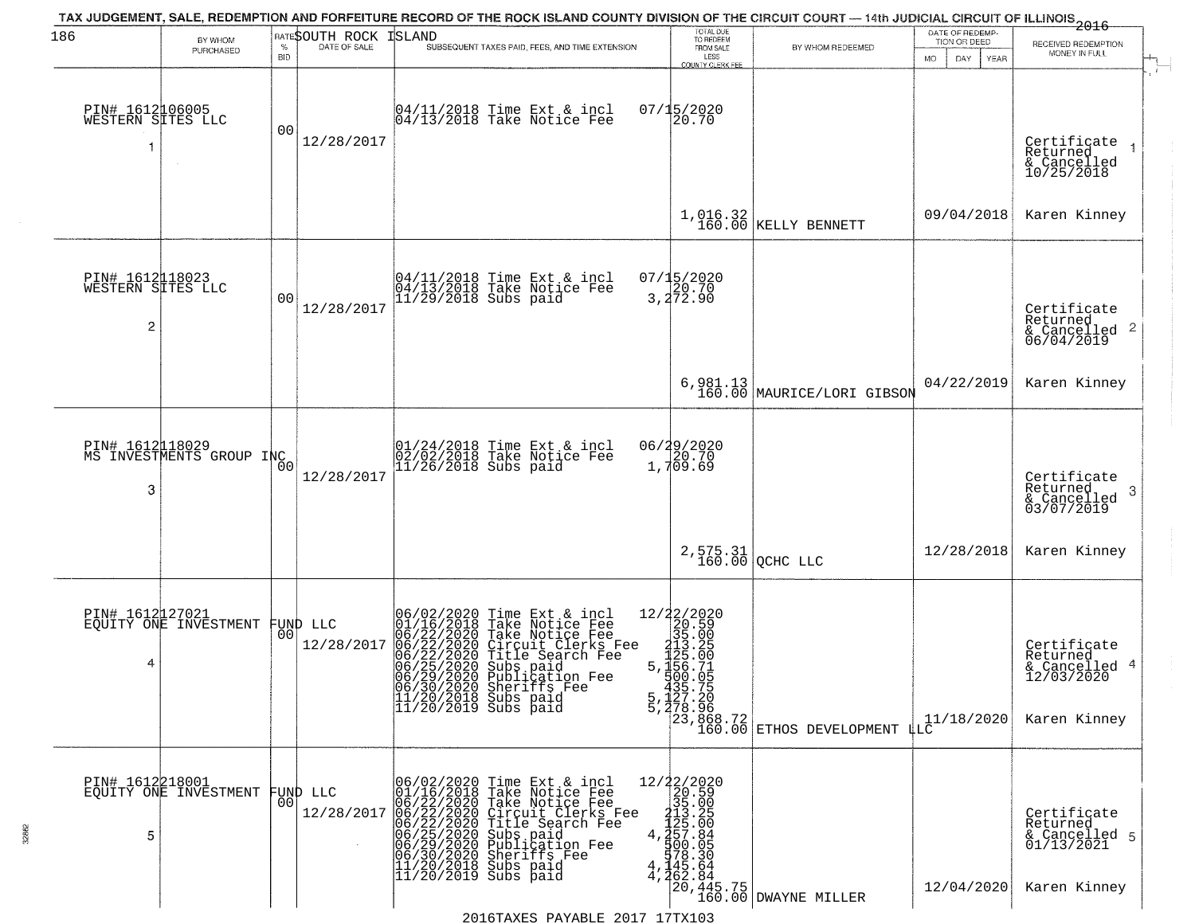TAX JUDGEMENT, SALE, REDEMPTION AND FORFEITURE RECORD OF THE ROCK ISLAND COUNTY DIVISION OF THE CIRCUIT COURT — 14th JUDICIAL CIRCUIT OF ILLINOIS 2016

SOUTH ROCK ISLAND

| | BY WHOM PURCHASED | RATE % BID | DATE OF SALE | SUBSEQUENT TAXES PAID, FEES, AND TIME EXTENSION | TOTAL DUE TO REDEEM FROM SALE LESS COUNTY CLERK FEE | BY WHOM REDEEMED | DATE OF REDEMPTION OR DEED MO DAY YEAR | RECEIVED REDEMPTION MONEY IN FULL |
|---|---|---|---|---|---|---|---|---|
| 1 | PIN# 1612106005 WESTERN SITES LLC | 00 | 12/28/2017 | 04/11/2018 Time Ext & incl<br>04/13/2018 Take Notice Fee | 07/15/2020<br>20.70<br><br>1,016.32<br>160.00 | KELLY BENNETT | 09/04/2018 | Certificate Returned & Cancelled 10/25/2018<br>Karen Kinney |
| 2 | PIN# 1612118023 WESTERN SITES LLC | 00 | 12/28/2017 | 04/11/2018 Time Ext & incl<br>04/13/2018 Take Notice Fee<br>11/29/2018 Subs paid | 07/15/2020<br>20.70<br>3,272.90<br><br>6,981.13<br>160.00 | MAURICE/LORI GIBSON | 04/22/2019 | Certificate Returned & Cancelled 06/04/2019<br>Karen Kinney |
| 3 | PIN# 1612118029 MS INVESTMENTS GROUP INC | 00 | 12/28/2017 | 01/24/2018 Time Ext & incl<br>02/02/2018 Take Notice Fee<br>11/26/2018 Subs paid | 06/29/2020<br>20.70<br>1,709.69<br><br>2,575.31<br>160.00 | QCHC LLC | 12/28/2018 | Certificate Returned & Cancelled 03/07/2019<br>Karen Kinney |
| 4 | PIN# 1612127021 EQUITY ONE INVESTMENT FUND LLC | 00 | 12/28/2017 | 06/02/2020 Time Ext & incl<br>01/16/2018 Take Notice Fee<br>06/22/2020 Take Notice Fee<br>06/22/2020 Circuit Clerks Fee<br>06/22/2020 Title Search Fee<br>06/25/2020 Subs paid<br>06/29/2020 Publication Fee<br>06/30/2020 Sheriffs Fee<br>11/20/2018 Subs paid<br>11/20/2019 Subs paid | 12/22/2020<br>20.59<br>35.00<br>213.25<br>125.00<br>5,156.71<br>500.05<br>435.75<br>5,127.20<br>5,278.96<br>23,868.72<br>160.00 | ETHOS DEVELOPMENT LLC | 11/18/2020 | Certificate Returned & Cancelled 12/03/2020<br>Karen Kinney |
| 5 | PIN# 1612218001 EQUITY ONE INVESTMENT FUND LLC | 00 | 12/28/2017 | 06/02/2020 Time Ext & incl<br>01/16/2018 Take Notice Fee<br>06/22/2020 Take Notice Fee<br>06/22/2020 Circuit Clerks Fee<br>06/22/2020 Title Search Fee<br>06/25/2020 Subs paid<br>06/29/2020 Publication Fee<br>06/30/2020 Sheriffs Fee<br>11/20/2018 Subs paid<br>11/20/2019 Subs paid | 12/22/2020<br>20.59<br>35.00<br>213.25<br>125.00<br>4,257.84<br>500.05<br>578.30<br>4,145.64<br>4,262.84<br>20,445.75<br>160.00 | DWAYNE MILLER | 12/04/2020 | Certificate Returned & Cancelled 01/13/2021<br>Karen Kinney |

2016TAXES PAYABLE 2017 17TX103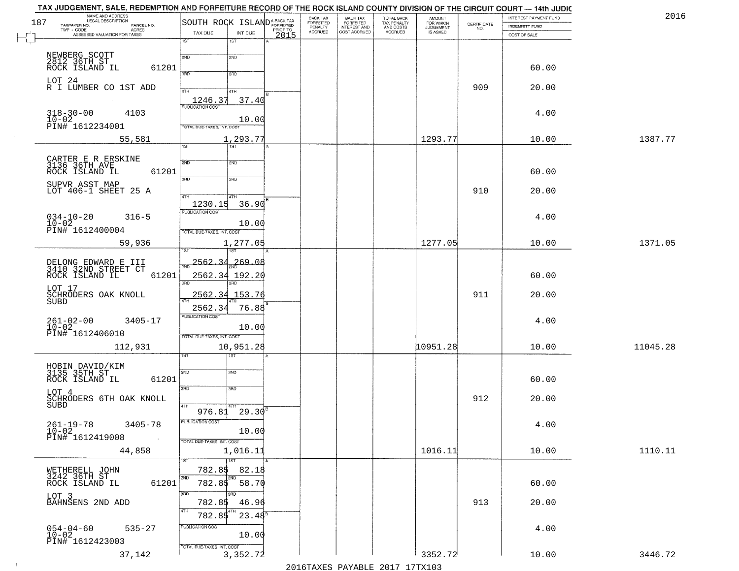# TAX JUDGEMENT, SALE, REDEMPTION AND FORFEITURE RECORD OF THE ROCK ISLAND COUNTY DIVISION OF THE CIRCUIT COURT — 14th JUDIC

2016

187

| NAME AND ADDRESS / LEGAL DESCRIPTION / TAXPAYER NO. / PARCEL NO. / TWP - CODE / ACRES / ASSESSED VALUATION FOR TAXES | SOUTH ROCK ISLAND TAX DUE | INT DUE | A-BACK TAX FORFEITED PRIOR TO 2015 | BACK TAX FORFEITED PENALTY ACCRUED | BACK TAX FORFEITED INTEREST AND COST ACCRUED | TOTAL BACK TAX PENALTY AND COSTS ACCRUED | AMOUNT FOR WHICH JUDGEMENT IS ASKED | CERTIFICATE NO. | INTEREST PAYMENT FUND / INDEMNITY FUND / COST OF SALE | |
|---|---|---|---|---|---|---|---|---|---|---|
| NEWBERG SCOTT<br>2812 36TH ST<br>ROCK ISLAND IL 61201<br>LOT 24<br>R I LUMBER CO 1ST ADD<br>318-30-00 4103<br>10-02<br>PIN# 1612234001<br>55,581 | 4TH 1246.37<br>PUBLICATION COST<br>TOTAL DUE-TAXES, INT. COST 1,293.77 | 37.40<br>10.00 | | | | | 1293.77 | 909 | 60.00<br>20.00<br>4.00<br>10.00 | 1387.77 |
| CARTER E R ERSKINE<br>3136 36TH AVE<br>ROCK ISLAND IL 61201<br>SUPVR ASST MAP<br>LOT 406-1 SHEET 25 A<br>034-10-20 316-5<br>10-02<br>PIN# 1612400004<br>59,936 | 4TH 1230.15<br>PUBLICATION COST<br>TOTAL DUE-TAXES, INT. COST 1,277.05 | 36.90<br>10.00 | | | | | 1277.05 | 910 | 60.00<br>20.00<br>4.00<br>10.00 | 1371.05 |
| DELONG EDWARD E III<br>3410 32ND STREET CT<br>ROCK ISLAND IL 61201<br>LOT 17<br>SCHRODERS OAK KNOLL SUBD<br>261-02-00 3405-17<br>10-02<br>PIN# 1612406010<br>112,931 | 1ST 2562.34<br>2ND 2562.34<br>3RD 2562.34<br>4TH 2562.34<br>PUBLICATION COST<br>TOTAL DUE-TAXES, INT. COST 10,951.28 | 269.08<br>192.20<br>153.76<br>76.88<br>10.00 | | | | | 10951.28 | 911 | 60.00<br>20.00<br>4.00<br>10.00 | 11045.28 |
| HOBIN DAVID/KIM<br>3135 35TH ST<br>ROCK ISLAND IL 61201<br>LOT 4<br>SCHRODERS 6TH OAK KNOLL SUBD<br>261-19-78 3405-78<br>10-02<br>PIN# 1612419008<br>44,858 | 4TH 976.81<br>PUBLICATION COST<br>TOTAL DUE-TAXES, INT. COST 1,016.11 | 29.30<br>10.00 | | | | | 1016.11 | 912 | 60.00<br>20.00<br>4.00<br>10.00 | 1110.11 |
| WETHERELL JOHN<br>3242 36TH ST<br>ROCK ISLAND IL 61201<br>LOT 3<br>BAHNSENS 2ND ADD<br>054-04-60 535-27<br>10-02<br>PIN# 1612423003<br>37,142 | 1ST 782.85<br>2ND 782.85<br>3RD 782.85<br>4TH 782.85<br>PUBLICATION COST<br>TOTAL DUE-TAXES, INT. COST 3,352.72 | 82.18<br>58.70<br>46.96<br>23.48<br>10.00 | | | | | 3352.72 | 913 | 60.00<br>20.00<br>4.00<br>10.00 | 3446.72 |

2016TAXES PAYABLE 2017 17TX103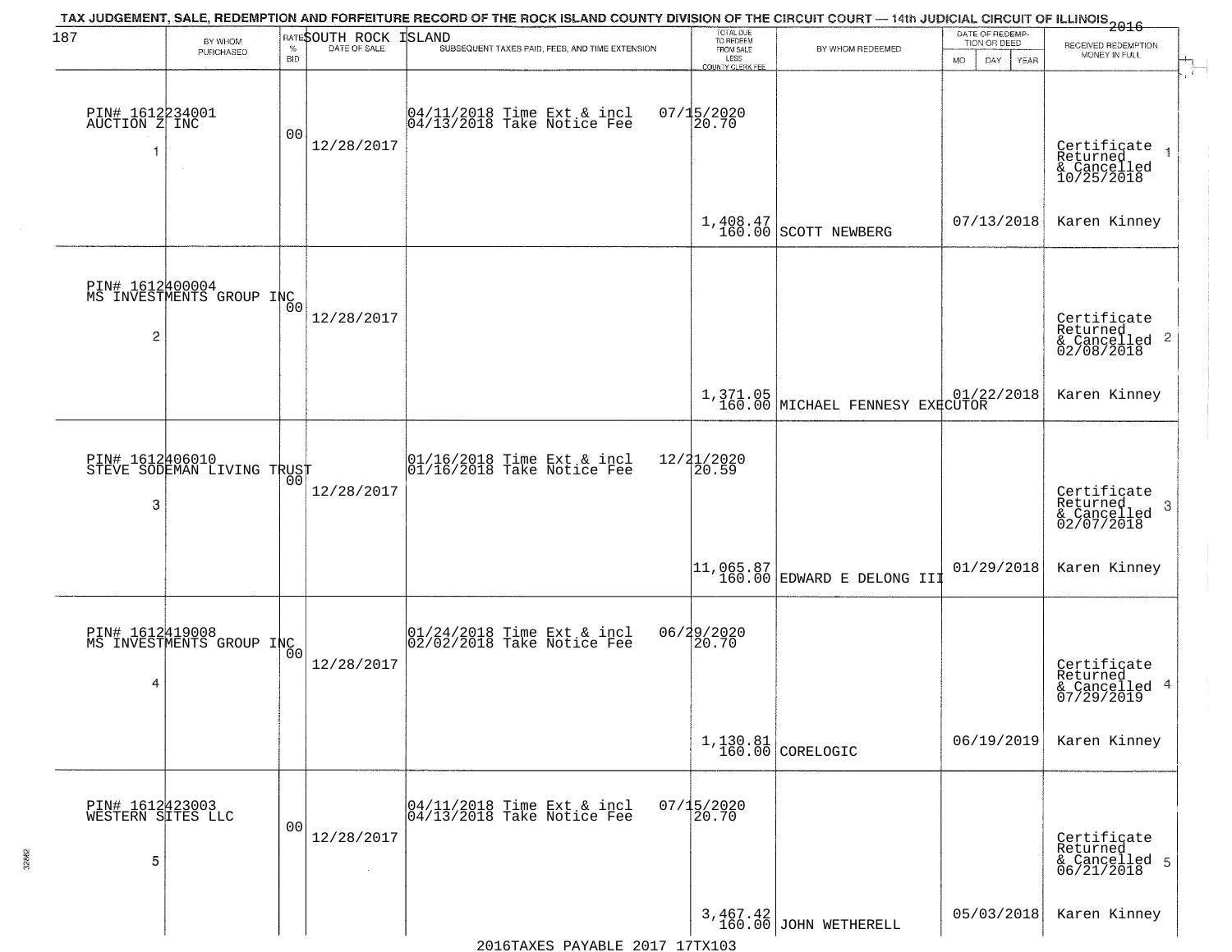TAX JUDGEMENT, SALE, REDEMPTION AND FORFEITURE RECORD OF THE ROCK ISLAND COUNTY DIVISION OF THE CIRCUIT COURT — 14th JUDICIAL CIRCUIT OF ILLINOIS 2016

SOUTH ROCK ISLAND

| 187 | BY WHOM PURCHASED | RATE % BID | DATE OF SALE | SUBSEQUENT TAXES PAID, FEES, AND TIME EXTENSION | TOTAL DUE TO REDEEM FROM SALE LESS COUNTY CLERK FEE | BY WHOM REDEEMED | DATE OF REDEMPTION OR DEED MO DAY YEAR | RECEIVED REDEMPTION MONEY IN FULL |
|---|---|---|---|---|---|---|---|---|
| 1 | PIN# 1612234001 AUCTION Z INC | 00 | 12/28/2017 | 04/11/2018 Time Ext & incl 04/13/2018 Take Notice Fee 07/15/2020 20.70 | 1,408.47 160.00 | SCOTT NEWBERG | 07/13/2018 | Certificate Returned & Cancelled 10/25/2018 Karen Kinney |
| 2 | PIN# 1612400004 MS INVESTMENTS GROUP INC | 00 | 12/28/2017 | | 1,371.05 160.00 | MICHAEL FENNESY EXECUTOR | 01/22/2018 | Certificate Returned & Cancelled 02/08/2018 Karen Kinney |
| 3 | PIN# 1612406010 STEVE SODEMAN LIVING TRUST | 00 | 12/28/2017 | 01/16/2018 Time Ext & incl 01/16/2018 Take Notice Fee 12/21/2020 20.59 | 11,065.87 160.00 | EDWARD E DELONG III | 01/29/2018 | Certificate Returned & Cancelled 02/07/2018 Karen Kinney |
| 4 | PIN# 1612419008 MS INVESTMENTS GROUP INC | 00 | 12/28/2017 | 01/24/2018 Time Ext & incl 02/02/2018 Take Notice Fee 06/29/2020 20.70 | 1,130.81 160.00 | CORELOGIC | 06/19/2019 | Certificate Returned & Cancelled 07/29/2019 Karen Kinney |
| 5 | PIN# 1612423003 WESTERN SITES LLC | 00 | 12/28/2017 | 04/11/2018 Time Ext & incl 04/13/2018 Take Notice Fee 07/15/2020 20.70 | 3,467.42 160.00 | JOHN WETHERELL | 05/03/2018 | Certificate Returned & Cancelled 06/21/2018 Karen Kinney |

2016TAXES PAYABLE 2017 17TX103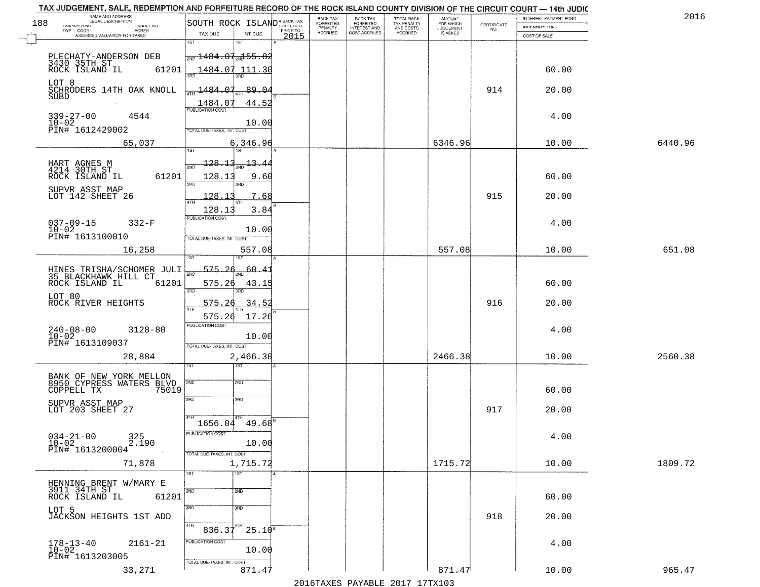# TAX JUDGEMENT, SALE, REDEMPTION AND FORFEITURE RECORD OF THE ROCK ISLAND COUNTY DIVISION OF THE CIRCUIT COURT — 14th JUDIC

2016

188

SOUTH ROCK ISLAND

| NAME AND ADDRESS / LEGAL DESCRIPTION / TAXPAYER NO. / PARCEL NO. / TWP - CODE / ACRES / ASSESSED VALUATION FOR TAXES | TAX DUE | INT DUE | A-BACK TAX FORFEITED PRIOR TO 2015 | BACK TAX FORFEITED PENALTY ACCRUED | BACK TAX FORFEITED INTEREST AND COST ACCRUED | TOTAL BACK TAX PENALTY AND COSTS ACCRUED | AMOUNT FOR WHICH JUDGEMENT IS ASKED | CERTIFICATE NO. | INTEREST PAYMENT FUND / INDEMNITY FUND / COST OF SALE | |
|---|---|---|---|---|---|---|---|---|---|---|
| PLECHATY-ANDERSON DEB<br>3430 35TH ST<br>ROCK ISLAND IL 61201<br>LOT 8<br>SCHRODERS 14TH OAK KNOLL SUBD<br>339-27-00 4544<br>10-02<br>PIN# 1612429002<br>65,037 | 1ST<br>2ND 1484.07<br>3RD 1484.07<br>4TH 1484.07<br>1484.07<br>PUBLICATION COST<br>TOTAL DUE-TAXES, INT. COST | 1ST<br>2ND 155.82<br>3RD 111.30<br>4TH 89.04<br>44.52<br>10.00<br>6,346.96 | | | | | 6346.96 | 914 | 60.00<br>20.00<br>4.00<br>10.00 | 6440.96 |
| HART AGNES M<br>4214 30TH ST<br>ROCK ISLAND IL 61201<br>SUPVR ASST MAP<br>LOT 142 SHEET 26<br>037-09-15 332-F<br>10-02<br>PIN# 1613100010<br>16,258 | 1ST<br>2ND 128.13<br>3RD 128.13<br>4TH 128.13<br>128.13<br>PUBLICATION COST<br>TOTAL DUE-TAXES, INT. COST | 1ST<br>2ND 13.44<br>3RD 9.60<br>4TH 7.68<br>3.84<br>10.00<br>557.08 | | | | | 557.08 | 915 | 60.00<br>20.00<br>4.00<br>10.00 | 651.08 |
| HINES TRISHA/SCHOMER JULI<br>35 BLACKHAWK HILL CT<br>ROCK ISLAND IL 61201<br>LOT 80<br>ROCK RIVER HEIGHTS<br>240-08-00 3128-80<br>10-02<br>PIN# 1613109037<br>28,884 | 1ST<br>2ND 575.26<br>3RD 575.26<br>4TH 575.26<br>575.26<br>PUBLICATION COST<br>TOTAL DUE-TAXES, INT. COST | 1ST<br>2ND 60.41<br>3RD 43.15<br>4TH 34.52<br>17.26<br>10.00<br>2,466.38 | | | | | 2466.38 | 916 | 60.00<br>20.00<br>4.00<br>10.00 | 2560.38 |
| BANK OF NEW YORK MELLON<br>8950 CYPRESS WATERS BLVD<br>COPPELL TX 75019<br>SUPVR ASST MAP<br>LOT 203 SHEET 27<br>034-21-00 325<br>10-02 2.190<br>PIN# 1613200004<br>71,878 | 1ST<br>2ND<br>3RD<br>4TH<br>1656.04<br>PUBLICATION COST<br>TOTAL DUE-TAXES, INT. COST | 1ST<br>2ND<br>3RD<br>4TH<br>49.68<br>10.00<br>1,715.72 | | | | | 1715.72 | 917 | 60.00<br>20.00<br>4.00<br>10.00 | 1809.72 |
| HENNING BRENT W/MARY E<br>3911 34TH ST<br>ROCK ISLAND IL 61201<br>LOT 5<br>JACKSON HEIGHTS 1ST ADD<br>178-13-40 2161-21<br>10-02<br>PIN# 1613203005<br>33,271 | 1ST<br>2ND<br>3RD<br>4TH<br>836.37<br>PUBLICATION COST<br>TOTAL DUE-TAXES, INT. COST | 1ST<br>2ND<br>3RD<br>4TH<br>25.10<br>10.00<br>871.47 | | | | | 871.47 | 918 | 60.00<br>20.00<br>4.00<br>10.00 | 965.47 |

2016TAXES PAYABLE 2017 17TX103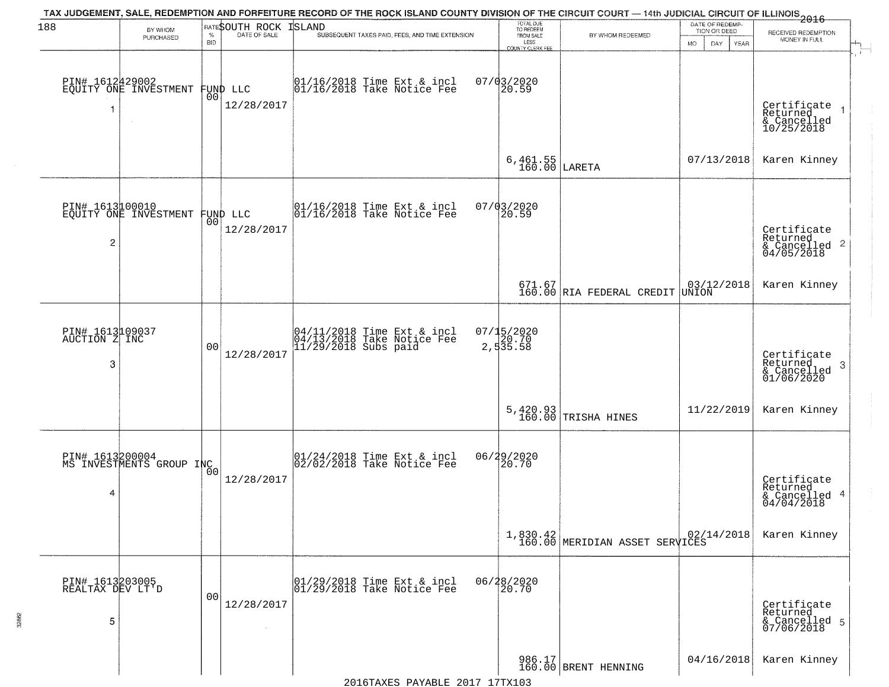TAX JUDGEMENT, SALE, REDEMPTION AND FORFEITURE RECORD OF THE ROCK ISLAND COUNTY DIVISION OF THE CIRCUIT COURT — 14th JUDICIAL CIRCUIT OF ILLINOIS 2016

SOUTH ROCK ISLAND

| | BY WHOM PURCHASED | RATE % BID | DATE OF SALE | SUBSEQUENT TAXES PAID, FEES, AND TIME EXTENSION | TOTAL DUE TO REDEEM FROM SALE LESS COUNTY CLERK FEE | BY WHOM REDEEMED | DATE OF REDEMPTION OR DEED | RECEIVED REDEMPTION MONEY IN FULL |
|---|---|---|---|---|---|---|---|---|
| 1 | PIN# 1612429002 EQUITY ONE INVESTMENT FUND LLC | 00 | 12/28/2017 | 01/16/2018 Time Ext & incl 01/16/2018 Take Notice Fee | 07/03/2020 20.59 | | | Certificate Returned & Cancelled 10/25/2018 |
| | | | | | 6,461.55 160.00 | LARETA | 07/13/2018 | Karen Kinney |
| 2 | PIN# 1613100010 EQUITY ONE INVESTMENT FUND LLC | 00 | 12/28/2017 | 01/16/2018 Time Ext & incl 01/16/2018 Take Notice Fee | 07/03/2020 20.59 | | | Certificate Returned & Cancelled 04/05/2018 |
| | | | | | 671.67 160.00 | RIA FEDERAL CREDIT UNION | 03/12/2018 | Karen Kinney |
| 3 | PIN# 1613109037 AUCTION Z INC | 00 | 12/28/2017 | 04/11/2018 Time Ext & incl 04/13/2018 Take Notice Fee 11/29/2018 Subs paid | 07/15/2020 20.70 2,535.58 | | | Certificate Returned & Cancelled 01/06/2020 |
| | | | | | 5,420.93 160.00 | TRISHA HINES | 11/22/2019 | Karen Kinney |
| 4 | PIN# 1613200004 MS INVESTMENTS GROUP INC | 00 | 12/28/2017 | 01/24/2018 Time Ext & incl 02/02/2018 Take Notice Fee | 06/29/2020 20.70 | | | Certificate Returned & Cancelled 04/04/2018 |
| | | | | | 1,830.42 160.00 | MERIDIAN ASSET SERVICES | 02/14/2018 | Karen Kinney |
| 5 | PIN# 1613203005 REALTAX DEV LT'D | 00 | 12/28/2017 | 01/29/2018 Time Ext & incl 01/29/2018 Take Notice Fee | 06/28/2020 20.70 | | | Certificate Returned & Cancelled 07/06/2018 |
| | | | | | 986.17 160.00 | BRENT HENNING | 04/16/2018 | Karen Kinney |

2016TAXES PAYABLE 2017 17TX103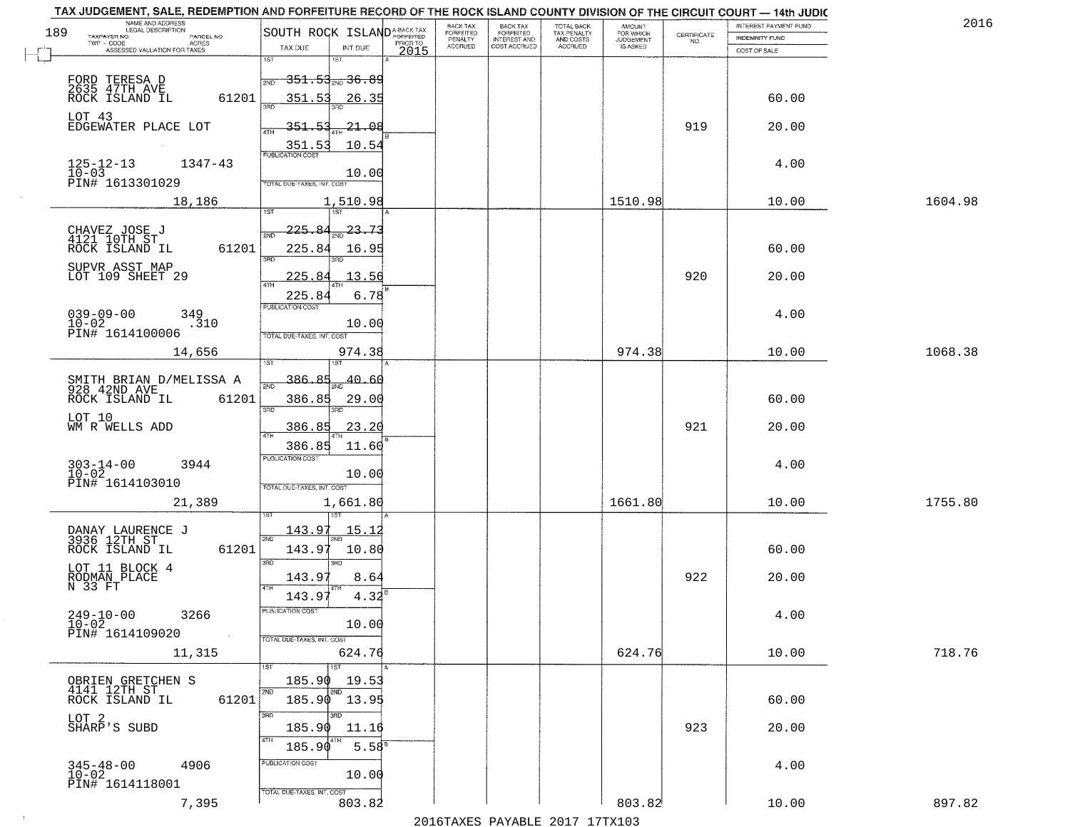TAX JUDGEMENT, SALE, REDEMPTION AND FORFEITURE RECORD OF THE ROCK ISLAND COUNTY DIVISION OF THE CIRCUIT COURT — 14th JUDIC

2016

189

| NAME AND ADDRESS / LEGAL DESCRIPTION / TAXPAYER NO. / PARCEL NO. / TWP - CODE / ACRES / ASSESSED VALUATION FOR TAXES | SOUTH ROCK ISLAND TAX DUE | INT DUE | A-BACK TAX FORFEITED PRIOR TO 2015 | BACK TAX FORFEITED PENALTY ACCRUED | BACK TAX FORFEITED INTEREST AND COST ACCRUED | TOTAL BACK TAX PENALTY AND COSTS ACCRUED | AMOUNT FOR WHICH JUDGEMENT IS ASKED | CERTIFICATE NO. | INTEREST PAYMENT FUND / INDEMNITY FUND / COST OF SALE | |
|---|---|---|---|---|---|---|---|---|---|---|
| FORD TERESA D<br>2635 47TH AVE<br>ROCK ISLAND IL 61201<br>LOT 43<br>EDGEWATER PLACE LOT<br>125-12-13 1347-43<br>10-03<br>PIN# 1613301029<br>18,186 | 1ST 351.53<br>2ND 351.53<br>3RD 351.53<br>4TH 351.53<br>PUBLICATION COST<br>TOTAL DUE-TAXES, INT. COST | 1ST 36.89<br>2ND 26.35<br>3RD 21.08<br>4TH 10.54<br>10.00<br>1,510.98 | | | | | 1510.98 | 919 | 60.00<br>20.00<br>4.00<br>10.00 | 1604.98 |
| CHAVEZ JOSE J<br>4121 10TH ST<br>ROCK ISLAND IL 61201<br>SUPVR ASST MAP<br>LOT 109 SHEET 29<br>039-09-00 349<br>10-02 .310<br>PIN# 1614100006<br>14,656 | 1ST 225.84<br>2ND 225.84<br>3RD 225.84<br>4TH 225.84<br>PUBLICATION COST<br>TOTAL DUE-TAXES, INT. COST | 1ST 23.73<br>2ND 16.95<br>3RD 13.56<br>4TH 6.78<br>10.00<br>974.38 | | | | | 974.38 | 920 | 60.00<br>20.00<br>4.00<br>10.00 | 1068.38 |
| SMITH BRIAN D/MELISSA A<br>928 42ND AVE<br>ROCK ISLAND IL 61201<br>LOT 10<br>WM R WELLS ADD<br>303-14-00 3944<br>10-02<br>PIN# 1614103010<br>21,389 | 1ST 386.85<br>2ND 386.85<br>3RD 386.85<br>4TH 386.85<br>PUBLICATION COST<br>TOTAL DUE-TAXES, INT. COST | 1ST 40.60<br>2ND 29.00<br>3RD 23.20<br>4TH 11.60<br>10.00<br>1,661.80 | | | | | 1661.80 | 921 | 60.00<br>20.00<br>4.00<br>10.00 | 1755.80 |
| DANAY LAURENCE J<br>3936 12TH ST<br>ROCK ISLAND IL 61201<br>LOT 11 BLOCK 4<br>RODMAN PLACE<br>N 33 FT<br>249-10-00 3266<br>10-02<br>PIN# 1614109020<br>11,315 | 1ST 143.97<br>2ND 143.97<br>3RD 143.97<br>4TH 143.97<br>PUBLICATION COST<br>TOTAL DUE-TAXES, INT. COST | 1ST 15.12<br>2ND 10.80<br>3RD 8.64<br>4TH 4.32<br>10.00<br>624.76 | | | | | 624.76 | 922 | 60.00<br>20.00<br>4.00<br>10.00 | 718.76 |
| OBRIEN GRETCHEN S<br>4141 12TH ST<br>ROCK ISLAND IL 61201<br>LOT 2<br>SHARP'S SUBD<br>345-48-00 4906<br>10-02<br>PIN# 1614118001<br>7,395 | 1ST 185.90<br>2ND 185.90<br>3RD 185.90<br>4TH 185.90<br>PUBLICATION COST<br>TOTAL DUE-TAXES, INT. COST | 1ST 19.53<br>2ND 13.95<br>3RD 11.16<br>4TH 5.58<br>10.00<br>803.82 | | | | | 803.82 | 923 | 60.00<br>20.00<br>4.00<br>10.00 | 897.82 |

2016TAXES PAYABLE 2017 17TX103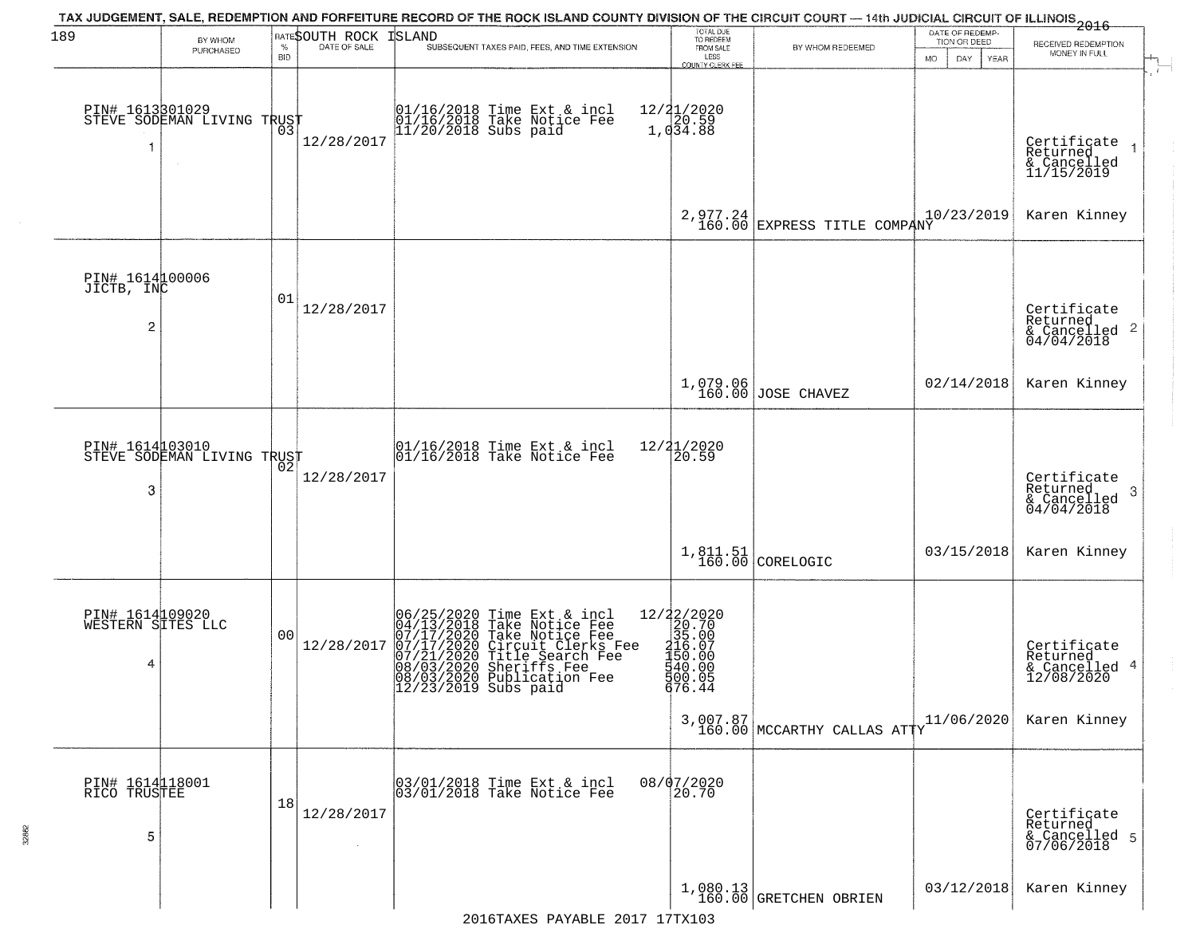# TAX JUDGEMENT, SALE, REDEMPTION AND FORFEITURE RECORD OF THE ROCK ISLAND COUNTY DIVISION OF THE CIRCUIT COURT — 14th JUDICIAL CIRCUIT OF ILLINOIS 2016

189 — SOUTH ROCK ISLAND

| | BY WHOM PURCHASED | RATE % BID | DATE OF SALE | SUBSEQUENT TAXES PAID, FEES, AND TIME EXTENSION | TOTAL DUE TO REDEEM FROM SALE LESS COUNTY CLERK FEE | BY WHOM REDEEMED | DATE OF REDEMPTION OR DEED MO DAY YEAR | RECEIVED REDEMPTION MONEY IN FULL |
|---|---|---|---|---|---|---|---|---|
| 1 | PIN# 1613301029 STEVE SODEMAN LIVING TRUST | 03 | 12/28/2017 | 01/16/2018 Time Ext & incl<br>01/16/2018 Take Notice Fee<br>11/20/2018 Subs paid | 12/21/2020<br>20.59<br>1,034.88<br>2,977.24<br>160.00 | EXPRESS TITLE COMPANY | 10/23/2019 | Certificate Returned & Cancelled 11/15/2019<br>Karen Kinney |
| 2 | PIN# 1614100006 JICTB, INC | 01 | 12/28/2017 | | 1,079.06<br>160.00 | JOSE CHAVEZ | 02/14/2018 | Certificate Returned & Cancelled 04/04/2018<br>Karen Kinney |
| 3 | PIN# 1614103010 STEVE SODEMAN LIVING TRUST | 02 | 12/28/2017 | 01/16/2018 Time Ext & incl<br>01/16/2018 Take Notice Fee | 12/21/2020<br>20.59<br>1,811.51<br>160.00 | CORELOGIC | 03/15/2018 | Certificate Returned & Cancelled 04/04/2018<br>Karen Kinney |
| 4 | PIN# 1614109020 WESTERN SITES LLC | 00 | 12/28/2017 | 06/25/2020 Time Ext & incl<br>04/13/2018 Take Notice Fee<br>07/17/2020 Take Notice Fee<br>07/17/2020 Circuit Clerks Fee<br>07/21/2020 Title Search Fee<br>08/03/2020 Sheriffs Fee<br>08/03/2020 Publication Fee<br>12/23/2019 Subs paid | 12/22/2020<br>20.70<br>35.00<br>216.07<br>150.00<br>540.00<br>500.05<br>676.44<br>3,007.87<br>160.00 | MCCARTHY CALLAS ATTY | 11/06/2020 | Certificate Returned & Cancelled 12/08/2020<br>Karen Kinney |
| 5 | PIN# 1614118001 RICO TRUSTEE | 18 | 12/28/2017 | 03/01/2018 Time Ext & incl<br>03/01/2018 Take Notice Fee | 08/07/2020<br>20.70<br>1,080.13<br>160.00 | GRETCHEN OBRIEN | 03/12/2018 | Certificate Returned & Cancelled 07/06/2018<br>Karen Kinney |

2016TAXES PAYABLE 2017 17TX103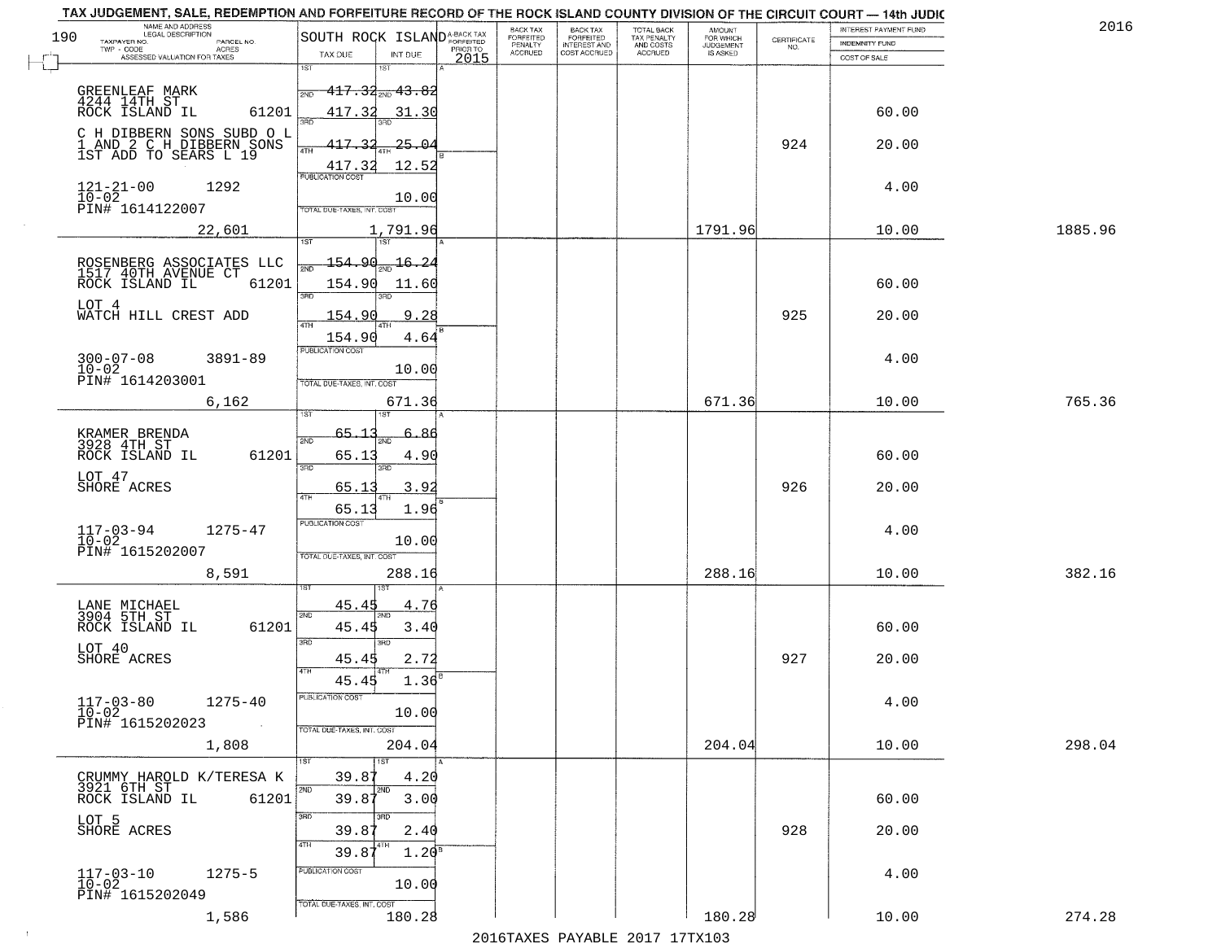TAX JUDGEMENT, SALE, REDEMPTION AND FORFEITURE RECORD OF THE ROCK ISLAND COUNTY DIVISION OF THE CIRCUIT COURT — 14th JUDIC

2016

| NAME AND ADDRESS / LEGAL DESCRIPTION / TAXPAYER NO. / PARCEL NO. / TWP - CODE / ACRES / ASSESSED VALUATION FOR TAXES | SOUTH ROCK ISLAND TAX DUE | INT DUE | A-BACK TAX FORFEITED PRIOR TO 2015 | BACK TAX FORFEITED PENALTY ACCRUED | BACK TAX FORFEITED INTEREST AND COST ACCRUED | TOTAL BACK TAX PENALTY AND COSTS ACCRUED | AMOUNT FOR WHICH JUDGEMENT IS ASKED | CERTIFICATE NO. | INTEREST PAYMENT FUND / INDEMNITY FUND / COST OF SALE | |
|---|---|---|---|---|---|---|---|---|---|---|
| 190 | | | | | | | | | | |
| GREENLEAF MARK 4244 14TH ST ROCK ISLAND IL 61201 | 1ST 417.32 / 2ND 417.32 | 1ST 43.82 / 2ND 31.30 | | | | | | | 60.00 | |
| C H DIBBERN SONS SUBD O L 1 AND 2 C H DIBBERN SONS 1ST ADD TO SEARS L 19 | 3RD 417.32 / 4TH 417.32 | 3RD 25.04 / 4TH 12.52 | | | | | | 924 | 20.00 | |
| 121-21-00 1292 10-02 PIN# 1614122007 | PUBLICATION COST | 10.00 | | | | | | | 4.00 | |
| 22,601 | TOTAL DUE-TAXES, INT. COST | 1,791.96 | | | | | 1791.96 | | 10.00 | 1885.96 |
| ROSENBERG ASSOCIATES LLC 1517 40TH AVENUE CT ROCK ISLAND IL 61201 | 1ST 154.90 / 2ND 154.90 | 1ST 16.24 / 2ND 11.60 | | | | | | | 60.00 | |
| LOT 4 WATCH HILL CREST ADD | 3RD 154.90 / 4TH 154.90 | 3RD 9.28 / 4TH 4.64 | | | | | | 925 | 20.00 | |
| 300-07-08 3891-89 10-02 PIN# 1614203001 | PUBLICATION COST | 10.00 | | | | | | | 4.00 | |
| 6,162 | TOTAL DUE-TAXES, INT. COST | 671.36 | | | | | 671.36 | | 10.00 | 765.36 |
| KRAMER BRENDA 3928 4TH ST ROCK ISLAND IL 61201 | 1ST 65.13 / 2ND 65.13 | 1ST 6.86 / 2ND 4.90 | | | | | | | 60.00 | |
| LOT 47 SHORE ACRES | 3RD 65.13 / 4TH 65.13 | 3RD 3.92 / 4TH 1.96 | | | | | | 926 | 20.00 | |
| 117-03-94 1275-47 10-02 PIN# 1615202007 | PUBLICATION COST | 10.00 | | | | | | | 4.00 | |
| 8,591 | TOTAL DUE-TAXES, INT. COST | 288.16 | | | | | 288.16 | | 10.00 | 382.16 |
| LANE MICHAEL 3904 5TH ST ROCK ISLAND IL 61201 | 1ST 45.45 / 2ND 45.45 | 1ST 4.76 / 2ND 3.40 | | | | | | | 60.00 | |
| LOT 40 SHORE ACRES | 3RD 45.45 / 4TH 45.45 | 3RD 2.72 / 4TH 1.36 | | | | | | 927 | 20.00 | |
| 117-03-80 1275-40 10-02 PIN# 1615202023 | PUBLICATION COST | 10.00 | | | | | | | 4.00 | |
| 1,808 | TOTAL DUE-TAXES, INT. COST | 204.04 | | | | | 204.04 | | 10.00 | 298.04 |
| CRUMMY HAROLD K/TERESA K 3921 6TH ST ROCK ISLAND IL 61201 | 1ST 39.87 / 2ND 39.87 | 1ST 4.20 / 2ND 3.00 | | | | | | | 60.00 | |
| LOT 5 SHORE ACRES | 3RD 39.87 / 4TH 39.87 | 3RD 2.40 / 4TH 1.20 | | | | | | 928 | 20.00 | |
| 117-03-10 1275-5 10-02 PIN# 1615202049 | PUBLICATION COST | 10.00 | | | | | | | 4.00 | |
| 1,586 | TOTAL DUE-TAXES, INT. COST | 180.28 | | | | | 180.28 | | 10.00 | 274.28 |

2016TAXES PAYABLE 2017 17TX103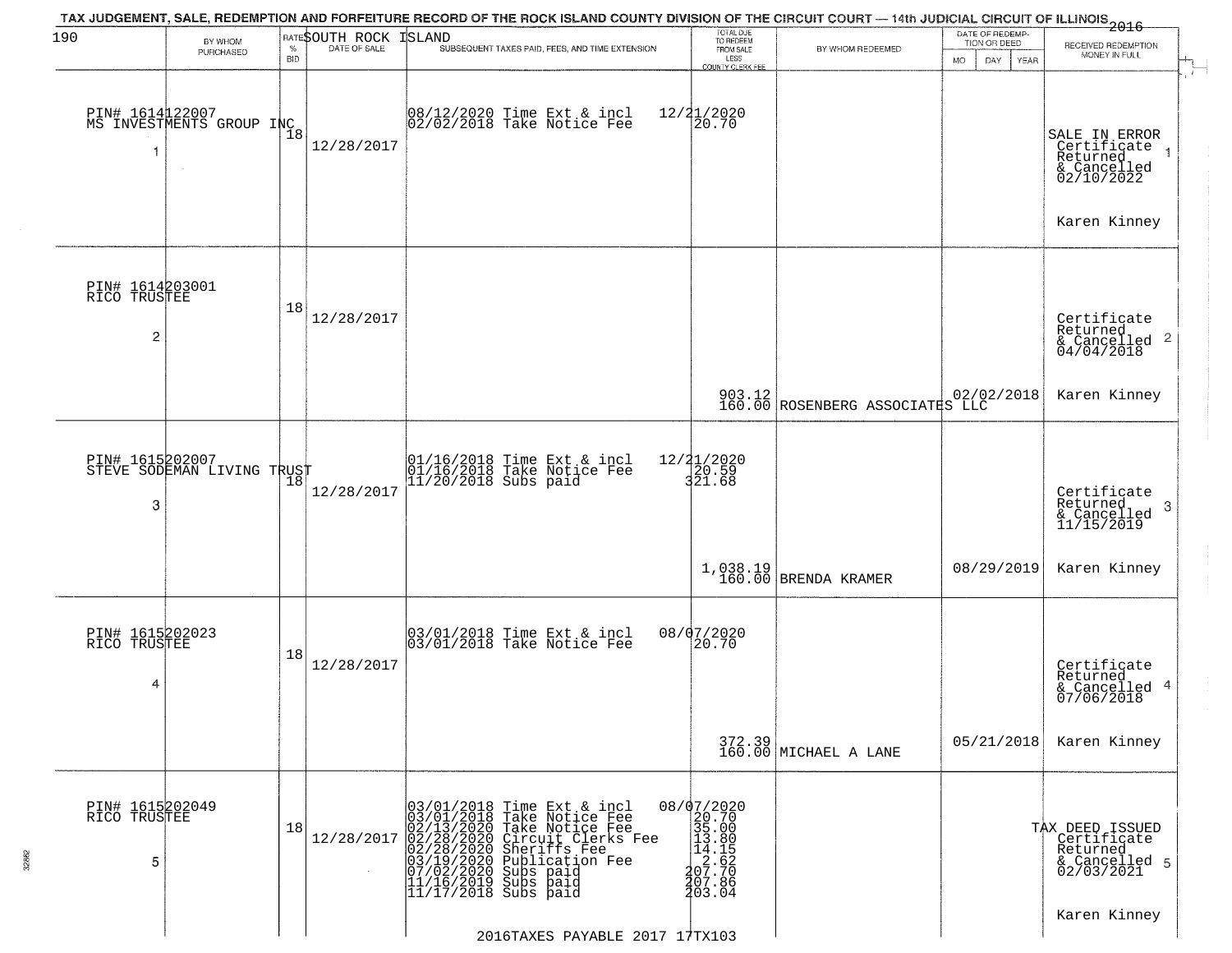TAX JUDGEMENT, SALE, REDEMPTION AND FORFEITURE RECORD OF THE ROCK ISLAND COUNTY DIVISION OF THE CIRCUIT COURT — 14th JUDICIAL CIRCUIT OF ILLINOIS 2016

SOUTH ROCK ISLAND

| | BY WHOM PURCHASED | RATE % BID | DATE OF SALE | SUBSEQUENT TAXES PAID, FEES, AND TIME EXTENSION | TOTAL DUE TO REDEEM FROM SALE LESS COUNTY CLERK FEE | BY WHOM REDEEMED | DATE OF REDEMPTION OR DEED (MO DAY YEAR) | RECEIVED REDEMPTION MONEY IN FULL |
|---|---|---|---|---|---|---|---|---|
| 1 | PIN# 1614122007 MS INVESTMENTS GROUP INC | 18 | 12/28/2017 | 08/12/2020 Time Ext & incl 02/02/2018 Take Notice Fee | 12/21/2020 20.70 | | | SALE IN ERROR Certificate Returned & Cancelled 02/10/2022 Karen Kinney |
| 2 | PIN# 1614203001 RICO TRUSTEE | 18 | 12/28/2017 | | 903.12 160.00 | ROSENBERG ASSOCIATES LLC | 02/02/2018 | Certificate Returned & Cancelled 04/04/2018 Karen Kinney |
| 3 | PIN# 1615202007 STEVE SODEMAN LIVING TRUST | 18 | 12/28/2017 | 01/16/2018 Time Ext & incl 01/16/2018 Take Notice Fee 11/20/2018 Subs paid | 12/21/2020 20.59 321.68 1,038.19 160.00 | BRENDA KRAMER | 08/29/2019 | Certificate Returned & Cancelled 11/15/2019 Karen Kinney |
| 4 | PIN# 1615202023 RICO TRUSTEE | 18 | 12/28/2017 | 03/01/2018 Time Ext & incl 03/01/2018 Take Notice Fee | 08/07/2020 20.70 372.39 160.00 | MICHAEL A LANE | 05/21/2018 | Certificate Returned & Cancelled 07/06/2018 Karen Kinney |
| 5 | PIN# 1615202049 RICO TRUSTEE | 18 | 12/28/2017 | 03/01/2018 Time Ext & incl 03/01/2018 Take Notice Fee 02/13/2020 Take Notice Fee 02/28/2020 Circuit Clerks Fee 02/28/2020 Sheriffs Fee 03/19/2020 Publication Fee 07/02/2020 Subs paid 11/16/2019 Subs paid 11/17/2018 Subs paid | 08/07/2020 20.70 35.00 13.80 14.15 2.62 207.70 207.86 203.04 | | | TAX DEED ISSUED Certificate Returned & Cancelled 02/03/2021 Karen Kinney |

2016TAXES PAYABLE 2017 17TX103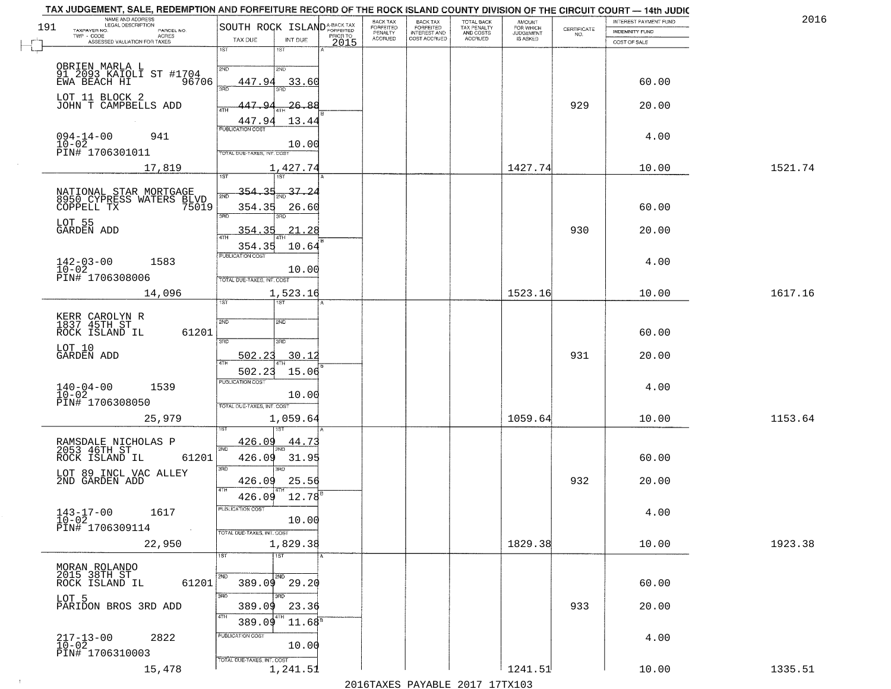# TAX JUDGEMENT, SALE, REDEMPTION AND FORFEITURE RECORD OF THE ROCK ISLAND COUNTY DIVISION OF THE CIRCUIT COURT — 14th JUDIC

2016

191

| NAME AND ADDRESS / LEGAL DESCRIPTION / TAXPAYER NO. / PARCEL NO. / TWP - CODE / ACRES / ASSESSED VALUATION FOR TAXES | SOUTH ROCK ISLAND TAX DUE | INT DUE | A-BACK TAX FORFEITED PRIOR TO 2015 | BACK TAX FORFEITED PENALTY ACCRUED | BACK TAX FORFEITED INTEREST AND COST ACCRUED | TOTAL BACK TAX PENALTY AND COSTS ACCRUED | AMOUNT FOR WHICH JUDGEMENT IS ASKED | CERTIFICATE NO. | INTEREST PAYMENT FUND / INDEMNITY FUND / COST OF SALE | |
|---|---|---|---|---|---|---|---|---|---|---|
| OBRIEN MARLA L<br>91 2093 KAIOLI ST #1704<br>EWA BEACH HI 96706<br>LOT 11 BLOCK 2<br>JOHN T CAMPBELLS ADD<br>094-14-00 941<br>10-02<br>PIN# 1706301011 | 1ST<br>2ND 447.94<br>3RD 447.94<br>4TH 447.94<br>PUBLICATION COST | 1ST<br>2ND 33.60<br>3RD 26.88<br>4TH 13.44<br>10.00 | | | | | | 929 | 60.00<br>20.00<br>4.00 | |
| 17,819 | TOTAL DUE-TAXES, INT. COST 1,427.74 | | | | | | 1427.74 | | 10.00 | 1521.74 |
| NATIONAL STAR MORTGAGE<br>8950 CYPRESS WATERS BLVD<br>COPPELL TX 75019<br>LOT 55<br>GARDEN ADD<br>142-03-00 1583<br>10-02<br>PIN# 1706308006 | 1ST 354.35<br>2ND 354.35<br>3RD 354.35<br>4TH 354.35<br>PUBLICATION COST | 1ST 37.24<br>2ND 26.60<br>3RD 21.28<br>4TH 10.64<br>10.00 | | | | | | 930 | 60.00<br>20.00<br>4.00 | |
| 14,096 | TOTAL DUE-TAXES, INT. COST 1,523.16 | | | | | | 1523.16 | | 10.00 | 1617.16 |
| KERR CAROLYN R<br>1837 45TH ST<br>ROCK ISLAND IL 61201<br>LOT 10<br>GARDEN ADD<br>140-04-00 1539<br>10-02<br>PIN# 1706308050 | 1ST<br>2ND<br>3RD 502.23<br>4TH 502.23<br>PUBLICATION COST | 1ST<br>2ND<br>3RD 30.12<br>4TH 15.06<br>10.00 | | | | | | 931 | 60.00<br>20.00<br>4.00 | |
| 25,979 | TOTAL DUE-TAXES, INT. COST 1,059.64 | | | | | | 1059.64 | | 10.00 | 1153.64 |
| RAMSDALE NICHOLAS P<br>2053 46TH ST<br>ROCK ISLAND IL 61201<br>LOT 89 INCL VAC ALLEY<br>2ND GARDEN ADD<br>143-17-00 1617<br>10-02<br>PIN# 1706309114 | 1ST 426.09<br>2ND 426.09<br>3RD 426.09<br>4TH 426.09<br>PUBLICATION COST | 1ST 44.73<br>2ND 31.95<br>3RD 25.56<br>4TH 12.78<br>10.00 | | | | | | 932 | 60.00<br>20.00<br>4.00 | |
| 22,950 | TOTAL DUE-TAXES, INT. COST 1,829.38 | | | | | | 1829.38 | | 10.00 | 1923.38 |
| MORAN ROLANDO<br>2015 38TH ST<br>ROCK ISLAND IL 61201<br>LOT 5<br>PARIDON BROS 3RD ADD<br>217-13-00 2822<br>10-02<br>PIN# 1706310003 | 1ST<br>2ND 389.09<br>3RD 389.09<br>4TH 389.09<br>PUBLICATION COST | 1ST<br>2ND 29.20<br>3RD 23.36<br>4TH 11.68<br>10.00 | | | | | | 933 | 60.00<br>20.00<br>4.00 | |
| 15,478 | TOTAL DUE-TAXES, INT. COST 1,241.51 | | | | | | 1241.51 | | 10.00 | 1335.51 |

2016TAXES PAYABLE 2017 17TX103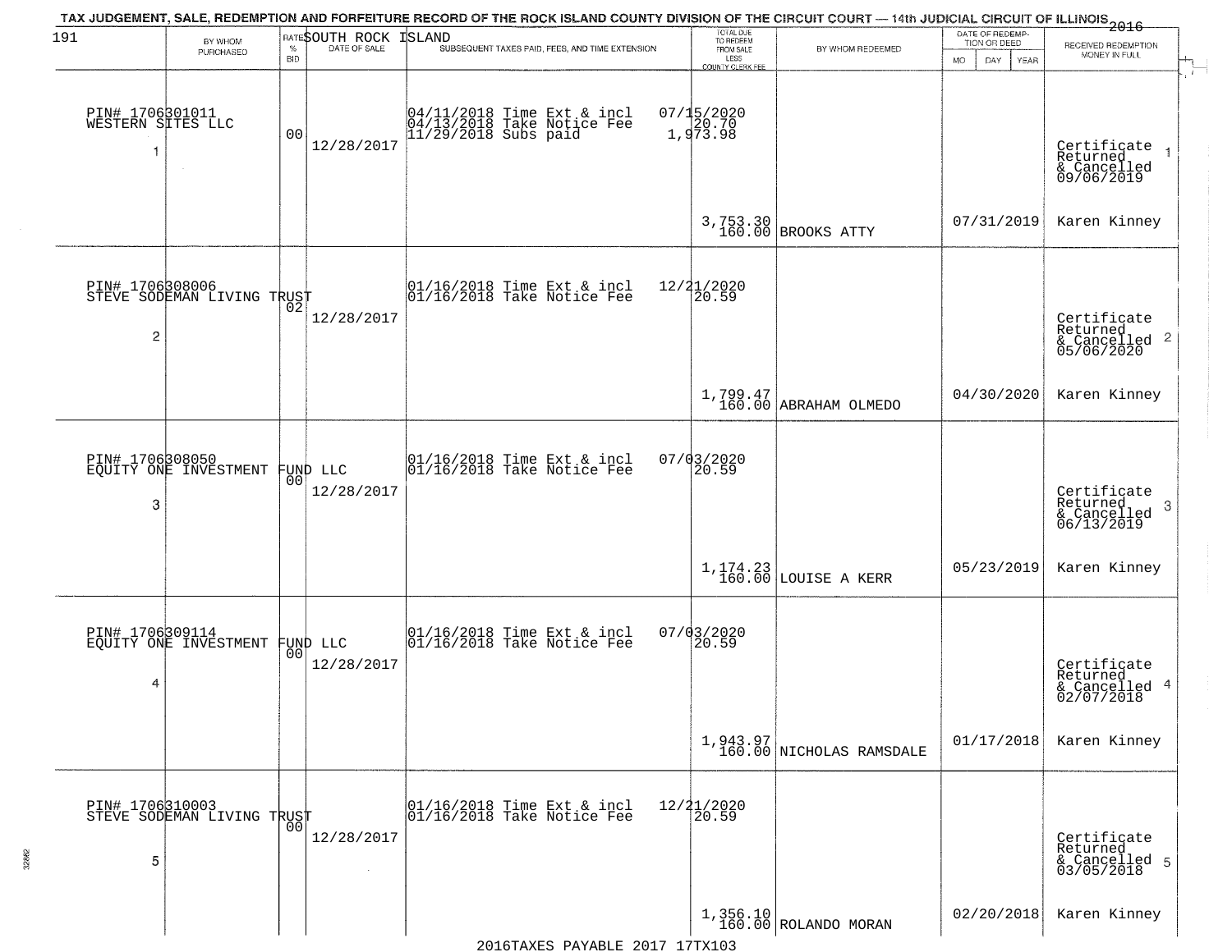TAX JUDGEMENT, SALE, REDEMPTION AND FORFEITURE RECORD OF THE ROCK ISLAND COUNTY DIVISION OF THE CIRCUIT COURT — 14th JUDICIAL CIRCUIT OF ILLINOIS 2016

191 SOUTH ROCK ISLAND

| | BY WHOM PURCHASED | RATE % BID | DATE OF SALE | SUBSEQUENT TAXES PAID, FEES, AND TIME EXTENSION | TOTAL DUE TO REDEEM FROM SALE LESS COUNTY CLERK FEE | BY WHOM REDEEMED | DATE OF REDEMPTION OR DEED MO DAY YEAR | RECEIVED REDEMPTION MONEY IN FULL |
|---|---|---|---|---|---|---|---|---|
| 1 | PIN# 1706301011 WESTERN SITES LLC | 00 | 12/28/2017 | 04/11/2018 Time Ext & incl 04/13/2018 Take Notice Fee 11/29/2018 Subs paid | 07/15/2020 20.70 1,973.98 3,753.30 160.00 | BROOKS ATTY | 07/31/2019 | Certificate Returned & Cancelled 09/06/2019 Karen Kinney |
| 2 | PIN# 1706308006 STEVE SODEMAN LIVING TRUST | 02 | 12/28/2017 | 01/16/2018 Time Ext & incl 01/16/2018 Take Notice Fee | 12/21/2020 20.59 1,799.47 160.00 | ABRAHAM OLMEDO | 04/30/2020 | Certificate Returned & Cancelled 05/06/2020 Karen Kinney |
| 3 | PIN# 1706308050 EQUITY ONE INVESTMENT FUND LLC | 00 | 12/28/2017 | 01/16/2018 Time Ext & incl 01/16/2018 Take Notice Fee | 07/03/2020 20.59 1,174.23 160.00 | LOUISE A KERR | 05/23/2019 | Certificate Returned & Cancelled 06/13/2019 Karen Kinney |
| 4 | PIN# 1706309114 EQUITY ONE INVESTMENT FUND LLC | 00 | 12/28/2017 | 01/16/2018 Time Ext & incl 01/16/2018 Take Notice Fee | 07/03/2020 20.59 1,943.97 160.00 | NICHOLAS RAMSDALE | 01/17/2018 | Certificate Returned & Cancelled 02/07/2018 Karen Kinney |
| 5 | PIN# 1706310003 STEVE SODEMAN LIVING TRUST | 00 | 12/28/2017 | 01/16/2018 Time Ext & incl 01/16/2018 Take Notice Fee | 12/21/2020 20.59 1,356.10 160.00 | ROLANDO MORAN | 02/20/2018 | Certificate Returned & Cancelled 03/05/2018 Karen Kinney |

2016TAXES PAYABLE 2017 17TX103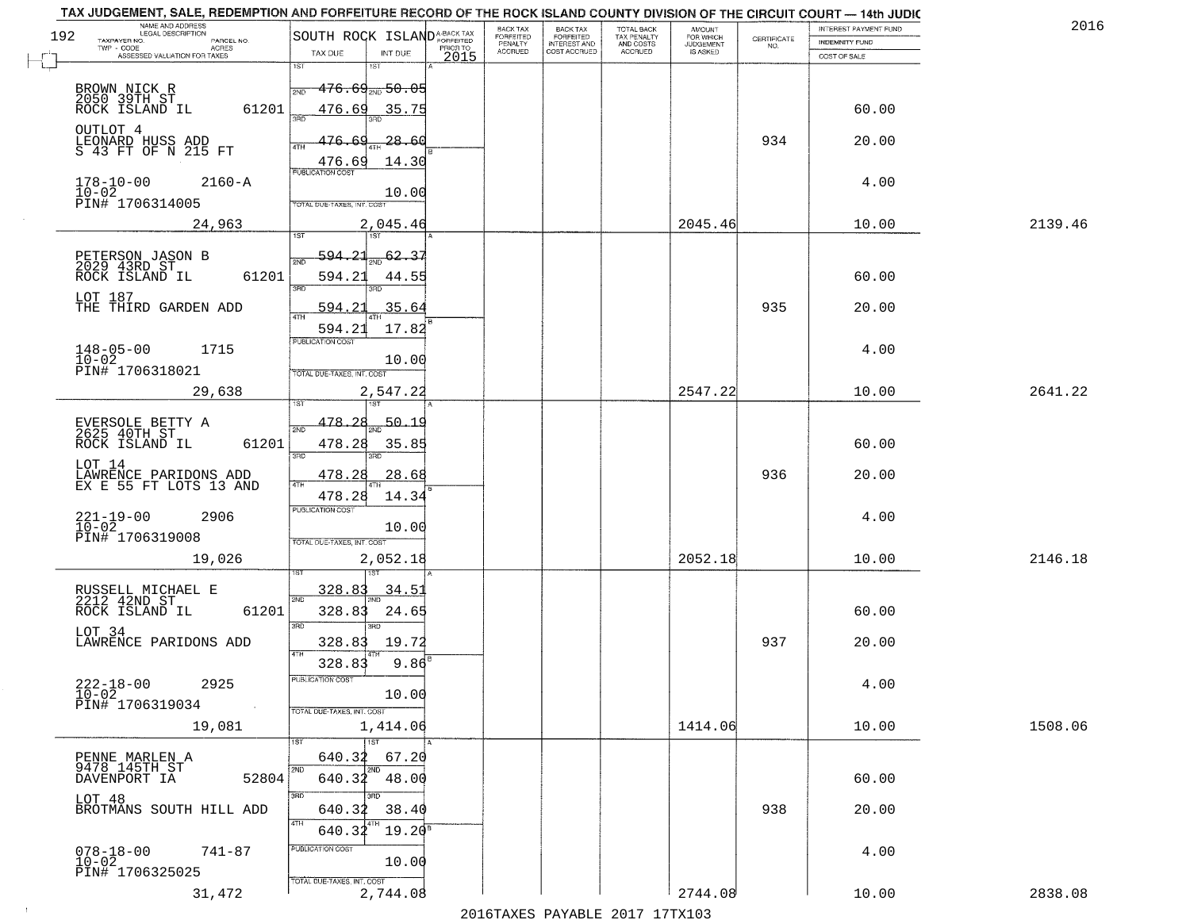TAX JUDGEMENT, SALE, REDEMPTION AND FORFEITURE RECORD OF THE ROCK ISLAND COUNTY DIVISION OF THE CIRCUIT COURT — 14th JUDIC

2016

| NAME AND ADDRESS / LEGAL DESCRIPTION / TAXPAYER NO. PARCEL NO. / TWP - CODE ACRES / ASSESSED VALUATION FOR TAXES | SOUTH ROCK ISLAND TAX DUE | INT DUE | A-BACK TAX FORFEITED PRIOR TO 2015 | BACK TAX FORFEITED PENALTY ACCRUED | BACK TAX FORFEITED INTEREST AND COST ACCRUED | TOTAL BACK TAX PENALTY AND COSTS ACCRUED | AMOUNT FOR WHICH JUDGEMENT IS ASKED | CERTIFICATE NO. | INTEREST PAYMENT FUND / INDEMNITY FUND / COST OF SALE | |
|---|---|---|---|---|---|---|---|---|---|---|
| BROWN NICK R<br>2050 39TH ST<br>ROCK ISLAND IL 61201<br>OUTLOT 4<br>LEONARD HUSS ADD<br>S 43 FT OF N 215 FT<br>178-10-00 2160-A<br>10-02<br>PIN# 1706314005 | 1ST 476.69<br>2ND 476.69<br>3RD 476.69<br>4TH 476.69<br>PUBLICATION COST | 50.05<br>35.75<br>28.60<br>14.30<br>10.00 | | | | | | 934 | 60.00<br>20.00<br>4.00 | |
| 24,963 | TOTAL DUE-TAXES, INT. COST 2,045.46 | | | | | | 2045.46 | | 10.00 | 2139.46 |
| PETERSON JASON B<br>2029 43RD ST<br>ROCK ISLAND IL 61201<br>LOT 187<br>THE THIRD GARDEN ADD<br>148-05-00 1715<br>10-02<br>PIN# 1706318021 | 1ST 594.21<br>2ND 594.21<br>3RD 594.21<br>4TH 594.21<br>PUBLICATION COST | 62.37<br>44.55<br>35.64<br>17.82<br>10.00 | | | | | | 935 | 60.00<br>20.00<br>4.00 | |
| 29,638 | TOTAL DUE-TAXES, INT. COST 2,547.22 | | | | | | 2547.22 | | 10.00 | 2641.22 |
| EVERSOLE BETTY A<br>2625 40TH ST<br>ROCK ISLAND IL 61201<br>LOT 14<br>LAWRENCE PARIDONS ADD<br>EX E 55 FT LOTS 13 AND<br>221-19-00 2906<br>10-02<br>PIN# 1706319008 | 1ST 478.28<br>2ND 478.28<br>3RD 478.28<br>4TH 478.28<br>PUBLICATION COST | 50.19<br>35.85<br>28.68<br>14.34<br>10.00 | | | | | | 936 | 60.00<br>20.00<br>4.00 | |
| 19,026 | TOTAL DUE-TAXES, INT. COST 2,052.18 | | | | | | 2052.18 | | 10.00 | 2146.18 |
| RUSSELL MICHAEL E<br>2212 42ND ST<br>ROCK ISLAND IL 61201<br>LOT 34<br>LAWRENCE PARIDONS ADD<br>222-18-00 2925<br>10-02<br>PIN# 1706319034 | 1ST 328.83<br>2ND 328.83<br>3RD 328.83<br>4TH 328.83<br>PUBLICATION COST | 34.51<br>24.65<br>19.72<br>9.86<br>10.00 | | | | | | 937 | 60.00<br>20.00<br>4.00 | |
| 19,081 | TOTAL DUE-TAXES, INT. COST 1,414.06 | | | | | | 1414.06 | | 10.00 | 1508.06 |
| PENNE MARLEN A<br>9478 145TH ST<br>DAVENPORT IA 52804<br>LOT 48<br>BROTMANS SOUTH HILL ADD<br>078-18-00 741-87<br>10-02<br>PIN# 1706325025 | 1ST 640.32<br>2ND 640.32<br>3RD 640.32<br>4TH 640.32<br>PUBLICATION COST | 67.20<br>48.00<br>38.40<br>19.20<br>10.00 | | | | | | 938 | 60.00<br>20.00<br>4.00 | |
| 31,472 | TOTAL DUE-TAXES, INT. COST 2,744.08 | | | | | | 2744.08 | | 10.00 | 2838.08 |

2016TAXES PAYABLE 2017 17TX103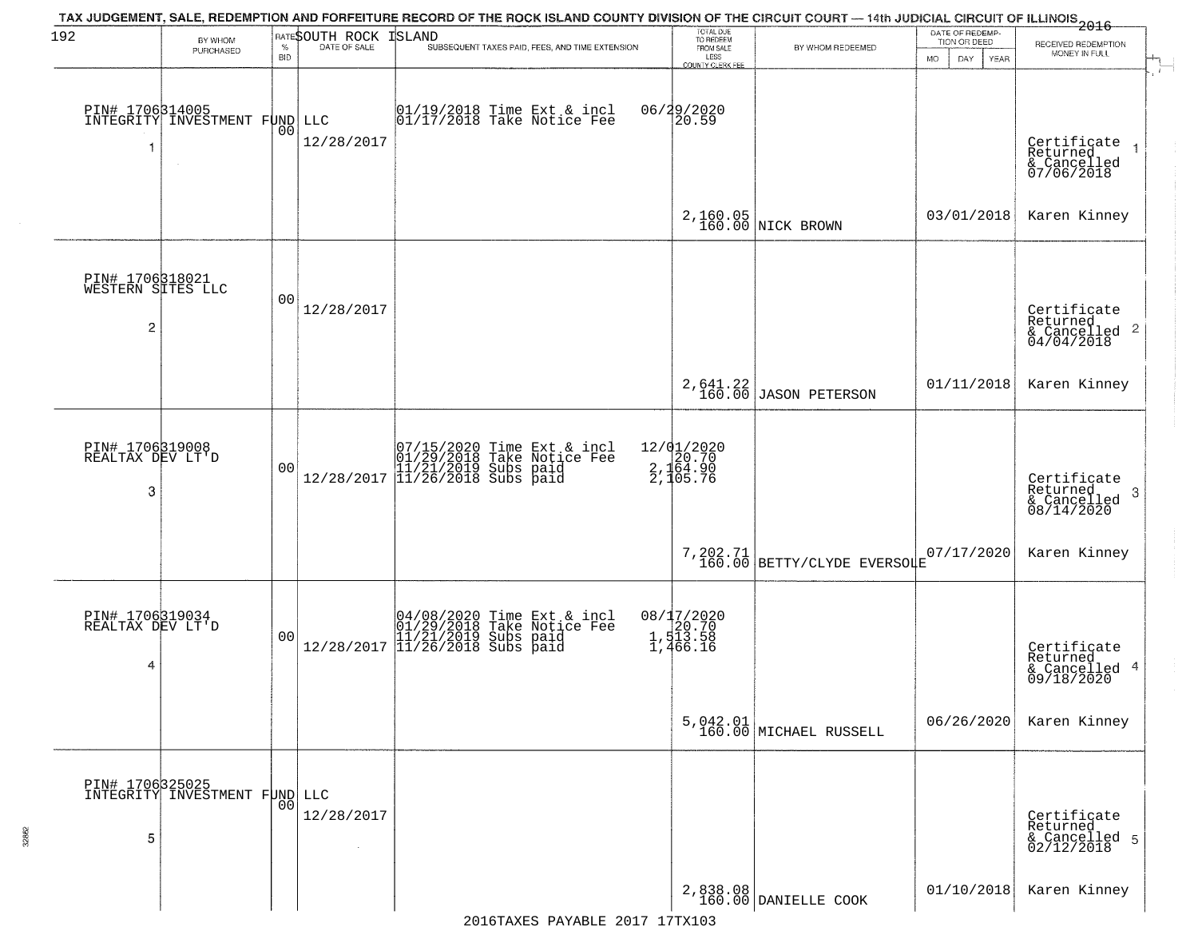TAX JUDGEMENT, SALE, REDEMPTION AND FORFEITURE RECORD OF THE ROCK ISLAND COUNTY DIVISION OF THE CIRCUIT COURT — 14th JUDICIAL CIRCUIT OF ILLINOIS 2016

SOUTH ROCK ISLAND

| BY WHOM PURCHASED | RATE % BID | DATE OF SALE | SUBSEQUENT TAXES PAID, FEES, AND TIME EXTENSION | TOTAL DUE TO REDEEM FROM SALE LESS COUNTY CLERK FEE | BY WHOM REDEEMED | DATE OF REDEMPTION OR DEED MO DAY YEAR | RECEIVED REDEMPTION MONEY IN FULL |
|---|---|---|---|---|---|---|---|
| PIN# 1706314005 INTEGRITY INVESTMENT FUND LLC 1 | 00 | 12/28/2017 | 01/19/2018 Time Ext & incl 06/29/2020<br>01/17/2018 Take Notice Fee 20.59 | 2,160.05<br>160.00 | NICK BROWN | 03/01/2018 | Certificate Returned & Cancelled 07/06/2018 1<br>Karen Kinney |
| PIN# 1706318021 WESTERN SITES LLC 2 | 00 | 12/28/2017 | | 2,641.22<br>160.00 | JASON PETERSON | 01/11/2018 | Certificate Returned & Cancelled 04/04/2018 2<br>Karen Kinney |
| PIN# 1706319008 REALTAX DEV LT'D 3 | 00 | 12/28/2017 | 07/15/2020 Time Ext & incl 12/01/2020<br>01/29/2018 Take Notice Fee 20.70<br>11/21/2019 Subs paid 2,164.90<br>11/26/2018 Subs paid 2,105.76 | 7,202.71<br>160.00 | BETTY/CLYDE EVERSOLE | 07/17/2020 | Certificate Returned & Cancelled 08/14/2020 3<br>Karen Kinney |
| PIN# 1706319034 REALTAX DEV LT'D 4 | 00 | 12/28/2017 | 04/08/2020 Time Ext & incl 08/17/2020<br>01/29/2018 Take Notice Fee 20.70<br>11/21/2019 Subs paid 1,513.58<br>11/26/2018 Subs paid 1,466.16 | 5,042.01<br>160.00 | MICHAEL RUSSELL | 06/26/2020 | Certificate Returned & Cancelled 09/18/2020 4<br>Karen Kinney |
| PIN# 1706325025 INTEGRITY INVESTMENT FUND LLC 5 | 00 | 12/28/2017 | | 2,838.08<br>160.00 | DANIELLE COOK | 01/10/2018 | Certificate Returned & Cancelled 02/12/2018 5<br>Karen Kinney |

2016TAXES PAYABLE 2017 17TX103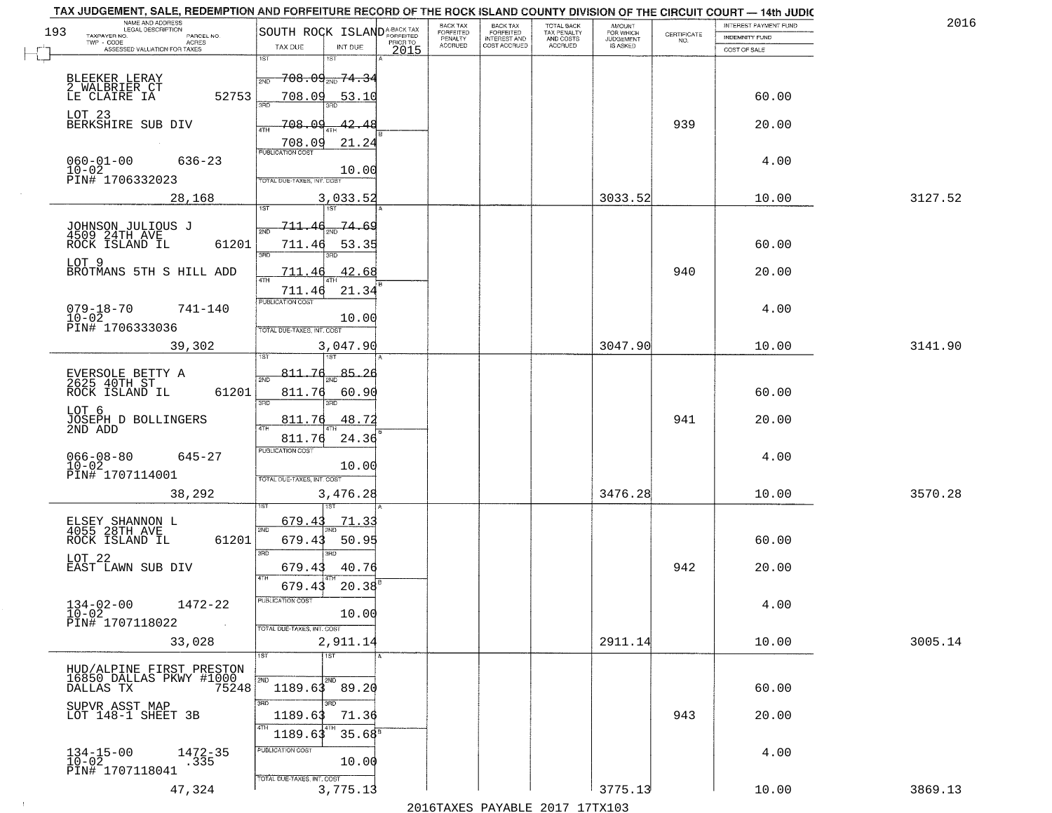TAX JUDGEMENT, SALE, REDEMPTION AND FORFEITURE RECORD OF THE ROCK ISLAND COUNTY DIVISION OF THE CIRCUIT COURT — 14th JUDIC

2016

| NAME AND ADDRESS / LEGAL DESCRIPTION / TAXPAYER NO. / PARCEL NO. / TWP - CODE / ACRES / ASSESSED VALUATION FOR TAXES | SOUTH ROCK ISLAND TAX DUE | INT DUE | A-BACK TAX FORFEITED PRIOR TO 2015 | BACK TAX FORFEITED PENALTY ACCRUED | BACK TAX FORFEITED INTEREST AND COST ACCRUED | TOTAL BACK TAX PENALTY AND COSTS ACCRUED | AMOUNT FOR WHICH JUDGEMENT IS ASKED | CERTIFICATE NO. | INTEREST PAYMENT FUND / INDEMNITY FUND / COST OF SALE | |
|---|---|---|---|---|---|---|---|---|---|---|
| 193 | 1ST | 1ST | | | | | | | | |
| BLEEKER LERAY<br>2 WALBRIER CT<br>LE CLAIRE IA 52753 | 2ND 708.09 | 2ND 74.34 | | | | | | | | |
| | 708.09 | 53.10 | | | | | | | 60.00 | |
| LOT 23<br>BERKSHIRE SUB DIV | 3RD 708.09 | 3RD 42.48 | | | | | | 939 | 20.00 | |
| | 4TH 708.09 | 4TH 21.24 | | | | | | | | |
| 060-01-00 636-23<br>10-02<br>PIN# 1706332023 | PUBLICATION COST | 10.00 | | | | | | | 4.00 | |
| 28,168 | TOTAL DUE-TAXES, INT. COST | 3,033.52 | | | | | 3033.52 | | 10.00 | 3127.52 |
| JOHNSON JULIOUS J<br>4509 24TH AVE<br>ROCK ISLAND IL 61201 | 1ST 711.46 | 1ST 74.69 | | | | | | | | |
| | 2ND 711.46 | 2ND 53.35 | | | | | | | 60.00 | |
| LOT 9<br>BROTMANS 5TH S HILL ADD | 3RD 711.46 | 3RD 42.68 | | | | | | 940 | 20.00 | |
| | 4TH 711.46 | 4TH 21.34 | | | | | | | | |
| 079-18-70 741-140<br>10-02<br>PIN# 1706333036 | PUBLICATION COST | 10.00 | | | | | | | 4.00 | |
| 39,302 | TOTAL DUE-TAXES, INT. COST | 3,047.90 | | | | | 3047.90 | | 10.00 | 3141.90 |
| EVERSOLE BETTY A<br>2625 40TH ST<br>ROCK ISLAND IL 61201 | 1ST 811.76 | 1ST 85.26 | | | | | | | | |
| | 2ND 811.76 | 2ND 60.90 | | | | | | | 60.00 | |
| LOT 6<br>JOSEPH D BOLLINGERS<br>2ND ADD | 3RD 811.76 | 3RD 48.72 | | | | | | 941 | 20.00 | |
| | 4TH 811.76 | 4TH 24.36 | | | | | | | | |
| 066-08-80 645-27<br>10-02<br>PIN# 1707114001 | PUBLICATION COST | 10.00 | | | | | | | 4.00 | |
| 38,292 | TOTAL DUE-TAXES, INT. COST | 3,476.28 | | | | | 3476.28 | | 10.00 | 3570.28 |
| ELSEY SHANNON L<br>4055 28TH AVE<br>ROCK ISLAND IL 61201 | 1ST 679.43 | 1ST 71.33 | | | | | | | | |
| | 2ND 679.43 | 2ND 50.95 | | | | | | | 60.00 | |
| LOT 22<br>EAST LAWN SUB DIV | 3RD 679.43 | 3RD 40.76 | | | | | | 942 | 20.00 | |
| | 4TH 679.43 | 4TH 20.38 | | | | | | | | |
| 134-02-00 1472-22<br>10-02<br>PIN# 1707118022 | PUBLICATION COST | 10.00 | | | | | | | 4.00 | |
| 33,028 | TOTAL DUE-TAXES, INT. COST | 2,911.14 | | | | | 2911.14 | | 10.00 | 3005.14 |
| HUD/ALPINE FIRST PRESTON<br>16850 DALLAS PKWY #1000<br>DALLAS TX 75248 | 1ST | 1ST | | | | | | | | |
| | 2ND 1189.63 | 2ND 89.20 | | | | | | | 60.00 | |
| SUPVR ASST MAP<br>LOT 148-1 SHEET 3B | 3RD 1189.63 | 3RD 71.36 | | | | | | 943 | 20.00 | |
| | 4TH 1189.63 | 4TH 35.68 | | | | | | | | |
| 134-15-00 1472-35<br>10-02 .335<br>PIN# 1707118041 | PUBLICATION COST | 10.00 | | | | | | | 4.00 | |
| 47,324 | TOTAL DUE-TAXES, INT. COST | 3,775.13 | | | | | 3775.13 | | 10.00 | 3869.13 |

2016TAXES PAYABLE 2017 17TX103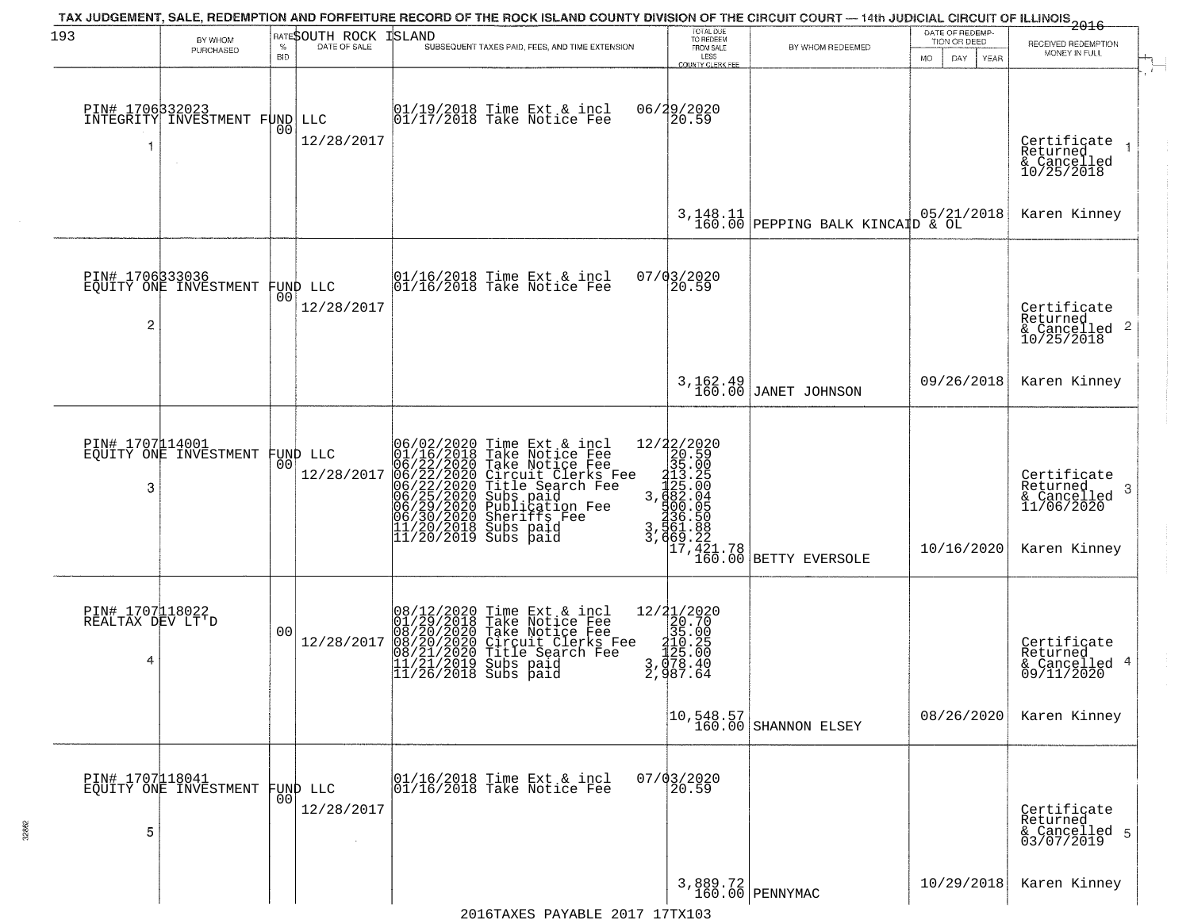# TAX JUDGEMENT, SALE, REDEMPTION AND FORFEITURE RECORD OF THE ROCK ISLAND COUNTY DIVISION OF THE CIRCUIT COURT — 14th JUDICIAL CIRCUIT OF ILLINOIS 2016

193 — SOUTH ROCK ISLAND

| # | BY WHOM PURCHASED | RATE % BID | DATE OF SALE | SUBSEQUENT TAXES PAID, FEES, AND TIME EXTENSION | TOTAL DUE TO REDEEM FROM SALE LESS COUNTY CLERK FEE | BY WHOM REDEEMED | DATE OF REDEMPTION OR DEED | RECEIVED REDEMPTION MONEY IN FULL |
|---|---|---|---|---|---|---|---|---|
| 1 | PIN# 1706332023 INTEGRITY INVESTMENT FUND LLC | 00 | 12/28/2017 | 01/19/2018 Time Ext & incl<br>01/17/2018 Take Notice Fee | 06/29/2020<br>20.59<br><br>3,148.11<br>160.00 | PEPPING BALK KINCAID & OL | 05/21/2018 | Certificate Returned & Cancelled 10/25/2018<br>Karen Kinney |
| 2 | PIN# 1706333036 EQUITY ONE INVESTMENT FUND LLC | 00 | 12/28/2017 | 01/16/2018 Time Ext & incl<br>01/16/2018 Take Notice Fee | 07/03/2020<br>20.59<br><br>3,162.49<br>160.00 | JANET JOHNSON | 09/26/2018 | Certificate Returned & Cancelled 10/25/2018<br>Karen Kinney |
| 3 | PIN# 1707114001 EQUITY ONE INVESTMENT FUND LLC | 00 | 12/28/2017 | 06/02/2020 Time Ext & incl<br>01/16/2018 Take Notice Fee<br>06/22/2020 Take Notice Fee<br>06/22/2020 Circuit Clerks Fee<br>06/22/2020 Title Search Fee<br>06/25/2020 Subs paid<br>06/29/2020 Publication Fee<br>06/30/2020 Sheriffs Fee<br>11/20/2018 Subs paid<br>11/20/2019 Subs paid | 12/22/2020<br>20.59<br>35.00<br>213.25<br>125.00<br>3,682.04<br>500.05<br>236.50<br>3,561.88<br>3,669.22<br>17,421.78<br>160.00 | BETTY EVERSOLE | 10/16/2020 | Certificate Returned & Cancelled 11/06/2020<br>Karen Kinney |
| 4 | PIN# 1707118022 REALTAX DEV LT'D | 00 | 12/28/2017 | 08/12/2020 Time Ext & incl<br>01/29/2018 Take Notice Fee<br>08/20/2020 Take Notice Fee<br>08/20/2020 Circuit Clerks Fee<br>08/21/2020 Title Search Fee<br>11/21/2019 Subs paid<br>11/26/2018 Subs paid | 12/21/2020<br>20.70<br>35.00<br>210.25<br>125.00<br>3,078.40<br>2,987.64<br><br>10,548.57<br>160.00 | SHANNON ELSEY | 08/26/2020 | Certificate Returned & Cancelled 09/11/2020<br>Karen Kinney |
| 5 | PIN# 1707118041 EQUITY ONE INVESTMENT FUND LLC | 00 | 12/28/2017 | 01/16/2018 Time Ext & incl<br>01/16/2018 Take Notice Fee | 07/03/2020<br>20.59<br><br>3,889.72<br>160.00 | PENNYMAC | 10/29/2018 | Certificate Returned & Cancelled 03/07/2019<br>Karen Kinney |

2016TAXES PAYABLE 2017 17TX103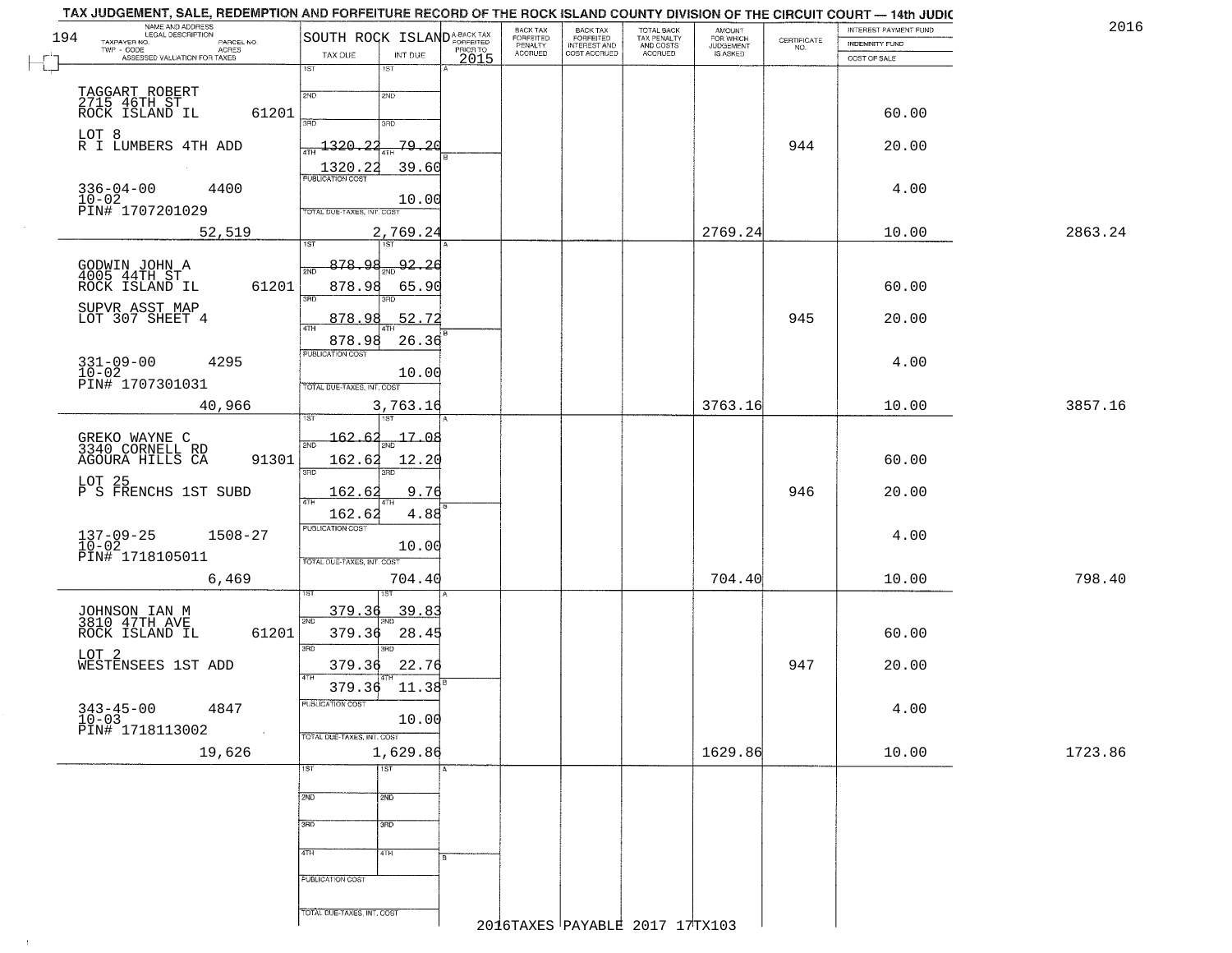TAX JUDGEMENT, SALE, REDEMPTION AND FORFEITURE RECORD OF THE ROCK ISLAND COUNTY DIVISION OF THE CIRCUIT COURT — 14th JUDIC

2016

194

SOUTH ROCK ISLAND

| NAME AND ADDRESS / LEGAL DESCRIPTION / TAXPAYER NO. / PARCEL NO. / TWP - CODE / ACRES / ASSESSED VALUATION FOR TAXES | TAX DUE | INT DUE | A-BACK TAX FORFEITED PRIOR TO 2015 | BACK TAX FORFEITED PENALTY ACCRUED | BACK TAX FORFEITED INTEREST AND COST ACCRUED | TOTAL BACK TAX PENALTY AND COSTS ACCRUED | AMOUNT FOR WHICH JUDGEMENT IS ASKED | CERTIFICATE NO. | INTEREST PAYMENT FUND / INDEMNITY FUND / COST OF SALE | |
|---|---|---|---|---|---|---|---|---|---|---|
| TAGGART ROBERT 2715 46TH ST ROCK ISLAND IL 61201 | 1ST | 1ST | | | | | | | | |
| | 2ND | 2ND | | | | | | | 60.00 | |
| LOT 8 R I LUMBERS 4TH ADD | 3RD 1320.22 | 3RD 79.20 | | | | | | 944 | 20.00 | |
| | 4TH 1320.22 | 4TH 39.60 | | | | | | | | |
| 336-04-00 4400 10-02 PIN# 1707201029 | PUBLICATION COST | 10.00 | | | | | | | 4.00 | |
| 52,519 | TOTAL DUE-TAXES, INT. COST | 2,769.24 | | | | | 2769.24 | | 10.00 | 2863.24 |
| GODWIN JOHN A 4005 44TH ST ROCK ISLAND IL 61201 | 1ST 878.98 | 1ST 92.26 | | | | | | | | |
| | 2ND 878.98 | 2ND 65.90 | | | | | | | 60.00 | |
| SUPVR ASST MAP LOT 307 SHEET 4 | 3RD 878.98 | 3RD 52.72 | | | | | | 945 | 20.00 | |
| | 4TH 878.98 | 4TH 26.36 | | | | | | | | |
| 331-09-00 4295 10-02 PIN# 1707301031 | PUBLICATION COST | 10.00 | | | | | | | 4.00 | |
| 40,966 | TOTAL DUE-TAXES, INT. COST | 3,763.16 | | | | | 3763.16 | | 10.00 | 3857.16 |
| GREKO WAYNE C 3340 CORNELL RD AGOURA HILLS CA 91301 | 1ST 162.62 | 1ST 17.08 | | | | | | | | |
| | 2ND 162.62 | 2ND 12.20 | | | | | | | 60.00 | |
| LOT 25 P S FRENCHS 1ST SUBD | 3RD 162.62 | 3RD 9.76 | | | | | | 946 | 20.00 | |
| | 4TH 162.62 | 4TH 4.88 | | | | | | | | |
| 137-09-25 1508-27 10-02 PIN# 1718105011 | PUBLICATION COST | 10.00 | | | | | | | 4.00 | |
| 6,469 | TOTAL DUE-TAXES, INT. COST | 704.40 | | | | | 704.40 | | 10.00 | 798.40 |
| JOHNSON IAN M 3810 47TH AVE ROCK ISLAND IL 61201 | 1ST 379.36 | 1ST 39.83 | | | | | | | | |
| | 2ND 379.36 | 2ND 28.45 | | | | | | | 60.00 | |
| LOT 2 WESTENSEES 1ST ADD | 3RD 379.36 | 3RD 22.76 | | | | | | 947 | 20.00 | |
| | 4TH 379.36 | 4TH 11.38 | | | | | | | | |
| 343-45-00 4847 10-03 PIN# 1718113002 | PUBLICATION COST | 10.00 | | | | | | | 4.00 | |
| 19,626 | TOTAL DUE-TAXES, INT. COST | 1,629.86 | | | | | 1629.86 | | 10.00 | 1723.86 |
| | 1ST | 1ST | | | | | | | | |
| | 2ND | 2ND | | | | | | | | |
| | 3RD | 3RD | | | | | | | | |
| | 4TH | 4TH | | | | | | | | |
| | PUBLICATION COST | | | | | | | | | |
| | TOTAL DUE-TAXES, INT. COST | | | | | | | | | |

2016TAXES PAYABLE 2017 17TX103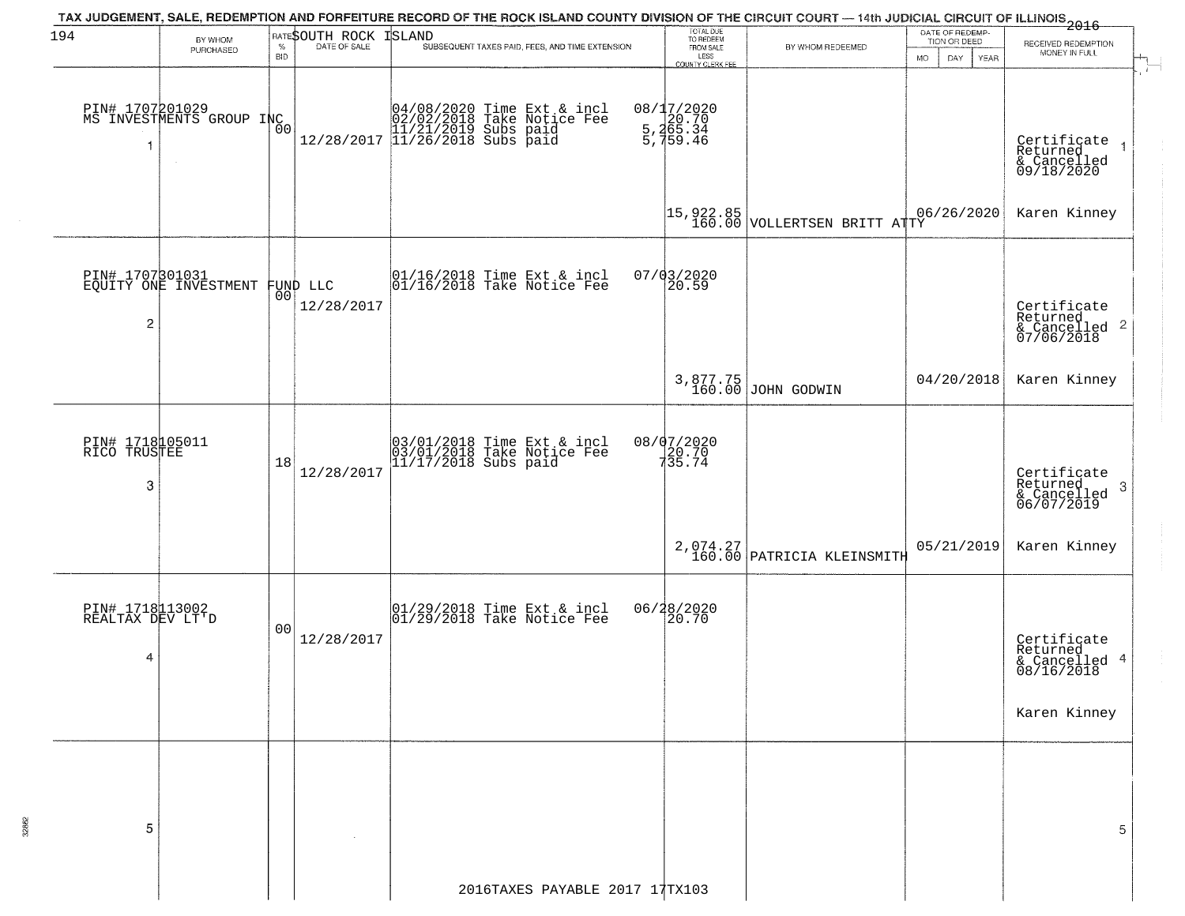TAX JUDGEMENT, SALE, REDEMPTION AND FORFEITURE RECORD OF THE ROCK ISLAND COUNTY DIVISION OF THE CIRCUIT COURT — 14th JUDICIAL CIRCUIT OF ILLINOIS 2016

SOUTH ROCK ISLAND

| | BY WHOM PURCHASED | RATE % BID | DATE OF SALE | SUBSEQUENT TAXES PAID, FEES, AND TIME EXTENSION | TOTAL DUE TO REDEEM FROM SALE LESS COUNTY CLERK FEE | BY WHOM REDEEMED | DATE OF REDEMPTION OR DEED MO DAY YEAR | RECEIVED REDEMPTION MONEY IN FULL |
|---|---|---|---|---|---|---|---|---|
| 1 | PIN# 1707201029 MS INVESTMENTS GROUP INC | 00 | 12/28/2017 | 04/08/2020 Time Ext & incl 02/02/2018 Take Notice Fee 11/21/2019 Subs paid 11/26/2018 Subs paid | 08/17/2020 20.70 5,265.34 5,759.46 15,922.85 160.00 | VOLLERTSEN BRITT ATTY | 06/26/2020 | Certificate Returned & Cancelled 09/18/2020 Karen Kinney |
| 2 | PIN# 1707301031 EQUITY ONE INVESTMENT FUND LLC | 00 | 12/28/2017 | 01/16/2018 Time Ext & incl 01/16/2018 Take Notice Fee | 07/03/2020 20.59 3,877.75 160.00 | JOHN GODWIN | 04/20/2018 | Certificate Returned & Cancelled 07/06/2018 Karen Kinney |
| 3 | PIN# 1718105011 RICO TRUSTEE | 18 | 12/28/2017 | 03/01/2018 Time Ext & incl 03/01/2018 Take Notice Fee 11/17/2018 Subs paid | 08/07/2020 20.70 735.74 2,074.27 160.00 | PATRICIA KLEINSMITH | 05/21/2019 | Certificate Returned & Cancelled 06/07/2019 Karen Kinney |
| 4 | PIN# 1718113002 REALTAX DEV LT'D | 00 | 12/28/2017 | 01/29/2018 Time Ext & incl 01/29/2018 Take Notice Fee | 06/28/2020 20.70 | | | Certificate Returned & Cancelled 08/16/2018 Karen Kinney |
| 5 | | | | | | | | |

2016TAXES PAYABLE 2017 17TX103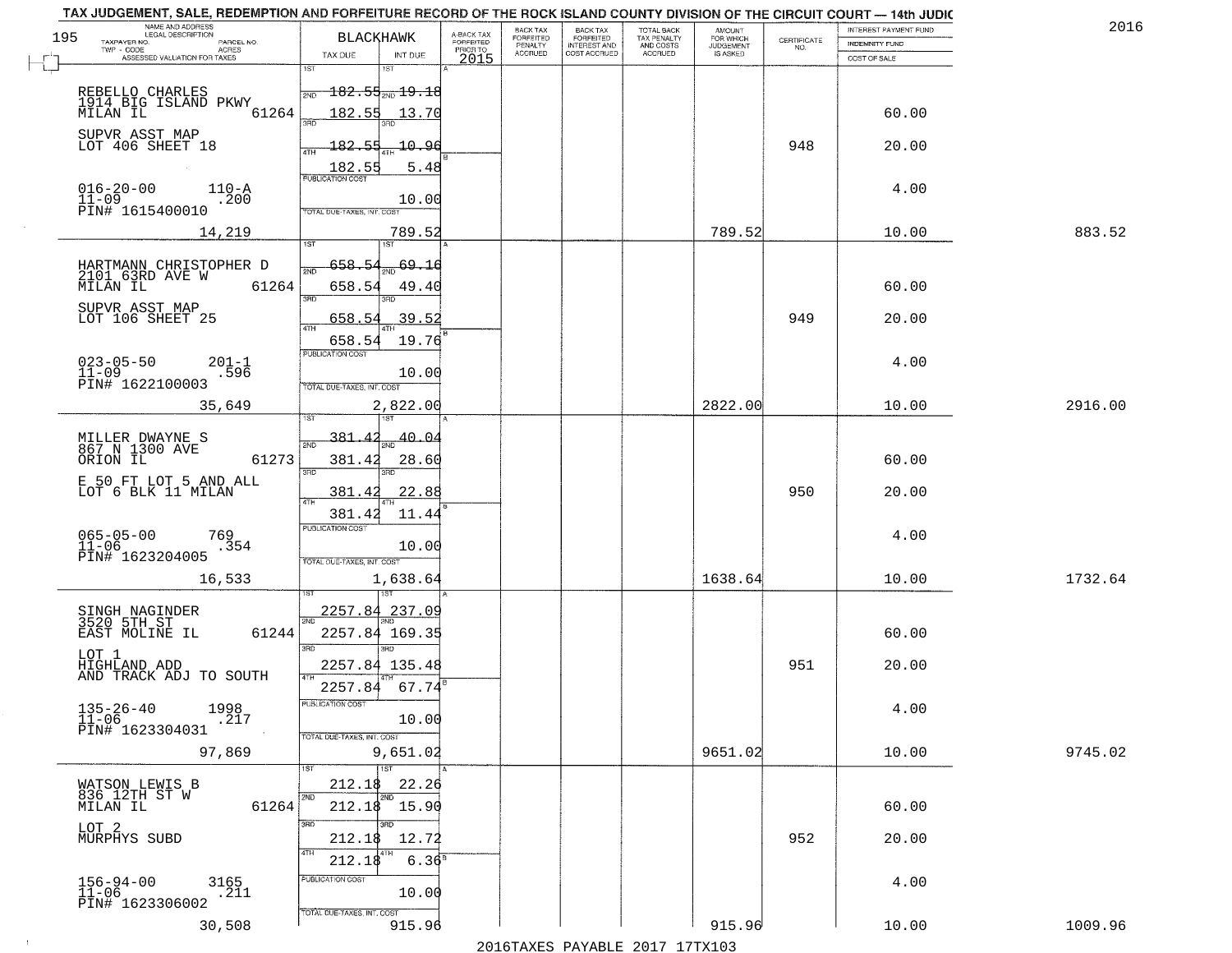# TAX JUDGEMENT, SALE, REDEMPTION AND FORFEITURE RECORD OF THE ROCK ISLAND COUNTY DIVISION OF THE CIRCUIT COURT — 14th JUDIC

2016

| NAME AND ADDRESS / LEGAL DESCRIPTION / TAXPAYER NO. / PARCEL NO. / TWP - CODE / ACRES / ASSESSED VALUATION FOR TAXES | BLACKHAWK TAX DUE | INT DUE | A-BACK TAX FORFEITED PRIOR TO 2015 | BACK TAX FORFEITED PENALTY ACCRUED | BACK TAX FORFEITED INTEREST AND COST ACCRUED | TOTAL BACK TAX PENALTY AND COSTS ACCRUED | AMOUNT FOR WHICH JUDGEMENT IS ASKED | CERTIFICATE NO. | INTEREST PAYMENT FUND / INDEMNITY FUND / COST OF SALE | |
|---|---|---|---|---|---|---|---|---|---|---|
| REBELLO CHARLES<br>1914 BIG ISLAND PKWY<br>MILAN IL 61264<br>SUPVR ASST MAP<br>LOT 406 SHEET 18<br>016-20-00 110-A<br>11-09 .200<br>PIN# 1615400010<br>14,219 | 1ST 182.55<br>2ND 182.55<br>3RD 182.55<br>4TH 182.55<br>PUBLICATION COST<br>TOTAL DUE-TAXES, INT. COST | 19.18<br>13.70<br>10.96<br>5.48<br>10.00<br>789.52 | | | | | 789.52 | 948 | 60.00<br>20.00<br>4.00<br>10.00 | 883.52 |
| HARTMANN CHRISTOPHER D<br>2101 63RD AVE W<br>MILAN IL 61264<br>SUPVR ASST MAP<br>LOT 106 SHEET 25<br>023-05-50 201-1<br>11-09 .596<br>PIN# 1622100003<br>35,649 | 1ST 658.54<br>2ND 658.54<br>3RD 658.54<br>4TH 658.54<br>PUBLICATION COST<br>TOTAL DUE-TAXES, INT. COST | 69.16<br>49.40<br>39.52<br>19.76<br>10.00<br>2,822.00 | | | | | 2822.00 | 949 | 60.00<br>20.00<br>4.00<br>10.00 | 2916.00 |
| MILLER DWAYNE S<br>867 N 1300 AVE<br>ORION IL 61273<br>E 50 FT LOT 5 AND ALL<br>LOT 6 BLK 11 MILAN<br>065-05-00 769<br>11-06 .354<br>PIN# 1623204005<br>16,533 | 1ST 381.42<br>2ND 381.42<br>3RD 381.42<br>4TH 381.42<br>PUBLICATION COST<br>TOTAL DUE-TAXES, INT. COST | 40.04<br>28.60<br>22.88<br>11.44<br>10.00<br>1,638.64 | | | | | 1638.64 | 950 | 60.00<br>20.00<br>4.00<br>10.00 | 1732.64 |
| SINGH NAGINDER<br>3520 5TH ST<br>EAST MOLINE IL 61244<br>LOT 1<br>HIGHLAND ADD<br>AND TRACK ADJ TO SOUTH<br>135-26-40 1998<br>11-06 .217<br>PIN# 1623304031<br>97,869 | 1ST 2257.84<br>2ND 2257.84<br>3RD 2257.84<br>4TH 2257.84<br>PUBLICATION COST<br>TOTAL DUE-TAXES, INT. COST | 237.09<br>169.35<br>135.48<br>67.74<br>10.00<br>9,651.02 | | | | | 9651.02 | 951 | 60.00<br>20.00<br>4.00<br>10.00 | 9745.02 |
| WATSON LEWIS B<br>836 12TH ST W<br>MILAN IL 61264<br>LOT 2<br>MURPHYS SUBD<br>156-94-00 3165<br>11-06 .211<br>PIN# 1623306002<br>30,508 | 1ST 212.18<br>2ND 212.18<br>3RD 212.18<br>4TH 212.18<br>PUBLICATION COST<br>TOTAL DUE-TAXES, INT. COST | 22.26<br>15.90<br>12.72<br>6.36<br>10.00<br>915.96 | | | | | 915.96 | 952 | 60.00<br>20.00<br>4.00<br>10.00 | 1009.96 |

2016TAXES PAYABLE 2017 17TX103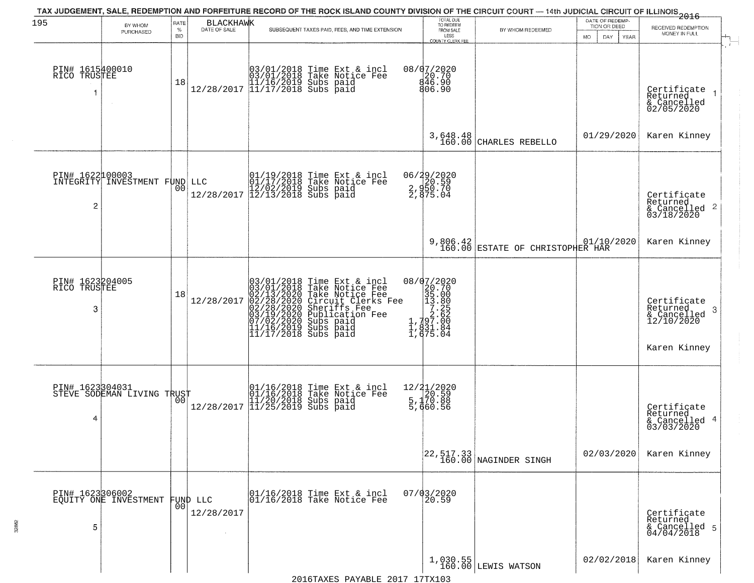TAX JUDGEMENT, SALE, REDEMPTION AND FORFEITURE RECORD OF THE ROCK ISLAND COUNTY DIVISION OF THE CIRCUIT COURT — 14th JUDICIAL CIRCUIT OF ILLINOIS 2016

195 BLACKHAWK

| | BY WHOM PURCHASED | RATE % BID | DATE OF SALE | SUBSEQUENT TAXES PAID, FEES, AND TIME EXTENSION | TOTAL DUE TO REDEEM FROM SALE LESS COUNTY CLERK FEE | BY WHOM REDEEMED | DATE OF REDEMPTION OR DEED | RECEIVED REDEMPTION MONEY IN FULL |
|---|---|---|---|---|---|---|---|---|
| 1 | PIN# 1615400010 RICO TRUSTEE | 18 | 12/28/2017 | 03/01/2018 Time Ext & incl<br>03/01/2018 Take Notice Fee<br>11/16/2019 Subs paid<br>11/17/2018 Subs paid | 08/07/2020<br>20.70<br>846.90<br>806.90<br><br>3,648.48<br>160.00 | CHARLES REBELLO | 01/29/2020 | Certificate Returned & Cancelled 02/05/2020<br>Karen Kinney |
| 2 | PIN# 1622100003 INTEGRITY INVESTMENT FUND LLC | 00 | 12/28/2017 | 01/19/2018 Time Ext & incl<br>01/17/2018 Take Notice Fee<br>12/02/2019 Subs paid<br>12/13/2018 Subs paid | 06/29/2020<br>20.59<br>2,950.70<br>2,875.04<br><br>9,806.42<br>160.00 | ESTATE OF CHRISTOPHER HAR | 01/10/2020 | Certificate Returned & Cancelled 03/18/2020<br>Karen Kinney |
| 3 | PIN# 1623204005 RICO TRUSTEE | 18 | 12/28/2017 | 03/01/2018 Time Ext & incl<br>03/01/2018 Take Notice Fee<br>02/13/2020 Take Notice Fee<br>02/28/2020 Circuit Clerks Fee<br>02/28/2020 Sheriffs Fee<br>03/19/2020 Publication Fee<br>07/02/2020 Subs paid<br>11/16/2019 Subs paid<br>11/17/2018 Subs paid | 08/07/2020<br>20.70<br>35.00<br>13.80<br>7.25<br>2.62<br>1,797.00<br>1,831.84<br>1,675.04 | | | Certificate Returned & Cancelled 12/10/2020<br>Karen Kinney |
| 4 | PIN# 1623304031 STEVE SODEMAN LIVING TRUST | 00 | 12/28/2017 | 01/16/2018 Time Ext & incl<br>01/16/2018 Take Notice Fee<br>11/20/2018 Subs paid<br>11/25/2019 Subs paid | 12/21/2020<br>20.59<br>5,170.88<br>5,660.56<br><br>22,517.33<br>160.00 | NAGINDER SINGH | 02/03/2020 | Certificate Returned & Cancelled 03/03/2020<br>Karen Kinney |
| 5 | PIN# 1623306002 EQUITY ONE INVESTMENT FUND LLC | 00 | 12/28/2017 | 01/16/2018 Time Ext & incl<br>01/16/2018 Take Notice Fee | 07/03/2020<br>20.59<br><br>1,030.55<br>160.00 | LEWIS WATSON | 02/02/2018 | Certificate Returned & Cancelled 04/04/2018<br>Karen Kinney |

2016TAXES PAYABLE 2017 17TX103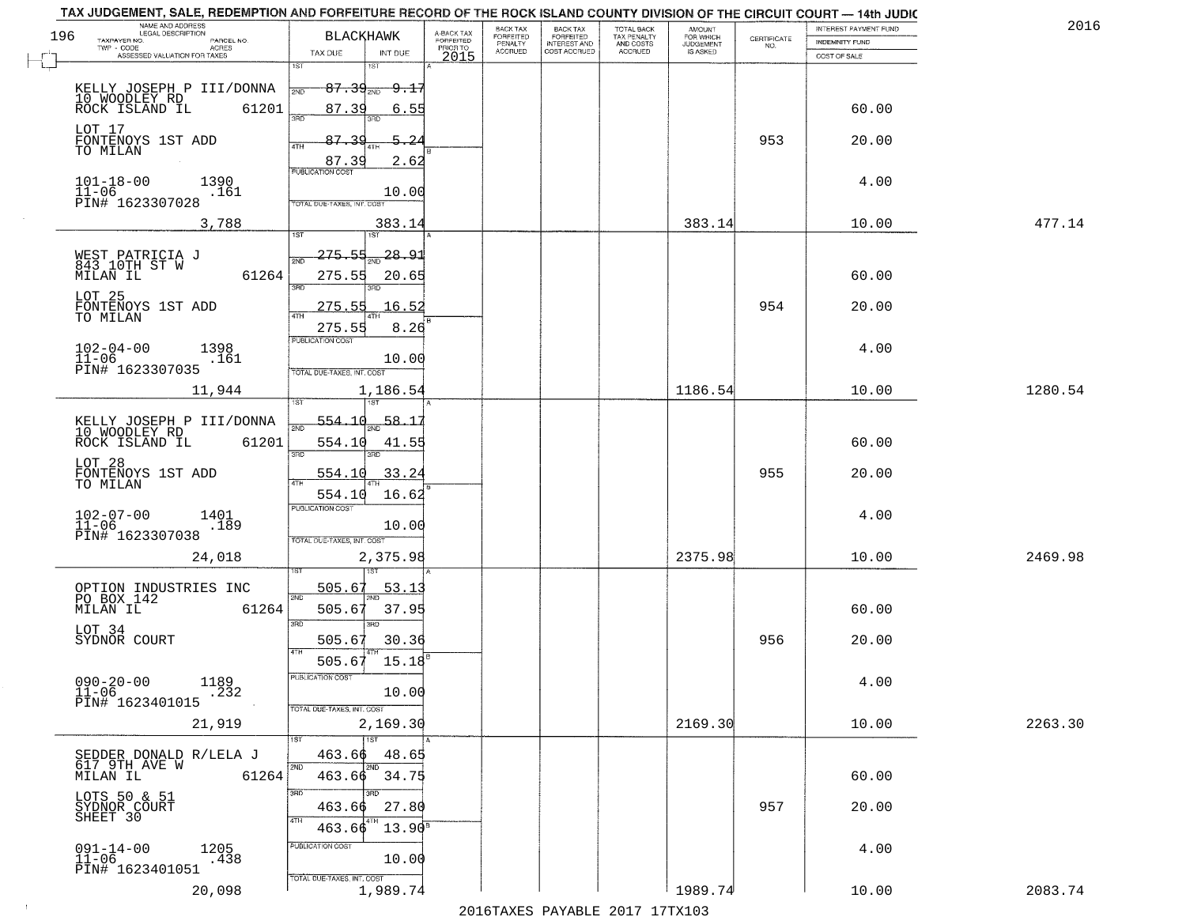TAX JUDGEMENT, SALE, REDEMPTION AND FORFEITURE RECORD OF THE ROCK ISLAND COUNTY DIVISION OF THE CIRCUIT COURT — 14th JUDIC

2016

| NAME AND ADDRESS / LEGAL DESCRIPTION / TAXPAYER NO. / PARCEL NO. / TWP - CODE / ACRES / ASSESSED VALUATION FOR TAXES | BLACKHAWK TAX DUE | INT DUE | A-BACK TAX FORFEITED PRIOR TO 2015 | BACK TAX FORFEITED PENALTY ACCRUED | BACK TAX FORFEITED INTEREST AND COST ACCRUED | TOTAL BACK TAX PENALTY AND COSTS ACCRUED | AMOUNT FOR WHICH JUDGEMENT IS ASKED | CERTIFICATE NO. | INTEREST PAYMENT FUND / INDEMNITY FUND / COST OF SALE | |
|---|---|---|---|---|---|---|---|---|---|---|
| 196 KELLY JOSEPH P III/DONNA, 10 WOODLEY RD, ROCK ISLAND IL 61201 | 1ST 87.39 | 9.17 | | | | | | | | |
| | 2ND 87.39 | 6.55 | | | | | | | 60.00 | |
| LOT 17 FONTENOYS 1ST ADD TO MILAN | 3RD 87.39 | 5.24 | | | | | | 953 | 20.00 | |
| | 4TH 87.39 | 2.62 | | | | | | | | |
| 101-18-00 1390 11-06 .161 PIN# 1623307028 | PUBLICATION COST | 10.00 | | | | | | | 4.00 | |
| 3,788 | TOTAL DUE-TAXES, INT. COST | 383.14 | | | | | 383.14 | | 10.00 | 477.14 |
| WEST PATRICIA J, 843 10TH ST W, MILAN IL 61264 | 1ST 275.55 | 28.91 | | | | | | | | |
| | 2ND 275.55 | 20.65 | | | | | | | 60.00 | |
| LOT 25 FONTENOYS 1ST ADD TO MILAN | 3RD 275.55 | 16.52 | | | | | | 954 | 20.00 | |
| | 4TH 275.55 | 8.26 | | | | | | | | |
| 102-04-00 1398 11-06 .161 PIN# 1623307035 | PUBLICATION COST | 10.00 | | | | | | | 4.00 | |
| 11,944 | TOTAL DUE-TAXES, INT. COST | 1,186.54 | | | | | 1186.54 | | 10.00 | 1280.54 |
| KELLY JOSEPH P III/DONNA, 10 WOODLEY RD, ROCK ISLAND IL 61201 | 1ST 554.10 | 58.17 | | | | | | | | |
| | 2ND 554.10 | 41.55 | | | | | | | 60.00 | |
| LOT 28 FONTENOYS 1ST ADD TO MILAN | 3RD 554.10 | 33.24 | | | | | | 955 | 20.00 | |
| | 4TH 554.10 | 16.62 | | | | | | | | |
| 102-07-00 1401 11-06 .189 PIN# 1623307038 | PUBLICATION COST | 10.00 | | | | | | | 4.00 | |
| 24,018 | TOTAL DUE-TAXES, INT. COST | 2,375.98 | | | | | 2375.98 | | 10.00 | 2469.98 |
| OPTION INDUSTRIES INC, PO BOX 142, MILAN IL 61264 | 1ST 505.67 | 53.13 | | | | | | | | |
| | 2ND 505.67 | 37.95 | | | | | | | 60.00 | |
| LOT 34 SYDNOR COURT | 3RD 505.67 | 30.36 | | | | | | 956 | 20.00 | |
| | 4TH 505.67 | 15.18 | | | | | | | | |
| 090-20-00 1189 11-06 .232 PIN# 1623401015 | PUBLICATION COST | 10.00 | | | | | | | 4.00 | |
| 21,919 | TOTAL DUE-TAXES, INT. COST | 2,169.30 | | | | | 2169.30 | | 10.00 | 2263.30 |
| SEDDER DONALD R/LELA J, 617 9TH AVE W, MILAN IL 61264 | 1ST 463.66 | 48.65 | | | | | | | | |
| | 2ND 463.66 | 34.75 | | | | | | | 60.00 | |
| LOTS 50 & 51 SYDNOR COURT SHEET 30 | 3RD 463.66 | 27.80 | | | | | | 957 | 20.00 | |
| | 4TH 463.66 | 13.90 | | | | | | | | |
| 091-14-00 1205 11-06 .438 PIN# 1623401051 | PUBLICATION COST | 10.00 | | | | | | | 4.00 | |
| 20,098 | TOTAL DUE-TAXES, INT. COST | 1,989.74 | | | | | 1989.74 | | 10.00 | 2083.74 |

2016TAXES PAYABLE 2017 17TX103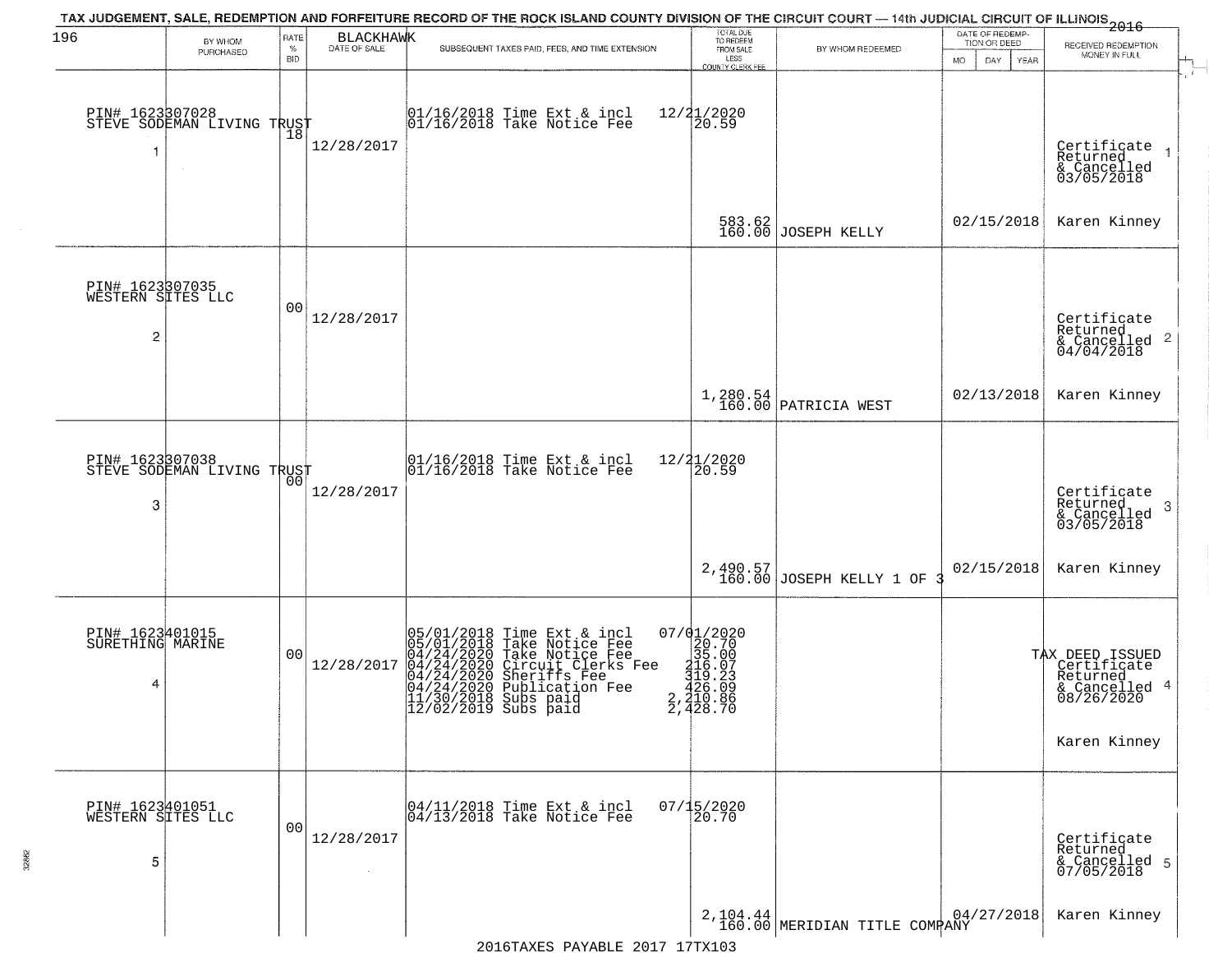TAX JUDGEMENT, SALE, REDEMPTION AND FORFEITURE RECORD OF THE ROCK ISLAND COUNTY DIVISION OF THE CIRCUIT COURT — 14th JUDICIAL CIRCUIT OF ILLINOIS 2016

196 BLACKHAWK

| | BY WHOM PURCHASED | RATE % BID | DATE OF SALE | SUBSEQUENT TAXES PAID, FEES, AND TIME EXTENSION | TOTAL DUE TO REDEEM FROM SALE LESS COUNTY CLERK FEE | BY WHOM REDEEMED | DATE OF REDEMPTION OR DEED | RECEIVED REDEMPTION MONEY IN FULL |
|---|---|---|---|---|---|---|---|---|
| 1 | PIN# 1623307028<br>STEVE SODEMAN LIVING TRUST | 18 | 12/28/2017 | 01/16/2018 Time Ext & incl 12/21/2020<br>01/16/2018 Take Notice Fee 20.59 | 583.62<br>160.00 | JOSEPH KELLY | 02/15/2018 | Certificate Returned & Cancelled 03/05/2018<br>Karen Kinney |
| 2 | PIN# 1623307035<br>WESTERN SITES LLC | 00 | 12/28/2017 | | 1,280.54<br>160.00 | PATRICIA WEST | 02/13/2018 | Certificate Returned & Cancelled 04/04/2018<br>Karen Kinney |
| 3 | PIN# 1623307038<br>STEVE SODEMAN LIVING TRUST | 00 | 12/28/2017 | 01/16/2018 Time Ext & incl 12/21/2020<br>01/16/2018 Take Notice Fee 20.59 | 2,490.57<br>160.00 | JOSEPH KELLY 1 OF 3 | 02/15/2018 | Certificate Returned & Cancelled 03/05/2018<br>Karen Kinney |
| 4 | PIN# 1623401015<br>SURETHING MARINE | 00 | 12/28/2017 | 05/01/2018 Time Ext & incl 07/01/2020<br>05/01/2018 Take Notice Fee 20.70<br>04/24/2020 Take Notice Fee 35.00<br>04/24/2020 Circuit Clerks Fee 216.07<br>04/24/2020 Sheriffs Fee 319.23<br>04/24/2020 Publication Fee 426.09<br>11/30/2018 Subs paid 2,210.86<br>12/02/2019 Subs paid 2,428.70 | | | | TAX DEED ISSUED Certificate Returned & Cancelled 08/26/2020<br>Karen Kinney |
| 5 | PIN# 1623401051<br>WESTERN SITES LLC | 00 | 12/28/2017 | 04/11/2018 Time Ext & incl 07/15/2020<br>04/13/2018 Take Notice Fee 20.70 | 2,104.44<br>160.00 | MERIDIAN TITLE COMPANY | 04/27/2018 | Certificate Returned & Cancelled 07/05/2018<br>Karen Kinney |

2016TAXES PAYABLE 2017 17TX103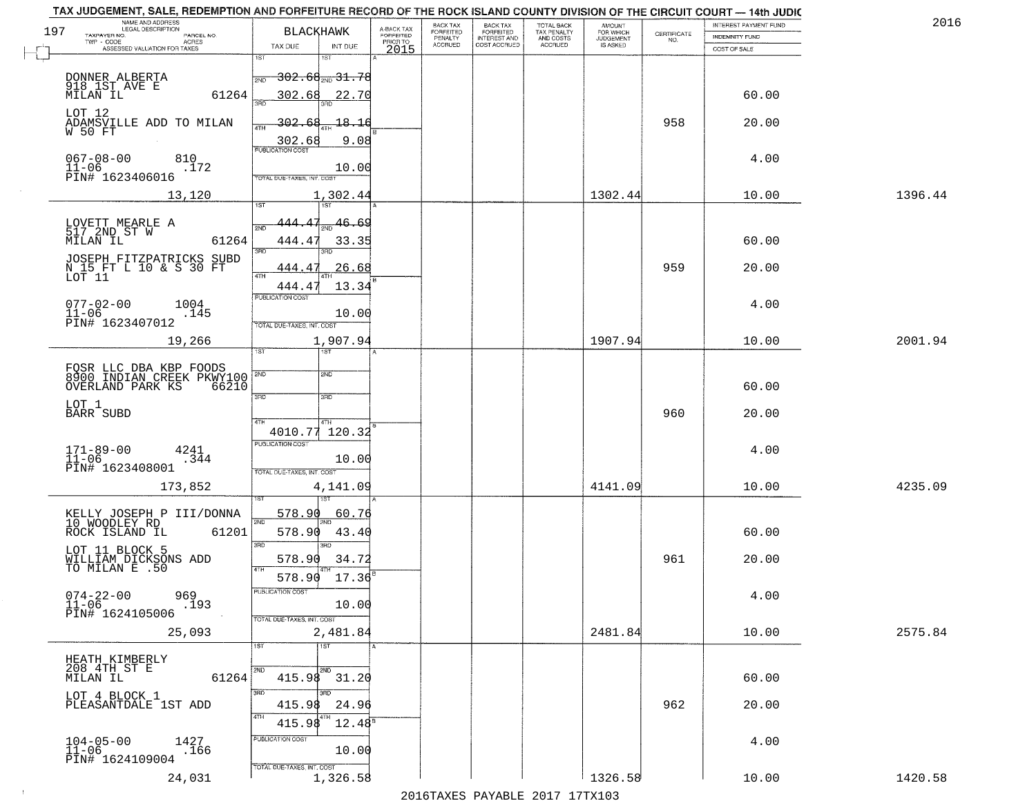TAX JUDGEMENT, SALE, REDEMPTION AND FORFEITURE RECORD OF THE ROCK ISLAND COUNTY DIVISION OF THE CIRCUIT COURT — 14th JUDIC

2016

| NAME AND ADDRESS / LEGAL DESCRIPTION / TAXPAYER NO. / PARCEL NO. / TWP - CODE / ACRES / ASSESSED VALUATION FOR TAXES | BLACKHAWK TAX DUE | INT DUE | A-BACK TAX FORFEITED PRIOR TO 2015 | BACK TAX FORFEITED PENALTY ACCRUED | BACK TAX FORFEITED INTEREST AND COST ACCRUED | TOTAL BACK TAX PENALTY AND COSTS ACCRUED | AMOUNT FOR WHICH JUDGEMENT IS ASKED | CERTIFICATE NO. | INTEREST PAYMENT FUND / INDEMNITY FUND / COST OF SALE | |
|---|---|---|---|---|---|---|---|---|---|---|
| DONNER ALBERTA<br>918 1ST AVE E<br>MILAN IL 61264<br>LOT 12<br>ADAMSVILLE ADD TO MILAN<br>W 50 FT<br>067-08-00 810<br>11-06 .172<br>PIN# 1623406016<br>13,120 | 1ST 302.68<br>2ND 302.68<br>3RD 302.68<br>4TH 302.68<br>PUBLICATION COST<br>TOTAL DUE-TAXES, INT. COST 1,302.44 | 31.78<br>22.70<br>18.16<br>9.08<br>10.00 | | | | | 1302.44 | 958 | 60.00<br>20.00<br>4.00<br>10.00 | 1396.44 |
| LOVETT MEARLE A<br>517 2ND ST W<br>MILAN IL 61264<br>JOSEPH FITZPATRICKS SUBD<br>N 15 FT L 10 & S 30 FT<br>LOT 11<br>077-02-00 1004<br>11-06 .145<br>PIN# 1623407012<br>19,266 | 1ST 444.47<br>2ND 444.47<br>3RD 444.47<br>4TH 444.47<br>PUBLICATION COST<br>TOTAL DUE-TAXES, INT. COST 1,907.94 | 46.69<br>33.35<br>26.68<br>13.34<br>10.00 | | | | | 1907.94 | 959 | 60.00<br>20.00<br>4.00<br>10.00 | 2001.94 |
| FQSR LLC DBA KBP FOODS<br>8900 INDIAN CREEK PKWY100<br>OVERLAND PARK KS 66210<br>LOT 1<br>BARR SUBD<br>171-89-00 4241<br>11-06 .344<br>PIN# 1623408001<br>173,852 | 1ST<br>2ND<br>3RD<br>4TH 4010.77<br>PUBLICATION COST<br>TOTAL DUE-TAXES, INT. COST 4,141.09 | 120.32<br>10.00 | | | | | 4141.09 | 960 | 60.00<br>20.00<br>4.00<br>10.00 | 4235.09 |
| KELLY JOSEPH P III/DONNA<br>10 WOODLEY RD<br>ROCK ISLAND IL 61201<br>LOT 11 BLOCK 5<br>WILLIAM DICKSONS ADD<br>TO MILAN E .50<br>074-22-00 969<br>11-06 .193<br>PIN# 1624105006<br>25,093 | 1ST 578.90<br>2ND 578.90<br>3RD 578.90<br>4TH 578.90<br>PUBLICATION COST<br>TOTAL DUE-TAXES, INT. COST 2,481.84 | 60.76<br>43.40<br>34.72<br>17.36<br>10.00 | | | | | 2481.84 | 961 | 60.00<br>20.00<br>4.00<br>10.00 | 2575.84 |
| HEATH KIMBERLY<br>208 4TH ST E<br>MILAN IL 61264<br>LOT 4 BLOCK 1<br>PLEASANTDALE 1ST ADD<br>104-05-00 1427<br>11-06 .166<br>PIN# 1624109004<br>24,031 | 1ST<br>2ND 415.98<br>3RD 415.98<br>4TH 415.98<br>PUBLICATION COST<br>TOTAL DUE-TAXES, INT. COST 1,326.58 | 31.20<br>24.96<br>12.48<br>10.00 | | | | | 1326.58 | 962 | 60.00<br>20.00<br>4.00<br>10.00 | 1420.58 |

2016TAXES PAYABLE 2017 17TX103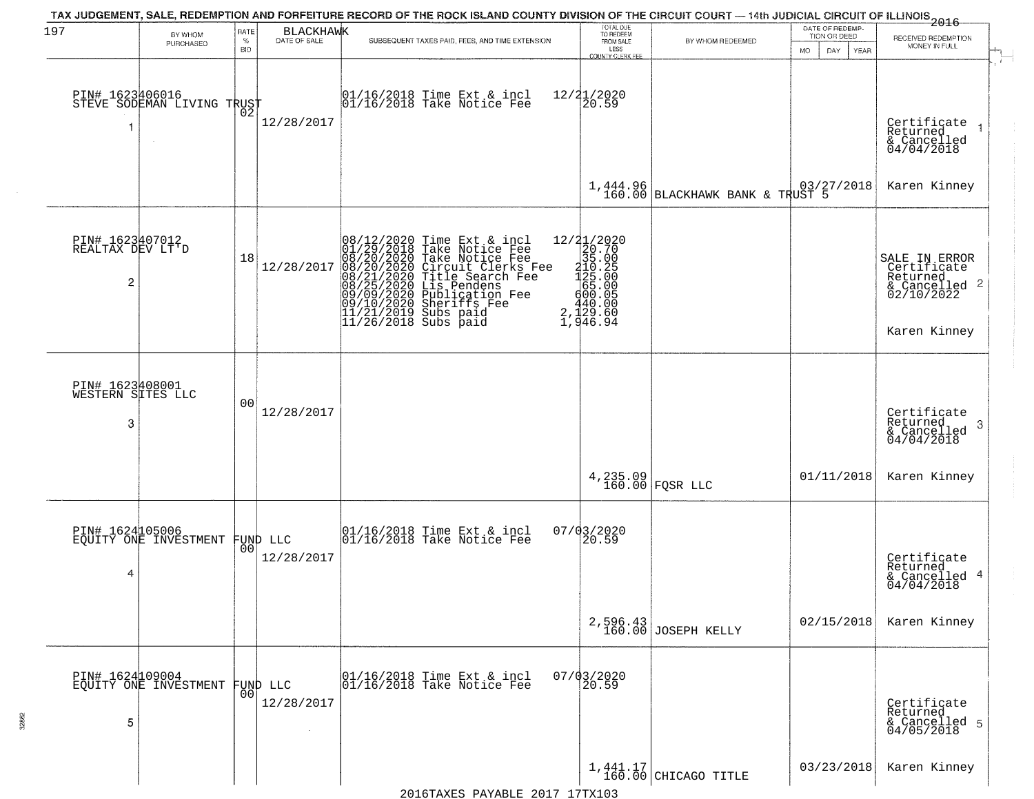TAX JUDGEMENT, SALE, REDEMPTION AND FORFEITURE RECORD OF THE ROCK ISLAND COUNTY DIVISION OF THE CIRCUIT COURT — 14th JUDICIAL CIRCUIT OF ILLINOIS 2016

197 BLACKHAWK

| | BY WHOM PURCHASED | RATE % BID | DATE OF SALE | SUBSEQUENT TAXES PAID, FEES, AND TIME EXTENSION | TOTAL DUE TO REDEEM FROM SALE LESS COUNTY CLERK FEE | BY WHOM REDEEMED | DATE OF REDEMPTION OR DEED MO DAY YEAR | RECEIVED REDEMPTION MONEY IN FULL |
|---|---|---|---|---|---|---|---|---|
| 1 | PIN# 1623406016 STEVE SODEMAN LIVING TRUST | 02 | 12/28/2017 | 01/16/2018 Time Ext & incl<br>01/16/2018 Take Notice Fee | 12/21/2020<br>20.59<br>1,444.96<br>160.00 | BLACKHAWK BANK & TRUST 5 | 03/27/2018 | Certificate Returned & Cancelled 04/04/2018<br>Karen Kinney |
| 2 | PIN# 1623407012 REALTAX DEV LT'D | 18 | 12/28/2017 | 08/12/2020 Time Ext & incl<br>01/29/2018 Take Notice Fee<br>08/20/2020 Take Notice Fee<br>08/20/2020 Circuit Clerks Fee<br>08/21/2020 Title Search Fee<br>08/25/2020 Lis Pendens<br>09/09/2020 Publication Fee<br>09/10/2020 Sheriffs Fee<br>11/21/2019 Subs paid<br>11/26/2018 Subs paid | 12/21/2020<br>20.70<br>35.00<br>210.25<br>125.00<br>65.00<br>600.05<br>440.00<br>2,129.60<br>1,946.94 | | | SALE IN ERROR Certificate Returned & Cancelled 02/10/2022<br>Karen Kinney |
| 3 | PIN# 1623408001 WESTERN SITES LLC | 00 | 12/28/2017 | | 4,235.09<br>160.00 | FQSR LLC | 01/11/2018 | Certificate Returned & Cancelled 04/04/2018<br>Karen Kinney |
| 4 | PIN# 1624105006 EQUITY ONE INVESTMENT FUND LLC | 00 | 12/28/2017 | 01/16/2018 Time Ext & incl<br>01/16/2018 Take Notice Fee | 07/03/2020<br>20.59<br>2,596.43<br>160.00 | JOSEPH KELLY | 02/15/2018 | Certificate Returned & Cancelled 04/04/2018<br>Karen Kinney |
| 5 | PIN# 1624109004 EQUITY ONE INVESTMENT FUND LLC | 00 | 12/28/2017 | 01/16/2018 Time Ext & incl<br>01/16/2018 Take Notice Fee | 07/03/2020<br>20.59<br>1,441.17<br>160.00 | CHICAGO TITLE | 03/23/2018 | Certificate Returned & Cancelled 04/05/2018<br>Karen Kinney |

2016TAXES PAYABLE 2017 17TX103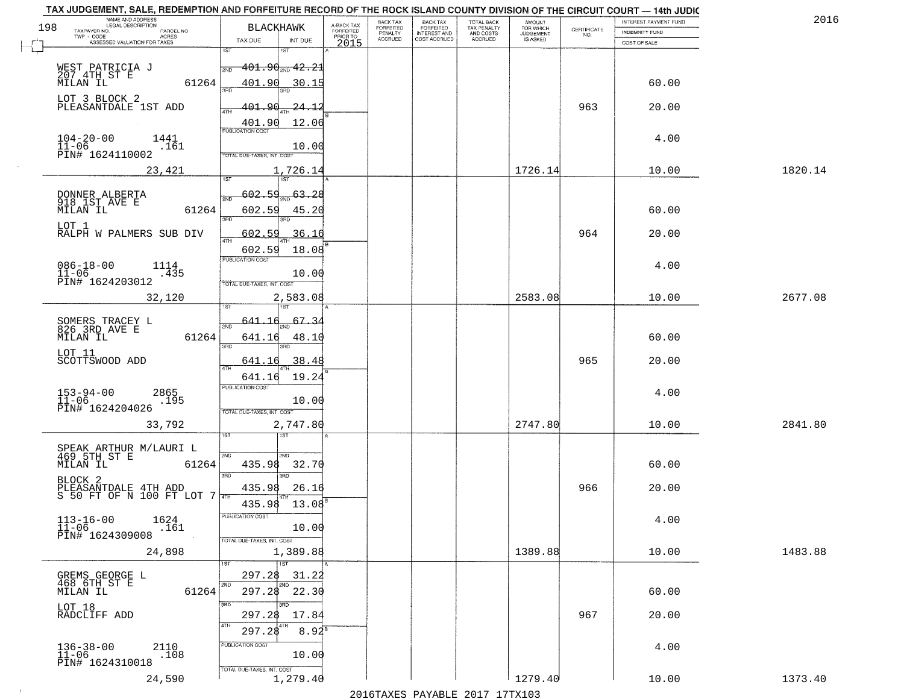TAX JUDGEMENT, SALE, REDEMPTION AND FORFEITURE RECORD OF THE ROCK ISLAND COUNTY DIVISION OF THE CIRCUIT COURT — 14th JUDIC

2016

| NAME AND ADDRESS / LEGAL DESCRIPTION / TAXPAYER NO. / PARCEL NO. / TWP - CODE / ACRES / ASSESSED VALUATION FOR TAXES | BLACKHAWK TAX DUE | INT DUE | A-BACK TAX FORFEITED PRIOR TO 2015 | BACK TAX FORFEITED PENALTY ACCRUED | BACK TAX FORFEITED INTEREST AND COST ACCRUED | TOTAL BACK TAX PENALTY AND COSTS ACCRUED | AMOUNT FOR WHICH JUDGEMENT IS ASKED | CERTIFICATE NO. | INTEREST PAYMENT FUND / INDEMNITY FUND / COST OF SALE | |
|---|---|---|---|---|---|---|---|---|---|---|
| WEST PATRICIA J<br>207 4TH ST E<br>MILAN IL 61264<br>LOT 3 BLOCK 2<br>PLEASANTDALE 1ST ADD<br>104-20-00 1441<br>11-06 .161<br>PIN# 1624110002 | 1ST<br>2ND 401.90<br>3RD 401.90<br>4TH 401.90<br>401.90 | 1ST<br>2ND 42.21<br>3RD 30.15<br>4TH 24.12<br>12.06 | | | | | | 963 | 60.00<br>20.00 | |
| | PUBLICATION COST | 10.00 | | | | | | | 4.00 | |
| 23,421 | TOTAL DUE-TAXES, INT. COST | 1,726.14 | | | | | 1726.14 | | 10.00 | 1820.14 |
| DONNER ALBERTA<br>918 1ST AVE E<br>MILAN IL 61264<br>LOT 1<br>RALPH W PALMERS SUB DIV<br>086-18-00 1114<br>11-06 .435<br>PIN# 1624203012 | 1ST<br>2ND 602.59<br>3RD 602.59<br>4TH 602.59<br>602.59 | 1ST<br>2ND 63.28<br>3RD 45.20<br>4TH 36.16<br>18.08 | | | | | | 964 | 60.00<br>20.00 | |
| | PUBLICATION COST | 10.00 | | | | | | | 4.00 | |
| 32,120 | TOTAL DUE-TAXES, INT. COST | 2,583.08 | | | | | 2583.08 | | 10.00 | 2677.08 |
| SOMERS TRACEY L<br>826 3RD AVE E<br>MILAN IL 61264<br>LOT 11<br>SCOTTSWOOD ADD<br>153-94-00 2865<br>11-06 .195<br>PIN# 1624204026 | 1ST<br>2ND 641.16<br>3RD 641.16<br>4TH 641.16<br>641.16 | 1ST<br>2ND 67.34<br>3RD 48.10<br>4TH 38.48<br>19.24 | | | | | | 965 | 60.00<br>20.00 | |
| | PUBLICATION COST | 10.00 | | | | | | | 4.00 | |
| 33,792 | TOTAL DUE-TAXES, INT. COST | 2,747.80 | | | | | 2747.80 | | 10.00 | 2841.80 |
| SPEAK ARTHUR M/LAURI L<br>469 5TH ST E<br>MILAN IL 61264<br>BLOCK 2<br>PLEASANTDALE 4TH ADD<br>S 50 FT OF N 100 FT LOT 7<br>113-16-00 1624<br>11-06 .161<br>PIN# 1624309008 | 1ST<br>2ND 435.98<br>3RD 435.98<br>4TH 435.98 | 1ST<br>2ND 32.70<br>3RD 26.16<br>4TH 13.08 | | | | | | 966 | 60.00<br>20.00 | |
| | PUBLICATION COST | 10.00 | | | | | | | 4.00 | |
| 24,898 | TOTAL DUE-TAXES, INT. COST | 1,389.88 | | | | | 1389.88 | | 10.00 | 1483.88 |
| GREMS GEORGE L<br>468 6TH ST E<br>MILAN IL 61264<br>LOT 18<br>RADCLIFF ADD<br>136-38-00 2110<br>11-06 .108<br>PIN# 1624310018 | 1ST 297.28<br>2ND 297.28<br>3RD 297.28<br>4TH 297.28 | 1ST 31.22<br>2ND 22.30<br>3RD 17.84<br>4TH 8.92 | | | | | | 967 | 60.00<br>20.00 | |
| | PUBLICATION COST | 10.00 | | | | | | | 4.00 | |
| 24,590 | TOTAL DUE-TAXES, INT. COST | 1,279.40 | | | | | 1279.40 | | 10.00 | 1373.40 |

2016TAXES PAYABLE 2017 17TX103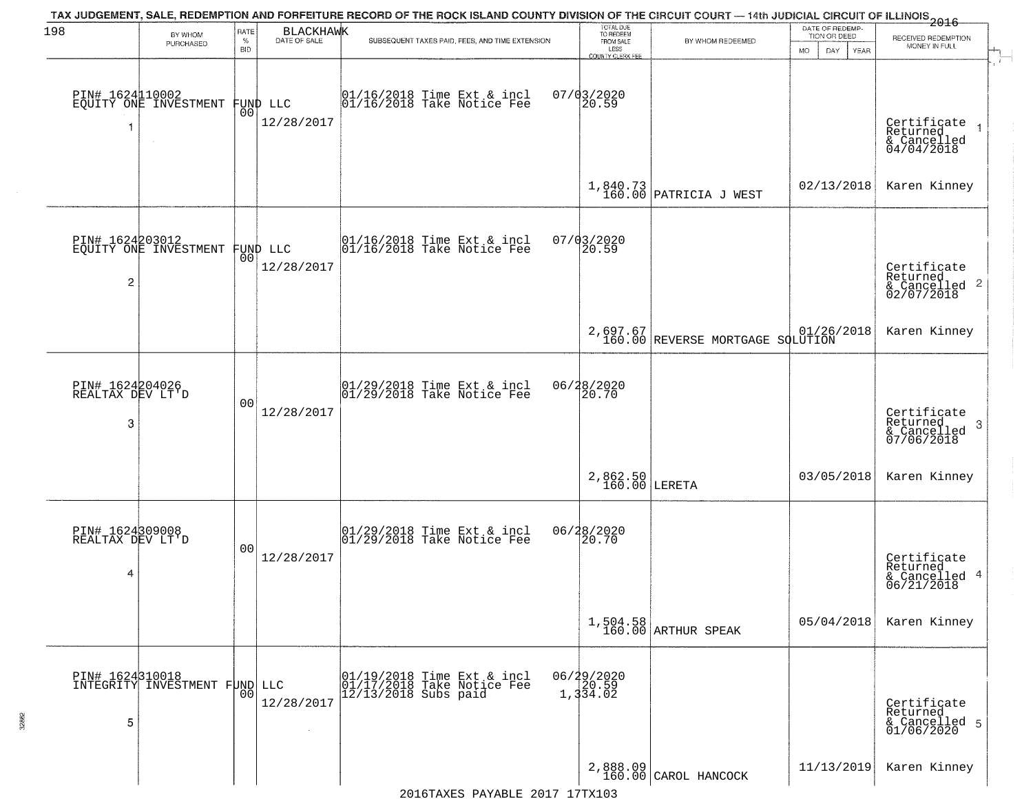TAX JUDGEMENT, SALE, REDEMPTION AND FORFEITURE RECORD OF THE ROCK ISLAND COUNTY DIVISION OF THE CIRCUIT COURT — 14th JUDICIAL CIRCUIT OF ILLINOIS 2016

198 BLACKHAWK

| | BY WHOM PURCHASED | RATE % BID | DATE OF SALE | SUBSEQUENT TAXES PAID, FEES, AND TIME EXTENSION | TOTAL DUE TO REDEEM FROM SALE LESS COUNTY CLERK FEE | BY WHOM REDEEMED | DATE OF REDEMPTION OR DEED MO DAY YEAR | RECEIVED REDEMPTION MONEY IN FULL |
|---|---|---|---|---|---|---|---|---|
| 1 | PIN# 1624110002 EQUITY ONE INVESTMENT FUND LLC | 00 | 12/28/2017 | 01/16/2018 Time Ext & incl 01/16/2018 Take Notice Fee | 07/03/2020 20.59 1,840.73 160.00 | PATRICIA J WEST | 02/13/2018 | Certificate Returned & Cancelled 04/04/2018 Karen Kinney |
| 2 | PIN# 1624203012 EQUITY ONE INVESTMENT FUND LLC | 00 | 12/28/2017 | 01/16/2018 Time Ext & incl 01/16/2018 Take Notice Fee | 07/03/2020 20.59 2,697.67 160.00 | REVERSE MORTGAGE SOLUTION | 01/26/2018 | Certificate Returned & Cancelled 02/07/2018 Karen Kinney |
| 3 | PIN# 1624204026 REALTAX DEV LT'D | 00 | 12/28/2017 | 01/29/2018 Time Ext & incl 01/29/2018 Take Notice Fee | 06/28/2020 20.70 2,862.50 160.00 | LERETA | 03/05/2018 | Certificate Returned & Cancelled 07/06/2018 Karen Kinney |
| 4 | PIN# 1624309008 REALTAX DEV LT'D | 00 | 12/28/2017 | 01/29/2018 Time Ext & incl 01/29/2018 Take Notice Fee | 06/28/2020 20.70 1,504.58 160.00 | ARTHUR SPEAK | 05/04/2018 | Certificate Returned & Cancelled 06/21/2018 Karen Kinney |
| 5 | PIN# 1624310018 INTEGRITY INVESTMENT FUND LLC | 00 | 12/28/2017 | 01/19/2018 Time Ext & incl 01/17/2018 Take Notice Fee 12/13/2018 Subs paid | 06/29/2020 20.59 1,334.02 2,888.09 160.00 | CAROL HANCOCK | 11/13/2019 | Certificate Returned & Cancelled 01/06/2020 Karen Kinney |

2016TAXES PAYABLE 2017 17TX103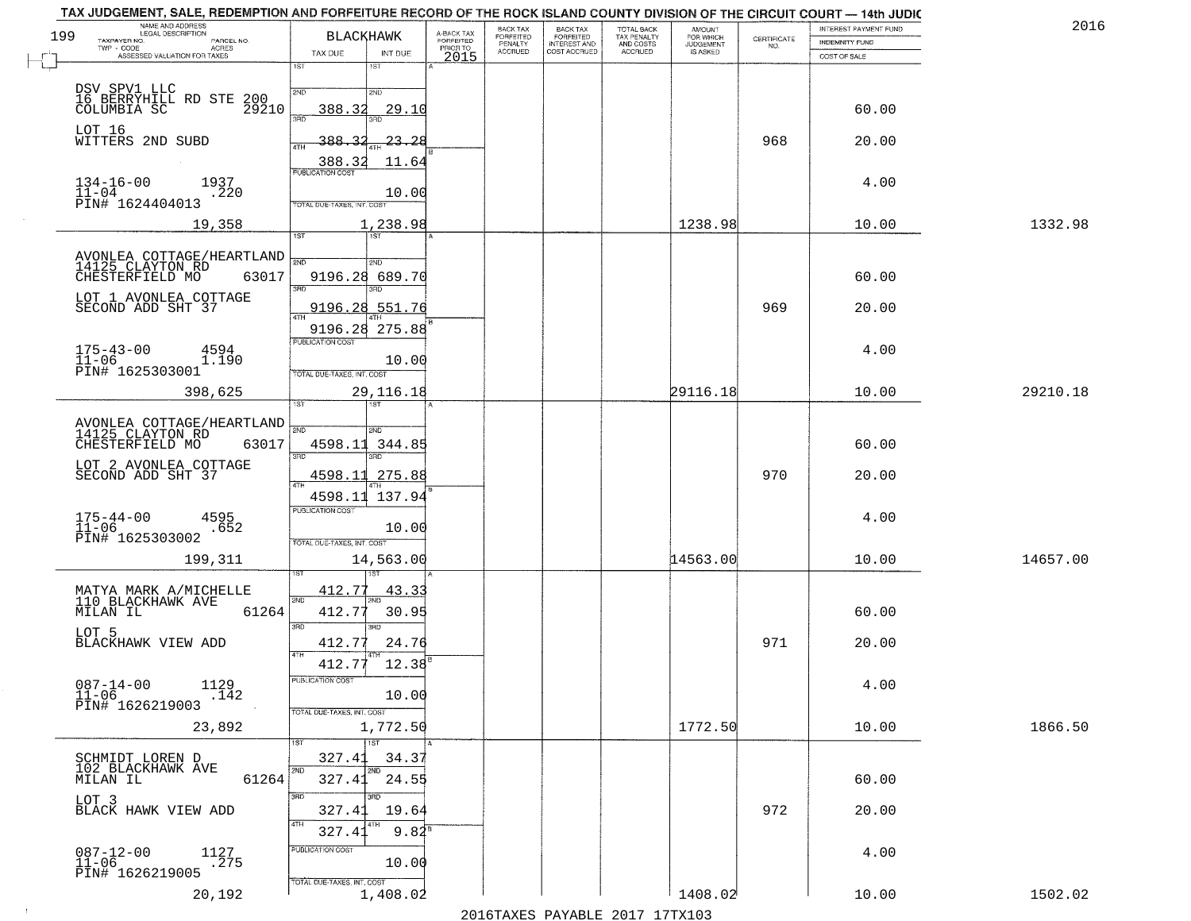TAX JUDGEMENT, SALE, REDEMPTION AND FORFEITURE RECORD OF THE ROCK ISLAND COUNTY DIVISION OF THE CIRCUIT COURT — 14th JUDIC

2016

| NAME AND ADDRESS / LEGAL DESCRIPTION / TAXPAYER NO. / PARCEL NO. / TWP - CODE / ACRES / ASSESSED VALUATION FOR TAXES | BLACKHAWK TAX DUE | INT DUE | A-BACK TAX FORFEITED PRIOR TO 2015 | BACK TAX FORFEITED PENALTY ACCRUED | BACK TAX FORFEITED INTEREST AND COST ACCRUED | TOTAL BACK TAX PENALTY AND COSTS ACCRUED | AMOUNT FOR WHICH JUDGEMENT IS ASKED | CERTIFICATE NO. | INTEREST PAYMENT FUND / INDEMNITY FUND / COST OF SALE | |
|---|---|---|---|---|---|---|---|---|---|---|
| 199 | | | | | | | | | | |
| DSV SPV1 LLC<br>16 BERRYHILL RD STE 200<br>COLUMBIA SC 29210 | 2ND 388.32 | 29.10 | | | | | | | 60.00 | |
| LOT 16<br>WITTERS 2ND SUBD | 3RD 388.32 | 23.28 | | | | | | 968 | 20.00 | |
| | 4TH 388.32 | 11.64 | | | | | | | | |
| 134-16-00 1937<br>11-04 .220<br>PIN# 1624404013 | PUBLICATION COST | 10.00 | | | | | | | 4.00 | |
| 19,358 | TOTAL DUE-TAXES, INT. COST | 1,238.98 | | | | | 1238.98 | | 10.00 | 1332.98 |
| AVONLEA COTTAGE/HEARTLAND<br>14125 CLAYTON RD<br>CHESTERFIELD MO 63017 | 2ND 9196.28 | 689.70 | | | | | | | 60.00 | |
| LOT 1 AVONLEA COTTAGE<br>SECOND ADD SHT 37 | 3RD 9196.28 | 551.76 | | | | | | 969 | 20.00 | |
| | 4TH 9196.28 | 275.88 | | | | | | | | |
| 175-43-00 4594<br>11-06 1.190<br>PIN# 1625303001 | PUBLICATION COST | 10.00 | | | | | | | 4.00 | |
| 398,625 | TOTAL DUE-TAXES, INT. COST | 29,116.18 | | | | | 29116.18 | | 10.00 | 29210.18 |
| AVONLEA COTTAGE/HEARTLAND<br>14125 CLAYTON RD<br>CHESTERFIELD MO 63017 | 2ND 4598.11 | 344.85 | | | | | | | 60.00 | |
| LOT 2 AVONLEA COTTAGE<br>SECOND ADD SHT 37 | 3RD 4598.11 | 275.88 | | | | | | 970 | 20.00 | |
| | 4TH 4598.11 | 137.94 | | | | | | | | |
| 175-44-00 4595<br>11-06 .652<br>PIN# 1625303002 | PUBLICATION COST | 10.00 | | | | | | | 4.00 | |
| 199,311 | TOTAL DUE-TAXES, INT. COST | 14,563.00 | | | | | 14563.00 | | 10.00 | 14657.00 |
| MATYA MARK A/MICHELLE<br>110 BLACKHAWK AVE<br>MILAN IL 61264 | 1ST 412.77 | 43.33 | | | | | | | | |
| | 2ND 412.77 | 30.95 | | | | | | | 60.00 | |
| LOT 5<br>BLACKHAWK VIEW ADD | 3RD 412.77 | 24.76 | | | | | | 971 | 20.00 | |
| | 4TH 412.77 | 12.38 | | | | | | | | |
| 087-14-00 1129<br>11-06 .142<br>PIN# 1626219003 | PUBLICATION COST | 10.00 | | | | | | | 4.00 | |
| 23,892 | TOTAL DUE-TAXES, INT. COST | 1,772.50 | | | | | 1772.50 | | 10.00 | 1866.50 |
| SCHMIDT LOREN D<br>102 BLACKHAWK AVE<br>MILAN IL 61264 | 1ST 327.41 | 34.37 | | | | | | | | |
| | 2ND 327.41 | 24.55 | | | | | | | 60.00 | |
| LOT 3<br>BLACK HAWK VIEW ADD | 3RD 327.41 | 19.64 | | | | | | 972 | 20.00 | |
| | 4TH 327.41 | 9.82 | | | | | | | | |
| 087-12-00 1127<br>11-06 .275<br>PIN# 1626219005 | PUBLICATION COST | 10.00 | | | | | | | 4.00 | |
| 20,192 | TOTAL DUE-TAXES, INT. COST | 1,408.02 | | | | | 1408.02 | | 10.00 | 1502.02 |

2016TAXES PAYABLE 2017 17TX103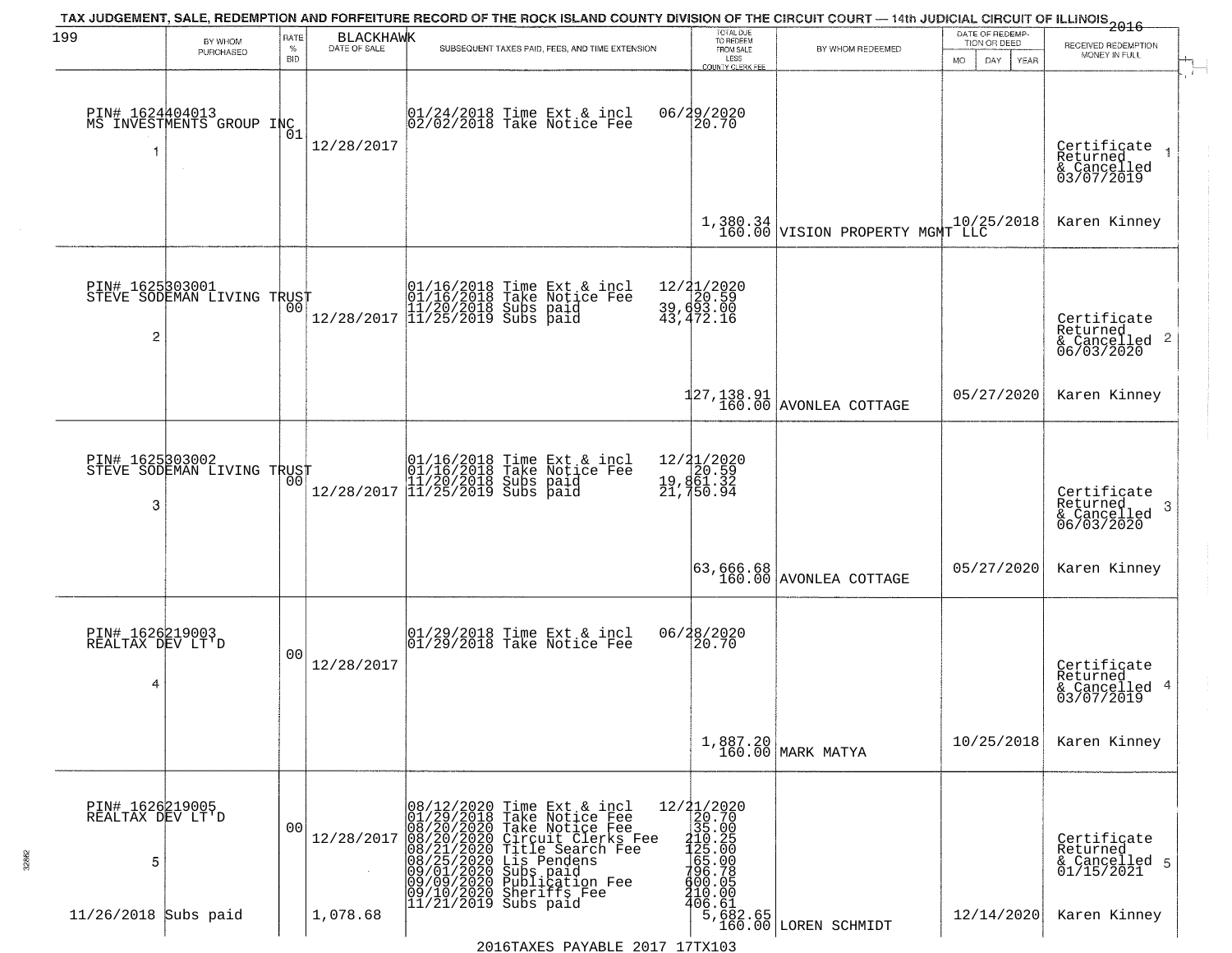# TAX JUDGEMENT, SALE, REDEMPTION AND FORFEITURE RECORD OF THE ROCK ISLAND COUNTY DIVISION OF THE CIRCUIT COURT — 14th JUDICIAL CIRCUIT OF ILLINOIS 2016

199 BLACKHAWK

| | BY WHOM PURCHASED | RATE % BID | DATE OF SALE | SUBSEQUENT TAXES PAID, FEES, AND TIME EXTENSION | TOTAL DUE TO REDEEM FROM SALE LESS COUNTY CLERK FEE | BY WHOM REDEEMED | DATE OF REDEMPTION OR DEED MO DAY YEAR | RECEIVED REDEMPTION MONEY IN FULL |
|---|---|---|---|---|---|---|---|---|
| 1 | PIN# 1624404013 MS INVESTMENTS GROUP INC | 01 | 12/28/2017 | 01/24/2018 Time Ext & incl<br>02/02/2018 Take Notice Fee | 06/29/2020<br>20.70<br><br>1,380.34<br>160.00 | VISION PROPERTY MGMT LLC | 10/25/2018 | Certificate Returned & Cancelled 03/07/2019<br>Karen Kinney |
| 2 | PIN# 1625303001 STEVE SODEMAN LIVING TRUST | 00 | 12/28/2017 | 01/16/2018 Time Ext & incl<br>01/16/2018 Take Notice Fee<br>11/20/2018 Subs paid<br>11/25/2019 Subs paid | 12/21/2020<br>20.59<br>39,693.00<br>43,472.16<br><br>127,138.91<br>160.00 | AVONLEA COTTAGE | 05/27/2020 | Certificate Returned & Cancelled 06/03/2020<br>Karen Kinney |
| 3 | PIN# 1625303002 STEVE SODEMAN LIVING TRUST | 00 | 12/28/2017 | 01/16/2018 Time Ext & incl<br>01/16/2018 Take Notice Fee<br>11/20/2018 Subs paid<br>11/25/2019 Subs paid | 12/21/2020<br>20.59<br>19,861.32<br>21,750.94<br><br>63,666.68<br>160.00 | AVONLEA COTTAGE | 05/27/2020 | Certificate Returned & Cancelled 06/03/2020<br>Karen Kinney |
| 4 | PIN# 1626219003 REALTAX DEV LT'D | 00 | 12/28/2017 | 01/29/2018 Time Ext & incl<br>01/29/2018 Take Notice Fee | 06/28/2020<br>20.70<br><br>1,887.20<br>160.00 | MARK MATYA | 10/25/2018 | Certificate Returned & Cancelled 03/07/2019<br>Karen Kinney |
| 5 | PIN# 1626219005 REALTAX DEV LT'D<br>11/26/2018 Subs paid | 00 | 12/28/2017<br>1,078.68 | 08/12/2020 Time Ext & incl<br>01/29/2018 Take Notice Fee<br>08/20/2020 Take Notice Fee<br>08/20/2020 Circuit Clerks Fee<br>08/21/2020 Title Search Fee<br>08/25/2020 Lis Pendens<br>09/01/2020 Subs paid<br>09/09/2020 Publication Fee<br>09/10/2020 Sheriffs Fee<br>11/21/2019 Subs paid | 12/21/2020<br>20.70<br>35.00<br>210.25<br>125.00<br>165.00<br>796.78<br>600.05<br>210.00<br>406.61<br>5,682.65<br>160.00 | LOREN SCHMIDT | 12/14/2020 | Certificate Returned & Cancelled 01/15/2021<br>Karen Kinney |

2016TAXES PAYABLE 2017 17TX103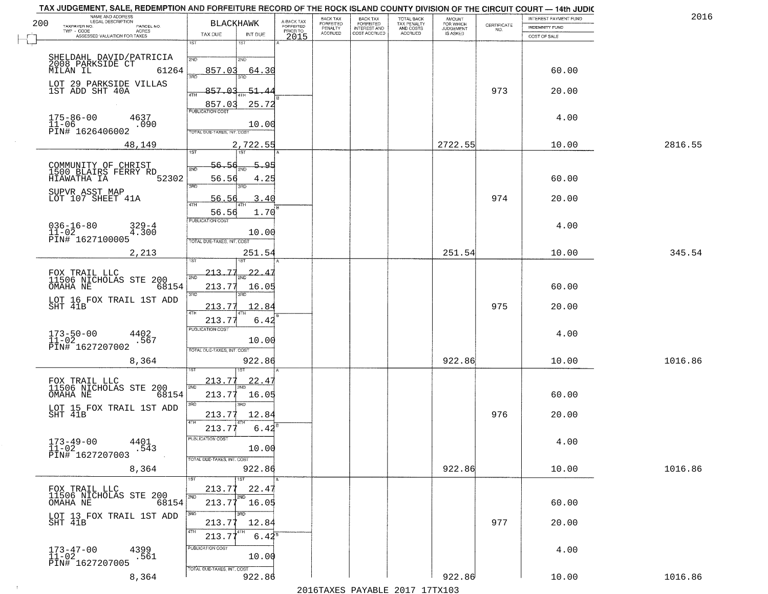TAX JUDGEMENT, SALE, REDEMPTION AND FORFEITURE RECORD OF THE ROCK ISLAND COUNTY DIVISION OF THE CIRCUIT COURT — 14th JUDIC

2016

| NAME AND ADDRESS / LEGAL DESCRIPTION / TAXPAYER NO. / PARCEL NO. / TWP - CODE / ACRES / ASSESSED VALUATION FOR TAXES | BLACKHAWK TAX DUE | INT DUE | A-BACK TAX FORFEITED PRIOR TO 2015 | BACK TAX FORFEITED PENALTY ACCRUED | BACK TAX FORFEITED INTEREST AND COST ACCRUED | TOTAL BACK TAX PENALTY AND COSTS ACCRUED | AMOUNT FOR WHICH JUDGEMENT IS ASKED | CERTIFICATE NO. | INTEREST PAYMENT FUND / INDEMNITY FUND / COST OF SALE | |
|---|---|---|---|---|---|---|---|---|---|---|
| SHELDAHL DAVID/PATRICIA<br>2008 PARKSIDE CT<br>MILAN IL 61264<br>LOT 29 PARKSIDE VILLAS<br>1ST ADD SHT 40A<br>175-86-00 4637<br>11-06 .090<br>PIN# 1626406002<br>48,149 | 1ST<br>2ND 857.03<br>3RD 857.03<br>4TH 857.03<br>PUBLICATION COST<br>TOTAL DUE-TAXES, INT. COST | 1ST<br>2ND 64.30<br>3RD 51.44<br>4TH 25.72<br>10.00<br>2,722.55 | | | | | 2722.55 | 973 | 60.00<br>20.00<br>4.00<br>10.00 | 2816.55 |
| COMMUNITY OF CHRIST<br>1500 BLAIRS FERRY RD<br>HIAWATHA IA 52302<br>SUPVR ASST MAP<br>LOT 107 SHEET 41A<br>036-16-80 329-4<br>11-02 4.300<br>PIN# 1627100005<br>2,213 | 1ST 56.56<br>2ND 56.56<br>3RD 56.56<br>4TH 56.56<br>PUBLICATION COST<br>TOTAL DUE-TAXES, INT. COST | 1ST 5.95<br>2ND 4.25<br>3RD 3.40<br>4TH 1.70<br>10.00<br>251.54 | | | | | 251.54 | 974 | 60.00<br>20.00<br>4.00<br>10.00 | 345.54 |
| FOX TRAIL LLC<br>11506 NICHOLAS STE 200<br>OMAHA NE 68154<br>LOT 16 FOX TRAIL 1ST ADD<br>SHT 41B<br>173-50-00 4402<br>11-02 .567<br>PIN# 1627207002<br>8,364 | 1ST 213.77<br>2ND 213.77<br>3RD 213.77<br>4TH 213.77<br>PUBLICATION COST<br>TOTAL DUE-TAXES, INT. COST | 1ST 22.47<br>2ND 16.05<br>3RD 12.84<br>4TH 6.42<br>10.00<br>922.86 | | | | | 922.86 | 975 | 60.00<br>20.00<br>4.00<br>10.00 | 1016.86 |
| FOX TRAIL LLC<br>11506 NICHOLAS STE 200<br>OMAHA NE 68154<br>LOT 15 FOX TRAIL 1ST ADD<br>SHT 41B<br>173-49-00 4401<br>11-02 .543<br>PIN# 1627207003<br>8,364 | 1ST 213.77<br>2ND 213.77<br>3RD 213.77<br>4TH 213.77<br>PUBLICATION COST<br>TOTAL DUE-TAXES, INT. COST | 1ST 22.47<br>2ND 16.05<br>3RD 12.84<br>4TH 6.42<br>10.00<br>922.86 | | | | | 922.86 | 976 | 60.00<br>20.00<br>4.00<br>10.00 | 1016.86 |
| FOX TRAIL LLC<br>11506 NICHOLAS STE 200<br>OMAHA NE 68154<br>LOT 13 FOX TRAIL 1ST ADD<br>SHT 41B<br>173-47-00 4399<br>11-02 .561<br>PIN# 1627207005<br>8,364 | 1ST 213.77<br>2ND 213.77<br>3RD 213.77<br>4TH 213.77<br>PUBLICATION COST<br>TOTAL DUE-TAXES, INT. COST | 1ST 22.47<br>2ND 16.05<br>3RD 12.84<br>4TH 6.42<br>10.00<br>922.86 | | | | | 922.86 | 977 | 60.00<br>20.00<br>4.00<br>10.00 | 1016.86 |

2016TAXES PAYABLE 2017 17TX103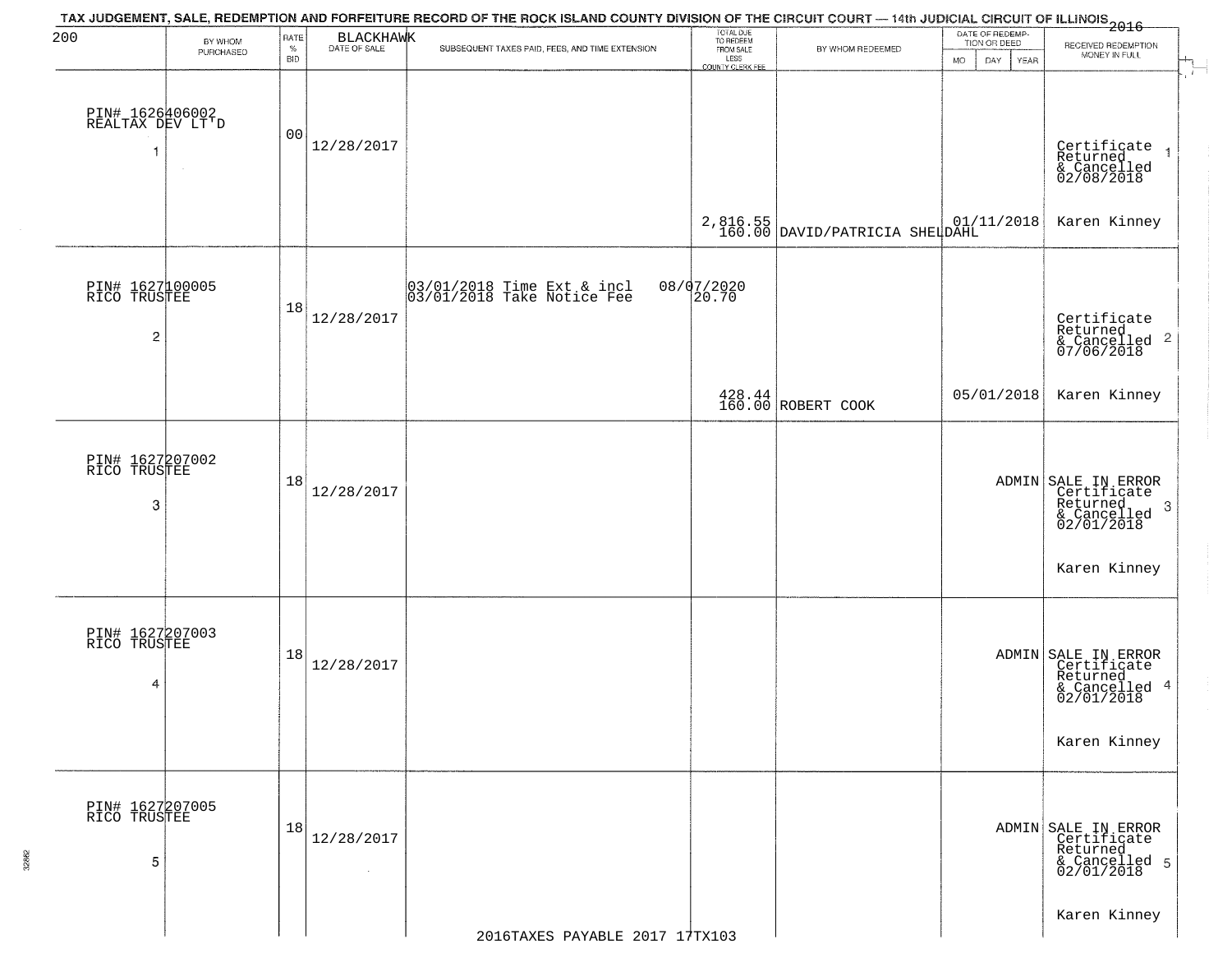TAX JUDGEMENT, SALE, REDEMPTION AND FORFEITURE RECORD OF THE ROCK ISLAND COUNTY DIVISION OF THE CIRCUIT COURT — 14th JUDICIAL CIRCUIT OF ILLINOIS 2016

200 BLACKHAWK

| | BY WHOM PURCHASED | RATE % BID | DATE OF SALE | SUBSEQUENT TAXES PAID, FEES, AND TIME EXTENSION | TOTAL DUE TO REDEEM FROM SALE LESS COUNTY CLERK FEE | BY WHOM REDEEMED | DATE OF REDEMPTION OR DEED MO DAY YEAR | RECEIVED REDEMPTION MONEY IN FULL |
|---|---|---|---|---|---|---|---|---|
| 1 | PIN# 1626406002 REALTAX DEV LT'D | 00 | 12/28/2017 | | 2,816.55 160.00 | DAVID/PATRICIA SHELDAHL | 01/11/2018 | Certificate Returned & Cancelled 02/08/2018 Karen Kinney |
| 2 | PIN# 1627100005 RICO TRUSTEE | 18 | 12/28/2017 | 03/01/2018 Time Ext & incl 08/07/2020 03/01/2018 Take Notice Fee 20.70 | 428.44 160.00 | ROBERT COOK | 05/01/2018 | Certificate Returned & Cancelled 07/06/2018 Karen Kinney |
| 3 | PIN# 1627207002 RICO TRUSTEE | 18 | 12/28/2017 | | | | ADMIN | SALE IN ERROR Certificate Returned & Cancelled 02/01/2018 Karen Kinney |
| 4 | PIN# 1627207003 RICO TRUSTEE | 18 | 12/28/2017 | | | | ADMIN | SALE IN ERROR Certificate Returned & Cancelled 02/01/2018 Karen Kinney |
| 5 | PIN# 1627207005 RICO TRUSTEE | 18 | 12/28/2017 | | | | ADMIN | SALE IN ERROR Certificate Returned & Cancelled 02/01/2018 Karen Kinney |

2016TAXES PAYABLE 2017 17TX103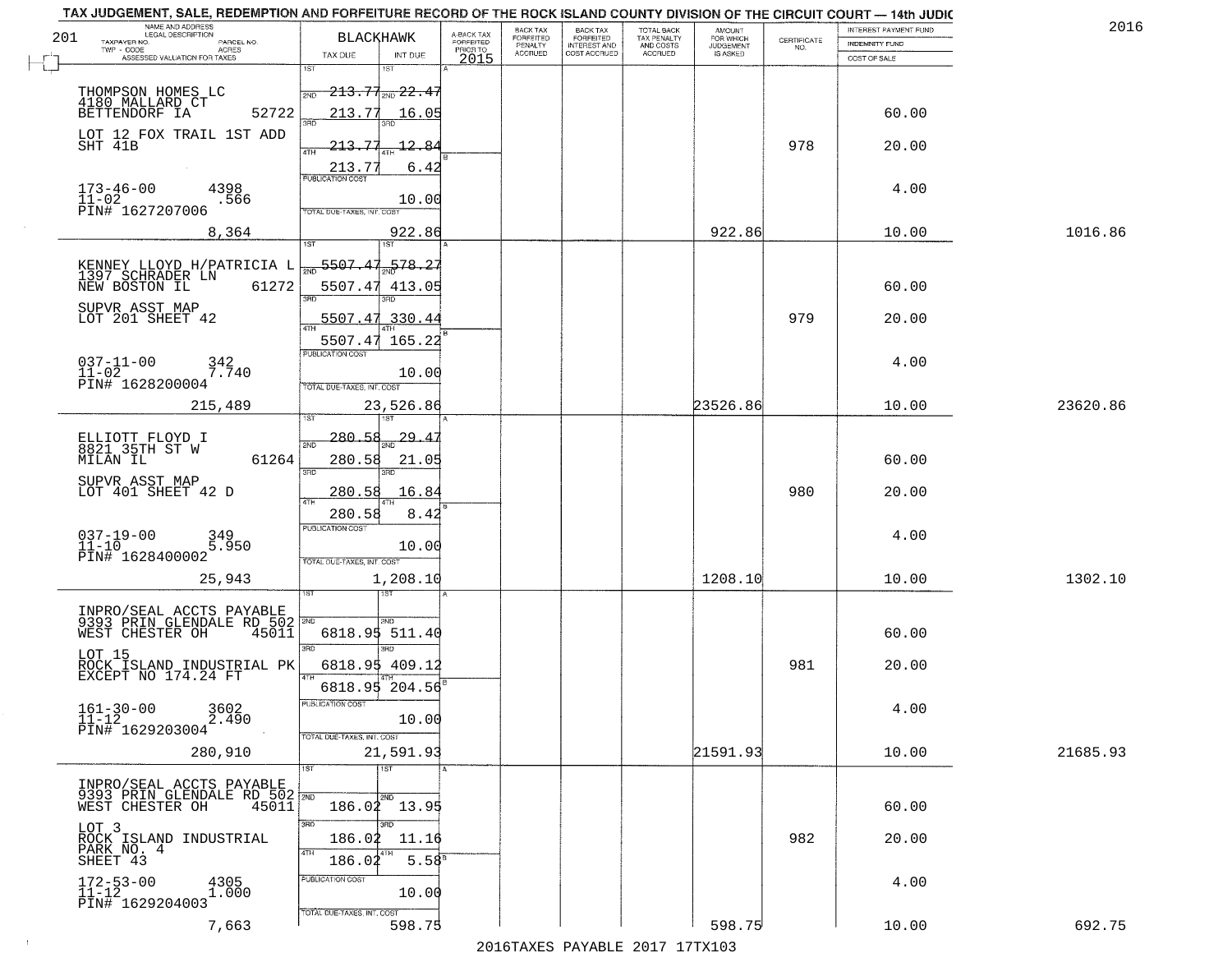# TAX JUDGEMENT, SALE, REDEMPTION AND FORFEITURE RECORD OF THE ROCK ISLAND COUNTY DIVISION OF THE CIRCUIT COURT — 14th JUDIC

2016

201

| NAME AND ADDRESS / LEGAL DESCRIPTION / TAXPAYER NO. / PARCEL NO. / TWP - CODE / ACRES / ASSESSED VALUATION FOR TAXES | BLACKHAWK TAX DUE | INT DUE | A-BACK TAX FORFEITED PRIOR TO 2015 | BACK TAX FORFEITED PENALTY ACCRUED | BACK TAX FORFEITED INTEREST AND COST ACCRUED | TOTAL BACK TAX PENALTY AND COSTS ACCRUED | AMOUNT FOR WHICH JUDGEMENT IS ASKED | CERTIFICATE NO. | INTEREST PAYMENT FUND / INDEMNITY FUND / COST OF SALE | |
|---|---|---|---|---|---|---|---|---|---|---|
| THOMPSON HOMES LC<br>4180 MALLARD CT<br>BETTENDORF IA 52722<br>LOT 12 FOX TRAIL 1ST ADD<br>SHT 41B<br>173-46-00 4398<br>11-02 .566<br>PIN# 1627207006<br>8,364 | 1ST<br>2ND 213.77<br>3RD 213.77<br>4TH 213.77<br>213.77<br>PUBLICATION COST<br>TOTAL DUE-TAXES, INT. COST | 1ST<br>2ND 22.47<br>3RD 16.05<br>4TH 12.84<br>6.42<br>10.00<br>922.86 | | | | | 922.86 | 978 | 60.00<br>20.00<br>4.00<br>10.00 | 1016.86 |
| KENNEY LLOYD H/PATRICIA L<br>1397 SCHRADER LN<br>NEW BOSTON IL 61272<br>SUPVR ASST MAP<br>LOT 201 SHEET 42<br>037-11-00 342<br>11-02 7.740<br>PIN# 1628200004<br>215,489 | 1ST<br>2ND 5507.47<br>3RD 5507.47<br>4TH 5507.47<br>5507.47<br>PUBLICATION COST<br>TOTAL DUE-TAXES, INT. COST | 1ST<br>2ND 578.27<br>3RD 413.05<br>4TH 330.44<br>165.22<br>10.00<br>23,526.86 | | | | | 23526.86 | 979 | 60.00<br>20.00<br>4.00<br>10.00 | 23620.86 |
| ELLIOTT FLOYD I<br>8821 35TH ST W<br>MILAN IL 61264<br>SUPVR ASST MAP<br>LOT 401 SHEET 42 D<br>037-19-00 349<br>11-10 5.950<br>PIN# 1628400002<br>25,943 | 1ST<br>2ND 280.58<br>3RD 280.58<br>4TH 280.58<br>280.58<br>PUBLICATION COST<br>TOTAL DUE-TAXES, INT. COST | 1ST<br>2ND 29.47<br>3RD 21.05<br>4TH 16.84<br>8.42<br>10.00<br>1,208.10 | | | | | 1208.10 | 980 | 60.00<br>20.00<br>4.00<br>10.00 | 1302.10 |
| INPRO/SEAL ACCTS PAYABLE<br>9393 PRIN GLENDALE RD 502<br>WEST CHESTER OH 45011<br>LOT 15<br>ROCK ISLAND INDUSTRIAL PK<br>EXCEPT NO 174.24 FT<br>161-30-00 3602<br>11-12 2.490<br>PIN# 1629203004<br>280,910 | 1ST<br>2ND 6818.95<br>3RD 6818.95<br>4TH 6818.95<br>PUBLICATION COST<br>TOTAL DUE-TAXES, INT. COST | 1ST<br>2ND 511.40<br>3RD 409.12<br>4TH 204.56<br>10.00<br>21,591.93 | | | | | 21591.93 | 981 | 60.00<br>20.00<br>4.00<br>10.00 | 21685.93 |
| INPRO/SEAL ACCTS PAYABLE<br>9393 PRIN GLENDALE RD 502<br>WEST CHESTER OH 45011<br>LOT 3<br>ROCK ISLAND INDUSTRIAL<br>PARK NO. 4<br>SHEET 43<br>172-53-00 4305<br>11-12 1.000<br>PIN# 1629204003<br>7,663 | 1ST<br>2ND 186.02<br>3RD 186.02<br>4TH 186.02<br>PUBLICATION COST<br>TOTAL DUE-TAXES, INT. COST | 1ST<br>2ND 13.95<br>3RD 11.16<br>4TH 5.58<br>10.00<br>598.75 | | | | | 598.75 | 982 | 60.00<br>20.00<br>4.00<br>10.00 | 692.75 |

2016TAXES PAYABLE 2017 17TX103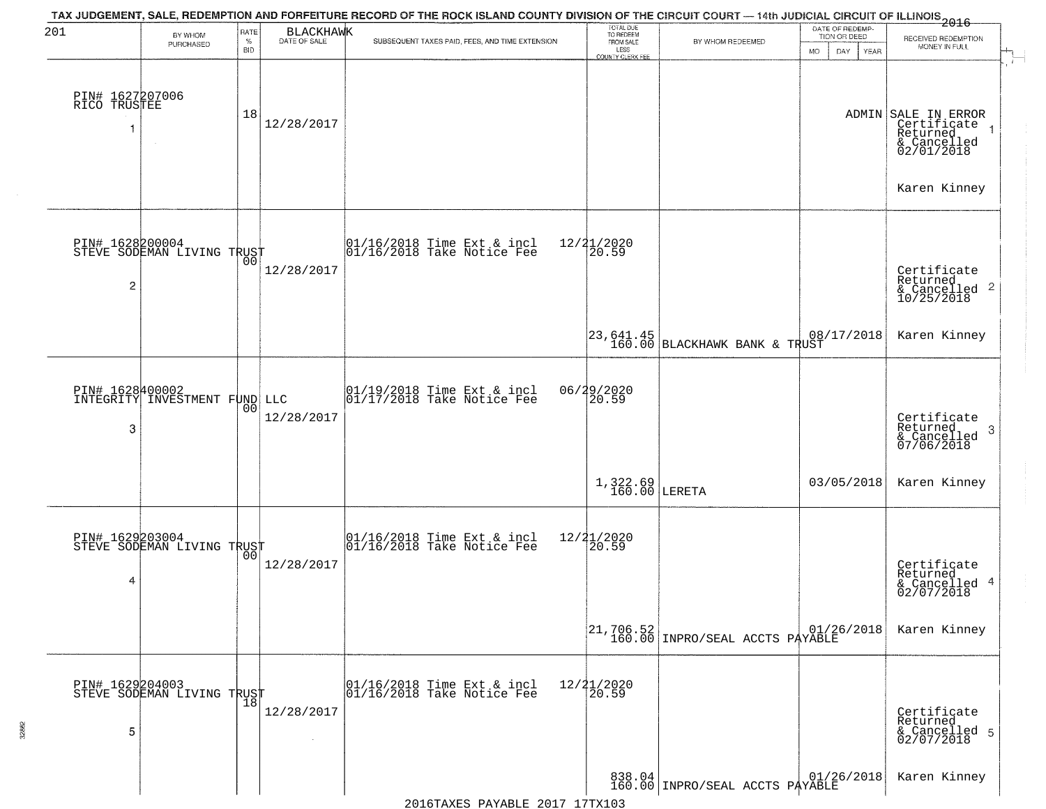TAX JUDGEMENT, SALE, REDEMPTION AND FORFEITURE RECORD OF THE ROCK ISLAND COUNTY DIVISION OF THE CIRCUIT COURT — 14th JUDICIAL CIRCUIT OF ILLINOIS 2016

201 BLACKHAWK

| | BY WHOM PURCHASED | RATE % BID | DATE OF SALE | SUBSEQUENT TAXES PAID, FEES, AND TIME EXTENSION | TOTAL DUE TO REDEEM FROM SALE LESS COUNTY CLERK FEE | BY WHOM REDEEMED | DATE OF REDEMPTION OR DEED MO DAY YEAR | RECEIVED REDEMPTION MONEY IN FULL |
|---|---|---|---|---|---|---|---|---|
| 1 | PIN# 1627207006 RICO TRUSTEE | 18 | 12/28/2017 | | | | ADMIN | SALE IN ERROR Certificate Returned & Cancelled 02/01/2018 Karen Kinney |
| 2 | PIN# 1628200004 STEVE SODEMAN LIVING TRUST | 00 | 12/28/2017 | 01/16/2018 Time Ext & incl 12/21/2020 01/16/2018 Take Notice Fee 20.59 | 23,641.45 160.00 | BLACKHAWK BANK & TRUST | 08/17/2018 | Certificate Returned & Cancelled 10/25/2018 Karen Kinney |
| 3 | PIN# 1628400002 INTEGRITY INVESTMENT FUND LLC | 00 | 12/28/2017 | 01/19/2018 Time Ext & incl 06/29/2020 01/17/2018 Take Notice Fee 20.59 | 1,322.69 160.00 | LERETA | 03/05/2018 | Certificate Returned & Cancelled 07/06/2018 Karen Kinney |
| 4 | PIN# 1629203004 STEVE SODEMAN LIVING TRUST | 00 | 12/28/2017 | 01/16/2018 Time Ext & incl 12/21/2020 01/16/2018 Take Notice Fee 20.59 | 21,706.52 160.00 | INPRO/SEAL ACCTS PAYABLE | 01/26/2018 | Certificate Returned & Cancelled 02/07/2018 Karen Kinney |
| 5 | PIN# 1629204003 STEVE SODEMAN LIVING TRUST | 18 | 12/28/2017 | 01/16/2018 Time Ext & incl 12/21/2020 01/16/2018 Take Notice Fee 20.59 | 838.04 160.00 | INPRO/SEAL ACCTS PAYABLE | 01/26/2018 | Certificate Returned & Cancelled 02/07/2018 Karen Kinney |

2016TAXES PAYABLE 2017 17TX103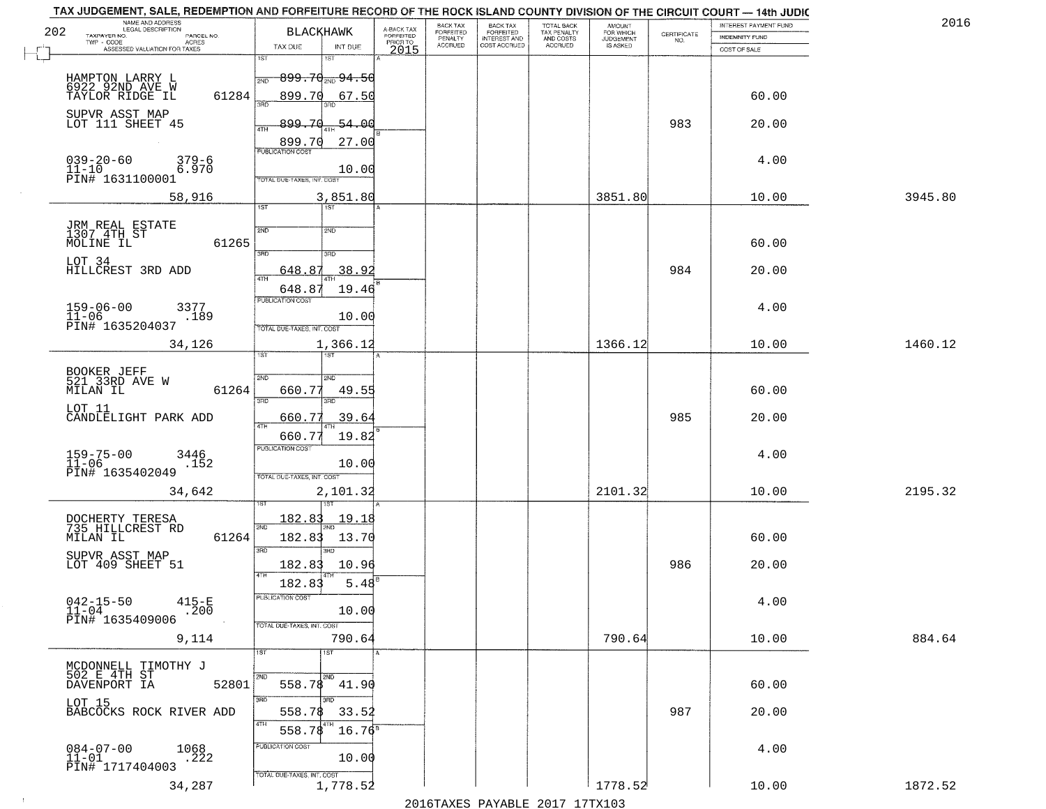# TAX JUDGEMENT, SALE, REDEMPTION AND FORFEITURE RECORD OF THE ROCK ISLAND COUNTY DIVISION OF THE CIRCUIT COURT — 14th JUDIC

2016

202 — BLACKHAWK

| NAME AND ADDRESS / LEGAL DESCRIPTION / TAXPAYER NO. / PARCEL NO. / TWP - CODE / ACRES / ASSESSED VALUATION FOR TAXES | TAX DUE | INT DUE | A-BACK TAX FORFEITED PRIOR TO 2015 | BACK TAX FORFEITED PENALTY ACCRUED | BACK TAX FORFEITED INTEREST AND COST ACCRUED | TOTAL BACK TAX PENALTY AND COSTS ACCRUED | AMOUNT FOR WHICH JUDGEMENT IS ASKED | CERTIFICATE NO. | INTEREST PAYMENT FUND / INDEMNITY FUND / COST OF SALE | |
|---|---|---|---|---|---|---|---|---|---|---|
| HAMPTON LARRY L, 6922 92ND AVE W, TAYLOR RIDGE IL 61284 | 1ST | 1ST | | | | | | | | |
| | 2ND 899.70 | 2ND 94.50 | | | | | | | | |
| | 3RD 899.70 | 3RD 67.50 | | | | | | | 60.00 | |
| SUPVR ASST MAP, LOT 111 SHEET 45 | 4TH 899.70 | 4TH 54.00 | | | | | | 983 | 20.00 | |
| | 899.70 | 27.00 | | | | | | | | |
| 039-20-60 379-6, 11-10 6.970, PIN# 1631100001 | PUBLICATION COST | 10.00 | | | | | | | 4.00 | |
| 58,916 | TOTAL DUE-TAXES, INT. COST | 3,851.80 | | | | | 3851.80 | | 10.00 | 3945.80 |
| JRM REAL ESTATE, 1307 4TH ST, MOLINE IL 61265 | 1ST | 1ST | | | | | | | | |
| | 2ND | 2ND | | | | | | | 60.00 | |
| LOT 34, HILLCREST 3RD ADD | 3RD 648.87 | 3RD 38.92 | | | | | | 984 | 20.00 | |
| | 4TH 648.87 | 4TH 19.46 | | | | | | | | |
| 159-06-00 3377, 11-06 .189, PIN# 1635204037 | PUBLICATION COST | 10.00 | | | | | | | 4.00 | |
| 34,126 | TOTAL DUE-TAXES, INT. COST | 1,366.12 | | | | | 1366.12 | | 10.00 | 1460.12 |
| BOOKER JEFF, 521 33RD AVE W, MILAN IL 61264 | 1ST | 1ST | | | | | | | | |
| | 2ND 660.77 | 2ND 49.55 | | | | | | | 60.00 | |
| LOT 11, CANDLELIGHT PARK ADD | 3RD 660.77 | 3RD 39.64 | | | | | | 985 | 20.00 | |
| | 4TH 660.77 | 4TH 19.82 | | | | | | | | |
| 159-75-00 3446, 11-06 .152, PIN# 1635402049 | PUBLICATION COST | 10.00 | | | | | | | 4.00 | |
| 34,642 | TOTAL DUE-TAXES, INT. COST | 2,101.32 | | | | | 2101.32 | | 10.00 | 2195.32 |
| DOCHERTY TERESA, 735 HILLCREST RD, MILAN IL 61264 | 1ST 182.83 | 1ST 19.18 | | | | | | | | |
| | 2ND 182.83 | 2ND 13.70 | | | | | | | 60.00 | |
| SUPVR ASST MAP, LOT 409 SHEET 51 | 3RD 182.83 | 3RD 10.96 | | | | | | 986 | 20.00 | |
| | 4TH 182.83 | 4TH 5.48 | | | | | | | | |
| 042-15-50 415-E, 11-04 .200, PIN# 1635409006 | PUBLICATION COST | 10.00 | | | | | | | 4.00 | |
| 9,114 | TOTAL DUE-TAXES, INT. COST | 790.64 | | | | | 790.64 | | 10.00 | 884.64 |
| MCDONNELL TIMOTHY J, 502 E 4TH ST, DAVENPORT IA 52801 | 1ST | 1ST | | | | | | | | |
| | 2ND 558.78 | 2ND 41.90 | | | | | | | 60.00 | |
| LOT 15, BABCOCKS ROCK RIVER ADD | 3RD 558.78 | 3RD 33.52 | | | | | | 987 | 20.00 | |
| | 4TH 558.78 | 4TH 16.76 | | | | | | | | |
| 084-07-00 1068, 11-01 .222, PIN# 1717404003 | PUBLICATION COST | 10.00 | | | | | | | 4.00 | |
| 34,287 | TOTAL DUE-TAXES, INT. COST | 1,778.52 | | | | | 1778.52 | | 10.00 | 1872.52 |

2016TAXES PAYABLE 2017 17TX103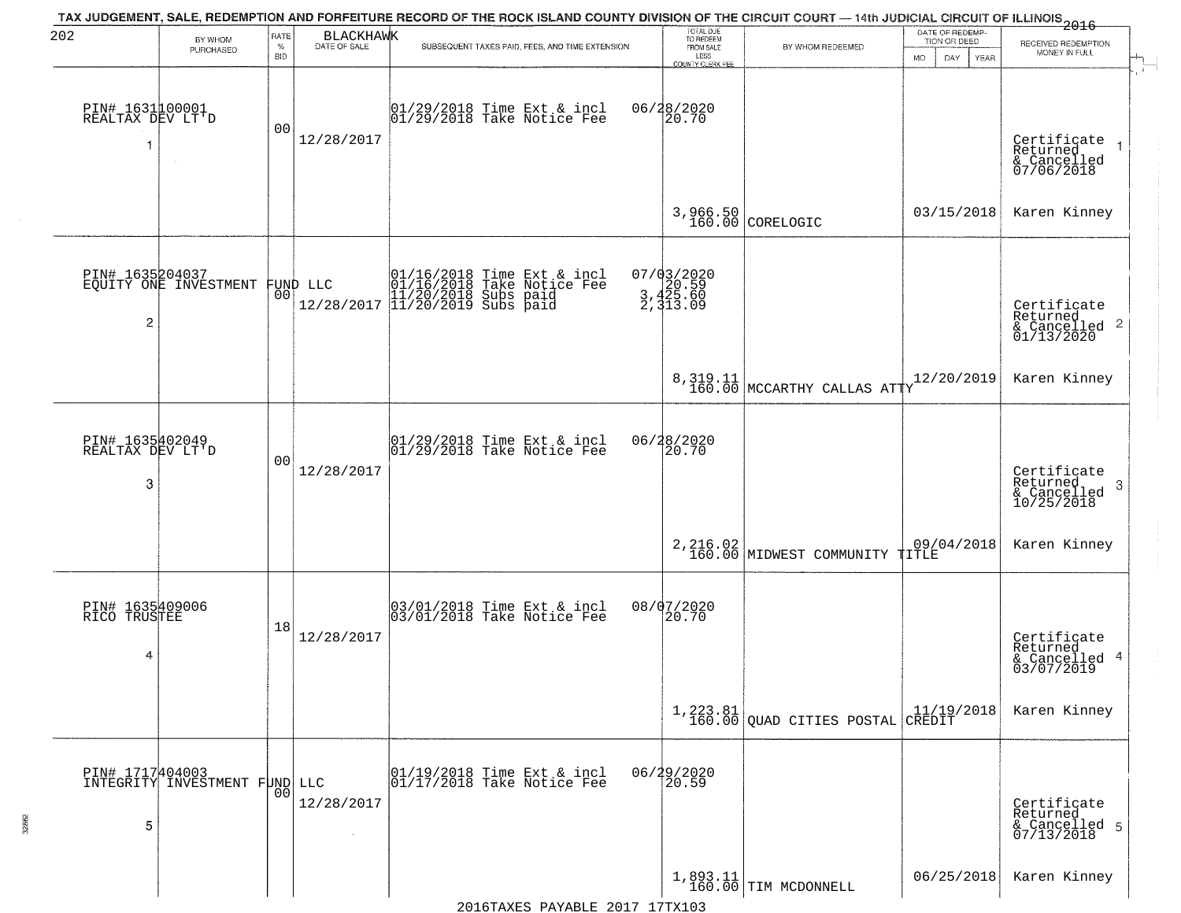TAX JUDGEMENT, SALE, REDEMPTION AND FORFEITURE RECORD OF THE ROCK ISLAND COUNTY DIVISION OF THE CIRCUIT COURT — 14th JUDICIAL CIRCUIT OF ILLINOIS 2016

202 BLACKHAWK

| | BY WHOM PURCHASED | RATE % BID | DATE OF SALE | SUBSEQUENT TAXES PAID, FEES, AND TIME EXTENSION | TOTAL DUE TO REDEEM FROM SALE LESS COUNTY CLERK FEE | BY WHOM REDEEMED | DATE OF REDEMPTION OR DEED MO DAY YEAR | RECEIVED REDEMPTION MONEY IN FULL |
|---|---|---|---|---|---|---|---|---|
| 1 | PIN# 1631100001 REALTAX DEV LT'D | 00 | 12/28/2017 | 01/29/2018 Time Ext & incl 01/29/2018 Take Notice Fee | 06/28/2020 20.70 3,966.50 160.00 | CORELOGIC | 03/15/2018 | Certificate Returned & Cancelled 07/06/2018 Karen Kinney |
| 2 | PIN# 1635204037 EQUITY ONE INVESTMENT FUND LLC | 00 | 12/28/2017 | 01/16/2018 Time Ext & incl 01/16/2018 Take Notice Fee 11/20/2018 Subs paid 11/20/2019 Subs paid | 07/03/2020 20.59 3,425.60 2,313.09 8,319.11 160.00 | MCCARTHY CALLAS ATTY | 12/20/2019 | Certificate Returned & Cancelled 01/13/2020 Karen Kinney |
| 3 | PIN# 1635402049 REALTAX DEV LT'D | 00 | 12/28/2017 | 01/29/2018 Time Ext & incl 01/29/2018 Take Notice Fee | 06/28/2020 20.70 2,216.02 160.00 | MIDWEST COMMUNITY TITLE | 09/04/2018 | Certificate Returned & Cancelled 10/25/2018 Karen Kinney |
| 4 | PIN# 1635409006 RICO TRUSTEE | 18 | 12/28/2017 | 03/01/2018 Time Ext & incl 03/01/2018 Take Notice Fee | 08/07/2020 20.70 1,223.81 160.00 | QUAD CITIES POSTAL CREDIT | 11/19/2018 | Certificate Returned & Cancelled 03/07/2019 Karen Kinney |
| 5 | PIN# 1717404003 INTEGRITY INVESTMENT FUND LLC | 00 | 12/28/2017 | 01/19/2018 Time Ext & incl 01/17/2018 Take Notice Fee | 06/29/2020 20.59 1,893.11 160.00 | TIM MCDONNELL | 06/25/2018 | Certificate Returned & Cancelled 07/13/2018 Karen Kinney |

2016TAXES PAYABLE 2017 17TX103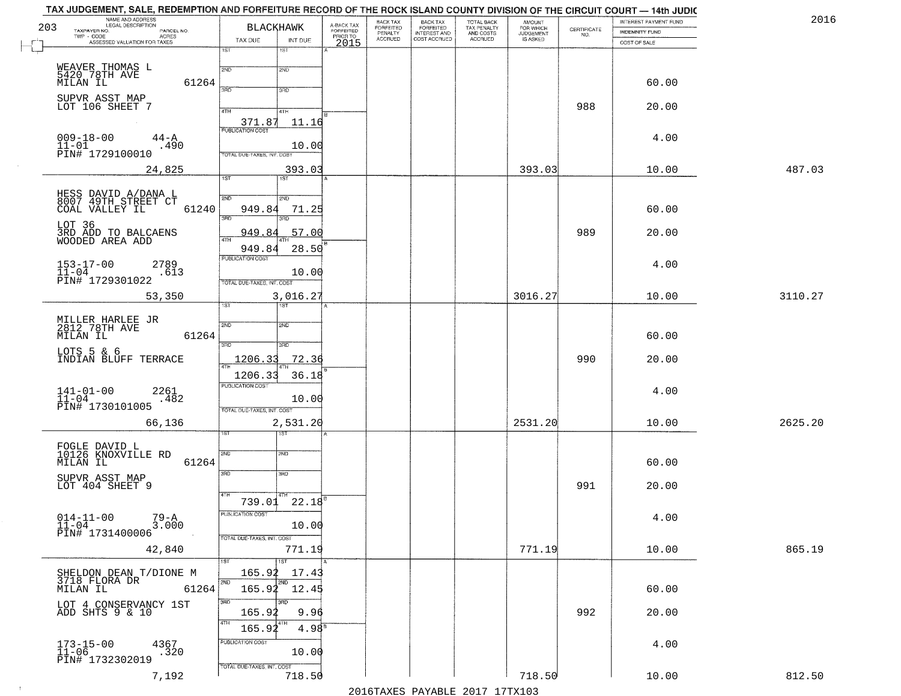TAX JUDGEMENT, SALE, REDEMPTION AND FORFEITURE RECORD OF THE ROCK ISLAND COUNTY DIVISION OF THE CIRCUIT COURT — 14th JUDIC

2016

203 BLACKHAWK

| NAME AND ADDRESS / LEGAL DESCRIPTION / TAXPAYER NO. / PARCEL NO. / TWP - CODE / ACRES / ASSESSED VALUATION FOR TAXES | TAX DUE | INT DUE | A-BACK TAX FORFEITED PRIOR TO 2015 | BACK TAX FORFEITED PENALTY ACCRUED | BACK TAX FORFEITED INTEREST AND COST ACCRUED | TOTAL BACK TAX PENALTY AND COSTS ACCRUED | AMOUNT FOR WHICH JUDGEMENT IS ASKED | CERTIFICATE NO. | INTEREST PAYMENT FUND / INDEMNITY FUND / COST OF SALE | |
|---|---|---|---|---|---|---|---|---|---|---|
| WEAVER THOMAS L<br>5420 78TH AVE<br>MILAN IL 61264<br>SUPVR ASST MAP<br>LOT 106 SHEET 7<br>009-18-00 44-A<br>11-01 .490<br>PIN# 1729100010<br>24,825 | 4TH 371.87<br>PUBLICATION COST<br>TOTAL DUE-TAXES, INT. COST | 11.16<br>10.00<br>393.03 | | | | | 393.03 | 988 | 60.00<br>20.00<br>4.00<br>10.00 | 487.03 |
| HESS DAVID A/DANA L<br>8007 49TH STREET CT<br>COAL VALLEY IL 61240<br>LOT 36<br>3RD ADD TO BALCAENS<br>WOODED AREA ADD<br>153-17-00 2789<br>11-04 .613<br>PIN# 1729301022<br>53,350 | 2ND 949.84<br>3RD 949.84<br>4TH 949.84<br>PUBLICATION COST<br>TOTAL DUE-TAXES, INT. COST | 71.25<br>57.00<br>28.50<br>10.00<br>3,016.27 | | | | | 3016.27 | 989 | 60.00<br>20.00<br>4.00<br>10.00 | 3110.27 |
| MILLER HARLEE JR<br>2812 78TH AVE<br>MILAN IL 61264<br>LOTS 5 & 6<br>INDIAN BLUFF TERRACE<br>141-01-00 2261<br>11-04 .482<br>PIN# 1730101005<br>66,136 | 3RD 1206.33<br>4TH 1206.33<br>PUBLICATION COST<br>TOTAL DUE-TAXES, INT. COST | 72.36<br>36.18<br>10.00<br>2,531.20 | | | | | 2531.20 | 990 | 60.00<br>20.00<br>4.00<br>10.00 | 2625.20 |
| FOGLE DAVID L<br>10126 KNOXVILLE RD<br>MILAN IL 61264<br>SUPVR ASST MAP<br>LOT 404 SHEET 9<br>014-11-00 79-A<br>11-04 3.000<br>PIN# 1731400006<br>42,840 | 4TH 739.01<br>PUBLICATION COST<br>TOTAL DUE-TAXES, INT. COST | 22.18<br>10.00<br>771.19 | | | | | 771.19 | 991 | 60.00<br>20.00<br>4.00<br>10.00 | 865.19 |
| SHELDON DEAN T/DIONE M<br>3718 FLORA DR<br>MILAN IL 61264<br>LOT 4 CONSERVANCY 1ST<br>ADD SHTS 9 & 10<br>173-15-00 4367<br>11-06 .320<br>PIN# 1732302019<br>7,192 | 1ST 165.92<br>2ND 165.92<br>3RD 165.92<br>4TH 165.92<br>PUBLICATION COST<br>TOTAL DUE-TAXES, INT. COST | 17.43<br>12.45<br>9.96<br>4.98<br>10.00<br>718.50 | | | | | 718.50 | 992 | 60.00<br>20.00<br>4.00<br>10.00 | 812.50 |

2016TAXES PAYABLE 2017 17TX103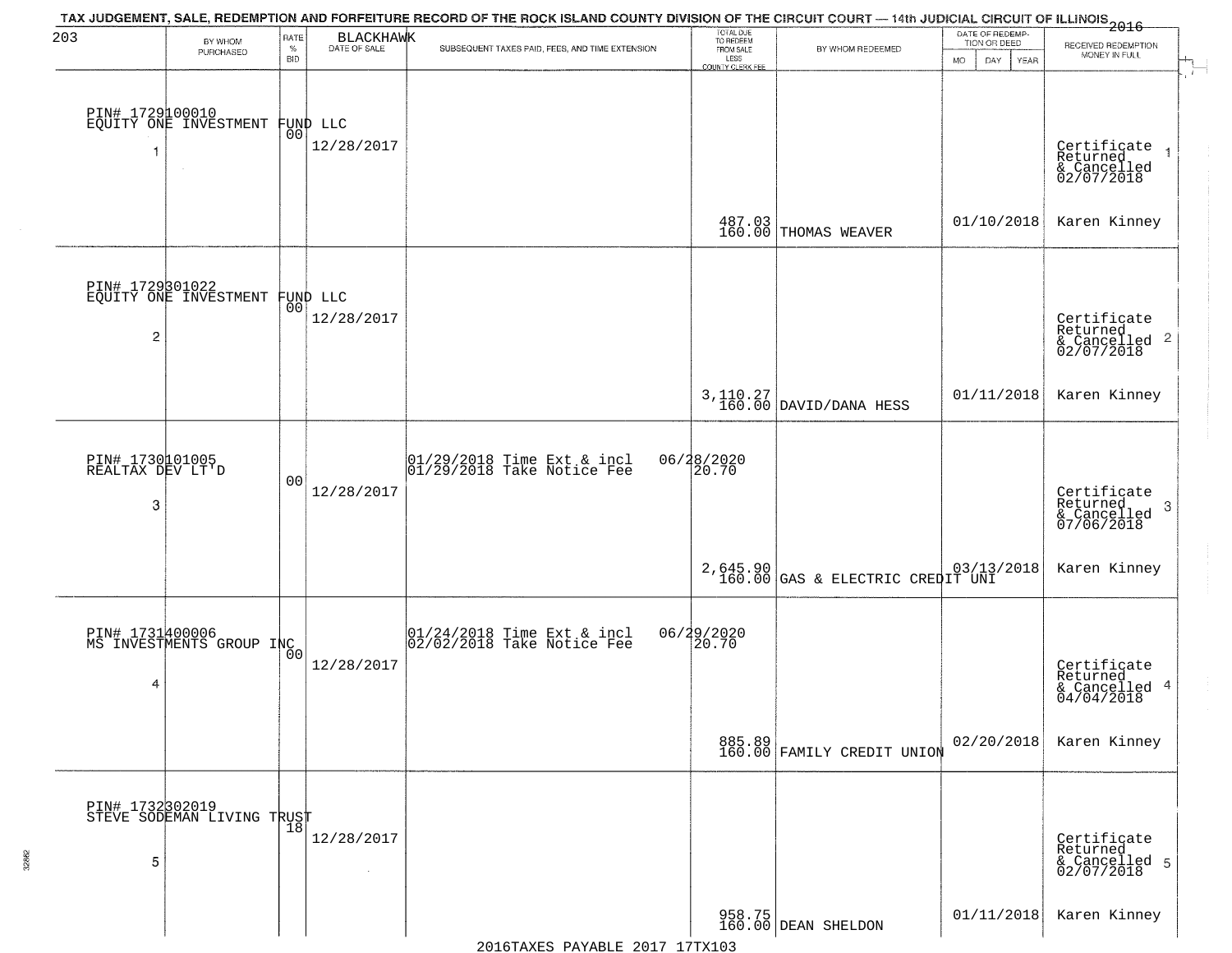TAX JUDGEMENT, SALE, REDEMPTION AND FORFEITURE RECORD OF THE ROCK ISLAND COUNTY DIVISION OF THE CIRCUIT COURT — 14th JUDICIAL CIRCUIT OF ILLINOIS 2016

203 BLACKHAWK

| BY WHOM PURCHASED | RATE % BID | DATE OF SALE | SUBSEQUENT TAXES PAID, FEES, AND TIME EXTENSION | TOTAL DUE TO REDEEM FROM SALE LESS COUNTY CLERK FEE | BY WHOM REDEEMED | DATE OF REDEMPTION OR DEED MO DAY YEAR | RECEIVED REDEMPTION MONEY IN FULL |
|---|---|---|---|---|---|---|---|
| PIN# 1729100010 EQUITY ONE INVESTMENT FUND LLC 1 | 00 | 12/28/2017 | | 487.03 160.00 | THOMAS WEAVER | 01/10/2018 | Certificate Returned & Cancelled 02/07/2018 Karen Kinney |
| PIN# 1729301022 EQUITY ONE INVESTMENT FUND LLC 2 | 00 | 12/28/2017 | | 3,110.27 160.00 | DAVID/DANA HESS | 01/11/2018 | Certificate Returned & Cancelled 02/07/2018 Karen Kinney |
| PIN# 1730101005 REALTAX DEV LT'D 3 | 00 | 12/28/2017 | 01/29/2018 Time Ext & incl 06/28/2020; 01/29/2018 Take Notice Fee 20.70 | 2,645.90 160.00 | GAS & ELECTRIC CREDIT UNI | 03/13/2018 | Certificate Returned & Cancelled 07/06/2018 Karen Kinney |
| PIN# 1731400006 MS INVESTMENTS GROUP INC 4 | 00 | 12/28/2017 | 01/24/2018 Time Ext & incl 06/29/2020; 02/02/2018 Take Notice Fee 20.70 | 885.89 160.00 | FAMILY CREDIT UNION | 02/20/2018 | Certificate Returned & Cancelled 04/04/2018 Karen Kinney |
| PIN# 1732302019 STEVE SODEMAN LIVING TRUST 5 | 18 | 12/28/2017 | | 958.75 160.00 | DEAN SHELDON | 01/11/2018 | Certificate Returned & Cancelled 02/07/2018 Karen Kinney |

2016TAXES PAYABLE 2017 17TX103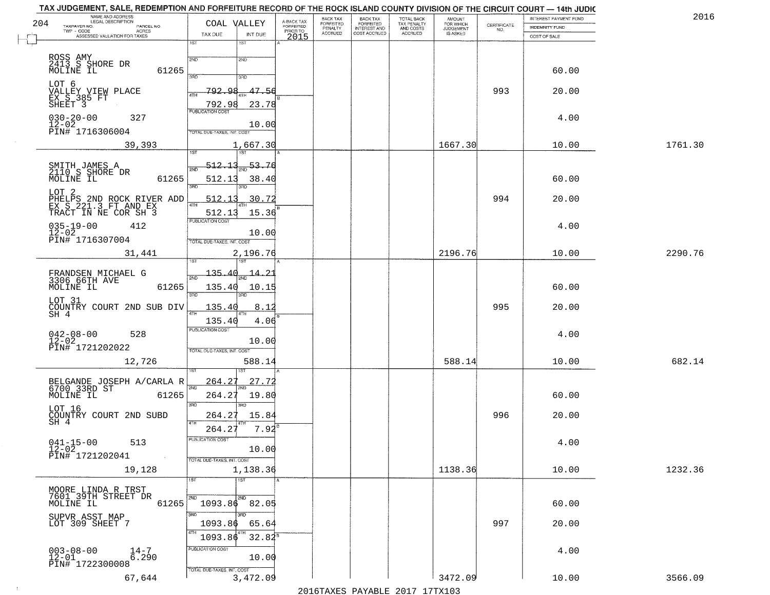# TAX JUDGEMENT, SALE, REDEMPTION AND FORFEITURE RECORD OF THE ROCK ISLAND COUNTY DIVISION OF THE CIRCUIT COURT — 14th JUDIC

2016

204

| NAME AND ADDRESS / LEGAL DESCRIPTION / TAXPAYER NO. / PARCEL NO. / TWP - CODE / ACRES / ASSESSED VALUATION FOR TAXES | COAL VALLEY TAX DUE | INT DUE | A-BACK TAX FORFEITED PRIOR TO 2015 | BACK TAX FORFEITED PENALTY ACCRUED | BACK TAX FORFEITED INTEREST AND COST ACCRUED | TOTAL BACK TAX PENALTY AND COSTS ACCRUED | AMOUNT FOR WHICH JUDGEMENT IS ASKED | CERTIFICATE NO. | INTEREST PAYMENT FUND / INDEMNITY FUND / COST OF SALE | |
|---|---|---|---|---|---|---|---|---|---|---|
| ROSS AMY 2413 S SHORE DR MOLINE IL 61265 LOT 6 VALLEY VIEW PLACE EX S 385 FT SHEET 3 030-20-00 327 12-02 PIN# 1716306004 39,393 | 1ST 2ND 3RD 4TH 792.98 792.98 | 47.56 23.78 10.00 1,667.30 | | | | | 1667.30 | 993 | 60.00 20.00 4.00 10.00 | 1761.30 |
| SMITH JAMES A 2110 S SHORE DR MOLINE IL 61265 LOT 2 PHELPS 2ND ROCK RIVER ADD EX S 221.3 FT AND EX TRACT IN NE COR SH 3 035-19-00 412 12-02 PIN# 1716307004 31,441 | 512.13 512.13 512.13 512.13 | 53.76 38.40 30.72 15.36 10.00 2,196.76 | | | | | 2196.76 | 994 | 60.00 20.00 4.00 10.00 | 2290.76 |
| FRANDSEN MICHAEL G 3306 66TH AVE MOLINE IL 61265 LOT 31 COUNTRY COURT 2ND SUB DIV SH 4 042-08-00 528 12-02 PIN# 1721202022 12,726 | 135.40 135.40 135.40 135.40 | 14.21 10.15 8.12 4.06 10.00 588.14 | | | | | 588.14 | 995 | 60.00 20.00 4.00 10.00 | 682.14 |
| BELGANDE JOSEPH A/CARLA R 6700 33RD ST MOLINE IL 61265 LOT 16 COUNTRY COURT 2ND SUBD SH 4 041-15-00 513 12-02 PIN# 1721202041 19,128 | 264.27 264.27 264.27 264.27 | 27.72 19.80 15.84 7.92 10.00 1,138.36 | | | | | 1138.36 | 996 | 60.00 20.00 4.00 10.00 | 1232.36 |
| MOORE LINDA R TRST 7601 39TH STREET DR MOLINE IL 61265 SUPVR ASST MAP LOT 309 SHEET 7 003-08-00 14-7 12-01 6.290 PIN# 1722300008 67,644 | 1ST 1093.86 1093.86 1093.86 | 82.05 65.64 32.82 10.00 3,472.09 | | | | | 3472.09 | 997 | 60.00 20.00 4.00 10.00 | 3566.09 |

2016TAXES PAYABLE 2017 17TX103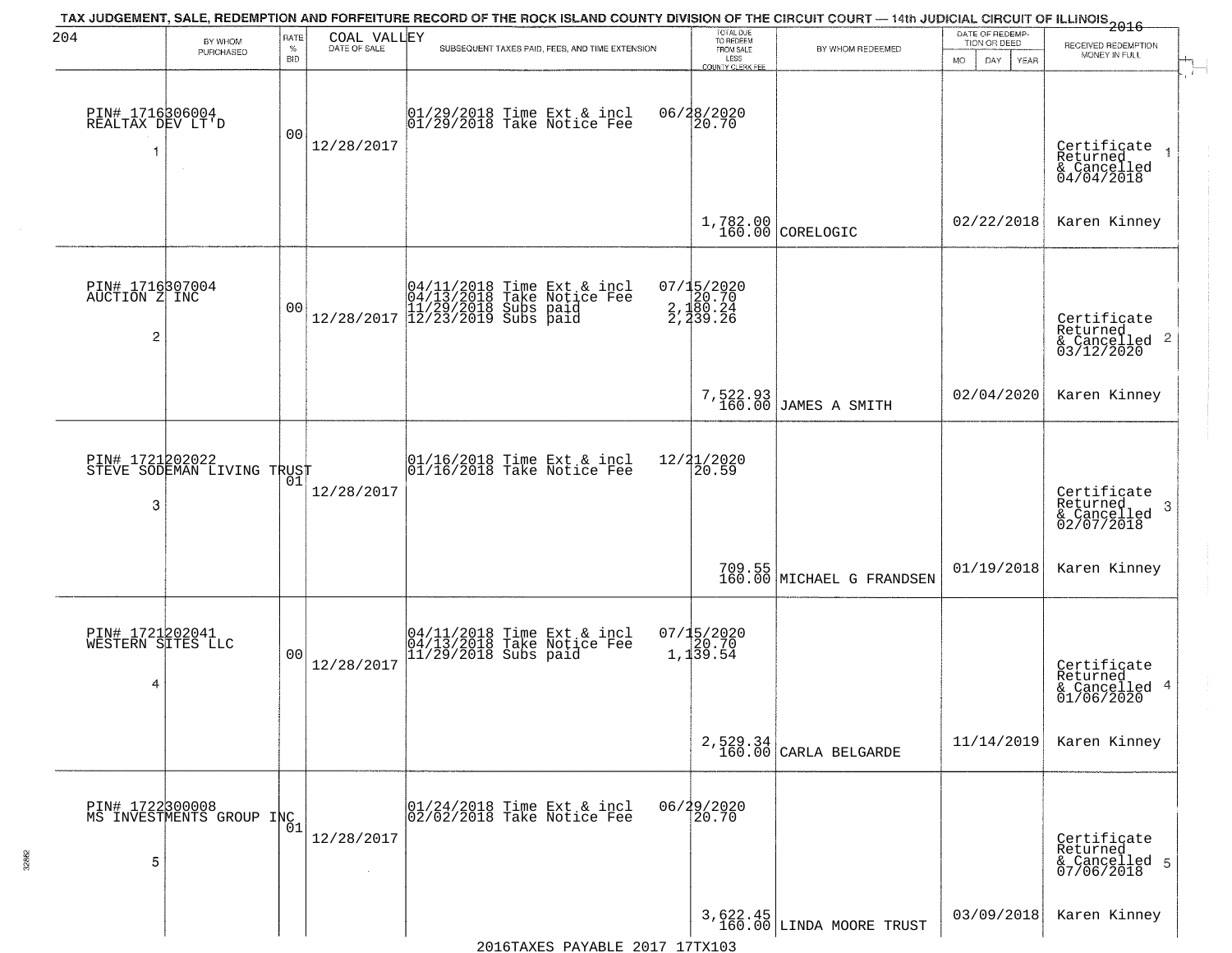TAX JUDGEMENT, SALE, REDEMPTION AND FORFEITURE RECORD OF THE ROCK ISLAND COUNTY DIVISION OF THE CIRCUIT COURT — 14th JUDICIAL CIRCUIT OF ILLINOIS 2016

| 204 BY WHOM PURCHASED | RATE % BID | COAL VALLEY DATE OF SALE | SUBSEQUENT TAXES PAID, FEES, AND TIME EXTENSION | TOTAL DUE TO REDEEM FROM SALE LESS COUNTY CLERK FEE | BY WHOM REDEEMED | DATE OF REDEMPTION OR DEED MO DAY YEAR | RECEIVED REDEMPTION MONEY IN FULL |
|---|---|---|---|---|---|---|---|
| PIN# 1716306004 REALTAX DEV LT'D 1 | 00 | 12/28/2017 | 01/29/2018 Time Ext & incl<br>01/29/2018 Take Notice Fee | 06/28/2020<br>20.70<br><br>1,782.00<br>160.00 | CORELOGIC | 02/22/2018 | Certificate Returned & Cancelled 04/04/2018 1<br>Karen Kinney |
| PIN# 1716307004 AUCTION Z INC 2 | 00 | 12/28/2017 | 04/11/2018 Time Ext & incl<br>04/13/2018 Take Notice Fee<br>11/29/2018 Subs paid<br>12/23/2019 Subs paid | 07/15/2020<br>20.70<br>2,180.24<br>2,239.26<br><br>7,522.93<br>160.00 | JAMES A SMITH | 02/04/2020 | Certificate Returned & Cancelled 03/12/2020 2<br>Karen Kinney |
| PIN# 1721202022 STEVE SODEMAN LIVING TRUST 3 | 01 | 12/28/2017 | 01/16/2018 Time Ext & incl<br>01/16/2018 Take Notice Fee | 12/21/2020<br>20.59<br><br>709.55<br>160.00 | MICHAEL G FRANDSEN | 01/19/2018 | Certificate Returned & Cancelled 02/07/2018 3<br>Karen Kinney |
| PIN# 1721202041 WESTERN SITES LLC 4 | 00 | 12/28/2017 | 04/11/2018 Time Ext & incl<br>04/13/2018 Take Notice Fee<br>11/29/2018 Subs paid | 07/15/2020<br>20.70<br>1,139.54<br><br>2,529.34<br>160.00 | CARLA BELGARDE | 11/14/2019 | Certificate Returned & Cancelled 01/06/2020 4<br>Karen Kinney |
| PIN# 1722300008 MS INVESTMENTS GROUP INC 5 | 01 | 12/28/2017 | 01/24/2018 Time Ext & incl<br>02/02/2018 Take Notice Fee | 06/29/2020<br>20.70<br><br>3,622.45<br>160.00 | LINDA MOORE TRUST | 03/09/2018 | Certificate Returned & Cancelled 07/06/2018 5<br>Karen Kinney |

2016TAXES PAYABLE 2017 17TX103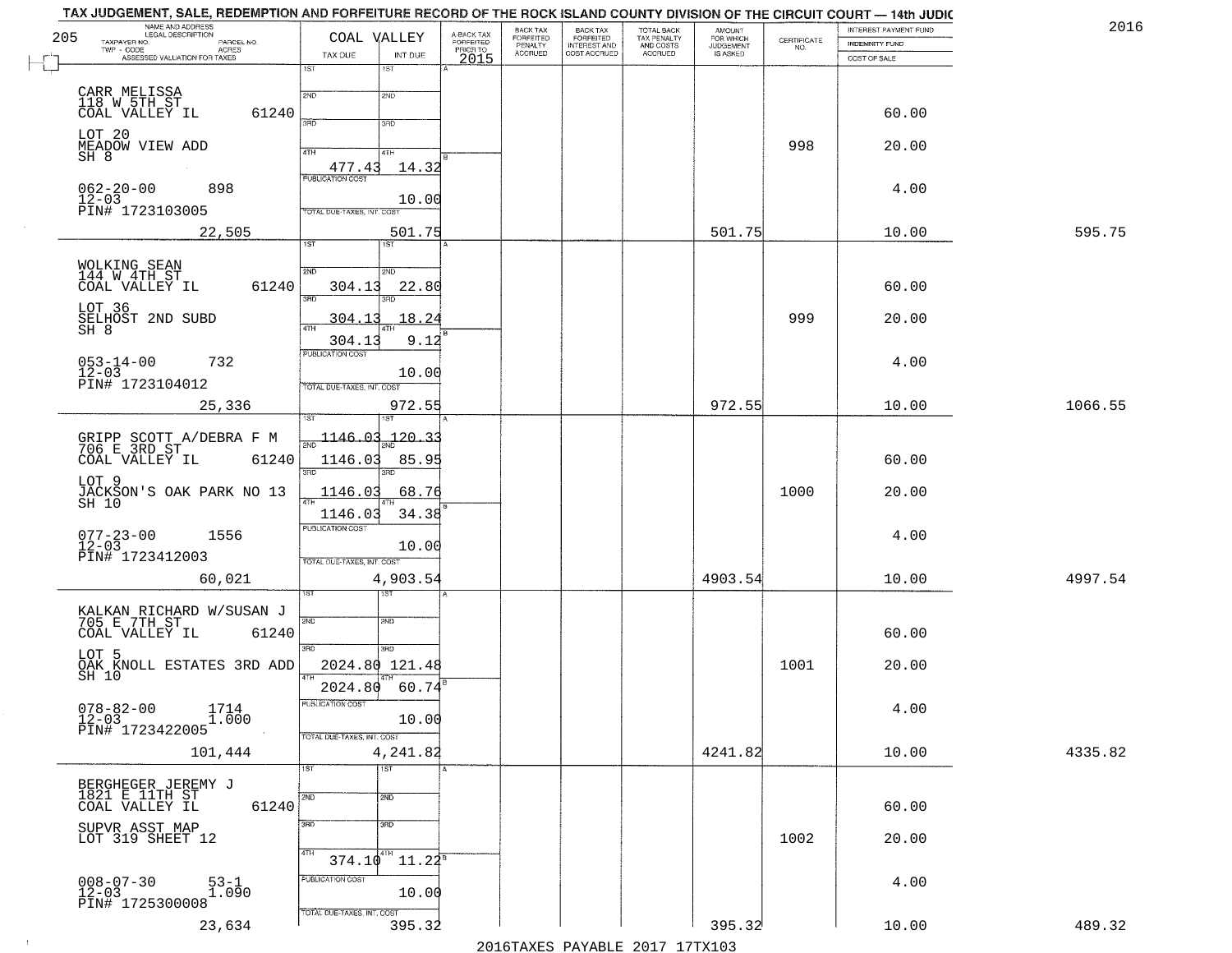# TAX JUDGEMENT, SALE, REDEMPTION AND FORFEITURE RECORD OF THE ROCK ISLAND COUNTY DIVISION OF THE CIRCUIT COURT — 14th JUDIC

2016

205 — COAL VALLEY

| NAME AND ADDRESS / LEGAL DESCRIPTION / TAXPAYER NO. / PARCEL NO. / TWP - CODE / ACRES / ASSESSED VALUATION FOR TAXES | TAX DUE | INT DUE | A-BACK TAX FORFEITED PRIOR TO 2015 | BACK TAX FORFEITED PENALTY ACCRUED | BACK TAX FORFEITED INTEREST AND COST ACCRUED | TOTAL BACK TAX PENALTY AND COSTS ACCRUED | AMOUNT FOR WHICH JUDGEMENT IS ASKED | CERTIFICATE NO. | INTEREST PAYMENT FUND / INDEMNITY FUND / COST OF SALE | |
|---|---|---|---|---|---|---|---|---|---|---|
| CARR MELISSA<br>118 W 5TH ST<br>COAL VALLEY IL 61240<br>LOT 20<br>MEADOW VIEW ADD<br>SH 8<br>062-20-00 898<br>12-03<br>PIN# 1723103005<br>22,505 | 1ST<br>2ND<br>3RD<br>4TH 477.43<br>PUBLICATION COST<br>TOTAL DUE-TAXES, INT. COST | 1ST<br>2ND<br>3RD<br>4TH 14.32<br>10.00<br>501.75 | | | | | 501.75 | 998 | 60.00<br>20.00<br>4.00<br>10.00 | 595.75 |
| WOLKING SEAN<br>144 W 4TH ST<br>COAL VALLEY IL 61240<br>LOT 36<br>SELHOST 2ND SUBD<br>SH 8<br>053-14-00 732<br>12-03<br>PIN# 1723104012<br>25,336 | 1ST<br>2ND 304.13<br>3RD 304.13<br>4TH 304.13<br>PUBLICATION COST<br>TOTAL DUE-TAXES, INT. COST | 1ST<br>2ND 22.80<br>3RD 18.24<br>4TH 9.12<br>10.00<br>972.55 | | | | | 972.55 | 999 | 60.00<br>20.00<br>4.00<br>10.00 | 1066.55 |
| GRIPP SCOTT A/DEBRA F M<br>706 E 3RD ST<br>COAL VALLEY IL 61240<br>LOT 9<br>JACKSON'S OAK PARK NO 13<br>SH 10<br>077-23-00 1556<br>12-03<br>PIN# 1723412003<br>60,021 | 1ST 1146.03<br>2ND 1146.03<br>3RD 1146.03<br>4TH 1146.03<br>PUBLICATION COST<br>TOTAL DUE-TAXES, INT. COST | 1ST 120.33<br>2ND 85.95<br>3RD 68.76<br>4TH 34.38<br>10.00<br>4,903.54 | | | | | 4903.54 | 1000 | 60.00<br>20.00<br>4.00<br>10.00 | 4997.54 |
| KALKAN RICHARD W/SUSAN J<br>705 E 7TH ST<br>COAL VALLEY IL 61240<br>LOT 5<br>OAK KNOLL ESTATES 3RD ADD<br>SH 10<br>078-82-00 1714<br>12-03 1.000<br>PIN# 1723422005<br>101,444 | 1ST<br>2ND<br>3RD 2024.80<br>4TH 2024.80<br>PUBLICATION COST<br>TOTAL DUE-TAXES, INT. COST | 1ST<br>2ND<br>3RD 121.48<br>4TH 60.74<br>10.00<br>4,241.82 | | | | | 4241.82 | 1001 | 60.00<br>20.00<br>4.00<br>10.00 | 4335.82 |
| BERGHEGER JEREMY J<br>1821 E 11TH ST<br>COAL VALLEY IL 61240<br>SUPVR ASST MAP<br>LOT 319 SHEET 12<br>008-07-30 53-1<br>12-03 1.090<br>PIN# 1725300008<br>23,634 | 1ST<br>2ND<br>3RD<br>4TH 374.10<br>PUBLICATION COST<br>TOTAL DUE-TAXES, INT. COST | 1ST<br>2ND<br>3RD<br>4TH 11.22<br>10.00<br>395.32 | | | | | 395.32 | 1002 | 60.00<br>20.00<br>4.00<br>10.00 | 489.32 |

2016TAXES PAYABLE 2017 17TX103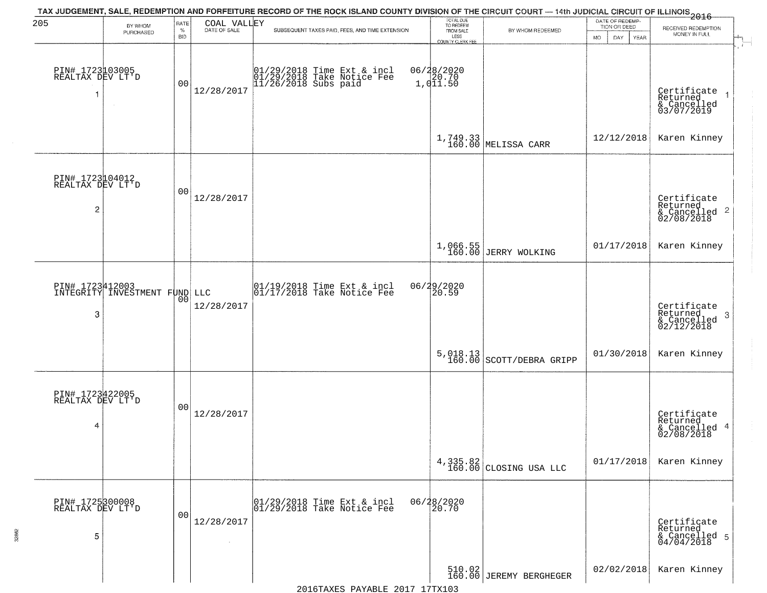TAX JUDGEMENT, SALE, REDEMPTION AND FORFEITURE RECORD OF THE ROCK ISLAND COUNTY DIVISION OF THE CIRCUIT COURT — 14th JUDICIAL CIRCUIT OF ILLINOIS 2016

205 — COAL VALLEY

| | BY WHOM PURCHASED | RATE % BID | DATE OF SALE | SUBSEQUENT TAXES PAID, FEES, AND TIME EXTENSION | TOTAL DUE TO REDEEM FROM SALE LESS COUNTY CLERK FEE | BY WHOM REDEEMED | DATE OF REDEMPTION OR DEED (MO DAY YEAR) | RECEIVED REDEMPTION MONEY IN FULL |
|---|---|---|---|---|---|---|---|---|
| 1 | PIN# 1723103005 REALTAX DEV LT'D | 00 | 12/28/2017 | 01/29/2018 Time Ext & incl 06/28/2020; 01/29/2018 Take Notice Fee 20.70; 11/26/2018 Subs paid 1,011.50 | 1,749.33 160.00 | MELISSA CARR | 12/12/2018 | Certificate Returned & Cancelled 03/07/2019 Karen Kinney |
| 2 | PIN# 1723104012 REALTAX DEV LT'D | 00 | 12/28/2017 | | 1,066.55 160.00 | JERRY WOLKING | 01/17/2018 | Certificate Returned & Cancelled 02/08/2018 Karen Kinney |
| 3 | PIN# 1723412003 INTEGRITY INVESTMENT FUND LLC | 00 | 12/28/2017 | 01/19/2018 Time Ext & incl 06/29/2020; 01/17/2018 Take Notice Fee 20.59 | 5,018.13 160.00 | SCOTT/DEBRA GRIPP | 01/30/2018 | Certificate Returned & Cancelled 02/12/2018 Karen Kinney |
| 4 | PIN# 1723422005 REALTAX DEV LT'D | 00 | 12/28/2017 | | 4,335.82 160.00 | CLOSING USA LLC | 01/17/2018 | Certificate Returned & Cancelled 02/08/2018 Karen Kinney |
| 5 | PIN# 1725300008 REALTAX DEV LT'D | 00 | 12/28/2017 | 01/29/2018 Time Ext & incl 06/28/2020; 01/29/2018 Take Notice Fee 20.70 | 510.02 160.00 | JEREMY BERGHEGER | 02/02/2018 | Certificate Returned & Cancelled 04/04/2018 Karen Kinney |

2016TAXES PAYABLE 2017 17TX103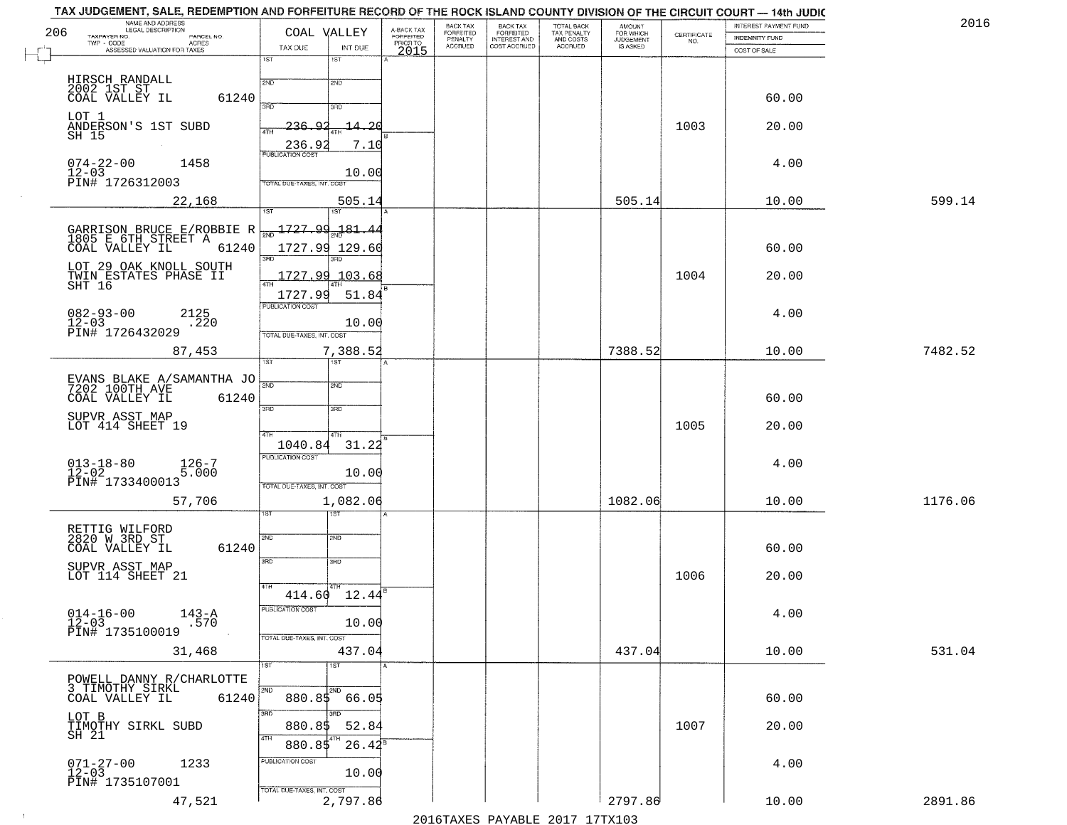# TAX JUDGEMENT, SALE, REDEMPTION AND FORFEITURE RECORD OF THE ROCK ISLAND COUNTY DIVISION OF THE CIRCUIT COURT — 14th JUDIC

2016

206 — COAL VALLEY

| NAME AND ADDRESS / LEGAL DESCRIPTION / TAXPAYER NO. / PARCEL NO. / TWP - CODE / ACRES / ASSESSED VALUATION FOR TAXES | TAX DUE | INT DUE | A-BACK TAX FORFEITED PRIOR TO 2015 | BACK TAX FORFEITED PENALTY ACCRUED | BACK TAX FORFEITED INTEREST AND COST ACCRUED | TOTAL BACK TAX PENALTY AND COSTS ACCRUED | AMOUNT FOR WHICH JUDGEMENT IS ASKED | CERTIFICATE NO. | INTEREST PAYMENT FUND / INDEMNITY FUND / COST OF SALE | |
|---|---|---|---|---|---|---|---|---|---|---|
| HIRSCH RANDALL<br>2002 1ST ST<br>COAL VALLEY IL 61240<br>LOT 1<br>ANDERSON'S 1ST SUBD<br>SH 15<br>074-22-00 1458<br>12-03<br>PIN# 1726312003<br>22,168 | 1ST<br>2ND<br>3RD<br>4TH 236.92<br>236.92<br>PUBLICATION COST<br>TOTAL DUE-TAXES, INT. COST | 1ST<br>2ND<br>3RD<br>4TH 14.20<br>7.10<br>10.00<br>505.14 | | | | | 505.14 | 1003 | 60.00<br>20.00<br>4.00<br>10.00 | 599.14 |
| GARRISON BRUCE E/ROBBIE R<br>1805 E 6TH STREET A<br>COAL VALLEY IL 61240<br>LOT 29 OAK KNOLL SOUTH<br>TWIN ESTATES PHASE II<br>SHT 16<br>082-93-00 2125<br>12-03 .220<br>PIN# 1726432029<br>87,453 | 1ST 1727.99<br>2ND 1727.99<br>3RD 1727.99<br>4TH 1727.99<br>PUBLICATION COST<br>TOTAL DUE-TAXES, INT. COST | 1ST 181.44<br>2ND 129.60<br>3RD 103.68<br>4TH 51.84<br>10.00<br>7,388.52 | | | | | 7388.52 | 1004 | 60.00<br>20.00<br>4.00<br>10.00 | 7482.52 |
| EVANS BLAKE A/SAMANTHA JO<br>7202 100TH AVE<br>COAL VALLEY IL 61240<br>SUPVR ASST MAP<br>LOT 414 SHEET 19<br>013-18-80 126-7<br>12-02 5.000<br>PIN# 1733400013<br>57,706 | 1ST<br>2ND<br>3RD<br>4TH 1040.84<br>PUBLICATION COST<br>TOTAL DUE-TAXES, INT. COST | 1ST<br>2ND<br>3RD<br>4TH 31.22<br>10.00<br>1,082.06 | | | | | 1082.06 | 1005 | 60.00<br>20.00<br>4.00<br>10.00 | 1176.06 |
| RETTIG WILFORD<br>2820 W 3RD ST<br>COAL VALLEY IL 61240<br>SUPVR ASST MAP<br>LOT 114 SHEET 21<br>014-16-00 143-A<br>12-03 .570<br>PIN# 1735100019<br>31,468 | 1ST<br>2ND<br>3RD<br>4TH 414.60<br>PUBLICATION COST<br>TOTAL DUE-TAXES, INT. COST | 1ST<br>2ND<br>3RD<br>4TH 12.44<br>10.00<br>437.04 | | | | | 437.04 | 1006 | 60.00<br>20.00<br>4.00<br>10.00 | 531.04 |
| POWELL DANNY R/CHARLOTTE<br>3 TIMOTHY SIRKL<br>COAL VALLEY IL 61240<br>LOT B<br>TIMOTHY SIRKL SUBD<br>SH 21<br>071-27-00 1233<br>12-03<br>PIN# 1735107001<br>47,521 | 1ST<br>2ND 880.85<br>3RD 880.85<br>4TH 880.85<br>PUBLICATION COST<br>TOTAL DUE-TAXES, INT. COST | 1ST<br>2ND 66.05<br>3RD 52.84<br>4TH 26.42<br>10.00<br>2,797.86 | | | | | 2797.86 | 1007 | 60.00<br>20.00<br>4.00<br>10.00 | 2891.86 |

2016TAXES PAYABLE 2017 17TX103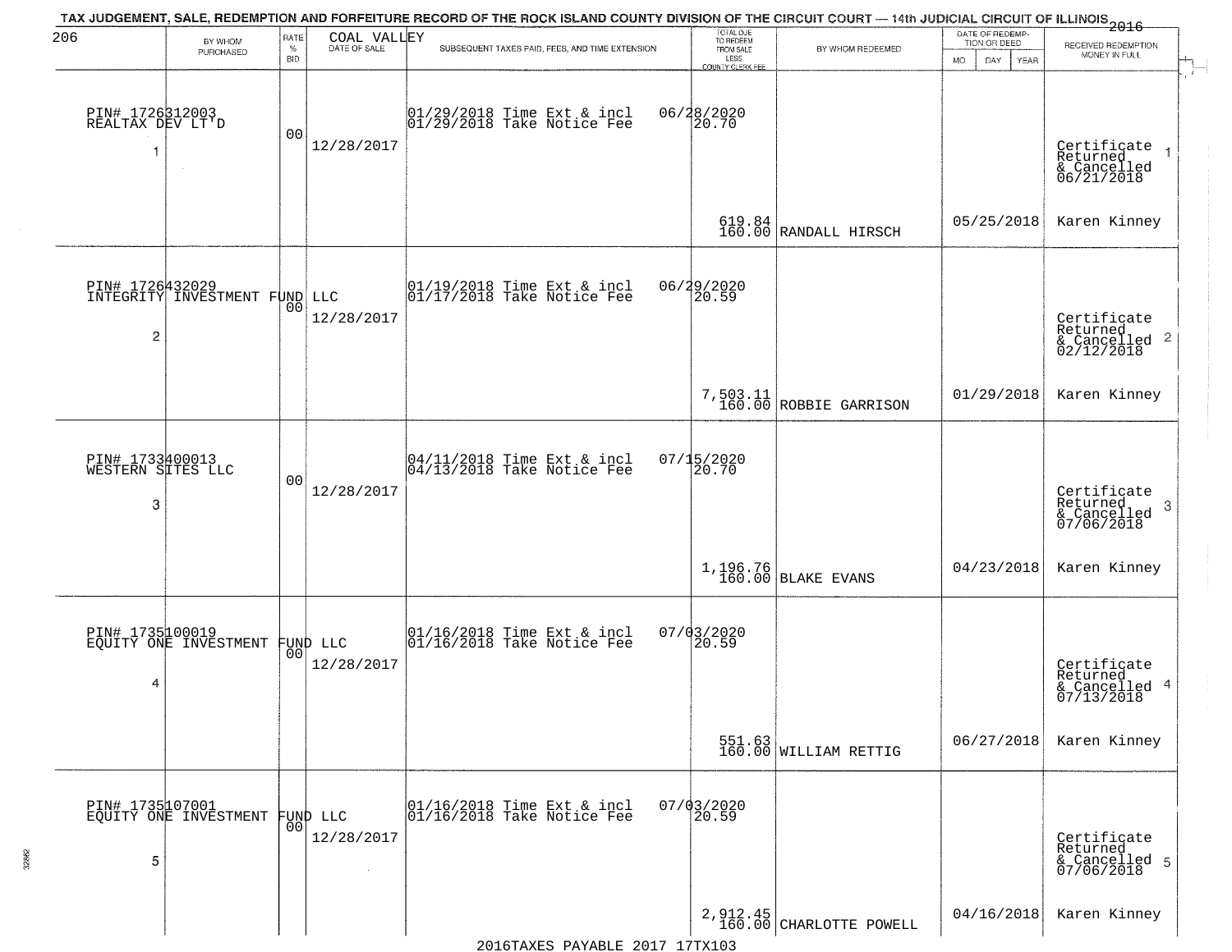TAX JUDGEMENT, SALE, REDEMPTION AND FORFEITURE RECORD OF THE ROCK ISLAND COUNTY DIVISION OF THE CIRCUIT COURT — 14th JUDICIAL CIRCUIT OF ILLINOIS 2016

| 206 BY WHOM PURCHASED | RATE % BID | COAL VALLEY DATE OF SALE | SUBSEQUENT TAXES PAID, FEES, AND TIME EXTENSION | TOTAL DUE TO REDEEM FROM SALE LESS COUNTY CLERK FEE | BY WHOM REDEEMED | DATE OF REDEMPTION OR DEED MO DAY YEAR | RECEIVED REDEMPTION MONEY IN FULL |
|---|---|---|---|---|---|---|---|
| PIN# 1726312003 REALTAX DEV LT'D 1 | 00 | 12/28/2017 | 01/29/2018 Time Ext & incl 01/29/2018 Take Notice Fee | 06/28/2020 20.70 619.84 160.00 | RANDALL HIRSCH | 05/25/2018 | Certificate Returned & Cancelled 06/21/2018 Karen Kinney |
| PIN# 1726432029 INTEGRITY INVESTMENT FUND LLC 2 | 00 | 12/28/2017 | 01/19/2018 Time Ext & incl 01/17/2018 Take Notice Fee | 06/29/2020 20.59 7,503.11 160.00 | ROBBIE GARRISON | 01/29/2018 | Certificate Returned & Cancelled 02/12/2018 Karen Kinney |
| PIN# 1733400013 WESTERN SITES LLC 3 | 00 | 12/28/2017 | 04/11/2018 Time Ext & incl 04/13/2018 Take Notice Fee | 07/15/2020 20.70 1,196.76 160.00 | BLAKE EVANS | 04/23/2018 | Certificate Returned & Cancelled 07/06/2018 Karen Kinney |
| PIN# 1735100019 EQUITY ONE INVESTMENT FUND LLC 4 | 00 | 12/28/2017 | 01/16/2018 Time Ext & incl 01/16/2018 Take Notice Fee | 07/03/2020 20.59 551.63 160.00 | WILLIAM RETTIG | 06/27/2018 | Certificate Returned & Cancelled 07/13/2018 Karen Kinney |
| PIN# 1735107001 EQUITY ONE INVESTMENT FUND LLC 5 | 00 | 12/28/2017 | 01/16/2018 Time Ext & incl 01/16/2018 Take Notice Fee | 07/03/2020 20.59 2,912.45 160.00 | CHARLOTTE POWELL | 04/16/2018 | Certificate Returned & Cancelled 07/06/2018 Karen Kinney |

2016TAXES PAYABLE 2017 17TX103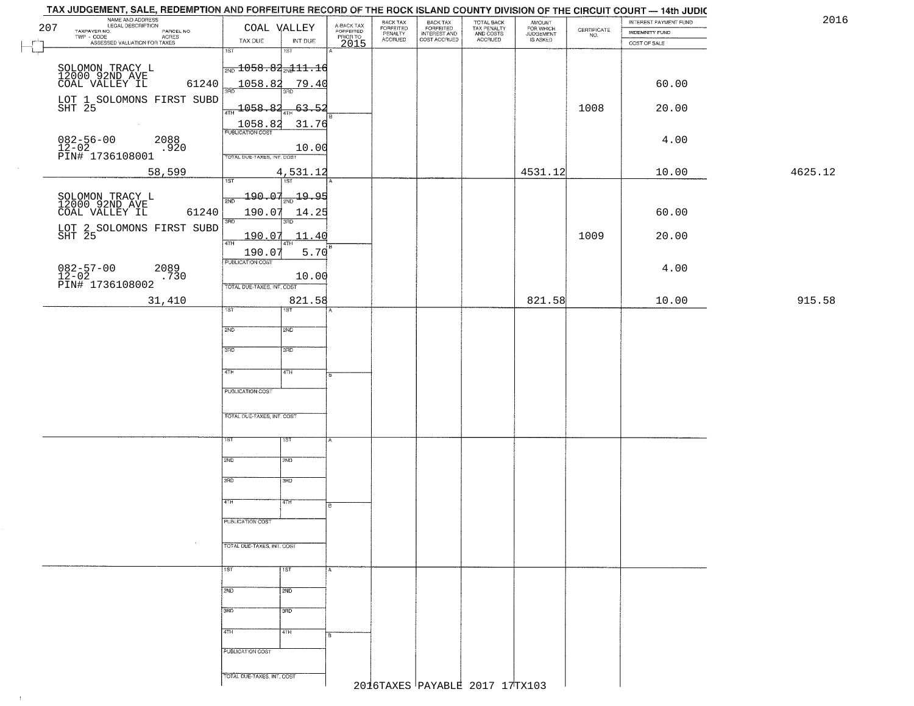TAX JUDGEMENT, SALE, REDEMPTION AND FORFEITURE RECORD OF THE ROCK ISLAND COUNTY DIVISION OF THE CIRCUIT COURT — 14th JUDIC

2016

| NAME AND ADDRESS / LEGAL DESCRIPTION / TAXPAYER NO. / PARCEL NO. / TWP - CODE / ACRES / ASSESSED VALUATION FOR TAXES | COAL VALLEY TAX DUE | INT DUE | A-BACK TAX FORFEITED PRIOR TO 2015 | BACK TAX FORFEITED PENALTY ACCRUED | BACK TAX FORFEITED INTEREST AND COST ACCRUED | TOTAL BACK TAX PENALTY AND COSTS ACCRUED | AMOUNT FOR WHICH JUDGEMENT IS ASKED | CERTIFICATE NO. | INTEREST PAYMENT FUND / INDEMNITY FUND / COST OF SALE | |
|---|---|---|---|---|---|---|---|---|---|---|
| 207 | | | | | | | | | | |
| SOLOMON TRACY L<br>12000 92ND AVE<br>COAL VALLEY IL 61240 | 1ST 1058.82<br>2ND 1058.82 | 1ST 111.16<br>2ND 79.40 | | | | | | | 60.00 | |
| LOT 1 SOLOMONS FIRST SUBD<br>SHT 25 | 3RD 1058.82<br>4TH 1058.82 | 3RD 63.52<br>4TH 31.76 | | | | | | 1008 | 20.00 | |
| 082-56-00 2088<br>12-02 .920<br>PIN# 1736108001 | PUBLICATION COST | 10.00 | | | | | | | 4.00 | |
| 58,599 | TOTAL DUE-TAXES, INT. COST | 4,531.12 | | | | | 4531.12 | | 10.00 | 4625.12 |
| SOLOMON TRACY L<br>12000 92ND AVE<br>COAL VALLEY IL 61240 | 1ST 190.07<br>2ND 190.07 | 1ST 19.95<br>2ND 14.25 | | | | | | | 60.00 | |
| LOT 2 SOLOMONS FIRST SUBD<br>SHT 25 | 3RD 190.07<br>4TH 190.07 | 3RD 11.40<br>4TH 5.70 | | | | | | 1009 | 20.00 | |
| 082-57-00 2089<br>12-02 .730<br>PIN# 1736108002 | PUBLICATION COST | 10.00 | | | | | | | 4.00 | |
| 31,410 | TOTAL DUE-TAXES, INT. COST | 821.58 | | | | | 821.58 | | 10.00 | 915.58 |

2016TAXES PAYABLE 2017 17TX103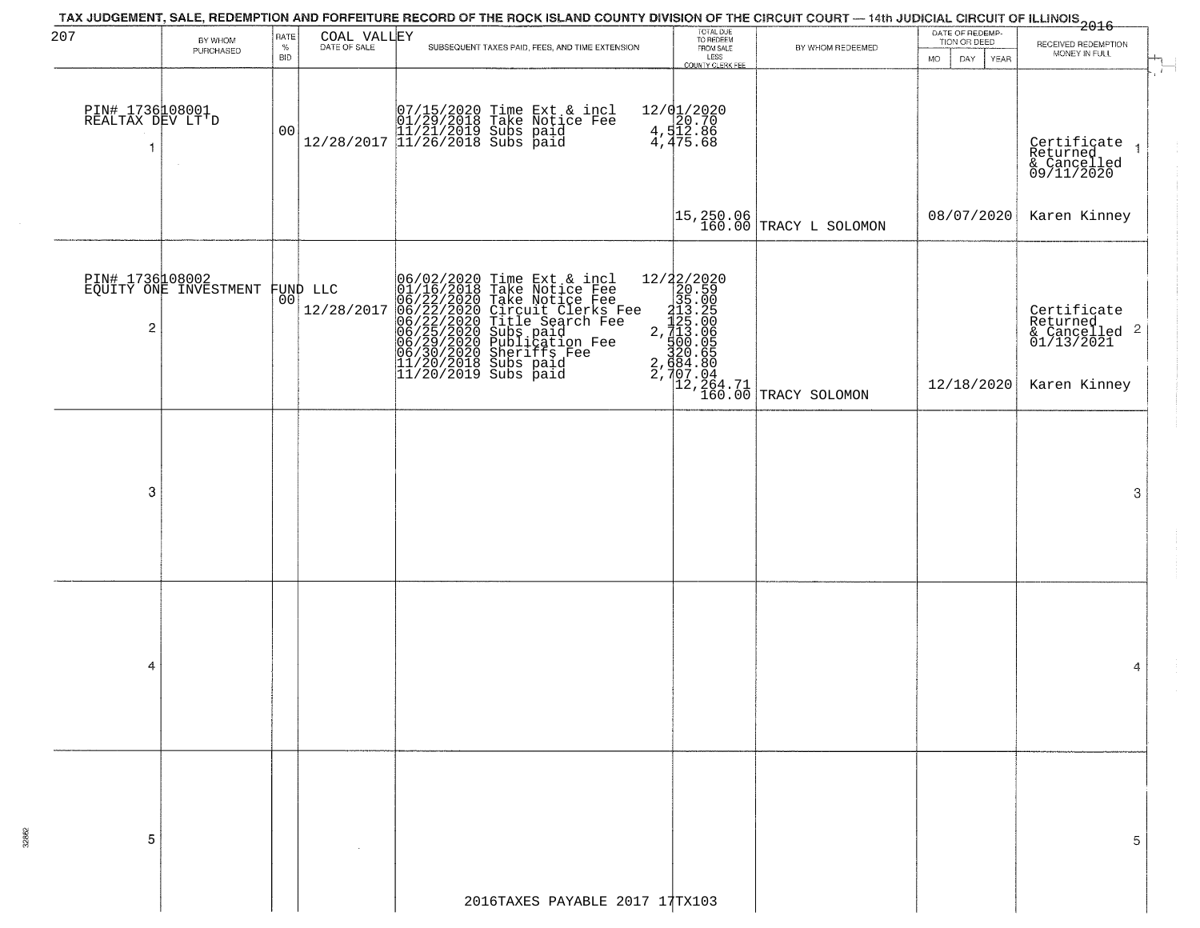# TAX JUDGEMENT, SALE, REDEMPTION AND FORFEITURE RECORD OF THE ROCK ISLAND COUNTY DIVISION OF THE CIRCUIT COURT — 14th JUDICIAL CIRCUIT OF ILLINOIS 2016

207 — COAL VALLEY

| | BY WHOM PURCHASED | RATE % BID | DATE OF SALE | SUBSEQUENT TAXES PAID, FEES, AND TIME EXTENSION | TOTAL DUE TO REDEEM FROM SALE LESS COUNTY CLERK FEE | BY WHOM REDEEMED | DATE OF REDEMPTION OR DEED MO DAY YEAR | RECEIVED REDEMPTION MONEY IN FULL |
|---|---|---|---|---|---|---|---|---|
| 1 | PIN# 1736108001 REALTAX DEV LT'D | 00 | 12/28/2017 | 07/15/2020 Time Ext & incl<br>01/29/2018 Take Notice Fee<br>11/21/2019 Subs paid<br>11/26/2018 Subs paid | 12/01/2020<br>20.70<br>4,512.86<br>4,475.68<br>15,250.06<br>160.00 | TRACY L SOLOMON | 08/07/2020 | Certificate Returned & Cancelled 09/11/2020<br>Karen Kinney |
| 2 | PIN# 1736108002 EQUITY ONE INVESTMENT FUND LLC | 00 | 12/28/2017 | 06/02/2020 Time Ext & incl<br>01/16/2018 Take Notice Fee<br>06/22/2020 Take Notice Fee<br>06/22/2020 Circuit Clerks Fee<br>06/22/2020 Title Search Fee<br>06/25/2020 Subs paid<br>06/29/2020 Publication Fee<br>06/30/2020 Sheriffs Fee<br>11/20/2018 Subs paid<br>11/20/2019 Subs paid | 12/22/2020<br>20.59<br>35.00<br>213.25<br>125.00<br>2,713.06<br>500.05<br>320.65<br>2,684.80<br>2,707.04<br>12,264.71<br>160.00 | TRACY SOLOMON | 12/18/2020 | Certificate Returned & Cancelled 01/13/2021<br>Karen Kinney |
| 3 | | | | | | | | |
| 4 | | | | | | | | |
| 5 | | | | | | | | |

2016TAXES PAYABLE 2017 17TX103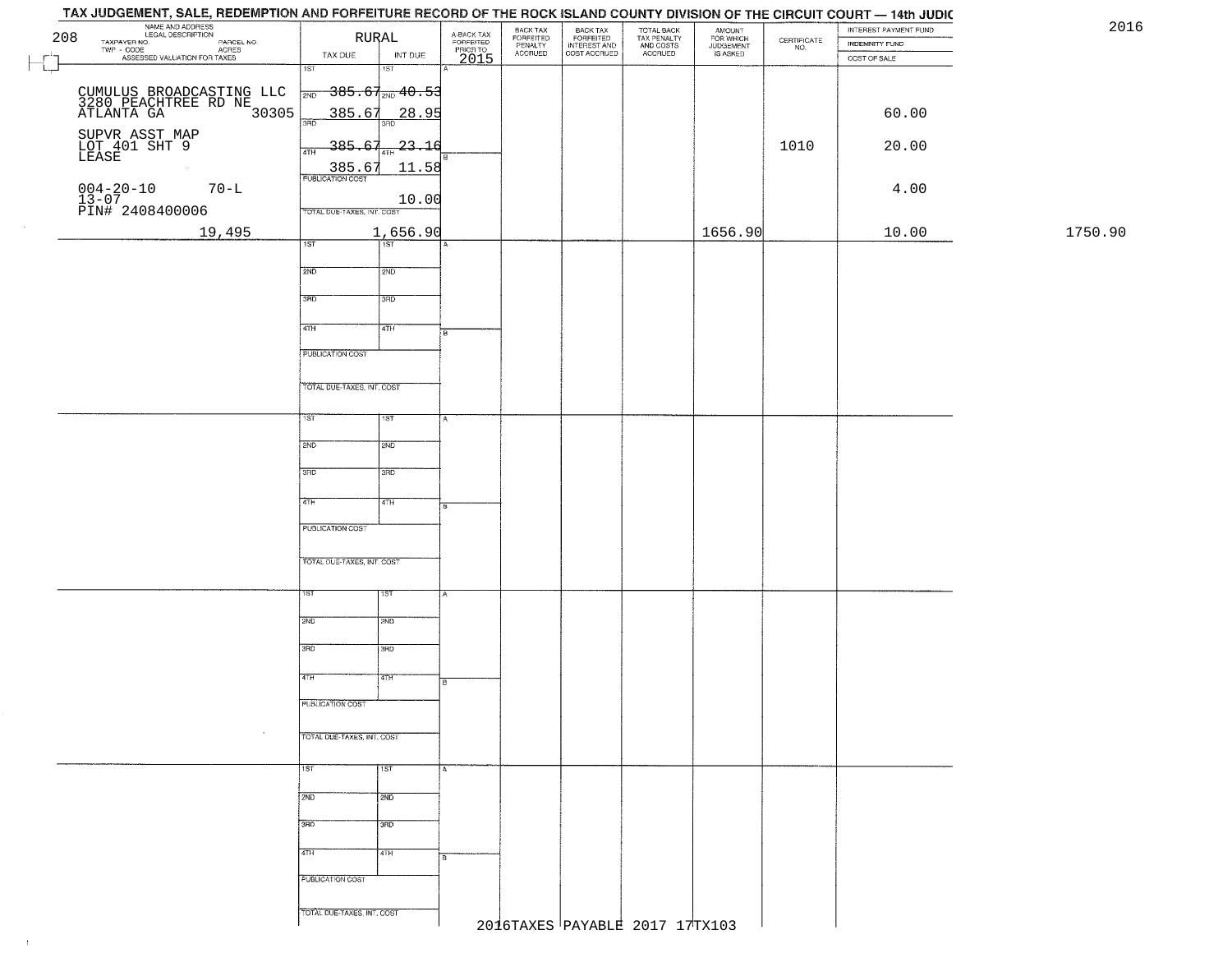# TAX JUDGEMENT, SALE, REDEMPTION AND FORFEITURE RECORD OF THE ROCK ISLAND COUNTY DIVISION OF THE CIRCUIT COURT — 14th JUDIC

2016

| NAME AND ADDRESS / LEGAL DESCRIPTION / TAXPAYER NO. / PARCEL NO. / TWP - CODE / ACRES / ASSESSED VALUATION FOR TAXES | RURAL TAX DUE | INT DUE | A-BACK TAX FORFEITED PRIOR TO 2015 | BACK TAX FORFEITED PENALTY ACCRUED | BACK TAX FORFEITED INTEREST AND COST ACCRUED | TOTAL BACK TAX PENALTY AND COSTS ACCRUED | AMOUNT FOR WHICH JUDGEMENT IS ASKED | CERTIFICATE NO. | INTEREST PAYMENT FUND / INDEMNITY FUND / COST OF SALE | |
|---|---|---|---|---|---|---|---|---|---|---|
| 208 | | | | | | | | | | |
| CUMULUS BROADCASTING LLC<br>3280 PEACHTREE RD NE<br>ATLANTA GA 30305 | 1ST 385.67<br>2ND 385.67 | 1ST 40.53<br>2ND 28.95 | | | | | | | 60.00 | |
| SUPVR ASST MAP<br>LOT 401 SHT 9<br>LEASE | 3RD 385.67<br>4TH 385.67 | 3RD 23.16<br>4TH 11.58 | | | | | | 1010 | 20.00 | |
| 004-20-10 70-L<br>13-07<br>PIN# 2408400006 | PUBLICATION COST | 10.00 | | | | | | | 4.00 | |
| 19,495 | TOTAL DUE-TAXES, INT. COST | 1,656.90 | | | | | 1656.90 | | 10.00 | 1750.90 |

2016TAXES PAYABLE 2017 17TX103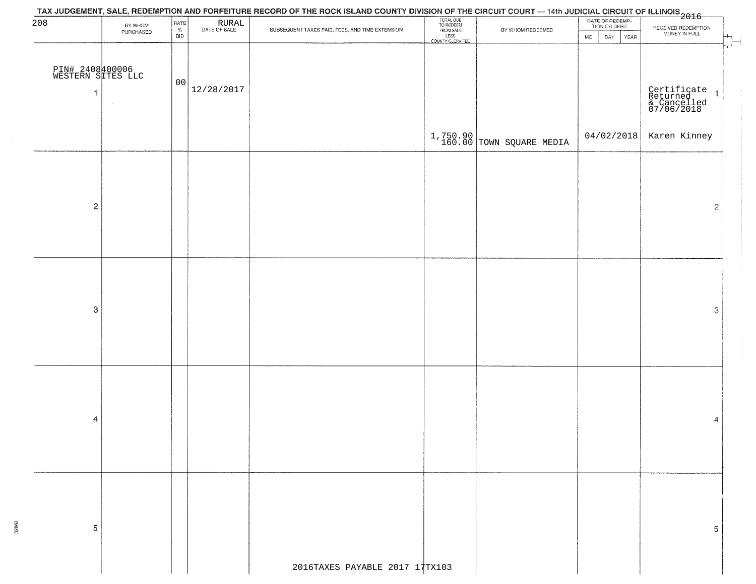TAX JUDGEMENT, SALE, REDEMPTION AND FORFEITURE RECORD OF THE ROCK ISLAND COUNTY DIVISION OF THE CIRCUIT COURT — 14th JUDICIAL CIRCUIT OF ILLINOIS 2016

| 208 | BY WHOM PURCHASED | RATE % BID | RURAL DATE OF SALE | SUBSEQUENT TAXES PAID, FEES, AND TIME EXTENSION | TOTAL DUE TO REDEEM FROM SALE LESS COUNTY CLERK FEE | BY WHOM REDEEMED | DATE OF REDEMPTION OR DEED MO DAY YEAR | RECEIVED REDEMPTION MONEY IN FULL | |
|---|---|---|---|---|---|---|---|---|---|
| PIN# 2408400006 WESTERN SITES LLC 1 | | 00 | 12/28/2017 | | 1,750.90 160.00 | TOWN SQUARE MEDIA | 04/02/2018 | Certificate Returned & Cancelled 07/06/2018 Karen Kinney | 1 |
| 2 | | | | | | | | | 2 |
| 3 | | | | | | | | | 3 |
| 4 | | | | | | | | | 4 |
| 5 | | | | | | | | | 5 |

2016TAXES PAYABLE 2017 17TX103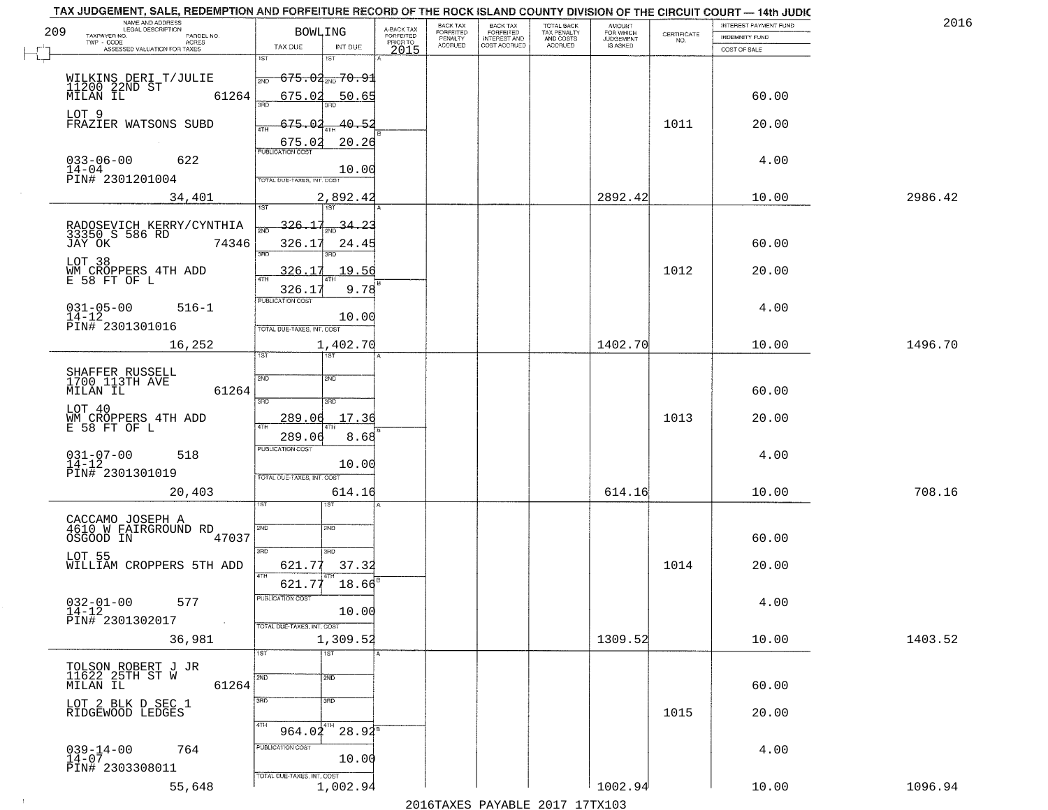TAX JUDGEMENT, SALE, REDEMPTION AND FORFEITURE RECORD OF THE ROCK ISLAND COUNTY DIVISION OF THE CIRCUIT COURT — 14th JUDIC

2016

209

BOWLING

| NAME AND ADDRESS / LEGAL DESCRIPTION / TAXPAYER NO. / PARCEL NO. / TWP - CODE / ACRES / ASSESSED VALUATION FOR TAXES | TAX DUE | INT DUE | A-BACK TAX FORFEITED PRIOR TO 2015 | BACK TAX FORFEITED PENALTY ACCRUED | BACK TAX FORFEITED INTEREST AND COST ACCRUED | TOTAL BACK TAX PENALTY AND COSTS ACCRUED | AMOUNT FOR WHICH JUDGEMENT IS ASKED | CERTIFICATE NO. | INTEREST PAYMENT FUND / INDEMNITY FUND / COST OF SALE | |
|---|---|---|---|---|---|---|---|---|---|---|
| WILKINS DERI T/JULIE<br>11200 22ND ST<br>MILAN IL 61264<br>LOT 9<br>FRAZIER WATSONS SUBD<br>033-06-00 622<br>14-04<br>PIN# 2301201004<br>34,401 | 1ST<br>2ND 675.02<br>3RD 675.02<br>4TH 675.02<br>675.02<br>PUBLICATION COST<br>TOTAL DUE-TAXES, INT. COST | 1ST<br>2ND 70.91<br>3RD 50.65<br>4TH 40.52<br>20.26<br>10.00<br>2,892.42 | | | | | 2892.42 | 1011 | 60.00<br>20.00<br>4.00<br>10.00 | 2986.42 |
| RADOSEVICH KERRY/CYNTHIA<br>33350 S 586 RD<br>JAY OK 74346<br>LOT 38<br>WM CROPPERS 4TH ADD<br>E 58 FT OF L<br>031-05-00 516-1<br>14-12<br>PIN# 2301301016<br>16,252 | 1ST<br>2ND 326.17<br>3RD 326.17<br>4TH 326.17<br>326.17<br>PUBLICATION COST<br>TOTAL DUE-TAXES, INT. COST | 1ST<br>2ND 34.23<br>3RD 24.45<br>4TH 19.56<br>9.78<br>10.00<br>1,402.70 | | | | | 1402.70 | 1012 | 60.00<br>20.00<br>4.00<br>10.00 | 1496.70 |
| SHAFFER RUSSELL<br>1700 113TH AVE<br>MILAN IL 61264<br>LOT 40<br>WM CROPPERS 4TH ADD<br>E 58 FT OF L<br>031-07-00 518<br>14-12<br>PIN# 2301301019<br>20,403 | 1ST<br>2ND<br>3RD 289.06<br>4TH 289.06<br>PUBLICATION COST<br>TOTAL DUE-TAXES, INT. COST | 1ST<br>2ND<br>3RD 17.36<br>4TH 8.68<br>10.00<br>614.16 | | | | | 614.16 | 1013 | 60.00<br>20.00<br>4.00<br>10.00 | 708.16 |
| CACCAMO JOSEPH A<br>4610 W FAIRGROUND RD<br>OSGOOD IN 47037<br>LOT 55<br>WILLIAM CROPPERS 5TH ADD<br>032-01-00 577<br>14-12<br>PIN# 2301302017<br>36,981 | 1ST<br>2ND<br>3RD 621.77<br>4TH 621.77<br>PUBLICATION COST<br>TOTAL DUE-TAXES, INT. COST | 1ST<br>2ND<br>3RD 37.32<br>4TH 18.66<br>10.00<br>1,309.52 | | | | | 1309.52 | 1014 | 60.00<br>20.00<br>4.00<br>10.00 | 1403.52 |
| TOLSON ROBERT J JR<br>11622 25TH ST W<br>MILAN IL 61264<br>LOT 2 BLK D SEC 1<br>RIDGEWOOD LEDGES<br>039-14-00 764<br>14-07<br>PIN# 2303308011<br>55,648 | 1ST<br>2ND<br>3RD<br>4TH 964.02<br>PUBLICATION COST<br>TOTAL DUE-TAXES, INT. COST | 1ST<br>2ND<br>3RD<br>4TH 28.92<br>10.00<br>1,002.94 | | | | | 1002.94 | 1015 | 60.00<br>20.00<br>4.00<br>10.00 | 1096.94 |

2016TAXES PAYABLE 2017 17TX103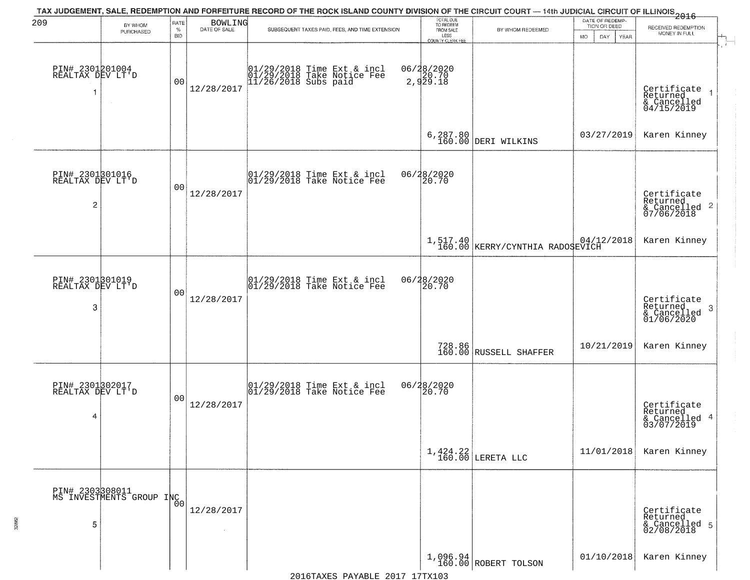TAX JUDGEMENT, SALE, REDEMPTION AND FORFEITURE RECORD OF THE ROCK ISLAND COUNTY DIVISION OF THE CIRCUIT COURT — 14th JUDICIAL CIRCUIT OF ILLINOIS 2016

209 BOWLING

| | BY WHOM PURCHASED | RATE % BID | DATE OF SALE | SUBSEQUENT TAXES PAID, FEES, AND TIME EXTENSION | TOTAL DUE TO REDEEM FROM SALE LESS COUNTY CLERK FEE | BY WHOM REDEEMED | DATE OF REDEMPTION OR DEED MO DAY YEAR | RECEIVED REDEMPTION MONEY IN FULL |
|---|---|---|---|---|---|---|---|---|
| 1 | PIN# 2301201004 REALTAX DEV LT'D | 00 | 12/28/2017 | 01/29/2018 Time Ext & incl 06/28/2020; 01/29/2018 Take Notice Fee 20.70; 11/26/2018 Subs paid 2,929.18 | 6,287.80 160.00 | DERI WILKINS | 03/27/2019 | Certificate Returned & Cancelled 04/15/2019 Karen Kinney |
| 2 | PIN# 2301301016 REALTAX DEV LT'D | 00 | 12/28/2017 | 01/29/2018 Time Ext & incl 06/28/2020; 01/29/2018 Take Notice Fee 20.70 | 1,517.40 160.00 | KERRY/CYNTHIA RADOSEVICH | 04/12/2018 | Certificate Returned & Cancelled 07/06/2018 Karen Kinney |
| 3 | PIN# 2301301019 REALTAX DEV LT'D | 00 | 12/28/2017 | 01/29/2018 Time Ext & incl 06/28/2020; 01/29/2018 Take Notice Fee 20.70 | 728.86 160.00 | RUSSELL SHAFFER | 10/21/2019 | Certificate Returned & Cancelled 01/06/2020 Karen Kinney |
| 4 | PIN# 2301302017 REALTAX DEV LT'D | 00 | 12/28/2017 | 01/29/2018 Time Ext & incl 06/28/2020; 01/29/2018 Take Notice Fee 20.70 | 1,424.22 160.00 | LERETA LLC | 11/01/2018 | Certificate Returned & Cancelled 03/07/2019 Karen Kinney |
| 5 | PIN# 2303308011 MS INVESTMENTS GROUP INC | 00 | 12/28/2017 | | 1,096.94 160.00 | ROBERT TOLSON | 01/10/2018 | Certificate Returned & Cancelled 02/08/2018 Karen Kinney |

2016TAXES PAYABLE 2017 17TX103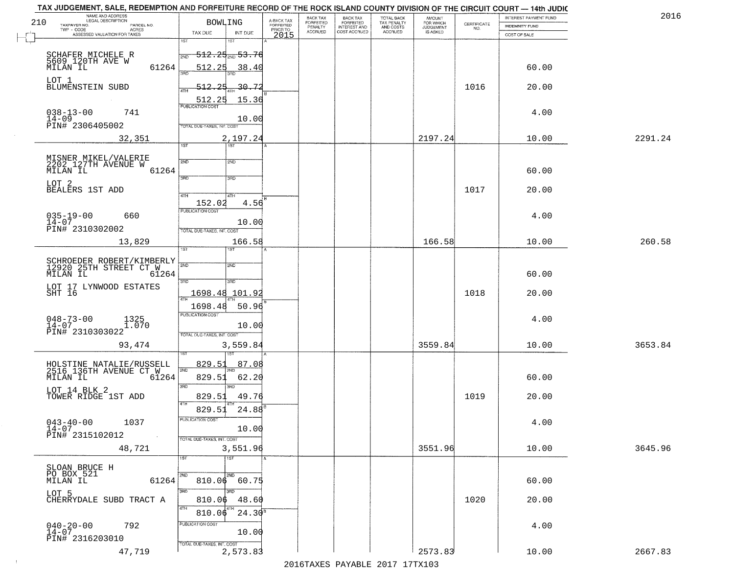# TAX JUDGEMENT, SALE, REDEMPTION AND FORFEITURE RECORD OF THE ROCK ISLAND COUNTY DIVISION OF THE CIRCUIT COURT — 14th JUDIC

2016

210 — BOWLING

| NAME AND ADDRESS / LEGAL DESCRIPTION / TAXPAYER NO. / PARCEL NO. / TWP - CODE / ACRES / ASSESSED VALUATION FOR TAXES | TAX DUE | INT DUE | A-BACK TAX FORFEITED PRIOR TO 2015 | BACK TAX FORFEITED PENALTY ACCRUED | BACK TAX FORFEITED INTEREST AND COST ACCRUED | TOTAL BACK TAX PENALTY AND COSTS ACCRUED | AMOUNT FOR WHICH JUDGEMENT IS ASKED | CERTIFICATE NO. | INTEREST PAYMENT FUND / INDEMNITY FUND / COST OF SALE | |
|---|---|---|---|---|---|---|---|---|---|---|
| SCHAFER MICHELE R<br>5609 120TH AVE W<br>MILAN IL 61264<br>LOT 1<br>BLUMENSTEIN SUBD<br>038-13-00 741<br>14-09<br>PIN# 2306405002<br>32,351 | 1ST 512.25<br>2ND 512.25<br>3RD 512.25<br>4TH 512.25<br>PUBLICATION COST<br>TOTAL DUE-TAXES, INT. COST 2,197.24 | 1ST 53.76<br>2ND 38.40<br>3RD 30.72<br>4TH 15.36<br>10.00 | | | | | 2197.24 | 1016 | 60.00<br>20.00<br>4.00<br>10.00 | 2291.24 |
| MISNER MIKEL/VALERIE<br>2202 127TH AVENUE W<br>MILAN IL 61264<br>LOT 2<br>BEALERS 1ST ADD<br>035-19-00 660<br>14-07<br>PIN# 2310302002<br>13,829 | 1ST<br>2ND<br>3RD<br>4TH 152.02<br>PUBLICATION COST<br>TOTAL DUE-TAXES, INT. COST 166.58 | 4TH 4.56<br>10.00 | | | | | 166.58 | 1017 | 60.00<br>20.00<br>4.00<br>10.00 | 260.58 |
| SCHROEDER ROBERT/KIMBERLY<br>12920 25TH STREET CT W<br>MILAN IL 61264<br>LOT 17 LYNWOOD ESTATES<br>SHT 16<br>048-73-00 1325<br>14-07 1.070<br>PIN# 2310303022<br>93,474 | 1ST<br>2ND<br>3RD 1698.48<br>4TH 1698.48<br>PUBLICATION COST<br>TOTAL DUE-TAXES, INT. COST 3,559.84 | 3RD 101.92<br>4TH 50.96<br>10.00 | | | | | 3559.84 | 1018 | 60.00<br>20.00<br>4.00<br>10.00 | 3653.84 |
| HOLSTINE NATALIE/RUSSELL<br>2516 136TH AVENUE CT W<br>MILAN IL 61264<br>LOT 14 BLK 2<br>TOWER RIDGE 1ST ADD<br>043-40-00 1037<br>14-07<br>PIN# 2315102012<br>48,721 | 1ST 829.51<br>2ND 829.51<br>3RD 829.51<br>4TH 829.51<br>PUBLICATION COST<br>TOTAL DUE-TAXES, INT. COST 3,551.96 | 1ST 87.08<br>2ND 62.20<br>3RD 49.76<br>4TH 24.88<br>10.00 | | | | | 3551.96 | 1019 | 60.00<br>20.00<br>4.00<br>10.00 | 3645.96 |
| SLOAN BRUCE H<br>PO BOX 521<br>MILAN IL 61264<br>LOT 5<br>CHERRYDALE SUBD TRACT A<br>040-20-00 792<br>14-07<br>PIN# 2316203010<br>47,719 | 1ST<br>2ND 810.06<br>3RD 810.06<br>4TH 810.06<br>PUBLICATION COST<br>TOTAL DUE-TAXES, INT. COST 2,573.83 | 2ND 60.75<br>3RD 48.60<br>4TH 24.30<br>10.00 | | | | | 2573.83 | 1020 | 60.00<br>20.00<br>4.00<br>10.00 | 2667.83 |

2016TAXES PAYABLE 2017 17TX103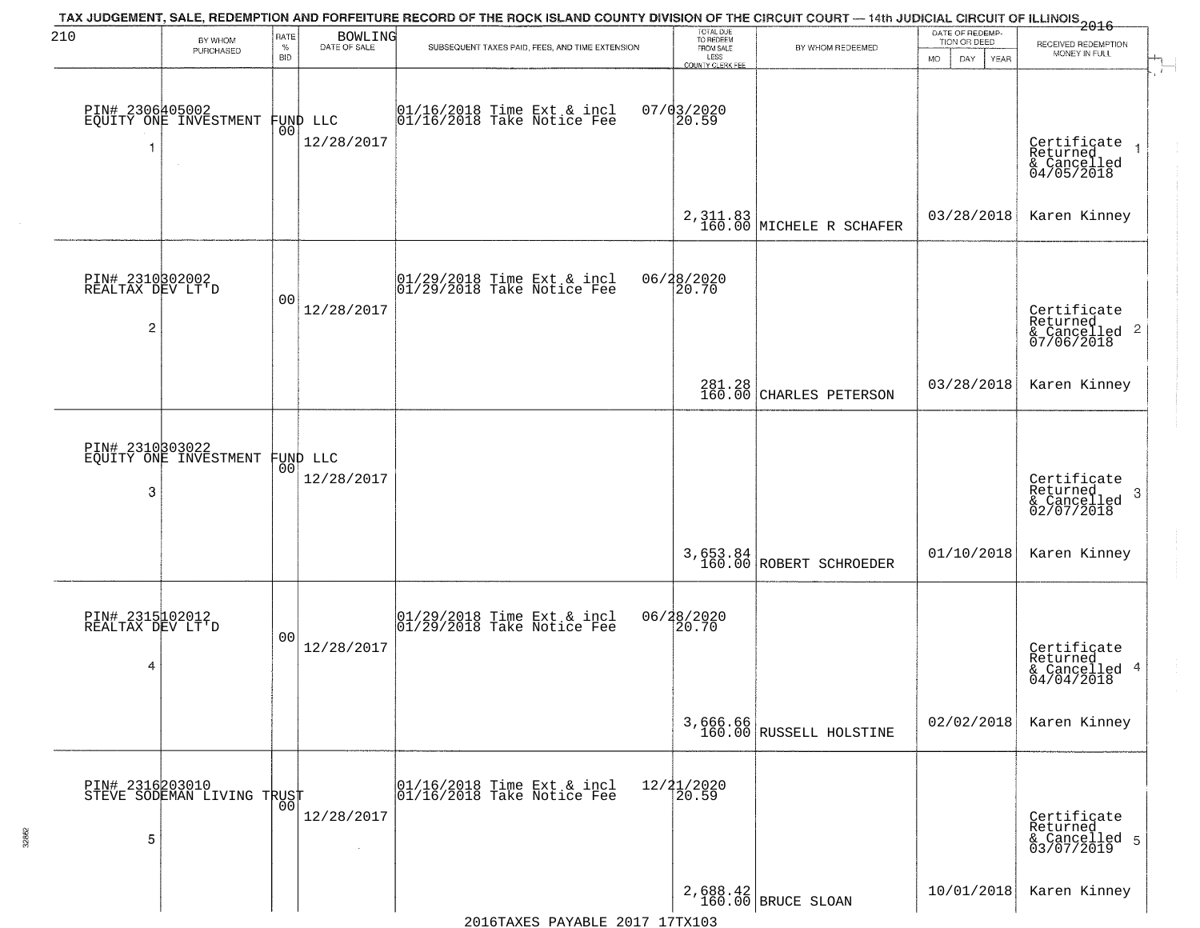# TAX JUDGEMENT, SALE, REDEMPTION AND FORFEITURE RECORD OF THE ROCK ISLAND COUNTY DIVISION OF THE CIRCUIT COURT — 14th JUDICIAL CIRCUIT OF ILLINOIS 2016

210 BOWLING

| BY WHOM PURCHASED | RATE % BID | DATE OF SALE | SUBSEQUENT TAXES PAID, FEES, AND TIME EXTENSION | TOTAL DUE TO REDEEM FROM SALE LESS COUNTY CLERK FEE | BY WHOM REDEEMED | DATE OF REDEMPTION OR DEED MO DAY YEAR | RECEIVED REDEMPTION MONEY IN FULL |
|---|---|---|---|---|---|---|---|
| PIN# 2306405002 EQUITY ONE INVESTMENT FUND LLC 1 | 00 | 12/28/2017 | 01/16/2018 Time Ext & incl 07/03/2020; 01/16/2018 Take Notice Fee 20.59 | 2,311.83 160.00 | MICHELE R SCHAFER | 03/28/2018 | Certificate Returned & Cancelled 04/05/2018 Karen Kinney |
| PIN# 2310302002 REALTAX DEV LT'D 2 | 00 | 12/28/2017 | 01/29/2018 Time Ext & incl 06/28/2020; 01/29/2018 Take Notice Fee 20.70 | 281.28 160.00 | CHARLES PETERSON | 03/28/2018 | Certificate Returned & Cancelled 07/06/2018 Karen Kinney |
| PIN# 2310303022 EQUITY ONE INVESTMENT FUND LLC 3 | 00 | 12/28/2017 | | 3,653.84 160.00 | ROBERT SCHROEDER | 01/10/2018 | Certificate Returned & Cancelled 02/07/2018 Karen Kinney |
| PIN# 2315102012 REALTAX DEV LT'D 4 | 00 | 12/28/2017 | 01/29/2018 Time Ext & incl 06/28/2020; 01/29/2018 Take Notice Fee 20.70 | 3,666.66 160.00 | RUSSELL HOLSTINE | 02/02/2018 | Certificate Returned & Cancelled 04/04/2018 Karen Kinney |
| PIN# 2316203010 STEVE SODEMAN LIVING TRUST 5 | 00 | 12/28/2017 | 01/16/2018 Time Ext & incl 12/21/2020; 01/16/2018 Take Notice Fee 20.59 | 2,688.42 160.00 | BRUCE SLOAN | 10/01/2018 | Certificate Returned & Cancelled 03/07/2019 Karen Kinney |

2016TAXES PAYABLE 2017 17TX103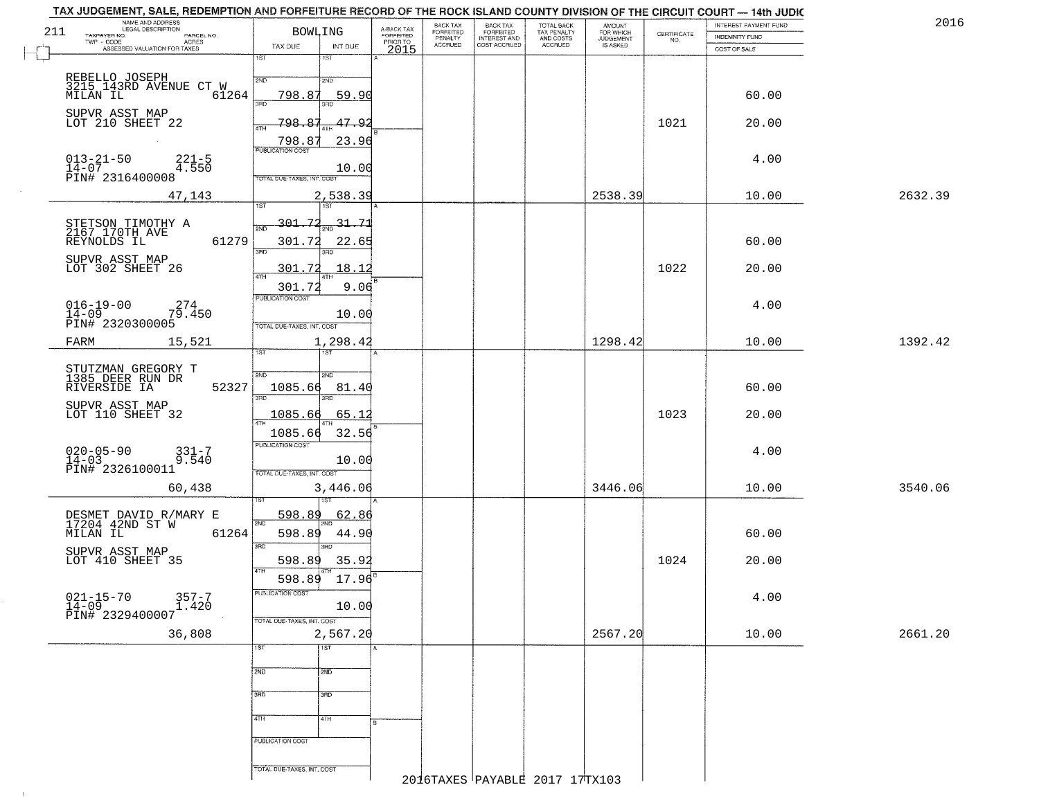TAX JUDGEMENT, SALE, REDEMPTION AND FORFEITURE RECORD OF THE ROCK ISLAND COUNTY DIVISION OF THE CIRCUIT COURT — 14th JUDIC

2016

| NAME AND ADDRESS / LEGAL DESCRIPTION / TAXPAYER NO. / PARCEL NO. / TWP - CODE / ACRES / ASSESSED VALUATION FOR TAXES | BOWLING TAX DUE | INT DUE | A-BACK TAX FORFEITED PRIOR TO 2015 | BACK TAX FORFEITED PENALTY ACCRUED | BACK TAX FORFEITED INTEREST AND COST ACCRUED | TOTAL BACK TAX PENALTY AND COSTS ACCRUED | AMOUNT FOR WHICH JUDGEMENT IS ASKED | CERTIFICATE NO. | INTEREST PAYMENT FUND / INDEMNITY FUND / COST OF SALE | |
|---|---|---|---|---|---|---|---|---|---|---|
| 211 | | | | | | | | | | |
| REBELLO JOSEPH 3215 143RD AVENUE CT W MILAN IL 61264 | 2ND 798.87 | 59.90 | | | | | | | 60.00 | |
| SUPVR ASST MAP LOT 210 SHEET 22 | 3RD 798.87 | 47.92 | | | | | | 1021 | 20.00 | |
| | 4TH 798.87 | 23.96 | | | | | | | | |
| 013-21-50 221-5 14-07 4.550 PIN# 2316400008 | PUBLICATION COST | 10.00 | | | | | | | 4.00 | |
| 47,143 | TOTAL DUE-TAXES, INT. COST | 2,538.39 | | | | | 2538.39 | | 10.00 | 2632.39 |
| STETSON TIMOTHY A 2167 170TH AVE REYNOLDS IL 61279 | 1ST 301.72 | 31.71 | | | | | | | | |
| | 2ND 301.72 | 22.65 | | | | | | | 60.00 | |
| SUPVR ASST MAP LOT 302 SHEET 26 | 3RD 301.72 | 18.12 | | | | | | 1022 | 20.00 | |
| | 4TH 301.72 | 9.06 | | | | | | | | |
| 016-19-00 274 14-09 79.450 PIN# 2320300005 | PUBLICATION COST | 10.00 | | | | | | | 4.00 | |
| FARM 15,521 | TOTAL DUE-TAXES, INT. COST | 1,298.42 | | | | | 1298.42 | | 10.00 | 1392.42 |
| STUTZMAN GREGORY T 1385 DEER RUN DR RIVERSIDE IA 52327 | 2ND 1085.66 | 81.40 | | | | | | | 60.00 | |
| SUPVR ASST MAP LOT 110 SHEET 32 | 3RD 1085.66 | 65.12 | | | | | | 1023 | 20.00 | |
| | 4TH 1085.66 | 32.56 | | | | | | | | |
| 020-05-90 331-7 14-03 9.540 PIN# 2326100011 | PUBLICATION COST | 10.00 | | | | | | | 4.00 | |
| 60,438 | TOTAL DUE-TAXES, INT. COST | 3,446.06 | | | | | 3446.06 | | 10.00 | 3540.06 |
| DESMET DAVID R/MARY E 17204 42ND ST W MILAN IL 61264 | 1ST 598.89 | 62.86 | | | | | | | | |
| | 2ND 598.89 | 44.90 | | | | | | | 60.00 | |
| SUPVR ASST MAP LOT 410 SHEET 35 | 3RD 598.89 | 35.92 | | | | | | 1024 | 20.00 | |
| | 4TH 598.89 | 17.96 | | | | | | | | |
| 021-15-70 357-7 14-09 1.420 PIN# 2329400007 | PUBLICATION COST | 10.00 | | | | | | | 4.00 | |
| 36,808 | TOTAL DUE-TAXES, INT. COST | 2,567.20 | | | | | 2567.20 | | 10.00 | 2661.20 |

2016TAXES PAYABLE 2017 17TX103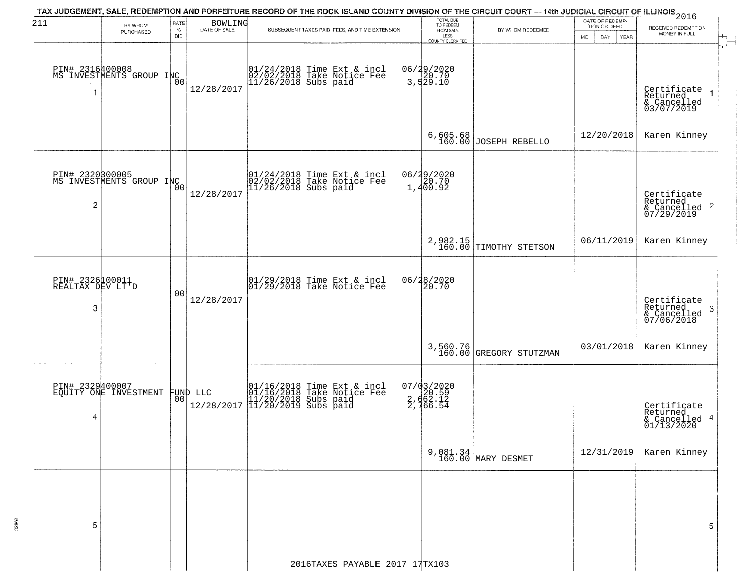# TAX JUDGEMENT, SALE, REDEMPTION AND FORFEITURE RECORD OF THE ROCK ISLAND COUNTY DIVISION OF THE CIRCUIT COURT — 14th JUDICIAL CIRCUIT OF ILLINOIS 2016

211 BOWLING

| | BY WHOM PURCHASED | RATE % BID | DATE OF SALE | SUBSEQUENT TAXES PAID, FEES, AND TIME EXTENSION | TOTAL DUE TO REDEEM FROM SALE LESS COUNTY CLERK FEE | BY WHOM REDEEMED | DATE OF REDEMPTION OR DEED (MO DAY YEAR) | RECEIVED REDEMPTION MONEY IN FULL | |
|---|---|---|---|---|---|---|---|---|---|
| 1 | PIN# 2316400008 MS INVESTMENTS GROUP INC | 00 | 12/28/2017 | 01/24/2018 Time Ext & incl<br>02/02/2018 Take Notice Fee<br>11/26/2018 Subs paid | 06/29/2020<br>20.70<br>3,529.10<br><br>6,605.68<br>160.00 | JOSEPH REBELLO | 12/20/2018 | Certificate Returned & Cancelled 03/07/2019<br>Karen Kinney | 1 |
| 2 | PIN# 2320300005 MS INVESTMENTS GROUP INC | 00 | 12/28/2017 | 01/24/2018 Time Ext & incl<br>02/02/2018 Take Notice Fee<br>11/26/2018 Subs paid | 06/29/2020<br>20.70<br>1,400.92<br><br>2,982.15<br>160.00 | TIMOTHY STETSON | 06/11/2019 | Certificate Returned & Cancelled 07/29/2019<br>Karen Kinney | 2 |
| 3 | PIN# 2326100011 REALTAX DEV LT'D | 00 | 12/28/2017 | 01/29/2018 Time Ext & incl<br>01/29/2018 Take Notice Fee | 06/28/2020<br>20.70<br><br>3,560.76<br>160.00 | GREGORY STUTZMAN | 03/01/2018 | Certificate Returned & Cancelled 07/06/2018<br>Karen Kinney | 3 |
| 4 | PIN# 2329400007 EQUITY ONE INVESTMENT FUND LLC | 00 | 12/28/2017 | 01/16/2018 Time Ext & incl<br>01/16/2018 Take Notice Fee<br>11/20/2018 Subs paid<br>11/20/2019 Subs paid | 07/03/2020<br>20.59<br>2,662.12<br>2,766.54<br><br>9,081.34<br>160.00 | MARY DESMET | 12/31/2019 | Certificate Returned & Cancelled 01/13/2020<br>Karen Kinney | 4 |
| 5 | | | | | | | | | 5 |

2016TAXES PAYABLE 2017 17TX103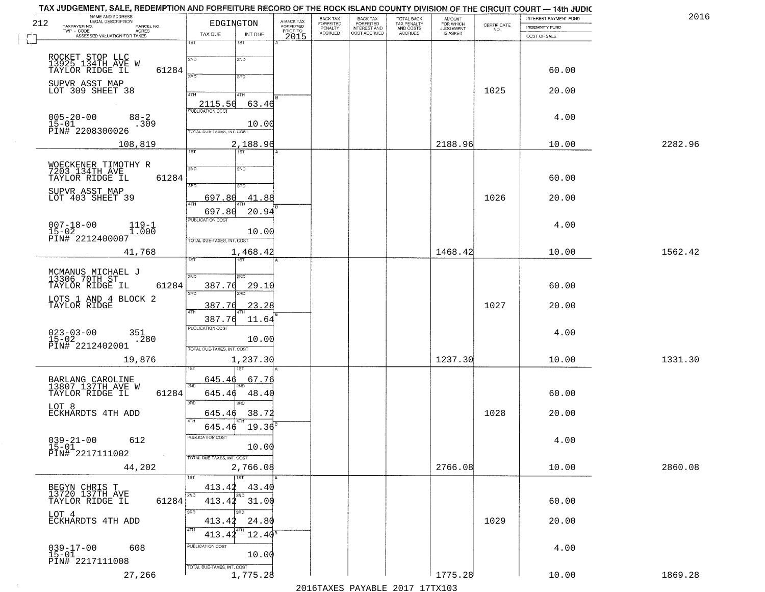TAX JUDGEMENT, SALE, REDEMPTION AND FORFEITURE RECORD OF THE ROCK ISLAND COUNTY DIVISION OF THE CIRCUIT COURT — 14th JUDIC

2016

| NAME AND ADDRESS / LEGAL DESCRIPTION / TAXPAYER NO. / PARCEL NO. / TWP - CODE / ACRES / ASSESSED VALUATION FOR TAXES | EDGINGTON TAX DUE | INT DUE | A-BACK TAX FORFEITED PRIOR TO 2015 | BACK TAX FORFEITED PENALTY ACCRUED | BACK TAX FORFEITED INTEREST AND COST ACCRUED | TOTAL BACK TAX PENALTY AND COSTS ACCRUED | AMOUNT FOR WHICH JUDGEMENT IS ASKED | CERTIFICATE NO. | INTEREST PAYMENT FUND / INDEMNITY FUND / COST OF SALE | |
|---|---|---|---|---|---|---|---|---|---|---|
| ROCKET STOP LLC<br>13925 134TH AVE W<br>TAYLOR RIDGE IL 61284<br>SUPVR ASST MAP<br>LOT 309 SHEET 38<br>005-20-00 88-2<br>15-01 .309<br>PIN# 2208300026<br>108,819 | 4TH 2115.50<br>PUBLICATION COST<br>TOTAL DUE-TAXES, INT. COST 2,188.96 | 63.46<br>10.00 | | | | | 2188.96 | 1025 | 60.00<br>20.00<br>4.00<br>10.00 | 2282.96 |
| WOECKENER TIMOTHY R<br>7203 134TH AVE<br>TAYLOR RIDGE IL 61284<br>SUPVR ASST MAP<br>LOT 403 SHEET 39<br>007-18-00 119-1<br>15-02 1.000<br>PIN# 2212400007<br>41,768 | 3RD 697.80<br>4TH 697.80<br>PUBLICATION COST<br>TOTAL DUE-TAXES, INT. COST 1,468.42 | 41.88<br>20.94<br>10.00 | | | | | 1468.42 | 1026 | 60.00<br>20.00<br>4.00<br>10.00 | 1562.42 |
| MCMANUS MICHAEL J<br>13306 70TH ST<br>TAYLOR RIDGE IL 61284<br>LOTS 1 AND 4 BLOCK 2<br>TAYLOR RIDGE<br>023-03-00 351<br>15-02 .280<br>PIN# 2212402001<br>19,876 | 2ND 387.76<br>3RD 387.76<br>4TH 387.76<br>PUBLICATION COST<br>TOTAL DUE-TAXES, INT. COST 1,237.30 | 29.10<br>23.28<br>11.64<br>10.00 | | | | | 1237.30 | 1027 | 60.00<br>20.00<br>4.00<br>10.00 | 1331.30 |
| BARLANG CAROLINE<br>13807 137TH AVE W<br>TAYLOR RIDGE IL 61284<br>LOT 8<br>ECKHARDTS 4TH ADD<br>039-21-00 612<br>15-01<br>PIN# 2217111002<br>44,202 | 1ST 645.46<br>2ND 645.46<br>3RD 645.46<br>4TH 645.46<br>PUBLICATION COST<br>TOTAL DUE-TAXES, INT. COST 2,766.08 | 67.76<br>48.40<br>38.72<br>19.36<br>10.00 | | | | | 2766.08 | 1028 | 60.00<br>20.00<br>4.00<br>10.00 | 2860.08 |
| BEGYN CHRIS T<br>13720 137TH AVE<br>TAYLOR RIDGE IL 61284<br>LOT 4<br>ECKHARDTS 4TH ADD<br>039-17-00 608<br>15-01<br>PIN# 2217111008<br>27,266 | 1ST 413.42<br>2ND 413.42<br>3RD 413.42<br>4TH 413.42<br>PUBLICATION COST<br>TOTAL DUE-TAXES, INT. COST 1,775.28 | 43.40<br>31.00<br>24.80<br>12.40<br>10.00 | | | | | 1775.28 | 1029 | 60.00<br>20.00<br>4.00<br>10.00 | 1869.28 |

2016TAXES PAYABLE 2017 17TX103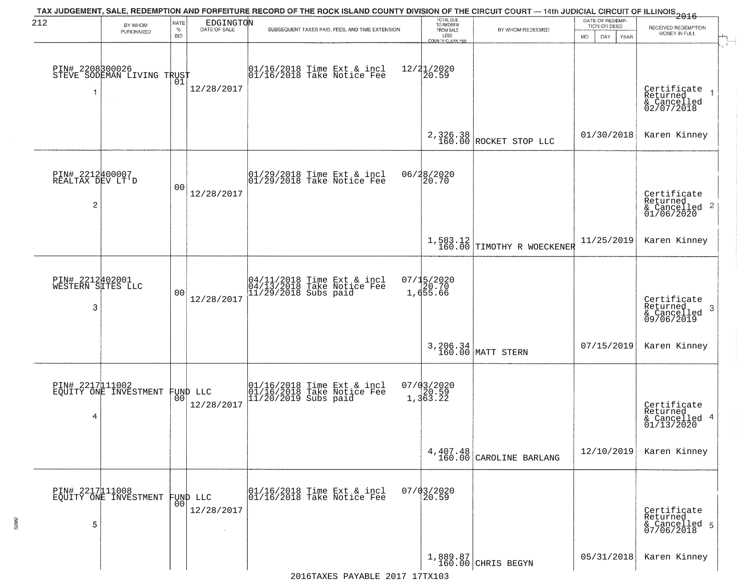# TAX JUDGEMENT, SALE, REDEMPTION AND FORFEITURE RECORD OF THE ROCK ISLAND COUNTY DIVISION OF THE CIRCUIT COURT — 14th JUDICIAL CIRCUIT OF ILLINOIS 2016

212 — EDGINGTON

| # | BY WHOM PURCHASED | RATE % BID | DATE OF SALE | SUBSEQUENT TAXES PAID, FEES, AND TIME EXTENSION | TOTAL DUE TO REDEEM FROM SALE LESS COUNTY CLERK FEE | BY WHOM REDEEMED | DATE OF REDEMPTION OR DEED | RECEIVED REDEMPTION MONEY IN FULL |
|---|---|---|---|---|---|---|---|---|
| 1 | PIN# 2208300026 STEVE SODEMAN LIVING TRUST | 01 | 12/28/2017 | 01/16/2018 Time Ext & incl 12/21/2020; 01/16/2018 Take Notice Fee 20.59 | 2,326.38 / 160.00 | ROCKET STOP LLC | 01/30/2018 | Certificate Returned & Cancelled 02/07/2018 — Karen Kinney |
| 2 | PIN# 2212400007 REALTAX DEV LT'D | 00 | 12/28/2017 | 01/29/2018 Time Ext & incl 06/28/2020; 01/29/2018 Take Notice Fee 20.70 | 1,583.12 / 160.00 | TIMOTHY R WOECKENER | 11/25/2019 | Certificate Returned & Cancelled 01/06/2020 — Karen Kinney |
| 3 | PIN# 2212402001 WESTERN SITES LLC | 00 | 12/28/2017 | 04/11/2018 Time Ext & incl 07/15/2020; 04/13/2018 Take Notice Fee 20.70; 11/29/2018 Subs paid 1,655.66 | 3,206.34 / 160.00 | MATT STERN | 07/15/2019 | Certificate Returned & Cancelled 09/06/2019 — Karen Kinney |
| 4 | PIN# 2217111002 EQUITY ONE INVESTMENT FUND LLC | 00 | 12/28/2017 | 01/16/2018 Time Ext & incl 07/03/2020; 01/16/2018 Take Notice Fee 20.59; 11/20/2019 Subs paid 1,363.22 | 4,407.48 / 160.00 | CAROLINE BARLANG | 12/10/2019 | Certificate Returned & Cancelled 01/13/2020 — Karen Kinney |
| 5 | PIN# 2217111008 EQUITY ONE INVESTMENT FUND LLC | 00 | 12/28/2017 | 01/16/2018 Time Ext & incl 07/03/2020; 01/16/2018 Take Notice Fee 20.59 | 1,889.87 / 160.00 | CHRIS BEGYN | 05/31/2018 | Certificate Returned & Cancelled 07/06/2018 — Karen Kinney |

2016TAXES PAYABLE 2017 17TX103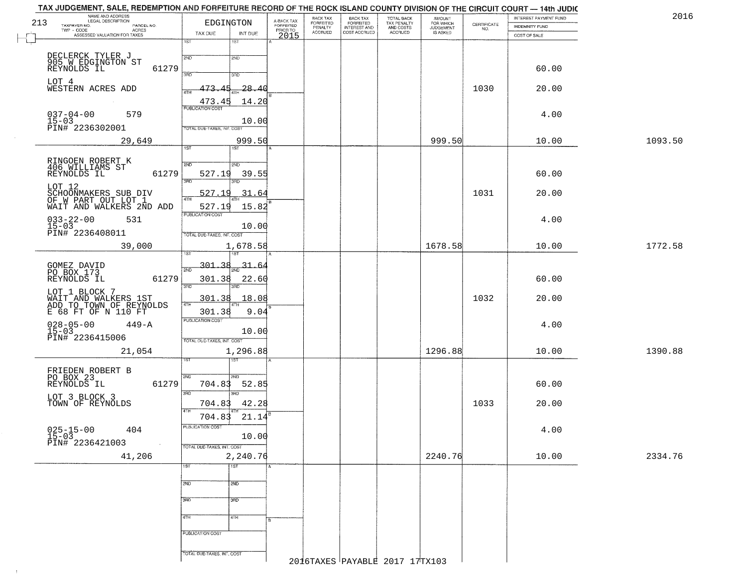TAX JUDGEMENT, SALE, REDEMPTION AND FORFEITURE RECORD OF THE ROCK ISLAND COUNTY DIVISION OF THE CIRCUIT COURT — 14th JUDIC

2016

213

EDGINGTON

| NAME AND ADDRESS / LEGAL DESCRIPTION / TAXPAYER NO. / PARCEL NO. / TWP - CODE / ACRES / ASSESSED VALUATION FOR TAXES | TAX DUE | INT DUE | A-BACK TAX FORFEITED PRIOR TO 2015 | BACK TAX FORFEITED PENALTY ACCRUED | BACK TAX FORFEITED INTEREST AND COST ACCRUED | TOTAL BACK TAX PENALTY AND COSTS ACCRUED | AMOUNT FOR WHICH JUDGEMENT IS ASKED | CERTIFICATE NO. | INTEREST PAYMENT FUND / INDEMNITY FUND / COST OF SALE | |
|---|---|---|---|---|---|---|---|---|---|---|
| DECLERCK TYLER J<br>905 W EDGINGTON ST<br>REYNOLDS IL 61279<br>LOT 4<br>WESTERN ACRES ADD<br>037-04-00 579<br>15-03<br>PIN# 2236302001<br>29,649 | 1ST<br>2ND<br>3RD 473.45<br>4TH 473.45<br>PUBLICATION COST<br>TOTAL DUE-TAXES, INT. COST | 1ST<br>2ND<br>3RD 28.40<br>4TH 14.20<br>10.00<br>999.50 | | | | | 999.50 | 1030 | 60.00<br>20.00<br>4.00<br>10.00 | 1093.50 |
| RINGOEN ROBERT K<br>406 WILLIAMS ST<br>REYNOLDS IL 61279<br>LOT 12<br>SCHOONMAKERS SUB DIV<br>OF W PART OUT LOT 1<br>WAIT AND WALKERS 2ND ADD<br>033-22-00 531<br>15-03<br>PIN# 2236408011<br>39,000 | 1ST<br>2ND 527.19<br>3RD 527.19<br>4TH 527.19<br>PUBLICATION COST<br>TOTAL DUE-TAXES, INT. COST | 1ST<br>2ND 39.55<br>3RD 31.64<br>4TH 15.82<br>10.00<br>1,678.58 | | | | | 1678.58 | 1031 | 60.00<br>20.00<br>4.00<br>10.00 | 1772.58 |
| GOMEZ DAVID<br>PO BOX 173<br>REYNOLDS IL 61279<br>LOT 1 BLOCK 7<br>WAIT AND WALKERS 1ST<br>ADD TO TOWN OF REYNOLDS<br>E 68 FT OF N 110 FT<br>028-05-00 449-A<br>15-03<br>PIN# 2236415006<br>21,054 | 1ST 301.38<br>2ND 301.38<br>3RD 301.38<br>4TH 301.38<br>PUBLICATION COST<br>TOTAL DUE-TAXES, INT. COST | 1ST 31.64<br>2ND 22.60<br>3RD 18.08<br>4TH 9.04<br>10.00<br>1,296.88 | | | | | 1296.88 | 1032 | 60.00<br>20.00<br>4.00<br>10.00 | 1390.88 |
| FRIEDEN ROBERT B<br>PO BOX 23<br>REYNOLDS IL 61279<br>LOT 3 BLOCK 3<br>TOWN OF REYNOLDS<br>025-15-00 404<br>15-03<br>PIN# 2236421003<br>41,206 | 1ST<br>2ND 704.83<br>3RD 704.83<br>4TH 704.83<br>PUBLICATION COST<br>TOTAL DUE-TAXES, INT. COST | 1ST<br>2ND 52.85<br>3RD 42.28<br>4TH 21.14<br>10.00<br>2,240.76 | | | | | 2240.76 | 1033 | 60.00<br>20.00<br>4.00<br>10.00 | 2334.76 |
| | 1ST<br>2ND<br>3RD<br>4TH<br>PUBLICATION COST<br>TOTAL DUE-TAXES, INT. COST | 1ST<br>2ND<br>3RD<br>4TH | | | | | | | | |

2016TAXES PAYABLE 2017 17TX103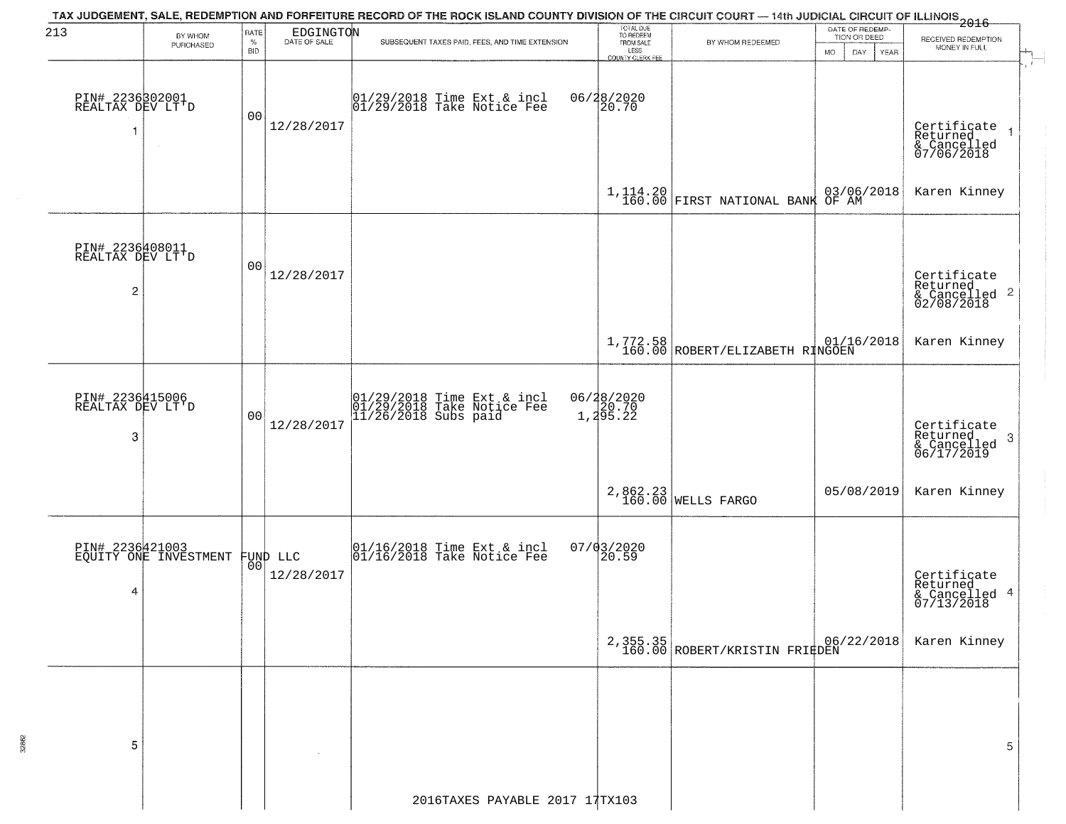TAX JUDGEMENT, SALE, REDEMPTION AND FORFEITURE RECORD OF THE ROCK ISLAND COUNTY DIVISION OF THE CIRCUIT COURT — 14th JUDICIAL CIRCUIT OF ILLINOIS 2016

213 EDGINGTON

| | BY WHOM PURCHASED | RATE % BID | DATE OF SALE | SUBSEQUENT TAXES PAID, FEES, AND TIME EXTENSION | TOTAL DUE TO REDEEM FROM SALE LESS COUNTY CLERK FEE | BY WHOM REDEEMED | DATE OF REDEMPTION OR DEED MO DAY YEAR | RECEIVED REDEMPTION MONEY IN FULL |
|---|---|---|---|---|---|---|---|---|
| 1 | PIN# 2236302001 REALTAX DEV LT'D | 00 | 12/28/2017 | 01/29/2018 Time Ext & incl<br>01/29/2018 Take Notice Fee | 06/28/2020<br>20.70<br>1,114.20<br>160.00 | FIRST NATIONAL BANK OF AM | 03/06/2018 | Certificate Returned & Cancelled 07/06/2018<br>Karen Kinney |
| 2 | PIN# 2236408011 REALTAX DEV LT'D | 00 | 12/28/2017 | | 1,772.58<br>160.00 | ROBERT/ELIZABETH RINGOEN | 01/16/2018 | Certificate Returned & Cancelled 02/08/2018<br>Karen Kinney |
| 3 | PIN# 2236415006 REALTAX DEV LT'D | 00 | 12/28/2017 | 01/29/2018 Time Ext & incl<br>01/29/2018 Take Notice Fee<br>11/26/2018 Subs paid | 06/28/2020<br>20.70<br>1,295.22<br>2,862.23<br>160.00 | WELLS FARGO | 05/08/2019 | Certificate Returned & Cancelled 06/17/2019<br>Karen Kinney |
| 4 | PIN# 2236421003 EQUITY ONE INVESTMENT FUND LLC | 00 | 12/28/2017 | 01/16/2018 Time Ext & incl<br>01/16/2018 Take Notice Fee | 07/03/2020<br>20.59<br>2,355.35<br>160.00 | ROBERT/KRISTIN FRIEDEN | 06/22/2018 | Certificate Returned & Cancelled 07/13/2018<br>Karen Kinney |
| 5 | | | | | | | | |

2016TAXES PAYABLE 2017 17TX103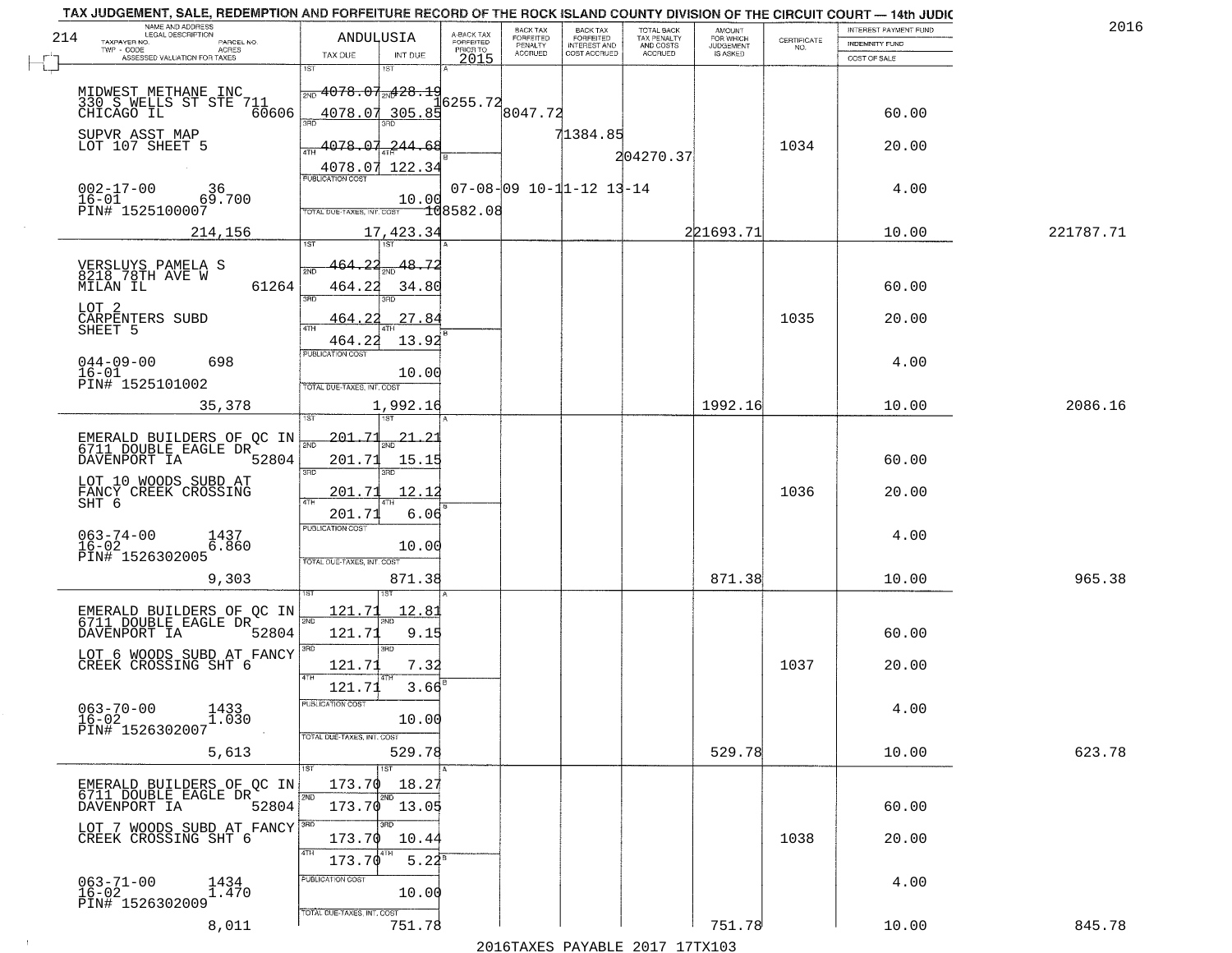# TAX JUDGEMENT, SALE, REDEMPTION AND FORFEITURE RECORD OF THE ROCK ISLAND COUNTY DIVISION OF THE CIRCUIT COURT — 14th JUDIC

2016

214 — ANDULUSIA

| NAME AND ADDRESS / LEGAL DESCRIPTION / TAXPAYER NO. / PARCEL NO. / TWP - CODE / ACRES / ASSESSED VALUATION FOR TAXES | TAX DUE | INT DUE | A-BACK TAX FORFEITED PRIOR TO 2015 | BACK TAX FORFEITED PENALTY ACCRUED | BACK TAX FORFEITED INTEREST AND COST ACCRUED | TOTAL BACK TAX PENALTY AND COSTS ACCRUED | AMOUNT FOR WHICH JUDGEMENT IS ASKED | CERTIFICATE NO. | INTEREST PAYMENT FUND / INDEMNITY FUND / COST OF SALE | |
|---|---|---|---|---|---|---|---|---|---|---|
| MIDWEST METHANE INC, 330 S WELLS ST STE 711, CHICAGO IL 60606 | 1ST 4078.07 | 428.19 | | | | | | | | |
| | 2ND 4078.07 | 305.85 | 16255.72 | 8047.72 | | | | | 60.00 | |
| SUPVR ASST MAP, LOT 107 SHEET 5 | 3RD 4078.07 | 244.68 | | | 71384.85 | | | 1034 | 20.00 | |
| | 4TH 4078.07 | 122.34 | | | | 204270.37 | | | | |
| 002-17-00 36, 16-01 69.700, PIN# 1525100007 | PUBLICATION COST | 10.00 | 07-08-09 10-11-12 13-14 | | | | | | 4.00 | |
| | TOTAL DUE-TAXES, INT. COST | | 108582.08 | | | | | | | |
| 214,156 | | 17,423.34 | | | | | 221693.71 | | 10.00 | 221787.71 |
| VERSLUYS PAMELA S, 8218 78TH AVE W, MILAN IL 61264 | 1ST 464.22 | 48.72 | | | | | | | | |
| | 2ND 464.22 | 34.80 | | | | | | | 60.00 | |
| LOT 2, CARPENTERS SUBD, SHEET 5 | 3RD 464.22 | 27.84 | | | | | | 1035 | 20.00 | |
| | 4TH 464.22 | 13.92 | | | | | | | | |
| 044-09-00 698, 16-01, PIN# 1525101002 | PUBLICATION COST | 10.00 | | | | | | | 4.00 | |
| 35,378 | TOTAL DUE-TAXES, INT. COST | 1,992.16 | | | | | 1992.16 | | 10.00 | 2086.16 |
| EMERALD BUILDERS OF QC IN, 6711 DOUBLE EAGLE DR, DAVENPORT IA 52804 | 1ST 201.71 | 21.21 | | | | | | | | |
| | 2ND 201.71 | 15.15 | | | | | | | 60.00 | |
| LOT 10 WOODS SUBD AT FANCY CREEK CROSSING SHT 6 | 3RD 201.71 | 12.12 | | | | | | 1036 | 20.00 | |
| | 4TH 201.71 | 6.06 | | | | | | | | |
| 063-74-00 1437, 16-02 6.860, PIN# 1526302005 | PUBLICATION COST | 10.00 | | | | | | | 4.00 | |
| 9,303 | TOTAL DUE-TAXES, INT. COST | 871.38 | | | | | 871.38 | | 10.00 | 965.38 |
| EMERALD BUILDERS OF QC IN, 6711 DOUBLE EAGLE DR, DAVENPORT IA 52804 | 1ST 121.71 | 12.81 | | | | | | | | |
| | 2ND 121.71 | 9.15 | | | | | | | 60.00 | |
| LOT 6 WOODS SUBD AT FANCY CREEK CROSSING SHT 6 | 3RD 121.71 | 7.32 | | | | | | 1037 | 20.00 | |
| | 4TH 121.71 | 3.66 | | | | | | | | |
| 063-70-00 1433, 16-02 1.030, PIN# 1526302007 | PUBLICATION COST | 10.00 | | | | | | | 4.00 | |
| 5,613 | TOTAL DUE-TAXES, INT. COST | 529.78 | | | | | 529.78 | | 10.00 | 623.78 |
| EMERALD BUILDERS OF QC IN, 6711 DOUBLE EAGLE DR, DAVENPORT IA 52804 | 1ST 173.70 | 18.27 | | | | | | | | |
| | 2ND 173.70 | 13.05 | | | | | | | 60.00 | |
| LOT 7 WOODS SUBD AT FANCY CREEK CROSSING SHT 6 | 3RD 173.70 | 10.44 | | | | | | 1038 | 20.00 | |
| | 4TH 173.70 | 5.22 | | | | | | | | |
| 063-71-00 1434, 16-02 1.470, PIN# 1526302009 | PUBLICATION COST | 10.00 | | | | | | | 4.00 | |
| 8,011 | TOTAL DUE-TAXES, INT. COST | 751.78 | | | | | 751.78 | | 10.00 | 845.78 |

2016TAXES PAYABLE 2017 17TX103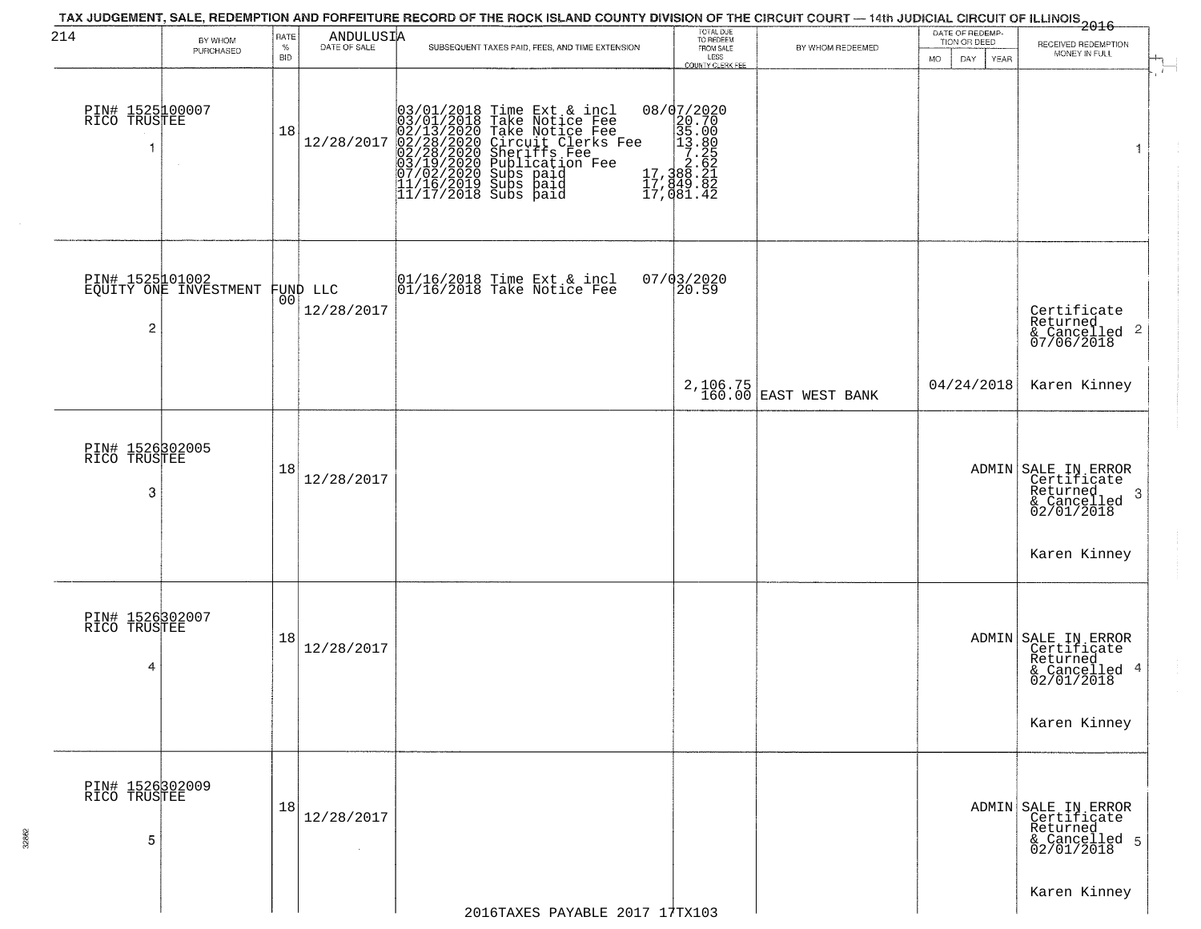# TAX JUDGEMENT, SALE, REDEMPTION AND FORFEITURE RECORD OF THE ROCK ISLAND COUNTY DIVISION OF THE CIRCUIT COURT — 14th JUDICIAL CIRCUIT OF ILLINOIS 2016

214 ANDULUSIA

| BY WHOM PURCHASED | RATE % BID | DATE OF SALE | SUBSEQUENT TAXES PAID, FEES, AND TIME EXTENSION | TOTAL DUE TO REDEEM FROM SALE LESS COUNTY CLERK FEE | BY WHOM REDEEMED | DATE OF REDEMPTION OR DEED MO DAY YEAR | RECEIVED REDEMPTION MONEY IN FULL |
|---|---|---|---|---|---|---|---|
| PIN# 1525100007 RICO TRUSTEE 1 | 18 | 12/28/2017 | 03/01/2018 Time Ext & incl 08/07/2020<br>03/01/2018 Take Notice Fee 20.70<br>02/13/2020 Take Notice Fee 35.00<br>02/28/2020 Circuit Clerks Fee 13.80<br>02/28/2020 Sheriffs Fee 7.25<br>03/19/2020 Publication Fee 2.62<br>07/02/2020 Subs paid 17,388.21<br>11/16/2019 Subs paid 17,849.82<br>11/17/2018 Subs paid 17,081.42 | | | | 1 |
| PIN# 1525101002 EQUITY ONE INVESTMENT FUND LLC 2 | 00 | 12/28/2017 | 01/16/2018 Time Ext & incl 07/03/2020<br>01/16/2018 Take Notice Fee 20.59 | 2,106.75<br>160.00 | EAST WEST BANK | 04/24/2018 | Certificate Returned & Cancelled 07/06/2018 2<br>Karen Kinney |
| PIN# 1526302005 RICO TRUSTEE 3 | 18 | 12/28/2017 | | | | ADMIN | SALE IN ERROR Certificate Returned & Cancelled 02/01/2018 3<br>Karen Kinney |
| PIN# 1526302007 RICO TRUSTEE 4 | 18 | 12/28/2017 | | | | ADMIN | SALE IN ERROR Certificate Returned & Cancelled 02/01/2018 4<br>Karen Kinney |
| PIN# 1526302009 RICO TRUSTEE 5 | 18 | 12/28/2017 | | | | ADMIN | SALE IN ERROR Certificate Returned & Cancelled 02/01/2018 5<br>Karen Kinney |

2016TAXES PAYABLE 2017 17TX103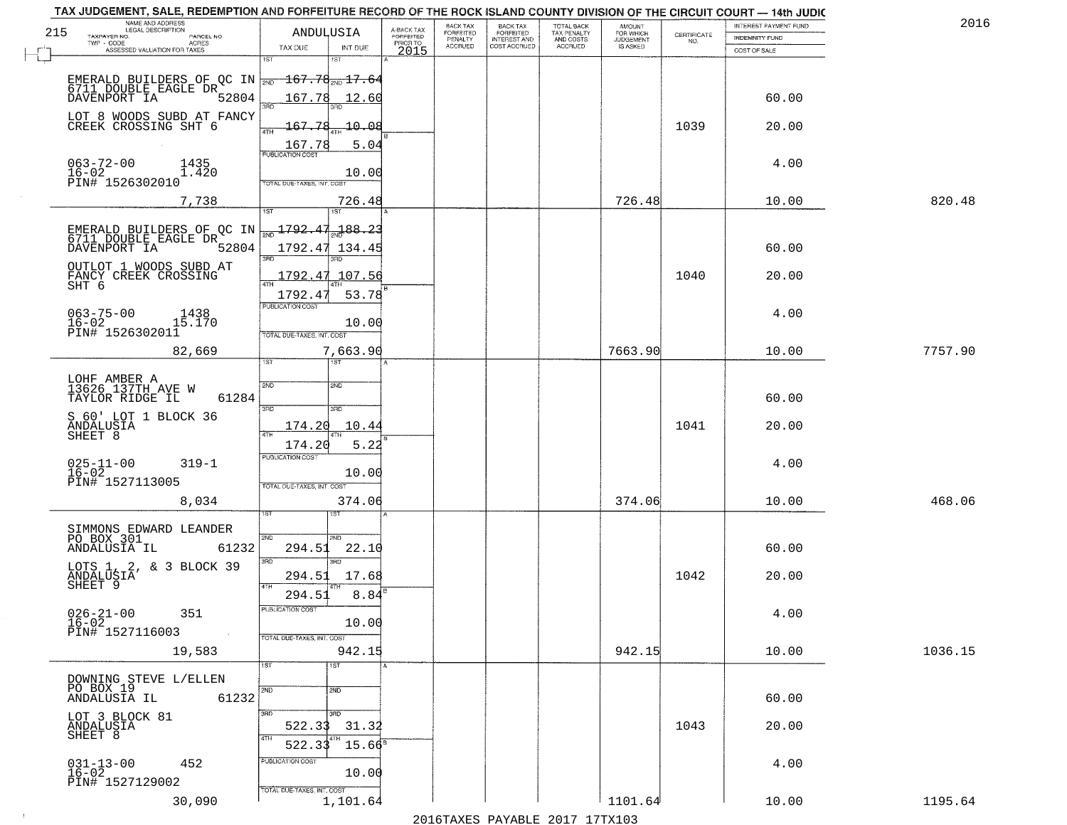TAX JUDGEMENT, SALE, REDEMPTION AND FORFEITURE RECORD OF THE ROCK ISLAND COUNTY DIVISION OF THE CIRCUIT COURT — 14th JUDIC

2016

215 — ANDULUSIA

| NAME AND ADDRESS / LEGAL DESCRIPTION / TAXPAYER NO. / PARCEL NO. / TWP - CODE / ACRES / ASSESSED VALUATION FOR TAXES | TAX DUE | INT DUE | A-BACK TAX FORFEITED PRIOR TO 2015 | BACK TAX FORFEITED PENALTY ACCRUED | BACK TAX FORFEITED INTEREST AND COST ACCRUED | TOTAL BACK TAX PENALTY AND COSTS ACCRUED | AMOUNT FOR WHICH JUDGEMENT IS ASKED | CERTIFICATE NO. | INTEREST PAYMENT FUND / INDEMNITY FUND / COST OF SALE | |
|---|---|---|---|---|---|---|---|---|---|---|
| EMERALD BUILDERS OF QC IN, 6711 DOUBLE EAGLE DR, DAVENPORT IA 52804; LOT 8 WOODS SUBD AT FANCY CREEK CROSSING SHT 6; 063-72-00 1435; 16-02 1.420; PIN# 1526302010; 7,738 | 1ST; 2ND 167.78; 3RD 167.78; 4TH 167.78; 167.78; PUBLICATION COST; TOTAL DUE-TAXES, INT. COST | 17.64; 12.60; 10.08; 5.04; 10.00; 726.48 | | | | | 726.48 | 1039 | 60.00; 20.00; 4.00; 10.00 | 820.48 |
| EMERALD BUILDERS OF QC IN, 6711 DOUBLE EAGLE DR, DAVENPORT IA 52804; OUTLOT 1 WOODS SUBD AT FANCY CREEK CROSSING SHT 6; 063-75-00 1438; 16-02 15.170; PIN# 1526302011; 82,669 | 1ST; 2ND 1792.47; 3RD 1792.47; 4TH 1792.47; 1792.47; PUBLICATION COST; TOTAL DUE-TAXES, INT. COST | 188.23; 134.45; 107.56; 53.78; 10.00; 7,663.90 | | | | | 7663.90 | 1040 | 60.00; 20.00; 4.00; 10.00 | 7757.90 |
| LOHF AMBER A, 13626 137TH AVE W, TAYLOR RIDGE IL 61284; S 60' LOT 1 BLOCK 36 ANDALUSIA SHEET 8; 025-11-00 319-1; 16-02; PIN# 1527113005; 8,034 | 1ST; 2ND; 3RD 174.20; 4TH 174.20; PUBLICATION COST; TOTAL DUE-TAXES, INT. COST | 10.44; 5.22; 10.00; 374.06 | | | | | 374.06 | 1041 | 60.00; 20.00; 4.00; 10.00 | 468.06 |
| SIMMONS EDWARD LEANDER, PO BOX 301, ANDALUSIA IL 61232; LOTS 1, 2, & 3 BLOCK 39 ANDALUSIA SHEET 9; 026-21-00 351; 16-02; PIN# 1527116003; 19,583 | 1ST; 2ND 294.51; 3RD 294.51; 4TH 294.51; PUBLICATION COST; TOTAL DUE-TAXES, INT. COST | 22.10; 17.68; 8.84; 10.00; 942.15 | | | | | 942.15 | 1042 | 60.00; 20.00; 4.00; 10.00 | 1036.15 |
| DOWNING STEVE L/ELLEN, PO BOX 19, ANDALUSIA IL 61232; LOT 3 BLOCK 81 ANDALUSIA SHEET 8; 031-13-00 452; 16-02; PIN# 1527129002; 30,090 | 1ST; 2ND; 3RD 522.33; 4TH 522.33; PUBLICATION COST; TOTAL DUE-TAXES, INT. COST | 31.32; 15.66; 10.00; 1,101.64 | | | | | 1101.64 | 1043 | 60.00; 20.00; 4.00; 10.00 | 1195.64 |

2016TAXES PAYABLE 2017 17TX103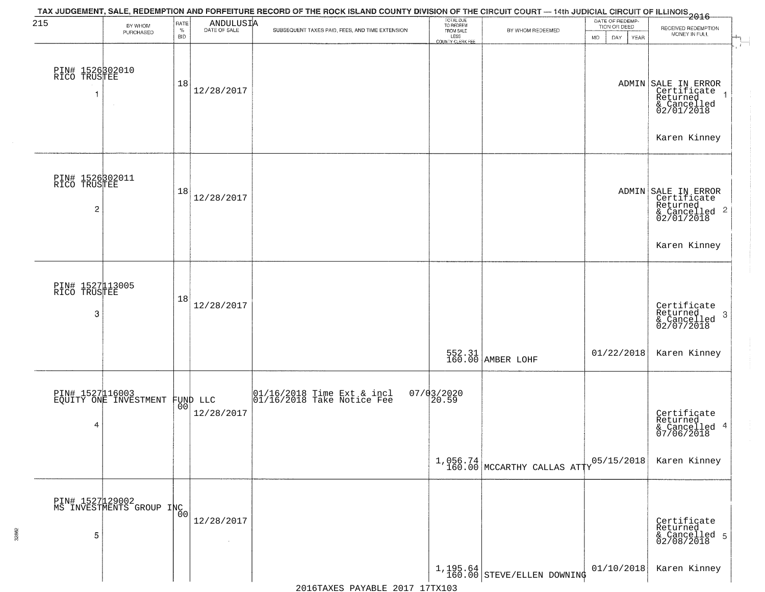# TAX JUDGEMENT, SALE, REDEMPTION AND FORFEITURE RECORD OF THE ROCK ISLAND COUNTY DIVISION OF THE CIRCUIT COURT — 14th JUDICIAL CIRCUIT OF ILLINOIS 2016

215 — ANDULUSIA

| | BY WHOM PURCHASED | RATE % BID | DATE OF SALE | SUBSEQUENT TAXES PAID, FEES, AND TIME EXTENSION | TOTAL DUE TO REDEEM FROM SALE LESS COUNTY CLERK FEE | BY WHOM REDEEMED | DATE OF REDEMPTION OR DEED MO DAY YEAR | RECEIVED REDEMPTION MONEY IN FULL |
|---|---|---|---|---|---|---|---|---|
| 1 | PIN# 1526302010 RICO TRUSTEE | 18 | 12/28/2017 | | | | ADMIN | SALE IN ERROR Certificate Returned & Cancelled 02/01/2018 Karen Kinney |
| 2 | PIN# 1526302011 RICO TRUSTEE | 18 | 12/28/2017 | | | | ADMIN | SALE IN ERROR Certificate Returned & Cancelled 02/01/2018 Karen Kinney |
| 3 | PIN# 1527113005 RICO TRUSTEE | 18 | 12/28/2017 | | 552.31 160.00 | AMBER LOHF | 01/22/2018 | Certificate Returned & Cancelled 02/07/2018 Karen Kinney |
| 4 | PIN# 1527116003 EQUITY ONE INVESTMENT FUND LLC | 00 | 12/28/2017 | 01/16/2018 Time Ext & incl 07/03/2020; 01/16/2018 Take Notice Fee 20.59 | 1,056.74 160.00 | MCCARTHY CALLAS ATTY | 05/15/2018 | Certificate Returned & Cancelled 07/06/2018 Karen Kinney |
| 5 | PIN# 1527129002 MS INVESTMENTS GROUP INC | 00 | 12/28/2017 | | 1,195.64 160.00 | STEVE/ELLEN DOWNING | 01/10/2018 | Certificate Returned & Cancelled 02/08/2018 Karen Kinney |

2016TAXES PAYABLE 2017 17TX103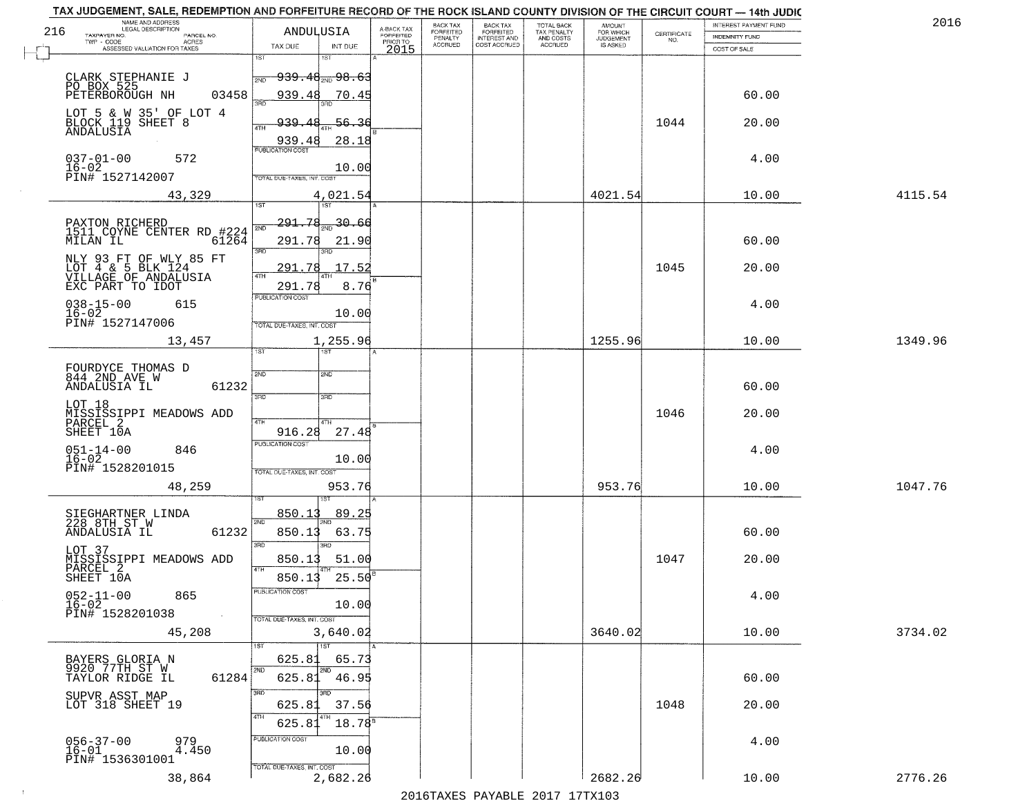TAX JUDGEMENT, SALE, REDEMPTION AND FORFEITURE RECORD OF THE ROCK ISLAND COUNTY DIVISION OF THE CIRCUIT COURT — 14th JUDIC

2016

| NAME AND ADDRESS / LEGAL DESCRIPTION / TAXPAYER NO. / PARCEL NO. / TWP - CODE / ACRES / ASSESSED VALUATION FOR TAXES | ANDULUSIA TAX DUE | INT DUE | A-BACK TAX FORFEITED PRIOR TO 2015 | BACK TAX FORFEITED PENALTY ACCRUED | BACK TAX FORFEITED INTEREST AND COST ACCRUED | TOTAL BACK TAX PENALTY AND COSTS ACCRUED | AMOUNT FOR WHICH JUDGEMENT IS ASKED | CERTIFICATE NO. | INTEREST PAYMENT FUND / INDEMNITY FUND / COST OF SALE | |
|---|---|---|---|---|---|---|---|---|---|---|
| 216 | | | | | | | | | | |
| CLARK STEPHANIE J<br>PO BOX 525<br>PETERBOROUGH NH 03458<br>LOT 5 & W 35' OF LOT 4<br>BLOCK 119 SHEET 8<br>ANDALUSIA<br>037-01-00 572<br>16-02<br>PIN# 1527142007<br>43,329 | 1ST 939.48<br>2ND 939.48<br>3RD 939.48<br>4TH 939.48<br>PUBLICATION COST<br>TOTAL DUE-TAXES, INT. COST 4,021.54 | 98.63<br>70.45<br>56.36<br>28.18<br>10.00 | | | | | 4021.54 | 1044 | 60.00<br>20.00<br>4.00<br>10.00 | 4115.54 |
| PAXTON RICHERD<br>1511 COYNE CENTER RD #224<br>MILAN IL 61264<br>NLY 93 FT OF WLY 85 FT<br>LOT 4 & 5 BLK 124<br>VILLAGE OF ANDALUSIA<br>EXC PART TO IDOT<br>038-15-00 615<br>16-02<br>PIN# 1527147006<br>13,457 | 1ST 291.78<br>2ND 291.78<br>3RD 291.78<br>4TH 291.78<br>PUBLICATION COST<br>TOTAL DUE-TAXES, INT. COST 1,255.96 | 30.66<br>21.90<br>17.52<br>8.76<br>10.00 | | | | | 1255.96 | 1045 | 60.00<br>20.00<br>4.00<br>10.00 | 1349.96 |
| FOURDYCE THOMAS D<br>844 2ND AVE W<br>ANDALUSIA IL 61232<br>LOT 18<br>MISSISSIPPI MEADOWS ADD<br>PARCEL 2<br>SHEET 10A<br>051-14-00 846<br>16-02<br>PIN# 1528201015<br>48,259 | 1ST<br>2ND<br>3RD<br>4TH 916.28<br>PUBLICATION COST<br>TOTAL DUE-TAXES, INT. COST 953.76 | <br><br><br>27.48<br>10.00 | | | | | 953.76 | 1046 | 60.00<br>20.00<br>4.00<br>10.00 | 1047.76 |
| SIEGHARTNER LINDA<br>228 8TH ST W<br>ANDALUSIA IL 61232<br>LOT 37<br>MISSISSIPPI MEADOWS ADD<br>PARCEL 2<br>SHEET 10A<br>052-11-00 865<br>16-02<br>PIN# 1528201038<br>45,208 | 1ST 850.13<br>2ND 850.13<br>3RD 850.13<br>4TH 850.13<br>PUBLICATION COST<br>TOTAL DUE-TAXES, INT. COST 3,640.02 | 89.25<br>63.75<br>51.00<br>25.50<br>10.00 | | | | | 3640.02 | 1047 | 60.00<br>20.00<br>4.00<br>10.00 | 3734.02 |
| BAYERS GLORIA N<br>9920 77TH ST W<br>TAYLOR RIDGE IL 61284<br>SUPVR ASST MAP<br>LOT 318 SHEET 19<br>056-37-00 979<br>16-01 4.450<br>PIN# 1536301001<br>38,864 | 1ST 625.81<br>2ND 625.81<br>3RD 625.81<br>4TH 625.81<br>PUBLICATION COST<br>TOTAL DUE-TAXES, INT. COST 2,682.26 | 65.73<br>46.95<br>37.56<br>18.78<br>10.00 | | | | | 2682.26 | 1048 | 60.00<br>20.00<br>4.00<br>10.00 | 2776.26 |

2016TAXES PAYABLE 2017 17TX103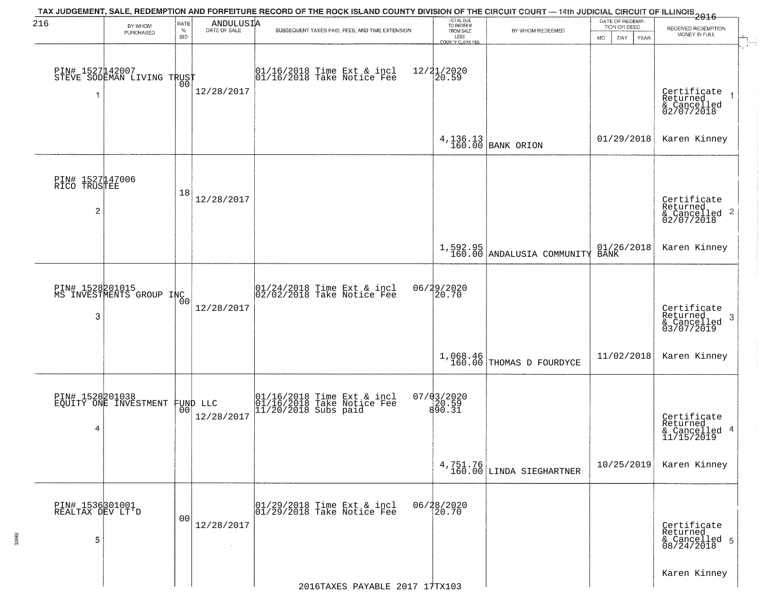# TAX JUDGEMENT, SALE, REDEMPTION AND FORFEITURE RECORD OF THE ROCK ISLAND COUNTY DIVISION OF THE CIRCUIT COURT — 14th JUDICIAL CIRCUIT OF ILLINOIS 2016

ANDULUSIA

| BY WHOM PURCHASED | RATE % BID | DATE OF SALE | SUBSEQUENT TAXES PAID, FEES, AND TIME EXTENSION | TOTAL DUE TO REDEEM FROM SALE LESS COUNTY CLERK FEE | BY WHOM REDEEMED | DATE OF REDEMPTION OR DEED | RECEIVED REDEMPTION MONEY IN FULL |
|---|---|---|---|---|---|---|---|
| PIN# 1527142007 STEVE SODEMAN LIVING TRUST 1 | 00 | 12/28/2017 | 01/16/2018 Time Ext & incl 12/21/2020; 01/16/2018 Take Notice Fee 20.59 | 4,136.13 160.00 | BANK ORION | 01/29/2018 | Certificate Returned & Cancelled 02/07/2018 Karen Kinney |
| PIN# 1527147006 RICO TRUSTEE 2 | 18 | 12/28/2017 | | 1,592.95 160.00 | ANDALUSIA COMMUNITY BANK | 01/26/2018 | Certificate Returned & Cancelled 02/07/2018 Karen Kinney |
| PIN# 1528201015 MS INVESTMENTS GROUP INC 3 | 00 | 12/28/2017 | 01/24/2018 Time Ext & incl 06/29/2020; 02/02/2018 Take Notice Fee 20.70 | 1,068.46 160.00 | THOMAS D FOURDYCE | 11/02/2018 | Certificate Returned & Cancelled 03/07/2019 Karen Kinney |
| PIN# 1528201038 EQUITY ONE INVESTMENT FUND LLC 4 | 00 | 12/28/2017 | 01/16/2018 Time Ext & incl 07/03/2020; 01/16/2018 Take Notice Fee 20.59; 11/20/2018 Subs paid 890.31 | 4,751.76 160.00 | LINDA SIEGHARTNER | 10/25/2019 | Certificate Returned & Cancelled 11/15/2019 Karen Kinney |
| PIN# 1536301001 REALTAX DEV LT'D 5 | 00 | 12/28/2017 | 01/29/2018 Time Ext & incl 06/28/2020; 01/29/2018 Take Notice Fee 20.70 | | | | Certificate Returned & Cancelled 08/24/2018 Karen Kinney |

2016TAXES PAYABLE 2017 17TX103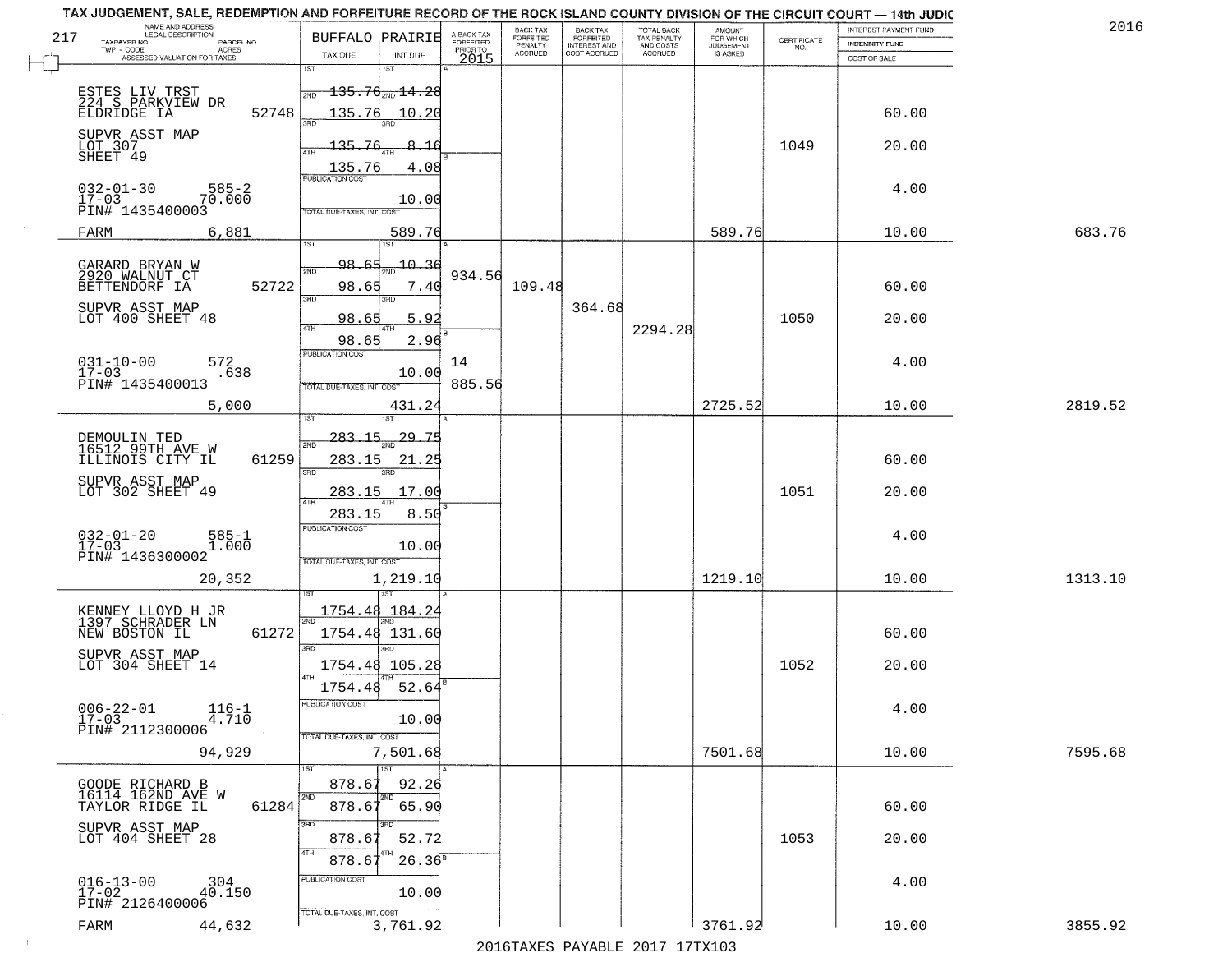TAX JUDGEMENT, SALE, REDEMPTION AND FORFEITURE RECORD OF THE ROCK ISLAND COUNTY DIVISION OF THE CIRCUIT COURT — 14th JUDIC

2016

217

| NAME AND ADDRESS / LEGAL DESCRIPTION / TAXPAYER NO. / PARCEL NO. / TWP - CODE / ACRES / ASSESSED VALUATION FOR TAXES | BUFFALO PRAIRIE TAX DUE | INT DUE | A-BACK TAX FORFEITED PRIOR TO 2015 | BACK TAX FORFEITED PENALTY ACCRUED | BACK TAX FORFEITED INTEREST AND COST ACCRUED | TOTAL BACK TAX PENALTY AND COSTS ACCRUED | AMOUNT FOR WHICH JUDGEMENT IS ASKED | CERTIFICATE NO. | INTEREST PAYMENT FUND / INDEMNITY FUND / COST OF SALE | |
|---|---|---|---|---|---|---|---|---|---|---|
| ESTES LIV TRST<br>224 S PARKVIEW DR<br>ELDRIDGE IA 52748<br>SUPVR ASST MAP<br>LOT 307<br>SHEET 49<br>032-01-30 585-2<br>17-03 70.000<br>PIN# 1435400003<br>FARM 6,881 | 1ST 135.76<br>2ND 135.76<br>3RD 135.76<br>4TH 135.76<br>PUBLICATION COST<br>TOTAL DUE-TAXES, INT. COST | 14.28<br>10.20<br>8.16<br>4.08<br>10.00<br>589.76 | | | | | 589.76 | 1049 | 60.00<br>20.00<br>4.00<br>10.00 | 683.76 |
| GARARD BRYAN W<br>2920 WALNUT CT<br>BETTENDORF IA 52722<br>SUPVR ASST MAP<br>LOT 400 SHEET 48<br>031-10-00 572<br>17-03 .638<br>PIN# 1435400013<br>5,000 | 1ST 98.65<br>2ND 98.65<br>3RD 98.65<br>4TH 98.65<br>PUBLICATION COST<br>TOTAL DUE-TAXES, INT. COST | 10.36<br>7.40<br>5.92<br>2.96<br>10.00<br>431.24 | 934.56<br>14<br>885.56 | 109.48 | 364.68 | 2294.28 | 2725.52 | 1050 | 60.00<br>20.00<br>4.00<br>10.00 | 2819.52 |
| DEMOULIN TED<br>16512 99TH AVE W<br>ILLINOIS CITY IL 61259<br>SUPVR ASST MAP<br>LOT 302 SHEET 49<br>032-01-20 585-1<br>17-03 1.000<br>PIN# 1436300002<br>20,352 | 1ST 283.15<br>2ND 283.15<br>3RD 283.15<br>4TH 283.15<br>PUBLICATION COST<br>TOTAL DUE-TAXES, INT. COST | 29.75<br>21.25<br>17.00<br>8.50<br>10.00<br>1,219.10 | | | | | 1219.10 | 1051 | 60.00<br>20.00<br>4.00<br>10.00 | 1313.10 |
| KENNEY LLOYD H JR<br>1397 SCHRADER LN<br>NEW BOSTON IL 61272<br>SUPVR ASST MAP<br>LOT 304 SHEET 14<br>006-22-01 116-1<br>17-03 4.710<br>PIN# 2112300006<br>94,929 | 1ST 1754.48<br>2ND 1754.48<br>3RD 1754.48<br>4TH 1754.48<br>PUBLICATION COST<br>TOTAL DUE-TAXES, INT. COST | 184.24<br>131.60<br>105.28<br>52.64<br>10.00<br>7,501.68 | | | | | 7501.68 | 1052 | 60.00<br>20.00<br>4.00<br>10.00 | 7595.68 |
| GOODE RICHARD B<br>16114 162ND AVE W<br>TAYLOR RIDGE IL 61284<br>SUPVR ASST MAP<br>LOT 404 SHEET 28<br>016-13-00 304<br>17-02 40.150<br>PIN# 2126400006<br>FARM 44,632 | 1ST 878.67<br>2ND 878.67<br>3RD 878.67<br>4TH 878.67<br>PUBLICATION COST<br>TOTAL DUE-TAXES, INT. COST | 92.26<br>65.90<br>52.72<br>26.36<br>10.00<br>3,761.92 | | | | | 3761.92 | 1053 | 60.00<br>20.00<br>4.00<br>10.00 | 3855.92 |

2016TAXES PAYABLE 2017 17TX103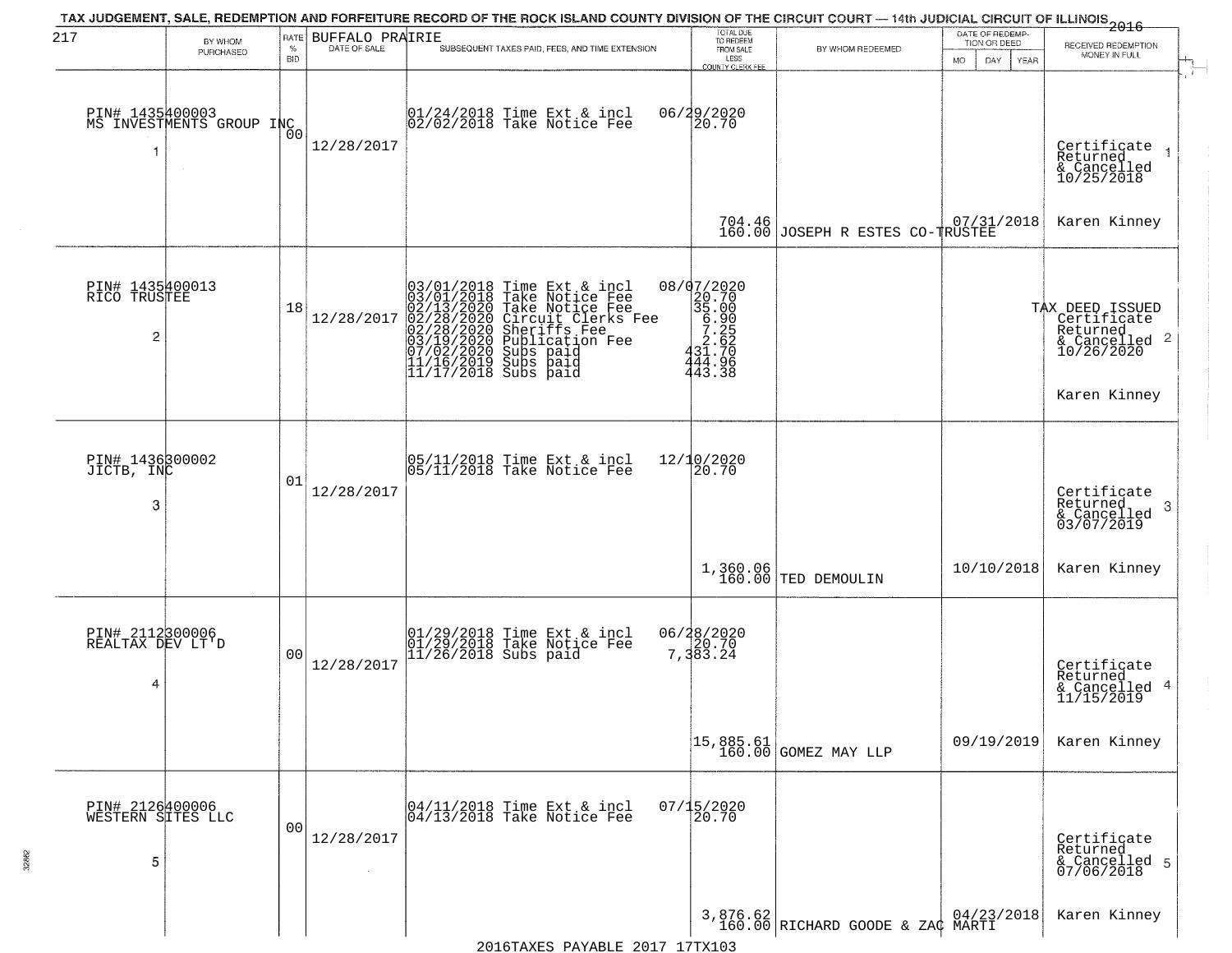TAX JUDGEMENT, SALE, REDEMPTION AND FORFEITURE RECORD OF THE ROCK ISLAND COUNTY DIVISION OF THE CIRCUIT COURT — 14th JUDICIAL CIRCUIT OF ILLINOIS 2016

217 BUFFALO PRAIRIE

| BY WHOM PURCHASED | RATE % BID | DATE OF SALE | SUBSEQUENT TAXES PAID, FEES, AND TIME EXTENSION | TOTAL DUE TO REDEEM FROM SALE LESS COUNTY CLERK FEE | BY WHOM REDEEMED | DATE OF REDEMPTION OR DEED MO DAY YEAR | RECEIVED REDEMPTION MONEY IN FULL |
|---|---|---|---|---|---|---|---|
| PIN# 1435400003 MS INVESTMENTS GROUP INC 1 | 00 | 12/28/2017 | 01/24/2018 Time Ext & incl 06/29/2020<br>02/02/2018 Take Notice Fee 20.70 | 704.46<br>160.00 | JOSEPH R ESTES CO-TRUSTEE | 07/31/2018 | Certificate Returned & Cancelled 10/25/2018 1<br>Karen Kinney |
| PIN# 1435400013 RICO TRUSTEE 2 | 18 | 12/28/2017 | 03/01/2018 Time Ext & incl 08/07/2020<br>03/01/2018 Take Notice Fee 20.70<br>02/13/2020 Take Notice Fee 35.00<br>02/28/2020 Circuit Clerks Fee 6.90<br>02/28/2020 Sheriffs Fee 7.25<br>03/19/2020 Publication Fee 2.62<br>07/02/2020 Subs paid 431.70<br>11/16/2019 Subs paid 444.96<br>11/17/2018 Subs paid 443.38 | | | | TAX DEED ISSUED Certificate Returned & Cancelled 10/26/2020 2<br>Karen Kinney |
| PIN# 1436300002 JICTB, INC 3 | 01 | 12/28/2017 | 05/11/2018 Time Ext & incl 12/10/2020<br>05/11/2018 Take Notice Fee 20.70 | 1,360.06<br>160.00 | TED DEMOULIN | 10/10/2018 | Certificate Returned & Cancelled 03/07/2019 3<br>Karen Kinney |
| PIN# 2112300006 REALTAX DEV LT'D 4 | 00 | 12/28/2017 | 01/29/2018 Time Ext & incl 06/28/2020<br>01/29/2018 Take Notice Fee 20.70<br>11/26/2018 Subs paid 7,383.24 | 15,885.61<br>160.00 | GOMEZ MAY LLP | 09/19/2019 | Certificate Returned & Cancelled 11/15/2019 4<br>Karen Kinney |
| PIN# 2126400006 WESTERN SITES LLC 5 | 00 | 12/28/2017 | 04/11/2018 Time Ext & incl 07/15/2020<br>04/13/2018 Take Notice Fee 20.70 | 3,876.62<br>160.00 | RICHARD GOODE & ZAC MARTI | 04/23/2018 | Certificate Returned & Cancelled 07/06/2018 5<br>Karen Kinney |

2016TAXES PAYABLE 2017 17TX103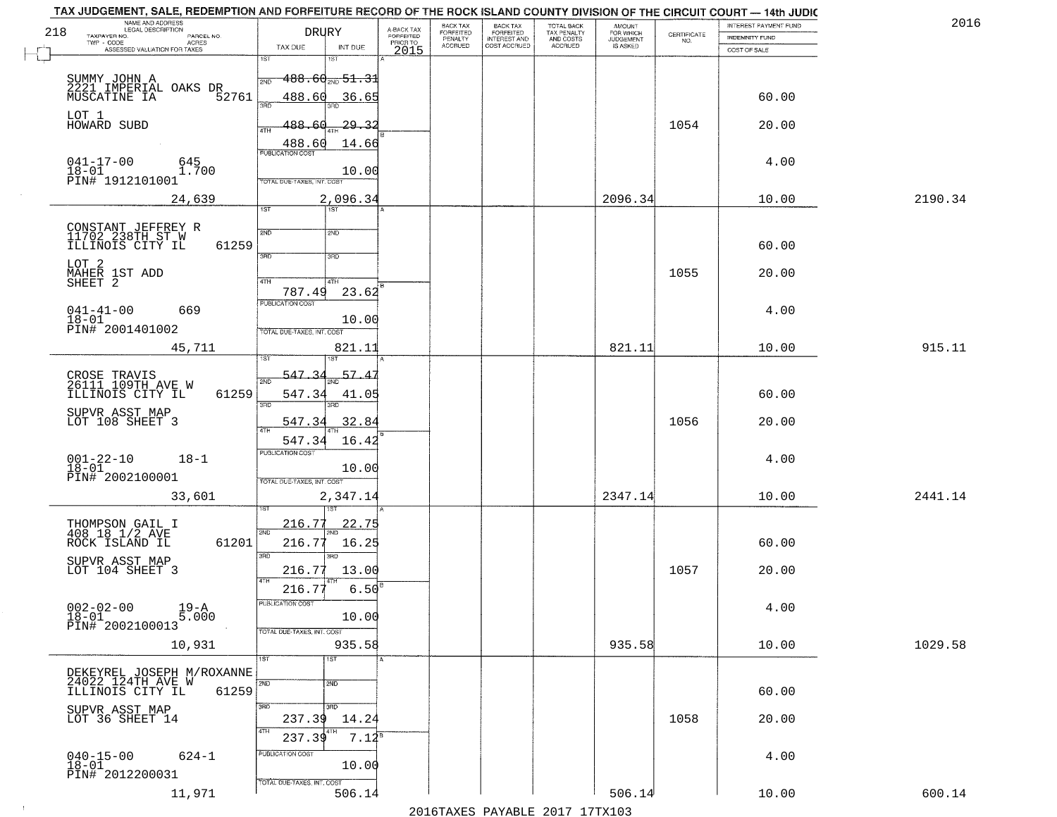TAX JUDGEMENT, SALE, REDEMPTION AND FORFEITURE RECORD OF THE ROCK ISLAND COUNTY DIVISION OF THE CIRCUIT COURT — 14th JUDIC

2016

218 DRURY

| NAME AND ADDRESS / LEGAL DESCRIPTION / TAXPAYER NO. / PARCEL NO. / TWP - CODE / ACRES / ASSESSED VALUATION FOR TAXES | TAX DUE | INT DUE | A-BACK TAX FORFEITED PRIOR TO 2015 | BACK TAX FORFEITED PENALTY ACCRUED | BACK TAX FORFEITED INTEREST AND COST ACCRUED | TOTAL BACK TAX PENALTY AND COSTS ACCRUED | AMOUNT FOR WHICH JUDGEMENT IS ASKED | CERTIFICATE NO. | INTEREST PAYMENT FUND / INDEMNITY FUND / COST OF SALE | |
|---|---|---|---|---|---|---|---|---|---|---|
| SUMMY JOHN A<br>2221 IMPERIAL OAKS DR<br>MUSCATINE IA 52761<br>LOT 1<br>HOWARD SUBD<br>041-17-00 645<br>18-01 1.700<br>PIN# 1912101001<br>24,639 | 1ST 488.60<br>2ND 488.60<br>3RD 488.60<br>4TH 488.60<br>PUBLICATION COST<br>TOTAL DUE-TAXES, INT. COST | 51.31<br>36.65<br>29.32<br>14.66<br>10.00<br>2,096.34 | | | | | 2096.34 | 1054 | 60.00<br>20.00<br>4.00<br>10.00 | 2190.34 |
| CONSTANT JEFFREY R<br>11702 238TH ST W<br>ILLINOIS CITY IL 61259<br>LOT 2<br>MAHER 1ST ADD<br>SHEET 2<br>041-41-00 669<br>18-01<br>PIN# 2001401002<br>45,711 | 1ST<br>2ND<br>3RD<br>4TH 787.49<br>PUBLICATION COST<br>TOTAL DUE-TAXES, INT. COST | 23.62<br>10.00<br>821.11 | | | | | 821.11 | 1055 | 60.00<br>20.00<br>4.00<br>10.00 | 915.11 |
| CROSE TRAVIS<br>26111 109TH AVE W<br>ILLINOIS CITY IL 61259<br>SUPVR ASST MAP<br>LOT 108 SHEET 3<br>001-22-10 18-1<br>18-01<br>PIN# 2002100001<br>33,601 | 1ST 547.34<br>2ND 547.34<br>3RD 547.34<br>4TH 547.34<br>PUBLICATION COST<br>TOTAL DUE-TAXES, INT. COST | 57.47<br>41.05<br>32.84<br>16.42<br>10.00<br>2,347.14 | | | | | 2347.14 | 1056 | 60.00<br>20.00<br>4.00<br>10.00 | 2441.14 |
| THOMPSON GAIL I<br>408 18 1/2 AVE<br>ROCK ISLAND IL 61201<br>SUPVR ASST MAP<br>LOT 104 SHEET 3<br>002-02-00 19-A<br>18-01 5.000<br>PIN# 2002100013<br>10,931 | 1ST 216.77<br>2ND 216.77<br>3RD 216.77<br>4TH 216.77<br>PUBLICATION COST<br>TOTAL DUE-TAXES, INT. COST | 22.75<br>16.25<br>13.00<br>6.50<br>10.00<br>935.58 | | | | | 935.58 | 1057 | 60.00<br>20.00<br>4.00<br>10.00 | 1029.58 |
| DEKEYREL JOSEPH M/ROXANNE<br>24022 124TH AVE W<br>ILLINOIS CITY IL 61259<br>SUPVR ASST MAP<br>LOT 36 SHEET 14<br>040-15-00 624-1<br>18-01<br>PIN# 2012200031<br>11,971 | 1ST<br>2ND<br>3RD 237.39<br>4TH 237.39<br>PUBLICATION COST<br>TOTAL DUE-TAXES, INT. COST | 14.24<br>7.12<br>10.00<br>506.14 | | | | | 506.14 | 1058 | 60.00<br>20.00<br>4.00<br>10.00 | 600.14 |

2016TAXES PAYABLE 2017 17TX103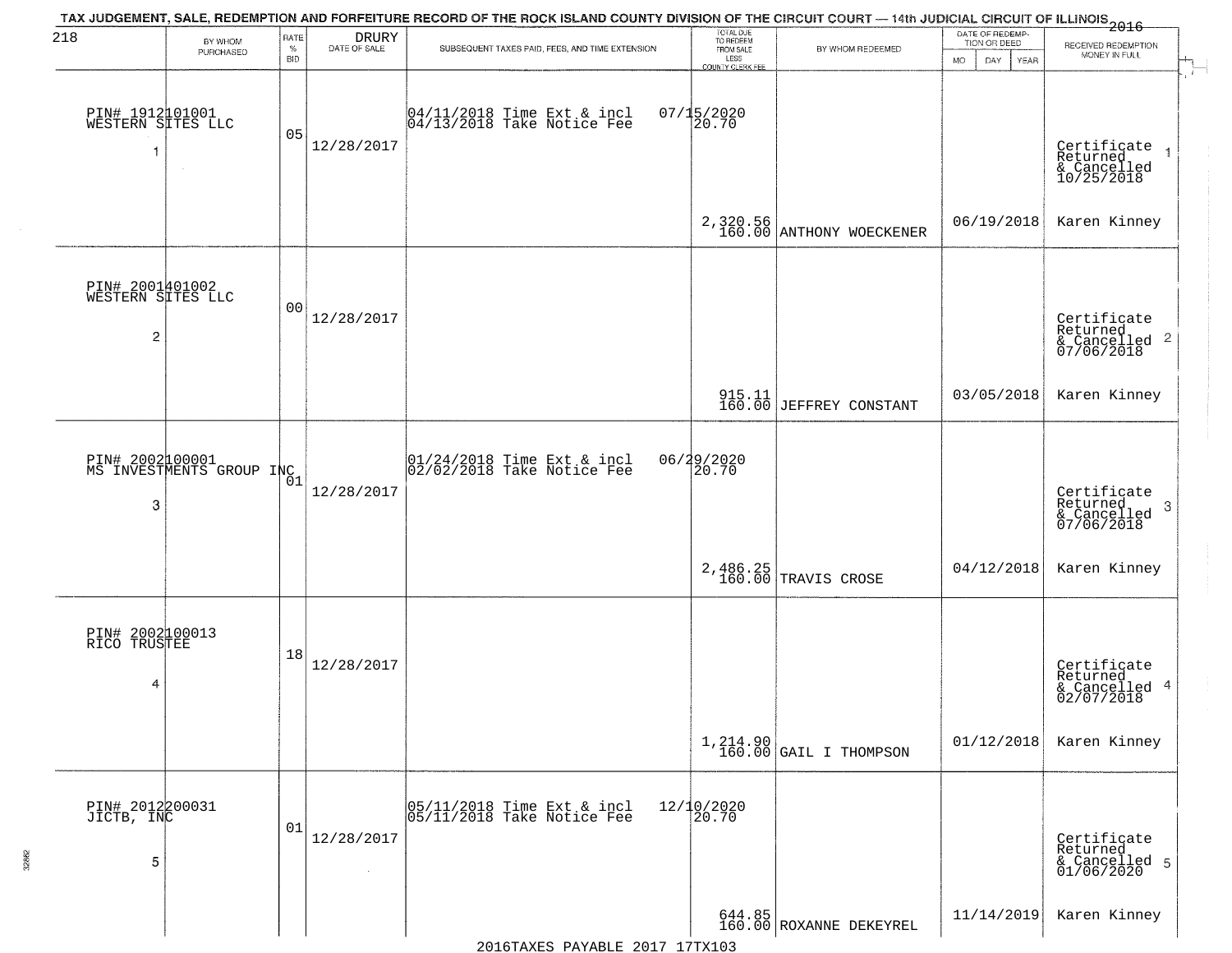TAX JUDGEMENT, SALE, REDEMPTION AND FORFEITURE RECORD OF THE ROCK ISLAND COUNTY DIVISION OF THE CIRCUIT COURT — 14th JUDICIAL CIRCUIT OF ILLINOIS 2016

218

| BY WHOM PURCHASED | RATE % BID | DRURY DATE OF SALE | SUBSEQUENT TAXES PAID, FEES, AND TIME EXTENSION | TOTAL DUE TO REDEEM FROM SALE LESS COUNTY CLERK FEE | BY WHOM REDEEMED | DATE OF REDEMPTION OR DEED (MO DAY YEAR) | RECEIVED REDEMPTION MONEY IN FULL |
|---|---|---|---|---|---|---|---|
| PIN# 1912101001 WESTERN SITES LLC 1 | 05 | 12/28/2017 | 04/11/2018 Time Ext & incl 07/15/2020 04/13/2018 Take Notice Fee 20.70 | 2,320.56 160.00 | ANTHONY WOECKENER | 06/19/2018 | Certificate Returned & Cancelled 10/25/2018 Karen Kinney |
| PIN# 2001401002 WESTERN SITES LLC 2 | 00 | 12/28/2017 | | 915.11 160.00 | JEFFREY CONSTANT | 03/05/2018 | Certificate Returned & Cancelled 07/06/2018 Karen Kinney |
| PIN# 2002100001 MS INVESTMENTS GROUP INC 3 | 01 | 12/28/2017 | 01/24/2018 Time Ext & incl 06/29/2020 02/02/2018 Take Notice Fee 20.70 | 2,486.25 160.00 | TRAVIS CROSE | 04/12/2018 | Certificate Returned & Cancelled 07/06/2018 Karen Kinney |
| PIN# 2002100013 RICO TRUSTEE 4 | 18 | 12/28/2017 | | 1,214.90 160.00 | GAIL I THOMPSON | 01/12/2018 | Certificate Returned & Cancelled 02/07/2018 Karen Kinney |
| PIN# 2012200031 JICTB, INC 5 | 01 | 12/28/2017 | 05/11/2018 Time Ext & incl 12/10/2020 05/11/2018 Take Notice Fee 20.70 | 644.85 160.00 | ROXANNE DEKEYREL | 11/14/2019 | Certificate Returned & Cancelled 01/06/2020 Karen Kinney |

2016TAXES PAYABLE 2017 17TX103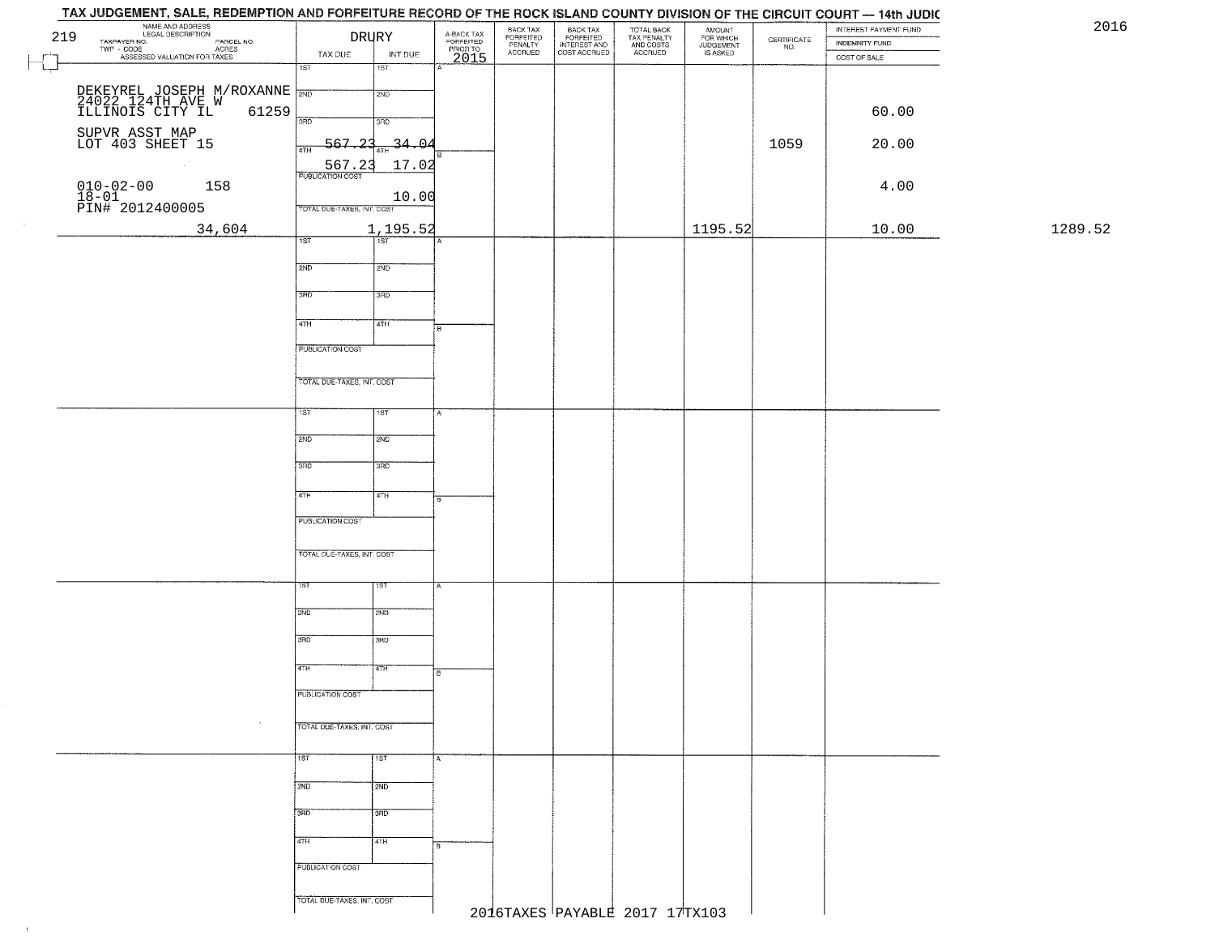# TAX JUDGEMENT, SALE, REDEMPTION AND FORFEITURE RECORD OF THE ROCK ISLAND COUNTY DIVISION OF THE CIRCUIT COURT — 14th JUDIC

2016

| 219 NAME AND ADDRESS / LEGAL DESCRIPTION / TAXPAYER NO. PARCEL NO. / TWP - CODE ACRES / ASSESSED VALUATION FOR TAXES | DRURY TAX DUE | INT DUE | A-BACK TAX FORFEITED PRIOR TO 2015 | BACK TAX FORFEITED PENALTY ACCRUED | BACK TAX FORFEITED INTEREST AND COST ACCRUED | TOTAL BACK TAX PENALTY AND COSTS ACCRUED | AMOUNT FOR WHICH JUDGEMENT IS ASKED | CERTIFICATE NO. | INTEREST PAYMENT FUND / INDEMNITY FUND / COST OF SALE | |
|---|---|---|---|---|---|---|---|---|---|---|
| DEKEYREL JOSEPH M/ROXANNE 24022 124TH AVE W ILLINOIS CITY IL 61259 | 1ST | 1ST | A | | | | | | | |
| | 2ND | 2ND | | | | | | | 60.00 | |
| SUPVR ASST MAP LOT 403 SHEET 15 | 3RD 567.23 | 3RD 34.04 | | | | | | 1059 | 20.00 | |
| | 4TH 567.23 | 4TH 17.02 | B | | | | | | | |
| 010-02-00 158 18-01 PIN# 2012400005 | PUBLICATION COST | 10.00 | | | | | | | 4.00 | |
| 34,604 | TOTAL DUE-TAXES, INT. COST | 1,195.52 | | | | | 1195.52 | | 10.00 | 1289.52 |

2016TAXES PAYABLE 2017 17TX103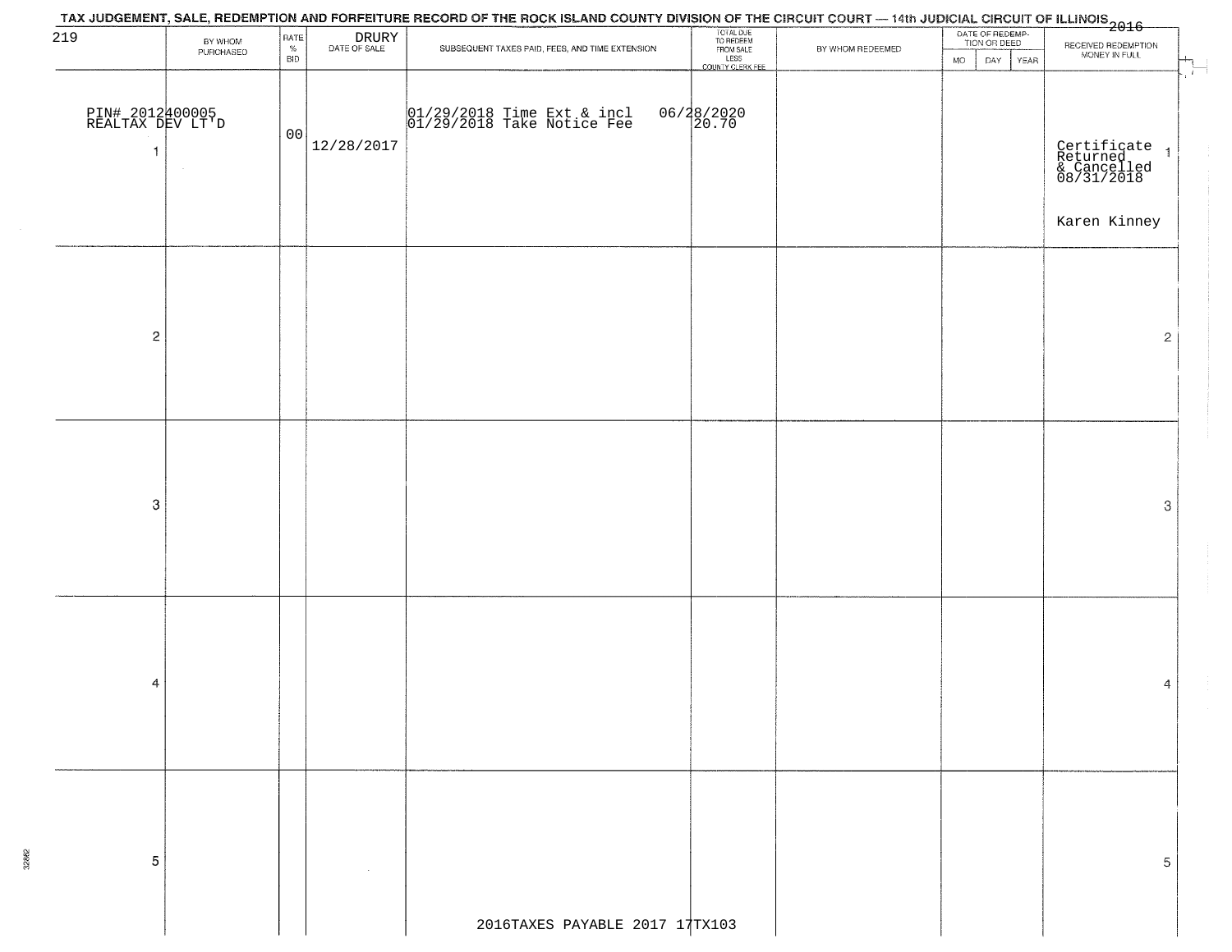TAX JUDGEMENT, SALE, REDEMPTION AND FORFEITURE RECORD OF THE ROCK ISLAND COUNTY DIVISION OF THE CIRCUIT COURT — 14th JUDICIAL CIRCUIT OF ILLINOIS 2016

| 219 | BY WHOM PURCHASED | RATE % BID | DRURY DATE OF SALE | SUBSEQUENT TAXES PAID, FEES, AND TIME EXTENSION | TOTAL DUE TO REDEEM FROM SALE LESS COUNTY CLERK FEE | BY WHOM REDEEMED | DATE OF REDEMPTION OR DEED MO | DAY | YEAR | RECEIVED REDEMPTION MONEY IN FULL | |
|---|---|---|---|---|---|---|---|---|---|---|---|
| PIN# 2012400005 REALTAX DEV LT'D 1 | | 00 | 12/28/2017 | 01/29/2018 Time Ext & incl 01/29/2018 Take Notice Fee | 06/28/2020 20.70 | | | | | Certificate Returned & Cancelled 08/31/2018 Karen Kinney | 1 |
| 2 | | | | | | | | | | | 2 |
| 3 | | | | | | | | | | | 3 |
| 4 | | | | | | | | | | | 4 |
| 5 | | | | | | | | | | | 5 |

2016TAXES PAYABLE 2017 17TX103